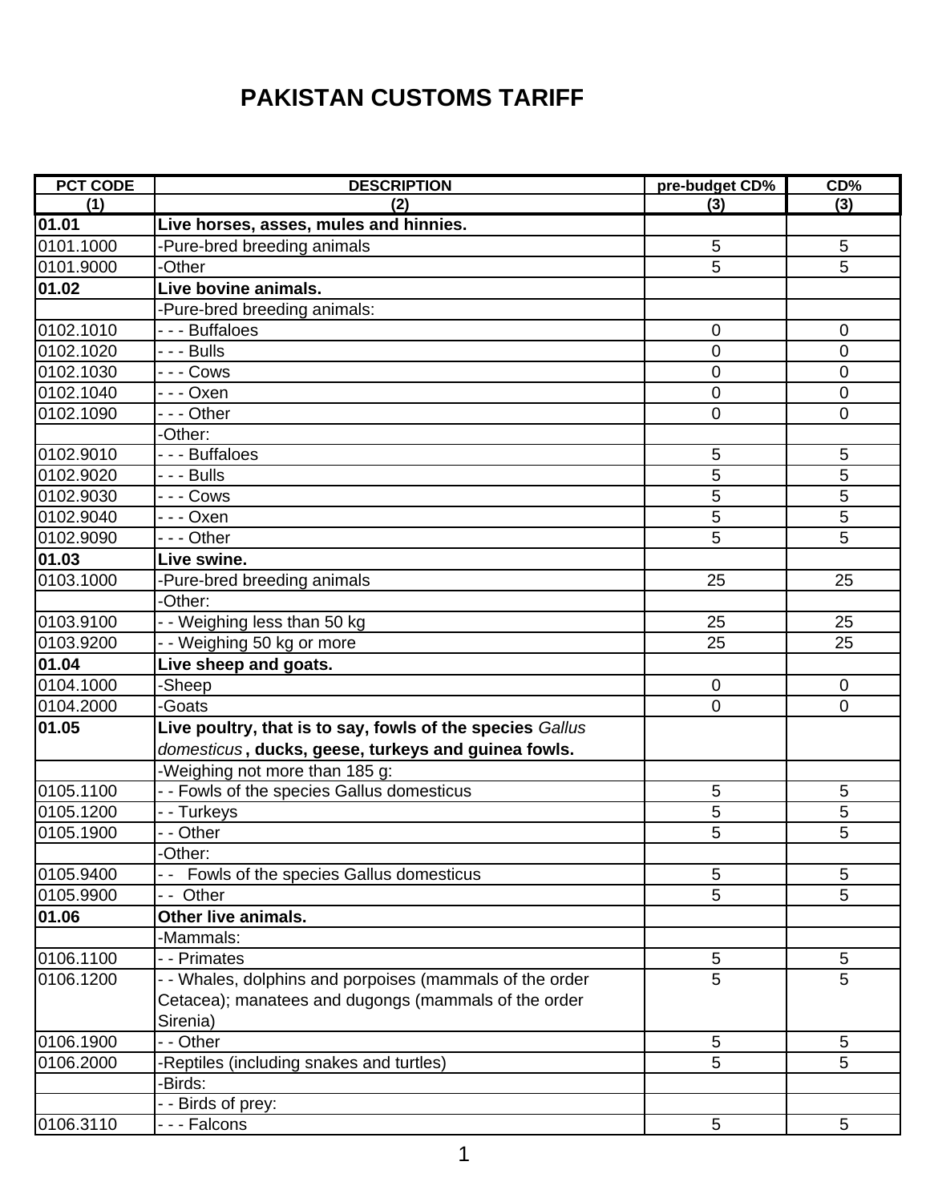# PAKISTAN CUSTOMS TARIFF

| PCT CODE | DESCRIPTION | pre-budget CD% | CD% |
|---|---|---|---|
| (1) | (2) | (3) | (3) |
| **01.01** | **Live horses, asses, mules and hinnies.** | | |
| 0101.1000 | -Pure-bred breeding animals | 5 | 5 |
| 0101.9000 | -Other | 5 | 5 |
| **01.02** | **Live bovine animals.** | | |
| | -Pure-bred breeding animals: | | |
| 0102.1010 | - - - Buffaloes | 0 | 0 |
| 0102.1020 | - - - Bulls | 0 | 0 |
| 0102.1030 | - - - Cows | 0 | 0 |
| 0102.1040 | - - - Oxen | 0 | 0 |
| 0102.1090 | - - - Other | 0 | 0 |
| | -Other: | | |
| 0102.9010 | - - - Buffaloes | 5 | 5 |
| 0102.9020 | - - - Bulls | 5 | 5 |
| 0102.9030 | - - - Cows | 5 | 5 |
| 0102.9040 | - - - Oxen | 5 | 5 |
| 0102.9090 | - - - Other | 5 | 5 |
| **01.03** | **Live swine.** | | |
| 0103.1000 | -Pure-bred breeding animals | 25 | 25 |
| | -Other: | | |
| 0103.9100 | - - Weighing less than 50 kg | 25 | 25 |
| 0103.9200 | - - Weighing 50 kg or more | 25 | 25 |
| **01.04** | **Live sheep and goats.** | | |
| 0104.1000 | -Sheep | 0 | 0 |
| 0104.2000 | -Goats | 0 | 0 |
| **01.05** | **Live poultry, that is to say, fowls of the species** *Gallus domesticus* **, ducks, geese, turkeys and guinea fowls.** | | |
| | -Weighing not more than 185 g: | | |
| 0105.1100 | - - Fowls of the species Gallus domesticus | 5 | 5 |
| 0105.1200 | - - Turkeys | 5 | 5 |
| 0105.1900 | - - Other | 5 | 5 |
| | -Other: | | |
| 0105.9400 | - - Fowls of the species Gallus domesticus | 5 | 5 |
| 0105.9900 | - - Other | 5 | 5 |
| **01.06** | **Other live animals.** | | |
| | -Mammals: | | |
| 0106.1100 | - - Primates | 5 | 5 |
| 0106.1200 | - - Whales, dolphins and porpoises (mammals of the order Cetacea); manatees and dugongs (mammals of the order Sirenia) | 5 | 5 |
| 0106.1900 | - - Other | 5 | 5 |
| 0106.2000 | -Reptiles (including snakes and turtles) | 5 | 5 |
| | -Birds: | | |
| | - - Birds of prey: | | |
| 0106.3110 | - - - Falcons | 5 | 5 |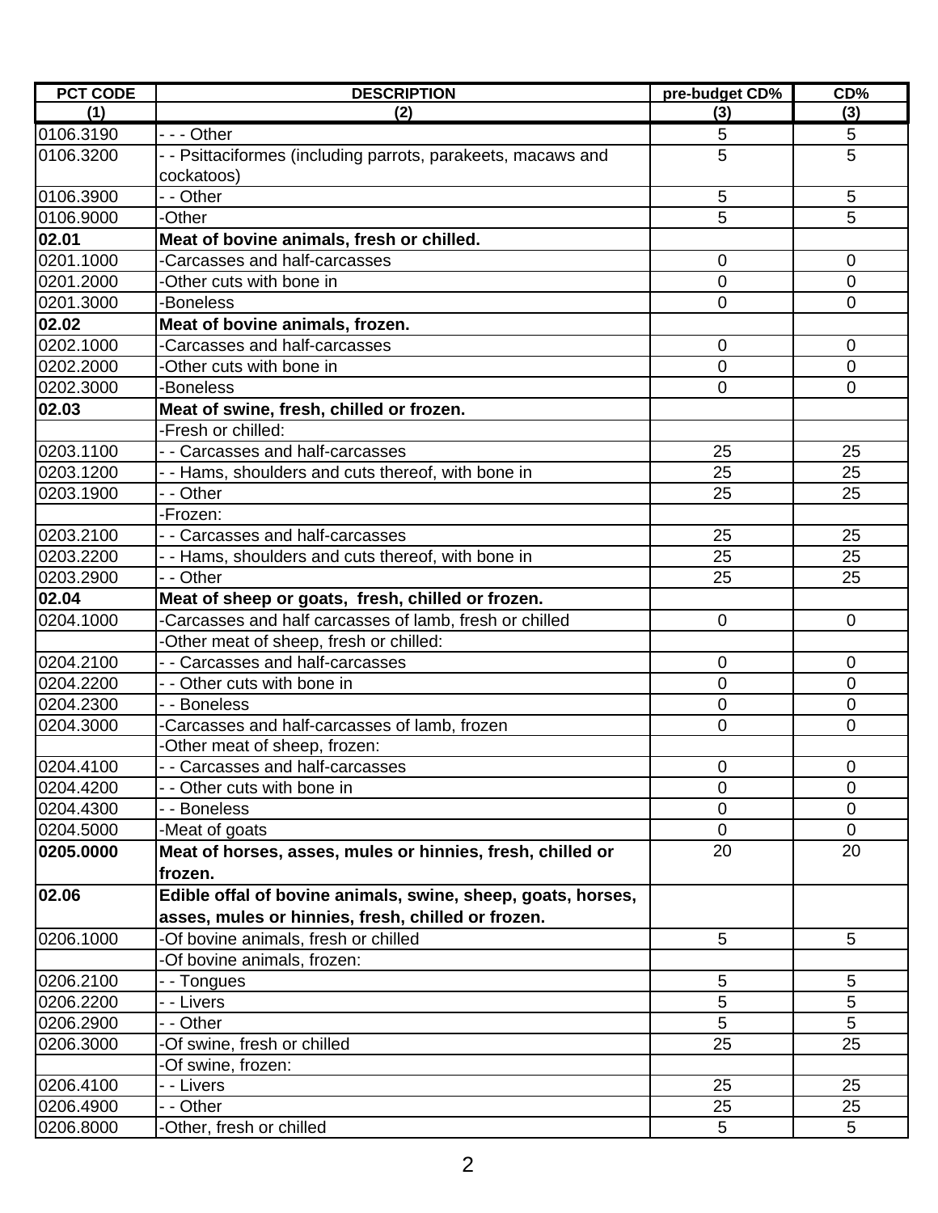| PCT CODE | DESCRIPTION | pre-budget CD% | CD% |
|---|---|---|---|
| (1) | (2) | (3) | (3) |
| 0106.3190 | - - - Other | 5 | 5 |
| 0106.3200 | - - Psittaciformes (including parrots, parakeets, macaws and cockatoos) | 5 | 5 |
| 0106.3900 | - - Other | 5 | 5 |
| 0106.9000 | -Other | 5 | 5 |
| **02.01** | **Meat of bovine animals, fresh or chilled.** | | |
| 0201.1000 | -Carcasses and half-carcasses | 0 | 0 |
| 0201.2000 | -Other cuts with bone in | 0 | 0 |
| 0201.3000 | -Boneless | 0 | 0 |
| **02.02** | **Meat of bovine animals, frozen.** | | |
| 0202.1000 | -Carcasses and half-carcasses | 0 | 0 |
| 0202.2000 | -Other cuts with bone in | 0 | 0 |
| 0202.3000 | -Boneless | 0 | 0 |
| **02.03** | **Meat of swine, fresh, chilled or frozen.** | | |
| | -Fresh or chilled: | | |
| 0203.1100 | - - Carcasses and half-carcasses | 25 | 25 |
| 0203.1200 | - - Hams, shoulders and cuts thereof, with bone in | 25 | 25 |
| 0203.1900 | - - Other | 25 | 25 |
| | -Frozen: | | |
| 0203.2100 | - - Carcasses and half-carcasses | 25 | 25 |
| 0203.2200 | - - Hams, shoulders and cuts thereof, with bone in | 25 | 25 |
| 0203.2900 | - - Other | 25 | 25 |
| **02.04** | **Meat of sheep or goats, fresh, chilled or frozen.** | | |
| 0204.1000 | -Carcasses and half carcasses of lamb, fresh or chilled | 0 | 0 |
| | -Other meat of sheep, fresh or chilled: | | |
| 0204.2100 | - - Carcasses and half-carcasses | 0 | 0 |
| 0204.2200 | - - Other cuts with bone in | 0 | 0 |
| 0204.2300 | - - Boneless | 0 | 0 |
| 0204.3000 | -Carcasses and half-carcasses of lamb, frozen | 0 | 0 |
| | -Other meat of sheep, frozen: | | |
| 0204.4100 | - - Carcasses and half-carcasses | 0 | 0 |
| 0204.4200 | - - Other cuts with bone in | 0 | 0 |
| 0204.4300 | - - Boneless | 0 | 0 |
| 0204.5000 | -Meat of goats | 0 | 0 |
| **0205.0000** | **Meat of horses, asses, mules or hinnies, fresh, chilled or frozen.** | 20 | 20 |
| **02.06** | **Edible offal of bovine animals, swine, sheep, goats, horses, asses, mules or hinnies, fresh, chilled or frozen.** | | |
| 0206.1000 | -Of bovine animals, fresh or chilled | 5 | 5 |
| | -Of bovine animals, frozen: | | |
| 0206.2100 | - - Tongues | 5 | 5 |
| 0206.2200 | - - Livers | 5 | 5 |
| 0206.2900 | - - Other | 5 | 5 |
| 0206.3000 | -Of swine, fresh or chilled | 25 | 25 |
| | -Of swine, frozen: | | |
| 0206.4100 | - - Livers | 25 | 25 |
| 0206.4900 | - - Other | 25 | 25 |
| 0206.8000 | -Other, fresh or chilled | 5 | 5 |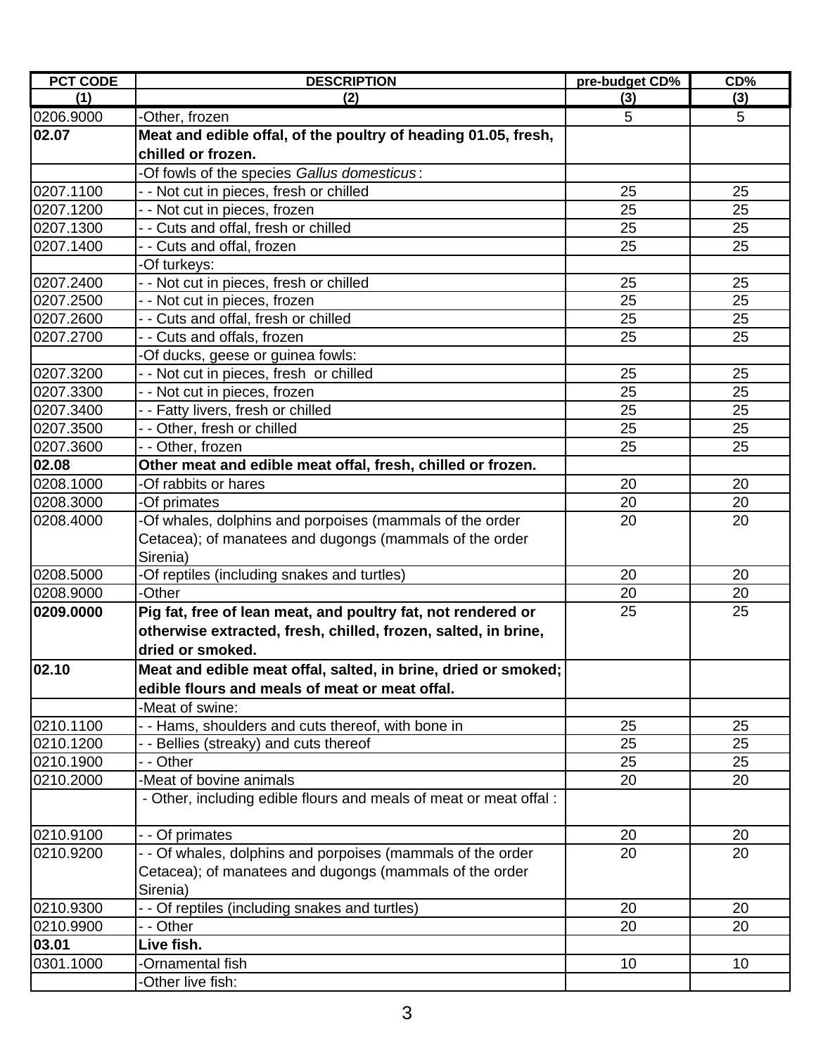| PCT CODE | DESCRIPTION | pre-budget CD% | CD% |
|---|---|---|---|
| (1) | (2) | (3) | (3) |
| 0206.9000 | -Other, frozen | 5 | 5 |
| **02.07** | **Meat and edible offal, of the poultry of heading 01.05, fresh, chilled or frozen.** | | |
| | -Of fowls of the species *Gallus domesticus* : | | |
| 0207.1100 | - - Not cut in pieces, fresh or chilled | 25 | 25 |
| 0207.1200 | - - Not cut in pieces, frozen | 25 | 25 |
| 0207.1300 | - - Cuts and offal, fresh or chilled | 25 | 25 |
| 0207.1400 | - - Cuts and offal, frozen | 25 | 25 |
| | -Of turkeys: | | |
| 0207.2400 | - - Not cut in pieces, fresh or chilled | 25 | 25 |
| 0207.2500 | - - Not cut in pieces, frozen | 25 | 25 |
| 0207.2600 | - - Cuts and offal, fresh or chilled | 25 | 25 |
| 0207.2700 | - - Cuts and offals, frozen | 25 | 25 |
| | -Of ducks, geese or guinea fowls: | | |
| 0207.3200 | - - Not cut in pieces, fresh or chilled | 25 | 25 |
| 0207.3300 | - - Not cut in pieces, frozen | 25 | 25 |
| 0207.3400 | - - Fatty livers, fresh or chilled | 25 | 25 |
| 0207.3500 | - - Other, fresh or chilled | 25 | 25 |
| 0207.3600 | - - Other, frozen | 25 | 25 |
| **02.08** | **Other meat and edible meat offal, fresh, chilled or frozen.** | | |
| 0208.1000 | -Of rabbits or hares | 20 | 20 |
| 0208.3000 | -Of primates | 20 | 20 |
| 0208.4000 | -Of whales, dolphins and porpoises (mammals of the order Cetacea); of manatees and dugongs (mammals of the order Sirenia) | 20 | 20 |
| 0208.5000 | -Of reptiles (including snakes and turtles) | 20 | 20 |
| 0208.9000 | -Other | 20 | 20 |
| **0209.0000** | **Pig fat, free of lean meat, and poultry fat, not rendered or otherwise extracted, fresh, chilled, frozen, salted, in brine, dried or smoked.** | 25 | 25 |
| **02.10** | **Meat and edible meat offal, salted, in brine, dried or smoked; edible flours and meals of meat or meat offal.** | | |
| | -Meat of swine: | | |
| 0210.1100 | - - Hams, shoulders and cuts thereof, with bone in | 25 | 25 |
| 0210.1200 | - - Bellies (streaky) and cuts thereof | 25 | 25 |
| 0210.1900 | - - Other | 25 | 25 |
| 0210.2000 | -Meat of bovine animals | 20 | 20 |
| | - Other, including edible flours and meals of meat or meat offal : | | |
| 0210.9100 | - - Of primates | 20 | 20 |
| 0210.9200 | - - Of whales, dolphins and porpoises (mammals of the order Cetacea); of manatees and dugongs (mammals of the order Sirenia) | 20 | 20 |
| 0210.9300 | - - Of reptiles (including snakes and turtles) | 20 | 20 |
| 0210.9900 | - - Other | 20 | 20 |
| **03.01** | **Live fish.** | | |
| 0301.1000 | -Ornamental fish | 10 | 10 |
| | -Other live fish: | | |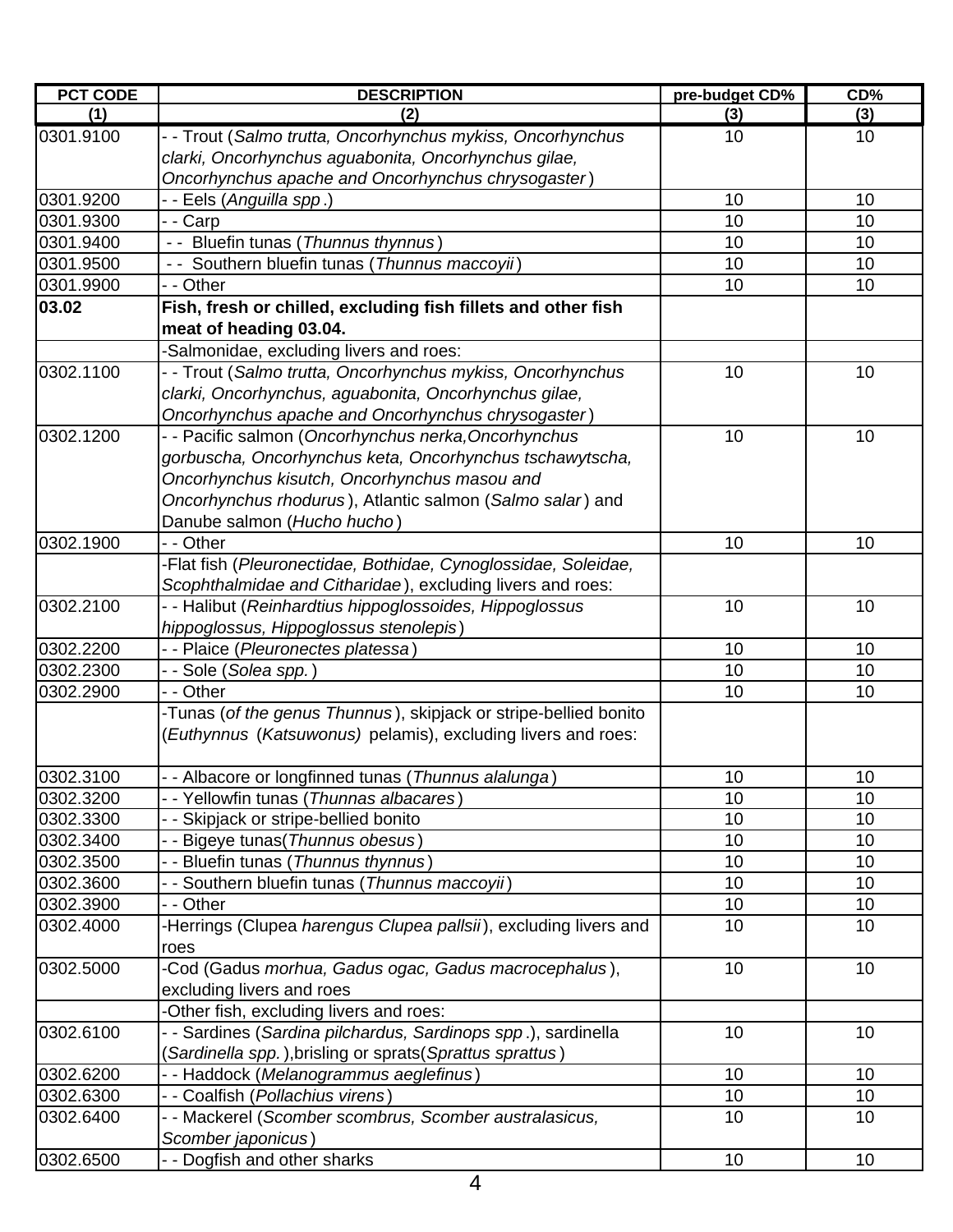| PCT CODE | DESCRIPTION | pre-budget CD% | CD% |
|---|---|---|---|
| (1) | (2) | (3) | (3) |
| 0301.9100 | - - Trout (*Salmo trutta, Oncorhynchus mykiss, Oncorhynchus clarki, Oncorhynchus aguabonita, Oncorhynchus gilae, Oncorhynchus apache and Oncorhynchus chrysogaster*) | 10 | 10 |
| 0301.9200 | - - Eels (*Anguilla spp*.) | 10 | 10 |
| 0301.9300 | - - Carp | 10 | 10 |
| 0301.9400 | - - Bluefin tunas (*Thunnus thynnus*) | 10 | 10 |
| 0301.9500 | - - Southern bluefin tunas (*Thunnus maccoyii*) | 10 | 10 |
| 0301.9900 | - - Other | 10 | 10 |
| **03.02** | **Fish, fresh or chilled, excluding fish fillets and other fish meat of heading 03.04.** | | |
| | -Salmonidae, excluding livers and roes: | | |
| 0302.1100 | - - Trout (*Salmo trutta, Oncorhynchus mykiss, Oncorhynchus clarki, Oncorhynchus, aguabonita, Oncorhynchus gilae, Oncorhynchus apache and Oncorhynchus chrysogaster*) | 10 | 10 |
| 0302.1200 | - - Pacific salmon (*Oncorhynchus nerka,Oncorhynchus gorbuscha, Oncorhynchus keta, Oncorhynchus tschawytscha, Oncorhynchus kisutch, Oncorhynchus masou and Oncorhynchus rhodurus*), Atlantic salmon (*Salmo salar*) and Danube salmon (*Hucho hucho*) | 10 | 10 |
| 0302.1900 | - - Other | 10 | 10 |
| | -Flat fish (*Pleuronectidae, Bothidae, Cynoglossidae, Soleidae, Scophthalmidae and Citharidae*), excluding livers and roes: | | |
| 0302.2100 | - - Halibut (*Reinhardtius hippoglossoides, Hippoglossus hippoglossus, Hippoglossus stenolepis*) | 10 | 10 |
| 0302.2200 | - - Plaice (*Pleuronectes platessa*) | 10 | 10 |
| 0302.2300 | - - Sole (*Solea spp.*) | 10 | 10 |
| 0302.2900 | - - Other | 10 | 10 |
| | -Tunas (*of the genus Thunnus*), skipjack or stripe-bellied bonito (*Euthynnus* (*Katsuwonus)* pelamis), excluding livers and roes: | | |
| 0302.3100 | - - Albacore or longfinned tunas (*Thunnus alalunga*) | 10 | 10 |
| 0302.3200 | - - Yellowfin tunas (*Thunnas albacares*) | 10 | 10 |
| 0302.3300 | - - Skipjack or stripe-bellied bonito | 10 | 10 |
| 0302.3400 | - - Bigeye tunas(*Thunnus obesus*) | 10 | 10 |
| 0302.3500 | - - Bluefin tunas (*Thunnus thynnus*) | 10 | 10 |
| 0302.3600 | - - Southern bluefin tunas (*Thunnus maccoyii*) | 10 | 10 |
| 0302.3900 | - - Other | 10 | 10 |
| 0302.4000 | -Herrings (Clupea *harengus Clupea pallsii*), excluding livers and roes | 10 | 10 |
| 0302.5000 | -Cod (Gadus *morhua, Gadus ogac, Gadus macrocephalus*), excluding livers and roes | 10 | 10 |
| | -Other fish, excluding livers and roes: | | |
| 0302.6100 | - - Sardines (*Sardina pilchardus, Sardinops spp*.), sardinella (*Sardinella spp.*),brisling or sprats(*Sprattus sprattus*) | 10 | 10 |
| 0302.6200 | - - Haddock (*Melanogrammus aeglefinus*) | 10 | 10 |
| 0302.6300 | - - Coalfish (*Pollachius virens*) | 10 | 10 |
| 0302.6400 | - - Mackerel (*Scomber scombrus, Scomber australasicus, Scomber japonicus*) | 10 | 10 |
| 0302.6500 | - - Dogfish and other sharks | 10 | 10 |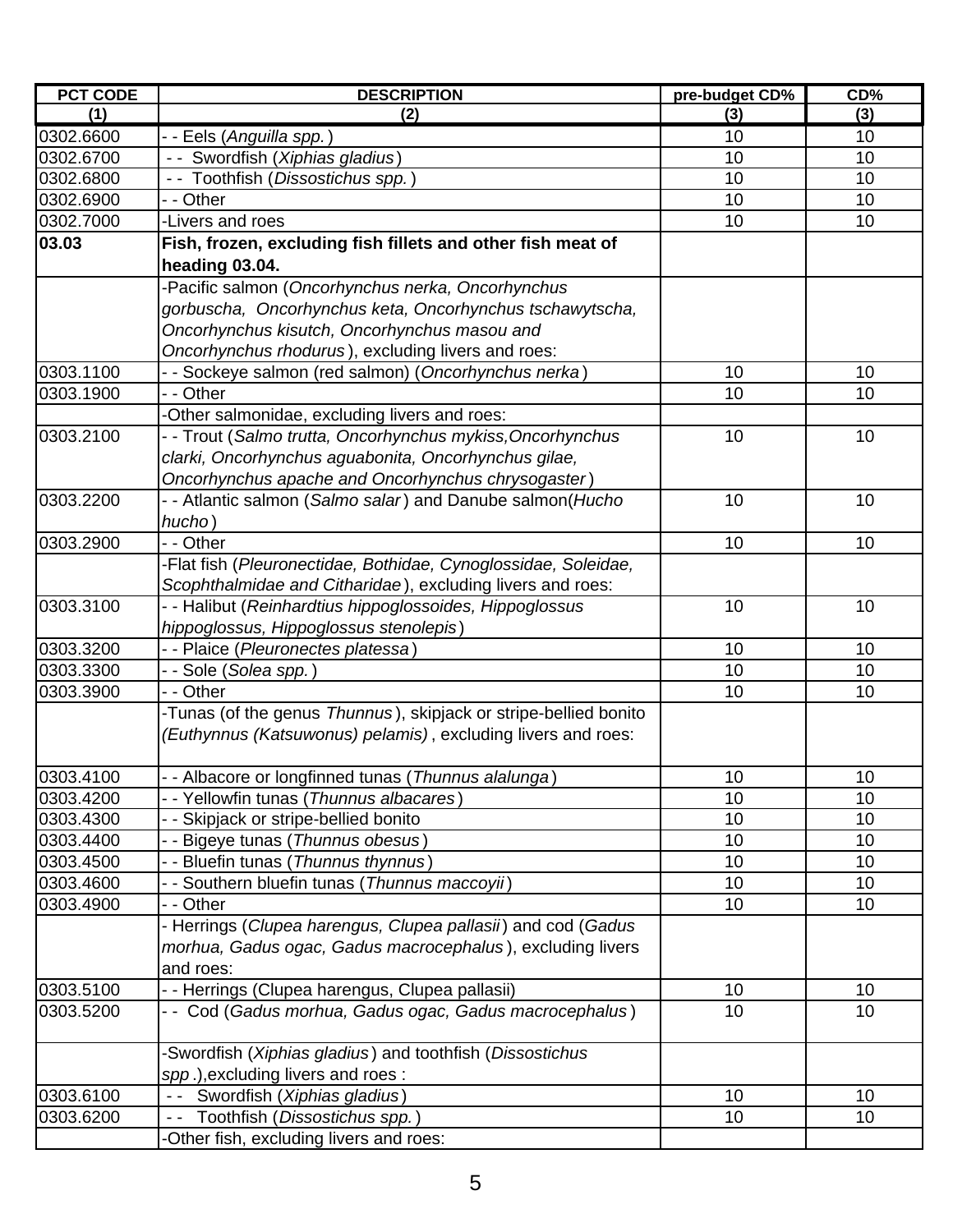| PCT CODE | DESCRIPTION | pre-budget CD% | CD% |
|---|---|---|---|
| (1) | (2) | (3) | (3) |
| 0302.6600 | - - Eels (*Anguilla spp.*) | 10 | 10 |
| 0302.6700 | - - Swordfish (*Xiphias gladius*) | 10 | 10 |
| 0302.6800 | - - Toothfish (*Dissostichus spp.*) | 10 | 10 |
| 0302.6900 | - - Other | 10 | 10 |
| 0302.7000 | -Livers and roes | 10 | 10 |
| **03.03** | **Fish, frozen, excluding fish fillets and other fish meat of heading 03.04.** | | |
| | -Pacific salmon (*Oncorhynchus nerka, Oncorhynchus gorbuscha, Oncorhynchus keta, Oncorhynchus tschawytscha, Oncorhynchus kisutch, Oncorhynchus masou and Oncorhynchus rhodurus*), excluding livers and roes: | | |
| 0303.1100 | - - Sockeye salmon (red salmon) (*Oncorhynchus nerka*) | 10 | 10 |
| 0303.1900 | - - Other | 10 | 10 |
| | -Other salmonidae, excluding livers and roes: | | |
| 0303.2100 | - - Trout (*Salmo trutta, Oncorhynchus mykiss,Oncorhynchus clarki, Oncorhynchus aguabonita, Oncorhynchus gilae, Oncorhynchus apache and Oncorhynchus chrysogaster*) | 10 | 10 |
| 0303.2200 | - - Atlantic salmon (*Salmo salar*) and Danube salmon(*Hucho hucho*) | 10 | 10 |
| 0303.2900 | - - Other | 10 | 10 |
| | -Flat fish (*Pleuronectidae, Bothidae, Cynoglossidae, Soleidae, Scophthalmidae and Citharidae*), excluding livers and roes: | | |
| 0303.3100 | - - Halibut (*Reinhardtius hippoglossoides, Hippoglossus hippoglossus, Hippoglossus stenolepis*) | 10 | 10 |
| 0303.3200 | - - Plaice (*Pleuronectes platessa*) | 10 | 10 |
| 0303.3300 | - - Sole (*Solea spp.*) | 10 | 10 |
| 0303.3900 | - - Other | 10 | 10 |
| | -Tunas (of the genus *Thunnus*), skipjack or stripe-bellied bonito *(Euthynnus (Katsuwonus) pelamis)*, excluding livers and roes: | | |
| 0303.4100 | - - Albacore or longfinned tunas (*Thunnus alalunga*) | 10 | 10 |
| 0303.4200 | - - Yellowfin tunas (*Thunnus albacares*) | 10 | 10 |
| 0303.4300 | - - Skipjack or stripe-bellied bonito | 10 | 10 |
| 0303.4400 | - - Bigeye tunas (*Thunnus obesus*) | 10 | 10 |
| 0303.4500 | - - Bluefin tunas (*Thunnus thynnus*) | 10 | 10 |
| 0303.4600 | - - Southern bluefin tunas (*Thunnus maccoyii*) | 10 | 10 |
| 0303.4900 | - - Other | 10 | 10 |
| | - Herrings (*Clupea harengus, Clupea pallasii*) and cod (*Gadus morhua, Gadus ogac, Gadus macrocephalus*), excluding livers and roes: | | |
| 0303.5100 | - - Herrings (Clupea harengus, Clupea pallasii) | 10 | 10 |
| 0303.5200 | - - Cod (*Gadus morhua, Gadus ogac, Gadus macrocephalus*) | 10 | 10 |
| | -Swordfish (*Xiphias gladius*) and toothfish (*Dissostichus spp.*),excluding livers and roes : | | |
| 0303.6100 | - - Swordfish (*Xiphias gladius*) | 10 | 10 |
| 0303.6200 | - - Toothfish (*Dissostichus spp.*) | 10 | 10 |
| | -Other fish, excluding livers and roes: | | |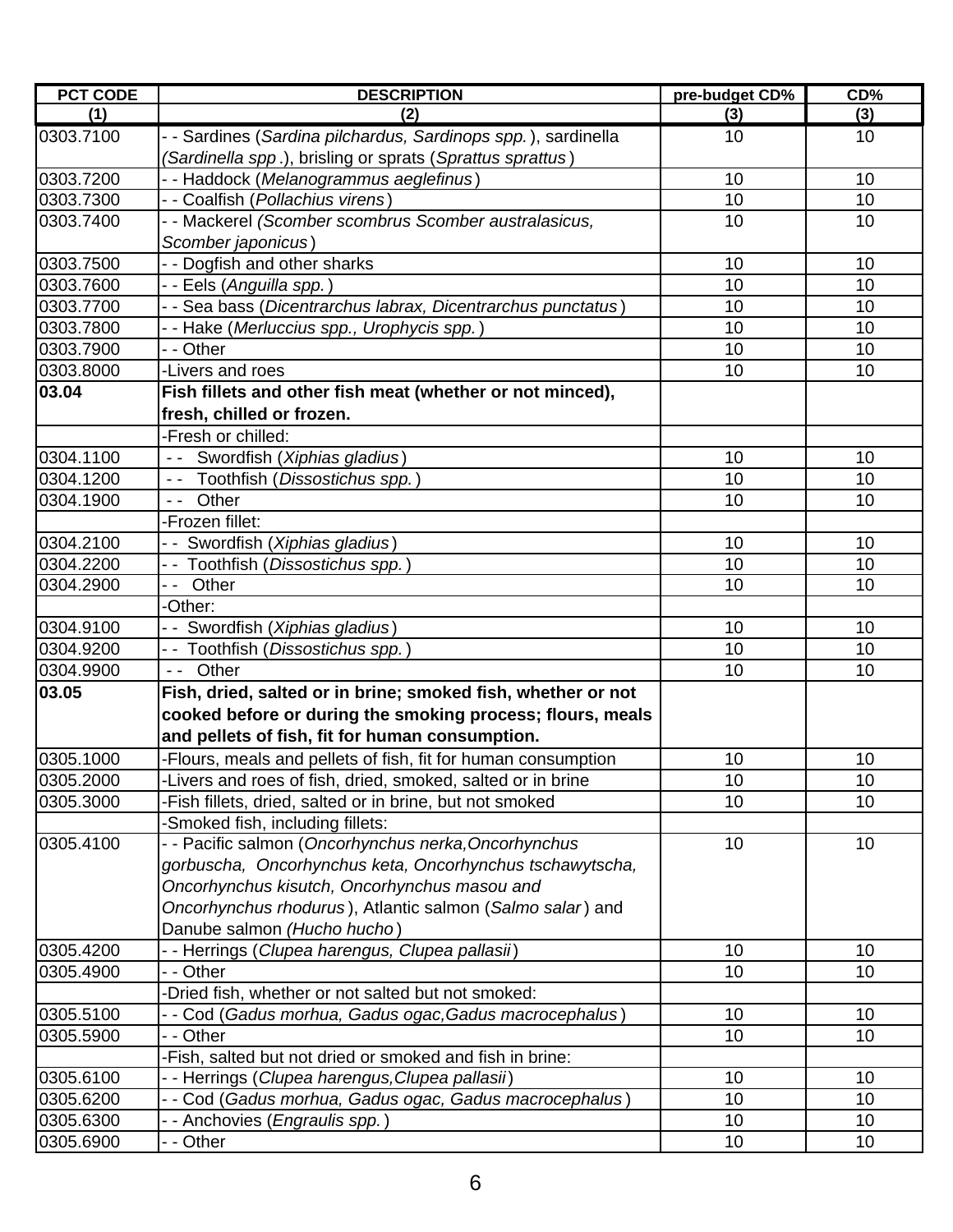| PCT CODE | DESCRIPTION | pre-budget CD% | CD% |
|---|---|---|---|
| (1) | (2) | (3) | (3) |
| 0303.7100 | - - Sardines (*Sardina pilchardus, Sardinops spp.*), sardinella (*Sardinella spp*.), brisling or sprats (*Sprattus sprattus*) | 10 | 10 |
| 0303.7200 | - - Haddock (*Melanogrammus aeglefinus*) | 10 | 10 |
| 0303.7300 | - - Coalfish (*Pollachius virens*) | 10 | 10 |
| 0303.7400 | - - Mackerel (*Scomber scombrus Scomber australasicus, Scomber japonicus*) | 10 | 10 |
| 0303.7500 | - - Dogfish and other sharks | 10 | 10 |
| 0303.7600 | - - Eels (*Anguilla spp.*) | 10 | 10 |
| 0303.7700 | - - Sea bass (*Dicentrarchus labrax, Dicentrarchus punctatus*) | 10 | 10 |
| 0303.7800 | - - Hake (*Merluccius spp., Urophycis spp.*) | 10 | 10 |
| 0303.7900 | - - Other | 10 | 10 |
| 0303.8000 | -Livers and roes | 10 | 10 |
| **03.04** | **Fish fillets and other fish meat (whether or not minced), fresh, chilled or frozen.** | | |
| | -Fresh or chilled: | | |
| 0304.1100 | - - Swordfish (*Xiphias gladius*) | 10 | 10 |
| 0304.1200 | - - Toothfish (*Dissostichus spp.*) | 10 | 10 |
| 0304.1900 | - - Other | 10 | 10 |
| | -Frozen fillet: | | |
| 0304.2100 | - - Swordfish (*Xiphias gladius*) | 10 | 10 |
| 0304.2200 | - - Toothfish (*Dissostichus spp.*) | 10 | 10 |
| 0304.2900 | - - Other | 10 | 10 |
| | -Other: | | |
| 0304.9100 | - - Swordfish (*Xiphias gladius*) | 10 | 10 |
| 0304.9200 | - - Toothfish (*Dissostichus spp.*) | 10 | 10 |
| 0304.9900 | - - Other | 10 | 10 |
| **03.05** | **Fish, dried, salted or in brine; smoked fish, whether or not cooked before or during the smoking process; flours, meals and pellets of fish, fit for human consumption.** | | |
| 0305.1000 | -Flours, meals and pellets of fish, fit for human consumption | 10 | 10 |
| 0305.2000 | -Livers and roes of fish, dried, smoked, salted or in brine | 10 | 10 |
| 0305.3000 | -Fish fillets, dried, salted or in brine, but not smoked | 10 | 10 |
| | -Smoked fish, including fillets: | | |
| 0305.4100 | - - Pacific salmon (*Oncorhynchus nerka,Oncorhynchus gorbuscha, Oncorhynchus keta, Oncorhynchus tschawytscha, Oncorhynchus kisutch, Oncorhynchus masou and Oncorhynchus rhodurus*), Atlantic salmon (*Salmo salar*) and Danube salmon (*Hucho hucho*) | 10 | 10 |
| 0305.4200 | - - Herrings (*Clupea harengus, Clupea pallasii*) | 10 | 10 |
| 0305.4900 | - - Other | 10 | 10 |
| | -Dried fish, whether or not salted but not smoked: | | |
| 0305.5100 | - - Cod (*Gadus morhua, Gadus ogac,Gadus macrocephalus*) | 10 | 10 |
| 0305.5900 | - - Other | 10 | 10 |
| | -Fish, salted but not dried or smoked and fish in brine: | | |
| 0305.6100 | - - Herrings (*Clupea harengus,Clupea pallasii*) | 10 | 10 |
| 0305.6200 | - - Cod (*Gadus morhua, Gadus ogac, Gadus macrocephalus*) | 10 | 10 |
| 0305.6300 | - - Anchovies (*Engraulis spp.*) | 10 | 10 |
| 0305.6900 | - - Other | 10 | 10 |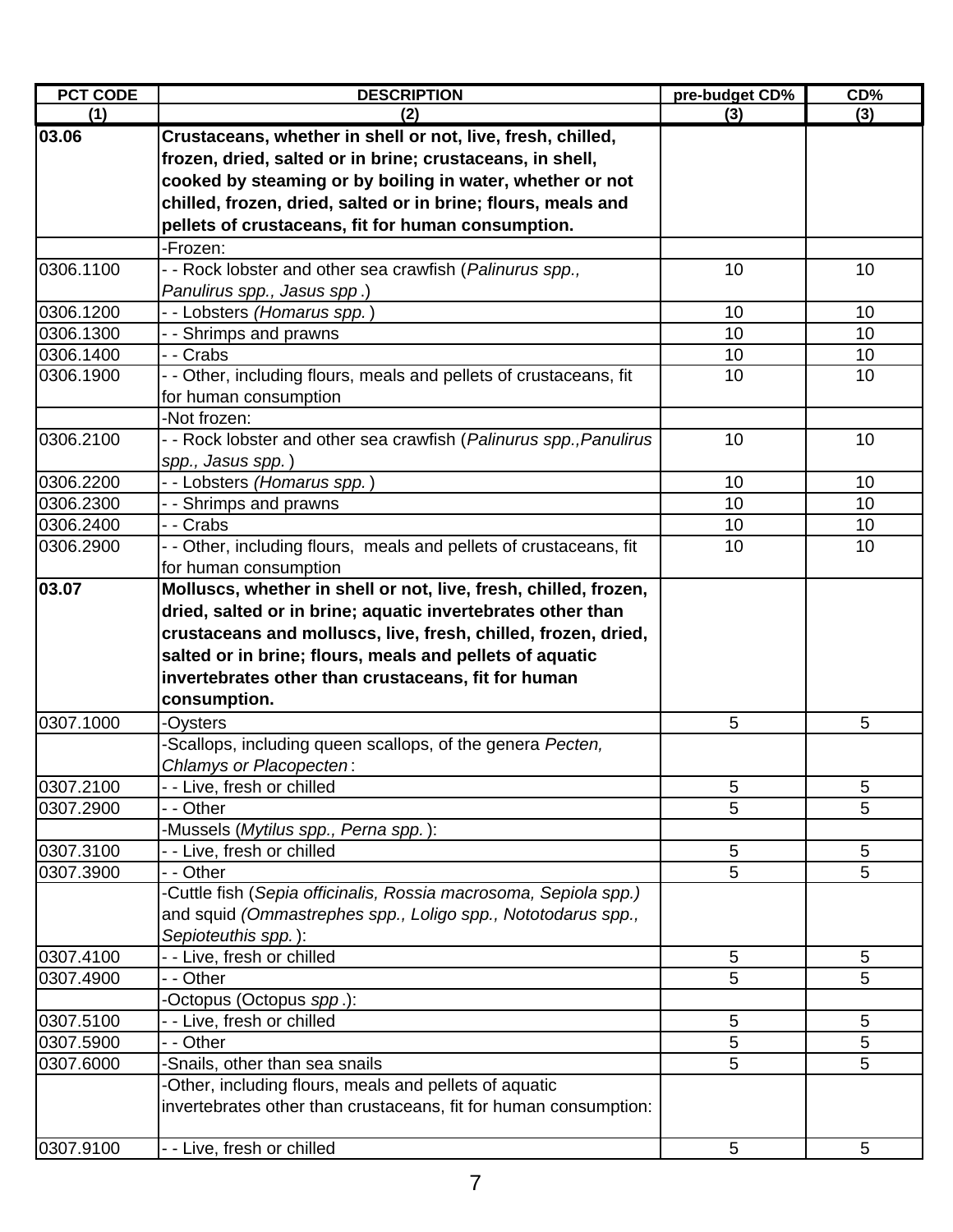| PCT CODE | DESCRIPTION | pre-budget CD% | CD% |
|---|---|---|---|
| (1) | (2) | (3) | (3) |
| **03.06** | **Crustaceans, whether in shell or not, live, fresh, chilled, frozen, dried, salted or in brine; crustaceans, in shell, cooked by steaming or by boiling in water, whether or not chilled, frozen, dried, salted or in brine; flours, meals and pellets of crustaceans, fit for human consumption.** | | |
| | -Frozen: | | |
| 0306.1100 | - - Rock lobster and other sea crawfish (*Palinurus spp., Panulirus spp., Jasus spp*.) | 10 | 10 |
| 0306.1200 | - - Lobsters *(Homarus spp.*) | 10 | 10 |
| 0306.1300 | - - Shrimps and prawns | 10 | 10 |
| 0306.1400 | - - Crabs | 10 | 10 |
| 0306.1900 | - - Other, including flours, meals and pellets of crustaceans, fit for human consumption | 10 | 10 |
| | -Not frozen: | | |
| 0306.2100 | - - Rock lobster and other sea crawfish (*Palinurus spp.,Panulirus spp., Jasus spp.*) | 10 | 10 |
| 0306.2200 | - - Lobsters *(Homarus spp.*) | 10 | 10 |
| 0306.2300 | - - Shrimps and prawns | 10 | 10 |
| 0306.2400 | - - Crabs | 10 | 10 |
| 0306.2900 | - - Other, including flours, meals and pellets of crustaceans, fit for human consumption | 10 | 10 |
| **03.07** | **Molluscs, whether in shell or not, live, fresh, chilled, frozen, dried, salted or in brine; aquatic invertebrates other than crustaceans and molluscs, live, fresh, chilled, frozen, dried, salted or in brine; flours, meals and pellets of aquatic invertebrates other than crustaceans, fit for human consumption.** | | |
| 0307.1000 | -Oysters | 5 | 5 |
| | -Scallops, including queen scallops, of the genera *Pecten, Chlamys or Placopecten*: | | |
| 0307.2100 | - - Live, fresh or chilled | 5 | 5 |
| 0307.2900 | - - Other | 5 | 5 |
| | -Mussels (*Mytilus spp., Perna spp.*): | | |
| 0307.3100 | - - Live, fresh or chilled | 5 | 5 |
| 0307.3900 | - - Other | 5 | 5 |
| | -Cuttle fish (*Sepia officinalis, Rossia macrosoma, Sepiola spp.)* and squid *(Ommastrephes spp., Loligo spp., Nototodarus spp., Sepioteuthis spp.*): | | |
| 0307.4100 | - - Live, fresh or chilled | 5 | 5 |
| 0307.4900 | - - Other | 5 | 5 |
| | -Octopus (Octopus *spp*.): | | |
| 0307.5100 | - - Live, fresh or chilled | 5 | 5 |
| 0307.5900 | - - Other | 5 | 5 |
| 0307.6000 | -Snails, other than sea snails | 5 | 5 |
| | -Other, including flours, meals and pellets of aquatic invertebrates other than crustaceans, fit for human consumption: | | |
| 0307.9100 | - - Live, fresh or chilled | 5 | 5 |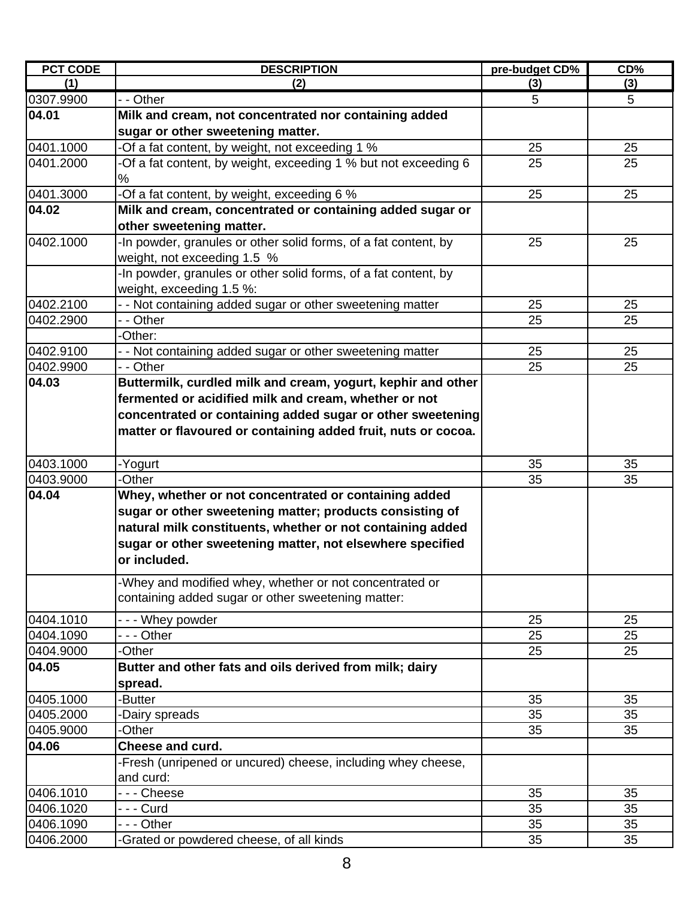| PCT CODE | DESCRIPTION | pre-budget CD% | CD% |
|---|---|---|---|
| (1) | (2) | (3) | (3) |
| 0307.9900 | - - Other | 5 | 5 |
| **04.01** | **Milk and cream, not concentrated nor containing added sugar or other sweetening matter.** | | |
| 0401.1000 | -Of a fat content, by weight, not exceeding 1 % | 25 | 25 |
| 0401.2000 | -Of a fat content, by weight, exceeding 1 % but not exceeding 6 % | 25 | 25 |
| 0401.3000 | -Of a fat content, by weight, exceeding 6 % | 25 | 25 |
| **04.02** | **Milk and cream, concentrated or containing added sugar or other sweetening matter.** | | |
| 0402.1000 | -In powder, granules or other solid forms, of a fat content, by weight, not exceeding 1.5 % | 25 | 25 |
| | -In powder, granules or other solid forms, of a fat content, by weight, exceeding 1.5 %: | | |
| 0402.2100 | - - Not containing added sugar or other sweetening matter | 25 | 25 |
| 0402.2900 | - - Other | 25 | 25 |
| | -Other: | | |
| 0402.9100 | - - Not containing added sugar or other sweetening matter | 25 | 25 |
| 0402.9900 | - - Other | 25 | 25 |
| **04.03** | **Buttermilk, curdled milk and cream, yogurt, kephir and other fermented or acidified milk and cream, whether or not concentrated or containing added sugar or other sweetening matter or flavoured or containing added fruit, nuts or cocoa.** | | |
| 0403.1000 | -Yogurt | 35 | 35 |
| 0403.9000 | -Other | 35 | 35 |
| **04.04** | **Whey, whether or not concentrated or containing added sugar or other sweetening matter; products consisting of natural milk constituents, whether or not containing added sugar or other sweetening matter, not elsewhere specified or included.** | | |
| | -Whey and modified whey, whether or not concentrated or containing added sugar or other sweetening matter: | | |
| 0404.1010 | - - - Whey powder | 25 | 25 |
| 0404.1090 | - - - Other | 25 | 25 |
| 0404.9000 | -Other | 25 | 25 |
| **04.05** | **Butter and other fats and oils derived from milk; dairy spread.** | | |
| 0405.1000 | -Butter | 35 | 35 |
| 0405.2000 | -Dairy spreads | 35 | 35 |
| 0405.9000 | -Other | 35 | 35 |
| **04.06** | **Cheese and curd.** | | |
| | -Fresh (unripened or uncured) cheese, including whey cheese, and curd: | | |
| 0406.1010 | - - - Cheese | 35 | 35 |
| 0406.1020 | - - - Curd | 35 | 35 |
| 0406.1090 | - - - Other | 35 | 35 |
| 0406.2000 | -Grated or powdered cheese, of all kinds | 35 | 35 |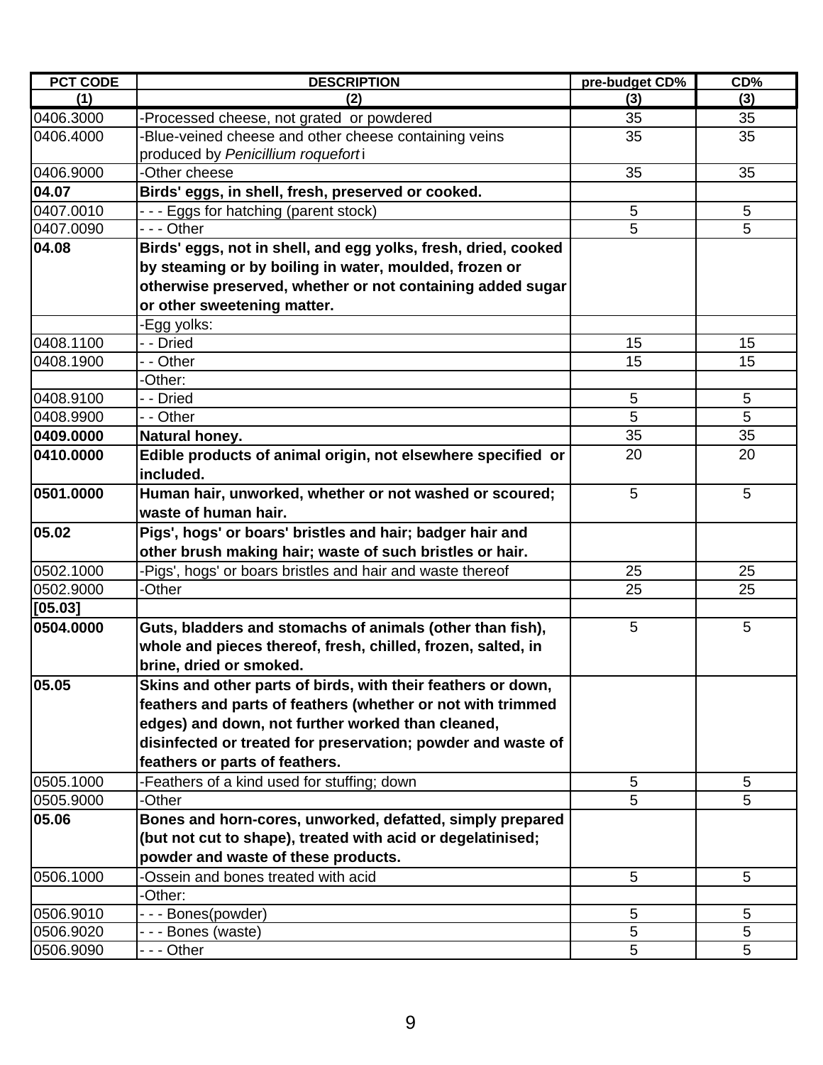| PCT CODE | DESCRIPTION | pre-budget CD% | CD% |
|---|---|---|---|
| (1) | (2) | (3) | (3) |
| 0406.3000 | -Processed cheese, not grated or powdered | 35 | 35 |
| 0406.4000 | -Blue-veined cheese and other cheese containing veins produced by *Penicillium roquefort* i | 35 | 35 |
| 0406.9000 | -Other cheese | 35 | 35 |
| **04.07** | **Birds' eggs, in shell, fresh, preserved or cooked.** | | |
| 0407.0010 | - - - Eggs for hatching (parent stock) | 5 | 5 |
| 0407.0090 | - - - Other | 5 | 5 |
| **04.08** | **Birds' eggs, not in shell, and egg yolks, fresh, dried, cooked by steaming or by boiling in water, moulded, frozen or otherwise preserved, whether or not containing added sugar or other sweetening matter.** | | |
| | -Egg yolks: | | |
| 0408.1100 | - - Dried | 15 | 15 |
| 0408.1900 | - - Other | 15 | 15 |
| | -Other: | | |
| 0408.9100 | - - Dried | 5 | 5 |
| 0408.9900 | - - Other | 5 | 5 |
| **0409.0000** | **Natural honey.** | 35 | 35 |
| **0410.0000** | **Edible products of animal origin, not elsewhere specified or included.** | 20 | 20 |
| **0501.0000** | **Human hair, unworked, whether or not washed or scoured; waste of human hair.** | 5 | 5 |
| **05.02** | **Pigs', hogs' or boars' bristles and hair; badger hair and other brush making hair; waste of such bristles or hair.** | | |
| 0502.1000 | -Pigs', hogs' or boars bristles and hair and waste thereof | 25 | 25 |
| 0502.9000 | -Other | 25 | 25 |
| **[05.03]** | | | |
| **0504.0000** | **Guts, bladders and stomachs of animals (other than fish), whole and pieces thereof, fresh, chilled, frozen, salted, in brine, dried or smoked.** | 5 | 5 |
| **05.05** | **Skins and other parts of birds, with their feathers or down, feathers and parts of feathers (whether or not with trimmed edges) and down, not further worked than cleaned, disinfected or treated for preservation; powder and waste of feathers or parts of feathers.** | | |
| 0505.1000 | -Feathers of a kind used for stuffing; down | 5 | 5 |
| 0505.9000 | -Other | 5 | 5 |
| **05.06** | **Bones and horn-cores, unworked, defatted, simply prepared (but not cut to shape), treated with acid or degelatinised; powder and waste of these products.** | | |
| 0506.1000 | -Ossein and bones treated with acid | 5 | 5 |
| | -Other: | | |
| 0506.9010 | - - - Bones(powder) | 5 | 5 |
| 0506.9020 | - - - Bones (waste) | 5 | 5 |
| 0506.9090 | - - - Other | 5 | 5 |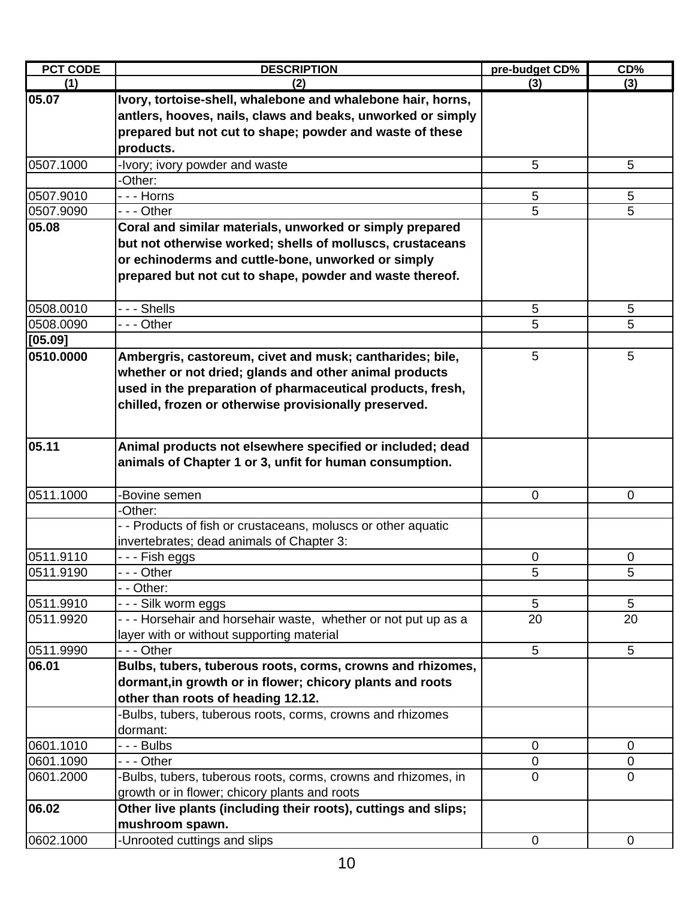| PCT CODE | DESCRIPTION | pre-budget CD% | CD% |
|---|---|---|---|
| (1) | (2) | (3) | (3) |
| **05.07** | **Ivory, tortoise-shell, whalebone and whalebone hair, horns, antlers, hooves, nails, claws and beaks, unworked or simply prepared but not cut to shape; powder and waste of these products.** | | |
| 0507.1000 | -Ivory; ivory powder and waste | 5 | 5 |
| | -Other: | | |
| 0507.9010 | - - - Horns | 5 | 5 |
| 0507.9090 | - - - Other | 5 | 5 |
| **05.08** | **Coral and similar materials, unworked or simply prepared but not otherwise worked; shells of molluscs, crustaceans or echinoderms and cuttle-bone, unworked or simply prepared but not cut to shape, powder and waste thereof.** | | |
| 0508.0010 | - - - Shells | 5 | 5 |
| 0508.0090 | - - - Other | 5 | 5 |
| **[05.09]** | | | |
| **0510.0000** | **Ambergris, castoreum, civet and musk; cantharides; bile, whether or not dried; glands and other animal products used in the preparation of pharmaceutical products, fresh, chilled, frozen or otherwise provisionally preserved.** | 5 | 5 |
| **05.11** | **Animal products not elsewhere specified or included; dead animals of Chapter 1 or 3, unfit for human consumption.** | | |
| 0511.1000 | -Bovine semen | 0 | 0 |
| | -Other: | | |
| | - - Products of fish or crustaceans, moluscs or other aquatic invertebrates; dead animals of Chapter 3: | | |
| 0511.9110 | - - - Fish eggs | 0 | 0 |
| 0511.9190 | - - - Other | 5 | 5 |
| | - - Other: | | |
| 0511.9910 | - - - Silk worm eggs | 5 | 5 |
| 0511.9920 | - - - Horsehair and horsehair waste, whether or not put up as a layer with or without supporting material | 20 | 20 |
| 0511.9990 | - - - Other | 5 | 5 |
| **06.01** | **Bulbs, tubers, tuberous roots, corms, crowns and rhizomes, dormant,in growth or in flower; chicory plants and roots other than roots of heading 12.12.** | | |
| | -Bulbs, tubers, tuberous roots, corms, crowns and rhizomes dormant: | | |
| 0601.1010 | - - - Bulbs | 0 | 0 |
| 0601.1090 | - - - Other | 0 | 0 |
| 0601.2000 | -Bulbs, tubers, tuberous roots, corms, crowns and rhizomes, in growth or in flower; chicory plants and roots | 0 | 0 |
| **06.02** | **Other live plants (including their roots), cuttings and slips; mushroom spawn.** | | |
| 0602.1000 | -Unrooted cuttings and slips | 0 | 0 |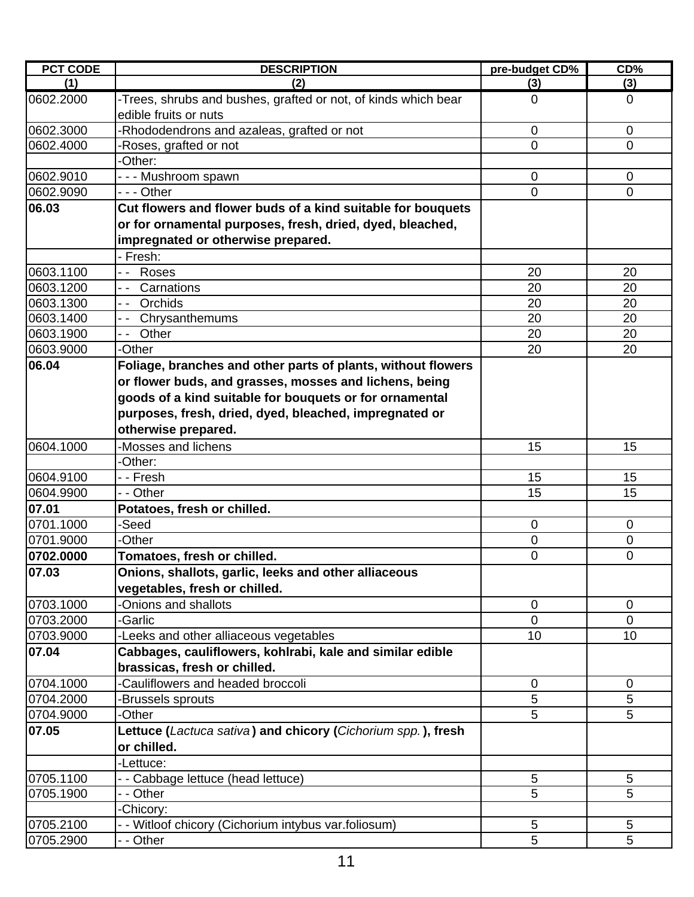| PCT CODE | DESCRIPTION | pre-budget CD% | CD% |
|---|---|---|---|
| (1) | (2) | (3) | (3) |
| 0602.2000 | -Trees, shrubs and bushes, grafted or not, of kinds which bear edible fruits or nuts | 0 | 0 |
| 0602.3000 | -Rhododendrons and azaleas, grafted or not | 0 | 0 |
| 0602.4000 | -Roses, grafted or not | 0 | 0 |
| | -Other: | | |
| 0602.9010 | - - - Mushroom spawn | 0 | 0 |
| 0602.9090 | - - - Other | 0 | 0 |
| **06.03** | **Cut flowers and flower buds of a kind suitable for bouquets or for ornamental purposes, fresh, dried, dyed, bleached, impregnated or otherwise prepared.** | | |
| | - Fresh: | | |
| 0603.1100 | - - Roses | 20 | 20 |
| 0603.1200 | - - Carnations | 20 | 20 |
| 0603.1300 | - - Orchids | 20 | 20 |
| 0603.1400 | - - Chrysanthemums | 20 | 20 |
| 0603.1900 | - - Other | 20 | 20 |
| 0603.9000 | -Other | 20 | 20 |
| **06.04** | **Foliage, branches and other parts of plants, without flowers or flower buds, and grasses, mosses and lichens, being goods of a kind suitable for bouquets or for ornamental purposes, fresh, dried, dyed, bleached, impregnated or otherwise prepared.** | | |
| 0604.1000 | -Mosses and lichens | 15 | 15 |
| | -Other: | | |
| 0604.9100 | - - Fresh | 15 | 15 |
| 0604.9900 | - - Other | 15 | 15 |
| **07.01** | **Potatoes, fresh or chilled.** | | |
| 0701.1000 | -Seed | 0 | 0 |
| 0701.9000 | -Other | 0 | 0 |
| **0702.0000** | **Tomatoes, fresh or chilled.** | 0 | 0 |
| **07.03** | **Onions, shallots, garlic, leeks and other alliaceous vegetables, fresh or chilled.** | | |
| 0703.1000 | -Onions and shallots | 0 | 0 |
| 0703.2000 | -Garlic | 0 | 0 |
| 0703.9000 | -Leeks and other alliaceous vegetables | 10 | 10 |
| **07.04** | **Cabbages, cauliflowers, kohlrabi, kale and similar edible brassicas, fresh or chilled.** | | |
| 0704.1000 | -Cauliflowers and headed broccoli | 0 | 0 |
| 0704.2000 | -Brussels sprouts | 5 | 5 |
| 0704.9000 | -Other | 5 | 5 |
| **07.05** | **Lettuce (*Lactuca sativa*) and chicory (*Cichorium spp.*), fresh or chilled.** | | |
| | -Lettuce: | | |
| 0705.1100 | - - Cabbage lettuce (head lettuce) | 5 | 5 |
| 0705.1900 | - - Other | 5 | 5 |
| | -Chicory: | | |
| 0705.2100 | - - Witloof chicory (Cichorium intybus var.foliosum) | 5 | 5 |
| 0705.2900 | - - Other | 5 | 5 |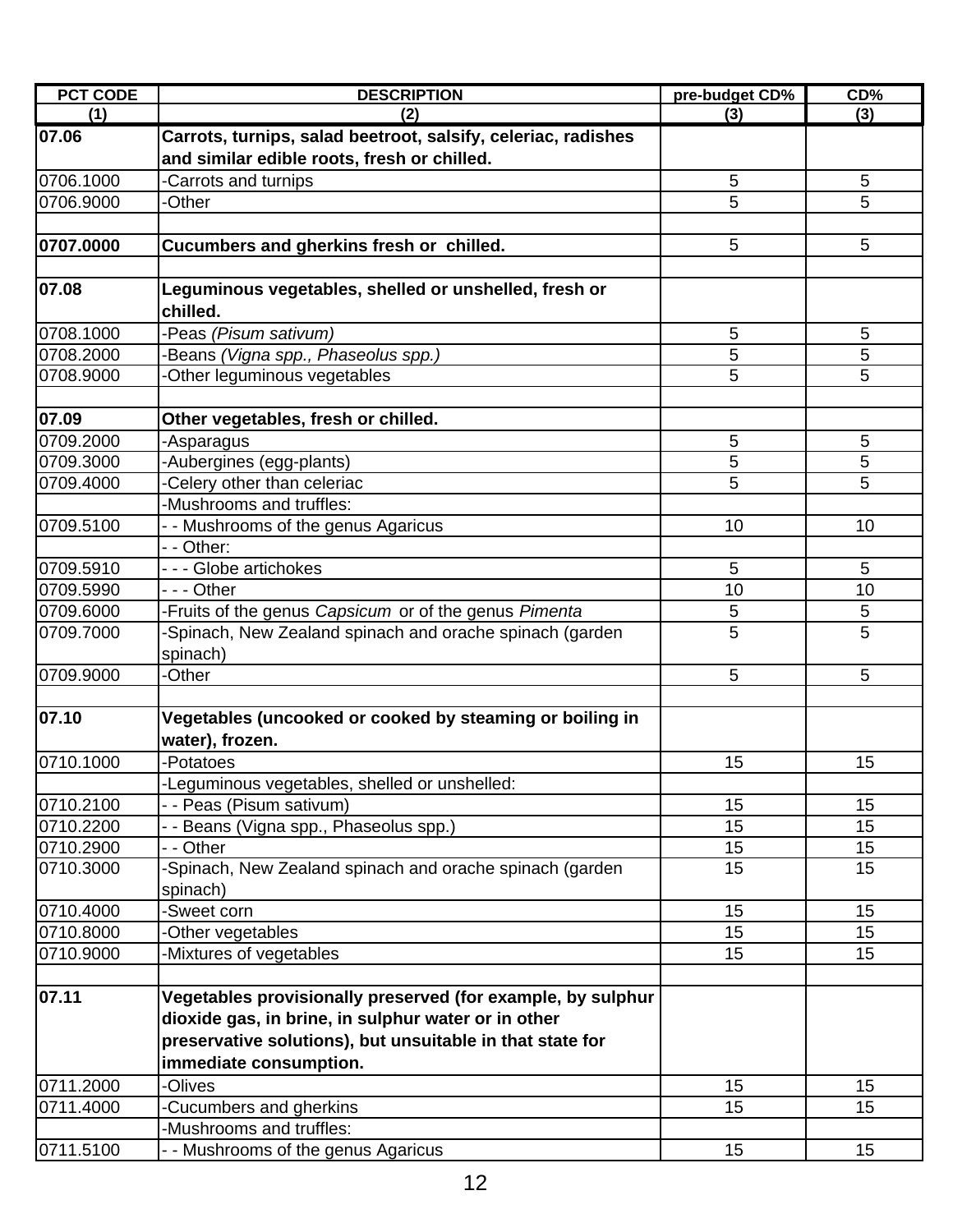| PCT CODE | DESCRIPTION | pre-budget CD% | CD% |
|---|---|---|---|
| (1) | (2) | (3) | (3) |
| **07.06** | **Carrots, turnips, salad beetroot, salsify, celeriac, radishes and similar edible roots, fresh or chilled.** | | |
| 0706.1000 | -Carrots and turnips | 5 | 5 |
| 0706.9000 | -Other | 5 | 5 |
| | | | |
| **0707.0000** | **Cucumbers and gherkins fresh or chilled.** | 5 | 5 |
| | | | |
| **07.08** | **Leguminous vegetables, shelled or unshelled, fresh or chilled.** | | |
| 0708.1000 | -Peas *(Pisum sativum)* | 5 | 5 |
| 0708.2000 | -Beans *(Vigna spp., Phaseolus spp.)* | 5 | 5 |
| 0708.9000 | -Other leguminous vegetables | 5 | 5 |
| | | | |
| **07.09** | **Other vegetables, fresh or chilled.** | | |
| 0709.2000 | -Asparagus | 5 | 5 |
| 0709.3000 | -Aubergines (egg-plants) | 5 | 5 |
| 0709.4000 | -Celery other than celeriac | 5 | 5 |
| | -Mushrooms and truffles: | | |
| 0709.5100 | - - Mushrooms of the genus Agaricus | 10 | 10 |
| | - - Other: | | |
| 0709.5910 | - - - Globe artichokes | 5 | 5 |
| 0709.5990 | - - - Other | 10 | 10 |
| 0709.6000 | -Fruits of the genus *Capsicum* or of the genus *Pimenta* | 5 | 5 |
| 0709.7000 | -Spinach, New Zealand spinach and orache spinach (garden spinach) | 5 | 5 |
| 0709.9000 | -Other | 5 | 5 |
| | | | |
| **07.10** | **Vegetables (uncooked or cooked by steaming or boiling in water), frozen.** | | |
| 0710.1000 | -Potatoes | 15 | 15 |
| | -Leguminous vegetables, shelled or unshelled: | | |
| 0710.2100 | - - Peas (Pisum sativum) | 15 | 15 |
| 0710.2200 | - - Beans (Vigna spp., Phaseolus spp.) | 15 | 15 |
| 0710.2900 | - - Other | 15 | 15 |
| 0710.3000 | -Spinach, New Zealand spinach and orache spinach (garden spinach) | 15 | 15 |
| 0710.4000 | -Sweet corn | 15 | 15 |
| 0710.8000 | -Other vegetables | 15 | 15 |
| 0710.9000 | -Mixtures of vegetables | 15 | 15 |
| | | | |
| **07.11** | **Vegetables provisionally preserved (for example, by sulphur dioxide gas, in brine, in sulphur water or in other preservative solutions), but unsuitable in that state for immediate consumption.** | | |
| 0711.2000 | -Olives | 15 | 15 |
| 0711.4000 | -Cucumbers and gherkins | 15 | 15 |
| | -Mushrooms and truffles: | | |
| 0711.5100 | - - Mushrooms of the genus Agaricus | 15 | 15 |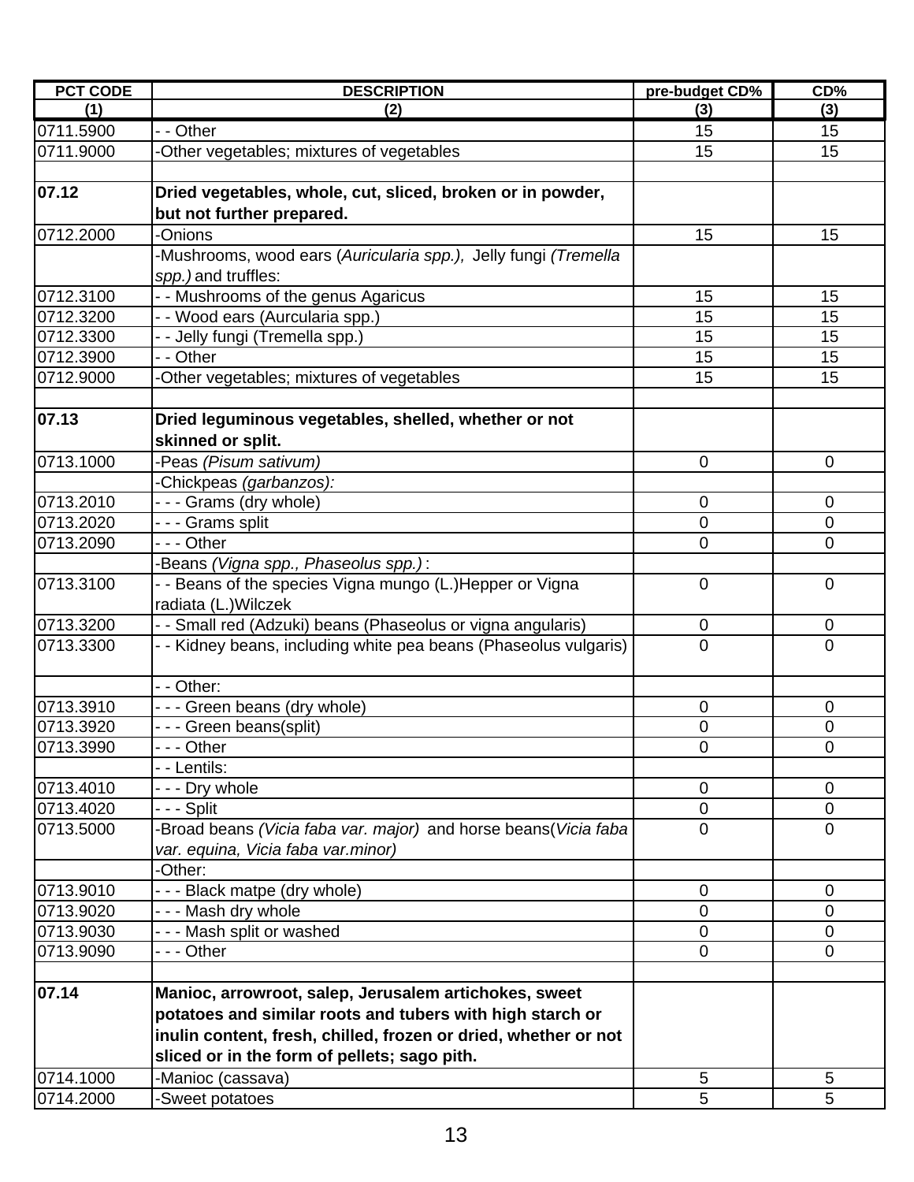| PCT CODE | DESCRIPTION | pre-budget CD% | CD% |
|---|---|---|---|
| (1) | (2) | (3) | (3) |
| 0711.5900 | - - Other | 15 | 15 |
| 0711.9000 | -Other vegetables; mixtures of vegetables | 15 | 15 |
| | | | |
| **07.12** | **Dried vegetables, whole, cut, sliced, broken or in powder, but not further prepared.** | | |
| 0712.2000 | -Onions | 15 | 15 |
| | -Mushrooms, wood ears (*Auricularia spp.),* Jelly fungi *(Tremella spp.)* and truffles: | | |
| 0712.3100 | - - Mushrooms of the genus Agaricus | 15 | 15 |
| 0712.3200 | - - Wood ears (Aurcularia spp.) | 15 | 15 |
| 0712.3300 | - - Jelly fungi (Tremella spp.) | 15 | 15 |
| 0712.3900 | - - Other | 15 | 15 |
| 0712.9000 | -Other vegetables; mixtures of vegetables | 15 | 15 |
| | | | |
| **07.13** | **Dried leguminous vegetables, shelled, whether or not skinned or split.** | | |
| 0713.1000 | -Peas *(Pisum sativum)* | 0 | 0 |
| | -Chickpeas *(garbanzos):* | | |
| 0713.2010 | - - - Grams (dry whole) | 0 | 0 |
| 0713.2020 | - - - Grams split | 0 | 0 |
| 0713.2090 | - - - Other | 0 | 0 |
| | -Beans *(Vigna spp., Phaseolus spp.)* : | | |
| 0713.3100 | - - Beans of the species Vigna mungo (L.)Hepper or Vigna radiata (L.)Wilczek | 0 | 0 |
| 0713.3200 | - - Small red (Adzuki) beans (Phaseolus or vigna angularis) | 0 | 0 |
| 0713.3300 | - - Kidney beans, including white pea beans (Phaseolus vulgaris) | 0 | 0 |
| | - - Other: | | |
| 0713.3910 | - - - Green beans (dry whole) | 0 | 0 |
| 0713.3920 | - - - Green beans(split) | 0 | 0 |
| 0713.3990 | - - - Other | 0 | 0 |
| | - - Lentils: | | |
| 0713.4010 | - - - Dry whole | 0 | 0 |
| 0713.4020 | - - - Split | 0 | 0 |
| 0713.5000 | -Broad beans *(Vicia faba var. major)* and horse beans(*Vicia faba var. equina, Vicia faba var.minor)* | 0 | 0 |
| | -Other: | | |
| 0713.9010 | - - - Black matpe (dry whole) | 0 | 0 |
| 0713.9020 | - - - Mash dry whole | 0 | 0 |
| 0713.9030 | - - - Mash split or washed | 0 | 0 |
| 0713.9090 | - - - Other | 0 | 0 |
| | | | |
| **07.14** | **Manioc, arrowroot, salep, Jerusalem artichokes, sweet potatoes and similar roots and tubers with high starch or inulin content, fresh, chilled, frozen or dried, whether or not sliced or in the form of pellets; sago pith.** | | |
| 0714.1000 | -Manioc (cassava) | 5 | 5 |
| 0714.2000 | -Sweet potatoes | 5 | 5 |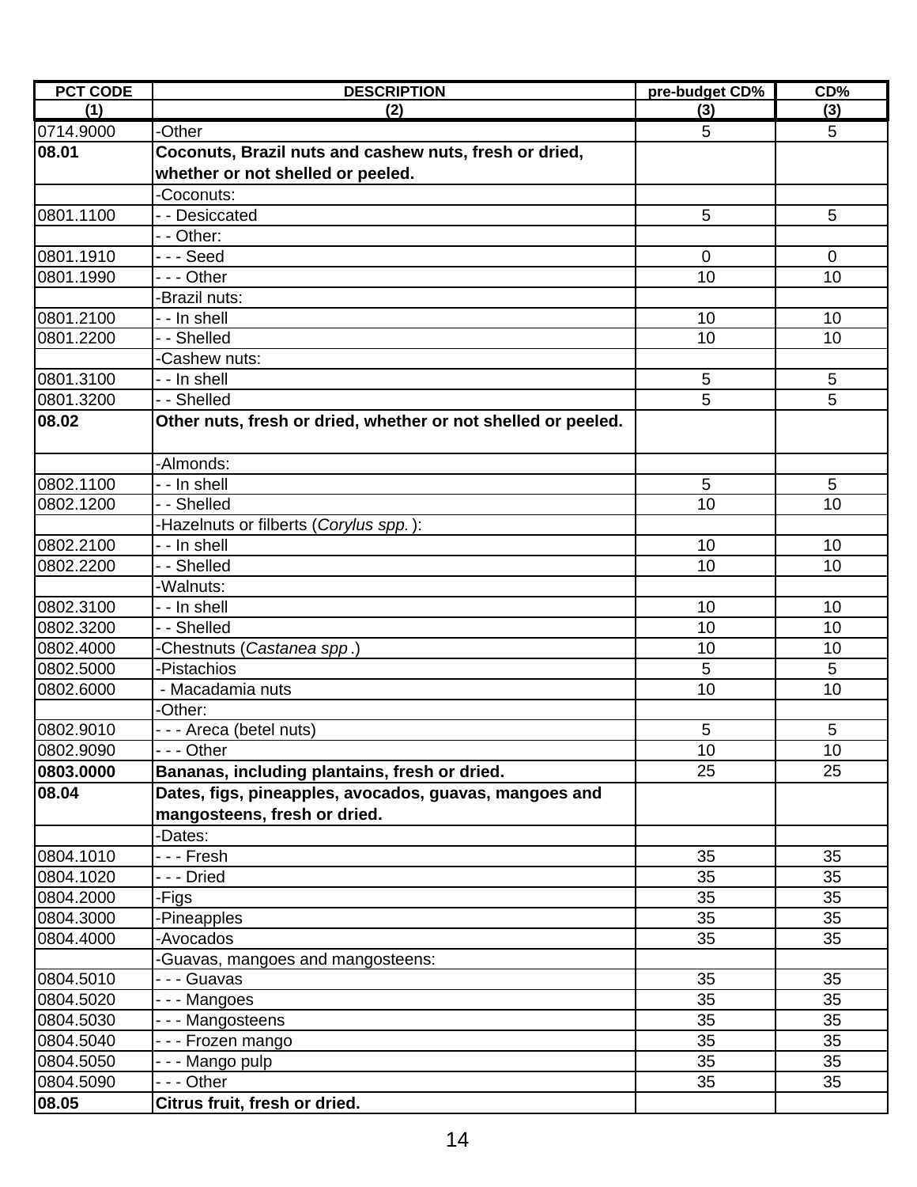| PCT CODE | DESCRIPTION | pre-budget CD% | CD% |
|---|---|---|---|
| (1) | (2) | (3) | (3) |
| 0714.9000 | -Other | 5 | 5 |
| **08.01** | **Coconuts, Brazil nuts and cashew nuts, fresh or dried, whether or not shelled or peeled.** | | |
| | -Coconuts: | | |
| 0801.1100 | - - Desiccated | 5 | 5 |
| | - - Other: | | |
| 0801.1910 | - - - Seed | 0 | 0 |
| 0801.1990 | - - - Other | 10 | 10 |
| | -Brazil nuts: | | |
| 0801.2100 | - - In shell | 10 | 10 |
| 0801.2200 | - - Shelled | 10 | 10 |
| | -Cashew nuts: | | |
| 0801.3100 | - - In shell | 5 | 5 |
| 0801.3200 | - - Shelled | 5 | 5 |
| **08.02** | **Other nuts, fresh or dried, whether or not shelled or peeled.** | | |
| | -Almonds: | | |
| 0802.1100 | - - In shell | 5 | 5 |
| 0802.1200 | - - Shelled | 10 | 10 |
| | -Hazelnuts or filberts (*Corylus spp.*): | | |
| 0802.2100 | - - In shell | 10 | 10 |
| 0802.2200 | - - Shelled | 10 | 10 |
| | -Walnuts: | | |
| 0802.3100 | - - In shell | 10 | 10 |
| 0802.3200 | - - Shelled | 10 | 10 |
| 0802.4000 | -Chestnuts (*Castanea spp*.) | 10 | 10 |
| 0802.5000 | -Pistachios | 5 | 5 |
| 0802.6000 | - Macadamia nuts | 10 | 10 |
| | -Other: | | |
| 0802.9010 | - - - Areca (betel nuts) | 5 | 5 |
| 0802.9090 | - - - Other | 10 | 10 |
| **0803.0000** | **Bananas, including plantains, fresh or dried.** | 25 | 25 |
| **08.04** | **Dates, figs, pineapples, avocados, guavas, mangoes and mangosteens, fresh or dried.** | | |
| | -Dates: | | |
| 0804.1010 | - - - Fresh | 35 | 35 |
| 0804.1020 | - - - Dried | 35 | 35 |
| 0804.2000 | -Figs | 35 | 35 |
| 0804.3000 | -Pineapples | 35 | 35 |
| 0804.4000 | -Avocados | 35 | 35 |
| | -Guavas, mangoes and mangosteens: | | |
| 0804.5010 | - - - Guavas | 35 | 35 |
| 0804.5020 | - - - Mangoes | 35 | 35 |
| 0804.5030 | - - - Mangosteens | 35 | 35 |
| 0804.5040 | - - - Frozen mango | 35 | 35 |
| 0804.5050 | - - - Mango pulp | 35 | 35 |
| 0804.5090 | - - - Other | 35 | 35 |
| **08.05** | **Citrus fruit, fresh or dried.** | | |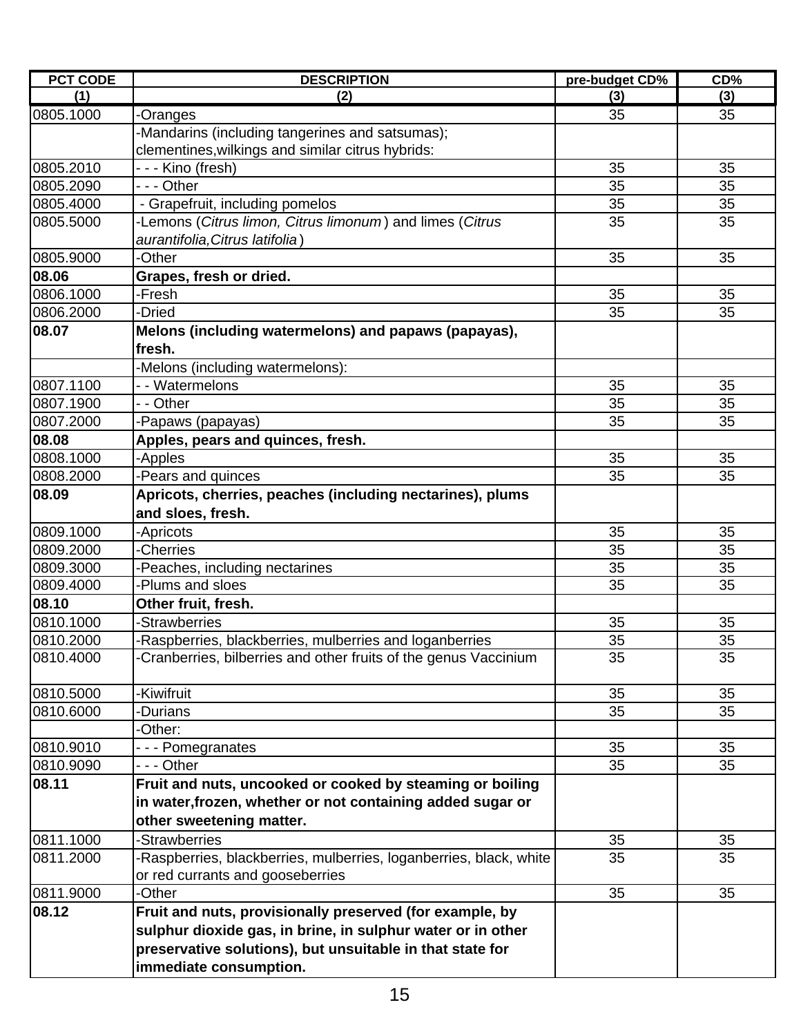| PCT CODE | DESCRIPTION | pre-budget CD% | CD% |
|---|---|---|---|
| (1) | (2) | (3) | (3) |
| 0805.1000 | -Oranges | 35 | 35 |
| | -Mandarins (including tangerines and satsumas); clementines,wilkings and similar citrus hybrids: | | |
| 0805.2010 | - - - Kino (fresh) | 35 | 35 |
| 0805.2090 | - - - Other | 35 | 35 |
| 0805.4000 | - Grapefruit, including pomelos | 35 | 35 |
| 0805.5000 | -Lemons (*Citrus limon, Citrus limonum*) and limes (*Citrus aurantifolia,Citrus latifolia*) | 35 | 35 |
| 0805.9000 | -Other | 35 | 35 |
| **08.06** | **Grapes, fresh or dried.** | | |
| 0806.1000 | -Fresh | 35 | 35 |
| 0806.2000 | -Dried | 35 | 35 |
| **08.07** | **Melons (including watermelons) and papaws (papayas), fresh.** | | |
| | -Melons (including watermelons): | | |
| 0807.1100 | - - Watermelons | 35 | 35 |
| 0807.1900 | - - Other | 35 | 35 |
| 0807.2000 | -Papaws (papayas) | 35 | 35 |
| **08.08** | **Apples, pears and quinces, fresh.** | | |
| 0808.1000 | -Apples | 35 | 35 |
| 0808.2000 | -Pears and quinces | 35 | 35 |
| **08.09** | **Apricots, cherries, peaches (including nectarines), plums and sloes, fresh.** | | |
| 0809.1000 | -Apricots | 35 | 35 |
| 0809.2000 | -Cherries | 35 | 35 |
| 0809.3000 | -Peaches, including nectarines | 35 | 35 |
| 0809.4000 | -Plums and sloes | 35 | 35 |
| **08.10** | **Other fruit, fresh.** | | |
| 0810.1000 | -Strawberries | 35 | 35 |
| 0810.2000 | -Raspberries, blackberries, mulberries and loganberries | 35 | 35 |
| 0810.4000 | -Cranberries, bilberries and other fruits of the genus Vaccinium | 35 | 35 |
| 0810.5000 | -Kiwifruit | 35 | 35 |
| 0810.6000 | -Durians | 35 | 35 |
| | -Other: | | |
| 0810.9010 | - - - Pomegranates | 35 | 35 |
| 0810.9090 | - - - Other | 35 | 35 |
| **08.11** | **Fruit and nuts, uncooked or cooked by steaming or boiling in water,frozen, whether or not containing added sugar or other sweetening matter.** | | |
| 0811.1000 | -Strawberries | 35 | 35 |
| 0811.2000 | -Raspberries, blackberries, mulberries, loganberries, black, white or red currants and gooseberries | 35 | 35 |
| 0811.9000 | -Other | 35 | 35 |
| **08.12** | **Fruit and nuts, provisionally preserved (for example, by sulphur dioxide gas, in brine, in sulphur water or in other preservative solutions), but unsuitable in that state for immediate consumption.** | | |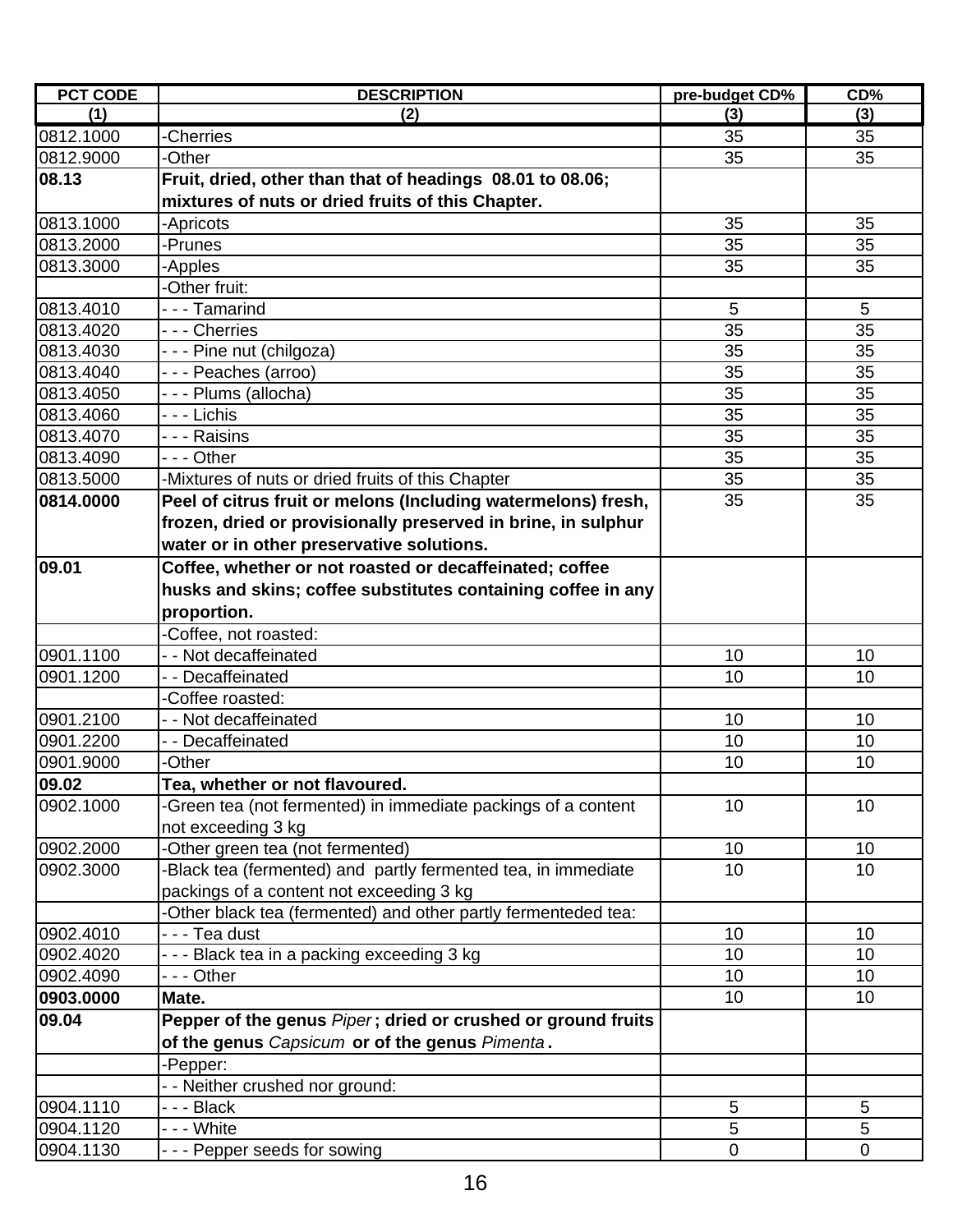| PCT CODE | DESCRIPTION | pre-budget CD% | CD% |
|---|---|---|---|
| (1) | (2) | (3) | (3) |
| 0812.1000 | -Cherries | 35 | 35 |
| 0812.9000 | -Other | 35 | 35 |
| **08.13** | **Fruit, dried, other than that of headings 08.01 to 08.06; mixtures of nuts or dried fruits of this Chapter.** | | |
| 0813.1000 | -Apricots | 35 | 35 |
| 0813.2000 | -Prunes | 35 | 35 |
| 0813.3000 | -Apples | 35 | 35 |
| | -Other fruit: | | |
| 0813.4010 | - - - Tamarind | 5 | 5 |
| 0813.4020 | - - - Cherries | 35 | 35 |
| 0813.4030 | - - - Pine nut (chilgoza) | 35 | 35 |
| 0813.4040 | - - - Peaches (arroo) | 35 | 35 |
| 0813.4050 | - - - Plums (allocha) | 35 | 35 |
| 0813.4060 | - - - Lichis | 35 | 35 |
| 0813.4070 | - - - Raisins | 35 | 35 |
| 0813.4090 | - - - Other | 35 | 35 |
| 0813.5000 | -Mixtures of nuts or dried fruits of this Chapter | 35 | 35 |
| **0814.0000** | **Peel of citrus fruit or melons (Including watermelons) fresh, frozen, dried or provisionally preserved in brine, in sulphur water or in other preservative solutions.** | 35 | 35 |
| **09.01** | **Coffee, whether or not roasted or decaffeinated; coffee husks and skins; coffee substitutes containing coffee in any proportion.** | | |
| | -Coffee, not roasted: | | |
| 0901.1100 | - - Not decaffeinated | 10 | 10 |
| 0901.1200 | - - Decaffeinated | 10 | 10 |
| | -Coffee roasted: | | |
| 0901.2100 | - - Not decaffeinated | 10 | 10 |
| 0901.2200 | - - Decaffeinated | 10 | 10 |
| 0901.9000 | -Other | 10 | 10 |
| **09.02** | **Tea, whether or not flavoured.** | | |
| 0902.1000 | -Green tea (not fermented) in immediate packings of a content not exceeding 3 kg | 10 | 10 |
| 0902.2000 | -Other green tea (not fermented) | 10 | 10 |
| 0902.3000 | -Black tea (fermented) and partly fermented tea, in immediate packings of a content not exceeding 3 kg | 10 | 10 |
| | -Other black tea (fermented) and other partly fermenteded tea: | | |
| 0902.4010 | - - - Tea dust | 10 | 10 |
| 0902.4020 | - - - Black tea in a packing exceeding 3 kg | 10 | 10 |
| 0902.4090 | - - - Other | 10 | 10 |
| **0903.0000** | **Mate.** | 10 | 10 |
| **09.04** | **Pepper of the genus *Piper*; dried or crushed or ground fruits of the genus *Capsicum* or of the genus *Pimenta*.** | | |
| | -Pepper: | | |
| | - - Neither crushed nor ground: | | |
| 0904.1110 | - - - Black | 5 | 5 |
| 0904.1120 | - - - White | 5 | 5 |
| 0904.1130 | - - - Pepper seeds for sowing | 0 | 0 |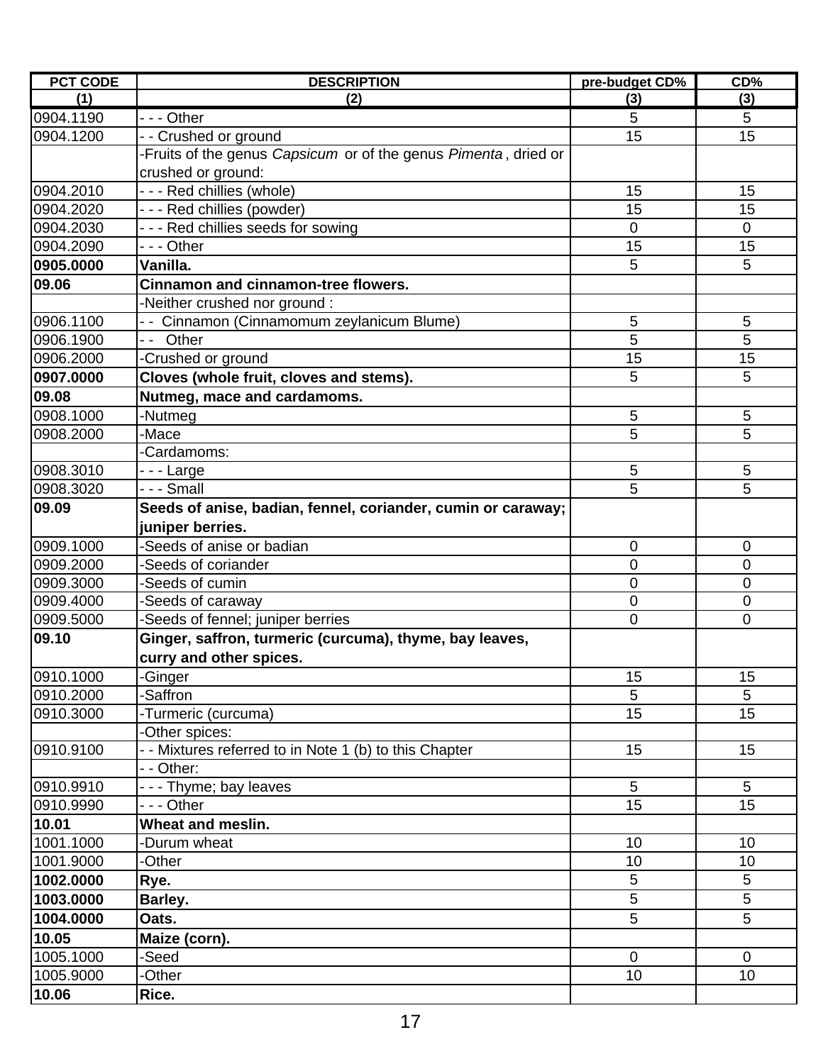| PCT CODE | DESCRIPTION | pre-budget CD% | CD% |
|---|---|---|---|
| (1) | (2) | (3) | (3) |
| 0904.1190 | - - - Other | 5 | 5 |
| 0904.1200 | - - Crushed or ground | 15 | 15 |
| | -Fruits of the genus *Capsicum* or of the genus *Pimenta*, dried or crushed or ground: | | |
| 0904.2010 | - - - Red chillies (whole) | 15 | 15 |
| 0904.2020 | - - - Red chillies (powder) | 15 | 15 |
| 0904.2030 | - - - Red chillies seeds for sowing | 0 | 0 |
| 0904.2090 | - - - Other | 15 | 15 |
| **0905.0000** | **Vanilla.** | 5 | 5 |
| **09.06** | **Cinnamon and cinnamon-tree flowers.** | | |
| | -Neither crushed nor ground : | | |
| 0906.1100 | - - Cinnamon (Cinnamomum zeylanicum Blume) | 5 | 5 |
| 0906.1900 | - - Other | 5 | 5 |
| 0906.2000 | -Crushed or ground | 15 | 15 |
| **0907.0000** | **Cloves (whole fruit, cloves and stems).** | 5 | 5 |
| **09.08** | **Nutmeg, mace and cardamoms.** | | |
| 0908.1000 | -Nutmeg | 5 | 5 |
| 0908.2000 | -Mace | 5 | 5 |
| | -Cardamoms: | | |
| 0908.3010 | - - - Large | 5 | 5 |
| 0908.3020 | - - - Small | 5 | 5 |
| **09.09** | **Seeds of anise, badian, fennel, coriander, cumin or caraway; juniper berries.** | | |
| 0909.1000 | -Seeds of anise or badian | 0 | 0 |
| 0909.2000 | -Seeds of coriander | 0 | 0 |
| 0909.3000 | -Seeds of cumin | 0 | 0 |
| 0909.4000 | -Seeds of caraway | 0 | 0 |
| 0909.5000 | -Seeds of fennel; juniper berries | 0 | 0 |
| **09.10** | **Ginger, saffron, turmeric (curcuma), thyme, bay leaves, curry and other spices.** | | |
| 0910.1000 | -Ginger | 15 | 15 |
| 0910.2000 | -Saffron | 5 | 5 |
| 0910.3000 | -Turmeric (curcuma) | 15 | 15 |
| | -Other spices: | | |
| 0910.9100 | - - Mixtures referred to in Note 1 (b) to this Chapter | 15 | 15 |
| | - - Other: | | |
| 0910.9910 | - - - Thyme; bay leaves | 5 | 5 |
| 0910.9990 | - - - Other | 15 | 15 |
| **10.01** | **Wheat and meslin.** | | |
| 1001.1000 | -Durum wheat | 10 | 10 |
| 1001.9000 | -Other | 10 | 10 |
| **1002.0000** | **Rye.** | 5 | 5 |
| **1003.0000** | **Barley.** | 5 | 5 |
| **1004.0000** | **Oats.** | 5 | 5 |
| **10.05** | **Maize (corn).** | | |
| 1005.1000 | -Seed | 0 | 0 |
| 1005.9000 | -Other | 10 | 10 |
| **10.06** | **Rice.** | | |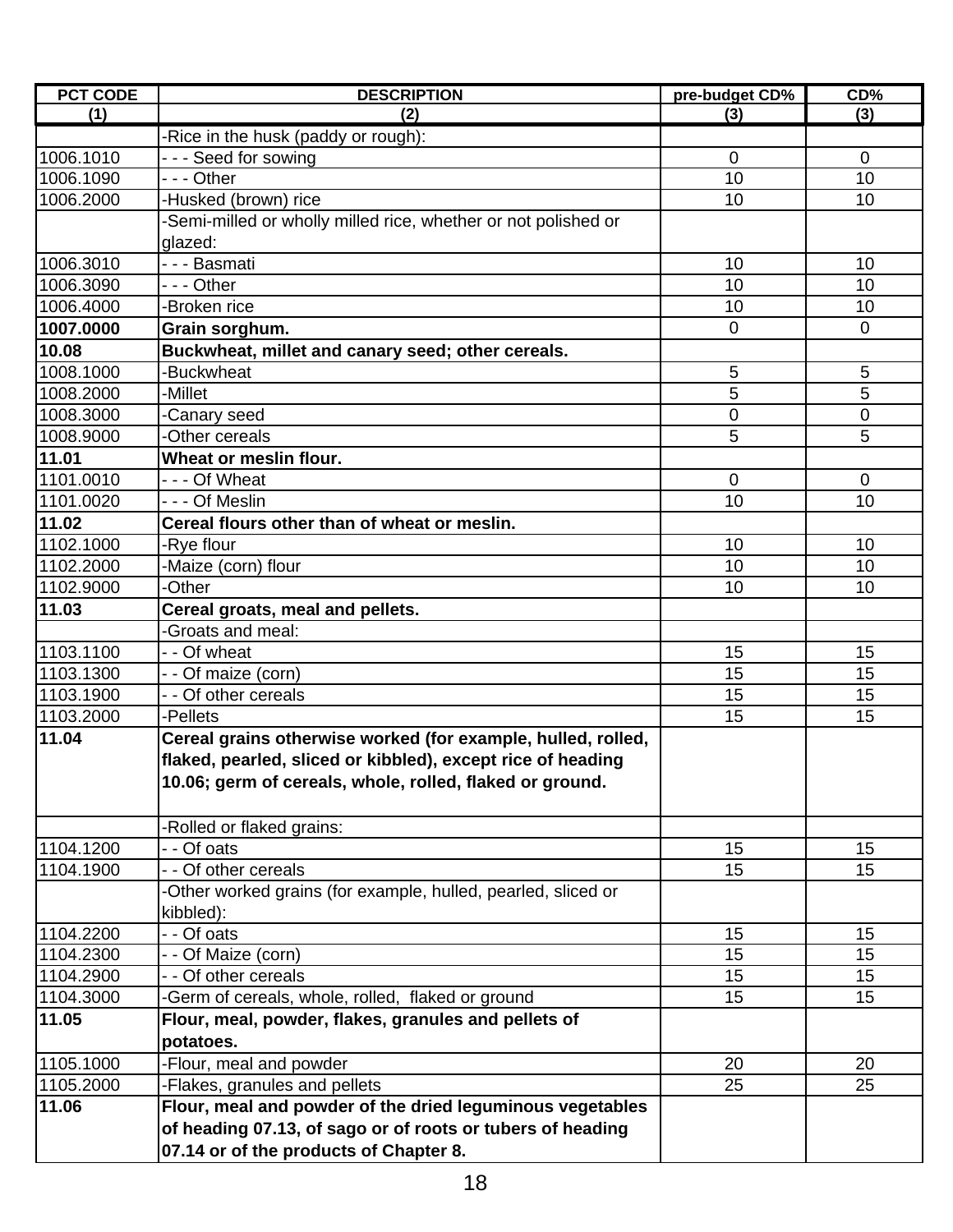| PCT CODE | DESCRIPTION | pre-budget CD% | CD% |
|---|---|---|---|
| (1) | (2) | (3) | (3) |
| | -Rice in the husk (paddy or rough): | | |
| 1006.1010 | - - - Seed for sowing | 0 | 0 |
| 1006.1090 | - - - Other | 10 | 10 |
| 1006.2000 | -Husked (brown) rice | 10 | 10 |
| | -Semi-milled or wholly milled rice, whether or not polished or glazed: | | |
| 1006.3010 | - - - Basmati | 10 | 10 |
| 1006.3090 | - - - Other | 10 | 10 |
| 1006.4000 | -Broken rice | 10 | 10 |
| **1007.0000** | **Grain sorghum.** | 0 | 0 |
| **10.08** | **Buckwheat, millet and canary seed; other cereals.** | | |
| 1008.1000 | -Buckwheat | 5 | 5 |
| 1008.2000 | -Millet | 5 | 5 |
| 1008.3000 | -Canary seed | 0 | 0 |
| 1008.9000 | -Other cereals | 5 | 5 |
| **11.01** | **Wheat or meslin flour.** | | |
| 1101.0010 | - - - Of Wheat | 0 | 0 |
| 1101.0020 | - - - Of Meslin | 10 | 10 |
| **11.02** | **Cereal flours other than of wheat or meslin.** | | |
| 1102.1000 | -Rye flour | 10 | 10 |
| 1102.2000 | -Maize (corn) flour | 10 | 10 |
| 1102.9000 | -Other | 10 | 10 |
| **11.03** | **Cereal groats, meal and pellets.** | | |
| | -Groats and meal: | | |
| 1103.1100 | - - Of wheat | 15 | 15 |
| 1103.1300 | - - Of maize (corn) | 15 | 15 |
| 1103.1900 | - - Of other cereals | 15 | 15 |
| 1103.2000 | -Pellets | 15 | 15 |
| **11.04** | **Cereal grains otherwise worked (for example, hulled, rolled, flaked, pearled, sliced or kibbled), except rice of heading 10.06; germ of cereals, whole, rolled, flaked or ground.** | | |
| | -Rolled or flaked grains: | | |
| 1104.1200 | - - Of oats | 15 | 15 |
| 1104.1900 | - - Of other cereals | 15 | 15 |
| | -Other worked grains (for example, hulled, pearled, sliced or kibbled): | | |
| 1104.2200 | - - Of oats | 15 | 15 |
| 1104.2300 | - - Of Maize (corn) | 15 | 15 |
| 1104.2900 | - - Of other cereals | 15 | 15 |
| 1104.3000 | -Germ of cereals, whole, rolled, flaked or ground | 15 | 15 |
| **11.05** | **Flour, meal, powder, flakes, granules and pellets of potatoes.** | | |
| 1105.1000 | -Flour, meal and powder | 20 | 20 |
| 1105.2000 | -Flakes, granules and pellets | 25 | 25 |
| **11.06** | **Flour, meal and powder of the dried leguminous vegetables of heading 07.13, of sago or of roots or tubers of heading 07.14 or of the products of Chapter 8.** | | |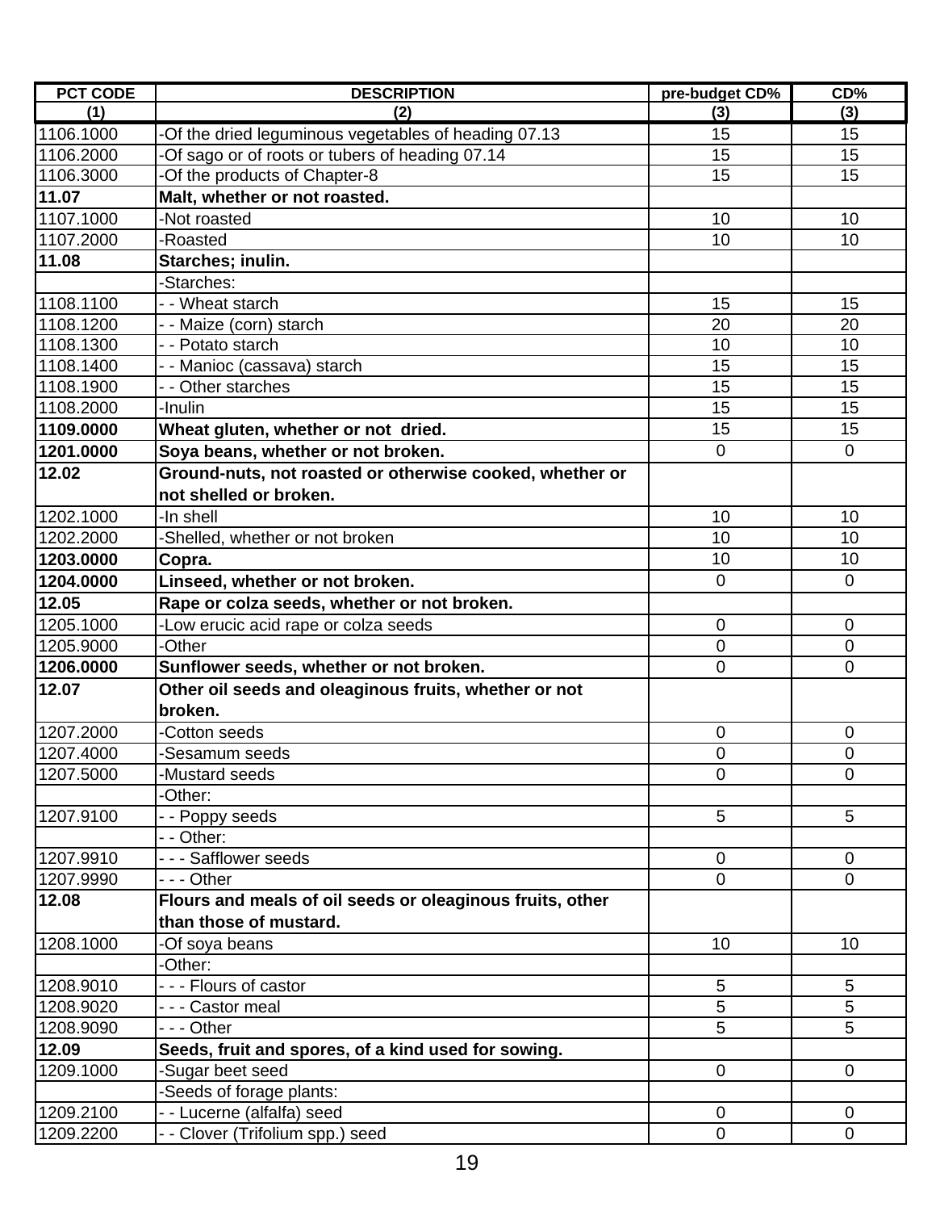| PCT CODE | DESCRIPTION | pre-budget CD% | CD% |
|---|---|---|---|
| (1) | (2) | (3) | (3) |
| 1106.1000 | -Of the dried leguminous vegetables of heading 07.13 | 15 | 15 |
| 1106.2000 | -Of sago or of roots or tubers of heading 07.14 | 15 | 15 |
| 1106.3000 | -Of the products of Chapter-8 | 15 | 15 |
| **11.07** | **Malt, whether or not roasted.** | | |
| 1107.1000 | -Not roasted | 10 | 10 |
| 1107.2000 | -Roasted | 10 | 10 |
| **11.08** | **Starches; inulin.** | | |
| | -Starches: | | |
| 1108.1100 | - - Wheat starch | 15 | 15 |
| 1108.1200 | - - Maize (corn) starch | 20 | 20 |
| 1108.1300 | - - Potato starch | 10 | 10 |
| 1108.1400 | - - Manioc (cassava) starch | 15 | 15 |
| 1108.1900 | - - Other starches | 15 | 15 |
| 1108.2000 | -Inulin | 15 | 15 |
| **1109.0000** | **Wheat gluten, whether or not dried.** | 15 | 15 |
| **1201.0000** | **Soya beans, whether or not broken.** | 0 | 0 |
| **12.02** | **Ground-nuts, not roasted or otherwise cooked, whether or not shelled or broken.** | | |
| 1202.1000 | -In shell | 10 | 10 |
| 1202.2000 | -Shelled, whether or not broken | 10 | 10 |
| **1203.0000** | **Copra.** | 10 | 10 |
| **1204.0000** | **Linseed, whether or not broken.** | 0 | 0 |
| **12.05** | **Rape or colza seeds, whether or not broken.** | | |
| 1205.1000 | -Low erucic acid rape or colza seeds | 0 | 0 |
| 1205.9000 | -Other | 0 | 0 |
| **1206.0000** | **Sunflower seeds, whether or not broken.** | 0 | 0 |
| **12.07** | **Other oil seeds and oleaginous fruits, whether or not broken.** | | |
| 1207.2000 | -Cotton seeds | 0 | 0 |
| 1207.4000 | -Sesamum seeds | 0 | 0 |
| 1207.5000 | -Mustard seeds | 0 | 0 |
| | -Other: | | |
| 1207.9100 | - - Poppy seeds | 5 | 5 |
| | - - Other: | | |
| 1207.9910 | - - - Safflower seeds | 0 | 0 |
| 1207.9990 | - - - Other | 0 | 0 |
| **12.08** | **Flours and meals of oil seeds or oleaginous fruits, other than those of mustard.** | | |
| 1208.1000 | -Of soya beans | 10 | 10 |
| | -Other: | | |
| 1208.9010 | - - - Flours of castor | 5 | 5 |
| 1208.9020 | - - - Castor meal | 5 | 5 |
| 1208.9090 | - - - Other | 5 | 5 |
| **12.09** | **Seeds, fruit and spores, of a kind used for sowing.** | | |
| 1209.1000 | -Sugar beet seed | 0 | 0 |
| | -Seeds of forage plants: | | |
| 1209.2100 | - - Lucerne (alfalfa) seed | 0 | 0 |
| 1209.2200 | - - Clover (Trifolium spp.) seed | 0 | 0 |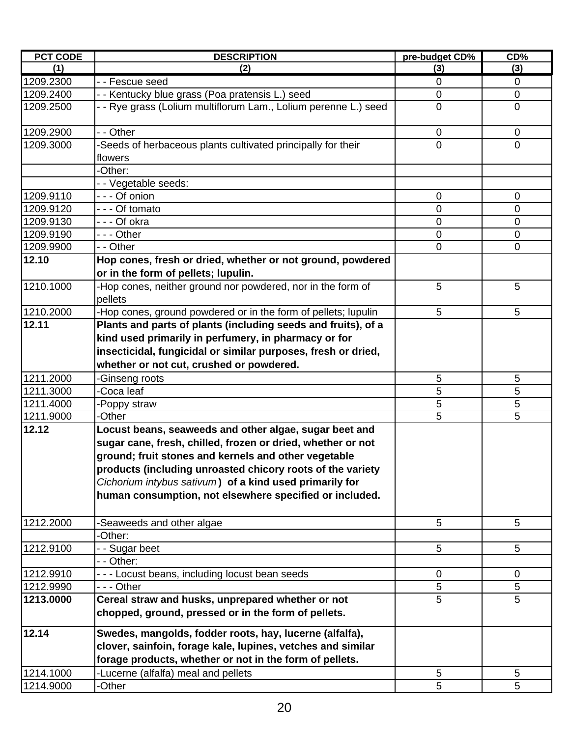| PCT CODE | DESCRIPTION | pre-budget CD% | CD% |
|---|---|---|---|
| (1) | (2) | (3) | (3) |
| 1209.2300 | - - Fescue seed | 0 | 0 |
| 1209.2400 | - - Kentucky blue grass (Poa pratensis L.) seed | 0 | 0 |
| 1209.2500 | - - Rye grass (Lolium multiflorum Lam., Lolium perenne L.) seed | 0 | 0 |
| 1209.2900 | - - Other | 0 | 0 |
| 1209.3000 | -Seeds of herbaceous plants cultivated principally for their flowers | 0 | 0 |
| | -Other: | | |
| | - - Vegetable seeds: | | |
| 1209.9110 | - - - Of onion | 0 | 0 |
| 1209.9120 | - - - Of tomato | 0 | 0 |
| 1209.9130 | - - - Of okra | 0 | 0 |
| 1209.9190 | - - - Other | 0 | 0 |
| 1209.9900 | - - Other | 0 | 0 |
| **12.10** | **Hop cones, fresh or dried, whether or not ground, powdered or in the form of pellets; lupulin.** | | |
| 1210.1000 | -Hop cones, neither ground nor powdered, nor in the form of pellets | 5 | 5 |
| 1210.2000 | -Hop cones, ground powdered or in the form of pellets; lupulin | 5 | 5 |
| **12.11** | **Plants and parts of plants (including seeds and fruits), of a kind used primarily in perfumery, in pharmacy or for insecticidal, fungicidal or similar purposes, fresh or dried, whether or not cut, crushed or powdered.** | | |
| 1211.2000 | -Ginseng roots | 5 | 5 |
| 1211.3000 | -Coca leaf | 5 | 5 |
| 1211.4000 | -Poppy straw | 5 | 5 |
| 1211.9000 | -Other | 5 | 5 |
| **12.12** | **Locust beans, seaweeds and other algae, sugar beet and sugar cane, fresh, chilled, frozen or dried, whether or not ground; fruit stones and kernels and other vegetable products (including unroasted chicory roots of the variety** *Cichorium intybus sativum* **) of a kind used primarily for human consumption, not elsewhere specified or included.** | | |
| 1212.2000 | -Seaweeds and other algae | 5 | 5 |
| | -Other: | | |
| 1212.9100 | - - Sugar beet | 5 | 5 |
| | - - Other: | | |
| 1212.9910 | - - - Locust beans, including locust bean seeds | 0 | 0 |
| 1212.9990 | - - - Other | 5 | 5 |
| **1213.0000** | **Cereal straw and husks, unprepared whether or not chopped, ground, pressed or in the form of pellets.** | 5 | 5 |
| **12.14** | **Swedes, mangolds, fodder roots, hay, lucerne (alfalfa), clover, sainfoin, forage kale, lupines, vetches and similar forage products, whether or not in the form of pellets.** | | |
| 1214.1000 | -Lucerne (alfalfa) meal and pellets | 5 | 5 |
| 1214.9000 | -Other | 5 | 5 |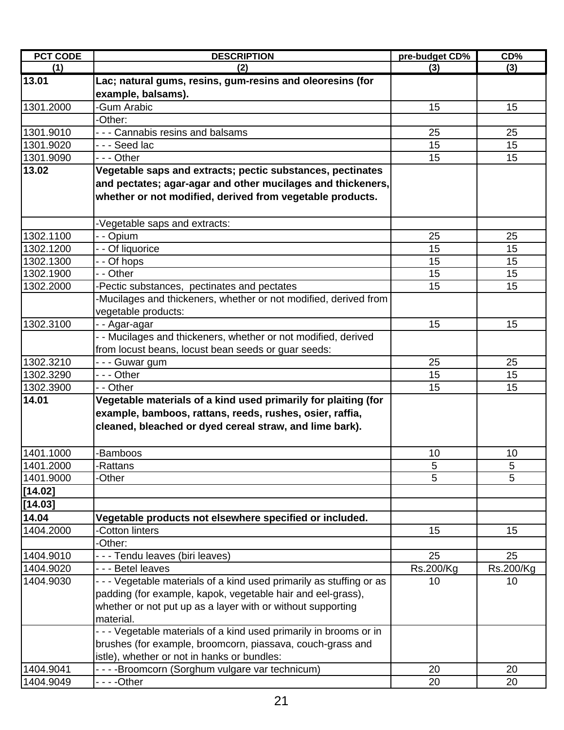| PCT CODE | DESCRIPTION | pre-budget CD% | CD% |
|---|---|---|---|
| (1) | (2) | (3) | (3) |
| **13.01** | **Lac; natural gums, resins, gum-resins and oleoresins (for example, balsams).** | | |
| 1301.2000 | -Gum Arabic | 15 | 15 |
| | -Other: | | |
| 1301.9010 | - - - Cannabis resins and balsams | 25 | 25 |
| 1301.9020 | - - - Seed lac | 15 | 15 |
| 1301.9090 | - - - Other | 15 | 15 |
| **13.02** | **Vegetable saps and extracts; pectic substances, pectinates and pectates; agar-agar and other mucilages and thickeners, whether or not modified, derived from vegetable products.** | | |
| | -Vegetable saps and extracts: | | |
| 1302.1100 | - - Opium | 25 | 25 |
| 1302.1200 | - - Of liquorice | 15 | 15 |
| 1302.1300 | - - Of hops | 15 | 15 |
| 1302.1900 | - - Other | 15 | 15 |
| 1302.2000 | -Pectic substances, pectinates and pectates | 15 | 15 |
| | -Mucilages and thickeners, whether or not modified, derived from vegetable products: | | |
| 1302.3100 | - - Agar-agar | 15 | 15 |
| | - - Mucilages and thickeners, whether or not modified, derived from locust beans, locust bean seeds or guar seeds: | | |
| 1302.3210 | - - - Guwar gum | 25 | 25 |
| 1302.3290 | - - - Other | 15 | 15 |
| 1302.3900 | - - Other | 15 | 15 |
| **14.01** | **Vegetable materials of a kind used primarily for plaiting (for example, bamboos, rattans, reeds, rushes, osier, raffia, cleaned, bleached or dyed cereal straw, and lime bark).** | | |
| 1401.1000 | -Bamboos | 10 | 10 |
| 1401.2000 | -Rattans | 5 | 5 |
| 1401.9000 | -Other | 5 | 5 |
| **[14.02]** | | | |
| **[14.03]** | | | |
| **14.04** | **Vegetable products not elsewhere specified or included.** | | |
| 1404.2000 | -Cotton linters | 15 | 15 |
| | -Other: | | |
| 1404.9010 | - - - Tendu leaves (biri leaves) | 25 | 25 |
| 1404.9020 | - - - Betel leaves | Rs.200/Kg | Rs.200/Kg |
| 1404.9030 | - - - Vegetable materials of a kind used primarily as stuffing or as padding (for example, kapok, vegetable hair and eel-grass), whether or not put up as a layer with or without supporting material. | 10 | 10 |
| | - - - Vegetable materials of a kind used primarily in brooms or in brushes (for example, broomcorn, piassava, couch-grass and istle), whether or not in hanks or bundles: | | |
| 1404.9041 | - - - -Broomcorn (Sorghum vulgare var technicum) | 20 | 20 |
| 1404.9049 | - - - -Other | 20 | 20 |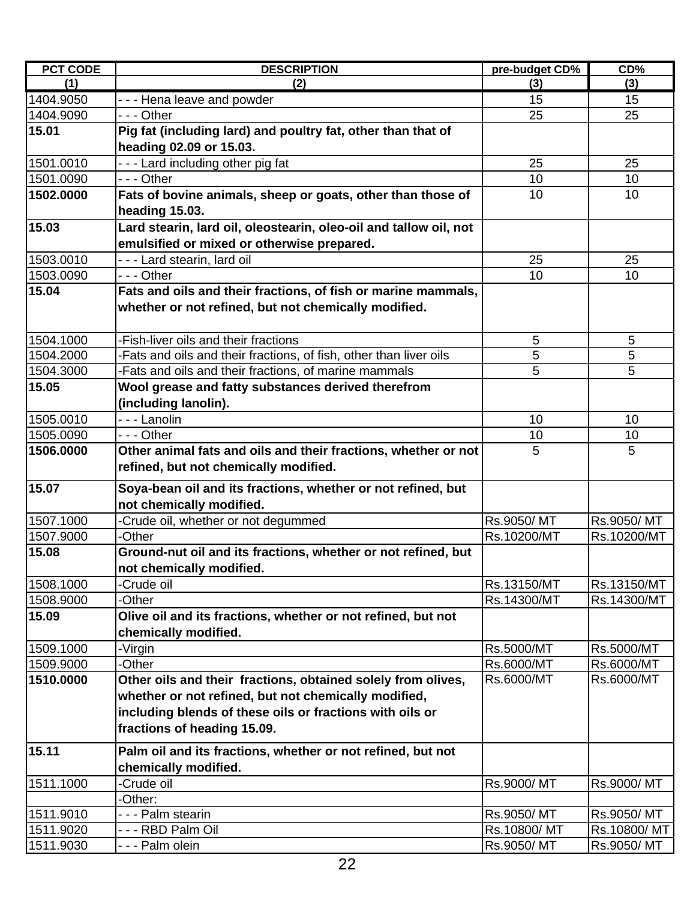| PCT CODE | DESCRIPTION | pre-budget CD% | CD% |
|---|---|---|---|
| (1) | (2) | (3) | (3) |
| 1404.9050 | - - - Hena leave and powder | 15 | 15 |
| 1404.9090 | - - - Other | 25 | 25 |
| **15.01** | **Pig fat (including lard) and poultry fat, other than that of heading 02.09 or 15.03.** | | |
| 1501.0010 | - - - Lard including other pig fat | 25 | 25 |
| 1501.0090 | - - - Other | 10 | 10 |
| **1502.0000** | **Fats of bovine animals, sheep or goats, other than those of heading 15.03.** | 10 | 10 |
| **15.03** | **Lard stearin, lard oil, oleostearin, oleo-oil and tallow oil, not emulsified or mixed or otherwise prepared.** | | |
| 1503.0010 | - - - Lard stearin, lard oil | 25 | 25 |
| 1503.0090 | - - - Other | 10 | 10 |
| **15.04** | **Fats and oils and their fractions, of fish or marine mammals, whether or not refined, but not chemically modified.** | | |
| 1504.1000 | -Fish-liver oils and their fractions | 5 | 5 |
| 1504.2000 | -Fats and oils and their fractions, of fish, other than liver oils | 5 | 5 |
| 1504.3000 | -Fats and oils and their fractions, of marine mammals | 5 | 5 |
| **15.05** | **Wool grease and fatty substances derived therefrom (including lanolin).** | | |
| 1505.0010 | - - - Lanolin | 10 | 10 |
| 1505.0090 | - - - Other | 10 | 10 |
| **1506.0000** | **Other animal fats and oils and their fractions, whether or not refined, but not chemically modified.** | 5 | 5 |
| **15.07** | **Soya-bean oil and its fractions, whether or not refined, but not chemically modified.** | | |
| 1507.1000 | -Crude oil, whether or not degummed | Rs.9050/ MT | Rs.9050/ MT |
| 1507.9000 | -Other | Rs.10200/MT | Rs.10200/MT |
| **15.08** | **Ground-nut oil and its fractions, whether or not refined, but not chemically modified.** | | |
| 1508.1000 | -Crude oil | Rs.13150/MT | Rs.13150/MT |
| 1508.9000 | -Other | Rs.14300/MT | Rs.14300/MT |
| **15.09** | **Olive oil and its fractions, whether or not refined, but not chemically modified.** | | |
| 1509.1000 | -Virgin | Rs.5000/MT | Rs.5000/MT |
| 1509.9000 | -Other | Rs.6000/MT | Rs.6000/MT |
| **1510.0000** | **Other oils and their fractions, obtained solely from olives, whether or not refined, but not chemically modified, including blends of these oils or fractions with oils or fractions of heading 15.09.** | Rs.6000/MT | Rs.6000/MT |
| **15.11** | **Palm oil and its fractions, whether or not refined, but not chemically modified.** | | |
| 1511.1000 | -Crude oil | Rs.9000/ MT | Rs.9000/ MT |
| | -Other: | | |
| 1511.9010 | - - - Palm stearin | Rs.9050/ MT | Rs.9050/ MT |
| 1511.9020 | - - - RBD Palm Oil | Rs.10800/ MT | Rs.10800/ MT |
| 1511.9030 | - - - Palm olein | Rs.9050/ MT | Rs.9050/ MT |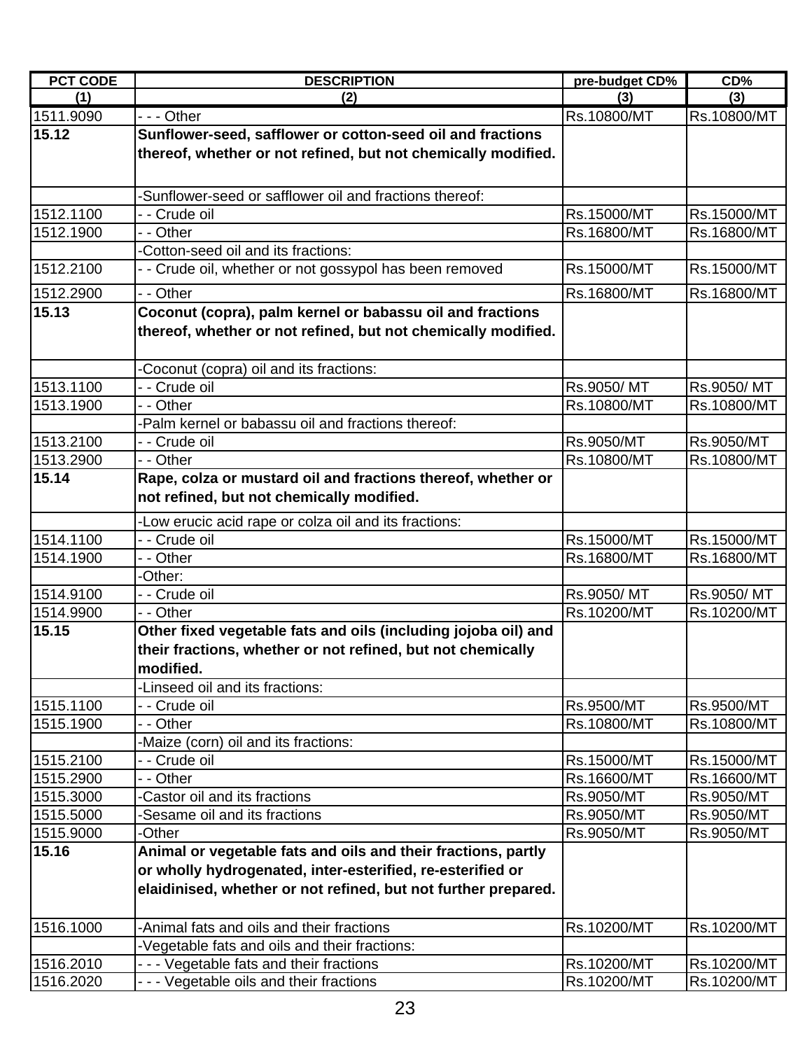| PCT CODE | DESCRIPTION | pre-budget CD% | CD% |
| --- | --- | --- | --- |
| (1) | (2) | (3) | (3) |
| 1511.9090 | - - - Other | Rs.10800/MT | Rs.10800/MT |
| **15.12** | **Sunflower-seed, safflower or cotton-seed oil and fractions thereof, whether or not refined, but not chemically modified.** | | |
| | -Sunflower-seed or safflower oil and fractions thereof: | | |
| 1512.1100 | - - Crude oil | Rs.15000/MT | Rs.15000/MT |
| 1512.1900 | - - Other | Rs.16800/MT | Rs.16800/MT |
| | -Cotton-seed oil and its fractions: | | |
| 1512.2100 | - - Crude oil, whether or not gossypol has been removed | Rs.15000/MT | Rs.15000/MT |
| 1512.2900 | - - Other | Rs.16800/MT | Rs.16800/MT |
| **15.13** | **Coconut (copra), palm kernel or babassu oil and fractions thereof, whether or not refined, but not chemically modified.** | | |
| | -Coconut (copra) oil and its fractions: | | |
| 1513.1100 | - - Crude oil | Rs.9050/ MT | Rs.9050/ MT |
| 1513.1900 | - - Other | Rs.10800/MT | Rs.10800/MT |
| | -Palm kernel or babassu oil and fractions thereof: | | |
| 1513.2100 | - - Crude oil | Rs.9050/MT | Rs.9050/MT |
| 1513.2900 | - - Other | Rs.10800/MT | Rs.10800/MT |
| **15.14** | **Rape, colza or mustard oil and fractions thereof, whether or not refined, but not chemically modified.** | | |
| | -Low erucic acid rape or colza oil and its fractions: | | |
| 1514.1100 | - - Crude oil | Rs.15000/MT | Rs.15000/MT |
| 1514.1900 | - - Other | Rs.16800/MT | Rs.16800/MT |
| | -Other: | | |
| 1514.9100 | - - Crude oil | Rs.9050/ MT | Rs.9050/ MT |
| 1514.9900 | - - Other | Rs.10200/MT | Rs.10200/MT |
| **15.15** | **Other fixed vegetable fats and oils (including jojoba oil) and their fractions, whether or not refined, but not chemically modified.** | | |
| | -Linseed oil and its fractions: | | |
| 1515.1100 | - - Crude oil | Rs.9500/MT | Rs.9500/MT |
| 1515.1900 | - - Other | Rs.10800/MT | Rs.10800/MT |
| | -Maize (corn) oil and its fractions: | | |
| 1515.2100 | - - Crude oil | Rs.15000/MT | Rs.15000/MT |
| 1515.2900 | - - Other | Rs.16600/MT | Rs.16600/MT |
| 1515.3000 | -Castor oil and its fractions | Rs.9050/MT | Rs.9050/MT |
| 1515.5000 | -Sesame oil and its fractions | Rs.9050/MT | Rs.9050/MT |
| 1515.9000 | -Other | Rs.9050/MT | Rs.9050/MT |
| **15.16** | **Animal or vegetable fats and oils and their fractions, partly or wholly hydrogenated, inter-esterified, re-esterified or elaidinised, whether or not refined, but not further prepared.** | | |
| 1516.1000 | -Animal fats and oils and their fractions | Rs.10200/MT | Rs.10200/MT |
| | -Vegetable fats and oils and their fractions: | | |
| 1516.2010 | - - - Vegetable fats and their fractions | Rs.10200/MT | Rs.10200/MT |
| 1516.2020 | - - - Vegetable oils and their fractions | Rs.10200/MT | Rs.10200/MT |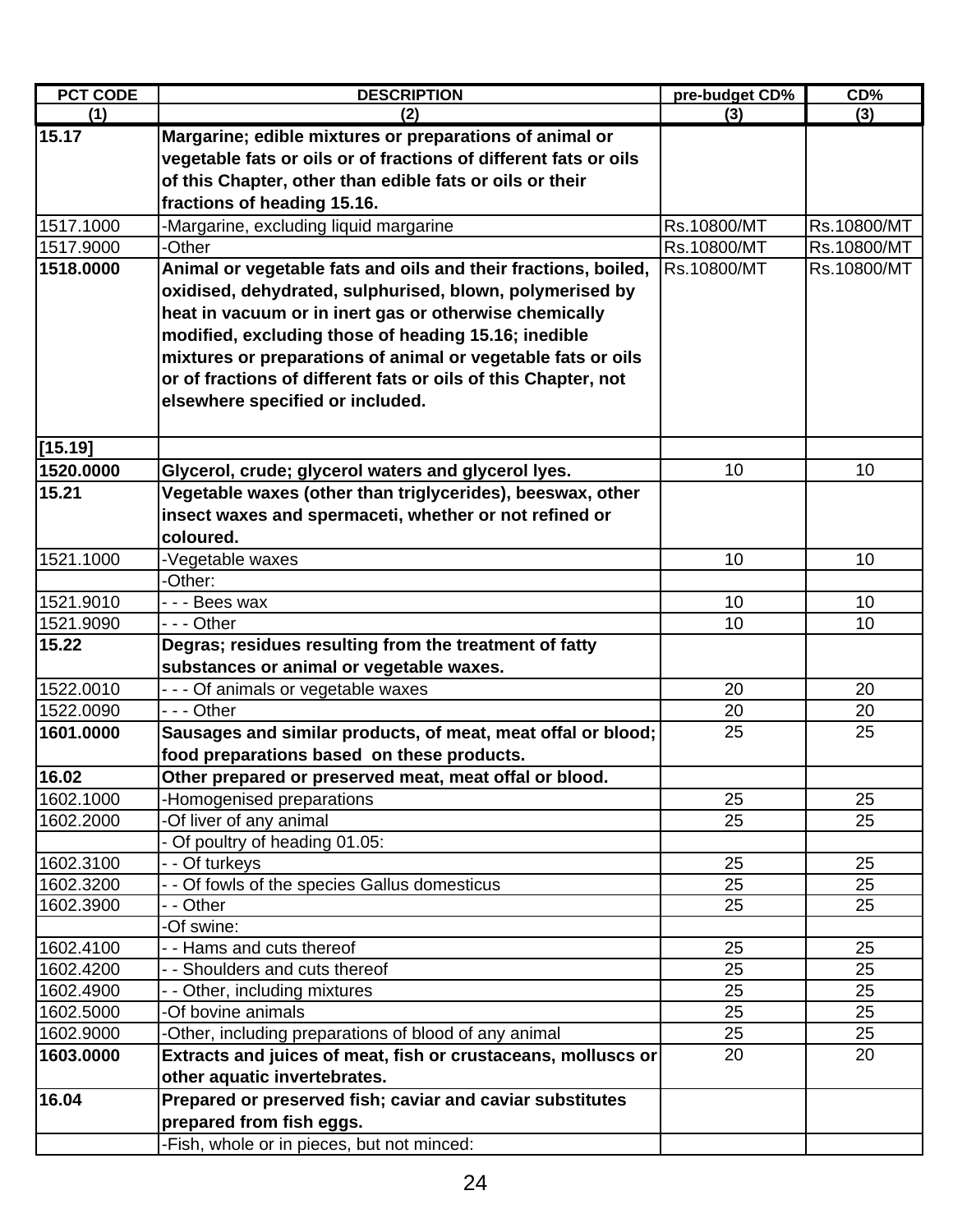| PCT CODE | DESCRIPTION | pre-budget CD% | CD% |
|---|---|---|---|
| (1) | (2) | (3) | (3) |
| **15.17** | **Margarine; edible mixtures or preparations of animal or vegetable fats or oils or of fractions of different fats or oils of this Chapter, other than edible fats or oils or their fractions of heading 15.16.** | | |
| 1517.1000 | -Margarine, excluding liquid margarine | Rs.10800/MT | Rs.10800/MT |
| 1517.9000 | -Other | Rs.10800/MT | Rs.10800/MT |
| **1518.0000** | **Animal or vegetable fats and oils and their fractions, boiled, oxidised, dehydrated, sulphurised, blown, polymerised by heat in vacuum or in inert gas or otherwise chemically modified, excluding those of heading 15.16; inedible mixtures or preparations of animal or vegetable fats or oils or of fractions of different fats or oils of this Chapter, not elsewhere specified or included.** | Rs.10800/MT | Rs.10800/MT |
| **[15.19]** | | | |
| **1520.0000** | **Glycerol, crude; glycerol waters and glycerol lyes.** | 10 | 10 |
| **15.21** | **Vegetable waxes (other than triglycerides), beeswax, other insect waxes and spermaceti, whether or not refined or coloured.** | | |
| 1521.1000 | -Vegetable waxes | 10 | 10 |
| | -Other: | | |
| 1521.9010 | - - - Bees wax | 10 | 10 |
| 1521.9090 | - - - Other | 10 | 10 |
| **15.22** | **Degras; residues resulting from the treatment of fatty substances or animal or vegetable waxes.** | | |
| 1522.0010 | - - - Of animals or vegetable waxes | 20 | 20 |
| 1522.0090 | - - - Other | 20 | 20 |
| **1601.0000** | **Sausages and similar products, of meat, meat offal or blood; food preparations based on these products.** | 25 | 25 |
| **16.02** | **Other prepared or preserved meat, meat offal or blood.** | | |
| 1602.1000 | -Homogenised preparations | 25 | 25 |
| 1602.2000 | -Of liver of any animal | 25 | 25 |
| | - Of poultry of heading 01.05: | | |
| 1602.3100 | - - Of turkeys | 25 | 25 |
| 1602.3200 | - - Of fowls of the species Gallus domesticus | 25 | 25 |
| 1602.3900 | - - Other | 25 | 25 |
| | -Of swine: | | |
| 1602.4100 | - - Hams and cuts thereof | 25 | 25 |
| 1602.4200 | - - Shoulders and cuts thereof | 25 | 25 |
| 1602.4900 | - - Other, including mixtures | 25 | 25 |
| 1602.5000 | -Of bovine animals | 25 | 25 |
| 1602.9000 | -Other, including preparations of blood of any animal | 25 | 25 |
| **1603.0000** | **Extracts and juices of meat, fish or crustaceans, molluscs or other aquatic invertebrates.** | 20 | 20 |
| **16.04** | **Prepared or preserved fish; caviar and caviar substitutes prepared from fish eggs.** | | |
| | -Fish, whole or in pieces, but not minced: | | |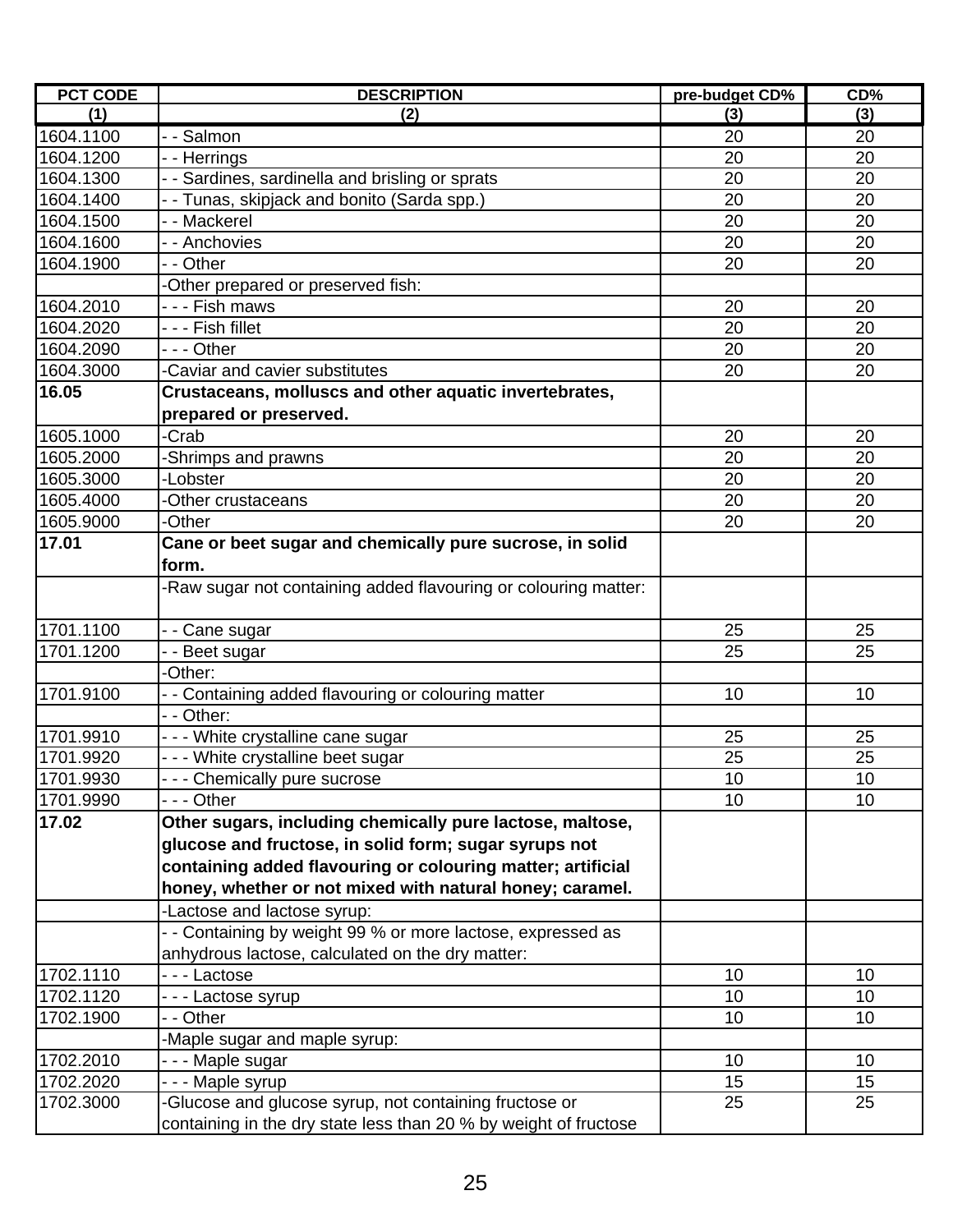| PCT CODE | DESCRIPTION | pre-budget CD% | CD% |
|---|---|---|---|
| (1) | (2) | (3) | (3) |
| 1604.1100 | - - Salmon | 20 | 20 |
| 1604.1200 | - - Herrings | 20 | 20 |
| 1604.1300 | - - Sardines, sardinella and brisling or sprats | 20 | 20 |
| 1604.1400 | - - Tunas, skipjack and bonito (Sarda spp.) | 20 | 20 |
| 1604.1500 | - - Mackerel | 20 | 20 |
| 1604.1600 | - - Anchovies | 20 | 20 |
| 1604.1900 | - - Other | 20 | 20 |
| | -Other prepared or preserved fish: | | |
| 1604.2010 | - - - Fish maws | 20 | 20 |
| 1604.2020 | - - - Fish fillet | 20 | 20 |
| 1604.2090 | - - - Other | 20 | 20 |
| 1604.3000 | -Caviar and cavier substitutes | 20 | 20 |
| **16.05** | **Crustaceans, molluscs and other aquatic invertebrates, prepared or preserved.** | | |
| 1605.1000 | -Crab | 20 | 20 |
| 1605.2000 | -Shrimps and prawns | 20 | 20 |
| 1605.3000 | -Lobster | 20 | 20 |
| 1605.4000 | -Other crustaceans | 20 | 20 |
| 1605.9000 | -Other | 20 | 20 |
| **17.01** | **Cane or beet sugar and chemically pure sucrose, in solid form.** | | |
| | -Raw sugar not containing added flavouring or colouring matter: | | |
| 1701.1100 | - - Cane sugar | 25 | 25 |
| 1701.1200 | - - Beet sugar | 25 | 25 |
| | -Other: | | |
| 1701.9100 | - - Containing added flavouring or colouring matter | 10 | 10 |
| | - - Other: | | |
| 1701.9910 | - - - White crystalline cane sugar | 25 | 25 |
| 1701.9920 | - - - White crystalline beet sugar | 25 | 25 |
| 1701.9930 | - - - Chemically pure sucrose | 10 | 10 |
| 1701.9990 | - - - Other | 10 | 10 |
| **17.02** | **Other sugars, including chemically pure lactose, maltose, glucose and fructose, in solid form; sugar syrups not containing added flavouring or colouring matter; artificial honey, whether or not mixed with natural honey; caramel.** | | |
| | -Lactose and lactose syrup: | | |
| | - - Containing by weight 99 % or more lactose, expressed as anhydrous lactose, calculated on the dry matter: | | |
| 1702.1110 | - - - Lactose | 10 | 10 |
| 1702.1120 | - - - Lactose syrup | 10 | 10 |
| 1702.1900 | - - Other | 10 | 10 |
| | -Maple sugar and maple syrup: | | |
| 1702.2010 | - - - Maple sugar | 10 | 10 |
| 1702.2020 | - - - Maple syrup | 15 | 15 |
| 1702.3000 | -Glucose and glucose syrup, not containing fructose or containing in the dry state less than 20 % by weight of fructose | 25 | 25 |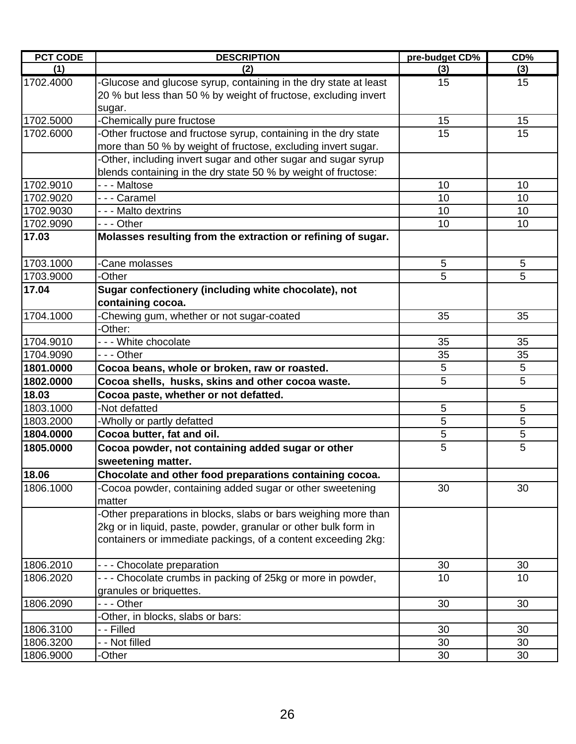| PCT CODE | DESCRIPTION | pre-budget CD% | CD% |
|---|---|---|---|
| (1) | (2) | (3) | (3) |
| 1702.4000 | -Glucose and glucose syrup, containing in the dry state at least 20 % but less than 50 % by weight of fructose, excluding invert sugar. | 15 | 15 |
| 1702.5000 | -Chemically pure fructose | 15 | 15 |
| 1702.6000 | -Other fructose and fructose syrup, containing in the dry state more than 50 % by weight of fructose, excluding invert sugar. | 15 | 15 |
| | -Other, including invert sugar and other sugar and sugar syrup blends containing in the dry state 50 % by weight of fructose: | | |
| 1702.9010 | - - - Maltose | 10 | 10 |
| 1702.9020 | - - - Caramel | 10 | 10 |
| 1702.9030 | - - - Malto dextrins | 10 | 10 |
| 1702.9090 | - - - Other | 10 | 10 |
| **17.03** | **Molasses resulting from the extraction or refining of sugar.** | | |
| 1703.1000 | -Cane molasses | 5 | 5 |
| 1703.9000 | -Other | 5 | 5 |
| **17.04** | **Sugar confectionery (including white chocolate), not containing cocoa.** | | |
| 1704.1000 | -Chewing gum, whether or not sugar-coated | 35 | 35 |
| | -Other: | | |
| 1704.9010 | - - - White chocolate | 35 | 35 |
| 1704.9090 | - - - Other | 35 | 35 |
| **1801.0000** | **Cocoa beans, whole or broken, raw or roasted.** | 5 | 5 |
| **1802.0000** | **Cocoa shells, husks, skins and other cocoa waste.** | 5 | 5 |
| **18.03** | **Cocoa paste, whether or not defatted.** | | |
| 1803.1000 | -Not defatted | 5 | 5 |
| 1803.2000 | -Wholly or partly defatted | 5 | 5 |
| **1804.0000** | **Cocoa butter, fat and oil.** | 5 | 5 |
| **1805.0000** | **Cocoa powder, not containing added sugar or other sweetening matter.** | 5 | 5 |
| **18.06** | **Chocolate and other food preparations containing cocoa.** | | |
| 1806.1000 | -Cocoa powder, containing added sugar or other sweetening matter | 30 | 30 |
| | -Other preparations in blocks, slabs or bars weighing more than 2kg or in liquid, paste, powder, granular or other bulk form in containers or immediate packings, of a content exceeding 2kg: | | |
| 1806.2010 | - - - Chocolate preparation | 30 | 30 |
| 1806.2020 | - - - Chocolate crumbs in packing of 25kg or more in powder, granules or briquettes. | 10 | 10 |
| 1806.2090 | - - - Other | 30 | 30 |
| | -Other, in blocks, slabs or bars: | | |
| 1806.3100 | - - Filled | 30 | 30 |
| 1806.3200 | - - Not filled | 30 | 30 |
| 1806.9000 | -Other | 30 | 30 |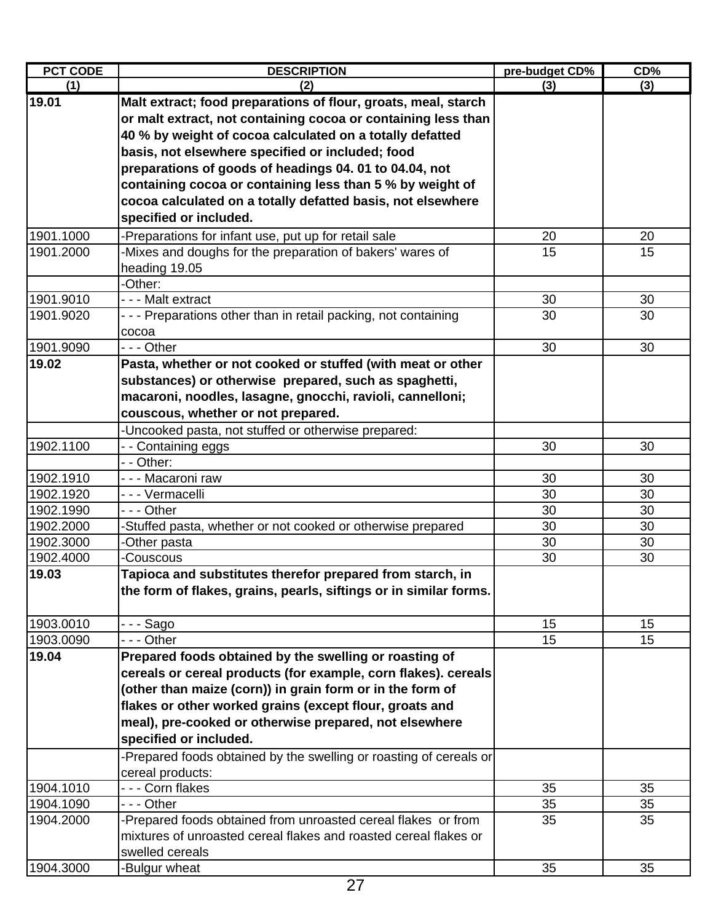| PCT CODE | DESCRIPTION | pre-budget CD% | CD% |
|---|---|---|---|
| (1) | (2) | (3) | (3) |
| **19.01** | **Malt extract; food preparations of flour, groats, meal, starch or malt extract, not containing cocoa or containing less than 40 % by weight of cocoa calculated on a totally defatted basis, not elsewhere specified or included; food preparations of goods of headings 04. 01 to 04.04, not containing cocoa or containing less than 5 % by weight of cocoa calculated on a totally defatted basis, not elsewhere specified or included.** | | |
| 1901.1000 | -Preparations for infant use, put up for retail sale | 20 | 20 |
| 1901.2000 | -Mixes and doughs for the preparation of bakers' wares of heading 19.05 | 15 | 15 |
| | -Other: | | |
| 1901.9010 | - - - Malt extract | 30 | 30 |
| 1901.9020 | - - - Preparations other than in retail packing, not containing cocoa | 30 | 30 |
| 1901.9090 | - - - Other | 30 | 30 |
| **19.02** | **Pasta, whether or not cooked or stuffed (with meat or other substances) or otherwise prepared, such as spaghetti, macaroni, noodles, lasagne, gnocchi, ravioli, cannelloni; couscous, whether or not prepared.** | | |
| | -Uncooked pasta, not stuffed or otherwise prepared: | | |
| 1902.1100 | - - Containing eggs | 30 | 30 |
| | - - Other: | | |
| 1902.1910 | - - - Macaroni raw | 30 | 30 |
| 1902.1920 | - - - Vermacelli | 30 | 30 |
| 1902.1990 | - - - Other | 30 | 30 |
| 1902.2000 | -Stuffed pasta, whether or not cooked or otherwise prepared | 30 | 30 |
| 1902.3000 | -Other pasta | 30 | 30 |
| 1902.4000 | -Couscous | 30 | 30 |
| **19.03** | **Tapioca and substitutes therefor prepared from starch, in the form of flakes, grains, pearls, siftings or in similar forms.** | | |
| 1903.0010 | - - - Sago | 15 | 15 |
| 1903.0090 | - - - Other | 15 | 15 |
| **19.04** | **Prepared foods obtained by the swelling or roasting of cereals or cereal products (for example, corn flakes). cereals (other than maize (corn)) in grain form or in the form of flakes or other worked grains (except flour, groats and meal), pre-cooked or otherwise prepared, not elsewhere specified or included.** | | |
| | -Prepared foods obtained by the swelling or roasting of cereals or cereal products: | | |
| 1904.1010 | - - - Corn flakes | 35 | 35 |
| 1904.1090 | - - - Other | 35 | 35 |
| 1904.2000 | -Prepared foods obtained from unroasted cereal flakes or from mixtures of unroasted cereal flakes and roasted cereal flakes or swelled cereals | 35 | 35 |
| 1904.3000 | -Bulgur wheat | 35 | 35 |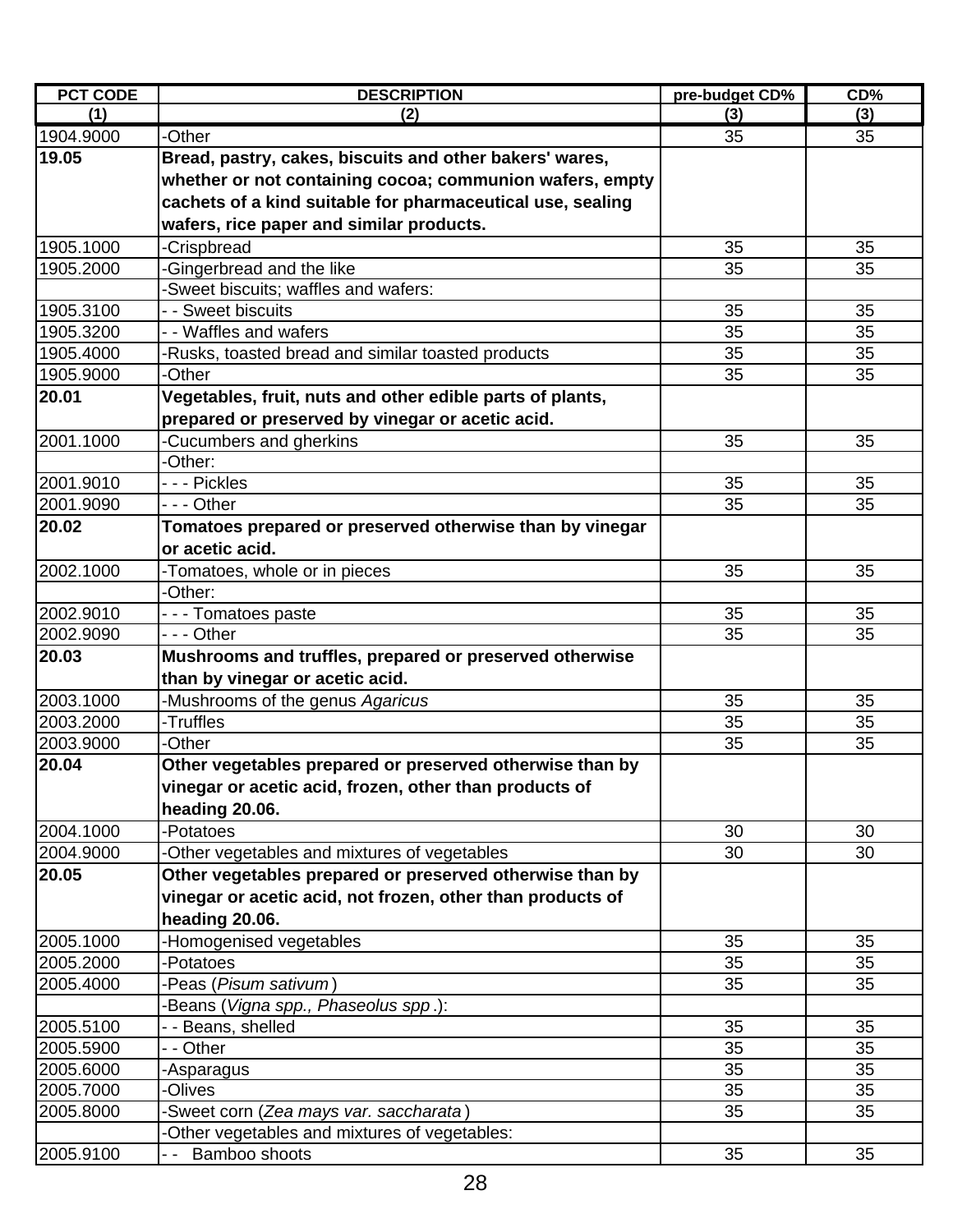| PCT CODE | DESCRIPTION | pre-budget CD% | CD% |
|---|---|---|---|
| (1) | (2) | (3) | (3) |
| 1904.9000 | -Other | 35 | 35 |
| **19.05** | **Bread, pastry, cakes, biscuits and other bakers' wares, whether or not containing cocoa; communion wafers, empty cachets of a kind suitable for pharmaceutical use, sealing wafers, rice paper and similar products.** | | |
| 1905.1000 | -Crispbread | 35 | 35 |
| 1905.2000 | -Gingerbread and the like | 35 | 35 |
| | -Sweet biscuits; waffles and wafers: | | |
| 1905.3100 | - - Sweet biscuits | 35 | 35 |
| 1905.3200 | - - Waffles and wafers | 35 | 35 |
| 1905.4000 | -Rusks, toasted bread and similar toasted products | 35 | 35 |
| 1905.9000 | -Other | 35 | 35 |
| **20.01** | **Vegetables, fruit, nuts and other edible parts of plants, prepared or preserved by vinegar or acetic acid.** | | |
| 2001.1000 | -Cucumbers and gherkins | 35 | 35 |
| | -Other: | | |
| 2001.9010 | - - - Pickles | 35 | 35 |
| 2001.9090 | - - - Other | 35 | 35 |
| **20.02** | **Tomatoes prepared or preserved otherwise than by vinegar or acetic acid.** | | |
| 2002.1000 | -Tomatoes, whole or in pieces | 35 | 35 |
| | -Other: | | |
| 2002.9010 | - - - Tomatoes paste | 35 | 35 |
| 2002.9090 | - - - Other | 35 | 35 |
| **20.03** | **Mushrooms and truffles, prepared or preserved otherwise than by vinegar or acetic acid.** | | |
| 2003.1000 | -Mushrooms of the genus *Agaricus* | 35 | 35 |
| 2003.2000 | -Truffles | 35 | 35 |
| 2003.9000 | -Other | 35 | 35 |
| **20.04** | **Other vegetables prepared or preserved otherwise than by vinegar or acetic acid, frozen, other than products of heading 20.06.** | | |
| 2004.1000 | -Potatoes | 30 | 30 |
| 2004.9000 | -Other vegetables and mixtures of vegetables | 30 | 30 |
| **20.05** | **Other vegetables prepared or preserved otherwise than by vinegar or acetic acid, not frozen, other than products of heading 20.06.** | | |
| 2005.1000 | -Homogenised vegetables | 35 | 35 |
| 2005.2000 | -Potatoes | 35 | 35 |
| 2005.4000 | -Peas (*Pisum sativum*) | 35 | 35 |
| | -Beans (*Vigna spp., Phaseolus spp*.): | | |
| 2005.5100 | - - Beans, shelled | 35 | 35 |
| 2005.5900 | - - Other | 35 | 35 |
| 2005.6000 | -Asparagus | 35 | 35 |
| 2005.7000 | -Olives | 35 | 35 |
| 2005.8000 | -Sweet corn (*Zea mays var. saccharata*) | 35 | 35 |
| | -Other vegetables and mixtures of vegetables: | | |
| 2005.9100 | - - Bamboo shoots | 35 | 35 |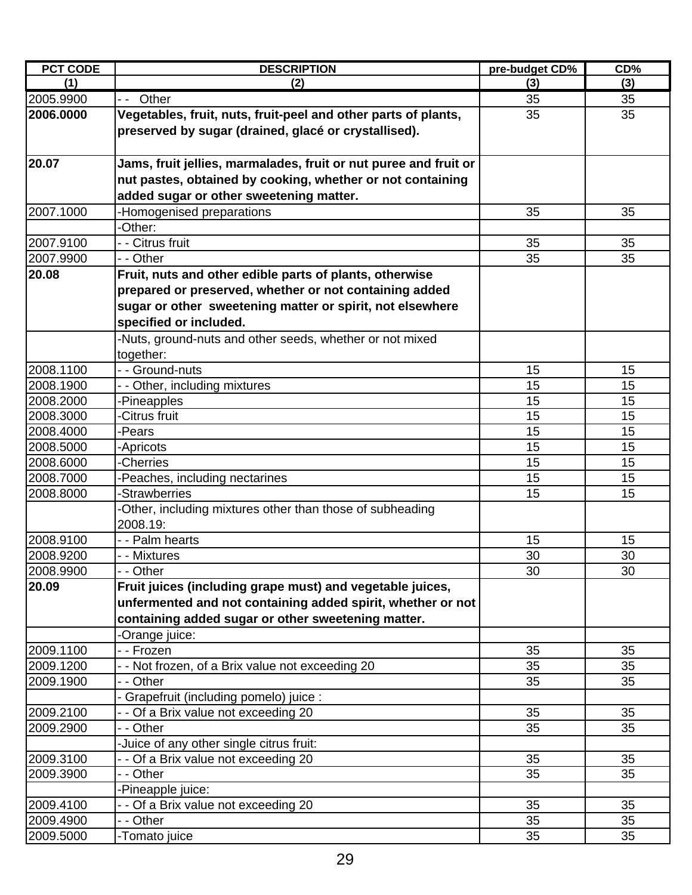| PCT CODE | DESCRIPTION | pre-budget CD% | CD% |
|---|---|---|---|
| (1) | (2) | (3) | (3) |
| 2005.9900 | - -  Other | 35 | 35 |
| **2006.0000** | **Vegetables, fruit, nuts, fruit-peel and other parts of plants, preserved by sugar (drained, glacé or crystallised).** | 35 | 35 |
| **20.07** | **Jams, fruit jellies, marmalades, fruit or nut puree and fruit or nut pastes, obtained by cooking, whether or not containing added sugar or other sweetening matter.** | | |
| 2007.1000 | -Homogenised preparations | 35 | 35 |
| | -Other: | | |
| 2007.9100 | - - Citrus fruit | 35 | 35 |
| 2007.9900 | - - Other | 35 | 35 |
| **20.08** | **Fruit, nuts and other edible parts of plants, otherwise prepared or preserved, whether or not containing added sugar or other sweetening matter or spirit, not elsewhere specified or included.** | | |
| | -Nuts, ground-nuts and other seeds, whether or not mixed together: | | |
| 2008.1100 | - - Ground-nuts | 15 | 15 |
| 2008.1900 | - - Other, including mixtures | 15 | 15 |
| 2008.2000 | -Pineapples | 15 | 15 |
| 2008.3000 | -Citrus fruit | 15 | 15 |
| 2008.4000 | -Pears | 15 | 15 |
| 2008.5000 | -Apricots | 15 | 15 |
| 2008.6000 | -Cherries | 15 | 15 |
| 2008.7000 | -Peaches, including nectarines | 15 | 15 |
| 2008.8000 | -Strawberries | 15 | 15 |
| | -Other, including mixtures other than those of subheading 2008.19: | | |
| 2008.9100 | - - Palm hearts | 15 | 15 |
| 2008.9200 | - - Mixtures | 30 | 30 |
| 2008.9900 | - - Other | 30 | 30 |
| **20.09** | **Fruit juices (including grape must) and vegetable juices, unfermented and not containing added spirit, whether or not containing added sugar or other sweetening matter.** | | |
| | -Orange juice: | | |
| 2009.1100 | - - Frozen | 35 | 35 |
| 2009.1200 | - - Not frozen, of a Brix value not exceeding 20 | 35 | 35 |
| 2009.1900 | - - Other | 35 | 35 |
| | - Grapefruit (including pomelo) juice : | | |
| 2009.2100 | - - Of a Brix value not exceeding 20 | 35 | 35 |
| 2009.2900 | - - Other | 35 | 35 |
| | -Juice of any other single citrus fruit: | | |
| 2009.3100 | - - Of a Brix value not exceeding 20 | 35 | 35 |
| 2009.3900 | - - Other | 35 | 35 |
| | -Pineapple juice: | | |
| 2009.4100 | - - Of a Brix value not exceeding 20 | 35 | 35 |
| 2009.4900 | - - Other | 35 | 35 |
| 2009.5000 | -Tomato juice | 35 | 35 |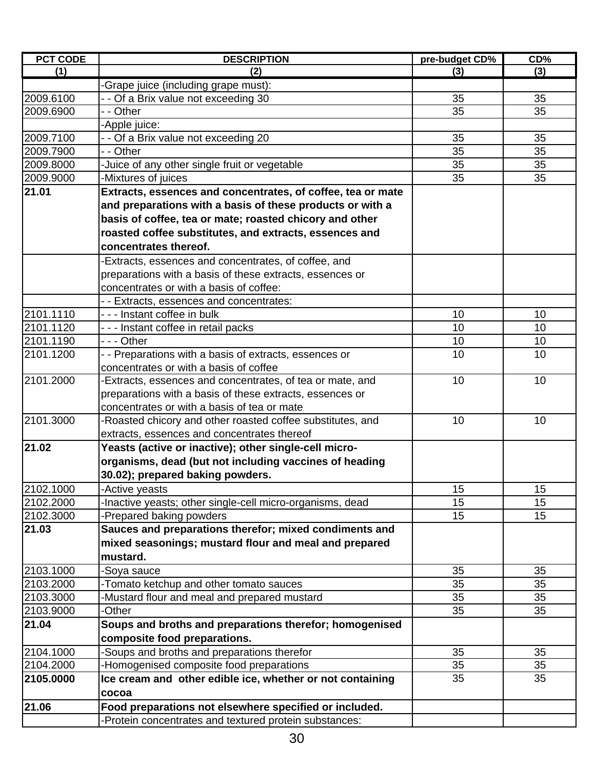| PCT CODE | DESCRIPTION | pre-budget CD% | CD% |
|---|---|---|---|
| (1) | (2) | (3) | (3) |
| | -Grape juice (including grape must): | | |
| 2009.6100 | - - Of a Brix value not exceeding 30 | 35 | 35 |
| 2009.6900 | - - Other | 35 | 35 |
| | -Apple juice: | | |
| 2009.7100 | - - Of a Brix value not exceeding 20 | 35 | 35 |
| 2009.7900 | - - Other | 35 | 35 |
| 2009.8000 | -Juice of any other single fruit or vegetable | 35 | 35 |
| 2009.9000 | -Mixtures of juices | 35 | 35 |
| **21.01** | **Extracts, essences and concentrates, of coffee, tea or mate and preparations with a basis of these products or with a basis of coffee, tea or mate; roasted chicory and other roasted coffee substitutes, and extracts, essences and concentrates thereof.** | | |
| | -Extracts, essences and concentrates, of coffee, and preparations with a basis of these extracts, essences or concentrates or with a basis of coffee: | | |
| | - - Extracts, essences and concentrates: | | |
| 2101.1110 | - - - Instant coffee in bulk | 10 | 10 |
| 2101.1120 | - - - Instant coffee in retail packs | 10 | 10 |
| 2101.1190 | - - - Other | 10 | 10 |
| 2101.1200 | - - Preparations with a basis of extracts, essences or concentrates or with a basis of coffee | 10 | 10 |
| 2101.2000 | -Extracts, essences and concentrates, of tea or mate, and preparations with a basis of these extracts, essences or concentrates or with a basis of tea or mate | 10 | 10 |
| 2101.3000 | -Roasted chicory and other roasted coffee substitutes, and extracts, essences and concentrates thereof | 10 | 10 |
| **21.02** | **Yeasts (active or inactive); other single-cell micro-organisms, dead (but not including vaccines of heading 30.02); prepared baking powders.** | | |
| 2102.1000 | -Active yeasts | 15 | 15 |
| 2102.2000 | -Inactive yeasts; other single-cell micro-organisms, dead | 15 | 15 |
| 2102.3000 | -Prepared baking powders | 15 | 15 |
| **21.03** | **Sauces and preparations therefor; mixed condiments and mixed seasonings; mustard flour and meal and prepared mustard.** | | |
| 2103.1000 | -Soya sauce | 35 | 35 |
| 2103.2000 | -Tomato ketchup and other tomato sauces | 35 | 35 |
| 2103.3000 | -Mustard flour and meal and prepared mustard | 35 | 35 |
| 2103.9000 | -Other | 35 | 35 |
| **21.04** | **Soups and broths and preparations therefor; homogenised composite food preparations.** | | |
| 2104.1000 | -Soups and broths and preparations therefor | 35 | 35 |
| 2104.2000 | -Homogenised composite food preparations | 35 | 35 |
| **2105.0000** | **Ice cream and other edible ice, whether or not containing cocoa** | 35 | 35 |
| **21.06** | **Food preparations not elsewhere specified or included.** | | |
| | -Protein concentrates and textured protein substances: | | |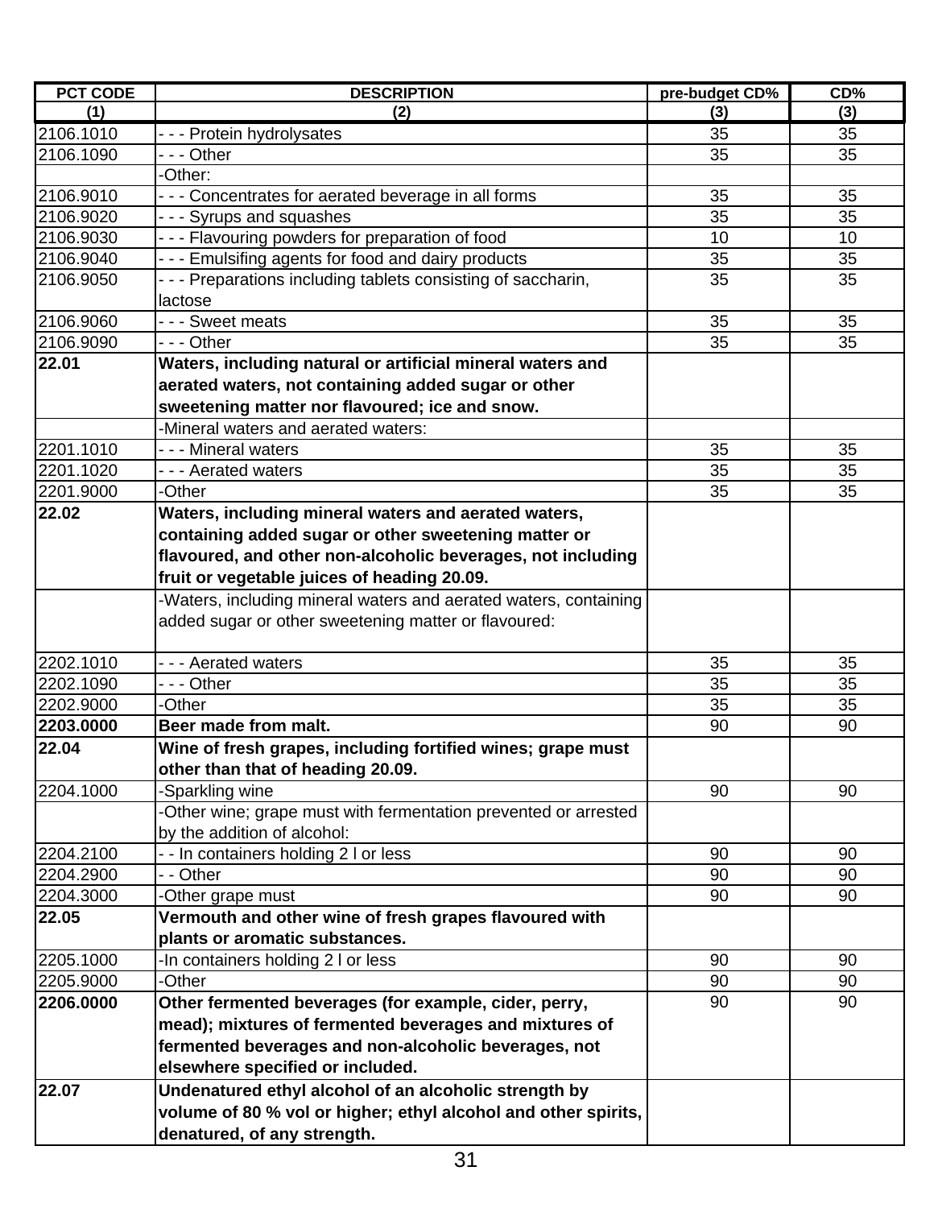| PCT CODE | DESCRIPTION | pre-budget CD% | CD% |
|---|---|---|---|
| (1) | (2) | (3) | (3) |
| 2106.1010 | - - - Protein hydrolysates | 35 | 35 |
| 2106.1090 | - - - Other | 35 | 35 |
| | -Other: | | |
| 2106.9010 | - - - Concentrates for aerated beverage in all forms | 35 | 35 |
| 2106.9020 | - - - Syrups and squashes | 35 | 35 |
| 2106.9030 | - - - Flavouring powders for preparation of food | 10 | 10 |
| 2106.9040 | - - - Emulsifing agents for food and dairy products | 35 | 35 |
| 2106.9050 | - - - Preparations including tablets consisting of saccharin, lactose | 35 | 35 |
| 2106.9060 | - - - Sweet meats | 35 | 35 |
| 2106.9090 | - - - Other | 35 | 35 |
| **22.01** | **Waters, including natural or artificial mineral waters and aerated waters, not containing added sugar or other sweetening matter nor flavoured; ice and snow.** | | |
| | -Mineral waters and aerated waters: | | |
| 2201.1010 | - - - Mineral waters | 35 | 35 |
| 2201.1020 | - - - Aerated waters | 35 | 35 |
| 2201.9000 | -Other | 35 | 35 |
| **22.02** | **Waters, including mineral waters and aerated waters, containing added sugar or other sweetening matter or flavoured, and other non-alcoholic beverages, not including fruit or vegetable juices of heading 20.09.** | | |
| | -Waters, including mineral waters and aerated waters, containing added sugar or other sweetening matter or flavoured: | | |
| 2202.1010 | - - - Aerated waters | 35 | 35 |
| 2202.1090 | - - - Other | 35 | 35 |
| 2202.9000 | -Other | 35 | 35 |
| **2203.0000** | **Beer made from malt.** | 90 | 90 |
| **22.04** | **Wine of fresh grapes, including fortified wines; grape must other than that of heading 20.09.** | | |
| 2204.1000 | -Sparkling wine | 90 | 90 |
| | -Other wine; grape must with fermentation prevented or arrested by the addition of alcohol: | | |
| 2204.2100 | - - In containers holding 2 l or less | 90 | 90 |
| 2204.2900 | - - Other | 90 | 90 |
| 2204.3000 | -Other grape must | 90 | 90 |
| **22.05** | **Vermouth and other wine of fresh grapes flavoured with plants or aromatic substances.** | | |
| 2205.1000 | -In containers holding 2 l or less | 90 | 90 |
| 2205.9000 | -Other | 90 | 90 |
| **2206.0000** | **Other fermented beverages (for example, cider, perry, mead); mixtures of fermented beverages and mixtures of fermented beverages and non-alcoholic beverages, not elsewhere specified or included.** | 90 | 90 |
| **22.07** | **Undenatured ethyl alcohol of an alcoholic strength by volume of 80 % vol or higher; ethyl alcohol and other spirits, denatured, of any strength.** | | |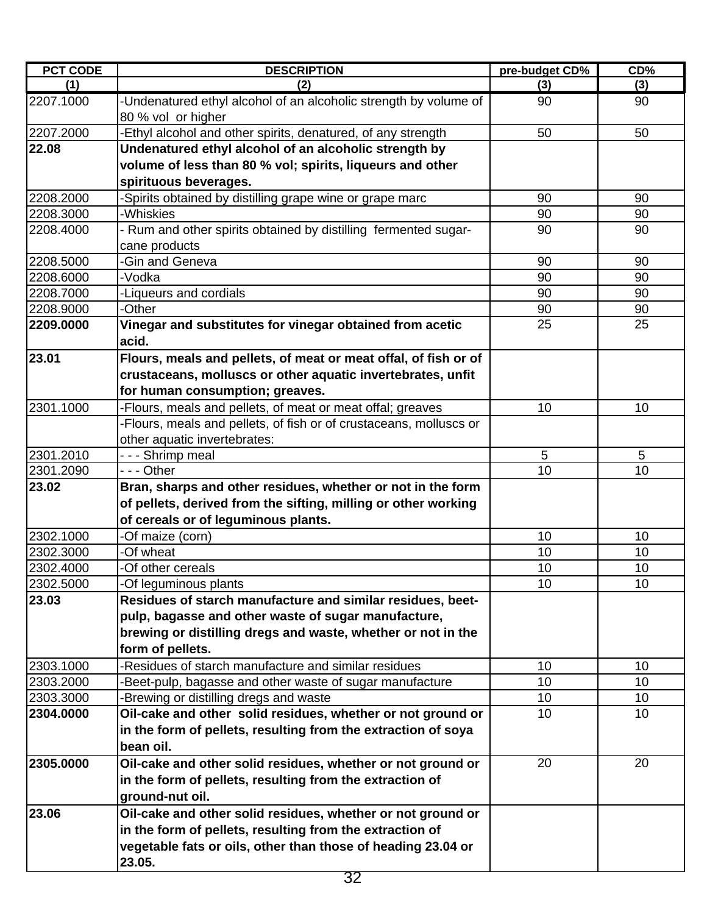| PCT CODE | DESCRIPTION | pre-budget CD% | CD% |
|---|---|---|---|
| (1) | (2) | (3) | (3) |
| 2207.1000 | -Undenatured ethyl alcohol of an alcoholic strength by volume of 80 % vol or higher | 90 | 90 |
| 2207.2000 | -Ethyl alcohol and other spirits, denatured, of any strength | 50 | 50 |
| **22.08** | **Undenatured ethyl alcohol of an alcoholic strength by volume of less than 80 % vol; spirits, liqueurs and other spirituous beverages.** | | |
| 2208.2000 | -Spirits obtained by distilling grape wine or grape marc | 90 | 90 |
| 2208.3000 | -Whiskies | 90 | 90 |
| 2208.4000 | - Rum and other spirits obtained by distilling fermented sugar-cane products | 90 | 90 |
| 2208.5000 | -Gin and Geneva | 90 | 90 |
| 2208.6000 | -Vodka | 90 | 90 |
| 2208.7000 | -Liqueurs and cordials | 90 | 90 |
| 2208.9000 | -Other | 90 | 90 |
| **2209.0000** | **Vinegar and substitutes for vinegar obtained from acetic acid.** | 25 | 25 |
| **23.01** | **Flours, meals and pellets, of meat or meat offal, of fish or of crustaceans, molluscs or other aquatic invertebrates, unfit for human consumption; greaves.** | | |
| 2301.1000 | -Flours, meals and pellets, of meat or meat offal; greaves | 10 | 10 |
| | -Flours, meals and pellets, of fish or of crustaceans, molluscs or other aquatic invertebrates: | | |
| 2301.2010 | - - - Shrimp meal | 5 | 5 |
| 2301.2090 | - - - Other | 10 | 10 |
| **23.02** | **Bran, sharps and other residues, whether or not in the form of pellets, derived from the sifting, milling or other working of cereals or of leguminous plants.** | | |
| 2302.1000 | -Of maize (corn) | 10 | 10 |
| 2302.3000 | -Of wheat | 10 | 10 |
| 2302.4000 | -Of other cereals | 10 | 10 |
| 2302.5000 | -Of leguminous plants | 10 | 10 |
| **23.03** | **Residues of starch manufacture and similar residues, beet-pulp, bagasse and other waste of sugar manufacture, brewing or distilling dregs and waste, whether or not in the form of pellets.** | | |
| 2303.1000 | -Residues of starch manufacture and similar residues | 10 | 10 |
| 2303.2000 | -Beet-pulp, bagasse and other waste of sugar manufacture | 10 | 10 |
| 2303.3000 | -Brewing or distilling dregs and waste | 10 | 10 |
| **2304.0000** | **Oil-cake and other solid residues, whether or not ground or in the form of pellets, resulting from the extraction of soya bean oil.** | 10 | 10 |
| **2305.0000** | **Oil-cake and other solid residues, whether or not ground or in the form of pellets, resulting from the extraction of ground-nut oil.** | 20 | 20 |
| **23.06** | **Oil-cake and other solid residues, whether or not ground or in the form of pellets, resulting from the extraction of vegetable fats or oils, other than those of heading 23.04 or 23.05.** | | |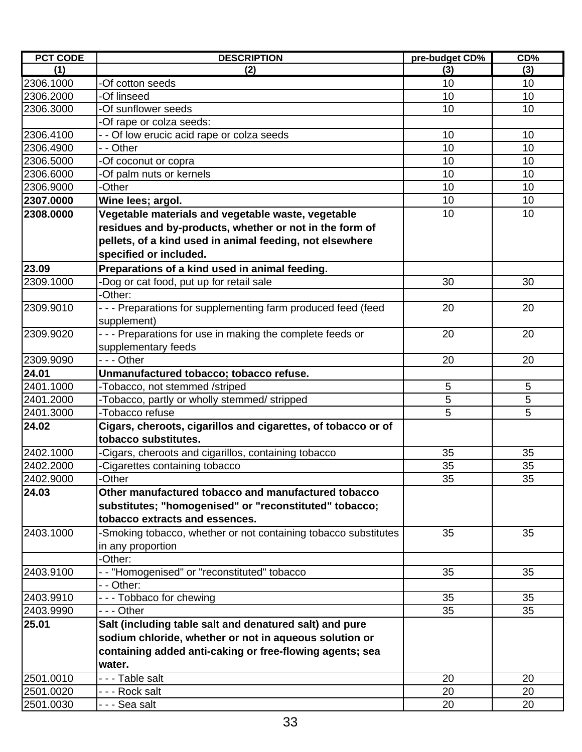| PCT CODE | DESCRIPTION | pre-budget CD% | CD% |
|---|---|---|---|
| (1) | (2) | (3) | (3) |
| 2306.1000 | -Of cotton seeds | 10 | 10 |
| 2306.2000 | -Of linseed | 10 | 10 |
| 2306.3000 | -Of sunflower seeds | 10 | 10 |
| | -Of rape or colza seeds: | | |
| 2306.4100 | - - Of low erucic acid rape or colza seeds | 10 | 10 |
| 2306.4900 | - - Other | 10 | 10 |
| 2306.5000 | -Of coconut or copra | 10 | 10 |
| 2306.6000 | -Of palm nuts or kernels | 10 | 10 |
| 2306.9000 | -Other | 10 | 10 |
| **2307.0000** | **Wine lees; argol.** | 10 | 10 |
| **2308.0000** | **Vegetable materials and vegetable waste, vegetable residues and by-products, whether or not in the form of pellets, of a kind used in animal feeding, not elsewhere specified or included.** | 10 | 10 |
| **23.09** | **Preparations of a kind used in animal feeding.** | | |
| 2309.1000 | -Dog or cat food, put up for retail sale | 30 | 30 |
| | -Other: | | |
| 2309.9010 | - - - Preparations for supplementing farm produced feed (feed supplement) | 20 | 20 |
| 2309.9020 | - - - Preparations for use in making the complete feeds or supplementary feeds | 20 | 20 |
| 2309.9090 | - - - Other | 20 | 20 |
| **24.01** | **Unmanufactured tobacco; tobacco refuse.** | | |
| 2401.1000 | -Tobacco, not stemmed /striped | 5 | 5 |
| 2401.2000 | -Tobacco, partly or wholly stemmed/ stripped | 5 | 5 |
| 2401.3000 | -Tobacco refuse | 5 | 5 |
| **24.02** | **Cigars, cheroots, cigarillos and cigarettes, of tobacco or of tobacco substitutes.** | | |
| 2402.1000 | -Cigars, cheroots and cigarillos, containing tobacco | 35 | 35 |
| 2402.2000 | -Cigarettes containing tobacco | 35 | 35 |
| 2402.9000 | -Other | 35 | 35 |
| **24.03** | **Other manufactured tobacco and manufactured tobacco substitutes; "homogenised" or "reconstituted" tobacco; tobacco extracts and essences.** | | |
| 2403.1000 | -Smoking tobacco, whether or not containing tobacco substitutes in any proportion | 35 | 35 |
| | -Other: | | |
| 2403.9100 | - - "Homogenised" or "reconstituted" tobacco | 35 | 35 |
| | - - Other: | | |
| 2403.9910 | - - - Tobbaco for chewing | 35 | 35 |
| 2403.9990 | - - - Other | 35 | 35 |
| **25.01** | **Salt (including table salt and denatured salt) and pure sodium chloride, whether or not in aqueous solution or containing added anti-caking or free-flowing agents; sea water.** | | |
| 2501.0010 | - - - Table salt | 20 | 20 |
| 2501.0020 | - - - Rock salt | 20 | 20 |
| 2501.0030 | - - - Sea salt | 20 | 20 |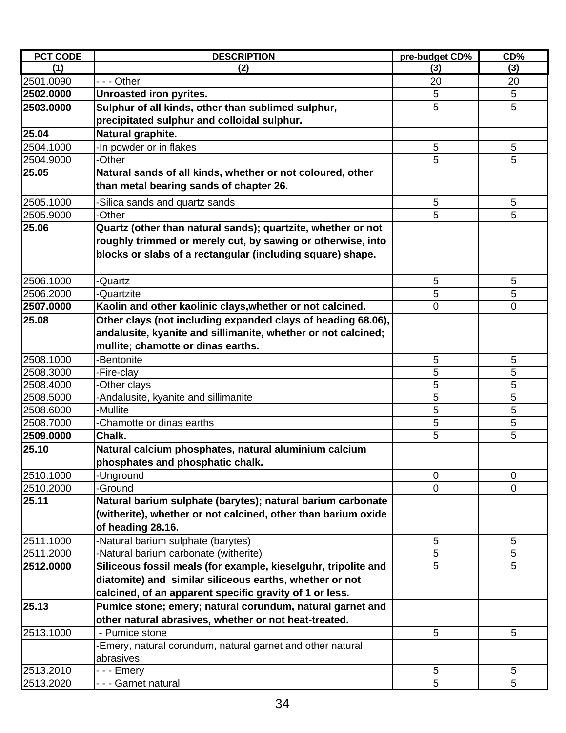| PCT CODE | DESCRIPTION | pre-budget CD% | CD% |
|---|---|---|---|
| (1) | (2) | (3) | (3) |
| 2501.0090 | - - - Other | 20 | 20 |
| **2502.0000** | **Unroasted iron pyrites.** | 5 | 5 |
| **2503.0000** | **Sulphur of all kinds, other than sublimed sulphur, precipitated sulphur and colloidal sulphur.** | 5 | 5 |
| **25.04** | **Natural graphite.** | | |
| 2504.1000 | -In powder or in flakes | 5 | 5 |
| 2504.9000 | -Other | 5 | 5 |
| **25.05** | **Natural sands of all kinds, whether or not coloured, other than metal bearing sands of chapter 26.** | | |
| 2505.1000 | -Silica sands and quartz sands | 5 | 5 |
| 2505.9000 | -Other | 5 | 5 |
| **25.06** | **Quartz (other than natural sands); quartzite, whether or not roughly trimmed or merely cut, by sawing or otherwise, into blocks or slabs of a rectangular (including square) shape.** | | |
| 2506.1000 | -Quartz | 5 | 5 |
| 2506.2000 | -Quartzite | 5 | 5 |
| **2507.0000** | **Kaolin and other kaolinic clays,whether or not calcined.** | 0 | 0 |
| **25.08** | **Other clays (not including expanded clays of heading 68.06), andalusite, kyanite and sillimanite, whether or not calcined; mullite; chamotte or dinas earths.** | | |
| 2508.1000 | -Bentonite | 5 | 5 |
| 2508.3000 | -Fire-clay | 5 | 5 |
| 2508.4000 | -Other clays | 5 | 5 |
| 2508.5000 | -Andalusite, kyanite and sillimanite | 5 | 5 |
| 2508.6000 | -Mullite | 5 | 5 |
| 2508.7000 | -Chamotte or dinas earths | 5 | 5 |
| **2509.0000** | **Chalk.** | 5 | 5 |
| **25.10** | **Natural calcium phosphates, natural aluminium calcium phosphates and phosphatic chalk.** | | |
| 2510.1000 | -Unground | 0 | 0 |
| 2510.2000 | -Ground | 0 | 0 |
| **25.11** | **Natural barium sulphate (barytes); natural barium carbonate (witherite), whether or not calcined, other than barium oxide of heading 28.16.** | | |
| 2511.1000 | -Natural barium sulphate (barytes) | 5 | 5 |
| 2511.2000 | -Natural barium carbonate (witherite) | 5 | 5 |
| **2512.0000** | **Siliceous fossil meals (for example, kieselguhr, tripolite and diatomite) and similar siliceous earths, whether or not calcined, of an apparent specific gravity of 1 or less.** | 5 | 5 |
| **25.13** | **Pumice stone; emery; natural corundum, natural garnet and other natural abrasives, whether or not heat-treated.** | | |
| 2513.1000 | - Pumice stone | 5 | 5 |
| | -Emery, natural corundum, natural garnet and other natural abrasives: | | |
| 2513.2010 | - - - Emery | 5 | 5 |
| 2513.2020 | - - - Garnet natural | 5 | 5 |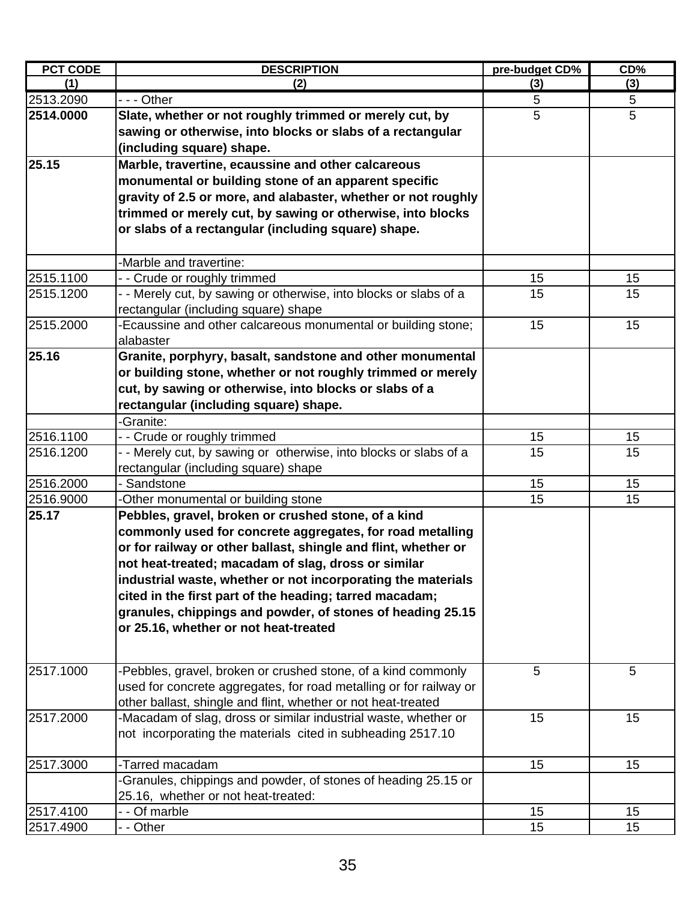| PCT CODE | DESCRIPTION | pre-budget CD% | CD% |
|---|---|---|---|
| (1) | (2) | (3) | (3) |
| 2513.2090 | - - - Other | 5 | 5 |
| **2514.0000** | **Slate, whether or not roughly trimmed or merely cut, by sawing or otherwise, into blocks or slabs of a rectangular (including square) shape.** | 5 | 5 |
| **25.15** | **Marble, travertine, ecaussine and other calcareous monumental or building stone of an apparent specific gravity of 2.5 or more, and alabaster, whether or not roughly trimmed or merely cut, by sawing or otherwise, into blocks or slabs of a rectangular (including square) shape.** | | |
| | -Marble and travertine: | | |
| 2515.1100 | - - Crude or roughly trimmed | 15 | 15 |
| 2515.1200 | - - Merely cut, by sawing or otherwise, into blocks or slabs of a rectangular (including square) shape | 15 | 15 |
| 2515.2000 | -Ecaussine and other calcareous monumental or building stone; alabaster | 15 | 15 |
| **25.16** | **Granite, porphyry, basalt, sandstone and other monumental or building stone, whether or not roughly trimmed or merely cut, by sawing or otherwise, into blocks or slabs of a rectangular (including square) shape.** | | |
| | -Granite: | | |
| 2516.1100 | - - Crude or roughly trimmed | 15 | 15 |
| 2516.1200 | - - Merely cut, by sawing or otherwise, into blocks or slabs of a rectangular (including square) shape | 15 | 15 |
| 2516.2000 | - Sandstone | 15 | 15 |
| 2516.9000 | -Other monumental or building stone | 15 | 15 |
| **25.17** | **Pebbles, gravel, broken or crushed stone, of a kind commonly used for concrete aggregates, for road metalling or for railway or other ballast, shingle and flint, whether or not heat-treated; macadam of slag, dross or similar industrial waste, whether or not incorporating the materials cited in the first part of the heading; tarred macadam; granules, chippings and powder, of stones of heading 25.15 or 25.16, whether or not heat-treated** | | |
| 2517.1000 | -Pebbles, gravel, broken or crushed stone, of a kind commonly used for concrete aggregates, for road metalling or for railway or other ballast, shingle and flint, whether or not heat-treated | 5 | 5 |
| 2517.2000 | -Macadam of slag, dross or similar industrial waste, whether or not incorporating the materials cited in subheading 2517.10 | 15 | 15 |
| 2517.3000 | -Tarred macadam | 15 | 15 |
| | -Granules, chippings and powder, of stones of heading 25.15 or 25.16, whether or not heat-treated: | | |
| 2517.4100 | - - Of marble | 15 | 15 |
| 2517.4900 | - - Other | 15 | 15 |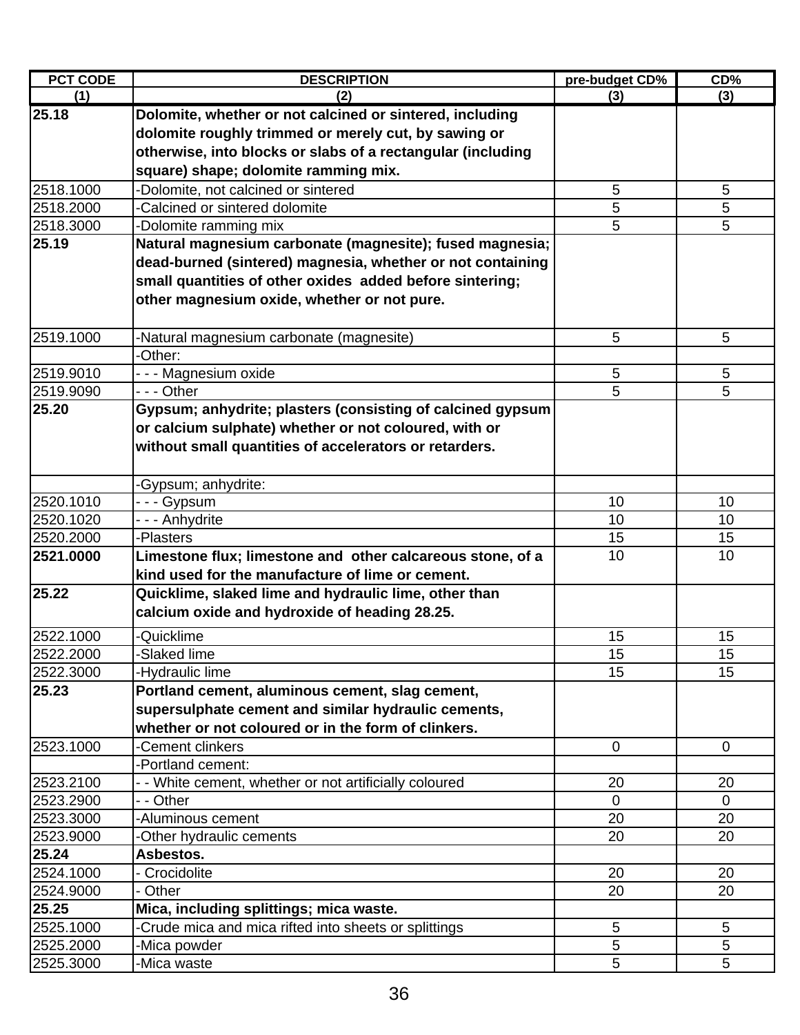| PCT CODE | DESCRIPTION | pre-budget CD% | CD% |
|---|---|---|---|
| (1) | (2) | (3) | (3) |
| **25.18** | **Dolomite, whether or not calcined or sintered, including dolomite roughly trimmed or merely cut, by sawing or otherwise, into blocks or slabs of a rectangular (including square) shape; dolomite ramming mix.** | | |
| 2518.1000 | -Dolomite, not calcined or sintered | 5 | 5 |
| 2518.2000 | -Calcined or sintered dolomite | 5 | 5 |
| 2518.3000 | -Dolomite ramming mix | 5 | 5 |
| **25.19** | **Natural magnesium carbonate (magnesite); fused magnesia; dead-burned (sintered) magnesia, whether or not containing small quantities of other oxides added before sintering; other magnesium oxide, whether or not pure.** | | |
| 2519.1000 | -Natural magnesium carbonate (magnesite) | 5 | 5 |
| | -Other: | | |
| 2519.9010 | - - - Magnesium oxide | 5 | 5 |
| 2519.9090 | - - - Other | 5 | 5 |
| **25.20** | **Gypsum; anhydrite; plasters (consisting of calcined gypsum or calcium sulphate) whether or not coloured, with or without small quantities of accelerators or retarders.** | | |
| | -Gypsum; anhydrite: | | |
| 2520.1010 | - - - Gypsum | 10 | 10 |
| 2520.1020 | - - - Anhydrite | 10 | 10 |
| 2520.2000 | -Plasters | 15 | 15 |
| **2521.0000** | **Limestone flux; limestone and other calcareous stone, of a kind used for the manufacture of lime or cement.** | 10 | 10 |
| **25.22** | **Quicklime, slaked lime and hydraulic lime, other than calcium oxide and hydroxide of heading 28.25.** | | |
| 2522.1000 | -Quicklime | 15 | 15 |
| 2522.2000 | -Slaked lime | 15 | 15 |
| 2522.3000 | -Hydraulic lime | 15 | 15 |
| **25.23** | **Portland cement, aluminous cement, slag cement, supersulphate cement and similar hydraulic cements, whether or not coloured or in the form of clinkers.** | | |
| 2523.1000 | -Cement clinkers | 0 | 0 |
| | -Portland cement: | | |
| 2523.2100 | - - White cement, whether or not artificially coloured | 20 | 20 |
| 2523.2900 | - - Other | 0 | 0 |
| 2523.3000 | -Aluminous cement | 20 | 20 |
| 2523.9000 | -Other hydraulic cements | 20 | 20 |
| **25.24** | **Asbestos.** | | |
| 2524.1000 | - Crocidolite | 20 | 20 |
| 2524.9000 | - Other | 20 | 20 |
| **25.25** | **Mica, including splittings; mica waste.** | | |
| 2525.1000 | -Crude mica and mica rifted into sheets or splittings | 5 | 5 |
| 2525.2000 | -Mica powder | 5 | 5 |
| 2525.3000 | -Mica waste | 5 | 5 |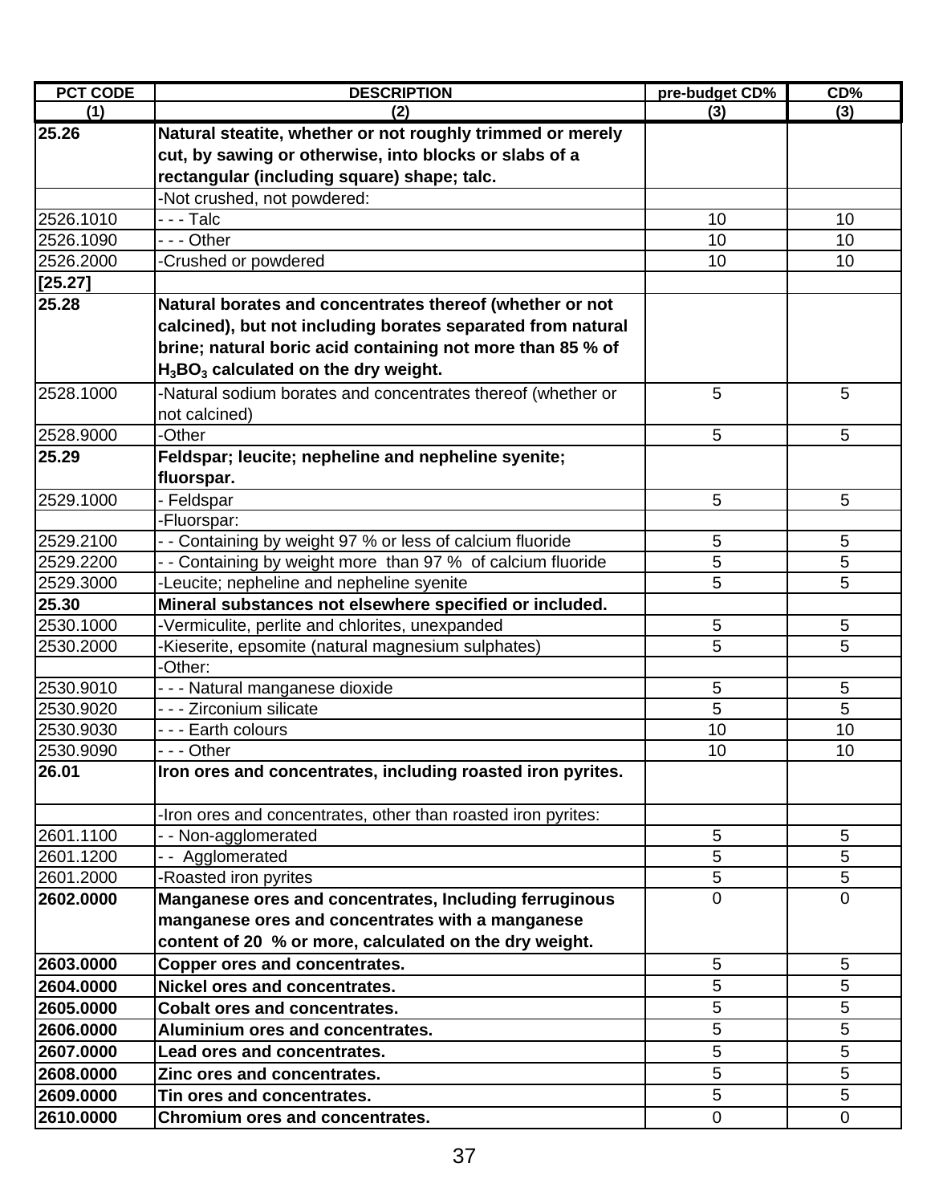| PCT CODE | DESCRIPTION | pre-budget CD% | CD% |
|---|---|---|---|
| (1) | (2) | (3) | (3) |
| **25.26** | **Natural steatite, whether or not roughly trimmed or merely cut, by sawing or otherwise, into blocks or slabs of a rectangular (including square) shape; talc.** | | |
| | -Not crushed, not powdered: | | |
| 2526.1010 | - - - Talc | 10 | 10 |
| 2526.1090 | - - - Other | 10 | 10 |
| 2526.2000 | -Crushed or powdered | 10 | 10 |
| **[25.27]** | | | |
| **25.28** | **Natural borates and concentrates thereof (whether or not calcined), but not including borates separated from natural brine; natural boric acid containing not more than 85 % of $H_3BO_3$ calculated on the dry weight.** | | |
| 2528.1000 | -Natural sodium borates and concentrates thereof (whether or not calcined) | 5 | 5 |
| 2528.9000 | -Other | 5 | 5 |
| **25.29** | **Feldspar; leucite; nepheline and nepheline syenite; fluorspar.** | | |
| 2529.1000 | - Feldspar | 5 | 5 |
| | -Fluorspar: | | |
| 2529.2100 | - - Containing by weight 97 % or less of calcium fluoride | 5 | 5 |
| 2529.2200 | - - Containing by weight more than 97 % of calcium fluoride | 5 | 5 |
| 2529.3000 | -Leucite; nepheline and nepheline syenite | 5 | 5 |
| **25.30** | **Mineral substances not elsewhere specified or included.** | | |
| 2530.1000 | -Vermiculite, perlite and chlorites, unexpanded | 5 | 5 |
| 2530.2000 | -Kieserite, epsomite (natural magnesium sulphates) | 5 | 5 |
| | -Other: | | |
| 2530.9010 | - - - Natural manganese dioxide | 5 | 5 |
| 2530.9020 | - - - Zirconium silicate | 5 | 5 |
| 2530.9030 | - - - Earth colours | 10 | 10 |
| 2530.9090 | - - - Other | 10 | 10 |
| **26.01** | **Iron ores and concentrates, including roasted iron pyrites.** | | |
| | -Iron ores and concentrates, other than roasted iron pyrites: | | |
| 2601.1100 | - - Non-agglomerated | 5 | 5 |
| 2601.1200 | - - Agglomerated | 5 | 5 |
| 2601.2000 | -Roasted iron pyrites | 5 | 5 |
| **2602.0000** | **Manganese ores and concentrates, Including ferruginous manganese ores and concentrates with a manganese content of 20 % or more, calculated on the dry weight.** | 0 | 0 |
| **2603.0000** | **Copper ores and concentrates.** | 5 | 5 |
| **2604.0000** | **Nickel ores and concentrates.** | 5 | 5 |
| **2605.0000** | **Cobalt ores and concentrates.** | 5 | 5 |
| **2606.0000** | **Aluminium ores and concentrates.** | 5 | 5 |
| **2607.0000** | **Lead ores and concentrates.** | 5 | 5 |
| **2608.0000** | **Zinc ores and concentrates.** | 5 | 5 |
| **2609.0000** | **Tin ores and concentrates.** | 5 | 5 |
| **2610.0000** | **Chromium ores and concentrates.** | 0 | 0 |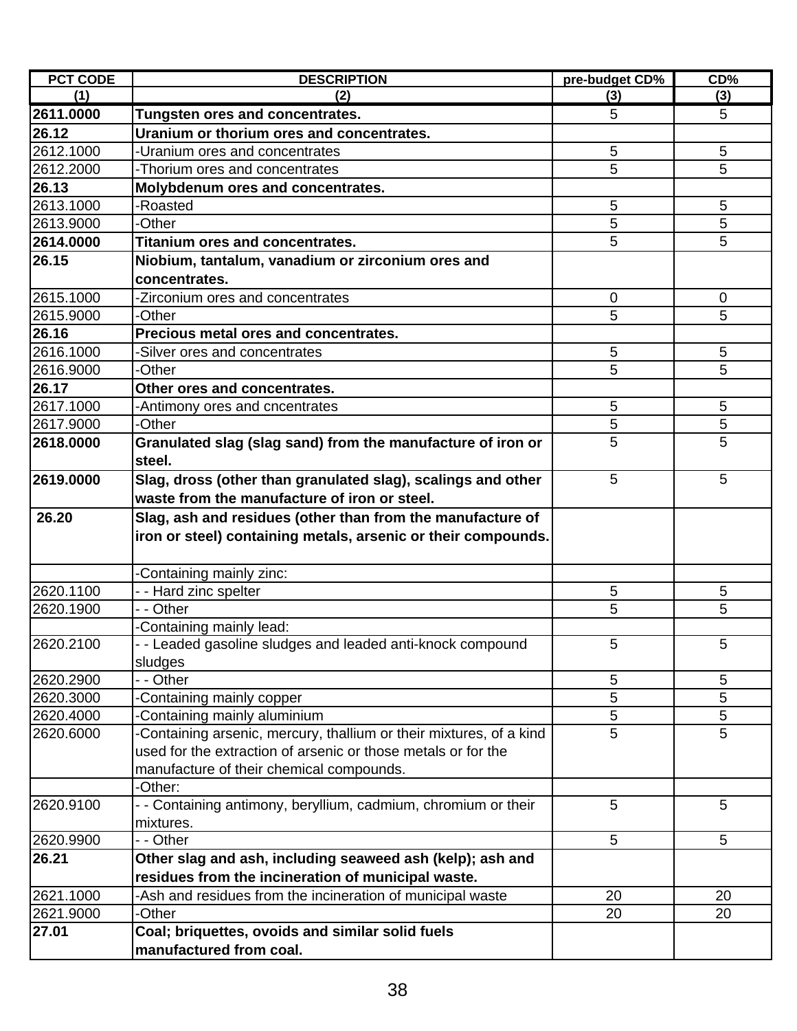| PCT CODE | DESCRIPTION | pre-budget CD% | CD% |
|---|---|---|---|
| (1) | (2) | (3) | (3) |
| **2611.0000** | **Tungsten ores and concentrates.** | 5 | 5 |
| **26.12** | **Uranium or thorium ores and concentrates.** | | |
| 2612.1000 | -Uranium ores and concentrates | 5 | 5 |
| 2612.2000 | -Thorium ores and concentrates | 5 | 5 |
| **26.13** | **Molybdenum ores and concentrates.** | | |
| 2613.1000 | -Roasted | 5 | 5 |
| 2613.9000 | -Other | 5 | 5 |
| **2614.0000** | **Titanium ores and concentrates.** | 5 | 5 |
| **26.15** | **Niobium, tantalum, vanadium or zirconium ores and concentrates.** | | |
| 2615.1000 | -Zirconium ores and concentrates | 0 | 0 |
| 2615.9000 | -Other | 5 | 5 |
| **26.16** | **Precious metal ores and concentrates.** | | |
| 2616.1000 | -Silver ores and concentrates | 5 | 5 |
| 2616.9000 | -Other | 5 | 5 |
| **26.17** | **Other ores and concentrates.** | | |
| 2617.1000 | -Antimony ores and cncentrates | 5 | 5 |
| 2617.9000 | -Other | 5 | 5 |
| **2618.0000** | **Granulated slag (slag sand) from the manufacture of iron or steel.** | 5 | 5 |
| **2619.0000** | **Slag, dross (other than granulated slag), scalings and other waste from the manufacture of iron or steel.** | 5 | 5 |
| **26.20** | **Slag, ash and residues (other than from the manufacture of iron or steel) containing metals, arsenic or their compounds.** | | |
| | -Containing mainly zinc: | | |
| 2620.1100 | - - Hard zinc spelter | 5 | 5 |
| 2620.1900 | - - Other | 5 | 5 |
| | -Containing mainly lead: | | |
| 2620.2100 | - - Leaded gasoline sludges and leaded anti-knock compound sludges | 5 | 5 |
| 2620.2900 | - - Other | 5 | 5 |
| 2620.3000 | -Containing mainly copper | 5 | 5 |
| 2620.4000 | -Containing mainly aluminium | 5 | 5 |
| 2620.6000 | -Containing arsenic, mercury, thallium or their mixtures, of a kind used for the extraction of arsenic or those metals or for the manufacture of their chemical compounds. | 5 | 5 |
| | -Other: | | |
| 2620.9100 | - - Containing antimony, beryllium, cadmium, chromium or their mixtures. | 5 | 5 |
| 2620.9900 | - - Other | 5 | 5 |
| **26.21** | **Other slag and ash, including seaweed ash (kelp); ash and residues from the incineration of municipal waste.** | | |
| 2621.1000 | -Ash and residues from the incineration of municipal waste | 20 | 20 |
| 2621.9000 | -Other | 20 | 20 |
| **27.01** | **Coal; briquettes, ovoids and similar solid fuels manufactured from coal.** | | |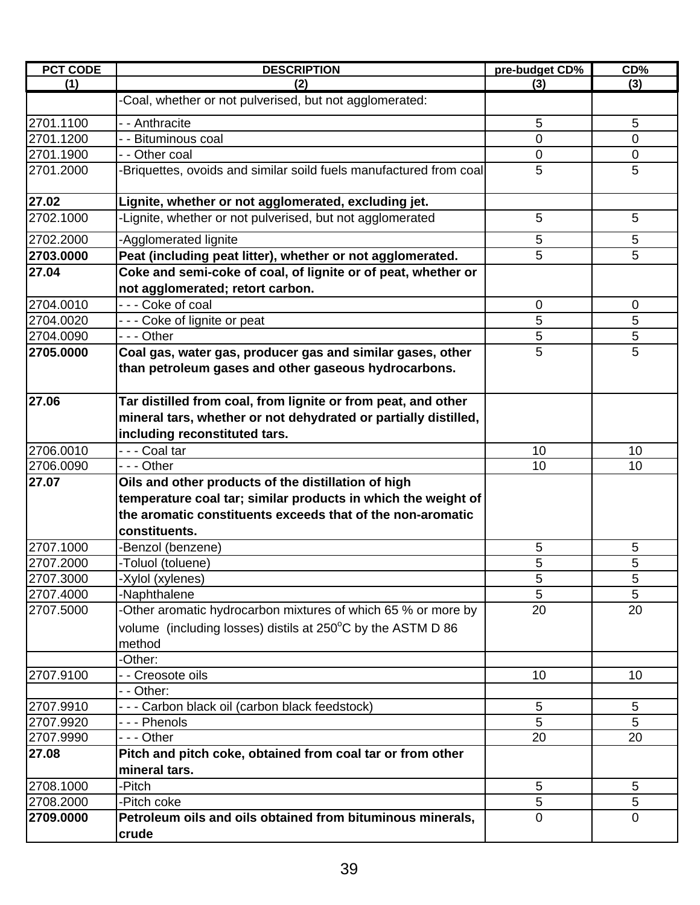| PCT CODE | DESCRIPTION | pre-budget CD% | CD% |
|---|---|---|---|
| (1) | (2) | (3) | (3) |
| | -Coal, whether or not pulverised, but not agglomerated: | | |
| 2701.1100 | - - Anthracite | 5 | 5 |
| 2701.1200 | - - Bituminous coal | 0 | 0 |
| 2701.1900 | - - Other coal | 0 | 0 |
| 2701.2000 | -Briquettes, ovoids and similar soild fuels manufactured from coal | 5 | 5 |
| **27.02** | **Lignite, whether or not agglomerated, excluding jet.** | | |
| 2702.1000 | -Lignite, whether or not pulverised, but not agglomerated | 5 | 5 |
| 2702.2000 | -Agglomerated lignite | 5 | 5 |
| **2703.0000** | **Peat (including peat litter), whether or not agglomerated.** | 5 | 5 |
| **27.04** | **Coke and semi-coke of coal, of lignite or of peat, whether or not agglomerated; retort carbon.** | | |
| 2704.0010 | - - - Coke of coal | 0 | 0 |
| 2704.0020 | - - - Coke of lignite or peat | 5 | 5 |
| 2704.0090 | - - - Other | 5 | 5 |
| **2705.0000** | **Coal gas, water gas, producer gas and similar gases, other than petroleum gases and other gaseous hydrocarbons.** | 5 | 5 |
| **27.06** | **Tar distilled from coal, from lignite or from peat, and other mineral tars, whether or not dehydrated or partially distilled, including reconstituted tars.** | | |
| 2706.0010 | - - - Coal tar | 10 | 10 |
| 2706.0090 | - - - Other | 10 | 10 |
| **27.07** | **Oils and other products of the distillation of high temperature coal tar; similar products in which the weight of the aromatic constituents exceeds that of the non-aromatic constituents.** | | |
| 2707.1000 | -Benzol (benzene) | 5 | 5 |
| 2707.2000 | -Toluol (toluene) | 5 | 5 |
| 2707.3000 | -Xylol (xylenes) | 5 | 5 |
| 2707.4000 | -Naphthalene | 5 | 5 |
| 2707.5000 | -Other aromatic hydrocarbon mixtures of which 65 % or more by volume (including losses) distils at 250$^{o}$C by the ASTM D 86 method | 20 | 20 |
| | -Other: | | |
| 2707.9100 | - - Creosote oils | 10 | 10 |
| | - - Other: | | |
| 2707.9910 | - - - Carbon black oil (carbon black feedstock) | 5 | 5 |
| 2707.9920 | - - - Phenols | 5 | 5 |
| 2707.9990 | - - - Other | 20 | 20 |
| **27.08** | **Pitch and pitch coke, obtained from coal tar or from other mineral tars.** | | |
| 2708.1000 | -Pitch | 5 | 5 |
| 2708.2000 | -Pitch coke | 5 | 5 |
| **2709.0000** | **Petroleum oils and oils obtained from bituminous minerals, crude** | 0 | 0 |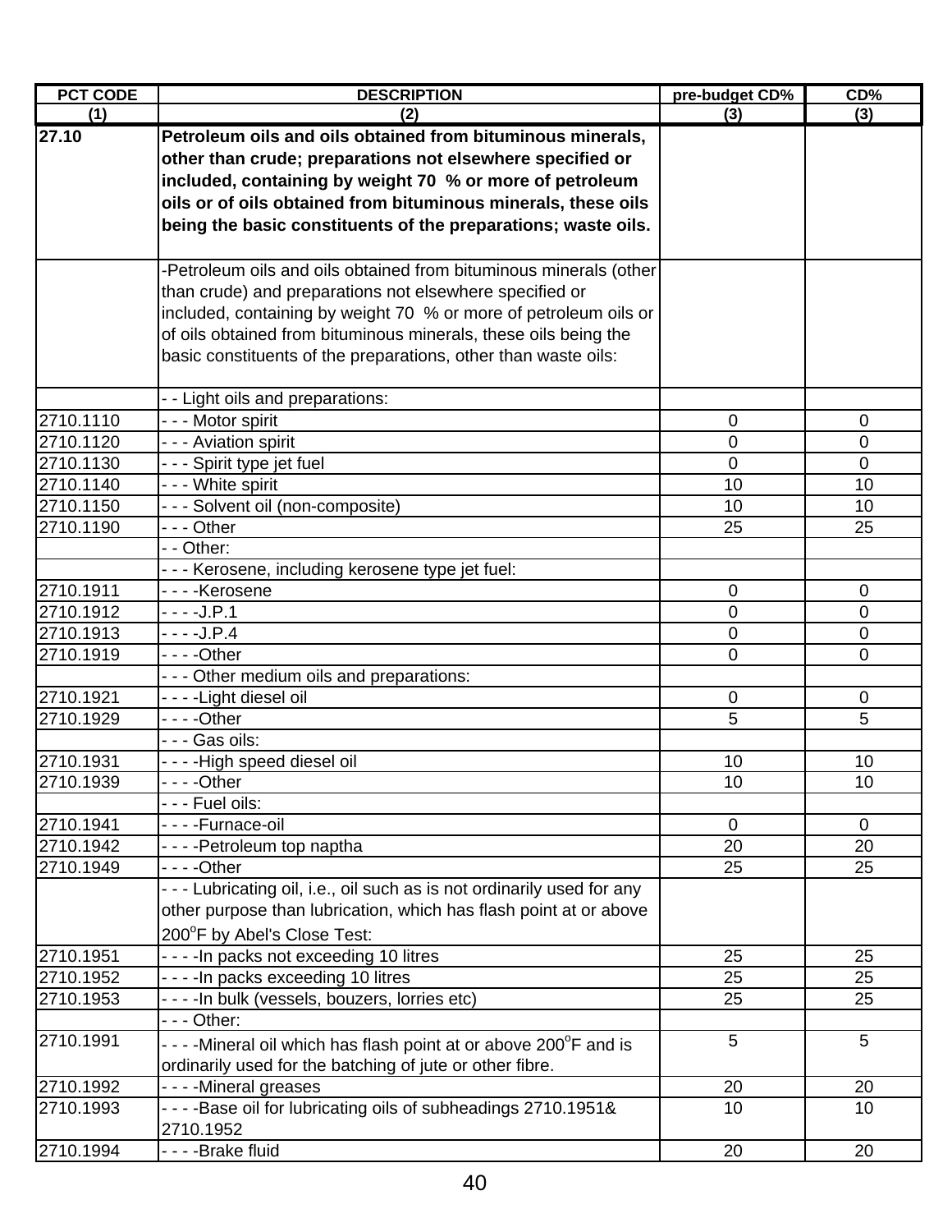| PCT CODE | DESCRIPTION | pre-budget CD% | CD% |
|---|---|---|---|
| (1) | (2) | (3) | (3) |
| **27.10** | **Petroleum oils and oils obtained from bituminous minerals, other than crude; preparations not elsewhere specified or included, containing by weight 70 % or more of petroleum oils or of oils obtained from bituminous minerals, these oils being the basic constituents of the preparations; waste oils.** | | |
| | -Petroleum oils and oils obtained from bituminous minerals (other than crude) and preparations not elsewhere specified or included, containing by weight 70 % or more of petroleum oils or of oils obtained from bituminous minerals, these oils being the basic constituents of the preparations, other than waste oils: | | |
| | - - Light oils and preparations: | | |
| 2710.1110 | - - - Motor spirit | 0 | 0 |
| 2710.1120 | - - - Aviation spirit | 0 | 0 |
| 2710.1130 | - - - Spirit type jet fuel | 0 | 0 |
| 2710.1140 | - - - White spirit | 10 | 10 |
| 2710.1150 | - - - Solvent oil (non-composite) | 10 | 10 |
| 2710.1190 | - - - Other | 25 | 25 |
| | - - Other: | | |
| | - - - Kerosene, including kerosene type jet fuel: | | |
| 2710.1911 | - - - -Kerosene | 0 | 0 |
| 2710.1912 | - - - -J.P.1 | 0 | 0 |
| 2710.1913 | - - - -J.P.4 | 0 | 0 |
| 2710.1919 | - - - -Other | 0 | 0 |
| | - - - Other medium oils and preparations: | | |
| 2710.1921 | - - - -Light diesel oil | 0 | 0 |
| 2710.1929 | - - - -Other | 5 | 5 |
| | - - - Gas oils: | | |
| 2710.1931 | - - - -High speed diesel oil | 10 | 10 |
| 2710.1939 | - - - -Other | 10 | 10 |
| | - - - Fuel oils: | | |
| 2710.1941 | - - - -Furnace-oil | 0 | 0 |
| 2710.1942 | - - - -Petroleum top naptha | 20 | 20 |
| 2710.1949 | - - - -Other | 25 | 25 |
| | - - - Lubricating oil, i.e., oil such as is not ordinarily used for any other purpose than lubrication, which has flash point at or above 200°F by Abel's Close Test: | | |
| 2710.1951 | - - - -In packs not exceeding 10 litres | 25 | 25 |
| 2710.1952 | - - - -In packs exceeding 10 litres | 25 | 25 |
| 2710.1953 | - - - -In bulk (vessels, bouzers, lorries etc) | 25 | 25 |
| | - - - Other: | | |
| 2710.1991 | - - - -Mineral oil which has flash point at or above 200°F and is ordinarily used for the batching of jute or other fibre. | 5 | 5 |
| 2710.1992 | - - - -Mineral greases | 20 | 20 |
| 2710.1993 | - - - -Base oil for lubricating oils of subheadings 2710.1951& 2710.1952 | 10 | 10 |
| 2710.1994 | - - - -Brake fluid | 20 | 20 |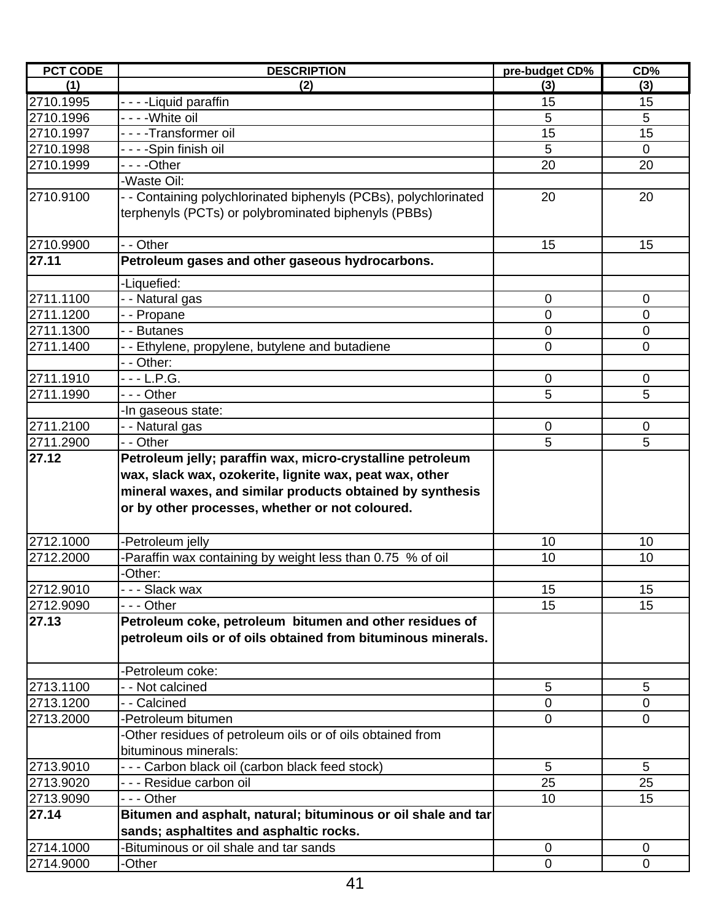| PCT CODE | DESCRIPTION | pre-budget CD% | CD% |
|---|---|---|---|
| (1) | (2) | (3) | (3) |
| 2710.1995 | - - - -Liquid paraffin | 15 | 15 |
| 2710.1996 | - - - -White oil | 5 | 5 |
| 2710.1997 | - - - -Transformer oil | 15 | 15 |
| 2710.1998 | - - - -Spin finish oil | 5 | 0 |
| 2710.1999 | - - - -Other | 20 | 20 |
| | -Waste Oil: | | |
| 2710.9100 | - - Containing polychlorinated biphenyls (PCBs), polychlorinated terphenyls (PCTs) or polybrominated biphenyls (PBBs) | 20 | 20 |
| 2710.9900 | - - Other | 15 | 15 |
| **27.11** | **Petroleum gases and other gaseous hydrocarbons.** | | |
| | -Liquefied: | | |
| 2711.1100 | - - Natural gas | 0 | 0 |
| 2711.1200 | - - Propane | 0 | 0 |
| 2711.1300 | - - Butanes | 0 | 0 |
| 2711.1400 | - - Ethylene, propylene, butylene and butadiene | 0 | 0 |
| | - - Other: | | |
| 2711.1910 | - - - L.P.G. | 0 | 0 |
| 2711.1990 | - - - Other | 5 | 5 |
| | -In gaseous state: | | |
| 2711.2100 | - - Natural gas | 0 | 0 |
| 2711.2900 | - - Other | 5 | 5 |
| **27.12** | **Petroleum jelly; paraffin wax, micro-crystalline petroleum wax, slack wax, ozokerite, lignite wax, peat wax, other mineral waxes, and similar products obtained by synthesis or by other processes, whether or not coloured.** | | |
| 2712.1000 | -Petroleum jelly | 10 | 10 |
| 2712.2000 | -Paraffin wax containing by weight less than 0.75 % of oil | 10 | 10 |
| | -Other: | | |
| 2712.9010 | - - - Slack wax | 15 | 15 |
| 2712.9090 | - - - Other | 15 | 15 |
| **27.13** | **Petroleum coke, petroleum bitumen and other residues of petroleum oils or of oils obtained from bituminous minerals.** | | |
| | -Petroleum coke: | | |
| 2713.1100 | - - Not calcined | 5 | 5 |
| 2713.1200 | - - Calcined | 0 | 0 |
| 2713.2000 | -Petroleum bitumen | 0 | 0 |
| | -Other residues of petroleum oils or of oils obtained from bituminous minerals: | | |
| 2713.9010 | - - - Carbon black oil (carbon black feed stock) | 5 | 5 |
| 2713.9020 | - - - Residue carbon oil | 25 | 25 |
| 2713.9090 | - - - Other | 10 | 15 |
| **27.14** | **Bitumen and asphalt, natural; bituminous or oil shale and tar sands; asphaltites and asphaltic rocks.** | | |
| 2714.1000 | -Bituminous or oil shale and tar sands | 0 | 0 |
| 2714.9000 | -Other | 0 | 0 |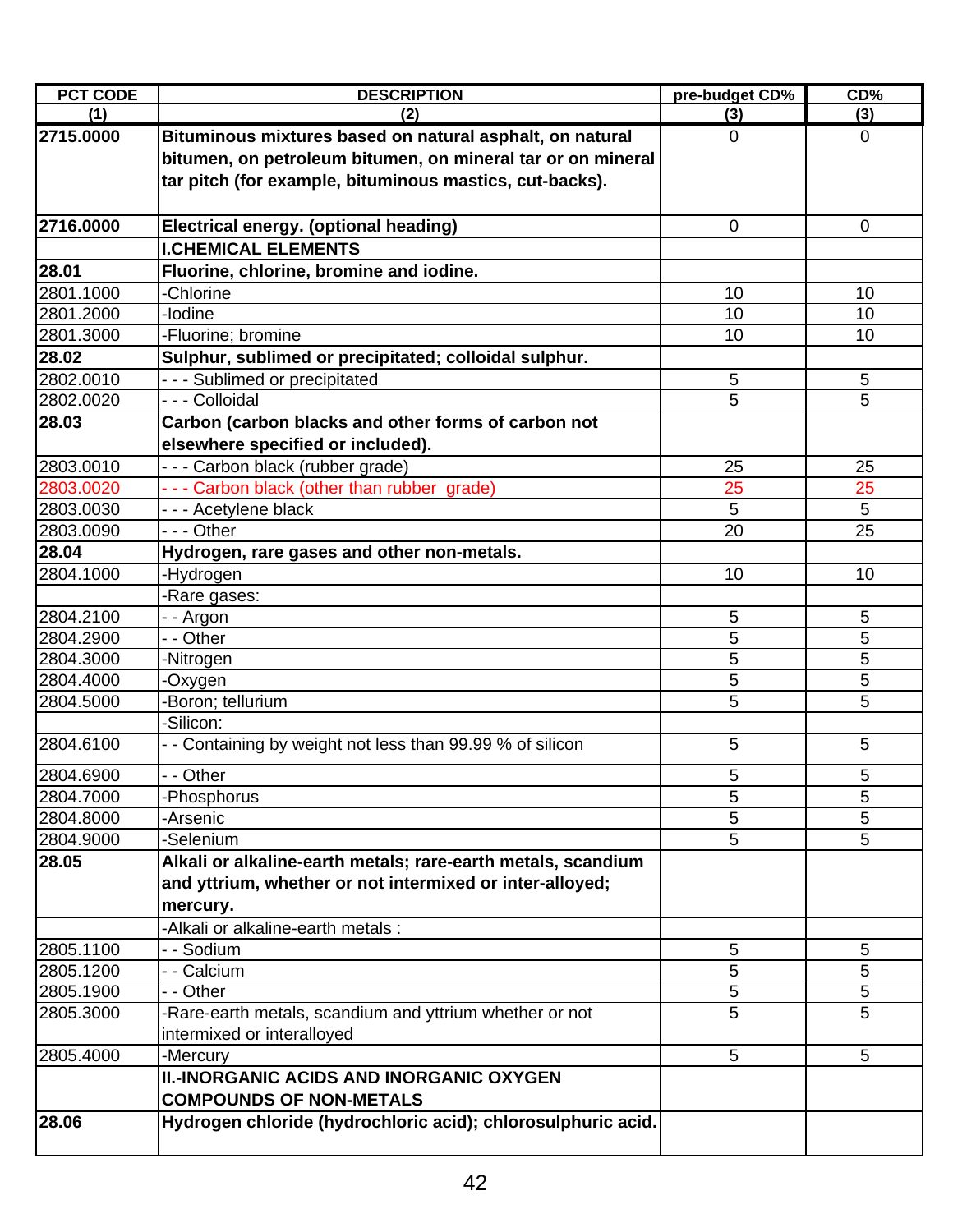| PCT CODE | DESCRIPTION | pre-budget CD% | CD% |
|---|---|---|---|
| (1) | (2) | (3) | (3) |
| **2715.0000** | **Bituminous mixtures based on natural asphalt, on natural bitumen, on petroleum bitumen, on mineral tar or on mineral tar pitch (for example, bituminous mastics, cut-backs).** | 0 | 0 |
| **2716.0000** | **Electrical energy. (optional heading)** | 0 | 0 |
| | **I.CHEMICAL ELEMENTS** | | |
| **28.01** | **Fluorine, chlorine, bromine and iodine.** | | |
| 2801.1000 | -Chlorine | 10 | 10 |
| 2801.2000 | -Iodine | 10 | 10 |
| 2801.3000 | -Fluorine; bromine | 10 | 10 |
| **28.02** | **Sulphur, sublimed or precipitated; colloidal sulphur.** | | |
| 2802.0010 | - - - Sublimed or precipitated | 5 | 5 |
| 2802.0020 | - - - Colloidal | 5 | 5 |
| **28.03** | **Carbon (carbon blacks and other forms of carbon not elsewhere specified or included).** | | |
| 2803.0010 | - - - Carbon black (rubber grade) | 25 | 25 |
| 2803.0020 | - - - Carbon black (other than rubber grade) | 25 | 25 |
| 2803.0030 | - - - Acetylene black | 5 | 5 |
| 2803.0090 | - - - Other | 20 | 25 |
| **28.04** | **Hydrogen, rare gases and other non-metals.** | | |
| 2804.1000 | -Hydrogen | 10 | 10 |
| | -Rare gases: | | |
| 2804.2100 | - - Argon | 5 | 5 |
| 2804.2900 | - - Other | 5 | 5 |
| 2804.3000 | -Nitrogen | 5 | 5 |
| 2804.4000 | -Oxygen | 5 | 5 |
| 2804.5000 | -Boron; tellurium | 5 | 5 |
| | -Silicon: | | |
| 2804.6100 | - - Containing by weight not less than 99.99 % of silicon | 5 | 5 |
| 2804.6900 | - - Other | 5 | 5 |
| 2804.7000 | -Phosphorus | 5 | 5 |
| 2804.8000 | -Arsenic | 5 | 5 |
| 2804.9000 | -Selenium | 5 | 5 |
| **28.05** | **Alkali or alkaline-earth metals; rare-earth metals, scandium and yttrium, whether or not intermixed or inter-alloyed; mercury.** | | |
| | -Alkali or alkaline-earth metals : | | |
| 2805.1100 | - - Sodium | 5 | 5 |
| 2805.1200 | - - Calcium | 5 | 5 |
| 2805.1900 | - - Other | 5 | 5 |
| 2805.3000 | -Rare-earth metals, scandium and yttrium whether or not intermixed or interalloyed | 5 | 5 |
| 2805.4000 | -Mercury | 5 | 5 |
| | **II.-INORGANIC ACIDS AND INORGANIC OXYGEN COMPOUNDS OF NON-METALS** | | |
| **28.06** | **Hydrogen chloride (hydrochloric acid); chlorosulphuric acid.** | | |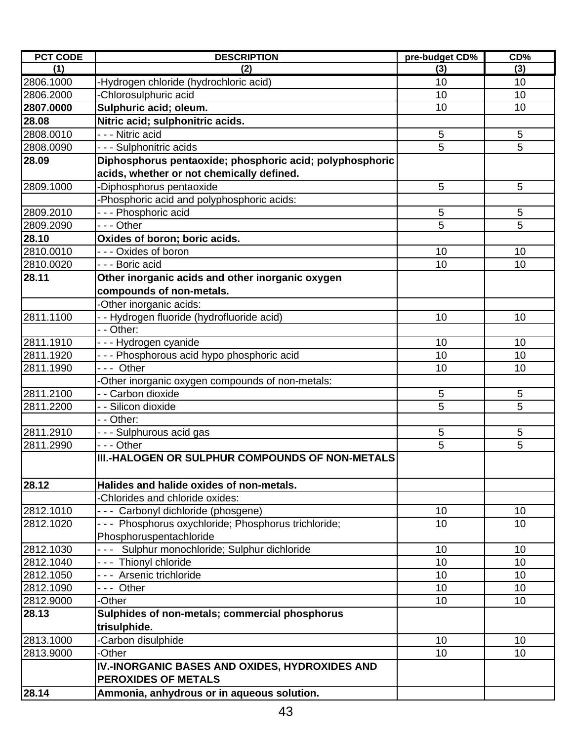| PCT CODE | DESCRIPTION | pre-budget CD% | CD% |
|---|---|---|---|
| (1) | (2) | (3) | (3) |
| 2806.1000 | -Hydrogen chloride (hydrochloric acid) | 10 | 10 |
| 2806.2000 | -Chlorosulphuric acid | 10 | 10 |
| **2807.0000** | **Sulphuric acid; oleum.** | 10 | 10 |
| **28.08** | **Nitric acid; sulphonitric acids.** | | |
| 2808.0010 | - - - Nitric acid | 5 | 5 |
| 2808.0090 | - - - Sulphonitric acids | 5 | 5 |
| **28.09** | **Diphosphorus pentaoxide; phosphoric acid; polyphosphoric acids, whether or not chemically defined.** | | |
| 2809.1000 | -Diphosphorus pentaoxide | 5 | 5 |
| | -Phosphoric acid and polyphosphoric acids: | | |
| 2809.2010 | - - - Phosphoric acid | 5 | 5 |
| 2809.2090 | - - - Other | 5 | 5 |
| **28.10** | **Oxides of boron; boric acids.** | | |
| 2810.0010 | - - - Oxides of boron | 10 | 10 |
| 2810.0020 | - - - Boric acid | 10 | 10 |
| **28.11** | **Other inorganic acids and other inorganic oxygen compounds of non-metals.** | | |
| | -Other inorganic acids: | | |
| 2811.1100 | - - Hydrogen fluoride (hydrofluoride acid) | 10 | 10 |
| | - - Other: | | |
| 2811.1910 | - - - Hydrogen cyanide | 10 | 10 |
| 2811.1920 | - - - Phosphorous acid hypo phosphoric acid | 10 | 10 |
| 2811.1990 | - - - Other | 10 | 10 |
| | -Other inorganic oxygen compounds of non-metals: | | |
| 2811.2100 | - - Carbon dioxide | 5 | 5 |
| 2811.2200 | - - Silicon dioxide | 5 | 5 |
| | - - Other: | | |
| 2811.2910 | - - - Sulphurous acid gas | 5 | 5 |
| 2811.2990 | - - - Other | 5 | 5 |
| | **III.-HALOGEN OR SULPHUR COMPOUNDS OF NON-METALS** | | |
| **28.12** | **Halides and halide oxides of non-metals.** | | |
| | -Chlorides and chloride oxides: | | |
| 2812.1010 | - - - Carbonyl dichloride (phosgene) | 10 | 10 |
| 2812.1020 | - - - Phosphorus oxychloride; Phosphorus trichloride; Phosphoruspentachloride | 10 | 10 |
| 2812.1030 | - - - Sulphur monochloride; Sulphur dichloride | 10 | 10 |
| 2812.1040 | - - - Thionyl chloride | 10 | 10 |
| 2812.1050 | - - - Arsenic trichloride | 10 | 10 |
| 2812.1090 | - - - Other | 10 | 10 |
| 2812.9000 | -Other | 10 | 10 |
| **28.13** | **Sulphides of non-metals; commercial phosphorus trisulphide.** | | |
| 2813.1000 | -Carbon disulphide | 10 | 10 |
| 2813.9000 | -Other | 10 | 10 |
| | **IV.-INORGANIC BASES AND OXIDES, HYDROXIDES AND PEROXIDES OF METALS** | | |
| **28.14** | **Ammonia, anhydrous or in aqueous solution.** | | |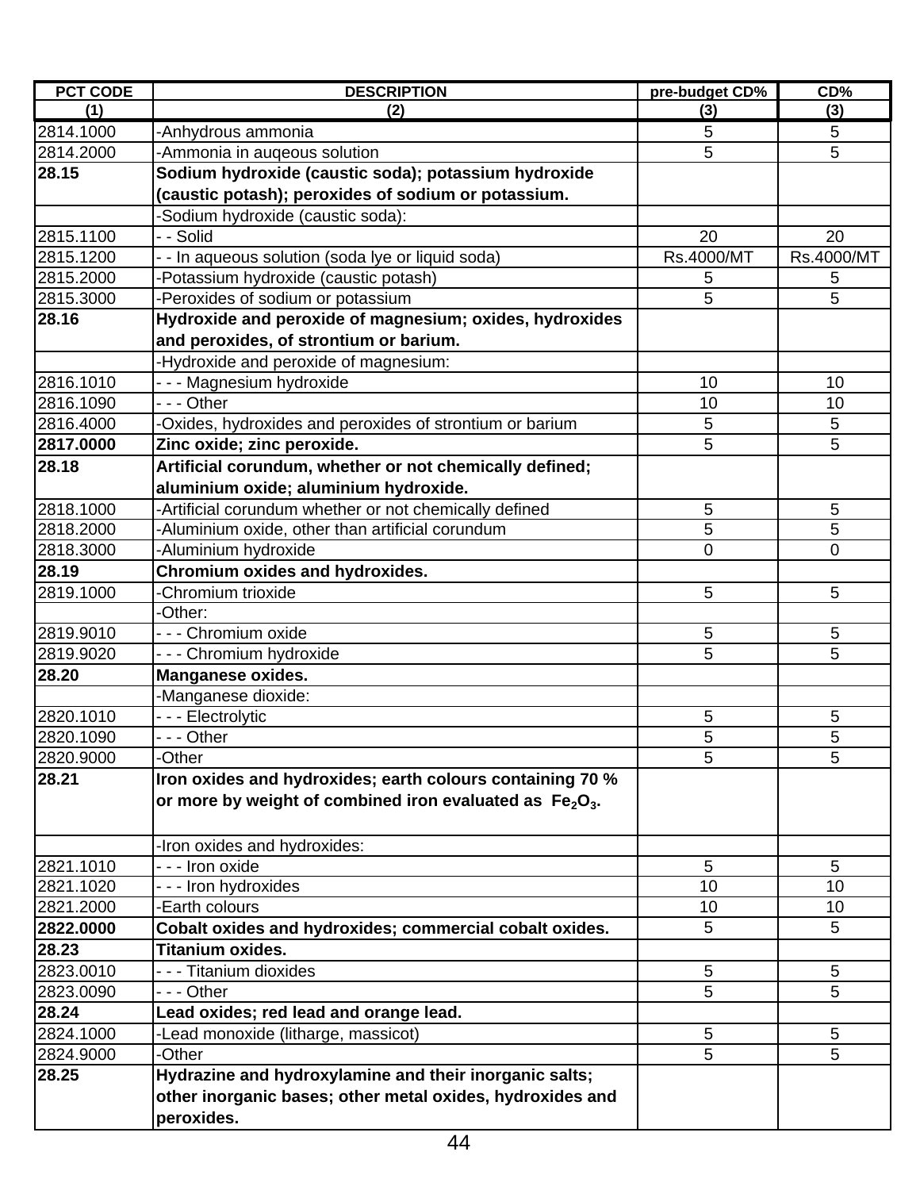| PCT CODE | DESCRIPTION | pre-budget CD% | CD% |
|---|---|---|---|
| (1) | (2) | (3) | (3) |
| 2814.1000 | -Anhydrous ammonia | 5 | 5 |
| 2814.2000 | -Ammonia in auqeous solution | 5 | 5 |
| **28.15** | **Sodium hydroxide (caustic soda); potassium hydroxide (caustic potash); peroxides of sodium or potassium.** | | |
| | -Sodium hydroxide (caustic soda): | | |
| 2815.1100 | - - Solid | 20 | 20 |
| 2815.1200 | - - In aqueous solution (soda lye or liquid soda) | Rs.4000/MT | Rs.4000/MT |
| 2815.2000 | -Potassium hydroxide (caustic potash) | 5 | 5 |
| 2815.3000 | -Peroxides of sodium or potassium | 5 | 5 |
| **28.16** | **Hydroxide and peroxide of magnesium; oxides, hydroxides and peroxides, of strontium or barium.** | | |
| | -Hydroxide and peroxide of magnesium: | | |
| 2816.1010 | - - - Magnesium hydroxide | 10 | 10 |
| 2816.1090 | - - - Other | 10 | 10 |
| 2816.4000 | -Oxides, hydroxides and peroxides of strontium or barium | 5 | 5 |
| **2817.0000** | **Zinc oxide; zinc peroxide.** | 5 | 5 |
| **28.18** | **Artificial corundum, whether or not chemically defined; aluminium oxide; aluminium hydroxide.** | | |
| 2818.1000 | -Artificial corundum whether or not chemically defined | 5 | 5 |
| 2818.2000 | -Aluminium oxide, other than artificial corundum | 5 | 5 |
| 2818.3000 | -Aluminium hydroxide | 0 | 0 |
| **28.19** | **Chromium oxides and hydroxides.** | | |
| 2819.1000 | -Chromium trioxide | 5 | 5 |
| | -Other: | | |
| 2819.9010 | - - - Chromium oxide | 5 | 5 |
| 2819.9020 | - - - Chromium hydroxide | 5 | 5 |
| **28.20** | **Manganese oxides.** | | |
| | -Manganese dioxide: | | |
| 2820.1010 | - - - Electrolytic | 5 | 5 |
| 2820.1090 | - - - Other | 5 | 5 |
| 2820.9000 | -Other | 5 | 5 |
| **28.21** | **Iron oxides and hydroxides; earth colours containing 70 % or more by weight of combined iron evaluated as $Fe_2O_3$.** | | |
| | -Iron oxides and hydroxides: | | |
| 2821.1010 | - - - Iron oxide | 5 | 5 |
| 2821.1020 | - - - Iron hydroxides | 10 | 10 |
| 2821.2000 | -Earth colours | 10 | 10 |
| **2822.0000** | **Cobalt oxides and hydroxides; commercial cobalt oxides.** | 5 | 5 |
| **28.23** | **Titanium oxides.** | | |
| 2823.0010 | - - - Titanium dioxides | 5 | 5 |
| 2823.0090 | - - - Other | 5 | 5 |
| **28.24** | **Lead oxides; red lead and orange lead.** | | |
| 2824.1000 | -Lead monoxide (litharge, massicot) | 5 | 5 |
| 2824.9000 | -Other | 5 | 5 |
| **28.25** | **Hydrazine and hydroxylamine and their inorganic salts; other inorganic bases; other metal oxides, hydroxides and peroxides.** | | |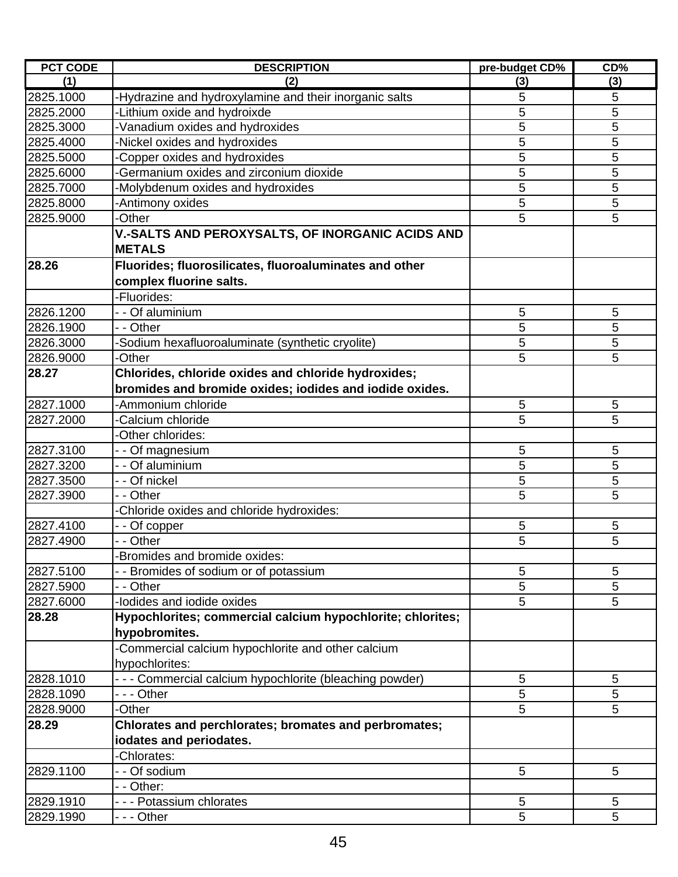| PCT CODE | DESCRIPTION | pre-budget CD% | CD% |
|---|---|---|---|
| (1) | (2) | (3) | (3) |
| 2825.1000 | -Hydrazine and hydroxylamine and their inorganic salts | 5 | 5 |
| 2825.2000 | -Lithium oxide and hydroixde | 5 | 5 |
| 2825.3000 | -Vanadium oxides and hydroxides | 5 | 5 |
| 2825.4000 | -Nickel oxides and hydroxides | 5 | 5 |
| 2825.5000 | -Copper oxides and hydroxides | 5 | 5 |
| 2825.6000 | -Germanium oxides and zirconium dioxide | 5 | 5 |
| 2825.7000 | -Molybdenum oxides and hydroxides | 5 | 5 |
| 2825.8000 | -Antimony oxides | 5 | 5 |
| 2825.9000 | -Other | 5 | 5 |
| | **V.-SALTS AND PEROXYSALTS, OF INORGANIC ACIDS AND METALS** | | |
| **28.26** | **Fluorides; fluorosilicates, fluoroaluminates and other complex fluorine salts.** | | |
| | -Fluorides: | | |
| 2826.1200 | - - Of aluminium | 5 | 5 |
| 2826.1900 | - - Other | 5 | 5 |
| 2826.3000 | -Sodium hexafluoroaluminate (synthetic cryolite) | 5 | 5 |
| 2826.9000 | -Other | 5 | 5 |
| **28.27** | **Chlorides, chloride oxides and chloride hydroxides; bromides and bromide oxides; iodides and iodide oxides.** | | |
| 2827.1000 | -Ammonium chloride | 5 | 5 |
| 2827.2000 | -Calcium chloride | 5 | 5 |
| | -Other chlorides: | | |
| 2827.3100 | - - Of magnesium | 5 | 5 |
| 2827.3200 | - - Of aluminium | 5 | 5 |
| 2827.3500 | - - Of nickel | 5 | 5 |
| 2827.3900 | - - Other | 5 | 5 |
| | -Chloride oxides and chloride hydroxides: | | |
| 2827.4100 | - - Of copper | 5 | 5 |
| 2827.4900 | - - Other | 5 | 5 |
| | -Bromides and bromide oxides: | | |
| 2827.5100 | - - Bromides of sodium or of potassium | 5 | 5 |
| 2827.5900 | - - Other | 5 | 5 |
| 2827.6000 | -Iodides and iodide oxides | 5 | 5 |
| **28.28** | **Hypochlorites; commercial calcium hypochlorite; chlorites; hypobromites.** | | |
| | -Commercial calcium hypochlorite and other calcium hypochlorites: | | |
| 2828.1010 | - - - Commercial calcium hypochlorite (bleaching powder) | 5 | 5 |
| 2828.1090 | - - - Other | 5 | 5 |
| 2828.9000 | -Other | 5 | 5 |
| **28.29** | **Chlorates and perchlorates; bromates and perbromates; iodates and periodates.** | | |
| | -Chlorates: | | |
| 2829.1100 | - - Of sodium | 5 | 5 |
| | - - Other: | | |
| 2829.1910 | - - - Potassium chlorates | 5 | 5 |
| 2829.1990 | - - - Other | 5 | 5 |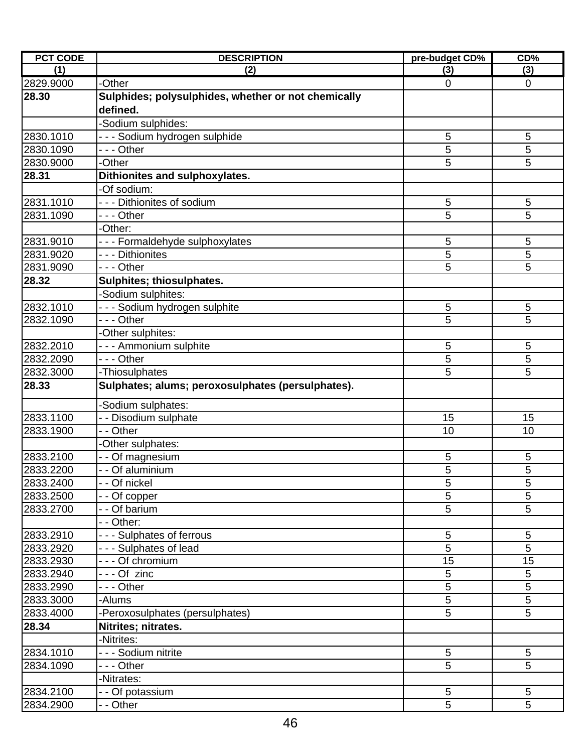| PCT CODE | DESCRIPTION | pre-budget CD% | CD% |
|---|---|---|---|
| (1) | (2) | (3) | (3) |
| 2829.9000 | -Other | 0 | 0 |
| **28.30** | **Sulphides; polysulphides, whether or not chemically defined.** | | |
| | -Sodium sulphides: | | |
| 2830.1010 | - - - Sodium hydrogen sulphide | 5 | 5 |
| 2830.1090 | - - - Other | 5 | 5 |
| 2830.9000 | -Other | 5 | 5 |
| **28.31** | **Dithionites and sulphoxylates.** | | |
| | -Of sodium: | | |
| 2831.1010 | - - - Dithionites of sodium | 5 | 5 |
| 2831.1090 | - - - Other | 5 | 5 |
| | -Other: | | |
| 2831.9010 | - - - Formaldehyde sulphoxylates | 5 | 5 |
| 2831.9020 | - - - Dithionites | 5 | 5 |
| 2831.9090 | - - - Other | 5 | 5 |
| **28.32** | **Sulphites; thiosulphates.** | | |
| | -Sodium sulphites: | | |
| 2832.1010 | - - - Sodium hydrogen sulphite | 5 | 5 |
| 2832.1090 | - - - Other | 5 | 5 |
| | -Other sulphites: | | |
| 2832.2010 | - - - Ammonium sulphite | 5 | 5 |
| 2832.2090 | - - - Other | 5 | 5 |
| 2832.3000 | -Thiosulphates | 5 | 5 |
| **28.33** | **Sulphates; alums; peroxosulphates (persulphates).** | | |
| | -Sodium sulphates: | | |
| 2833.1100 | - - Disodium sulphate | 15 | 15 |
| 2833.1900 | - - Other | 10 | 10 |
| | -Other sulphates: | | |
| 2833.2100 | - - Of magnesium | 5 | 5 |
| 2833.2200 | - - Of aluminium | 5 | 5 |
| 2833.2400 | - - Of nickel | 5 | 5 |
| 2833.2500 | - - Of copper | 5 | 5 |
| 2833.2700 | - - Of barium | 5 | 5 |
| | - - Other: | | |
| 2833.2910 | - - - Sulphates of ferrous | 5 | 5 |
| 2833.2920 | - - - Sulphates of lead | 5 | 5 |
| 2833.2930 | - - - Of chromium | 15 | 15 |
| 2833.2940 | - - - Of zinc | 5 | 5 |
| 2833.2990 | - - - Other | 5 | 5 |
| 2833.3000 | -Alums | 5 | 5 |
| 2833.4000 | -Peroxosulphates (persulphates) | 5 | 5 |
| **28.34** | **Nitrites; nitrates.** | | |
| | -Nitrites: | | |
| 2834.1010 | - - - Sodium nitrite | 5 | 5 |
| 2834.1090 | - - - Other | 5 | 5 |
| | -Nitrates: | | |
| 2834.2100 | - - Of potassium | 5 | 5 |
| 2834.2900 | - - Other | 5 | 5 |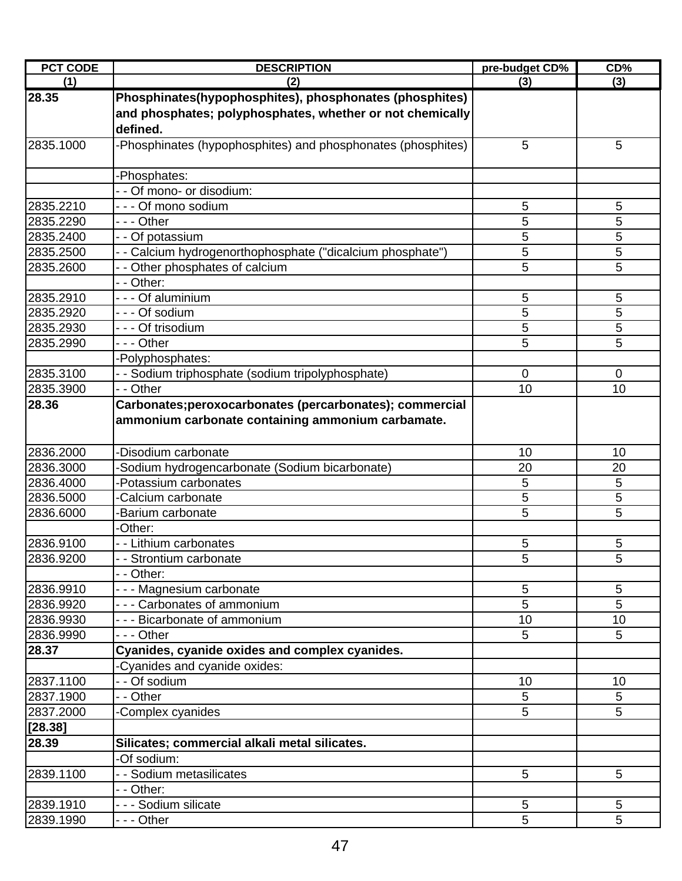| PCT CODE | DESCRIPTION | pre-budget CD% | CD% |
|---|---|---|---|
| (1) | (2) | (3) | (3) |
| **28.35** | **Phosphinates(hypophosphites), phosphonates (phosphites) and phosphates; polyphosphates, whether or not chemically defined.** | | |
| 2835.1000 | -Phosphinates (hypophosphites) and phosphonates (phosphites) | 5 | 5 |
| | -Phosphates: | | |
| | - - Of mono- or disodium: | | |
| 2835.2210 | - - - Of mono sodium | 5 | 5 |
| 2835.2290 | - - - Other | 5 | 5 |
| 2835.2400 | - - Of potassium | 5 | 5 |
| 2835.2500 | - - Calcium hydrogenorthophosphate ("dicalcium phosphate") | 5 | 5 |
| 2835.2600 | - - Other phosphates of calcium | 5 | 5 |
| | - - Other: | | |
| 2835.2910 | - - - Of aluminium | 5 | 5 |
| 2835.2920 | - - - Of sodium | 5 | 5 |
| 2835.2930 | - - - Of trisodium | 5 | 5 |
| 2835.2990 | - - - Other | 5 | 5 |
| | -Polyphosphates: | | |
| 2835.3100 | - - Sodium triphosphate (sodium tripolyphosphate) | 0 | 0 |
| 2835.3900 | - - Other | 10 | 10 |
| **28.36** | **Carbonates;peroxocarbonates (percarbonates); commercial ammonium carbonate containing ammonium carbamate.** | | |
| 2836.2000 | -Disodium carbonate | 10 | 10 |
| 2836.3000 | -Sodium hydrogencarbonate (Sodium bicarbonate) | 20 | 20 |
| 2836.4000 | -Potassium carbonates | 5 | 5 |
| 2836.5000 | -Calcium carbonate | 5 | 5 |
| 2836.6000 | -Barium carbonate | 5 | 5 |
| | -Other: | | |
| 2836.9100 | - - Lithium carbonates | 5 | 5 |
| 2836.9200 | - - Strontium carbonate | 5 | 5 |
| | - - Other: | | |
| 2836.9910 | - - - Magnesium carbonate | 5 | 5 |
| 2836.9920 | - - - Carbonates of ammonium | 5 | 5 |
| 2836.9930 | - - - Bicarbonate of ammonium | 10 | 10 |
| 2836.9990 | - - - Other | 5 | 5 |
| **28.37** | **Cyanides, cyanide oxides and complex cyanides.** | | |
| | -Cyanides and cyanide oxides: | | |
| 2837.1100 | - - Of sodium | 10 | 10 |
| 2837.1900 | - - Other | 5 | 5 |
| 2837.2000 | -Complex cyanides | 5 | 5 |
| **[28.38]** | | | |
| **28.39** | **Silicates; commercial alkali metal silicates.** | | |
| | -Of sodium: | | |
| 2839.1100 | - - Sodium metasilicates | 5 | 5 |
| | - - Other: | | |
| 2839.1910 | - - - Sodium silicate | 5 | 5 |
| 2839.1990 | - - - Other | 5 | 5 |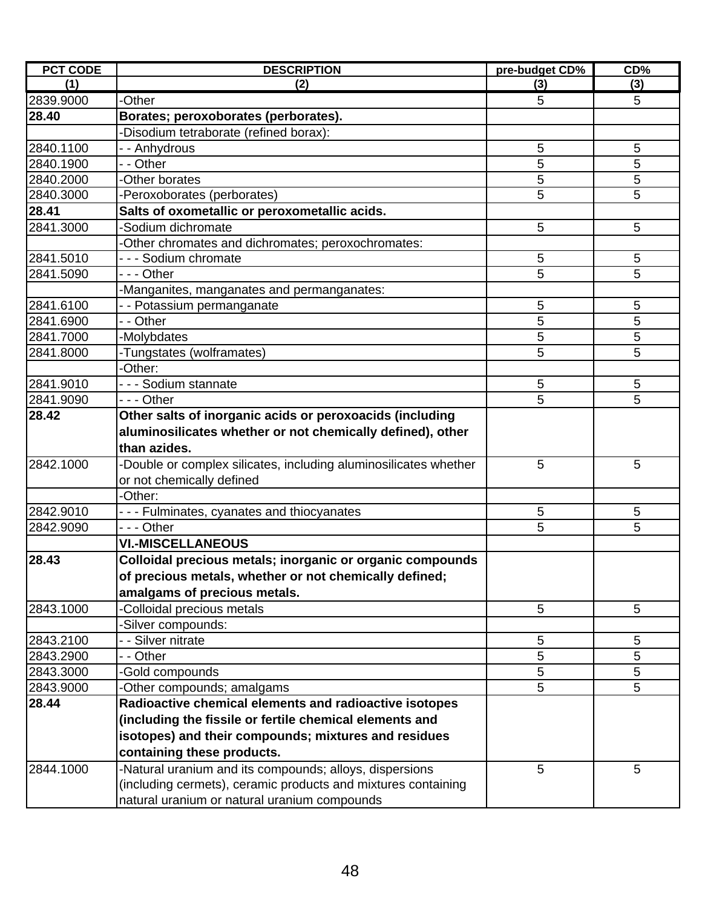| PCT CODE | DESCRIPTION | pre-budget CD% | CD% |
|---|---|---|---|
| (1) | (2) | (3) | (3) |
| 2839.9000 | -Other | 5 | 5 |
| **28.40** | **Borates; peroxoborates (perborates).** | | |
| | -Disodium tetraborate (refined borax): | | |
| 2840.1100 | - - Anhydrous | 5 | 5 |
| 2840.1900 | - - Other | 5 | 5 |
| 2840.2000 | -Other borates | 5 | 5 |
| 2840.3000 | -Peroxoborates (perborates) | 5 | 5 |
| **28.41** | **Salts of oxometallic or peroxometallic acids.** | | |
| 2841.3000 | -Sodium dichromate | 5 | 5 |
| | -Other chromates and dichromates; peroxochromates: | | |
| 2841.5010 | - - - Sodium chromate | 5 | 5 |
| 2841.5090 | - - - Other | 5 | 5 |
| | -Manganites, manganates and permanganates: | | |
| 2841.6100 | - - Potassium permanganate | 5 | 5 |
| 2841.6900 | - - Other | 5 | 5 |
| 2841.7000 | -Molybdates | 5 | 5 |
| 2841.8000 | -Tungstates (wolframates) | 5 | 5 |
| | -Other: | | |
| 2841.9010 | - - - Sodium stannate | 5 | 5 |
| 2841.9090 | - - - Other | 5 | 5 |
| **28.42** | **Other salts of inorganic acids or peroxoacids (including aluminosilicates whether or not chemically defined), other than azides.** | | |
| 2842.1000 | -Double or complex silicates, including aluminosilicates whether or not chemically defined | 5 | 5 |
| | -Other: | | |
| 2842.9010 | - - - Fulminates, cyanates and thiocyanates | 5 | 5 |
| 2842.9090 | - - - Other | 5 | 5 |
| | **VI.-MISCELLANEOUS** | | |
| **28.43** | **Colloidal precious metals; inorganic or organic compounds of precious metals, whether or not chemically defined; amalgams of precious metals.** | | |
| 2843.1000 | -Colloidal precious metals | 5 | 5 |
| | -Silver compounds: | | |
| 2843.2100 | - - Silver nitrate | 5 | 5 |
| 2843.2900 | - - Other | 5 | 5 |
| 2843.3000 | -Gold compounds | 5 | 5 |
| 2843.9000 | -Other compounds; amalgams | 5 | 5 |
| **28.44** | **Radioactive chemical elements and radioactive isotopes (including the fissile or fertile chemical elements and isotopes) and their compounds; mixtures and residues containing these products.** | | |
| 2844.1000 | -Natural uranium and its compounds; alloys, dispersions (including cermets), ceramic products and mixtures containing natural uranium or natural uranium compounds | 5 | 5 |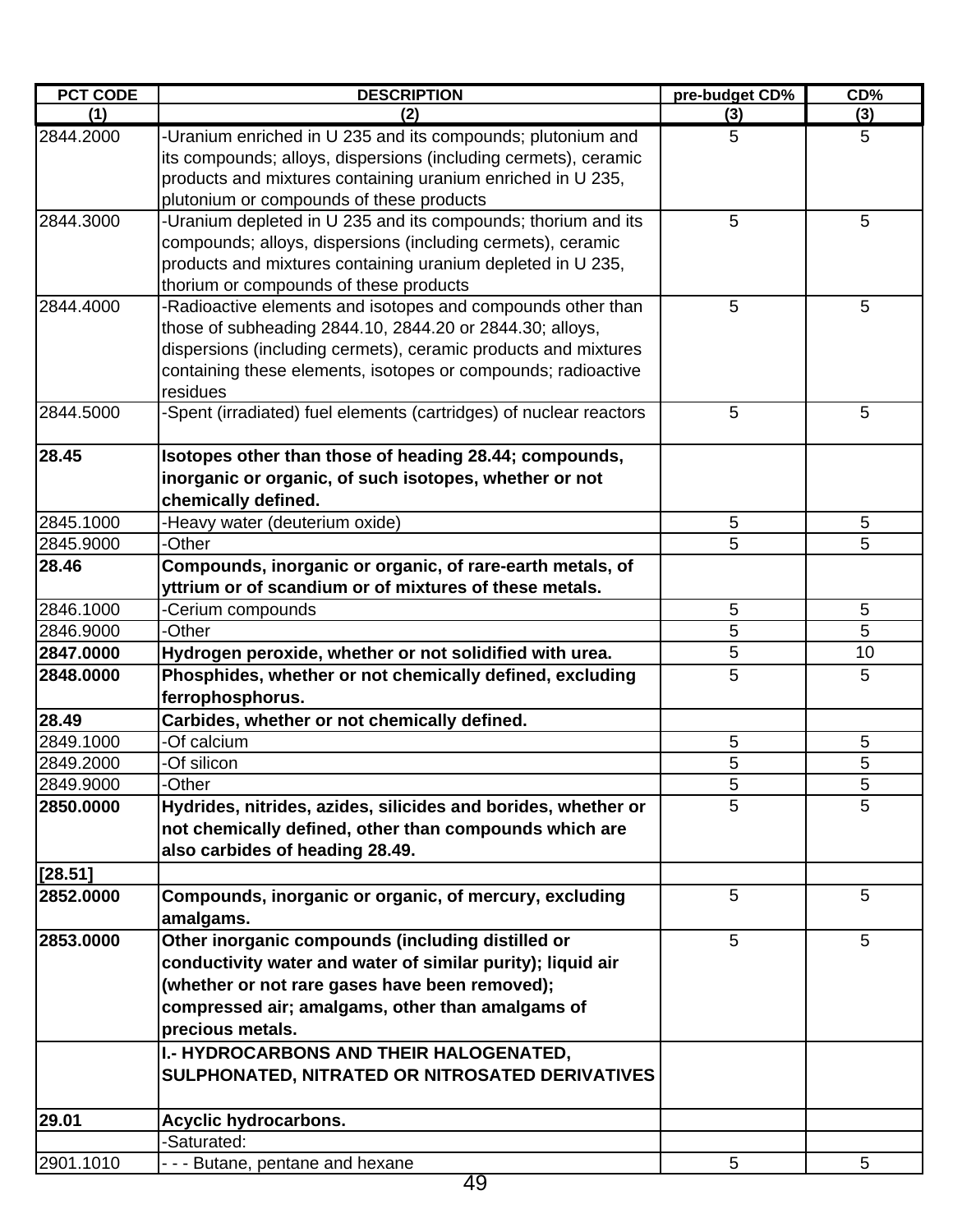| PCT CODE | DESCRIPTION | pre-budget CD% | CD% |
|---|---|---|---|
| (1) | (2) | (3) | (3) |
| 2844.2000 | -Uranium enriched in U 235 and its compounds; plutonium and its compounds; alloys, dispersions (including cermets), ceramic products and mixtures containing uranium enriched in U 235, plutonium or compounds of these products | 5 | 5 |
| 2844.3000 | -Uranium depleted in U 235 and its compounds; thorium and its compounds; alloys, dispersions (including cermets), ceramic products and mixtures containing uranium depleted in U 235, thorium or compounds of these products | 5 | 5 |
| 2844.4000 | -Radioactive elements and isotopes and compounds other than those of subheading 2844.10, 2844.20 or 2844.30; alloys, dispersions (including cermets), ceramic products and mixtures containing these elements, isotopes or compounds; radioactive residues | 5 | 5 |
| 2844.5000 | -Spent (irradiated) fuel elements (cartridges) of nuclear reactors | 5 | 5 |
| **28.45** | **Isotopes other than those of heading 28.44; compounds, inorganic or organic, of such isotopes, whether or not chemically defined.** | | |
| 2845.1000 | -Heavy water (deuterium oxide) | 5 | 5 |
| 2845.9000 | -Other | 5 | 5 |
| **28.46** | **Compounds, inorganic or organic, of rare-earth metals, of yttrium or of scandium or of mixtures of these metals.** | | |
| 2846.1000 | -Cerium compounds | 5 | 5 |
| 2846.9000 | -Other | 5 | 5 |
| **2847.0000** | **Hydrogen peroxide, whether or not solidified with urea.** | 5 | 10 |
| **2848.0000** | **Phosphides, whether or not chemically defined, excluding ferrophosphorus.** | 5 | 5 |
| **28.49** | **Carbides, whether or not chemically defined.** | | |
| 2849.1000 | -Of calcium | 5 | 5 |
| 2849.2000 | -Of silicon | 5 | 5 |
| 2849.9000 | -Other | 5 | 5 |
| **2850.0000** | **Hydrides, nitrides, azides, silicides and borides, whether or not chemically defined, other than compounds which are also carbides of heading 28.49.** | 5 | 5 |
| **[28.51]** | | | |
| **2852.0000** | **Compounds, inorganic or organic, of mercury, excluding amalgams.** | 5 | 5 |
| **2853.0000** | **Other inorganic compounds (including distilled or conductivity water and water of similar purity); liquid air (whether or not rare gases have been removed); compressed air; amalgams, other than amalgams of precious metals.** | 5 | 5 |
| | **I.- HYDROCARBONS AND THEIR HALOGENATED, SULPHONATED, NITRATED OR NITROSATED DERIVATIVES** | | |
| **29.01** | **Acyclic hydrocarbons.** | | |
| | -Saturated: | | |
| 2901.1010 | - - - Butane, pentane and hexane | 5 | 5 |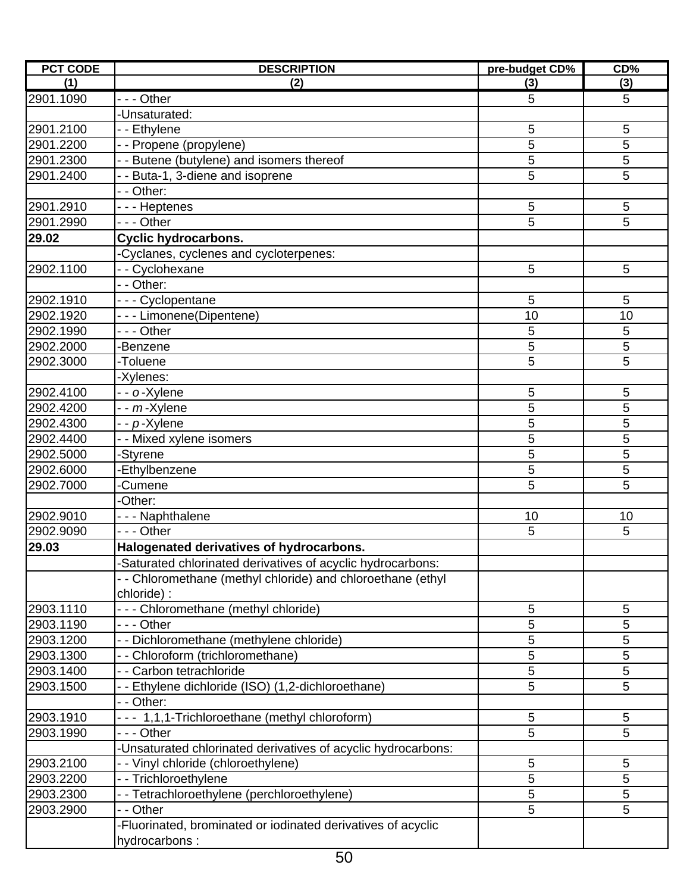| PCT CODE | DESCRIPTION | pre-budget CD% | CD% |
|---|---|---|---|
| (1) | (2) | (3) | (3) |
| 2901.1090 | - - - Other | 5 | 5 |
| | -Unsaturated: | | |
| 2901.2100 | - - Ethylene | 5 | 5 |
| 2901.2200 | - - Propene (propylene) | 5 | 5 |
| 2901.2300 | - - Butene (butylene) and isomers thereof | 5 | 5 |
| 2901.2400 | - - Buta-1, 3-diene and isoprene | 5 | 5 |
| | - - Other: | | |
| 2901.2910 | - - - Heptenes | 5 | 5 |
| 2901.2990 | - - - Other | 5 | 5 |
| **29.02** | **Cyclic hydrocarbons.** | | |
| | -Cyclanes, cyclenes and cycloterpenes: | | |
| 2902.1100 | - - Cyclohexane | 5 | 5 |
| | - - Other: | | |
| 2902.1910 | - - - Cyclopentane | 5 | 5 |
| 2902.1920 | - - - Limonene(Dipentene) | 10 | 10 |
| 2902.1990 | - - - Other | 5 | 5 |
| 2902.2000 | -Benzene | 5 | 5 |
| 2902.3000 | -Toluene | 5 | 5 |
| | -Xylenes: | | |
| 2902.4100 | - - *o*-Xylene | 5 | 5 |
| 2902.4200 | - - *m*-Xylene | 5 | 5 |
| 2902.4300 | - - *p*-Xylene | 5 | 5 |
| 2902.4400 | - - Mixed xylene isomers | 5 | 5 |
| 2902.5000 | -Styrene | 5 | 5 |
| 2902.6000 | -Ethylbenzene | 5 | 5 |
| 2902.7000 | -Cumene | 5 | 5 |
| | -Other: | | |
| 2902.9010 | - - - Naphthalene | 10 | 10 |
| 2902.9090 | - - - Other | 5 | 5 |
| **29.03** | **Halogenated derivatives of hydrocarbons.** | | |
| | -Saturated chlorinated derivatives of acyclic hydrocarbons: | | |
| | - - Chloromethane (methyl chloride) and chloroethane (ethyl chloride) : | | |
| 2903.1110 | - - - Chloromethane (methyl chloride) | 5 | 5 |
| 2903.1190 | - - - Other | 5 | 5 |
| 2903.1200 | - - Dichloromethane (methylene chloride) | 5 | 5 |
| 2903.1300 | - - Chloroform (trichloromethane) | 5 | 5 |
| 2903.1400 | - - Carbon tetrachloride | 5 | 5 |
| 2903.1500 | - - Ethylene dichloride (ISO) (1,2-dichloroethane) | 5 | 5 |
| | - - Other: | | |
| 2903.1910 | - - - 1,1,1-Trichloroethane (methyl chloroform) | 5 | 5 |
| 2903.1990 | - - - Other | 5 | 5 |
| | -Unsaturated chlorinated derivatives of acyclic hydrocarbons: | | |
| 2903.2100 | - - Vinyl chloride (chloroethylene) | 5 | 5 |
| 2903.2200 | - - Trichloroethylene | 5 | 5 |
| 2903.2300 | - - Tetrachloroethylene (perchloroethylene) | 5 | 5 |
| 2903.2900 | - - Other | 5 | 5 |
| | -Fluorinated, brominated or iodinated derivatives of acyclic hydrocarbons : | | |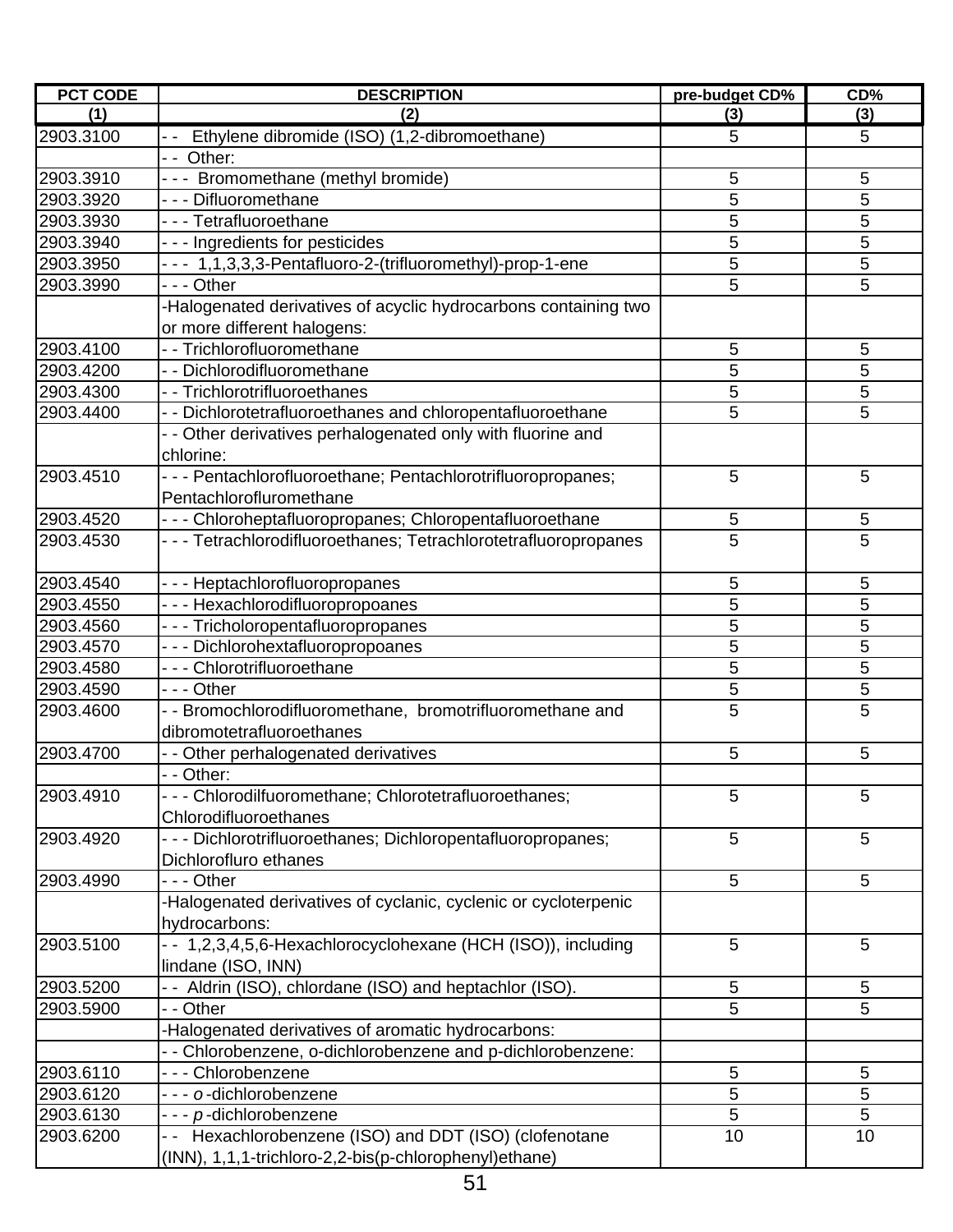| PCT CODE | DESCRIPTION | pre-budget CD% | CD% |
|---|---|---|---|
| (1) | (2) | (3) | (3) |
| 2903.3100 | - - Ethylene dibromide (ISO) (1,2-dibromoethane) | 5 | 5 |
| | - - Other: | | |
| 2903.3910 | - - - Bromomethane (methyl bromide) | 5 | 5 |
| 2903.3920 | - - - Difluoromethane | 5 | 5 |
| 2903.3930 | - - - Tetrafluoroethane | 5 | 5 |
| 2903.3940 | - - - Ingredients for pesticides | 5 | 5 |
| 2903.3950 | - - - 1,1,3,3,3-Pentafluoro-2-(trifluoromethyl)-prop-1-ene | 5 | 5 |
| 2903.3990 | - - - Other | 5 | 5 |
| | -Halogenated derivatives of acyclic hydrocarbons containing two or more different halogens: | | |
| 2903.4100 | - - Trichlorofluoromethane | 5 | 5 |
| 2903.4200 | - - Dichlorodifluoromethane | 5 | 5 |
| 2903.4300 | - - Trichlorotrifluoroethanes | 5 | 5 |
| 2903.4400 | - - Dichlorotetrafluoroethanes and chloropentafluoroethane | 5 | 5 |
| | - - Other derivatives perhalogenated only with fluorine and chlorine: | | |
| 2903.4510 | - - - Pentachlorofluoroethane; Pentachlorotrifluoropropanes; Pentachlorofluromethane | 5 | 5 |
| 2903.4520 | - - - Chloroheptafluoropropanes; Chloropentafluoroethane | 5 | 5 |
| 2903.4530 | - - - Tetrachlorodifluoroethanes; Tetrachlorotetrafluoropropanes | 5 | 5 |
| 2903.4540 | - - - Heptachlorofluoropropanes | 5 | 5 |
| 2903.4550 | - - - Hexachlorodifluoropropoanes | 5 | 5 |
| 2903.4560 | - - - Tricholoropentafluoropropanes | 5 | 5 |
| 2903.4570 | - - - Dichlorohextafluoropropoanes | 5 | 5 |
| 2903.4580 | - - - Chlorotrifluoroethane | 5 | 5 |
| 2903.4590 | - - - Other | 5 | 5 |
| 2903.4600 | - - Bromochlorodifluoromethane, bromotrifluoromethane and dibromotetrafluoroethanes | 5 | 5 |
| 2903.4700 | - - Other perhalogenated derivatives | 5 | 5 |
| | - - Other: | | |
| 2903.4910 | - - - Chlorodilfuoromethane; Chlorotetrafluoroethanes; Chlorodifluoroethanes | 5 | 5 |
| 2903.4920 | - - - Dichlorotrifluoroethanes; Dichloropentafluoropropanes; Dichlorofluro ethanes | 5 | 5 |
| 2903.4990 | - - - Other | 5 | 5 |
| | -Halogenated derivatives of cyclanic, cyclenic or cycloterpenic hydrocarbons: | | |
| 2903.5100 | - - 1,2,3,4,5,6-Hexachlorocyclohexane (HCH (ISO)), including lindane (ISO, INN) | 5 | 5 |
| 2903.5200 | - - Aldrin (ISO), chlordane (ISO) and heptachlor (ISO). | 5 | 5 |
| 2903.5900 | - - Other | 5 | 5 |
| | -Halogenated derivatives of aromatic hydrocarbons: | | |
| | - - Chlorobenzene, o-dichlorobenzene and p-dichlorobenzene: | | |
| 2903.6110 | - - - Chlorobenzene | 5 | 5 |
| 2903.6120 | - - - *o*-dichlorobenzene | 5 | 5 |
| 2903.6130 | - - - *p*-dichlorobenzene | 5 | 5 |
| 2903.6200 | - - Hexachlorobenzene (ISO) and DDT (ISO) (clofenotane (INN), 1,1,1-trichloro-2,2-bis(p-chlorophenyl)ethane) | 10 | 10 |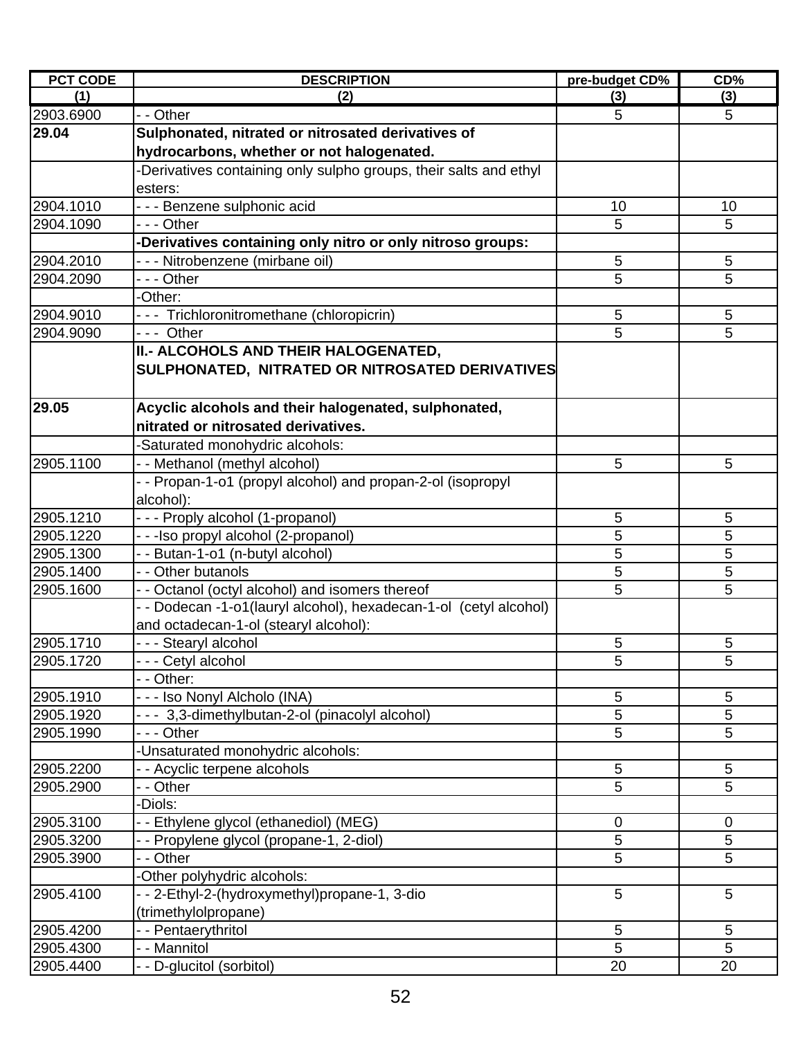| PCT CODE | DESCRIPTION | pre-budget CD% | CD% |
|---|---|---|---|
| (1) | (2) | (3) | (3) |
| 2903.6900 | - - Other | 5 | 5 |
| **29.04** | **Sulphonated, nitrated or nitrosated derivatives of hydrocarbons, whether or not halogenated.** | | |
| | -Derivatives containing only sulpho groups, their salts and ethyl esters: | | |
| 2904.1010 | - - - Benzene sulphonic acid | 10 | 10 |
| 2904.1090 | - - - Other | 5 | 5 |
| | **-Derivatives containing only nitro or only nitroso groups:** | | |
| 2904.2010 | - - - Nitrobenzene (mirbane oil) | 5 | 5 |
| 2904.2090 | - - - Other | 5 | 5 |
| | -Other: | | |
| 2904.9010 | - - - Trichloronitromethane (chloropicrin) | 5 | 5 |
| 2904.9090 | - - - Other | 5 | 5 |
| | **II.- ALCOHOLS AND THEIR HALOGENATED, SULPHONATED, NITRATED OR NITROSATED DERIVATIVES** | | |
| **29.05** | **Acyclic alcohols and their halogenated, sulphonated, nitrated or nitrosated derivatives.** | | |
| | -Saturated monohydric alcohols: | | |
| 2905.1100 | - - Methanol (methyl alcohol) | 5 | 5 |
| | - - Propan-1-o1 (propyl alcohol) and propan-2-ol (isopropyl alcohol): | | |
| 2905.1210 | - - - Proply alcohol (1-propanol) | 5 | 5 |
| 2905.1220 | - - -Iso propyl alcohol (2-propanol) | 5 | 5 |
| 2905.1300 | - - Butan-1-o1 (n-butyl alcohol) | 5 | 5 |
| 2905.1400 | - - Other butanols | 5 | 5 |
| 2905.1600 | - - Octanol (octyl alcohol) and isomers thereof | 5 | 5 |
| | - - Dodecan -1-o1(lauryl alcohol), hexadecan-1-ol (cetyl alcohol) and octadecan-1-ol (stearyl alcohol): | | |
| 2905.1710 | - - - Stearyl alcohol | 5 | 5 |
| 2905.1720 | - - - Cetyl alcohol | 5 | 5 |
| | - - Other: | | |
| 2905.1910 | - - - Iso Nonyl Alcholo (INA) | 5 | 5 |
| 2905.1920 | - - - 3,3-dimethylbutan-2-ol (pinacolyl alcohol) | 5 | 5 |
| 2905.1990 | - - - Other | 5 | 5 |
| | -Unsaturated monohydric alcohols: | | |
| 2905.2200 | - - Acyclic terpene alcohols | 5 | 5 |
| 2905.2900 | - - Other | 5 | 5 |
| | -Diols: | | |
| 2905.3100 | - - Ethylene glycol (ethanediol) (MEG) | 0 | 0 |
| 2905.3200 | - - Propylene glycol (propane-1, 2-diol) | 5 | 5 |
| 2905.3900 | - - Other | 5 | 5 |
| | -Other polyhydric alcohols: | | |
| 2905.4100 | - - 2-Ethyl-2-(hydroxymethyl)propane-1, 3-dio (trimethylolpropane) | 5 | 5 |
| 2905.4200 | - - Pentaerythritol | 5 | 5 |
| 2905.4300 | - - Mannitol | 5 | 5 |
| 2905.4400 | - - D-glucitol (sorbitol) | 20 | 20 |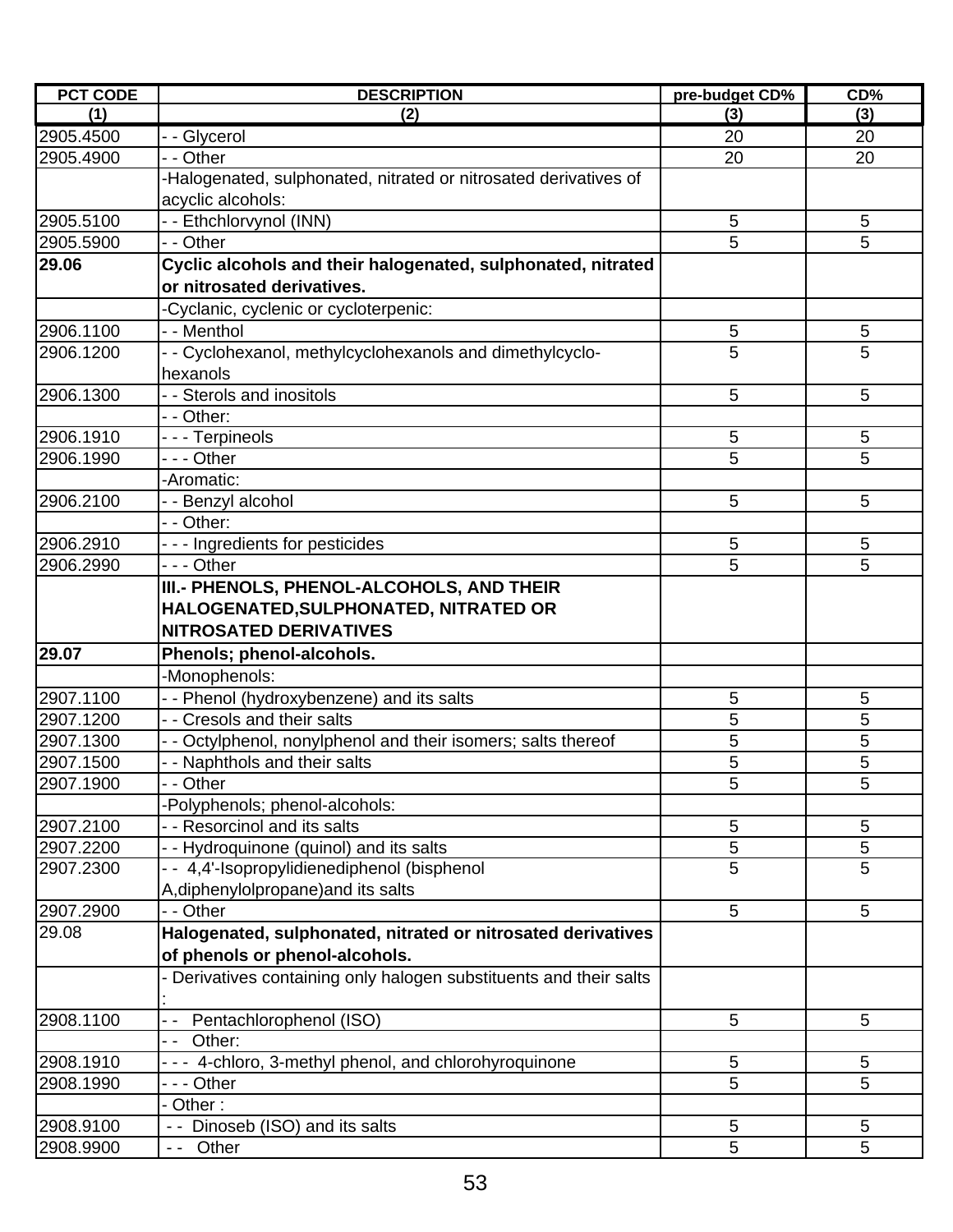| PCT CODE | DESCRIPTION | pre-budget CD% | CD% |
|---|---|---|---|
| (1) | (2) | (3) | (3) |
| 2905.4500 | - - Glycerol | 20 | 20 |
| 2905.4900 | - - Other | 20 | 20 |
| | -Halogenated, sulphonated, nitrated or nitrosated derivatives of acyclic alcohols: | | |
| 2905.5100 | - - Ethchlorvynol (INN) | 5 | 5 |
| 2905.5900 | - - Other | 5 | 5 |
| **29.06** | **Cyclic alcohols and their halogenated, sulphonated, nitrated or nitrosated derivatives.** | | |
| | -Cyclanic, cyclenic or cycloterpenic: | | |
| 2906.1100 | - - Menthol | 5 | 5 |
| 2906.1200 | - - Cyclohexanol, methylcyclohexanols and dimethylcyclo-hexanols | 5 | 5 |
| 2906.1300 | - - Sterols and inositols | 5 | 5 |
| | - - Other: | | |
| 2906.1910 | - - - Terpineols | 5 | 5 |
| 2906.1990 | - - - Other | 5 | 5 |
| | -Aromatic: | | |
| 2906.2100 | - - Benzyl alcohol | 5 | 5 |
| | - - Other: | | |
| 2906.2910 | - - - Ingredients for pesticides | 5 | 5 |
| 2906.2990 | - - - Other | 5 | 5 |
| | **III.- PHENOLS, PHENOL-ALCOHOLS, AND THEIR HALOGENATED,SULPHONATED, NITRATED OR NITROSATED DERIVATIVES** | | |
| **29.07** | **Phenols; phenol-alcohols.** | | |
| | -Monophenols: | | |
| 2907.1100 | - - Phenol (hydroxybenzene) and its salts | 5 | 5 |
| 2907.1200 | - - Cresols and their salts | 5 | 5 |
| 2907.1300 | - - Octylphenol, nonylphenol and their isomers; salts thereof | 5 | 5 |
| 2907.1500 | - - Naphthols and their salts | 5 | 5 |
| 2907.1900 | - - Other | 5 | 5 |
| | -Polyphenols; phenol-alcohols: | | |
| 2907.2100 | - - Resorcinol and its salts | 5 | 5 |
| 2907.2200 | - - Hydroquinone (quinol) and its salts | 5 | 5 |
| 2907.2300 | - - 4,4'-Isopropylidienediphenol (bisphenol A,diphenylolpropane)and its salts | 5 | 5 |
| 2907.2900 | - - Other | 5 | 5 |
| 29.08 | **Halogenated, sulphonated, nitrated or nitrosated derivatives of phenols or phenol-alcohols.** | | |
| | - Derivatives containing only halogen substituents and their salts : | | |
| 2908.1100 | - - Pentachlorophenol (ISO) | 5 | 5 |
| | - - Other: | | |
| 2908.1910 | - - - 4-chloro, 3-methyl phenol, and chlorohyroquinone | 5 | 5 |
| 2908.1990 | - - - Other | 5 | 5 |
| | - Other : | | |
| 2908.9100 | - - Dinoseb (ISO) and its salts | 5 | 5 |
| 2908.9900 | - - Other | 5 | 5 |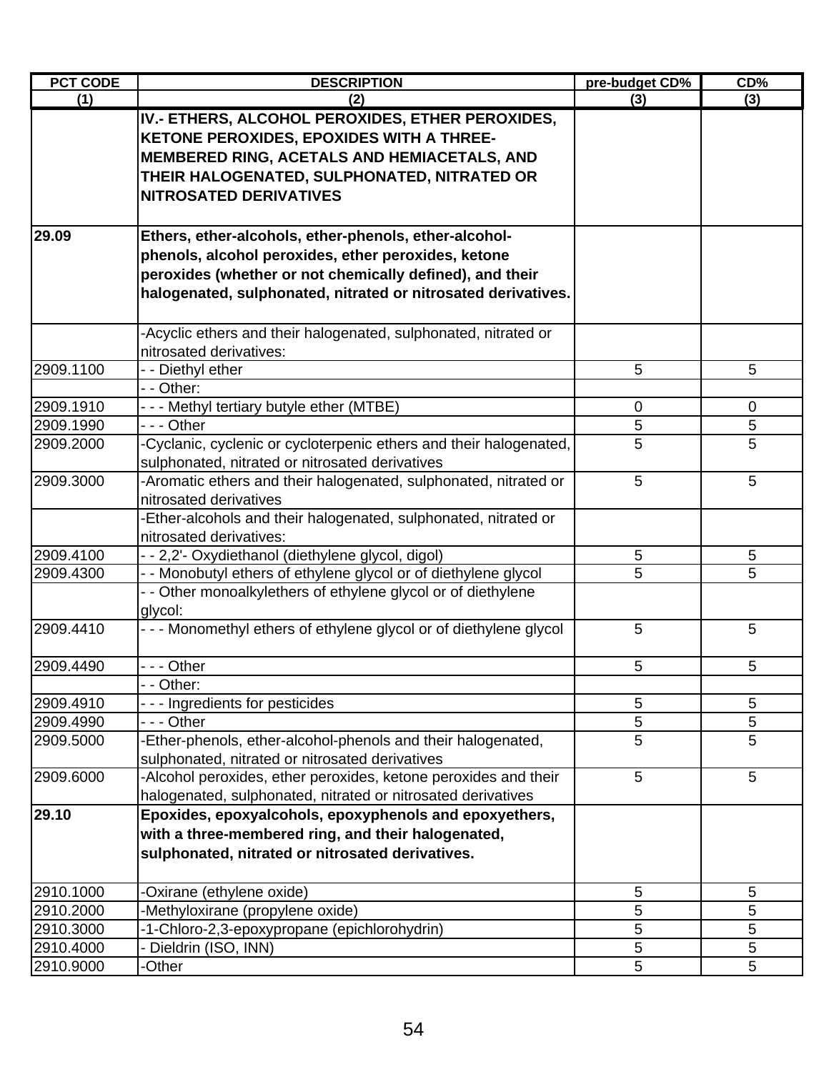| PCT CODE | DESCRIPTION | pre-budget CD% | CD% |
|---|---|---|---|
| (1) | (2) | (3) | (3) |
| | **IV.- ETHERS, ALCOHOL PEROXIDES, ETHER PEROXIDES, KETONE PEROXIDES, EPOXIDES WITH A THREE-MEMBERED RING, ACETALS AND HEMIACETALS, AND THEIR HALOGENATED, SULPHONATED, NITRATED OR NITROSATED DERIVATIVES** | | |
| **29.09** | **Ethers, ether-alcohols, ether-phenols, ether-alcohol-phenols, alcohol peroxides, ether peroxides, ketone peroxides (whether or not chemically defined), and their halogenated, sulphonated, nitrated or nitrosated derivatives.** | | |
| | -Acyclic ethers and their halogenated, sulphonated, nitrated or nitrosated derivatives: | | |
| 2909.1100 | - - Diethyl ether | 5 | 5 |
| | - - Other: | | |
| 2909.1910 | - - - Methyl tertiary butyle ether (MTBE) | 0 | 0 |
| 2909.1990 | - - - Other | 5 | 5 |
| 2909.2000 | -Cyclanic, cyclenic or cycloterpenic ethers and their halogenated, sulphonated, nitrated or nitrosated derivatives | 5 | 5 |
| 2909.3000 | -Aromatic ethers and their halogenated, sulphonated, nitrated or nitrosated derivatives | 5 | 5 |
| | -Ether-alcohols and their halogenated, sulphonated, nitrated or nitrosated derivatives: | | |
| 2909.4100 | - - 2,2'- Oxydiethanol (diethylene glycol, digol) | 5 | 5 |
| 2909.4300 | - - Monobutyl ethers of ethylene glycol or of diethylene glycol | 5 | 5 |
| | - - Other monoalkylethers of ethylene glycol or of diethylene glycol: | | |
| 2909.4410 | - - - Monomethyl ethers of ethylene glycol or of diethylene glycol | 5 | 5 |
| 2909.4490 | - - - Other | 5 | 5 |
| | - - Other: | | |
| 2909.4910 | - - - Ingredients for pesticides | 5 | 5 |
| 2909.4990 | - - - Other | 5 | 5 |
| 2909.5000 | -Ether-phenols, ether-alcohol-phenols and their halogenated, sulphonated, nitrated or nitrosated derivatives | 5 | 5 |
| 2909.6000 | -Alcohol peroxides, ether peroxides, ketone peroxides and their halogenated, sulphonated, nitrated or nitrosated derivatives | 5 | 5 |
| **29.10** | **Epoxides, epoxyalcohols, epoxyphenols and epoxyethers, with a three-membered ring, and their halogenated, sulphonated, nitrated or nitrosated derivatives.** | | |
| 2910.1000 | -Oxirane (ethylene oxide) | 5 | 5 |
| 2910.2000 | -Methyloxirane (propylene oxide) | 5 | 5 |
| 2910.3000 | -1-Chloro-2,3-epoxypropane (epichlorohydrin) | 5 | 5 |
| 2910.4000 | - Dieldrin (ISO, INN) | 5 | 5 |
| 2910.9000 | -Other | 5 | 5 |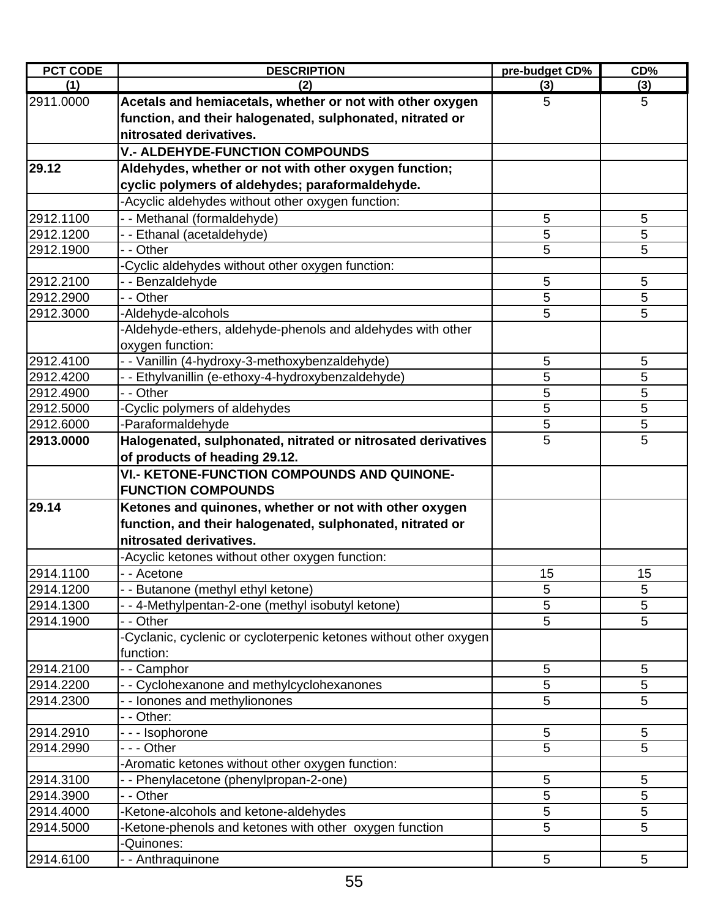| PCT CODE | DESCRIPTION | pre-budget CD% | CD% |
|---|---|---|---|
| (1) | (2) | (3) | (3) |
| 2911.0000 | **Acetals and hemiacetals, whether or not with other oxygen function, and their halogenated, sulphonated, nitrated or nitrosated derivatives.** | 5 | 5 |
| | **V.- ALDEHYDE-FUNCTION COMPOUNDS** | | |
| **29.12** | **Aldehydes, whether or not with other oxygen function; cyclic polymers of aldehydes; paraformaldehyde.** | | |
| | -Acyclic aldehydes without other oxygen function: | | |
| 2912.1100 | - - Methanal (formaldehyde) | 5 | 5 |
| 2912.1200 | - - Ethanal (acetaldehyde) | 5 | 5 |
| 2912.1900 | - - Other | 5 | 5 |
| | -Cyclic aldehydes without other oxygen function: | | |
| 2912.2100 | - - Benzaldehyde | 5 | 5 |
| 2912.2900 | - - Other | 5 | 5 |
| 2912.3000 | -Aldehyde-alcohols | 5 | 5 |
| | -Aldehyde-ethers, aldehyde-phenols and aldehydes with other oxygen function: | | |
| 2912.4100 | - - Vanillin (4-hydroxy-3-methoxybenzaldehyde) | 5 | 5 |
| 2912.4200 | - - Ethylvanillin (e-ethoxy-4-hydroxybenzaldehyde) | 5 | 5 |
| 2912.4900 | - - Other | 5 | 5 |
| 2912.5000 | -Cyclic polymers of aldehydes | 5 | 5 |
| 2912.6000 | -Paraformaldehyde | 5 | 5 |
| **2913.0000** | **Halogenated, sulphonated, nitrated or nitrosated derivatives of products of heading 29.12.** | 5 | 5 |
| | **VI.- KETONE-FUNCTION COMPOUNDS AND QUINONE-FUNCTION COMPOUNDS** | | |
| **29.14** | **Ketones and quinones, whether or not with other oxygen function, and their halogenated, sulphonated, nitrated or nitrosated derivatives.** | | |
| | -Acyclic ketones without other oxygen function: | | |
| 2914.1100 | - - Acetone | 15 | 15 |
| 2914.1200 | - - Butanone (methyl ethyl ketone) | 5 | 5 |
| 2914.1300 | - - 4-Methylpentan-2-one (methyl isobutyl ketone) | 5 | 5 |
| 2914.1900 | - - Other | 5 | 5 |
| | -Cyclanic, cyclenic or cycloterpenic ketones without other oxygen function: | | |
| 2914.2100 | - - Camphor | 5 | 5 |
| 2914.2200 | - - Cyclohexanone and methylcyclohexanones | 5 | 5 |
| 2914.2300 | - - Ionones and methylionones | 5 | 5 |
| | - - Other: | | |
| 2914.2910 | - - - Isophorone | 5 | 5 |
| 2914.2990 | - - - Other | 5 | 5 |
| | -Aromatic ketones without other oxygen function: | | |
| 2914.3100 | - - Phenylacetone (phenylpropan-2-one) | 5 | 5 |
| 2914.3900 | - - Other | 5 | 5 |
| 2914.4000 | -Ketone-alcohols and ketone-aldehydes | 5 | 5 |
| 2914.5000 | -Ketone-phenols and ketones with other oxygen function | 5 | 5 |
| | -Quinones: | | |
| 2914.6100 | - - Anthraquinone | 5 | 5 |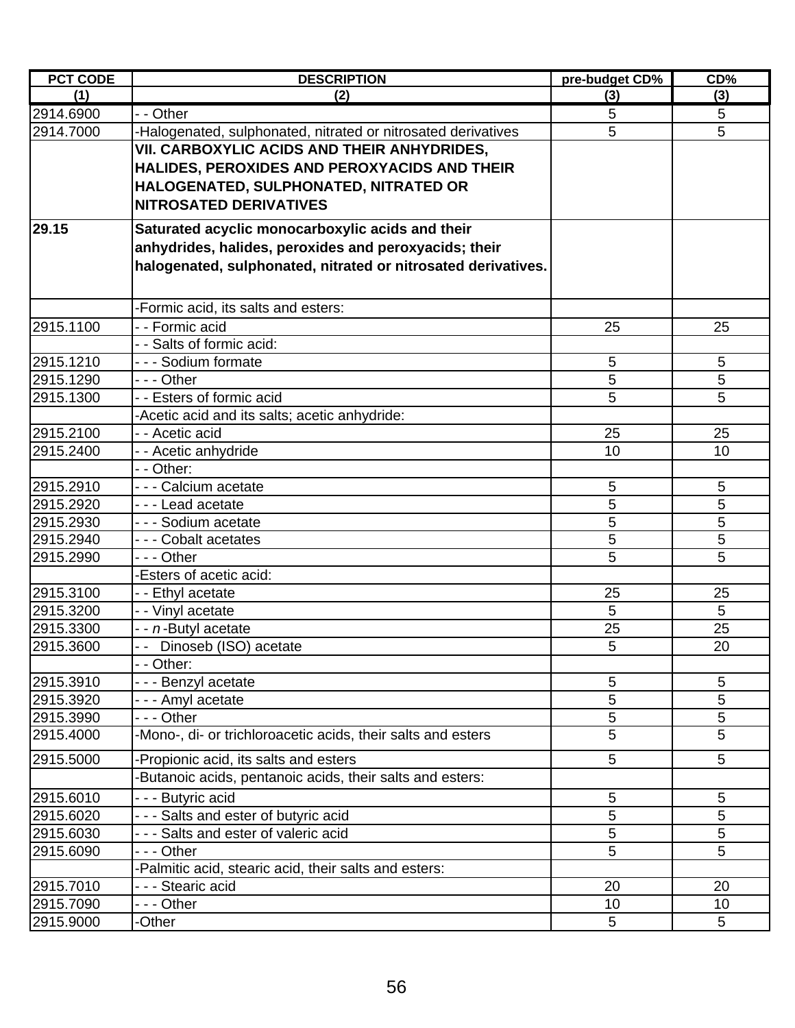| PCT CODE | DESCRIPTION | pre-budget CD% | CD% |
|---|---|---|---|
| (1) | (2) | (3) | (3) |
| 2914.6900 | - - Other | 5 | 5 |
| 2914.7000 | -Halogenated, sulphonated, nitrated or nitrosated derivatives | 5 | 5 |
| | **VII. CARBOXYLIC ACIDS AND THEIR ANHYDRIDES, HALIDES, PEROXIDES AND PEROXYACIDS AND THEIR HALOGENATED, SULPHONATED, NITRATED OR NITROSATED DERIVATIVES** | | |
| **29.15** | **Saturated acyclic monocarboxylic acids and their anhydrides, halides, peroxides and peroxyacids; their halogenated, sulphonated, nitrated or nitrosated derivatives.** | | |
| | -Formic acid, its salts and esters: | | |
| 2915.1100 | - - Formic acid | 25 | 25 |
| | - - Salts of formic acid: | | |
| 2915.1210 | - - - Sodium formate | 5 | 5 |
| 2915.1290 | - - - Other | 5 | 5 |
| 2915.1300 | - - Esters of formic acid | 5 | 5 |
| | -Acetic acid and its salts; acetic anhydride: | | |
| 2915.2100 | - - Acetic acid | 25 | 25 |
| 2915.2400 | - - Acetic anhydride | 10 | 10 |
| | - - Other: | | |
| 2915.2910 | - - - Calcium acetate | 5 | 5 |
| 2915.2920 | - - - Lead acetate | 5 | 5 |
| 2915.2930 | - - - Sodium acetate | 5 | 5 |
| 2915.2940 | - - - Cobalt acetates | 5 | 5 |
| 2915.2990 | - - - Other | 5 | 5 |
| | -Esters of acetic acid: | | |
| 2915.3100 | - - Ethyl acetate | 25 | 25 |
| 2915.3200 | - - Vinyl acetate | 5 | 5 |
| 2915.3300 | - - *n*-Butyl acetate | 25 | 25 |
| 2915.3600 | - - Dinoseb (ISO) acetate | 5 | 20 |
| | - - Other: | | |
| 2915.3910 | - - - Benzyl acetate | 5 | 5 |
| 2915.3920 | - - - Amyl acetate | 5 | 5 |
| 2915.3990 | - - - Other | 5 | 5 |
| 2915.4000 | -Mono-, di- or trichloroacetic acids, their salts and esters | 5 | 5 |
| 2915.5000 | -Propionic acid, its salts and esters | 5 | 5 |
| | -Butanoic acids, pentanoic acids, their salts and esters: | | |
| 2915.6010 | - - - Butyric acid | 5 | 5 |
| 2915.6020 | - - - Salts and ester of butyric acid | 5 | 5 |
| 2915.6030 | - - - Salts and ester of valeric acid | 5 | 5 |
| 2915.6090 | - - - Other | 5 | 5 |
| | -Palmitic acid, stearic acid, their salts and esters: | | |
| 2915.7010 | - - - Stearic acid | 20 | 20 |
| 2915.7090 | - - - Other | 10 | 10 |
| 2915.9000 | -Other | 5 | 5 |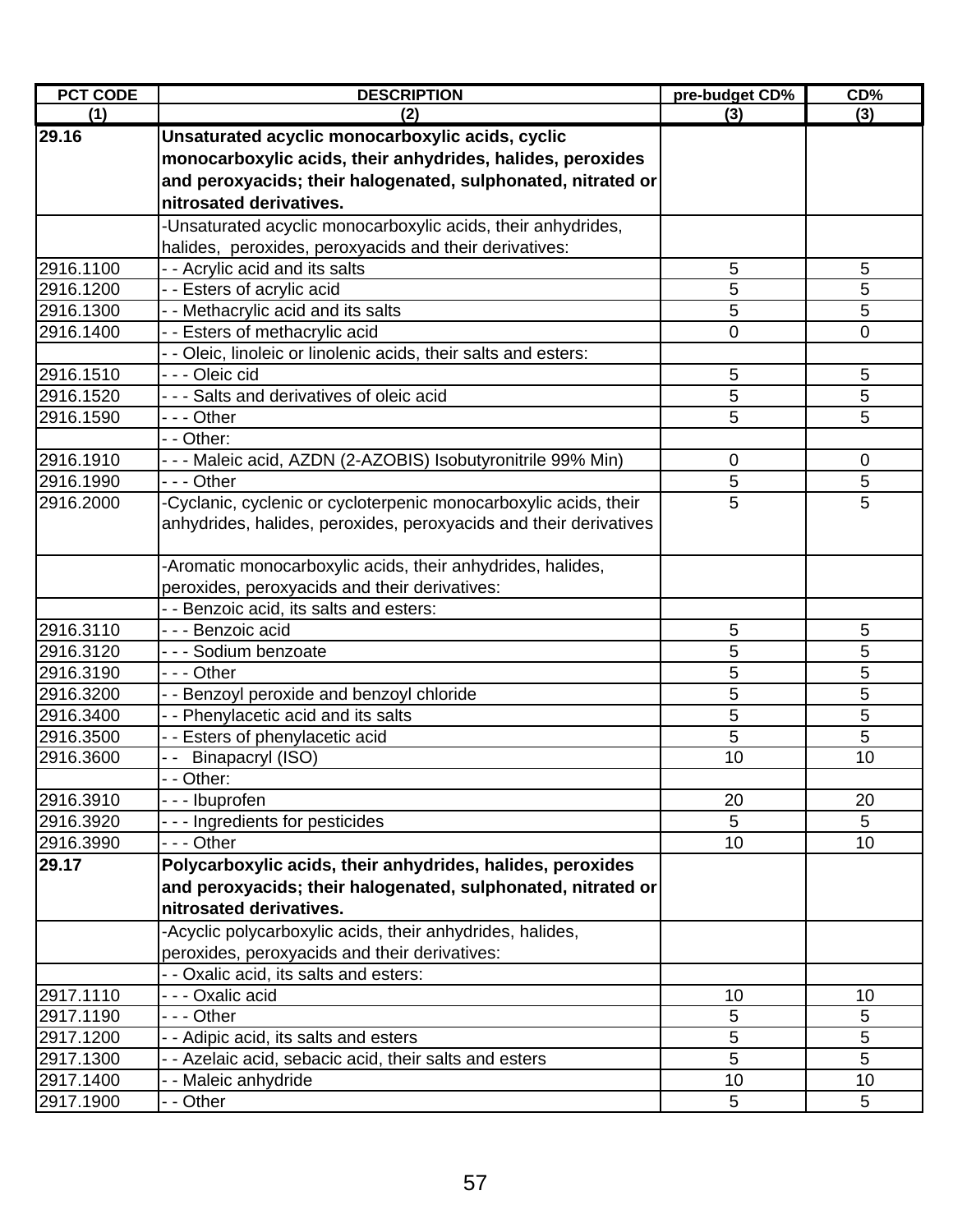| PCT CODE | DESCRIPTION | pre-budget CD% | CD% |
|---|---|---|---|
| (1) | (2) | (3) | (3) |
| **29.16** | **Unsaturated acyclic monocarboxylic acids, cyclic monocarboxylic acids, their anhydrides, halides, peroxides and peroxyacids; their halogenated, sulphonated, nitrated or nitrosated derivatives.** | | |
| | -Unsaturated acyclic monocarboxylic acids, their anhydrides, halides, peroxides, peroxyacids and their derivatives: | | |
| 2916.1100 | - - Acrylic acid and its salts | 5 | 5 |
| 2916.1200 | - - Esters of acrylic acid | 5 | 5 |
| 2916.1300 | - - Methacrylic acid and its salts | 5 | 5 |
| 2916.1400 | - - Esters of methacrylic acid | 0 | 0 |
| | - - Oleic, linoleic or linolenic acids, their salts and esters: | | |
| 2916.1510 | - - - Oleic cid | 5 | 5 |
| 2916.1520 | - - - Salts and derivatives of oleic acid | 5 | 5 |
| 2916.1590 | - - - Other | 5 | 5 |
| | - - Other: | | |
| 2916.1910 | - - - Maleic acid, AZDN (2-AZOBIS) Isobutyronitrile 99% Min) | 0 | 0 |
| 2916.1990 | - - - Other | 5 | 5 |
| 2916.2000 | -Cyclanic, cyclenic or cycloterpenic monocarboxylic acids, their anhydrides, halides, peroxides, peroxyacids and their derivatives | 5 | 5 |
| | -Aromatic monocarboxylic acids, their anhydrides, halides, peroxides, peroxyacids and their derivatives: | | |
| | - - Benzoic acid, its salts and esters: | | |
| 2916.3110 | - - - Benzoic acid | 5 | 5 |
| 2916.3120 | - - - Sodium benzoate | 5 | 5 |
| 2916.3190 | - - - Other | 5 | 5 |
| 2916.3200 | - - Benzoyl peroxide and benzoyl chloride | 5 | 5 |
| 2916.3400 | - - Phenylacetic acid and its salts | 5 | 5 |
| 2916.3500 | - - Esters of phenylacetic acid | 5 | 5 |
| 2916.3600 | - - Binapacryl (ISO) | 10 | 10 |
| | - - Other: | | |
| 2916.3910 | - - - Ibuprofen | 20 | 20 |
| 2916.3920 | - - - Ingredients for pesticides | 5 | 5 |
| 2916.3990 | - - - Other | 10 | 10 |
| **29.17** | **Polycarboxylic acids, their anhydrides, halides, peroxides and peroxyacids; their halogenated, sulphonated, nitrated or nitrosated derivatives.** | | |
| | -Acyclic polycarboxylic acids, their anhydrides, halides, peroxides, peroxyacids and their derivatives: | | |
| | - - Oxalic acid, its salts and esters: | | |
| 2917.1110 | - - - Oxalic acid | 10 | 10 |
| 2917.1190 | - - - Other | 5 | 5 |
| 2917.1200 | - - Adipic acid, its salts and esters | 5 | 5 |
| 2917.1300 | - - Azelaic acid, sebacic acid, their salts and esters | 5 | 5 |
| 2917.1400 | - - Maleic anhydride | 10 | 10 |
| 2917.1900 | - - Other | 5 | 5 |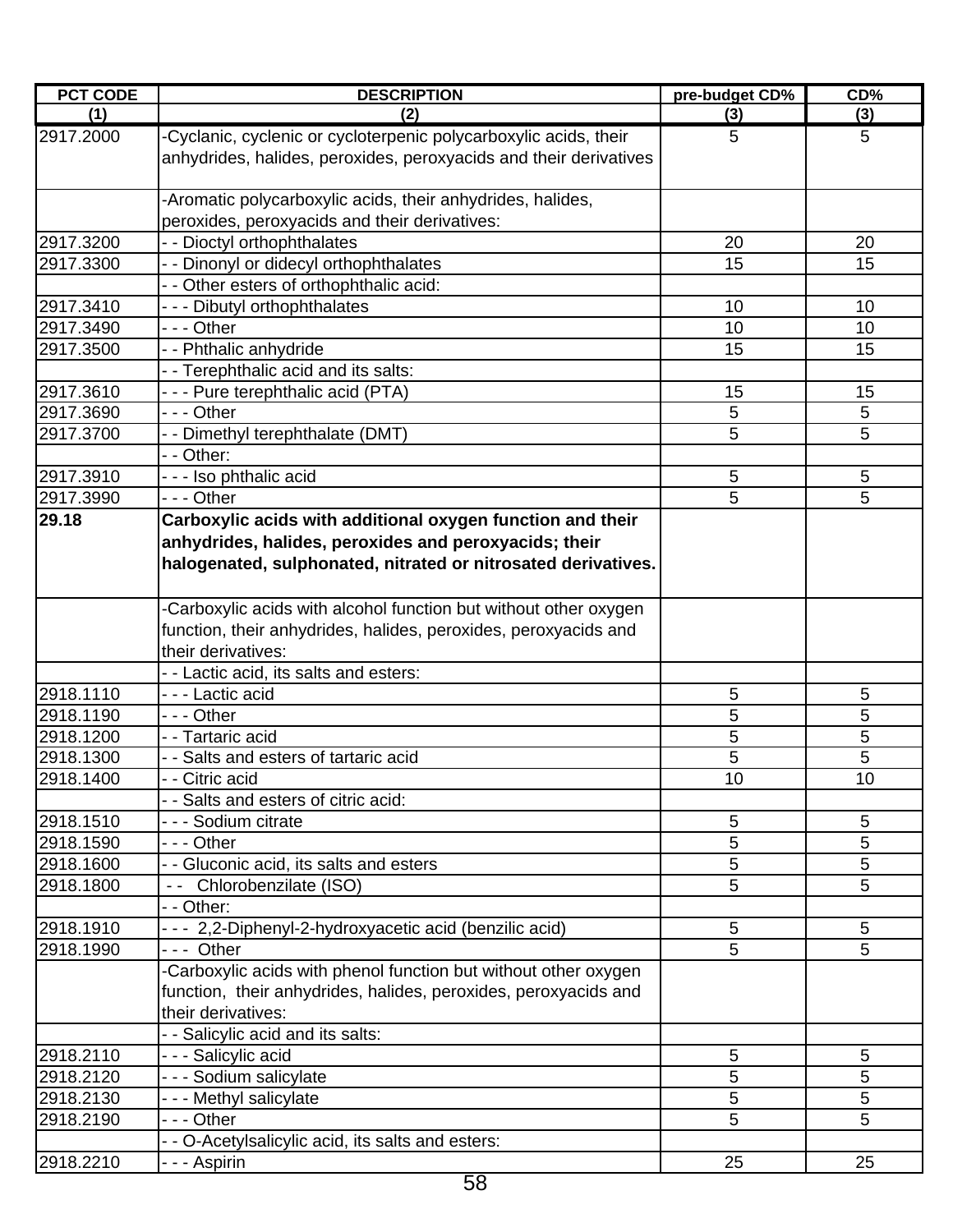| PCT CODE | DESCRIPTION | pre-budget CD% | CD% |
|---|---|---|---|
| (1) | (2) | (3) | (3) |
| 2917.2000 | -Cyclanic, cyclenic or cycloterpenic polycarboxylic acids, their anhydrides, halides, peroxides, peroxyacids and their derivatives | 5 | 5 |
| | -Aromatic polycarboxylic acids, their anhydrides, halides, peroxides, peroxyacids and their derivatives: | | |
| 2917.3200 | - - Dioctyl orthophthalates | 20 | 20 |
| 2917.3300 | - - Dinonyl or didecyl orthophthalates | 15 | 15 |
| | - - Other esters of orthophthalic acid: | | |
| 2917.3410 | - - - Dibutyl orthophthalates | 10 | 10 |
| 2917.3490 | - - - Other | 10 | 10 |
| 2917.3500 | - - Phthalic anhydride | 15 | 15 |
| | - - Terephthalic acid and its salts: | | |
| 2917.3610 | - - - Pure terephthalic acid (PTA) | 15 | 15 |
| 2917.3690 | - - - Other | 5 | 5 |
| 2917.3700 | - - Dimethyl terephthalate (DMT) | 5 | 5 |
| | - - Other: | | |
| 2917.3910 | - - - Iso phthalic acid | 5 | 5 |
| 2917.3990 | - - - Other | 5 | 5 |
| **29.18** | **Carboxylic acids with additional oxygen function and their anhydrides, halides, peroxides and peroxyacids; their halogenated, sulphonated, nitrated or nitrosated derivatives.** | | |
| | -Carboxylic acids with alcohol function but without other oxygen function, their anhydrides, halides, peroxides, peroxyacids and their derivatives: | | |
| | - - Lactic acid, its salts and esters: | | |
| 2918.1110 | - - - Lactic acid | 5 | 5 |
| 2918.1190 | - - - Other | 5 | 5 |
| 2918.1200 | - - Tartaric acid | 5 | 5 |
| 2918.1300 | - - Salts and esters of tartaric acid | 5 | 5 |
| 2918.1400 | - - Citric acid | 10 | 10 |
| | - - Salts and esters of citric acid: | | |
| 2918.1510 | - - - Sodium citrate | 5 | 5 |
| 2918.1590 | - - - Other | 5 | 5 |
| 2918.1600 | - - Gluconic acid, its salts and esters | 5 | 5 |
| 2918.1800 | - - Chlorobenzilate (ISO) | 5 | 5 |
| | - - Other: | | |
| 2918.1910 | - - - 2,2-Diphenyl-2-hydroxyacetic acid (benzilic acid) | 5 | 5 |
| 2918.1990 | - - - Other | 5 | 5 |
| | -Carboxylic acids with phenol function but without other oxygen function, their anhydrides, halides, peroxides, peroxyacids and their derivatives: | | |
| | - - Salicylic acid and its salts: | | |
| 2918.2110 | - - - Salicylic acid | 5 | 5 |
| 2918.2120 | - - - Sodium salicylate | 5 | 5 |
| 2918.2130 | - - - Methyl salicylate | 5 | 5 |
| 2918.2190 | - - - Other | 5 | 5 |
| | - - O-Acetylsalicylic acid, its salts and esters: | | |
| 2918.2210 | - - - Aspirin | 25 | 25 |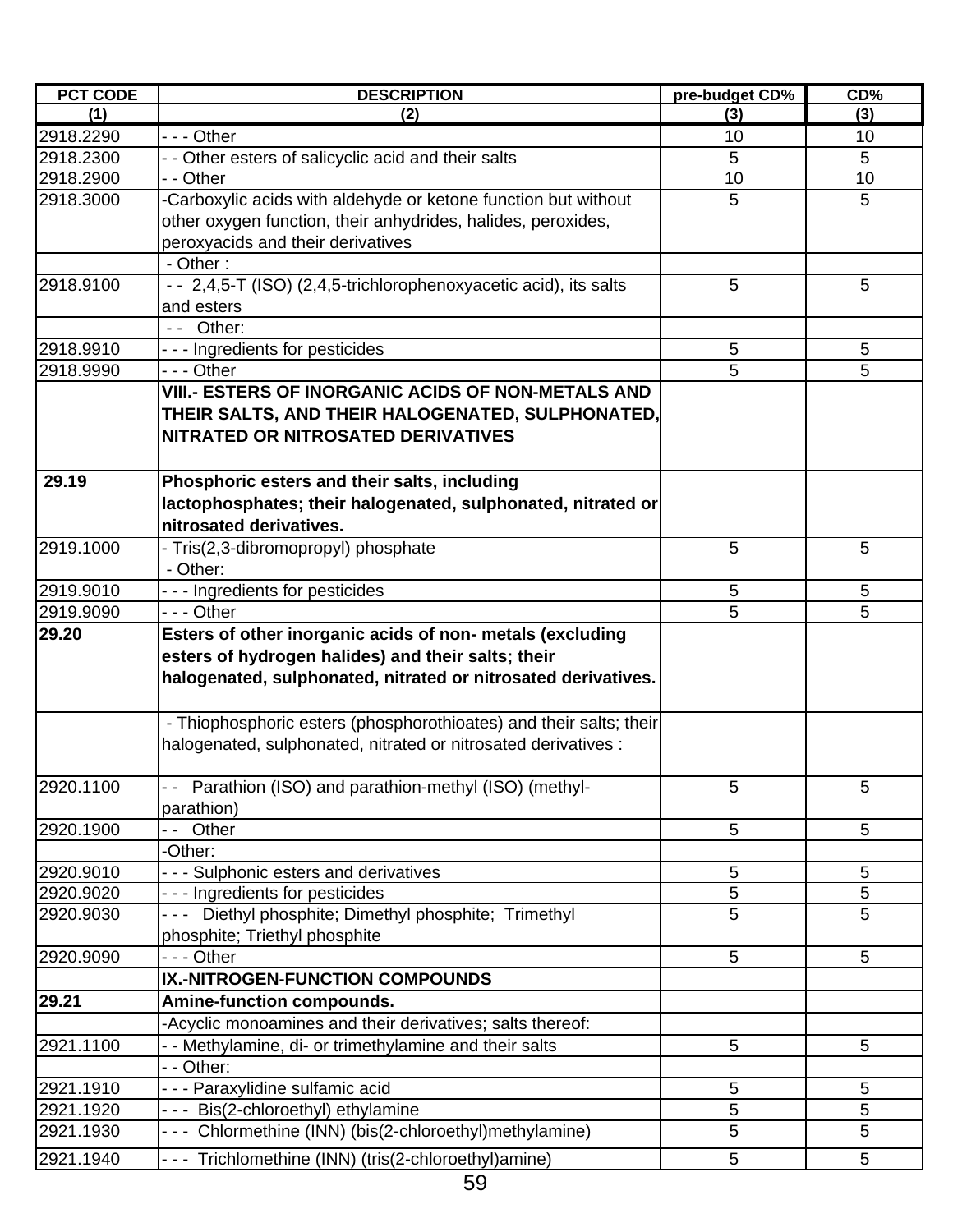| PCT CODE | DESCRIPTION | pre-budget CD% | CD% |
|---|---|---|---|
| (1) | (2) | (3) | (3) |
| 2918.2290 | - - - Other | 10 | 10 |
| 2918.2300 | - - Other esters of salicyclic acid and their salts | 5 | 5 |
| 2918.2900 | - - Other | 10 | 10 |
| 2918.3000 | -Carboxylic acids with aldehyde or ketone function but without other oxygen function, their anhydrides, halides, peroxides, peroxyacids and their derivatives | 5 | 5 |
| | - Other : | | |
| 2918.9100 | - - 2,4,5-T (ISO) (2,4,5-trichlorophenoxyacetic acid), its salts and esters | 5 | 5 |
| | - - Other: | | |
| 2918.9910 | - - - Ingredients for pesticides | 5 | 5 |
| 2918.9990 | - - - Other | 5 | 5 |
| | **VIII.- ESTERS OF INORGANIC ACIDS OF NON-METALS AND THEIR SALTS, AND THEIR HALOGENATED, SULPHONATED, NITRATED OR NITROSATED DERIVATIVES** | | |
| **29.19** | **Phosphoric esters and their salts, including lactophosphates; their halogenated, sulphonated, nitrated or nitrosated derivatives.** | | |
| 2919.1000 | - Tris(2,3-dibromopropyl) phosphate | 5 | 5 |
| | - Other: | | |
| 2919.9010 | - - - Ingredients for pesticides | 5 | 5 |
| 2919.9090 | - - - Other | 5 | 5 |
| **29.20** | **Esters of other inorganic acids of non- metals (excluding esters of hydrogen halides) and their salts; their halogenated, sulphonated, nitrated or nitrosated derivatives.** | | |
| | - Thiophosphoric esters (phosphorothioates) and their salts; their halogenated, sulphonated, nitrated or nitrosated derivatives : | | |
| 2920.1100 | - - Parathion (ISO) and parathion-methyl (ISO) (methyl-parathion) | 5 | 5 |
| 2920.1900 | - - Other | 5 | 5 |
| | -Other: | | |
| 2920.9010 | - - - Sulphonic esters and derivatives | 5 | 5 |
| 2920.9020 | - - - Ingredients for pesticides | 5 | 5 |
| 2920.9030 | - - - Diethyl phosphite; Dimethyl phosphite; Trimethyl phosphite; Triethyl phosphite | 5 | 5 |
| 2920.9090 | - - - Other | 5 | 5 |
| | **IX.-NITROGEN-FUNCTION COMPOUNDS** | | |
| **29.21** | **Amine-function compounds.** | | |
| | -Acyclic monoamines and their derivatives; salts thereof: | | |
| 2921.1100 | - - Methylamine, di- or trimethylamine and their salts | 5 | 5 |
| | - - Other: | | |
| 2921.1910 | - - - Paraxylidine sulfamic acid | 5 | 5 |
| 2921.1920 | - - - Bis(2-chloroethyl) ethylamine | 5 | 5 |
| 2921.1930 | - - - Chlormethine (INN) (bis(2-chloroethyl)methylamine) | 5 | 5 |
| 2921.1940 | - - - Trichlomethine (INN) (tris(2-chloroethyl)amine) | 5 | 5 |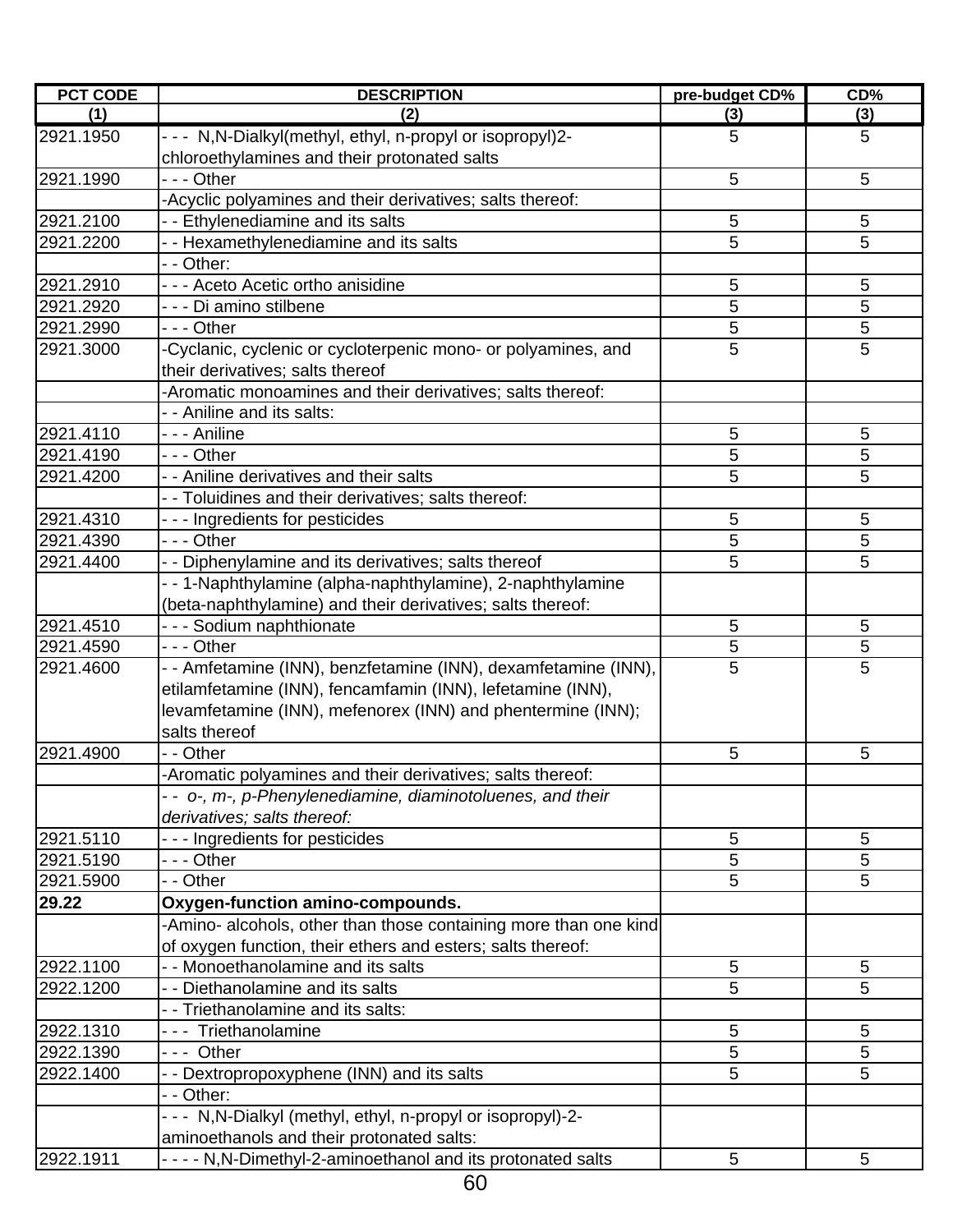| PCT CODE | DESCRIPTION | pre-budget CD% | CD% |
|---|---|---|---|
| (1) | (2) | (3) | (3) |
| 2921.1950 | - - - N,N-Dialkyl(methyl, ethyl, n-propyl or isopropyl)2-chloroethylamines and their protonated salts | 5 | 5 |
| 2921.1990 | - - - Other | 5 | 5 |
| | -Acyclic polyamines and their derivatives; salts thereof: | | |
| 2921.2100 | - - Ethylenediamine and its salts | 5 | 5 |
| 2921.2200 | - - Hexamethylenediamine and its salts | 5 | 5 |
| | - - Other: | | |
| 2921.2910 | - - - Aceto Acetic ortho anisidine | 5 | 5 |
| 2921.2920 | - - - Di amino stilbene | 5 | 5 |
| 2921.2990 | - - - Other | 5 | 5 |
| 2921.3000 | -Cyclanic, cyclenic or cycloterpenic mono- or polyamines, and their derivatives; salts thereof | 5 | 5 |
| | -Aromatic monoamines and their derivatives; salts thereof: | | |
| | - - Aniline and its salts: | | |
| 2921.4110 | - - - Aniline | 5 | 5 |
| 2921.4190 | - - - Other | 5 | 5 |
| 2921.4200 | - - Aniline derivatives and their salts | 5 | 5 |
| | - - Toluidines and their derivatives; salts thereof: | | |
| 2921.4310 | - - - Ingredients for pesticides | 5 | 5 |
| 2921.4390 | - - - Other | 5 | 5 |
| 2921.4400 | - - Diphenylamine and its derivatives; salts thereof | 5 | 5 |
| | - - 1-Naphthylamine (alpha-naphthylamine), 2-naphthylamine (beta-naphthylamine) and their derivatives; salts thereof: | | |
| 2921.4510 | - - - Sodium naphthionate | 5 | 5 |
| 2921.4590 | - - - Other | 5 | 5 |
| 2921.4600 | - - Amfetamine (INN), benzfetamine (INN), dexamfetamine (INN), etilamfetamine (INN), fencamfamin (INN), lefetamine (INN), levamfetamine (INN), mefenorex (INN) and phentermine (INN); salts thereof | 5 | 5 |
| 2921.4900 | - - Other | 5 | 5 |
| | -Aromatic polyamines and their derivatives; salts thereof: | | |
| | *- - o-, m-, p-Phenylenediamine, diaminotoluenes, and their derivatives; salts thereof:* | | |
| 2921.5110 | - - - Ingredients for pesticides | 5 | 5 |
| 2921.5190 | - - - Other | 5 | 5 |
| 2921.5900 | - - Other | 5 | 5 |
| **29.22** | **Oxygen-function amino-compounds.** | | |
| | -Amino- alcohols, other than those containing more than one kind of oxygen function, their ethers and esters; salts thereof: | | |
| 2922.1100 | - - Monoethanolamine and its salts | 5 | 5 |
| 2922.1200 | - - Diethanolamine and its salts | 5 | 5 |
| | - - Triethanolamine and its salts: | | |
| 2922.1310 | - - - Triethanolamine | 5 | 5 |
| 2922.1390 | - - - Other | 5 | 5 |
| 2922.1400 | - - Dextropropoxyphene (INN) and its salts | 5 | 5 |
| | - - Other: | | |
| | - - - N,N-Dialkyl (methyl, ethyl, n-propyl or isopropyl)-2-aminoethanols and their protonated salts: | | |
| 2922.1911 | - - - - N,N-Dimethyl-2-aminoethanol and its protonated salts | 5 | 5 |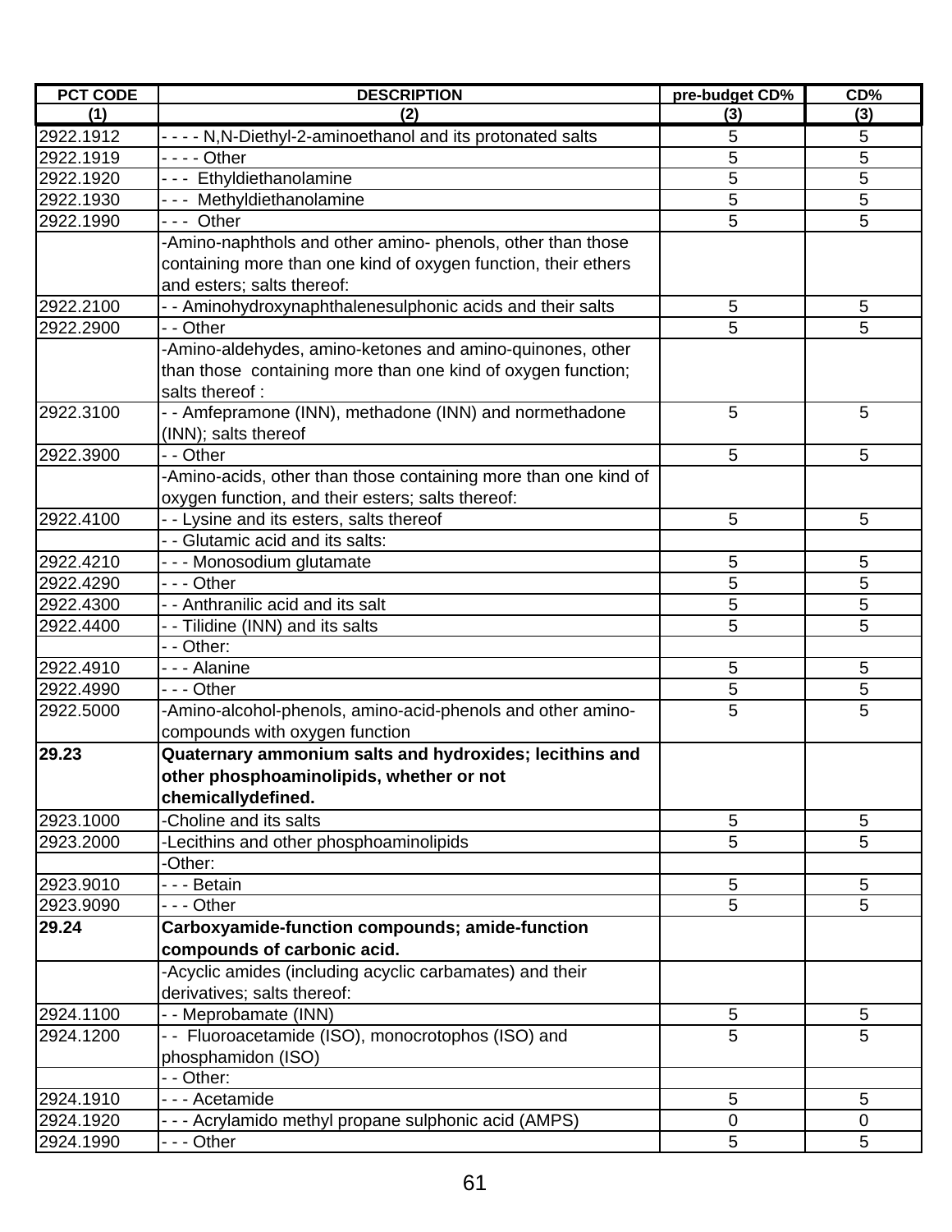| PCT CODE | DESCRIPTION | pre-budget CD% | CD% |
|---|---|---|---|
| (1) | (2) | (3) | (3) |
| 2922.1912 | - - - - N,N-Diethyl-2-aminoethanol and its protonated salts | 5 | 5 |
| 2922.1919 | - - - - Other | 5 | 5 |
| 2922.1920 | - - - Ethyldiethanolamine | 5 | 5 |
| 2922.1930 | - - - Methyldiethanolamine | 5 | 5 |
| 2922.1990 | - - - Other | 5 | 5 |
| | -Amino-naphthols and other amino- phenols, other than those containing more than one kind of oxygen function, their ethers and esters; salts thereof: | | |
| 2922.2100 | - - Aminohydroxynaphthalenesulphonic acids and their salts | 5 | 5 |
| 2922.2900 | - - Other | 5 | 5 |
| | -Amino-aldehydes, amino-ketones and amino-quinones, other than those containing more than one kind of oxygen function; salts thereof : | | |
| 2922.3100 | - - Amfepramone (INN), methadone (INN) and normethadone (INN); salts thereof | 5 | 5 |
| 2922.3900 | - - Other | 5 | 5 |
| | -Amino-acids, other than those containing more than one kind of oxygen function, and their esters; salts thereof: | | |
| 2922.4100 | - - Lysine and its esters, salts thereof | 5 | 5 |
| | - - Glutamic acid and its salts: | | |
| 2922.4210 | - - - Monosodium glutamate | 5 | 5 |
| 2922.4290 | - - - Other | 5 | 5 |
| 2922.4300 | - - Anthranilic acid and its salt | 5 | 5 |
| 2922.4400 | - - Tilidine (INN) and its salts | 5 | 5 |
| | - - Other: | | |
| 2922.4910 | - - - Alanine | 5 | 5 |
| 2922.4990 | - - - Other | 5 | 5 |
| 2922.5000 | -Amino-alcohol-phenols, amino-acid-phenols and other amino-compounds with oxygen function | 5 | 5 |
| **29.23** | **Quaternary ammonium salts and hydroxides; lecithins and other phosphoaminolipids, whether or not chemicallydefined.** | | |
| 2923.1000 | -Choline and its salts | 5 | 5 |
| 2923.2000 | -Lecithins and other phosphoaminolipids | 5 | 5 |
| | -Other: | | |
| 2923.9010 | - - - Betain | 5 | 5 |
| 2923.9090 | - - - Other | 5 | 5 |
| **29.24** | **Carboxyamide-function compounds; amide-function compounds of carbonic acid.** | | |
| | -Acyclic amides (including acyclic carbamates) and their derivatives; salts thereof: | | |
| 2924.1100 | - - Meprobamate (INN) | 5 | 5 |
| 2924.1200 | - - Fluoroacetamide (ISO), monocrotophos (ISO) and phosphamidon (ISO) | 5 | 5 |
| | - - Other: | | |
| 2924.1910 | - - - Acetamide | 5 | 5 |
| 2924.1920 | - - - Acrylamido methyl propane sulphonic acid (AMPS) | 0 | 0 |
| 2924.1990 | - - - Other | 5 | 5 |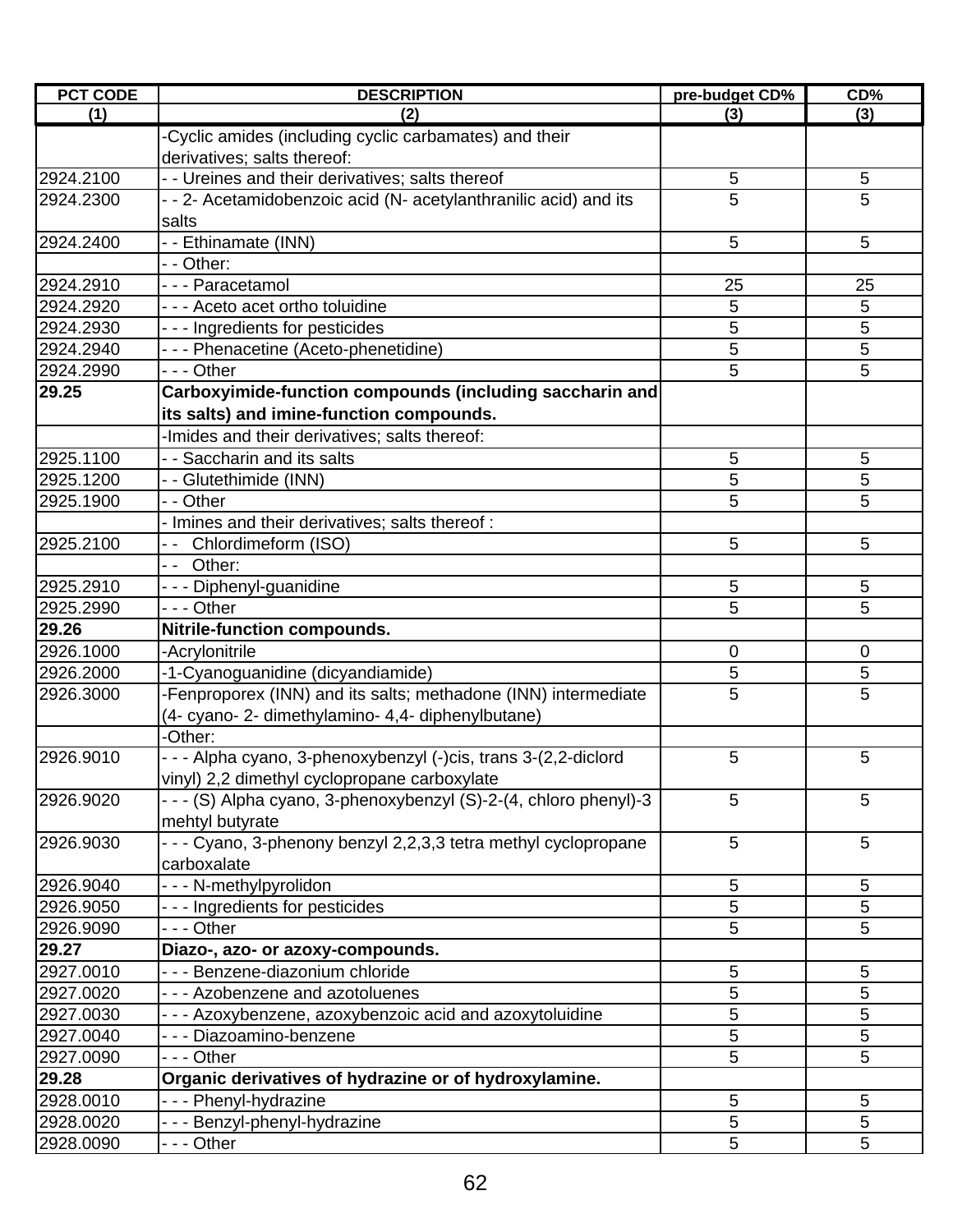| PCT CODE | DESCRIPTION | pre-budget CD% | CD% |
|---|---|---|---|
| (1) | (2) | (3) | (3) |
| | -Cyclic amides (including cyclic carbamates) and their derivatives; salts thereof: | | |
| 2924.2100 | - - Ureines and their derivatives; salts thereof | 5 | 5 |
| 2924.2300 | - - 2- Acetamidobenzoic acid (N- acetylanthranilic acid) and its salts | 5 | 5 |
| 2924.2400 | - - Ethinamate (INN) | 5 | 5 |
| | - - Other: | | |
| 2924.2910 | - - - Paracetamol | 25 | 25 |
| 2924.2920 | - - - Aceto acet ortho toluidine | 5 | 5 |
| 2924.2930 | - - - Ingredients for pesticides | 5 | 5 |
| 2924.2940 | - - - Phenacetine (Aceto-phenetidine) | 5 | 5 |
| 2924.2990 | - - - Other | 5 | 5 |
| **29.25** | **Carboxyimide-function compounds (including saccharin and its salts) and imine-function compounds.** | | |
| | -Imides and their derivatives; salts thereof: | | |
| 2925.1100 | - - Saccharin and its salts | 5 | 5 |
| 2925.1200 | - - Glutethimide (INN) | 5 | 5 |
| 2925.1900 | - - Other | 5 | 5 |
| | - Imines and their derivatives; salts thereof : | | |
| 2925.2100 | - - Chlordimeform (ISO) | 5 | 5 |
| | - - Other: | | |
| 2925.2910 | - - - Diphenyl-guanidine | 5 | 5 |
| 2925.2990 | - - - Other | 5 | 5 |
| **29.26** | **Nitrile-function compounds.** | | |
| 2926.1000 | -Acrylonitrile | 0 | 0 |
| 2926.2000 | -1-Cyanoguanidine (dicyandiamide) | 5 | 5 |
| 2926.3000 | -Fenproporex (INN) and its salts; methadone (INN) intermediate (4- cyano- 2- dimethylamino- 4,4- diphenylbutane) | 5 | 5 |
| | -Other: | | |
| 2926.9010 | - - - Alpha cyano, 3-phenoxybenzyl (-)cis, trans 3-(2,2-diclord vinyl) 2,2 dimethyl cyclopropane carboxylate | 5 | 5 |
| 2926.9020 | - - - (S) Alpha cyano, 3-phenoxybenzyl (S)-2-(4, chloro phenyl)-3 mehtyl butyrate | 5 | 5 |
| 2926.9030 | - - - Cyano, 3-phenony benzyl 2,2,3,3 tetra methyl cyclopropane carboxalate | 5 | 5 |
| 2926.9040 | - - - N-methylpyrolidon | 5 | 5 |
| 2926.9050 | - - - Ingredients for pesticides | 5 | 5 |
| 2926.9090 | - - - Other | 5 | 5 |
| **29.27** | **Diazo-, azo- or azoxy-compounds.** | | |
| 2927.0010 | - - - Benzene-diazonium chloride | 5 | 5 |
| 2927.0020 | - - - Azobenzene and azotoluenes | 5 | 5 |
| 2927.0030 | - - - Azoxybenzene, azoxybenzoic acid and azoxytoluidine | 5 | 5 |
| 2927.0040 | - - - Diazoamino-benzene | 5 | 5 |
| 2927.0090 | - - - Other | 5 | 5 |
| **29.28** | **Organic derivatives of hydrazine or of hydroxylamine.** | | |
| 2928.0010 | - - - Phenyl-hydrazine | 5 | 5 |
| 2928.0020 | - - - Benzyl-phenyl-hydrazine | 5 | 5 |
| 2928.0090 | - - - Other | 5 | 5 |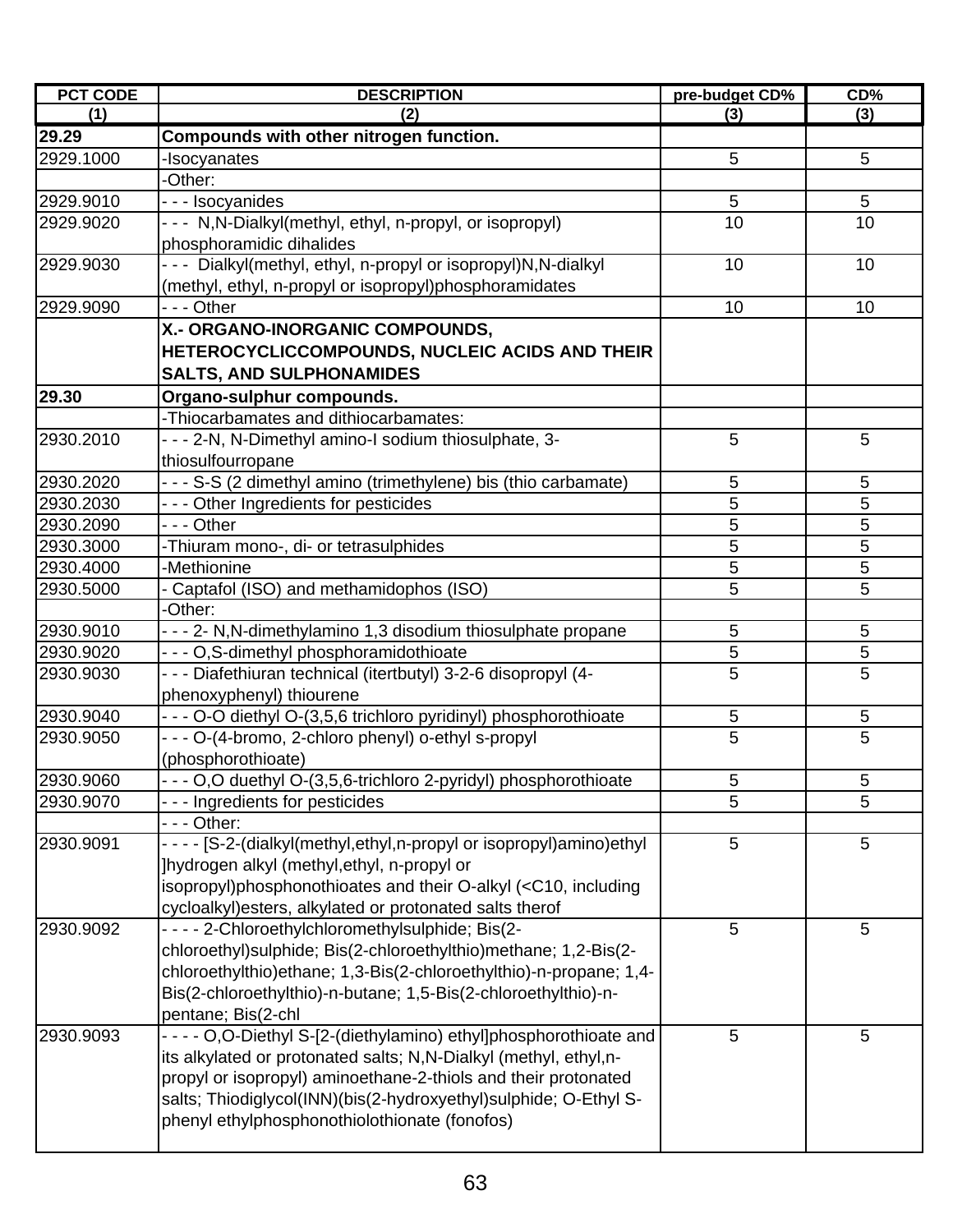| PCT CODE | DESCRIPTION | pre-budget CD% | CD% |
|---|---|---|---|
| (1) | (2) | (3) | (3) |
| **29.29** | **Compounds with other nitrogen function.** | | |
| 2929.1000 | -Isocyanates | 5 | 5 |
| | -Other: | | |
| 2929.9010 | - - - Isocyanides | 5 | 5 |
| 2929.9020 | - - - N,N-Dialkyl(methyl, ethyl, n-propyl, or isopropyl) phosphoramidic dihalides | 10 | 10 |
| 2929.9030 | - - - Dialkyl(methyl, ethyl, n-propyl or isopropyl)N,N-dialkyl (methyl, ethyl, n-propyl or isopropyl)phosphoramidates | 10 | 10 |
| 2929.9090 | - - - Other | 10 | 10 |
| | **X.- ORGANO-INORGANIC COMPOUNDS, HETEROCYCLICCOMPOUNDS, NUCLEIC ACIDS AND THEIR SALTS, AND SULPHONAMIDES** | | |
| **29.30** | **Organo-sulphur compounds.** | | |
| | -Thiocarbamates and dithiocarbamates: | | |
| 2930.2010 | - - - 2-N, N-Dimethyl amino-I sodium thiosulphate, 3-thiosulfourropane | 5 | 5 |
| 2930.2020 | - - - S-S (2 dimethyl amino (trimethylene) bis (thio carbamate) | 5 | 5 |
| 2930.2030 | - - - Other Ingredients for pesticides | 5 | 5 |
| 2930.2090 | - - - Other | 5 | 5 |
| 2930.3000 | -Thiuram mono-, di- or tetrasulphides | 5 | 5 |
| 2930.4000 | -Methionine | 5 | 5 |
| 2930.5000 | - Captafol (ISO) and methamidophos (ISO) | 5 | 5 |
| | -Other: | | |
| 2930.9010 | - - - 2- N,N-dimethylamino 1,3 disodium thiosulphate propane | 5 | 5 |
| 2930.9020 | - - - O,S-dimethyl phosphoramidothioate | 5 | 5 |
| 2930.9030 | - - - Diafethiuran technical (itertbutyl) 3-2-6 disopropyl (4-phenoxyphenyl) thiourene | 5 | 5 |
| 2930.9040 | - - - O-O diethyl O-(3,5,6 trichloro pyridinyl) phosphorothioate | 5 | 5 |
| 2930.9050 | - - - O-(4-bromo, 2-chloro phenyl) o-ethyl s-propyl (phosphorothioate) | 5 | 5 |
| 2930.9060 | - - - O,O duethyl O-(3,5,6-trichloro 2-pyridyl) phosphorothioate | 5 | 5 |
| 2930.9070 | - - - Ingredients for pesticides | 5 | 5 |
| | - - - Other: | | |
| 2930.9091 | - - - - [S-2-(dialkyl(methyl,ethyl,n-propyl or isopropyl)amino)ethyl ]hydrogen alkyl (methyl,ethyl, n-propyl or isopropyl)phosphonothioates and their O-alkyl (<C10, including cycloalkyl)esters, alkylated or protonated salts therof | 5 | 5 |
| 2930.9092 | - - - - 2-Chloroethylchloromethylsulphide; Bis(2-chloroethyl)sulphide; Bis(2-chloroethylthio)methane; 1,2-Bis(2-chloroethylthio)ethane; 1,3-Bis(2-chloroethylthio)-n-propane; 1,4-Bis(2-chloroethylthio)-n-butane; 1,5-Bis(2-chloroethylthio)-n-pentane; Bis(2-chl | 5 | 5 |
| 2930.9093 | - - - - O,O-Diethyl S-[2-(diethylamino) ethyl]phosphorothioate and its alkylated or protonated salts; N,N-Dialkyl (methyl, ethyl,n-propyl or isopropyl) aminoethane-2-thiols and their protonated salts; Thiodiglycol(INN)(bis(2-hydroxyethyl)sulphide; O-Ethyl S-phenyl ethylphosphonothiolothionate (fonofos) | 5 | 5 |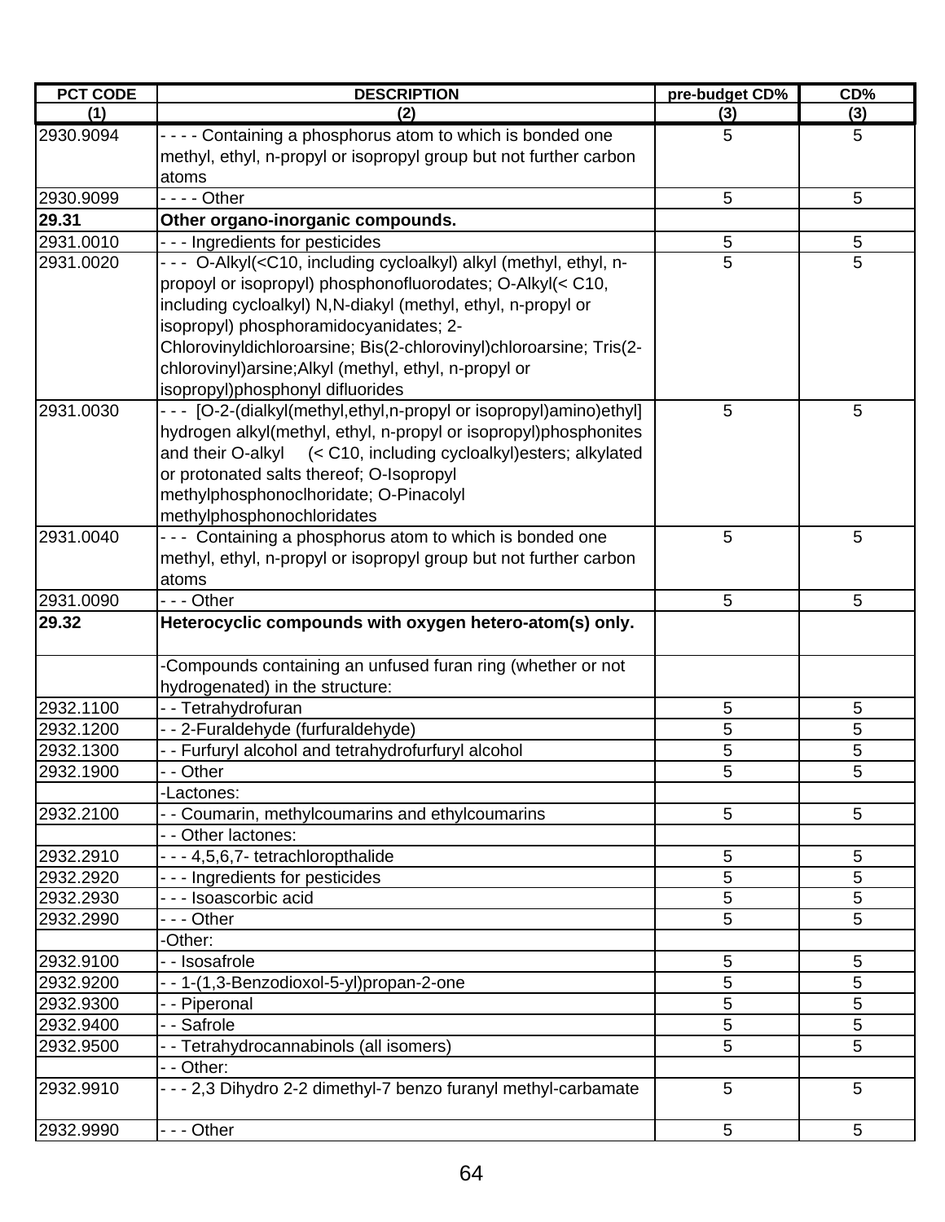| PCT CODE | DESCRIPTION | pre-budget CD% | CD% |
|---|---|---|---|
| (1) | (2) | (3) | (3) |
| 2930.9094 | - - - - Containing a phosphorus atom to which is bonded one methyl, ethyl, n-propyl or isopropyl group but not further carbon atoms | 5 | 5 |
| 2930.9099 | - - - - Other | 5 | 5 |
| **29.31** | **Other organo-inorganic compounds.** | | |
| 2931.0010 | - - - Ingredients for pesticides | 5 | 5 |
| 2931.0020 | - - - O-Alkyl(<C10, including cycloalkyl) alkyl (methyl, ethyl, n-propoyl or isopropyl) phosphonofluorodates; O-Alkyl(< C10, including cycloalkyl) N,N-diakyl (methyl, ethyl, n-propyl or isopropyl) phosphoramidocyanidates; 2-Chlorovinyldichloroarsine; Bis(2-chlorovinyl)chloroarsine; Tris(2-chlorovinyl)arsine;Alkyl (methyl, ethyl, n-propyl or isopropyl)phosphonyl difluorides | 5 | 5 |
| 2931.0030 | - - - [O-2-(dialkyl(methyl,ethyl,n-propyl or isopropyl)amino)ethyl] hydrogen alkyl(methyl, ethyl, n-propyl or isopropyl)phosphonites and their O-alkyl (< C10, including cycloalkyl)esters; alkylated or protonated salts thereof; O-Isopropyl methylphosphonoclhoridate; O-Pinacolyl methylphosphonochloridates | 5 | 5 |
| 2931.0040 | - - - Containing a phosphorus atom to which is bonded one methyl, ethyl, n-propyl or isopropyl group but not further carbon atoms | 5 | 5 |
| 2931.0090 | - - - Other | 5 | 5 |
| **29.32** | **Heterocyclic compounds with oxygen hetero-atom(s) only.** | | |
| | -Compounds containing an unfused furan ring (whether or not hydrogenated) in the structure: | | |
| 2932.1100 | - - Tetrahydrofuran | 5 | 5 |
| 2932.1200 | - - 2-Furaldehyde (furfuraldehyde) | 5 | 5 |
| 2932.1300 | - - Furfuryl alcohol and tetrahydrofurfuryl alcohol | 5 | 5 |
| 2932.1900 | - - Other | 5 | 5 |
| | -Lactones: | | |
| 2932.2100 | - - Coumarin, methylcoumarins and ethylcoumarins | 5 | 5 |
| | - - Other lactones: | | |
| 2932.2910 | - - - 4,5,6,7- tetrachloropthalide | 5 | 5 |
| 2932.2920 | - - - Ingredients for pesticides | 5 | 5 |
| 2932.2930 | - - - Isoascorbic acid | 5 | 5 |
| 2932.2990 | - - - Other | 5 | 5 |
| | -Other: | | |
| 2932.9100 | - - Isosafrole | 5 | 5 |
| 2932.9200 | - - 1-(1,3-Benzodioxol-5-yl)propan-2-one | 5 | 5 |
| 2932.9300 | - - Piperonal | 5 | 5 |
| 2932.9400 | - - Safrole | 5 | 5 |
| 2932.9500 | - - Tetrahydrocannabinols (all isomers) | 5 | 5 |
| | - - Other: | | |
| 2932.9910 | - - - 2,3 Dihydro 2-2 dimethyl-7 benzo furanyl methyl-carbamate | 5 | 5 |
| 2932.9990 | - - - Other | 5 | 5 |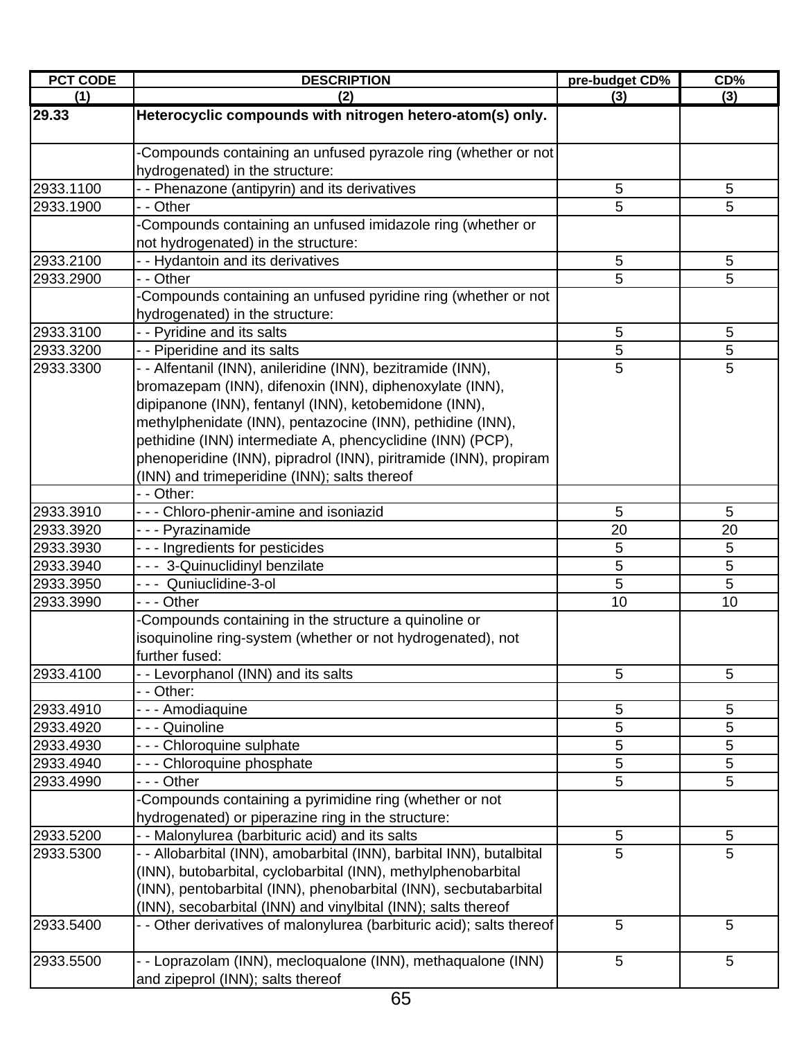| PCT CODE | DESCRIPTION | pre-budget CD% | CD% |
|---|---|---|---|
| (1) | (2) | (3) | (3) |
| **29.33** | **Heterocyclic compounds with nitrogen hetero-atom(s) only.** | | |
| | -Compounds containing an unfused pyrazole ring (whether or not hydrogenated) in the structure: | | |
| 2933.1100 | - - Phenazone (antipyrin) and its derivatives | 5 | 5 |
| 2933.1900 | - - Other | 5 | 5 |
| | -Compounds containing an unfused imidazole ring (whether or not hydrogenated) in the structure: | | |
| 2933.2100 | - - Hydantoin and its derivatives | 5 | 5 |
| 2933.2900 | - - Other | 5 | 5 |
| | -Compounds containing an unfused pyridine ring (whether or not hydrogenated) in the structure: | | |
| 2933.3100 | - - Pyridine and its salts | 5 | 5 |
| 2933.3200 | - - Piperidine and its salts | 5 | 5 |
| 2933.3300 | - - Alfentanil (INN), anileridine (INN), bezitramide (INN), bromazepam (INN), difenoxin (INN), diphenoxylate (INN), dipipanone (INN), fentanyl (INN), ketobemidone (INN), methylphenidate (INN), pentazocine (INN), pethidine (INN), pethidine (INN) intermediate A, phencyclidine (INN) (PCP), phenoperidine (INN), pipradrol (INN), piritramide (INN), propiram (INN) and trimeperidine (INN); salts thereof | 5 | 5 |
| | - - Other: | | |
| 2933.3910 | - - - Chloro-phenir-amine and isoniazid | 5 | 5 |
| 2933.3920 | - - - Pyrazinamide | 20 | 20 |
| 2933.3930 | - - - Ingredients for pesticides | 5 | 5 |
| 2933.3940 | - - - 3-Quinuclidinyl benzilate | 5 | 5 |
| 2933.3950 | - - - Quniuclidine-3-ol | 5 | 5 |
| 2933.3990 | - - - Other | 10 | 10 |
| | -Compounds containing in the structure a quinoline or isoquinoline ring-system (whether or not hydrogenated), not further fused: | | |
| 2933.4100 | - - Levorphanol (INN) and its salts | 5 | 5 |
| | - - Other: | | |
| 2933.4910 | - - - Amodiaquine | 5 | 5 |
| 2933.4920 | - - - Quinoline | 5 | 5 |
| 2933.4930 | - - - Chloroquine sulphate | 5 | 5 |
| 2933.4940 | - - - Chloroquine phosphate | 5 | 5 |
| 2933.4990 | - - - Other | 5 | 5 |
| | -Compounds containing a pyrimidine ring (whether or not hydrogenated) or piperazine ring in the structure: | | |
| 2933.5200 | - - Malonylurea (barbituric acid) and its salts | 5 | 5 |
| 2933.5300 | - - Allobarbital (INN), amobarbital (INN), barbital INN), butalbital (INN), butobarbital, cyclobarbital (INN), methylphenobarbital (INN), pentobarbital (INN), phenobarbital (INN), secbutabarbital (INN), secobarbital (INN) and vinylbital (INN); salts thereof | 5 | 5 |
| 2933.5400 | - - Other derivatives of malonylurea (barbituric acid); salts thereof | 5 | 5 |
| 2933.5500 | - - Loprazolam (INN), mecloqualone (INN), methaqualone (INN) and zipeprol (INN); salts thereof | 5 | 5 |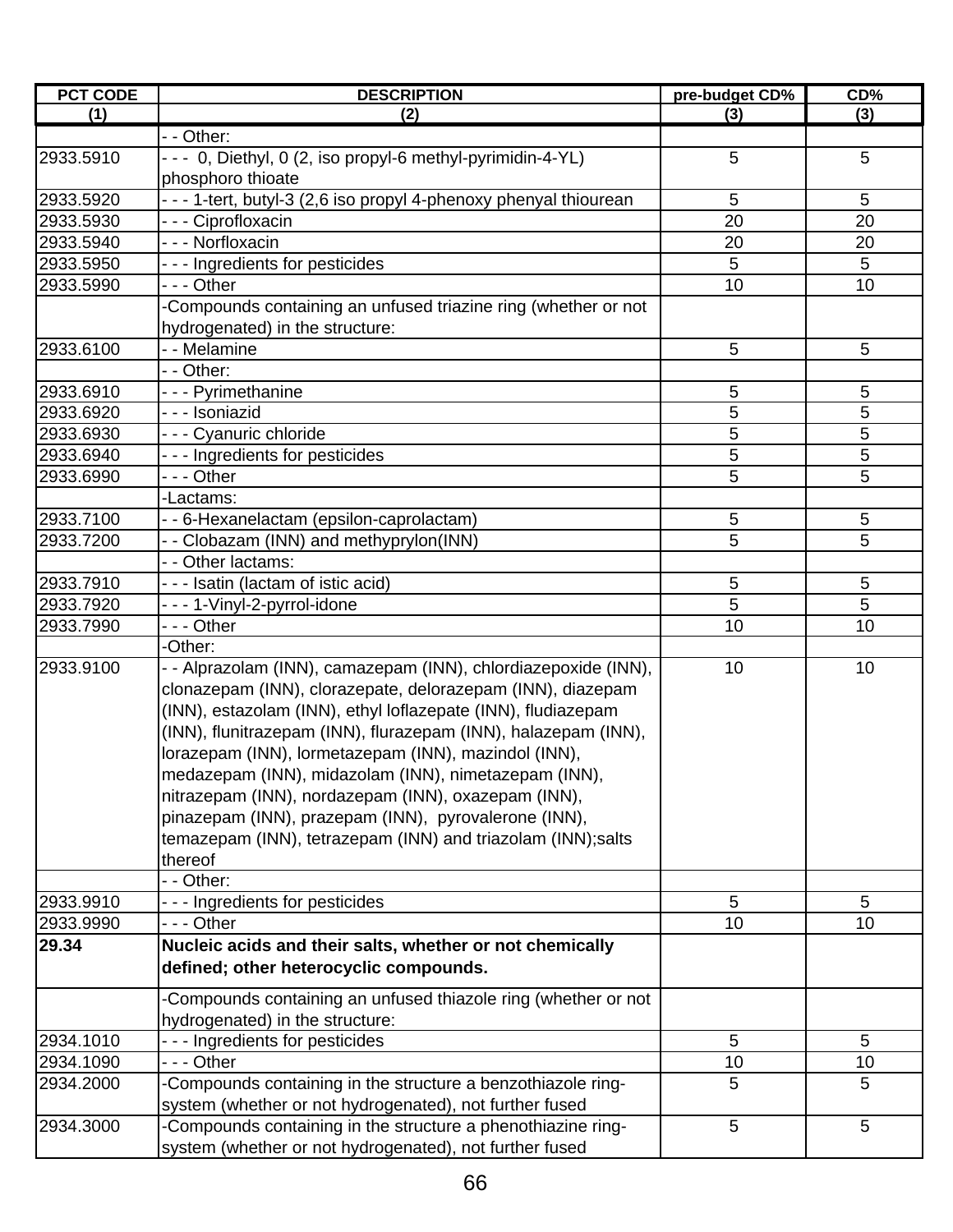| PCT CODE | DESCRIPTION | pre-budget CD% | CD% |
|---|---|---|---|
| (1) | (2) | (3) | (3) |
| | - - Other: | | |
| 2933.5910 | - - -  0, Diethyl, 0 (2, iso propyl-6 methyl-pyrimidin-4-YL) phosphoro thioate | 5 | 5 |
| 2933.5920 | - - - 1-tert, butyl-3 (2,6 iso propyl 4-phenoxy phenyal thiourean | 5 | 5 |
| 2933.5930 | - - - Ciprofloxacin | 20 | 20 |
| 2933.5940 | - - - Norfloxacin | 20 | 20 |
| 2933.5950 | - - - Ingredients for pesticides | 5 | 5 |
| 2933.5990 | - - - Other | 10 | 10 |
| | -Compounds containing an unfused triazine ring (whether or not hydrogenated) in the structure: | | |
| 2933.6100 | - - Melamine | 5 | 5 |
| | - - Other: | | |
| 2933.6910 | - - - Pyrimethanine | 5 | 5 |
| 2933.6920 | - - - Isoniazid | 5 | 5 |
| 2933.6930 | - - - Cyanuric chloride | 5 | 5 |
| 2933.6940 | - - - Ingredients for pesticides | 5 | 5 |
| 2933.6990 | - - - Other | 5 | 5 |
| | -Lactams: | | |
| 2933.7100 | - - 6-Hexanelactam (epsilon-caprolactam) | 5 | 5 |
| 2933.7200 | - - Clobazam (INN) and methyprylon(INN) | 5 | 5 |
| | - - Other lactams: | | |
| 2933.7910 | - - - Isatin (lactam of istic acid) | 5 | 5 |
| 2933.7920 | - - - 1-Vinyl-2-pyrrol-idone | 5 | 5 |
| 2933.7990 | - - - Other | 10 | 10 |
| | -Other: | | |
| 2933.9100 | - - Alprazolam (INN), camazepam (INN), chlordiazepoxide (INN), clonazepam (INN), clorazepate, delorazepam (INN), diazepam (INN), estazolam (INN), ethyl loflazepate (INN), fludiazepam (INN), flunitrazepam (INN), flurazepam (INN), halazepam (INN), lorazepam (INN), lormetazepam (INN), mazindol (INN), medazepam (INN), midazolam (INN), nimetazepam (INN), nitrazepam (INN), nordazepam (INN), oxazepam (INN), pinazepam (INN), prazepam (INN),  pyrovalerone (INN), temazepam (INN), tetrazepam (INN) and triazolam (INN);salts thereof | 10 | 10 |
| | - - Other: | | |
| 2933.9910 | - - - Ingredients for pesticides | 5 | 5 |
| 2933.9990 | - - - Other | 10 | 10 |
| **29.34** | **Nucleic acids and their salts, whether or not chemically defined; other heterocyclic compounds.** | | |
| | -Compounds containing an unfused thiazole ring (whether or not hydrogenated) in the structure: | | |
| 2934.1010 | - - - Ingredients for pesticides | 5 | 5 |
| 2934.1090 | - - - Other | 10 | 10 |
| 2934.2000 | -Compounds containing in the structure a benzothiazole ring-system (whether or not hydrogenated), not further fused | 5 | 5 |
| 2934.3000 | -Compounds containing in the structure a phenothiazine ring-system (whether or not hydrogenated), not further fused | 5 | 5 |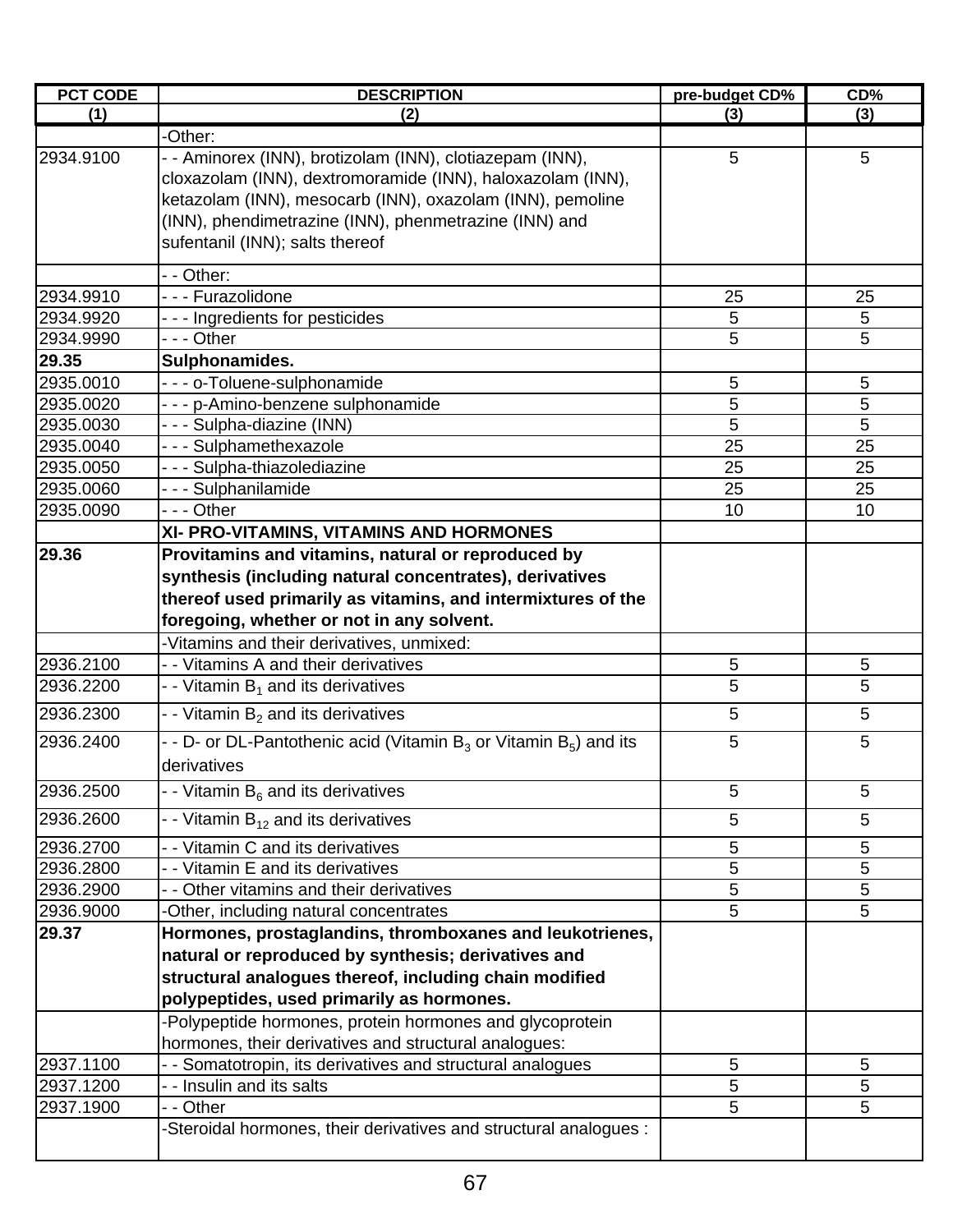| PCT CODE | DESCRIPTION | pre-budget CD% | CD% |
|---|---|---|---|
| (1) | (2) | (3) | (3) |
| | -Other: | | |
| 2934.9100 | - - Aminorex (INN), brotizolam (INN), clotiazepam (INN), cloxazolam (INN), dextromoramide (INN), haloxazolam (INN), ketazolam (INN), mesocarb (INN), oxazolam (INN), pemoline (INN), phendimetrazine (INN), phenmetrazine (INN) and sufentanil (INN); salts thereof | 5 | 5 |
| | - - Other: | | |
| 2934.9910 | - - - Furazolidone | 25 | 25 |
| 2934.9920 | - - - Ingredients for pesticides | 5 | 5 |
| 2934.9990 | - - - Other | 5 | 5 |
| **29.35** | **Sulphonamides.** | | |
| 2935.0010 | - - - o-Toluene-sulphonamide | 5 | 5 |
| 2935.0020 | - - - p-Amino-benzene sulphonamide | 5 | 5 |
| 2935.0030 | - - - Sulpha-diazine (INN) | 5 | 5 |
| 2935.0040 | - - - Sulphamethexazole | 25 | 25 |
| 2935.0050 | - - - Sulpha-thiazolediazine | 25 | 25 |
| 2935.0060 | - - - Sulphanilamide | 25 | 25 |
| 2935.0090 | - - - Other | 10 | 10 |
| | **XI- PRO-VITAMINS, VITAMINS AND HORMONES** | | |
| **29.36** | **Provitamins and vitamins, natural or reproduced by synthesis (including natural concentrates), derivatives thereof used primarily as vitamins, and intermixtures of the foregoing, whether or not in any solvent.** | | |
| | -Vitamins and their derivatives, unmixed: | | |
| 2936.2100 | - - Vitamins A and their derivatives | 5 | 5 |
| 2936.2200 | - - Vitamin $B_1$ and its derivatives | 5 | 5 |
| 2936.2300 | - - Vitamin $B_2$ and its derivatives | 5 | 5 |
| 2936.2400 | - - D- or DL-Pantothenic acid (Vitamin $B_3$ or Vitamin $B_5$) and its derivatives | 5 | 5 |
| 2936.2500 | - - Vitamin $B_6$ and its derivatives | 5 | 5 |
| 2936.2600 | - - Vitamin $B_{12}$ and its derivatives | 5 | 5 |
| 2936.2700 | - - Vitamin C and its derivatives | 5 | 5 |
| 2936.2800 | - - Vitamin E and its derivatives | 5 | 5 |
| 2936.2900 | - - Other vitamins and their derivatives | 5 | 5 |
| 2936.9000 | -Other, including natural concentrates | 5 | 5 |
| **29.37** | **Hormones, prostaglandins, thromboxanes and leukotrienes, natural or reproduced by synthesis; derivatives and structural analogues thereof, including chain modified polypeptides, used primarily as hormones.** | | |
| | -Polypeptide hormones, protein hormones and glycoprotein hormones, their derivatives and structural analogues: | | |
| 2937.1100 | - - Somatotropin, its derivatives and structural analogues | 5 | 5 |
| 2937.1200 | - - Insulin and its salts | 5 | 5 |
| 2937.1900 | - - Other | 5 | 5 |
| | -Steroidal hormones, their derivatives and structural analogues : | | |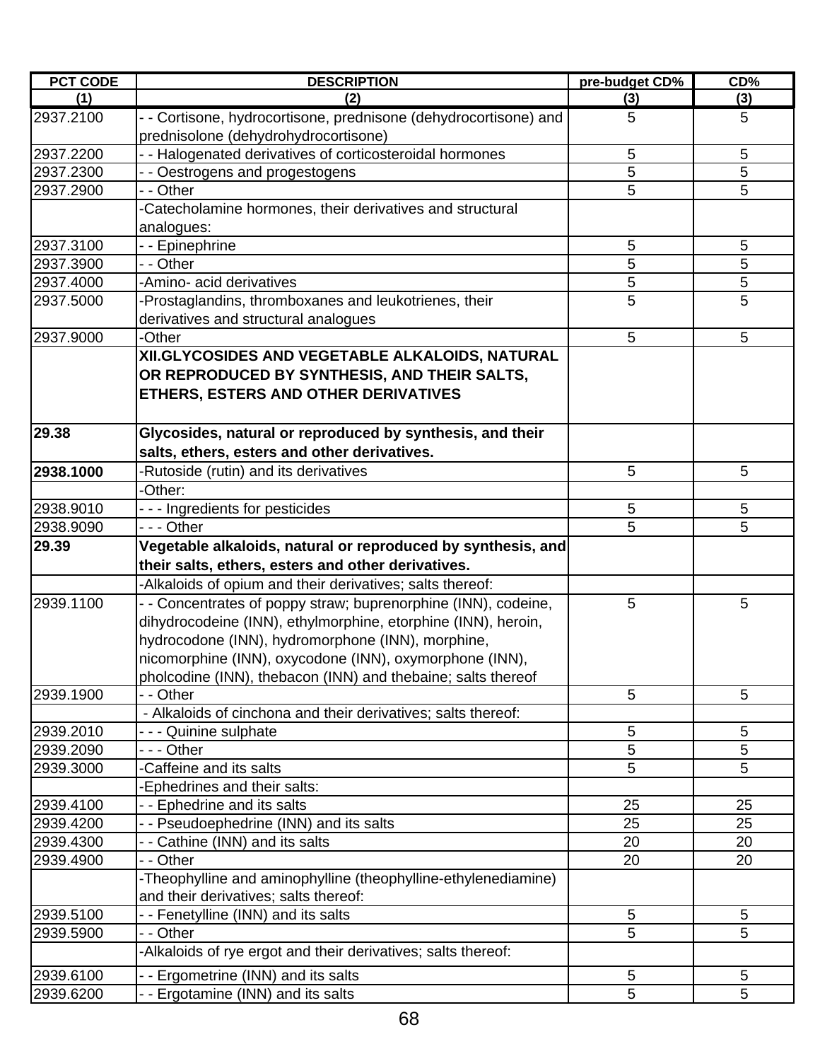| PCT CODE | DESCRIPTION | pre-budget CD% | CD% |
|---|---|---|---|
| (1) | (2) | (3) | (3) |
| 2937.2100 | - - Cortisone, hydrocortisone, prednisone (dehydrocortisone) and prednisolone (dehydrohydrocortisone) | 5 | 5 |
| 2937.2200 | - - Halogenated derivatives of corticosteroidal hormones | 5 | 5 |
| 2937.2300 | - - Oestrogens and progestogens | 5 | 5 |
| 2937.2900 | - - Other | 5 | 5 |
| | -Catecholamine hormones, their derivatives and structural analogues: | | |
| 2937.3100 | - - Epinephrine | 5 | 5 |
| 2937.3900 | - - Other | 5 | 5 |
| 2937.4000 | -Amino- acid derivatives | 5 | 5 |
| 2937.5000 | -Prostaglandins, thromboxanes and leukotrienes, their derivatives and structural analogues | 5 | 5 |
| 2937.9000 | -Other | 5 | 5 |
| | **XII.GLYCOSIDES AND VEGETABLE ALKALOIDS, NATURAL OR REPRODUCED BY SYNTHESIS, AND THEIR SALTS, ETHERS, ESTERS AND OTHER DERIVATIVES** | | |
| **29.38** | **Glycosides, natural or reproduced by synthesis, and their salts, ethers, esters and other derivatives.** | | |
| **2938.1000** | -Rutoside (rutin) and its derivatives | 5 | 5 |
| | -Other: | | |
| 2938.9010 | - - - Ingredients for pesticides | 5 | 5 |
| 2938.9090 | - - - Other | 5 | 5 |
| **29.39** | **Vegetable alkaloids, natural or reproduced by synthesis, and their salts, ethers, esters and other derivatives.** | | |
| | -Alkaloids of opium and their derivatives; salts thereof: | | |
| 2939.1100 | - - Concentrates of poppy straw; buprenorphine (INN), codeine, dihydrocodeine (INN), ethylmorphine, etorphine (INN), heroin, hydrocodone (INN), hydromorphone (INN), morphine, nicomorphine (INN), oxycodone (INN), oxymorphone (INN), pholcodine (INN), thebacon (INN) and thebaine; salts thereof | 5 | 5 |
| 2939.1900 | - - Other | 5 | 5 |
| | - Alkaloids of cinchona and their derivatives; salts thereof: | | |
| 2939.2010 | - - - Quinine sulphate | 5 | 5 |
| 2939.2090 | - - - Other | 5 | 5 |
| 2939.3000 | -Caffeine and its salts | 5 | 5 |
| | -Ephedrines and their salts: | | |
| 2939.4100 | - - Ephedrine and its salts | 25 | 25 |
| 2939.4200 | - - Pseudoephedrine (INN) and its salts | 25 | 25 |
| 2939.4300 | - - Cathine (INN) and its salts | 20 | 20 |
| 2939.4900 | - - Other | 20 | 20 |
| | -Theophylline and aminophylline (theophylline-ethylenediamine) and their derivatives; salts thereof: | | |
| 2939.5100 | - - Fenetylline (INN) and its salts | 5 | 5 |
| 2939.5900 | - - Other | 5 | 5 |
| | -Alkaloids of rye ergot and their derivatives; salts thereof: | | |
| 2939.6100 | - - Ergometrine (INN) and its salts | 5 | 5 |
| 2939.6200 | - - Ergotamine (INN) and its salts | 5 | 5 |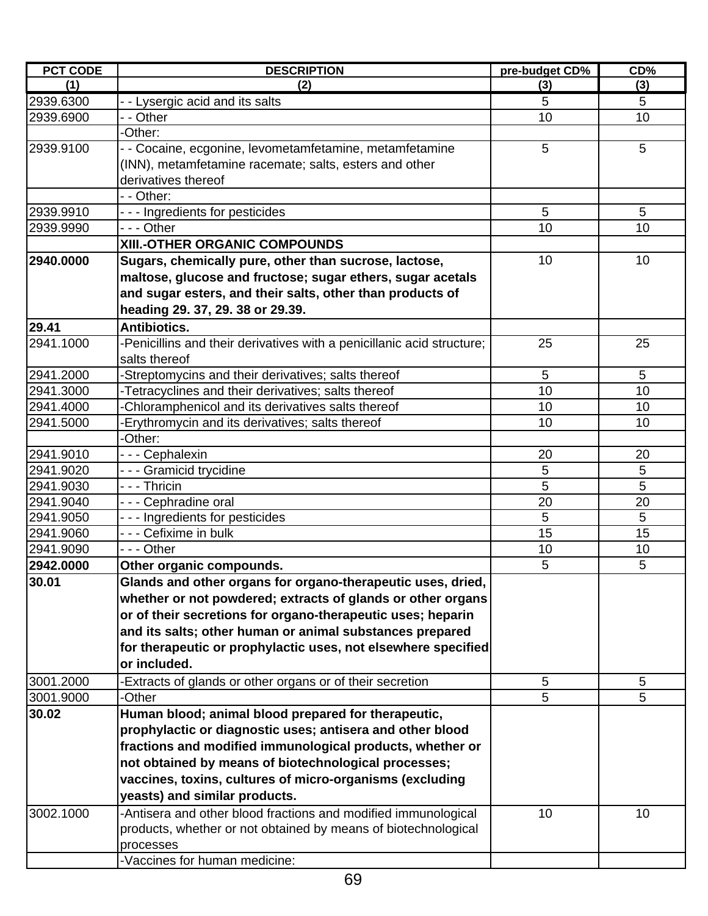| PCT CODE | DESCRIPTION | pre-budget CD% | CD% |
|---|---|---|---|
| (1) | (2) | (3) | (3) |
| 2939.6300 | - - Lysergic acid and its salts | 5 | 5 |
| 2939.6900 | - - Other | 10 | 10 |
| | -Other: | | |
| 2939.9100 | - - Cocaine, ecgonine, levometamfetamine, metamfetamine (INN), metamfetamine racemate; salts, esters and other derivatives thereof | 5 | 5 |
| | - - Other: | | |
| 2939.9910 | - - - Ingredients for pesticides | 5 | 5 |
| 2939.9990 | - - - Other | 10 | 10 |
| | **XIII.-OTHER ORGANIC COMPOUNDS** | | |
| **2940.0000** | **Sugars, chemically pure, other than sucrose, lactose, maltose, glucose and fructose; sugar ethers, sugar acetals and sugar esters, and their salts, other than products of heading 29. 37, 29. 38 or 29.39.** | 10 | 10 |
| **29.41** | **Antibiotics.** | | |
| 2941.1000 | -Penicillins and their derivatives with a penicillanic acid structure; salts thereof | 25 | 25 |
| 2941.2000 | -Streptomycins and their derivatives; salts thereof | 5 | 5 |
| 2941.3000 | -Tetracyclines and their derivatives; salts thereof | 10 | 10 |
| 2941.4000 | -Chloramphenicol and its derivatives salts thereof | 10 | 10 |
| 2941.5000 | -Erythromycin and its derivatives; salts thereof | 10 | 10 |
| | -Other: | | |
| 2941.9010 | - - - Cephalexin | 20 | 20 |
| 2941.9020 | - - - Gramicid trycidine | 5 | 5 |
| 2941.9030 | - - - Thricin | 5 | 5 |
| 2941.9040 | - - - Cephradine oral | 20 | 20 |
| 2941.9050 | - - - Ingredients for pesticides | 5 | 5 |
| 2941.9060 | - - - Cefixime in bulk | 15 | 15 |
| 2941.9090 | - - - Other | 10 | 10 |
| **2942.0000** | **Other organic compounds.** | 5 | 5 |
| **30.01** | **Glands and other organs for organo-therapeutic uses, dried, whether or not powdered; extracts of glands or other organs or of their secretions for organo-therapeutic uses; heparin and its salts; other human or animal substances prepared for therapeutic or prophylactic uses, not elsewhere specified or included.** | | |
| 3001.2000 | -Extracts of glands or other organs or of their secretion | 5 | 5 |
| 3001.9000 | -Other | 5 | 5 |
| **30.02** | **Human blood; animal blood prepared for therapeutic, prophylactic or diagnostic uses; antisera and other blood fractions and modified immunological products, whether or not obtained by means of biotechnological processes; vaccines, toxins, cultures of micro-organisms (excluding yeasts) and similar products.** | | |
| 3002.1000 | -Antisera and other blood fractions and modified immunological products, whether or not obtained by means of biotechnological processes | 10 | 10 |
| | -Vaccines for human medicine: | | |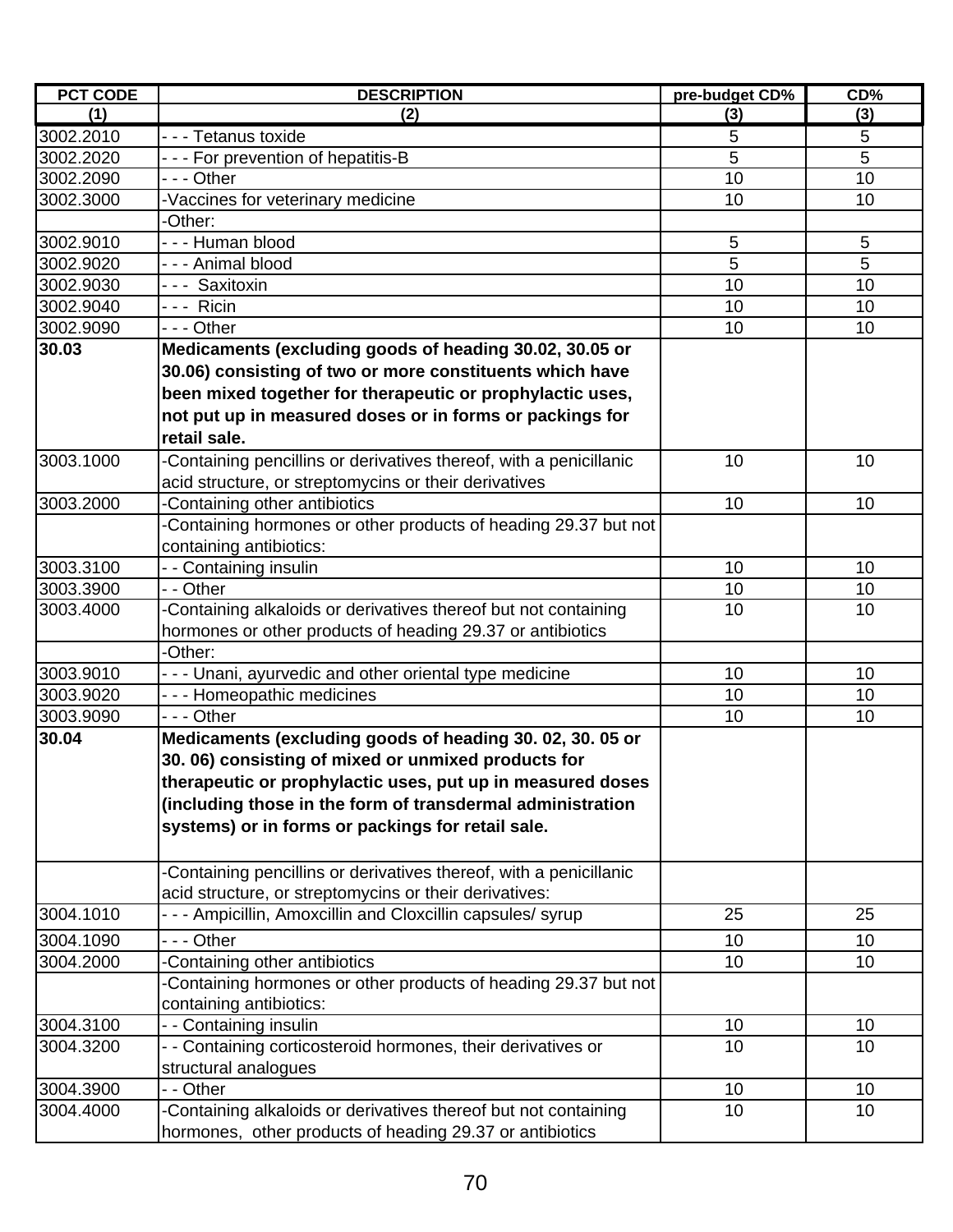| PCT CODE | DESCRIPTION | pre-budget CD% | CD% |
|---|---|---|---|
| (1) | (2) | (3) | (3) |
| 3002.2010 | - - - Tetanus toxide | 5 | 5 |
| 3002.2020 | - - - For prevention of hepatitis-B | 5 | 5 |
| 3002.2090 | - - - Other | 10 | 10 |
| 3002.3000 | -Vaccines for veterinary medicine | 10 | 10 |
| | -Other: | | |
| 3002.9010 | - - - Human blood | 5 | 5 |
| 3002.9020 | - - - Animal blood | 5 | 5 |
| 3002.9030 | - - - Saxitoxin | 10 | 10 |
| 3002.9040 | - - - Ricin | 10 | 10 |
| 3002.9090 | - - - Other | 10 | 10 |
| **30.03** | **Medicaments (excluding goods of heading 30.02, 30.05 or 30.06) consisting of two or more constituents which have been mixed together for therapeutic or prophylactic uses, not put up in measured doses or in forms or packings for retail sale.** | | |
| 3003.1000 | -Containing pencillins or derivatives thereof, with a penicillanic acid structure, or streptomycins or their derivatives | 10 | 10 |
| 3003.2000 | -Containing other antibiotics | 10 | 10 |
| | -Containing hormones or other products of heading 29.37 but not containing antibiotics: | | |
| 3003.3100 | - - Containing insulin | 10 | 10 |
| 3003.3900 | - - Other | 10 | 10 |
| 3003.4000 | -Containing alkaloids or derivatives thereof but not containing hormones or other products of heading 29.37 or antibiotics | 10 | 10 |
| | -Other: | | |
| 3003.9010 | - - - Unani, ayurvedic and other oriental type medicine | 10 | 10 |
| 3003.9020 | - - - Homeopathic medicines | 10 | 10 |
| 3003.9090 | - - - Other | 10 | 10 |
| **30.04** | **Medicaments (excluding goods of heading 30. 02, 30. 05 or 30. 06) consisting of mixed or unmixed products for therapeutic or prophylactic uses, put up in measured doses (including those in the form of transdermal administration systems) or in forms or packings for retail sale.** | | |
| | -Containing pencillins or derivatives thereof, with a penicillanic acid structure, or streptomycins or their derivatives: | | |
| 3004.1010 | - - - Ampicillin, Amoxcillin and Cloxcillin capsules/ syrup | 25 | 25 |
| 3004.1090 | - - - Other | 10 | 10 |
| 3004.2000 | -Containing other antibiotics | 10 | 10 |
| | -Containing hormones or other products of heading 29.37 but not containing antibiotics: | | |
| 3004.3100 | - - Containing insulin | 10 | 10 |
| 3004.3200 | - - Containing corticosteroid hormones, their derivatives or structural analogues | 10 | 10 |
| 3004.3900 | - - Other | 10 | 10 |
| 3004.4000 | -Containing alkaloids or derivatives thereof but not containing hormones, other products of heading 29.37 or antibiotics | 10 | 10 |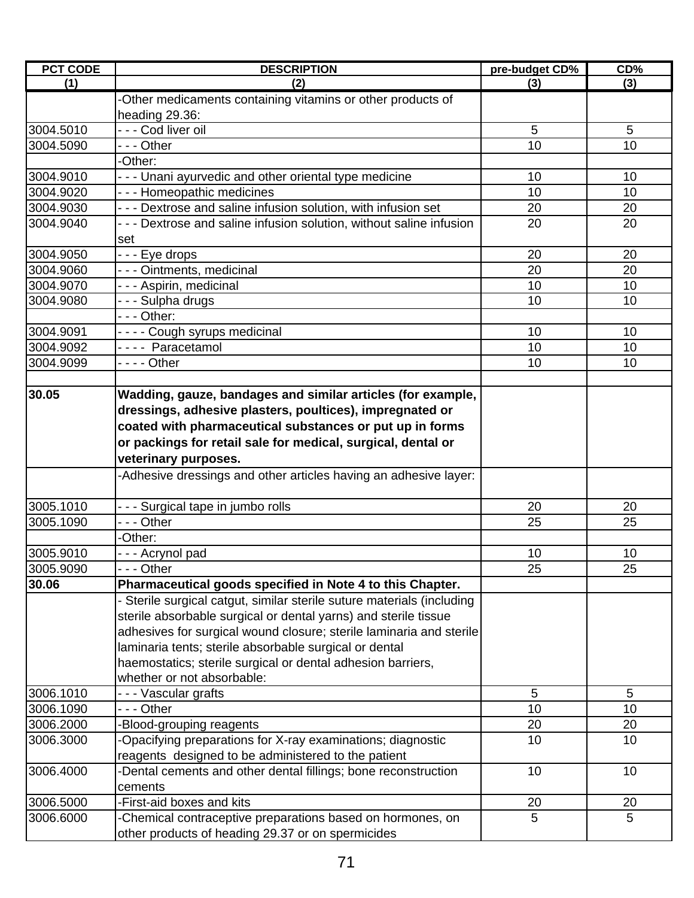| PCT CODE | DESCRIPTION | pre-budget CD% | CD% |
|---|---|---|---|
| (1) | (2) | (3) | (3) |
| | -Other medicaments containing vitamins or other products of heading 29.36: | | |
| 3004.5010 | - - - Cod liver oil | 5 | 5 |
| 3004.5090 | - - - Other | 10 | 10 |
| | -Other: | | |
| 3004.9010 | - - - Unani ayurvedic and other oriental type medicine | 10 | 10 |
| 3004.9020 | - - - Homeopathic medicines | 10 | 10 |
| 3004.9030 | - - - Dextrose and saline infusion solution, with infusion set | 20 | 20 |
| 3004.9040 | - - - Dextrose and saline infusion solution, without saline infusion set | 20 | 20 |
| 3004.9050 | - - - Eye drops | 20 | 20 |
| 3004.9060 | - - - Ointments, medicinal | 20 | 20 |
| 3004.9070 | - - - Aspirin, medicinal | 10 | 10 |
| 3004.9080 | - - - Sulpha drugs | 10 | 10 |
| | - - - Other: | | |
| 3004.9091 | - - - - Cough syrups medicinal | 10 | 10 |
| 3004.9092 | - - - - Paracetamol | 10 | 10 |
| 3004.9099 | - - - - Other | 10 | 10 |
| | | | |
| **30.05** | **Wadding, gauze, bandages and similar articles (for example, dressings, adhesive plasters, poultices), impregnated or coated with pharmaceutical substances or put up in forms or packings for retail sale for medical, surgical, dental or veterinary purposes.** | | |
| | -Adhesive dressings and other articles having an adhesive layer: | | |
| 3005.1010 | - - - Surgical tape in jumbo rolls | 20 | 20 |
| 3005.1090 | - - - Other | 25 | 25 |
| | -Other: | | |
| 3005.9010 | - - - Acrynol pad | 10 | 10 |
| 3005.9090 | - - - Other | 25 | 25 |
| **30.06** | **Pharmaceutical goods specified in Note 4 to this Chapter.** | | |
| | - Sterile surgical catgut, similar sterile suture materials (including sterile absorbable surgical or dental yarns) and sterile tissue adhesives for surgical wound closure; sterile laminaria and sterile laminaria tents; sterile absorbable surgical or dental haemostatics; sterile surgical or dental adhesion barriers, whether or not absorbable: | | |
| 3006.1010 | - - - Vascular grafts | 5 | 5 |
| 3006.1090 | - - - Other | 10 | 10 |
| 3006.2000 | -Blood-grouping reagents | 20 | 20 |
| 3006.3000 | -Opacifying preparations for X-ray examinations; diagnostic reagents designed to be administered to the patient | 10 | 10 |
| 3006.4000 | -Dental cements and other dental fillings; bone reconstruction cements | 10 | 10 |
| 3006.5000 | -First-aid boxes and kits | 20 | 20 |
| 3006.6000 | -Chemical contraceptive preparations based on hormones, on other products of heading 29.37 or on spermicides | 5 | 5 |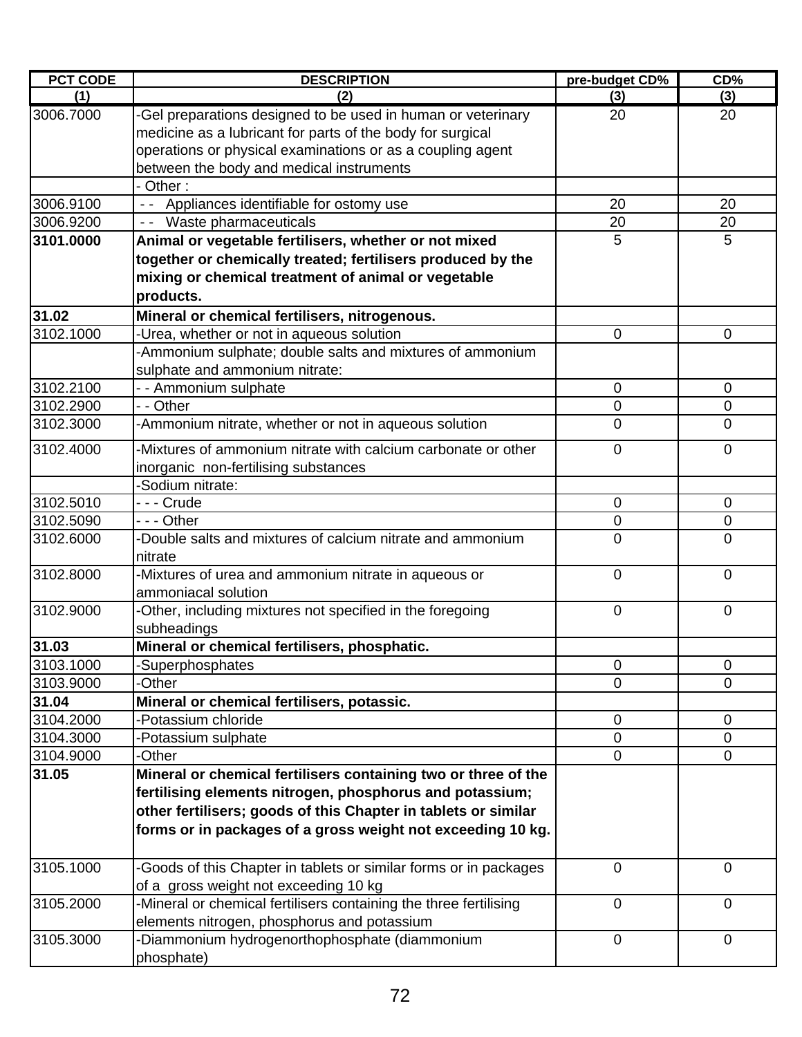| PCT CODE | DESCRIPTION | pre-budget CD% | CD% |
|---|---|---|---|
| (1) | (2) | (3) | (3) |
| 3006.7000 | -Gel preparations designed to be used in human or veterinary medicine as a lubricant for parts of the body for surgical operations or physical examinations or as a coupling agent between the body and medical instruments | 20 | 20 |
| | - Other : | | |
| 3006.9100 | - - Appliances identifiable for ostomy use | 20 | 20 |
| 3006.9200 | - - Waste pharmaceuticals | 20 | 20 |
| **3101.0000** | **Animal or vegetable fertilisers, whether or not mixed together or chemically treated; fertilisers produced by the mixing or chemical treatment of animal or vegetable products.** | 5 | 5 |
| **31.02** | **Mineral or chemical fertilisers, nitrogenous.** | | |
| 3102.1000 | -Urea, whether or not in aqueous solution | 0 | 0 |
| | -Ammonium sulphate; double salts and mixtures of ammonium sulphate and ammonium nitrate: | | |
| 3102.2100 | - - Ammonium sulphate | 0 | 0 |
| 3102.2900 | - - Other | 0 | 0 |
| 3102.3000 | -Ammonium nitrate, whether or not in aqueous solution | 0 | 0 |
| 3102.4000 | -Mixtures of ammonium nitrate with calcium carbonate or other inorganic non-fertilising substances | 0 | 0 |
| | -Sodium nitrate: | | |
| 3102.5010 | - - - Crude | 0 | 0 |
| 3102.5090 | - - - Other | 0 | 0 |
| 3102.6000 | -Double salts and mixtures of calcium nitrate and ammonium nitrate | 0 | 0 |
| 3102.8000 | -Mixtures of urea and ammonium nitrate in aqueous or ammoniacal solution | 0 | 0 |
| 3102.9000 | -Other, including mixtures not specified in the foregoing subheadings | 0 | 0 |
| **31.03** | **Mineral or chemical fertilisers, phosphatic.** | | |
| 3103.1000 | -Superphosphates | 0 | 0 |
| 3103.9000 | -Other | 0 | 0 |
| **31.04** | **Mineral or chemical fertilisers, potassic.** | | |
| 3104.2000 | -Potassium chloride | 0 | 0 |
| 3104.3000 | -Potassium sulphate | 0 | 0 |
| 3104.9000 | -Other | 0 | 0 |
| **31.05** | **Mineral or chemical fertilisers containing two or three of the fertilising elements nitrogen, phosphorus and potassium; other fertilisers; goods of this Chapter in tablets or similar forms or in packages of a gross weight not exceeding 10 kg.** | | |
| 3105.1000 | -Goods of this Chapter in tablets or similar forms or in packages of a gross weight not exceeding 10 kg | 0 | 0 |
| 3105.2000 | -Mineral or chemical fertilisers containing the three fertilising elements nitrogen, phosphorus and potassium | 0 | 0 |
| 3105.3000 | -Diammonium hydrogenorthophosphate (diammonium phosphate) | 0 | 0 |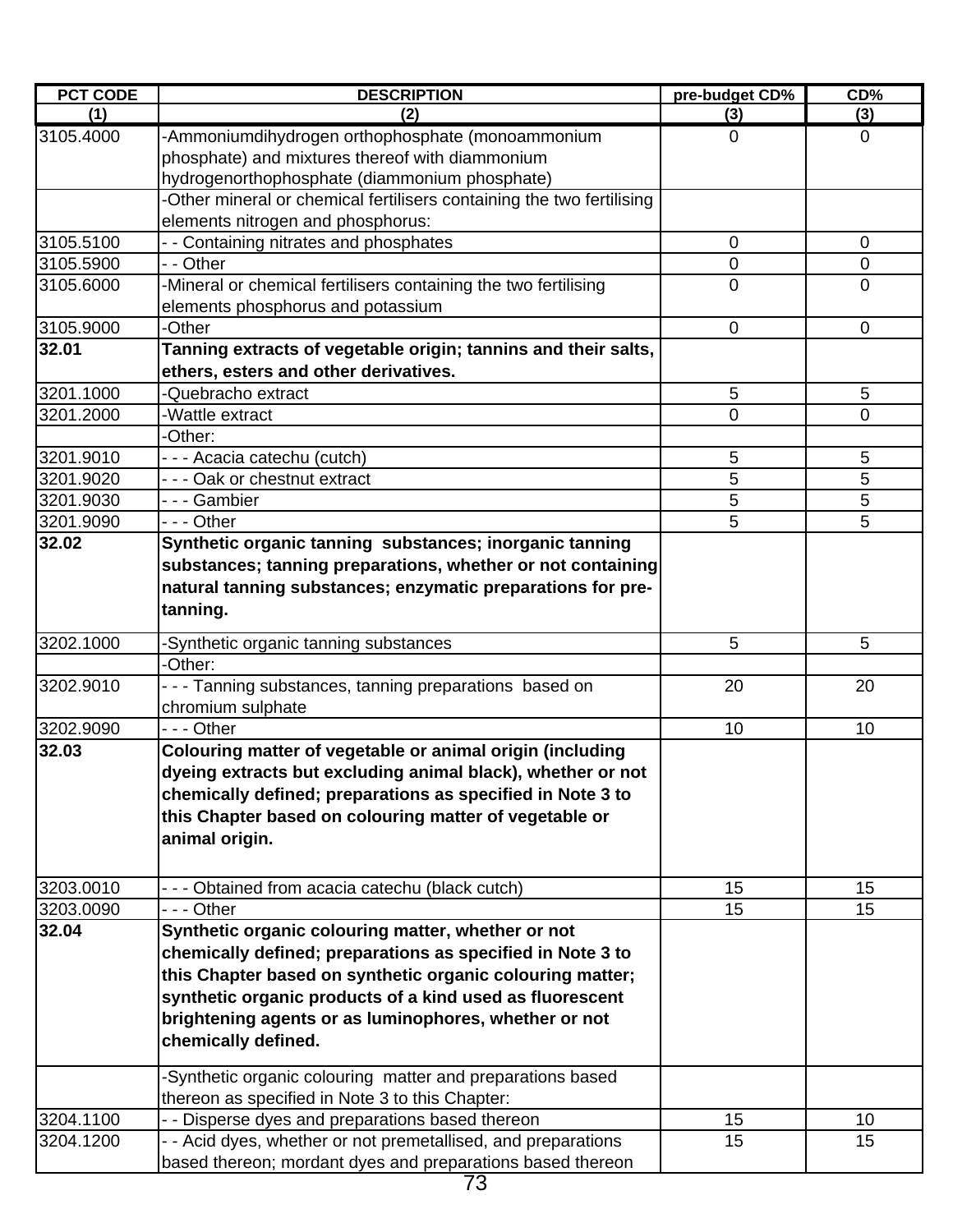| PCT CODE | DESCRIPTION | pre-budget CD% | CD% |
|---|---|---|---|
| (1) | (2) | (3) | (3) |
| 3105.4000 | -Ammoniumdihydrogen orthophosphate (monoammonium phosphate) and mixtures thereof with diammonium hydrogenorthophosphate (diammonium phosphate) | 0 | 0 |
| | -Other mineral or chemical fertilisers containing the two fertilising elements nitrogen and phosphorus: | | |
| 3105.5100 | - - Containing nitrates and phosphates | 0 | 0 |
| 3105.5900 | - - Other | 0 | 0 |
| 3105.6000 | -Mineral or chemical fertilisers containing the two fertilising elements phosphorus and potassium | 0 | 0 |
| 3105.9000 | -Other | 0 | 0 |
| **32.01** | **Tanning extracts of vegetable origin; tannins and their salts, ethers, esters and other derivatives.** | | |
| 3201.1000 | -Quebracho extract | 5 | 5 |
| 3201.2000 | -Wattle extract | 0 | 0 |
| | -Other: | | |
| 3201.9010 | - - - Acacia catechu (cutch) | 5 | 5 |
| 3201.9020 | - - - Oak or chestnut extract | 5 | 5 |
| 3201.9030 | - - - Gambier | 5 | 5 |
| 3201.9090 | - - - Other | 5 | 5 |
| **32.02** | **Synthetic organic tanning substances; inorganic tanning substances; tanning preparations, whether or not containing natural tanning substances; enzymatic preparations for pre-tanning.** | | |
| 3202.1000 | -Synthetic organic tanning substances | 5 | 5 |
| | -Other: | | |
| 3202.9010 | - - - Tanning substances, tanning preparations based on chromium sulphate | 20 | 20 |
| 3202.9090 | - - - Other | 10 | 10 |
| **32.03** | **Colouring matter of vegetable or animal origin (including dyeing extracts but excluding animal black), whether or not chemically defined; preparations as specified in Note 3 to this Chapter based on colouring matter of vegetable or animal origin.** | | |
| 3203.0010 | - - - Obtained from acacia catechu (black cutch) | 15 | 15 |
| 3203.0090 | - - - Other | 15 | 15 |
| **32.04** | **Synthetic organic colouring matter, whether or not chemically defined; preparations as specified in Note 3 to this Chapter based on synthetic organic colouring matter; synthetic organic products of a kind used as fluorescent brightening agents or as luminophores, whether or not chemically defined.** | | |
| | -Synthetic organic colouring matter and preparations based thereon as specified in Note 3 to this Chapter: | | |
| 3204.1100 | - - Disperse dyes and preparations based thereon | 15 | 10 |
| 3204.1200 | - - Acid dyes, whether or not premetallised, and preparations based thereon; mordant dyes and preparations based thereon | 15 | 15 |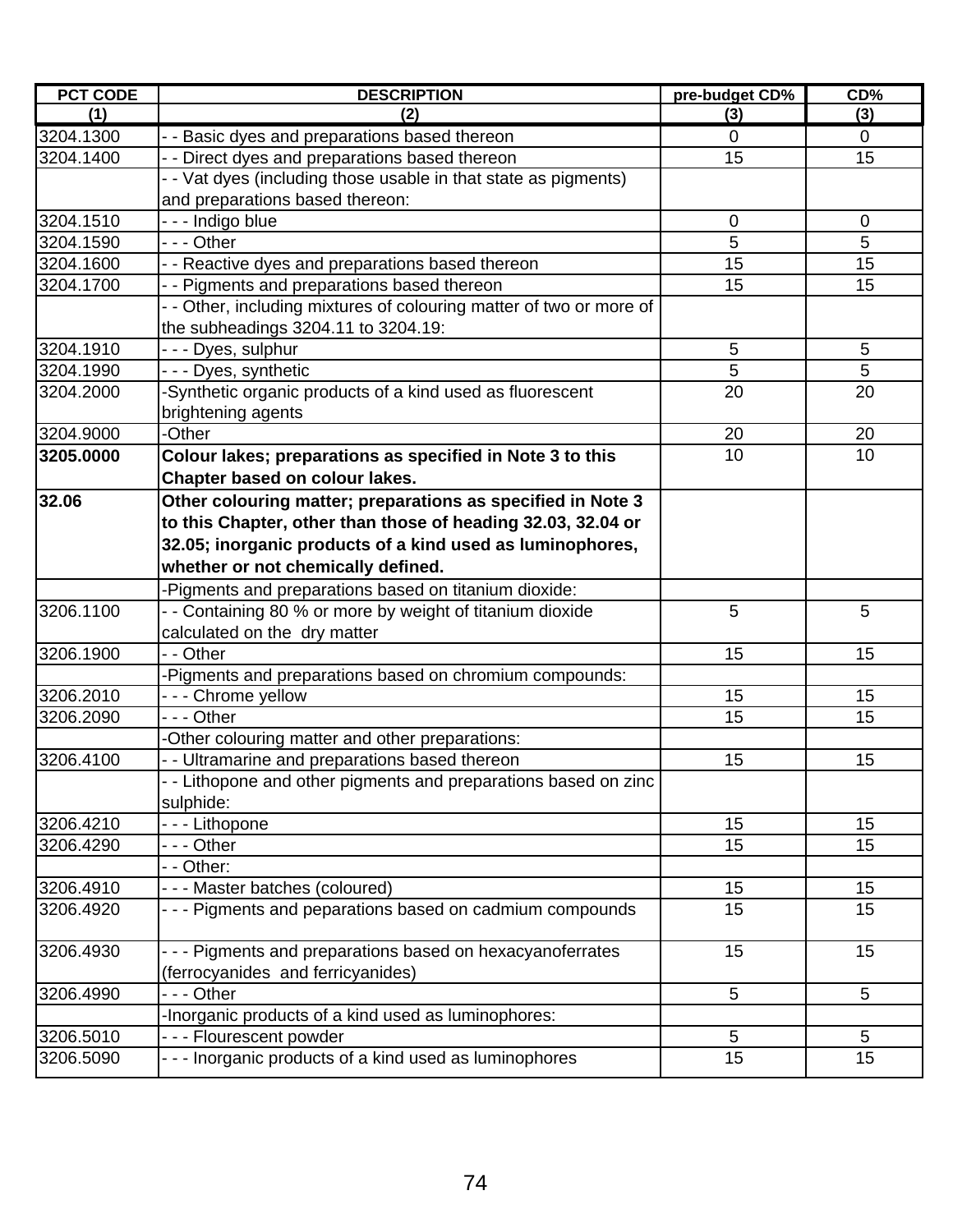| PCT CODE | DESCRIPTION | pre-budget CD% | CD% |
|---|---|---|---|
| (1) | (2) | (3) | (3) |
| 3204.1300 | - - Basic dyes and preparations based thereon | 0 | 0 |
| 3204.1400 | - - Direct dyes and preparations based thereon | 15 | 15 |
| | - - Vat dyes (including those usable in that state as pigments) and preparations based thereon: | | |
| 3204.1510 | - - - Indigo blue | 0 | 0 |
| 3204.1590 | - - - Other | 5 | 5 |
| 3204.1600 | - - Reactive dyes and preparations based thereon | 15 | 15 |
| 3204.1700 | - - Pigments and preparations based thereon | 15 | 15 |
| | - - Other, including mixtures of colouring matter of two or more of the subheadings 3204.11 to 3204.19: | | |
| 3204.1910 | - - - Dyes, sulphur | 5 | 5 |
| 3204.1990 | - - - Dyes, synthetic | 5 | 5 |
| 3204.2000 | -Synthetic organic products of a kind used as fluorescent brightening agents | 20 | 20 |
| 3204.9000 | -Other | 20 | 20 |
| **3205.0000** | **Colour lakes; preparations as specified in Note 3 to this Chapter based on colour lakes.** | 10 | 10 |
| **32.06** | **Other colouring matter; preparations as specified in Note 3 to this Chapter, other than those of heading 32.03, 32.04 or 32.05; inorganic products of a kind used as luminophores, whether or not chemically defined.** | | |
| | -Pigments and preparations based on titanium dioxide: | | |
| 3206.1100 | - - Containing 80 % or more by weight of titanium dioxide calculated on the dry matter | 5 | 5 |
| 3206.1900 | - - Other | 15 | 15 |
| | -Pigments and preparations based on chromium compounds: | | |
| 3206.2010 | - - - Chrome yellow | 15 | 15 |
| 3206.2090 | - - - Other | 15 | 15 |
| | -Other colouring matter and other preparations: | | |
| 3206.4100 | - - Ultramarine and preparations based thereon | 15 | 15 |
| | - - Lithopone and other pigments and preparations based on zinc sulphide: | | |
| 3206.4210 | - - - Lithopone | 15 | 15 |
| 3206.4290 | - - - Other | 15 | 15 |
| | - - Other: | | |
| 3206.4910 | - - - Master batches (coloured) | 15 | 15 |
| 3206.4920 | - - - Pigments and peparations based on cadmium compounds | 15 | 15 |
| 3206.4930 | - - - Pigments and preparations based on hexacyanoferrates (ferrocyanides and ferricyanides) | 15 | 15 |
| 3206.4990 | - - - Other | 5 | 5 |
| | -Inorganic products of a kind used as luminophores: | | |
| 3206.5010 | - - - Flourescent powder | 5 | 5 |
| 3206.5090 | - - - Inorganic products of a kind used as luminophores | 15 | 15 |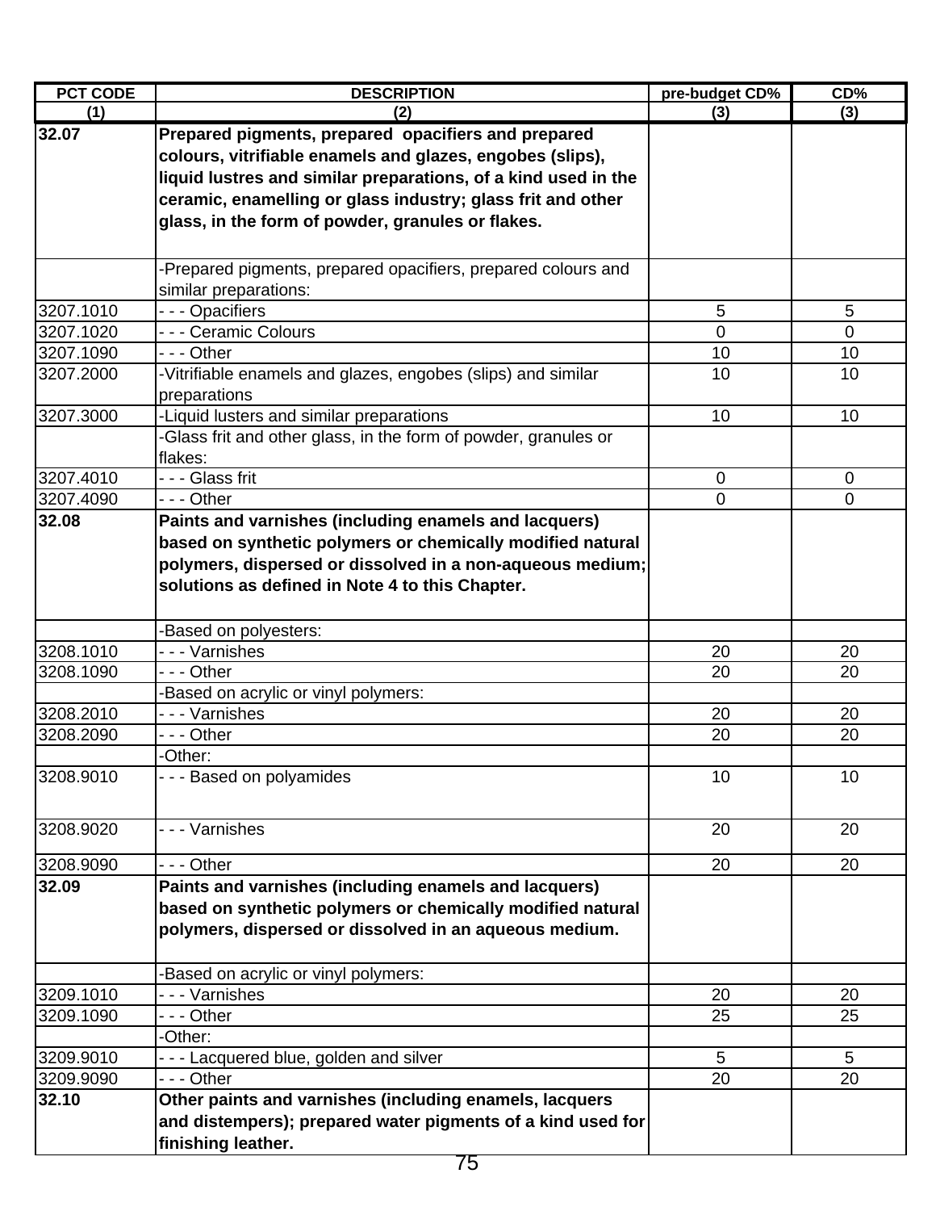| PCT CODE | DESCRIPTION | pre-budget CD% | CD% |
|---|---|---|---|
| (1) | (2) | (3) | (3) |
| **32.07** | **Prepared pigments, prepared opacifiers and prepared colours, vitrifiable enamels and glazes, engobes (slips), liquid lustres and similar preparations, of a kind used in the ceramic, enamelling or glass industry; glass frit and other glass, in the form of powder, granules or flakes.** | | |
| | -Prepared pigments, prepared opacifiers, prepared colours and similar preparations: | | |
| 3207.1010 | - - - Opacifiers | 5 | 5 |
| 3207.1020 | - - - Ceramic Colours | 0 | 0 |
| 3207.1090 | - - - Other | 10 | 10 |
| 3207.2000 | -Vitrifiable enamels and glazes, engobes (slips) and similar preparations | 10 | 10 |
| 3207.3000 | -Liquid lusters and similar preparations | 10 | 10 |
| | -Glass frit and other glass, in the form of powder, granules or flakes: | | |
| 3207.4010 | - - - Glass frit | 0 | 0 |
| 3207.4090 | - - - Other | 0 | 0 |
| **32.08** | **Paints and varnishes (including enamels and lacquers) based on synthetic polymers or chemically modified natural polymers, dispersed or dissolved in a non-aqueous medium; solutions as defined in Note 4 to this Chapter.** | | |
| | -Based on polyesters: | | |
| 3208.1010 | - - - Varnishes | 20 | 20 |
| 3208.1090 | - - - Other | 20 | 20 |
| | -Based on acrylic or vinyl polymers: | | |
| 3208.2010 | - - - Varnishes | 20 | 20 |
| 3208.2090 | - - - Other | 20 | 20 |
| | -Other: | | |
| 3208.9010 | - - - Based on polyamides | 10 | 10 |
| 3208.9020 | - - - Varnishes | 20 | 20 |
| 3208.9090 | - - - Other | 20 | 20 |
| **32.09** | **Paints and varnishes (including enamels and lacquers) based on synthetic polymers or chemically modified natural polymers, dispersed or dissolved in an aqueous medium.** | | |
| | -Based on acrylic or vinyl polymers: | | |
| 3209.1010 | - - - Varnishes | 20 | 20 |
| 3209.1090 | - - - Other | 25 | 25 |
| | -Other: | | |
| 3209.9010 | - - - Lacquered blue, golden and silver | 5 | 5 |
| 3209.9090 | - - - Other | 20 | 20 |
| **32.10** | **Other paints and varnishes (including enamels, lacquers and distempers); prepared water pigments of a kind used for finishing leather.** | | |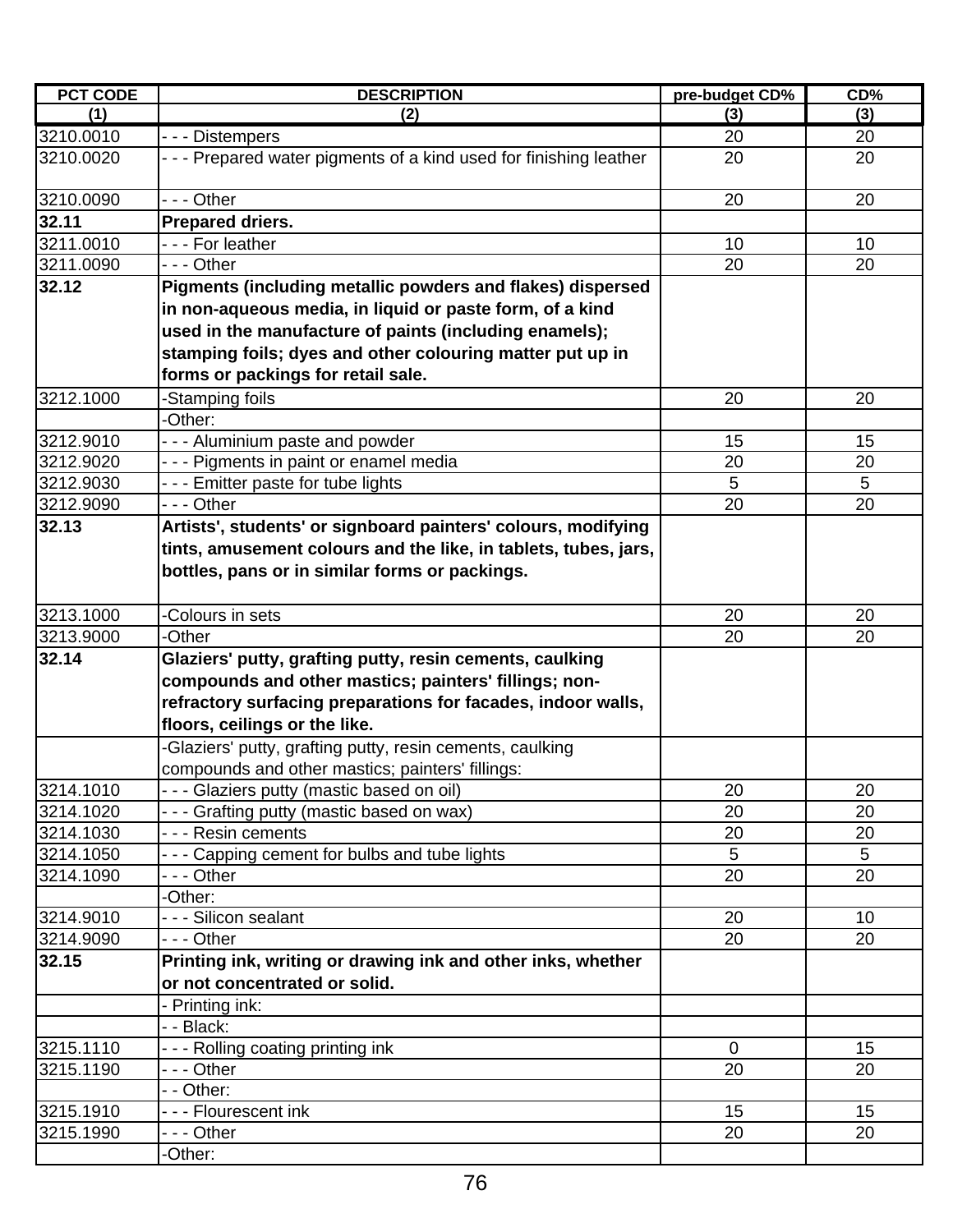| PCT CODE | DESCRIPTION | pre-budget CD% | CD% |
|---|---|---|---|
| (1) | (2) | (3) | (3) |
| 3210.0010 | - - - Distempers | 20 | 20 |
| 3210.0020 | - - - Prepared water pigments of a kind used for finishing leather | 20 | 20 |
| 3210.0090 | - - - Other | 20 | 20 |
| **32.11** | **Prepared driers.** | | |
| 3211.0010 | - - - For leather | 10 | 10 |
| 3211.0090 | - - - Other | 20 | 20 |
| **32.12** | **Pigments (including metallic powders and flakes) dispersed in non-aqueous media, in liquid or paste form, of a kind used in the manufacture of paints (including enamels); stamping foils; dyes and other colouring matter put up in forms or packings for retail sale.** | | |
| 3212.1000 | -Stamping foils | 20 | 20 |
| | -Other: | | |
| 3212.9010 | - - - Aluminium paste and powder | 15 | 15 |
| 3212.9020 | - - - Pigments in paint or enamel media | 20 | 20 |
| 3212.9030 | - - - Emitter paste for tube lights | 5 | 5 |
| 3212.9090 | - - - Other | 20 | 20 |
| **32.13** | **Artists', students' or signboard painters' colours, modifying tints, amusement colours and the like, in tablets, tubes, jars, bottles, pans or in similar forms or packings.** | | |
| 3213.1000 | -Colours in sets | 20 | 20 |
| 3213.9000 | -Other | 20 | 20 |
| **32.14** | **Glaziers' putty, grafting putty, resin cements, caulking compounds and other mastics; painters' fillings; non-refractory surfacing preparations for facades, indoor walls, floors, ceilings or the like.** | | |
| | -Glaziers' putty, grafting putty, resin cements, caulking compounds and other mastics; painters' fillings: | | |
| 3214.1010 | - - - Glaziers putty (mastic based on oil) | 20 | 20 |
| 3214.1020 | - - - Grafting putty (mastic based on wax) | 20 | 20 |
| 3214.1030 | - - - Resin cements | 20 | 20 |
| 3214.1050 | - - - Capping cement for bulbs and tube lights | 5 | 5 |
| 3214.1090 | - - - Other | 20 | 20 |
| | -Other: | | |
| 3214.9010 | - - - Silicon sealant | 20 | 10 |
| 3214.9090 | - - - Other | 20 | 20 |
| **32.15** | **Printing ink, writing or drawing ink and other inks, whether or not concentrated or solid.** | | |
| | - Printing ink: | | |
| | - - Black: | | |
| 3215.1110 | - - - Rolling coating printing ink | 0 | 15 |
| 3215.1190 | - - - Other | 20 | 20 |
| | - - Other: | | |
| 3215.1910 | - - - Flourescent ink | 15 | 15 |
| 3215.1990 | - - - Other | 20 | 20 |
| | -Other: | | |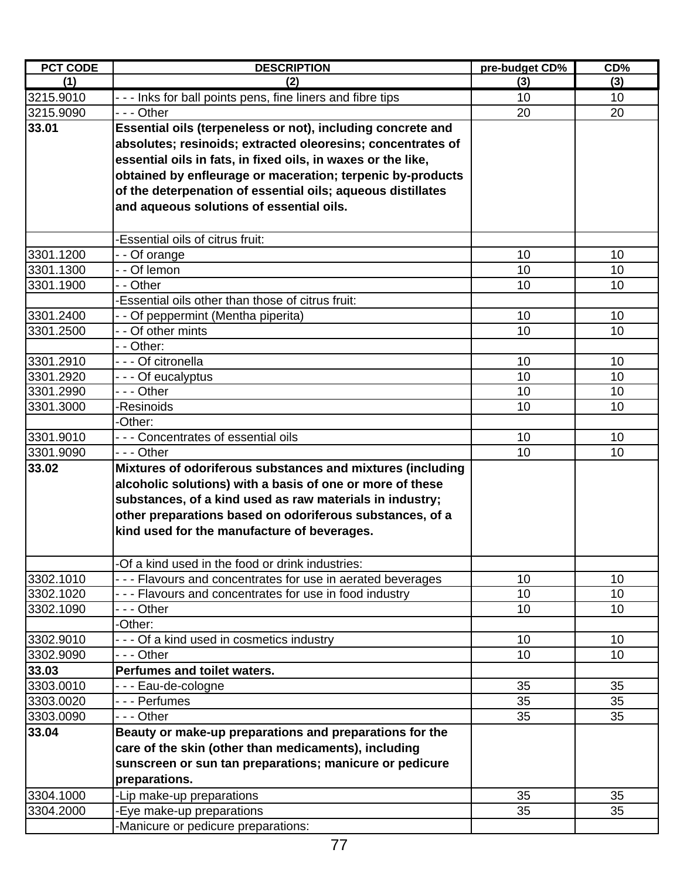| PCT CODE | DESCRIPTION | pre-budget CD% | CD% |
|---|---|---|---|
| (1) | (2) | (3) | (3) |
| 3215.9010 | - - - Inks for ball points pens, fine liners and fibre tips | 10 | 10 |
| 3215.9090 | - - - Other | 20 | 20 |
| **33.01** | **Essential oils (terpeneless or not), including concrete and absolutes; resinoids; extracted oleoresins; concentrates of essential oils in fats, in fixed oils, in waxes or the like, obtained by enfleurage or maceration; terpenic by-products of the deterpenation of essential oils; aqueous distillates and aqueous solutions of essential oils.** | | |
| | -Essential oils of citrus fruit: | | |
| 3301.1200 | - - Of orange | 10 | 10 |
| 3301.1300 | - - Of lemon | 10 | 10 |
| 3301.1900 | - - Other | 10 | 10 |
| | -Essential oils other than those of citrus fruit: | | |
| 3301.2400 | - - Of peppermint (Mentha piperita) | 10 | 10 |
| 3301.2500 | - - Of other mints | 10 | 10 |
| | - - Other: | | |
| 3301.2910 | - - - Of citronella | 10 | 10 |
| 3301.2920 | - - - Of eucalyptus | 10 | 10 |
| 3301.2990 | - - - Other | 10 | 10 |
| 3301.3000 | -Resinoids | 10 | 10 |
| | -Other: | | |
| 3301.9010 | - - - Concentrates of essential oils | 10 | 10 |
| 3301.9090 | - - - Other | 10 | 10 |
| **33.02** | **Mixtures of odoriferous substances and mixtures (including alcoholic solutions) with a basis of one or more of these substances, of a kind used as raw materials in industry; other preparations based on odoriferous substances, of a kind used for the manufacture of beverages.** | | |
| | -Of a kind used in the food or drink industries: | | |
| 3302.1010 | - - - Flavours and concentrates for use in aerated beverages | 10 | 10 |
| 3302.1020 | - - - Flavours and concentrates for use in food industry | 10 | 10 |
| 3302.1090 | - - - Other | 10 | 10 |
| | -Other: | | |
| 3302.9010 | - - - Of a kind used in cosmetics industry | 10 | 10 |
| 3302.9090 | - - - Other | 10 | 10 |
| **33.03** | **Perfumes and toilet waters.** | | |
| 3303.0010 | - - - Eau-de-cologne | 35 | 35 |
| 3303.0020 | - - - Perfumes | 35 | 35 |
| 3303.0090 | - - - Other | 35 | 35 |
| **33.04** | **Beauty or make-up preparations and preparations for the care of the skin (other than medicaments), including sunscreen or sun tan preparations; manicure or pedicure preparations.** | | |
| 3304.1000 | -Lip make-up preparations | 35 | 35 |
| 3304.2000 | -Eye make-up preparations | 35 | 35 |
| | -Manicure or pedicure preparations: | | |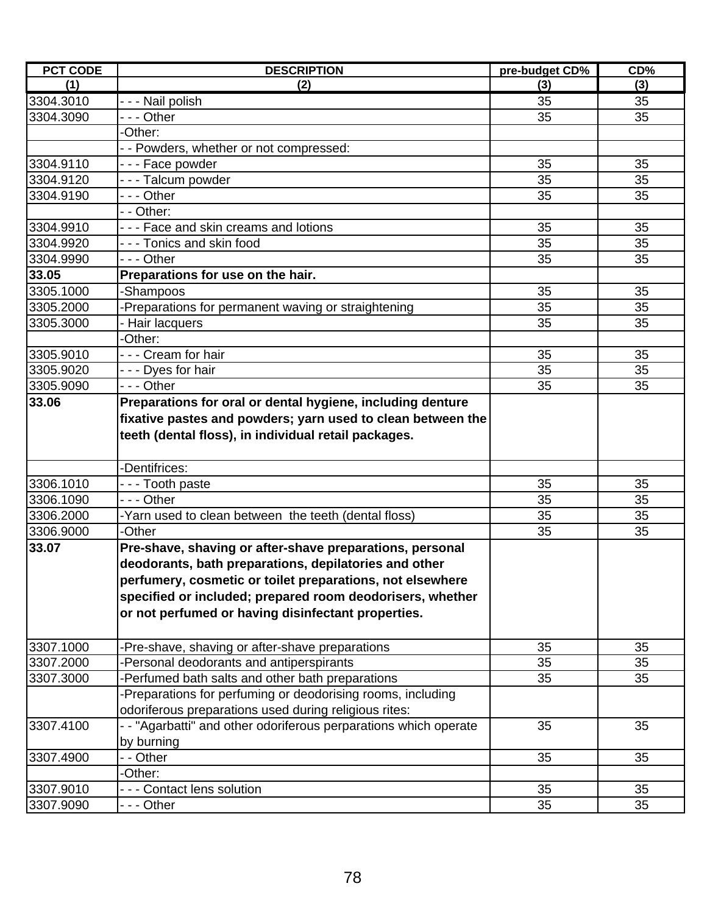| PCT CODE | DESCRIPTION | pre-budget CD% | CD% |
|---|---|---|---|
| (1) | (2) | (3) | (3) |
| 3304.3010 | - - - Nail polish | 35 | 35 |
| 3304.3090 | - - - Other | 35 | 35 |
| | -Other: | | |
| | - - Powders, whether or not compressed: | | |
| 3304.9110 | - - - Face powder | 35 | 35 |
| 3304.9120 | - - - Talcum powder | 35 | 35 |
| 3304.9190 | - - - Other | 35 | 35 |
| | - - Other: | | |
| 3304.9910 | - - - Face and skin creams and lotions | 35 | 35 |
| 3304.9920 | - - - Tonics and skin food | 35 | 35 |
| 3304.9990 | - - - Other | 35 | 35 |
| **33.05** | **Preparations for use on the hair.** | | |
| 3305.1000 | -Shampoos | 35 | 35 |
| 3305.2000 | -Preparations for permanent waving or straightening | 35 | 35 |
| 3305.3000 | - Hair lacquers | 35 | 35 |
| | -Other: | | |
| 3305.9010 | - - - Cream for hair | 35 | 35 |
| 3305.9020 | - - - Dyes for hair | 35 | 35 |
| 3305.9090 | - - - Other | 35 | 35 |
| **33.06** | **Preparations for oral or dental hygiene, including denture fixative pastes and powders; yarn used to clean between the teeth (dental floss), in individual retail packages.** | | |
| | -Dentifrices: | | |
| 3306.1010 | - - - Tooth paste | 35 | 35 |
| 3306.1090 | - - - Other | 35 | 35 |
| 3306.2000 | -Yarn used to clean between the teeth (dental floss) | 35 | 35 |
| 3306.9000 | -Other | 35 | 35 |
| **33.07** | **Pre-shave, shaving or after-shave preparations, personal deodorants, bath preparations, depilatories and other perfumery, cosmetic or toilet preparations, not elsewhere specified or included; prepared room deodorisers, whether or not perfumed or having disinfectant properties.** | | |
| 3307.1000 | -Pre-shave, shaving or after-shave preparations | 35 | 35 |
| 3307.2000 | -Personal deodorants and antiperspirants | 35 | 35 |
| 3307.3000 | -Perfumed bath salts and other bath preparations | 35 | 35 |
| | -Preparations for perfuming or deodorising rooms, including odoriferous preparations used during religious rites: | | |
| 3307.4100 | - - "Agarbatti" and other odoriferous perparations which operate by burning | 35 | 35 |
| 3307.4900 | - - Other | 35 | 35 |
| | -Other: | | |
| 3307.9010 | - - - Contact lens solution | 35 | 35 |
| 3307.9090 | - - - Other | 35 | 35 |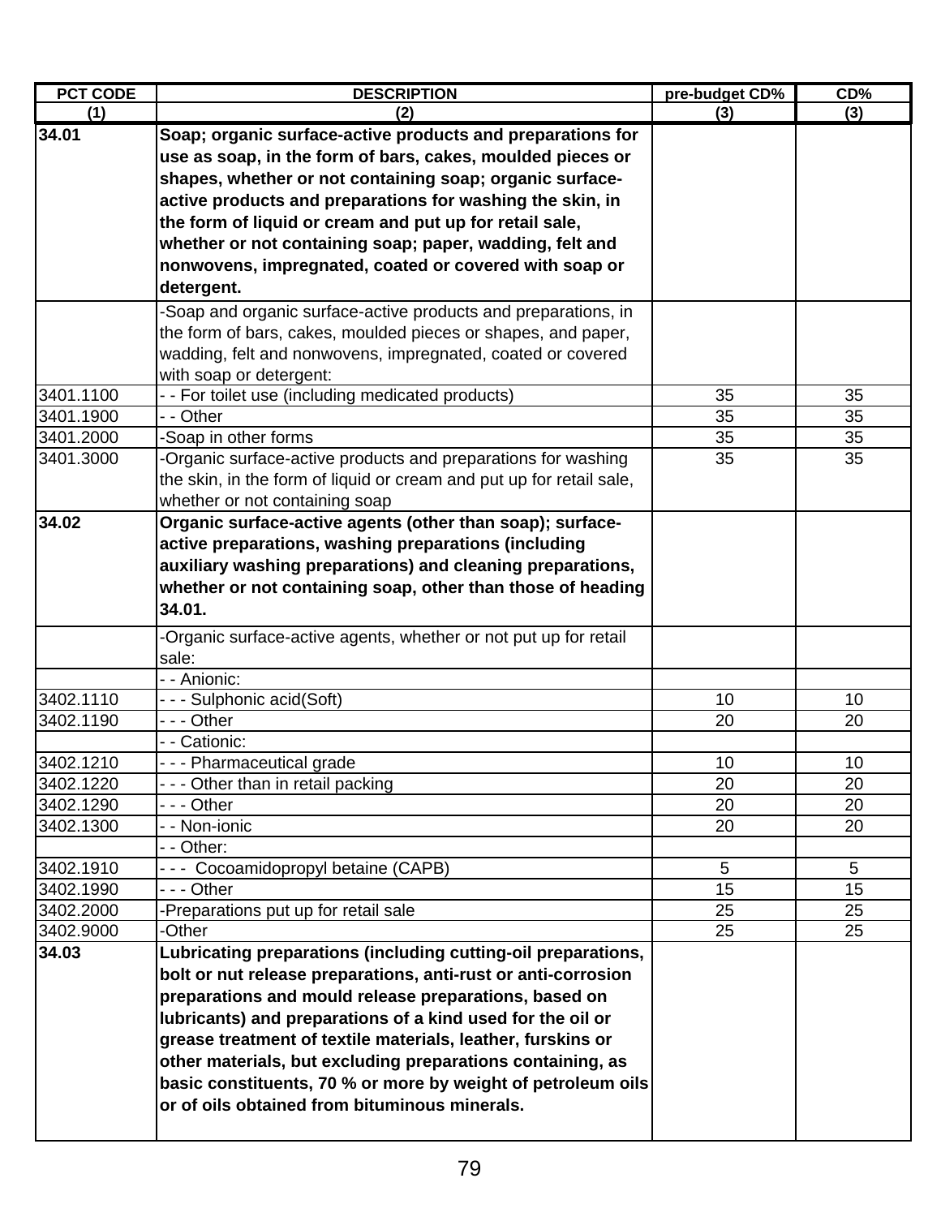| PCT CODE | DESCRIPTION | pre-budget CD% | CD% |
|---|---|---|---|
| (1) | (2) | (3) | (3) |
| **34.01** | **Soap; organic surface-active products and preparations for use as soap, in the form of bars, cakes, moulded pieces or shapes, whether or not containing soap; organic surface-active products and preparations for washing the skin, in the form of liquid or cream and put up for retail sale, whether or not containing soap; paper, wadding, felt and nonwovens, impregnated, coated or covered with soap or detergent.** | | |
| | -Soap and organic surface-active products and preparations, in the form of bars, cakes, moulded pieces or shapes, and paper, wadding, felt and nonwovens, impregnated, coated or covered with soap or detergent: | | |
| 3401.1100 | - - For toilet use (including medicated products) | 35 | 35 |
| 3401.1900 | - - Other | 35 | 35 |
| 3401.2000 | -Soap in other forms | 35 | 35 |
| 3401.3000 | -Organic surface-active products and preparations for washing the skin, in the form of liquid or cream and put up for retail sale, whether or not containing soap | 35 | 35 |
| **34.02** | **Organic surface-active agents (other than soap); surface-active preparations, washing preparations (including auxiliary washing preparations) and cleaning preparations, whether or not containing soap, other than those of heading 34.01.** | | |
| | -Organic surface-active agents, whether or not put up for retail sale: | | |
| | - - Anionic: | | |
| 3402.1110 | - - - Sulphonic acid(Soft) | 10 | 10 |
| 3402.1190 | - - - Other | 20 | 20 |
| | - - Cationic: | | |
| 3402.1210 | - - - Pharmaceutical grade | 10 | 10 |
| 3402.1220 | - - - Other than in retail packing | 20 | 20 |
| 3402.1290 | - - - Other | 20 | 20 |
| 3402.1300 | - - Non-ionic | 20 | 20 |
| | - - Other: | | |
| 3402.1910 | - - - Cocoamidopropyl betaine (CAPB) | 5 | 5 |
| 3402.1990 | - - - Other | 15 | 15 |
| 3402.2000 | -Preparations put up for retail sale | 25 | 25 |
| 3402.9000 | -Other | 25 | 25 |
| **34.03** | **Lubricating preparations (including cutting-oil preparations, bolt or nut release preparations, anti-rust or anti-corrosion preparations and mould release preparations, based on lubricants) and preparations of a kind used for the oil or grease treatment of textile materials, leather, furskins or other materials, but excluding preparations containing, as basic constituents, 70 % or more by weight of petroleum oils or of oils obtained from bituminous minerals.** | | |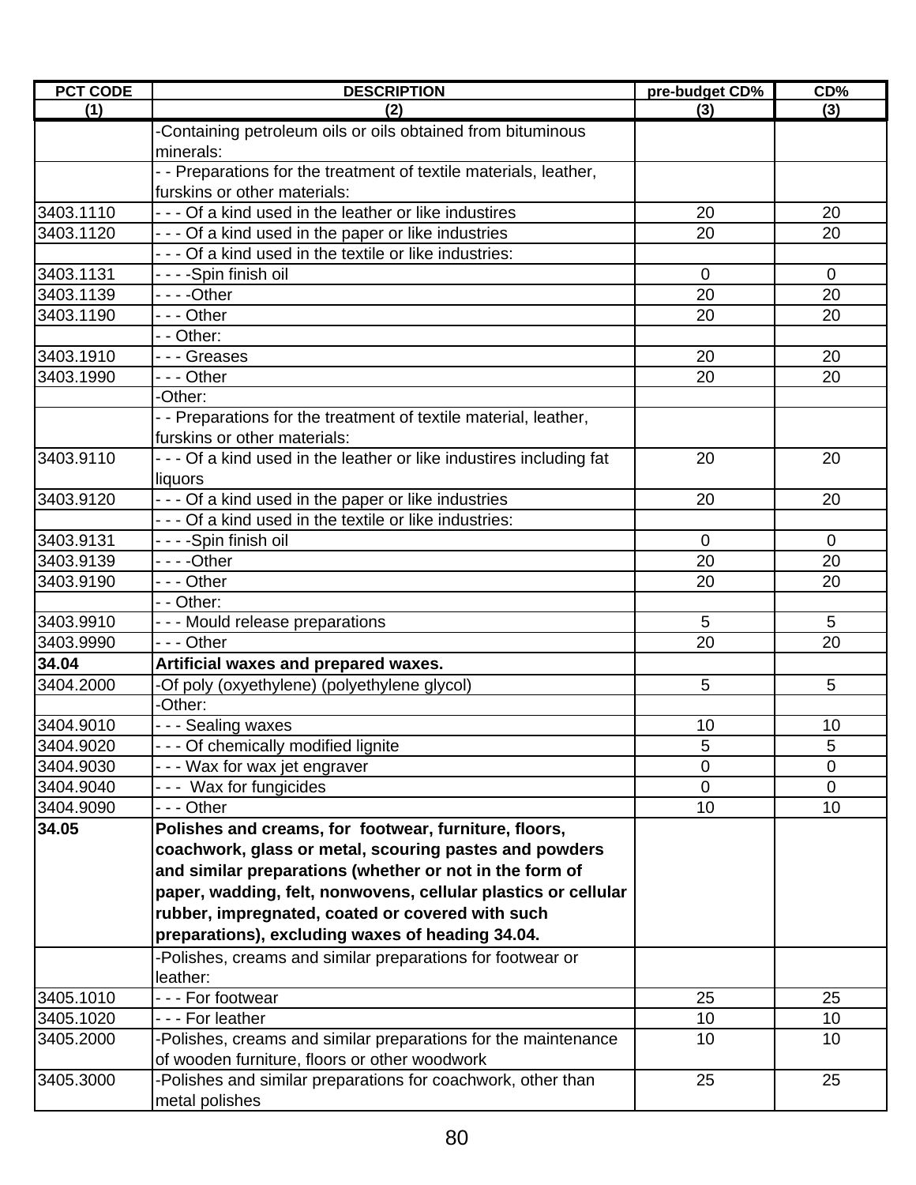| PCT CODE | DESCRIPTION | pre-budget CD% | CD% |
|---|---|---|---|
| (1) | (2) | (3) | (3) |
| | -Containing petroleum oils or oils obtained from bituminous minerals: | | |
| | - - Preparations for the treatment of textile materials, leather, furskins or other materials: | | |
| 3403.1110 | - - - Of a kind used in the leather or like industires | 20 | 20 |
| 3403.1120 | - - - Of a kind used in the paper or like industries | 20 | 20 |
| | - - - Of a kind used in the textile or like industries: | | |
| 3403.1131 | - - - -Spin finish oil | 0 | 0 |
| 3403.1139 | - - - -Other | 20 | 20 |
| 3403.1190 | - - - Other | 20 | 20 |
| | - - Other: | | |
| 3403.1910 | - - - Greases | 20 | 20 |
| 3403.1990 | - - - Other | 20 | 20 |
| | -Other: | | |
| | - - Preparations for the treatment of textile material, leather, furskins or other materials: | | |
| 3403.9110 | - - - Of a kind used in the leather or like industires including fat liquors | 20 | 20 |
| 3403.9120 | - - - Of a kind used in the paper or like industries | 20 | 20 |
| | - - - Of a kind used in the textile or like industries: | | |
| 3403.9131 | - - - -Spin finish oil | 0 | 0 |
| 3403.9139 | - - - -Other | 20 | 20 |
| 3403.9190 | - - - Other | 20 | 20 |
| | - - Other: | | |
| 3403.9910 | - - - Mould release preparations | 5 | 5 |
| 3403.9990 | - - - Other | 20 | 20 |
| **34.04** | **Artificial waxes and prepared waxes.** | | |
| 3404.2000 | -Of poly (oxyethylene) (polyethylene glycol) | 5 | 5 |
| | -Other: | | |
| 3404.9010 | - - - Sealing waxes | 10 | 10 |
| 3404.9020 | - - - Of chemically modified lignite | 5 | 5 |
| 3404.9030 | - - - Wax for wax jet engraver | 0 | 0 |
| 3404.9040 | - - - Wax for fungicides | 0 | 0 |
| 3404.9090 | - - - Other | 10 | 10 |
| **34.05** | **Polishes and creams, for footwear, furniture, floors, coachwork, glass or metal, scouring pastes and powders and similar preparations (whether or not in the form of paper, wadding, felt, nonwovens, cellular plastics or cellular rubber, impregnated, coated or covered with such preparations), excluding waxes of heading 34.04.** | | |
| | -Polishes, creams and similar preparations for footwear or leather: | | |
| 3405.1010 | - - - For footwear | 25 | 25 |
| 3405.1020 | - - - For leather | 10 | 10 |
| 3405.2000 | -Polishes, creams and similar preparations for the maintenance of wooden furniture, floors or other woodwork | 10 | 10 |
| 3405.3000 | -Polishes and similar preparations for coachwork, other than metal polishes | 25 | 25 |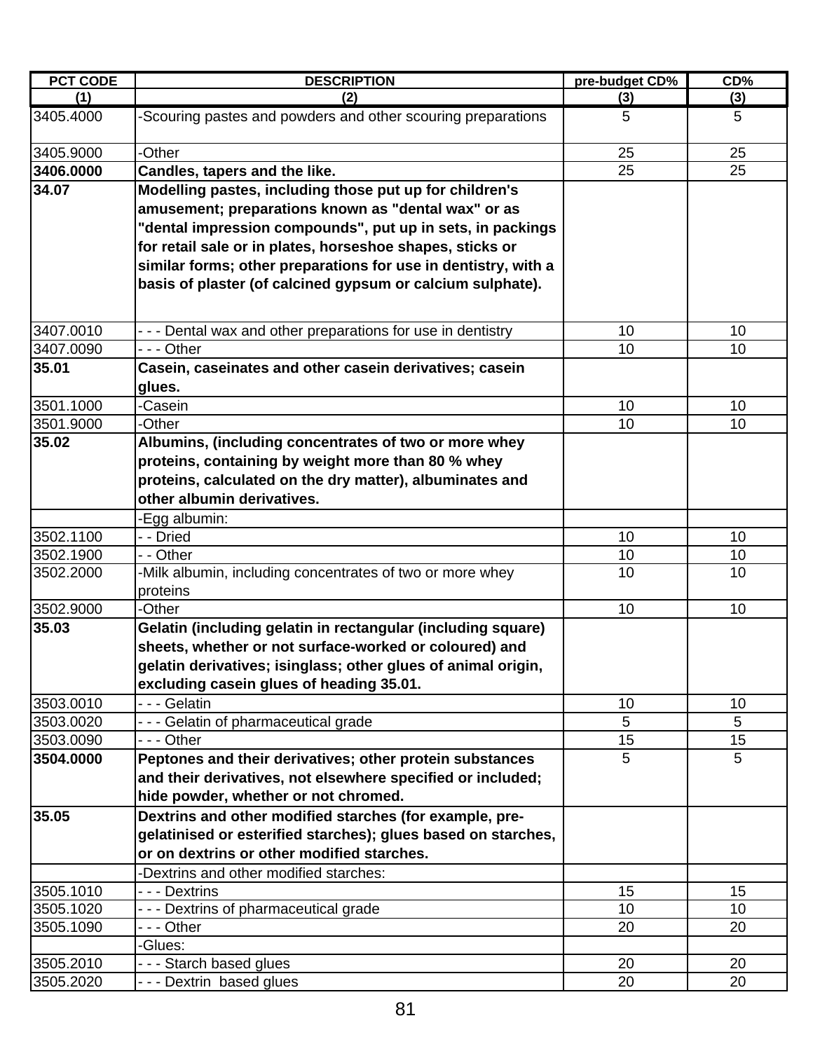| PCT CODE | DESCRIPTION | pre-budget CD% | CD% |
|---|---|---|---|
| (1) | (2) | (3) | (3) |
| 3405.4000 | -Scouring pastes and powders and other scouring preparations | 5 | 5 |
| 3405.9000 | -Other | 25 | 25 |
| **3406.0000** | **Candles, tapers and the like.** | 25 | 25 |
| **34.07** | **Modelling pastes, including those put up for children's amusement; preparations known as "dental wax" or as "dental impression compounds", put up in sets, in packings for retail sale or in plates, horseshoe shapes, sticks or similar forms; other preparations for use in dentistry, with a basis of plaster (of calcined gypsum or calcium sulphate).** | | |
| 3407.0010 | - - - Dental wax and other preparations for use in dentistry | 10 | 10 |
| 3407.0090 | - - - Other | 10 | 10 |
| **35.01** | **Casein, caseinates and other casein derivatives; casein glues.** | | |
| 3501.1000 | -Casein | 10 | 10 |
| 3501.9000 | -Other | 10 | 10 |
| **35.02** | **Albumins, (including concentrates of two or more whey proteins, containing by weight more than 80 % whey proteins, calculated on the dry matter), albuminates and other albumin derivatives.** | | |
| | -Egg albumin: | | |
| 3502.1100 | - - Dried | 10 | 10 |
| 3502.1900 | - - Other | 10 | 10 |
| 3502.2000 | -Milk albumin, including concentrates of two or more whey proteins | 10 | 10 |
| 3502.9000 | -Other | 10 | 10 |
| **35.03** | **Gelatin (including gelatin in rectangular (including square) sheets, whether or not surface-worked or coloured) and gelatin derivatives; isinglass; other glues of animal origin, excluding casein glues of heading 35.01.** | | |
| 3503.0010 | - - - Gelatin | 10 | 10 |
| 3503.0020 | - - - Gelatin of pharmaceutical grade | 5 | 5 |
| 3503.0090 | - - - Other | 15 | 15 |
| **3504.0000** | **Peptones and their derivatives; other protein substances and their derivatives, not elsewhere specified or included; hide powder, whether or not chromed.** | 5 | 5 |
| **35.05** | **Dextrins and other modified starches (for example, pre-gelatinised or esterified starches); glues based on starches, or on dextrins or other modified starches.** | | |
| | -Dextrins and other modified starches: | | |
| 3505.1010 | - - - Dextrins | 15 | 15 |
| 3505.1020 | - - - Dextrins of pharmaceutical grade | 10 | 10 |
| 3505.1090 | - - - Other | 20 | 20 |
| | -Glues: | | |
| 3505.2010 | - - - Starch based glues | 20 | 20 |
| 3505.2020 | - - - Dextrin based glues | 20 | 20 |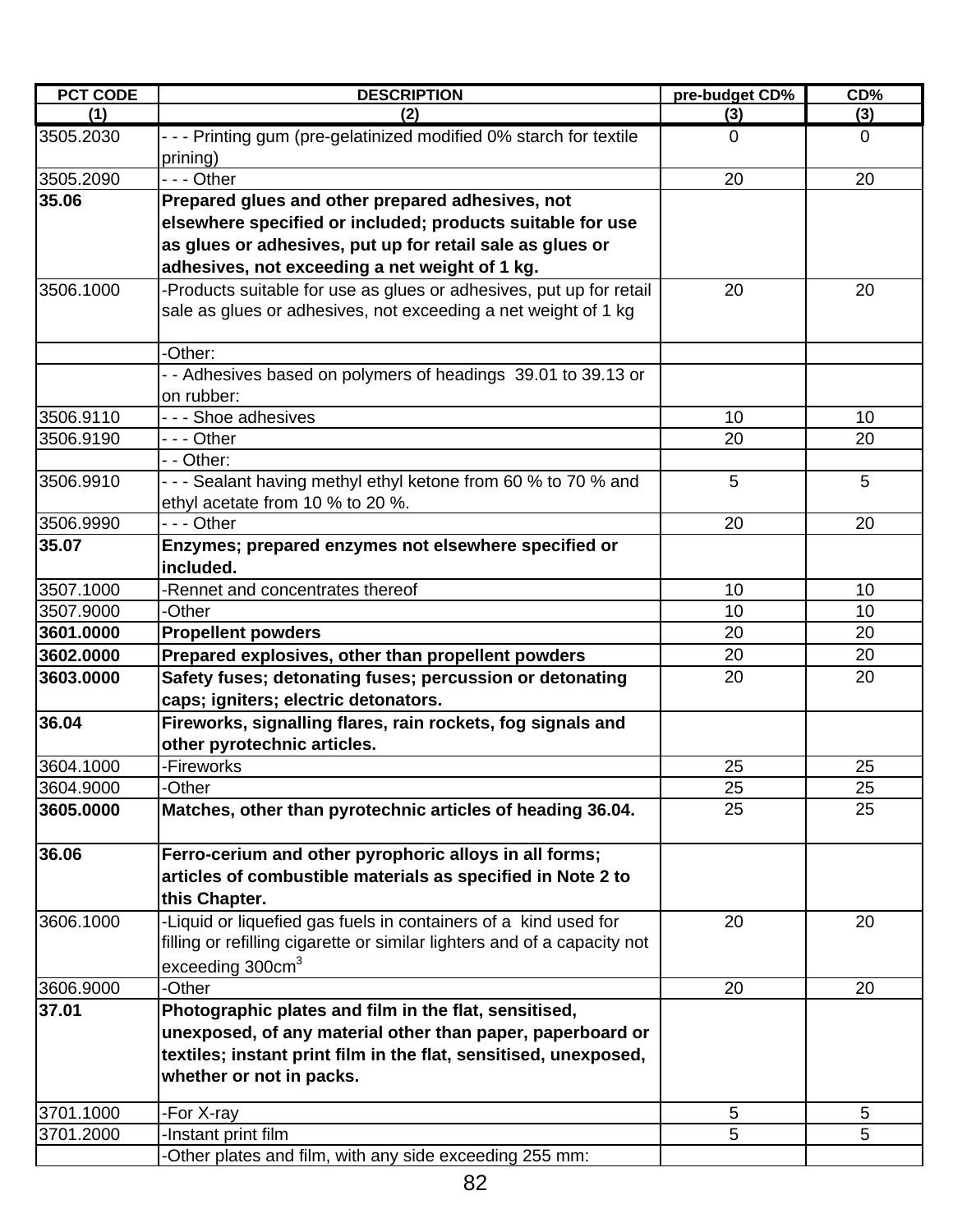| PCT CODE | DESCRIPTION | pre-budget CD% | CD% |
|---|---|---|---|
| (1) | (2) | (3) | (3) |
| 3505.2030 | - - - Printing gum (pre-gelatinized modified 0% starch for textile prining) | 0 | 0 |
| 3505.2090 | - - - Other | 20 | 20 |
| **35.06** | **Prepared glues and other prepared adhesives, not elsewhere specified or included; products suitable for use as glues or adhesives, put up for retail sale as glues or adhesives, not exceeding a net weight of 1 kg.** | | |
| 3506.1000 | -Products suitable for use as glues or adhesives, put up for retail sale as glues or adhesives, not exceeding a net weight of 1 kg | 20 | 20 |
| | -Other: | | |
| | - - Adhesives based on polymers of headings 39.01 to 39.13 or on rubber: | | |
| 3506.9110 | - - - Shoe adhesives | 10 | 10 |
| 3506.9190 | - - - Other | 20 | 20 |
| | - - Other: | | |
| 3506.9910 | - - - Sealant having methyl ethyl ketone from 60 % to 70 % and ethyl acetate from 10 % to 20 %. | 5 | 5 |
| 3506.9990 | - - - Other | 20 | 20 |
| **35.07** | **Enzymes; prepared enzymes not elsewhere specified or included.** | | |
| 3507.1000 | -Rennet and concentrates thereof | 10 | 10 |
| 3507.9000 | -Other | 10 | 10 |
| **3601.0000** | **Propellent powders** | 20 | 20 |
| **3602.0000** | **Prepared explosives, other than propellent powders** | 20 | 20 |
| **3603.0000** | **Safety fuses; detonating fuses; percussion or detonating caps; igniters; electric detonators.** | 20 | 20 |
| **36.04** | **Fireworks, signalling flares, rain rockets, fog signals and other pyrotechnic articles.** | | |
| 3604.1000 | -Fireworks | 25 | 25 |
| 3604.9000 | -Other | 25 | 25 |
| **3605.0000** | **Matches, other than pyrotechnic articles of heading 36.04.** | 25 | 25 |
| **36.06** | **Ferro-cerium and other pyrophoric alloys in all forms; articles of combustible materials as specified in Note 2 to this Chapter.** | | |
| 3606.1000 | -Liquid or liquefied gas fuels in containers of a kind used for filling or refilling cigarette or similar lighters and of a capacity not exceeding 300cm$^3$ | 20 | 20 |
| 3606.9000 | -Other | 20 | 20 |
| **37.01** | **Photographic plates and film in the flat, sensitised, unexposed, of any material other than paper, paperboard or textiles; instant print film in the flat, sensitised, unexposed, whether or not in packs.** | | |
| 3701.1000 | -For X-ray | 5 | 5 |
| 3701.2000 | -Instant print film | 5 | 5 |
| | -Other plates and film, with any side exceeding 255 mm: | | |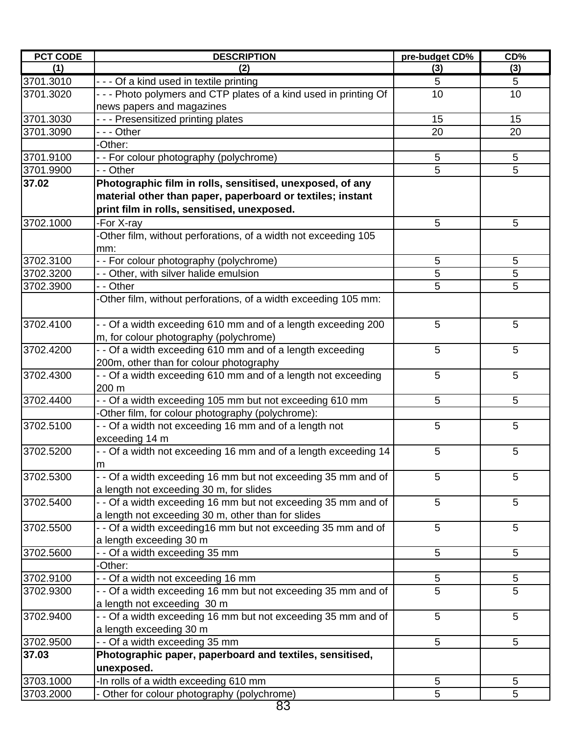| PCT CODE | DESCRIPTION | pre-budget CD% | CD% |
|---|---|---|---|
| (1) | (2) | (3) | (3) |
| 3701.3010 | - - - Of a kind used in textile printing | 5 | 5 |
| 3701.3020 | - - - Photo polymers and CTP plates of a kind used in printing Of news papers and magazines | 10 | 10 |
| 3701.3030 | - - - Presensitized printing plates | 15 | 15 |
| 3701.3090 | - - - Other | 20 | 20 |
| | -Other: | | |
| 3701.9100 | - - For colour photography (polychrome) | 5 | 5 |
| 3701.9900 | - - Other | 5 | 5 |
| **37.02** | **Photographic film in rolls, sensitised, unexposed, of any material other than paper, paperboard or textiles; instant print film in rolls, sensitised, unexposed.** | | |
| 3702.1000 | -For X-ray | 5 | 5 |
| | -Other film, without perforations, of a width not exceeding 105 mm: | | |
| 3702.3100 | - - For colour photography (polychrome) | 5 | 5 |
| 3702.3200 | - - Other, with silver halide emulsion | 5 | 5 |
| 3702.3900 | - - Other | 5 | 5 |
| | -Other film, without perforations, of a width exceeding 105 mm: | | |
| 3702.4100 | - - Of a width exceeding 610 mm and of a length exceeding 200 m, for colour photography (polychrome) | 5 | 5 |
| 3702.4200 | - - Of a width exceeding 610 mm and of a length exceeding 200m, other than for colour photography | 5 | 5 |
| 3702.4300 | - - Of a width exceeding 610 mm and of a length not exceeding 200 m | 5 | 5 |
| 3702.4400 | - - Of a width exceeding 105 mm but not exceeding 610 mm | 5 | 5 |
| | -Other film, for colour photography (polychrome): | | |
| 3702.5100 | - - Of a width not exceeding 16 mm and of a length not exceeding 14 m | 5 | 5 |
| 3702.5200 | - - Of a width not exceeding 16 mm and of a length exceeding 14 m | 5 | 5 |
| 3702.5300 | - - Of a width exceeding 16 mm but not exceeding 35 mm and of a length not exceeding 30 m, for slides | 5 | 5 |
| 3702.5400 | - - Of a width exceeding 16 mm but not exceeding 35 mm and of a length not exceeding 30 m, other than for slides | 5 | 5 |
| 3702.5500 | - - Of a width exceeding16 mm but not exceeding 35 mm and of a length exceeding 30 m | 5 | 5 |
| 3702.5600 | - - Of a width exceeding 35 mm | 5 | 5 |
| | -Other: | | |
| 3702.9100 | - - Of a width not exceeding 16 mm | 5 | 5 |
| 3702.9300 | - - Of a width exceeding 16 mm but not exceeding 35 mm and of a length not exceeding 30 m | 5 | 5 |
| 3702.9400 | - - Of a width exceeding 16 mm but not exceeding 35 mm and of a length exceeding 30 m | 5 | 5 |
| 3702.9500 | - - Of a width exceeding 35 mm | 5 | 5 |
| **37.03** | **Photographic paper, paperboard and textiles, sensitised, unexposed.** | | |
| 3703.1000 | -In rolls of a width exceeding 610 mm | 5 | 5 |
| 3703.2000 | - Other for colour photography (polychrome) | 5 | 5 |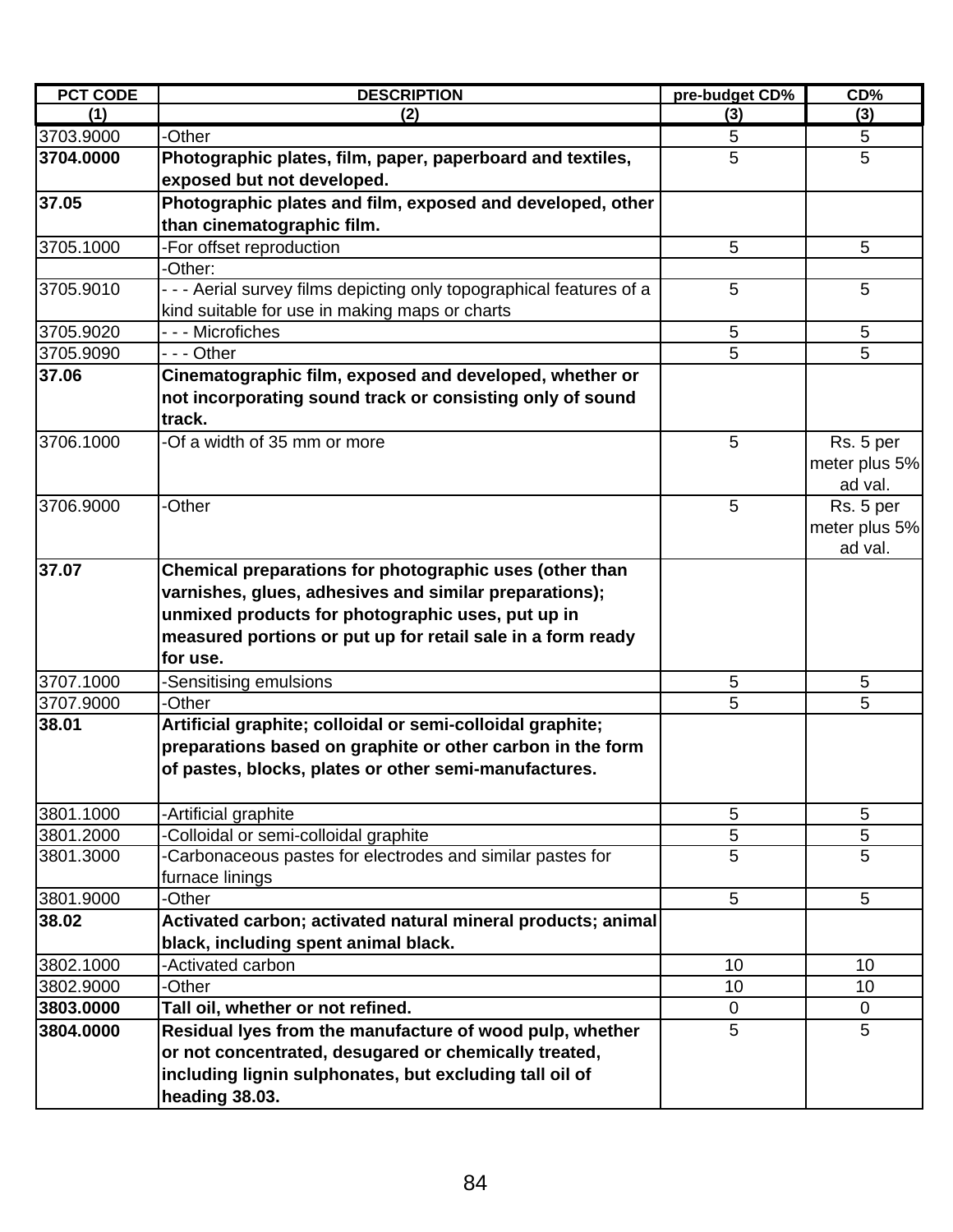| PCT CODE | DESCRIPTION | pre-budget CD% | CD% |
|---|---|---|---|
| (1) | (2) | (3) | (3) |
| 3703.9000 | -Other | 5 | 5 |
| **3704.0000** | **Photographic plates, film, paper, paperboard and textiles, exposed but not developed.** | 5 | 5 |
| **37.05** | **Photographic plates and film, exposed and developed, other than cinematographic film.** | | |
| 3705.1000 | -For offset reproduction | 5 | 5 |
| | -Other: | | |
| 3705.9010 | - - - Aerial survey films depicting only topographical features of a kind suitable for use in making maps or charts | 5 | 5 |
| 3705.9020 | - - - Microfiches | 5 | 5 |
| 3705.9090 | - - - Other | 5 | 5 |
| **37.06** | **Cinematographic film, exposed and developed, whether or not incorporating sound track or consisting only of sound track.** | | |
| 3706.1000 | -Of a width of 35 mm or more | 5 | Rs. 5 per meter plus 5% ad val. |
| 3706.9000 | -Other | 5 | Rs. 5 per meter plus 5% ad val. |
| **37.07** | **Chemical preparations for photographic uses (other than varnishes, glues, adhesives and similar preparations); unmixed products for photographic uses, put up in measured portions or put up for retail sale in a form ready for use.** | | |
| 3707.1000 | -Sensitising emulsions | 5 | 5 |
| 3707.9000 | -Other | 5 | 5 |
| **38.01** | **Artificial graphite; colloidal or semi-colloidal graphite; preparations based on graphite or other carbon in the form of pastes, blocks, plates or other semi-manufactures.** | | |
| 3801.1000 | -Artificial graphite | 5 | 5 |
| 3801.2000 | -Colloidal or semi-colloidal graphite | 5 | 5 |
| 3801.3000 | -Carbonaceous pastes for electrodes and similar pastes for furnace linings | 5 | 5 |
| 3801.9000 | -Other | 5 | 5 |
| **38.02** | **Activated carbon; activated natural mineral products; animal black, including spent animal black.** | | |
| 3802.1000 | -Activated carbon | 10 | 10 |
| 3802.9000 | -Other | 10 | 10 |
| **3803.0000** | **Tall oil, whether or not refined.** | 0 | 0 |
| **3804.0000** | **Residual lyes from the manufacture of wood pulp, whether or not concentrated, desugared or chemically treated, including lignin sulphonates, but excluding tall oil of heading 38.03.** | 5 | 5 |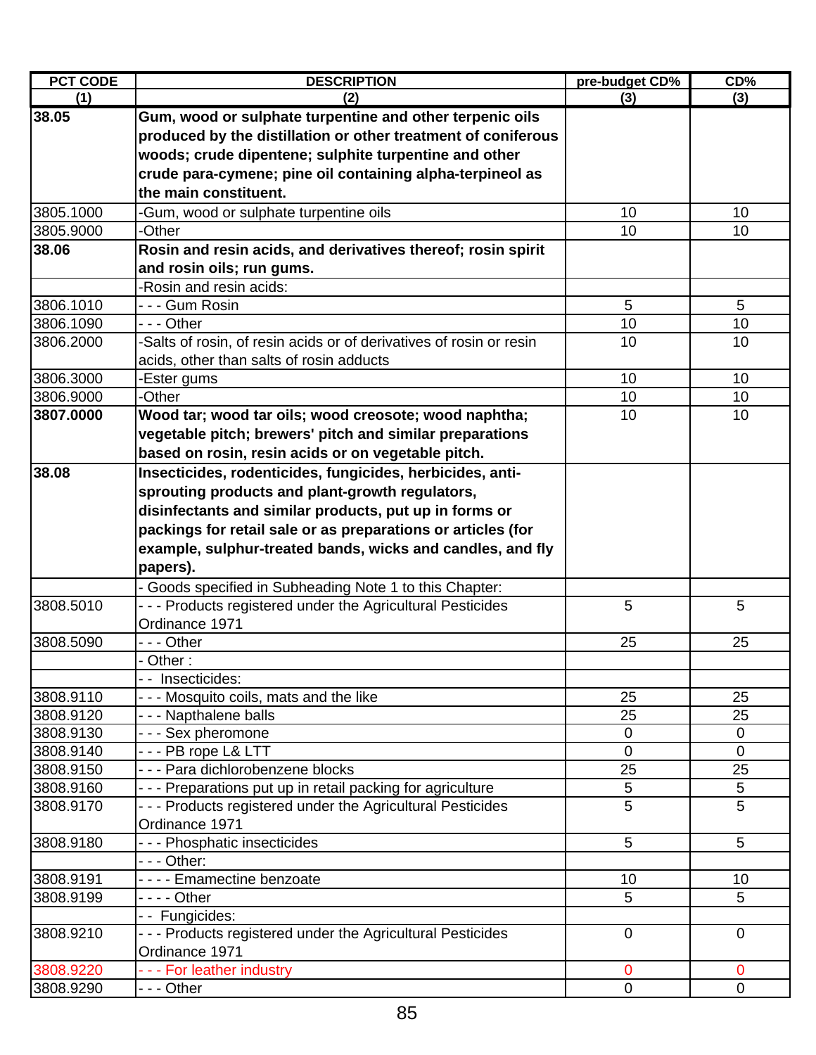| PCT CODE | DESCRIPTION | pre-budget CD% | CD% |
|---|---|---|---|
| (1) | (2) | (3) | (3) |
| **38.05** | **Gum, wood or sulphate turpentine and other terpenic oils produced by the distillation or other treatment of coniferous woods; crude dipentene; sulphite turpentine and other crude para-cymene; pine oil containing alpha-terpineol as the main constituent.** | | |
| 3805.1000 | -Gum, wood or sulphate turpentine oils | 10 | 10 |
| 3805.9000 | -Other | 10 | 10 |
| **38.06** | **Rosin and resin acids, and derivatives thereof; rosin spirit and rosin oils; run gums.** | | |
| | -Rosin and resin acids: | | |
| 3806.1010 | - - - Gum Rosin | 5 | 5 |
| 3806.1090 | - - - Other | 10 | 10 |
| 3806.2000 | -Salts of rosin, of resin acids or of derivatives of rosin or resin acids, other than salts of rosin adducts | 10 | 10 |
| 3806.3000 | -Ester gums | 10 | 10 |
| 3806.9000 | -Other | 10 | 10 |
| **3807.0000** | **Wood tar; wood tar oils; wood creosote; wood naphtha; vegetable pitch; brewers' pitch and similar preparations based on rosin, resin acids or on vegetable pitch.** | 10 | 10 |
| **38.08** | **Insecticides, rodenticides, fungicides, herbicides, anti-sprouting products and plant-growth regulators, disinfectants and similar products, put up in forms or packings for retail sale or as preparations or articles (for example, sulphur-treated bands, wicks and candles, and fly papers).** | | |
| | - Goods specified in Subheading Note 1 to this Chapter: | | |
| 3808.5010 | - - - Products registered under the Agricultural Pesticides Ordinance 1971 | 5 | 5 |
| 3808.5090 | - - - Other | 25 | 25 |
| | - Other : | | |
| | - - Insecticides: | | |
| 3808.9110 | - - - Mosquito coils, mats and the like | 25 | 25 |
| 3808.9120 | - - - Napthalene balls | 25 | 25 |
| 3808.9130 | - - - Sex pheromone | 0 | 0 |
| 3808.9140 | - - - PB rope L& LTT | 0 | 0 |
| 3808.9150 | - - - Para dichlorobenzene blocks | 25 | 25 |
| 3808.9160 | - - - Preparations put up in retail packing for agriculture | 5 | 5 |
| 3808.9170 | - - - Products registered under the Agricultural Pesticides Ordinance 1971 | 5 | 5 |
| 3808.9180 | - - - Phosphatic insecticides | 5 | 5 |
| | - - - Other: | | |
| 3808.9191 | - - - - Emamectine benzoate | 10 | 10 |
| 3808.9199 | - - - - Other | 5 | 5 |
| | - - Fungicides: | | |
| 3808.9210 | - - - Products registered under the Agricultural Pesticides Ordinance 1971 | 0 | 0 |
| 3808.9220 | - - - For leather industry | 0 | 0 |
| 3808.9290 | - - - Other | 0 | 0 |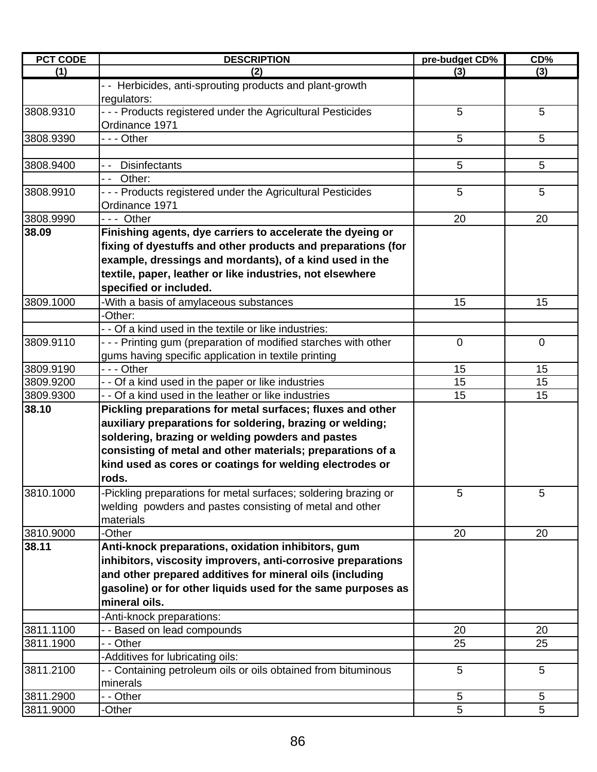| PCT CODE | DESCRIPTION | pre-budget CD% | CD% |
|---|---|---|---|
| (1) | (2) | (3) | (3) |
| | - - Herbicides, anti-sprouting products and plant-growth regulators: | | |
| 3808.9310 | - - - Products registered under the Agricultural Pesticides Ordinance 1971 | 5 | 5 |
| 3808.9390 | - - - Other | 5 | 5 |
| | | | |
| 3808.9400 | - - Disinfectants | 5 | 5 |
| | - - Other: | | |
| 3808.9910 | - - - Products registered under the Agricultural Pesticides Ordinance 1971 | 5 | 5 |
| 3808.9990 | - - - Other | 20 | 20 |
| **38.09** | **Finishing agents, dye carriers to accelerate the dyeing or fixing of dyestuffs and other products and preparations (for example, dressings and mordants), of a kind used in the textile, paper, leather or like industries, not elsewhere specified or included.** | | |
| 3809.1000 | -With a basis of amylaceous substances | 15 | 15 |
| | -Other: | | |
| | - - Of a kind used in the textile or like industries: | | |
| 3809.9110 | - - - Printing gum (preparation of modified starches with other gums having specific application in textile printing | 0 | 0 |
| 3809.9190 | - - - Other | 15 | 15 |
| 3809.9200 | - - Of a kind used in the paper or like industries | 15 | 15 |
| 3809.9300 | - - Of a kind used in the leather or like industries | 15 | 15 |
| **38.10** | **Pickling preparations for metal surfaces; fluxes and other auxiliary preparations for soldering, brazing or welding; soldering, brazing or welding powders and pastes consisting of metal and other materials; preparations of a kind used as cores or coatings for welding electrodes or rods.** | | |
| 3810.1000 | -Pickling preparations for metal surfaces; soldering brazing or welding powders and pastes consisting of metal and other materials | 5 | 5 |
| 3810.9000 | -Other | 20 | 20 |
| **38.11** | **Anti-knock preparations, oxidation inhibitors, gum inhibitors, viscosity improvers, anti-corrosive preparations and other prepared additives for mineral oils (including gasoline) or for other liquids used for the same purposes as mineral oils.** | | |
| | -Anti-knock preparations: | | |
| 3811.1100 | - - Based on lead compounds | 20 | 20 |
| 3811.1900 | - - Other | 25 | 25 |
| | -Additives for lubricating oils: | | |
| 3811.2100 | - - Containing petroleum oils or oils obtained from bituminous minerals | 5 | 5 |
| 3811.2900 | - - Other | 5 | 5 |
| 3811.9000 | -Other | 5 | 5 |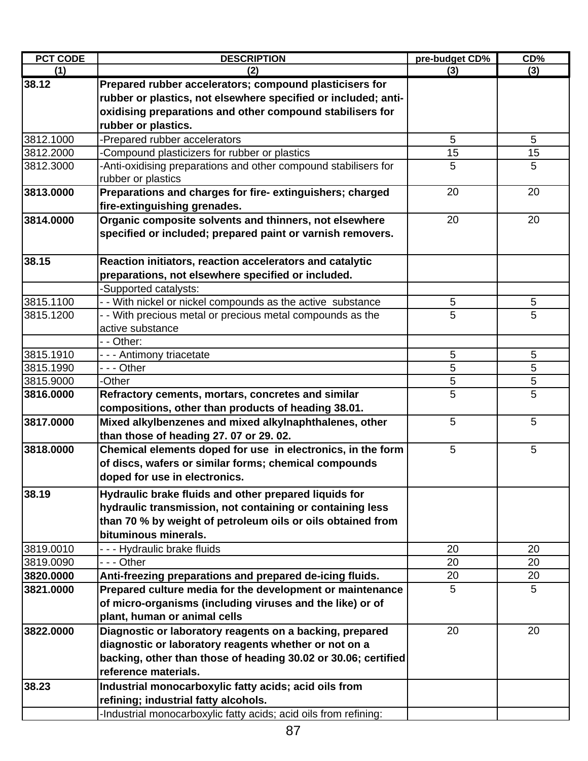| PCT CODE | DESCRIPTION | pre-budget CD% | CD% |
|---|---|---|---|
| (1) | (2) | (3) | (3) |
| **38.12** | **Prepared rubber accelerators; compound plasticisers for rubber or plastics, not elsewhere specified or included; anti-oxidising preparations and other compound stabilisers for rubber or plastics.** | | |
| 3812.1000 | -Prepared rubber accelerators | 5 | 5 |
| 3812.2000 | -Compound plasticizers for rubber or plastics | 15 | 15 |
| 3812.3000 | -Anti-oxidising preparations and other compound stabilisers for rubber or plastics | 5 | 5 |
| **3813.0000** | **Preparations and charges for fire- extinguishers; charged fire-extinguishing grenades.** | 20 | 20 |
| **3814.0000** | **Organic composite solvents and thinners, not elsewhere specified or included; prepared paint or varnish removers.** | 20 | 20 |
| **38.15** | **Reaction initiators, reaction accelerators and catalytic preparations, not elsewhere specified or included.** | | |
| | -Supported catalysts: | | |
| 3815.1100 | - - With nickel or nickel compounds as the active substance | 5 | 5 |
| 3815.1200 | - - With precious metal or precious metal compounds as the active substance | 5 | 5 |
| | - - Other: | | |
| 3815.1910 | - - - Antimony triacetate | 5 | 5 |
| 3815.1990 | - - - Other | 5 | 5 |
| 3815.9000 | -Other | 5 | 5 |
| **3816.0000** | **Refractory cements, mortars, concretes and similar compositions, other than products of heading 38.01.** | 5 | 5 |
| **3817.0000** | **Mixed alkylbenzenes and mixed alkylnaphthalenes, other than those of heading 27. 07 or 29. 02.** | 5 | 5 |
| **3818.0000** | **Chemical elements doped for use in electronics, in the form of discs, wafers or similar forms; chemical compounds doped for use in electronics.** | 5 | 5 |
| **38.19** | **Hydraulic brake fluids and other prepared liquids for hydraulic transmission, not containing or containing less than 70 % by weight of petroleum oils or oils obtained from bituminous minerals.** | | |
| 3819.0010 | - - - Hydraulic brake fluids | 20 | 20 |
| 3819.0090 | - - - Other | 20 | 20 |
| **3820.0000** | **Anti-freezing preparations and prepared de-icing fluids.** | 20 | 20 |
| **3821.0000** | **Prepared culture media for the development or maintenance of micro-organisms (including viruses and the like) or of plant, human or animal cells** | 5 | 5 |
| **3822.0000** | **Diagnostic or laboratory reagents on a backing, prepared diagnostic or laboratory reagents whether or not on a backing, other than those of heading 30.02 or 30.06; certified reference materials.** | 20 | 20 |
| **38.23** | **Industrial monocarboxylic fatty acids; acid oils from refining; industrial fatty alcohols.** | | |
| | -Industrial monocarboxylic fatty acids; acid oils from refining: | | |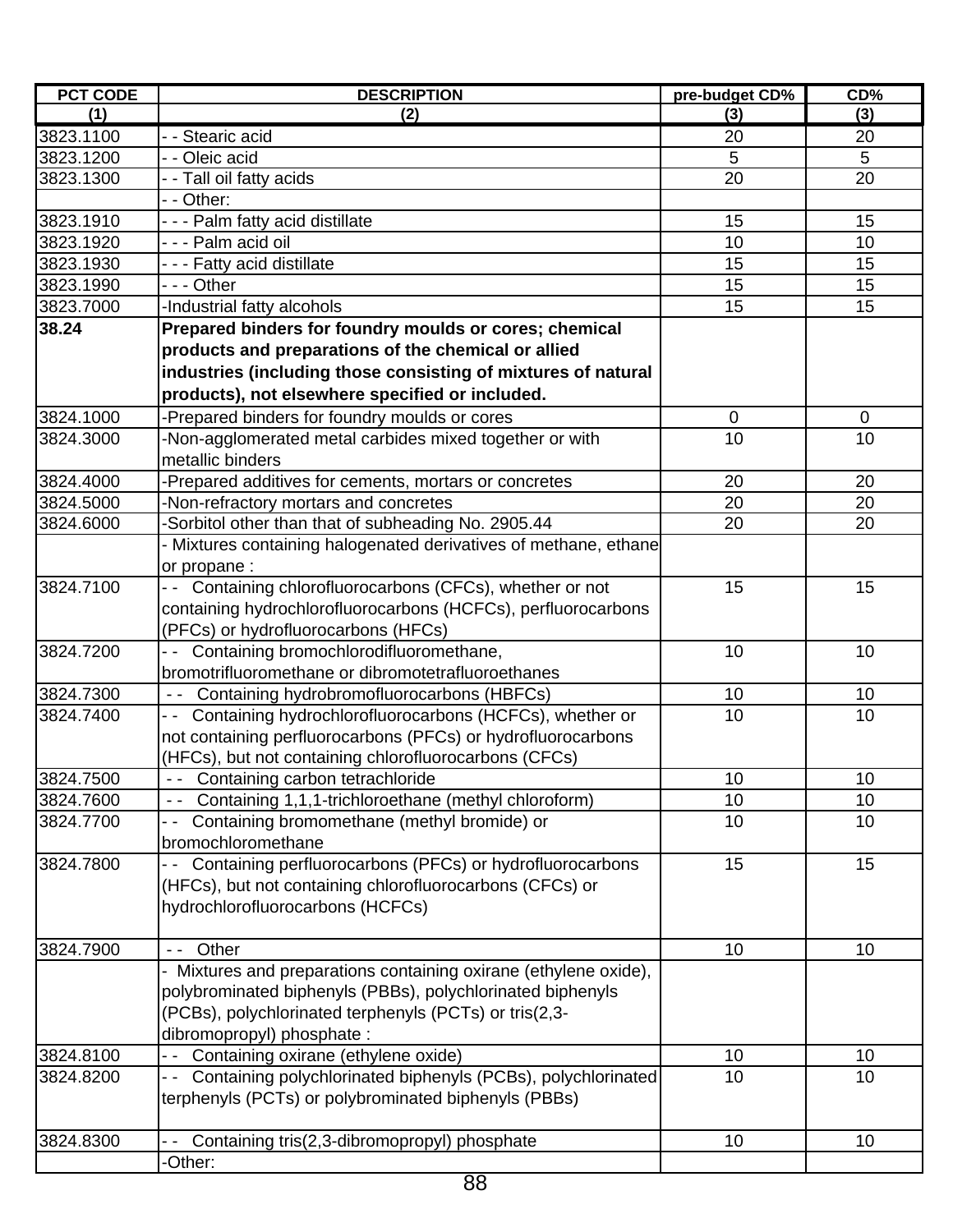| PCT CODE | DESCRIPTION | pre-budget CD% | CD% |
|---|---|---|---|
| (1) | (2) | (3) | (3) |
| 3823.1100 | - - Stearic acid | 20 | 20 |
| 3823.1200 | - - Oleic acid | 5 | 5 |
| 3823.1300 | - - Tall oil fatty acids | 20 | 20 |
| | - - Other: | | |
| 3823.1910 | - - - Palm fatty acid distillate | 15 | 15 |
| 3823.1920 | - - - Palm acid oil | 10 | 10 |
| 3823.1930 | - - - Fatty acid distillate | 15 | 15 |
| 3823.1990 | - - - Other | 15 | 15 |
| 3823.7000 | -Industrial fatty alcohols | 15 | 15 |
| **38.24** | **Prepared binders for foundry moulds or cores; chemical products and preparations of the chemical or allied industries (including those consisting of mixtures of natural products), not elsewhere specified or included.** | | |
| 3824.1000 | -Prepared binders for foundry moulds or cores | 0 | 0 |
| 3824.3000 | -Non-agglomerated metal carbides mixed together or with metallic binders | 10 | 10 |
| 3824.4000 | -Prepared additives for cements, mortars or concretes | 20 | 20 |
| 3824.5000 | -Non-refractory mortars and concretes | 20 | 20 |
| 3824.6000 | -Sorbitol other than that of subheading No. 2905.44 | 20 | 20 |
| | - Mixtures containing halogenated derivatives of methane, ethane or propane : | | |
| 3824.7100 | - - Containing chlorofluorocarbons (CFCs), whether or not containing hydrochlorofluorocarbons (HCFCs), perfluorocarbons (PFCs) or hydrofluorocarbons (HFCs) | 15 | 15 |
| 3824.7200 | - - Containing bromochlorodifluoromethane, bromotrifluoromethane or dibromotetrafluoroethanes | 10 | 10 |
| 3824.7300 | - - Containing hydrobromofluorocarbons (HBFCs) | 10 | 10 |
| 3824.7400 | - - Containing hydrochlorofluorocarbons (HCFCs), whether or not containing perfluorocarbons (PFCs) or hydrofluorocarbons (HFCs), but not containing chlorofluorocarbons (CFCs) | 10 | 10 |
| 3824.7500 | - - Containing carbon tetrachloride | 10 | 10 |
| 3824.7600 | - - Containing 1,1,1-trichloroethane (methyl chloroform) | 10 | 10 |
| 3824.7700 | - - Containing bromomethane (methyl bromide) or bromochloromethane | 10 | 10 |
| 3824.7800 | - - Containing perfluorocarbons (PFCs) or hydrofluorocarbons (HFCs), but not containing chlorofluorocarbons (CFCs) or hydrochlorofluorocarbons (HCFCs) | 15 | 15 |
| 3824.7900 | - - Other | 10 | 10 |
| | - Mixtures and preparations containing oxirane (ethylene oxide), polybrominated biphenyls (PBBs), polychlorinated biphenyls (PCBs), polychlorinated terphenyls (PCTs) or tris(2,3-dibromopropyl) phosphate : | | |
| 3824.8100 | - - Containing oxirane (ethylene oxide) | 10 | 10 |
| 3824.8200 | - - Containing polychlorinated biphenyls (PCBs), polychlorinated terphenyls (PCTs) or polybrominated biphenyls (PBBs) | 10 | 10 |
| 3824.8300 | - - Containing tris(2,3-dibromopropyl) phosphate | 10 | 10 |
| | -Other: | | |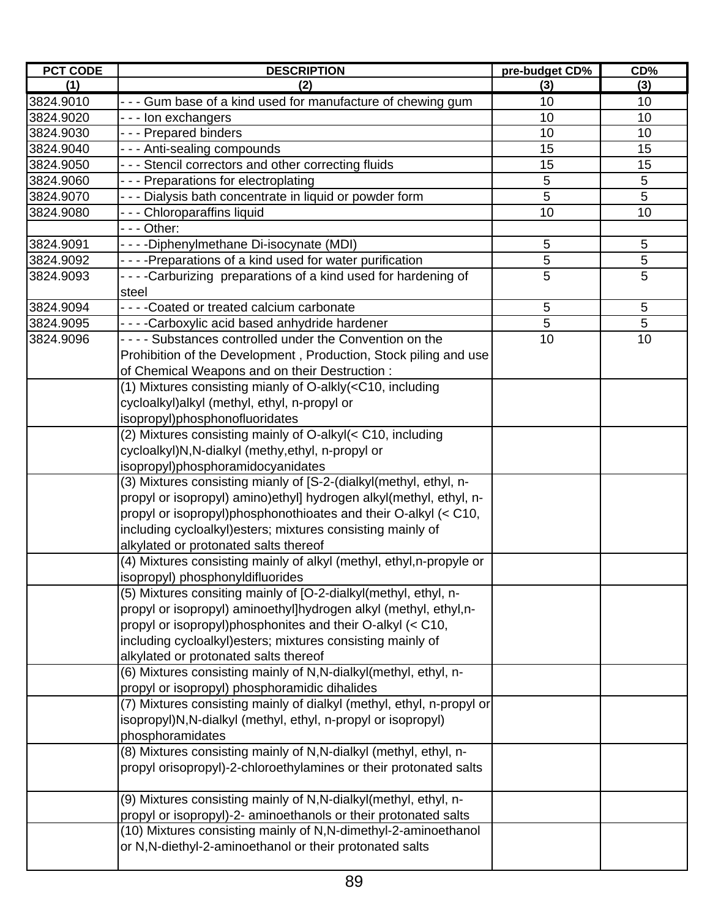| PCT CODE | DESCRIPTION | pre-budget CD% | CD% |
|---|---|---|---|
| (1) | (2) | (3) | (3) |
| 3824.9010 | - - - Gum base of a kind used for manufacture of chewing gum | 10 | 10 |
| 3824.9020 | - - - Ion exchangers | 10 | 10 |
| 3824.9030 | - - - Prepared binders | 10 | 10 |
| 3824.9040 | - - - Anti-sealing compounds | 15 | 15 |
| 3824.9050 | - - - Stencil correctors and other correcting fluids | 15 | 15 |
| 3824.9060 | - - - Preparations for electroplating | 5 | 5 |
| 3824.9070 | - - - Dialysis bath concentrate in liquid or powder form | 5 | 5 |
| 3824.9080 | - - - Chloroparaffins liquid | 10 | 10 |
| | - - - Other: | | |
| 3824.9091 | - - - -Diphenylmethane Di-isocynate (MDI) | 5 | 5 |
| 3824.9092 | - - - -Preparations of a kind used for water purification | 5 | 5 |
| 3824.9093 | - - - -Carburizing preparations of a kind used for hardening of steel | 5 | 5 |
| 3824.9094 | - - - -Coated or treated calcium carbonate | 5 | 5 |
| 3824.9095 | - - - -Carboxylic acid based anhydride hardener | 5 | 5 |
| 3824.9096 | - - - - Substances controlled under the Convention on the Prohibition of the Development , Production, Stock piling and use of Chemical Weapons and on their Destruction : | 10 | 10 |
| | (1) Mixtures consisting mianly of O-alkly(<C10, including cycloalkyl)alkyl (methyl, ethyl, n-propyl or isopropyl)phosphonofluoridates | | |
| | (2) Mixtures consisting mainly of O-alkyl(< C10, including cycloalkyl)N,N-dialkyl (methy,ethyl, n-propyl or isopropyl)phosphoramidocyanidates | | |
| | (3) Mixtures consisting mianly of [S-2-(dialkyl(methyl, ethyl, n-propyl or isopropyl) amino)ethyl] hydrogen alkyl(methyl, ethyl, n-propyl or isopropyl)phosphonothioates and their O-alkyl (< C10, including cycloalkyl)esters; mixtures consisting mainly of alkylated or protonated salts thereof | | |
| | (4) Mixtures consisting mainly of alkyl (methyl, ethyl,n-propyle or isopropyl) phosphonyldifluorides | | |
| | (5) Mixtures consiting mainly of [O-2-dialkyl(methyl, ethyl, n-propyl or isopropyl) aminoethyl]hydrogen alkyl (methyl, ethyl,n-propyl or isopropyl)phosphonites and their O-alkyl (< C10, including cycloalkyl)esters; mixtures consisting mainly of alkylated or protonated salts thereof | | |
| | (6) Mixtures consisting mainly of N,N-dialkyl(methyl, ethyl, n-propyl or isopropyl) phosphoramidic dihalides | | |
| | (7) Mixtures consisting mainly of dialkyl (methyl, ethyl, n-propyl or isopropyl)N,N-dialkyl (methyl, ethyl, n-propyl or isopropyl) phosphoramidates | | |
| | (8) Mixtures consisting mainly of N,N-dialkyl (methyl, ethyl, n-propyl orisopropyl)-2-chloroethylamines or their protonated salts | | |
| | (9) Mixtures consisting mainly of N,N-dialkyl(methyl, ethyl, n-propyl or isopropyl)-2- aminoethanols or their protonated salts | | |
| | (10) Mixtures consisting mainly of N,N-dimethyl-2-aminoethanol or N,N-diethyl-2-aminoethanol or their protonated salts | | |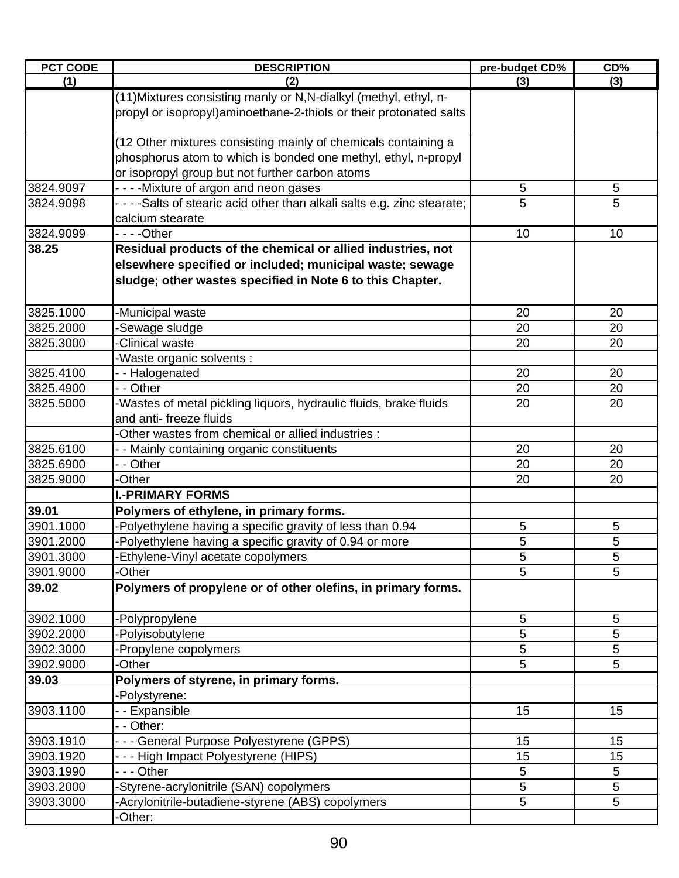| PCT CODE | DESCRIPTION | pre-budget CD% | CD% |
|---|---|---|---|
| (1) | (2) | (3) | (3) |
| | (11)Mixtures consisting manly or N,N-dialkyl (methyl, ethyl, n-propyl or isopropyl)aminoethane-2-thiols or their protonated salts | | |
| | (12 Other mixtures consisting mainly of chemicals containing a phosphorus atom to which is bonded one methyl, ethyl, n-propyl or isopropyl group but not further carbon atoms | | |
| 3824.9097 | - - - -Mixture of argon and neon gases | 5 | 5 |
| 3824.9098 | - - - -Salts of stearic acid other than alkali salts e.g. zinc stearate; calcium stearate | 5 | 5 |
| 3824.9099 | - - - -Other | 10 | 10 |
| **38.25** | **Residual products of the chemical or allied industries, not elsewhere specified or included; municipal waste; sewage sludge; other wastes specified in Note 6 to this Chapter.** | | |
| 3825.1000 | -Municipal waste | 20 | 20 |
| 3825.2000 | -Sewage sludge | 20 | 20 |
| 3825.3000 | -Clinical waste | 20 | 20 |
| | -Waste organic solvents : | | |
| 3825.4100 | - - Halogenated | 20 | 20 |
| 3825.4900 | - - Other | 20 | 20 |
| 3825.5000 | -Wastes of metal pickling liquors, hydraulic fluids, brake fluids and anti- freeze fluids | 20 | 20 |
| | -Other wastes from chemical or allied industries : | | |
| 3825.6100 | - - Mainly containing organic constituents | 20 | 20 |
| 3825.6900 | - - Other | 20 | 20 |
| 3825.9000 | -Other | 20 | 20 |
| | **I.-PRIMARY FORMS** | | |
| **39.01** | **Polymers of ethylene, in primary forms.** | | |
| 3901.1000 | -Polyethylene having a specific gravity of less than 0.94 | 5 | 5 |
| 3901.2000 | -Polyethylene having a specific gravity of 0.94 or more | 5 | 5 |
| 3901.3000 | -Ethylene-Vinyl acetate copolymers | 5 | 5 |
| 3901.9000 | -Other | 5 | 5 |
| **39.02** | **Polymers of propylene or of other olefins, in primary forms.** | | |
| 3902.1000 | -Polypropylene | 5 | 5 |
| 3902.2000 | -Polyisobutylene | 5 | 5 |
| 3902.3000 | -Propylene copolymers | 5 | 5 |
| 3902.9000 | -Other | 5 | 5 |
| **39.03** | **Polymers of styrene, in primary forms.** | | |
| | -Polystyrene: | | |
| 3903.1100 | - - Expansible | 15 | 15 |
| | - - Other: | | |
| 3903.1910 | - - - General Purpose Polyestyrene (GPPS) | 15 | 15 |
| 3903.1920 | - - - High Impact Polyestyrene (HIPS) | 15 | 15 |
| 3903.1990 | - - - Other | 5 | 5 |
| 3903.2000 | -Styrene-acrylonitrile (SAN) copolymers | 5 | 5 |
| 3903.3000 | -Acrylonitrile-butadiene-styrene (ABS) copolymers | 5 | 5 |
| | -Other: | | |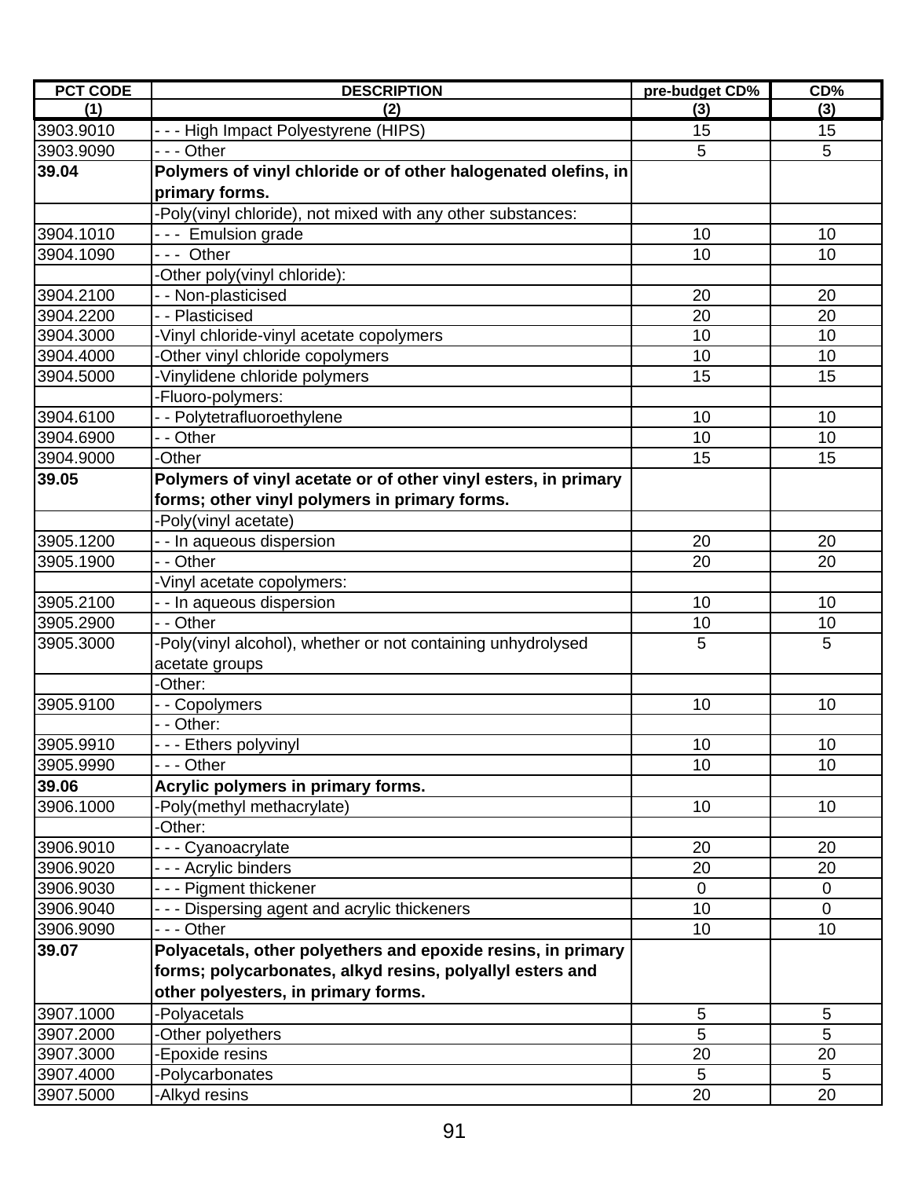| PCT CODE | DESCRIPTION | pre-budget CD% | CD% |
|---|---|---|---|
| (1) | (2) | (3) | (3) |
| 3903.9010 | - - - High Impact Polyestyrene (HIPS) | 15 | 15 |
| 3903.9090 | - - - Other | 5 | 5 |
| **39.04** | **Polymers of vinyl chloride or of other halogenated olefins, in primary forms.** | | |
| | -Poly(vinyl chloride), not mixed with any other substances: | | |
| 3904.1010 | - - - Emulsion grade | 10 | 10 |
| 3904.1090 | - - - Other | 10 | 10 |
| | -Other poly(vinyl chloride): | | |
| 3904.2100 | - - Non-plasticised | 20 | 20 |
| 3904.2200 | - - Plasticised | 20 | 20 |
| 3904.3000 | -Vinyl chloride-vinyl acetate copolymers | 10 | 10 |
| 3904.4000 | -Other vinyl chloride copolymers | 10 | 10 |
| 3904.5000 | -Vinylidene chloride polymers | 15 | 15 |
| | -Fluoro-polymers: | | |
| 3904.6100 | - - Polytetrafluoroethylene | 10 | 10 |
| 3904.6900 | - - Other | 10 | 10 |
| 3904.9000 | -Other | 15 | 15 |
| **39.05** | **Polymers of vinyl acetate or of other vinyl esters, in primary forms; other vinyl polymers in primary forms.** | | |
| | -Poly(vinyl acetate) | | |
| 3905.1200 | - - In aqueous dispersion | 20 | 20 |
| 3905.1900 | - - Other | 20 | 20 |
| | -Vinyl acetate copolymers: | | |
| 3905.2100 | - - In aqueous dispersion | 10 | 10 |
| 3905.2900 | - - Other | 10 | 10 |
| 3905.3000 | -Poly(vinyl alcohol), whether or not containing unhydrolysed acetate groups | 5 | 5 |
| | -Other: | | |
| 3905.9100 | - - Copolymers | 10 | 10 |
| | - - Other: | | |
| 3905.9910 | - - - Ethers polyvinyl | 10 | 10 |
| 3905.9990 | - - - Other | 10 | 10 |
| **39.06** | **Acrylic polymers in primary forms.** | | |
| 3906.1000 | -Poly(methyl methacrylate) | 10 | 10 |
| | -Other: | | |
| 3906.9010 | - - - Cyanoacrylate | 20 | 20 |
| 3906.9020 | - - - Acrylic binders | 20 | 20 |
| 3906.9030 | - - - Pigment thickener | 0 | 0 |
| 3906.9040 | - - - Dispersing agent and acrylic thickeners | 10 | 0 |
| 3906.9090 | - - - Other | 10 | 10 |
| **39.07** | **Polyacetals, other polyethers and epoxide resins, in primary forms; polycarbonates, alkyd resins, polyallyl esters and other polyesters, in primary forms.** | | |
| 3907.1000 | -Polyacetals | 5 | 5 |
| 3907.2000 | -Other polyethers | 5 | 5 |
| 3907.3000 | -Epoxide resins | 20 | 20 |
| 3907.4000 | -Polycarbonates | 5 | 5 |
| 3907.5000 | -Alkyd resins | 20 | 20 |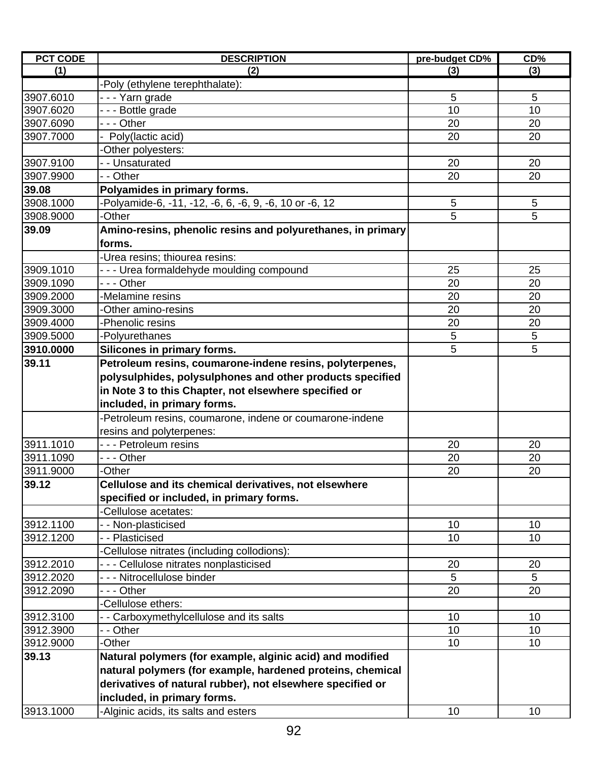| PCT CODE | DESCRIPTION | pre-budget CD% | CD% |
|---|---|---|---|
| (1) | (2) | (3) | (3) |
| | -Poly (ethylene terephthalate): | | |
| 3907.6010 | - - - Yarn grade | 5 | 5 |
| 3907.6020 | - - - Bottle grade | 10 | 10 |
| 3907.6090 | - - - Other | 20 | 20 |
| 3907.7000 | - Poly(lactic acid) | 20 | 20 |
| | -Other polyesters: | | |
| 3907.9100 | - - Unsaturated | 20 | 20 |
| 3907.9900 | - - Other | 20 | 20 |
| **39.08** | **Polyamides in primary forms.** | | |
| 3908.1000 | -Polyamide-6, -11, -12, -6, 6, -6, 9, -6, 10 or -6, 12 | 5 | 5 |
| 3908.9000 | -Other | 5 | 5 |
| **39.09** | **Amino-resins, phenolic resins and polyurethanes, in primary forms.** | | |
| | -Urea resins; thiourea resins: | | |
| 3909.1010 | - - - Urea formaldehyde moulding compound | 25 | 25 |
| 3909.1090 | - - - Other | 20 | 20 |
| 3909.2000 | -Melamine resins | 20 | 20 |
| 3909.3000 | -Other amino-resins | 20 | 20 |
| 3909.4000 | -Phenolic resins | 20 | 20 |
| 3909.5000 | -Polyurethanes | 5 | 5 |
| **3910.0000** | **Silicones in primary forms.** | 5 | 5 |
| **39.11** | **Petroleum resins, coumarone-indene resins, polyterpenes, polysulphides, polysulphones and other products specified in Note 3 to this Chapter, not elsewhere specified or included, in primary forms.** | | |
| | -Petroleum resins, coumarone, indene or coumarone-indene resins and polyterpenes: | | |
| 3911.1010 | - - - Petroleum resins | 20 | 20 |
| 3911.1090 | - - - Other | 20 | 20 |
| 3911.9000 | -Other | 20 | 20 |
| **39.12** | **Cellulose and its chemical derivatives, not elsewhere specified or included, in primary forms.** | | |
| | -Cellulose acetates: | | |
| 3912.1100 | - - Non-plasticised | 10 | 10 |
| 3912.1200 | - - Plasticised | 10 | 10 |
| | -Cellulose nitrates (including collodions): | | |
| 3912.2010 | - - - Cellulose nitrates nonplasticised | 20 | 20 |
| 3912.2020 | - - - Nitrocellulose binder | 5 | 5 |
| 3912.2090 | - - - Other | 20 | 20 |
| | -Cellulose ethers: | | |
| 3912.3100 | - - Carboxymethylcellulose and its salts | 10 | 10 |
| 3912.3900 | - - Other | 10 | 10 |
| 3912.9000 | -Other | 10 | 10 |
| **39.13** | **Natural polymers (for example, alginic acid) and modified natural polymers (for example, hardened proteins, chemical derivatives of natural rubber), not elsewhere specified or included, in primary forms.** | | |
| 3913.1000 | -Alginic acids, its salts and esters | 10 | 10 |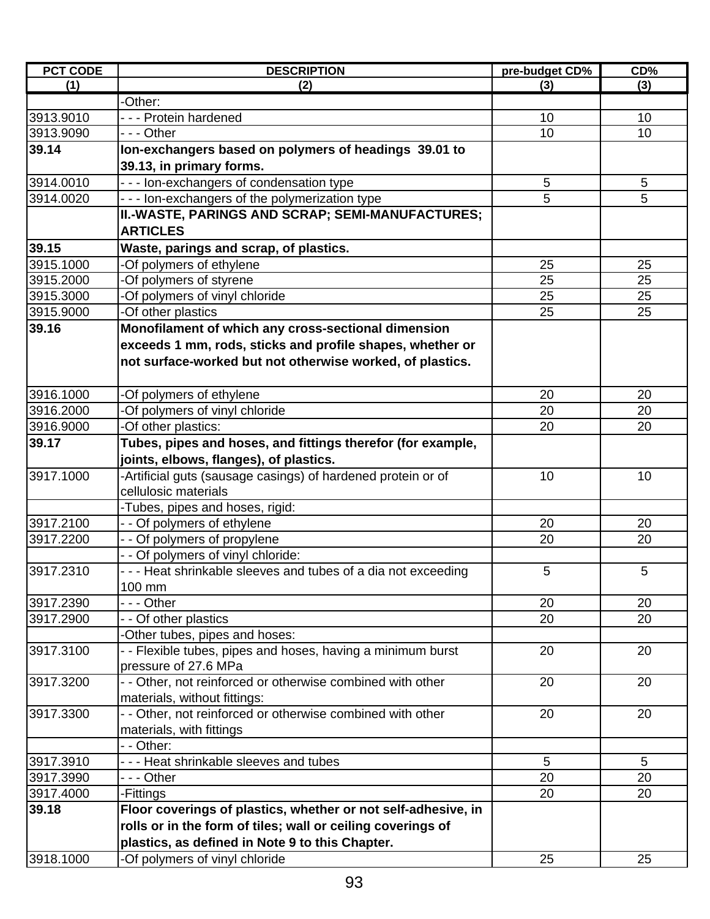| PCT CODE | DESCRIPTION | pre-budget CD% | CD% |
|---|---|---|---|
| (1) | (2) | (3) | (3) |
| | -Other: | | |
| 3913.9010 | - - - Protein hardened | 10 | 10 |
| 3913.9090 | - - - Other | 10 | 10 |
| **39.14** | **Ion-exchangers based on polymers of headings 39.01 to 39.13, in primary forms.** | | |
| 3914.0010 | - - - Ion-exchangers of condensation type | 5 | 5 |
| 3914.0020 | - - - Ion-exchangers of the polymerization type | 5 | 5 |
| | **II.-WASTE, PARINGS AND SCRAP; SEMI-MANUFACTURES; ARTICLES** | | |
| **39.15** | **Waste, parings and scrap, of plastics.** | | |
| 3915.1000 | -Of polymers of ethylene | 25 | 25 |
| 3915.2000 | -Of polymers of styrene | 25 | 25 |
| 3915.3000 | -Of polymers of vinyl chloride | 25 | 25 |
| 3915.9000 | -Of other plastics | 25 | 25 |
| **39.16** | **Monofilament of which any cross-sectional dimension exceeds 1 mm, rods, sticks and profile shapes, whether or not surface-worked but not otherwise worked, of plastics.** | | |
| 3916.1000 | -Of polymers of ethylene | 20 | 20 |
| 3916.2000 | -Of polymers of vinyl chloride | 20 | 20 |
| 3916.9000 | -Of other plastics: | 20 | 20 |
| **39.17** | **Tubes, pipes and hoses, and fittings therefor (for example, joints, elbows, flanges), of plastics.** | | |
| 3917.1000 | -Artificial guts (sausage casings) of hardened protein or of cellulosic materials | 10 | 10 |
| | -Tubes, pipes and hoses, rigid: | | |
| 3917.2100 | - - Of polymers of ethylene | 20 | 20 |
| 3917.2200 | - - Of polymers of propylene | 20 | 20 |
| | - - Of polymers of vinyl chloride: | | |
| 3917.2310 | - - - Heat shrinkable sleeves and tubes of a dia not exceeding 100 mm | 5 | 5 |
| 3917.2390 | - - - Other | 20 | 20 |
| 3917.2900 | - - Of other plastics | 20 | 20 |
| | -Other tubes, pipes and hoses: | | |
| 3917.3100 | - - Flexible tubes, pipes and hoses, having a minimum burst pressure of 27.6 MPa | 20 | 20 |
| 3917.3200 | - - Other, not reinforced or otherwise combined with other materials, without fittings: | 20 | 20 |
| 3917.3300 | - - Other, not reinforced or otherwise combined with other materials, with fittings | 20 | 20 |
| | - - Other: | | |
| 3917.3910 | - - - Heat shrinkable sleeves and tubes | 5 | 5 |
| 3917.3990 | - - - Other | 20 | 20 |
| 3917.4000 | -Fittings | 20 | 20 |
| **39.18** | **Floor coverings of plastics, whether or not self-adhesive, in rolls or in the form of tiles; wall or ceiling coverings of plastics, as defined in Note 9 to this Chapter.** | | |
| 3918.1000 | -Of polymers of vinyl chloride | 25 | 25 |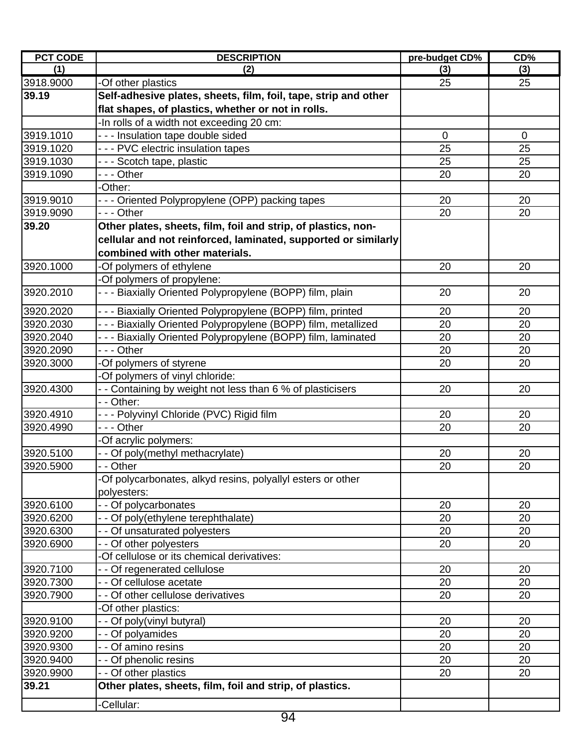| PCT CODE | DESCRIPTION | pre-budget CD% | CD% |
|---|---|---|---|
| (1) | (2) | (3) | (3) |
| 3918.9000 | -Of other plastics | 25 | 25 |
| **39.19** | **Self-adhesive plates, sheets, film, foil, tape, strip and other flat shapes, of plastics, whether or not in rolls.** | | |
| | -In rolls of a width not exceeding 20 cm: | | |
| 3919.1010 | - - - Insulation tape double sided | 0 | 0 |
| 3919.1020 | - - - PVC electric insulation tapes | 25 | 25 |
| 3919.1030 | - - - Scotch tape, plastic | 25 | 25 |
| 3919.1090 | - - - Other | 20 | 20 |
| | -Other: | | |
| 3919.9010 | - - - Oriented Polypropylene (OPP) packing tapes | 20 | 20 |
| 3919.9090 | - - - Other | 20 | 20 |
| **39.20** | **Other plates, sheets, film, foil and strip, of plastics, non-cellular and not reinforced, laminated, supported or similarly combined with other materials.** | | |
| 3920.1000 | -Of polymers of ethylene | 20 | 20 |
| | -Of polymers of propylene: | | |
| 3920.2010 | - - - Biaxially Oriented Polypropylene (BOPP) film, plain | 20 | 20 |
| 3920.2020 | - - - Biaxially Oriented Polypropylene (BOPP) film, printed | 20 | 20 |
| 3920.2030 | - - - Biaxially Oriented Polypropylene (BOPP) film, metallized | 20 | 20 |
| 3920.2040 | - - - Biaxially Oriented Polypropylene (BOPP) film, laminated | 20 | 20 |
| 3920.2090 | - - - Other | 20 | 20 |
| 3920.3000 | -Of polymers of styrene | 20 | 20 |
| | -Of polymers of vinyl chloride: | | |
| 3920.4300 | - - Containing by weight not less than 6 % of plasticisers | 20 | 20 |
| | - - Other: | | |
| 3920.4910 | - - - Polyvinyl Chloride (PVC) Rigid film | 20 | 20 |
| 3920.4990 | - - - Other | 20 | 20 |
| | -Of acrylic polymers: | | |
| 3920.5100 | - - Of poly(methyl methacrylate) | 20 | 20 |
| 3920.5900 | - - Other | 20 | 20 |
| | -Of polycarbonates, alkyd resins, polyallyl esters or other polyesters: | | |
| 3920.6100 | - - Of polycarbonates | 20 | 20 |
| 3920.6200 | - - Of poly(ethylene terephthalate) | 20 | 20 |
| 3920.6300 | - - Of unsaturated polyesters | 20 | 20 |
| 3920.6900 | - - Of other polyesters | 20 | 20 |
| | -Of cellulose or its chemical derivatives: | | |
| 3920.7100 | - - Of regenerated cellulose | 20 | 20 |
| 3920.7300 | - - Of cellulose acetate | 20 | 20 |
| 3920.7900 | - - Of other cellulose derivatives | 20 | 20 |
| | -Of other plastics: | | |
| 3920.9100 | - - Of poly(vinyl butyral) | 20 | 20 |
| 3920.9200 | - - Of polyamides | 20 | 20 |
| 3920.9300 | - - Of amino resins | 20 | 20 |
| 3920.9400 | - - Of phenolic resins | 20 | 20 |
| 3920.9900 | - - Of other plastics | 20 | 20 |
| **39.21** | **Other plates, sheets, film, foil and strip, of plastics.** | | |
| | -Cellular: | | |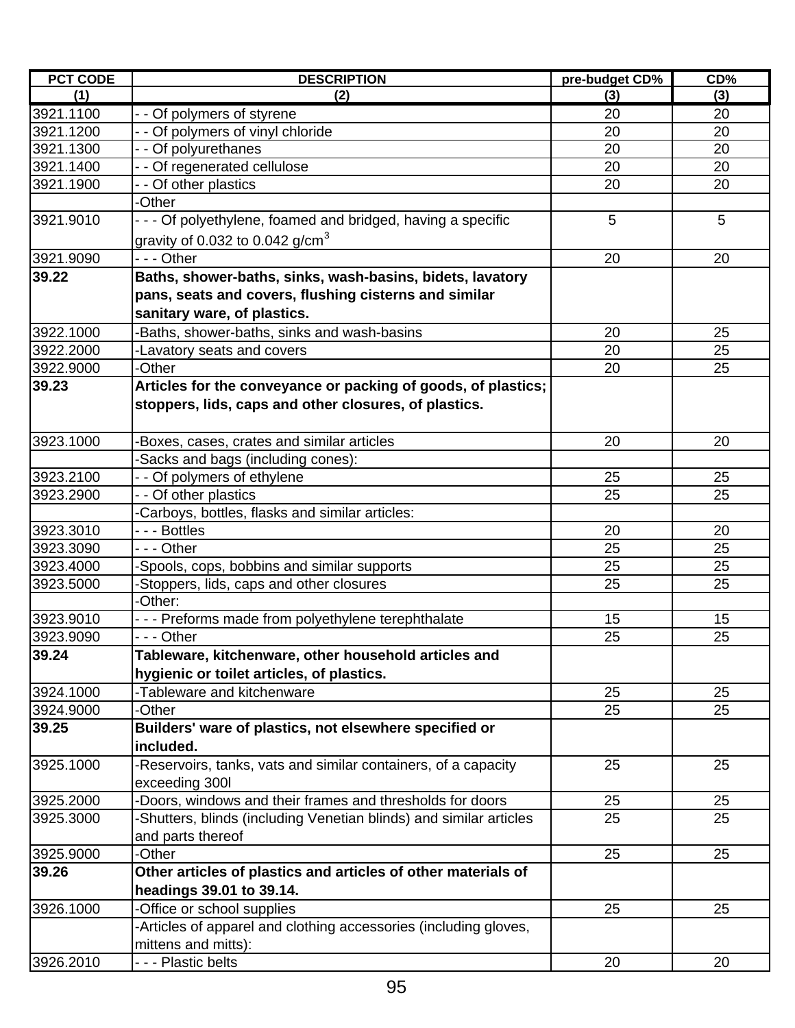| PCT CODE | DESCRIPTION | pre-budget CD% | CD% |
|---|---|---|---|
| (1) | (2) | (3) | (3) |
| 3921.1100 | - - Of polymers of styrene | 20 | 20 |
| 3921.1200 | - - Of polymers of vinyl chloride | 20 | 20 |
| 3921.1300 | - - Of polyurethanes | 20 | 20 |
| 3921.1400 | - - Of regenerated cellulose | 20 | 20 |
| 3921.1900 | - - Of other plastics | 20 | 20 |
| | -Other | | |
| 3921.9010 | - - - Of polyethylene, foamed and bridged, having a specific gravity of 0.032 to 0.042 g/cm$^3$ | 5 | 5 |
| 3921.9090 | - - - Other | 20 | 20 |
| **39.22** | **Baths, shower-baths, sinks, wash-basins, bidets, lavatory pans, seats and covers, flushing cisterns and similar sanitary ware, of plastics.** | | |
| 3922.1000 | -Baths, shower-baths, sinks and wash-basins | 20 | 25 |
| 3922.2000 | -Lavatory seats and covers | 20 | 25 |
| 3922.9000 | -Other | 20 | 25 |
| **39.23** | **Articles for the conveyance or packing of goods, of plastics; stoppers, lids, caps and other closures, of plastics.** | | |
| 3923.1000 | -Boxes, cases, crates and similar articles | 20 | 20 |
| | -Sacks and bags (including cones): | | |
| 3923.2100 | - - Of polymers of ethylene | 25 | 25 |
| 3923.2900 | - - Of other plastics | 25 | 25 |
| | -Carboys, bottles, flasks and similar articles: | | |
| 3923.3010 | - - - Bottles | 20 | 20 |
| 3923.3090 | - - - Other | 25 | 25 |
| 3923.4000 | -Spools, cops, bobbins and similar supports | 25 | 25 |
| 3923.5000 | -Stoppers, lids, caps and other closures | 25 | 25 |
| | -Other: | | |
| 3923.9010 | - - - Preforms made from polyethylene terephthalate | 15 | 15 |
| 3923.9090 | - - - Other | 25 | 25 |
| **39.24** | **Tableware, kitchenware, other household articles and hygienic or toilet articles, of plastics.** | | |
| 3924.1000 | -Tableware and kitchenware | 25 | 25 |
| 3924.9000 | -Other | 25 | 25 |
| **39.25** | **Builders' ware of plastics, not elsewhere specified or included.** | | |
| 3925.1000 | -Reservoirs, tanks, vats and similar containers, of a capacity exceeding 300l | 25 | 25 |
| 3925.2000 | -Doors, windows and their frames and thresholds for doors | 25 | 25 |
| 3925.3000 | -Shutters, blinds (including Venetian blinds) and similar articles and parts thereof | 25 | 25 |
| 3925.9000 | -Other | 25 | 25 |
| **39.26** | **Other articles of plastics and articles of other materials of headings 39.01 to 39.14.** | | |
| 3926.1000 | -Office or school supplies | 25 | 25 |
| | -Articles of apparel and clothing accessories (including gloves, mittens and mitts): | | |
| 3926.2010 | - - - Plastic belts | 20 | 20 |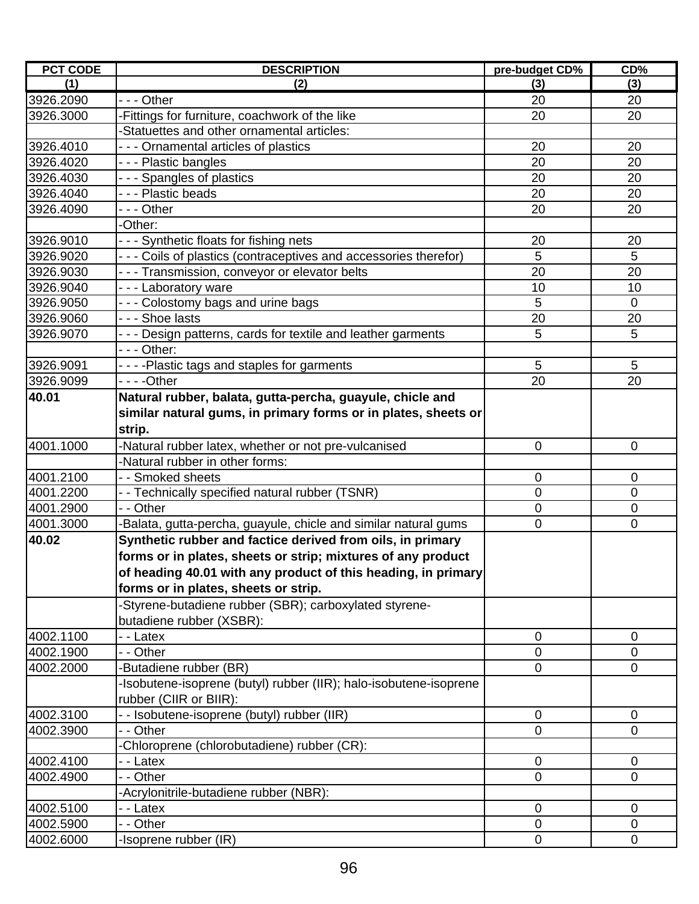| PCT CODE | DESCRIPTION | pre-budget CD% | CD% |
|---|---|---|---|
| (1) | (2) | (3) | (3) |
| 3926.2090 | - - - Other | 20 | 20 |
| 3926.3000 | -Fittings for furniture, coachwork of the like | 20 | 20 |
| | -Statuettes and other ornamental articles: | | |
| 3926.4010 | - - - Ornamental articles of plastics | 20 | 20 |
| 3926.4020 | - - - Plastic bangles | 20 | 20 |
| 3926.4030 | - - - Spangles of plastics | 20 | 20 |
| 3926.4040 | - - - Plastic beads | 20 | 20 |
| 3926.4090 | - - - Other | 20 | 20 |
| | -Other: | | |
| 3926.9010 | - - - Synthetic floats for fishing nets | 20 | 20 |
| 3926.9020 | - - - Coils of plastics (contraceptives and accessories therefor) | 5 | 5 |
| 3926.9030 | - - - Transmission, conveyor or elevator belts | 20 | 20 |
| 3926.9040 | - - - Laboratory ware | 10 | 10 |
| 3926.9050 | - - - Colostomy bags and urine bags | 5 | 0 |
| 3926.9060 | - - - Shoe lasts | 20 | 20 |
| 3926.9070 | - - - Design patterns, cards for textile and leather garments | 5 | 5 |
| | - - - Other: | | |
| 3926.9091 | - - - -Plastic tags and staples for garments | 5 | 5 |
| 3926.9099 | - - - -Other | 20 | 20 |
| **40.01** | **Natural rubber, balata, gutta-percha, guayule, chicle and similar natural gums, in primary forms or in plates, sheets or strip.** | | |
| 4001.1000 | -Natural rubber latex, whether or not pre-vulcanised | 0 | 0 |
| | -Natural rubber in other forms: | | |
| 4001.2100 | - - Smoked sheets | 0 | 0 |
| 4001.2200 | - - Technically specified natural rubber (TSNR) | 0 | 0 |
| 4001.2900 | - - Other | 0 | 0 |
| 4001.3000 | -Balata, gutta-percha, guayule, chicle and similar natural gums | 0 | 0 |
| **40.02** | **Synthetic rubber and factice derived from oils, in primary forms or in plates, sheets or strip; mixtures of any product of heading 40.01 with any product of this heading, in primary forms or in plates, sheets or strip.** | | |
| | -Styrene-butadiene rubber (SBR); carboxylated styrene-butadiene rubber (XSBR): | | |
| 4002.1100 | - - Latex | 0 | 0 |
| 4002.1900 | - - Other | 0 | 0 |
| 4002.2000 | -Butadiene rubber (BR) | 0 | 0 |
| | -Isobutene-isoprene (butyl) rubber (IIR); halo-isobutene-isoprene rubber (CIIR or BIIR): | | |
| 4002.3100 | - - Isobutene-isoprene (butyl) rubber (IIR) | 0 | 0 |
| 4002.3900 | - - Other | 0 | 0 |
| | -Chloroprene (chlorobutadiene) rubber (CR): | | |
| 4002.4100 | - - Latex | 0 | 0 |
| 4002.4900 | - - Other | 0 | 0 |
| | -Acrylonitrile-butadiene rubber (NBR): | | |
| 4002.5100 | - - Latex | 0 | 0 |
| 4002.5900 | - - Other | 0 | 0 |
| 4002.6000 | -Isoprene rubber (IR) | 0 | 0 |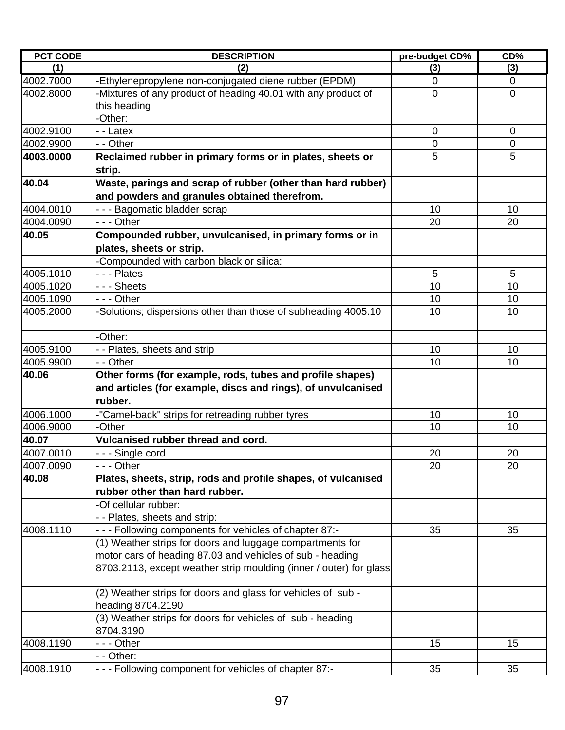| PCT CODE | DESCRIPTION | pre-budget CD% | CD% |
|---|---|---|---|
| (1) | (2) | (3) | (3) |
| 4002.7000 | -Ethylenepropylene non-conjugated diene rubber (EPDM) | 0 | 0 |
| 4002.8000 | -Mixtures of any product of heading 40.01 with any product of this heading | 0 | 0 |
| | -Other: | | |
| 4002.9100 | - - Latex | 0 | 0 |
| 4002.9900 | - - Other | 0 | 0 |
| **4003.0000** | **Reclaimed rubber in primary forms or in plates, sheets or strip.** | 5 | 5 |
| **40.04** | **Waste, parings and scrap of rubber (other than hard rubber) and powders and granules obtained therefrom.** | | |
| 4004.0010 | - - - Bagomatic bladder scrap | 10 | 10 |
| 4004.0090 | - - - Other | 20 | 20 |
| **40.05** | **Compounded rubber, unvulcanised, in primary forms or in plates, sheets or strip.** | | |
| | -Compounded with carbon black or silica: | | |
| 4005.1010 | - - - Plates | 5 | 5 |
| 4005.1020 | - - - Sheets | 10 | 10 |
| 4005.1090 | - - - Other | 10 | 10 |
| 4005.2000 | -Solutions; dispersions other than those of subheading 4005.10 | 10 | 10 |
| | -Other: | | |
| 4005.9100 | - - Plates, sheets and strip | 10 | 10 |
| 4005.9900 | - - Other | 10 | 10 |
| **40.06** | **Other forms (for example, rods, tubes and profile shapes) and articles (for example, discs and rings), of unvulcanised rubber.** | | |
| 4006.1000 | -"Camel-back" strips for retreading rubber tyres | 10 | 10 |
| 4006.9000 | -Other | 10 | 10 |
| **40.07** | **Vulcanised rubber thread and cord.** | | |
| 4007.0010 | - - - Single cord | 20 | 20 |
| 4007.0090 | - - - Other | 20 | 20 |
| **40.08** | **Plates, sheets, strip, rods and profile shapes, of vulcanised rubber other than hard rubber.** | | |
| | -Of cellular rubber: | | |
| | - - Plates, sheets and strip: | | |
| 4008.1110 | - - - Following components for vehicles of chapter 87:- | 35 | 35 |
| | (1) Weather strips for doors and luggage compartments for motor cars of heading 87.03 and vehicles of sub - heading 8703.2113, except weather strip moulding (inner / outer) for glass | | |
| | (2) Weather strips for doors and glass for vehicles of sub - heading 8704.2190 | | |
| | (3) Weather strips for doors for vehicles of sub - heading 8704.3190 | | |
| 4008.1190 | - - - Other | 15 | 15 |
| | - - Other: | | |
| 4008.1910 | - - - Following component for vehicles of chapter 87:- | 35 | 35 |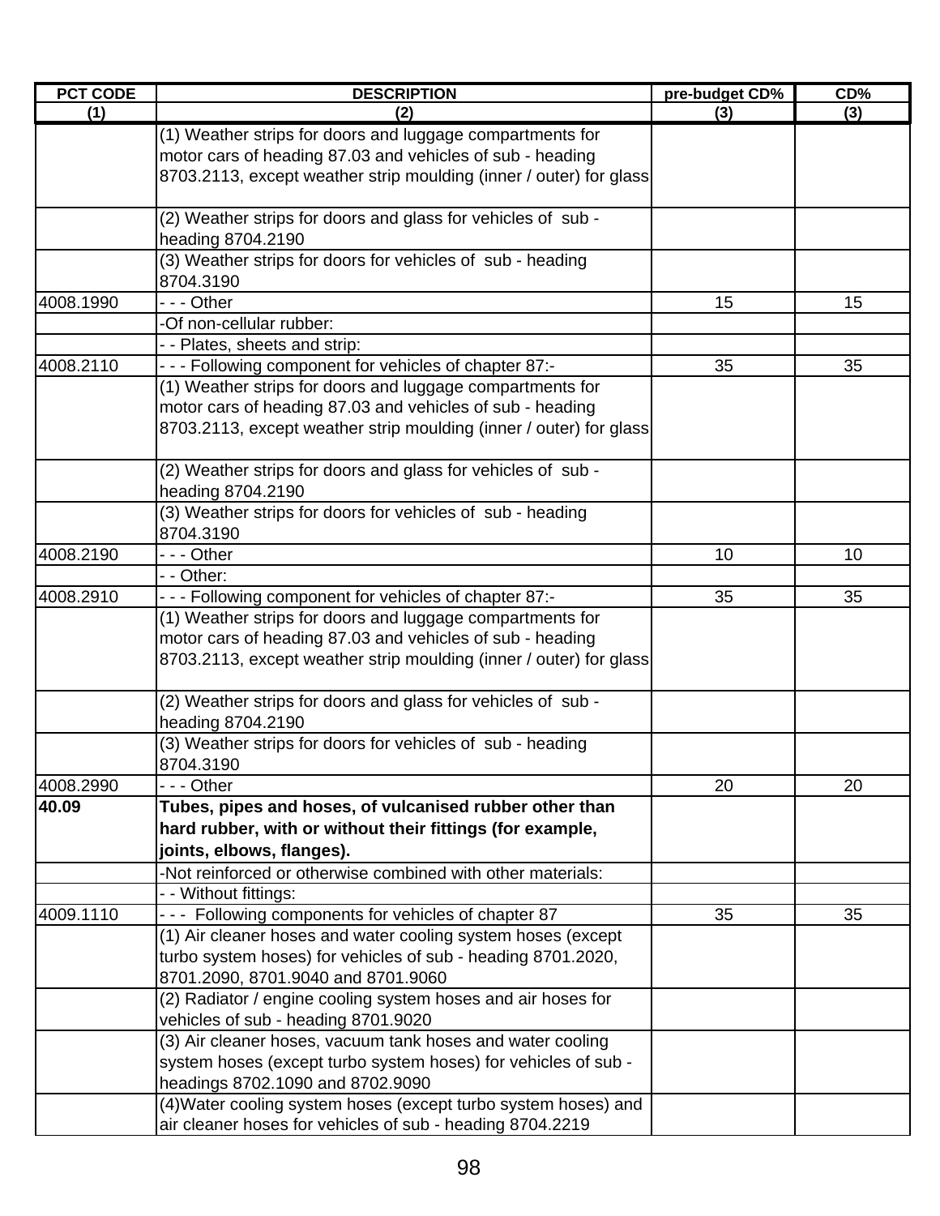| PCT CODE | DESCRIPTION | pre-budget CD% | CD% |
|---|---|---|---|
| (1) | (2) | (3) | (3) |
| | (1) Weather strips for doors and luggage compartments for motor cars of heading 87.03 and vehicles of sub - heading 8703.2113, except weather strip moulding (inner / outer) for glass | | |
| | (2) Weather strips for doors and glass for vehicles of sub - heading 8704.2190 | | |
| | (3) Weather strips for doors for vehicles of sub - heading 8704.3190 | | |
| 4008.1990 | - - - Other | 15 | 15 |
| | -Of non-cellular rubber: | | |
| | - - Plates, sheets and strip: | | |
| 4008.2110 | - - - Following component for vehicles of chapter 87:- | 35 | 35 |
| | (1) Weather strips for doors and luggage compartments for motor cars of heading 87.03 and vehicles of sub - heading 8703.2113, except weather strip moulding (inner / outer) for glass | | |
| | (2) Weather strips for doors and glass for vehicles of sub - heading 8704.2190 | | |
| | (3) Weather strips for doors for vehicles of sub - heading 8704.3190 | | |
| 4008.2190 | - - - Other | 10 | 10 |
| | - - Other: | | |
| 4008.2910 | - - - Following component for vehicles of chapter 87:- | 35 | 35 |
| | (1) Weather strips for doors and luggage compartments for motor cars of heading 87.03 and vehicles of sub - heading 8703.2113, except weather strip moulding (inner / outer) for glass | | |
| | (2) Weather strips for doors and glass for vehicles of sub - heading 8704.2190 | | |
| | (3) Weather strips for doors for vehicles of sub - heading 8704.3190 | | |
| 4008.2990 | - - - Other | 20 | 20 |
| **40.09** | **Tubes, pipes and hoses, of vulcanised rubber other than hard rubber, with or without their fittings (for example, joints, elbows, flanges).** | | |
| | -Not reinforced or otherwise combined with other materials: | | |
| | - - Without fittings: | | |
| 4009.1110 | - - - Following components for vehicles of chapter 87 | 35 | 35 |
| | (1) Air cleaner hoses and water cooling system hoses (except turbo system hoses) for vehicles of sub - heading 8701.2020, 8701.2090, 8701.9040 and 8701.9060 | | |
| | (2) Radiator / engine cooling system hoses and air hoses for vehicles of sub - heading 8701.9020 | | |
| | (3) Air cleaner hoses, vacuum tank hoses and water cooling system hoses (except turbo system hoses) for vehicles of sub - headings 8702.1090 and 8702.9090 | | |
| | (4)Water cooling system hoses (except turbo system hoses) and air cleaner hoses for vehicles of sub - heading 8704.2219 | | |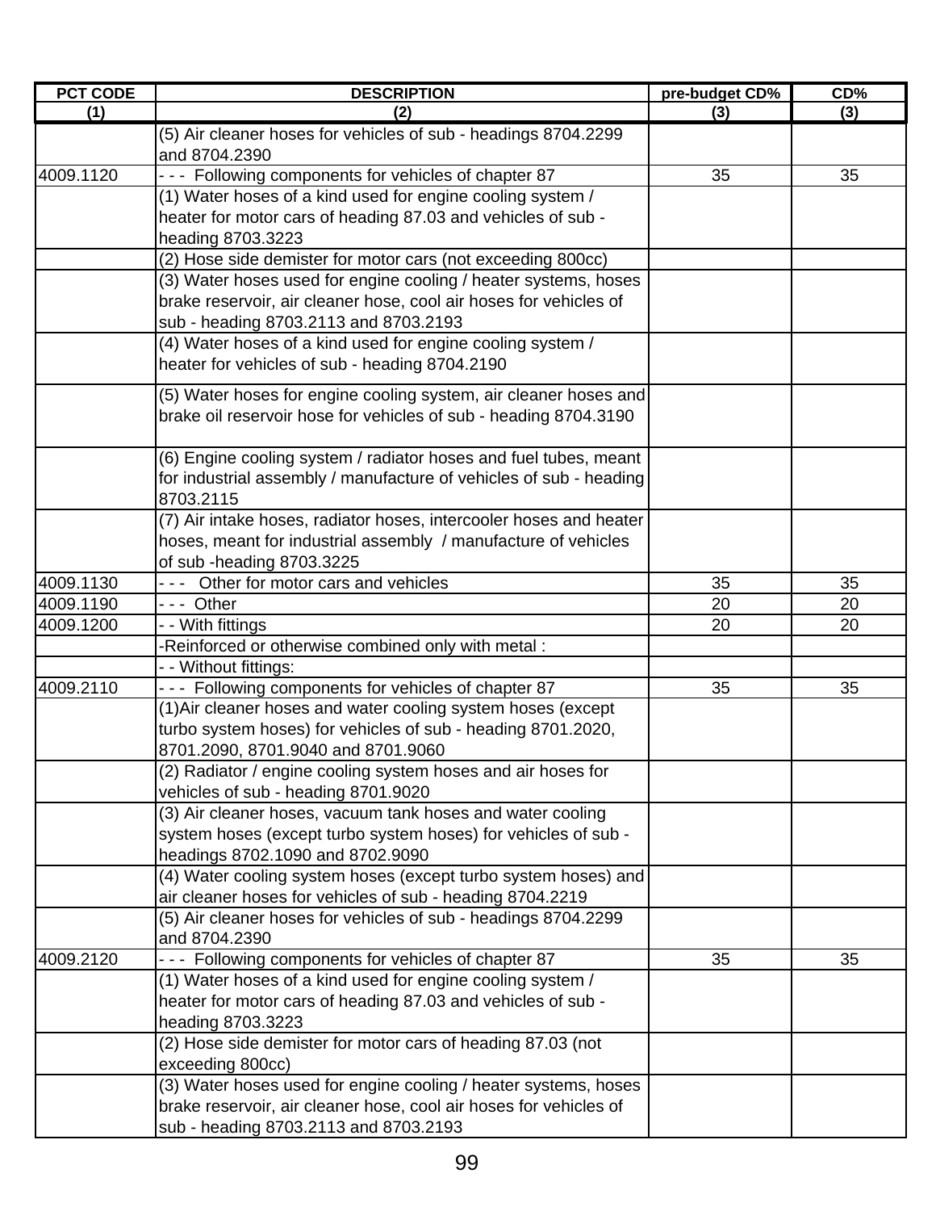| PCT CODE | DESCRIPTION | pre-budget CD% | CD% |
|---|---|---|---|
| (1) | (2) | (3) | (3) |
| | (5) Air cleaner hoses for vehicles of sub - headings 8704.2299 and 8704.2390 | | |
| 4009.1120 | - - - Following components for vehicles of chapter 87 | 35 | 35 |
| | (1) Water hoses of a kind used for engine cooling system / heater for motor cars of heading 87.03 and vehicles of sub - heading 8703.3223 | | |
| | (2) Hose side demister for motor cars (not exceeding 800cc) | | |
| | (3) Water hoses used for engine cooling / heater systems, hoses brake reservoir, air cleaner hose, cool air hoses for vehicles of sub - heading 8703.2113 and 8703.2193 | | |
| | (4) Water hoses of a kind used for engine cooling system / heater for vehicles of sub - heading 8704.2190 | | |
| | (5) Water hoses for engine cooling system, air cleaner hoses and brake oil reservoir hose for vehicles of sub - heading 8704.3190 | | |
| | (6) Engine cooling system / radiator hoses and fuel tubes, meant for industrial assembly / manufacture of vehicles of sub - heading 8703.2115 | | |
| | (7) Air intake hoses, radiator hoses, intercooler hoses and heater hoses, meant for industrial assembly / manufacture of vehicles of sub -heading 8703.3225 | | |
| 4009.1130 | - - - Other for motor cars and vehicles | 35 | 35 |
| 4009.1190 | - - - Other | 20 | 20 |
| 4009.1200 | - - With fittings | 20 | 20 |
| | -Reinforced or otherwise combined only with metal : | | |
| | - - Without fittings: | | |
| 4009.2110 | - - - Following components for vehicles of chapter 87 | 35 | 35 |
| | (1)Air cleaner hoses and water cooling system hoses (except turbo system hoses) for vehicles of sub - heading 8701.2020, 8701.2090, 8701.9040 and 8701.9060 | | |
| | (2) Radiator / engine cooling system hoses and air hoses for vehicles of sub - heading 8701.9020 | | |
| | (3) Air cleaner hoses, vacuum tank hoses and water cooling system hoses (except turbo system hoses) for vehicles of sub - headings 8702.1090 and 8702.9090 | | |
| | (4) Water cooling system hoses (except turbo system hoses) and air cleaner hoses for vehicles of sub - heading 8704.2219 | | |
| | (5) Air cleaner hoses for vehicles of sub - headings 8704.2299 and 8704.2390 | | |
| 4009.2120 | - - - Following components for vehicles of chapter 87 | 35 | 35 |
| | (1) Water hoses of a kind used for engine cooling system / heater for motor cars of heading 87.03 and vehicles of sub - heading 8703.3223 | | |
| | (2) Hose side demister for motor cars of heading 87.03 (not exceeding 800cc) | | |
| | (3) Water hoses used for engine cooling / heater systems, hoses brake reservoir, air cleaner hose, cool air hoses for vehicles of sub - heading 8703.2113 and 8703.2193 | | |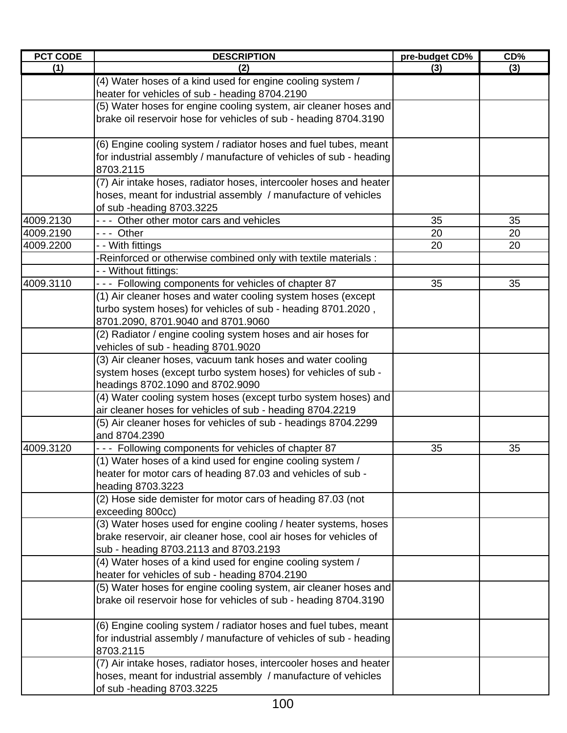| PCT CODE | DESCRIPTION | pre-budget CD% | CD% |
|---|---|---|---|
| (1) | (2) | (3) | (3) |
| | (4) Water hoses of a kind used for engine cooling system / heater for vehicles of sub - heading 8704.2190 | | |
| | (5) Water hoses for engine cooling system, air cleaner hoses and brake oil reservoir hose for vehicles of sub - heading 8704.3190 | | |
| | (6) Engine cooling system / radiator hoses and fuel tubes, meant for industrial assembly / manufacture of vehicles of sub - heading 8703.2115 | | |
| | (7) Air intake hoses, radiator hoses, intercooler hoses and heater hoses, meant for industrial assembly / manufacture of vehicles of sub -heading 8703.3225 | | |
| 4009.2130 | - - - Other other motor cars and vehicles | 35 | 35 |
| 4009.2190 | - - - Other | 20 | 20 |
| 4009.2200 | - - With fittings | 20 | 20 |
| | -Reinforced or otherwise combined only with textile materials : | | |
| | - - Without fittings: | | |
| 4009.3110 | - - - Following components for vehicles of chapter 87 | 35 | 35 |
| | (1) Air cleaner hoses and water cooling system hoses (except turbo system hoses) for vehicles of sub - heading 8701.2020 , 8701.2090, 8701.9040 and 8701.9060 | | |
| | (2) Radiator / engine cooling system hoses and air hoses for vehicles of sub - heading 8701.9020 | | |
| | (3) Air cleaner hoses, vacuum tank hoses and water cooling system hoses (except turbo system hoses) for vehicles of sub - headings 8702.1090 and 8702.9090 | | |
| | (4) Water cooling system hoses (except turbo system hoses) and air cleaner hoses for vehicles of sub - heading 8704.2219 | | |
| | (5) Air cleaner hoses for vehicles of sub - headings 8704.2299 and 8704.2390 | | |
| 4009.3120 | - - - Following components for vehicles of chapter 87 | 35 | 35 |
| | (1) Water hoses of a kind used for engine cooling system / heater for motor cars of heading 87.03 and vehicles of sub - heading 8703.3223 | | |
| | (2) Hose side demister for motor cars of heading 87.03 (not exceeding 800cc) | | |
| | (3) Water hoses used for engine cooling / heater systems, hoses brake reservoir, air cleaner hose, cool air hoses for vehicles of sub - heading 8703.2113 and 8703.2193 | | |
| | (4) Water hoses of a kind used for engine cooling system / heater for vehicles of sub - heading 8704.2190 | | |
| | (5) Water hoses for engine cooling system, air cleaner hoses and brake oil reservoir hose for vehicles of sub - heading 8704.3190 | | |
| | (6) Engine cooling system / radiator hoses and fuel tubes, meant for industrial assembly / manufacture of vehicles of sub - heading 8703.2115 | | |
| | (7) Air intake hoses, radiator hoses, intercooler hoses and heater hoses, meant for industrial assembly / manufacture of vehicles of sub -heading 8703.3225 | | |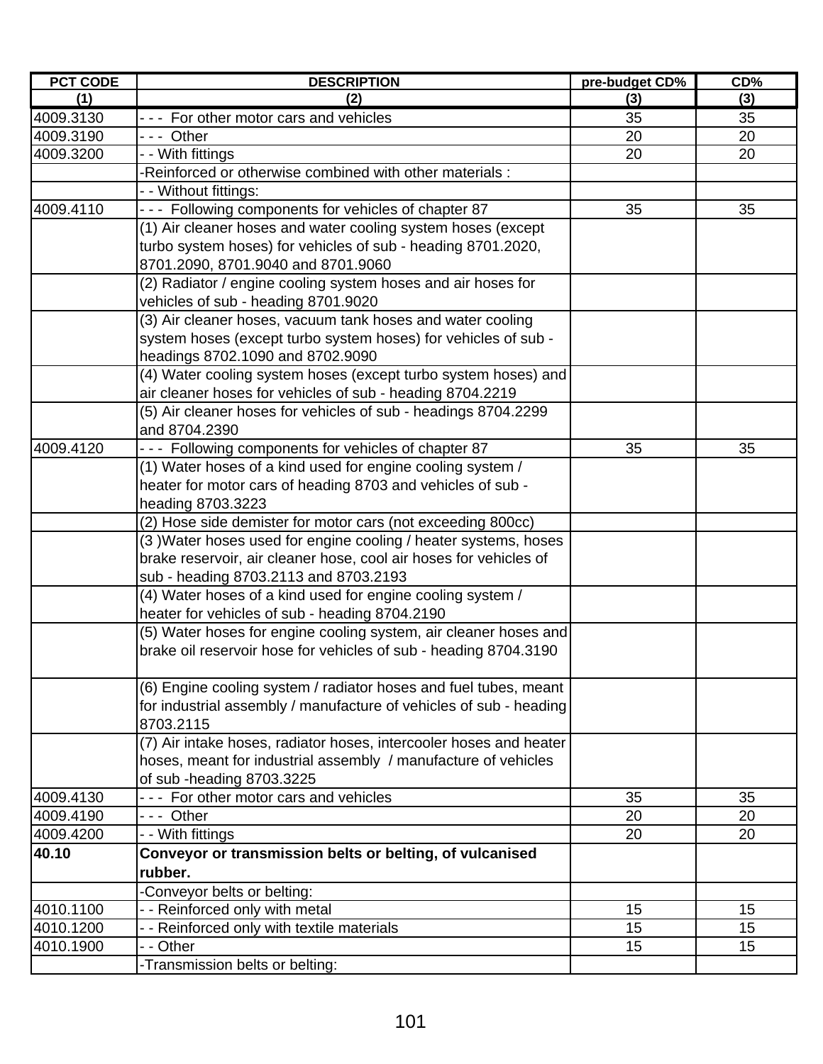| PCT CODE | DESCRIPTION | pre-budget CD% | CD% |
|---|---|---|---|
| (1) | (2) | (3) | (3) |
| 4009.3130 | - - -  For other motor cars and vehicles | 35 | 35 |
| 4009.3190 | - - -  Other | 20 | 20 |
| 4009.3200 | - - With fittings | 20 | 20 |
| | -Reinforced or otherwise combined with other materials : | | |
| | - - Without fittings: | | |
| 4009.4110 | - - -  Following components for vehicles of chapter 87 | 35 | 35 |
| | (1) Air cleaner hoses and water cooling system hoses (except turbo system hoses) for vehicles of sub - heading 8701.2020, 8701.2090, 8701.9040 and 8701.9060 | | |
| | (2) Radiator / engine cooling system hoses and air hoses for vehicles of sub - heading 8701.9020 | | |
| | (3) Air cleaner hoses, vacuum tank hoses and water cooling system hoses (except turbo system hoses) for vehicles of sub - headings 8702.1090 and 8702.9090 | | |
| | (4) Water cooling system hoses (except turbo system hoses) and air cleaner hoses for vehicles of sub - heading 8704.2219 | | |
| | (5) Air cleaner hoses for vehicles of sub - headings 8704.2299 and 8704.2390 | | |
| 4009.4120 | - - -  Following components for vehicles of chapter 87 | 35 | 35 |
| | (1) Water hoses of a kind used for engine cooling system / heater for motor cars of heading 8703 and vehicles of sub - heading 8703.3223 | | |
| | (2) Hose side demister for motor cars (not exceeding 800cc) | | |
| | (3 )Water hoses used for engine cooling / heater systems, hoses brake reservoir, air cleaner hose, cool air hoses for vehicles of sub - heading 8703.2113 and 8703.2193 | | |
| | (4) Water hoses of a kind used for engine cooling system / heater for vehicles of sub - heading 8704.2190 | | |
| | (5) Water hoses for engine cooling system, air cleaner hoses and brake oil reservoir hose for vehicles of sub - heading 8704.3190 | | |
| | (6) Engine cooling system / radiator hoses and fuel tubes, meant for industrial assembly / manufacture of vehicles of sub - heading 8703.2115 | | |
| | (7) Air intake hoses, radiator hoses, intercooler hoses and heater hoses, meant for industrial assembly  / manufacture of vehicles of sub -heading 8703.3225 | | |
| 4009.4130 | - - -  For other motor cars and vehicles | 35 | 35 |
| 4009.4190 | - - -  Other | 20 | 20 |
| 4009.4200 | - - With fittings | 20 | 20 |
| **40.10** | **Conveyor or transmission belts or belting, of vulcanised rubber.** | | |
| | -Conveyor belts or belting: | | |
| 4010.1100 | - - Reinforced only with metal | 15 | 15 |
| 4010.1200 | - - Reinforced only with textile materials | 15 | 15 |
| 4010.1900 | - - Other | 15 | 15 |
| | -Transmission belts or belting: | | |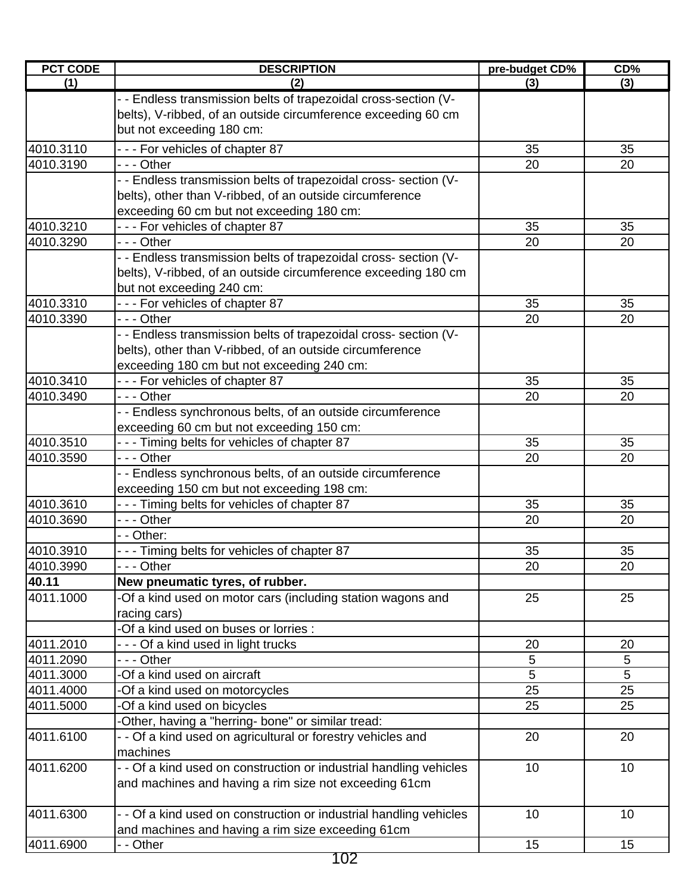| PCT CODE | DESCRIPTION | pre-budget CD% | CD% |
|---|---|---|---|
| (1) | (2) | (3) | (3) |
| | - - Endless transmission belts of trapezoidal cross-section (V-belts), V-ribbed, of an outside circumference exceeding 60 cm but not exceeding 180 cm: | | |
| 4010.3110 | - - - For vehicles of chapter 87 | 35 | 35 |
| 4010.3190 | - - - Other | 20 | 20 |
| | - - Endless transmission belts of trapezoidal cross- section (V-belts), other than V-ribbed, of an outside circumference exceeding 60 cm but not exceeding 180 cm: | | |
| 4010.3210 | - - - For vehicles of chapter 87 | 35 | 35 |
| 4010.3290 | - - - Other | 20 | 20 |
| | - - Endless transmission belts of trapezoidal cross- section (V-belts), V-ribbed, of an outside circumference exceeding 180 cm but not exceeding 240 cm: | | |
| 4010.3310 | - - - For vehicles of chapter 87 | 35 | 35 |
| 4010.3390 | - - - Other | 20 | 20 |
| | - - Endless transmission belts of trapezoidal cross- section (V-belts), other than V-ribbed, of an outside circumference exceeding 180 cm but not exceeding 240 cm: | | |
| 4010.3410 | - - - For vehicles of chapter 87 | 35 | 35 |
| 4010.3490 | - - - Other | 20 | 20 |
| | - - Endless synchronous belts, of an outside circumference exceeding 60 cm but not exceeding 150 cm: | | |
| 4010.3510 | - - - Timing belts for vehicles of chapter 87 | 35 | 35 |
| 4010.3590 | - - - Other | 20 | 20 |
| | - - Endless synchronous belts, of an outside circumference exceeding 150 cm but not exceeding 198 cm: | | |
| 4010.3610 | - - - Timing belts for vehicles of chapter 87 | 35 | 35 |
| 4010.3690 | - - - Other | 20 | 20 |
| | - - Other: | | |
| 4010.3910 | - - - Timing belts for vehicles of chapter 87 | 35 | 35 |
| 4010.3990 | - - - Other | 20 | 20 |
| **40.11** | **New pneumatic tyres, of rubber.** | | |
| 4011.1000 | -Of a kind used on motor cars (including station wagons and racing cars) | 25 | 25 |
| | -Of a kind used on buses or lorries : | | |
| 4011.2010 | - - - Of a kind used in light trucks | 20 | 20 |
| 4011.2090 | - - - Other | 5 | 5 |
| 4011.3000 | -Of a kind used on aircraft | 5 | 5 |
| 4011.4000 | -Of a kind used on motorcycles | 25 | 25 |
| 4011.5000 | -Of a kind used on bicycles | 25 | 25 |
| | -Other, having a "herring- bone" or similar tread: | | |
| 4011.6100 | - - Of a kind used on agricultural or forestry vehicles and machines | 20 | 20 |
| 4011.6200 | - - Of a kind used on construction or industrial handling vehicles and machines and having a rim size not exceeding 61cm | 10 | 10 |
| 4011.6300 | - - Of a kind used on construction or industrial handling vehicles and machines and having a rim size exceeding 61cm | 10 | 10 |
| 4011.6900 | - - Other | 15 | 15 |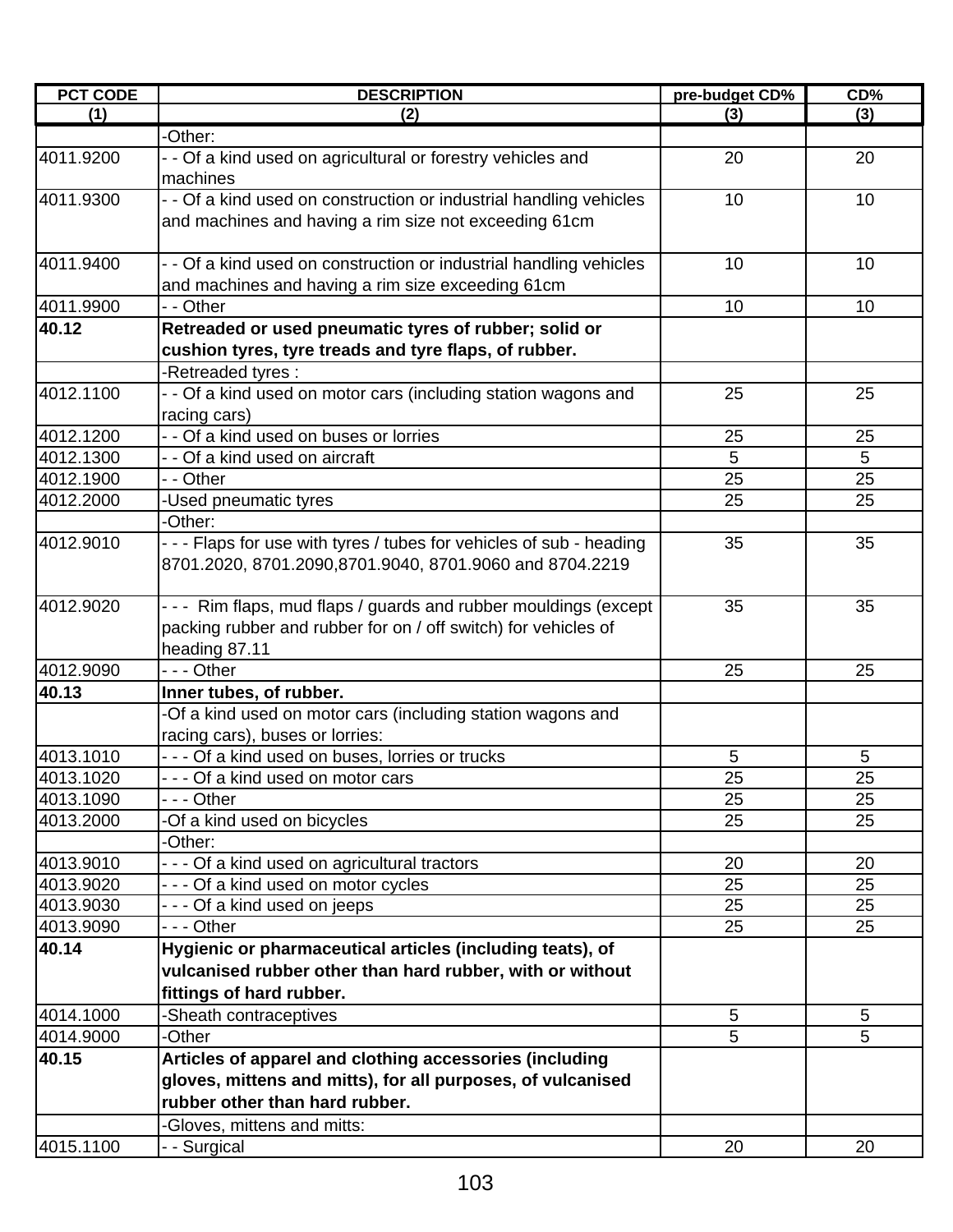| PCT CODE | DESCRIPTION | pre-budget CD% | CD% |
|---|---|---|---|
| (1) | (2) | (3) | (3) |
| | -Other: | | |
| 4011.9200 | - - Of a kind used on agricultural or forestry vehicles and machines | 20 | 20 |
| 4011.9300 | - - Of a kind used on construction or industrial handling vehicles and machines and having a rim size not exceeding 61cm | 10 | 10 |
| 4011.9400 | - - Of a kind used on construction or industrial handling vehicles and machines and having a rim size exceeding 61cm | 10 | 10 |
| 4011.9900 | - - Other | 10 | 10 |
| **40.12** | **Retreaded or used pneumatic tyres of rubber; solid or cushion tyres, tyre treads and tyre flaps, of rubber.** | | |
| | -Retreaded tyres : | | |
| 4012.1100 | - - Of a kind used on motor cars (including station wagons and racing cars) | 25 | 25 |
| 4012.1200 | - - Of a kind used on buses or lorries | 25 | 25 |
| 4012.1300 | - - Of a kind used on aircraft | 5 | 5 |
| 4012.1900 | - - Other | 25 | 25 |
| 4012.2000 | -Used pneumatic tyres | 25 | 25 |
| | -Other: | | |
| 4012.9010 | - - - Flaps for use with tyres / tubes for vehicles of sub - heading 8701.2020, 8701.2090,8701.9040, 8701.9060 and 8704.2219 | 35 | 35 |
| 4012.9020 | - - - Rim flaps, mud flaps / guards and rubber mouldings (except packing rubber and rubber for on / off switch) for vehicles of heading 87.11 | 35 | 35 |
| 4012.9090 | - - - Other | 25 | 25 |
| **40.13** | **Inner tubes, of rubber.** | | |
| | -Of a kind used on motor cars (including station wagons and racing cars), buses or lorries: | | |
| 4013.1010 | - - - Of a kind used on buses, lorries or trucks | 5 | 5 |
| 4013.1020 | - - - Of a kind used on motor cars | 25 | 25 |
| 4013.1090 | - - - Other | 25 | 25 |
| 4013.2000 | -Of a kind used on bicycles | 25 | 25 |
| | -Other: | | |
| 4013.9010 | - - - Of a kind used on agricultural tractors | 20 | 20 |
| 4013.9020 | - - - Of a kind used on motor cycles | 25 | 25 |
| 4013.9030 | - - - Of a kind used on jeeps | 25 | 25 |
| 4013.9090 | - - - Other | 25 | 25 |
| **40.14** | **Hygienic or pharmaceutical articles (including teats), of vulcanised rubber other than hard rubber, with or without fittings of hard rubber.** | | |
| 4014.1000 | -Sheath contraceptives | 5 | 5 |
| 4014.9000 | -Other | 5 | 5 |
| **40.15** | **Articles of apparel and clothing accessories (including gloves, mittens and mitts), for all purposes, of vulcanised rubber other than hard rubber.** | | |
| | -Gloves, mittens and mitts: | | |
| 4015.1100 | - - Surgical | 20 | 20 |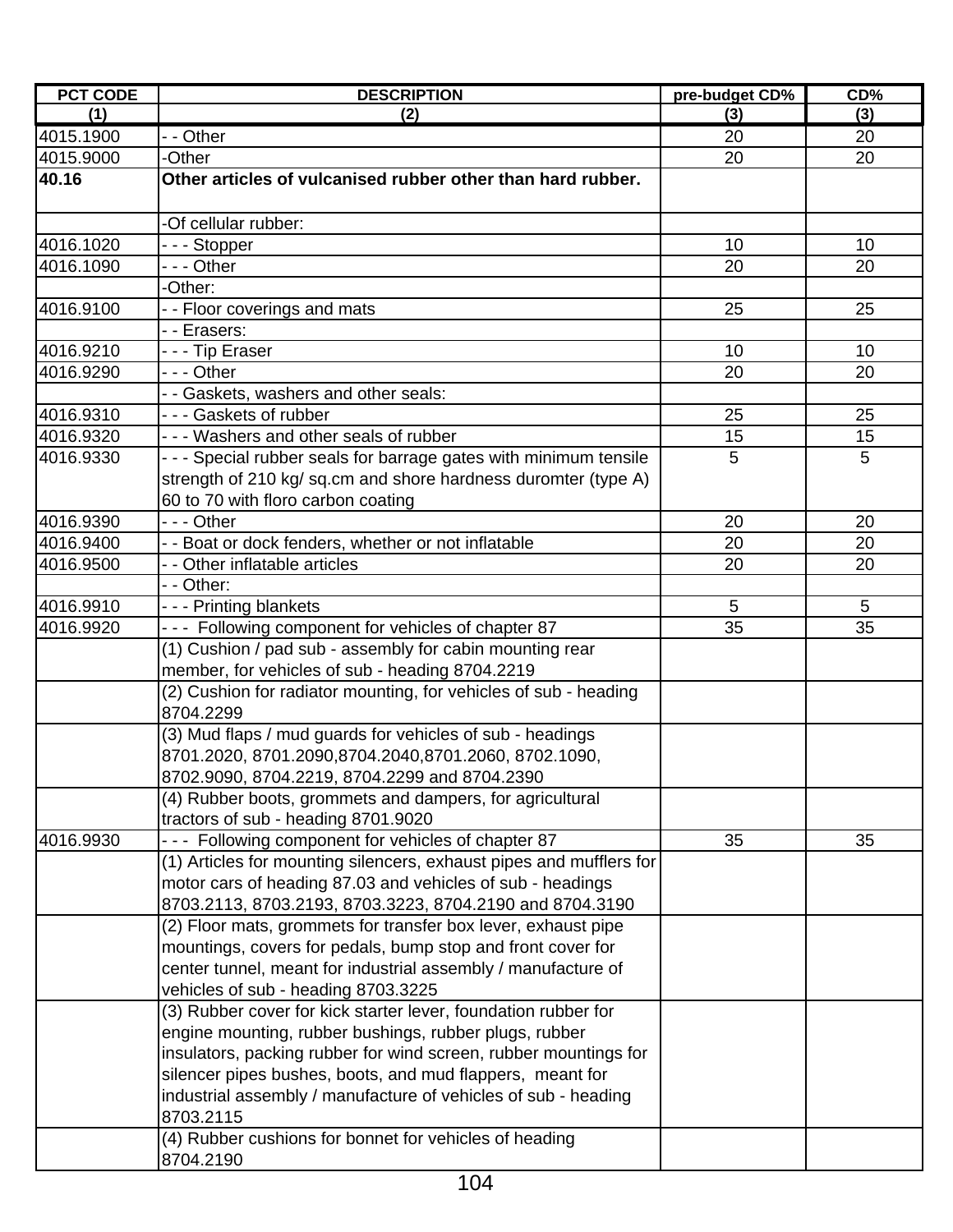| PCT CODE | DESCRIPTION | pre-budget CD% | CD% |
|---|---|---|---|
| (1) | (2) | (3) | (3) |
| 4015.1900 | - - Other | 20 | 20 |
| 4015.9000 | -Other | 20 | 20 |
| **40.16** | **Other articles of vulcanised rubber other than hard rubber.** | | |
| | -Of cellular rubber: | | |
| 4016.1020 | - - - Stopper | 10 | 10 |
| 4016.1090 | - - - Other | 20 | 20 |
| | -Other: | | |
| 4016.9100 | - - Floor coverings and mats | 25 | 25 |
| | - - Erasers: | | |
| 4016.9210 | - - - Tip Eraser | 10 | 10 |
| 4016.9290 | - - - Other | 20 | 20 |
| | - - Gaskets, washers and other seals: | | |
| 4016.9310 | - - - Gaskets of rubber | 25 | 25 |
| 4016.9320 | - - - Washers and other seals of rubber | 15 | 15 |
| 4016.9330 | - - - Special rubber seals for barrage gates with minimum tensile strength of 210 kg/ sq.cm and shore hardness duromter (type A) 60 to 70 with floro carbon coating | 5 | 5 |
| 4016.9390 | - - - Other | 20 | 20 |
| 4016.9400 | - - Boat or dock fenders, whether or not inflatable | 20 | 20 |
| 4016.9500 | - - Other inflatable articles | 20 | 20 |
| | - - Other: | | |
| 4016.9910 | - - - Printing blankets | 5 | 5 |
| 4016.9920 | - - - Following component for vehicles of chapter 87 | 35 | 35 |
| | (1) Cushion / pad sub - assembly for cabin mounting rear member, for vehicles of sub - heading 8704.2219 | | |
| | (2) Cushion for radiator mounting, for vehicles of sub - heading 8704.2299 | | |
| | (3) Mud flaps / mud guards for vehicles of sub - headings 8701.2020, 8701.2090,8704.2040,8701.2060, 8702.1090, 8702.9090, 8704.2219, 8704.2299 and 8704.2390 | | |
| | (4) Rubber boots, grommets and dampers, for agricultural tractors of sub - heading 8701.9020 | | |
| 4016.9930 | - - - Following component for vehicles of chapter 87 | 35 | 35 |
| | (1) Articles for mounting silencers, exhaust pipes and mufflers for motor cars of heading 87.03 and vehicles of sub - headings 8703.2113, 8703.2193, 8703.3223, 8704.2190 and 8704.3190 | | |
| | (2) Floor mats, grommets for transfer box lever, exhaust pipe mountings, covers for pedals, bump stop and front cover for center tunnel, meant for industrial assembly / manufacture of vehicles of sub - heading 8703.3225 | | |
| | (3) Rubber cover for kick starter lever, foundation rubber for engine mounting, rubber bushings, rubber plugs, rubber insulators, packing rubber for wind screen, rubber mountings for silencer pipes bushes, boots, and mud flappers, meant for industrial assembly / manufacture of vehicles of sub - heading 8703.2115 | | |
| | (4) Rubber cushions for bonnet for vehicles of heading 8704.2190 | | |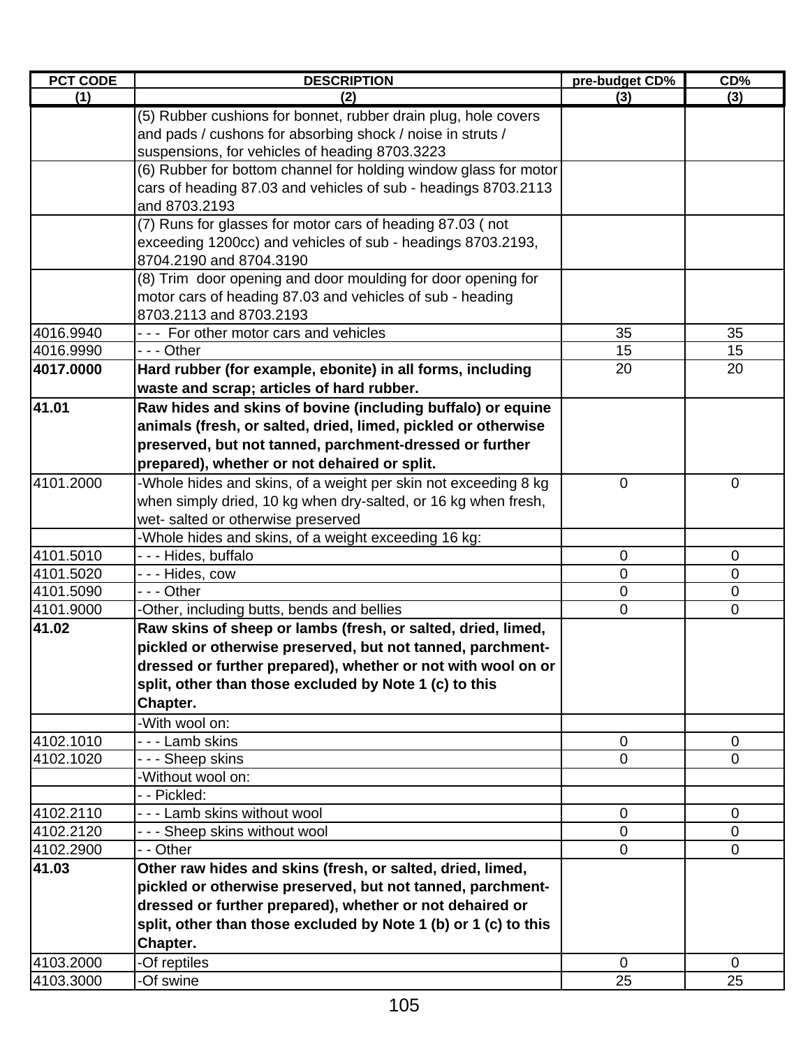| PCT CODE | DESCRIPTION | pre-budget CD% | CD% |
|---|---|---|---|
| (1) | (2) | (3) | (3) |
| | (5) Rubber cushions for bonnet, rubber drain plug, hole covers and pads / cushons for absorbing shock / noise in struts / suspensions, for vehicles of heading 8703.3223 | | |
| | (6) Rubber for bottom channel for holding window glass for motor cars of heading 87.03 and vehicles of sub - headings 8703.2113 and 8703.2193 | | |
| | (7) Runs for glasses for motor cars of heading 87.03 ( not exceeding 1200cc) and vehicles of sub - headings 8703.2193, 8704.2190 and 8704.3190 | | |
| | (8) Trim door opening and door moulding for door opening for motor cars of heading 87.03 and vehicles of sub - heading 8703.2113 and 8703.2193 | | |
| 4016.9940 | - - - For other motor cars and vehicles | 35 | 35 |
| 4016.9990 | - - - Other | 15 | 15 |
| **4017.0000** | **Hard rubber (for example, ebonite) in all forms, including waste and scrap; articles of hard rubber.** | 20 | 20 |
| **41.01** | **Raw hides and skins of bovine (including buffalo) or equine animals (fresh, or salted, dried, limed, pickled or otherwise preserved, but not tanned, parchment-dressed or further prepared), whether or not dehaired or split.** | | |
| 4101.2000 | -Whole hides and skins, of a weight per skin not exceeding 8 kg when simply dried, 10 kg when dry-salted, or 16 kg when fresh, wet- salted or otherwise preserved | 0 | 0 |
| | -Whole hides and skins, of a weight exceeding 16 kg: | | |
| 4101.5010 | - - - Hides, buffalo | 0 | 0 |
| 4101.5020 | - - - Hides, cow | 0 | 0 |
| 4101.5090 | - - - Other | 0 | 0 |
| 4101.9000 | -Other, including butts, bends and bellies | 0 | 0 |
| **41.02** | **Raw skins of sheep or lambs (fresh, or salted, dried, limed, pickled or otherwise preserved, but not tanned, parchment-dressed or further prepared), whether or not with wool on or split, other than those excluded by Note 1 (c) to this Chapter.** | | |
| | -With wool on: | | |
| 4102.1010 | - - - Lamb skins | 0 | 0 |
| 4102.1020 | - - - Sheep skins | 0 | 0 |
| | -Without wool on: | | |
| | - - Pickled: | | |
| 4102.2110 | - - - Lamb skins without wool | 0 | 0 |
| 4102.2120 | - - - Sheep skins without wool | 0 | 0 |
| 4102.2900 | - - Other | 0 | 0 |
| **41.03** | **Other raw hides and skins (fresh, or salted, dried, limed, pickled or otherwise preserved, but not tanned, parchment-dressed or further prepared), whether or not dehaired or split, other than those excluded by Note 1 (b) or 1 (c) to this Chapter.** | | |
| 4103.2000 | -Of reptiles | 0 | 0 |
| 4103.3000 | -Of swine | 25 | 25 |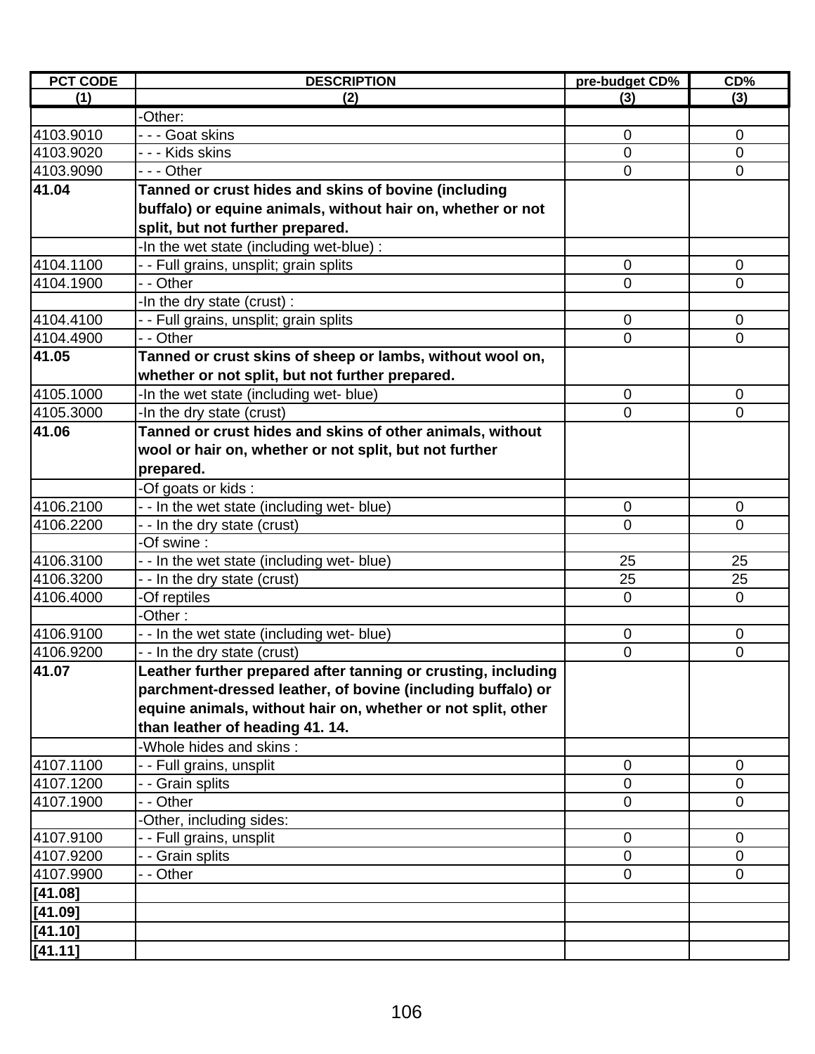| PCT CODE | DESCRIPTION | pre-budget CD% | CD% |
|---|---|---|---|
| (1) | (2) | (3) | (3) |
| | -Other: | | |
| 4103.9010 | - - - Goat skins | 0 | 0 |
| 4103.9020 | - - - Kids skins | 0 | 0 |
| 4103.9090 | - - - Other | 0 | 0 |
| **41.04** | **Tanned or crust hides and skins of bovine (including buffalo) or equine animals, without hair on, whether or not split, but not further prepared.** | | |
| | -In the wet state (including wet-blue) : | | |
| 4104.1100 | - - Full grains, unsplit; grain splits | 0 | 0 |
| 4104.1900 | - - Other | 0 | 0 |
| | -In the dry state (crust) : | | |
| 4104.4100 | - - Full grains, unsplit; grain splits | 0 | 0 |
| 4104.4900 | - - Other | 0 | 0 |
| **41.05** | **Tanned or crust skins of sheep or lambs, without wool on, whether or not split, but not further prepared.** | | |
| 4105.1000 | -In the wet state (including wet- blue) | 0 | 0 |
| 4105.3000 | -In the dry state (crust) | 0 | 0 |
| **41.06** | **Tanned or crust hides and skins of other animals, without wool or hair on, whether or not split, but not further prepared.** | | |
| | -Of goats or kids : | | |
| 4106.2100 | - - In the wet state (including wet- blue) | 0 | 0 |
| 4106.2200 | - - In the dry state (crust) | 0 | 0 |
| | -Of swine : | | |
| 4106.3100 | - - In the wet state (including wet- blue) | 25 | 25 |
| 4106.3200 | - - In the dry state (crust) | 25 | 25 |
| 4106.4000 | -Of reptiles | 0 | 0 |
| | -Other : | | |
| 4106.9100 | - - In the wet state (including wet- blue) | 0 | 0 |
| 4106.9200 | - - In the dry state (crust) | 0 | 0 |
| **41.07** | **Leather further prepared after tanning or crusting, including parchment-dressed leather, of bovine (including buffalo) or equine animals, without hair on, whether or not split, other than leather of heading 41. 14.** | | |
| | -Whole hides and skins : | | |
| 4107.1100 | - - Full grains, unsplit | 0 | 0 |
| 4107.1200 | - - Grain splits | 0 | 0 |
| 4107.1900 | - - Other | 0 | 0 |
| | -Other, including sides: | | |
| 4107.9100 | - - Full grains, unsplit | 0 | 0 |
| 4107.9200 | - - Grain splits | 0 | 0 |
| 4107.9900 | - - Other | 0 | 0 |
| **[41.08]** | | | |
| **[41.09]** | | | |
| **[41.10]** | | | |
| **[41.11]** | | | |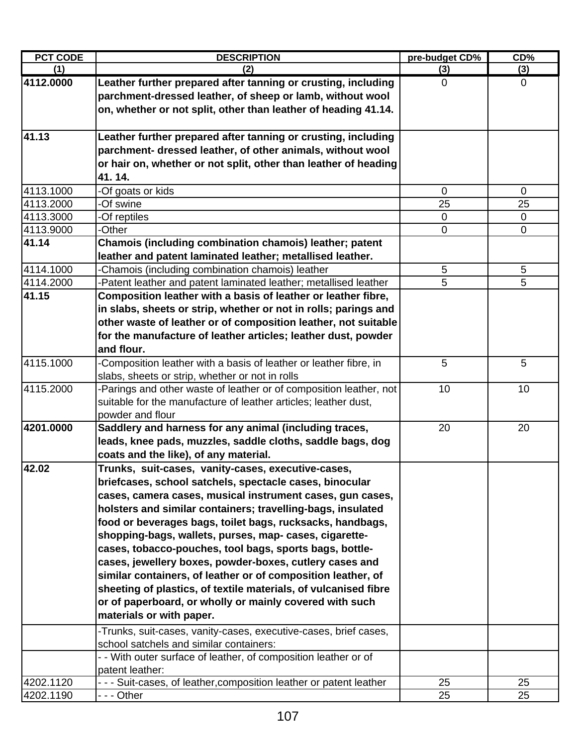| PCT CODE | DESCRIPTION | pre-budget CD% | CD% |
|---|---|---|---|
| (1) | (2) | (3) | (3) |
| **4112.0000** | **Leather further prepared after tanning or crusting, including parchment-dressed leather, of sheep or lamb, without wool on, whether or not split, other than leather of heading 41.14.** | 0 | 0 |
| **41.13** | **Leather further prepared after tanning or crusting, including parchment- dressed leather, of other animals, without wool or hair on, whether or not split, other than leather of heading 41. 14.** | | |
| 4113.1000 | -Of goats or kids | 0 | 0 |
| 4113.2000 | -Of swine | 25 | 25 |
| 4113.3000 | -Of reptiles | 0 | 0 |
| 4113.9000 | -Other | 0 | 0 |
| **41.14** | **Chamois (including combination chamois) leather; patent leather and patent laminated leather; metallised leather.** | | |
| 4114.1000 | -Chamois (including combination chamois) leather | 5 | 5 |
| 4114.2000 | -Patent leather and patent laminated leather; metallised leather | 5 | 5 |
| **41.15** | **Composition leather with a basis of leather or leather fibre, in slabs, sheets or strip, whether or not in rolls; parings and other waste of leather or of composition leather, not suitable for the manufacture of leather articles; leather dust, powder and flour.** | | |
| 4115.1000 | -Composition leather with a basis of leather or leather fibre, in slabs, sheets or strip, whether or not in rolls | 5 | 5 |
| 4115.2000 | -Parings and other waste of leather or of composition leather, not suitable for the manufacture of leather articles; leather dust, powder and flour | 10 | 10 |
| **4201.0000** | **Saddlery and harness for any animal (including traces, leads, knee pads, muzzles, saddle cloths, saddle bags, dog coats and the like), of any material.** | 20 | 20 |
| **42.02** | **Trunks, suit-cases, vanity-cases, executive-cases, briefcases, school satchels, spectacle cases, binocular cases, camera cases, musical instrument cases, gun cases, holsters and similar containers; travelling-bags, insulated food or beverages bags, toilet bags, rucksacks, handbags, shopping-bags, wallets, purses, map- cases, cigarette-cases, tobacco-pouches, tool bags, sports bags, bottle-cases, jewellery boxes, powder-boxes, cutlery cases and similar containers, of leather or of composition leather, of sheeting of plastics, of textile materials, of vulcanised fibre or of paperboard, or wholly or mainly covered with such materials or with paper.** | | |
| | -Trunks, suit-cases, vanity-cases, executive-cases, brief cases, school satchels and similar containers: | | |
| | - - With outer surface of leather, of composition leather or of patent leather: | | |
| 4202.1120 | - - - Suit-cases, of leather,composition leather or patent leather | 25 | 25 |
| 4202.1190 | - - - Other | 25 | 25 |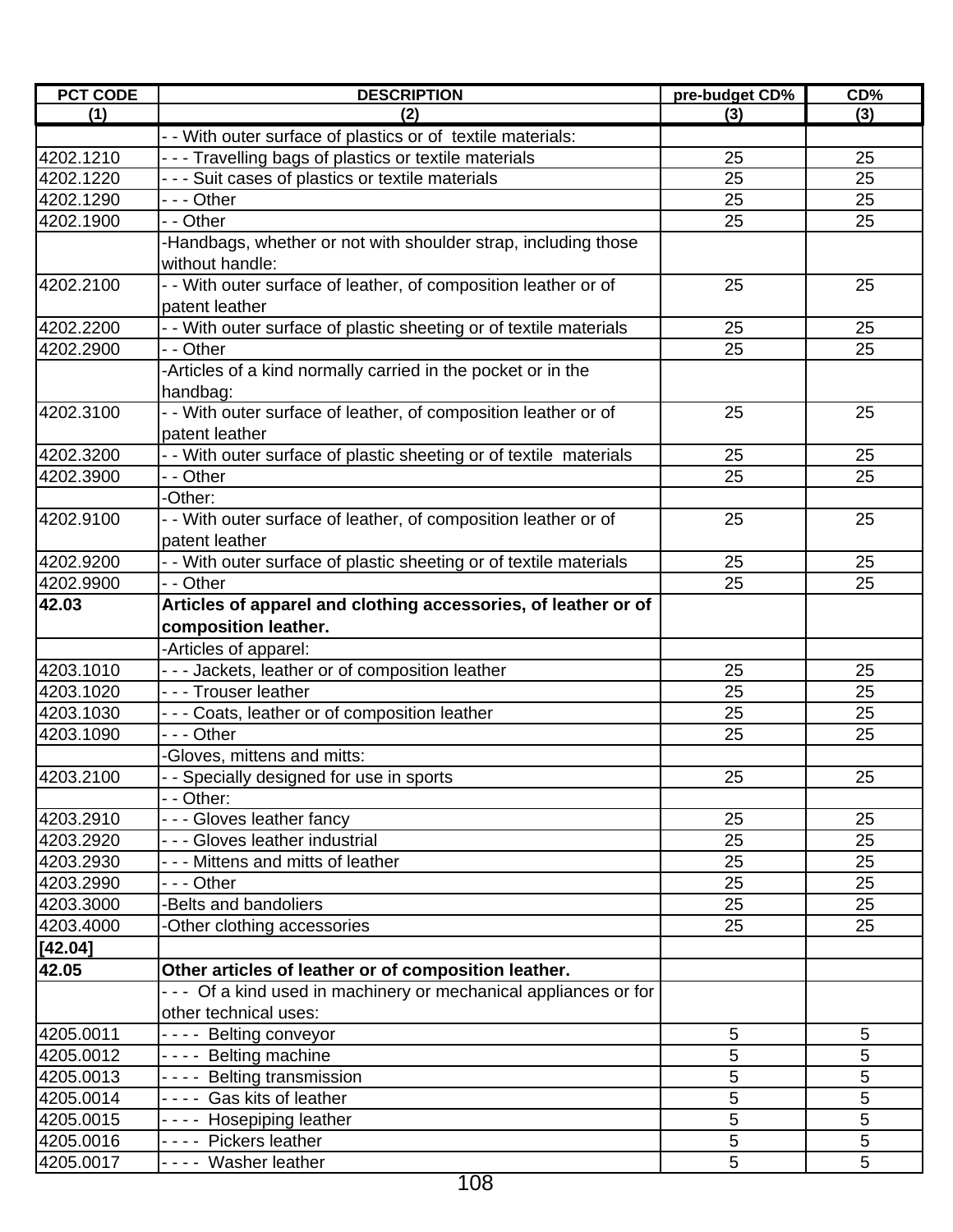| PCT CODE | DESCRIPTION | pre-budget CD% | CD% |
|---|---|---|---|
| (1) | (2) | (3) | (3) |
| | - - With outer surface of plastics or of textile materials: | | |
| 4202.1210 | - - - Travelling bags of plastics or textile materials | 25 | 25 |
| 4202.1220 | - - - Suit cases of plastics or textile materials | 25 | 25 |
| 4202.1290 | - - - Other | 25 | 25 |
| 4202.1900 | - - Other | 25 | 25 |
| | -Handbags, whether or not with shoulder strap, including those without handle: | | |
| 4202.2100 | - - With outer surface of leather, of composition leather or of patent leather | 25 | 25 |
| 4202.2200 | - - With outer surface of plastic sheeting or of textile materials | 25 | 25 |
| 4202.2900 | - - Other | 25 | 25 |
| | -Articles of a kind normally carried in the pocket or in the handbag: | | |
| 4202.3100 | - - With outer surface of leather, of composition leather or of patent leather | 25 | 25 |
| 4202.3200 | - - With outer surface of plastic sheeting or of textile materials | 25 | 25 |
| 4202.3900 | - - Other | 25 | 25 |
| | -Other: | | |
| 4202.9100 | - - With outer surface of leather, of composition leather or of patent leather | 25 | 25 |
| 4202.9200 | - - With outer surface of plastic sheeting or of textile materials | 25 | 25 |
| 4202.9900 | - - Other | 25 | 25 |
| **42.03** | **Articles of apparel and clothing accessories, of leather or of composition leather.** | | |
| | -Articles of apparel: | | |
| 4203.1010 | - - - Jackets, leather or of composition leather | 25 | 25 |
| 4203.1020 | - - - Trouser leather | 25 | 25 |
| 4203.1030 | - - - Coats, leather or of composition leather | 25 | 25 |
| 4203.1090 | - - - Other | 25 | 25 |
| | -Gloves, mittens and mitts: | | |
| 4203.2100 | - - Specially designed for use in sports | 25 | 25 |
| | - - Other: | | |
| 4203.2910 | - - - Gloves leather fancy | 25 | 25 |
| 4203.2920 | - - - Gloves leather industrial | 25 | 25 |
| 4203.2930 | - - - Mittens and mitts of leather | 25 | 25 |
| 4203.2990 | - - - Other | 25 | 25 |
| 4203.3000 | -Belts and bandoliers | 25 | 25 |
| 4203.4000 | -Other clothing accessories | 25 | 25 |
| **[42.04]** | | | |
| **42.05** | **Other articles of leather or of composition leather.** | | |
| | - - - Of a kind used in machinery or mechanical appliances or for other technical uses: | | |
| 4205.0011 | - - - - Belting conveyor | 5 | 5 |
| 4205.0012 | - - - - Belting machine | 5 | 5 |
| 4205.0013 | - - - - Belting transmission | 5 | 5 |
| 4205.0014 | - - - - Gas kits of leather | 5 | 5 |
| 4205.0015 | - - - - Hosepiping leather | 5 | 5 |
| 4205.0016 | - - - - Pickers leather | 5 | 5 |
| 4205.0017 | - - - - Washer leather | 5 | 5 |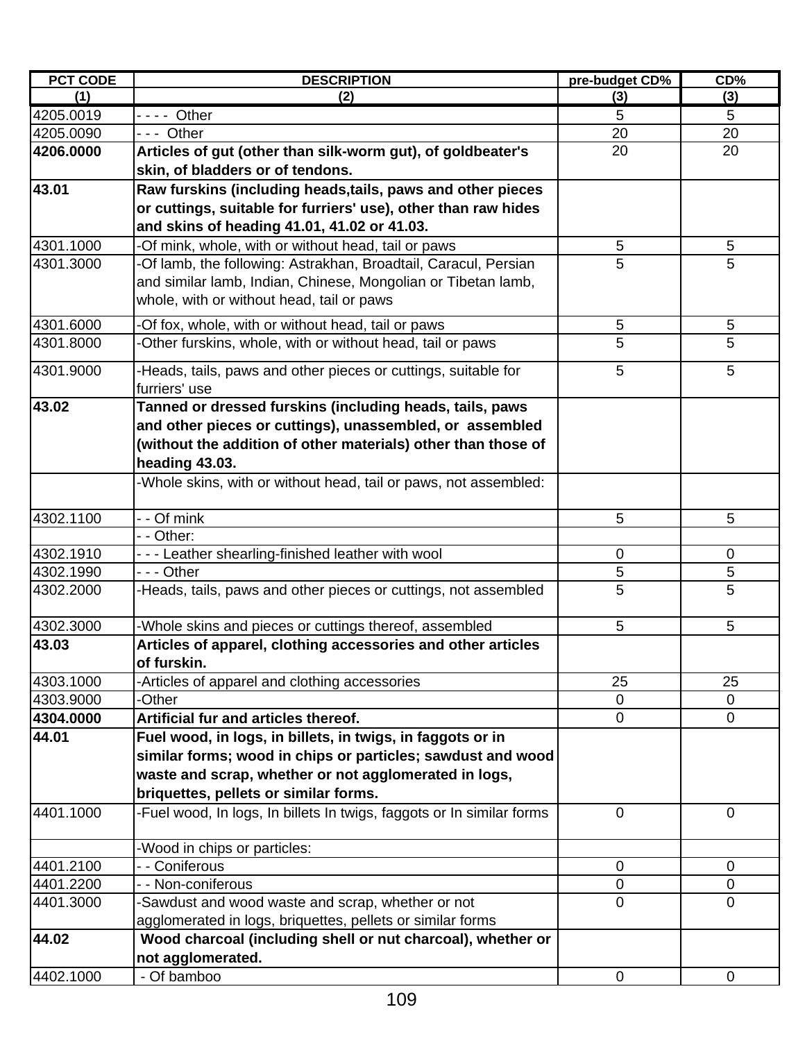| PCT CODE | DESCRIPTION | pre-budget CD% | CD% |
|---|---|---|---|
| (1) | (2) | (3) | (3) |
| 4205.0019 | - - - -  Other | 5 | 5 |
| 4205.0090 | - - -  Other | 20 | 20 |
| **4206.0000** | **Articles of gut (other than silk-worm gut), of goldbeater's skin, of bladders or of tendons.** | 20 | 20 |
| **43.01** | **Raw furskins (including heads,tails, paws and other pieces or cuttings, suitable for furriers' use), other than raw hides and skins of heading 41.01, 41.02 or 41.03.** | | |
| 4301.1000 | -Of mink, whole, with or without head, tail or paws | 5 | 5 |
| 4301.3000 | -Of lamb, the following: Astrakhan, Broadtail, Caracul, Persian and similar lamb, Indian, Chinese, Mongolian or Tibetan lamb, whole, with or without head, tail or paws | 5 | 5 |
| 4301.6000 | -Of fox, whole, with or without head, tail or paws | 5 | 5 |
| 4301.8000 | -Other furskins, whole, with or without head, tail or paws | 5 | 5 |
| 4301.9000 | -Heads, tails, paws and other pieces or cuttings, suitable for furriers' use | 5 | 5 |
| **43.02** | **Tanned or dressed furskins (including heads, tails, paws and other pieces or cuttings), unassembled, or assembled (without the addition of other materials) other than those of heading 43.03.** | | |
| | -Whole skins, with or without head, tail or paws, not assembled: | | |
| 4302.1100 | - - Of mink | 5 | 5 |
| | - - Other: | | |
| 4302.1910 | - - - Leather shearling-finished leather with wool | 0 | 0 |
| 4302.1990 | - - - Other | 5 | 5 |
| 4302.2000 | -Heads, tails, paws and other pieces or cuttings, not assembled | 5 | 5 |
| 4302.3000 | -Whole skins and pieces or cuttings thereof, assembled | 5 | 5 |
| **43.03** | **Articles of apparel, clothing accessories and other articles of furskin.** | | |
| 4303.1000 | -Articles of apparel and clothing accessories | 25 | 25 |
| 4303.9000 | -Other | 0 | 0 |
| **4304.0000** | **Artificial fur and articles thereof.** | 0 | 0 |
| **44.01** | **Fuel wood, in logs, in billets, in twigs, in faggots or in similar forms; wood in chips or particles; sawdust and wood waste and scrap, whether or not agglomerated in logs, briquettes, pellets or similar forms.** | | |
| 4401.1000 | -Fuel wood, In logs, In billets In twigs, faggots or In similar forms | 0 | 0 |
| | -Wood in chips or particles: | | |
| 4401.2100 | - - Coniferous | 0 | 0 |
| 4401.2200 | - - Non-coniferous | 0 | 0 |
| 4401.3000 | -Sawdust and wood waste and scrap, whether or not agglomerated in logs, briquettes, pellets or similar forms | 0 | 0 |
| **44.02** | **Wood charcoal (including shell or nut charcoal), whether or not agglomerated.** | | |
| 4402.1000 | - Of bamboo | 0 | 0 |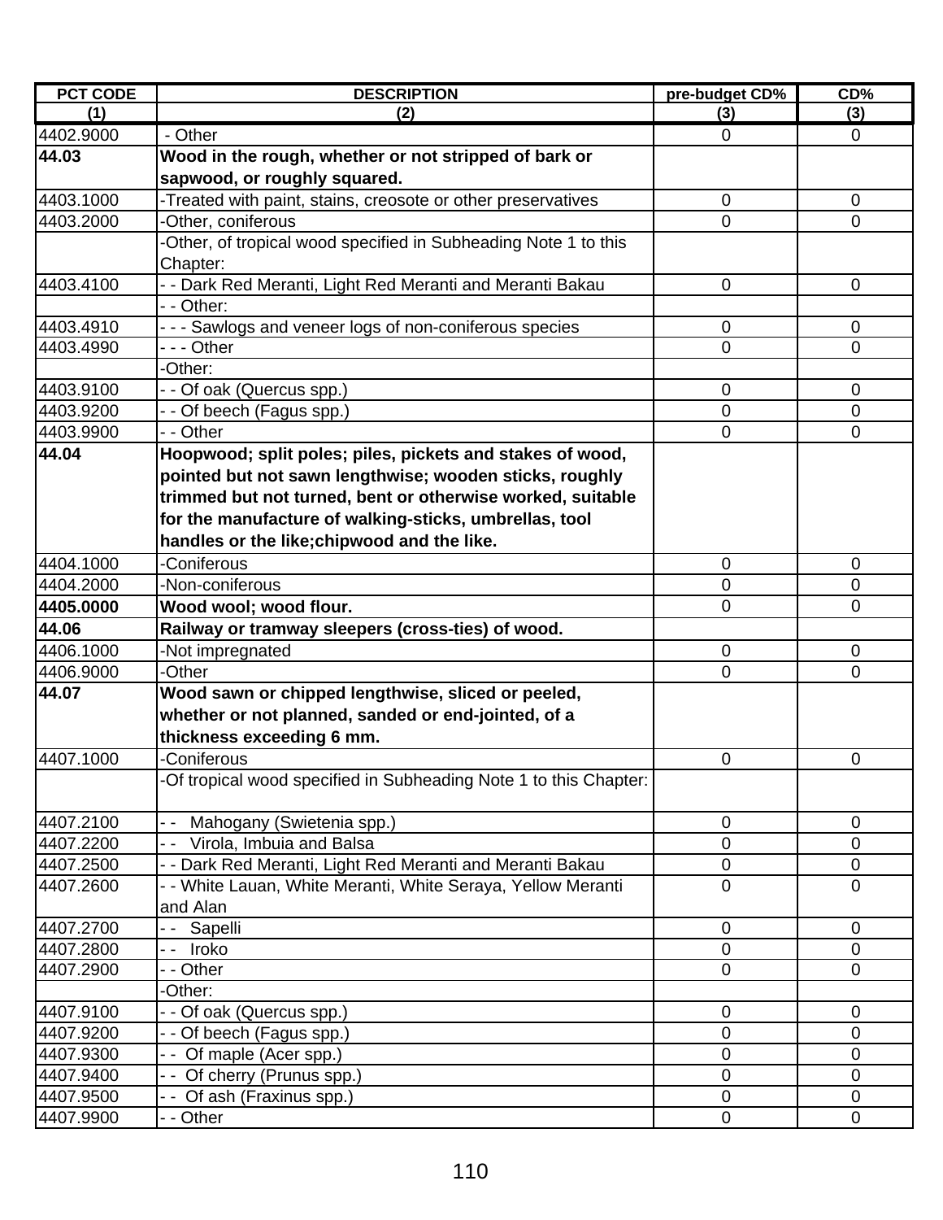| PCT CODE | DESCRIPTION | pre-budget CD% | CD% |
|---|---|---|---|
| (1) | (2) | (3) | (3) |
| 4402.9000 | - Other | 0 | 0 |
| **44.03** | **Wood in the rough, whether or not stripped of bark or sapwood, or roughly squared.** | | |
| 4403.1000 | -Treated with paint, stains, creosote or other preservatives | 0 | 0 |
| 4403.2000 | -Other, coniferous | 0 | 0 |
| | -Other, of tropical wood specified in Subheading Note 1 to this Chapter: | | |
| 4403.4100 | - - Dark Red Meranti, Light Red Meranti and Meranti Bakau | 0 | 0 |
| | - - Other: | | |
| 4403.4910 | - - - Sawlogs and veneer logs of non-coniferous species | 0 | 0 |
| 4403.4990 | - - - Other | 0 | 0 |
| | -Other: | | |
| 4403.9100 | - - Of oak (Quercus spp.) | 0 | 0 |
| 4403.9200 | - - Of beech (Fagus spp.) | 0 | 0 |
| 4403.9900 | - - Other | 0 | 0 |
| **44.04** | **Hoopwood; split poles; piles, pickets and stakes of wood, pointed but not sawn lengthwise; wooden sticks, roughly trimmed but not turned, bent or otherwise worked, suitable for the manufacture of walking-sticks, umbrellas, tool handles or the like;chipwood and the like.** | | |
| 4404.1000 | -Coniferous | 0 | 0 |
| 4404.2000 | -Non-coniferous | 0 | 0 |
| **4405.0000** | **Wood wool; wood flour.** | 0 | 0 |
| **44.06** | **Railway or tramway sleepers (cross-ties) of wood.** | | |
| 4406.1000 | -Not impregnated | 0 | 0 |
| 4406.9000 | -Other | 0 | 0 |
| **44.07** | **Wood sawn or chipped lengthwise, sliced or peeled, whether or not planned, sanded or end-jointed, of a thickness exceeding 6 mm.** | | |
| 4407.1000 | -Coniferous | 0 | 0 |
| | -Of tropical wood specified in Subheading Note 1 to this Chapter: | | |
| 4407.2100 | - - Mahogany (Swietenia spp.) | 0 | 0 |
| 4407.2200 | - - Virola, Imbuia and Balsa | 0 | 0 |
| 4407.2500 | - - Dark Red Meranti, Light Red Meranti and Meranti Bakau | 0 | 0 |
| 4407.2600 | - - White Lauan, White Meranti, White Seraya, Yellow Meranti and Alan | 0 | 0 |
| 4407.2700 | - - Sapelli | 0 | 0 |
| 4407.2800 | - - Iroko | 0 | 0 |
| 4407.2900 | - - Other | 0 | 0 |
| | -Other: | | |
| 4407.9100 | - - Of oak (Quercus spp.) | 0 | 0 |
| 4407.9200 | - - Of beech (Fagus spp.) | 0 | 0 |
| 4407.9300 | - - Of maple (Acer spp.) | 0 | 0 |
| 4407.9400 | - - Of cherry (Prunus spp.) | 0 | 0 |
| 4407.9500 | - - Of ash (Fraxinus spp.) | 0 | 0 |
| 4407.9900 | - - Other | 0 | 0 |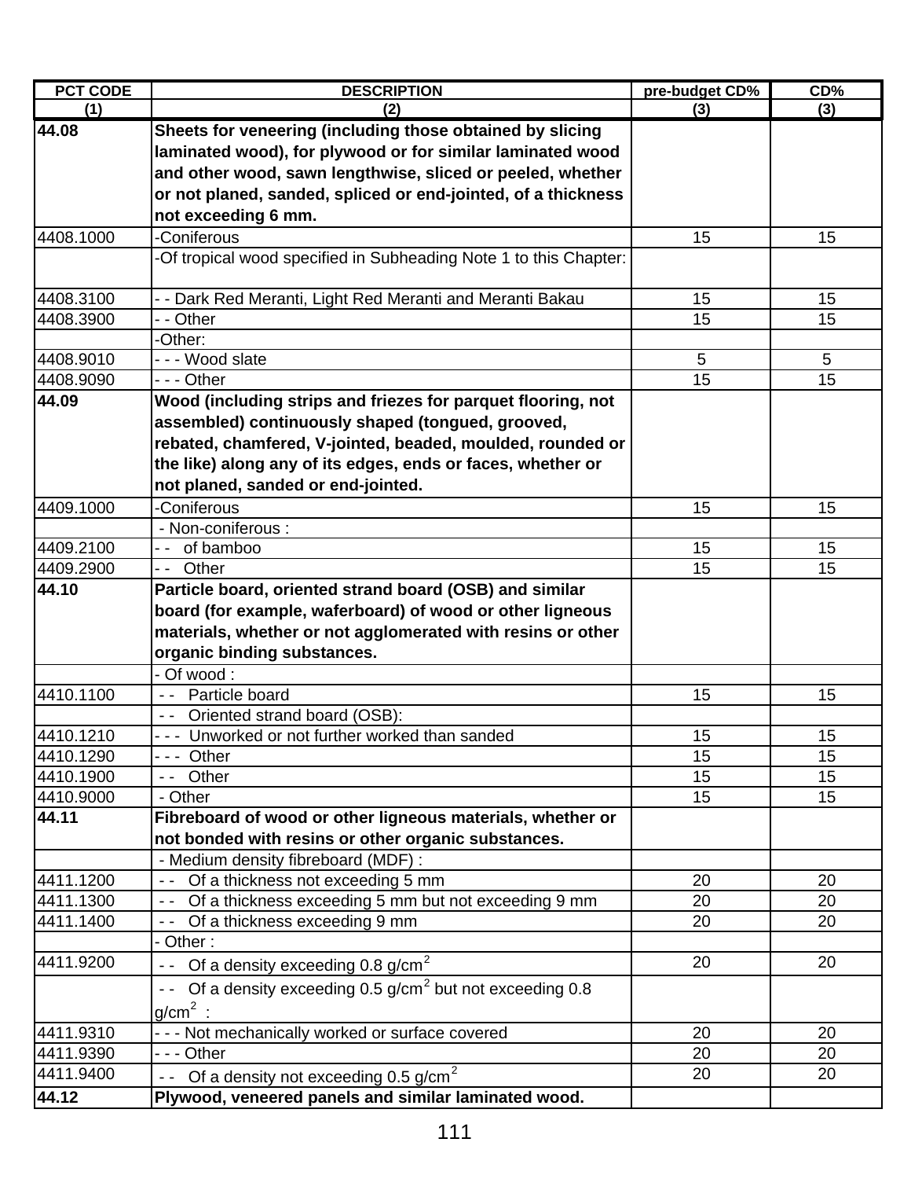| PCT CODE | DESCRIPTION | pre-budget CD% | CD% |
|---|---|---|---|
| (1) | (2) | (3) | (3) |
| **44.08** | **Sheets for veneering (including those obtained by slicing laminated wood), for plywood or for similar laminated wood and other wood, sawn lengthwise, sliced or peeled, whether or not planed, sanded, spliced or end-jointed, of a thickness not exceeding 6 mm.** | | |
| 4408.1000 | -Coniferous | 15 | 15 |
| | -Of tropical wood specified in Subheading Note 1 to this Chapter: | | |
| 4408.3100 | - - Dark Red Meranti, Light Red Meranti and Meranti Bakau | 15 | 15 |
| 4408.3900 | - - Other | 15 | 15 |
| | -Other: | | |
| 4408.9010 | - - - Wood slate | 5 | 5 |
| 4408.9090 | - - - Other | 15 | 15 |
| **44.09** | **Wood (including strips and friezes for parquet flooring, not assembled) continuously shaped (tongued, grooved, rebated, chamfered, V-jointed, beaded, moulded, rounded or the like) along any of its edges, ends or faces, whether or not planed, sanded or end-jointed.** | | |
| 4409.1000 | -Coniferous | 15 | 15 |
| | - Non-coniferous : | | |
| 4409.2100 | - - of bamboo | 15 | 15 |
| 4409.2900 | - - Other | 15 | 15 |
| **44.10** | **Particle board, oriented strand board (OSB) and similar board (for example, waferboard) of wood or other ligneous materials, whether or not agglomerated with resins or other organic binding substances.** | | |
| | - Of wood : | | |
| 4410.1100 | - - Particle board | 15 | 15 |
| | - - Oriented strand board (OSB): | | |
| 4410.1210 | - - - Unworked or not further worked than sanded | 15 | 15 |
| 4410.1290 | - - - Other | 15 | 15 |
| 4410.1900 | - - Other | 15 | 15 |
| 4410.9000 | - Other | 15 | 15 |
| **44.11** | **Fibreboard of wood or other ligneous materials, whether or not bonded with resins or other organic substances.** | | |
| | - Medium density fibreboard (MDF) : | | |
| 4411.1200 | - - Of a thickness not exceeding 5 mm | 20 | 20 |
| 4411.1300 | - - Of a thickness exceeding 5 mm but not exceeding 9 mm | 20 | 20 |
| 4411.1400 | - - Of a thickness exceeding 9 mm | 20 | 20 |
| | - Other : | | |
| 4411.9200 | - - Of a density exceeding 0.8 $g/cm^2$ | 20 | 20 |
| | - - Of a density exceeding 0.5 $g/cm^2$ but not exceeding 0.8 $g/cm^2$ : | | |
| 4411.9310 | - - - Not mechanically worked or surface covered | 20 | 20 |
| 4411.9390 | - - - Other | 20 | 20 |
| 4411.9400 | - - Of a density not exceeding 0.5 $g/cm^2$ | 20 | 20 |
| **44.12** | **Plywood, veneered panels and similar laminated wood.** | | |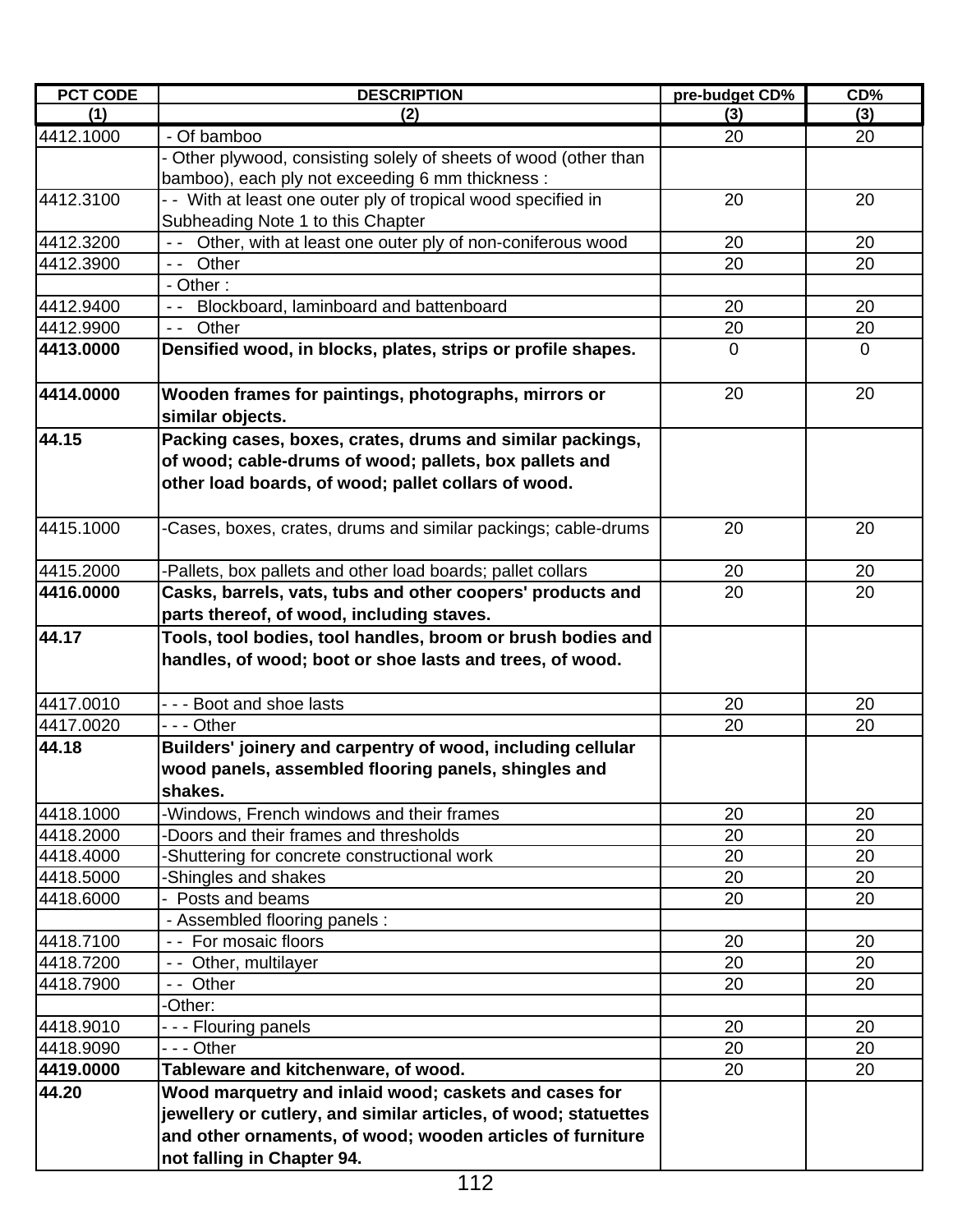| PCT CODE | DESCRIPTION | pre-budget CD% | CD% |
|---|---|---|---|
| (1) | (2) | (3) | (3) |
| 4412.1000 | - Of bamboo | 20 | 20 |
| | - Other plywood, consisting solely of sheets of wood (other than bamboo), each ply not exceeding 6 mm thickness : | | |
| 4412.3100 | - - With at least one outer ply of tropical wood specified in Subheading Note 1 to this Chapter | 20 | 20 |
| 4412.3200 | - - Other, with at least one outer ply of non-coniferous wood | 20 | 20 |
| 4412.3900 | - - Other | 20 | 20 |
| | - Other : | | |
| 4412.9400 | - - Blockboard, laminboard and battenboard | 20 | 20 |
| 4412.9900 | - - Other | 20 | 20 |
| **4413.0000** | **Densified wood, in blocks, plates, strips or profile shapes.** | 0 | 0 |
| **4414.0000** | **Wooden frames for paintings, photographs, mirrors or similar objects.** | 20 | 20 |
| **44.15** | **Packing cases, boxes, crates, drums and similar packings, of wood; cable-drums of wood; pallets, box pallets and other load boards, of wood; pallet collars of wood.** | | |
| 4415.1000 | -Cases, boxes, crates, drums and similar packings; cable-drums | 20 | 20 |
| 4415.2000 | -Pallets, box pallets and other load boards; pallet collars | 20 | 20 |
| **4416.0000** | **Casks, barrels, vats, tubs and other coopers' products and parts thereof, of wood, including staves.** | 20 | 20 |
| **44.17** | **Tools, tool bodies, tool handles, broom or brush bodies and handles, of wood; boot or shoe lasts and trees, of wood.** | | |
| 4417.0010 | - - - Boot and shoe lasts | 20 | 20 |
| 4417.0020 | - - - Other | 20 | 20 |
| **44.18** | **Builders' joinery and carpentry of wood, including cellular wood panels, assembled flooring panels, shingles and shakes.** | | |
| 4418.1000 | -Windows, French windows and their frames | 20 | 20 |
| 4418.2000 | -Doors and their frames and thresholds | 20 | 20 |
| 4418.4000 | -Shuttering for concrete constructional work | 20 | 20 |
| 4418.5000 | -Shingles and shakes | 20 | 20 |
| 4418.6000 | - Posts and beams | 20 | 20 |
| | - Assembled flooring panels : | | |
| 4418.7100 | - - For mosaic floors | 20 | 20 |
| 4418.7200 | - - Other, multilayer | 20 | 20 |
| 4418.7900 | - - Other | 20 | 20 |
| | -Other: | | |
| 4418.9010 | - - - Flouring panels | 20 | 20 |
| 4418.9090 | - - - Other | 20 | 20 |
| **4419.0000** | **Tableware and kitchenware, of wood.** | 20 | 20 |
| **44.20** | **Wood marquetry and inlaid wood; caskets and cases for jewellery or cutlery, and similar articles, of wood; statuettes and other ornaments, of wood; wooden articles of furniture not falling in Chapter 94.** | | |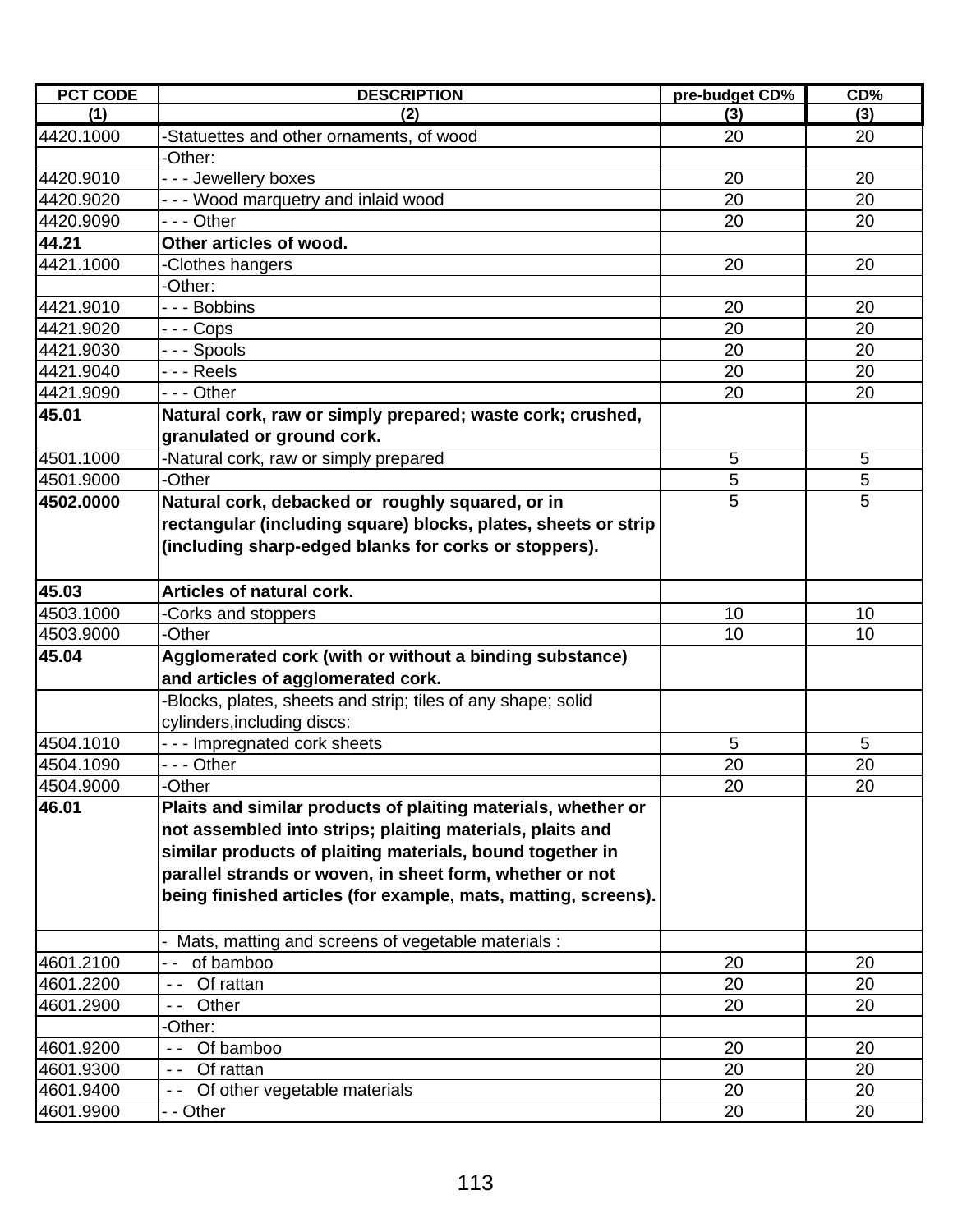| PCT CODE | DESCRIPTION | pre-budget CD% | CD% |
|---|---|---|---|
| (1) | (2) | (3) | (3) |
| 4420.1000 | -Statuettes and other ornaments, of wood | 20 | 20 |
| | -Other: | | |
| 4420.9010 | - - - Jewellery boxes | 20 | 20 |
| 4420.9020 | - - - Wood marquetry and inlaid wood | 20 | 20 |
| 4420.9090 | - - - Other | 20 | 20 |
| **44.21** | **Other articles of wood.** | | |
| 4421.1000 | -Clothes hangers | 20 | 20 |
| | -Other: | | |
| 4421.9010 | - - - Bobbins | 20 | 20 |
| 4421.9020 | - - - Cops | 20 | 20 |
| 4421.9030 | - - - Spools | 20 | 20 |
| 4421.9040 | - - - Reels | 20 | 20 |
| 4421.9090 | - - - Other | 20 | 20 |
| **45.01** | **Natural cork, raw or simply prepared; waste cork; crushed, granulated or ground cork.** | | |
| 4501.1000 | -Natural cork, raw or simply prepared | 5 | 5 |
| 4501.9000 | -Other | 5 | 5 |
| **4502.0000** | **Natural cork, debacked or roughly squared, or in rectangular (including square) blocks, plates, sheets or strip (including sharp-edged blanks for corks or stoppers).** | 5 | 5 |
| **45.03** | **Articles of natural cork.** | | |
| 4503.1000 | -Corks and stoppers | 10 | 10 |
| 4503.9000 | -Other | 10 | 10 |
| **45.04** | **Agglomerated cork (with or without a binding substance) and articles of agglomerated cork.** | | |
| | -Blocks, plates, sheets and strip; tiles of any shape; solid cylinders,including discs: | | |
| 4504.1010 | - - - Impregnated cork sheets | 5 | 5 |
| 4504.1090 | - - - Other | 20 | 20 |
| 4504.9000 | -Other | 20 | 20 |
| **46.01** | **Plaits and similar products of plaiting materials, whether or not assembled into strips; plaiting materials, plaits and similar products of plaiting materials, bound together in parallel strands or woven, in sheet form, whether or not being finished articles (for example, mats, matting, screens).** | | |
| | - Mats, matting and screens of vegetable materials : | | |
| 4601.2100 | - - of bamboo | 20 | 20 |
| 4601.2200 | - - Of rattan | 20 | 20 |
| 4601.2900 | - - Other | 20 | 20 |
| | -Other: | | |
| 4601.9200 | - - Of bamboo | 20 | 20 |
| 4601.9300 | - - Of rattan | 20 | 20 |
| 4601.9400 | - - Of other vegetable materials | 20 | 20 |
| 4601.9900 | - - Other | 20 | 20 |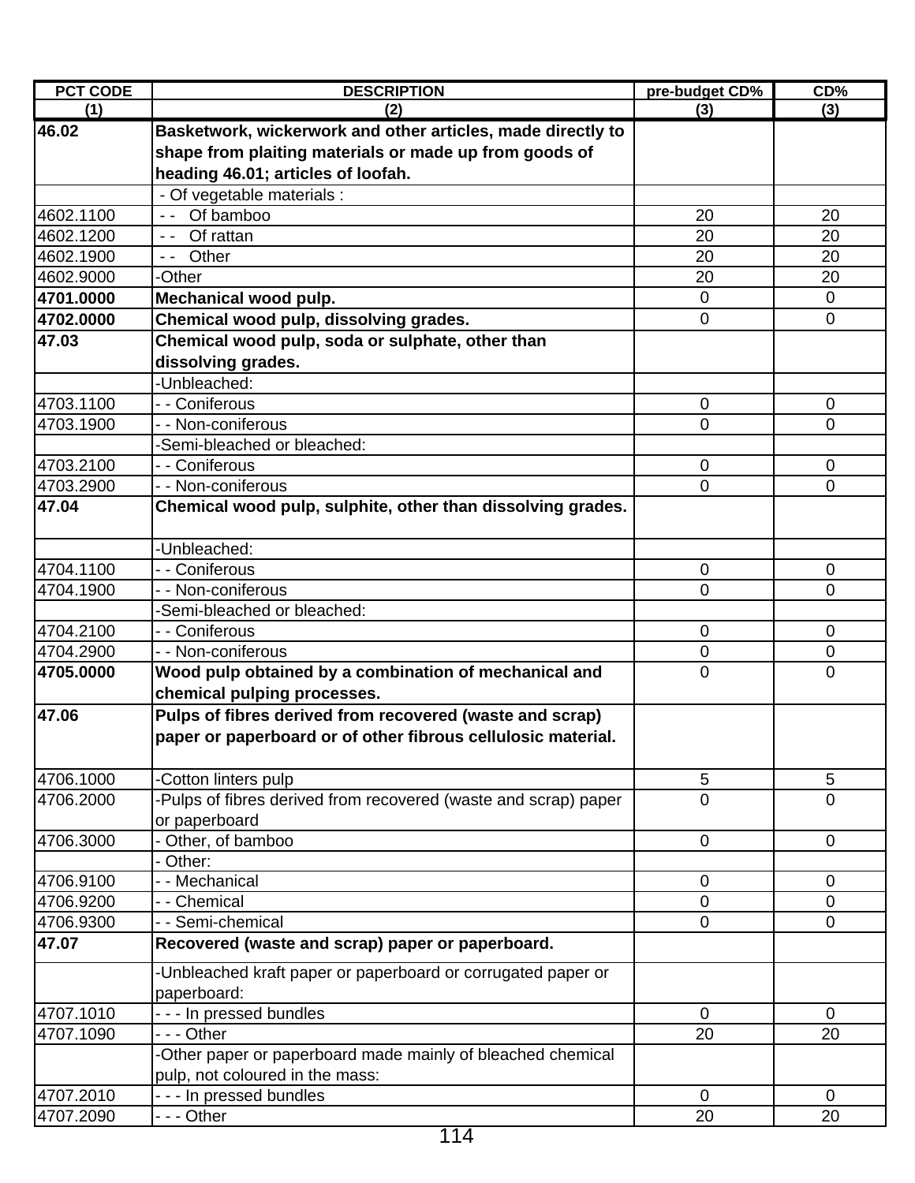| PCT CODE | DESCRIPTION | pre-budget CD% | CD% |
|---|---|---|---|
| (1) | (2) | (3) | (3) |
| **46.02** | **Basketwork, wickerwork and other articles, made directly to shape from plaiting materials or made up from goods of heading 46.01; articles of loofah.** | | |
| | - Of vegetable materials : | | |
| 4602.1100 | - - Of bamboo | 20 | 20 |
| 4602.1200 | - - Of rattan | 20 | 20 |
| 4602.1900 | - - Other | 20 | 20 |
| 4602.9000 | -Other | 20 | 20 |
| **4701.0000** | **Mechanical wood pulp.** | 0 | 0 |
| **4702.0000** | **Chemical wood pulp, dissolving grades.** | 0 | 0 |
| **47.03** | **Chemical wood pulp, soda or sulphate, other than dissolving grades.** | | |
| | -Unbleached: | | |
| 4703.1100 | - - Coniferous | 0 | 0 |
| 4703.1900 | - - Non-coniferous | 0 | 0 |
| | -Semi-bleached or bleached: | | |
| 4703.2100 | - - Coniferous | 0 | 0 |
| 4703.2900 | - - Non-coniferous | 0 | 0 |
| **47.04** | **Chemical wood pulp, sulphite, other than dissolving grades.** | | |
| | -Unbleached: | | |
| 4704.1100 | - - Coniferous | 0 | 0 |
| 4704.1900 | - - Non-coniferous | 0 | 0 |
| | -Semi-bleached or bleached: | | |
| 4704.2100 | - - Coniferous | 0 | 0 |
| 4704.2900 | - - Non-coniferous | 0 | 0 |
| **4705.0000** | **Wood pulp obtained by a combination of mechanical and chemical pulping processes.** | 0 | 0 |
| **47.06** | **Pulps of fibres derived from recovered (waste and scrap) paper or paperboard or of other fibrous cellulosic material.** | | |
| 4706.1000 | -Cotton linters pulp | 5 | 5 |
| 4706.2000 | -Pulps of fibres derived from recovered (waste and scrap) paper or paperboard | 0 | 0 |
| 4706.3000 | - Other, of bamboo | 0 | 0 |
| | - Other: | | |
| 4706.9100 | - - Mechanical | 0 | 0 |
| 4706.9200 | - - Chemical | 0 | 0 |
| 4706.9300 | - - Semi-chemical | 0 | 0 |
| **47.07** | **Recovered (waste and scrap) paper or paperboard.** | | |
| | -Unbleached kraft paper or paperboard or corrugated paper or paperboard: | | |
| 4707.1010 | - - - In pressed bundles | 0 | 0 |
| 4707.1090 | - - - Other | 20 | 20 |
| | -Other paper or paperboard made mainly of bleached chemical pulp, not coloured in the mass: | | |
| 4707.2010 | - - - In pressed bundles | 0 | 0 |
| 4707.2090 | - - - Other | 20 | 20 |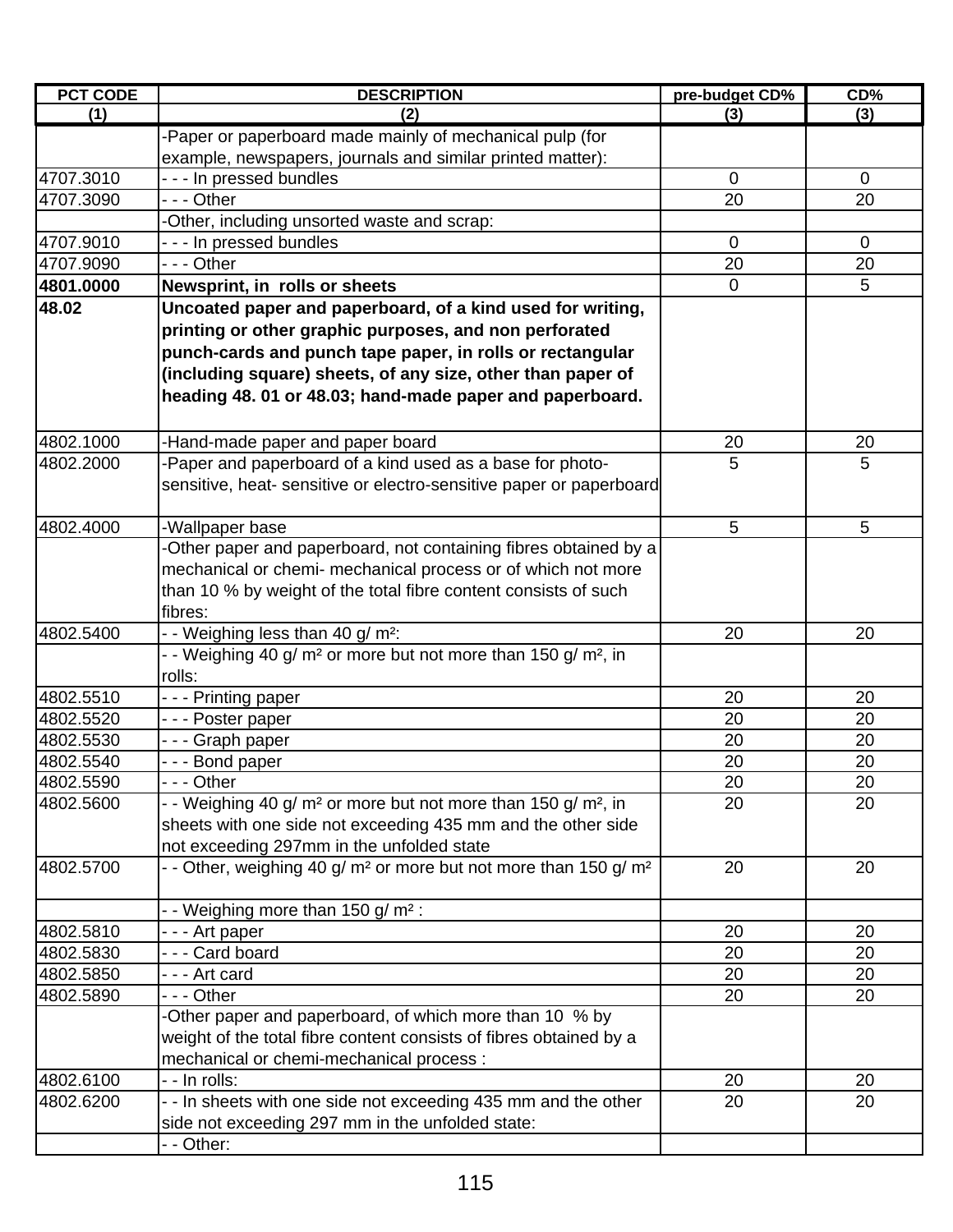| PCT CODE | DESCRIPTION | pre-budget CD% | CD% |
|---|---|---|---|
| (1) | (2) | (3) | (3) |
| | -Paper or paperboard made mainly of mechanical pulp (for example, newspapers, journals and similar printed matter): | | |
| 4707.3010 | - - - In pressed bundles | 0 | 0 |
| 4707.3090 | - - - Other | 20 | 20 |
| | -Other, including unsorted waste and scrap: | | |
| 4707.9010 | - - - In pressed bundles | 0 | 0 |
| 4707.9090 | - - - Other | 20 | 20 |
| **4801.0000** | **Newsprint, in rolls or sheets** | 0 | 5 |
| **48.02** | **Uncoated paper and paperboard, of a kind used for writing, printing or other graphic purposes, and non perforated punch-cards and punch tape paper, in rolls or rectangular (including square) sheets, of any size, other than paper of heading 48. 01 or 48.03; hand-made paper and paperboard.** | | |
| 4802.1000 | -Hand-made paper and paper board | 20 | 20 |
| 4802.2000 | -Paper and paperboard of a kind used as a base for photo-sensitive, heat- sensitive or electro-sensitive paper or paperboard | 5 | 5 |
| 4802.4000 | -Wallpaper base | 5 | 5 |
| | -Other paper and paperboard, not containing fibres obtained by a mechanical or chemi- mechanical process or of which not more than 10 % by weight of the total fibre content consists of such fibres: | | |
| 4802.5400 | - - Weighing less than 40 g/ m²: | 20 | 20 |
| | - - Weighing 40 g/ m² or more but not more than 150 g/ m², in rolls: | | |
| 4802.5510 | - - - Printing paper | 20 | 20 |
| 4802.5520 | - - - Poster paper | 20 | 20 |
| 4802.5530 | - - - Graph paper | 20 | 20 |
| 4802.5540 | - - - Bond paper | 20 | 20 |
| 4802.5590 | - - - Other | 20 | 20 |
| 4802.5600 | - - Weighing 40 g/ m² or more but not more than 150 g/ m², in sheets with one side not exceeding 435 mm and the other side not exceeding 297mm in the unfolded state | 20 | 20 |
| 4802.5700 | - - Other, weighing 40 g/ m² or more but not more than 150 g/ m² | 20 | 20 |
| | - - Weighing more than 150 g/ m² : | | |
| 4802.5810 | - - - Art paper | 20 | 20 |
| 4802.5830 | - - - Card board | 20 | 20 |
| 4802.5850 | - - - Art card | 20 | 20 |
| 4802.5890 | - - - Other | 20 | 20 |
| | -Other paper and paperboard, of which more than 10 % by weight of the total fibre content consists of fibres obtained by a mechanical or chemi-mechanical process : | | |
| 4802.6100 | - - In rolls: | 20 | 20 |
| 4802.6200 | - - In sheets with one side not exceeding 435 mm and the other side not exceeding 297 mm in the unfolded state: | 20 | 20 |
| | - - Other: | | |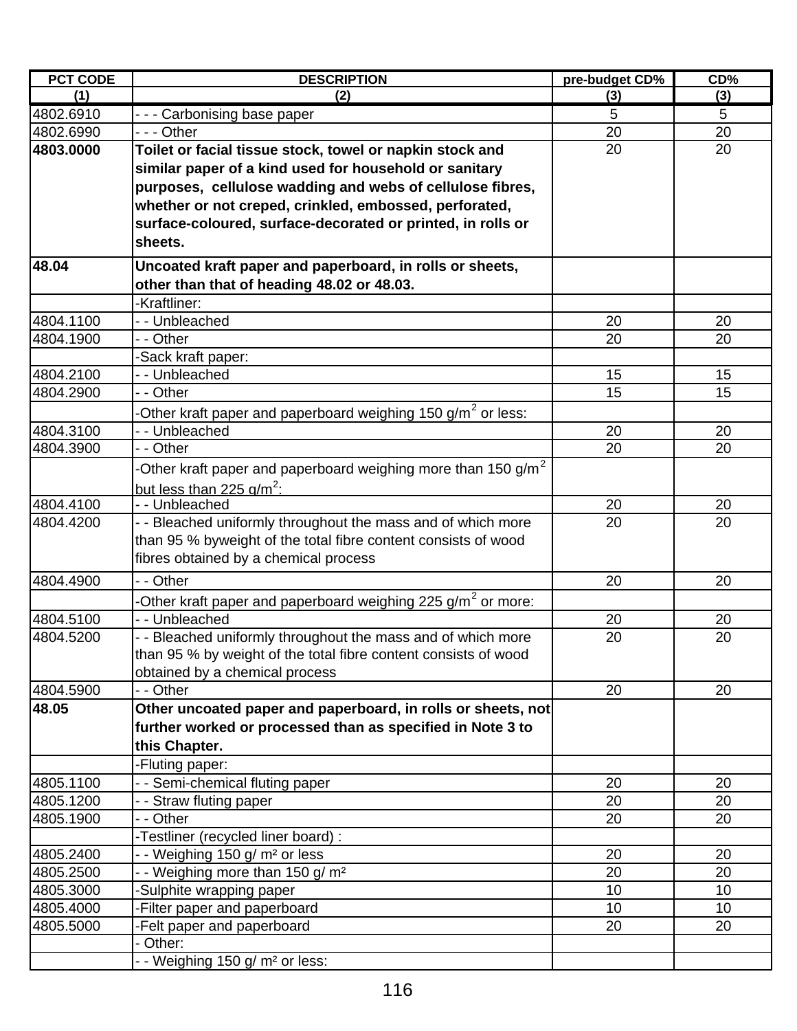| PCT CODE | DESCRIPTION | pre-budget CD% | CD% |
|---|---|---|---|
| (1) | (2) | (3) | (3) |
| 4802.6910 | - - - Carbonising base paper | 5 | 5 |
| 4802.6990 | - - - Other | 20 | 20 |
| **4803.0000** | **Toilet or facial tissue stock, towel or napkin stock and similar paper of a kind used for household or sanitary purposes, cellulose wadding and webs of cellulose fibres, whether or not creped, crinkled, embossed, perforated, surface-coloured, surface-decorated or printed, in rolls or sheets.** | 20 | 20 |
| **48.04** | **Uncoated kraft paper and paperboard, in rolls or sheets, other than that of heading 48.02 or 48.03.** | | |
| | -Kraftliner: | | |
| 4804.1100 | - - Unbleached | 20 | 20 |
| 4804.1900 | - - Other | 20 | 20 |
| | -Sack kraft paper: | | |
| 4804.2100 | - - Unbleached | 15 | 15 |
| 4804.2900 | - - Other | 15 | 15 |
| | -Other kraft paper and paperboard weighing 150 g/m$^2$ or less: | | |
| 4804.3100 | - - Unbleached | 20 | 20 |
| 4804.3900 | - - Other | 20 | 20 |
| | -Other kraft paper and paperboard weighing more than 150 g/m$^2$ but less than 225 g/m$^2$: | | |
| 4804.4100 | - - Unbleached | 20 | 20 |
| 4804.4200 | - - Bleached uniformly throughout the mass and of which more than 95 % byweight of the total fibre content consists of wood fibres obtained by a chemical process | 20 | 20 |
| 4804.4900 | - - Other | 20 | 20 |
| | -Other kraft paper and paperboard weighing 225 g/m$^2$ or more: | | |
| 4804.5100 | - - Unbleached | 20 | 20 |
| 4804.5200 | - - Bleached uniformly throughout the mass and of which more than 95 % by weight of the total fibre content consists of wood obtained by a chemical process | 20 | 20 |
| 4804.5900 | - - Other | 20 | 20 |
| **48.05** | **Other uncoated paper and paperboard, in rolls or sheets, not further worked or processed than as specified in Note 3 to this Chapter.** | | |
| | -Fluting paper: | | |
| 4805.1100 | - - Semi-chemical fluting paper | 20 | 20 |
| 4805.1200 | - - Straw fluting paper | 20 | 20 |
| 4805.1900 | - - Other | 20 | 20 |
| | -Testliner (recycled liner board) : | | |
| 4805.2400 | - - Weighing 150 g/ m² or less | 20 | 20 |
| 4805.2500 | - - Weighing more than 150 g/ m² | 20 | 20 |
| 4805.3000 | -Sulphite wrapping paper | 10 | 10 |
| 4805.4000 | -Filter paper and paperboard | 10 | 10 |
| 4805.5000 | -Felt paper and paperboard | 20 | 20 |
| | - Other: | | |
| | - - Weighing 150 g/ m² or less: | | |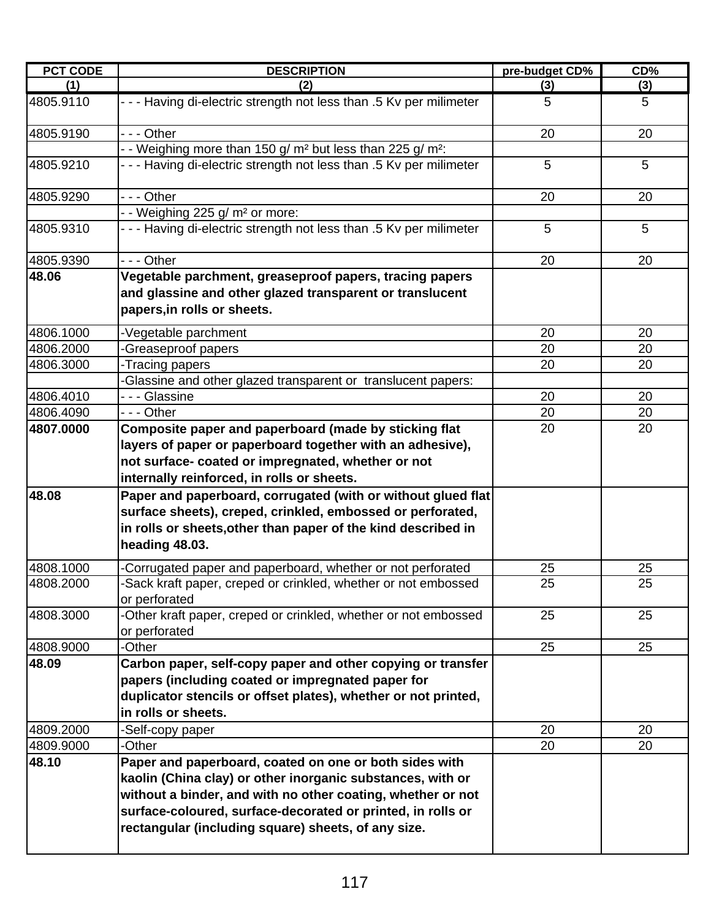| PCT CODE | DESCRIPTION | pre-budget CD% | CD% |
|---|---|---|---|
| (1) | (2) | (3) | (3) |
| 4805.9110 | - - - Having di-electric strength not less than .5 Kv per milimeter | 5 | 5 |
| 4805.9190 | - - - Other | 20 | 20 |
| | - - Weighing more than 150 g/ m² but less than 225 g/ m²: | | |
| 4805.9210 | - - - Having di-electric strength not less than .5 Kv per milimeter | 5 | 5 |
| 4805.9290 | - - - Other | 20 | 20 |
| | - - Weighing 225 g/ m² or more: | | |
| 4805.9310 | - - - Having di-electric strength not less than .5 Kv per milimeter | 5 | 5 |
| 4805.9390 | - - - Other | 20 | 20 |
| **48.06** | **Vegetable parchment, greaseproof papers, tracing papers and glassine and other glazed transparent or translucent papers,in rolls or sheets.** | | |
| 4806.1000 | -Vegetable parchment | 20 | 20 |
| 4806.2000 | -Greaseproof papers | 20 | 20 |
| 4806.3000 | -Tracing papers | 20 | 20 |
| | -Glassine and other glazed transparent or translucent papers: | | |
| 4806.4010 | - - - Glassine | 20 | 20 |
| 4806.4090 | - - - Other | 20 | 20 |
| **4807.0000** | **Composite paper and paperboard (made by sticking flat layers of paper or paperboard together with an adhesive), not surface- coated or impregnated, whether or not internally reinforced, in rolls or sheets.** | 20 | 20 |
| **48.08** | **Paper and paperboard, corrugated (with or without glued flat surface sheets), creped, crinkled, embossed or perforated, in rolls or sheets,other than paper of the kind described in heading 48.03.** | | |
| 4808.1000 | -Corrugated paper and paperboard, whether or not perforated | 25 | 25 |
| 4808.2000 | -Sack kraft paper, creped or crinkled, whether or not embossed or perforated | 25 | 25 |
| 4808.3000 | -Other kraft paper, creped or crinkled, whether or not embossed or perforated | 25 | 25 |
| 4808.9000 | -Other | 25 | 25 |
| **48.09** | **Carbon paper, self-copy paper and other copying or transfer papers (including coated or impregnated paper for duplicator stencils or offset plates), whether or not printed, in rolls or sheets.** | | |
| 4809.2000 | -Self-copy paper | 20 | 20 |
| 4809.9000 | -Other | 20 | 20 |
| **48.10** | **Paper and paperboard, coated on one or both sides with kaolin (China clay) or other inorganic substances, with or without a binder, and with no other coating, whether or not surface-coloured, surface-decorated or printed, in rolls or rectangular (including square) sheets, of any size.** | | |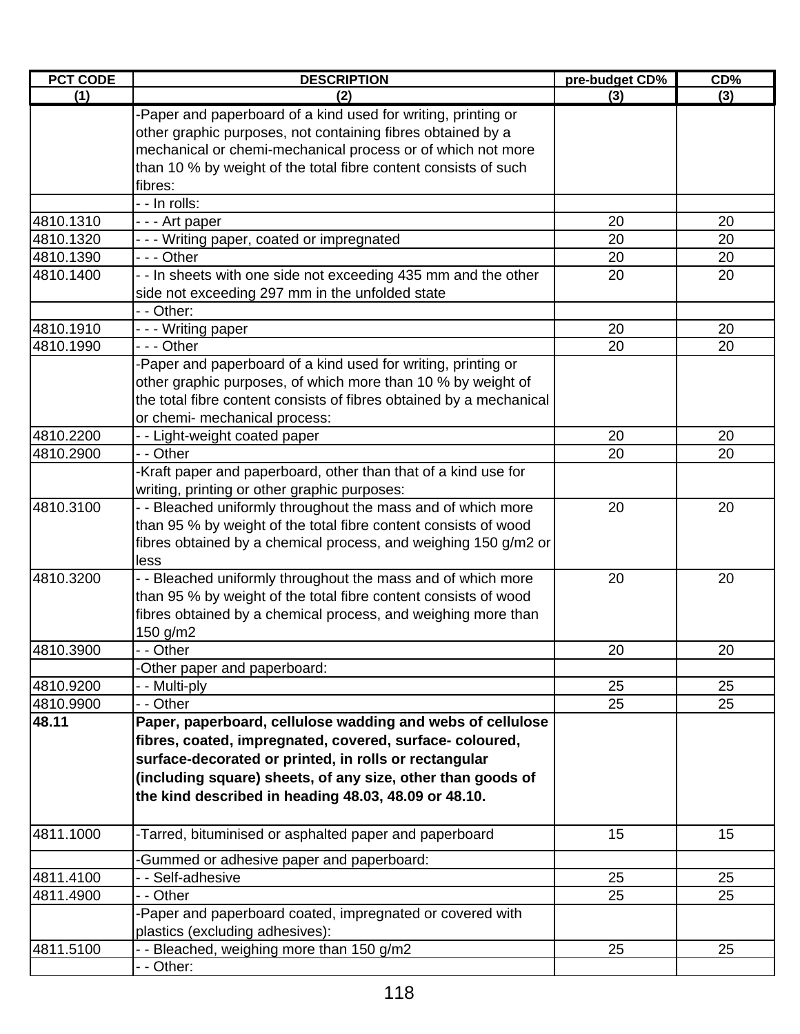| PCT CODE | DESCRIPTION | pre-budget CD% | CD% |
|---|---|---|---|
| (1) | (2) | (3) | (3) |
| | -Paper and paperboard of a kind used for writing, printing or other graphic purposes, not containing fibres obtained by a mechanical or chemi-mechanical process or of which not more than 10 % by weight of the total fibre content consists of such fibres: | | |
| | - - In rolls: | | |
| 4810.1310 | - - - Art paper | 20 | 20 |
| 4810.1320 | - - - Writing paper, coated or impregnated | 20 | 20 |
| 4810.1390 | - - - Other | 20 | 20 |
| 4810.1400 | - - In sheets with one side not exceeding 435 mm and the other side not exceeding 297 mm in the unfolded state | 20 | 20 |
| | - - Other: | | |
| 4810.1910 | - - - Writing paper | 20 | 20 |
| 4810.1990 | - - - Other | 20 | 20 |
| | -Paper and paperboard of a kind used for writing, printing or other graphic purposes, of which more than 10 % by weight of the total fibre content consists of fibres obtained by a mechanical or chemi- mechanical process: | | |
| 4810.2200 | - - Light-weight coated paper | 20 | 20 |
| 4810.2900 | - - Other | 20 | 20 |
| | -Kraft paper and paperboard, other than that of a kind use for writing, printing or other graphic purposes: | | |
| 4810.3100 | - - Bleached uniformly throughout the mass and of which more than 95 % by weight of the total fibre content consists of wood fibres obtained by a chemical process, and weighing 150 g/m2 or less | 20 | 20 |
| 4810.3200 | - - Bleached uniformly throughout the mass and of which more than 95 % by weight of the total fibre content consists of wood fibres obtained by a chemical process, and weighing more than 150 g/m2 | 20 | 20 |
| 4810.3900 | - - Other | 20 | 20 |
| | -Other paper and paperboard: | | |
| 4810.9200 | - - Multi-ply | 25 | 25 |
| 4810.9900 | - - Other | 25 | 25 |
| **48.11** | **Paper, paperboard, cellulose wadding and webs of cellulose fibres, coated, impregnated, covered, surface- coloured, surface-decorated or printed, in rolls or rectangular (including square) sheets, of any size, other than goods of the kind described in heading 48.03, 48.09 or 48.10.** | | |
| 4811.1000 | -Tarred, bituminised or asphalted paper and paperboard | 15 | 15 |
| | -Gummed or adhesive paper and paperboard: | | |
| 4811.4100 | - - Self-adhesive | 25 | 25 |
| 4811.4900 | - - Other | 25 | 25 |
| | -Paper and paperboard coated, impregnated or covered with plastics (excluding adhesives): | | |
| 4811.5100 | - - Bleached, weighing more than 150 g/m2 | 25 | 25 |
| | - - Other: | | |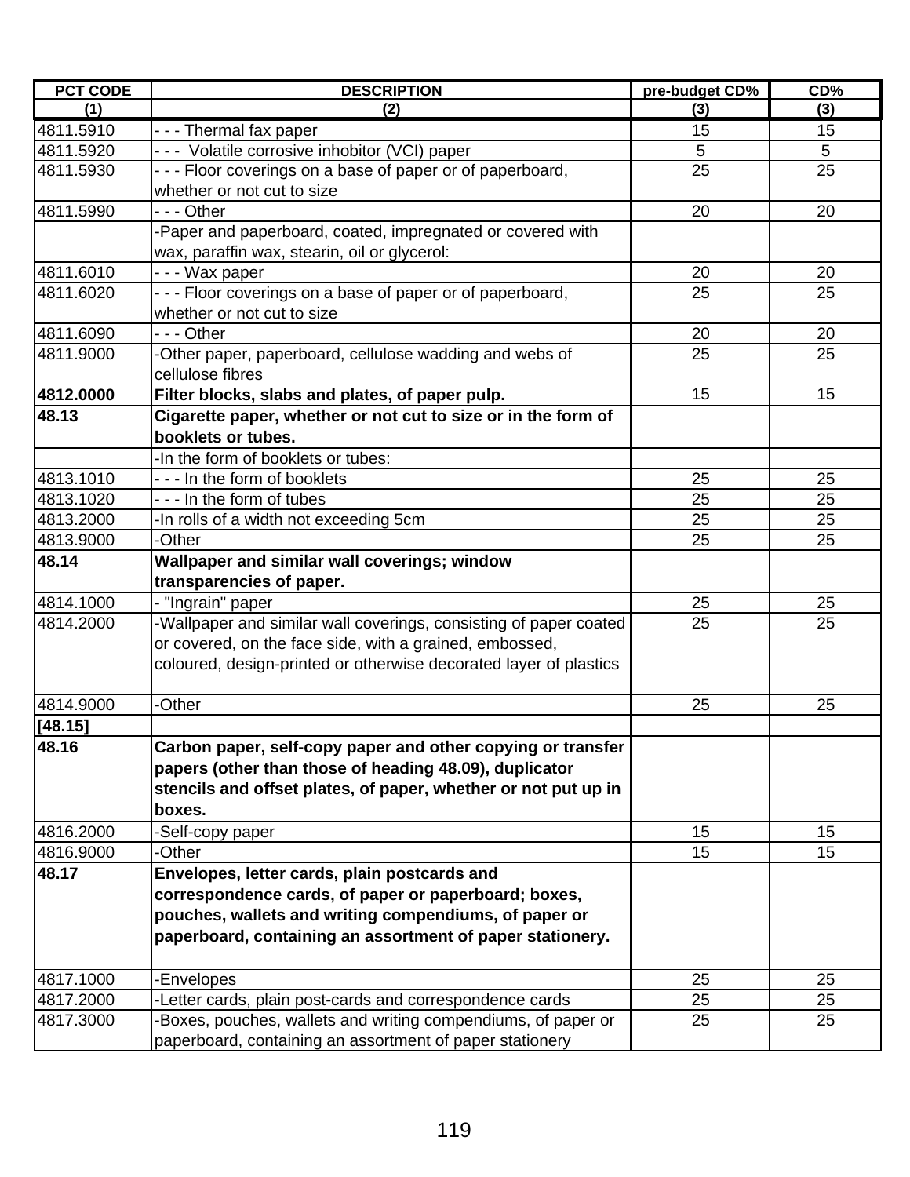| PCT CODE | DESCRIPTION | pre-budget CD% | CD% |
|---|---|---|---|
| (1) | (2) | (3) | (3) |
| 4811.5910 | - - - Thermal fax paper | 15 | 15 |
| 4811.5920 | - - -  Volatile corrosive inhobitor (VCI) paper | 5 | 5 |
| 4811.5930 | - - - Floor coverings on a base of paper or of paperboard, whether or not cut to size | 25 | 25 |
| 4811.5990 | - - - Other | 20 | 20 |
| | -Paper and paperboard, coated, impregnated or covered with wax, paraffin wax, stearin, oil or glycerol: | | |
| 4811.6010 | - - - Wax paper | 20 | 20 |
| 4811.6020 | - - - Floor coverings on a base of paper or of paperboard, whether or not cut to size | 25 | 25 |
| 4811.6090 | - - - Other | 20 | 20 |
| 4811.9000 | -Other paper, paperboard, cellulose wadding and webs of cellulose fibres | 25 | 25 |
| **4812.0000** | **Filter blocks, slabs and plates, of paper pulp.** | 15 | 15 |
| **48.13** | **Cigarette paper, whether or not cut to size or in the form of booklets or tubes.** | | |
| | -In the form of booklets or tubes: | | |
| 4813.1010 | - - - In the form of booklets | 25 | 25 |
| 4813.1020 | - - - In the form of tubes | 25 | 25 |
| 4813.2000 | -In rolls of a width not exceeding 5cm | 25 | 25 |
| 4813.9000 | -Other | 25 | 25 |
| **48.14** | **Wallpaper and similar wall coverings; window transparencies of paper.** | | |
| 4814.1000 | - "Ingrain" paper | 25 | 25 |
| 4814.2000 | -Wallpaper and similar wall coverings, consisting of paper coated or covered, on the face side, with a grained, embossed, coloured, design-printed or otherwise decorated layer of plastics | 25 | 25 |
| 4814.9000 | -Other | 25 | 25 |
| **[48.15]** | | | |
| **48.16** | **Carbon paper, self-copy paper and other copying or transfer papers (other than those of heading 48.09), duplicator stencils and offset plates, of paper, whether or not put up in boxes.** | | |
| 4816.2000 | -Self-copy paper | 15 | 15 |
| 4816.9000 | -Other | 15 | 15 |
| **48.17** | **Envelopes, letter cards, plain postcards and correspondence cards, of paper or paperboard; boxes, pouches, wallets and writing compendiums, of paper or paperboard, containing an assortment of paper stationery.** | | |
| 4817.1000 | -Envelopes | 25 | 25 |
| 4817.2000 | -Letter cards, plain post-cards and correspondence cards | 25 | 25 |
| 4817.3000 | -Boxes, pouches, wallets and writing compendiums, of paper or paperboard, containing an assortment of paper stationery | 25 | 25 |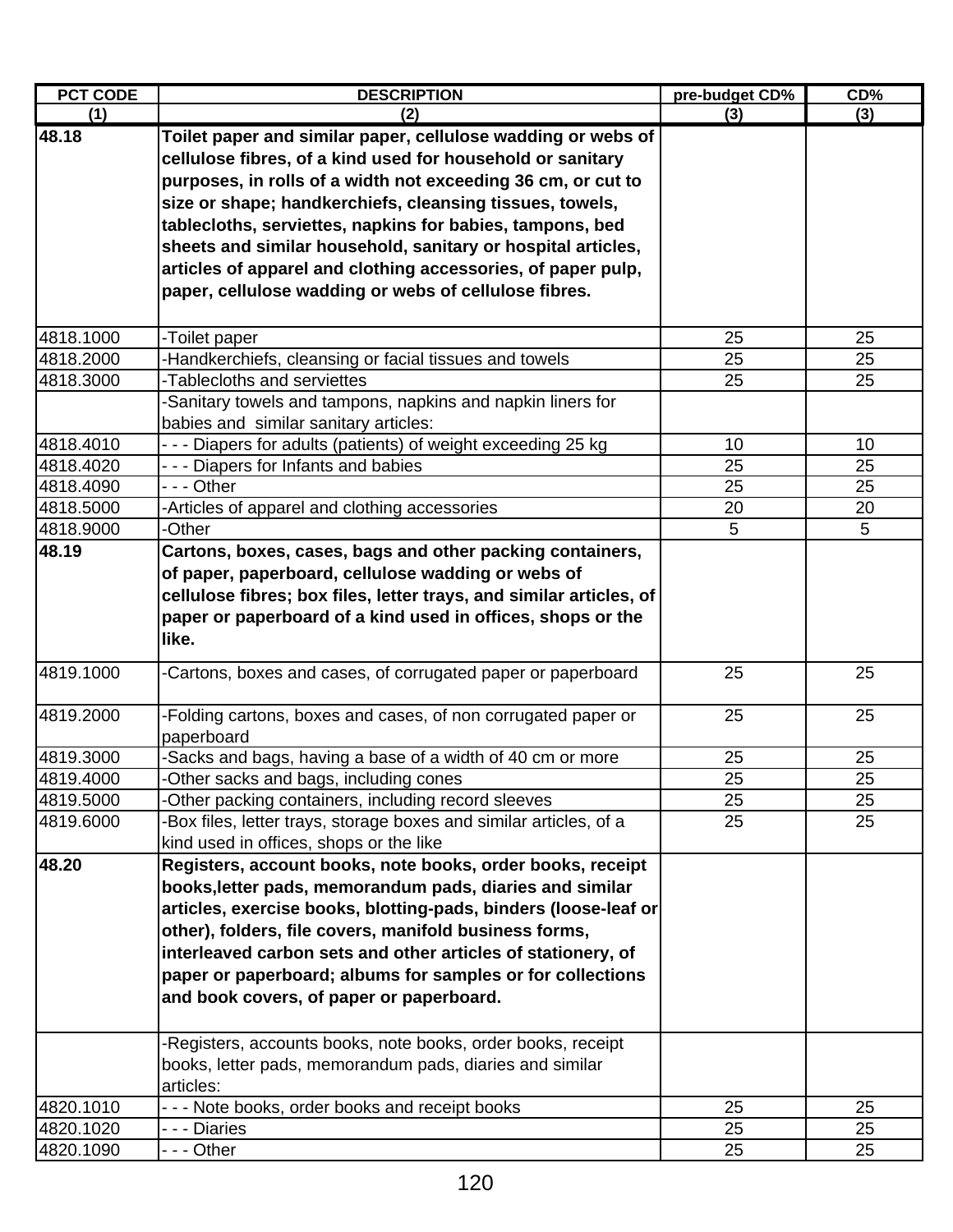| PCT CODE | DESCRIPTION | pre-budget CD% | CD% |
|---|---|---|---|
| (1) | (2) | (3) | (3) |
| **48.18** | **Toilet paper and similar paper, cellulose wadding or webs of cellulose fibres, of a kind used for household or sanitary purposes, in rolls of a width not exceeding 36 cm, or cut to size or shape; handkerchiefs, cleansing tissues, towels, tablecloths, serviettes, napkins for babies, tampons, bed sheets and similar household, sanitary or hospital articles, articles of apparel and clothing accessories, of paper pulp, paper, cellulose wadding or webs of cellulose fibres.** | | |
| 4818.1000 | -Toilet paper | 25 | 25 |
| 4818.2000 | -Handkerchiefs, cleansing or facial tissues and towels | 25 | 25 |
| 4818.3000 | -Tablecloths and serviettes | 25 | 25 |
| | -Sanitary towels and tampons, napkins and napkin liners for babies and similar sanitary articles: | | |
| 4818.4010 | - - - Diapers for adults (patients) of weight exceeding 25 kg | 10 | 10 |
| 4818.4020 | - - - Diapers for Infants and babies | 25 | 25 |
| 4818.4090 | - - - Other | 25 | 25 |
| 4818.5000 | -Articles of apparel and clothing accessories | 20 | 20 |
| 4818.9000 | -Other | 5 | 5 |
| **48.19** | **Cartons, boxes, cases, bags and other packing containers, of paper, paperboard, cellulose wadding or webs of cellulose fibres; box files, letter trays, and similar articles, of paper or paperboard of a kind used in offices, shops or the like.** | | |
| 4819.1000 | -Cartons, boxes and cases, of corrugated paper or paperboard | 25 | 25 |
| 4819.2000 | -Folding cartons, boxes and cases, of non corrugated paper or paperboard | 25 | 25 |
| 4819.3000 | -Sacks and bags, having a base of a width of 40 cm or more | 25 | 25 |
| 4819.4000 | -Other sacks and bags, including cones | 25 | 25 |
| 4819.5000 | -Other packing containers, including record sleeves | 25 | 25 |
| 4819.6000 | -Box files, letter trays, storage boxes and similar articles, of a kind used in offices, shops or the like | 25 | 25 |
| **48.20** | **Registers, account books, note books, order books, receipt books,letter pads, memorandum pads, diaries and similar articles, exercise books, blotting-pads, binders (loose-leaf or other), folders, file covers, manifold business forms, interleaved carbon sets and other articles of stationery, of paper or paperboard; albums for samples or for collections and book covers, of paper or paperboard.** | | |
| | -Registers, accounts books, note books, order books, receipt books, letter pads, memorandum pads, diaries and similar articles: | | |
| 4820.1010 | - - - Note books, order books and receipt books | 25 | 25 |
| 4820.1020 | - - - Diaries | 25 | 25 |
| 4820.1090 | - - - Other | 25 | 25 |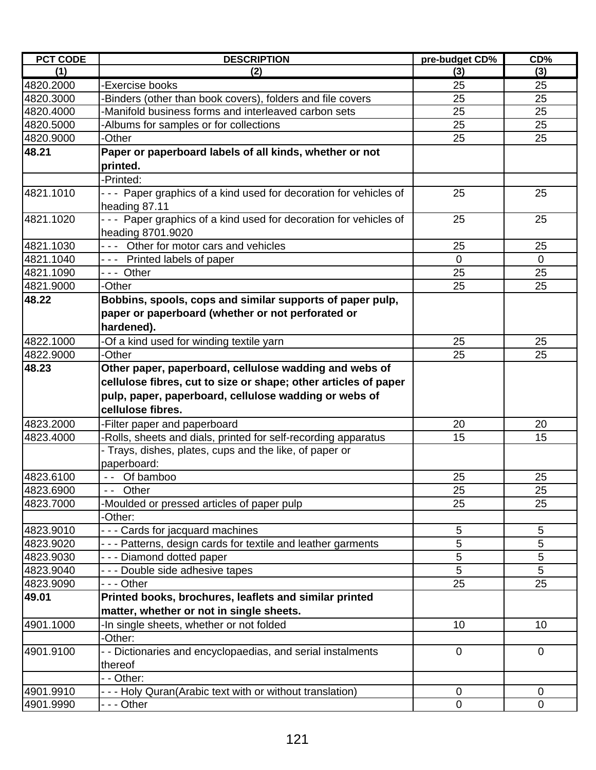| PCT CODE | DESCRIPTION | pre-budget CD% | CD% |
|---|---|---|---|
| (1) | (2) | (3) | (3) |
| 4820.2000 | -Exercise books | 25 | 25 |
| 4820.3000 | -Binders (other than book covers), folders and file covers | 25 | 25 |
| 4820.4000 | -Manifold business forms and interleaved carbon sets | 25 | 25 |
| 4820.5000 | -Albums for samples or for collections | 25 | 25 |
| 4820.9000 | -Other | 25 | 25 |
| **48.21** | **Paper or paperboard labels of all kinds, whether or not printed.** | | |
| | -Printed: | | |
| 4821.1010 | - - - Paper graphics of a kind used for decoration for vehicles of heading 87.11 | 25 | 25 |
| 4821.1020 | - - - Paper graphics of a kind used for decoration for vehicles of heading 8701.9020 | 25 | 25 |
| 4821.1030 | - - - Other for motor cars and vehicles | 25 | 25 |
| 4821.1040 | - - - Printed labels of paper | 0 | 0 |
| 4821.1090 | - - - Other | 25 | 25 |
| 4821.9000 | -Other | 25 | 25 |
| **48.22** | **Bobbins, spools, cops and similar supports of paper pulp, paper or paperboard (whether or not perforated or hardened).** | | |
| 4822.1000 | -Of a kind used for winding textile yarn | 25 | 25 |
| 4822.9000 | -Other | 25 | 25 |
| **48.23** | **Other paper, paperboard, cellulose wadding and webs of cellulose fibres, cut to size or shape; other articles of paper pulp, paper, paperboard, cellulose wadding or webs of cellulose fibres.** | | |
| 4823.2000 | -Filter paper and paperboard | 20 | 20 |
| 4823.4000 | -Rolls, sheets and dials, printed for self-recording apparatus | 15 | 15 |
| | - Trays, dishes, plates, cups and the like, of paper or paperboard: | | |
| 4823.6100 | - - Of bamboo | 25 | 25 |
| 4823.6900 | - - Other | 25 | 25 |
| 4823.7000 | -Moulded or pressed articles of paper pulp | 25 | 25 |
| | -Other: | | |
| 4823.9010 | - - - Cards for jacquard machines | 5 | 5 |
| 4823.9020 | - - - Patterns, design cards for textile and leather garments | 5 | 5 |
| 4823.9030 | - - - Diamond dotted paper | 5 | 5 |
| 4823.9040 | - - - Double side adhesive tapes | 5 | 5 |
| 4823.9090 | - - - Other | 25 | 25 |
| **49.01** | **Printed books, brochures, leaflets and similar printed matter, whether or not in single sheets.** | | |
| 4901.1000 | -In single sheets, whether or not folded | 10 | 10 |
| | -Other: | | |
| 4901.9100 | - - Dictionaries and encyclopaedias, and serial instalments thereof | 0 | 0 |
| | - - Other: | | |
| 4901.9910 | - - - Holy Quran(Arabic text with or without translation) | 0 | 0 |
| 4901.9990 | - - - Other | 0 | 0 |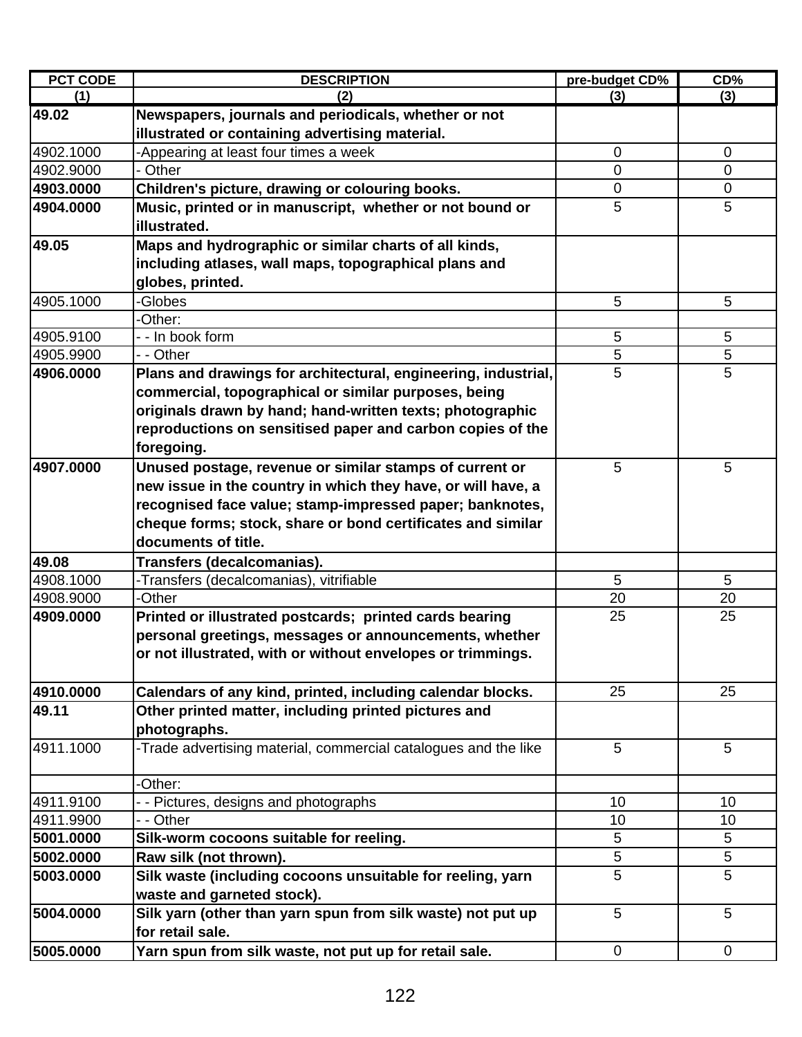| PCT CODE | DESCRIPTION | pre-budget CD% | CD% |
|---|---|---|---|
| (1) | (2) | (3) | (3) |
| **49.02** | **Newspapers, journals and periodicals, whether or not illustrated or containing advertising material.** | | |
| 4902.1000 | -Appearing at least four times a week | 0 | 0 |
| 4902.9000 | - Other | 0 | 0 |
| **4903.0000** | **Children's picture, drawing or colouring books.** | 0 | 0 |
| **4904.0000** | **Music, printed or in manuscript, whether or not bound or illustrated.** | 5 | 5 |
| **49.05** | **Maps and hydrographic or similar charts of all kinds, including atlases, wall maps, topographical plans and globes, printed.** | | |
| 4905.1000 | -Globes | 5 | 5 |
| | -Other: | | |
| 4905.9100 | - - In book form | 5 | 5 |
| 4905.9900 | - - Other | 5 | 5 |
| **4906.0000** | **Plans and drawings for architectural, engineering, industrial, commercial, topographical or similar purposes, being originals drawn by hand; hand-written texts; photographic reproductions on sensitised paper and carbon copies of the foregoing.** | 5 | 5 |
| **4907.0000** | **Unused postage, revenue or similar stamps of current or new issue in the country in which they have, or will have, a recognised face value; stamp-impressed paper; banknotes, cheque forms; stock, share or bond certificates and similar documents of title.** | 5 | 5 |
| **49.08** | **Transfers (decalcomanias).** | | |
| 4908.1000 | -Transfers (decalcomanias), vitrifiable | 5 | 5 |
| 4908.9000 | -Other | 20 | 20 |
| **4909.0000** | **Printed or illustrated postcards; printed cards bearing personal greetings, messages or announcements, whether or not illustrated, with or without envelopes or trimmings.** | 25 | 25 |
| **4910.0000** | **Calendars of any kind, printed, including calendar blocks.** | 25 | 25 |
| **49.11** | **Other printed matter, including printed pictures and photographs.** | | |
| 4911.1000 | -Trade advertising material, commercial catalogues and the like | 5 | 5 |
| | -Other: | | |
| 4911.9100 | - - Pictures, designs and photographs | 10 | 10 |
| 4911.9900 | - - Other | 10 | 10 |
| **5001.0000** | **Silk-worm cocoons suitable for reeling.** | 5 | 5 |
| **5002.0000** | **Raw silk (not thrown).** | 5 | 5 |
| **5003.0000** | **Silk waste (including cocoons unsuitable for reeling, yarn waste and garneted stock).** | 5 | 5 |
| **5004.0000** | **Silk yarn (other than yarn spun from silk waste) not put up for retail sale.** | 5 | 5 |
| **5005.0000** | **Yarn spun from silk waste, not put up for retail sale.** | 0 | 0 |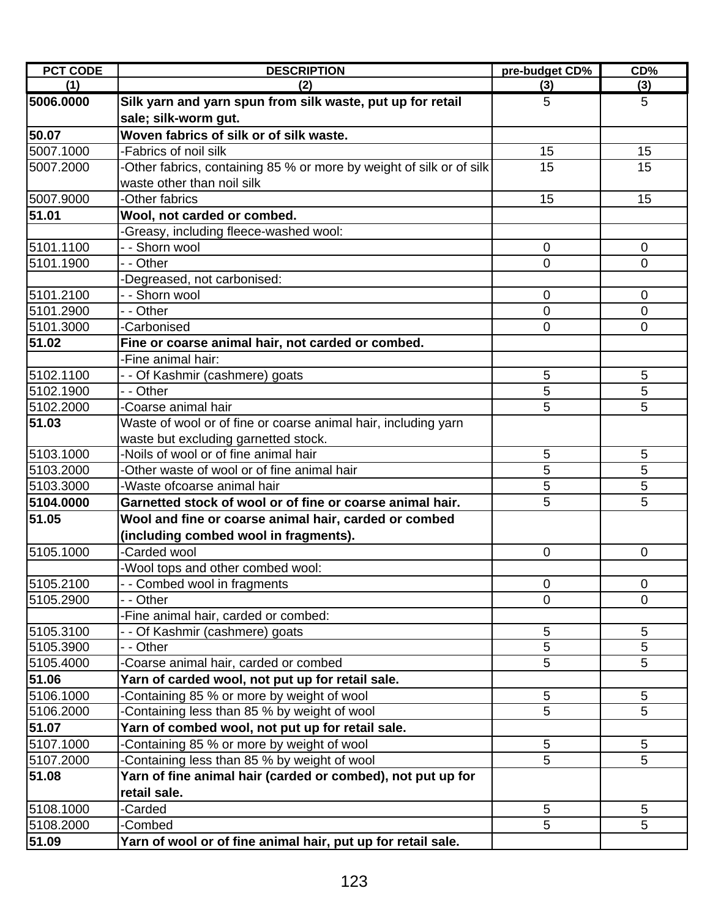| PCT CODE | DESCRIPTION | pre-budget CD% | CD% |
|---|---|---|---|
| (1) | (2) | (3) | (3) |
| **5006.0000** | **Silk yarn and yarn spun from silk waste, put up for retail sale; silk-worm gut.** | 5 | 5 |
| **50.07** | **Woven fabrics of silk or of silk waste.** | | |
| 5007.1000 | -Fabrics of noil silk | 15 | 15 |
| 5007.2000 | -Other fabrics, containing 85 % or more by weight of silk or of silk waste other than noil silk | 15 | 15 |
| 5007.9000 | -Other fabrics | 15 | 15 |
| **51.01** | **Wool, not carded or combed.** | | |
| | -Greasy, including fleece-washed wool: | | |
| 5101.1100 | - - Shorn wool | 0 | 0 |
| 5101.1900 | - - Other | 0 | 0 |
| | -Degreased, not carbonised: | | |
| 5101.2100 | - - Shorn wool | 0 | 0 |
| 5101.2900 | - - Other | 0 | 0 |
| 5101.3000 | -Carbonised | 0 | 0 |
| **51.02** | **Fine or coarse animal hair, not carded or combed.** | | |
| | -Fine animal hair: | | |
| 5102.1100 | - - Of Kashmir (cashmere) goats | 5 | 5 |
| 5102.1900 | - - Other | 5 | 5 |
| 5102.2000 | -Coarse animal hair | 5 | 5 |
| **51.03** | Waste of wool or of fine or coarse animal hair, including yarn waste but excluding garnetted stock. | | |
| 5103.1000 | -Noils of wool or of fine animal hair | 5 | 5 |
| 5103.2000 | -Other waste of wool or of fine animal hair | 5 | 5 |
| 5103.3000 | -Waste ofcoarse animal hair | 5 | 5 |
| **5104.0000** | **Garnetted stock of wool or of fine or coarse animal hair.** | 5 | 5 |
| **51.05** | **Wool and fine or coarse animal hair, carded or combed (including combed wool in fragments).** | | |
| 5105.1000 | -Carded wool | 0 | 0 |
| | -Wool tops and other combed wool: | | |
| 5105.2100 | - - Combed wool in fragments | 0 | 0 |
| 5105.2900 | - - Other | 0 | 0 |
| | -Fine animal hair, carded or combed: | | |
| 5105.3100 | - - Of Kashmir (cashmere) goats | 5 | 5 |
| 5105.3900 | - - Other | 5 | 5 |
| 5105.4000 | -Coarse animal hair, carded or combed | 5 | 5 |
| **51.06** | **Yarn of carded wool, not put up for retail sale.** | | |
| 5106.1000 | -Containing 85 % or more by weight of wool | 5 | 5 |
| 5106.2000 | -Containing less than 85 % by weight of wool | 5 | 5 |
| **51.07** | **Yarn of combed wool, not put up for retail sale.** | | |
| 5107.1000 | -Containing 85 % or more by weight of wool | 5 | 5 |
| 5107.2000 | -Containing less than 85 % by weight of wool | 5 | 5 |
| **51.08** | **Yarn of fine animal hair (carded or combed), not put up for retail sale.** | | |
| 5108.1000 | -Carded | 5 | 5 |
| 5108.2000 | -Combed | 5 | 5 |
| **51.09** | **Yarn of wool or of fine animal hair, put up for retail sale.** | | |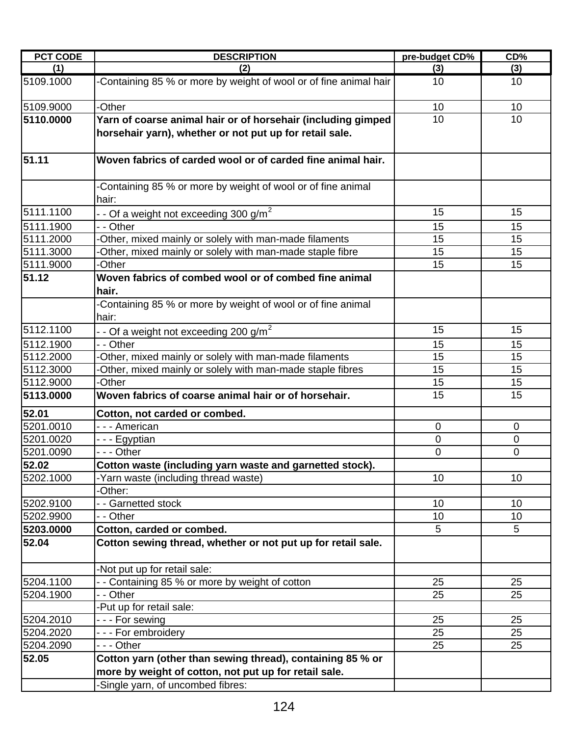| PCT CODE | DESCRIPTION | pre-budget CD% | CD% |
|---|---|---|---|
| (1) | (2) | (3) | (3) |
| 5109.1000 | -Containing 85 % or more by weight of wool or of fine animal hair | 10 | 10 |
| 5109.9000 | -Other | 10 | 10 |
| **5110.0000** | **Yarn of coarse animal hair or of horsehair (including gimped horsehair yarn), whether or not put up for retail sale.** | 10 | 10 |
| **51.11** | **Woven fabrics of carded wool or of carded fine animal hair.** | | |
| | -Containing 85 % or more by weight of wool or of fine animal hair: | | |
| 5111.1100 | - - Of a weight not exceeding 300 g/m$^2$ | 15 | 15 |
| 5111.1900 | - - Other | 15 | 15 |
| 5111.2000 | -Other, mixed mainly or solely with man-made filaments | 15 | 15 |
| 5111.3000 | -Other, mixed mainly or solely with man-made staple fibre | 15 | 15 |
| 5111.9000 | -Other | 15 | 15 |
| **51.12** | **Woven fabrics of combed wool or of combed fine animal hair.** | | |
| | -Containing 85 % or more by weight of wool or of fine animal hair: | | |
| 5112.1100 | - - Of a weight not exceeding 200 g/m$^2$ | 15 | 15 |
| 5112.1900 | - - Other | 15 | 15 |
| 5112.2000 | -Other, mixed mainly or solely with man-made filaments | 15 | 15 |
| 5112.3000 | -Other, mixed mainly or solely with man-made staple fibres | 15 | 15 |
| 5112.9000 | -Other | 15 | 15 |
| **5113.0000** | **Woven fabrics of coarse animal hair or of horsehair.** | 15 | 15 |
| **52.01** | **Cotton, not carded or combed.** | | |
| 5201.0010 | - - - American | 0 | 0 |
| 5201.0020 | - - - Egyptian | 0 | 0 |
| 5201.0090 | - - - Other | 0 | 0 |
| **52.02** | **Cotton waste (including yarn waste and garnetted stock).** | | |
| 5202.1000 | -Yarn waste (including thread waste) | 10 | 10 |
| | -Other: | | |
| 5202.9100 | - - Garnetted stock | 10 | 10 |
| 5202.9900 | - - Other | 10 | 10 |
| **5203.0000** | **Cotton, carded or combed.** | 5 | 5 |
| **52.04** | **Cotton sewing thread, whether or not put up for retail sale.** | | |
| | -Not put up for retail sale: | | |
| 5204.1100 | - - Containing 85 % or more by weight of cotton | 25 | 25 |
| 5204.1900 | - - Other | 25 | 25 |
| | -Put up for retail sale: | | |
| 5204.2010 | - - - For sewing | 25 | 25 |
| 5204.2020 | - - - For embroidery | 25 | 25 |
| 5204.2090 | - - - Other | 25 | 25 |
| **52.05** | **Cotton yarn (other than sewing thread), containing 85 % or more by weight of cotton, not put up for retail sale.** | | |
| | -Single yarn, of uncombed fibres: | | |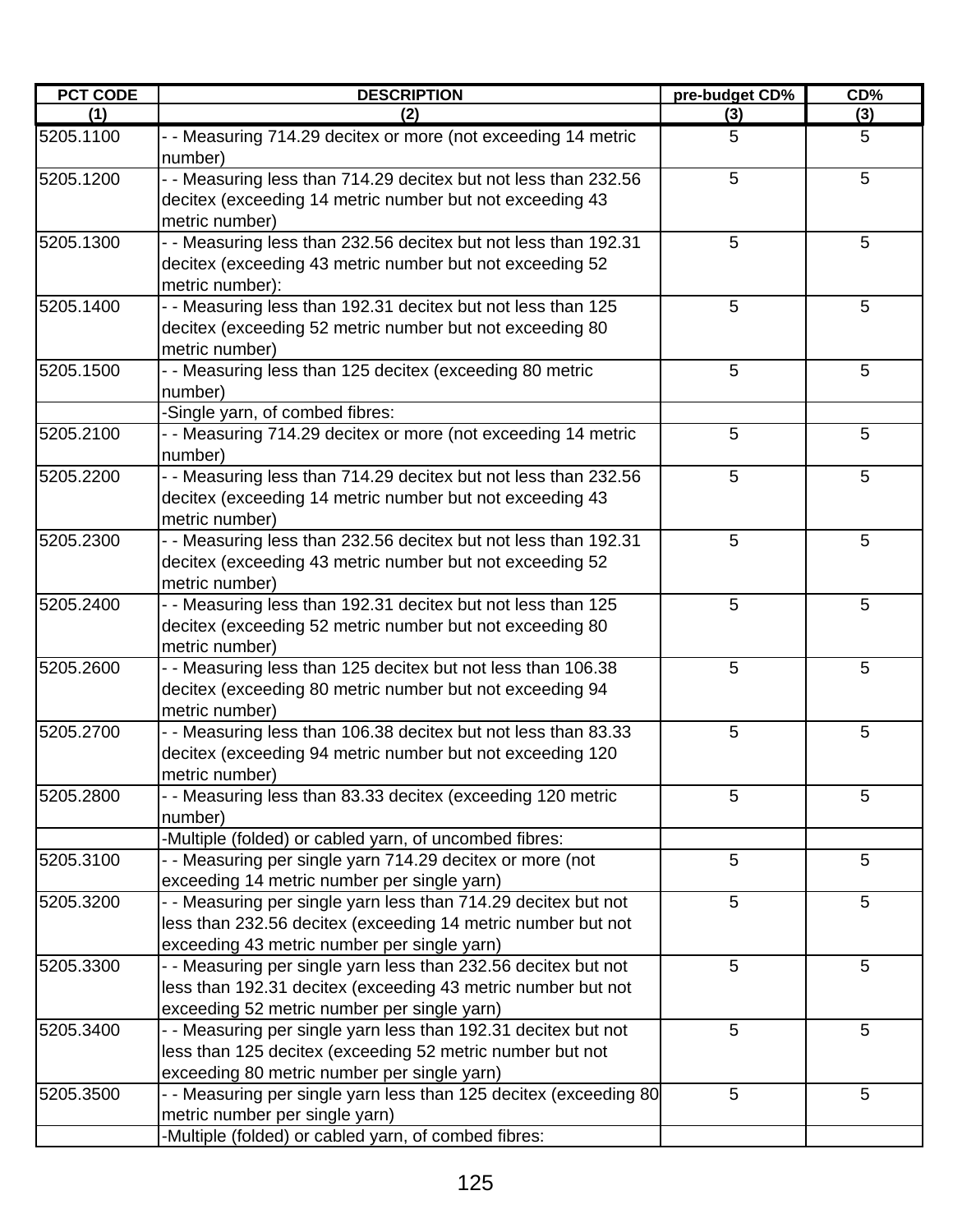| PCT CODE | DESCRIPTION | pre-budget CD% | CD% |
|---|---|---|---|
| (1) | (2) | (3) | (3) |
| 5205.1100 | - - Measuring 714.29 decitex or more (not exceeding 14 metric number) | 5 | 5 |
| 5205.1200 | - - Measuring less than 714.29 decitex but not less than 232.56 decitex (exceeding 14 metric number but not exceeding 43 metric number) | 5 | 5 |
| 5205.1300 | - - Measuring less than 232.56 decitex but not less than 192.31 decitex (exceeding 43 metric number but not exceeding 52 metric number): | 5 | 5 |
| 5205.1400 | - - Measuring less than 192.31 decitex but not less than 125 decitex (exceeding 52 metric number but not exceeding 80 metric number) | 5 | 5 |
| 5205.1500 | - - Measuring less than 125 decitex (exceeding 80 metric number) | 5 | 5 |
| | -Single yarn, of combed fibres: | | |
| 5205.2100 | - - Measuring 714.29 decitex or more (not exceeding 14 metric number) | 5 | 5 |
| 5205.2200 | - - Measuring less than 714.29 decitex but not less than 232.56 decitex (exceeding 14 metric number but not exceeding 43 metric number) | 5 | 5 |
| 5205.2300 | - - Measuring less than 232.56 decitex but not less than 192.31 decitex (exceeding 43 metric number but not exceeding 52 metric number) | 5 | 5 |
| 5205.2400 | - - Measuring less than 192.31 decitex but not less than 125 decitex (exceeding 52 metric number but not exceeding 80 metric number) | 5 | 5 |
| 5205.2600 | - - Measuring less than 125 decitex but not less than 106.38 decitex (exceeding 80 metric number but not exceeding 94 metric number) | 5 | 5 |
| 5205.2700 | - - Measuring less than 106.38 decitex but not less than 83.33 decitex (exceeding 94 metric number but not exceeding 120 metric number) | 5 | 5 |
| 5205.2800 | - - Measuring less than 83.33 decitex (exceeding 120 metric number) | 5 | 5 |
| | -Multiple (folded) or cabled yarn, of uncombed fibres: | | |
| 5205.3100 | - - Measuring per single yarn 714.29 decitex or more (not exceeding 14 metric number per single yarn) | 5 | 5 |
| 5205.3200 | - - Measuring per single yarn less than 714.29 decitex but not less than 232.56 decitex (exceeding 14 metric number but not exceeding 43 metric number per single yarn) | 5 | 5 |
| 5205.3300 | - - Measuring per single yarn less than 232.56 decitex but not less than 192.31 decitex (exceeding 43 metric number but not exceeding 52 metric number per single yarn) | 5 | 5 |
| 5205.3400 | - - Measuring per single yarn less than 192.31 decitex but not less than 125 decitex (exceeding 52 metric number but not exceeding 80 metric number per single yarn) | 5 | 5 |
| 5205.3500 | - - Measuring per single yarn less than 125 decitex (exceeding 80 metric number per single yarn) | 5 | 5 |
| | -Multiple (folded) or cabled yarn, of combed fibres: | | |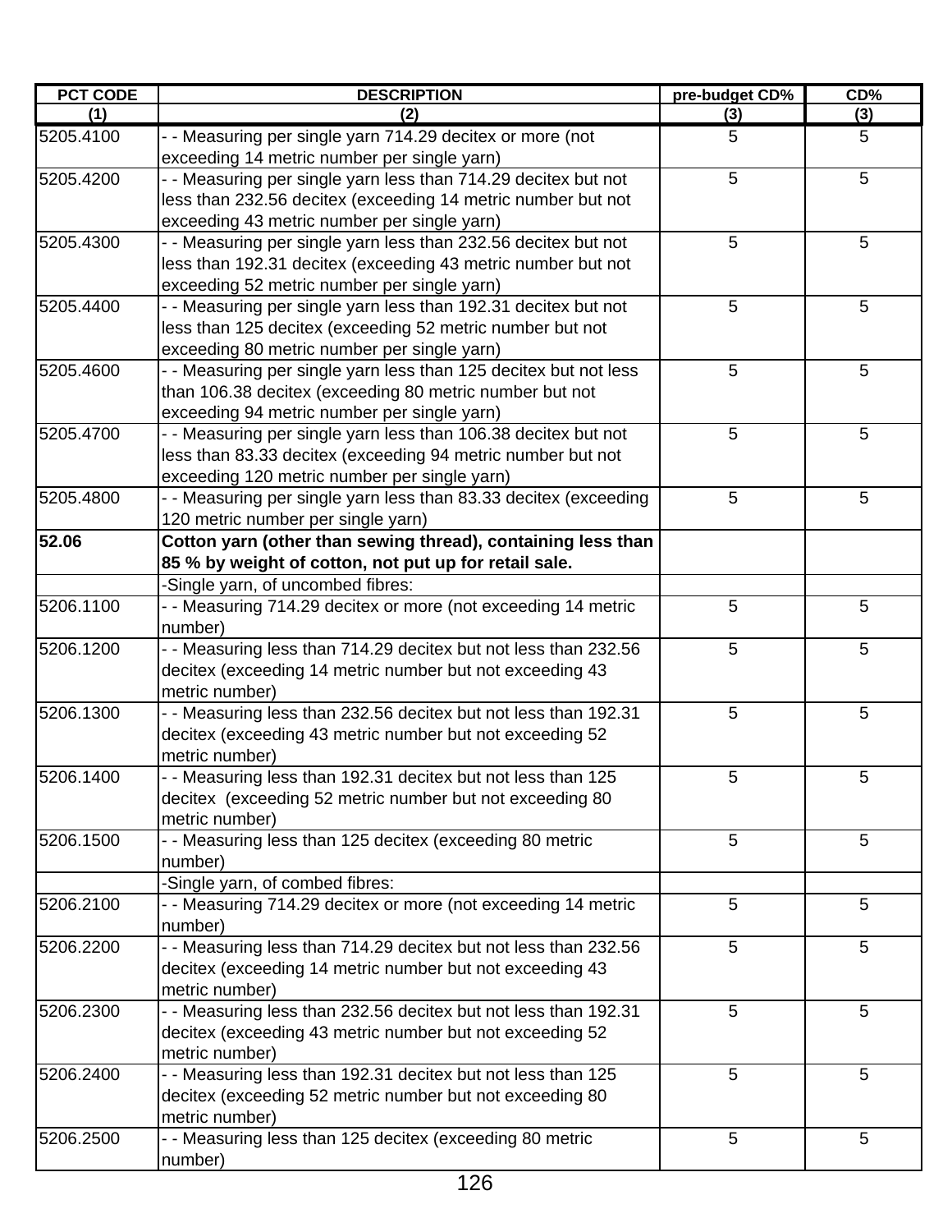| PCT CODE | DESCRIPTION | pre-budget CD% | CD% |
|---|---|---|---|
| (1) | (2) | (3) | (3) |
| 5205.4100 | - - Measuring per single yarn 714.29 decitex or more (not exceeding 14 metric number per single yarn) | 5 | 5 |
| 5205.4200 | - - Measuring per single yarn less than 714.29 decitex but not less than 232.56 decitex (exceeding 14 metric number but not exceeding 43 metric number per single yarn) | 5 | 5 |
| 5205.4300 | - - Measuring per single yarn less than 232.56 decitex but not less than 192.31 decitex (exceeding 43 metric number but not exceeding 52 metric number per single yarn) | 5 | 5 |
| 5205.4400 | - - Measuring per single yarn less than 192.31 decitex but not less than 125 decitex (exceeding 52 metric number but not exceeding 80 metric number per single yarn) | 5 | 5 |
| 5205.4600 | - - Measuring per single yarn less than 125 decitex but not less than 106.38 decitex (exceeding 80 metric number but not exceeding 94 metric number per single yarn) | 5 | 5 |
| 5205.4700 | - - Measuring per single yarn less than 106.38 decitex but not less than 83.33 decitex (exceeding 94 metric number but not exceeding 120 metric number per single yarn) | 5 | 5 |
| 5205.4800 | - - Measuring per single yarn less than 83.33 decitex (exceeding 120 metric number per single yarn) | 5 | 5 |
| **52.06** | **Cotton yarn (other than sewing thread), containing less than 85 % by weight of cotton, not put up for retail sale.** | | |
| | -Single yarn, of uncombed fibres: | | |
| 5206.1100 | - - Measuring 714.29 decitex or more (not exceeding 14 metric number) | 5 | 5 |
| 5206.1200 | - - Measuring less than 714.29 decitex but not less than 232.56 decitex (exceeding 14 metric number but not exceeding 43 metric number) | 5 | 5 |
| 5206.1300 | - - Measuring less than 232.56 decitex but not less than 192.31 decitex (exceeding 43 metric number but not exceeding 52 metric number) | 5 | 5 |
| 5206.1400 | - - Measuring less than 192.31 decitex but not less than 125 decitex (exceeding 52 metric number but not exceeding 80 metric number) | 5 | 5 |
| 5206.1500 | - - Measuring less than 125 decitex (exceeding 80 metric number) | 5 | 5 |
| | -Single yarn, of combed fibres: | | |
| 5206.2100 | - - Measuring 714.29 decitex or more (not exceeding 14 metric number) | 5 | 5 |
| 5206.2200 | - - Measuring less than 714.29 decitex but not less than 232.56 decitex (exceeding 14 metric number but not exceeding 43 metric number) | 5 | 5 |
| 5206.2300 | - - Measuring less than 232.56 decitex but not less than 192.31 decitex (exceeding 43 metric number but not exceeding 52 metric number) | 5 | 5 |
| 5206.2400 | - - Measuring less than 192.31 decitex but not less than 125 decitex (exceeding 52 metric number but not exceeding 80 metric number) | 5 | 5 |
| 5206.2500 | - - Measuring less than 125 decitex (exceeding 80 metric number) | 5 | 5 |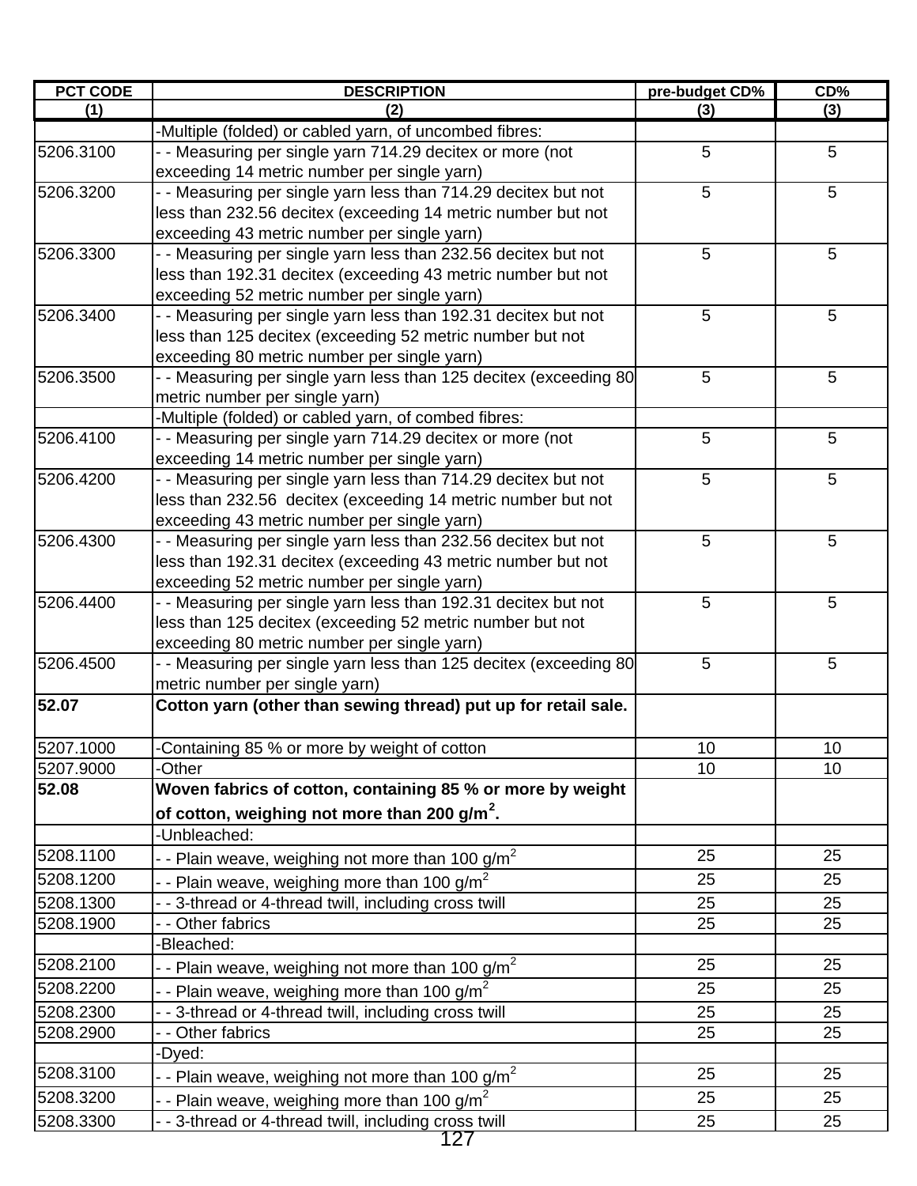| PCT CODE | DESCRIPTION | pre-budget CD% | CD% |
|---|---|---|---|
| (1) | (2) | (3) | (3) |
| | -Multiple (folded) or cabled yarn, of uncombed fibres: | | |
| 5206.3100 | - - Measuring per single yarn 714.29 decitex or more (not exceeding 14 metric number per single yarn) | 5 | 5 |
| 5206.3200 | - - Measuring per single yarn less than 714.29 decitex but not less than 232.56 decitex (exceeding 14 metric number but not exceeding 43 metric number per single yarn) | 5 | 5 |
| 5206.3300 | - - Measuring per single yarn less than 232.56 decitex but not less than 192.31 decitex (exceeding 43 metric number but not exceeding 52 metric number per single yarn) | 5 | 5 |
| 5206.3400 | - - Measuring per single yarn less than 192.31 decitex but not less than 125 decitex (exceeding 52 metric number but not exceeding 80 metric number per single yarn) | 5 | 5 |
| 5206.3500 | - - Measuring per single yarn less than 125 decitex (exceeding 80 metric number per single yarn) | 5 | 5 |
| | -Multiple (folded) or cabled yarn, of combed fibres: | | |
| 5206.4100 | - - Measuring per single yarn 714.29 decitex or more (not exceeding 14 metric number per single yarn) | 5 | 5 |
| 5206.4200 | - - Measuring per single yarn less than 714.29 decitex but not less than 232.56 decitex (exceeding 14 metric number but not exceeding 43 metric number per single yarn) | 5 | 5 |
| 5206.4300 | - - Measuring per single yarn less than 232.56 decitex but not less than 192.31 decitex (exceeding 43 metric number but not exceeding 52 metric number per single yarn) | 5 | 5 |
| 5206.4400 | - - Measuring per single yarn less than 192.31 decitex but not less than 125 decitex (exceeding 52 metric number but not exceeding 80 metric number per single yarn) | 5 | 5 |
| 5206.4500 | - - Measuring per single yarn less than 125 decitex (exceeding 80 metric number per single yarn) | 5 | 5 |
| **52.07** | **Cotton yarn (other than sewing thread) put up for retail sale.** | | |
| 5207.1000 | -Containing 85 % or more by weight of cotton | 10 | 10 |
| 5207.9000 | -Other | 10 | 10 |
| **52.08** | **Woven fabrics of cotton, containing 85 % or more by weight of cotton, weighing not more than 200 g/m$^2$.** | | |
| | -Unbleached: | | |
| 5208.1100 | - - Plain weave, weighing not more than 100 g/m$^2$ | 25 | 25 |
| 5208.1200 | - - Plain weave, weighing more than 100 g/m$^2$ | 25 | 25 |
| 5208.1300 | - - 3-thread or 4-thread twill, including cross twill | 25 | 25 |
| 5208.1900 | - - Other fabrics | 25 | 25 |
| | -Bleached: | | |
| 5208.2100 | - - Plain weave, weighing not more than 100 g/m$^2$ | 25 | 25 |
| 5208.2200 | - - Plain weave, weighing more than 100 g/m$^2$ | 25 | 25 |
| 5208.2300 | - - 3-thread or 4-thread twill, including cross twill | 25 | 25 |
| 5208.2900 | - - Other fabrics | 25 | 25 |
| | -Dyed: | | |
| 5208.3100 | - - Plain weave, weighing not more than 100 g/m$^2$ | 25 | 25 |
| 5208.3200 | - - Plain weave, weighing more than 100 g/m$^2$ | 25 | 25 |
| 5208.3300 | - - 3-thread or 4-thread twill, including cross twill | 25 | 25 |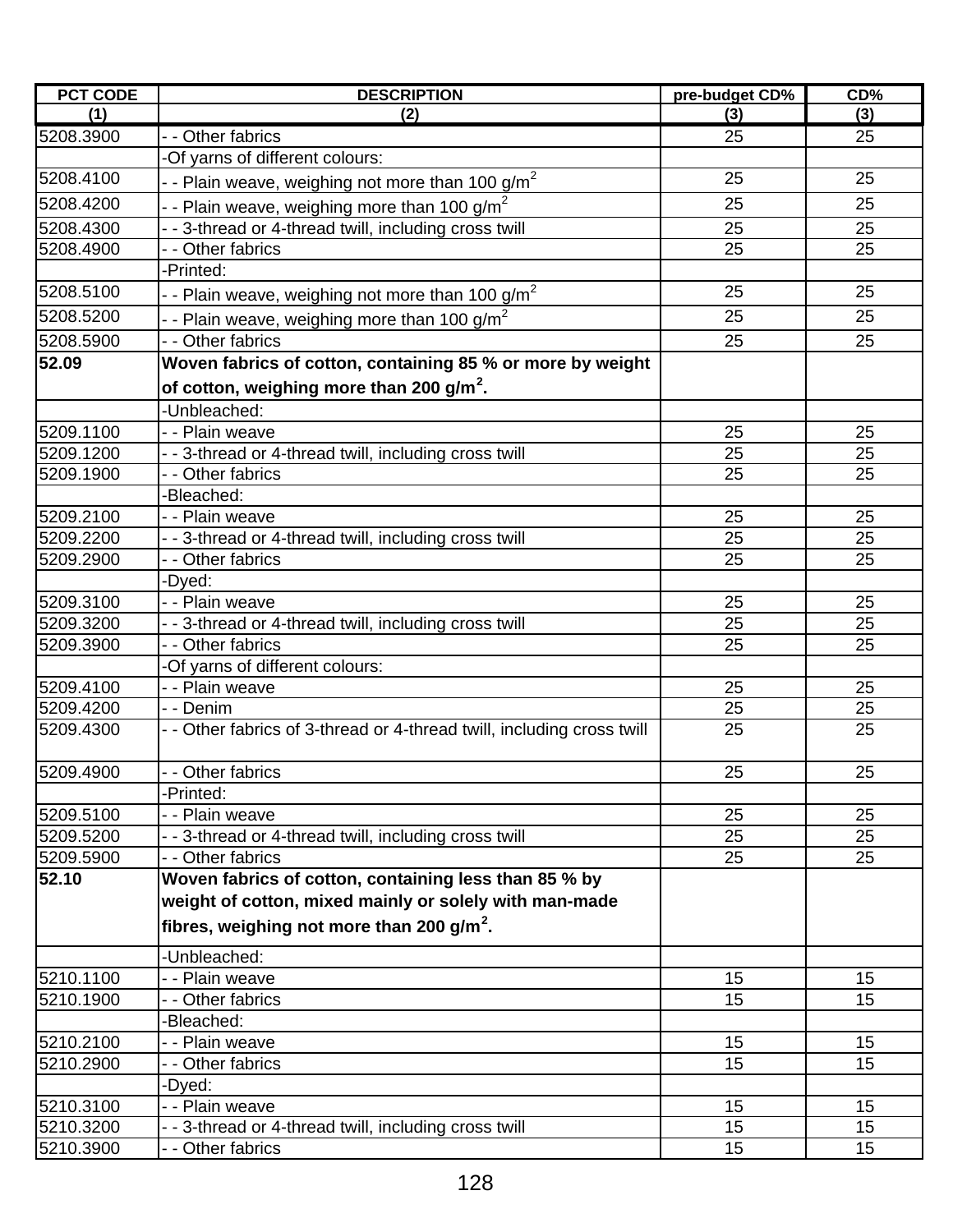| PCT CODE | DESCRIPTION | pre-budget CD% | CD% |
|---|---|---|---|
| (1) | (2) | (3) | (3) |
| 5208.3900 | - - Other fabrics | 25 | 25 |
| | -Of yarns of different colours: | | |
| 5208.4100 | - - Plain weave, weighing not more than 100 g/m$^2$ | 25 | 25 |
| 5208.4200 | - - Plain weave, weighing more than 100 g/m$^2$ | 25 | 25 |
| 5208.4300 | - - 3-thread or 4-thread twill, including cross twill | 25 | 25 |
| 5208.4900 | - - Other fabrics | 25 | 25 |
| | -Printed: | | |
| 5208.5100 | - - Plain weave, weighing not more than 100 g/m$^2$ | 25 | 25 |
| 5208.5200 | - - Plain weave, weighing more than 100 g/m$^2$ | 25 | 25 |
| 5208.5900 | - - Other fabrics | 25 | 25 |
| **52.09** | **Woven fabrics of cotton, containing 85 % or more by weight of cotton, weighing more than 200 g/m$^2$.** | | |
| | -Unbleached: | | |
| 5209.1100 | - - Plain weave | 25 | 25 |
| 5209.1200 | - - 3-thread or 4-thread twill, including cross twill | 25 | 25 |
| 5209.1900 | - - Other fabrics | 25 | 25 |
| | -Bleached: | | |
| 5209.2100 | - - Plain weave | 25 | 25 |
| 5209.2200 | - - 3-thread or 4-thread twill, including cross twill | 25 | 25 |
| 5209.2900 | - - Other fabrics | 25 | 25 |
| | -Dyed: | | |
| 5209.3100 | - - Plain weave | 25 | 25 |
| 5209.3200 | - - 3-thread or 4-thread twill, including cross twill | 25 | 25 |
| 5209.3900 | - - Other fabrics | 25 | 25 |
| | -Of yarns of different colours: | | |
| 5209.4100 | - - Plain weave | 25 | 25 |
| 5209.4200 | - - Denim | 25 | 25 |
| 5209.4300 | - - Other fabrics of 3-thread or 4-thread twill, including cross twill | 25 | 25 |
| 5209.4900 | - - Other fabrics | 25 | 25 |
| | -Printed: | | |
| 5209.5100 | - - Plain weave | 25 | 25 |
| 5209.5200 | - - 3-thread or 4-thread twill, including cross twill | 25 | 25 |
| 5209.5900 | - - Other fabrics | 25 | 25 |
| **52.10** | **Woven fabrics of cotton, containing less than 85 % by weight of cotton, mixed mainly or solely with man-made fibres, weighing not more than 200 g/m$^2$.** | | |
| | -Unbleached: | | |
| 5210.1100 | - - Plain weave | 15 | 15 |
| 5210.1900 | - - Other fabrics | 15 | 15 |
| | -Bleached: | | |
| 5210.2100 | - - Plain weave | 15 | 15 |
| 5210.2900 | - - Other fabrics | 15 | 15 |
| | -Dyed: | | |
| 5210.3100 | - - Plain weave | 15 | 15 |
| 5210.3200 | - - 3-thread or 4-thread twill, including cross twill | 15 | 15 |
| 5210.3900 | - - Other fabrics | 15 | 15 |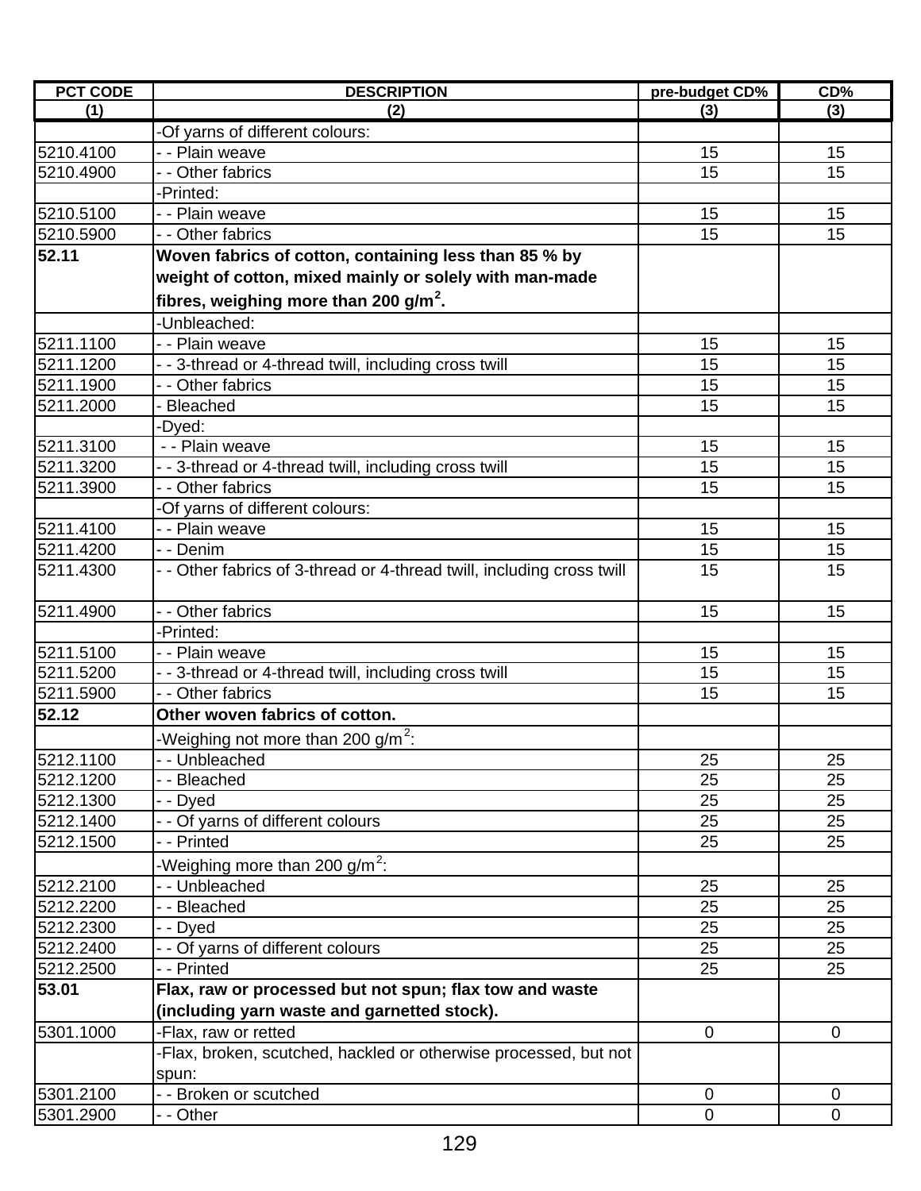| PCT CODE | DESCRIPTION | pre-budget CD% | CD% |
|---|---|---|---|
| (1) | (2) | (3) | (3) |
| | -Of yarns of different colours: | | |
| 5210.4100 | - - Plain weave | 15 | 15 |
| 5210.4900 | - - Other fabrics | 15 | 15 |
| | -Printed: | | |
| 5210.5100 | - - Plain weave | 15 | 15 |
| 5210.5900 | - - Other fabrics | 15 | 15 |
| **52.11** | **Woven fabrics of cotton, containing less than 85 % by weight of cotton, mixed mainly or solely with man-made fibres, weighing more than 200 g/m$^2$.** | | |
| | -Unbleached: | | |
| 5211.1100 | - - Plain weave | 15 | 15 |
| 5211.1200 | - - 3-thread or 4-thread twill, including cross twill | 15 | 15 |
| 5211.1900 | - - Other fabrics | 15 | 15 |
| 5211.2000 | - Bleached | 15 | 15 |
| | -Dyed: | | |
| 5211.3100 | - - Plain weave | 15 | 15 |
| 5211.3200 | - - 3-thread or 4-thread twill, including cross twill | 15 | 15 |
| 5211.3900 | - - Other fabrics | 15 | 15 |
| | -Of yarns of different colours: | | |
| 5211.4100 | - - Plain weave | 15 | 15 |
| 5211.4200 | - - Denim | 15 | 15 |
| 5211.4300 | - - Other fabrics of 3-thread or 4-thread twill, including cross twill | 15 | 15 |
| 5211.4900 | - - Other fabrics | 15 | 15 |
| | -Printed: | | |
| 5211.5100 | - - Plain weave | 15 | 15 |
| 5211.5200 | - - 3-thread or 4-thread twill, including cross twill | 15 | 15 |
| 5211.5900 | - - Other fabrics | 15 | 15 |
| **52.12** | **Other woven fabrics of cotton.** | | |
| | -Weighing not more than 200 g/m$^2$: | | |
| 5212.1100 | - - Unbleached | 25 | 25 |
| 5212.1200 | - - Bleached | 25 | 25 |
| 5212.1300 | - - Dyed | 25 | 25 |
| 5212.1400 | - - Of yarns of different colours | 25 | 25 |
| 5212.1500 | - - Printed | 25 | 25 |
| | -Weighing more than 200 g/m$^2$: | | |
| 5212.2100 | - - Unbleached | 25 | 25 |
| 5212.2200 | - - Bleached | 25 | 25 |
| 5212.2300 | - - Dyed | 25 | 25 |
| 5212.2400 | - - Of yarns of different colours | 25 | 25 |
| 5212.2500 | - - Printed | 25 | 25 |
| **53.01** | **Flax, raw or processed but not spun; flax tow and waste (including yarn waste and garnetted stock).** | | |
| 5301.1000 | -Flax, raw or retted | 0 | 0 |
| | -Flax, broken, scutched, hackled or otherwise processed, but not spun: | | |
| 5301.2100 | - - Broken or scutched | 0 | 0 |
| 5301.2900 | - - Other | 0 | 0 |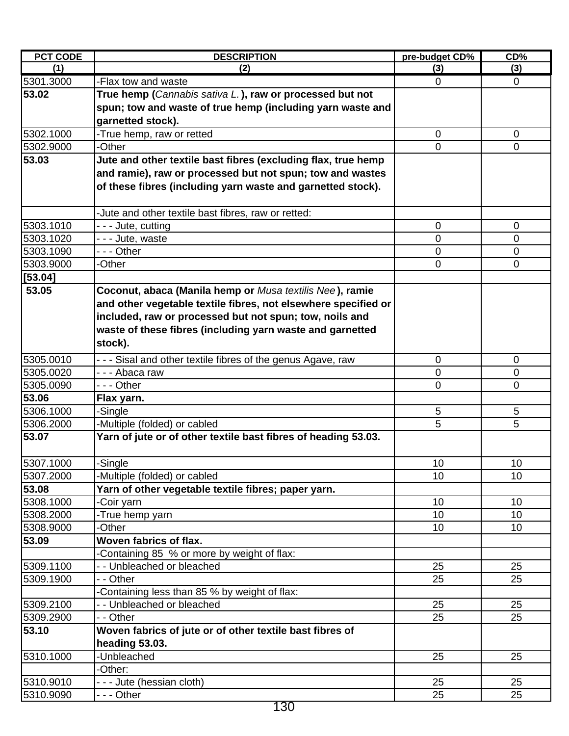| PCT CODE | DESCRIPTION | pre-budget CD% | CD% |
|---|---|---|---|
| (1) | (2) | (3) | (3) |
| 5301.3000 | -Flax tow and waste | 0 | 0 |
| **53.02** | **True hemp (*Cannabis sativa L.*), raw or processed but not spun; tow and waste of true hemp (including yarn waste and garnetted stock).** | | |
| 5302.1000 | -True hemp, raw or retted | 0 | 0 |
| 5302.9000 | -Other | 0 | 0 |
| **53.03** | **Jute and other textile bast fibres (excluding flax, true hemp and ramie), raw or processed but not spun; tow and wastes of these fibres (including yarn waste and garnetted stock).** | | |
| | -Jute and other textile bast fibres, raw or retted: | | |
| 5303.1010 | - - - Jute, cutting | 0 | 0 |
| 5303.1020 | - - - Jute, waste | 0 | 0 |
| 5303.1090 | - - - Other | 0 | 0 |
| 5303.9000 | -Other | 0 | 0 |
| **[53.04]** | | | |
| **53.05** | **Coconut, abaca (Manila hemp or *Musa textilis Nee*), ramie and other vegetable textile fibres, not elsewhere specified or included, raw or processed but not spun; tow, noils and waste of these fibres (including yarn waste and garnetted stock).** | | |
| 5305.0010 | - - - Sisal and other textile fibres of the genus Agave, raw | 0 | 0 |
| 5305.0020 | - - - Abaca raw | 0 | 0 |
| 5305.0090 | - - - Other | 0 | 0 |
| **53.06** | **Flax yarn.** | | |
| 5306.1000 | -Single | 5 | 5 |
| 5306.2000 | -Multiple (folded) or cabled | 5 | 5 |
| **53.07** | **Yarn of jute or of other textile bast fibres of heading 53.03.** | | |
| 5307.1000 | -Single | 10 | 10 |
| 5307.2000 | -Multiple (folded) or cabled | 10 | 10 |
| **53.08** | **Yarn of other vegetable textile fibres; paper yarn.** | | |
| 5308.1000 | -Coir yarn | 10 | 10 |
| 5308.2000 | -True hemp yarn | 10 | 10 |
| 5308.9000 | -Other | 10 | 10 |
| **53.09** | **Woven fabrics of flax.** | | |
| | -Containing 85 % or more by weight of flax: | | |
| 5309.1100 | - - Unbleached or bleached | 25 | 25 |
| 5309.1900 | - - Other | 25 | 25 |
| | -Containing less than 85 % by weight of flax: | | |
| 5309.2100 | - - Unbleached or bleached | 25 | 25 |
| 5309.2900 | - - Other | 25 | 25 |
| **53.10** | **Woven fabrics of jute or of other textile bast fibres of heading 53.03.** | | |
| 5310.1000 | -Unbleached | 25 | 25 |
| | -Other: | | |
| 5310.9010 | - - - Jute (hessian cloth) | 25 | 25 |
| 5310.9090 | - - - Other | 25 | 25 |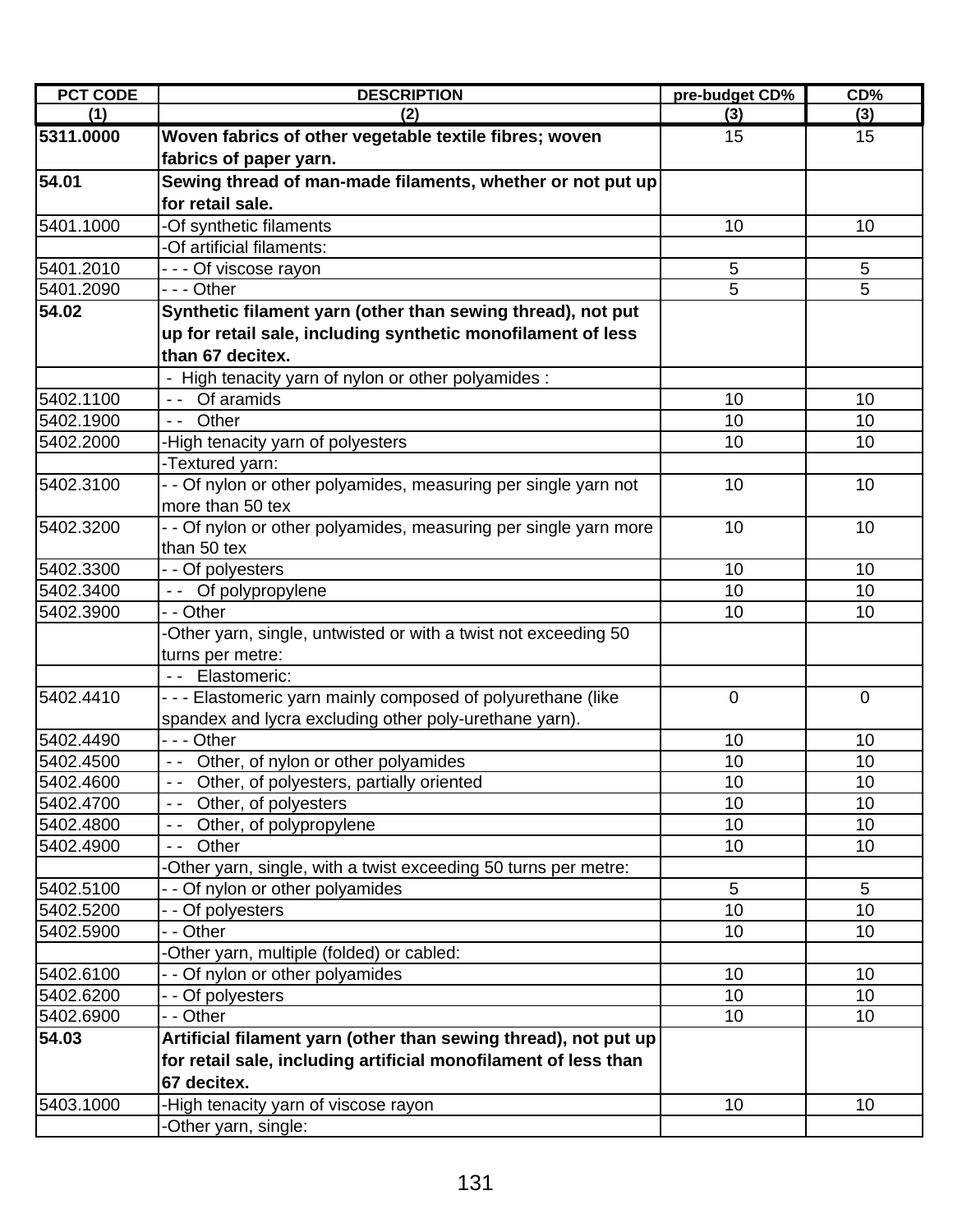| PCT CODE | DESCRIPTION | pre-budget CD% | CD% |
|---|---|---|---|
| (1) | (2) | (3) | (3) |
| **5311.0000** | **Woven fabrics of other vegetable textile fibres; woven fabrics of paper yarn.** | 15 | 15 |
| **54.01** | **Sewing thread of man-made filaments, whether or not put up for retail sale.** | | |
| 5401.1000 | -Of synthetic filaments | 10 | 10 |
| | -Of artificial filaments: | | |
| 5401.2010 | - - - Of viscose rayon | 5 | 5 |
| 5401.2090 | - - - Other | 5 | 5 |
| **54.02** | **Synthetic filament yarn (other than sewing thread), not put up for retail sale, including synthetic monofilament of less than 67 decitex.** | | |
| | - High tenacity yarn of nylon or other polyamides : | | |
| 5402.1100 | - - Of aramids | 10 | 10 |
| 5402.1900 | - - Other | 10 | 10 |
| 5402.2000 | -High tenacity yarn of polyesters | 10 | 10 |
| | -Textured yarn: | | |
| 5402.3100 | - - Of nylon or other polyamides, measuring per single yarn not more than 50 tex | 10 | 10 |
| 5402.3200 | - - Of nylon or other polyamides, measuring per single yarn more than 50 tex | 10 | 10 |
| 5402.3300 | - - Of polyesters | 10 | 10 |
| 5402.3400 | - - Of polypropylene | 10 | 10 |
| 5402.3900 | - - Other | 10 | 10 |
| | -Other yarn, single, untwisted or with a twist not exceeding 50 turns per metre: | | |
| | - - Elastomeric: | | |
| 5402.4410 | - - - Elastomeric yarn mainly composed of polyurethane (like spandex and lycra excluding other poly-urethane yarn). | 0 | 0 |
| 5402.4490 | - - - Other | 10 | 10 |
| 5402.4500 | - - Other, of nylon or other polyamides | 10 | 10 |
| 5402.4600 | - - Other, of polyesters, partially oriented | 10 | 10 |
| 5402.4700 | - - Other, of polyesters | 10 | 10 |
| 5402.4800 | - - Other, of polypropylene | 10 | 10 |
| 5402.4900 | - - Other | 10 | 10 |
| | -Other yarn, single, with a twist exceeding 50 turns per metre: | | |
| 5402.5100 | - - Of nylon or other polyamides | 5 | 5 |
| 5402.5200 | - - Of polyesters | 10 | 10 |
| 5402.5900 | - - Other | 10 | 10 |
| | -Other yarn, multiple (folded) or cabled: | | |
| 5402.6100 | - - Of nylon or other polyamides | 10 | 10 |
| 5402.6200 | - - Of polyesters | 10 | 10 |
| 5402.6900 | - - Other | 10 | 10 |
| **54.03** | **Artificial filament yarn (other than sewing thread), not put up for retail sale, including artificial monofilament of less than 67 decitex.** | | |
| 5403.1000 | -High tenacity yarn of viscose rayon | 10 | 10 |
| | -Other yarn, single: | | |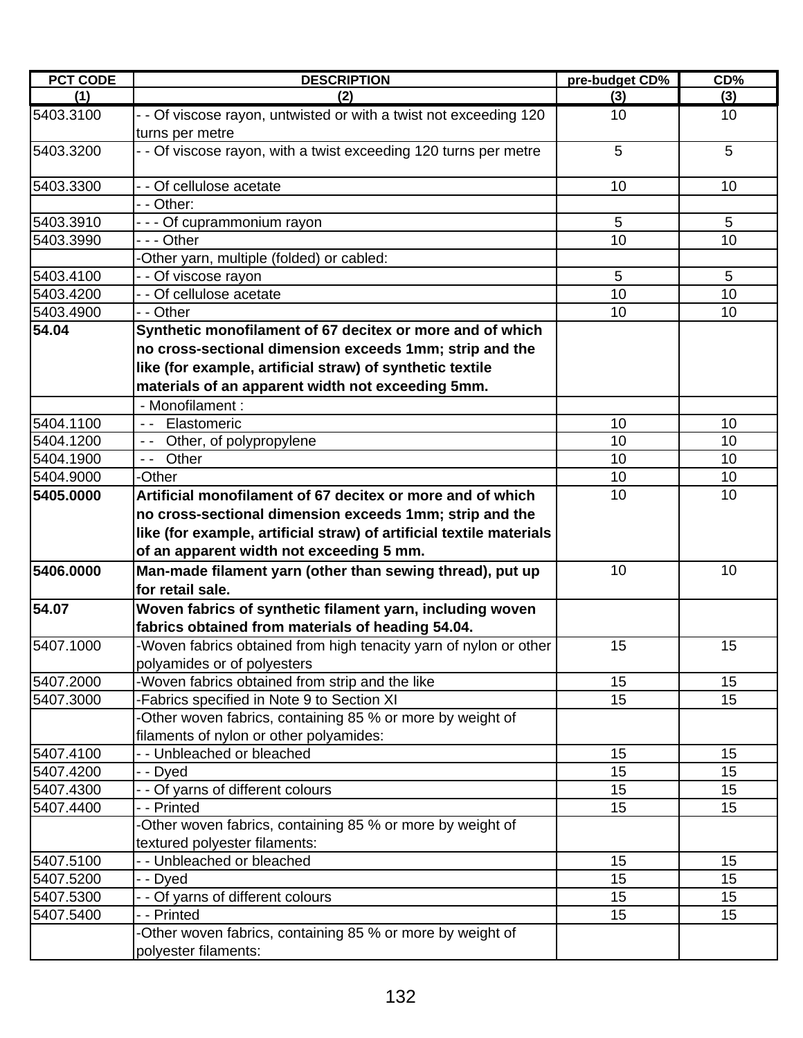| PCT CODE | DESCRIPTION | pre-budget CD% | CD% |
|---|---|---|---|
| (1) | (2) | (3) | (3) |
| 5403.3100 | - - Of viscose rayon, untwisted or with a twist not exceeding 120 turns per metre | 10 | 10 |
| 5403.3200 | - - Of viscose rayon, with a twist exceeding 120 turns per metre | 5 | 5 |
| 5403.3300 | - - Of cellulose acetate | 10 | 10 |
| | - - Other: | | |
| 5403.3910 | - - - Of cuprammonium rayon | 5 | 5 |
| 5403.3990 | - - - Other | 10 | 10 |
| | -Other yarn, multiple (folded) or cabled: | | |
| 5403.4100 | - - Of viscose rayon | 5 | 5 |
| 5403.4200 | - - Of cellulose acetate | 10 | 10 |
| 5403.4900 | - - Other | 10 | 10 |
| **54.04** | **Synthetic monofilament of 67 decitex or more and of which no cross-sectional dimension exceeds 1mm; strip and the like (for example, artificial straw) of synthetic textile materials of an apparent width not exceeding 5mm.** | | |
| | - Monofilament : | | |
| 5404.1100 | - - Elastomeric | 10 | 10 |
| 5404.1200 | - - Other, of polypropylene | 10 | 10 |
| 5404.1900 | - - Other | 10 | 10 |
| 5404.9000 | -Other | 10 | 10 |
| **5405.0000** | **Artificial monofilament of 67 decitex or more and of which no cross-sectional dimension exceeds 1mm; strip and the like (for example, artificial straw) of artificial textile materials of an apparent width not exceeding 5 mm.** | 10 | 10 |
| **5406.0000** | **Man-made filament yarn (other than sewing thread), put up for retail sale.** | 10 | 10 |
| **54.07** | **Woven fabrics of synthetic filament yarn, including woven fabrics obtained from materials of heading 54.04.** | | |
| 5407.1000 | -Woven fabrics obtained from high tenacity yarn of nylon or other polyamides or of polyesters | 15 | 15 |
| 5407.2000 | -Woven fabrics obtained from strip and the like | 15 | 15 |
| 5407.3000 | -Fabrics specified in Note 9 to Section XI | 15 | 15 |
| | -Other woven fabrics, containing 85 % or more by weight of filaments of nylon or other polyamides: | | |
| 5407.4100 | - - Unbleached or bleached | 15 | 15 |
| 5407.4200 | - - Dyed | 15 | 15 |
| 5407.4300 | - - Of yarns of different colours | 15 | 15 |
| 5407.4400 | - - Printed | 15 | 15 |
| | -Other woven fabrics, containing 85 % or more by weight of textured polyester filaments: | | |
| 5407.5100 | - - Unbleached or bleached | 15 | 15 |
| 5407.5200 | - - Dyed | 15 | 15 |
| 5407.5300 | - - Of yarns of different colours | 15 | 15 |
| 5407.5400 | - - Printed | 15 | 15 |
| | -Other woven fabrics, containing 85 % or more by weight of polyester filaments: | | |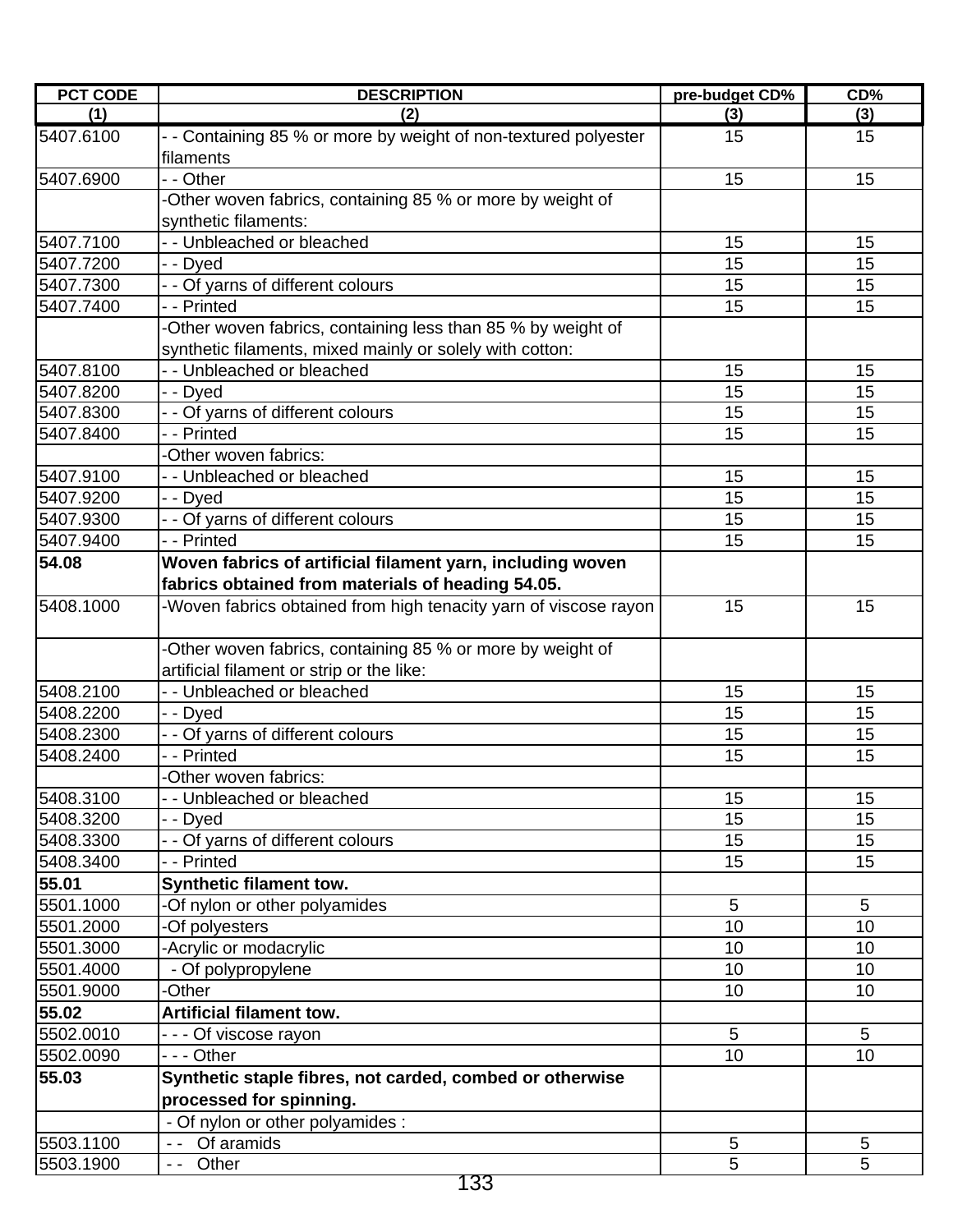| PCT CODE | DESCRIPTION | pre-budget CD% | CD% |
|---|---|---|---|
| (1) | (2) | (3) | (3) |
| 5407.6100 | - - Containing 85 % or more by weight of non-textured polyester filaments | 15 | 15 |
| 5407.6900 | - - Other | 15 | 15 |
| | -Other woven fabrics, containing 85 % or more by weight of synthetic filaments: | | |
| 5407.7100 | - - Unbleached or bleached | 15 | 15 |
| 5407.7200 | - - Dyed | 15 | 15 |
| 5407.7300 | - - Of yarns of different colours | 15 | 15 |
| 5407.7400 | - - Printed | 15 | 15 |
| | -Other woven fabrics, containing less than 85 % by weight of synthetic filaments, mixed mainly or solely with cotton: | | |
| 5407.8100 | - - Unbleached or bleached | 15 | 15 |
| 5407.8200 | - - Dyed | 15 | 15 |
| 5407.8300 | - - Of yarns of different colours | 15 | 15 |
| 5407.8400 | - - Printed | 15 | 15 |
| | -Other woven fabrics: | | |
| 5407.9100 | - - Unbleached or bleached | 15 | 15 |
| 5407.9200 | - - Dyed | 15 | 15 |
| 5407.9300 | - - Of yarns of different colours | 15 | 15 |
| 5407.9400 | - - Printed | 15 | 15 |
| **54.08** | **Woven fabrics of artificial filament yarn, including woven fabrics obtained from materials of heading 54.05.** | | |
| 5408.1000 | -Woven fabrics obtained from high tenacity yarn of viscose rayon | 15 | 15 |
| | -Other woven fabrics, containing 85 % or more by weight of artificial filament or strip or the like: | | |
| 5408.2100 | - - Unbleached or bleached | 15 | 15 |
| 5408.2200 | - - Dyed | 15 | 15 |
| 5408.2300 | - - Of yarns of different colours | 15 | 15 |
| 5408.2400 | - - Printed | 15 | 15 |
| | -Other woven fabrics: | | |
| 5408.3100 | - - Unbleached or bleached | 15 | 15 |
| 5408.3200 | - - Dyed | 15 | 15 |
| 5408.3300 | - - Of yarns of different colours | 15 | 15 |
| 5408.3400 | - - Printed | 15 | 15 |
| **55.01** | **Synthetic filament tow.** | | |
| 5501.1000 | -Of nylon or other polyamides | 5 | 5 |
| 5501.2000 | -Of polyesters | 10 | 10 |
| 5501.3000 | -Acrylic or modacrylic | 10 | 10 |
| 5501.4000 | - Of polypropylene | 10 | 10 |
| 5501.9000 | -Other | 10 | 10 |
| **55.02** | **Artificial filament tow.** | | |
| 5502.0010 | - - - Of viscose rayon | 5 | 5 |
| 5502.0090 | - - - Other | 10 | 10 |
| **55.03** | **Synthetic staple fibres, not carded, combed or otherwise processed for spinning.** | | |
| | - Of nylon or other polyamides : | | |
| 5503.1100 | - - Of aramids | 5 | 5 |
| 5503.1900 | - - Other | 5 | 5 |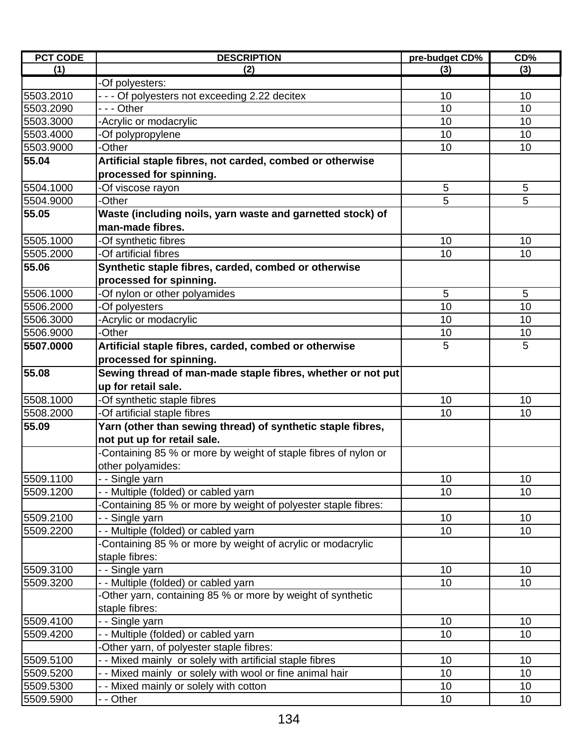| PCT CODE | DESCRIPTION | pre-budget CD% | CD% |
|---|---|---|---|
| (1) | (2) | (3) | (3) |
| | -Of polyesters: | | |
| 5503.2010 | - - - Of polyesters not exceeding 2.22 decitex | 10 | 10 |
| 5503.2090 | - - - Other | 10 | 10 |
| 5503.3000 | -Acrylic or modacrylic | 10 | 10 |
| 5503.4000 | -Of polypropylene | 10 | 10 |
| 5503.9000 | -Other | 10 | 10 |
| **55.04** | **Artificial staple fibres, not carded, combed or otherwise processed for spinning.** | | |
| 5504.1000 | -Of viscose rayon | 5 | 5 |
| 5504.9000 | -Other | 5 | 5 |
| **55.05** | **Waste (including noils, yarn waste and garnetted stock) of man-made fibres.** | | |
| 5505.1000 | -Of synthetic fibres | 10 | 10 |
| 5505.2000 | -Of artificial fibres | 10 | 10 |
| **55.06** | **Synthetic staple fibres, carded, combed or otherwise processed for spinning.** | | |
| 5506.1000 | -Of nylon or other polyamides | 5 | 5 |
| 5506.2000 | -Of polyesters | 10 | 10 |
| 5506.3000 | -Acrylic or modacrylic | 10 | 10 |
| 5506.9000 | -Other | 10 | 10 |
| **5507.0000** | **Artificial staple fibres, carded, combed or otherwise processed for spinning.** | 5 | 5 |
| **55.08** | **Sewing thread of man-made staple fibres, whether or not put up for retail sale.** | | |
| 5508.1000 | -Of synthetic staple fibres | 10 | 10 |
| 5508.2000 | -Of artificial staple fibres | 10 | 10 |
| **55.09** | **Yarn (other than sewing thread) of synthetic staple fibres, not put up for retail sale.** | | |
| | -Containing 85 % or more by weight of staple fibres of nylon or other polyamides: | | |
| 5509.1100 | - - Single yarn | 10 | 10 |
| 5509.1200 | - - Multiple (folded) or cabled yarn | 10 | 10 |
| | -Containing 85 % or more by weight of polyester staple fibres: | | |
| 5509.2100 | - - Single yarn | 10 | 10 |
| 5509.2200 | - - Multiple (folded) or cabled yarn | 10 | 10 |
| | -Containing 85 % or more by weight of acrylic or modacrylic staple fibres: | | |
| 5509.3100 | - - Single yarn | 10 | 10 |
| 5509.3200 | - - Multiple (folded) or cabled yarn | 10 | 10 |
| | -Other yarn, containing 85 % or more by weight of synthetic staple fibres: | | |
| 5509.4100 | - - Single yarn | 10 | 10 |
| 5509.4200 | - - Multiple (folded) or cabled yarn | 10 | 10 |
| | -Other yarn, of polyester staple fibres: | | |
| 5509.5100 | - - Mixed mainly or solely with artificial staple fibres | 10 | 10 |
| 5509.5200 | - - Mixed mainly or solely with wool or fine animal hair | 10 | 10 |
| 5509.5300 | - - Mixed mainly or solely with cotton | 10 | 10 |
| 5509.5900 | - - Other | 10 | 10 |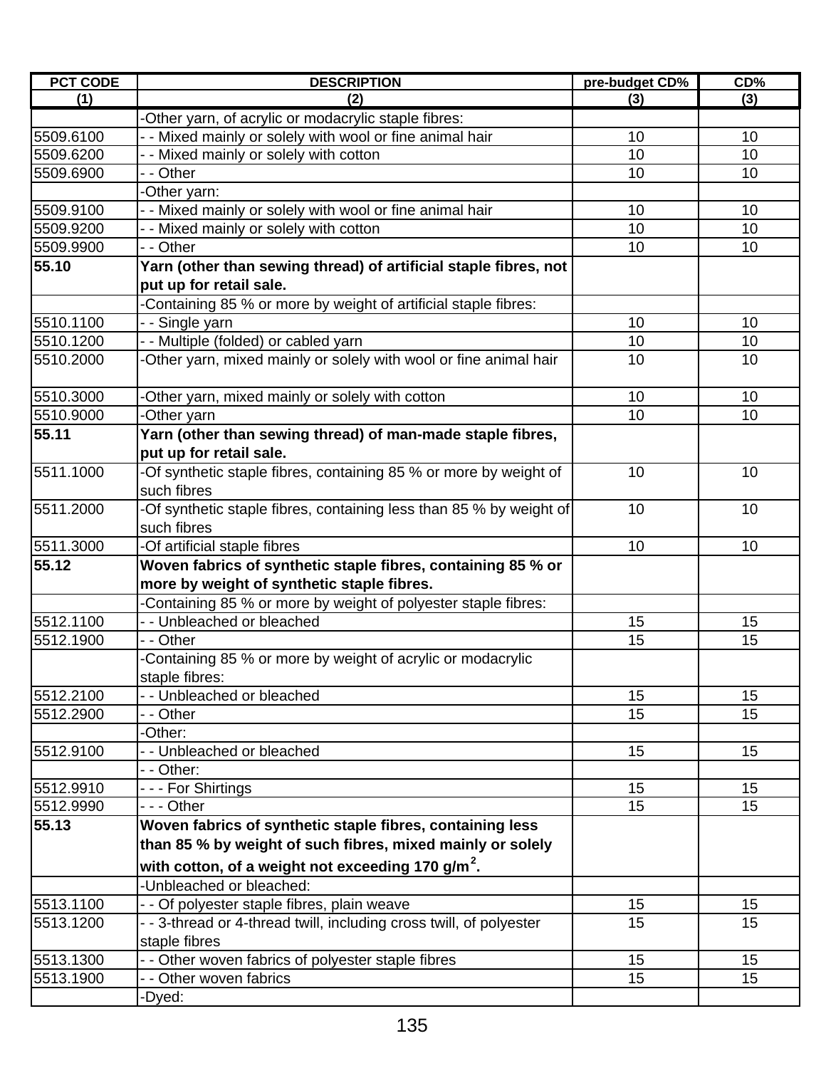| PCT CODE | DESCRIPTION | pre-budget CD% | CD% |
|---|---|---|---|
| (1) | (2) | (3) | (3) |
| | -Other yarn, of acrylic or modacrylic staple fibres: | | |
| 5509.6100 | - - Mixed mainly or solely with wool or fine animal hair | 10 | 10 |
| 5509.6200 | - - Mixed mainly or solely with cotton | 10 | 10 |
| 5509.6900 | - - Other | 10 | 10 |
| | -Other yarn: | | |
| 5509.9100 | - - Mixed mainly or solely with wool or fine animal hair | 10 | 10 |
| 5509.9200 | - - Mixed mainly or solely with cotton | 10 | 10 |
| 5509.9900 | - - Other | 10 | 10 |
| **55.10** | **Yarn (other than sewing thread) of artificial staple fibres, not put up for retail sale.** | | |
| | -Containing 85 % or more by weight of artificial staple fibres: | | |
| 5510.1100 | - - Single yarn | 10 | 10 |
| 5510.1200 | - - Multiple (folded) or cabled yarn | 10 | 10 |
| 5510.2000 | -Other yarn, mixed mainly or solely with wool or fine animal hair | 10 | 10 |
| 5510.3000 | -Other yarn, mixed mainly or solely with cotton | 10 | 10 |
| 5510.9000 | -Other yarn | 10 | 10 |
| **55.11** | **Yarn (other than sewing thread) of man-made staple fibres, put up for retail sale.** | | |
| 5511.1000 | -Of synthetic staple fibres, containing 85 % or more by weight of such fibres | 10 | 10 |
| 5511.2000 | -Of synthetic staple fibres, containing less than 85 % by weight of such fibres | 10 | 10 |
| 5511.3000 | -Of artificial staple fibres | 10 | 10 |
| **55.12** | **Woven fabrics of synthetic staple fibres, containing 85 % or more by weight of synthetic staple fibres.** | | |
| | -Containing 85 % or more by weight of polyester staple fibres: | | |
| 5512.1100 | - - Unbleached or bleached | 15 | 15 |
| 5512.1900 | - - Other | 15 | 15 |
| | -Containing 85 % or more by weight of acrylic or modacrylic staple fibres: | | |
| 5512.2100 | - - Unbleached or bleached | 15 | 15 |
| 5512.2900 | - - Other | 15 | 15 |
| | -Other: | | |
| 5512.9100 | - - Unbleached or bleached | 15 | 15 |
| | - - Other: | | |
| 5512.9910 | - - - For Shirtings | 15 | 15 |
| 5512.9990 | - - - Other | 15 | 15 |
| **55.13** | **Woven fabrics of synthetic staple fibres, containing less than 85 % by weight of such fibres, mixed mainly or solely with cotton, of a weight not exceeding 170 g/m$^2$.** | | |
| | -Unbleached or bleached: | | |
| 5513.1100 | - - Of polyester staple fibres, plain weave | 15 | 15 |
| 5513.1200 | - - 3-thread or 4-thread twill, including cross twill, of polyester staple fibres | 15 | 15 |
| 5513.1300 | - - Other woven fabrics of polyester staple fibres | 15 | 15 |
| 5513.1900 | - - Other woven fabrics | 15 | 15 |
| | -Dyed: | | |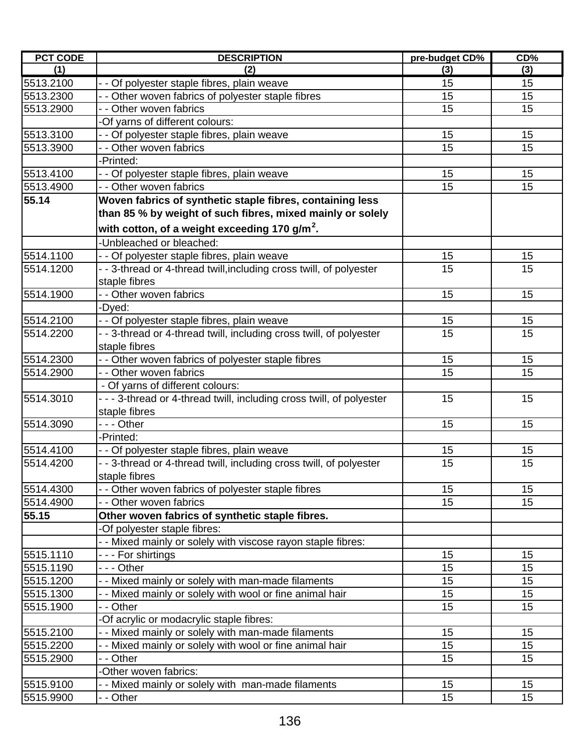| PCT CODE | DESCRIPTION | pre-budget CD% | CD% |
|---|---|---|---|
| (1) | (2) | (3) | (3) |
| 5513.2100 | - - Of polyester staple fibres, plain weave | 15 | 15 |
| 5513.2300 | - - Other woven fabrics of polyester staple fibres | 15 | 15 |
| 5513.2900 | - - Other woven fabrics | 15 | 15 |
| | -Of yarns of different colours: | | |
| 5513.3100 | - - Of polyester staple fibres, plain weave | 15 | 15 |
| 5513.3900 | - - Other woven fabrics | 15 | 15 |
| | -Printed: | | |
| 5513.4100 | - - Of polyester staple fibres, plain weave | 15 | 15 |
| 5513.4900 | - - Other woven fabrics | 15 | 15 |
| **55.14** | **Woven fabrics of synthetic staple fibres, containing less than 85 % by weight of such fibres, mixed mainly or solely with cotton, of a weight exceeding 170 g/m$^2$.** | | |
| | -Unbleached or bleached: | | |
| 5514.1100 | - - Of polyester staple fibres, plain weave | 15 | 15 |
| 5514.1200 | - - 3-thread or 4-thread twill,including cross twill, of polyester staple fibres | 15 | 15 |
| 5514.1900 | - - Other woven fabrics | 15 | 15 |
| | -Dyed: | | |
| 5514.2100 | - - Of polyester staple fibres, plain weave | 15 | 15 |
| 5514.2200 | - - 3-thread or 4-thread twill, including cross twill, of polyester staple fibres | 15 | 15 |
| 5514.2300 | - - Other woven fabrics of polyester staple fibres | 15 | 15 |
| 5514.2900 | - - Other woven fabrics | 15 | 15 |
| | - Of yarns of different colours: | | |
| 5514.3010 | - - - 3-thread or 4-thread twill, including cross twill, of polyester staple fibres | 15 | 15 |
| 5514.3090 | - - - Other | 15 | 15 |
| | -Printed: | | |
| 5514.4100 | - - Of polyester staple fibres, plain weave | 15 | 15 |
| 5514.4200 | - - 3-thread or 4-thread twill, including cross twill, of polyester staple fibres | 15 | 15 |
| 5514.4300 | - - Other woven fabrics of polyester staple fibres | 15 | 15 |
| 5514.4900 | - - Other woven fabrics | 15 | 15 |
| **55.15** | **Other woven fabrics of synthetic staple fibres.** | | |
| | -Of polyester staple fibres: | | |
| | - - Mixed mainly or solely with viscose rayon staple fibres: | | |
| 5515.1110 | - - - For shirtings | 15 | 15 |
| 5515.1190 | - - - Other | 15 | 15 |
| 5515.1200 | - - Mixed mainly or solely with man-made filaments | 15 | 15 |
| 5515.1300 | - - Mixed mainly or solely with wool or fine animal hair | 15 | 15 |
| 5515.1900 | - - Other | 15 | 15 |
| | -Of acrylic or modacrylic staple fibres: | | |
| 5515.2100 | - - Mixed mainly or solely with man-made filaments | 15 | 15 |
| 5515.2200 | - - Mixed mainly or solely with wool or fine animal hair | 15 | 15 |
| 5515.2900 | - - Other | 15 | 15 |
| | -Other woven fabrics: | | |
| 5515.9100 | - - Mixed mainly or solely with man-made filaments | 15 | 15 |
| 5515.9900 | - - Other | 15 | 15 |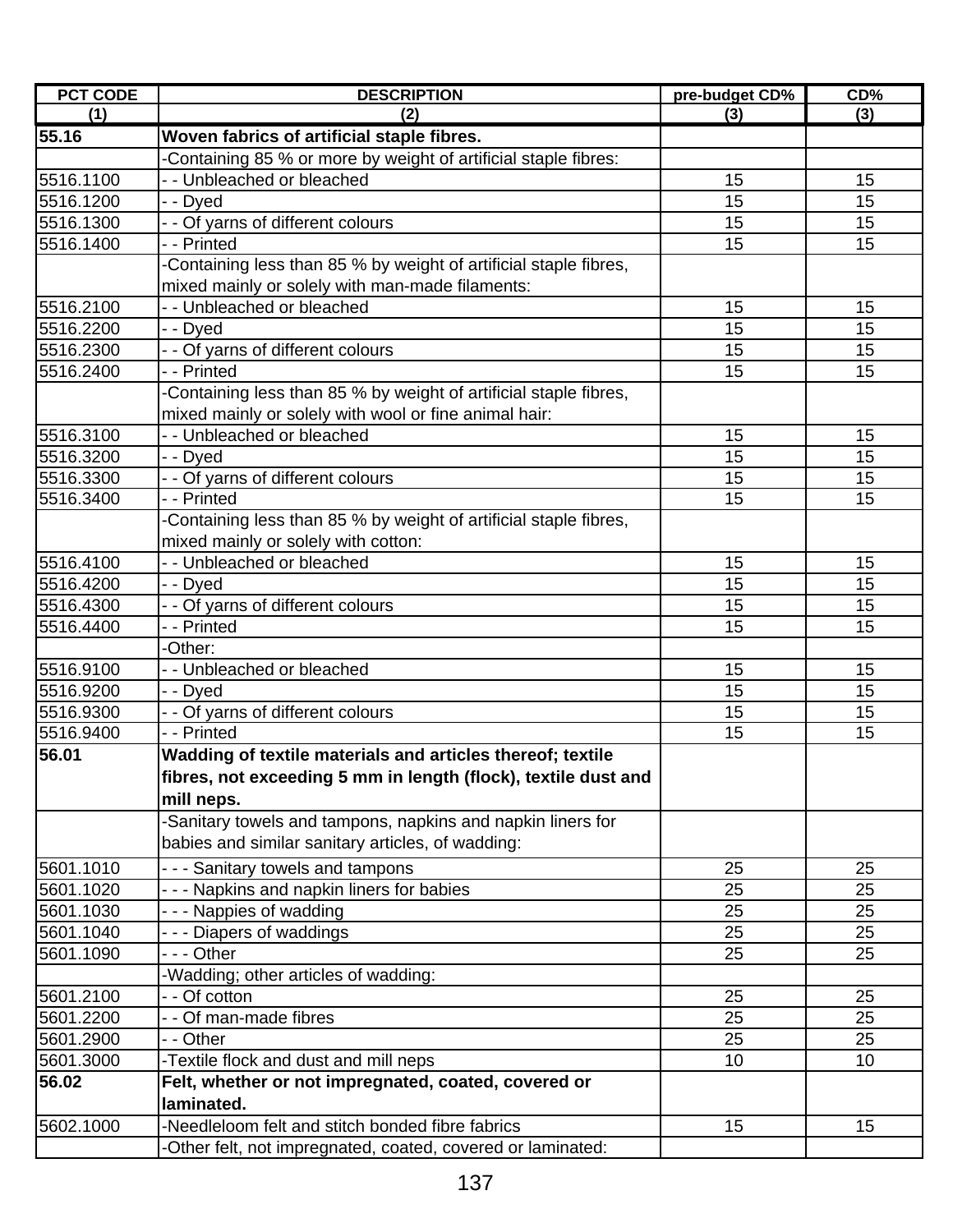| PCT CODE | DESCRIPTION | pre-budget CD% | CD% |
|---|---|---|---|
| (1) | (2) | (3) | (3) |
| **55.16** | **Woven fabrics of artificial staple fibres.** | | |
| | -Containing 85 % or more by weight of artificial staple fibres: | | |
| 5516.1100 | - - Unbleached or bleached | 15 | 15 |
| 5516.1200 | - - Dyed | 15 | 15 |
| 5516.1300 | - - Of yarns of different colours | 15 | 15 |
| 5516.1400 | - - Printed | 15 | 15 |
| | -Containing less than 85 % by weight of artificial staple fibres, mixed mainly or solely with man-made filaments: | | |
| 5516.2100 | - - Unbleached or bleached | 15 | 15 |
| 5516.2200 | - - Dyed | 15 | 15 |
| 5516.2300 | - - Of yarns of different colours | 15 | 15 |
| 5516.2400 | - - Printed | 15 | 15 |
| | -Containing less than 85 % by weight of artificial staple fibres, mixed mainly or solely with wool or fine animal hair: | | |
| 5516.3100 | - - Unbleached or bleached | 15 | 15 |
| 5516.3200 | - - Dyed | 15 | 15 |
| 5516.3300 | - - Of yarns of different colours | 15 | 15 |
| 5516.3400 | - - Printed | 15 | 15 |
| | -Containing less than 85 % by weight of artificial staple fibres, mixed mainly or solely with cotton: | | |
| 5516.4100 | - - Unbleached or bleached | 15 | 15 |
| 5516.4200 | - - Dyed | 15 | 15 |
| 5516.4300 | - - Of yarns of different colours | 15 | 15 |
| 5516.4400 | - - Printed | 15 | 15 |
| | -Other: | | |
| 5516.9100 | - - Unbleached or bleached | 15 | 15 |
| 5516.9200 | - - Dyed | 15 | 15 |
| 5516.9300 | - - Of yarns of different colours | 15 | 15 |
| 5516.9400 | - - Printed | 15 | 15 |
| **56.01** | **Wadding of textile materials and articles thereof; textile fibres, not exceeding 5 mm in length (flock), textile dust and mill neps.** | | |
| | -Sanitary towels and tampons, napkins and napkin liners for babies and similar sanitary articles, of wadding: | | |
| 5601.1010 | - - - Sanitary towels and tampons | 25 | 25 |
| 5601.1020 | - - - Napkins and napkin liners for babies | 25 | 25 |
| 5601.1030 | - - - Nappies of wadding | 25 | 25 |
| 5601.1040 | - - - Diapers of waddings | 25 | 25 |
| 5601.1090 | - - - Other | 25 | 25 |
| | -Wadding; other articles of wadding: | | |
| 5601.2100 | - - Of cotton | 25 | 25 |
| 5601.2200 | - - Of man-made fibres | 25 | 25 |
| 5601.2900 | - - Other | 25 | 25 |
| 5601.3000 | -Textile flock and dust and mill neps | 10 | 10 |
| **56.02** | **Felt, whether or not impregnated, coated, covered or laminated.** | | |
| 5602.1000 | -Needleloom felt and stitch bonded fibre fabrics | 15 | 15 |
| | -Other felt, not impregnated, coated, covered or laminated: | | |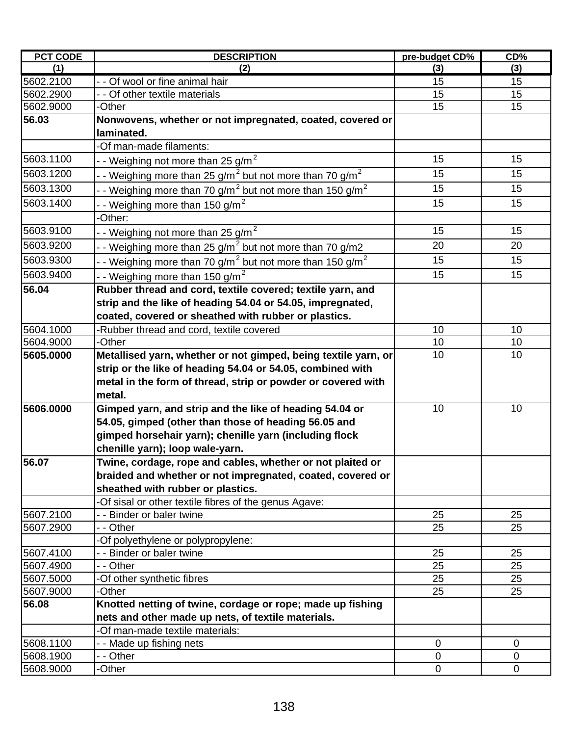| PCT CODE | DESCRIPTION | pre-budget CD% | CD% |
|---|---|---|---|
| (1) | (2) | (3) | (3) |
| 5602.2100 | - - Of wool or fine animal hair | 15 | 15 |
| 5602.2900 | - - Of other textile materials | 15 | 15 |
| 5602.9000 | -Other | 15 | 15 |
| **56.03** | **Nonwovens, whether or not impregnated, coated, covered or laminated.** | | |
| | -Of man-made filaments: | | |
| 5603.1100 | - - Weighing not more than 25 $g/m^2$ | 15 | 15 |
| 5603.1200 | - - Weighing more than 25 $g/m^2$ but not more than 70 $g/m^2$ | 15 | 15 |
| 5603.1300 | - - Weighing more than 70 $g/m^2$ but not more than 150 $g/m^2$ | 15 | 15 |
| 5603.1400 | - - Weighing more than 150 $g/m^2$ | 15 | 15 |
| | -Other: | | |
| 5603.9100 | - - Weighing not more than 25 $g/m^2$ | 15 | 15 |
| 5603.9200 | - - Weighing more than 25 $g/m^2$ but not more than 70 g/m2 | 20 | 20 |
| 5603.9300 | - - Weighing more than 70 $g/m^2$ but not more than 150 $g/m^2$ | 15 | 15 |
| 5603.9400 | - - Weighing more than 150 $g/m^2$ | 15 | 15 |
| **56.04** | **Rubber thread and cord, textile covered; textile yarn, and strip and the like of heading 54.04 or 54.05, impregnated, coated, covered or sheathed with rubber or plastics.** | | |
| 5604.1000 | -Rubber thread and cord, textile covered | 10 | 10 |
| 5604.9000 | -Other | 10 | 10 |
| **5605.0000** | **Metallised yarn, whether or not gimped, being textile yarn, or strip or the like of heading 54.04 or 54.05, combined with metal in the form of thread, strip or powder or covered with metal.** | 10 | 10 |
| **5606.0000** | **Gimped yarn, and strip and the like of heading 54.04 or 54.05, gimped (other than those of heading 56.05 and gimped horsehair yarn); chenille yarn (including flock chenille yarn); loop wale-yarn.** | 10 | 10 |
| **56.07** | **Twine, cordage, rope and cables, whether or not plaited or braided and whether or not impregnated, coated, covered or sheathed with rubber or plastics.** | | |
| | -Of sisal or other textile fibres of the genus Agave: | | |
| 5607.2100 | - - Binder or baler twine | 25 | 25 |
| 5607.2900 | - - Other | 25 | 25 |
| | -Of polyethylene or polypropylene: | | |
| 5607.4100 | - - Binder or baler twine | 25 | 25 |
| 5607.4900 | - - Other | 25 | 25 |
| 5607.5000 | -Of other synthetic fibres | 25 | 25 |
| 5607.9000 | -Other | 25 | 25 |
| **56.08** | **Knotted netting of twine, cordage or rope; made up fishing nets and other made up nets, of textile materials.** | | |
| | -Of man-made textile materials: | | |
| 5608.1100 | - - Made up fishing nets | 0 | 0 |
| 5608.1900 | - - Other | 0 | 0 |
| 5608.9000 | -Other | 0 | 0 |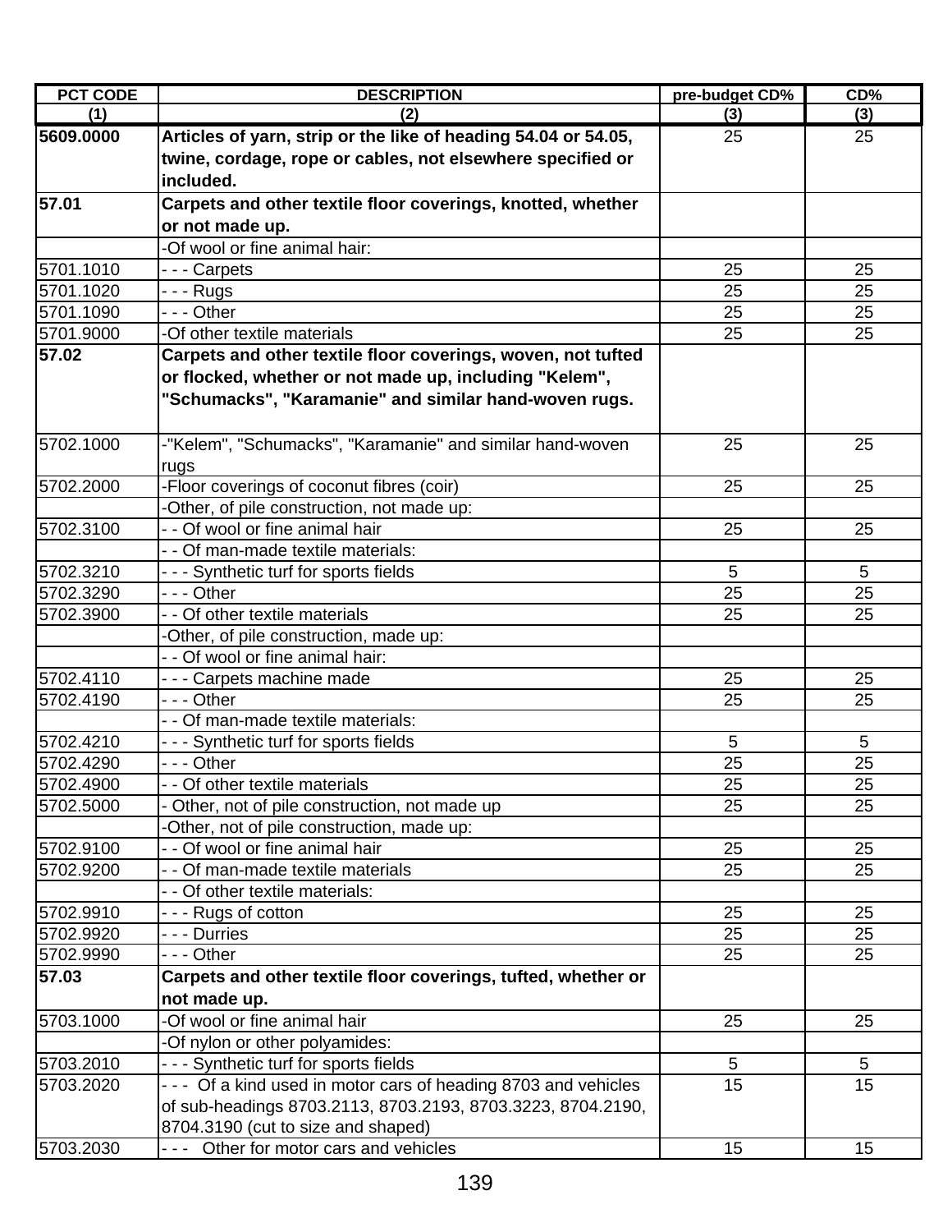| PCT CODE | DESCRIPTION | pre-budget CD% | CD% |
|---|---|---|---|
| (1) | (2) | (3) | (3) |
| **5609.0000** | **Articles of yarn, strip or the like of heading 54.04 or 54.05, twine, cordage, rope or cables, not elsewhere specified or included.** | 25 | 25 |
| **57.01** | **Carpets and other textile floor coverings, knotted, whether or not made up.** | | |
| | -Of wool or fine animal hair: | | |
| 5701.1010 | - - - Carpets | 25 | 25 |
| 5701.1020 | - - - Rugs | 25 | 25 |
| 5701.1090 | - - - Other | 25 | 25 |
| 5701.9000 | -Of other textile materials | 25 | 25 |
| **57.02** | **Carpets and other textile floor coverings, woven, not tufted or flocked, whether or not made up, including "Kelem", "Schumacks", "Karamanie" and similar hand-woven rugs.** | | |
| 5702.1000 | -"Kelem", "Schumacks", "Karamanie" and similar hand-woven rugs | 25 | 25 |
| 5702.2000 | -Floor coverings of coconut fibres (coir) | 25 | 25 |
| | -Other, of pile construction, not made up: | | |
| 5702.3100 | - - Of wool or fine animal hair | 25 | 25 |
| | - - Of man-made textile materials: | | |
| 5702.3210 | - - - Synthetic turf for sports fields | 5 | 5 |
| 5702.3290 | - - - Other | 25 | 25 |
| 5702.3900 | - - Of other textile materials | 25 | 25 |
| | -Other, of pile construction, made up: | | |
| | - - Of wool or fine animal hair: | | |
| 5702.4110 | - - - Carpets machine made | 25 | 25 |
| 5702.4190 | - - - Other | 25 | 25 |
| | - - Of man-made textile materials: | | |
| 5702.4210 | - - - Synthetic turf for sports fields | 5 | 5 |
| 5702.4290 | - - - Other | 25 | 25 |
| 5702.4900 | - - Of other textile materials | 25 | 25 |
| 5702.5000 | - Other, not of pile construction, not made up | 25 | 25 |
| | -Other, not of pile construction, made up: | | |
| 5702.9100 | - - Of wool or fine animal hair | 25 | 25 |
| 5702.9200 | - - Of man-made textile materials | 25 | 25 |
| | - - Of other textile materials: | | |
| 5702.9910 | - - - Rugs of cotton | 25 | 25 |
| 5702.9920 | - - - Durries | 25 | 25 |
| 5702.9990 | - - - Other | 25 | 25 |
| **57.03** | **Carpets and other textile floor coverings, tufted, whether or not made up.** | | |
| 5703.1000 | -Of wool or fine animal hair | 25 | 25 |
| | -Of nylon or other polyamides: | | |
| 5703.2010 | - - - Synthetic turf for sports fields | 5 | 5 |
| 5703.2020 | - - - Of a kind used in motor cars of heading 8703 and vehicles of sub-headings 8703.2113, 8703.2193, 8703.3223, 8704.2190, 8704.3190 (cut to size and shaped) | 15 | 15 |
| 5703.2030 | - - - Other for motor cars and vehicles | 15 | 15 |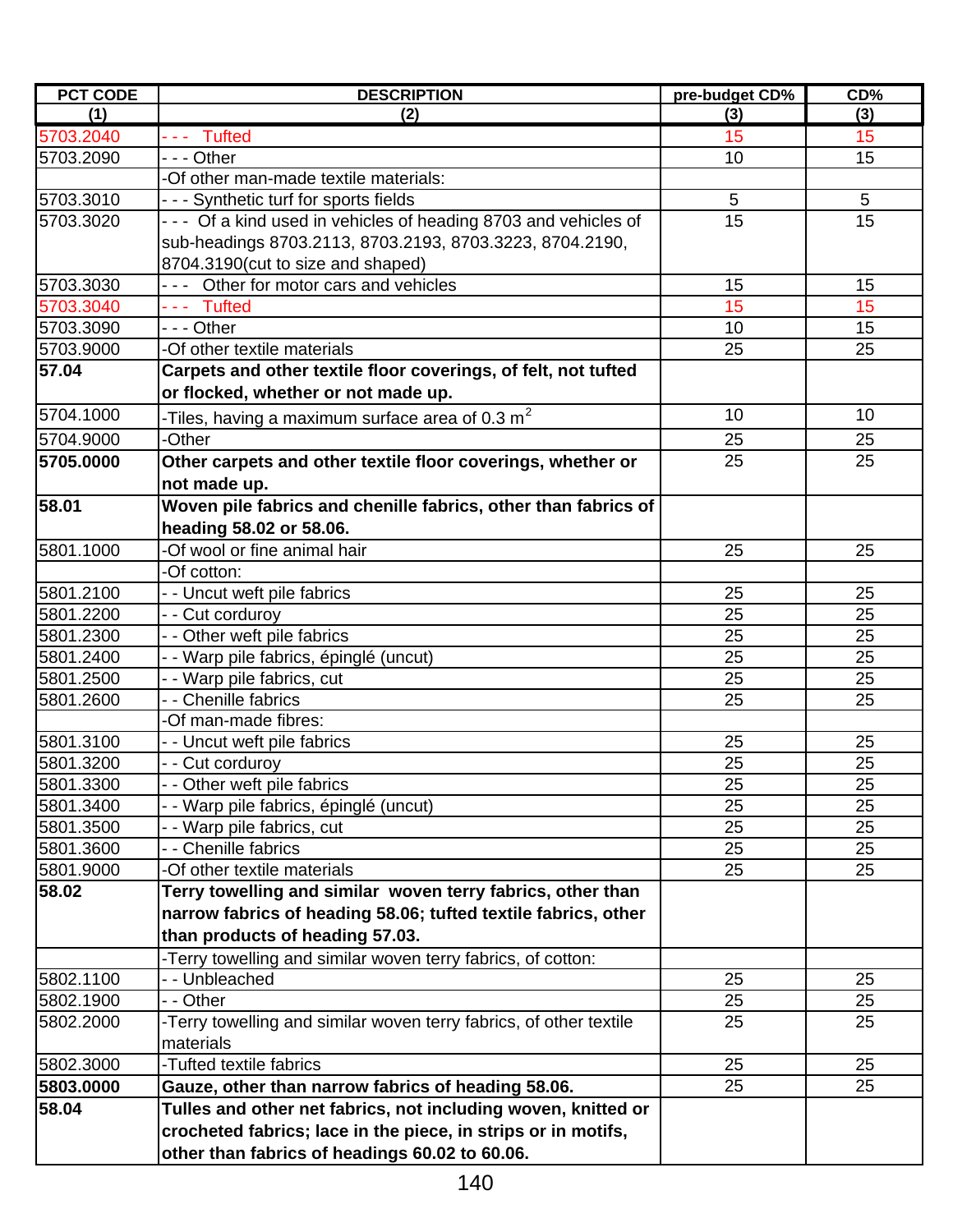| PCT CODE | DESCRIPTION | pre-budget CD% | CD% |
|---|---|---|---|
| (1) | (2) | (3) | (3) |
| 5703.2040 | - - - Tufted | 15 | 15 |
| 5703.2090 | - - - Other | 10 | 15 |
| | -Of other man-made textile materials: | | |
| 5703.3010 | - - - Synthetic turf for sports fields | 5 | 5 |
| 5703.3020 | - - - Of a kind used in vehicles of heading 8703 and vehicles of sub-headings 8703.2113, 8703.2193, 8703.3223, 8704.2190, 8704.3190(cut to size and shaped) | 15 | 15 |
| 5703.3030 | - - - Other for motor cars and vehicles | 15 | 15 |
| 5703.3040 | - - - Tufted | 15 | 15 |
| 5703.3090 | - - - Other | 10 | 15 |
| 5703.9000 | -Of other textile materials | 25 | 25 |
| **57.04** | **Carpets and other textile floor coverings, of felt, not tufted or flocked, whether or not made up.** | | |
| 5704.1000 | -Tiles, having a maximum surface area of 0.3 $m^2$ | 10 | 10 |
| 5704.9000 | -Other | 25 | 25 |
| **5705.0000** | **Other carpets and other textile floor coverings, whether or not made up.** | 25 | 25 |
| **58.01** | **Woven pile fabrics and chenille fabrics, other than fabrics of heading 58.02 or 58.06.** | | |
| 5801.1000 | -Of wool or fine animal hair | 25 | 25 |
| | -Of cotton: | | |
| 5801.2100 | - - Uncut weft pile fabrics | 25 | 25 |
| 5801.2200 | - - Cut corduroy | 25 | 25 |
| 5801.2300 | - - Other weft pile fabrics | 25 | 25 |
| 5801.2400 | - - Warp pile fabrics, épinglé (uncut) | 25 | 25 |
| 5801.2500 | - - Warp pile fabrics, cut | 25 | 25 |
| 5801.2600 | - - Chenille fabrics | 25 | 25 |
| | -Of man-made fibres: | | |
| 5801.3100 | - - Uncut weft pile fabrics | 25 | 25 |
| 5801.3200 | - - Cut corduroy | 25 | 25 |
| 5801.3300 | - - Other weft pile fabrics | 25 | 25 |
| 5801.3400 | - - Warp pile fabrics, épinglé (uncut) | 25 | 25 |
| 5801.3500 | - - Warp pile fabrics, cut | 25 | 25 |
| 5801.3600 | - - Chenille fabrics | 25 | 25 |
| 5801.9000 | -Of other textile materials | 25 | 25 |
| **58.02** | **Terry towelling and similar woven terry fabrics, other than narrow fabrics of heading 58.06; tufted textile fabrics, other than products of heading 57.03.** | | |
| | -Terry towelling and similar woven terry fabrics, of cotton: | | |
| 5802.1100 | - - Unbleached | 25 | 25 |
| 5802.1900 | - - Other | 25 | 25 |
| 5802.2000 | -Terry towelling and similar woven terry fabrics, of other textile materials | 25 | 25 |
| 5802.3000 | -Tufted textile fabrics | 25 | 25 |
| **5803.0000** | **Gauze, other than narrow fabrics of heading 58.06.** | 25 | 25 |
| **58.04** | **Tulles and other net fabrics, not including woven, knitted or crocheted fabrics; lace in the piece, in strips or in motifs, other than fabrics of headings 60.02 to 60.06.** | | |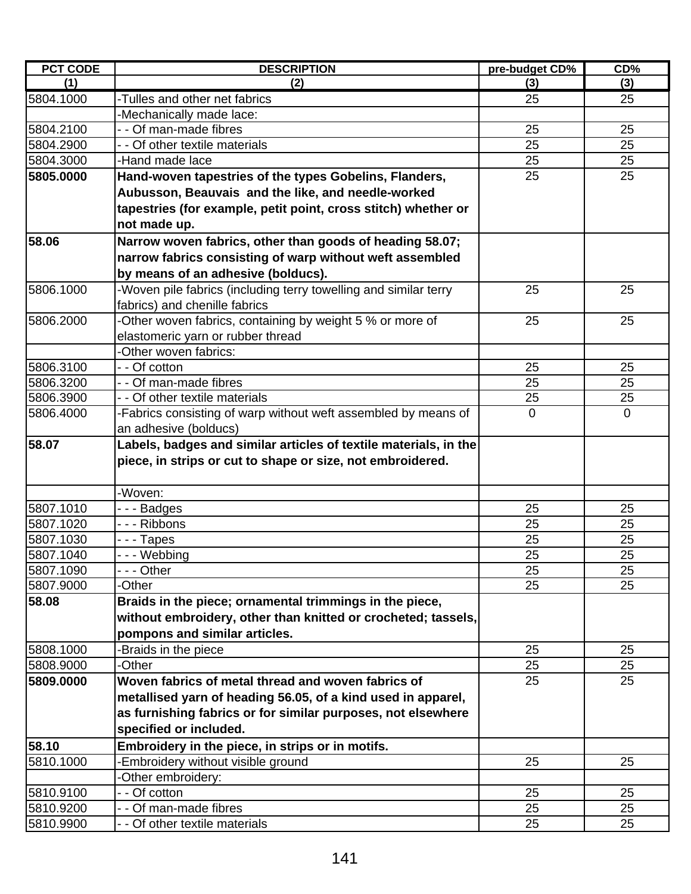| PCT CODE | DESCRIPTION | pre-budget CD% | CD% |
|---|---|---|---|
| (1) | (2) | (3) | (3) |
| 5804.1000 | -Tulles and other net fabrics | 25 | 25 |
| | -Mechanically made lace: | | |
| 5804.2100 | - - Of man-made fibres | 25 | 25 |
| 5804.2900 | - - Of other textile materials | 25 | 25 |
| 5804.3000 | -Hand made lace | 25 | 25 |
| **5805.0000** | **Hand-woven tapestries of the types Gobelins, Flanders, Aubusson, Beauvais and the like, and needle-worked tapestries (for example, petit point, cross stitch) whether or not made up.** | 25 | 25 |
| **58.06** | **Narrow woven fabrics, other than goods of heading 58.07; narrow fabrics consisting of warp without weft assembled by means of an adhesive (bolducs).** | | |
| 5806.1000 | -Woven pile fabrics (including terry towelling and similar terry fabrics) and chenille fabrics | 25 | 25 |
| 5806.2000 | -Other woven fabrics, containing by weight 5 % or more of elastomeric yarn or rubber thread | 25 | 25 |
| | -Other woven fabrics: | | |
| 5806.3100 | - - Of cotton | 25 | 25 |
| 5806.3200 | - - Of man-made fibres | 25 | 25 |
| 5806.3900 | - - Of other textile materials | 25 | 25 |
| 5806.4000 | -Fabrics consisting of warp without weft assembled by means of an adhesive (bolducs) | 0 | 0 |
| **58.07** | **Labels, badges and similar articles of textile materials, in the piece, in strips or cut to shape or size, not embroidered.** | | |
| | -Woven: | | |
| 5807.1010 | - - - Badges | 25 | 25 |
| 5807.1020 | - - - Ribbons | 25 | 25 |
| 5807.1030 | - - - Tapes | 25 | 25 |
| 5807.1040 | - - - Webbing | 25 | 25 |
| 5807.1090 | - - - Other | 25 | 25 |
| 5807.9000 | -Other | 25 | 25 |
| **58.08** | **Braids in the piece; ornamental trimmings in the piece, without embroidery, other than knitted or crocheted; tassels, pompons and similar articles.** | | |
| 5808.1000 | -Braids in the piece | 25 | 25 |
| 5808.9000 | -Other | 25 | 25 |
| **5809.0000** | **Woven fabrics of metal thread and woven fabrics of metallised yarn of heading 56.05, of a kind used in apparel, as furnishing fabrics or for similar purposes, not elsewhere specified or included.** | 25 | 25 |
| **58.10** | **Embroidery in the piece, in strips or in motifs.** | | |
| 5810.1000 | -Embroidery without visible ground | 25 | 25 |
| | -Other embroidery: | | |
| 5810.9100 | - - Of cotton | 25 | 25 |
| 5810.9200 | - - Of man-made fibres | 25 | 25 |
| 5810.9900 | - - Of other textile materials | 25 | 25 |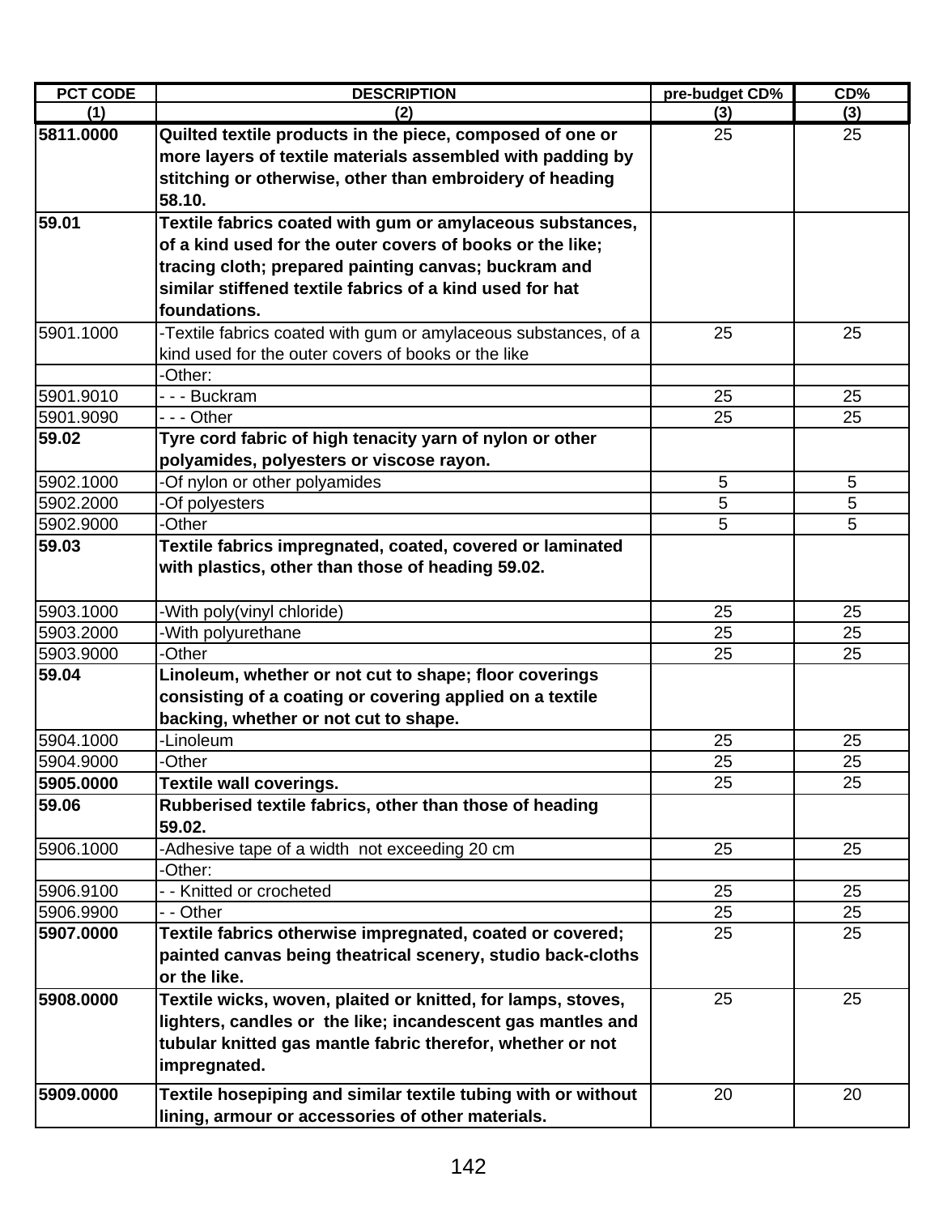| PCT CODE | DESCRIPTION | pre-budget CD% | CD% |
|---|---|---|---|
| (1) | (2) | (3) | (3) |
| **5811.0000** | **Quilted textile products in the piece, composed of one or more layers of textile materials assembled with padding by stitching or otherwise, other than embroidery of heading 58.10.** | 25 | 25 |
| **59.01** | **Textile fabrics coated with gum or amylaceous substances, of a kind used for the outer covers of books or the like; tracing cloth; prepared painting canvas; buckram and similar stiffened textile fabrics of a kind used for hat foundations.** | | |
| 5901.1000 | -Textile fabrics coated with gum or amylaceous substances, of a kind used for the outer covers of books or the like | 25 | 25 |
| | -Other: | | |
| 5901.9010 | - - - Buckram | 25 | 25 |
| 5901.9090 | - - - Other | 25 | 25 |
| **59.02** | **Tyre cord fabric of high tenacity yarn of nylon or other polyamides, polyesters or viscose rayon.** | | |
| 5902.1000 | -Of nylon or other polyamides | 5 | 5 |
| 5902.2000 | -Of polyesters | 5 | 5 |
| 5902.9000 | -Other | 5 | 5 |
| **59.03** | **Textile fabrics impregnated, coated, covered or laminated with plastics, other than those of heading 59.02.** | | |
| 5903.1000 | -With poly(vinyl chloride) | 25 | 25 |
| 5903.2000 | -With polyurethane | 25 | 25 |
| 5903.9000 | -Other | 25 | 25 |
| **59.04** | **Linoleum, whether or not cut to shape; floor coverings consisting of a coating or covering applied on a textile backing, whether or not cut to shape.** | | |
| 5904.1000 | -Linoleum | 25 | 25 |
| 5904.9000 | -Other | 25 | 25 |
| **5905.0000** | **Textile wall coverings.** | 25 | 25 |
| **59.06** | **Rubberised textile fabrics, other than those of heading 59.02.** | | |
| 5906.1000 | -Adhesive tape of a width not exceeding 20 cm | 25 | 25 |
| | -Other: | | |
| 5906.9100 | - - Knitted or crocheted | 25 | 25 |
| 5906.9900 | - - Other | 25 | 25 |
| **5907.0000** | **Textile fabrics otherwise impregnated, coated or covered; painted canvas being theatrical scenery, studio back-cloths or the like.** | 25 | 25 |
| **5908.0000** | **Textile wicks, woven, plaited or knitted, for lamps, stoves, lighters, candles or the like; incandescent gas mantles and tubular knitted gas mantle fabric therefor, whether or not impregnated.** | 25 | 25 |
| **5909.0000** | **Textile hosepiping and similar textile tubing with or without lining, armour or accessories of other materials.** | 20 | 20 |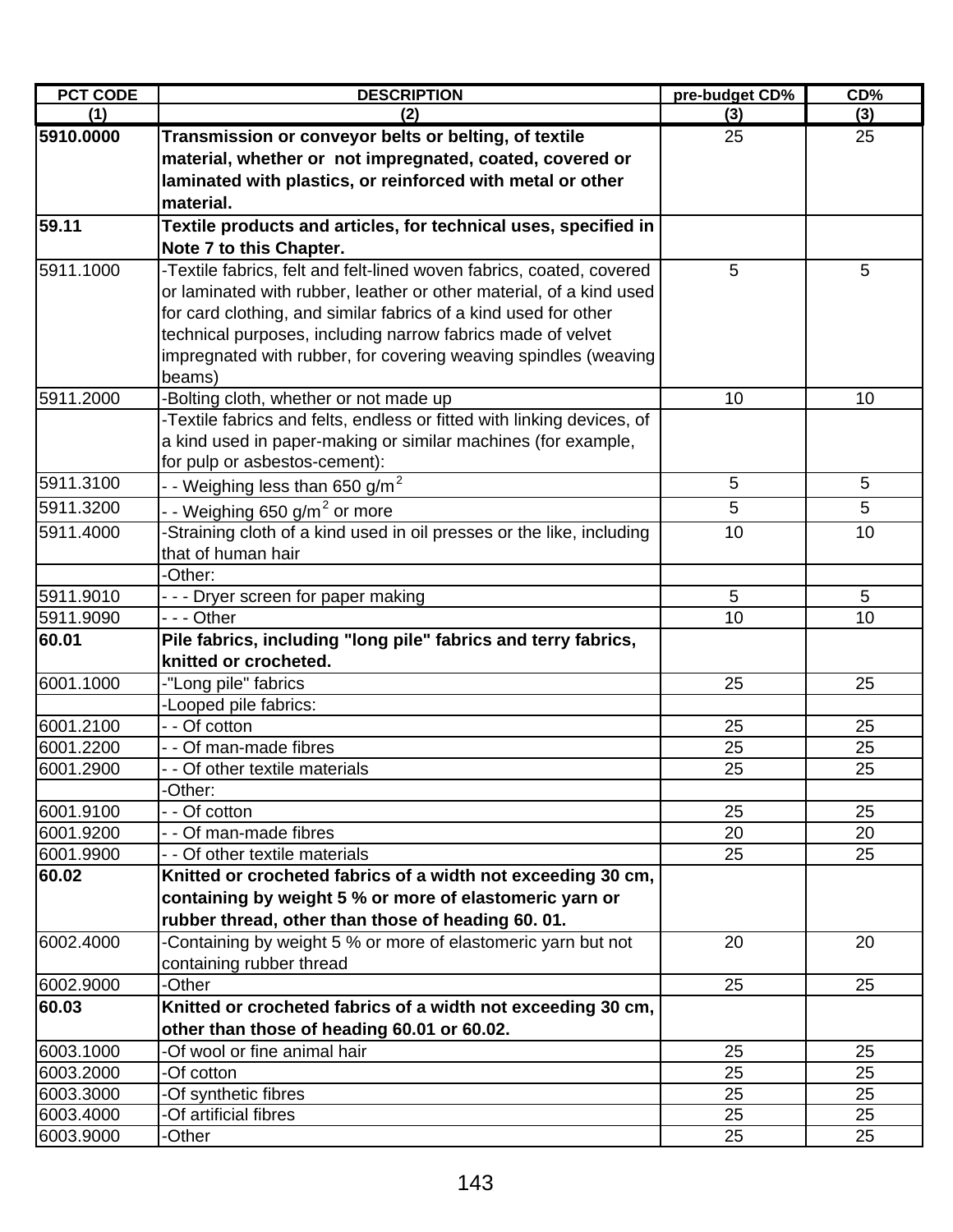| PCT CODE | DESCRIPTION | pre-budget CD% | CD% |
|---|---|---|---|
| (1) | (2) | (3) | (3) |
| **5910.0000** | **Transmission or conveyor belts or belting, of textile material, whether or not impregnated, coated, covered or laminated with plastics, or reinforced with metal or other material.** | 25 | 25 |
| **59.11** | **Textile products and articles, for technical uses, specified in Note 7 to this Chapter.** | | |
| 5911.1000 | -Textile fabrics, felt and felt-lined woven fabrics, coated, covered or laminated with rubber, leather or other material, of a kind used for card clothing, and similar fabrics of a kind used for other technical purposes, including narrow fabrics made of velvet impregnated with rubber, for covering weaving spindles (weaving beams) | 5 | 5 |
| 5911.2000 | -Bolting cloth, whether or not made up | 10 | 10 |
| | -Textile fabrics and felts, endless or fitted with linking devices, of a kind used in paper-making or similar machines (for example, for pulp or asbestos-cement): | | |
| 5911.3100 | - - Weighing less than 650 g/m$^2$ | 5 | 5 |
| 5911.3200 | - - Weighing 650 g/m$^2$ or more | 5 | 5 |
| 5911.4000 | -Straining cloth of a kind used in oil presses or the like, including that of human hair | 10 | 10 |
| | -Other: | | |
| 5911.9010 | - - - Dryer screen for paper making | 5 | 5 |
| 5911.9090 | - - - Other | 10 | 10 |
| **60.01** | **Pile fabrics, including "long pile" fabrics and terry fabrics, knitted or crocheted.** | | |
| 6001.1000 | -"Long pile" fabrics | 25 | 25 |
| | -Looped pile fabrics: | | |
| 6001.2100 | - - Of cotton | 25 | 25 |
| 6001.2200 | - - Of man-made fibres | 25 | 25 |
| 6001.2900 | - - Of other textile materials | 25 | 25 |
| | -Other: | | |
| 6001.9100 | - - Of cotton | 25 | 25 |
| 6001.9200 | - - Of man-made fibres | 20 | 20 |
| 6001.9900 | - - Of other textile materials | 25 | 25 |
| **60.02** | **Knitted or crocheted fabrics of a width not exceeding 30 cm, containing by weight 5 % or more of elastomeric yarn or rubber thread, other than those of heading 60. 01.** | | |
| 6002.4000 | -Containing by weight 5 % or more of elastomeric yarn but not containing rubber thread | 20 | 20 |
| 6002.9000 | -Other | 25 | 25 |
| **60.03** | **Knitted or crocheted fabrics of a width not exceeding 30 cm, other than those of heading 60.01 or 60.02.** | | |
| 6003.1000 | -Of wool or fine animal hair | 25 | 25 |
| 6003.2000 | -Of cotton | 25 | 25 |
| 6003.3000 | -Of synthetic fibres | 25 | 25 |
| 6003.4000 | -Of artificial fibres | 25 | 25 |
| 6003.9000 | -Other | 25 | 25 |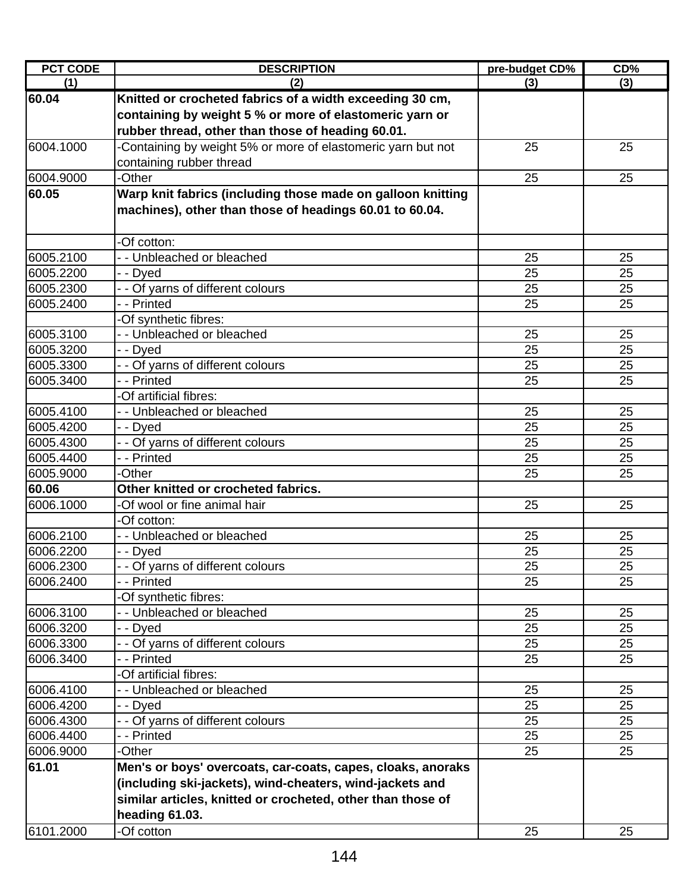| PCT CODE | DESCRIPTION | pre-budget CD% | CD% |
|---|---|---|---|
| (1) | (2) | (3) | (3) |
| **60.04** | **Knitted or crocheted fabrics of a width exceeding 30 cm, containing by weight 5 % or more of elastomeric yarn or rubber thread, other than those of heading 60.01.** | | |
| 6004.1000 | -Containing by weight 5% or more of elastomeric yarn but not containing rubber thread | 25 | 25 |
| 6004.9000 | -Other | 25 | 25 |
| **60.05** | **Warp knit fabrics (including those made on galloon knitting machines), other than those of headings 60.01 to 60.04.** | | |
| | -Of cotton: | | |
| 6005.2100 | - - Unbleached or bleached | 25 | 25 |
| 6005.2200 | - - Dyed | 25 | 25 |
| 6005.2300 | - - Of yarns of different colours | 25 | 25 |
| 6005.2400 | - - Printed | 25 | 25 |
| | -Of synthetic fibres: | | |
| 6005.3100 | - - Unbleached or bleached | 25 | 25 |
| 6005.3200 | - - Dyed | 25 | 25 |
| 6005.3300 | - - Of yarns of different colours | 25 | 25 |
| 6005.3400 | - - Printed | 25 | 25 |
| | -Of artificial fibres: | | |
| 6005.4100 | - - Unbleached or bleached | 25 | 25 |
| 6005.4200 | - - Dyed | 25 | 25 |
| 6005.4300 | - - Of yarns of different colours | 25 | 25 |
| 6005.4400 | - - Printed | 25 | 25 |
| 6005.9000 | -Other | 25 | 25 |
| **60.06** | **Other knitted or crocheted fabrics.** | | |
| 6006.1000 | -Of wool or fine animal hair | 25 | 25 |
| | -Of cotton: | | |
| 6006.2100 | - - Unbleached or bleached | 25 | 25 |
| 6006.2200 | - - Dyed | 25 | 25 |
| 6006.2300 | - - Of yarns of different colours | 25 | 25 |
| 6006.2400 | - - Printed | 25 | 25 |
| | -Of synthetic fibres: | | |
| 6006.3100 | - - Unbleached or bleached | 25 | 25 |
| 6006.3200 | - - Dyed | 25 | 25 |
| 6006.3300 | - - Of yarns of different colours | 25 | 25 |
| 6006.3400 | - - Printed | 25 | 25 |
| | -Of artificial fibres: | | |
| 6006.4100 | - - Unbleached or bleached | 25 | 25 |
| 6006.4200 | - - Dyed | 25 | 25 |
| 6006.4300 | - - Of yarns of different colours | 25 | 25 |
| 6006.4400 | - - Printed | 25 | 25 |
| 6006.9000 | -Other | 25 | 25 |
| **61.01** | **Men's or boys' overcoats, car-coats, capes, cloaks, anoraks (including ski-jackets), wind-cheaters, wind-jackets and similar articles, knitted or crocheted, other than those of heading 61.03.** | | |
| 6101.2000 | -Of cotton | 25 | 25 |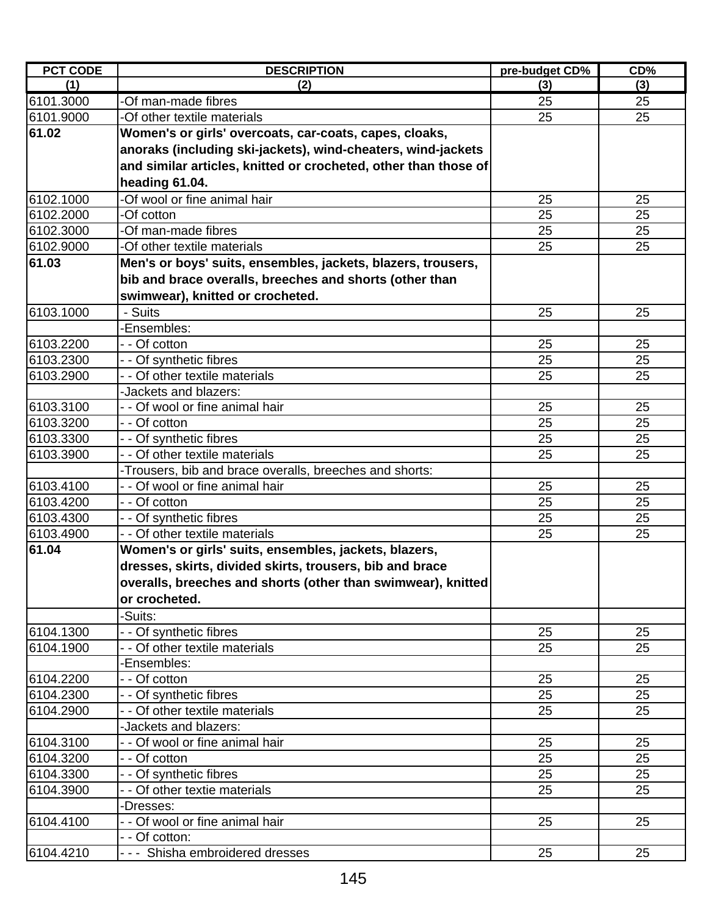| PCT CODE | DESCRIPTION | pre-budget CD% | CD% |
|---|---|---|---|
| (1) | (2) | (3) | (3) |
| 6101.3000 | -Of man-made fibres | 25 | 25 |
| 6101.9000 | -Of other textile materials | 25 | 25 |
| **61.02** | **Women's or girls' overcoats, car-coats, capes, cloaks, anoraks (including ski-jackets), wind-cheaters, wind-jackets and similar articles, knitted or crocheted, other than those of heading 61.04.** | | |
| 6102.1000 | -Of wool or fine animal hair | 25 | 25 |
| 6102.2000 | -Of cotton | 25 | 25 |
| 6102.3000 | -Of man-made fibres | 25 | 25 |
| 6102.9000 | -Of other textile materials | 25 | 25 |
| **61.03** | **Men's or boys' suits, ensembles, jackets, blazers, trousers, bib and brace overalls, breeches and shorts (other than swimwear), knitted or crocheted.** | | |
| 6103.1000 | - Suits | 25 | 25 |
| | -Ensembles: | | |
| 6103.2200 | - - Of cotton | 25 | 25 |
| 6103.2300 | - - Of synthetic fibres | 25 | 25 |
| 6103.2900 | - - Of other textile materials | 25 | 25 |
| | -Jackets and blazers: | | |
| 6103.3100 | - - Of wool or fine animal hair | 25 | 25 |
| 6103.3200 | - - Of cotton | 25 | 25 |
| 6103.3300 | - - Of synthetic fibres | 25 | 25 |
| 6103.3900 | - - Of other textile materials | 25 | 25 |
| | -Trousers, bib and brace overalls, breeches and shorts: | | |
| 6103.4100 | - - Of wool or fine animal hair | 25 | 25 |
| 6103.4200 | - - Of cotton | 25 | 25 |
| 6103.4300 | - - Of synthetic fibres | 25 | 25 |
| 6103.4900 | - - Of other textile materials | 25 | 25 |
| **61.04** | **Women's or girls' suits, ensembles, jackets, blazers, dresses, skirts, divided skirts, trousers, bib and brace overalls, breeches and shorts (other than swimwear), knitted or crocheted.** | | |
| | -Suits: | | |
| 6104.1300 | - - Of synthetic fibres | 25 | 25 |
| 6104.1900 | - - Of other textile materials | 25 | 25 |
| | -Ensembles: | | |
| 6104.2200 | - - Of cotton | 25 | 25 |
| 6104.2300 | - - Of synthetic fibres | 25 | 25 |
| 6104.2900 | - - Of other textile materials | 25 | 25 |
| | -Jackets and blazers: | | |
| 6104.3100 | - - Of wool or fine animal hair | 25 | 25 |
| 6104.3200 | - - Of cotton | 25 | 25 |
| 6104.3300 | - - Of synthetic fibres | 25 | 25 |
| 6104.3900 | - - Of other textie materials | 25 | 25 |
| | -Dresses: | | |
| 6104.4100 | - - Of wool or fine animal hair | 25 | 25 |
| | - - Of cotton: | | |
| 6104.4210 | - - - Shisha embroidered dresses | 25 | 25 |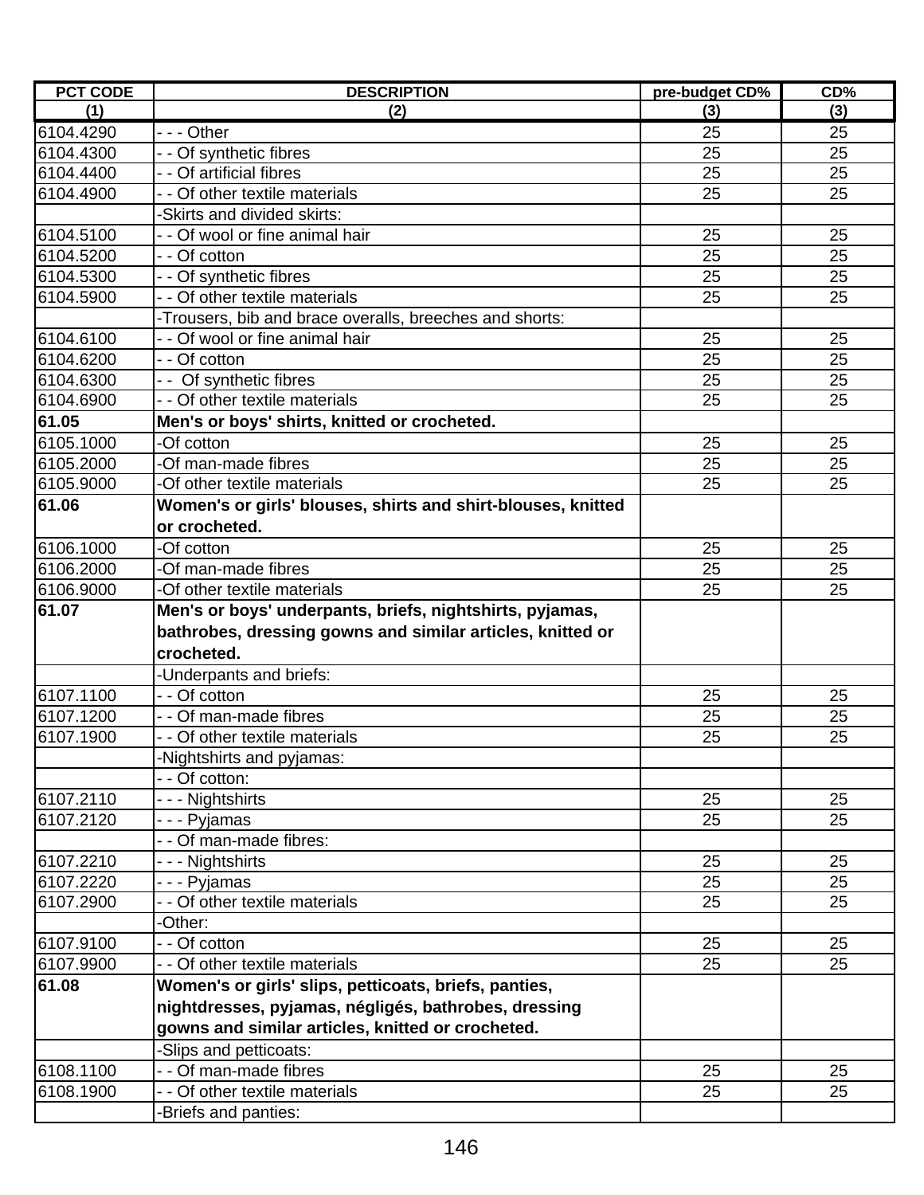| PCT CODE | DESCRIPTION | pre-budget CD% | CD% |
|---|---|---|---|
| (1) | (2) | (3) | (3) |
| 6104.4290 | - - - Other | 25 | 25 |
| 6104.4300 | - - Of synthetic fibres | 25 | 25 |
| 6104.4400 | - - Of artificial fibres | 25 | 25 |
| 6104.4900 | - - Of other textile materials | 25 | 25 |
| | -Skirts and divided skirts: | | |
| 6104.5100 | - - Of wool or fine animal hair | 25 | 25 |
| 6104.5200 | - - Of cotton | 25 | 25 |
| 6104.5300 | - - Of synthetic fibres | 25 | 25 |
| 6104.5900 | - - Of other textile materials | 25 | 25 |
| | -Trousers, bib and brace overalls, breeches and shorts: | | |
| 6104.6100 | - - Of wool or fine animal hair | 25 | 25 |
| 6104.6200 | - - Of cotton | 25 | 25 |
| 6104.6300 | - - Of synthetic fibres | 25 | 25 |
| 6104.6900 | - - Of other textile materials | 25 | 25 |
| **61.05** | **Men's or boys' shirts, knitted or crocheted.** | | |
| 6105.1000 | -Of cotton | 25 | 25 |
| 6105.2000 | -Of man-made fibres | 25 | 25 |
| 6105.9000 | -Of other textile materials | 25 | 25 |
| **61.06** | **Women's or girls' blouses, shirts and shirt-blouses, knitted or crocheted.** | | |
| 6106.1000 | -Of cotton | 25 | 25 |
| 6106.2000 | -Of man-made fibres | 25 | 25 |
| 6106.9000 | -Of other textile materials | 25 | 25 |
| **61.07** | **Men's or boys' underpants, briefs, nightshirts, pyjamas, bathrobes, dressing gowns and similar articles, knitted or crocheted.** | | |
| | -Underpants and briefs: | | |
| 6107.1100 | - - Of cotton | 25 | 25 |
| 6107.1200 | - - Of man-made fibres | 25 | 25 |
| 6107.1900 | - - Of other textile materials | 25 | 25 |
| | -Nightshirts and pyjamas: | | |
| | - - Of cotton: | | |
| 6107.2110 | - - - Nightshirts | 25 | 25 |
| 6107.2120 | - - - Pyjamas | 25 | 25 |
| | - - Of man-made fibres: | | |
| 6107.2210 | - - - Nightshirts | 25 | 25 |
| 6107.2220 | - - - Pyjamas | 25 | 25 |
| 6107.2900 | - - Of other textile materials | 25 | 25 |
| | -Other: | | |
| 6107.9100 | - - Of cotton | 25 | 25 |
| 6107.9900 | - - Of other textile materials | 25 | 25 |
| **61.08** | **Women's or girls' slips, petticoats, briefs, panties, nightdresses, pyjamas, négligés, bathrobes, dressing gowns and similar articles, knitted or crocheted.** | | |
| | -Slips and petticoats: | | |
| 6108.1100 | - - Of man-made fibres | 25 | 25 |
| 6108.1900 | - - Of other textile materials | 25 | 25 |
| | -Briefs and panties: | | |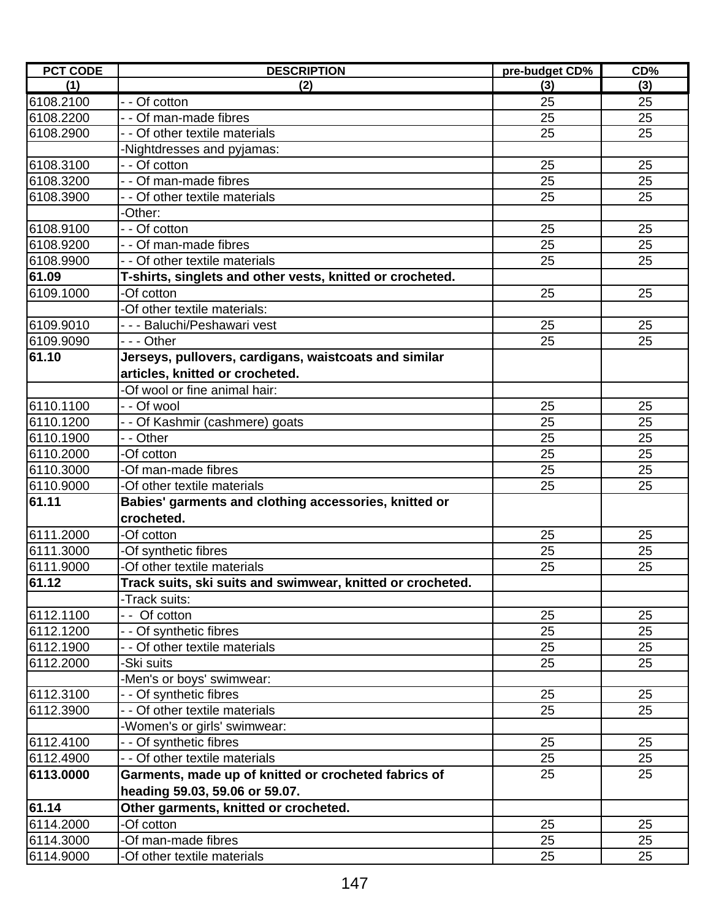| PCT CODE | DESCRIPTION | pre-budget CD% | CD% |
|---|---|---|---|
| (1) | (2) | (3) | (3) |
| 6108.2100 | - - Of cotton | 25 | 25 |
| 6108.2200 | - - Of man-made fibres | 25 | 25 |
| 6108.2900 | - - Of other textile materials | 25 | 25 |
| | -Nightdresses and pyjamas: | | |
| 6108.3100 | - - Of cotton | 25 | 25 |
| 6108.3200 | - - Of man-made fibres | 25 | 25 |
| 6108.3900 | - - Of other textile materials | 25 | 25 |
| | -Other: | | |
| 6108.9100 | - - Of cotton | 25 | 25 |
| 6108.9200 | - - Of man-made fibres | 25 | 25 |
| 6108.9900 | - - Of other textile materials | 25 | 25 |
| **61.09** | **T-shirts, singlets and other vests, knitted or crocheted.** | | |
| 6109.1000 | -Of cotton | 25 | 25 |
| | -Of other textile materials: | | |
| 6109.9010 | - - - Baluchi/Peshawari vest | 25 | 25 |
| 6109.9090 | - - - Other | 25 | 25 |
| **61.10** | **Jerseys, pullovers, cardigans, waistcoats and similar articles, knitted or crocheted.** | | |
| | -Of wool or fine animal hair: | | |
| 6110.1100 | - - Of wool | 25 | 25 |
| 6110.1200 | - - Of Kashmir (cashmere) goats | 25 | 25 |
| 6110.1900 | - - Other | 25 | 25 |
| 6110.2000 | -Of cotton | 25 | 25 |
| 6110.3000 | -Of man-made fibres | 25 | 25 |
| 6110.9000 | -Of other textile materials | 25 | 25 |
| **61.11** | **Babies' garments and clothing accessories, knitted or crocheted.** | | |
| 6111.2000 | -Of cotton | 25 | 25 |
| 6111.3000 | -Of synthetic fibres | 25 | 25 |
| 6111.9000 | -Of other textile materials | 25 | 25 |
| **61.12** | **Track suits, ski suits and swimwear, knitted or crocheted.** | | |
| | -Track suits: | | |
| 6112.1100 | - - Of cotton | 25 | 25 |
| 6112.1200 | - - Of synthetic fibres | 25 | 25 |
| 6112.1900 | - - Of other textile materials | 25 | 25 |
| 6112.2000 | -Ski suits | 25 | 25 |
| | -Men's or boys' swimwear: | | |
| 6112.3100 | - - Of synthetic fibres | 25 | 25 |
| 6112.3900 | - - Of other textile materials | 25 | 25 |
| | -Women's or girls' swimwear: | | |
| 6112.4100 | - - Of synthetic fibres | 25 | 25 |
| 6112.4900 | - - Of other textile materials | 25 | 25 |
| **6113.0000** | **Garments, made up of knitted or crocheted fabrics of heading 59.03, 59.06 or 59.07.** | 25 | 25 |
| **61.14** | **Other garments, knitted or crocheted.** | | |
| 6114.2000 | -Of cotton | 25 | 25 |
| 6114.3000 | -Of man-made fibres | 25 | 25 |
| 6114.9000 | -Of other textile materials | 25 | 25 |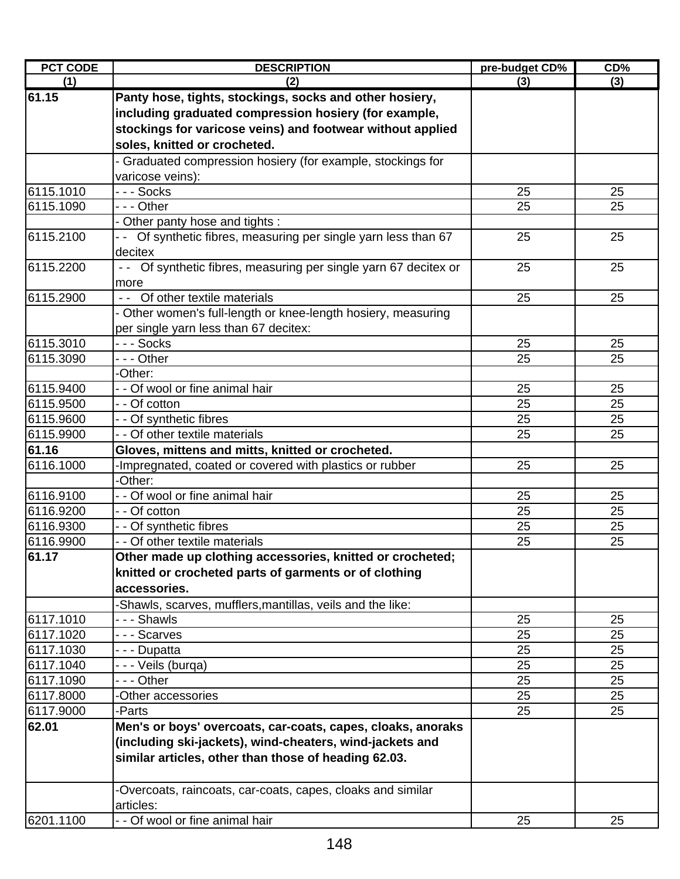| PCT CODE | DESCRIPTION | pre-budget CD% | CD% |
|---|---|---|---|
| (1) | (2) | (3) | (3) |
| **61.15** | **Panty hose, tights, stockings, socks and other hosiery, including graduated compression hosiery (for example, stockings for varicose veins) and footwear without applied soles, knitted or crocheted.** | | |
| | - Graduated compression hosiery (for example, stockings for varicose veins): | | |
| 6115.1010 | - - - Socks | 25 | 25 |
| 6115.1090 | - - - Other | 25 | 25 |
| | - Other panty hose and tights : | | |
| 6115.2100 | - - Of synthetic fibres, measuring per single yarn less than 67 decitex | 25 | 25 |
| 6115.2200 | - - Of synthetic fibres, measuring per single yarn 67 decitex or more | 25 | 25 |
| 6115.2900 | - - Of other textile materials | 25 | 25 |
| | - Other women's full-length or knee-length hosiery, measuring per single yarn less than 67 decitex: | | |
| 6115.3010 | - - - Socks | 25 | 25 |
| 6115.3090 | - - - Other | 25 | 25 |
| | -Other: | | |
| 6115.9400 | - - Of wool or fine animal hair | 25 | 25 |
| 6115.9500 | - - Of cotton | 25 | 25 |
| 6115.9600 | - - Of synthetic fibres | 25 | 25 |
| 6115.9900 | - - Of other textile materials | 25 | 25 |
| **61.16** | **Gloves, mittens and mitts, knitted or crocheted.** | | |
| 6116.1000 | -Impregnated, coated or covered with plastics or rubber | 25 | 25 |
| | -Other: | | |
| 6116.9100 | - - Of wool or fine animal hair | 25 | 25 |
| 6116.9200 | - - Of cotton | 25 | 25 |
| 6116.9300 | - - Of synthetic fibres | 25 | 25 |
| 6116.9900 | - - Of other textile materials | 25 | 25 |
| **61.17** | **Other made up clothing accessories, knitted or crocheted; knitted or crocheted parts of garments or of clothing accessories.** | | |
| | -Shawls, scarves, mufflers,mantillas, veils and the like: | | |
| 6117.1010 | - - - Shawls | 25 | 25 |
| 6117.1020 | - - - Scarves | 25 | 25 |
| 6117.1030 | - - - Dupatta | 25 | 25 |
| 6117.1040 | - - - Veils (burqa) | 25 | 25 |
| 6117.1090 | - - - Other | 25 | 25 |
| 6117.8000 | -Other accessories | 25 | 25 |
| 6117.9000 | -Parts | 25 | 25 |
| **62.01** | **Men's or boys' overcoats, car-coats, capes, cloaks, anoraks (including ski-jackets), wind-cheaters, wind-jackets and similar articles, other than those of heading 62.03.** | | |
| | -Overcoats, raincoats, car-coats, capes, cloaks and similar articles: | | |
| 6201.1100 | - - Of wool or fine animal hair | 25 | 25 |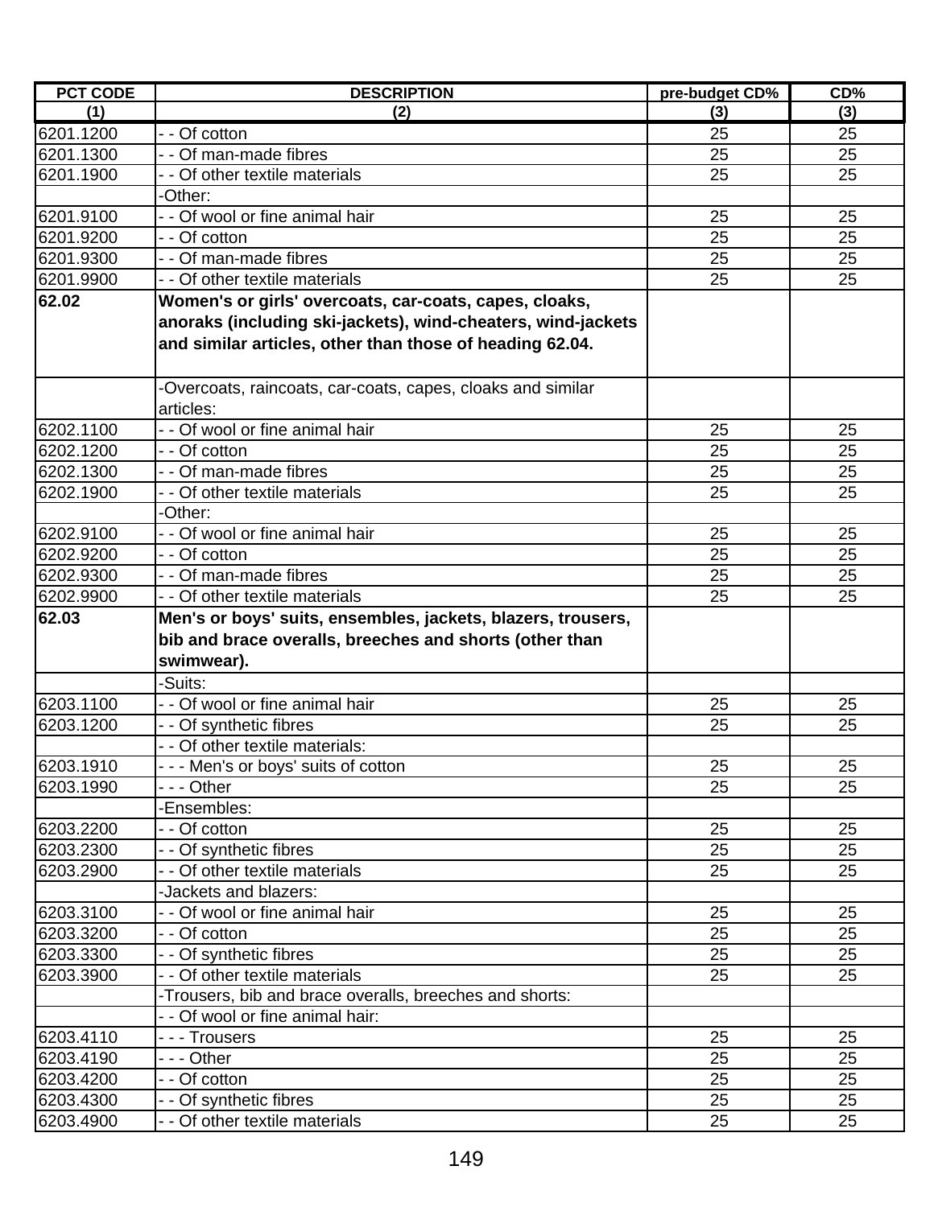| PCT CODE | DESCRIPTION | pre-budget CD% | CD% |
|---|---|---|---|
| (1) | (2) | (3) | (3) |
| 6201.1200 | - - Of cotton | 25 | 25 |
| 6201.1300 | - - Of man-made fibres | 25 | 25 |
| 6201.1900 | - - Of other textile materials | 25 | 25 |
| | -Other: | | |
| 6201.9100 | - - Of wool or fine animal hair | 25 | 25 |
| 6201.9200 | - - Of cotton | 25 | 25 |
| 6201.9300 | - - Of man-made fibres | 25 | 25 |
| 6201.9900 | - - Of other textile materials | 25 | 25 |
| **62.02** | **Women's or girls' overcoats, car-coats, capes, cloaks, anoraks (including ski-jackets), wind-cheaters, wind-jackets and similar articles, other than those of heading 62.04.** | | |
| | -Overcoats, raincoats, car-coats, capes, cloaks and similar articles: | | |
| 6202.1100 | - - Of wool or fine animal hair | 25 | 25 |
| 6202.1200 | - - Of cotton | 25 | 25 |
| 6202.1300 | - - Of man-made fibres | 25 | 25 |
| 6202.1900 | - - Of other textile materials | 25 | 25 |
| | -Other: | | |
| 6202.9100 | - - Of wool or fine animal hair | 25 | 25 |
| 6202.9200 | - - Of cotton | 25 | 25 |
| 6202.9300 | - - Of man-made fibres | 25 | 25 |
| 6202.9900 | - - Of other textile materials | 25 | 25 |
| **62.03** | **Men's or boys' suits, ensembles, jackets, blazers, trousers, bib and brace overalls, breeches and shorts (other than swimwear).** | | |
| | -Suits: | | |
| 6203.1100 | - - Of wool or fine animal hair | 25 | 25 |
| 6203.1200 | - - Of synthetic fibres | 25 | 25 |
| | - - Of other textile materials: | | |
| 6203.1910 | - - - Men's or boys' suits of cotton | 25 | 25 |
| 6203.1990 | - - - Other | 25 | 25 |
| | -Ensembles: | | |
| 6203.2200 | - - Of cotton | 25 | 25 |
| 6203.2300 | - - Of synthetic fibres | 25 | 25 |
| 6203.2900 | - - Of other textile materials | 25 | 25 |
| | -Jackets and blazers: | | |
| 6203.3100 | - - Of wool or fine animal hair | 25 | 25 |
| 6203.3200 | - - Of cotton | 25 | 25 |
| 6203.3300 | - - Of synthetic fibres | 25 | 25 |
| 6203.3900 | - - Of other textile materials | 25 | 25 |
| | -Trousers, bib and brace overalls, breeches and shorts: | | |
| | - - Of wool or fine animal hair: | | |
| 6203.4110 | - - - Trousers | 25 | 25 |
| 6203.4190 | - - - Other | 25 | 25 |
| 6203.4200 | - - Of cotton | 25 | 25 |
| 6203.4300 | - - Of synthetic fibres | 25 | 25 |
| 6203.4900 | - - Of other textile materials | 25 | 25 |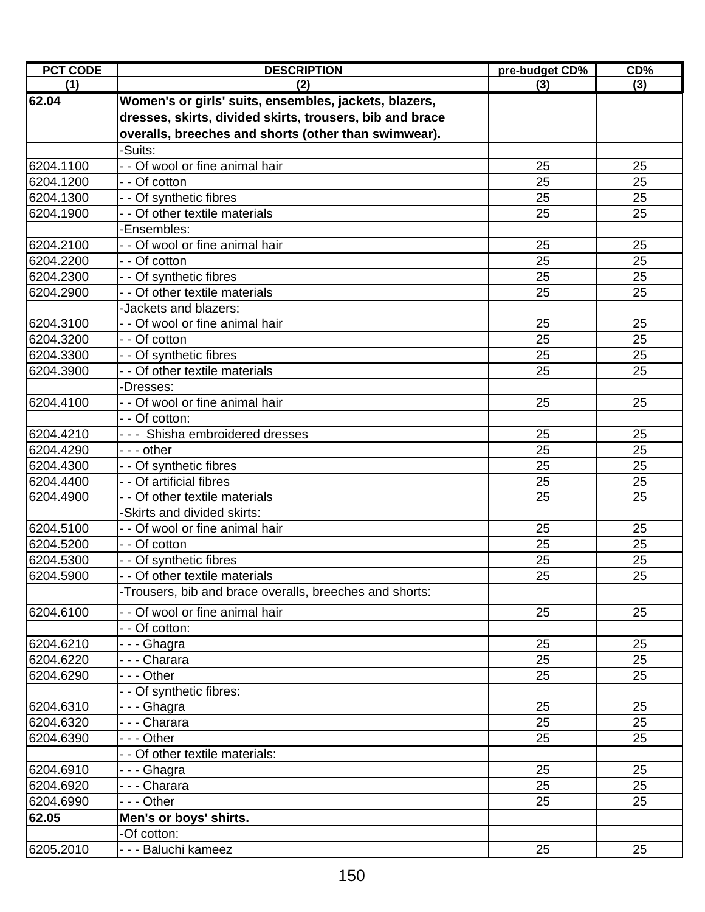| PCT CODE | DESCRIPTION | pre-budget CD% | CD% |
|---|---|---|---|
| (1) | (2) | (3) | (3) |
| **62.04** | **Women's or girls' suits, ensembles, jackets, blazers, dresses, skirts, divided skirts, trousers, bib and brace overalls, breeches and shorts (other than swimwear).** | | |
| | -Suits: | | |
| 6204.1100 | - - Of wool or fine animal hair | 25 | 25 |
| 6204.1200 | - - Of cotton | 25 | 25 |
| 6204.1300 | - - Of synthetic fibres | 25 | 25 |
| 6204.1900 | - - Of other textile materials | 25 | 25 |
| | -Ensembles: | | |
| 6204.2100 | - - Of wool or fine animal hair | 25 | 25 |
| 6204.2200 | - - Of cotton | 25 | 25 |
| 6204.2300 | - - Of synthetic fibres | 25 | 25 |
| 6204.2900 | - - Of other textile materials | 25 | 25 |
| | -Jackets and blazers: | | |
| 6204.3100 | - - Of wool or fine animal hair | 25 | 25 |
| 6204.3200 | - - Of cotton | 25 | 25 |
| 6204.3300 | - - Of synthetic fibres | 25 | 25 |
| 6204.3900 | - - Of other textile materials | 25 | 25 |
| | -Dresses: | | |
| 6204.4100 | - - Of wool or fine animal hair | 25 | 25 |
| | - - Of cotton: | | |
| 6204.4210 | - - - Shisha embroidered dresses | 25 | 25 |
| 6204.4290 | - - - other | 25 | 25 |
| 6204.4300 | - - Of synthetic fibres | 25 | 25 |
| 6204.4400 | - - Of artificial fibres | 25 | 25 |
| 6204.4900 | - - Of other textile materials | 25 | 25 |
| | -Skirts and divided skirts: | | |
| 6204.5100 | - - Of wool or fine animal hair | 25 | 25 |
| 6204.5200 | - - Of cotton | 25 | 25 |
| 6204.5300 | - - Of synthetic fibres | 25 | 25 |
| 6204.5900 | - - Of other textile materials | 25 | 25 |
| | -Trousers, bib and brace overalls, breeches and shorts: | | |
| 6204.6100 | - - Of wool or fine animal hair | 25 | 25 |
| | - - Of cotton: | | |
| 6204.6210 | - - - Ghagra | 25 | 25 |
| 6204.6220 | - - - Charara | 25 | 25 |
| 6204.6290 | - - - Other | 25 | 25 |
| | - - Of synthetic fibres: | | |
| 6204.6310 | - - - Ghagra | 25 | 25 |
| 6204.6320 | - - - Charara | 25 | 25 |
| 6204.6390 | - - - Other | 25 | 25 |
| | - - Of other textile materials: | | |
| 6204.6910 | - - - Ghagra | 25 | 25 |
| 6204.6920 | - - - Charara | 25 | 25 |
| 6204.6990 | - - - Other | 25 | 25 |
| **62.05** | **Men's or boys' shirts.** | | |
| | -Of cotton: | | |
| 6205.2010 | - - - Baluchi kameez | 25 | 25 |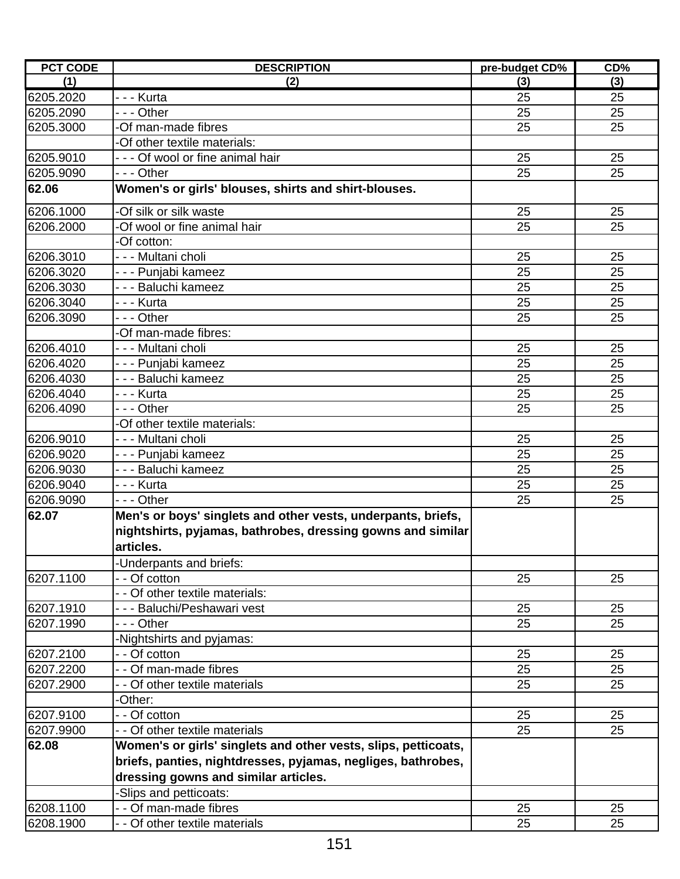| PCT CODE | DESCRIPTION | pre-budget CD% | CD% |
|---|---|---|---|
| (1) | (2) | (3) | (3) |
| 6205.2020 | - - - Kurta | 25 | 25 |
| 6205.2090 | - - - Other | 25 | 25 |
| 6205.3000 | -Of man-made fibres | 25 | 25 |
| | -Of other textile materials: | | |
| 6205.9010 | - - - Of wool or fine animal hair | 25 | 25 |
| 6205.9090 | - - - Other | 25 | 25 |
| **62.06** | **Women's or girls' blouses, shirts and shirt-blouses.** | | |
| 6206.1000 | -Of silk or silk waste | 25 | 25 |
| 6206.2000 | -Of wool or fine animal hair | 25 | 25 |
| | -Of cotton: | | |
| 6206.3010 | - - - Multani choli | 25 | 25 |
| 6206.3020 | - - - Punjabi kameez | 25 | 25 |
| 6206.3030 | - - - Baluchi kameez | 25 | 25 |
| 6206.3040 | - - - Kurta | 25 | 25 |
| 6206.3090 | - - - Other | 25 | 25 |
| | -Of man-made fibres: | | |
| 6206.4010 | - - - Multani choli | 25 | 25 |
| 6206.4020 | - - - Punjabi kameez | 25 | 25 |
| 6206.4030 | - - - Baluchi kameez | 25 | 25 |
| 6206.4040 | - - - Kurta | 25 | 25 |
| 6206.4090 | - - - Other | 25 | 25 |
| | -Of other textile materials: | | |
| 6206.9010 | - - - Multani choli | 25 | 25 |
| 6206.9020 | - - - Punjabi kameez | 25 | 25 |
| 6206.9030 | - - - Baluchi kameez | 25 | 25 |
| 6206.9040 | - - - Kurta | 25 | 25 |
| 6206.9090 | - - - Other | 25 | 25 |
| **62.07** | **Men's or boys' singlets and other vests, underpants, briefs, nightshirts, pyjamas, bathrobes, dressing gowns and similar articles.** | | |
| | -Underpants and briefs: | | |
| 6207.1100 | - - Of cotton | 25 | 25 |
| | - - Of other textile materials: | | |
| 6207.1910 | - - - Baluchi/Peshawari vest | 25 | 25 |
| 6207.1990 | - - - Other | 25 | 25 |
| | -Nightshirts and pyjamas: | | |
| 6207.2100 | - - Of cotton | 25 | 25 |
| 6207.2200 | - - Of man-made fibres | 25 | 25 |
| 6207.2900 | - - Of other textile materials | 25 | 25 |
| | -Other: | | |
| 6207.9100 | - - Of cotton | 25 | 25 |
| 6207.9900 | - - Of other textile materials | 25 | 25 |
| **62.08** | **Women's or girls' singlets and other vests, slips, petticoats, briefs, panties, nightdresses, pyjamas, negliges, bathrobes, dressing gowns and similar articles.** | | |
| | -Slips and petticoats: | | |
| 6208.1100 | - - Of man-made fibres | 25 | 25 |
| 6208.1900 | - - Of other textile materials | 25 | 25 |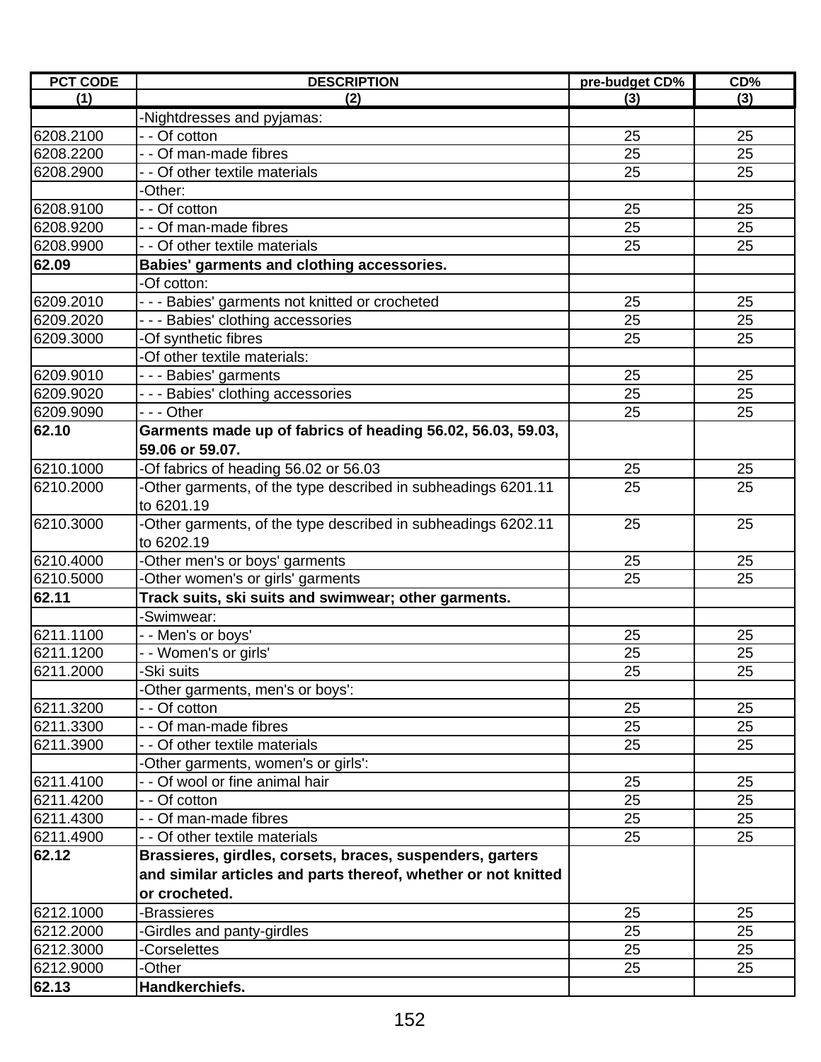| PCT CODE | DESCRIPTION | pre-budget CD% | CD% |
|---|---|---|---|
| (1) | (2) | (3) | (3) |
| | -Nightdresses and pyjamas: | | |
| 6208.2100 | - - Of cotton | 25 | 25 |
| 6208.2200 | - - Of man-made fibres | 25 | 25 |
| 6208.2900 | - - Of other textile materials | 25 | 25 |
| | -Other: | | |
| 6208.9100 | - - Of cotton | 25 | 25 |
| 6208.9200 | - - Of man-made fibres | 25 | 25 |
| 6208.9900 | - - Of other textile materials | 25 | 25 |
| **62.09** | **Babies' garments and clothing accessories.** | | |
| | -Of cotton: | | |
| 6209.2010 | - - - Babies' garments not knitted or crocheted | 25 | 25 |
| 6209.2020 | - - - Babies' clothing accessories | 25 | 25 |
| 6209.3000 | -Of synthetic fibres | 25 | 25 |
| | -Of other textile materials: | | |
| 6209.9010 | - - - Babies' garments | 25 | 25 |
| 6209.9020 | - - - Babies' clothing accessories | 25 | 25 |
| 6209.9090 | - - - Other | 25 | 25 |
| **62.10** | **Garments made up of fabrics of heading 56.02, 56.03, 59.03, 59.06 or 59.07.** | | |
| 6210.1000 | -Of fabrics of heading 56.02 or 56.03 | 25 | 25 |
| 6210.2000 | -Other garments, of the type described in subheadings 6201.11 to 6201.19 | 25 | 25 |
| 6210.3000 | -Other garments, of the type described in subheadings 6202.11 to 6202.19 | 25 | 25 |
| 6210.4000 | -Other men's or boys' garments | 25 | 25 |
| 6210.5000 | -Other women's or girls' garments | 25 | 25 |
| **62.11** | **Track suits, ski suits and swimwear; other garments.** | | |
| | -Swimwear: | | |
| 6211.1100 | - - Men's or boys' | 25 | 25 |
| 6211.1200 | - - Women's or girls' | 25 | 25 |
| 6211.2000 | -Ski suits | 25 | 25 |
| | -Other garments, men's or boys': | | |
| 6211.3200 | - - Of cotton | 25 | 25 |
| 6211.3300 | - - Of man-made fibres | 25 | 25 |
| 6211.3900 | - - Of other textile materials | 25 | 25 |
| | -Other garments, women's or girls': | | |
| 6211.4100 | - - Of wool or fine animal hair | 25 | 25 |
| 6211.4200 | - - Of cotton | 25 | 25 |
| 6211.4300 | - - Of man-made fibres | 25 | 25 |
| 6211.4900 | - - Of other textile materials | 25 | 25 |
| **62.12** | **Brassieres, girdles, corsets, braces, suspenders, garters and similar articles and parts thereof, whether or not knitted or crocheted.** | | |
| 6212.1000 | -Brassieres | 25 | 25 |
| 6212.2000 | -Girdles and panty-girdles | 25 | 25 |
| 6212.3000 | -Corselettes | 25 | 25 |
| 6212.9000 | -Other | 25 | 25 |
| **62.13** | **Handkerchiefs.** | | |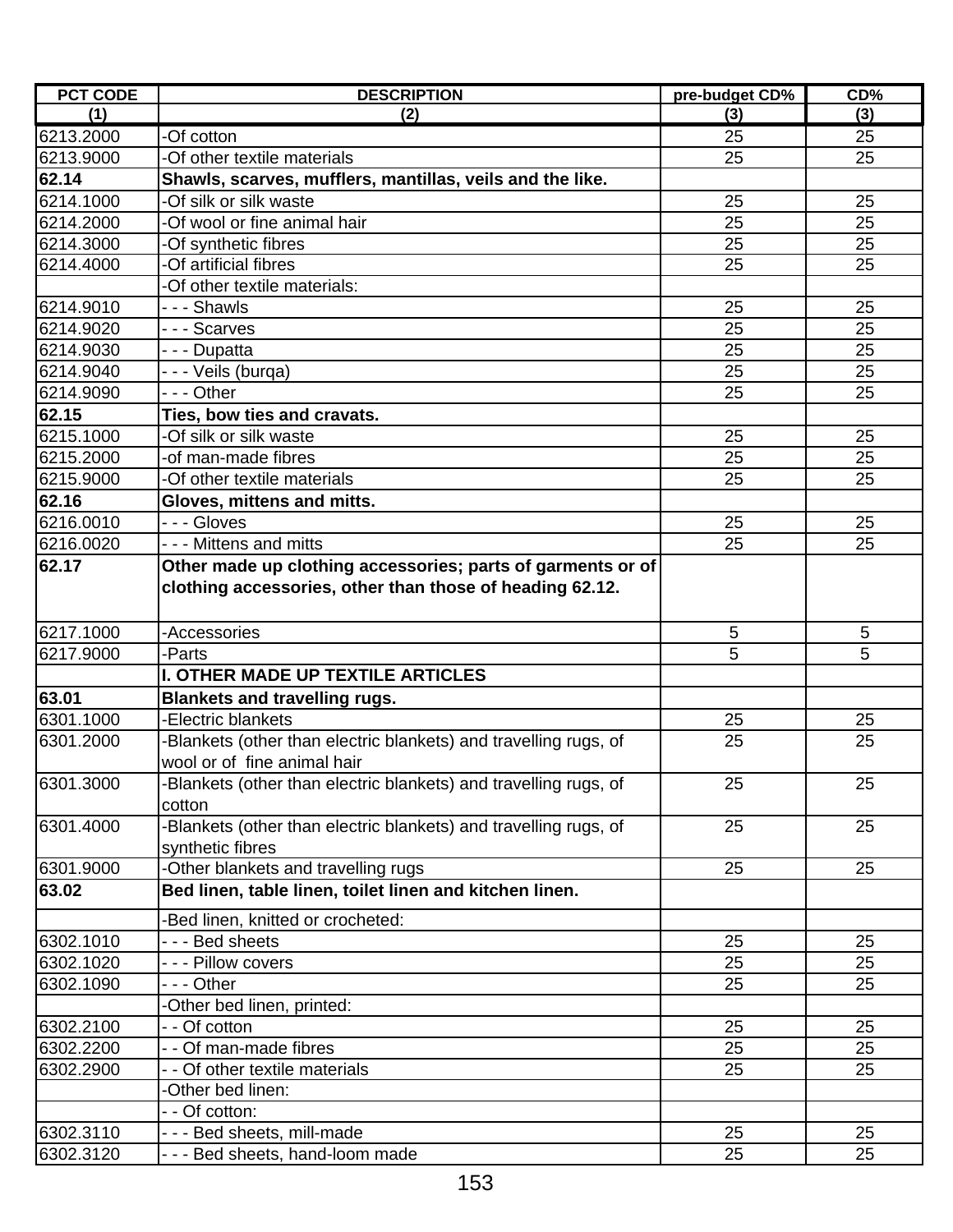| PCT CODE | DESCRIPTION | pre-budget CD% | CD% |
|---|---|---|---|
| (1) | (2) | (3) | (3) |
| 6213.2000 | -Of cotton | 25 | 25 |
| 6213.9000 | -Of other textile materials | 25 | 25 |
| **62.14** | **Shawls, scarves, mufflers, mantillas, veils and the like.** | | |
| 6214.1000 | -Of silk or silk waste | 25 | 25 |
| 6214.2000 | -Of wool or fine animal hair | 25 | 25 |
| 6214.3000 | -Of synthetic fibres | 25 | 25 |
| 6214.4000 | -Of artificial fibres | 25 | 25 |
| | -Of other textile materials: | | |
| 6214.9010 | - - - Shawls | 25 | 25 |
| 6214.9020 | - - - Scarves | 25 | 25 |
| 6214.9030 | - - - Dupatta | 25 | 25 |
| 6214.9040 | - - - Veils (burqa) | 25 | 25 |
| 6214.9090 | - - - Other | 25 | 25 |
| **62.15** | **Ties, bow ties and cravats.** | | |
| 6215.1000 | -Of silk or silk waste | 25 | 25 |
| 6215.2000 | -of man-made fibres | 25 | 25 |
| 6215.9000 | -Of other textile materials | 25 | 25 |
| **62.16** | **Gloves, mittens and mitts.** | | |
| 6216.0010 | - - - Gloves | 25 | 25 |
| 6216.0020 | - - - Mittens and mitts | 25 | 25 |
| **62.17** | **Other made up clothing accessories; parts of garments or of clothing accessories, other than those of heading 62.12.** | | |
| 6217.1000 | -Accessories | 5 | 5 |
| 6217.9000 | -Parts | 5 | 5 |
| | **I. OTHER MADE UP TEXTILE ARTICLES** | | |
| **63.01** | **Blankets and travelling rugs.** | | |
| 6301.1000 | -Electric blankets | 25 | 25 |
| 6301.2000 | -Blankets (other than electric blankets) and travelling rugs, of wool or of fine animal hair | 25 | 25 |
| 6301.3000 | -Blankets (other than electric blankets) and travelling rugs, of cotton | 25 | 25 |
| 6301.4000 | -Blankets (other than electric blankets) and travelling rugs, of synthetic fibres | 25 | 25 |
| 6301.9000 | -Other blankets and travelling rugs | 25 | 25 |
| **63.02** | **Bed linen, table linen, toilet linen and kitchen linen.** | | |
| | -Bed linen, knitted or crocheted: | | |
| 6302.1010 | - - - Bed sheets | 25 | 25 |
| 6302.1020 | - - - Pillow covers | 25 | 25 |
| 6302.1090 | - - - Other | 25 | 25 |
| | -Other bed linen, printed: | | |
| 6302.2100 | - - Of cotton | 25 | 25 |
| 6302.2200 | - - Of man-made fibres | 25 | 25 |
| 6302.2900 | - - Of other textile materials | 25 | 25 |
| | -Other bed linen: | | |
| | - - Of cotton: | | |
| 6302.3110 | - - - Bed sheets, mill-made | 25 | 25 |
| 6302.3120 | - - - Bed sheets, hand-loom made | 25 | 25 |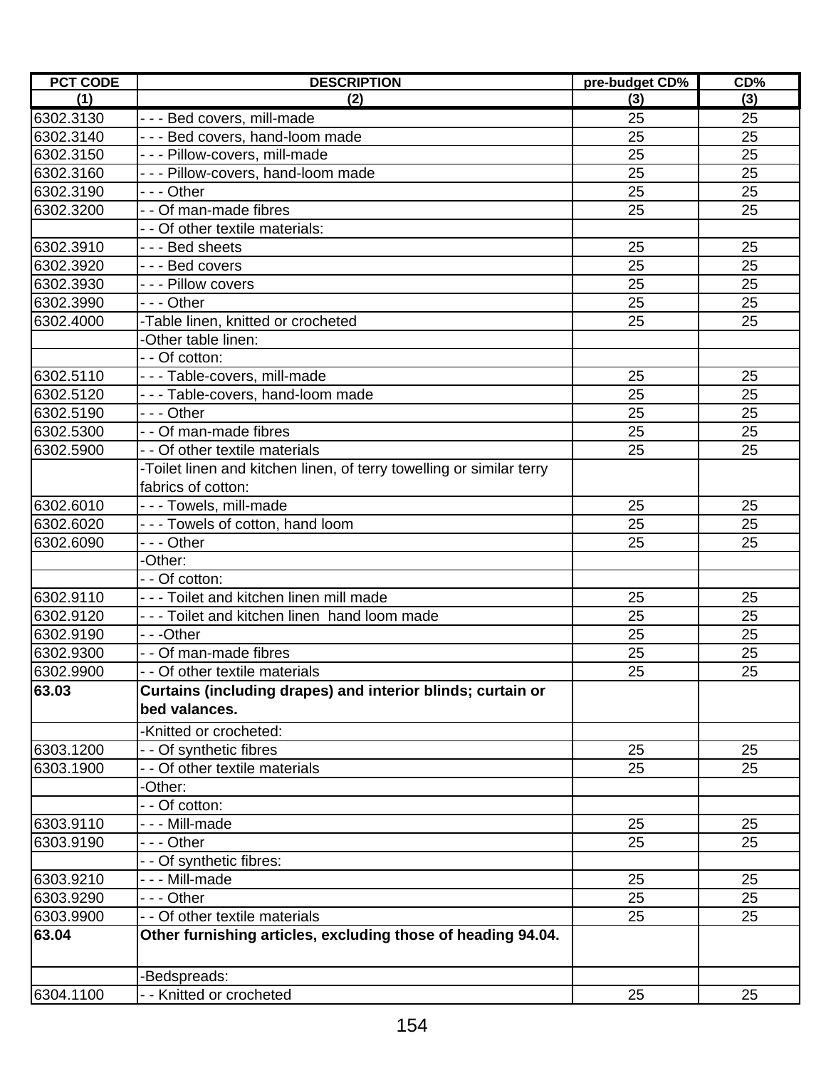| PCT CODE | DESCRIPTION | pre-budget CD% | CD% |
|---|---|---|---|
| (1) | (2) | (3) | (3) |
| 6302.3130 | - - - Bed covers, mill-made | 25 | 25 |
| 6302.3140 | - - - Bed covers, hand-loom made | 25 | 25 |
| 6302.3150 | - - - Pillow-covers, mill-made | 25 | 25 |
| 6302.3160 | - - - Pillow-covers, hand-loom made | 25 | 25 |
| 6302.3190 | - - - Other | 25 | 25 |
| 6302.3200 | - - Of man-made fibres | 25 | 25 |
| | - - Of other textile materials: | | |
| 6302.3910 | - - - Bed sheets | 25 | 25 |
| 6302.3920 | - - - Bed covers | 25 | 25 |
| 6302.3930 | - - - Pillow covers | 25 | 25 |
| 6302.3990 | - - - Other | 25 | 25 |
| 6302.4000 | -Table linen, knitted or crocheted | 25 | 25 |
| | -Other table linen: | | |
| | - - Of cotton: | | |
| 6302.5110 | - - - Table-covers, mill-made | 25 | 25 |
| 6302.5120 | - - - Table-covers, hand-loom made | 25 | 25 |
| 6302.5190 | - - - Other | 25 | 25 |
| 6302.5300 | - - Of man-made fibres | 25 | 25 |
| 6302.5900 | - - Of other textile materials | 25 | 25 |
| | -Toilet linen and kitchen linen, of terry towelling or similar terry fabrics of cotton: | | |
| 6302.6010 | - - - Towels, mill-made | 25 | 25 |
| 6302.6020 | - - - Towels of cotton, hand loom | 25 | 25 |
| 6302.6090 | - - - Other | 25 | 25 |
| | -Other: | | |
| | - - Of cotton: | | |
| 6302.9110 | - - - Toilet and kitchen linen mill made | 25 | 25 |
| 6302.9120 | - - - Toilet and kitchen linen hand loom made | 25 | 25 |
| 6302.9190 | - - -Other | 25 | 25 |
| 6302.9300 | - - Of man-made fibres | 25 | 25 |
| 6302.9900 | - - Of other textile materials | 25 | 25 |
| **63.03** | **Curtains (including drapes) and interior blinds; curtain or bed valances.** | | |
| | -Knitted or crocheted: | | |
| 6303.1200 | - - Of synthetic fibres | 25 | 25 |
| 6303.1900 | - - Of other textile materials | 25 | 25 |
| | -Other: | | |
| | - - Of cotton: | | |
| 6303.9110 | - - - Mill-made | 25 | 25 |
| 6303.9190 | - - - Other | 25 | 25 |
| | - - Of synthetic fibres: | | |
| 6303.9210 | - - - Mill-made | 25 | 25 |
| 6303.9290 | - - - Other | 25 | 25 |
| 6303.9900 | - - Of other textile materials | 25 | 25 |
| **63.04** | **Other furnishing articles, excluding those of heading 94.04.** | | |
| | -Bedspreads: | | |
| 6304.1100 | - - Knitted or crocheted | 25 | 25 |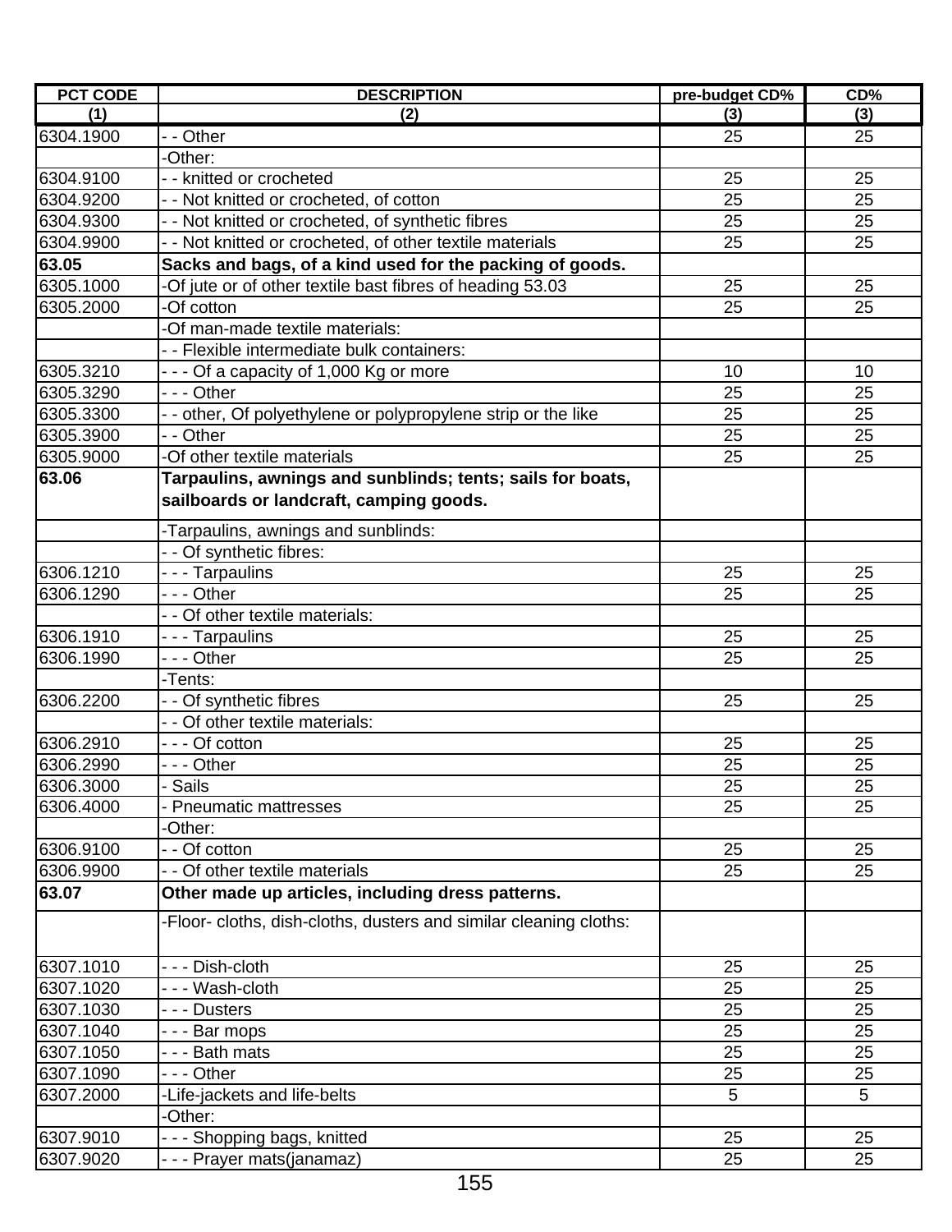| PCT CODE | DESCRIPTION | pre-budget CD% | CD% |
|---|---|---|---|
| (1) | (2) | (3) | (3) |
| 6304.1900 | - - Other | 25 | 25 |
| | -Other: | | |
| 6304.9100 | - - knitted or crocheted | 25 | 25 |
| 6304.9200 | - - Not knitted or crocheted, of cotton | 25 | 25 |
| 6304.9300 | - - Not knitted or crocheted, of synthetic fibres | 25 | 25 |
| 6304.9900 | - - Not knitted or crocheted, of other textile materials | 25 | 25 |
| **63.05** | **Sacks and bags, of a kind used for the packing of goods.** | | |
| 6305.1000 | -Of jute or of other textile bast fibres of heading 53.03 | 25 | 25 |
| 6305.2000 | -Of cotton | 25 | 25 |
| | -Of man-made textile materials: | | |
| | - - Flexible intermediate bulk containers: | | |
| 6305.3210 | - - - Of a capacity of 1,000 Kg or more | 10 | 10 |
| 6305.3290 | - - - Other | 25 | 25 |
| 6305.3300 | - - other, Of polyethylene or polypropylene strip or the like | 25 | 25 |
| 6305.3900 | - - Other | 25 | 25 |
| 6305.9000 | -Of other textile materials | 25 | 25 |
| **63.06** | **Tarpaulins, awnings and sunblinds; tents; sails for boats, sailboards or landcraft, camping goods.** | | |
| | -Tarpaulins, awnings and sunblinds: | | |
| | - - Of synthetic fibres: | | |
| 6306.1210 | - - - Tarpaulins | 25 | 25 |
| 6306.1290 | - - - Other | 25 | 25 |
| | - - Of other textile materials: | | |
| 6306.1910 | - - - Tarpaulins | 25 | 25 |
| 6306.1990 | - - - Other | 25 | 25 |
| | -Tents: | | |
| 6306.2200 | - - Of synthetic fibres | 25 | 25 |
| | - - Of other textile materials: | | |
| 6306.2910 | - - - Of cotton | 25 | 25 |
| 6306.2990 | - - - Other | 25 | 25 |
| 6306.3000 | - Sails | 25 | 25 |
| 6306.4000 | - Pneumatic mattresses | 25 | 25 |
| | -Other: | | |
| 6306.9100 | - - Of cotton | 25 | 25 |
| 6306.9900 | - - Of other textile materials | 25 | 25 |
| **63.07** | **Other made up articles, including dress patterns.** | | |
| | -Floor- cloths, dish-cloths, dusters and similar cleaning cloths: | | |
| 6307.1010 | - - - Dish-cloth | 25 | 25 |
| 6307.1020 | - - - Wash-cloth | 25 | 25 |
| 6307.1030 | - - - Dusters | 25 | 25 |
| 6307.1040 | - - - Bar mops | 25 | 25 |
| 6307.1050 | - - - Bath mats | 25 | 25 |
| 6307.1090 | - - - Other | 25 | 25 |
| 6307.2000 | -Life-jackets and life-belts | 5 | 5 |
| | -Other: | | |
| 6307.9010 | - - - Shopping bags, knitted | 25 | 25 |
| 6307.9020 | - - - Prayer mats(janamaz) | 25 | 25 |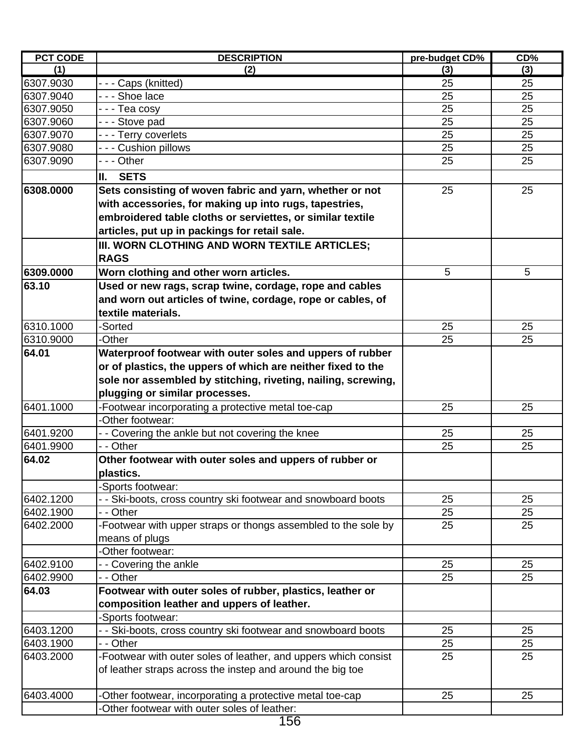| PCT CODE | DESCRIPTION | pre-budget CD% | CD% |
|---|---|---|---|
| (1) | (2) | (3) | (3) |
| 6307.9030 | - - - Caps (knitted) | 25 | 25 |
| 6307.9040 | - - - Shoe lace | 25 | 25 |
| 6307.9050 | - - - Tea cosy | 25 | 25 |
| 6307.9060 | - - - Stove pad | 25 | 25 |
| 6307.9070 | - - - Terry coverlets | 25 | 25 |
| 6307.9080 | - - - Cushion pillows | 25 | 25 |
| 6307.9090 | - - - Other | 25 | 25 |
| | **II. SETS** | | |
| **6308.0000** | **Sets consisting of woven fabric and yarn, whether or not with accessories, for making up into rugs, tapestries, embroidered table cloths or serviettes, or similar textile articles, put up in packings for retail sale.** | 25 | 25 |
| | **III. WORN CLOTHING AND WORN TEXTILE ARTICLES; RAGS** | | |
| **6309.0000** | **Worn clothing and other worn articles.** | 5 | 5 |
| **63.10** | **Used or new rags, scrap twine, cordage, rope and cables and worn out articles of twine, cordage, rope or cables, of textile materials.** | | |
| 6310.1000 | -Sorted | 25 | 25 |
| 6310.9000 | -Other | 25 | 25 |
| **64.01** | **Waterproof footwear with outer soles and uppers of rubber or of plastics, the uppers of which are neither fixed to the sole nor assembled by stitching, riveting, nailing, screwing, plugging or similar processes.** | | |
| 6401.1000 | -Footwear incorporating a protective metal toe-cap | 25 | 25 |
| | -Other footwear: | | |
| 6401.9200 | - - Covering the ankle but not covering the knee | 25 | 25 |
| 6401.9900 | - - Other | 25 | 25 |
| **64.02** | **Other footwear with outer soles and uppers of rubber or plastics.** | | |
| | -Sports footwear: | | |
| 6402.1200 | - - Ski-boots, cross country ski footwear and snowboard boots | 25 | 25 |
| 6402.1900 | - - Other | 25 | 25 |
| 6402.2000 | -Footwear with upper straps or thongs assembled to the sole by means of plugs | 25 | 25 |
| | -Other footwear: | | |
| 6402.9100 | - - Covering the ankle | 25 | 25 |
| 6402.9900 | - - Other | 25 | 25 |
| **64.03** | **Footwear with outer soles of rubber, plastics, leather or composition leather and uppers of leather.** | | |
| | -Sports footwear: | | |
| 6403.1200 | - - Ski-boots, cross country ski footwear and snowboard boots | 25 | 25 |
| 6403.1900 | - - Other | 25 | 25 |
| 6403.2000 | -Footwear with outer soles of leather, and uppers which consist of leather straps across the instep and around the big toe | 25 | 25 |
| 6403.4000 | -Other footwear, incorporating a protective metal toe-cap | 25 | 25 |
| | -Other footwear with outer soles of leather: | | |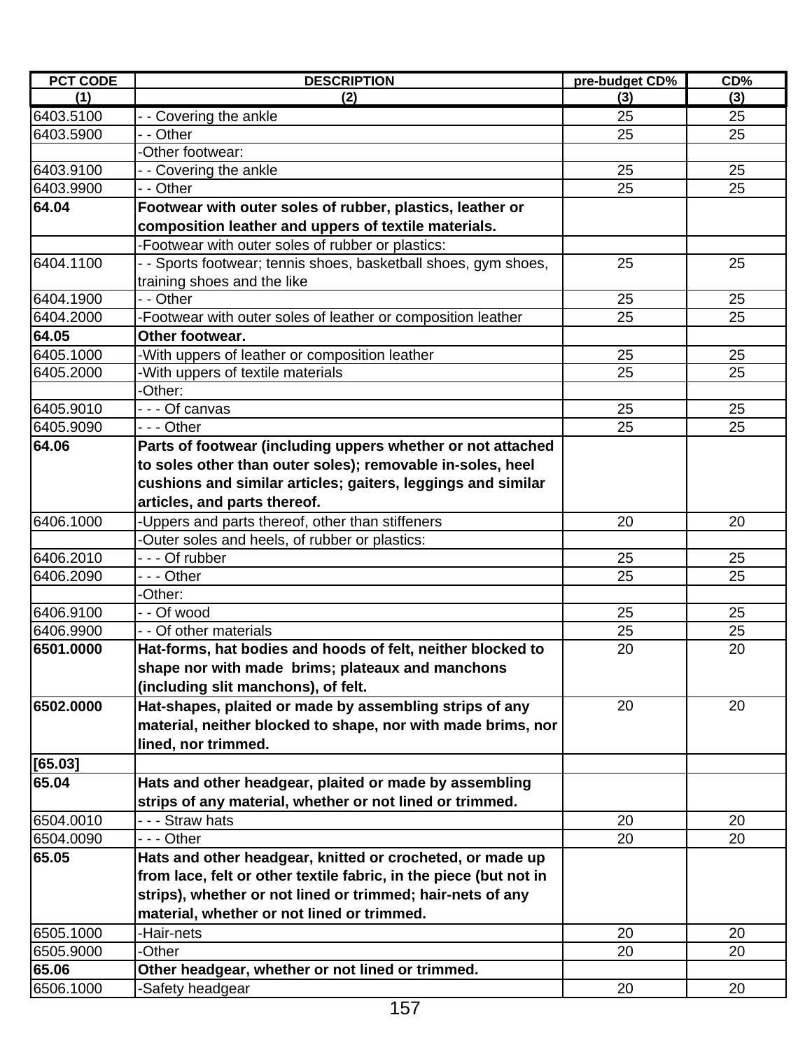| PCT CODE | DESCRIPTION | pre-budget CD% | CD% |
|---|---|---|---|
| (1) | (2) | (3) | (3) |
| 6403.5100 | - - Covering the ankle | 25 | 25 |
| 6403.5900 | - - Other | 25 | 25 |
| | -Other footwear: | | |
| 6403.9100 | - - Covering the ankle | 25 | 25 |
| 6403.9900 | - - Other | 25 | 25 |
| **64.04** | **Footwear with outer soles of rubber, plastics, leather or composition leather and uppers of textile materials.** | | |
| | -Footwear with outer soles of rubber or plastics: | | |
| 6404.1100 | - - Sports footwear; tennis shoes, basketball shoes, gym shoes, training shoes and the like | 25 | 25 |
| 6404.1900 | - - Other | 25 | 25 |
| 6404.2000 | -Footwear with outer soles of leather or composition leather | 25 | 25 |
| **64.05** | **Other footwear.** | | |
| 6405.1000 | -With uppers of leather or composition leather | 25 | 25 |
| 6405.2000 | -With uppers of textile materials | 25 | 25 |
| | -Other: | | |
| 6405.9010 | - - - Of canvas | 25 | 25 |
| 6405.9090 | - - - Other | 25 | 25 |
| **64.06** | **Parts of footwear (including uppers whether or not attached to soles other than outer soles); removable in-soles, heel cushions and similar articles; gaiters, leggings and similar articles, and parts thereof.** | | |
| 6406.1000 | -Uppers and parts thereof, other than stiffeners | 20 | 20 |
| | -Outer soles and heels, of rubber or plastics: | | |
| 6406.2010 | - - - Of rubber | 25 | 25 |
| 6406.2090 | - - - Other | 25 | 25 |
| | -Other: | | |
| 6406.9100 | - - Of wood | 25 | 25 |
| 6406.9900 | - - Of other materials | 25 | 25 |
| **6501.0000** | **Hat-forms, hat bodies and hoods of felt, neither blocked to shape nor with made brims; plateaux and manchons (including slit manchons), of felt.** | 20 | 20 |
| **6502.0000** | **Hat-shapes, plaited or made by assembling strips of any material, neither blocked to shape, nor with made brims, nor lined, nor trimmed.** | 20 | 20 |
| **[65.03]** | | | |
| **65.04** | **Hats and other headgear, plaited or made by assembling strips of any material, whether or not lined or trimmed.** | | |
| 6504.0010 | - - - Straw hats | 20 | 20 |
| 6504.0090 | - - - Other | 20 | 20 |
| **65.05** | **Hats and other headgear, knitted or crocheted, or made up from lace, felt or other textile fabric, in the piece (but not in strips), whether or not lined or trimmed; hair-nets of any material, whether or not lined or trimmed.** | | |
| 6505.1000 | -Hair-nets | 20 | 20 |
| 6505.9000 | -Other | 20 | 20 |
| **65.06** | **Other headgear, whether or not lined or trimmed.** | | |
| 6506.1000 | -Safety headgear | 20 | 20 |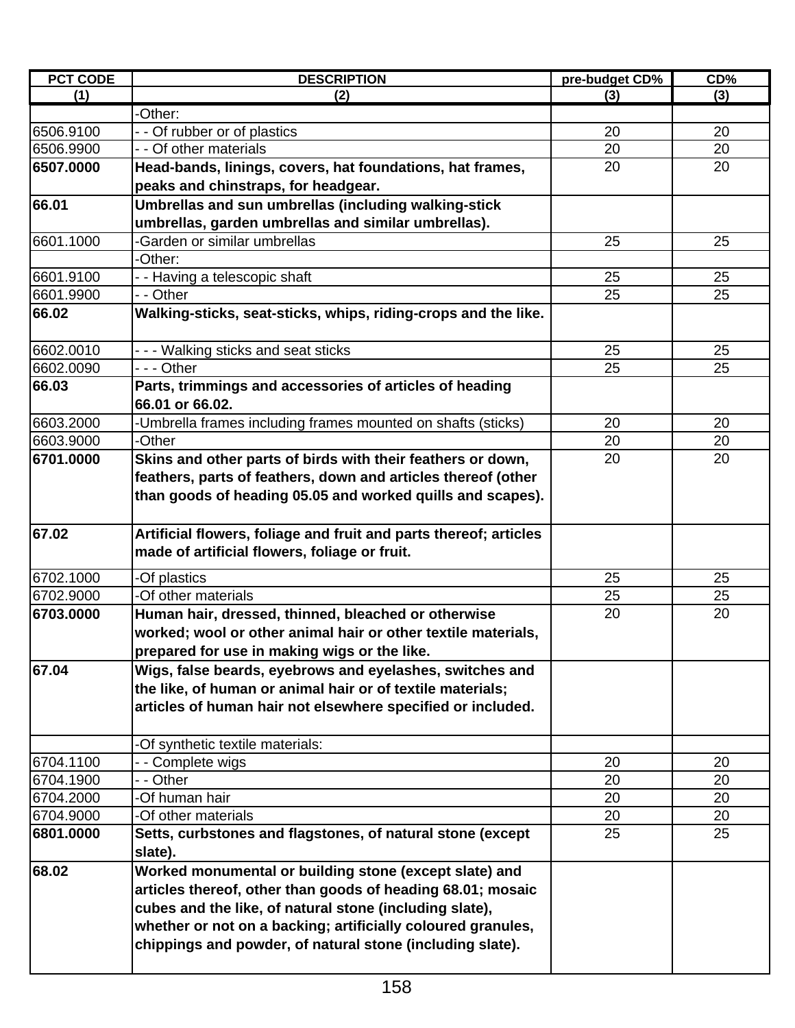| PCT CODE | DESCRIPTION | pre-budget CD% | CD% |
|---|---|---|---|
| (1) | (2) | (3) | (3) |
| | -Other: | | |
| 6506.9100 | - - Of rubber or of plastics | 20 | 20 |
| 6506.9900 | - - Of other materials | 20 | 20 |
| **6507.0000** | **Head-bands, linings, covers, hat foundations, hat frames, peaks and chinstraps, for headgear.** | 20 | 20 |
| **66.01** | **Umbrellas and sun umbrellas (including walking-stick umbrellas, garden umbrellas and similar umbrellas).** | | |
| 6601.1000 | -Garden or similar umbrellas | 25 | 25 |
| | -Other: | | |
| 6601.9100 | - - Having a telescopic shaft | 25 | 25 |
| 6601.9900 | - - Other | 25 | 25 |
| **66.02** | **Walking-sticks, seat-sticks, whips, riding-crops and the like.** | | |
| 6602.0010 | - - - Walking sticks and seat sticks | 25 | 25 |
| 6602.0090 | - - - Other | 25 | 25 |
| **66.03** | **Parts, trimmings and accessories of articles of heading 66.01 or 66.02.** | | |
| 6603.2000 | -Umbrella frames including frames mounted on shafts (sticks) | 20 | 20 |
| 6603.9000 | -Other | 20 | 20 |
| **6701.0000** | **Skins and other parts of birds with their feathers or down, feathers, parts of feathers, down and articles thereof (other than goods of heading 05.05 and worked quills and scapes).** | 20 | 20 |
| **67.02** | **Artificial flowers, foliage and fruit and parts thereof; articles made of artificial flowers, foliage or fruit.** | | |
| 6702.1000 | -Of plastics | 25 | 25 |
| 6702.9000 | -Of other materials | 25 | 25 |
| **6703.0000** | **Human hair, dressed, thinned, bleached or otherwise worked; wool or other animal hair or other textile materials, prepared for use in making wigs or the like.** | 20 | 20 |
| **67.04** | **Wigs, false beards, eyebrows and eyelashes, switches and the like, of human or animal hair or of textile materials; articles of human hair not elsewhere specified or included.** | | |
| | -Of synthetic textile materials: | | |
| 6704.1100 | - - Complete wigs | 20 | 20 |
| 6704.1900 | - - Other | 20 | 20 |
| 6704.2000 | -Of human hair | 20 | 20 |
| 6704.9000 | -Of other materials | 20 | 20 |
| **6801.0000** | **Setts, curbstones and flagstones, of natural stone (except slate).** | 25 | 25 |
| **68.02** | **Worked monumental or building stone (except slate) and articles thereof, other than goods of heading 68.01; mosaic cubes and the like, of natural stone (including slate), whether or not on a backing; artificially coloured granules, chippings and powder, of natural stone (including slate).** | | |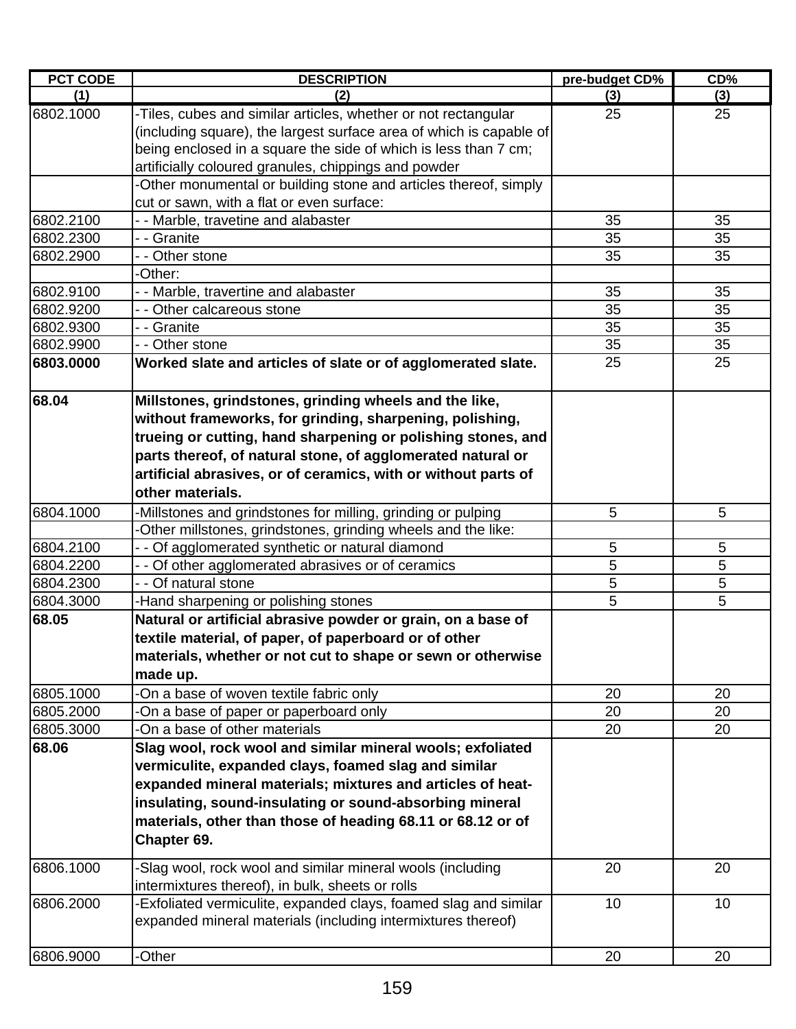| PCT CODE | DESCRIPTION | pre-budget CD% | CD% |
|---|---|---|---|
| (1) | (2) | (3) | (3) |
| 6802.1000 | -Tiles, cubes and similar articles, whether or not rectangular (including square), the largest surface area of which is capable of being enclosed in a square the side of which is less than 7 cm; artificially coloured granules, chippings and powder | 25 | 25 |
| | -Other monumental or building stone and articles thereof, simply cut or sawn, with a flat or even surface: | | |
| 6802.2100 | - - Marble, travetine and alabaster | 35 | 35 |
| 6802.2300 | - - Granite | 35 | 35 |
| 6802.2900 | - - Other stone | 35 | 35 |
| | -Other: | | |
| 6802.9100 | - - Marble, travertine and alabaster | 35 | 35 |
| 6802.9200 | - - Other calcareous stone | 35 | 35 |
| 6802.9300 | - - Granite | 35 | 35 |
| 6802.9900 | - - Other stone | 35 | 35 |
| **6803.0000** | **Worked slate and articles of slate or of agglomerated slate.** | 25 | 25 |
| **68.04** | **Millstones, grindstones, grinding wheels and the like, without frameworks, for grinding, sharpening, polishing, trueing or cutting, hand sharpening or polishing stones, and parts thereof, of natural stone, of agglomerated natural or artificial abrasives, or of ceramics, with or without parts of other materials.** | | |
| 6804.1000 | -Millstones and grindstones for milling, grinding or pulping | 5 | 5 |
| | -Other millstones, grindstones, grinding wheels and the like: | | |
| 6804.2100 | - - Of agglomerated synthetic or natural diamond | 5 | 5 |
| 6804.2200 | - - Of other agglomerated abrasives or of ceramics | 5 | 5 |
| 6804.2300 | - - Of natural stone | 5 | 5 |
| 6804.3000 | -Hand sharpening or polishing stones | 5 | 5 |
| **68.05** | **Natural or artificial abrasive powder or grain, on a base of textile material, of paper, of paperboard or of other materials, whether or not cut to shape or sewn or otherwise made up.** | | |
| 6805.1000 | -On a base of woven textile fabric only | 20 | 20 |
| 6805.2000 | -On a base of paper or paperboard only | 20 | 20 |
| 6805.3000 | -On a base of other materials | 20 | 20 |
| **68.06** | **Slag wool, rock wool and similar mineral wools; exfoliated vermiculite, expanded clays, foamed slag and similar expanded mineral materials; mixtures and articles of heat-insulating, sound-insulating or sound-absorbing mineral materials, other than those of heading 68.11 or 68.12 or of Chapter 69.** | | |
| 6806.1000 | -Slag wool, rock wool and similar mineral wools (including intermixtures thereof), in bulk, sheets or rolls | 20 | 20 |
| 6806.2000 | -Exfoliated vermiculite, expanded clays, foamed slag and similar expanded mineral materials (including intermixtures thereof) | 10 | 10 |
| 6806.9000 | -Other | 20 | 20 |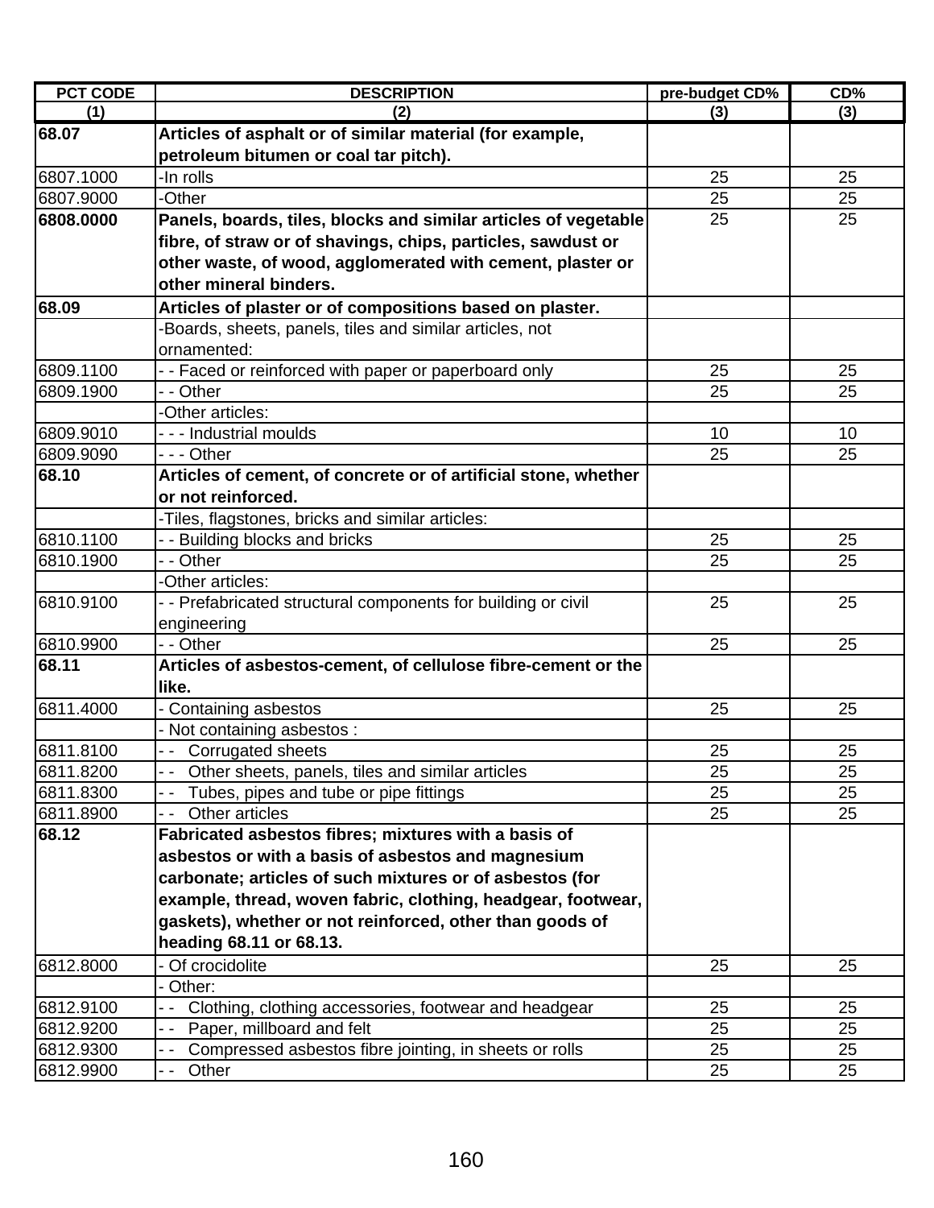| PCT CODE | DESCRIPTION | pre-budget CD% | CD% |
|---|---|---|---|
| (1) | (2) | (3) | (3) |
| **68.07** | **Articles of asphalt or of similar material (for example, petroleum bitumen or coal tar pitch).** | | |
| 6807.1000 | -In rolls | 25 | 25 |
| 6807.9000 | -Other | 25 | 25 |
| **6808.0000** | **Panels, boards, tiles, blocks and similar articles of vegetable fibre, of straw or of shavings, chips, particles, sawdust or other waste, of wood, agglomerated with cement, plaster or other mineral binders.** | 25 | 25 |
| **68.09** | **Articles of plaster or of compositions based on plaster.** | | |
| | -Boards, sheets, panels, tiles and similar articles, not ornamented: | | |
| 6809.1100 | - - Faced or reinforced with paper or paperboard only | 25 | 25 |
| 6809.1900 | - - Other | 25 | 25 |
| | -Other articles: | | |
| 6809.9010 | - - - Industrial moulds | 10 | 10 |
| 6809.9090 | - - - Other | 25 | 25 |
| **68.10** | **Articles of cement, of concrete or of artificial stone, whether or not reinforced.** | | |
| | -Tiles, flagstones, bricks and similar articles: | | |
| 6810.1100 | - - Building blocks and bricks | 25 | 25 |
| 6810.1900 | - - Other | 25 | 25 |
| | -Other articles: | | |
| 6810.9100 | - - Prefabricated structural components for building or civil engineering | 25 | 25 |
| 6810.9900 | - - Other | 25 | 25 |
| **68.11** | **Articles of asbestos-cement, of cellulose fibre-cement or the like.** | | |
| 6811.4000 | - Containing asbestos | 25 | 25 |
| | - Not containing asbestos : | | |
| 6811.8100 | - - Corrugated sheets | 25 | 25 |
| 6811.8200 | - - Other sheets, panels, tiles and similar articles | 25 | 25 |
| 6811.8300 | - - Tubes, pipes and tube or pipe fittings | 25 | 25 |
| 6811.8900 | - - Other articles | 25 | 25 |
| **68.12** | **Fabricated asbestos fibres; mixtures with a basis of asbestos or with a basis of asbestos and magnesium carbonate; articles of such mixtures or of asbestos (for example, thread, woven fabric, clothing, headgear, footwear, gaskets), whether or not reinforced, other than goods of heading 68.11 or 68.13.** | | |
| 6812.8000 | - Of crocidolite | 25 | 25 |
| | - Other: | | |
| 6812.9100 | - - Clothing, clothing accessories, footwear and headgear | 25 | 25 |
| 6812.9200 | - - Paper, millboard and felt | 25 | 25 |
| 6812.9300 | - - Compressed asbestos fibre jointing, in sheets or rolls | 25 | 25 |
| 6812.9900 | - - Other | 25 | 25 |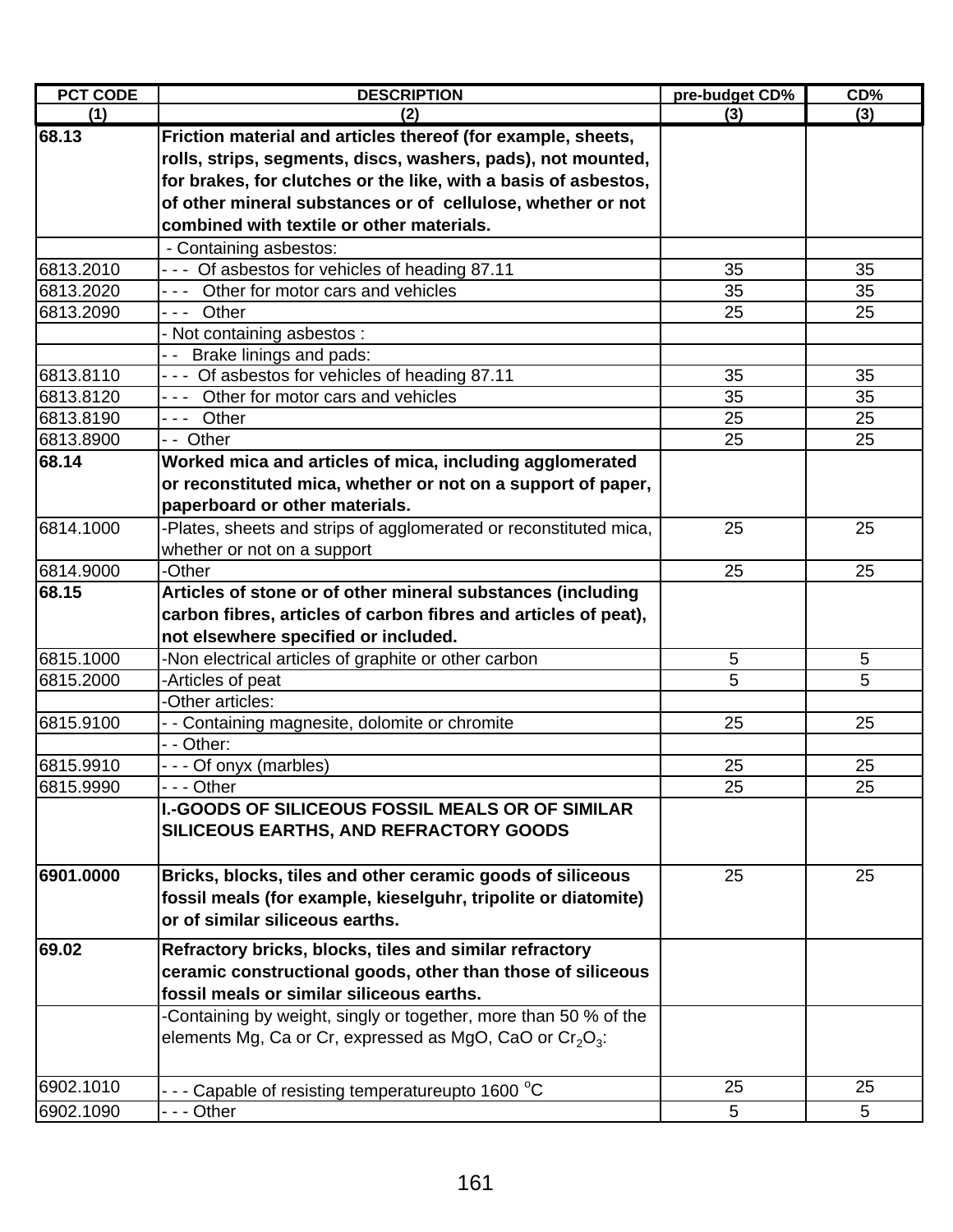| PCT CODE | DESCRIPTION | pre-budget CD% | CD% |
|---|---|---|---|
| (1) | (2) | (3) | (3) |
| **68.13** | **Friction material and articles thereof (for example, sheets, rolls, strips, segments, discs, washers, pads), not mounted, for brakes, for clutches or the like, with a basis of asbestos, of other mineral substances or of cellulose, whether or not combined with textile or other materials.** | | |
| | - Containing asbestos: | | |
| 6813.2010 | - - - Of asbestos for vehicles of heading 87.11 | 35 | 35 |
| 6813.2020 | - - - Other for motor cars and vehicles | 35 | 35 |
| 6813.2090 | - - - Other | 25 | 25 |
| | - Not containing asbestos : | | |
| | - - Brake linings and pads: | | |
| 6813.8110 | - - - Of asbestos for vehicles of heading 87.11 | 35 | 35 |
| 6813.8120 | - - - Other for motor cars and vehicles | 35 | 35 |
| 6813.8190 | - - - Other | 25 | 25 |
| 6813.8900 | - - Other | 25 | 25 |
| **68.14** | **Worked mica and articles of mica, including agglomerated or reconstituted mica, whether or not on a support of paper, paperboard or other materials.** | | |
| 6814.1000 | -Plates, sheets and strips of agglomerated or reconstituted mica, whether or not on a support | 25 | 25 |
| 6814.9000 | -Other | 25 | 25 |
| **68.15** | **Articles of stone or of other mineral substances (including carbon fibres, articles of carbon fibres and articles of peat), not elsewhere specified or included.** | | |
| 6815.1000 | -Non electrical articles of graphite or other carbon | 5 | 5 |
| 6815.2000 | -Articles of peat | 5 | 5 |
| | -Other articles: | | |
| 6815.9100 | - - Containing magnesite, dolomite or chromite | 25 | 25 |
| | - - Other: | | |
| 6815.9910 | - - - Of onyx (marbles) | 25 | 25 |
| 6815.9990 | - - - Other | 25 | 25 |
| | **I.-GOODS OF SILICEOUS FOSSIL MEALS OR OF SIMILAR SILICEOUS EARTHS, AND REFRACTORY GOODS** | | |
| **6901.0000** | **Bricks, blocks, tiles and other ceramic goods of siliceous fossil meals (for example, kieselguhr, tripolite or diatomite) or of similar siliceous earths.** | 25 | 25 |
| **69.02** | **Refractory bricks, blocks, tiles and similar refractory ceramic constructional goods, other than those of siliceous fossil meals or similar siliceous earths.** | | |
| | -Containing by weight, singly or together, more than 50 % of the elements Mg, Ca or Cr, expressed as MgO, CaO or $Cr_2O_3$: | | |
| 6902.1010 | - - - Capable of resisting temperatureupto 1600 $^oC$ | 25 | 25 |
| 6902.1090 | - - - Other | 5 | 5 |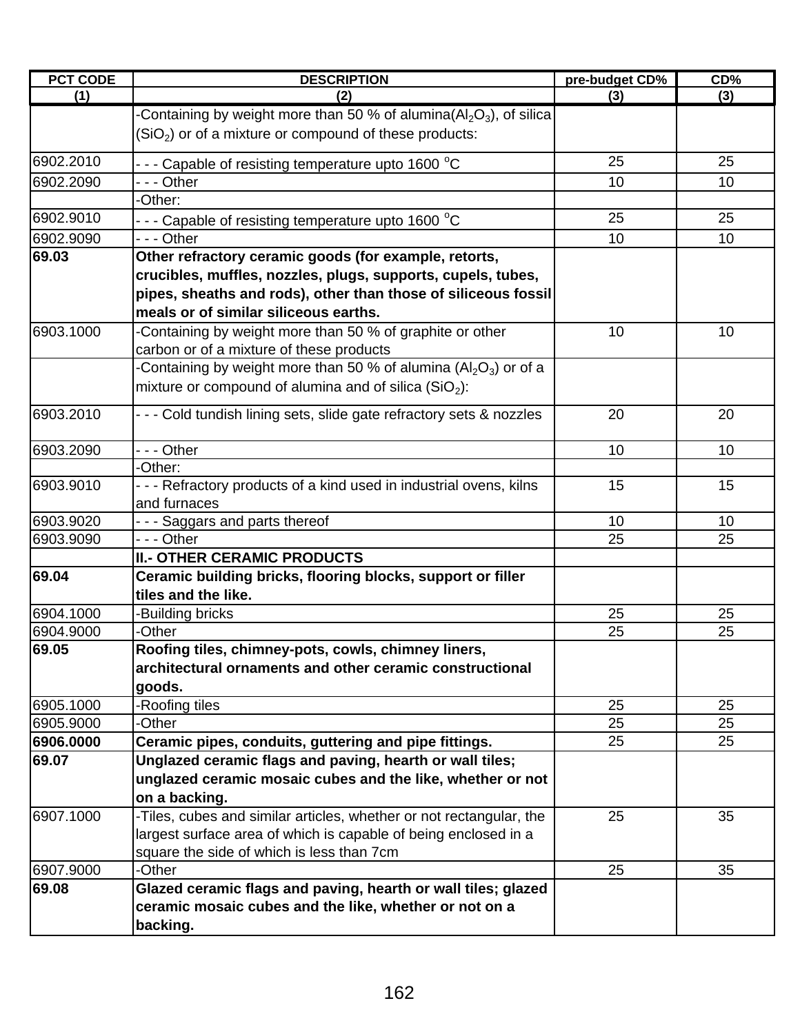| PCT CODE | DESCRIPTION | pre-budget CD% | CD% |
|---|---|---|---|
| (1) | (2) | (3) | (3) |
| | -Containing by weight more than 50 % of alumina($Al_2O_3$), of silica ($SiO_2$) or of a mixture or compound of these products: | | |
| 6902.2010 | - - - Capable of resisting temperature upto 1600 $^oC$ | 25 | 25 |
| 6902.2090 | - - - Other | 10 | 10 |
| | -Other: | | |
| 6902.9010 | - - - Capable of resisting temperature upto 1600 $^oC$ | 25 | 25 |
| 6902.9090 | - - - Other | 10 | 10 |
| **69.03** | **Other refractory ceramic goods (for example, retorts, crucibles, muffles, nozzles, plugs, supports, cupels, tubes, pipes, sheaths and rods), other than those of siliceous fossil meals or of similar siliceous earths.** | | |
| 6903.1000 | -Containing by weight more than 50 % of graphite or other carbon or of a mixture of these products | 10 | 10 |
| | -Containing by weight more than 50 % of alumina ($Al_2O_3$) or of a mixture or compound of alumina and of silica ($SiO_2$): | | |
| 6903.2010 | - - - Cold tundish lining sets, slide gate refractory sets & nozzles | 20 | 20 |
| 6903.2090 | - - - Other | 10 | 10 |
| | -Other: | | |
| 6903.9010 | - - - Refractory products of a kind used in industrial ovens, kilns and furnaces | 15 | 15 |
| 6903.9020 | - - - Saggars and parts thereof | 10 | 10 |
| 6903.9090 | - - - Other | 25 | 25 |
| | **II.- OTHER CERAMIC PRODUCTS** | | |
| **69.04** | **Ceramic building bricks, flooring blocks, support or filler tiles and the like.** | | |
| 6904.1000 | -Building bricks | 25 | 25 |
| 6904.9000 | -Other | 25 | 25 |
| **69.05** | **Roofing tiles, chimney-pots, cowls, chimney liners, architectural ornaments and other ceramic constructional goods.** | | |
| 6905.1000 | -Roofing tiles | 25 | 25 |
| 6905.9000 | -Other | 25 | 25 |
| **6906.0000** | **Ceramic pipes, conduits, guttering and pipe fittings.** | 25 | 25 |
| **69.07** | **Unglazed ceramic flags and paving, hearth or wall tiles; unglazed ceramic mosaic cubes and the like, whether or not on a backing.** | | |
| 6907.1000 | -Tiles, cubes and similar articles, whether or not rectangular, the largest surface area of which is capable of being enclosed in a square the side of which is less than 7cm | 25 | 35 |
| 6907.9000 | -Other | 25 | 35 |
| **69.08** | **Glazed ceramic flags and paving, hearth or wall tiles; glazed ceramic mosaic cubes and the like, whether or not on a backing.** | | |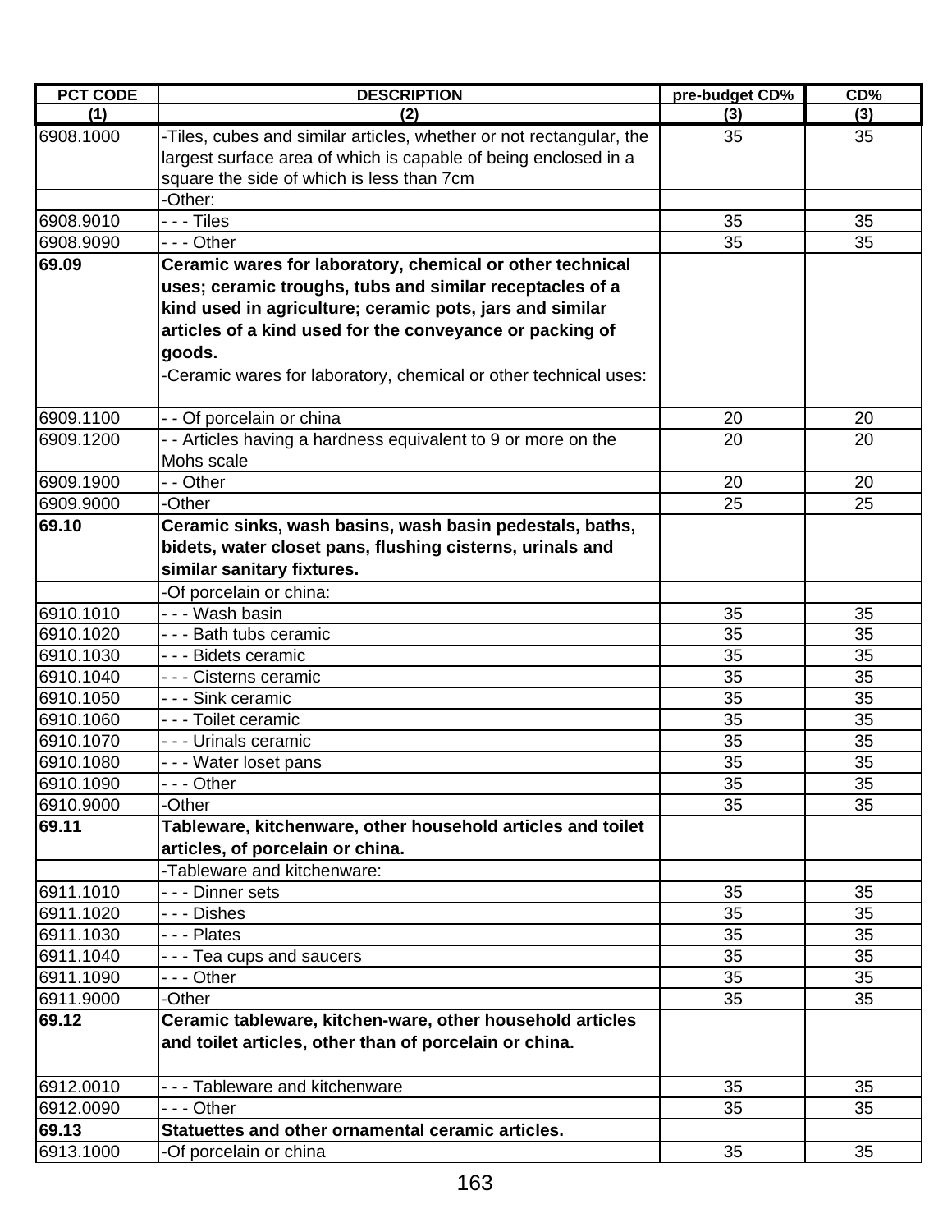| PCT CODE | DESCRIPTION | pre-budget CD% | CD% |
|---|---|---|---|
| (1) | (2) | (3) | (3) |
| 6908.1000 | -Tiles, cubes and similar articles, whether or not rectangular, the largest surface area of which is capable of being enclosed in a square the side of which is less than 7cm | 35 | 35 |
| | -Other: | | |
| 6908.9010 | - - - Tiles | 35 | 35 |
| 6908.9090 | - - - Other | 35 | 35 |
| **69.09** | **Ceramic wares for laboratory, chemical or other technical uses; ceramic troughs, tubs and similar receptacles of a kind used in agriculture; ceramic pots, jars and similar articles of a kind used for the conveyance or packing of goods.** | | |
| | -Ceramic wares for laboratory, chemical or other technical uses: | | |
| 6909.1100 | - - Of porcelain or china | 20 | 20 |
| 6909.1200 | - - Articles having a hardness equivalent to 9 or more on the Mohs scale | 20 | 20 |
| 6909.1900 | - - Other | 20 | 20 |
| 6909.9000 | -Other | 25 | 25 |
| **69.10** | **Ceramic sinks, wash basins, wash basin pedestals, baths, bidets, water closet pans, flushing cisterns, urinals and similar sanitary fixtures.** | | |
| | -Of porcelain or china: | | |
| 6910.1010 | - - - Wash basin | 35 | 35 |
| 6910.1020 | - - - Bath tubs ceramic | 35 | 35 |
| 6910.1030 | - - - Bidets ceramic | 35 | 35 |
| 6910.1040 | - - - Cisterns ceramic | 35 | 35 |
| 6910.1050 | - - - Sink ceramic | 35 | 35 |
| 6910.1060 | - - - Toilet ceramic | 35 | 35 |
| 6910.1070 | - - - Urinals ceramic | 35 | 35 |
| 6910.1080 | - - - Water loset pans | 35 | 35 |
| 6910.1090 | - - - Other | 35 | 35 |
| 6910.9000 | -Other | 35 | 35 |
| **69.11** | **Tableware, kitchenware, other household articles and toilet articles, of porcelain or china.** | | |
| | -Tableware and kitchenware: | | |
| 6911.1010 | - - - Dinner sets | 35 | 35 |
| 6911.1020 | - - - Dishes | 35 | 35 |
| 6911.1030 | - - - Plates | 35 | 35 |
| 6911.1040 | - - - Tea cups and saucers | 35 | 35 |
| 6911.1090 | - - - Other | 35 | 35 |
| 6911.9000 | -Other | 35 | 35 |
| **69.12** | **Ceramic tableware, kitchen-ware, other household articles and toilet articles, other than of porcelain or china.** | | |
| 6912.0010 | - - - Tableware and kitchenware | 35 | 35 |
| 6912.0090 | - - - Other | 35 | 35 |
| **69.13** | **Statuettes and other ornamental ceramic articles.** | | |
| 6913.1000 | -Of porcelain or china | 35 | 35 |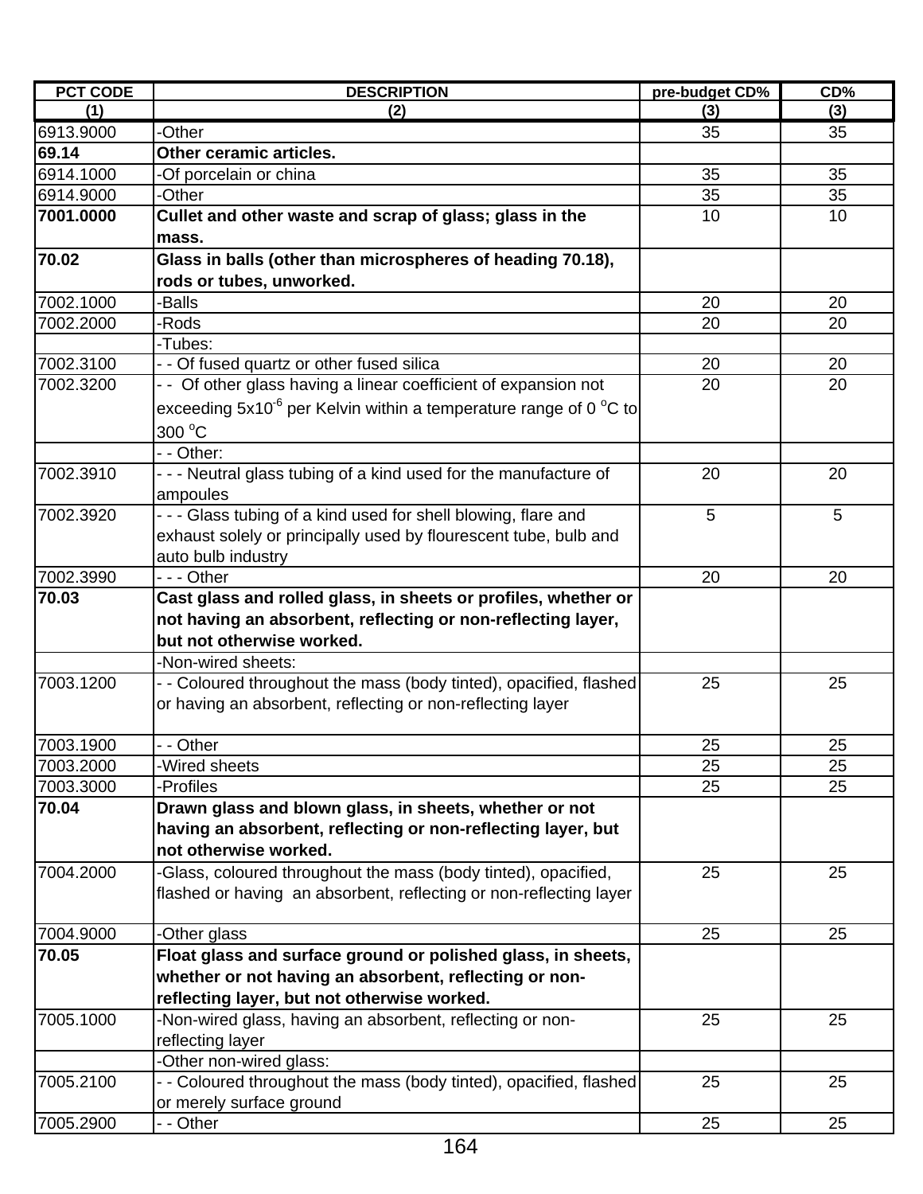| PCT CODE | DESCRIPTION | pre-budget CD% | CD% |
|---|---|---|---|
| (1) | (2) | (3) | (3) |
| 6913.9000 | -Other | 35 | 35 |
| **69.14** | **Other ceramic articles.** | | |
| 6914.1000 | -Of porcelain or china | 35 | 35 |
| 6914.9000 | -Other | 35 | 35 |
| **7001.0000** | **Cullet and other waste and scrap of glass; glass in the mass.** | 10 | 10 |
| **70.02** | **Glass in balls (other than microspheres of heading 70.18), rods or tubes, unworked.** | | |
| 7002.1000 | -Balls | 20 | 20 |
| 7002.2000 | -Rods | 20 | 20 |
| | -Tubes: | | |
| 7002.3100 | - - Of fused quartz or other fused silica | 20 | 20 |
| 7002.3200 | - - Of other glass having a linear coefficient of expansion not exceeding $5x10^{-6}$ per Kelvin within a temperature range of 0 $^{o}C$ to 300 $^{o}C$ | 20 | 20 |
| | - - Other: | | |
| 7002.3910 | - - - Neutral glass tubing of a kind used for the manufacture of ampoules | 20 | 20 |
| 7002.3920 | - - - Glass tubing of a kind used for shell blowing, flare and exhaust solely or principally used by flourescent tube, bulb and auto bulb industry | 5 | 5 |
| 7002.3990 | - - - Other | 20 | 20 |
| **70.03** | **Cast glass and rolled glass, in sheets or profiles, whether or not having an absorbent, reflecting or non-reflecting layer, but not otherwise worked.** | | |
| | -Non-wired sheets: | | |
| 7003.1200 | - - Coloured throughout the mass (body tinted), opacified, flashed or having an absorbent, reflecting or non-reflecting layer | 25 | 25 |
| 7003.1900 | - - Other | 25 | 25 |
| 7003.2000 | -Wired sheets | 25 | 25 |
| 7003.3000 | -Profiles | 25 | 25 |
| **70.04** | **Drawn glass and blown glass, in sheets, whether or not having an absorbent, reflecting or non-reflecting layer, but not otherwise worked.** | | |
| 7004.2000 | -Glass, coloured throughout the mass (body tinted), opacified, flashed or having an absorbent, reflecting or non-reflecting layer | 25 | 25 |
| 7004.9000 | -Other glass | 25 | 25 |
| **70.05** | **Float glass and surface ground or polished glass, in sheets, whether or not having an absorbent, reflecting or non-reflecting layer, but not otherwise worked.** | | |
| 7005.1000 | -Non-wired glass, having an absorbent, reflecting or non-reflecting layer | 25 | 25 |
| | -Other non-wired glass: | | |
| 7005.2100 | - - Coloured throughout the mass (body tinted), opacified, flashed or merely surface ground | 25 | 25 |
| 7005.2900 | - - Other | 25 | 25 |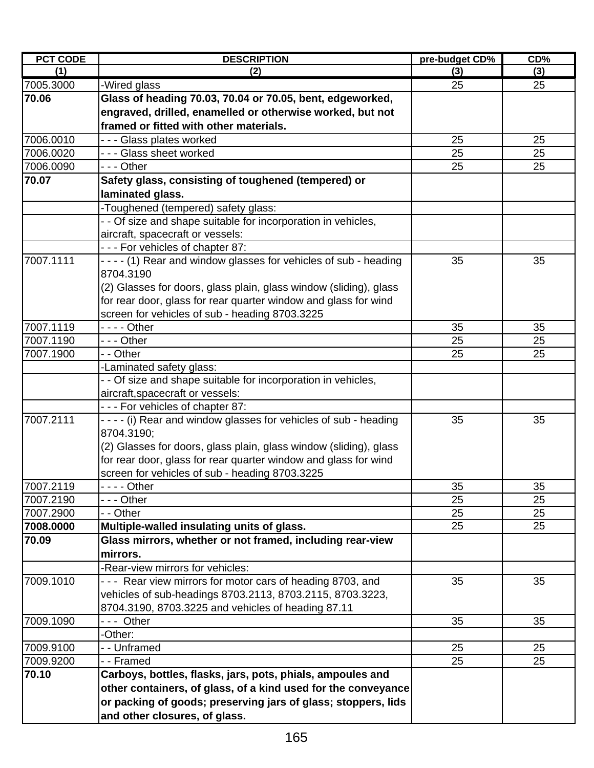| PCT CODE | DESCRIPTION | pre-budget CD% | CD% |
|---|---|---|---|
| (1) | (2) | (3) | (3) |
| 7005.3000 | -Wired glass | 25 | 25 |
| **70.06** | **Glass of heading 70.03, 70.04 or 70.05, bent, edgeworked, engraved, drilled, enamelled or otherwise worked, but not framed or fitted with other materials.** | | |
| 7006.0010 | - - - Glass plates worked | 25 | 25 |
| 7006.0020 | - - - Glass sheet worked | 25 | 25 |
| 7006.0090 | - - - Other | 25 | 25 |
| **70.07** | **Safety glass, consisting of toughened (tempered) or laminated glass.** | | |
| | -Toughened (tempered) safety glass: | | |
| | - - Of size and shape suitable for incorporation in vehicles, aircraft, spacecraft or vessels: | | |
| | - - - For vehicles of chapter 87: | | |
| 7007.1111 | - - - - (1) Rear and window glasses for vehicles of sub - heading 8704.3190<br>(2) Glasses for doors, glass plain, glass window (sliding), glass for rear door, glass for rear quarter window and glass for wind screen for vehicles of sub - heading 8703.3225 | 35 | 35 |
| 7007.1119 | - - - - Other | 35 | 35 |
| 7007.1190 | - - - Other | 25 | 25 |
| 7007.1900 | - - Other | 25 | 25 |
| | -Laminated safety glass: | | |
| | - - Of size and shape suitable for incorporation in vehicles, aircraft,spacecraft or vessels: | | |
| | - - - For vehicles of chapter 87: | | |
| 7007.2111 | - - - - (i) Rear and window glasses for vehicles of sub - heading 8704.3190;<br>(2) Glasses for doors, glass plain, glass window (sliding), glass for rear door, glass for rear quarter window and glass for wind screen for vehicles of sub - heading 8703.3225 | 35 | 35 |
| 7007.2119 | - - - - Other | 35 | 35 |
| 7007.2190 | - - - Other | 25 | 25 |
| 7007.2900 | - - Other | 25 | 25 |
| **7008.0000** | **Multiple-walled insulating units of glass.** | 25 | 25 |
| **70.09** | **Glass mirrors, whether or not framed, including rear-view mirrors.** | | |
| | -Rear-view mirrors for vehicles: | | |
| 7009.1010 | - - - Rear view mirrors for motor cars of heading 8703, and vehicles of sub-headings 8703.2113, 8703.2115, 8703.3223, 8704.3190, 8703.3225 and vehicles of heading 87.11 | 35 | 35 |
| 7009.1090 | - - - Other | 35 | 35 |
| | -Other: | | |
| 7009.9100 | - - Unframed | 25 | 25 |
| 7009.9200 | - - Framed | 25 | 25 |
| **70.10** | **Carboys, bottles, flasks, jars, pots, phials, ampoules and other containers, of glass, of a kind used for the conveyance or packing of goods; preserving jars of glass; stoppers, lids and other closures, of glass.** | | |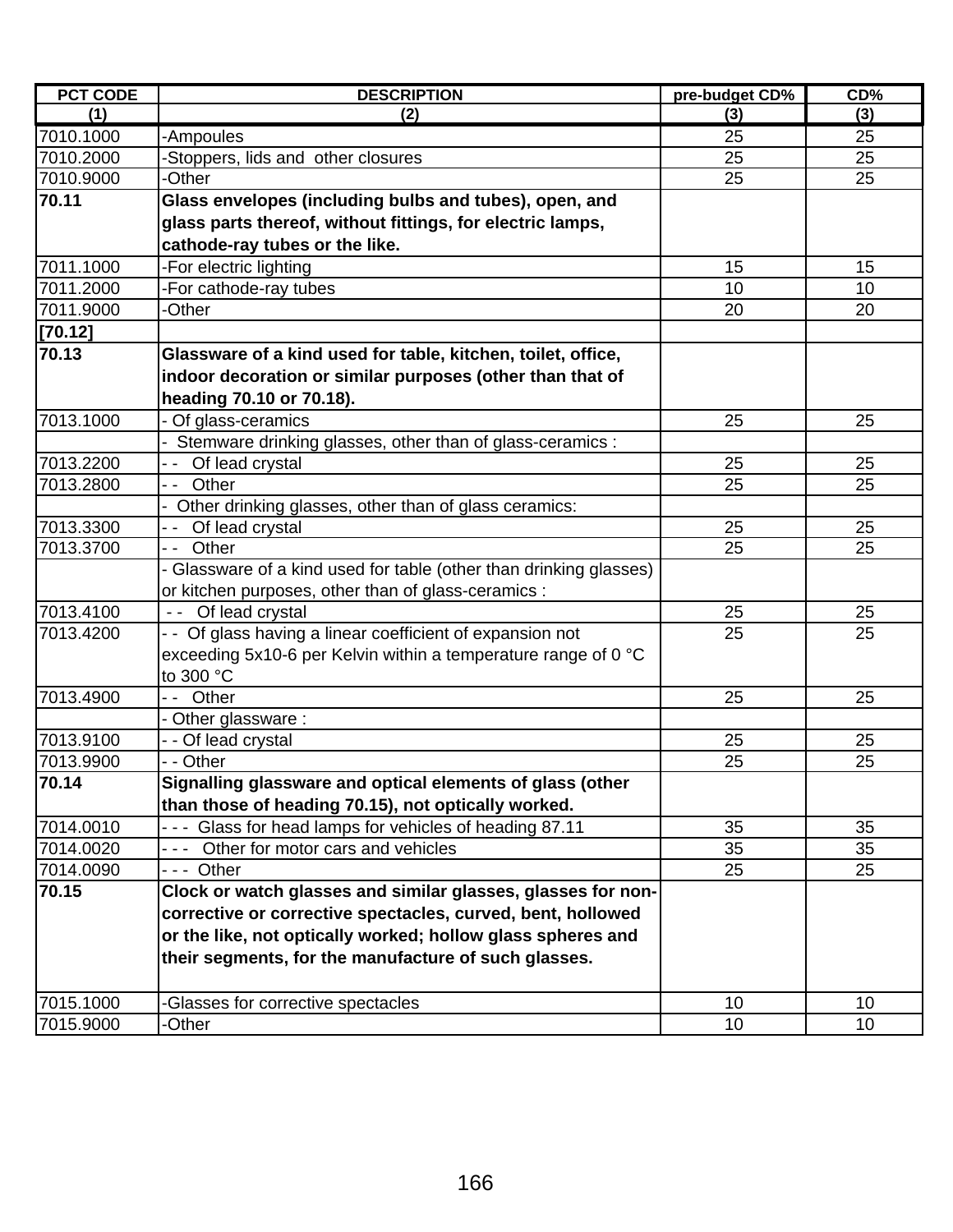| PCT CODE | DESCRIPTION | pre-budget CD% | CD% |
|---|---|---|---|
| (1) | (2) | (3) | (3) |
| 7010.1000 | -Ampoules | 25 | 25 |
| 7010.2000 | -Stoppers, lids and other closures | 25 | 25 |
| 7010.9000 | -Other | 25 | 25 |
| **70.11** | **Glass envelopes (including bulbs and tubes), open, and glass parts thereof, without fittings, for electric lamps, cathode-ray tubes or the like.** | | |
| 7011.1000 | -For electric lighting | 15 | 15 |
| 7011.2000 | -For cathode-ray tubes | 10 | 10 |
| 7011.9000 | -Other | 20 | 20 |
| **[70.12]** | | | |
| **70.13** | **Glassware of a kind used for table, kitchen, toilet, office, indoor decoration or similar purposes (other than that of heading 70.10 or 70.18).** | | |
| 7013.1000 | - Of glass-ceramics | 25 | 25 |
| | - Stemware drinking glasses, other than of glass-ceramics : | | |
| 7013.2200 | - - Of lead crystal | 25 | 25 |
| 7013.2800 | - - Other | 25 | 25 |
| | - Other drinking glasses, other than of glass ceramics: | | |
| 7013.3300 | - - Of lead crystal | 25 | 25 |
| 7013.3700 | - - Other | 25 | 25 |
| | - Glassware of a kind used for table (other than drinking glasses) or kitchen purposes, other than of glass-ceramics : | | |
| 7013.4100 | - - Of lead crystal | 25 | 25 |
| 7013.4200 | - - Of glass having a linear coefficient of expansion not exceeding 5x10-6 per Kelvin within a temperature range of 0 °C to 300 °C | 25 | 25 |
| 7013.4900 | - - Other | 25 | 25 |
| | - Other glassware : | | |
| 7013.9100 | - - Of lead crystal | 25 | 25 |
| 7013.9900 | - - Other | 25 | 25 |
| **70.14** | **Signalling glassware and optical elements of glass (other than those of heading 70.15), not optically worked.** | | |
| 7014.0010 | - - - Glass for head lamps for vehicles of heading 87.11 | 35 | 35 |
| 7014.0020 | - - - Other for motor cars and vehicles | 35 | 35 |
| 7014.0090 | - - - Other | 25 | 25 |
| **70.15** | **Clock or watch glasses and similar glasses, glasses for non-corrective or corrective spectacles, curved, bent, hollowed or the like, not optically worked; hollow glass spheres and their segments, for the manufacture of such glasses.** | | |
| 7015.1000 | -Glasses for corrective spectacles | 10 | 10 |
| 7015.9000 | -Other | 10 | 10 |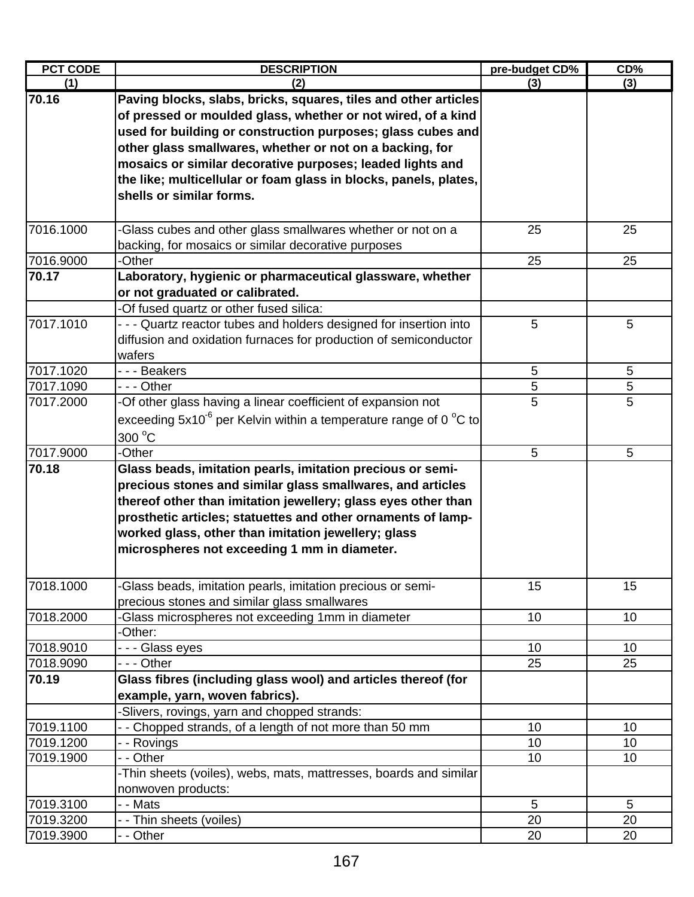| PCT CODE | DESCRIPTION | pre-budget CD% | CD% |
|---|---|---|---|
| (1) | (2) | (3) | (3) |
| **70.16** | **Paving blocks, slabs, bricks, squares, tiles and other articles of pressed or moulded glass, whether or not wired, of a kind used for building or construction purposes; glass cubes and other glass smallwares, whether or not on a backing, for mosaics or similar decorative purposes; leaded lights and the like; multicellular or foam glass in blocks, panels, plates, shells or similar forms.** | | |
| 7016.1000 | -Glass cubes and other glass smallwares whether or not on a backing, for mosaics or similar decorative purposes | 25 | 25 |
| 7016.9000 | -Other | 25 | 25 |
| **70.17** | **Laboratory, hygienic or pharmaceutical glassware, whether or not graduated or calibrated.** | | |
| | -Of fused quartz or other fused silica: | | |
| 7017.1010 | - - - Quartz reactor tubes and holders designed for insertion into diffusion and oxidation furnaces for production of semiconductor wafers | 5 | 5 |
| 7017.1020 | - - - Beakers | 5 | 5 |
| 7017.1090 | - - - Other | 5 | 5 |
| 7017.2000 | -Of other glass having a linear coefficient of expansion not exceeding $5x10^{-6}$ per Kelvin within a temperature range of 0 $^{o}$C to 300 $^{o}$C | 5 | 5 |
| 7017.9000 | -Other | 5 | 5 |
| **70.18** | **Glass beads, imitation pearls, imitation precious or semi-precious stones and similar glass smallwares, and articles thereof other than imitation jewellery; glass eyes other than prosthetic articles; statuettes and other ornaments of lamp-worked glass, other than imitation jewellery; glass microspheres not exceeding 1 mm in diameter.** | | |
| 7018.1000 | -Glass beads, imitation pearls, imitation precious or semi-precious stones and similar glass smallwares | 15 | 15 |
| 7018.2000 | -Glass microspheres not exceeding 1mm in diameter | 10 | 10 |
| | -Other: | | |
| 7018.9010 | - - - Glass eyes | 10 | 10 |
| 7018.9090 | - - - Other | 25 | 25 |
| **70.19** | **Glass fibres (including glass wool) and articles thereof (for example, yarn, woven fabrics).** | | |
| | -Slivers, rovings, yarn and chopped strands: | | |
| 7019.1100 | - - Chopped strands, of a length of not more than 50 mm | 10 | 10 |
| 7019.1200 | - - Rovings | 10 | 10 |
| 7019.1900 | - - Other | 10 | 10 |
| | -Thin sheets (voiles), webs, mats, mattresses, boards and similar nonwoven products: | | |
| 7019.3100 | - - Mats | 5 | 5 |
| 7019.3200 | - - Thin sheets (voiles) | 20 | 20 |
| 7019.3900 | - - Other | 20 | 20 |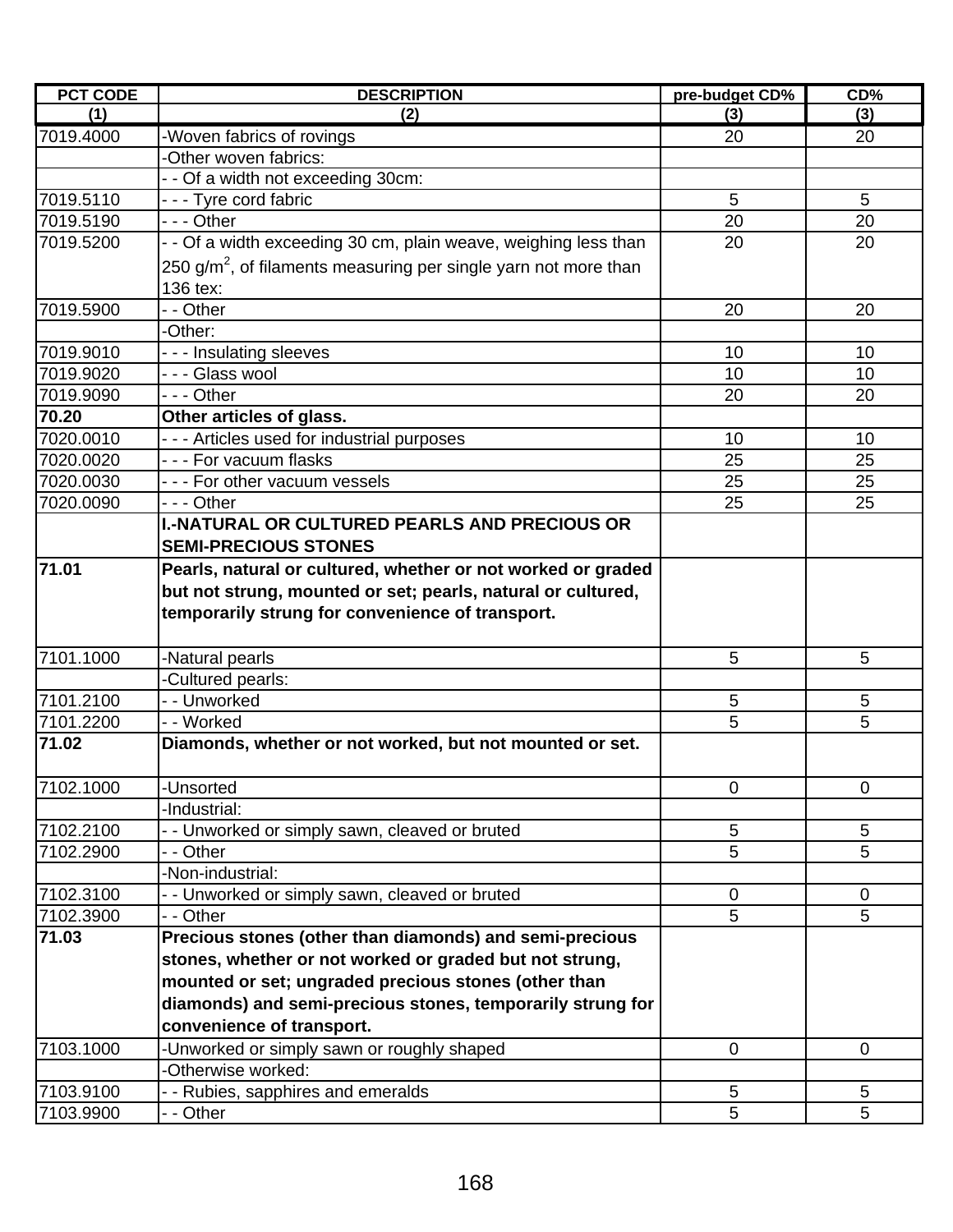| PCT CODE | DESCRIPTION | pre-budget CD% | CD% |
|---|---|---|---|
| (1) | (2) | (3) | (3) |
| 7019.4000 | -Woven fabrics of rovings | 20 | 20 |
| | -Other woven fabrics: | | |
| | - - Of a width not exceeding 30cm: | | |
| 7019.5110 | - - - Tyre cord fabric | 5 | 5 |
| 7019.5190 | - - - Other | 20 | 20 |
| 7019.5200 | - - Of a width exceeding 30 cm, plain weave, weighing less than 250 g/m$^2$, of filaments measuring per single yarn not more than 136 tex: | 20 | 20 |
| 7019.5900 | - - Other | 20 | 20 |
| | -Other: | | |
| 7019.9010 | - - - Insulating sleeves | 10 | 10 |
| 7019.9020 | - - - Glass wool | 10 | 10 |
| 7019.9090 | - - - Other | 20 | 20 |
| **70.20** | **Other articles of glass.** | | |
| 7020.0010 | - - - Articles used for industrial purposes | 10 | 10 |
| 7020.0020 | - - - For vacuum flasks | 25 | 25 |
| 7020.0030 | - - - For other vacuum vessels | 25 | 25 |
| 7020.0090 | - - - Other | 25 | 25 |
| | **I.-NATURAL OR CULTURED PEARLS AND PRECIOUS OR SEMI-PRECIOUS STONES** | | |
| **71.01** | **Pearls, natural or cultured, whether or not worked or graded but not strung, mounted or set; pearls, natural or cultured, temporarily strung for convenience of transport.** | | |
| 7101.1000 | -Natural pearls | 5 | 5 |
| | -Cultured pearls: | | |
| 7101.2100 | - - Unworked | 5 | 5 |
| 7101.2200 | - - Worked | 5 | 5 |
| **71.02** | **Diamonds, whether or not worked, but not mounted or set.** | | |
| 7102.1000 | -Unsorted | 0 | 0 |
| | -Industrial: | | |
| 7102.2100 | - - Unworked or simply sawn, cleaved or bruted | 5 | 5 |
| 7102.2900 | - - Other | 5 | 5 |
| | -Non-industrial: | | |
| 7102.3100 | - - Unworked or simply sawn, cleaved or bruted | 0 | 0 |
| 7102.3900 | - - Other | 5 | 5 |
| **71.03** | **Precious stones (other than diamonds) and semi-precious stones, whether or not worked or graded but not strung, mounted or set; ungraded precious stones (other than diamonds) and semi-precious stones, temporarily strung for convenience of transport.** | | |
| 7103.1000 | -Unworked or simply sawn or roughly shaped | 0 | 0 |
| | -Otherwise worked: | | |
| 7103.9100 | - - Rubies, sapphires and emeralds | 5 | 5 |
| 7103.9900 | - - Other | 5 | 5 |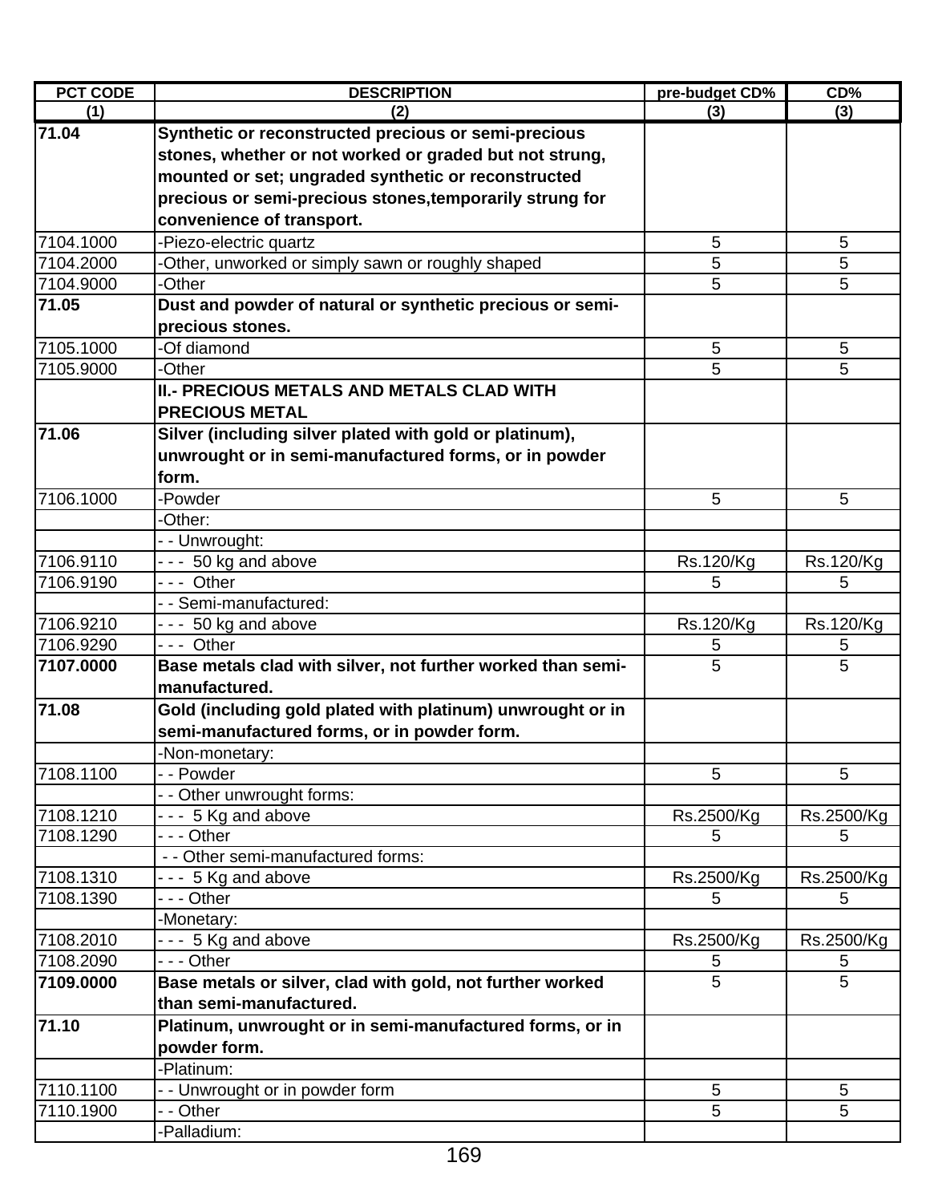| PCT CODE | DESCRIPTION | pre-budget CD% | CD% |
|---|---|---|---|
| (1) | (2) | (3) | (3) |
| **71.04** | **Synthetic or reconstructed precious or semi-precious stones, whether or not worked or graded but not strung, mounted or set; ungraded synthetic or reconstructed precious or semi-precious stones,temporarily strung for convenience of transport.** | | |
| 7104.1000 | -Piezo-electric quartz | 5 | 5 |
| 7104.2000 | -Other, unworked or simply sawn or roughly shaped | 5 | 5 |
| 7104.9000 | -Other | 5 | 5 |
| **71.05** | **Dust and powder of natural or synthetic precious or semi-precious stones.** | | |
| 7105.1000 | -Of diamond | 5 | 5 |
| 7105.9000 | -Other | 5 | 5 |
| | **II.- PRECIOUS METALS AND METALS CLAD WITH PRECIOUS METAL** | | |
| **71.06** | **Silver (including silver plated with gold or platinum), unwrought or in semi-manufactured forms, or in powder form.** | | |
| 7106.1000 | -Powder | 5 | 5 |
| | -Other: | | |
| | - - Unwrought: | | |
| 7106.9110 | - - - 50 kg and above | Rs.120/Kg | Rs.120/Kg |
| 7106.9190 | - - - Other | 5 | 5 |
| | - - Semi-manufactured: | | |
| 7106.9210 | - - - 50 kg and above | Rs.120/Kg | Rs.120/Kg |
| 7106.9290 | - - - Other | 5 | 5 |
| **7107.0000** | **Base metals clad with silver, not further worked than semi-manufactured.** | 5 | 5 |
| **71.08** | **Gold (including gold plated with platinum) unwrought or in semi-manufactured forms, or in powder form.** | | |
| | -Non-monetary: | | |
| 7108.1100 | - - Powder | 5 | 5 |
| | - - Other unwrought forms: | | |
| 7108.1210 | - - - 5 Kg and above | Rs.2500/Kg | Rs.2500/Kg |
| 7108.1290 | - - - Other | 5 | 5 |
| | - - Other semi-manufactured forms: | | |
| 7108.1310 | - - - 5 Kg and above | Rs.2500/Kg | Rs.2500/Kg |
| 7108.1390 | - - - Other | 5 | 5 |
| | -Monetary: | | |
| 7108.2010 | - - - 5 Kg and above | Rs.2500/Kg | Rs.2500/Kg |
| 7108.2090 | - - - Other | 5 | 5 |
| **7109.0000** | **Base metals or silver, clad with gold, not further worked than semi-manufactured.** | 5 | 5 |
| **71.10** | **Platinum, unwrought or in semi-manufactured forms, or in powder form.** | | |
| | -Platinum: | | |
| 7110.1100 | - - Unwrought or in powder form | 5 | 5 |
| 7110.1900 | - - Other | 5 | 5 |
| | -Palladium: | | |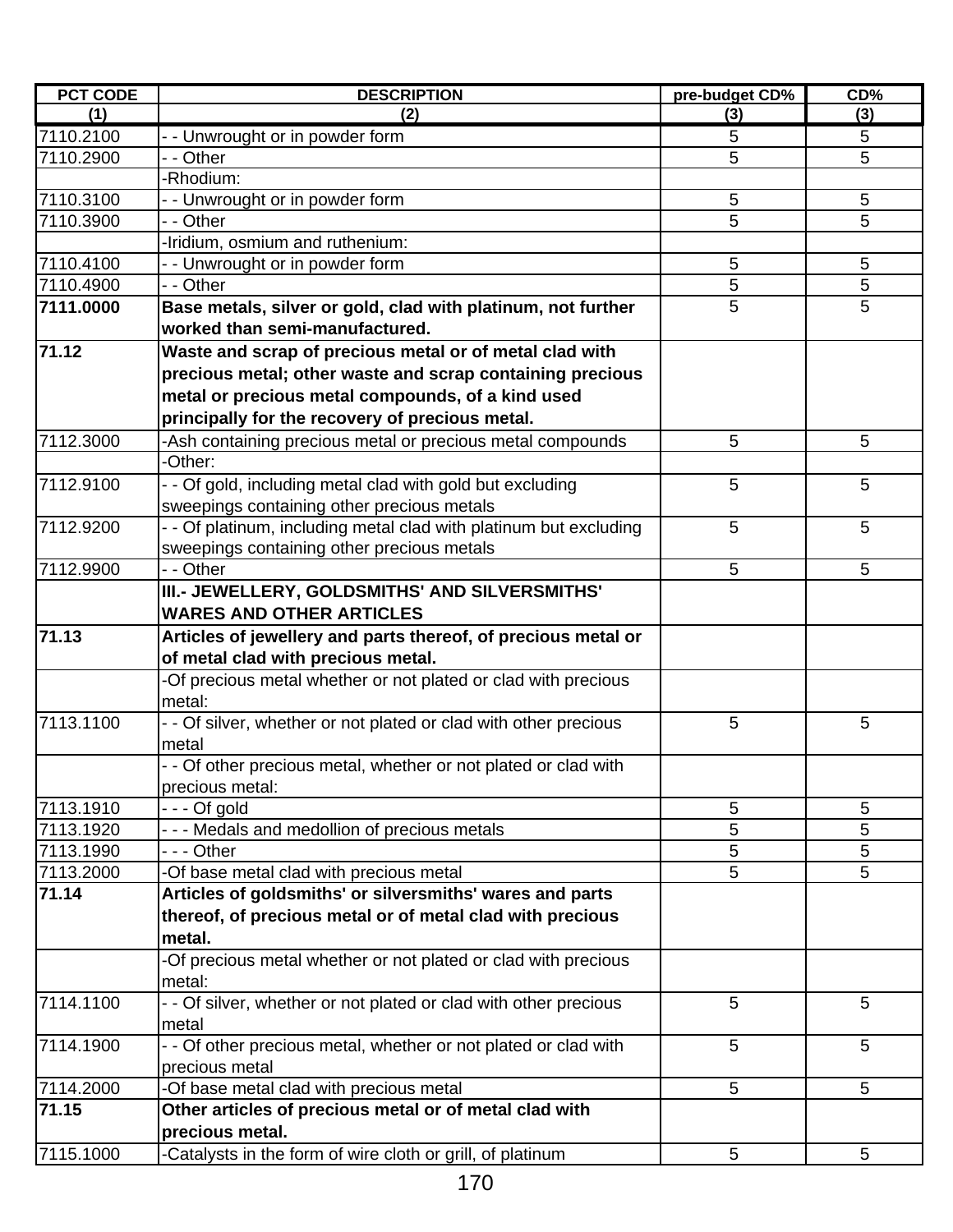| PCT CODE | DESCRIPTION | pre-budget CD% | CD% |
|---|---|---|---|
| (1) | (2) | (3) | (3) |
| 7110.2100 | - - Unwrought or in powder form | 5 | 5 |
| 7110.2900 | - - Other | 5 | 5 |
| | -Rhodium: | | |
| 7110.3100 | - - Unwrought or in powder form | 5 | 5 |
| 7110.3900 | - - Other | 5 | 5 |
| | -Iridium, osmium and ruthenium: | | |
| 7110.4100 | - - Unwrought or in powder form | 5 | 5 |
| 7110.4900 | - - Other | 5 | 5 |
| **7111.0000** | **Base metals, silver or gold, clad with platinum, not further worked than semi-manufactured.** | 5 | 5 |
| **71.12** | **Waste and scrap of precious metal or of metal clad with precious metal; other waste and scrap containing precious metal or precious metal compounds, of a kind used principally for the recovery of precious metal.** | | |
| 7112.3000 | -Ash containing precious metal or precious metal compounds | 5 | 5 |
| | -Other: | | |
| 7112.9100 | - - Of gold, including metal clad with gold but excluding sweepings containing other precious metals | 5 | 5 |
| 7112.9200 | - - Of platinum, including metal clad with platinum but excluding sweepings containing other precious metals | 5 | 5 |
| 7112.9900 | - - Other | 5 | 5 |
| | **III.- JEWELLERY, GOLDSMITHS' AND SILVERSMITHS' WARES AND OTHER ARTICLES** | | |
| **71.13** | **Articles of jewellery and parts thereof, of precious metal or of metal clad with precious metal.** | | |
| | -Of precious metal whether or not plated or clad with precious metal: | | |
| 7113.1100 | - - Of silver, whether or not plated or clad with other precious metal | 5 | 5 |
| | - - Of other precious metal, whether or not plated or clad with precious metal: | | |
| 7113.1910 | - - - Of gold | 5 | 5 |
| 7113.1920 | - - - Medals and medollion of precious metals | 5 | 5 |
| 7113.1990 | - - - Other | 5 | 5 |
| 7113.2000 | -Of base metal clad with precious metal | 5 | 5 |
| **71.14** | **Articles of goldsmiths' or silversmiths' wares and parts thereof, of precious metal or of metal clad with precious metal.** | | |
| | -Of precious metal whether or not plated or clad with precious metal: | | |
| 7114.1100 | - - Of silver, whether or not plated or clad with other precious metal | 5 | 5 |
| 7114.1900 | - - Of other precious metal, whether or not plated or clad with precious metal | 5 | 5 |
| 7114.2000 | -Of base metal clad with precious metal | 5 | 5 |
| **71.15** | **Other articles of precious metal or of metal clad with precious metal.** | | |
| 7115.1000 | -Catalysts in the form of wire cloth or grill, of platinum | 5 | 5 |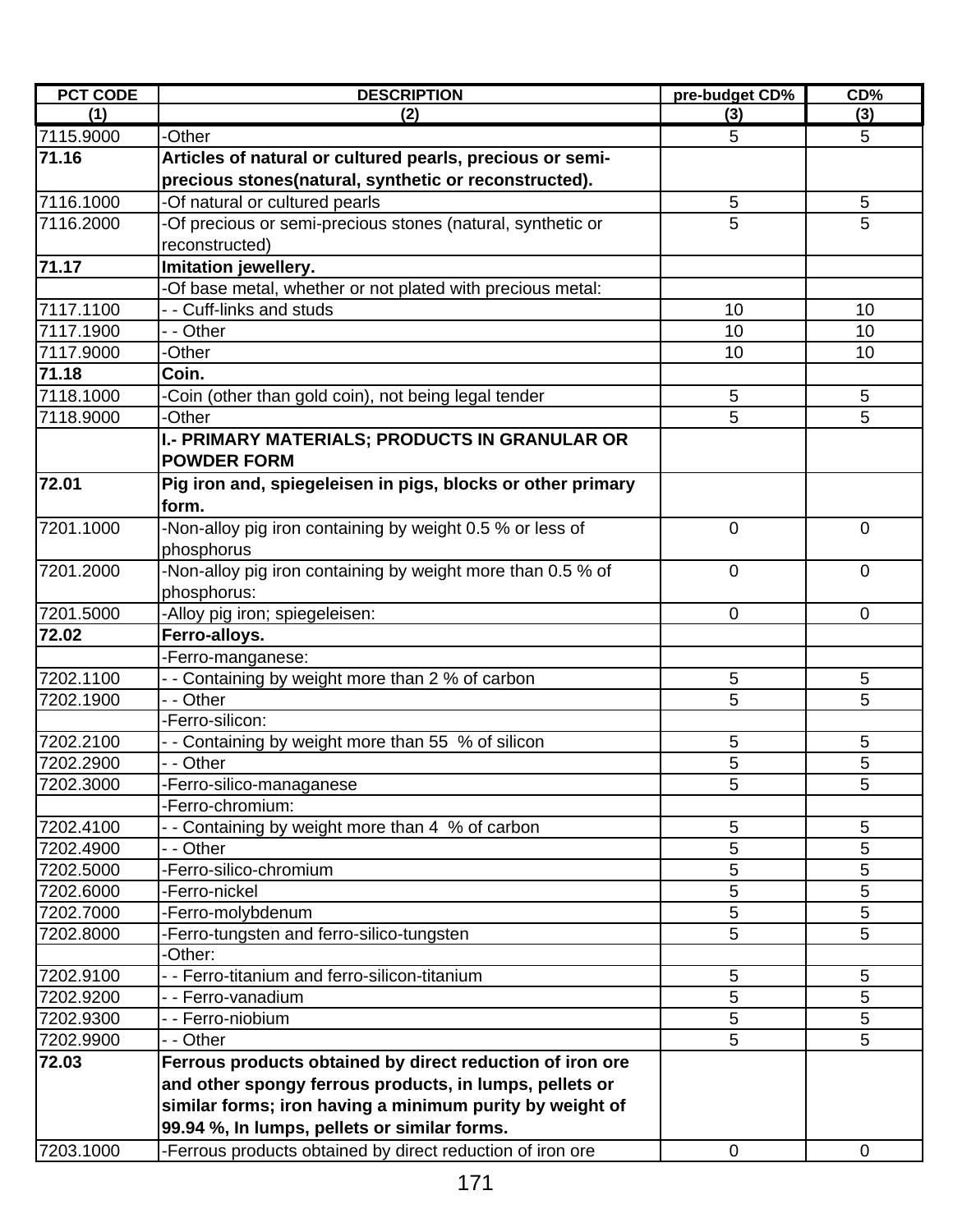| PCT CODE | DESCRIPTION | pre-budget CD% | CD% |
|---|---|---|---|
| (1) | (2) | (3) | (3) |
| 7115.9000 | -Other | 5 | 5 |
| **71.16** | **Articles of natural or cultured pearls, precious or semi-precious stones(natural, synthetic or reconstructed).** | | |
| 7116.1000 | -Of natural or cultured pearls | 5 | 5 |
| 7116.2000 | -Of precious or semi-precious stones (natural, synthetic or reconstructed) | 5 | 5 |
| **71.17** | **Imitation jewellery.** | | |
| | -Of base metal, whether or not plated with precious metal: | | |
| 7117.1100 | - - Cuff-links and studs | 10 | 10 |
| 7117.1900 | - - Other | 10 | 10 |
| 7117.9000 | -Other | 10 | 10 |
| **71.18** | **Coin.** | | |
| 7118.1000 | -Coin (other than gold coin), not being legal tender | 5 | 5 |
| 7118.9000 | -Other | 5 | 5 |
| | **I.- PRIMARY MATERIALS; PRODUCTS IN GRANULAR OR POWDER FORM** | | |
| **72.01** | **Pig iron and, spiegeleisen in pigs, blocks or other primary form.** | | |
| 7201.1000 | -Non-alloy pig iron containing by weight 0.5 % or less of phosphorus | 0 | 0 |
| 7201.2000 | -Non-alloy pig iron containing by weight more than 0.5 % of phosphorus: | 0 | 0 |
| 7201.5000 | -Alloy pig iron; spiegeleisen: | 0 | 0 |
| **72.02** | **Ferro-alloys.** | | |
| | -Ferro-manganese: | | |
| 7202.1100 | - - Containing by weight more than 2 % of carbon | 5 | 5 |
| 7202.1900 | - - Other | 5 | 5 |
| | -Ferro-silicon: | | |
| 7202.2100 | - - Containing by weight more than 55 % of silicon | 5 | 5 |
| 7202.2900 | - - Other | 5 | 5 |
| 7202.3000 | -Ferro-silico-managanese | 5 | 5 |
| | -Ferro-chromium: | | |
| 7202.4100 | - - Containing by weight more than 4 % of carbon | 5 | 5 |
| 7202.4900 | - - Other | 5 | 5 |
| 7202.5000 | -Ferro-silico-chromium | 5 | 5 |
| 7202.6000 | -Ferro-nickel | 5 | 5 |
| 7202.7000 | -Ferro-molybdenum | 5 | 5 |
| 7202.8000 | -Ferro-tungsten and ferro-silico-tungsten | 5 | 5 |
| | -Other: | | |
| 7202.9100 | - - Ferro-titanium and ferro-silicon-titanium | 5 | 5 |
| 7202.9200 | - - Ferro-vanadium | 5 | 5 |
| 7202.9300 | - - Ferro-niobium | 5 | 5 |
| 7202.9900 | - - Other | 5 | 5 |
| **72.03** | **Ferrous products obtained by direct reduction of iron ore and other spongy ferrous products, in lumps, pellets or similar forms; iron having a minimum purity by weight of 99.94 %, In lumps, pellets or similar forms.** | | |
| 7203.1000 | -Ferrous products obtained by direct reduction of iron ore | 0 | 0 |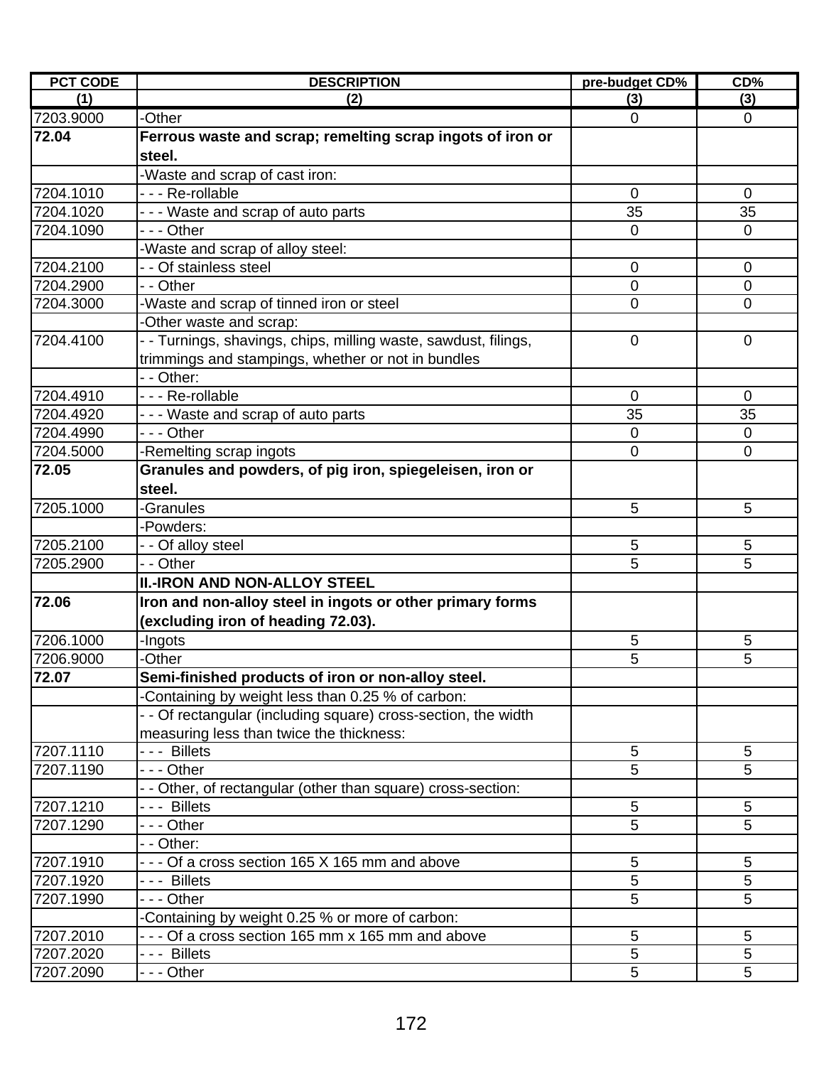| PCT CODE | DESCRIPTION | pre-budget CD% | CD% |
|---|---|---|---|
| (1) | (2) | (3) | (3) |
| 7203.9000 | -Other | 0 | 0 |
| **72.04** | **Ferrous waste and scrap; remelting scrap ingots of iron or steel.** | | |
| | -Waste and scrap of cast iron: | | |
| 7204.1010 | - - - Re-rollable | 0 | 0 |
| 7204.1020 | - - - Waste and scrap of auto parts | 35 | 35 |
| 7204.1090 | - - - Other | 0 | 0 |
| | -Waste and scrap of alloy steel: | | |
| 7204.2100 | - - Of stainless steel | 0 | 0 |
| 7204.2900 | - - Other | 0 | 0 |
| 7204.3000 | -Waste and scrap of tinned iron or steel | 0 | 0 |
| | -Other waste and scrap: | | |
| 7204.4100 | - - Turnings, shavings, chips, milling waste, sawdust, filings, trimmings and stampings, whether or not in bundles | 0 | 0 |
| | - - Other: | | |
| 7204.4910 | - - - Re-rollable | 0 | 0 |
| 7204.4920 | - - - Waste and scrap of auto parts | 35 | 35 |
| 7204.4990 | - - - Other | 0 | 0 |
| 7204.5000 | -Remelting scrap ingots | 0 | 0 |
| **72.05** | **Granules and powders, of pig iron, spiegeleisen, iron or steel.** | | |
| 7205.1000 | -Granules | 5 | 5 |
| | -Powders: | | |
| 7205.2100 | - - Of alloy steel | 5 | 5 |
| 7205.2900 | - - Other | 5 | 5 |
| | **II.-IRON AND NON-ALLOY STEEL** | | |
| **72.06** | **Iron and non-alloy steel in ingots or other primary forms (excluding iron of heading 72.03).** | | |
| 7206.1000 | -Ingots | 5 | 5 |
| 7206.9000 | -Other | 5 | 5 |
| **72.07** | **Semi-finished products of iron or non-alloy steel.** | | |
| | -Containing by weight less than 0.25 % of carbon: | | |
| | - - Of rectangular (including square) cross-section, the width measuring less than twice the thickness: | | |
| 7207.1110 | - - - Billets | 5 | 5 |
| 7207.1190 | - - - Other | 5 | 5 |
| | - - Other, of rectangular (other than square) cross-section: | | |
| 7207.1210 | - - - Billets | 5 | 5 |
| 7207.1290 | - - - Other | 5 | 5 |
| | - - Other: | | |
| 7207.1910 | - - - Of a cross section 165 X 165 mm and above | 5 | 5 |
| 7207.1920 | - - - Billets | 5 | 5 |
| 7207.1990 | - - - Other | 5 | 5 |
| | -Containing by weight 0.25 % or more of carbon: | | |
| 7207.2010 | - - - Of a cross section 165 mm x 165 mm and above | 5 | 5 |
| 7207.2020 | - - - Billets | 5 | 5 |
| 7207.2090 | - - - Other | 5 | 5 |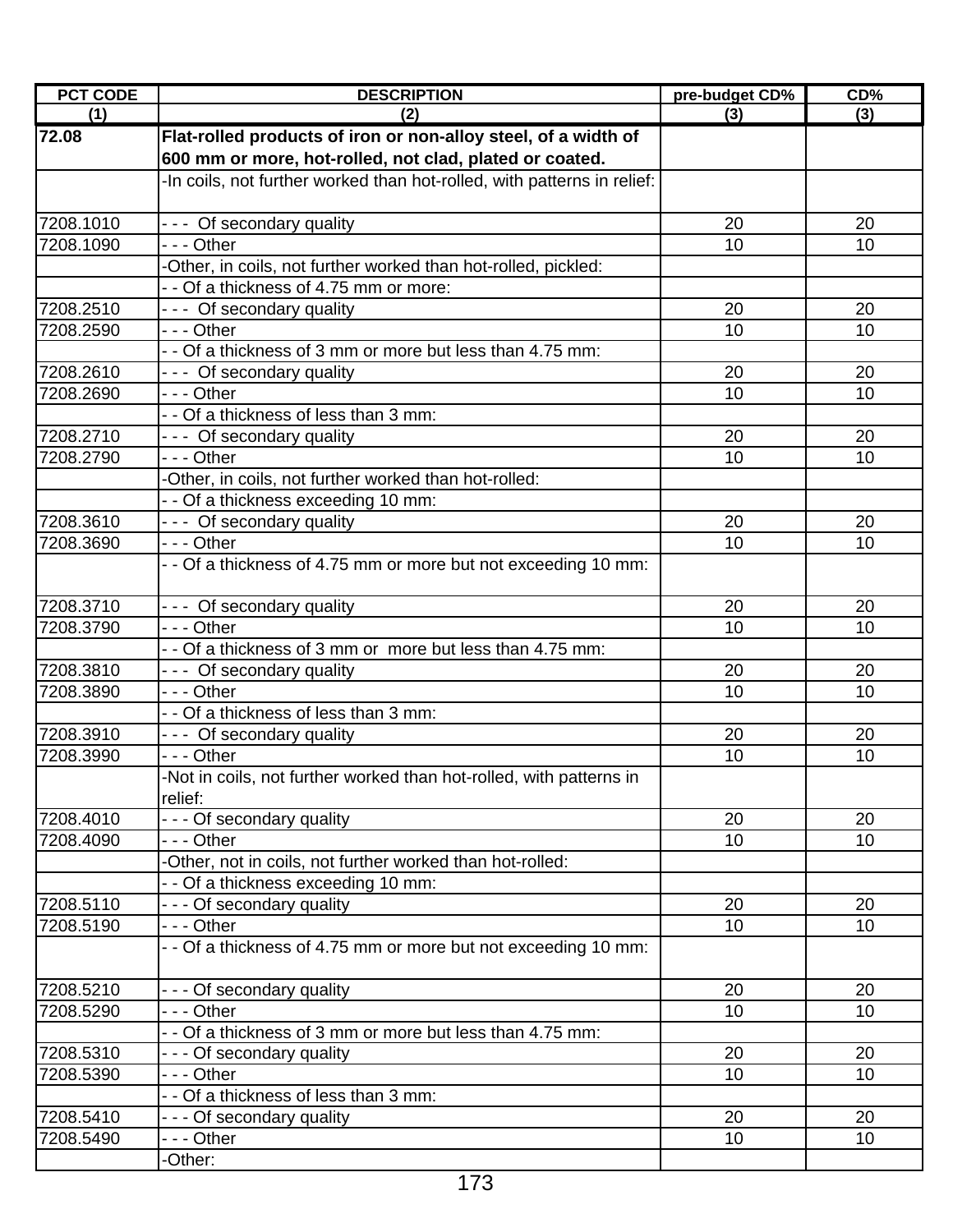| PCT CODE | DESCRIPTION | pre-budget CD% | CD% |
|---|---|---|---|
| (1) | (2) | (3) | (3) |
| **72.08** | **Flat-rolled products of iron or non-alloy steel, of a width of 600 mm or more, hot-rolled, not clad, plated or coated.** | | |
| | -In coils, not further worked than hot-rolled, with patterns in relief: | | |
| 7208.1010 | - - - Of secondary quality | 20 | 20 |
| 7208.1090 | - - - Other | 10 | 10 |
| | -Other, in coils, not further worked than hot-rolled, pickled: | | |
| | - - Of a thickness of 4.75 mm or more: | | |
| 7208.2510 | - - - Of secondary quality | 20 | 20 |
| 7208.2590 | - - - Other | 10 | 10 |
| | - - Of a thickness of 3 mm or more but less than 4.75 mm: | | |
| 7208.2610 | - - - Of secondary quality | 20 | 20 |
| 7208.2690 | - - - Other | 10 | 10 |
| | - - Of a thickness of less than 3 mm: | | |
| 7208.2710 | - - - Of secondary quality | 20 | 20 |
| 7208.2790 | - - - Other | 10 | 10 |
| | -Other, in coils, not further worked than hot-rolled: | | |
| | - - Of a thickness exceeding 10 mm: | | |
| 7208.3610 | - - - Of secondary quality | 20 | 20 |
| 7208.3690 | - - - Other | 10 | 10 |
| | - - Of a thickness of 4.75 mm or more but not exceeding 10 mm: | | |
| 7208.3710 | - - - Of secondary quality | 20 | 20 |
| 7208.3790 | - - - Other | 10 | 10 |
| | - - Of a thickness of 3 mm or more but less than 4.75 mm: | | |
| 7208.3810 | - - - Of secondary quality | 20 | 20 |
| 7208.3890 | - - - Other | 10 | 10 |
| | - - Of a thickness of less than 3 mm: | | |
| 7208.3910 | - - - Of secondary quality | 20 | 20 |
| 7208.3990 | - - - Other | 10 | 10 |
| | -Not in coils, not further worked than hot-rolled, with patterns in relief: | | |
| 7208.4010 | - - - Of secondary quality | 20 | 20 |
| 7208.4090 | - - - Other | 10 | 10 |
| | -Other, not in coils, not further worked than hot-rolled: | | |
| | - - Of a thickness exceeding 10 mm: | | |
| 7208.5110 | - - - Of secondary quality | 20 | 20 |
| 7208.5190 | - - - Other | 10 | 10 |
| | - - Of a thickness of 4.75 mm or more but not exceeding 10 mm: | | |
| 7208.5210 | - - - Of secondary quality | 20 | 20 |
| 7208.5290 | - - - Other | 10 | 10 |
| | - - Of a thickness of 3 mm or more but less than 4.75 mm: | | |
| 7208.5310 | - - - Of secondary quality | 20 | 20 |
| 7208.5390 | - - - Other | 10 | 10 |
| | - - Of a thickness of less than 3 mm: | | |
| 7208.5410 | - - - Of secondary quality | 20 | 20 |
| 7208.5490 | - - - Other | 10 | 10 |
| | -Other: | | |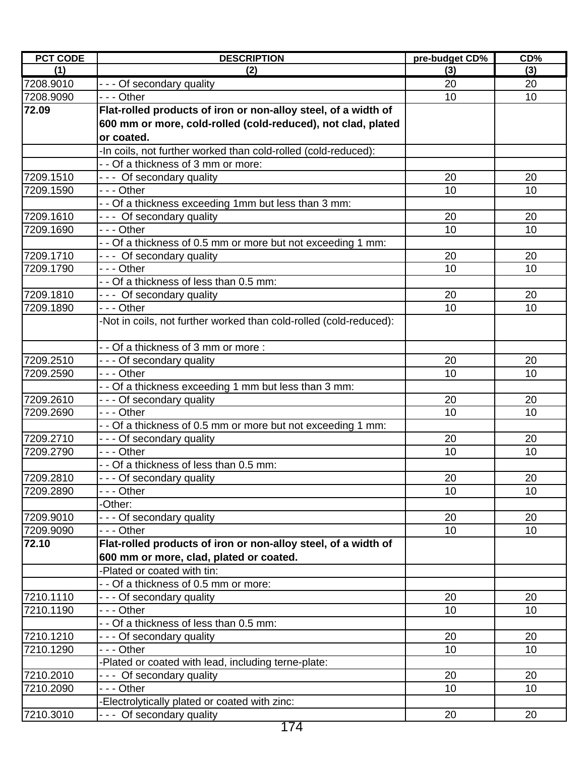| PCT CODE | DESCRIPTION | pre-budget CD% | CD% |
|---|---|---|---|
| (1) | (2) | (3) | (3) |
| 7208.9010 | - - - Of secondary quality | 20 | 20 |
| 7208.9090 | - - - Other | 10 | 10 |
| **72.09** | **Flat-rolled products of iron or non-alloy steel, of a width of 600 mm or more, cold-rolled (cold-reduced), not clad, plated or coated.** | | |
| | -In coils, not further worked than cold-rolled (cold-reduced): | | |
| | - - Of a thickness of 3 mm or more: | | |
| 7209.1510 | - - - Of secondary quality | 20 | 20 |
| 7209.1590 | - - - Other | 10 | 10 |
| | - - Of a thickness exceeding 1mm but less than 3 mm: | | |
| 7209.1610 | - - - Of secondary quality | 20 | 20 |
| 7209.1690 | - - - Other | 10 | 10 |
| | - - Of a thickness of 0.5 mm or more but not exceeding 1 mm: | | |
| 7209.1710 | - - - Of secondary quality | 20 | 20 |
| 7209.1790 | - - - Other | 10 | 10 |
| | - - Of a thickness of less than 0.5 mm: | | |
| 7209.1810 | - - - Of secondary quality | 20 | 20 |
| 7209.1890 | - - - Other | 10 | 10 |
| | -Not in coils, not further worked than cold-rolled (cold-reduced): | | |
| | - - Of a thickness of 3 mm or more : | | |
| 7209.2510 | - - - Of secondary quality | 20 | 20 |
| 7209.2590 | - - - Other | 10 | 10 |
| | - - Of a thickness exceeding 1 mm but less than 3 mm: | | |
| 7209.2610 | - - - Of secondary quality | 20 | 20 |
| 7209.2690 | - - - Other | 10 | 10 |
| | - - Of a thickness of 0.5 mm or more but not exceeding 1 mm: | | |
| 7209.2710 | - - - Of secondary quality | 20 | 20 |
| 7209.2790 | - - - Other | 10 | 10 |
| | - - Of a thickness of less than 0.5 mm: | | |
| 7209.2810 | - - - Of secondary quality | 20 | 20 |
| 7209.2890 | - - - Other | 10 | 10 |
| | -Other: | | |
| 7209.9010 | - - - Of secondary quality | 20 | 20 |
| 7209.9090 | - - - Other | 10 | 10 |
| **72.10** | **Flat-rolled products of iron or non-alloy steel, of a width of 600 mm or more, clad, plated or coated.** | | |
| | -Plated or coated with tin: | | |
| | - - Of a thickness of 0.5 mm or more: | | |
| 7210.1110 | - - - Of secondary quality | 20 | 20 |
| 7210.1190 | - - - Other | 10 | 10 |
| | - - Of a thickness of less than 0.5 mm: | | |
| 7210.1210 | - - - Of secondary quality | 20 | 20 |
| 7210.1290 | - - - Other | 10 | 10 |
| | -Plated or coated with lead, including terne-plate: | | |
| 7210.2010 | - - - Of secondary quality | 20 | 20 |
| 7210.2090 | - - - Other | 10 | 10 |
| | -Electrolytically plated or coated with zinc: | | |
| 7210.3010 | - - - Of secondary quality | 20 | 20 |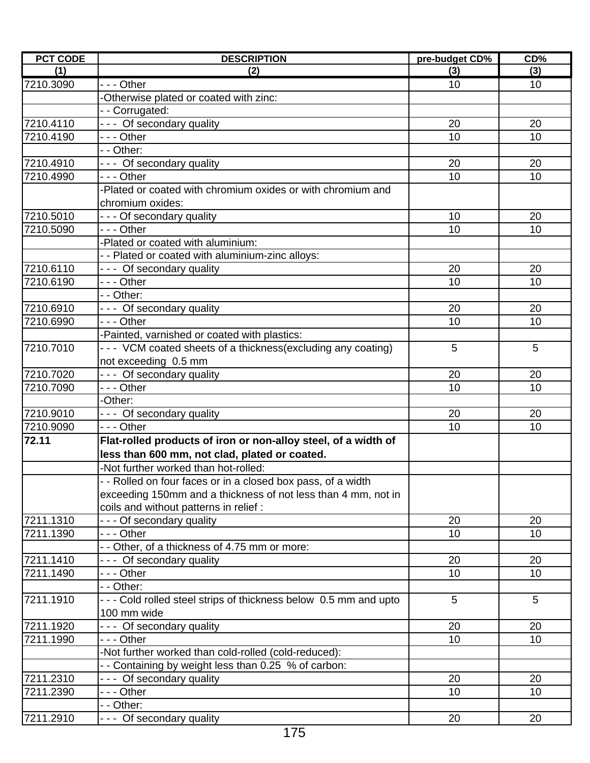| PCT CODE | DESCRIPTION | pre-budget CD% | CD% |
|---|---|---|---|
| (1) | (2) | (3) | (3) |
| 7210.3090 | - - - Other | 10 | 10 |
| | -Otherwise plated or coated with zinc: | | |
| | - - Corrugated: | | |
| 7210.4110 | - - -  Of secondary quality | 20 | 20 |
| 7210.4190 | - - - Other | 10 | 10 |
| | - - Other: | | |
| 7210.4910 | - - -  Of secondary quality | 20 | 20 |
| 7210.4990 | - - - Other | 10 | 10 |
| | -Plated or coated with chromium oxides or with chromium and chromium oxides: | | |
| 7210.5010 | - - - Of secondary quality | 10 | 20 |
| 7210.5090 | - - - Other | 10 | 10 |
| | -Plated or coated with aluminium: | | |
| | - - Plated or coated with aluminium-zinc alloys: | | |
| 7210.6110 | - - -  Of secondary quality | 20 | 20 |
| 7210.6190 | - - - Other | 10 | 10 |
| | - - Other: | | |
| 7210.6910 | - - -  Of secondary quality | 20 | 20 |
| 7210.6990 | - - - Other | 10 | 10 |
| | -Painted, varnished or coated with plastics: | | |
| 7210.7010 | - - -  VCM coated sheets of a thickness(excluding any coating) not exceeding  0.5 mm | 5 | 5 |
| 7210.7020 | - - -  Of secondary quality | 20 | 20 |
| 7210.7090 | - - - Other | 10 | 10 |
| | -Other: | | |
| 7210.9010 | - - -  Of secondary quality | 20 | 20 |
| 7210.9090 | - - - Other | 10 | 10 |
| **72.11** | **Flat-rolled products of iron or non-alloy steel, of a width of less than 600 mm, not clad, plated or coated.** | | |
| | -Not further worked than hot-rolled: | | |
| | - - Rolled on four faces or in a closed box pass, of a width exceeding 150mm and a thickness of not less than 4 mm, not in coils and without patterns in relief : | | |
| 7211.1310 | - - - Of secondary quality | 20 | 20 |
| 7211.1390 | - - - Other | 10 | 10 |
| | - - Other, of a thickness of 4.75 mm or more: | | |
| 7211.1410 | - - -  Of secondary quality | 20 | 20 |
| 7211.1490 | - - - Other | 10 | 10 |
| | - - Other: | | |
| 7211.1910 | - - - Cold rolled steel strips of thickness below  0.5 mm and upto 100 mm wide | 5 | 5 |
| 7211.1920 | - - -  Of secondary quality | 20 | 20 |
| 7211.1990 | - - - Other | 10 | 10 |
| | -Not further worked than cold-rolled (cold-reduced): | | |
| | - - Containing by weight less than 0.25  % of carbon: | | |
| 7211.2310 | - - -  Of secondary quality | 20 | 20 |
| 7211.2390 | - - - Other | 10 | 10 |
| | - - Other: | | |
| 7211.2910 | - - -  Of secondary quality | 20 | 20 |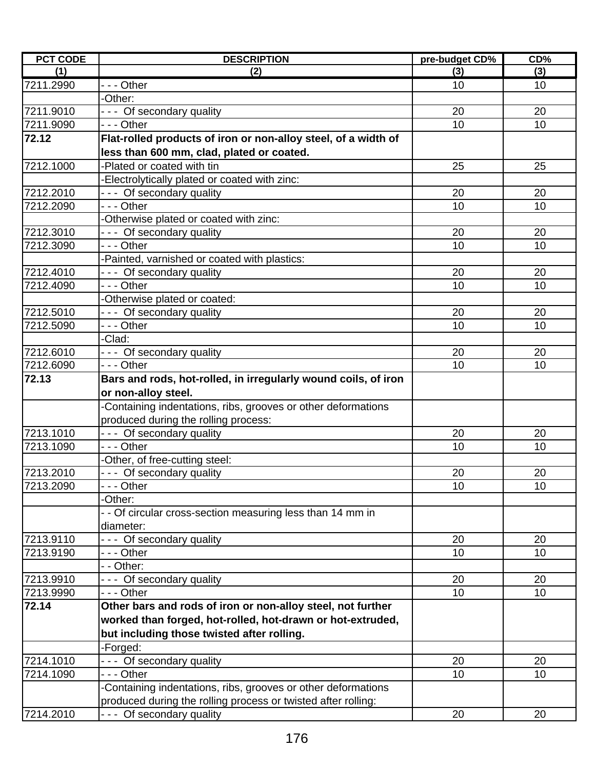| PCT CODE | DESCRIPTION | pre-budget CD% | CD% |
|---|---|---|---|
| (1) | (2) | (3) | (3) |
| 7211.2990 | - - - Other | 10 | 10 |
| | -Other: | | |
| 7211.9010 | - - -  Of secondary quality | 20 | 20 |
| 7211.9090 | - - - Other | 10 | 10 |
| **72.12** | **Flat-rolled products of iron or non-alloy steel, of a width of less than 600 mm, clad, plated or coated.** | | |
| 7212.1000 | -Plated or coated with tin | 25 | 25 |
| | -Electrolytically plated or coated with zinc: | | |
| 7212.2010 | - - -  Of secondary quality | 20 | 20 |
| 7212.2090 | - - - Other | 10 | 10 |
| | -Otherwise plated or coated with zinc: | | |
| 7212.3010 | - - -  Of secondary quality | 20 | 20 |
| 7212.3090 | - - - Other | 10 | 10 |
| | -Painted, varnished or coated with plastics: | | |
| 7212.4010 | - - -  Of secondary quality | 20 | 20 |
| 7212.4090 | - - - Other | 10 | 10 |
| | -Otherwise plated or coated: | | |
| 7212.5010 | - - -  Of secondary quality | 20 | 20 |
| 7212.5090 | - - - Other | 10 | 10 |
| | -Clad: | | |
| 7212.6010 | - - -  Of secondary quality | 20 | 20 |
| 7212.6090 | - - - Other | 10 | 10 |
| **72.13** | **Bars and rods, hot-rolled, in irregularly wound coils, of iron or non-alloy steel.** | | |
| | -Containing indentations, ribs, grooves or other deformations produced during the rolling process: | | |
| 7213.1010 | - - -  Of secondary quality | 20 | 20 |
| 7213.1090 | - - - Other | 10 | 10 |
| | -Other, of free-cutting steel: | | |
| 7213.2010 | - - -  Of secondary quality | 20 | 20 |
| 7213.2090 | - - - Other | 10 | 10 |
| | -Other: | | |
| | - - Of circular cross-section measuring less than 14 mm in diameter: | | |
| 7213.9110 | - - -  Of secondary quality | 20 | 20 |
| 7213.9190 | - - - Other | 10 | 10 |
| | - - Other: | | |
| 7213.9910 | - - -  Of secondary quality | 20 | 20 |
| 7213.9990 | - - - Other | 10 | 10 |
| **72.14** | **Other bars and rods of iron or non-alloy steel, not further worked than forged, hot-rolled, hot-drawn or hot-extruded, but including those twisted after rolling.** | | |
| | -Forged: | | |
| 7214.1010 | - - -  Of secondary quality | 20 | 20 |
| 7214.1090 | - - - Other | 10 | 10 |
| | -Containing indentations, ribs, grooves or other deformations produced during the rolling process or twisted after rolling: | | |
| 7214.2010 | - - -  Of secondary quality | 20 | 20 |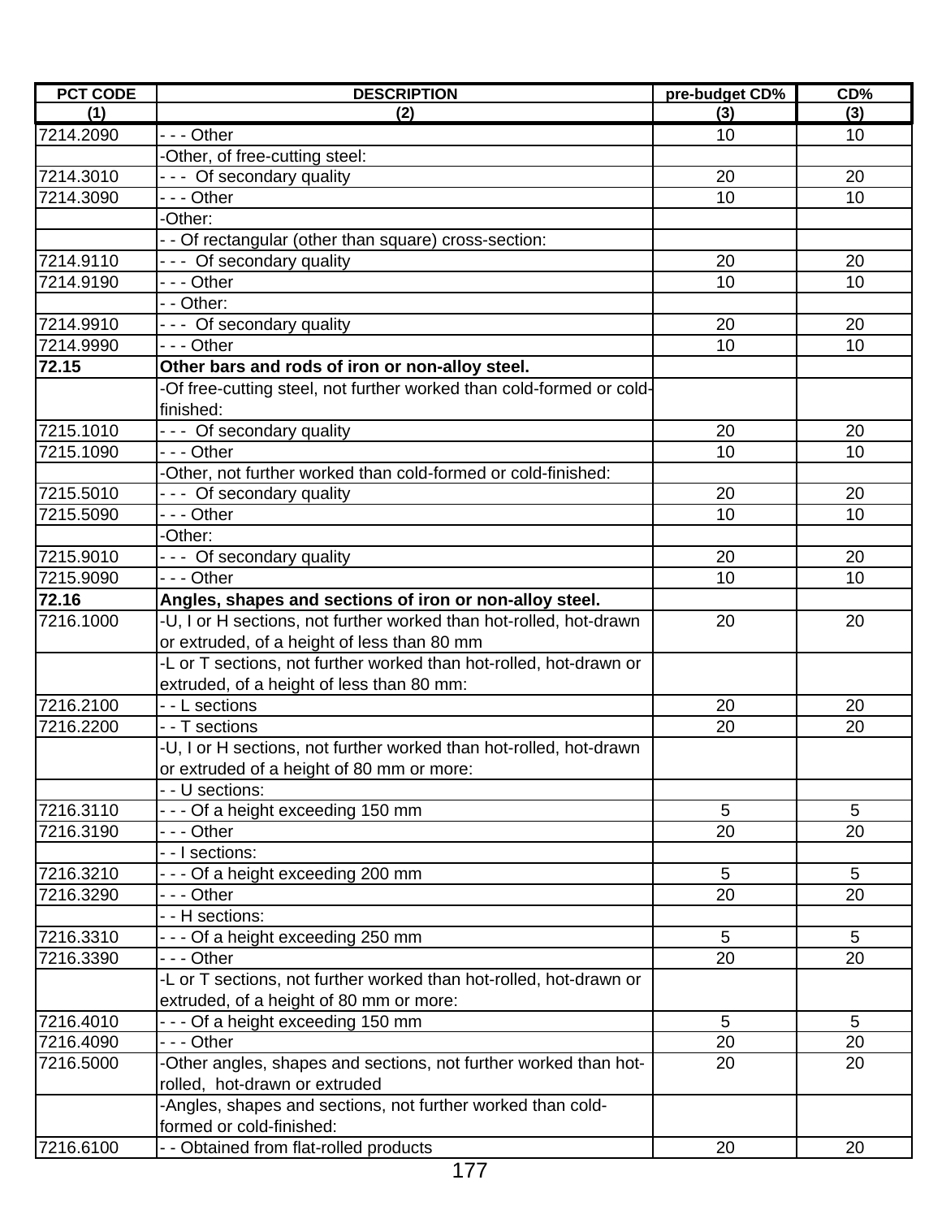| PCT CODE | DESCRIPTION | pre-budget CD% | CD% |
|---|---|---|---|
| (1) | (2) | (3) | (3) |
| 7214.2090 | - - - Other | 10 | 10 |
| | -Other, of free-cutting steel: | | |
| 7214.3010 | - - - Of secondary quality | 20 | 20 |
| 7214.3090 | - - - Other | 10 | 10 |
| | -Other: | | |
| | - - Of rectangular (other than square) cross-section: | | |
| 7214.9110 | - - - Of secondary quality | 20 | 20 |
| 7214.9190 | - - - Other | 10 | 10 |
| | - - Other: | | |
| 7214.9910 | - - - Of secondary quality | 20 | 20 |
| 7214.9990 | - - - Other | 10 | 10 |
| **72.15** | **Other bars and rods of iron or non-alloy steel.** | | |
| | -Of free-cutting steel, not further worked than cold-formed or cold-finished: | | |
| 7215.1010 | - - - Of secondary quality | 20 | 20 |
| 7215.1090 | - - - Other | 10 | 10 |
| | -Other, not further worked than cold-formed or cold-finished: | | |
| 7215.5010 | - - - Of secondary quality | 20 | 20 |
| 7215.5090 | - - - Other | 10 | 10 |
| | -Other: | | |
| 7215.9010 | - - - Of secondary quality | 20 | 20 |
| 7215.9090 | - - - Other | 10 | 10 |
| **72.16** | **Angles, shapes and sections of iron or non-alloy steel.** | | |
| 7216.1000 | -U, I or H sections, not further worked than hot-rolled, hot-drawn or extruded, of a height of less than 80 mm | 20 | 20 |
| | -L or T sections, not further worked than hot-rolled, hot-drawn or extruded, of a height of less than 80 mm: | | |
| 7216.2100 | - - L sections | 20 | 20 |
| 7216.2200 | - - T sections | 20 | 20 |
| | -U, I or H sections, not further worked than hot-rolled, hot-drawn or extruded of a height of 80 mm or more: | | |
| | - - U sections: | | |
| 7216.3110 | - - - Of a height exceeding 150 mm | 5 | 5 |
| 7216.3190 | - - - Other | 20 | 20 |
| | - - I sections: | | |
| 7216.3210 | - - - Of a height exceeding 200 mm | 5 | 5 |
| 7216.3290 | - - - Other | 20 | 20 |
| | - - H sections: | | |
| 7216.3310 | - - - Of a height exceeding 250 mm | 5 | 5 |
| 7216.3390 | - - - Other | 20 | 20 |
| | -L or T sections, not further worked than hot-rolled, hot-drawn or extruded, of a height of 80 mm or more: | | |
| 7216.4010 | - - - Of a height exceeding 150 mm | 5 | 5 |
| 7216.4090 | - - - Other | 20 | 20 |
| 7216.5000 | -Other angles, shapes and sections, not further worked than hot-rolled, hot-drawn or extruded | 20 | 20 |
| | -Angles, shapes and sections, not further worked than cold-formed or cold-finished: | | |
| 7216.6100 | - - Obtained from flat-rolled products | 20 | 20 |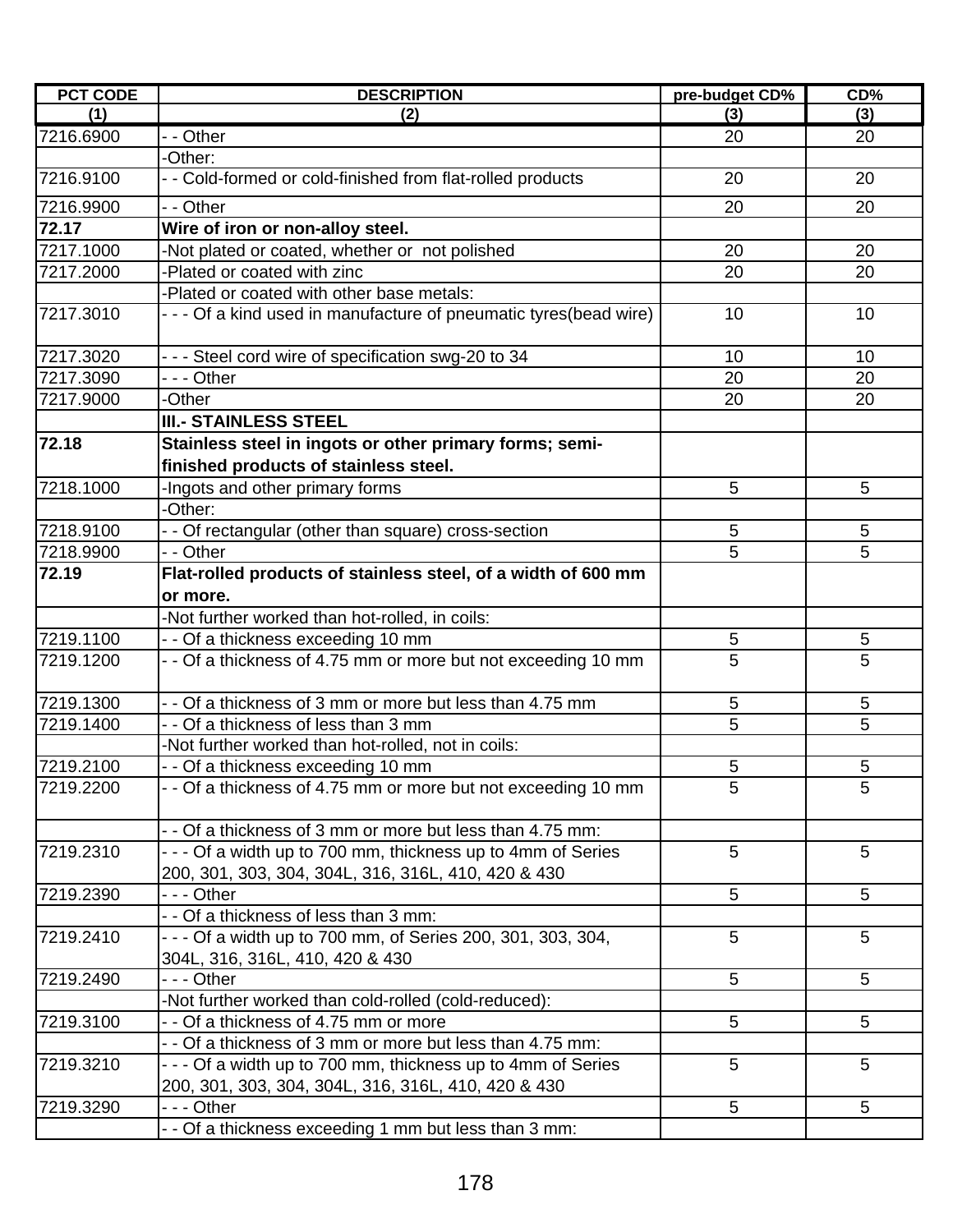| PCT CODE | DESCRIPTION | pre-budget CD% | CD% |
|---|---|---|---|
| (1) | (2) | (3) | (3) |
| 7216.6900 | - - Other | 20 | 20 |
| | -Other: | | |
| 7216.9100 | - - Cold-formed or cold-finished from flat-rolled products | 20 | 20 |
| 7216.9900 | - - Other | 20 | 20 |
| **72.17** | **Wire of iron or non-alloy steel.** | | |
| 7217.1000 | -Not plated or coated, whether or not polished | 20 | 20 |
| 7217.2000 | -Plated or coated with zinc | 20 | 20 |
| | -Plated or coated with other base metals: | | |
| 7217.3010 | - - - Of a kind used in manufacture of pneumatic tyres(bead wire) | 10 | 10 |
| 7217.3020 | - - - Steel cord wire of specification swg-20 to 34 | 10 | 10 |
| 7217.3090 | - - - Other | 20 | 20 |
| 7217.9000 | -Other | 20 | 20 |
| | **III.- STAINLESS STEEL** | | |
| **72.18** | **Stainless steel in ingots or other primary forms; semi-finished products of stainless steel.** | | |
| 7218.1000 | -Ingots and other primary forms | 5 | 5 |
| | -Other: | | |
| 7218.9100 | - - Of rectangular (other than square) cross-section | 5 | 5 |
| 7218.9900 | - - Other | 5 | 5 |
| **72.19** | **Flat-rolled products of stainless steel, of a width of 600 mm or more.** | | |
| | -Not further worked than hot-rolled, in coils: | | |
| 7219.1100 | - - Of a thickness exceeding 10 mm | 5 | 5 |
| 7219.1200 | - - Of a thickness of 4.75 mm or more but not exceeding 10 mm | 5 | 5 |
| 7219.1300 | - - Of a thickness of 3 mm or more but less than 4.75 mm | 5 | 5 |
| 7219.1400 | - - Of a thickness of less than 3 mm | 5 | 5 |
| | -Not further worked than hot-rolled, not in coils: | | |
| 7219.2100 | - - Of a thickness exceeding 10 mm | 5 | 5 |
| 7219.2200 | - - Of a thickness of 4.75 mm or more but not exceeding 10 mm | 5 | 5 |
| | - - Of a thickness of 3 mm or more but less than 4.75 mm: | | |
| 7219.2310 | - - - Of a width up to 700 mm, thickness up to 4mm of Series 200, 301, 303, 304, 304L, 316, 316L, 410, 420 & 430 | 5 | 5 |
| 7219.2390 | - - - Other | 5 | 5 |
| | - - Of a thickness of less than 3 mm: | | |
| 7219.2410 | - - - Of a width up to 700 mm, of Series 200, 301, 303, 304, 304L, 316, 316L, 410, 420 & 430 | 5 | 5 |
| 7219.2490 | - - - Other | 5 | 5 |
| | -Not further worked than cold-rolled (cold-reduced): | | |
| 7219.3100 | - - Of a thickness of 4.75 mm or more | 5 | 5 |
| | - - Of a thickness of 3 mm or more but less than 4.75 mm: | | |
| 7219.3210 | - - - Of a width up to 700 mm, thickness up to 4mm of Series 200, 301, 303, 304, 304L, 316, 316L, 410, 420 & 430 | 5 | 5 |
| 7219.3290 | - - - Other | 5 | 5 |
| | - - Of a thickness exceeding 1 mm but less than 3 mm: | | |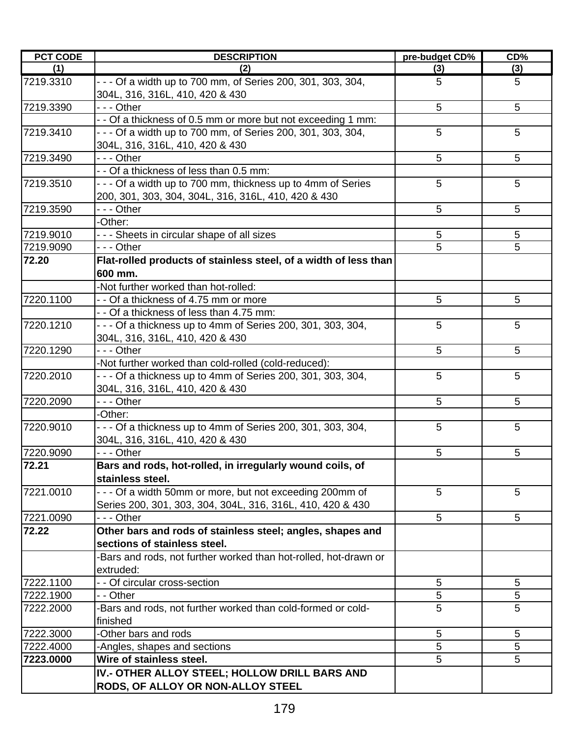| PCT CODE | DESCRIPTION | pre-budget CD% | CD% |
|---|---|---|---|
| (1) | (2) | (3) | (3) |
| 7219.3310 | - - - Of a width up to 700 mm, of Series 200, 301, 303, 304, 304L, 316, 316L, 410, 420 & 430 | 5 | 5 |
| 7219.3390 | - - - Other | 5 | 5 |
| | - - Of a thickness of 0.5 mm or more but not exceeding 1 mm: | | |
| 7219.3410 | - - - Of a width up to 700 mm, of Series 200, 301, 303, 304, 304L, 316, 316L, 410, 420 & 430 | 5 | 5 |
| 7219.3490 | - - - Other | 5 | 5 |
| | - - Of a thickness of less than 0.5 mm: | | |
| 7219.3510 | - - - Of a width up to 700 mm, thickness up to 4mm of Series 200, 301, 303, 304, 304L, 316, 316L, 410, 420 & 430 | 5 | 5 |
| 7219.3590 | - - - Other | 5 | 5 |
| | -Other: | | |
| 7219.9010 | - - - Sheets in circular shape of all sizes | 5 | 5 |
| 7219.9090 | - - - Other | 5 | 5 |
| **72.20** | **Flat-rolled products of stainless steel, of a width of less than 600 mm.** | | |
| | -Not further worked than hot-rolled: | | |
| 7220.1100 | - - Of a thickness of 4.75 mm or more | 5 | 5 |
| | - - Of a thickness of less than 4.75 mm: | | |
| 7220.1210 | - - - Of a thickness up to 4mm of Series 200, 301, 303, 304, 304L, 316, 316L, 410, 420 & 430 | 5 | 5 |
| 7220.1290 | - - - Other | 5 | 5 |
| | -Not further worked than cold-rolled (cold-reduced): | | |
| 7220.2010 | - - - Of a thickness up to 4mm of Series 200, 301, 303, 304, 304L, 316, 316L, 410, 420 & 430 | 5 | 5 |
| 7220.2090 | - - - Other | 5 | 5 |
| | -Other: | | |
| 7220.9010 | - - - Of a thickness up to 4mm of Series 200, 301, 303, 304, 304L, 316, 316L, 410, 420 & 430 | 5 | 5 |
| 7220.9090 | - - - Other | 5 | 5 |
| **72.21** | **Bars and rods, hot-rolled, in irregularly wound coils, of stainless steel.** | | |
| 7221.0010 | - - - Of a width 50mm or more, but not exceeding 200mm of Series 200, 301, 303, 304, 304L, 316, 316L, 410, 420 & 430 | 5 | 5 |
| 7221.0090 | - - - Other | 5 | 5 |
| **72.22** | **Other bars and rods of stainless steel; angles, shapes and sections of stainless steel.** | | |
| | -Bars and rods, not further worked than hot-rolled, hot-drawn or extruded: | | |
| 7222.1100 | - - Of circular cross-section | 5 | 5 |
| 7222.1900 | - - Other | 5 | 5 |
| 7222.2000 | -Bars and rods, not further worked than cold-formed or cold-finished | 5 | 5 |
| 7222.3000 | -Other bars and rods | 5 | 5 |
| 7222.4000 | -Angles, shapes and sections | 5 | 5 |
| **7223.0000** | **Wire of stainless steel.** | 5 | 5 |
| | **IV.- OTHER ALLOY STEEL; HOLLOW DRILL BARS AND RODS, OF ALLOY OR NON-ALLOY STEEL** | | |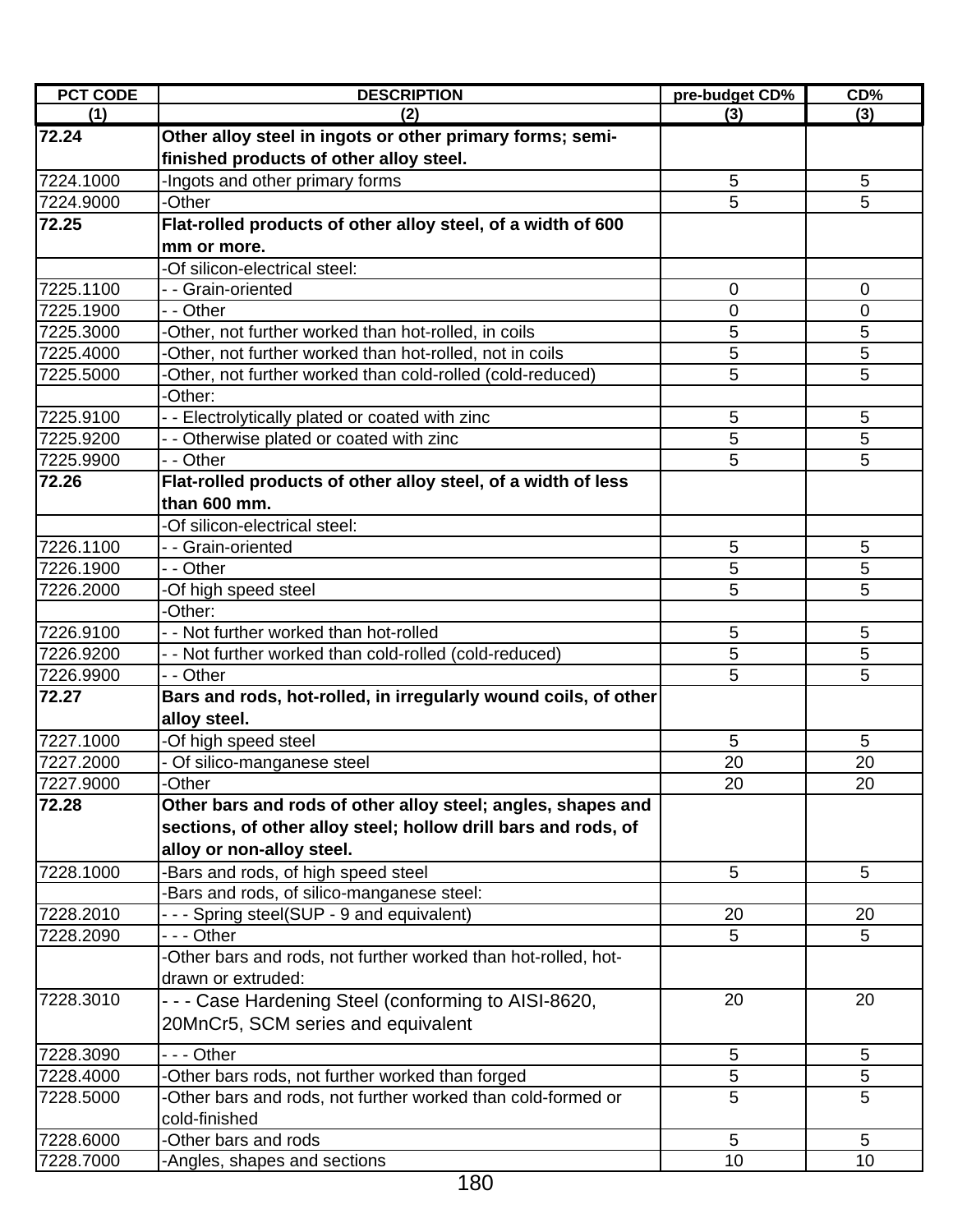| PCT CODE | DESCRIPTION | pre-budget CD% | CD% |
|---|---|---|---|
| (1) | (2) | (3) | (3) |
| **72.24** | **Other alloy steel in ingots or other primary forms; semi-finished products of other alloy steel.** | | |
| 7224.1000 | -Ingots and other primary forms | 5 | 5 |
| 7224.9000 | -Other | 5 | 5 |
| **72.25** | **Flat-rolled products of other alloy steel, of a width of 600 mm or more.** | | |
| | -Of silicon-electrical steel: | | |
| 7225.1100 | - - Grain-oriented | 0 | 0 |
| 7225.1900 | - - Other | 0 | 0 |
| 7225.3000 | -Other, not further worked than hot-rolled, in coils | 5 | 5 |
| 7225.4000 | -Other, not further worked than hot-rolled, not in coils | 5 | 5 |
| 7225.5000 | -Other, not further worked than cold-rolled (cold-reduced) | 5 | 5 |
| | -Other: | | |
| 7225.9100 | - - Electrolytically plated or coated with zinc | 5 | 5 |
| 7225.9200 | - - Otherwise plated or coated with zinc | 5 | 5 |
| 7225.9900 | - - Other | 5 | 5 |
| **72.26** | **Flat-rolled products of other alloy steel, of a width of less than 600 mm.** | | |
| | -Of silicon-electrical steel: | | |
| 7226.1100 | - - Grain-oriented | 5 | 5 |
| 7226.1900 | - - Other | 5 | 5 |
| 7226.2000 | -Of high speed steel | 5 | 5 |
| | -Other: | | |
| 7226.9100 | - - Not further worked than hot-rolled | 5 | 5 |
| 7226.9200 | - - Not further worked than cold-rolled (cold-reduced) | 5 | 5 |
| 7226.9900 | - - Other | 5 | 5 |
| **72.27** | **Bars and rods, hot-rolled, in irregularly wound coils, of other alloy steel.** | | |
| 7227.1000 | -Of high speed steel | 5 | 5 |
| 7227.2000 | - Of silico-manganese steel | 20 | 20 |
| 7227.9000 | -Other | 20 | 20 |
| **72.28** | **Other bars and rods of other alloy steel; angles, shapes and sections, of other alloy steel; hollow drill bars and rods, of alloy or non-alloy steel.** | | |
| 7228.1000 | -Bars and rods, of high speed steel | 5 | 5 |
| | -Bars and rods, of silico-manganese steel: | | |
| 7228.2010 | - - - Spring steel(SUP - 9 and equivalent) | 20 | 20 |
| 7228.2090 | - - - Other | 5 | 5 |
| | -Other bars and rods, not further worked than hot-rolled, hot-drawn or extruded: | | |
| 7228.3010 | - - - Case Hardening Steel (conforming to AISI-8620, 20MnCr5, SCM series and equivalent | 20 | 20 |
| 7228.3090 | - - - Other | 5 | 5 |
| 7228.4000 | -Other bars rods, not further worked than forged | 5 | 5 |
| 7228.5000 | -Other bars and rods, not further worked than cold-formed or cold-finished | 5 | 5 |
| 7228.6000 | -Other bars and rods | 5 | 5 |
| 7228.7000 | -Angles, shapes and sections | 10 | 10 |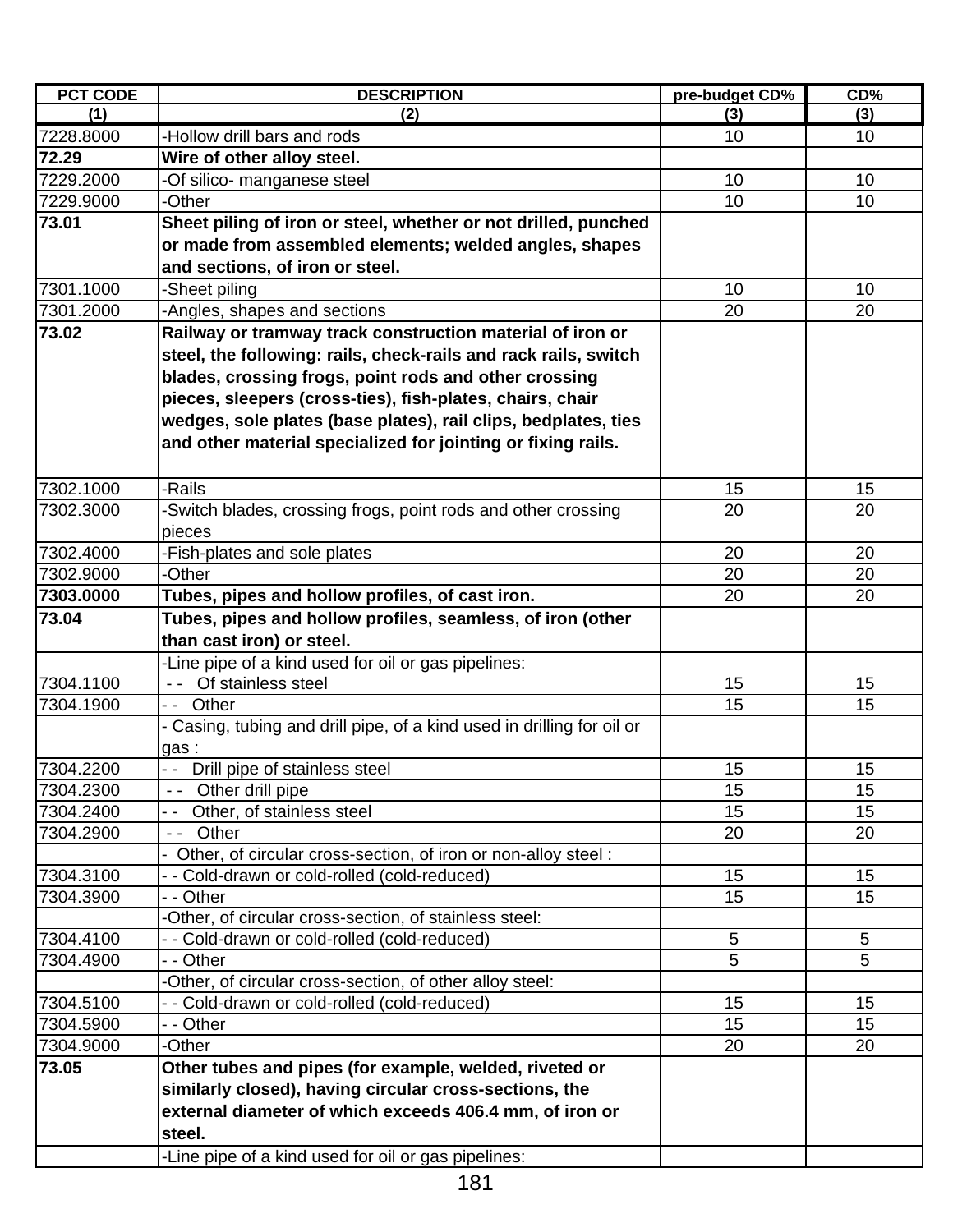| PCT CODE | DESCRIPTION | pre-budget CD% | CD% |
|---|---|---|---|
| (1) | (2) | (3) | (3) |
| 7228.8000 | -Hollow drill bars and rods | 10 | 10 |
| **72.29** | **Wire of other alloy steel.** | | |
| 7229.2000 | -Of silico- manganese steel | 10 | 10 |
| 7229.9000 | -Other | 10 | 10 |
| **73.01** | **Sheet piling of iron or steel, whether or not drilled, punched or made from assembled elements; welded angles, shapes and sections, of iron or steel.** | | |
| 7301.1000 | -Sheet piling | 10 | 10 |
| 7301.2000 | -Angles, shapes and sections | 20 | 20 |
| **73.02** | **Railway or tramway track construction material of iron or steel, the following: rails, check-rails and rack rails, switch blades, crossing frogs, point rods and other crossing pieces, sleepers (cross-ties), fish-plates, chairs, chair wedges, sole plates (base plates), rail clips, bedplates, ties and other material specialized for jointing or fixing rails.** | | |
| 7302.1000 | -Rails | 15 | 15 |
| 7302.3000 | -Switch blades, crossing frogs, point rods and other crossing pieces | 20 | 20 |
| 7302.4000 | -Fish-plates and sole plates | 20 | 20 |
| 7302.9000 | -Other | 20 | 20 |
| **7303.0000** | **Tubes, pipes and hollow profiles, of cast iron.** | 20 | 20 |
| **73.04** | **Tubes, pipes and hollow profiles, seamless, of iron (other than cast iron) or steel.** | | |
| | -Line pipe of a kind used for oil or gas pipelines: | | |
| 7304.1100 | - - Of stainless steel | 15 | 15 |
| 7304.1900 | - - Other | 15 | 15 |
| | - Casing, tubing and drill pipe, of a kind used in drilling for oil or gas : | | |
| 7304.2200 | - - Drill pipe of stainless steel | 15 | 15 |
| 7304.2300 | - - Other drill pipe | 15 | 15 |
| 7304.2400 | - - Other, of stainless steel | 15 | 15 |
| 7304.2900 | - - Other | 20 | 20 |
| | - Other, of circular cross-section, of iron or non-alloy steel : | | |
| 7304.3100 | - - Cold-drawn or cold-rolled (cold-reduced) | 15 | 15 |
| 7304.3900 | - - Other | 15 | 15 |
| | -Other, of circular cross-section, of stainless steel: | | |
| 7304.4100 | - - Cold-drawn or cold-rolled (cold-reduced) | 5 | 5 |
| 7304.4900 | - - Other | 5 | 5 |
| | -Other, of circular cross-section, of other alloy steel: | | |
| 7304.5100 | - - Cold-drawn or cold-rolled (cold-reduced) | 15 | 15 |
| 7304.5900 | - - Other | 15 | 15 |
| 7304.9000 | -Other | 20 | 20 |
| **73.05** | **Other tubes and pipes (for example, welded, riveted or similarly closed), having circular cross-sections, the external diameter of which exceeds 406.4 mm, of iron or steel.** | | |
| | -Line pipe of a kind used for oil or gas pipelines: | | |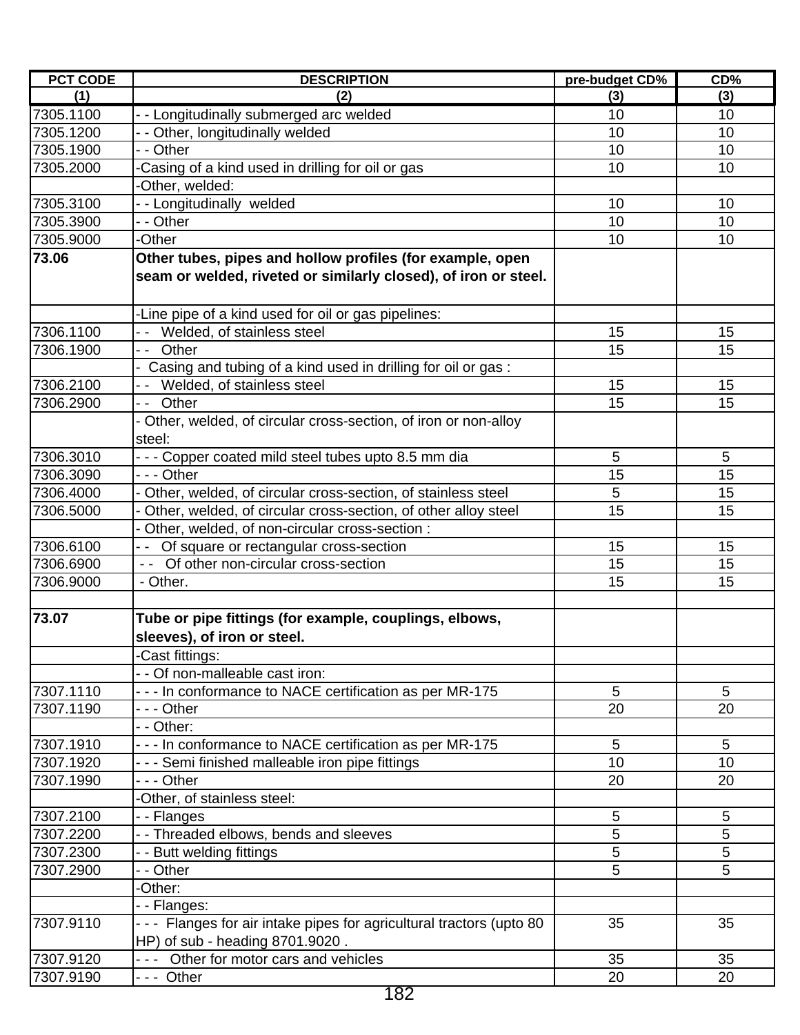| PCT CODE | DESCRIPTION | pre-budget CD% | CD% |
|---|---|---|---|
| (1) | (2) | (3) | (3) |
| 7305.1100 | - - Longitudinally submerged arc welded | 10 | 10 |
| 7305.1200 | - - Other, longitudinally welded | 10 | 10 |
| 7305.1900 | - - Other | 10 | 10 |
| 7305.2000 | -Casing of a kind used in drilling for oil or gas | 10 | 10 |
| | -Other, welded: | | |
| 7305.3100 | - - Longitudinally welded | 10 | 10 |
| 7305.3900 | - - Other | 10 | 10 |
| 7305.9000 | -Other | 10 | 10 |
| **73.06** | **Other tubes, pipes and hollow profiles (for example, open seam or welded, riveted or similarly closed), of iron or steel.** | | |
| | -Line pipe of a kind used for oil or gas pipelines: | | |
| 7306.1100 | - - Welded, of stainless steel | 15 | 15 |
| 7306.1900 | - - Other | 15 | 15 |
| | - Casing and tubing of a kind used in drilling for oil or gas : | | |
| 7306.2100 | - - Welded, of stainless steel | 15 | 15 |
| 7306.2900 | - - Other | 15 | 15 |
| | - Other, welded, of circular cross-section, of iron or non-alloy steel: | | |
| 7306.3010 | - - - Copper coated mild steel tubes upto 8.5 mm dia | 5 | 5 |
| 7306.3090 | - - - Other | 15 | 15 |
| 7306.4000 | - Other, welded, of circular cross-section, of stainless steel | 5 | 15 |
| 7306.5000 | - Other, welded, of circular cross-section, of other alloy steel | 15 | 15 |
| | - Other, welded, of non-circular cross-section : | | |
| 7306.6100 | - - Of square or rectangular cross-section | 15 | 15 |
| 7306.6900 | - - Of other non-circular cross-section | 15 | 15 |
| 7306.9000 | - Other. | 15 | 15 |
| | | | |
| **73.07** | **Tube or pipe fittings (for example, couplings, elbows, sleeves), of iron or steel.** | | |
| | -Cast fittings: | | |
| | - - Of non-malleable cast iron: | | |
| 7307.1110 | - - - In conformance to NACE certification as per MR-175 | 5 | 5 |
| 7307.1190 | - - - Other | 20 | 20 |
| | - - Other: | | |
| 7307.1910 | - - - In conformance to NACE certification as per MR-175 | 5 | 5 |
| 7307.1920 | - - - Semi finished malleable iron pipe fittings | 10 | 10 |
| 7307.1990 | - - - Other | 20 | 20 |
| | -Other, of stainless steel: | | |
| 7307.2100 | - - Flanges | 5 | 5 |
| 7307.2200 | - - Threaded elbows, bends and sleeves | 5 | 5 |
| 7307.2300 | - - Butt welding fittings | 5 | 5 |
| 7307.2900 | - - Other | 5 | 5 |
| | -Other: | | |
| | - - Flanges: | | |
| 7307.9110 | - - - Flanges for air intake pipes for agricultural tractors (upto 80 HP) of sub - heading 8701.9020 . | 35 | 35 |
| 7307.9120 | - - - Other for motor cars and vehicles | 35 | 35 |
| 7307.9190 | - - - Other | 20 | 20 |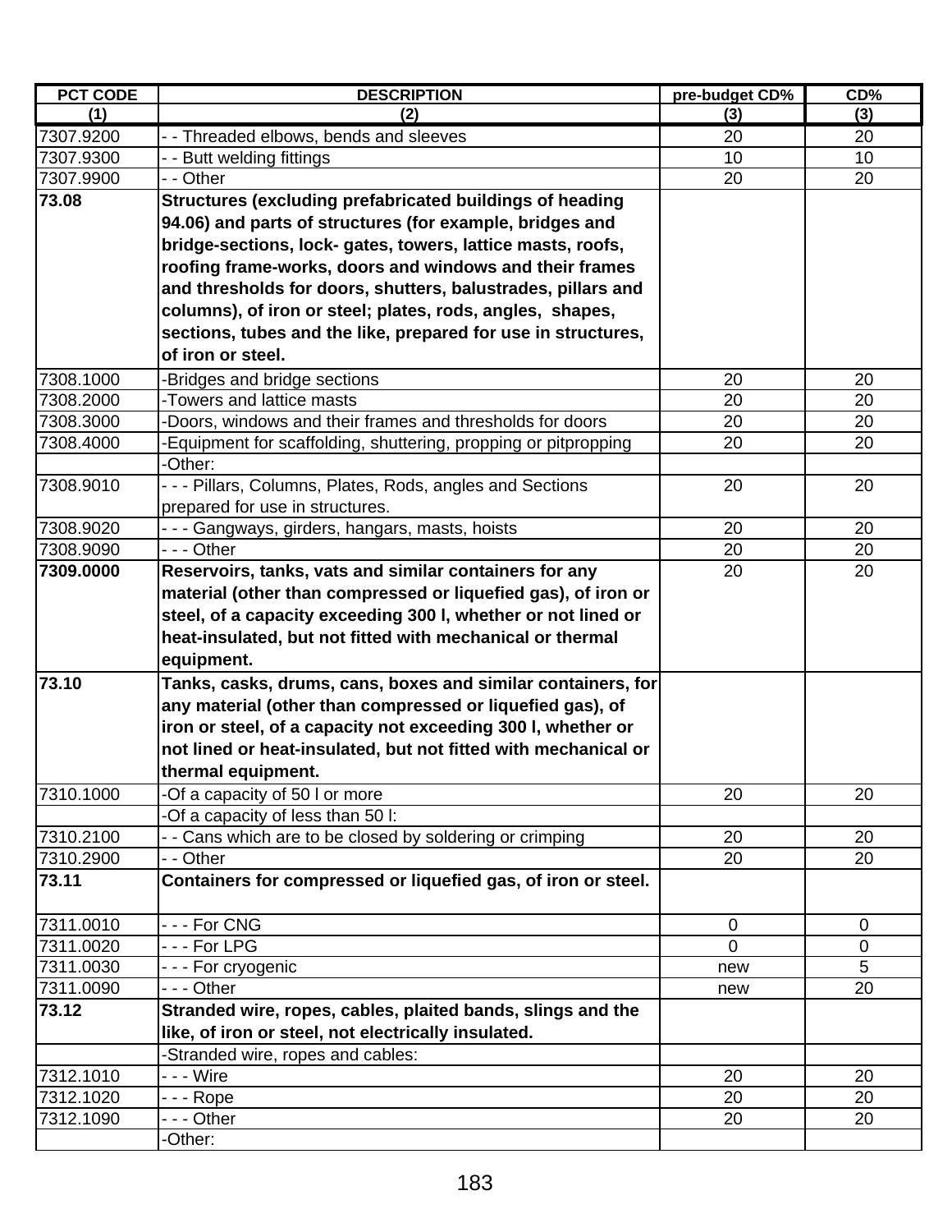| PCT CODE | DESCRIPTION | pre-budget CD% | CD% |
|---|---|---|---|
| (1) | (2) | (3) | (3) |
| 7307.9200 | - - Threaded elbows, bends and sleeves | 20 | 20 |
| 7307.9300 | - - Butt welding fittings | 10 | 10 |
| 7307.9900 | - - Other | 20 | 20 |
| **73.08** | **Structures (excluding prefabricated buildings of heading 94.06) and parts of structures (for example, bridges and bridge-sections, lock- gates, towers, lattice masts, roofs, roofing frame-works, doors and windows and their frames and thresholds for doors, shutters, balustrades, pillars and columns), of iron or steel; plates, rods, angles, shapes, sections, tubes and the like, prepared for use in structures, of iron or steel.** | | |
| 7308.1000 | -Bridges and bridge sections | 20 | 20 |
| 7308.2000 | -Towers and lattice masts | 20 | 20 |
| 7308.3000 | -Doors, windows and their frames and thresholds for doors | 20 | 20 |
| 7308.4000 | -Equipment for scaffolding, shuttering, propping or pitpropping | 20 | 20 |
| | -Other: | | |
| 7308.9010 | - - - Pillars, Columns, Plates, Rods, angles and Sections prepared for use in structures. | 20 | 20 |
| 7308.9020 | - - - Gangways, girders, hangars, masts, hoists | 20 | 20 |
| 7308.9090 | - - - Other | 20 | 20 |
| **7309.0000** | **Reservoirs, tanks, vats and similar containers for any material (other than compressed or liquefied gas), of iron or steel, of a capacity exceeding 300 l, whether or not lined or heat-insulated, but not fitted with mechanical or thermal equipment.** | 20 | 20 |
| **73.10** | **Tanks, casks, drums, cans, boxes and similar containers, for any material (other than compressed or liquefied gas), of iron or steel, of a capacity not exceeding 300 l, whether or not lined or heat-insulated, but not fitted with mechanical or thermal equipment.** | | |
| 7310.1000 | -Of a capacity of 50 l or more | 20 | 20 |
| | -Of a capacity of less than 50 l: | | |
| 7310.2100 | - - Cans which are to be closed by soldering or crimping | 20 | 20 |
| 7310.2900 | - - Other | 20 | 20 |
| **73.11** | **Containers for compressed or liquefied gas, of iron or steel.** | | |
| 7311.0010 | - - - For CNG | 0 | 0 |
| 7311.0020 | - - - For LPG | 0 | 0 |
| 7311.0030 | - - - For cryogenic | new | 5 |
| 7311.0090 | - - - Other | new | 20 |
| **73.12** | **Stranded wire, ropes, cables, plaited bands, slings and the like, of iron or steel, not electrically insulated.** | | |
| | -Stranded wire, ropes and cables: | | |
| 7312.1010 | - - - Wire | 20 | 20 |
| 7312.1020 | - - - Rope | 20 | 20 |
| 7312.1090 | - - - Other | 20 | 20 |
| | -Other: | | |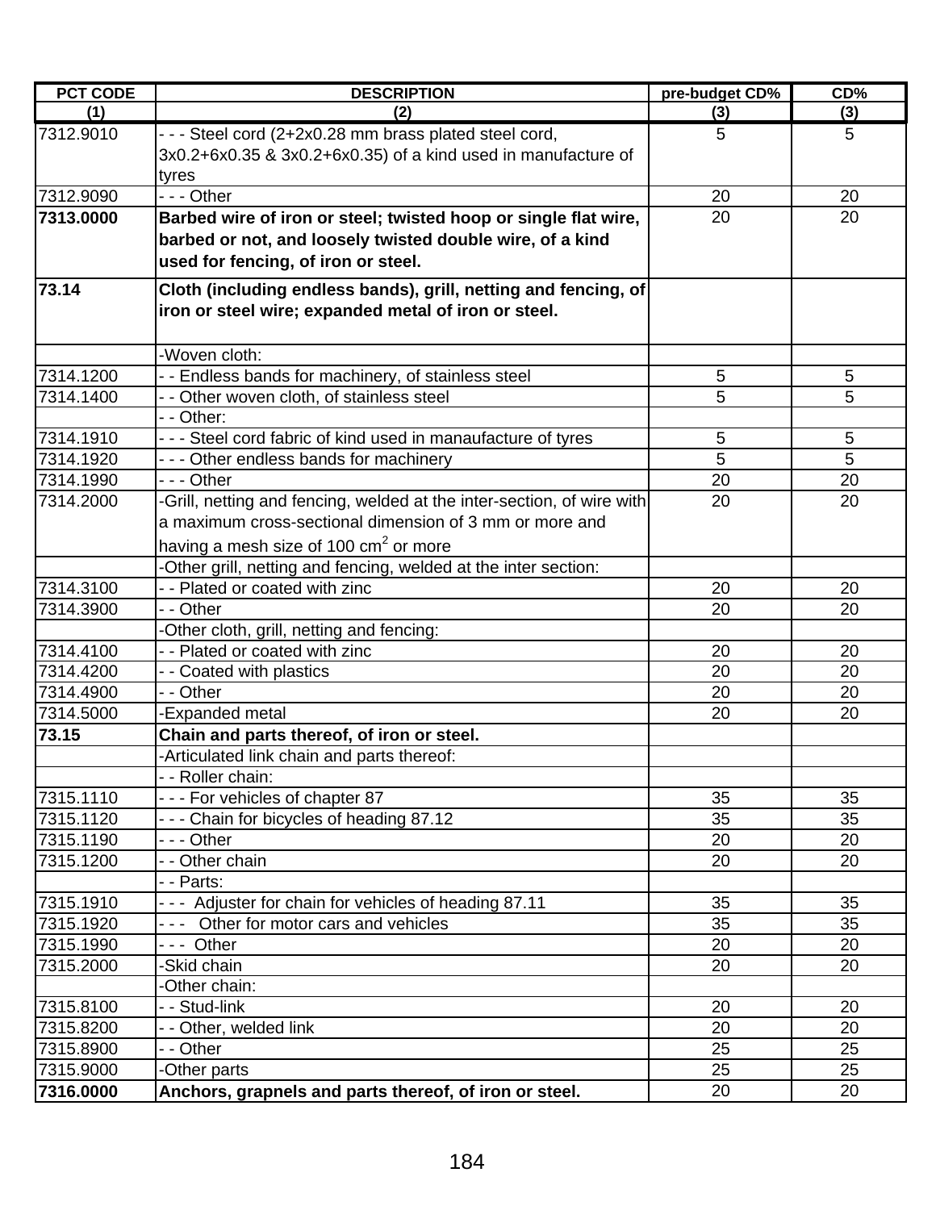| PCT CODE | DESCRIPTION | pre-budget CD% | CD% |
|---|---|---|---|
| (1) | (2) | (3) | (3) |
| 7312.9010 | - - - Steel cord (2+2x0.28 mm brass plated steel cord, 3x0.2+6x0.35 & 3x0.2+6x0.35) of a kind used in manufacture of tyres | 5 | 5 |
| 7312.9090 | - - - Other | 20 | 20 |
| **7313.0000** | **Barbed wire of iron or steel; twisted hoop or single flat wire, barbed or not, and loosely twisted double wire, of a kind used for fencing, of iron or steel.** | 20 | 20 |
| **73.14** | **Cloth (including endless bands), grill, netting and fencing, of iron or steel wire; expanded metal of iron or steel.** | | |
| | -Woven cloth: | | |
| 7314.1200 | - - Endless bands for machinery, of stainless steel | 5 | 5 |
| 7314.1400 | - - Other woven cloth, of stainless steel | 5 | 5 |
| | - - Other: | | |
| 7314.1910 | - - - Steel cord fabric of kind used in manaufacture of tyres | 5 | 5 |
| 7314.1920 | - - - Other endless bands for machinery | 5 | 5 |
| 7314.1990 | - - - Other | 20 | 20 |
| 7314.2000 | -Grill, netting and fencing, welded at the inter-section, of wire with a maximum cross-sectional dimension of 3 mm or more and having a mesh size of 100 $cm^2$ or more | 20 | 20 |
| | -Other grill, netting and fencing, welded at the inter section: | | |
| 7314.3100 | - - Plated or coated with zinc | 20 | 20 |
| 7314.3900 | - - Other | 20 | 20 |
| | -Other cloth, grill, netting and fencing: | | |
| 7314.4100 | - - Plated or coated with zinc | 20 | 20 |
| 7314.4200 | - - Coated with plastics | 20 | 20 |
| 7314.4900 | - - Other | 20 | 20 |
| 7314.5000 | -Expanded metal | 20 | 20 |
| **73.15** | **Chain and parts thereof, of iron or steel.** | | |
| | -Articulated link chain and parts thereof: | | |
| | - - Roller chain: | | |
| 7315.1110 | - - - For vehicles of chapter 87 | 35 | 35 |
| 7315.1120 | - - - Chain for bicycles of heading 87.12 | 35 | 35 |
| 7315.1190 | - - - Other | 20 | 20 |
| 7315.1200 | - - Other chain | 20 | 20 |
| | - - Parts: | | |
| 7315.1910 | - - - Adjuster for chain for vehicles of heading 87.11 | 35 | 35 |
| 7315.1920 | - - - Other for motor cars and vehicles | 35 | 35 |
| 7315.1990 | - - - Other | 20 | 20 |
| 7315.2000 | -Skid chain | 20 | 20 |
| | -Other chain: | | |
| 7315.8100 | - - Stud-link | 20 | 20 |
| 7315.8200 | - - Other, welded link | 20 | 20 |
| 7315.8900 | - - Other | 25 | 25 |
| 7315.9000 | -Other parts | 25 | 25 |
| **7316.0000** | **Anchors, grapnels and parts thereof, of iron or steel.** | 20 | 20 |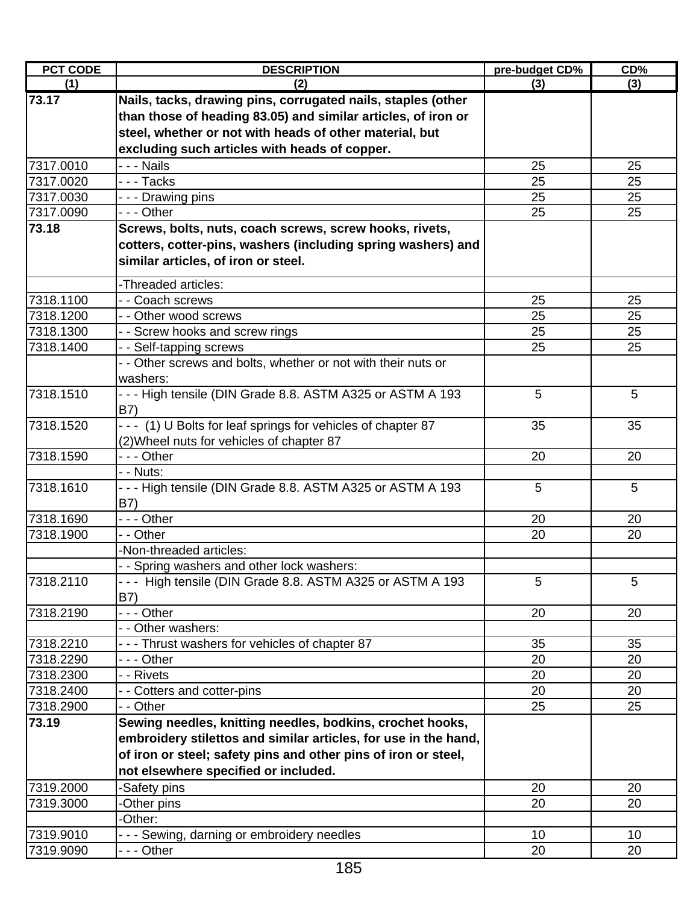| PCT CODE | DESCRIPTION | pre-budget CD% | CD% |
|---|---|---|---|
| (1) | (2) | (3) | (3) |
| **73.17** | **Nails, tacks, drawing pins, corrugated nails, staples (other than those of heading 83.05) and similar articles, of iron or steel, whether or not with heads of other material, but excluding such articles with heads of copper.** | | |
| 7317.0010 | - - - Nails | 25 | 25 |
| 7317.0020 | - - - Tacks | 25 | 25 |
| 7317.0030 | - - - Drawing pins | 25 | 25 |
| 7317.0090 | - - - Other | 25 | 25 |
| **73.18** | **Screws, bolts, nuts, coach screws, screw hooks, rivets, cotters, cotter-pins, washers (including spring washers) and similar articles, of iron or steel.** | | |
| | -Threaded articles: | | |
| 7318.1100 | - - Coach screws | 25 | 25 |
| 7318.1200 | - - Other wood screws | 25 | 25 |
| 7318.1300 | - - Screw hooks and screw rings | 25 | 25 |
| 7318.1400 | - - Self-tapping screws | 25 | 25 |
| | - - Other screws and bolts, whether or not with their nuts or washers: | | |
| 7318.1510 | - - - High tensile (DIN Grade 8.8. ASTM A325 or ASTM A 193 B7) | 5 | 5 |
| 7318.1520 | - - - (1) U Bolts for leaf springs for vehicles of chapter 87 (2)Wheel nuts for vehicles of chapter 87 | 35 | 35 |
| 7318.1590 | - - - Other | 20 | 20 |
| | - - Nuts: | | |
| 7318.1610 | - - - High tensile (DIN Grade 8.8. ASTM A325 or ASTM A 193 B7) | 5 | 5 |
| 7318.1690 | - - - Other | 20 | 20 |
| 7318.1900 | - - Other | 20 | 20 |
| | -Non-threaded articles: | | |
| | - - Spring washers and other lock washers: | | |
| 7318.2110 | - - - High tensile (DIN Grade 8.8. ASTM A325 or ASTM A 193 B7) | 5 | 5 |
| 7318.2190 | - - - Other | 20 | 20 |
| | - - Other washers: | | |
| 7318.2210 | - - - Thrust washers for vehicles of chapter 87 | 35 | 35 |
| 7318.2290 | - - - Other | 20 | 20 |
| 7318.2300 | - - Rivets | 20 | 20 |
| 7318.2400 | - - Cotters and cotter-pins | 20 | 20 |
| 7318.2900 | - - Other | 25 | 25 |
| **73.19** | **Sewing needles, knitting needles, bodkins, crochet hooks, embroidery stilettos and similar articles, for use in the hand, of iron or steel; safety pins and other pins of iron or steel, not elsewhere specified or included.** | | |
| 7319.2000 | -Safety pins | 20 | 20 |
| 7319.3000 | -Other pins | 20 | 20 |
| | -Other: | | |
| 7319.9010 | - - - Sewing, darning or embroidery needles | 10 | 10 |
| 7319.9090 | - - - Other | 20 | 20 |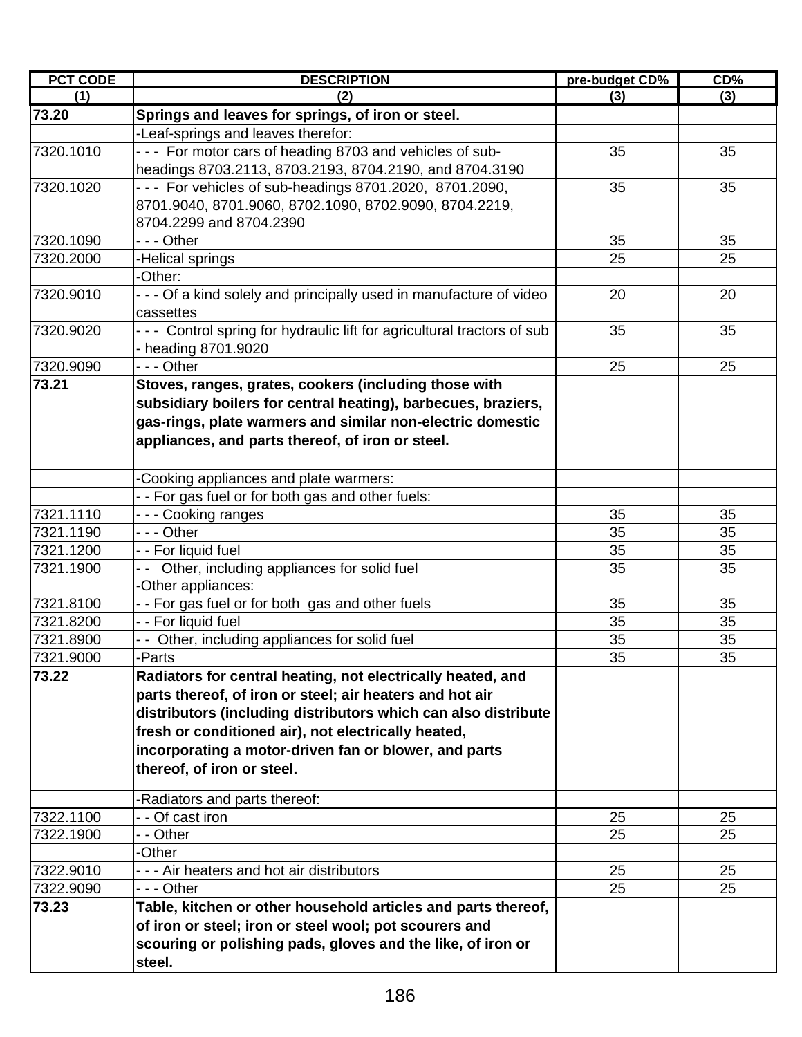| PCT CODE | DESCRIPTION | pre-budget CD% | CD% |
|---|---|---|---|
| (1) | (2) | (3) | (3) |
| **73.20** | **Springs and leaves for springs, of iron or steel.** | | |
| | -Leaf-springs and leaves therefor: | | |
| 7320.1010 | - - - For motor cars of heading 8703 and vehicles of sub-headings 8703.2113, 8703.2193, 8704.2190, and 8704.3190 | 35 | 35 |
| 7320.1020 | - - - For vehicles of sub-headings 8701.2020, 8701.2090, 8701.9040, 8701.9060, 8702.1090, 8702.9090, 8704.2219, 8704.2299 and 8704.2390 | 35 | 35 |
| 7320.1090 | - - - Other | 35 | 35 |
| 7320.2000 | -Helical springs | 25 | 25 |
| | -Other: | | |
| 7320.9010 | - - - Of a kind solely and principally used in manufacture of video cassettes | 20 | 20 |
| 7320.9020 | - - - Control spring for hydraulic lift for agricultural tractors of sub - heading 8701.9020 | 35 | 35 |
| 7320.9090 | - - - Other | 25 | 25 |
| **73.21** | **Stoves, ranges, grates, cookers (including those with subsidiary boilers for central heating), barbecues, braziers, gas-rings, plate warmers and similar non-electric domestic appliances, and parts thereof, of iron or steel.** | | |
| | -Cooking appliances and plate warmers: | | |
| | - - For gas fuel or for both gas and other fuels: | | |
| 7321.1110 | - - - Cooking ranges | 35 | 35 |
| 7321.1190 | - - - Other | 35 | 35 |
| 7321.1200 | - - For liquid fuel | 35 | 35 |
| 7321.1900 | - - Other, including appliances for solid fuel | 35 | 35 |
| | -Other appliances: | | |
| 7321.8100 | - - For gas fuel or for both gas and other fuels | 35 | 35 |
| 7321.8200 | - - For liquid fuel | 35 | 35 |
| 7321.8900 | - - Other, including appliances for solid fuel | 35 | 35 |
| 7321.9000 | -Parts | 35 | 35 |
| **73.22** | **Radiators for central heating, not electrically heated, and parts thereof, of iron or steel; air heaters and hot air distributors (including distributors which can also distribute fresh or conditioned air), not electrically heated, incorporating a motor-driven fan or blower, and parts thereof, of iron or steel.** | | |
| | -Radiators and parts thereof: | | |
| 7322.1100 | - - Of cast iron | 25 | 25 |
| 7322.1900 | - - Other | 25 | 25 |
| | -Other | | |
| 7322.9010 | - - - Air heaters and hot air distributors | 25 | 25 |
| 7322.9090 | - - - Other | 25 | 25 |
| **73.23** | **Table, kitchen or other household articles and parts thereof, of iron or steel; iron or steel wool; pot scourers and scouring or polishing pads, gloves and the like, of iron or steel.** | | |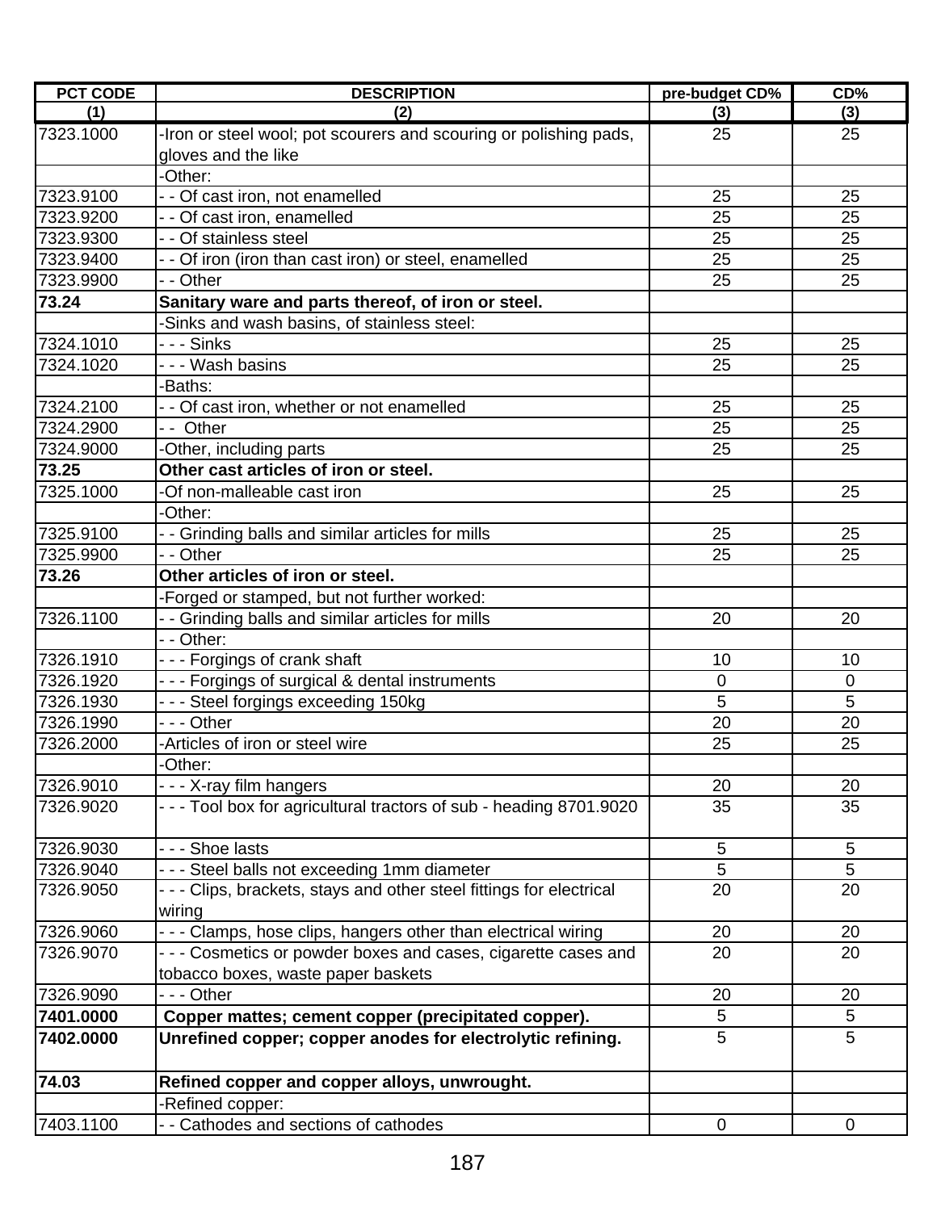| PCT CODE | DESCRIPTION | pre-budget CD% | CD% |
|---|---|---|---|
| (1) | (2) | (3) | (3) |
| 7323.1000 | -Iron or steel wool; pot scourers and scouring or polishing pads, gloves and the like | 25 | 25 |
| | -Other: | | |
| 7323.9100 | - - Of cast iron, not enamelled | 25 | 25 |
| 7323.9200 | - - Of cast iron, enamelled | 25 | 25 |
| 7323.9300 | - - Of stainless steel | 25 | 25 |
| 7323.9400 | - - Of iron (iron than cast iron) or steel, enamelled | 25 | 25 |
| 7323.9900 | - - Other | 25 | 25 |
| **73.24** | **Sanitary ware and parts thereof, of iron or steel.** | | |
| | -Sinks and wash basins, of stainless steel: | | |
| 7324.1010 | - - - Sinks | 25 | 25 |
| 7324.1020 | - - - Wash basins | 25 | 25 |
| | -Baths: | | |
| 7324.2100 | - - Of cast iron, whether or not enamelled | 25 | 25 |
| 7324.2900 | - - Other | 25 | 25 |
| 7324.9000 | -Other, including parts | 25 | 25 |
| **73.25** | **Other cast articles of iron or steel.** | | |
| 7325.1000 | -Of non-malleable cast iron | 25 | 25 |
| | -Other: | | |
| 7325.9100 | - - Grinding balls and similar articles for mills | 25 | 25 |
| 7325.9900 | - - Other | 25 | 25 |
| **73.26** | **Other articles of iron or steel.** | | |
| | -Forged or stamped, but not further worked: | | |
| 7326.1100 | - - Grinding balls and similar articles for mills | 20 | 20 |
| | - - Other: | | |
| 7326.1910 | - - - Forgings of crank shaft | 10 | 10 |
| 7326.1920 | - - - Forgings of surgical & dental instruments | 0 | 0 |
| 7326.1930 | - - - Steel forgings exceeding 150kg | 5 | 5 |
| 7326.1990 | - - - Other | 20 | 20 |
| 7326.2000 | -Articles of iron or steel wire | 25 | 25 |
| | -Other: | | |
| 7326.9010 | - - - X-ray film hangers | 20 | 20 |
| 7326.9020 | - - - Tool box for agricultural tractors of sub - heading 8701.9020 | 35 | 35 |
| 7326.9030 | - - - Shoe lasts | 5 | 5 |
| 7326.9040 | - - - Steel balls not exceeding 1mm diameter | 5 | 5 |
| 7326.9050 | - - - Clips, brackets, stays and other steel fittings for electrical wiring | 20 | 20 |
| 7326.9060 | - - - Clamps, hose clips, hangers other than electrical wiring | 20 | 20 |
| 7326.9070 | - - - Cosmetics or powder boxes and cases, cigarette cases and tobacco boxes, waste paper baskets | 20 | 20 |
| 7326.9090 | - - - Other | 20 | 20 |
| **7401.0000** | **Copper mattes; cement copper (precipitated copper).** | 5 | 5 |
| **7402.0000** | **Unrefined copper; copper anodes for electrolytic refining.** | 5 | 5 |
| **74.03** | **Refined copper and copper alloys, unwrought.** | | |
| | -Refined copper: | | |
| 7403.1100 | - - Cathodes and sections of cathodes | 0 | 0 |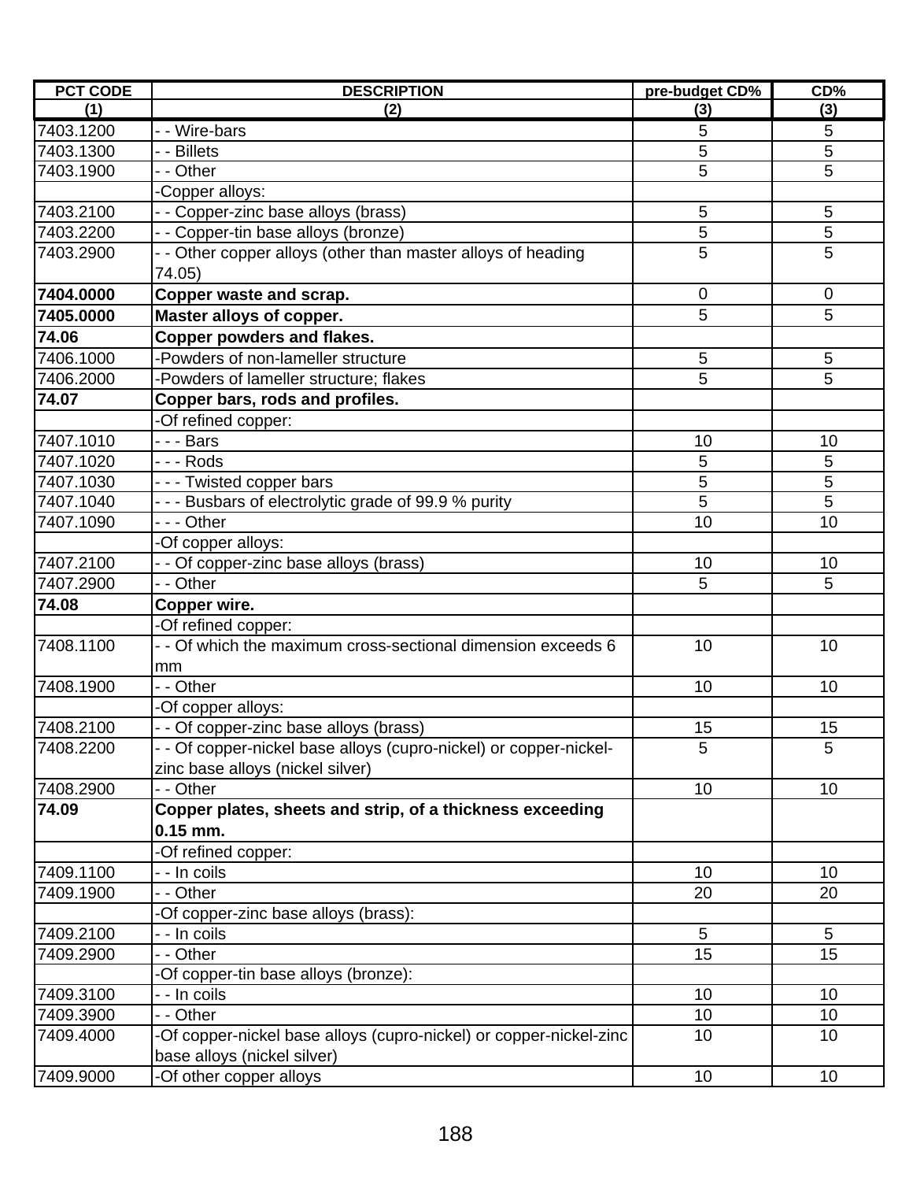| PCT CODE | DESCRIPTION | pre-budget CD% | CD% |
|---|---|---|---|
| (1) | (2) | (3) | (3) |
| 7403.1200 | - - Wire-bars | 5 | 5 |
| 7403.1300 | - - Billets | 5 | 5 |
| 7403.1900 | - - Other | 5 | 5 |
| | -Copper alloys: | | |
| 7403.2100 | - - Copper-zinc base alloys (brass) | 5 | 5 |
| 7403.2200 | - - Copper-tin base alloys (bronze) | 5 | 5 |
| 7403.2900 | - - Other copper alloys (other than master alloys of heading 74.05) | 5 | 5 |
| **7404.0000** | **Copper waste and scrap.** | 0 | 0 |
| **7405.0000** | **Master alloys of copper.** | 5 | 5 |
| **74.06** | **Copper powders and flakes.** | | |
| 7406.1000 | -Powders of non-lameller structure | 5 | 5 |
| 7406.2000 | -Powders of lameller structure; flakes | 5 | 5 |
| **74.07** | **Copper bars, rods and profiles.** | | |
| | -Of refined copper: | | |
| 7407.1010 | - - - Bars | 10 | 10 |
| 7407.1020 | - - - Rods | 5 | 5 |
| 7407.1030 | - - - Twisted copper bars | 5 | 5 |
| 7407.1040 | - - - Busbars of electrolytic grade of 99.9 % purity | 5 | 5 |
| 7407.1090 | - - - Other | 10 | 10 |
| | -Of copper alloys: | | |
| 7407.2100 | - - Of copper-zinc base alloys (brass) | 10 | 10 |
| 7407.2900 | - - Other | 5 | 5 |
| **74.08** | **Copper wire.** | | |
| | -Of refined copper: | | |
| 7408.1100 | - - Of which the maximum cross-sectional dimension exceeds 6 mm | 10 | 10 |
| 7408.1900 | - - Other | 10 | 10 |
| | -Of copper alloys: | | |
| 7408.2100 | - - Of copper-zinc base alloys (brass) | 15 | 15 |
| 7408.2200 | - - Of copper-nickel base alloys (cupro-nickel) or copper-nickel-zinc base alloys (nickel silver) | 5 | 5 |
| 7408.2900 | - - Other | 10 | 10 |
| **74.09** | **Copper plates, sheets and strip, of a thickness exceeding 0.15 mm.** | | |
| | -Of refined copper: | | |
| 7409.1100 | - - In coils | 10 | 10 |
| 7409.1900 | - - Other | 20 | 20 |
| | -Of copper-zinc base alloys (brass): | | |
| 7409.2100 | - - In coils | 5 | 5 |
| 7409.2900 | - - Other | 15 | 15 |
| | -Of copper-tin base alloys (bronze): | | |
| 7409.3100 | - - In coils | 10 | 10 |
| 7409.3900 | - - Other | 10 | 10 |
| 7409.4000 | -Of copper-nickel base alloys (cupro-nickel) or copper-nickel-zinc base alloys (nickel silver) | 10 | 10 |
| 7409.9000 | -Of other copper alloys | 10 | 10 |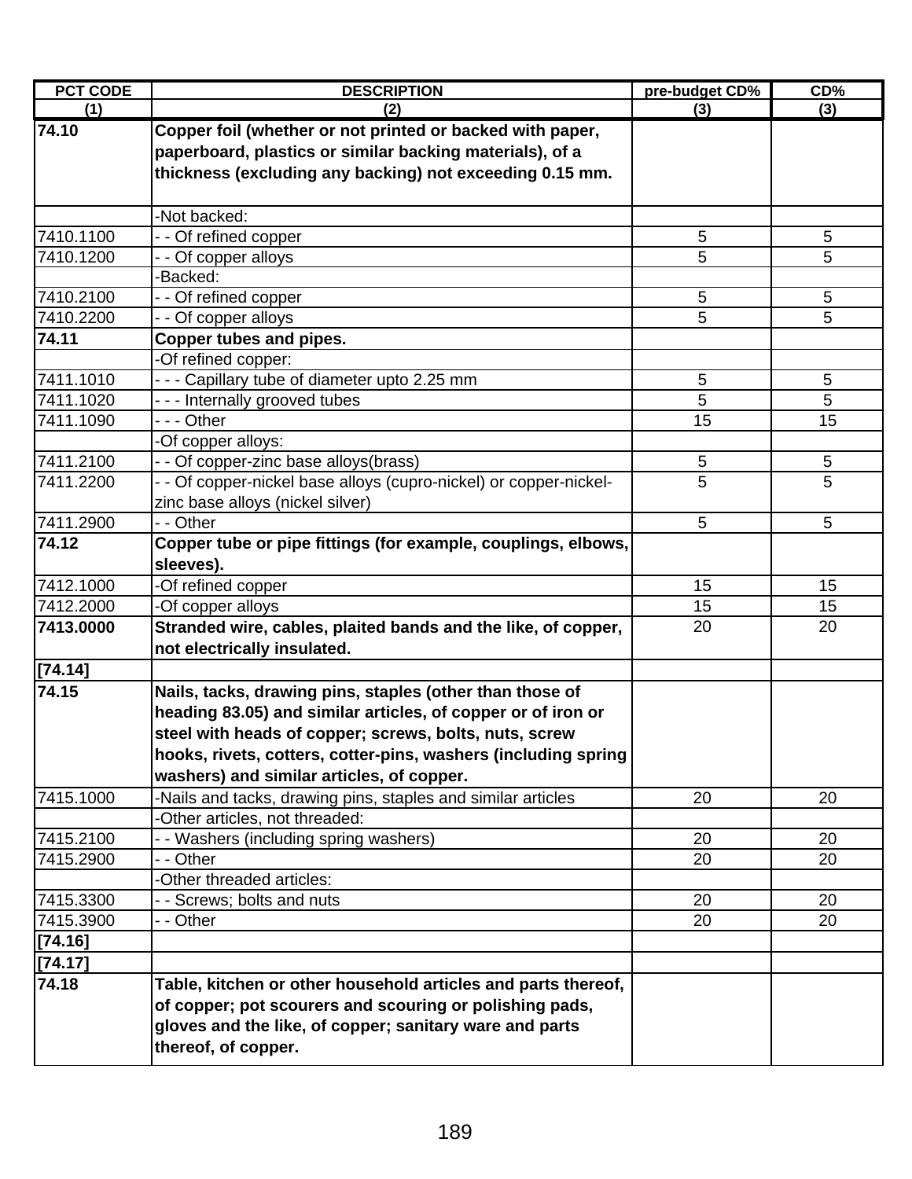| PCT CODE | DESCRIPTION | pre-budget CD% | CD% |
|---|---|---|---|
| (1) | (2) | (3) | (3) |
| **74.10** | **Copper foil (whether or not printed or backed with paper, paperboard, plastics or similar backing materials), of a thickness (excluding any backing) not exceeding 0.15 mm.** | | |
| | -Not backed: | | |
| 7410.1100 | - - Of refined copper | 5 | 5 |
| 7410.1200 | - - Of copper alloys | 5 | 5 |
| | -Backed: | | |
| 7410.2100 | - - Of refined copper | 5 | 5 |
| 7410.2200 | - - Of copper alloys | 5 | 5 |
| **74.11** | **Copper tubes and pipes.** | | |
| | -Of refined copper: | | |
| 7411.1010 | - - - Capillary tube of diameter upto 2.25 mm | 5 | 5 |
| 7411.1020 | - - - Internally grooved tubes | 5 | 5 |
| 7411.1090 | - - - Other | 15 | 15 |
| | -Of copper alloys: | | |
| 7411.2100 | - - Of copper-zinc base alloys(brass) | 5 | 5 |
| 7411.2200 | - - Of copper-nickel base alloys (cupro-nickel) or copper-nickel-zinc base alloys (nickel silver) | 5 | 5 |
| 7411.2900 | - - Other | 5 | 5 |
| **74.12** | **Copper tube or pipe fittings (for example, couplings, elbows, sleeves).** | | |
| 7412.1000 | -Of refined copper | 15 | 15 |
| 7412.2000 | -Of copper alloys | 15 | 15 |
| **7413.0000** | **Stranded wire, cables, plaited bands and the like, of copper, not electrically insulated.** | 20 | 20 |
| **[74.14]** | | | |
| **74.15** | **Nails, tacks, drawing pins, staples (other than those of heading 83.05) and similar articles, of copper or of iron or steel with heads of copper; screws, bolts, nuts, screw hooks, rivets, cotters, cotter-pins, washers (including spring washers) and similar articles, of copper.** | | |
| 7415.1000 | -Nails and tacks, drawing pins, staples and similar articles | 20 | 20 |
| | -Other articles, not threaded: | | |
| 7415.2100 | - - Washers (including spring washers) | 20 | 20 |
| 7415.2900 | - - Other | 20 | 20 |
| | -Other threaded articles: | | |
| 7415.3300 | - - Screws; bolts and nuts | 20 | 20 |
| 7415.3900 | - - Other | 20 | 20 |
| **[74.16]** | | | |
| **[74.17]** | | | |
| **74.18** | **Table, kitchen or other household articles and parts thereof, of copper; pot scourers and scouring or polishing pads, gloves and the like, of copper; sanitary ware and parts thereof, of copper.** | | |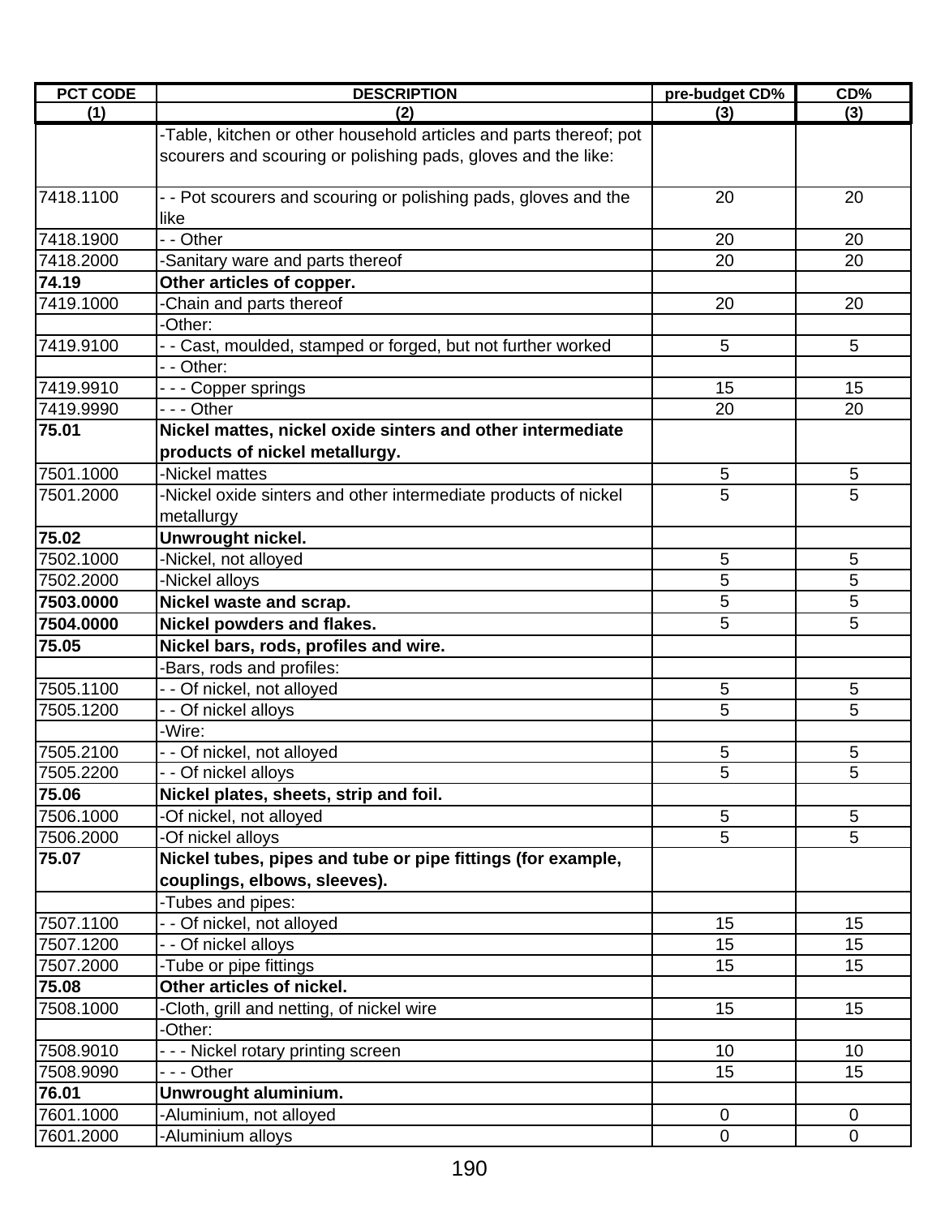| PCT CODE | DESCRIPTION | pre-budget CD% | CD% |
|---|---|---|---|
| (1) | (2) | (3) | (3) |
| | -Table, kitchen or other household articles and parts thereof; pot scourers and scouring or polishing pads, gloves and the like: | | |
| 7418.1100 | - - Pot scourers and scouring or polishing pads, gloves and the like | 20 | 20 |
| 7418.1900 | - - Other | 20 | 20 |
| 7418.2000 | -Sanitary ware and parts thereof | 20 | 20 |
| **74.19** | **Other articles of copper.** | | |
| 7419.1000 | -Chain and parts thereof | 20 | 20 |
| | -Other: | | |
| 7419.9100 | - - Cast, moulded, stamped or forged, but not further worked | 5 | 5 |
| | - - Other: | | |
| 7419.9910 | - - - Copper springs | 15 | 15 |
| 7419.9990 | - - - Other | 20 | 20 |
| **75.01** | **Nickel mattes, nickel oxide sinters and other intermediate products of nickel metallurgy.** | | |
| 7501.1000 | -Nickel mattes | 5 | 5 |
| 7501.2000 | -Nickel oxide sinters and other intermediate products of nickel metallurgy | 5 | 5 |
| **75.02** | **Unwrought nickel.** | | |
| 7502.1000 | -Nickel, not alloyed | 5 | 5 |
| 7502.2000 | -Nickel alloys | 5 | 5 |
| **7503.0000** | **Nickel waste and scrap.** | 5 | 5 |
| **7504.0000** | **Nickel powders and flakes.** | 5 | 5 |
| **75.05** | **Nickel bars, rods, profiles and wire.** | | |
| | -Bars, rods and profiles: | | |
| 7505.1100 | - - Of nickel, not alloyed | 5 | 5 |
| 7505.1200 | - - Of nickel alloys | 5 | 5 |
| | -Wire: | | |
| 7505.2100 | - - Of nickel, not alloyed | 5 | 5 |
| 7505.2200 | - - Of nickel alloys | 5 | 5 |
| **75.06** | **Nickel plates, sheets, strip and foil.** | | |
| 7506.1000 | -Of nickel, not alloyed | 5 | 5 |
| 7506.2000 | -Of nickel alloys | 5 | 5 |
| **75.07** | **Nickel tubes, pipes and tube or pipe fittings (for example, couplings, elbows, sleeves).** | | |
| | -Tubes and pipes: | | |
| 7507.1100 | - - Of nickel, not alloyed | 15 | 15 |
| 7507.1200 | - - Of nickel alloys | 15 | 15 |
| 7507.2000 | -Tube or pipe fittings | 15 | 15 |
| **75.08** | **Other articles of nickel.** | | |
| 7508.1000 | -Cloth, grill and netting, of nickel wire | 15 | 15 |
| | -Other: | | |
| 7508.9010 | - - - Nickel rotary printing screen | 10 | 10 |
| 7508.9090 | - - - Other | 15 | 15 |
| **76.01** | **Unwrought aluminium.** | | |
| 7601.1000 | -Aluminium, not alloyed | 0 | 0 |
| 7601.2000 | -Aluminium alloys | 0 | 0 |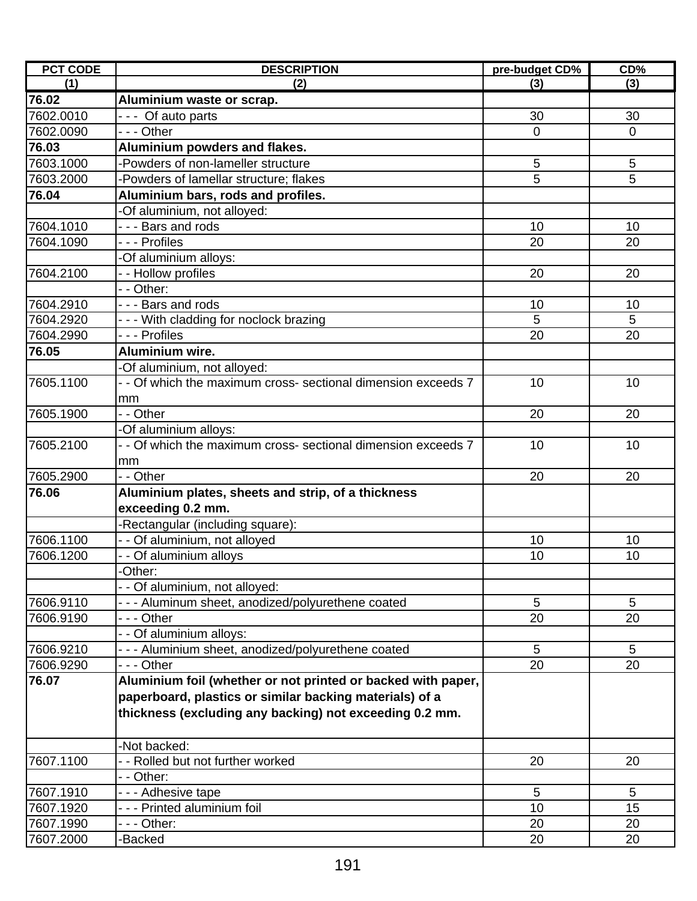| PCT CODE | DESCRIPTION | pre-budget CD% | CD% |
|---|---|---|---|
| (1) | (2) | (3) | (3) |
| **76.02** | **Aluminium waste or scrap.** | | |
| 7602.0010 | - - - Of auto parts | 30 | 30 |
| 7602.0090 | - - - Other | 0 | 0 |
| **76.03** | **Aluminium powders and flakes.** | | |
| 7603.1000 | -Powders of non-lameller structure | 5 | 5 |
| 7603.2000 | -Powders of lamellar structure; flakes | 5 | 5 |
| **76.04** | **Aluminium bars, rods and profiles.** | | |
| | -Of aluminium, not alloyed: | | |
| 7604.1010 | - - - Bars and rods | 10 | 10 |
| 7604.1090 | - - - Profiles | 20 | 20 |
| | -Of aluminium alloys: | | |
| 7604.2100 | - - Hollow profiles | 20 | 20 |
| | - - Other: | | |
| 7604.2910 | - - - Bars and rods | 10 | 10 |
| 7604.2920 | - - - With cladding for noclock brazing | 5 | 5 |
| 7604.2990 | - - - Profiles | 20 | 20 |
| **76.05** | **Aluminium wire.** | | |
| | -Of aluminium, not alloyed: | | |
| 7605.1100 | - - Of which the maximum cross- sectional dimension exceeds 7 mm | 10 | 10 |
| 7605.1900 | - - Other | 20 | 20 |
| | -Of aluminium alloys: | | |
| 7605.2100 | - - Of which the maximum cross- sectional dimension exceeds 7 mm | 10 | 10 |
| 7605.2900 | - - Other | 20 | 20 |
| **76.06** | **Aluminium plates, sheets and strip, of a thickness exceeding 0.2 mm.** | | |
| | -Rectangular (including square): | | |
| 7606.1100 | - - Of aluminium, not alloyed | 10 | 10 |
| 7606.1200 | - - Of aluminium alloys | 10 | 10 |
| | -Other: | | |
| | - - Of aluminium, not alloyed: | | |
| 7606.9110 | - - - Aluminum sheet, anodized/polyurethene coated | 5 | 5 |
| 7606.9190 | - - - Other | 20 | 20 |
| | - - Of aluminium alloys: | | |
| 7606.9210 | - - - Aluminium sheet, anodized/polyurethene coated | 5 | 5 |
| 7606.9290 | - - - Other | 20 | 20 |
| **76.07** | **Aluminium foil (whether or not printed or backed with paper, paperboard, plastics or similar backing materials) of a thickness (excluding any backing) not exceeding 0.2 mm.** | | |
| | -Not backed: | | |
| 7607.1100 | - - Rolled but not further worked | 20 | 20 |
| | - - Other: | | |
| 7607.1910 | - - - Adhesive tape | 5 | 5 |
| 7607.1920 | - - - Printed aluminium foil | 10 | 15 |
| 7607.1990 | - - - Other: | 20 | 20 |
| 7607.2000 | -Backed | 20 | 20 |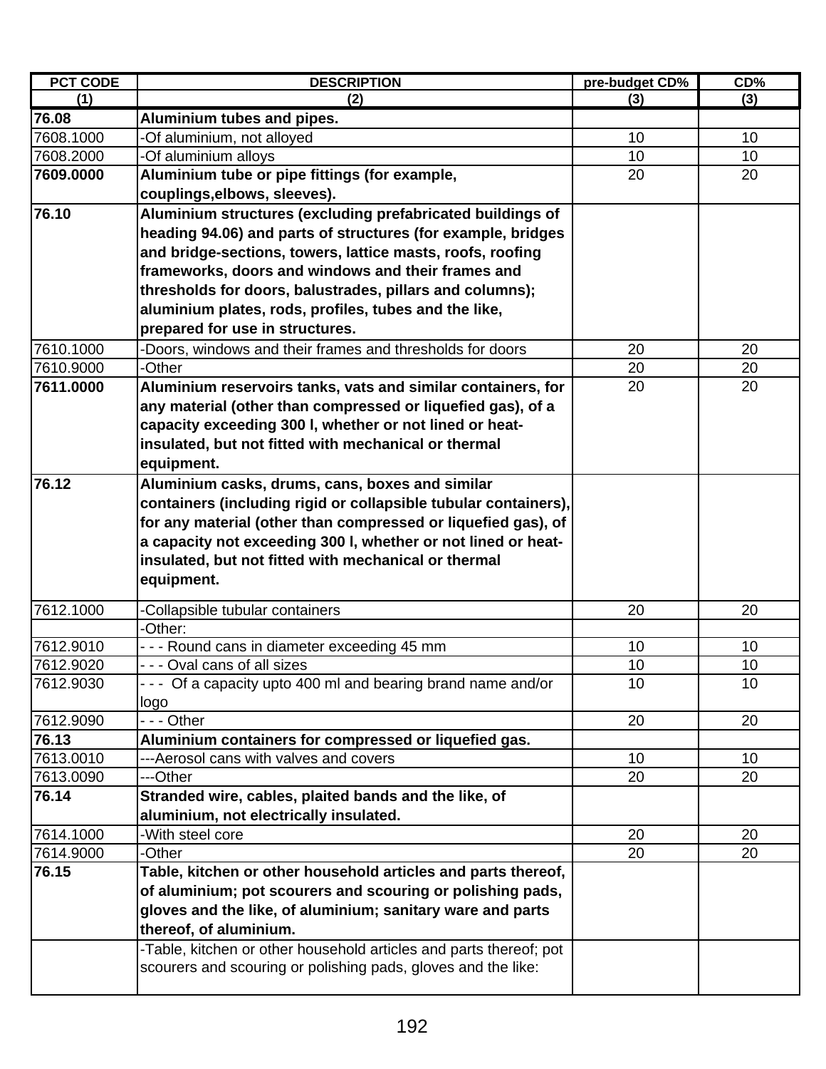| PCT CODE | DESCRIPTION | pre-budget CD% | CD% |
|---|---|---|---|
| (1) | (2) | (3) | (3) |
| **76.08** | **Aluminium tubes and pipes.** | | |
| 7608.1000 | -Of aluminium, not alloyed | 10 | 10 |
| 7608.2000 | -Of aluminium alloys | 10 | 10 |
| **7609.0000** | **Aluminium tube or pipe fittings (for example, couplings,elbows, sleeves).** | 20 | 20 |
| **76.10** | **Aluminium structures (excluding prefabricated buildings of heading 94.06) and parts of structures (for example, bridges and bridge-sections, towers, lattice masts, roofs, roofing frameworks, doors and windows and their frames and thresholds for doors, balustrades, pillars and columns); aluminium plates, rods, profiles, tubes and the like, prepared for use in structures.** | | |
| 7610.1000 | -Doors, windows and their frames and thresholds for doors | 20 | 20 |
| 7610.9000 | -Other | 20 | 20 |
| **7611.0000** | **Aluminium reservoirs tanks, vats and similar containers, for any material (other than compressed or liquefied gas), of a capacity exceeding 300 l, whether or not lined or heat-insulated, but not fitted with mechanical or thermal equipment.** | 20 | 20 |
| **76.12** | **Aluminium casks, drums, cans, boxes and similar containers (including rigid or collapsible tubular containers), for any material (other than compressed or liquefied gas), of a capacity not exceeding 300 l, whether or not lined or heat-insulated, but not fitted with mechanical or thermal equipment.** | | |
| 7612.1000 | -Collapsible tubular containers | 20 | 20 |
| | -Other: | | |
| 7612.9010 | - - - Round cans in diameter exceeding 45 mm | 10 | 10 |
| 7612.9020 | - - - Oval cans of all sizes | 10 | 10 |
| 7612.9030 | - - - Of a capacity upto 400 ml and bearing brand name and/or logo | 10 | 10 |
| 7612.9090 | - - - Other | 20 | 20 |
| **76.13** | **Aluminium containers for compressed or liquefied gas.** | | |
| 7613.0010 | ---Aerosol cans with valves and covers | 10 | 10 |
| 7613.0090 | ---Other | 20 | 20 |
| **76.14** | **Stranded wire, cables, plaited bands and the like, of aluminium, not electrically insulated.** | | |
| 7614.1000 | -With steel core | 20 | 20 |
| 7614.9000 | -Other | 20 | 20 |
| **76.15** | **Table, kitchen or other household articles and parts thereof, of aluminium; pot scourers and scouring or polishing pads, gloves and the like, of aluminium; sanitary ware and parts thereof, of aluminium.** | | |
| | -Table, kitchen or other household articles and parts thereof; pot scourers and scouring or polishing pads, gloves and the like: | | |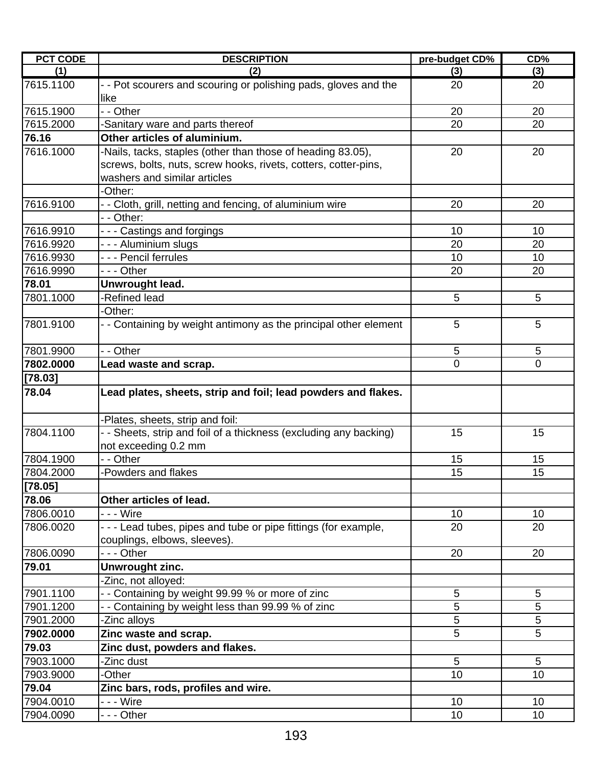| PCT CODE | DESCRIPTION | pre-budget CD% | CD% |
|---|---|---|---|
| (1) | (2) | (3) | (3) |
| 7615.1100 | - - Pot scourers and scouring or polishing pads, gloves and the like | 20 | 20 |
| 7615.1900 | - - Other | 20 | 20 |
| 7615.2000 | -Sanitary ware and parts thereof | 20 | 20 |
| **76.16** | **Other articles of aluminium.** | | |
| 7616.1000 | -Nails, tacks, staples (other than those of heading 83.05), screws, bolts, nuts, screw hooks, rivets, cotters, cotter-pins, washers and similar articles | 20 | 20 |
| | -Other: | | |
| 7616.9100 | - - Cloth, grill, netting and fencing, of aluminium wire | 20 | 20 |
| | - - Other: | | |
| 7616.9910 | - - - Castings and forgings | 10 | 10 |
| 7616.9920 | - - - Aluminium slugs | 20 | 20 |
| 7616.9930 | - - - Pencil ferrules | 10 | 10 |
| 7616.9990 | - - - Other | 20 | 20 |
| **78.01** | **Unwrought lead.** | | |
| 7801.1000 | -Refined lead | 5 | 5 |
| | -Other: | | |
| 7801.9100 | - - Containing by weight antimony as the principal other element | 5 | 5 |
| 7801.9900 | - - Other | 5 | 5 |
| **7802.0000** | **Lead waste and scrap.** | 0 | 0 |
| **[78.03]** | | | |
| **78.04** | **Lead plates, sheets, strip and foil; lead powders and flakes.** | | |
| | -Plates, sheets, strip and foil: | | |
| 7804.1100 | - - Sheets, strip and foil of a thickness (excluding any backing) not exceeding 0.2 mm | 15 | 15 |
| 7804.1900 | - - Other | 15 | 15 |
| 7804.2000 | -Powders and flakes | 15 | 15 |
| **[78.05]** | | | |
| **78.06** | **Other articles of lead.** | | |
| 7806.0010 | - - - Wire | 10 | 10 |
| 7806.0020 | - - - Lead tubes, pipes and tube or pipe fittings (for example, couplings, elbows, sleeves). | 20 | 20 |
| 7806.0090 | - - - Other | 20 | 20 |
| **79.01** | **Unwrought zinc.** | | |
| | -Zinc, not alloyed: | | |
| 7901.1100 | - - Containing by weight 99.99 % or more of zinc | 5 | 5 |
| 7901.1200 | - - Containing by weight less than 99.99 % of zinc | 5 | 5 |
| 7901.2000 | -Zinc alloys | 5 | 5 |
| **7902.0000** | **Zinc waste and scrap.** | 5 | 5 |
| **79.03** | **Zinc dust, powders and flakes.** | | |
| 7903.1000 | -Zinc dust | 5 | 5 |
| 7903.9000 | -Other | 10 | 10 |
| **79.04** | **Zinc bars, rods, profiles and wire.** | | |
| 7904.0010 | - - - Wire | 10 | 10 |
| 7904.0090 | - - - Other | 10 | 10 |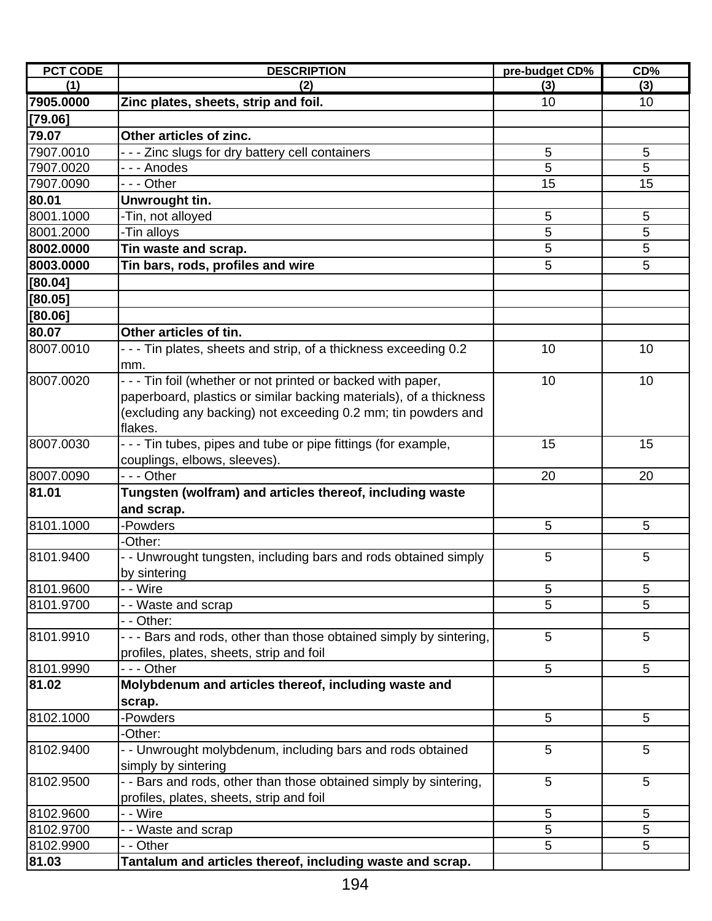| PCT CODE | DESCRIPTION | pre-budget CD% | CD% |
| --- | --- | --- | --- |
| (1) | (2) | (3) | (3) |
| **7905.0000** | **Zinc plates, sheets, strip and foil.** | 10 | 10 |
| **[79.06]** | | | |
| **79.07** | **Other articles of zinc.** | | |
| 7907.0010 | - - - Zinc slugs for dry battery cell containers | 5 | 5 |
| 7907.0020 | - - - Anodes | 5 | 5 |
| 7907.0090 | - - - Other | 15 | 15 |
| **80.01** | **Unwrought tin.** | | |
| 8001.1000 | -Tin, not alloyed | 5 | 5 |
| 8001.2000 | -Tin alloys | 5 | 5 |
| **8002.0000** | **Tin waste and scrap.** | 5 | 5 |
| **8003.0000** | **Tin bars, rods, profiles and wire** | 5 | 5 |
| **[80.04]** | | | |
| **[80.05]** | | | |
| **[80.06]** | | | |
| **80.07** | **Other articles of tin.** | | |
| 8007.0010 | - - - Tin plates, sheets and strip, of a thickness exceeding 0.2 mm. | 10 | 10 |
| 8007.0020 | - - - Tin foil (whether or not printed or backed with paper, paperboard, plastics or similar backing materials), of a thickness (excluding any backing) not exceeding 0.2 mm; tin powders and flakes. | 10 | 10 |
| 8007.0030 | - - - Tin tubes, pipes and tube or pipe fittings (for example, couplings, elbows, sleeves). | 15 | 15 |
| 8007.0090 | - - - Other | 20 | 20 |
| **81.01** | **Tungsten (wolfram) and articles thereof, including waste and scrap.** | | |
| 8101.1000 | -Powders | 5 | 5 |
| | -Other: | | |
| 8101.9400 | - - Unwrought tungsten, including bars and rods obtained simply by sintering | 5 | 5 |
| 8101.9600 | - - Wire | 5 | 5 |
| 8101.9700 | - - Waste and scrap | 5 | 5 |
| | - - Other: | | |
| 8101.9910 | - - - Bars and rods, other than those obtained simply by sintering, profiles, plates, sheets, strip and foil | 5 | 5 |
| 8101.9990 | - - - Other | 5 | 5 |
| **81.02** | **Molybdenum and articles thereof, including waste and scrap.** | | |
| 8102.1000 | -Powders | 5 | 5 |
| | -Other: | | |
| 8102.9400 | - - Unwrought molybdenum, including bars and rods obtained simply by sintering | 5 | 5 |
| 8102.9500 | - - Bars and rods, other than those obtained simply by sintering, profiles, plates, sheets, strip and foil | 5 | 5 |
| 8102.9600 | - - Wire | 5 | 5 |
| 8102.9700 | - - Waste and scrap | 5 | 5 |
| 8102.9900 | - - Other | 5 | 5 |
| **81.03** | **Tantalum and articles thereof, including waste and scrap.** | | |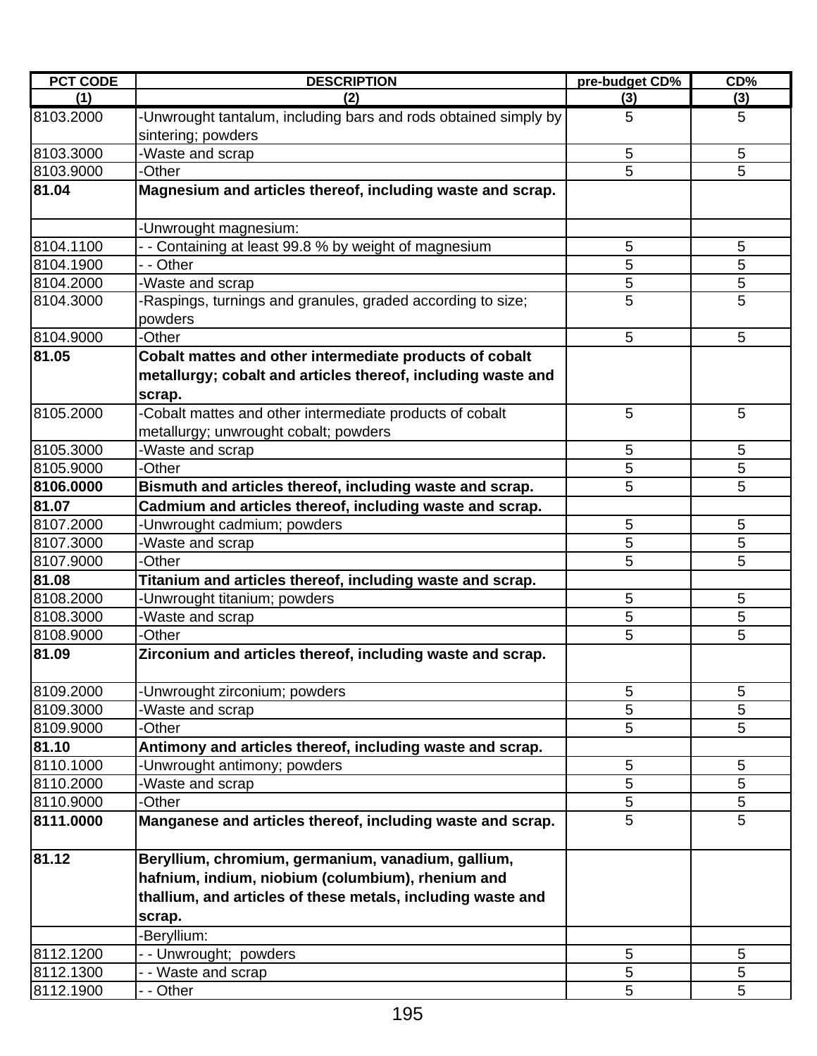| PCT CODE | DESCRIPTION | pre-budget CD% | CD% |
|---|---|---|---|
| (1) | (2) | (3) | (3) |
| 8103.2000 | -Unwrought tantalum, including bars and rods obtained simply by sintering; powders | 5 | 5 |
| 8103.3000 | -Waste and scrap | 5 | 5 |
| 8103.9000 | -Other | 5 | 5 |
| **81.04** | **Magnesium and articles thereof, including waste and scrap.** | | |
| | -Unwrought magnesium: | | |
| 8104.1100 | - - Containing at least 99.8 % by weight of magnesium | 5 | 5 |
| 8104.1900 | - - Other | 5 | 5 |
| 8104.2000 | -Waste and scrap | 5 | 5 |
| 8104.3000 | -Raspings, turnings and granules, graded according to size; powders | 5 | 5 |
| 8104.9000 | -Other | 5 | 5 |
| **81.05** | **Cobalt mattes and other intermediate products of cobalt metallurgy; cobalt and articles thereof, including waste and scrap.** | | |
| 8105.2000 | -Cobalt mattes and other intermediate products of cobalt metallurgy; unwrought cobalt; powders | 5 | 5 |
| 8105.3000 | -Waste and scrap | 5 | 5 |
| 8105.9000 | -Other | 5 | 5 |
| **8106.0000** | **Bismuth and articles thereof, including waste and scrap.** | 5 | 5 |
| **81.07** | **Cadmium and articles thereof, including waste and scrap.** | | |
| 8107.2000 | -Unwrought cadmium; powders | 5 | 5 |
| 8107.3000 | -Waste and scrap | 5 | 5 |
| 8107.9000 | -Other | 5 | 5 |
| **81.08** | **Titanium and articles thereof, including waste and scrap.** | | |
| 8108.2000 | -Unwrought titanium; powders | 5 | 5 |
| 8108.3000 | -Waste and scrap | 5 | 5 |
| 8108.9000 | -Other | 5 | 5 |
| **81.09** | **Zirconium and articles thereof, including waste and scrap.** | | |
| 8109.2000 | -Unwrought zirconium; powders | 5 | 5 |
| 8109.3000 | -Waste and scrap | 5 | 5 |
| 8109.9000 | -Other | 5 | 5 |
| **81.10** | **Antimony and articles thereof, including waste and scrap.** | | |
| 8110.1000 | -Unwrought antimony; powders | 5 | 5 |
| 8110.2000 | -Waste and scrap | 5 | 5 |
| 8110.9000 | -Other | 5 | 5 |
| **8111.0000** | **Manganese and articles thereof, including waste and scrap.** | 5 | 5 |
| **81.12** | **Beryllium, chromium, germanium, vanadium, gallium, hafnium, indium, niobium (columbium), rhenium and thallium, and articles of these metals, including waste and scrap.** | | |
| | -Beryllium: | | |
| 8112.1200 | - - Unwrought; powders | 5 | 5 |
| 8112.1300 | - - Waste and scrap | 5 | 5 |
| 8112.1900 | - - Other | 5 | 5 |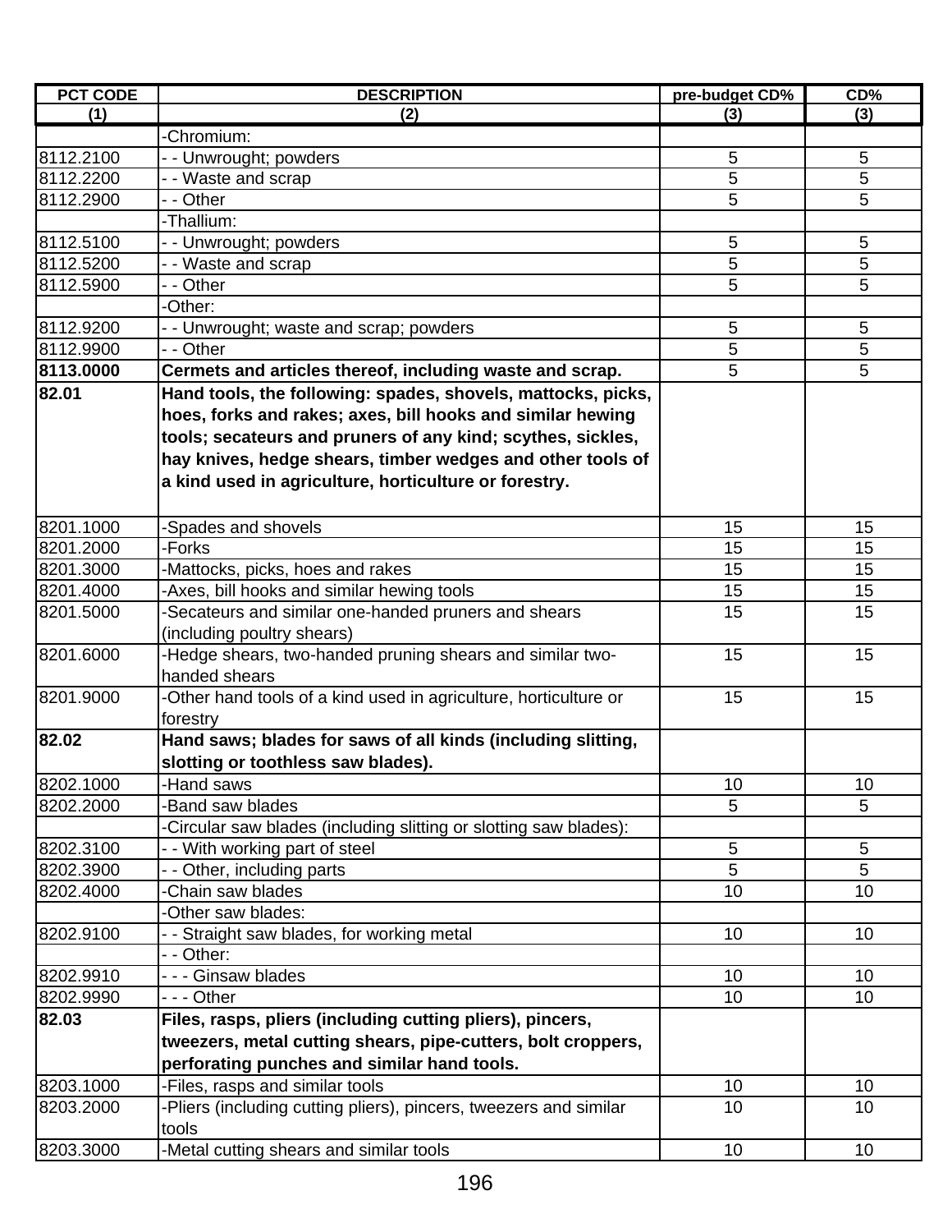| PCT CODE | DESCRIPTION | pre-budget CD% | CD% |
|---|---|---|---|
| (1) | (2) | (3) | (3) |
| | -Chromium: | | |
| 8112.2100 | - - Unwrought; powders | 5 | 5 |
| 8112.2200 | - - Waste and scrap | 5 | 5 |
| 8112.2900 | - - Other | 5 | 5 |
| | -Thallium: | | |
| 8112.5100 | - - Unwrought; powders | 5 | 5 |
| 8112.5200 | - - Waste and scrap | 5 | 5 |
| 8112.5900 | - - Other | 5 | 5 |
| | -Other: | | |
| 8112.9200 | - - Unwrought; waste and scrap; powders | 5 | 5 |
| 8112.9900 | - - Other | 5 | 5 |
| **8113.0000** | **Cermets and articles thereof, including waste and scrap.** | 5 | 5 |
| **82.01** | **Hand tools, the following: spades, shovels, mattocks, picks, hoes, forks and rakes; axes, bill hooks and similar hewing tools; secateurs and pruners of any kind; scythes, sickles, hay knives, hedge shears, timber wedges and other tools of a kind used in agriculture, horticulture or forestry.** | | |
| 8201.1000 | -Spades and shovels | 15 | 15 |
| 8201.2000 | -Forks | 15 | 15 |
| 8201.3000 | -Mattocks, picks, hoes and rakes | 15 | 15 |
| 8201.4000 | -Axes, bill hooks and similar hewing tools | 15 | 15 |
| 8201.5000 | -Secateurs and similar one-handed pruners and shears (including poultry shears) | 15 | 15 |
| 8201.6000 | -Hedge shears, two-handed pruning shears and similar two-handed shears | 15 | 15 |
| 8201.9000 | -Other hand tools of a kind used in agriculture, horticulture or forestry | 15 | 15 |
| **82.02** | **Hand saws; blades for saws of all kinds (including slitting, slotting or toothless saw blades).** | | |
| 8202.1000 | -Hand saws | 10 | 10 |
| 8202.2000 | -Band saw blades | 5 | 5 |
| | -Circular saw blades (including slitting or slotting saw blades): | | |
| 8202.3100 | - - With working part of steel | 5 | 5 |
| 8202.3900 | - - Other, including parts | 5 | 5 |
| 8202.4000 | -Chain saw blades | 10 | 10 |
| | -Other saw blades: | | |
| 8202.9100 | - - Straight saw blades, for working metal | 10 | 10 |
| | - - Other: | | |
| 8202.9910 | - - - Ginsaw blades | 10 | 10 |
| 8202.9990 | - - - Other | 10 | 10 |
| **82.03** | **Files, rasps, pliers (including cutting pliers), pincers, tweezers, metal cutting shears, pipe-cutters, bolt croppers, perforating punches and similar hand tools.** | | |
| 8203.1000 | -Files, rasps and similar tools | 10 | 10 |
| 8203.2000 | -Pliers (including cutting pliers), pincers, tweezers and similar tools | 10 | 10 |
| 8203.3000 | -Metal cutting shears and similar tools | 10 | 10 |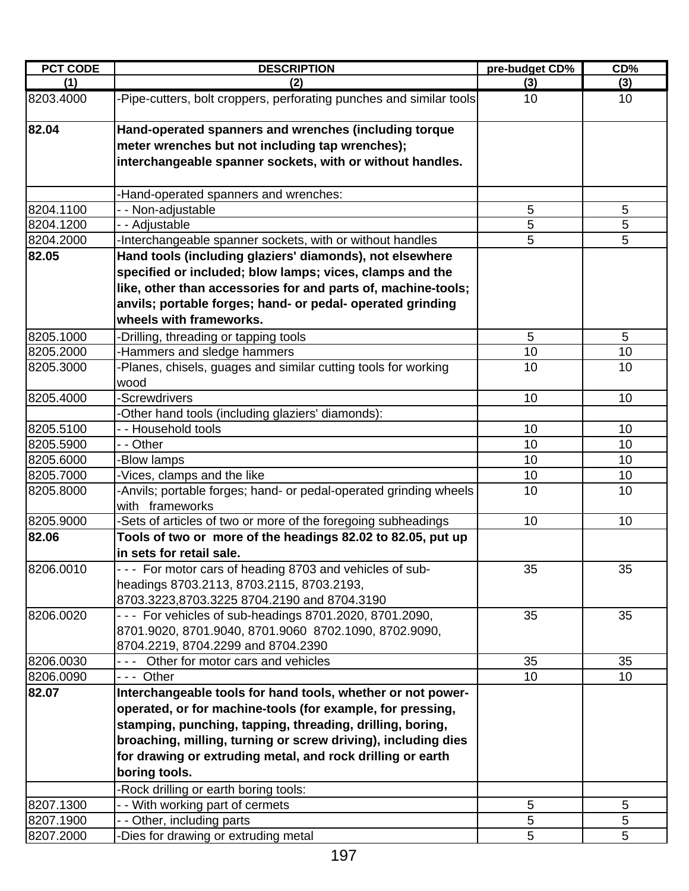| PCT CODE | DESCRIPTION | pre-budget CD% | CD% |
|---|---|---|---|
| (1) | (2) | (3) | (3) |
| 8203.4000 | -Pipe-cutters, bolt croppers, perforating punches and similar tools | 10 | 10 |
| **82.04** | **Hand-operated spanners and wrenches (including torque meter wrenches but not including tap wrenches); interchangeable spanner sockets, with or without handles.** | | |
| | -Hand-operated spanners and wrenches: | | |
| 8204.1100 | - - Non-adjustable | 5 | 5 |
| 8204.1200 | - - Adjustable | 5 | 5 |
| 8204.2000 | -Interchangeable spanner sockets, with or without handles | 5 | 5 |
| **82.05** | **Hand tools (including glaziers' diamonds), not elsewhere specified or included; blow lamps; vices, clamps and the like, other than accessories for and parts of, machine-tools; anvils; portable forges; hand- or pedal- operated grinding wheels with frameworks.** | | |
| 8205.1000 | -Drilling, threading or tapping tools | 5 | 5 |
| 8205.2000 | -Hammers and sledge hammers | 10 | 10 |
| 8205.3000 | -Planes, chisels, guages and similar cutting tools for working wood | 10 | 10 |
| 8205.4000 | -Screwdrivers | 10 | 10 |
| | -Other hand tools (including glaziers' diamonds): | | |
| 8205.5100 | - - Household tools | 10 | 10 |
| 8205.5900 | - - Other | 10 | 10 |
| 8205.6000 | -Blow lamps | 10 | 10 |
| 8205.7000 | -Vices, clamps and the like | 10 | 10 |
| 8205.8000 | -Anvils; portable forges; hand- or pedal-operated grinding wheels with frameworks | 10 | 10 |
| 8205.9000 | -Sets of articles of two or more of the foregoing subheadings | 10 | 10 |
| **82.06** | **Tools of two or more of the headings 82.02 to 82.05, put up in sets for retail sale.** | | |
| 8206.0010 | - - - For motor cars of heading 8703 and vehicles of sub-headings 8703.2113, 8703.2115, 8703.2193, 8703.3223,8703.3225 8704.2190 and 8704.3190 | 35 | 35 |
| 8206.0020 | - - - For vehicles of sub-headings 8701.2020, 8701.2090, 8701.9020, 8701.9040, 8701.9060 8702.1090, 8702.9090, 8704.2219, 8704.2299 and 8704.2390 | 35 | 35 |
| 8206.0030 | - - - Other for motor cars and vehicles | 35 | 35 |
| 8206.0090 | - - - Other | 10 | 10 |
| **82.07** | **Interchangeable tools for hand tools, whether or not power-operated, or for machine-tools (for example, for pressing, stamping, punching, tapping, threading, drilling, boring, broaching, milling, turning or screw driving), including dies for drawing or extruding metal, and rock drilling or earth boring tools.** | | |
| | -Rock drilling or earth boring tools: | | |
| 8207.1300 | - - With working part of cermets | 5 | 5 |
| 8207.1900 | - - Other, including parts | 5 | 5 |
| 8207.2000 | -Dies for drawing or extruding metal | 5 | 5 |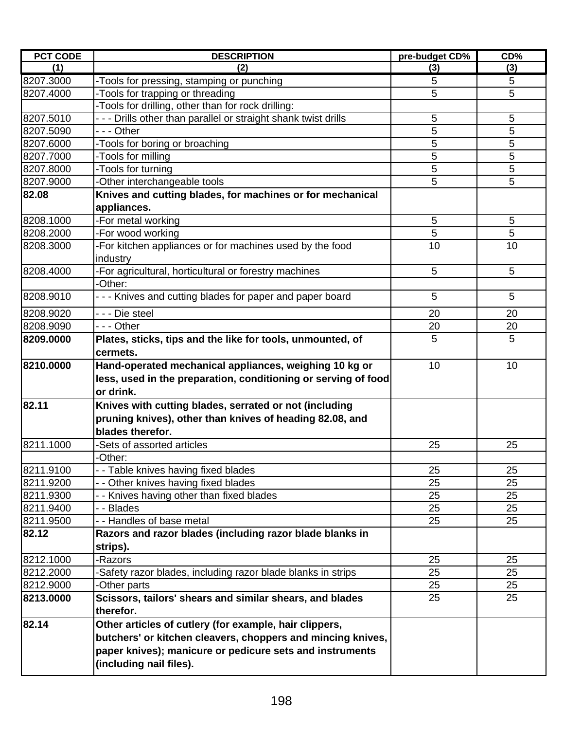| PCT CODE | DESCRIPTION | pre-budget CD% | CD% |
|---|---|---|---|
| (1) | (2) | (3) | (3) |
| 8207.3000 | -Tools for pressing, stamping or punching | 5 | 5 |
| 8207.4000 | -Tools for trapping or threading | 5 | 5 |
| | -Tools for drilling, other than for rock drilling: | | |
| 8207.5010 | - - - Drills other than parallel or straight shank twist drills | 5 | 5 |
| 8207.5090 | - - - Other | 5 | 5 |
| 8207.6000 | -Tools for boring or broaching | 5 | 5 |
| 8207.7000 | -Tools for milling | 5 | 5 |
| 8207.8000 | -Tools for turning | 5 | 5 |
| 8207.9000 | -Other interchangeable tools | 5 | 5 |
| **82.08** | **Knives and cutting blades, for machines or for mechanical appliances.** | | |
| 8208.1000 | -For metal working | 5 | 5 |
| 8208.2000 | -For wood working | 5 | 5 |
| 8208.3000 | -For kitchen appliances or for machines used by the food industry | 10 | 10 |
| 8208.4000 | -For agricultural, horticultural or forestry machines | 5 | 5 |
| | -Other: | | |
| 8208.9010 | - - - Knives and cutting blades for paper and paper board | 5 | 5 |
| 8208.9020 | - - - Die steel | 20 | 20 |
| 8208.9090 | - - - Other | 20 | 20 |
| **8209.0000** | **Plates, sticks, tips and the like for tools, unmounted, of cermets.** | 5 | 5 |
| **8210.0000** | **Hand-operated mechanical appliances, weighing 10 kg or less, used in the preparation, conditioning or serving of food or drink.** | 10 | 10 |
| **82.11** | **Knives with cutting blades, serrated or not (including pruning knives), other than knives of heading 82.08, and blades therefor.** | | |
| 8211.1000 | -Sets of assorted articles | 25 | 25 |
| | -Other: | | |
| 8211.9100 | - - Table knives having fixed blades | 25 | 25 |
| 8211.9200 | - - Other knives having fixed blades | 25 | 25 |
| 8211.9300 | - - Knives having other than fixed blades | 25 | 25 |
| 8211.9400 | - - Blades | 25 | 25 |
| 8211.9500 | - - Handles of base metal | 25 | 25 |
| **82.12** | **Razors and razor blades (including razor blade blanks in strips).** | | |
| 8212.1000 | -Razors | 25 | 25 |
| 8212.2000 | -Safety razor blades, including razor blade blanks in strips | 25 | 25 |
| 8212.9000 | -Other parts | 25 | 25 |
| **8213.0000** | **Scissors, tailors' shears and similar shears, and blades therefor.** | 25 | 25 |
| **82.14** | **Other articles of cutlery (for example, hair clippers, butchers' or kitchen cleavers, choppers and mincing knives, paper knives); manicure or pedicure sets and instruments (including nail files).** | | |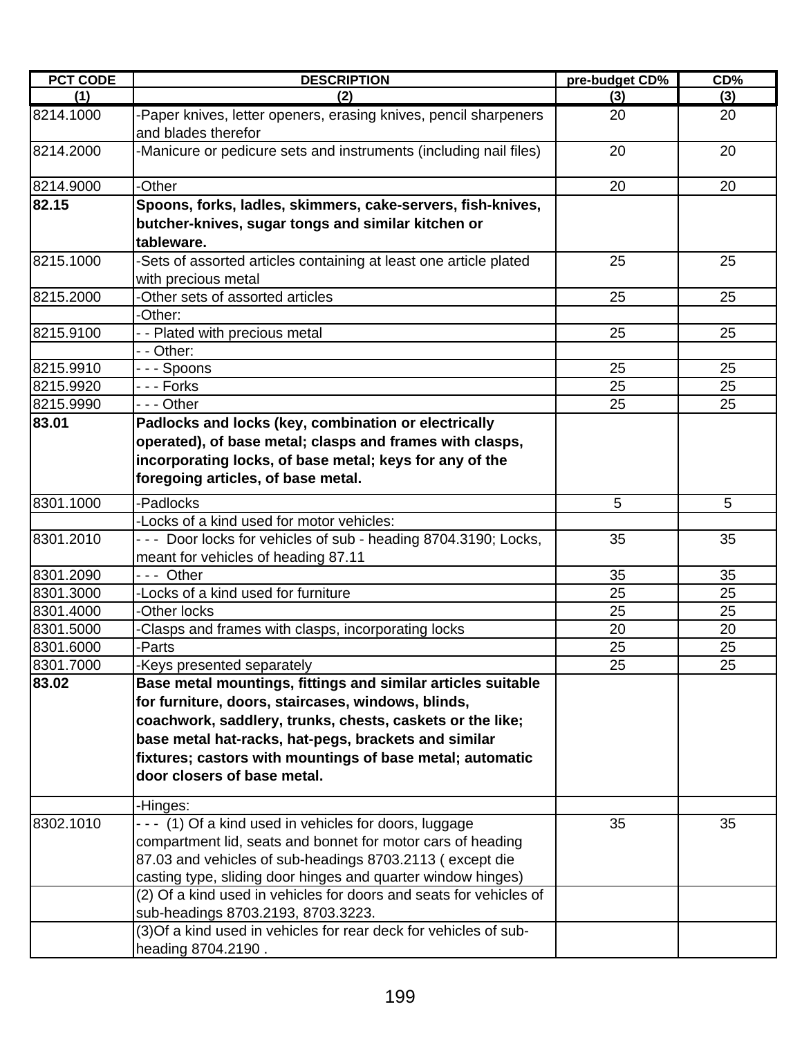| PCT CODE | DESCRIPTION | pre-budget CD% | CD% |
|---|---|---|---|
| (1) | (2) | (3) | (3) |
| 8214.1000 | -Paper knives, letter openers, erasing knives, pencil sharpeners and blades therefor | 20 | 20 |
| 8214.2000 | -Manicure or pedicure sets and instruments (including nail files) | 20 | 20 |
| 8214.9000 | -Other | 20 | 20 |
| **82.15** | **Spoons, forks, ladles, skimmers, cake-servers, fish-knives, butcher-knives, sugar tongs and similar kitchen or tableware.** | | |
| 8215.1000 | -Sets of assorted articles containing at least one article plated with precious metal | 25 | 25 |
| 8215.2000 | -Other sets of assorted articles | 25 | 25 |
| | -Other: | | |
| 8215.9100 | - - Plated with precious metal | 25 | 25 |
| | - - Other: | | |
| 8215.9910 | - - - Spoons | 25 | 25 |
| 8215.9920 | - - - Forks | 25 | 25 |
| 8215.9990 | - - - Other | 25 | 25 |
| **83.01** | **Padlocks and locks (key, combination or electrically operated), of base metal; clasps and frames with clasps, incorporating locks, of base metal; keys for any of the foregoing articles, of base metal.** | | |
| 8301.1000 | -Padlocks | 5 | 5 |
| | -Locks of a kind used for motor vehicles: | | |
| 8301.2010 | - - - Door locks for vehicles of sub - heading 8704.3190; Locks, meant for vehicles of heading 87.11 | 35 | 35 |
| 8301.2090 | - - - Other | 35 | 35 |
| 8301.3000 | -Locks of a kind used for furniture | 25 | 25 |
| 8301.4000 | -Other locks | 25 | 25 |
| 8301.5000 | -Clasps and frames with clasps, incorporating locks | 20 | 20 |
| 8301.6000 | -Parts | 25 | 25 |
| 8301.7000 | -Keys presented separately | 25 | 25 |
| **83.02** | **Base metal mountings, fittings and similar articles suitable for furniture, doors, staircases, windows, blinds, coachwork, saddlery, trunks, chests, caskets or the like; base metal hat-racks, hat-pegs, brackets and similar fixtures; castors with mountings of base metal; automatic door closers of base metal.** | | |
| | -Hinges: | | |
| 8302.1010 | - - - (1) Of a kind used in vehicles for doors, luggage compartment lid, seats and bonnet for motor cars of heading 87.03 and vehicles of sub-headings 8703.2113 ( except die casting type, sliding door hinges and quarter window hinges) | 35 | 35 |
| | (2) Of a kind used in vehicles for doors and seats for vehicles of sub-headings 8703.2193, 8703.3223. | | |
| | (3)Of a kind used in vehicles for rear deck for vehicles of sub-heading 8704.2190 . | | |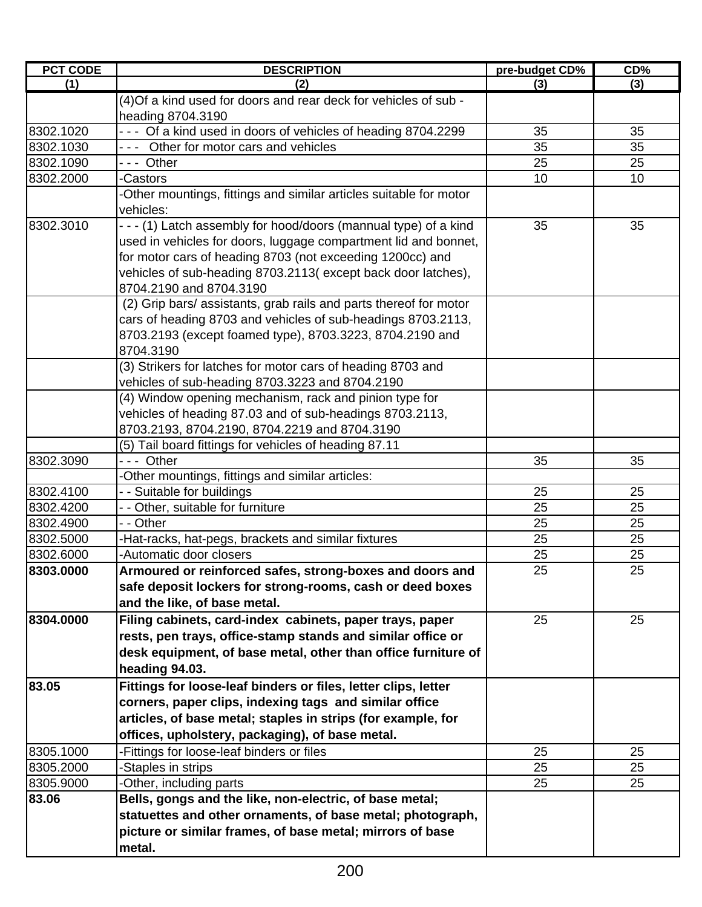| PCT CODE | DESCRIPTION | pre-budget CD% | CD% |
|---|---|---|---|
| (1) | (2) | (3) | (3) |
| | (4)Of a kind used for doors and rear deck for vehicles of sub - heading 8704.3190 | | |
| 8302.1020 | - - - Of a kind used in doors of vehicles of heading 8704.2299 | 35 | 35 |
| 8302.1030 | - - - Other for motor cars and vehicles | 35 | 35 |
| 8302.1090 | - - - Other | 25 | 25 |
| 8302.2000 | -Castors | 10 | 10 |
| | -Other mountings, fittings and similar articles suitable for motor vehicles: | | |
| 8302.3010 | - - - (1) Latch assembly for hood/doors (mannual type) of a kind used in vehicles for doors, luggage compartment lid and bonnet, for motor cars of heading 8703 (not exceeding 1200cc) and vehicles of sub-heading 8703.2113( except back door latches), 8704.2190 and 8704.3190 | 35 | 35 |
| | (2) Grip bars/ assistants, grab rails and parts thereof for motor cars of heading 8703 and vehicles of sub-headings 8703.2113, 8703.2193 (except foamed type), 8703.3223, 8704.2190 and 8704.3190 | | |
| | (3) Strikers for latches for motor cars of heading 8703 and vehicles of sub-heading 8703.3223 and 8704.2190 | | |
| | (4) Window opening mechanism, rack and pinion type for vehicles of heading 87.03 and of sub-headings 8703.2113, 8703.2193, 8704.2190, 8704.2219 and 8704.3190 | | |
| | (5) Tail board fittings for vehicles of heading 87.11 | | |
| 8302.3090 | - - - Other | 35 | 35 |
| | -Other mountings, fittings and similar articles: | | |
| 8302.4100 | - - Suitable for buildings | 25 | 25 |
| 8302.4200 | - - Other, suitable for furniture | 25 | 25 |
| 8302.4900 | - - Other | 25 | 25 |
| 8302.5000 | -Hat-racks, hat-pegs, brackets and similar fixtures | 25 | 25 |
| 8302.6000 | -Automatic door closers | 25 | 25 |
| **8303.0000** | **Armoured or reinforced safes, strong-boxes and doors and safe deposit lockers for strong-rooms, cash or deed boxes and the like, of base metal.** | 25 | 25 |
| **8304.0000** | **Filing cabinets, card-index cabinets, paper trays, paper rests, pen trays, office-stamp stands and similar office or desk equipment, of base metal, other than office furniture of heading 94.03.** | 25 | 25 |
| **83.05** | **Fittings for loose-leaf binders or files, letter clips, letter corners, paper clips, indexing tags and similar office articles, of base metal; staples in strips (for example, for offices, upholstery, packaging), of base metal.** | | |
| 8305.1000 | -Fittings for loose-leaf binders or files | 25 | 25 |
| 8305.2000 | -Staples in strips | 25 | 25 |
| 8305.9000 | -Other, including parts | 25 | 25 |
| **83.06** | **Bells, gongs and the like, non-electric, of base metal; statuettes and other ornaments, of base metal; photograph, picture or similar frames, of base metal; mirrors of base metal.** | | |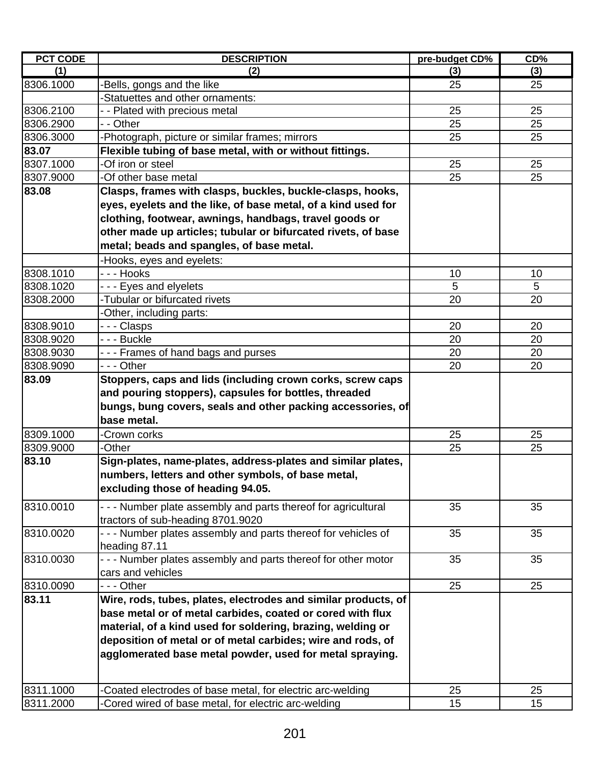| PCT CODE | DESCRIPTION | pre-budget CD% | CD% |
|---|---|---|---|
| (1) | (2) | (3) | (3) |
| 8306.1000 | -Bells, gongs and the like | 25 | 25 |
| | -Statuettes and other ornaments: | | |
| 8306.2100 | - - Plated with precious metal | 25 | 25 |
| 8306.2900 | - - Other | 25 | 25 |
| 8306.3000 | -Photograph, picture or similar frames; mirrors | 25 | 25 |
| **83.07** | **Flexible tubing of base metal, with or without fittings.** | | |
| 8307.1000 | -Of iron or steel | 25 | 25 |
| 8307.9000 | -Of other base metal | 25 | 25 |
| **83.08** | **Clasps, frames with clasps, buckles, buckle-clasps, hooks, eyes, eyelets and the like, of base metal, of a kind used for clothing, footwear, awnings, handbags, travel goods or other made up articles; tubular or bifurcated rivets, of base metal; beads and spangles, of base metal.** | | |
| | -Hooks, eyes and eyelets: | | |
| 8308.1010 | - - - Hooks | 10 | 10 |
| 8308.1020 | - - - Eyes and elyelets | 5 | 5 |
| 8308.2000 | -Tubular or bifurcated rivets | 20 | 20 |
| | -Other, including parts: | | |
| 8308.9010 | - - - Clasps | 20 | 20 |
| 8308.9020 | - - - Buckle | 20 | 20 |
| 8308.9030 | - - - Frames of hand bags and purses | 20 | 20 |
| 8308.9090 | - - - Other | 20 | 20 |
| **83.09** | **Stoppers, caps and lids (including crown corks, screw caps and pouring stoppers), capsules for bottles, threaded bungs, bung covers, seals and other packing accessories, of base metal.** | | |
| 8309.1000 | -Crown corks | 25 | 25 |
| 8309.9000 | -Other | 25 | 25 |
| **83.10** | **Sign-plates, name-plates, address-plates and similar plates, numbers, letters and other symbols, of base metal, excluding those of heading 94.05.** | | |
| 8310.0010 | - - - Number plate assembly and parts thereof for agricultural tractors of sub-heading 8701.9020 | 35 | 35 |
| 8310.0020 | - - - Number plates assembly and parts thereof for vehicles of heading 87.11 | 35 | 35 |
| 8310.0030 | - - - Number plates assembly and parts thereof for other motor cars and vehicles | 35 | 35 |
| 8310.0090 | - - - Other | 25 | 25 |
| **83.11** | **Wire, rods, tubes, plates, electrodes and similar products, of base metal or of metal carbides, coated or cored with flux material, of a kind used for soldering, brazing, welding or deposition of metal or of metal carbides; wire and rods, of agglomerated base metal powder, used for metal spraying.** | | |
| 8311.1000 | -Coated electrodes of base metal, for electric arc-welding | 25 | 25 |
| 8311.2000 | -Cored wired of base metal, for electric arc-welding | 15 | 15 |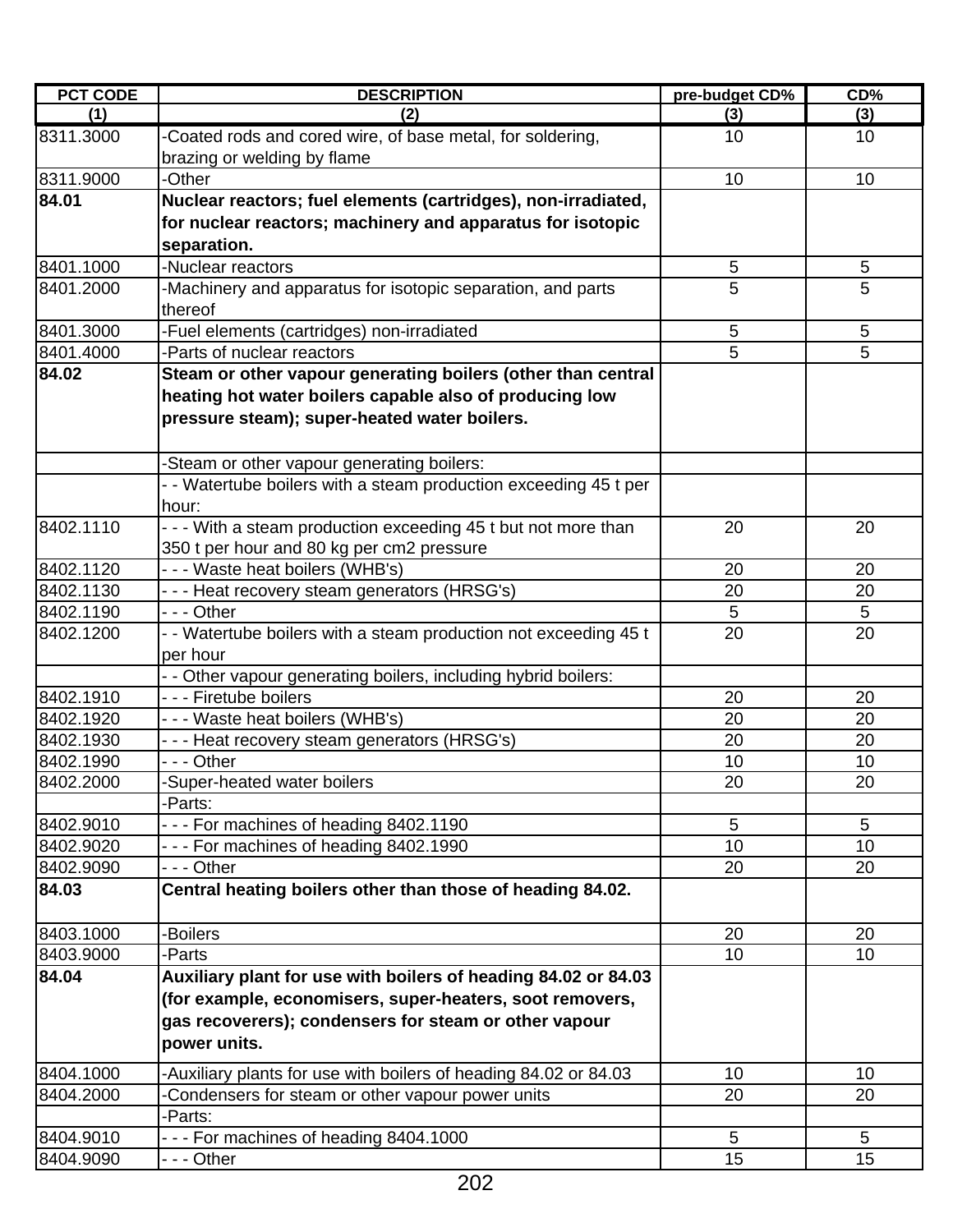| PCT CODE | DESCRIPTION | pre-budget CD% | CD% |
|---|---|---|---|
| (1) | (2) | (3) | (3) |
| 8311.3000 | -Coated rods and cored wire, of base metal, for soldering, brazing or welding by flame | 10 | 10 |
| 8311.9000 | -Other | 10 | 10 |
| **84.01** | **Nuclear reactors; fuel elements (cartridges), non-irradiated, for nuclear reactors; machinery and apparatus for isotopic separation.** | | |
| 8401.1000 | -Nuclear reactors | 5 | 5 |
| 8401.2000 | -Machinery and apparatus for isotopic separation, and parts thereof | 5 | 5 |
| 8401.3000 | -Fuel elements (cartridges) non-irradiated | 5 | 5 |
| 8401.4000 | -Parts of nuclear reactors | 5 | 5 |
| **84.02** | **Steam or other vapour generating boilers (other than central heating hot water boilers capable also of producing low pressure steam); super-heated water boilers.** | | |
| | -Steam or other vapour generating boilers: | | |
| | - - Watertube boilers with a steam production exceeding 45 t per hour: | | |
| 8402.1110 | - - - With a steam production exceeding 45 t but not more than 350 t per hour and 80 kg per cm2 pressure | 20 | 20 |
| 8402.1120 | - - - Waste heat boilers (WHB's) | 20 | 20 |
| 8402.1130 | - - - Heat recovery steam generators (HRSG's) | 20 | 20 |
| 8402.1190 | - - - Other | 5 | 5 |
| 8402.1200 | - - Watertube boilers with a steam production not exceeding 45 t per hour | 20 | 20 |
| | - - Other vapour generating boilers, including hybrid boilers: | | |
| 8402.1910 | - - - Firetube boilers | 20 | 20 |
| 8402.1920 | - - - Waste heat boilers (WHB's) | 20 | 20 |
| 8402.1930 | - - - Heat recovery steam generators (HRSG's) | 20 | 20 |
| 8402.1990 | - - - Other | 10 | 10 |
| 8402.2000 | -Super-heated water boilers | 20 | 20 |
| | -Parts: | | |
| 8402.9010 | - - - For machines of heading 8402.1190 | 5 | 5 |
| 8402.9020 | - - - For machines of heading 8402.1990 | 10 | 10 |
| 8402.9090 | - - - Other | 20 | 20 |
| **84.03** | **Central heating boilers other than those of heading 84.02.** | | |
| 8403.1000 | -Boilers | 20 | 20 |
| 8403.9000 | -Parts | 10 | 10 |
| **84.04** | **Auxiliary plant for use with boilers of heading 84.02 or 84.03 (for example, economisers, super-heaters, soot removers, gas recoverers); condensers for steam or other vapour power units.** | | |
| 8404.1000 | -Auxiliary plants for use with boilers of heading 84.02 or 84.03 | 10 | 10 |
| 8404.2000 | -Condensers for steam or other vapour power units | 20 | 20 |
| | -Parts: | | |
| 8404.9010 | - - - For machines of heading 8404.1000 | 5 | 5 |
| 8404.9090 | - - - Other | 15 | 15 |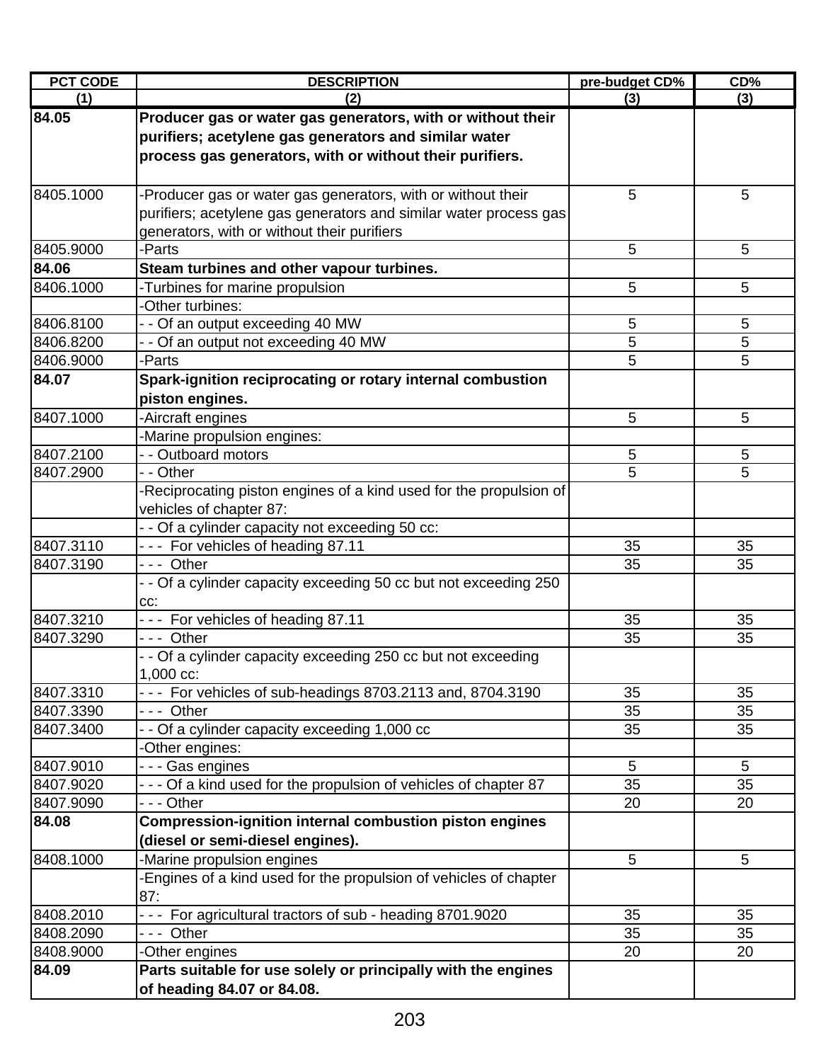| PCT CODE | DESCRIPTION | pre-budget CD% | CD% |
|---|---|---|---|
| (1) | (2) | (3) | (3) |
| **84.05** | **Producer gas or water gas generators, with or without their purifiers; acetylene gas generators and similar water process gas generators, with or without their purifiers.** | | |
| 8405.1000 | -Producer gas or water gas generators, with or without their purifiers; acetylene gas generators and similar water process gas generators, with or without their purifiers | 5 | 5 |
| 8405.9000 | -Parts | 5 | 5 |
| **84.06** | **Steam turbines and other vapour turbines.** | | |
| 8406.1000 | -Turbines for marine propulsion | 5 | 5 |
| | -Other turbines: | | |
| 8406.8100 | - - Of an output exceeding 40 MW | 5 | 5 |
| 8406.8200 | - - Of an output not exceeding 40 MW | 5 | 5 |
| 8406.9000 | -Parts | 5 | 5 |
| **84.07** | **Spark-ignition reciprocating or rotary internal combustion piston engines.** | | |
| 8407.1000 | -Aircraft engines | 5 | 5 |
| | -Marine propulsion engines: | | |
| 8407.2100 | - - Outboard motors | 5 | 5 |
| 8407.2900 | - - Other | 5 | 5 |
| | -Reciprocating piston engines of a kind used for the propulsion of vehicles of chapter 87: | | |
| | - - Of a cylinder capacity not exceeding 50 cc: | | |
| 8407.3110 | - - - For vehicles of heading 87.11 | 35 | 35 |
| 8407.3190 | - - - Other | 35 | 35 |
| | - - Of a cylinder capacity exceeding 50 cc but not exceeding 250 cc: | | |
| 8407.3210 | - - - For vehicles of heading 87.11 | 35 | 35 |
| 8407.3290 | - - - Other | 35 | 35 |
| | - - Of a cylinder capacity exceeding 250 cc but not exceeding 1,000 cc: | | |
| 8407.3310 | - - - For vehicles of sub-headings 8703.2113 and, 8704.3190 | 35 | 35 |
| 8407.3390 | - - - Other | 35 | 35 |
| 8407.3400 | - - Of a cylinder capacity exceeding 1,000 cc | 35 | 35 |
| | -Other engines: | | |
| 8407.9010 | - - - Gas engines | 5 | 5 |
| 8407.9020 | - - - Of a kind used for the propulsion of vehicles of chapter 87 | 35 | 35 |
| 8407.9090 | - - - Other | 20 | 20 |
| **84.08** | **Compression-ignition internal combustion piston engines (diesel or semi-diesel engines).** | | |
| 8408.1000 | -Marine propulsion engines | 5 | 5 |
| | -Engines of a kind used for the propulsion of vehicles of chapter 87: | | |
| 8408.2010 | - - - For agricultural tractors of sub - heading 8701.9020 | 35 | 35 |
| 8408.2090 | - - - Other | 35 | 35 |
| 8408.9000 | -Other engines | 20 | 20 |
| **84.09** | **Parts suitable for use solely or principally with the engines of heading 84.07 or 84.08.** | | |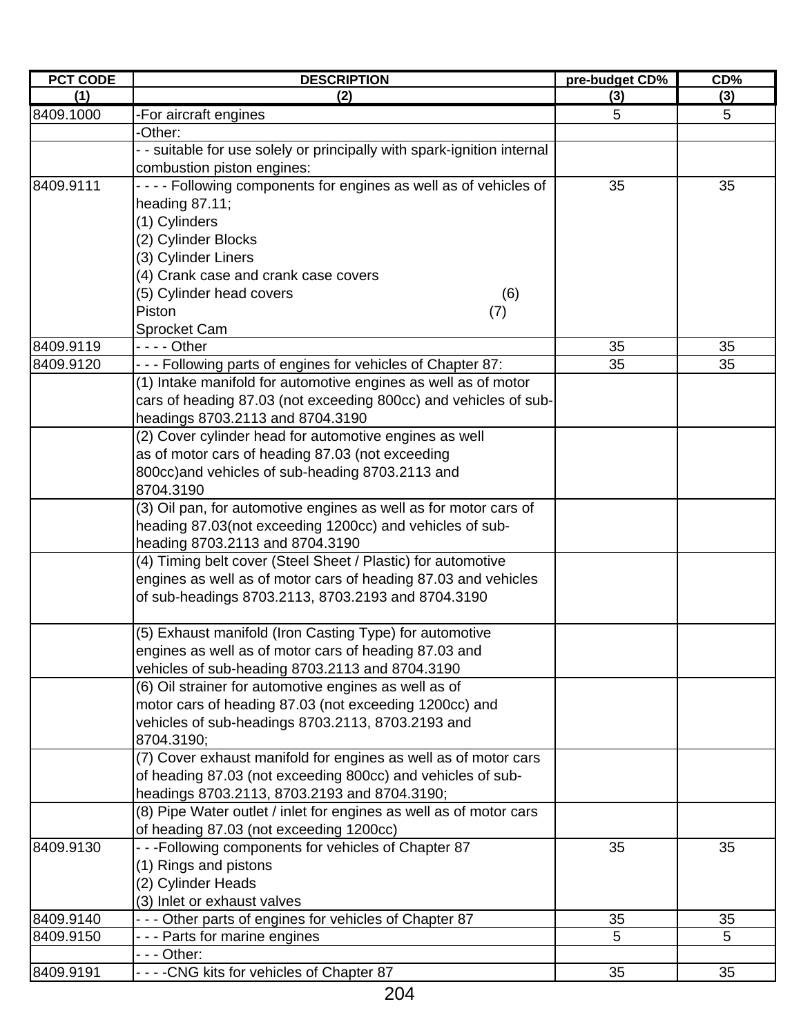| PCT CODE | DESCRIPTION | pre-budget CD% | CD% |
|---|---|---|---|
| (1) | (2) | (3) | (3) |
| 8409.1000 | -For aircraft engines | 5 | 5 |
| | -Other: | | |
| | - - suitable for use solely or principally with spark-ignition internal combustion piston engines: | | |
| 8409.9111 | - - - - Following components for engines as well as of vehicles of heading 87.11;<br>(1) Cylinders<br>(2) Cylinder Blocks<br>(3) Cylinder Liners<br>(4) Crank case and crank case covers<br>(5) Cylinder head covers (6) Piston (7) Sprocket Cam | 35 | 35 |
| 8409.9119 | - - - - Other | 35 | 35 |
| 8409.9120 | - - - Following parts of engines for vehicles of Chapter 87: | 35 | 35 |
| | (1) Intake manifold for automotive engines as well as of motor cars of heading 87.03 (not exceeding 800cc) and vehicles of sub-headings 8703.2113 and 8704.3190 | | |
| | (2) Cover cylinder head for automotive engines as well as of motor cars of heading 87.03 (not exceeding 800cc)and vehicles of sub-heading 8703.2113 and 8704.3190 | | |
| | (3) Oil pan, for automotive engines as well as for motor cars of heading 87.03(not exceeding 1200cc) and vehicles of sub-heading 8703.2113 and 8704.3190 | | |
| | (4) Timing belt cover (Steel Sheet / Plastic) for automotive engines as well as of motor cars of heading 87.03 and vehicles of sub-headings 8703.2113, 8703.2193 and 8704.3190 | | |
| | (5) Exhaust manifold (Iron Casting Type) for automotive engines as well as of motor cars of heading 87.03 and vehicles of sub-heading 8703.2113 and 8704.3190 | | |
| | (6) Oil strainer for automotive engines as well as of motor cars of heading 87.03 (not exceeding 1200cc) and vehicles of sub-headings 8703.2113, 8703.2193 and 8704.3190; | | |
| | (7) Cover exhaust manifold for engines as well as of motor cars of heading 87.03 (not exceeding 800cc) and vehicles of sub-headings 8703.2113, 8703.2193 and 8704.3190; | | |
| | (8) Pipe Water outlet / inlet for engines as well as of motor cars of heading 87.03 (not exceeding 1200cc) | | |
| 8409.9130 | - - -Following components for vehicles of Chapter 87<br>(1) Rings and pistons<br>(2) Cylinder Heads<br>(3) Inlet or exhaust valves | 35 | 35 |
| 8409.9140 | - - - Other parts of engines for vehicles of Chapter 87 | 35 | 35 |
| 8409.9150 | - - - Parts for marine engines | 5 | 5 |
| | - - - Other: | | |
| 8409.9191 | - - - -CNG kits for vehicles of Chapter 87 | 35 | 35 |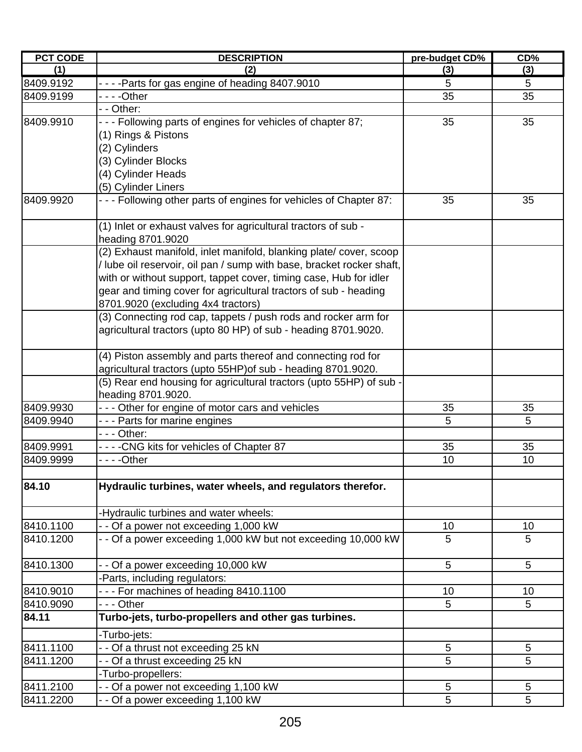| PCT CODE | DESCRIPTION | pre-budget CD% | CD% |
|---|---|---|---|
| (1) | (2) | (3) | (3) |
| 8409.9192 | - - - -Parts for gas engine of heading 8407.9010 | 5 | 5 |
| 8409.9199 | - - - -Other | 35 | 35 |
| | - - Other: | | |
| 8409.9910 | - - - Following parts of engines for vehicles of chapter 87; (1) Rings & Pistons (2) Cylinders (3) Cylinder Blocks (4) Cylinder Heads (5) Cylinder Liners | 35 | 35 |
| 8409.9920 | - - - Following other parts of engines for vehicles of Chapter 87: | 35 | 35 |
| | (1) Inlet or exhaust valves for agricultural tractors of sub - heading 8701.9020 | | |
| | (2) Exhaust manifold, inlet manifold, blanking plate/ cover, scoop / lube oil reservoir, oil pan / sump with base, bracket rocker shaft, with or without support, tappet cover, timing case, Hub for idler gear and timing cover for agricultural tractors of sub - heading 8701.9020 (excluding 4x4 tractors) | | |
| | (3) Connecting rod cap, tappets / push rods and rocker arm for agricultural tractors (upto 80 HP) of sub - heading 8701.9020. | | |
| | (4) Piston assembly and parts thereof and connecting rod for agricultural tractors (upto 55HP)of sub - heading 8701.9020. | | |
| | (5) Rear end housing for agricultural tractors (upto 55HP) of sub - heading 8701.9020. | | |
| 8409.9930 | - - - Other for engine of motor cars and vehicles | 35 | 35 |
| 8409.9940 | - - - Parts for marine engines | 5 | 5 |
| | - - - Other: | | |
| 8409.9991 | - - - -CNG kits for vehicles of Chapter 87 | 35 | 35 |
| 8409.9999 | - - - -Other | 10 | 10 |
| | | | |
| **84.10** | **Hydraulic turbines, water wheels, and regulators therefor.** | | |
| | -Hydraulic turbines and water wheels: | | |
| 8410.1100 | - - Of a power not exceeding 1,000 kW | 10 | 10 |
| 8410.1200 | - - Of a power exceeding 1,000 kW but not exceeding 10,000 kW | 5 | 5 |
| 8410.1300 | - - Of a power exceeding 10,000 kW | 5 | 5 |
| | -Parts, including regulators: | | |
| 8410.9010 | - - - For machines of heading 8410.1100 | 10 | 10 |
| 8410.9090 | - - - Other | 5 | 5 |
| **84.11** | **Turbo-jets, turbo-propellers and other gas turbines.** | | |
| | -Turbo-jets: | | |
| 8411.1100 | - - Of a thrust not exceeding 25 kN | 5 | 5 |
| 8411.1200 | - - Of a thrust exceeding 25 kN | 5 | 5 |
| | -Turbo-propellers: | | |
| 8411.2100 | - - Of a power not exceeding 1,100 kW | 5 | 5 |
| 8411.2200 | - - Of a power exceeding 1,100 kW | 5 | 5 |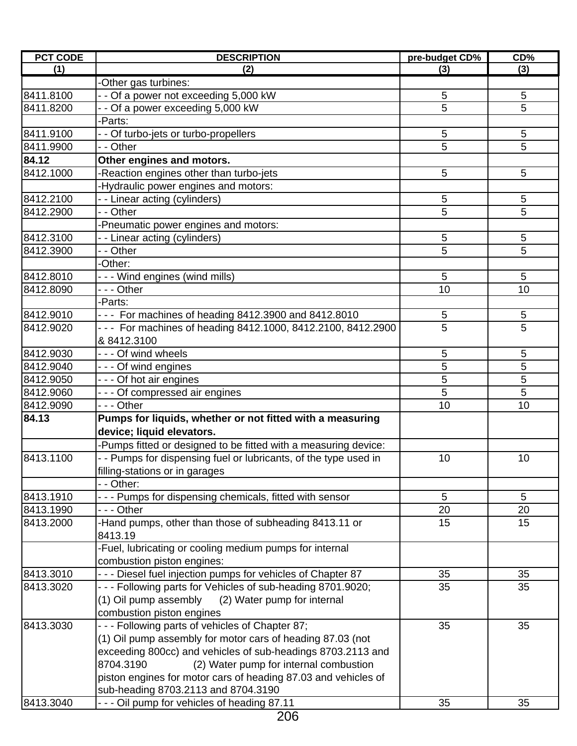| PCT CODE | DESCRIPTION | pre-budget CD% | CD% |
|---|---|---|---|
| (1) | (2) | (3) | (3) |
| | -Other gas turbines: | | |
| 8411.8100 | - - Of a power not exceeding 5,000 kW | 5 | 5 |
| 8411.8200 | - - Of a power exceeding 5,000 kW | 5 | 5 |
| | -Parts: | | |
| 8411.9100 | - - Of turbo-jets or turbo-propellers | 5 | 5 |
| 8411.9900 | - - Other | 5 | 5 |
| **84.12** | **Other engines and motors.** | | |
| 8412.1000 | -Reaction engines other than turbo-jets | 5 | 5 |
| | -Hydraulic power engines and motors: | | |
| 8412.2100 | - - Linear acting (cylinders) | 5 | 5 |
| 8412.2900 | - - Other | 5 | 5 |
| | -Pneumatic power engines and motors: | | |
| 8412.3100 | - - Linear acting (cylinders) | 5 | 5 |
| 8412.3900 | - - Other | 5 | 5 |
| | -Other: | | |
| 8412.8010 | - - - Wind engines (wind mills) | 5 | 5 |
| 8412.8090 | - - - Other | 10 | 10 |
| | -Parts: | | |
| 8412.9010 | - - - For machines of heading 8412.3900 and 8412.8010 | 5 | 5 |
| 8412.9020 | - - - For machines of heading 8412.1000, 8412.2100, 8412.2900 & 8412.3100 | 5 | 5 |
| 8412.9030 | - - - Of wind wheels | 5 | 5 |
| 8412.9040 | - - - Of wind engines | 5 | 5 |
| 8412.9050 | - - - Of hot air engines | 5 | 5 |
| 8412.9060 | - - - Of compressed air engines | 5 | 5 |
| 8412.9090 | - - - Other | 10 | 10 |
| **84.13** | **Pumps for liquids, whether or not fitted with a measuring device; liquid elevators.** | | |
| | -Pumps fitted or designed to be fitted with a measuring device: | | |
| 8413.1100 | - - Pumps for dispensing fuel or lubricants, of the type used in filling-stations or in garages | 10 | 10 |
| | - - Other: | | |
| 8413.1910 | - - - Pumps for dispensing chemicals, fitted with sensor | 5 | 5 |
| 8413.1990 | - - - Other | 20 | 20 |
| 8413.2000 | -Hand pumps, other than those of subheading 8413.11 or 8413.19 | 15 | 15 |
| | -Fuel, lubricating or cooling medium pumps for internal combustion piston engines: | | |
| 8413.3010 | - - - Diesel fuel injection pumps for vehicles of Chapter 87 | 35 | 35 |
| 8413.3020 | - - - Following parts for Vehicles of sub-heading 8701.9020; (1) Oil pump assembly (2) Water pump for internal combustion piston engines | 35 | 35 |
| 8413.3030 | - - - Following parts of vehicles of Chapter 87; (1) Oil pump assembly for motor cars of heading 87.03 (not exceeding 800cc) and vehicles of sub-headings 8703.2113 and 8704.3190 (2) Water pump for internal combustion piston engines for motor cars of heading 87.03 and vehicles of sub-heading 8703.2113 and 8704.3190 | 35 | 35 |
| 8413.3040 | - - - Oil pump for vehicles of heading 87.11 | 35 | 35 |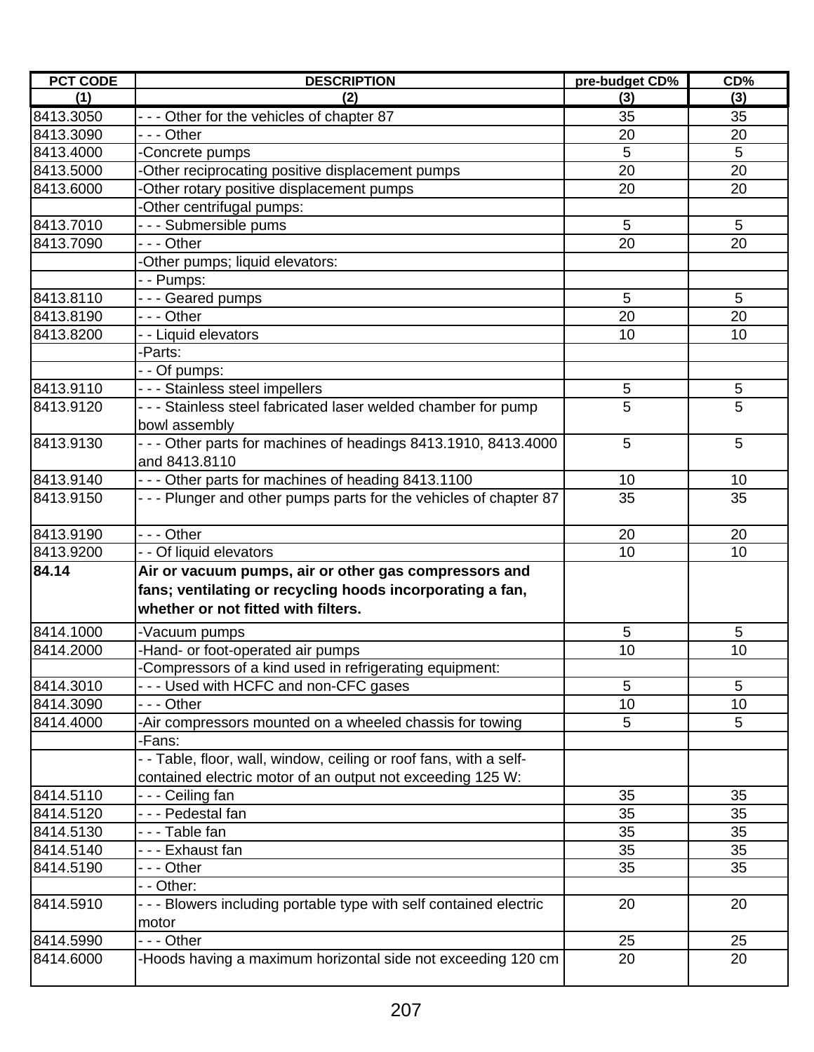| PCT CODE | DESCRIPTION | pre-budget CD% | CD% |
|---|---|---|---|
| (1) | (2) | (3) | (3) |
| 8413.3050 | - - - Other for the vehicles of chapter 87 | 35 | 35 |
| 8413.3090 | - - - Other | 20 | 20 |
| 8413.4000 | -Concrete pumps | 5 | 5 |
| 8413.5000 | -Other reciprocating positive displacement pumps | 20 | 20 |
| 8413.6000 | -Other rotary positive displacement pumps | 20 | 20 |
| | -Other centrifugal pumps: | | |
| 8413.7010 | - - - Submersible pums | 5 | 5 |
| 8413.7090 | - - - Other | 20 | 20 |
| | -Other pumps; liquid elevators: | | |
| | - - Pumps: | | |
| 8413.8110 | - - - Geared pumps | 5 | 5 |
| 8413.8190 | - - - Other | 20 | 20 |
| 8413.8200 | - - Liquid elevators | 10 | 10 |
| | -Parts: | | |
| | - - Of pumps: | | |
| 8413.9110 | - - - Stainless steel impellers | 5 | 5 |
| 8413.9120 | - - - Stainless steel fabricated laser welded chamber for pump bowl assembly | 5 | 5 |
| 8413.9130 | - - - Other parts for machines of headings 8413.1910, 8413.4000 and 8413.8110 | 5 | 5 |
| 8413.9140 | - - - Other parts for machines of heading 8413.1100 | 10 | 10 |
| 8413.9150 | - - - Plunger and other pumps parts for the vehicles of chapter 87 | 35 | 35 |
| 8413.9190 | - - - Other | 20 | 20 |
| 8413.9200 | - - Of liquid elevators | 10 | 10 |
| **84.14** | **Air or vacuum pumps, air or other gas compressors and fans; ventilating or recycling hoods incorporating a fan, whether or not fitted with filters.** | | |
| 8414.1000 | -Vacuum pumps | 5 | 5 |
| 8414.2000 | -Hand- or foot-operated air pumps | 10 | 10 |
| | -Compressors of a kind used in refrigerating equipment: | | |
| 8414.3010 | - - - Used with HCFC and non-CFC gases | 5 | 5 |
| 8414.3090 | - - - Other | 10 | 10 |
| 8414.4000 | -Air compressors mounted on a wheeled chassis for towing | 5 | 5 |
| | -Fans: | | |
| | - - Table, floor, wall, window, ceiling or roof fans, with a self-contained electric motor of an output not exceeding 125 W: | | |
| 8414.5110 | - - - Ceiling fan | 35 | 35 |
| 8414.5120 | - - - Pedestal fan | 35 | 35 |
| 8414.5130 | - - - Table fan | 35 | 35 |
| 8414.5140 | - - - Exhaust fan | 35 | 35 |
| 8414.5190 | - - - Other | 35 | 35 |
| | - - Other: | | |
| 8414.5910 | - - - Blowers including portable type with self contained electric motor | 20 | 20 |
| 8414.5990 | - - - Other | 25 | 25 |
| 8414.6000 | -Hoods having a maximum horizontal side not exceeding 120 cm | 20 | 20 |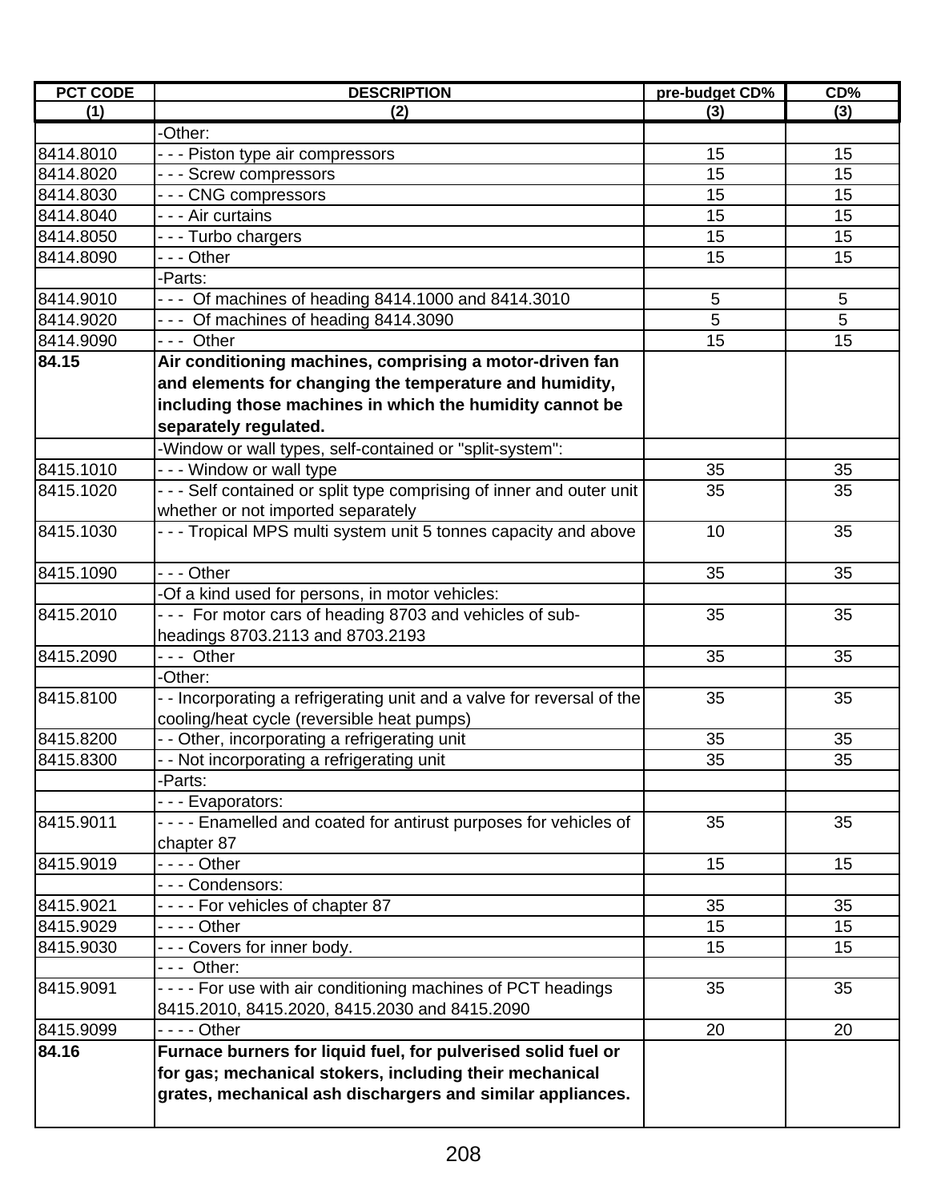| PCT CODE | DESCRIPTION | pre-budget CD% | CD% |
|---|---|---|---|
| (1) | (2) | (3) | (3) |
| | -Other: | | |
| 8414.8010 | - - - Piston type air compressors | 15 | 15 |
| 8414.8020 | - - - Screw compressors | 15 | 15 |
| 8414.8030 | - - - CNG compressors | 15 | 15 |
| 8414.8040 | - - - Air curtains | 15 | 15 |
| 8414.8050 | - - - Turbo chargers | 15 | 15 |
| 8414.8090 | - - - Other | 15 | 15 |
| | -Parts: | | |
| 8414.9010 | - - - Of machines of heading 8414.1000 and 8414.3010 | 5 | 5 |
| 8414.9020 | - - - Of machines of heading 8414.3090 | 5 | 5 |
| 8414.9090 | - - - Other | 15 | 15 |
| **84.15** | **Air conditioning machines, comprising a motor-driven fan and elements for changing the temperature and humidity, including those machines in which the humidity cannot be separately regulated.** | | |
| | -Window or wall types, self-contained or "split-system": | | |
| 8415.1010 | - - - Window or wall type | 35 | 35 |
| 8415.1020 | - - - Self contained or split type comprising of inner and outer unit whether or not imported separately | 35 | 35 |
| 8415.1030 | - - - Tropical MPS multi system unit 5 tonnes capacity and above | 10 | 35 |
| 8415.1090 | - - - Other | 35 | 35 |
| | -Of a kind used for persons, in motor vehicles: | | |
| 8415.2010 | - - - For motor cars of heading 8703 and vehicles of sub-headings 8703.2113 and 8703.2193 | 35 | 35 |
| 8415.2090 | - - - Other | 35 | 35 |
| | -Other: | | |
| 8415.8100 | - - Incorporating a refrigerating unit and a valve for reversal of the cooling/heat cycle (reversible heat pumps) | 35 | 35 |
| 8415.8200 | - - Other, incorporating a refrigerating unit | 35 | 35 |
| 8415.8300 | - - Not incorporating a refrigerating unit | 35 | 35 |
| | -Parts: | | |
| | - - - Evaporators: | | |
| 8415.9011 | - - - - Enamelled and coated for antirust purposes for vehicles of chapter 87 | 35 | 35 |
| 8415.9019 | - - - - Other | 15 | 15 |
| | - - - Condensors: | | |
| 8415.9021 | - - - - For vehicles of chapter 87 | 35 | 35 |
| 8415.9029 | - - - - Other | 15 | 15 |
| 8415.9030 | - - - Covers for inner body. | 15 | 15 |
| | - - - Other: | | |
| 8415.9091 | - - - - For use with air conditioning machines of PCT headings 8415.2010, 8415.2020, 8415.2030 and 8415.2090 | 35 | 35 |
| 8415.9099 | - - - - Other | 20 | 20 |
| **84.16** | **Furnace burners for liquid fuel, for pulverised solid fuel or for gas; mechanical stokers, including their mechanical grates, mechanical ash dischargers and similar appliances.** | | |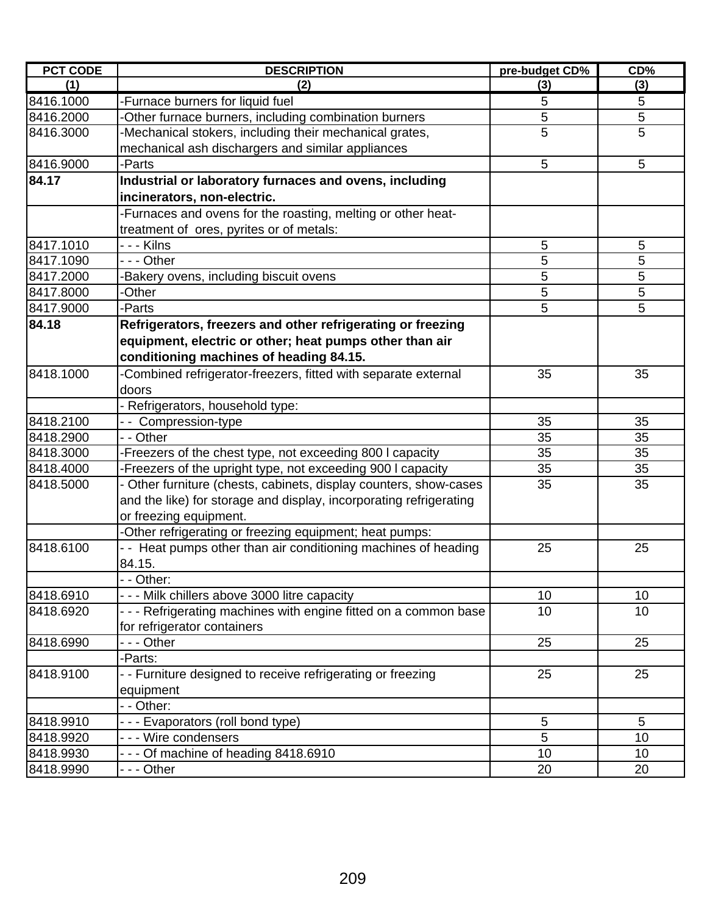| PCT CODE | DESCRIPTION | pre-budget CD% | CD% |
|---|---|---|---|
| (1) | (2) | (3) | (3) |
| 8416.1000 | -Furnace burners for liquid fuel | 5 | 5 |
| 8416.2000 | -Other furnace burners, including combination burners | 5 | 5 |
| 8416.3000 | -Mechanical stokers, including their mechanical grates, mechanical ash dischargers and similar appliances | 5 | 5 |
| 8416.9000 | -Parts | 5 | 5 |
| **84.17** | **Industrial or laboratory furnaces and ovens, including incinerators, non-electric.** | | |
| | -Furnaces and ovens for the roasting, melting or other heat-treatment of ores, pyrites or of metals: | | |
| 8417.1010 | - - - Kilns | 5 | 5 |
| 8417.1090 | - - - Other | 5 | 5 |
| 8417.2000 | -Bakery ovens, including biscuit ovens | 5 | 5 |
| 8417.8000 | -Other | 5 | 5 |
| 8417.9000 | -Parts | 5 | 5 |
| **84.18** | **Refrigerators, freezers and other refrigerating or freezing equipment, electric or other; heat pumps other than air conditioning machines of heading 84.15.** | | |
| 8418.1000 | -Combined refrigerator-freezers, fitted with separate external doors | 35 | 35 |
| | - Refrigerators, household type: | | |
| 8418.2100 | - - Compression-type | 35 | 35 |
| 8418.2900 | - - Other | 35 | 35 |
| 8418.3000 | -Freezers of the chest type, not exceeding 800 l capacity | 35 | 35 |
| 8418.4000 | -Freezers of the upright type, not exceeding 900 l capacity | 35 | 35 |
| 8418.5000 | - Other furniture (chests, cabinets, display counters, show-cases and the like) for storage and display, incorporating refrigerating or freezing equipment. | 35 | 35 |
| | -Other refrigerating or freezing equipment; heat pumps: | | |
| 8418.6100 | - - Heat pumps other than air conditioning machines of heading 84.15. | 25 | 25 |
| | - - Other: | | |
| 8418.6910 | - - - Milk chillers above 3000 litre capacity | 10 | 10 |
| 8418.6920 | - - - Refrigerating machines with engine fitted on a common base for refrigerator containers | 10 | 10 |
| 8418.6990 | - - - Other | 25 | 25 |
| | -Parts: | | |
| 8418.9100 | - - Furniture designed to receive refrigerating or freezing equipment | 25 | 25 |
| | - - Other: | | |
| 8418.9910 | - - - Evaporators (roll bond type) | 5 | 5 |
| 8418.9920 | - - - Wire condensers | 5 | 10 |
| 8418.9930 | - - - Of machine of heading 8418.6910 | 10 | 10 |
| 8418.9990 | - - - Other | 20 | 20 |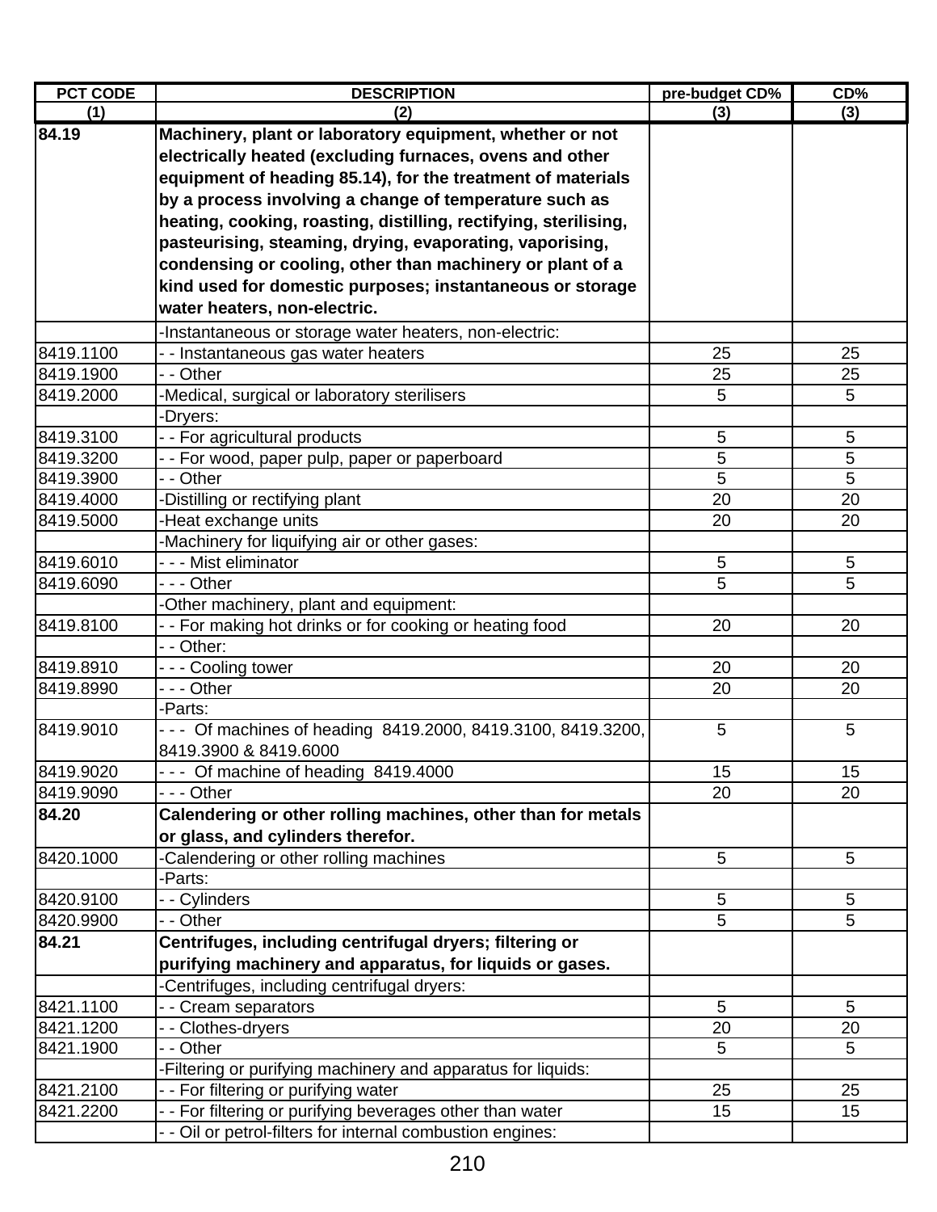| PCT CODE | DESCRIPTION | pre-budget CD% | CD% |
|---|---|---|---|
| (1) | (2) | (3) | (3) |
| **84.19** | **Machinery, plant or laboratory equipment, whether or not electrically heated (excluding furnaces, ovens and other equipment of heading 85.14), for the treatment of materials by a process involving a change of temperature such as heating, cooking, roasting, distilling, rectifying, sterilising, pasteurising, steaming, drying, evaporating, vaporising, condensing or cooling, other than machinery or plant of a kind used for domestic purposes; instantaneous or storage water heaters, non-electric.** | | |
| | -Instantaneous or storage water heaters, non-electric: | | |
| 8419.1100 | - - Instantaneous gas water heaters | 25 | 25 |
| 8419.1900 | - - Other | 25 | 25 |
| 8419.2000 | -Medical, surgical or laboratory sterilisers | 5 | 5 |
| | -Dryers: | | |
| 8419.3100 | - - For agricultural products | 5 | 5 |
| 8419.3200 | - - For wood, paper pulp, paper or paperboard | 5 | 5 |
| 8419.3900 | - - Other | 5 | 5 |
| 8419.4000 | -Distilling or rectifying plant | 20 | 20 |
| 8419.5000 | -Heat exchange units | 20 | 20 |
| | -Machinery for liquifying air or other gases: | | |
| 8419.6010 | - - - Mist eliminator | 5 | 5 |
| 8419.6090 | - - - Other | 5 | 5 |
| | -Other machinery, plant and equipment: | | |
| 8419.8100 | - - For making hot drinks or for cooking or heating food | 20 | 20 |
| | - - Other: | | |
| 8419.8910 | - - - Cooling tower | 20 | 20 |
| 8419.8990 | - - - Other | 20 | 20 |
| | -Parts: | | |
| 8419.9010 | - - - Of machines of heading 8419.2000, 8419.3100, 8419.3200, 8419.3900 & 8419.6000 | 5 | 5 |
| 8419.9020 | - - - Of machine of heading 8419.4000 | 15 | 15 |
| 8419.9090 | - - - Other | 20 | 20 |
| **84.20** | **Calendering or other rolling machines, other than for metals or glass, and cylinders therefor.** | | |
| 8420.1000 | -Calendering or other rolling machines | 5 | 5 |
| | -Parts: | | |
| 8420.9100 | - - Cylinders | 5 | 5 |
| 8420.9900 | - - Other | 5 | 5 |
| **84.21** | **Centrifuges, including centrifugal dryers; filtering or purifying machinery and apparatus, for liquids or gases.** | | |
| | -Centrifuges, including centrifugal dryers: | | |
| 8421.1100 | - - Cream separators | 5 | 5 |
| 8421.1200 | - - Clothes-dryers | 20 | 20 |
| 8421.1900 | - - Other | 5 | 5 |
| | -Filtering or purifying machinery and apparatus for liquids: | | |
| 8421.2100 | - - For filtering or purifying water | 25 | 25 |
| 8421.2200 | - - For filtering or purifying beverages other than water | 15 | 15 |
| | - - Oil or petrol-filters for internal combustion engines: | | |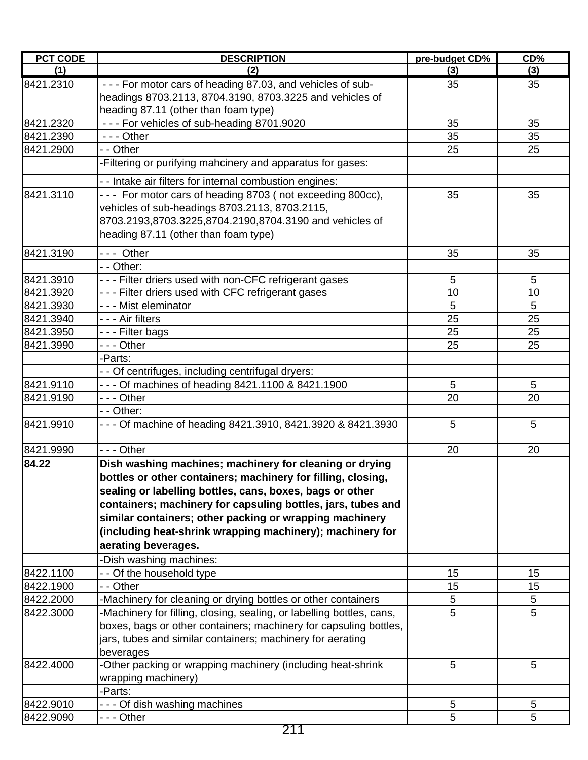| PCT CODE | DESCRIPTION | pre-budget CD% | CD% |
|---|---|---|---|
| (1) | (2) | (3) | (3) |
| 8421.2310 | - - - For motor cars of heading 87.03, and vehicles of sub-headings 8703.2113, 8704.3190, 8703.3225 and vehicles of heading 87.11 (other than foam type) | 35 | 35 |
| 8421.2320 | - - - For vehicles of sub-heading 8701.9020 | 35 | 35 |
| 8421.2390 | - - - Other | 35 | 35 |
| 8421.2900 | - - Other | 25 | 25 |
| | -Filtering or purifying mahcinery and apparatus for gases: | | |
| | - - Intake air filters for internal combustion engines: | | |
| 8421.3110 | - - - For motor cars of heading 8703 ( not exceeding 800cc), vehicles of sub-headings 8703.2113, 8703.2115, 8703.2193,8703.3225,8704.2190,8704.3190 and vehicles of heading 87.11 (other than foam type) | 35 | 35 |
| 8421.3190 | - - - Other | 35 | 35 |
| | - - Other: | | |
| 8421.3910 | - - - Filter driers used with non-CFC refrigerant gases | 5 | 5 |
| 8421.3920 | - - - Filter driers used with CFC refrigerant gases | 10 | 10 |
| 8421.3930 | - - - Mist eleminator | 5 | 5 |
| 8421.3940 | - - - Air filters | 25 | 25 |
| 8421.3950 | - - - Filter bags | 25 | 25 |
| 8421.3990 | - - - Other | 25 | 25 |
| | -Parts: | | |
| | - - Of centrifuges, including centrifugal dryers: | | |
| 8421.9110 | - - - Of machines of heading 8421.1100 & 8421.1900 | 5 | 5 |
| 8421.9190 | - - - Other | 20 | 20 |
| | - - Other: | | |
| 8421.9910 | - - - Of machine of heading 8421.3910, 8421.3920 & 8421.3930 | 5 | 5 |
| 8421.9990 | - - - Other | 20 | 20 |
| **84.22** | **Dish washing machines; machinery for cleaning or drying bottles or other containers; machinery for filling, closing, sealing or labelling bottles, cans, boxes, bags or other containers; machinery for capsuling bottles, jars, tubes and similar containers; other packing or wrapping machinery (including heat-shrink wrapping machinery); machinery for aerating beverages.** | | |
| | -Dish washing machines: | | |
| 8422.1100 | - - Of the household type | 15 | 15 |
| 8422.1900 | - - Other | 15 | 15 |
| 8422.2000 | -Machinery for cleaning or drying bottles or other containers | 5 | 5 |
| 8422.3000 | -Machinery for filling, closing, sealing, or labelling bottles, cans, boxes, bags or other containers; machinery for capsuling bottles, jars, tubes and similar containers; machinery for aerating beverages | 5 | 5 |
| 8422.4000 | -Other packing or wrapping machinery (including heat-shrink wrapping machinery) | 5 | 5 |
| | -Parts: | | |
| 8422.9010 | - - - Of dish washing machines | 5 | 5 |
| 8422.9090 | - - - Other | 5 | 5 |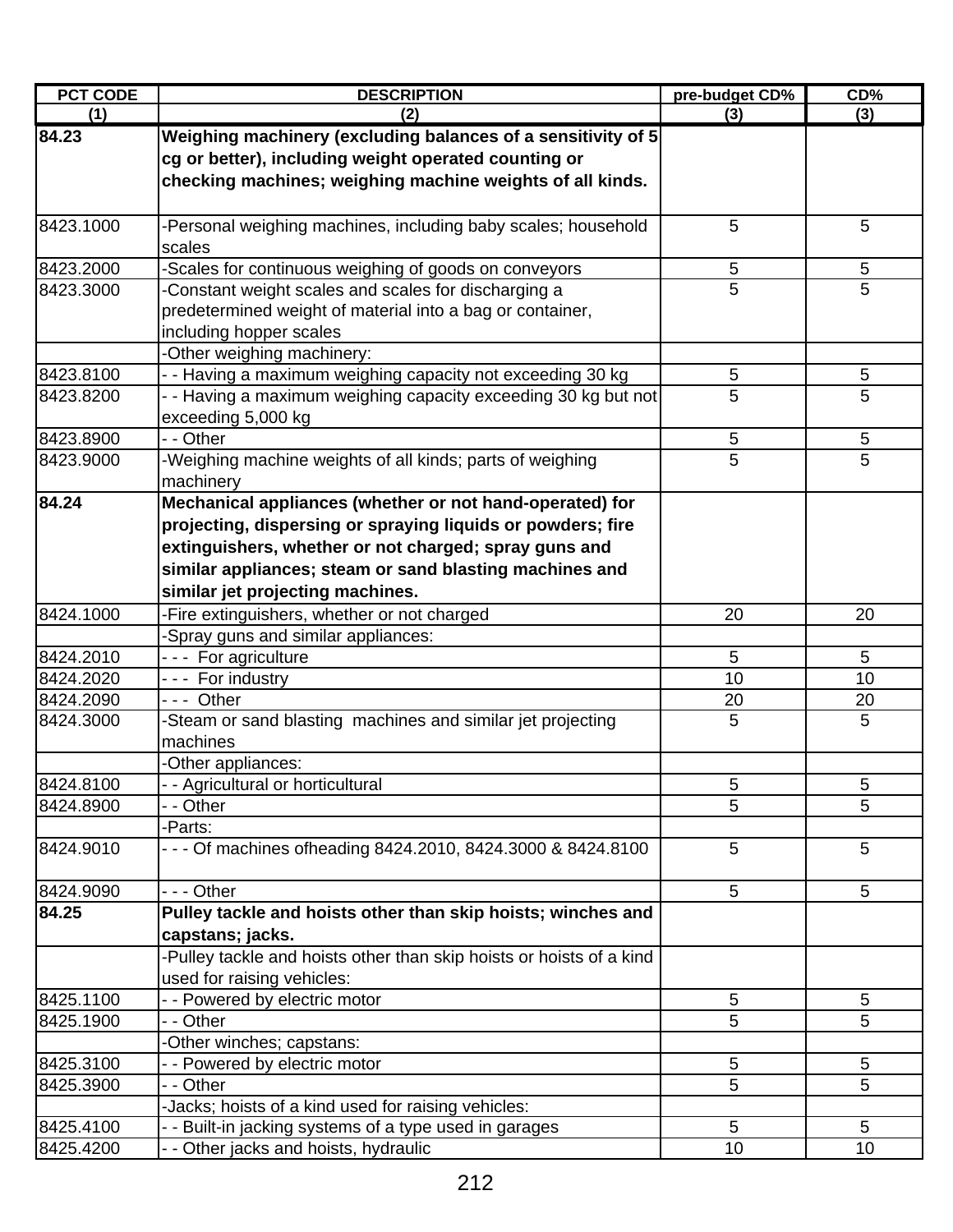| PCT CODE | DESCRIPTION | pre-budget CD% | CD% |
|---|---|---|---|
| (1) | (2) | (3) | (3) |
| **84.23** | **Weighing machinery (excluding balances of a sensitivity of 5 cg or better), including weight operated counting or checking machines; weighing machine weights of all kinds.** | | |
| 8423.1000 | -Personal weighing machines, including baby scales; household scales | 5 | 5 |
| 8423.2000 | -Scales for continuous weighing of goods on conveyors | 5 | 5 |
| 8423.3000 | -Constant weight scales and scales for discharging a predetermined weight of material into a bag or container, including hopper scales | 5 | 5 |
| | -Other weighing machinery: | | |
| 8423.8100 | - - Having a maximum weighing capacity not exceeding 30 kg | 5 | 5 |
| 8423.8200 | - - Having a maximum weighing capacity exceeding 30 kg but not exceeding 5,000 kg | 5 | 5 |
| 8423.8900 | - - Other | 5 | 5 |
| 8423.9000 | -Weighing machine weights of all kinds; parts of weighing machinery | 5 | 5 |
| **84.24** | **Mechanical appliances (whether or not hand-operated) for projecting, dispersing or spraying liquids or powders; fire extinguishers, whether or not charged; spray guns and similar appliances; steam or sand blasting machines and similar jet projecting machines.** | | |
| 8424.1000 | -Fire extinguishers, whether or not charged | 20 | 20 |
| | -Spray guns and similar appliances: | | |
| 8424.2010 | - - - For agriculture | 5 | 5 |
| 8424.2020 | - - - For industry | 10 | 10 |
| 8424.2090 | - - - Other | 20 | 20 |
| 8424.3000 | -Steam or sand blasting machines and similar jet projecting machines | 5 | 5 |
| | -Other appliances: | | |
| 8424.8100 | - - Agricultural or horticultural | 5 | 5 |
| 8424.8900 | - - Other | 5 | 5 |
| | -Parts: | | |
| 8424.9010 | - - - Of machines ofheading 8424.2010, 8424.3000 & 8424.8100 | 5 | 5 |
| 8424.9090 | - - - Other | 5 | 5 |
| **84.25** | **Pulley tackle and hoists other than skip hoists; winches and capstans; jacks.** | | |
| | -Pulley tackle and hoists other than skip hoists or hoists of a kind used for raising vehicles: | | |
| 8425.1100 | - - Powered by electric motor | 5 | 5 |
| 8425.1900 | - - Other | 5 | 5 |
| | -Other winches; capstans: | | |
| 8425.3100 | - - Powered by electric motor | 5 | 5 |
| 8425.3900 | - - Other | 5 | 5 |
| | -Jacks; hoists of a kind used for raising vehicles: | | |
| 8425.4100 | - - Built-in jacking systems of a type used in garages | 5 | 5 |
| 8425.4200 | - - Other jacks and hoists, hydraulic | 10 | 10 |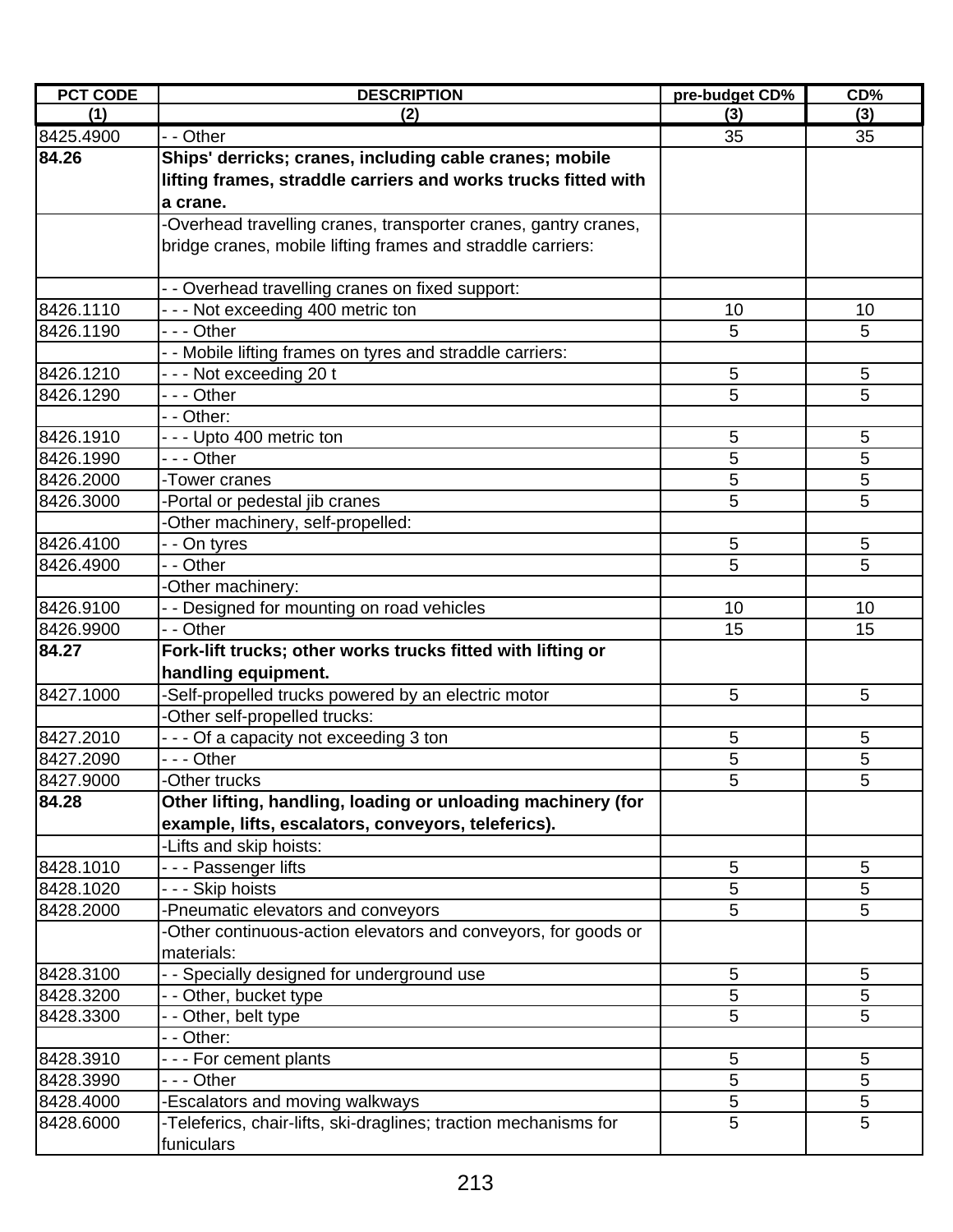| PCT CODE | DESCRIPTION | pre-budget CD% | CD% |
|---|---|---|---|
| (1) | (2) | (3) | (3) |
| 8425.4900 | - - Other | 35 | 35 |
| **84.26** | **Ships' derricks; cranes, including cable cranes; mobile lifting frames, straddle carriers and works trucks fitted with a crane.** | | |
| | -Overhead travelling cranes, transporter cranes, gantry cranes, bridge cranes, mobile lifting frames and straddle carriers: | | |
| | - - Overhead travelling cranes on fixed support: | | |
| 8426.1110 | - - - Not exceeding 400 metric ton | 10 | 10 |
| 8426.1190 | - - - Other | 5 | 5 |
| | - - Mobile lifting frames on tyres and straddle carriers: | | |
| 8426.1210 | - - - Not exceeding 20 t | 5 | 5 |
| 8426.1290 | - - - Other | 5 | 5 |
| | - - Other: | | |
| 8426.1910 | - - - Upto 400 metric ton | 5 | 5 |
| 8426.1990 | - - - Other | 5 | 5 |
| 8426.2000 | -Tower cranes | 5 | 5 |
| 8426.3000 | -Portal or pedestal jib cranes | 5 | 5 |
| | -Other machinery, self-propelled: | | |
| 8426.4100 | - - On tyres | 5 | 5 |
| 8426.4900 | - - Other | 5 | 5 |
| | -Other machinery: | | |
| 8426.9100 | - - Designed for mounting on road vehicles | 10 | 10 |
| 8426.9900 | - - Other | 15 | 15 |
| **84.27** | **Fork-lift trucks; other works trucks fitted with lifting or handling equipment.** | | |
| 8427.1000 | -Self-propelled trucks powered by an electric motor | 5 | 5 |
| | -Other self-propelled trucks: | | |
| 8427.2010 | - - - Of a capacity not exceeding 3 ton | 5 | 5 |
| 8427.2090 | - - - Other | 5 | 5 |
| 8427.9000 | -Other trucks | 5 | 5 |
| **84.28** | **Other lifting, handling, loading or unloading machinery (for example, lifts, escalators, conveyors, teleferics).** | | |
| | -Lifts and skip hoists: | | |
| 8428.1010 | - - - Passenger lifts | 5 | 5 |
| 8428.1020 | - - - Skip hoists | 5 | 5 |
| 8428.2000 | -Pneumatic elevators and conveyors | 5 | 5 |
| | -Other continuous-action elevators and conveyors, for goods or materials: | | |
| 8428.3100 | - - Specially designed for underground use | 5 | 5 |
| 8428.3200 | - - Other, bucket type | 5 | 5 |
| 8428.3300 | - - Other, belt type | 5 | 5 |
| | - - Other: | | |
| 8428.3910 | - - - For cement plants | 5 | 5 |
| 8428.3990 | - - - Other | 5 | 5 |
| 8428.4000 | -Escalators and moving walkways | 5 | 5 |
| 8428.6000 | -Teleferics, chair-lifts, ski-draglines; traction mechanisms for funiculars | 5 | 5 |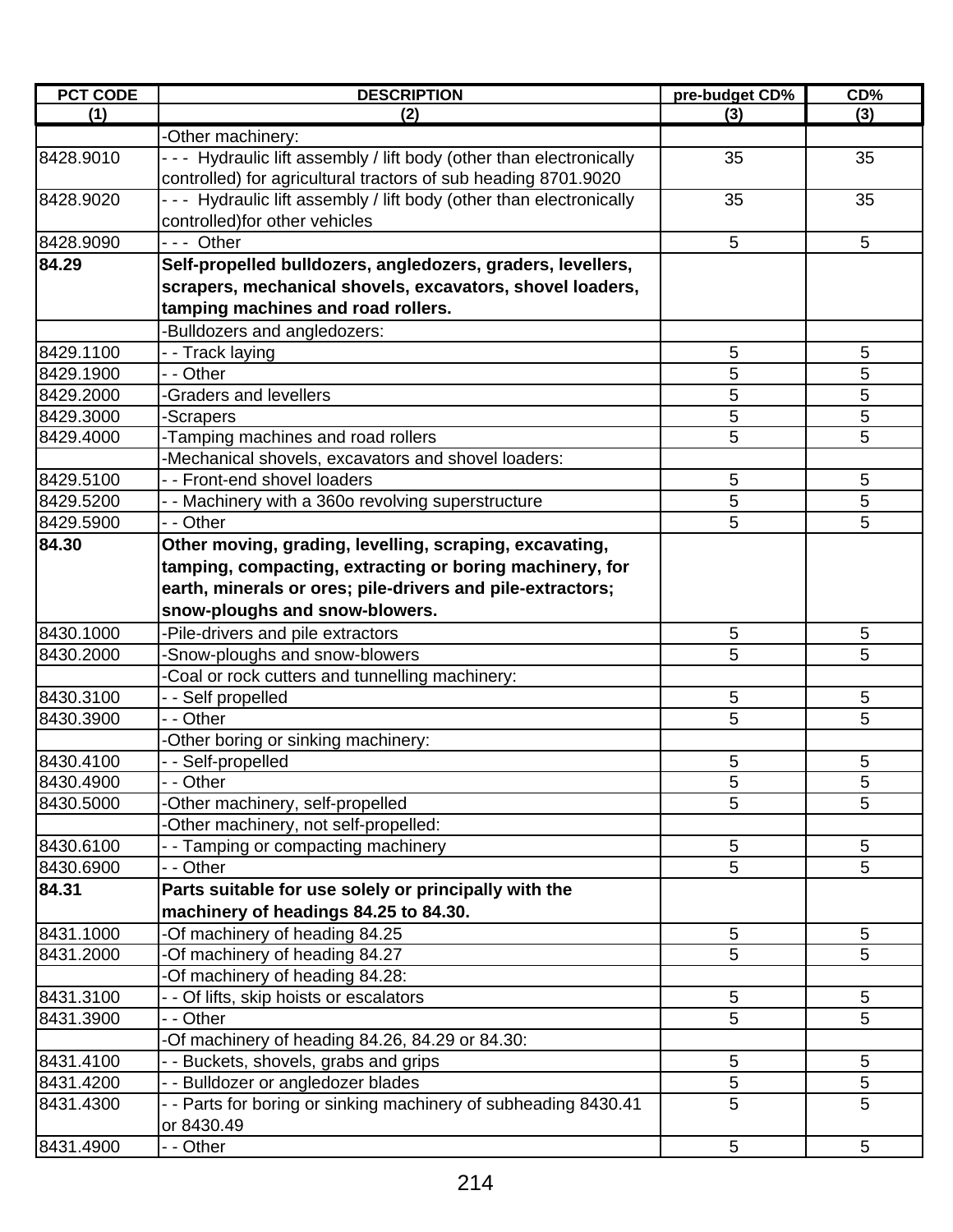| PCT CODE | DESCRIPTION | pre-budget CD% | CD% |
|---|---|---|---|
| (1) | (2) | (3) | (3) |
| | -Other machinery: | | |
| 8428.9010 | - - - Hydraulic lift assembly / lift body (other than electronically controlled) for agricultural tractors of sub heading 8701.9020 | 35 | 35 |
| 8428.9020 | - - - Hydraulic lift assembly / lift body (other than electronically controlled)for other vehicles | 35 | 35 |
| 8428.9090 | - - - Other | 5 | 5 |
| **84.29** | **Self-propelled bulldozers, angledozers, graders, levellers, scrapers, mechanical shovels, excavators, shovel loaders, tamping machines and road rollers.** | | |
| | -Bulldozers and angledozers: | | |
| 8429.1100 | - - Track laying | 5 | 5 |
| 8429.1900 | - - Other | 5 | 5 |
| 8429.2000 | -Graders and levellers | 5 | 5 |
| 8429.3000 | -Scrapers | 5 | 5 |
| 8429.4000 | -Tamping machines and road rollers | 5 | 5 |
| | -Mechanical shovels, excavators and shovel loaders: | | |
| 8429.5100 | - - Front-end shovel loaders | 5 | 5 |
| 8429.5200 | - - Machinery with a 360o revolving superstructure | 5 | 5 |
| 8429.5900 | - - Other | 5 | 5 |
| **84.30** | **Other moving, grading, levelling, scraping, excavating, tamping, compacting, extracting or boring machinery, for earth, minerals or ores; pile-drivers and pile-extractors; snow-ploughs and snow-blowers.** | | |
| 8430.1000 | -Pile-drivers and pile extractors | 5 | 5 |
| 8430.2000 | -Snow-ploughs and snow-blowers | 5 | 5 |
| | -Coal or rock cutters and tunnelling machinery: | | |
| 8430.3100 | - - Self propelled | 5 | 5 |
| 8430.3900 | - - Other | 5 | 5 |
| | -Other boring or sinking machinery: | | |
| 8430.4100 | - - Self-propelled | 5 | 5 |
| 8430.4900 | - - Other | 5 | 5 |
| 8430.5000 | -Other machinery, self-propelled | 5 | 5 |
| | -Other machinery, not self-propelled: | | |
| 8430.6100 | - - Tamping or compacting machinery | 5 | 5 |
| 8430.6900 | - - Other | 5 | 5 |
| **84.31** | **Parts suitable for use solely or principally with the machinery of headings 84.25 to 84.30.** | | |
| 8431.1000 | -Of machinery of heading 84.25 | 5 | 5 |
| 8431.2000 | -Of machinery of heading 84.27 | 5 | 5 |
| | -Of machinery of heading 84.28: | | |
| 8431.3100 | - - Of lifts, skip hoists or escalators | 5 | 5 |
| 8431.3900 | - - Other | 5 | 5 |
| | -Of machinery of heading 84.26, 84.29 or 84.30: | | |
| 8431.4100 | - - Buckets, shovels, grabs and grips | 5 | 5 |
| 8431.4200 | - - Bulldozer or angledozer blades | 5 | 5 |
| 8431.4300 | - - Parts for boring or sinking machinery of subheading 8430.41 or 8430.49 | 5 | 5 |
| 8431.4900 | - - Other | 5 | 5 |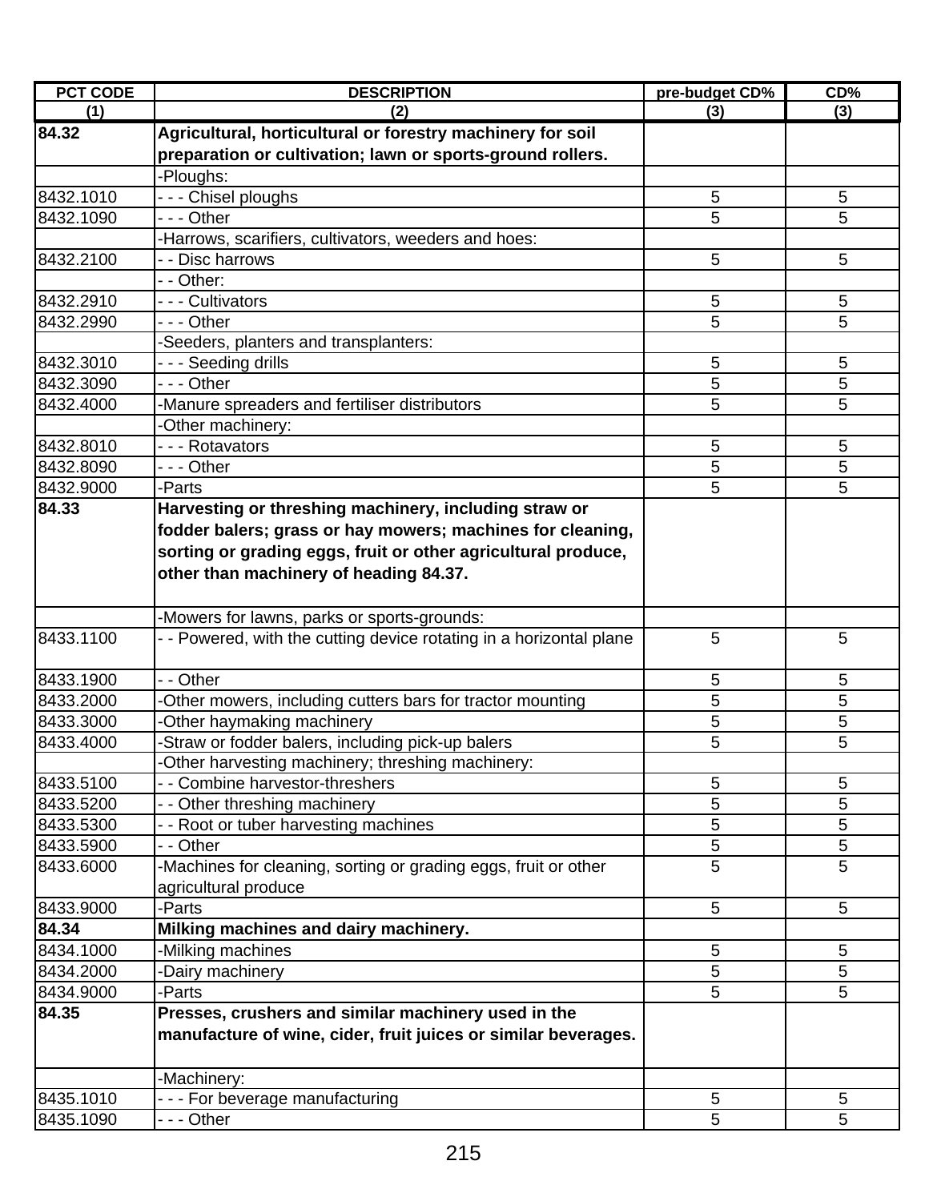| PCT CODE | DESCRIPTION | pre-budget CD% | CD% |
|---|---|---|---|
| (1) | (2) | (3) | (3) |
| **84.32** | **Agricultural, horticultural or forestry machinery for soil preparation or cultivation; lawn or sports-ground rollers.** | | |
| | -Ploughs: | | |
| 8432.1010 | - - - Chisel ploughs | 5 | 5 |
| 8432.1090 | - - - Other | 5 | 5 |
| | -Harrows, scarifiers, cultivators, weeders and hoes: | | |
| 8432.2100 | - - Disc harrows | 5 | 5 |
| | - - Other: | | |
| 8432.2910 | - - - Cultivators | 5 | 5 |
| 8432.2990 | - - - Other | 5 | 5 |
| | -Seeders, planters and transplanters: | | |
| 8432.3010 | - - - Seeding drills | 5 | 5 |
| 8432.3090 | - - - Other | 5 | 5 |
| 8432.4000 | -Manure spreaders and fertiliser distributors | 5 | 5 |
| | -Other machinery: | | |
| 8432.8010 | - - - Rotavators | 5 | 5 |
| 8432.8090 | - - - Other | 5 | 5 |
| 8432.9000 | -Parts | 5 | 5 |
| **84.33** | **Harvesting or threshing machinery, including straw or fodder balers; grass or hay mowers; machines for cleaning, sorting or grading eggs, fruit or other agricultural produce, other than machinery of heading 84.37.** | | |
| | -Mowers for lawns, parks or sports-grounds: | | |
| 8433.1100 | - - Powered, with the cutting device rotating in a horizontal plane | 5 | 5 |
| 8433.1900 | - - Other | 5 | 5 |
| 8433.2000 | -Other mowers, including cutters bars for tractor mounting | 5 | 5 |
| 8433.3000 | -Other haymaking machinery | 5 | 5 |
| 8433.4000 | -Straw or fodder balers, including pick-up balers | 5 | 5 |
| | -Other harvesting machinery; threshing machinery: | | |
| 8433.5100 | - - Combine harvestor-threshers | 5 | 5 |
| 8433.5200 | - - Other threshing machinery | 5 | 5 |
| 8433.5300 | - - Root or tuber harvesting machines | 5 | 5 |
| 8433.5900 | - - Other | 5 | 5 |
| 8433.6000 | -Machines for cleaning, sorting or grading eggs, fruit or other agricultural produce | 5 | 5 |
| 8433.9000 | -Parts | 5 | 5 |
| **84.34** | **Milking machines and dairy machinery.** | | |
| 8434.1000 | -Milking machines | 5 | 5 |
| 8434.2000 | -Dairy machinery | 5 | 5 |
| 8434.9000 | -Parts | 5 | 5 |
| **84.35** | **Presses, crushers and similar machinery used in the manufacture of wine, cider, fruit juices or similar beverages.** | | |
| | -Machinery: | | |
| 8435.1010 | - - - For beverage manufacturing | 5 | 5 |
| 8435.1090 | - - - Other | 5 | 5 |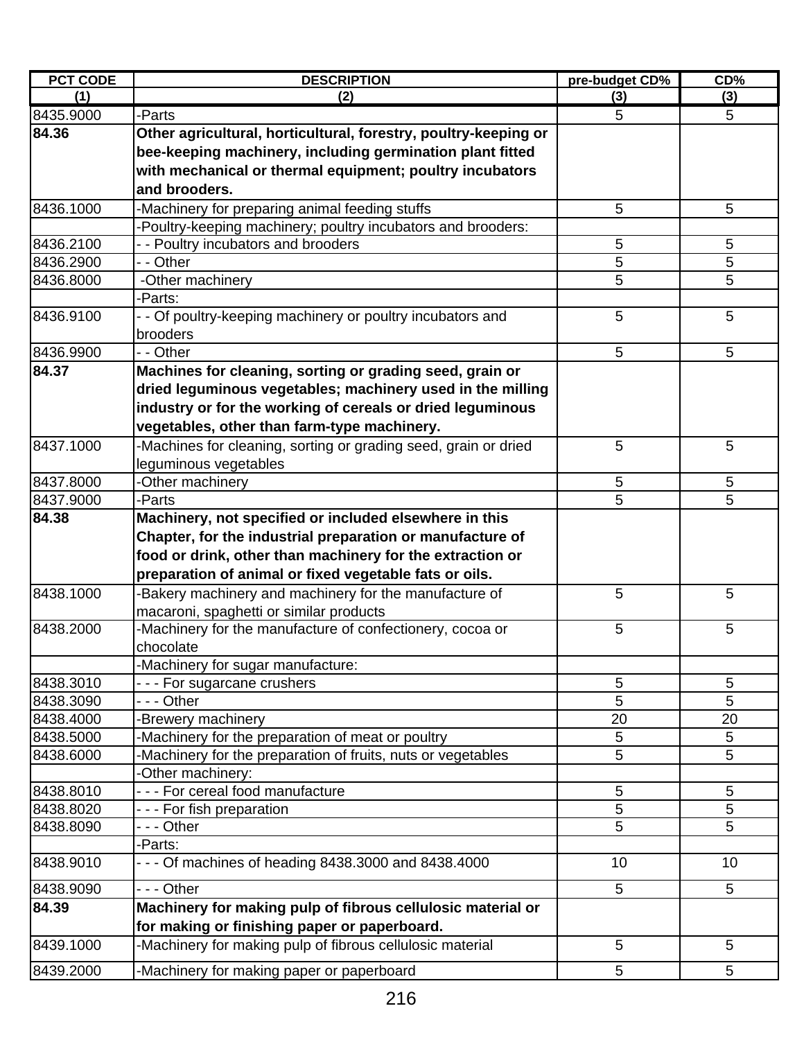| PCT CODE | DESCRIPTION | pre-budget CD% | CD% |
|---|---|---|---|
| (1) | (2) | (3) | (3) |
| 8435.9000 | -Parts | 5 | 5 |
| **84.36** | **Other agricultural, horticultural, forestry, poultry-keeping or bee-keeping machinery, including germination plant fitted with mechanical or thermal equipment; poultry incubators and brooders.** | | |
| 8436.1000 | -Machinery for preparing animal feeding stuffs | 5 | 5 |
| | -Poultry-keeping machinery; poultry incubators and brooders: | | |
| 8436.2100 | - - Poultry incubators and brooders | 5 | 5 |
| 8436.2900 | - - Other | 5 | 5 |
| 8436.8000 | -Other machinery | 5 | 5 |
| | -Parts: | | |
| 8436.9100 | - - Of poultry-keeping machinery or poultry incubators and brooders | 5 | 5 |
| 8436.9900 | - - Other | 5 | 5 |
| **84.37** | **Machines for cleaning, sorting or grading seed, grain or dried leguminous vegetables; machinery used in the milling industry or for the working of cereals or dried leguminous vegetables, other than farm-type machinery.** | | |
| 8437.1000 | -Machines for cleaning, sorting or grading seed, grain or dried leguminous vegetables | 5 | 5 |
| 8437.8000 | -Other machinery | 5 | 5 |
| 8437.9000 | -Parts | 5 | 5 |
| **84.38** | **Machinery, not specified or included elsewhere in this Chapter, for the industrial preparation or manufacture of food or drink, other than machinery for the extraction or preparation of animal or fixed vegetable fats or oils.** | | |
| 8438.1000 | -Bakery machinery and machinery for the manufacture of macaroni, spaghetti or similar products | 5 | 5 |
| 8438.2000 | -Machinery for the manufacture of confectionery, cocoa or chocolate | 5 | 5 |
| | -Machinery for sugar manufacture: | | |
| 8438.3010 | - - - For sugarcane crushers | 5 | 5 |
| 8438.3090 | - - - Other | 5 | 5 |
| 8438.4000 | -Brewery machinery | 20 | 20 |
| 8438.5000 | -Machinery for the preparation of meat or poultry | 5 | 5 |
| 8438.6000 | -Machinery for the preparation of fruits, nuts or vegetables | 5 | 5 |
| | -Other machinery: | | |
| 8438.8010 | - - - For cereal food manufacture | 5 | 5 |
| 8438.8020 | - - - For fish preparation | 5 | 5 |
| 8438.8090 | - - - Other | 5 | 5 |
| | -Parts: | | |
| 8438.9010 | - - - Of machines of heading 8438.3000 and 8438.4000 | 10 | 10 |
| 8438.9090 | - - - Other | 5 | 5 |
| **84.39** | **Machinery for making pulp of fibrous cellulosic material or for making or finishing paper or paperboard.** | | |
| 8439.1000 | -Machinery for making pulp of fibrous cellulosic material | 5 | 5 |
| 8439.2000 | -Machinery for making paper or paperboard | 5 | 5 |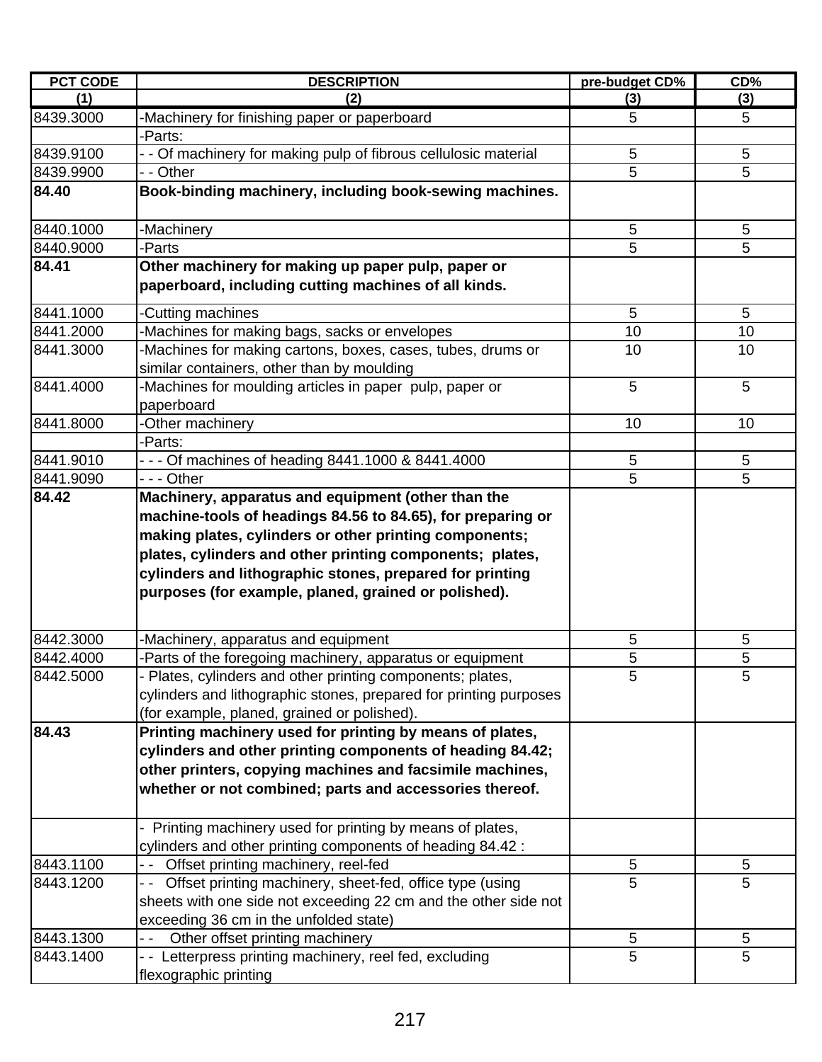| PCT CODE | DESCRIPTION | pre-budget CD% | CD% |
|---|---|---|---|
| (1) | (2) | (3) | (3) |
| 8439.3000 | -Machinery for finishing paper or paperboard | 5 | 5 |
| | -Parts: | | |
| 8439.9100 | - - Of machinery for making pulp of fibrous cellulosic material | 5 | 5 |
| 8439.9900 | - - Other | 5 | 5 |
| **84.40** | **Book-binding machinery, including book-sewing machines.** | | |
| 8440.1000 | -Machinery | 5 | 5 |
| 8440.9000 | -Parts | 5 | 5 |
| **84.41** | **Other machinery for making up paper pulp, paper or paperboard, including cutting machines of all kinds.** | | |
| 8441.1000 | -Cutting machines | 5 | 5 |
| 8441.2000 | -Machines for making bags, sacks or envelopes | 10 | 10 |
| 8441.3000 | -Machines for making cartons, boxes, cases, tubes, drums or similar containers, other than by moulding | 10 | 10 |
| 8441.4000 | -Machines for moulding articles in paper pulp, paper or paperboard | 5 | 5 |
| 8441.8000 | -Other machinery | 10 | 10 |
| | -Parts: | | |
| 8441.9010 | - - - Of machines of heading 8441.1000 & 8441.4000 | 5 | 5 |
| 8441.9090 | - - - Other | 5 | 5 |
| **84.42** | **Machinery, apparatus and equipment (other than the machine-tools of headings 84.56 to 84.65), for preparing or making plates, cylinders or other printing components; plates, cylinders and other printing components; plates, cylinders and lithographic stones, prepared for printing purposes (for example, planed, grained or polished).** | | |
| 8442.3000 | -Machinery, apparatus and equipment | 5 | 5 |
| 8442.4000 | -Parts of the foregoing machinery, apparatus or equipment | 5 | 5 |
| 8442.5000 | - Plates, cylinders and other printing components; plates, cylinders and lithographic stones, prepared for printing purposes (for example, planed, grained or polished). | 5 | 5 |
| **84.43** | **Printing machinery used for printing by means of plates, cylinders and other printing components of heading 84.42; other printers, copying machines and facsimile machines, whether or not combined; parts and accessories thereof.** | | |
| | - Printing machinery used for printing by means of plates, cylinders and other printing components of heading 84.42 : | | |
| 8443.1100 | - - Offset printing machinery, reel-fed | 5 | 5 |
| 8443.1200 | - - Offset printing machinery, sheet-fed, office type (using sheets with one side not exceeding 22 cm and the other side not exceeding 36 cm in the unfolded state) | 5 | 5 |
| 8443.1300 | - - Other offset printing machinery | 5 | 5 |
| 8443.1400 | - - Letterpress printing machinery, reel fed, excluding flexographic printing | 5 | 5 |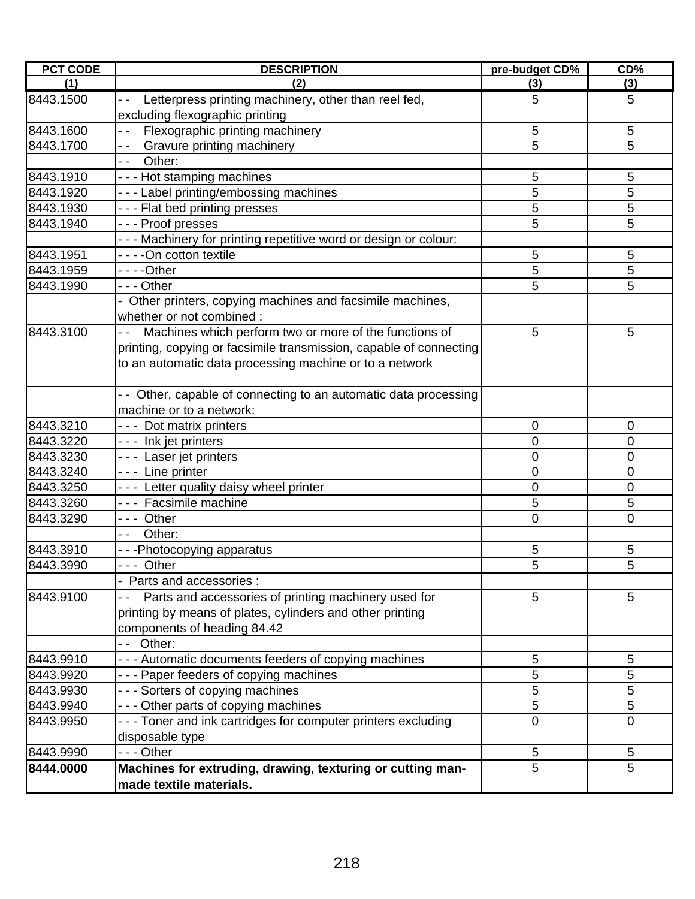| PCT CODE | DESCRIPTION | pre-budget CD% | CD% |
|---|---|---|---|
| (1) | (2) | (3) | (3) |
| 8443.1500 | - - Letterpress printing machinery, other than reel fed, excluding flexographic printing | 5 | 5 |
| 8443.1600 | - - Flexographic printing machinery | 5 | 5 |
| 8443.1700 | - - Gravure printing machinery | 5 | 5 |
| | - - Other: | | |
| 8443.1910 | - - - Hot stamping machines | 5 | 5 |
| 8443.1920 | - - - Label printing/embossing machines | 5 | 5 |
| 8443.1930 | - - - Flat bed printing presses | 5 | 5 |
| 8443.1940 | - - - Proof presses | 5 | 5 |
| | - - - Machinery for printing repetitive word or design or colour: | | |
| 8443.1951 | - - - -On cotton textile | 5 | 5 |
| 8443.1959 | - - - -Other | 5 | 5 |
| 8443.1990 | - - - Other | 5 | 5 |
| | - Other printers, copying machines and facsimile machines, whether or not combined : | | |
| 8443.3100 | - - Machines which perform two or more of the functions of printing, copying or facsimile transmission, capable of connecting to an automatic data processing machine or to a network | 5 | 5 |
| | - - Other, capable of connecting to an automatic data processing machine or to a network: | | |
| 8443.3210 | - - - Dot matrix printers | 0 | 0 |
| 8443.3220 | - - - Ink jet printers | 0 | 0 |
| 8443.3230 | - - - Laser jet printers | 0 | 0 |
| 8443.3240 | - - - Line printer | 0 | 0 |
| 8443.3250 | - - - Letter quality daisy wheel printer | 0 | 0 |
| 8443.3260 | - - - Facsimile machine | 5 | 5 |
| 8443.3290 | - - - Other | 0 | 0 |
| | - - Other: | | |
| 8443.3910 | - - -Photocopying apparatus | 5 | 5 |
| 8443.3990 | - - - Other | 5 | 5 |
| | - Parts and accessories : | | |
| 8443.9100 | - - Parts and accessories of printing machinery used for printing by means of plates, cylinders and other printing components of heading 84.42 | 5 | 5 |
| | - - Other: | | |
| 8443.9910 | - - - Automatic documents feeders of copying machines | 5 | 5 |
| 8443.9920 | - - - Paper feeders of copying machines | 5 | 5 |
| 8443.9930 | - - - Sorters of copying machines | 5 | 5 |
| 8443.9940 | - - - Other parts of copying machines | 5 | 5 |
| 8443.9950 | - - - Toner and ink cartridges for computer printers excluding disposable type | 0 | 0 |
| 8443.9990 | - - - Other | 5 | 5 |
| **8444.0000** | **Machines for extruding, drawing, texturing or cutting man-made textile materials.** | 5 | 5 |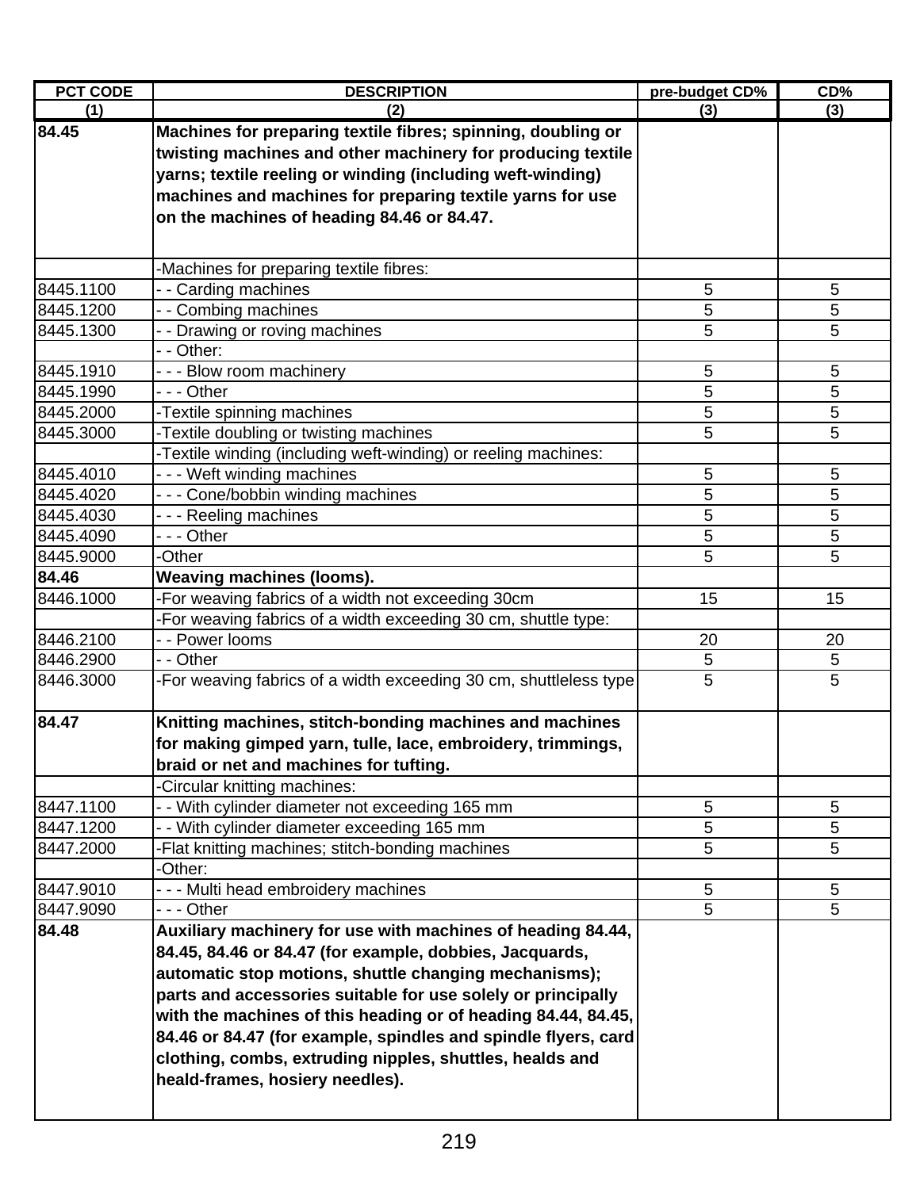| PCT CODE | DESCRIPTION | pre-budget CD% | CD% |
|---|---|---|---|
| (1) | (2) | (3) | (3) |
| **84.45** | **Machines for preparing textile fibres; spinning, doubling or twisting machines and other machinery for producing textile yarns; textile reeling or winding (including weft-winding) machines and machines for preparing textile yarns for use on the machines of heading 84.46 or 84.47.** | | |
| | -Machines for preparing textile fibres: | | |
| 8445.1100 | - - Carding machines | 5 | 5 |
| 8445.1200 | - - Combing machines | 5 | 5 |
| 8445.1300 | - - Drawing or roving machines | 5 | 5 |
| | - - Other: | | |
| 8445.1910 | - - - Blow room machinery | 5 | 5 |
| 8445.1990 | - - - Other | 5 | 5 |
| 8445.2000 | -Textile spinning machines | 5 | 5 |
| 8445.3000 | -Textile doubling or twisting machines | 5 | 5 |
| | -Textile winding (including weft-winding) or reeling machines: | | |
| 8445.4010 | - - - Weft winding machines | 5 | 5 |
| 8445.4020 | - - - Cone/bobbin winding machines | 5 | 5 |
| 8445.4030 | - - - Reeling machines | 5 | 5 |
| 8445.4090 | - - - Other | 5 | 5 |
| 8445.9000 | -Other | 5 | 5 |
| **84.46** | **Weaving machines (looms).** | | |
| 8446.1000 | -For weaving fabrics of a width not exceeding 30cm | 15 | 15 |
| | -For weaving fabrics of a width exceeding 30 cm, shuttle type: | | |
| 8446.2100 | - - Power looms | 20 | 20 |
| 8446.2900 | - - Other | 5 | 5 |
| 8446.3000 | -For weaving fabrics of a width exceeding 30 cm, shuttleless type | 5 | 5 |
| **84.47** | **Knitting machines, stitch-bonding machines and machines for making gimped yarn, tulle, lace, embroidery, trimmings, braid or net and machines for tufting.** | | |
| | -Circular knitting machines: | | |
| 8447.1100 | - - With cylinder diameter not exceeding 165 mm | 5 | 5 |
| 8447.1200 | - - With cylinder diameter exceeding 165 mm | 5 | 5 |
| 8447.2000 | -Flat knitting machines; stitch-bonding machines | 5 | 5 |
| | -Other: | | |
| 8447.9010 | - - - Multi head embroidery machines | 5 | 5 |
| 8447.9090 | - - - Other | 5 | 5 |
| **84.48** | **Auxiliary machinery for use with machines of heading 84.44, 84.45, 84.46 or 84.47 (for example, dobbies, Jacquards, automatic stop motions, shuttle changing mechanisms); parts and accessories suitable for use solely or principally with the machines of this heading or of heading 84.44, 84.45, 84.46 or 84.47 (for example, spindles and spindle flyers, card clothing, combs, extruding nipples, shuttles, healds and heald-frames, hosiery needles).** | | |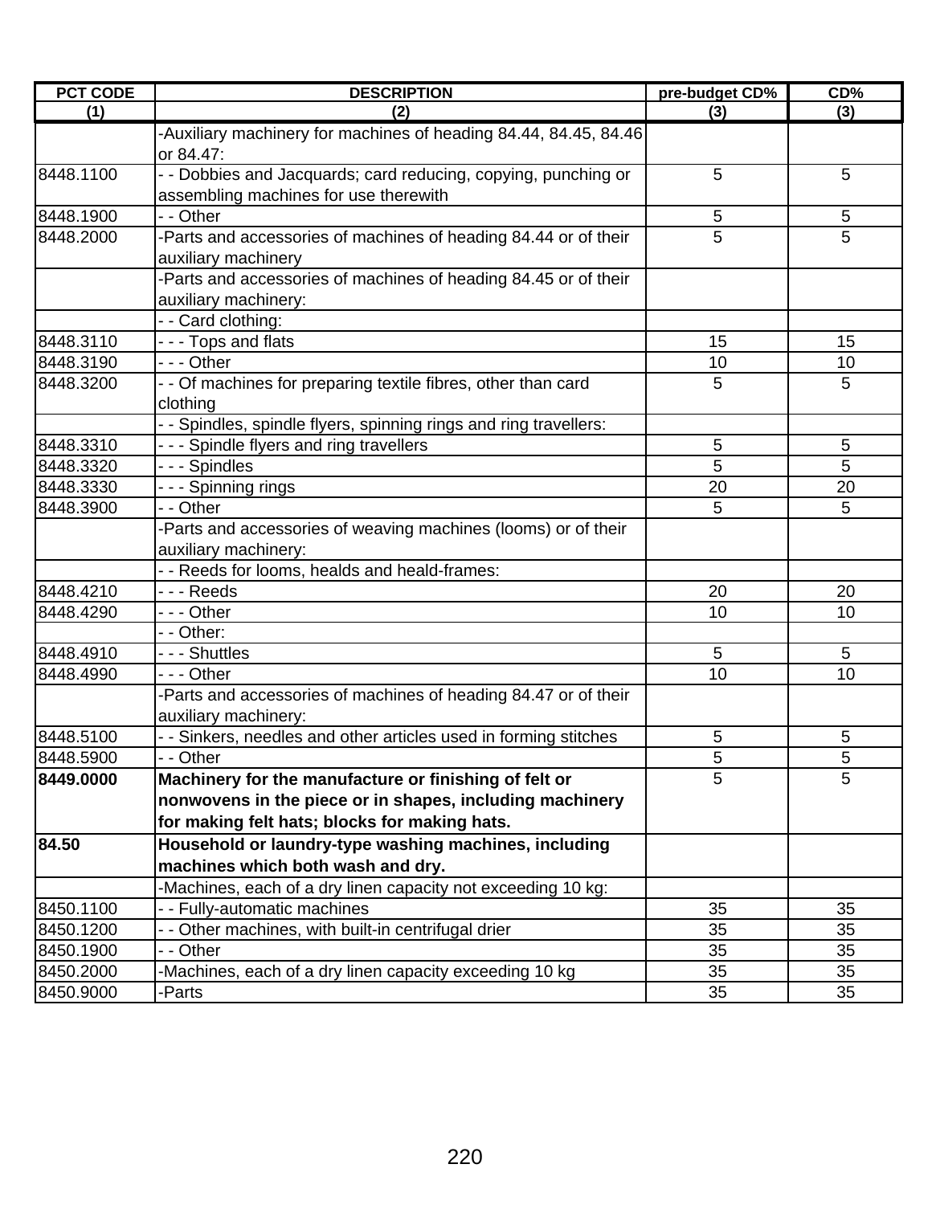| PCT CODE | DESCRIPTION | pre-budget CD% | CD% |
|---|---|---|---|
| (1) | (2) | (3) | (3) |
| | -Auxiliary machinery for machines of heading 84.44, 84.45, 84.46 or 84.47: | | |
| 8448.1100 | - - Dobbies and Jacquards; card reducing, copying, punching or assembling machines for use therewith | 5 | 5 |
| 8448.1900 | - - Other | 5 | 5 |
| 8448.2000 | -Parts and accessories of machines of heading 84.44 or of their auxiliary machinery | 5 | 5 |
| | -Parts and accessories of machines of heading 84.45 or of their auxiliary machinery: | | |
| | - - Card clothing: | | |
| 8448.3110 | - - - Tops and flats | 15 | 15 |
| 8448.3190 | - - - Other | 10 | 10 |
| 8448.3200 | - - Of machines for preparing textile fibres, other than card clothing | 5 | 5 |
| | - - Spindles, spindle flyers, spinning rings and ring travellers: | | |
| 8448.3310 | - - - Spindle flyers and ring travellers | 5 | 5 |
| 8448.3320 | - - - Spindles | 5 | 5 |
| 8448.3330 | - - - Spinning rings | 20 | 20 |
| 8448.3900 | - - Other | 5 | 5 |
| | -Parts and accessories of weaving machines (looms) or of their auxiliary machinery: | | |
| | - - Reeds for looms, healds and heald-frames: | | |
| 8448.4210 | - - - Reeds | 20 | 20 |
| 8448.4290 | - - - Other | 10 | 10 |
| | - - Other: | | |
| 8448.4910 | - - - Shuttles | 5 | 5 |
| 8448.4990 | - - - Other | 10 | 10 |
| | -Parts and accessories of machines of heading 84.47 or of their auxiliary machinery: | | |
| 8448.5100 | - - Sinkers, needles and other articles used in forming stitches | 5 | 5 |
| 8448.5900 | - - Other | 5 | 5 |
| **8449.0000** | **Machinery for the manufacture or finishing of felt or nonwovens in the piece or in shapes, including machinery for making felt hats; blocks for making hats.** | 5 | 5 |
| **84.50** | **Household or laundry-type washing machines, including machines which both wash and dry.** | | |
| | -Machines, each of a dry linen capacity not exceeding 10 kg: | | |
| 8450.1100 | - - Fully-automatic machines | 35 | 35 |
| 8450.1200 | - - Other machines, with built-in centrifugal drier | 35 | 35 |
| 8450.1900 | - - Other | 35 | 35 |
| 8450.2000 | -Machines, each of a dry linen capacity exceeding 10 kg | 35 | 35 |
| 8450.9000 | -Parts | 35 | 35 |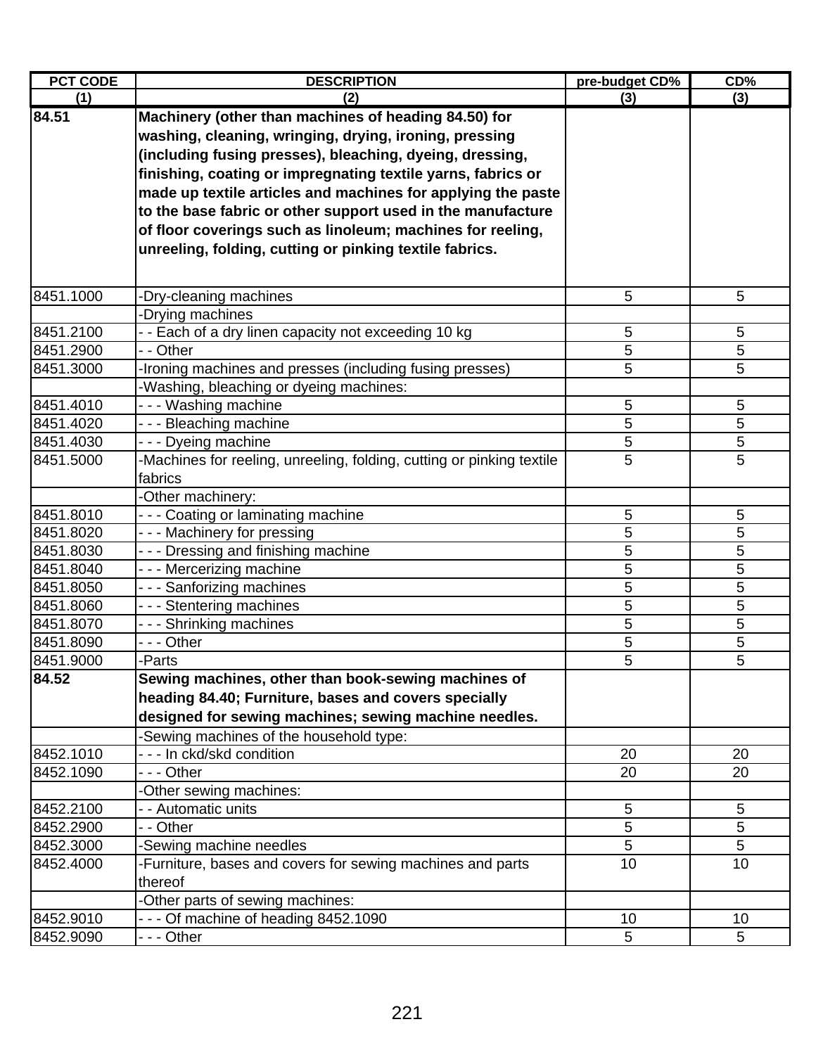| PCT CODE | DESCRIPTION | pre-budget CD% | CD% |
|---|---|---|---|
| (1) | (2) | (3) | (3) |
| **84.51** | **Machinery (other than machines of heading 84.50) for washing, cleaning, wringing, drying, ironing, pressing (including fusing presses), bleaching, dyeing, dressing, finishing, coating or impregnating textile yarns, fabrics or made up textile articles and machines for applying the paste to the base fabric or other support used in the manufacture of floor coverings such as linoleum; machines for reeling, unreeling, folding, cutting or pinking textile fabrics.** | | |
| 8451.1000 | -Dry-cleaning machines | 5 | 5 |
| | -Drying machines | | |
| 8451.2100 | - - Each of a dry linen capacity not exceeding 10 kg | 5 | 5 |
| 8451.2900 | - - Other | 5 | 5 |
| 8451.3000 | -Ironing machines and presses (including fusing presses) | 5 | 5 |
| | -Washing, bleaching or dyeing machines: | | |
| 8451.4010 | - - - Washing machine | 5 | 5 |
| 8451.4020 | - - - Bleaching machine | 5 | 5 |
| 8451.4030 | - - - Dyeing machine | 5 | 5 |
| 8451.5000 | -Machines for reeling, unreeling, folding, cutting or pinking textile fabrics | 5 | 5 |
| | -Other machinery: | | |
| 8451.8010 | - - - Coating or laminating machine | 5 | 5 |
| 8451.8020 | - - - Machinery for pressing | 5 | 5 |
| 8451.8030 | - - - Dressing and finishing machine | 5 | 5 |
| 8451.8040 | - - - Mercerizing machine | 5 | 5 |
| 8451.8050 | - - - Sanforizing machines | 5 | 5 |
| 8451.8060 | - - - Stentering machines | 5 | 5 |
| 8451.8070 | - - - Shrinking machines | 5 | 5 |
| 8451.8090 | - - - Other | 5 | 5 |
| 8451.9000 | -Parts | 5 | 5 |
| **84.52** | **Sewing machines, other than book-sewing machines of heading 84.40; Furniture, bases and covers specially designed for sewing machines; sewing machine needles.** | | |
| | -Sewing machines of the household type: | | |
| 8452.1010 | - - - In ckd/skd condition | 20 | 20 |
| 8452.1090 | - - - Other | 20 | 20 |
| | -Other sewing machines: | | |
| 8452.2100 | - - Automatic units | 5 | 5 |
| 8452.2900 | - - Other | 5 | 5 |
| 8452.3000 | -Sewing machine needles | 5 | 5 |
| 8452.4000 | -Furniture, bases and covers for sewing machines and parts thereof | 10 | 10 |
| | -Other parts of sewing machines: | | |
| 8452.9010 | - - - Of machine of heading 8452.1090 | 10 | 10 |
| 8452.9090 | - - - Other | 5 | 5 |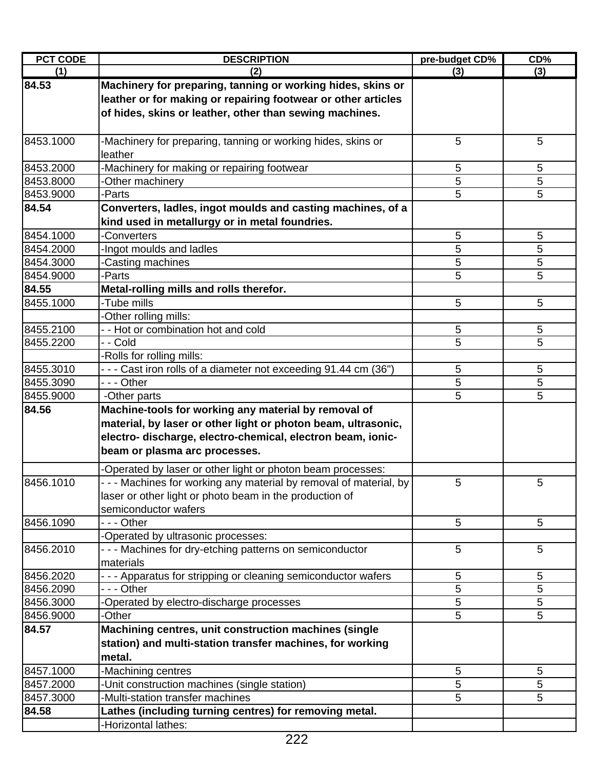| PCT CODE | DESCRIPTION | pre-budget CD% | CD% |
|---|---|---|---|
| (1) | (2) | (3) | (3) |
| **84.53** | **Machinery for preparing, tanning or working hides, skins or leather or for making or repairing footwear or other articles of hides, skins or leather, other than sewing machines.** | | |
| 8453.1000 | -Machinery for preparing, tanning or working hides, skins or leather | 5 | 5 |
| 8453.2000 | -Machinery for making or repairing footwear | 5 | 5 |
| 8453.8000 | -Other machinery | 5 | 5 |
| 8453.9000 | -Parts | 5 | 5 |
| **84.54** | **Converters, ladles, ingot moulds and casting machines, of a kind used in metallurgy or in metal foundries.** | | |
| 8454.1000 | -Converters | 5 | 5 |
| 8454.2000 | -Ingot moulds and ladles | 5 | 5 |
| 8454.3000 | -Casting machines | 5 | 5 |
| 8454.9000 | -Parts | 5 | 5 |
| **84.55** | **Metal-rolling mills and rolls therefor.** | | |
| 8455.1000 | -Tube mills | 5 | 5 |
| | -Other rolling mills: | | |
| 8455.2100 | - - Hot or combination hot and cold | 5 | 5 |
| 8455.2200 | - - Cold | 5 | 5 |
| | -Rolls for rolling mills: | | |
| 8455.3010 | - - - Cast iron rolls of a diameter not exceeding 91.44 cm (36") | 5 | 5 |
| 8455.3090 | - - - Other | 5 | 5 |
| 8455.9000 | -Other parts | 5 | 5 |
| **84.56** | **Machine-tools for working any material by removal of material, by laser or other light or photon beam, ultrasonic, electro- discharge, electro-chemical, electron beam, ionic-beam or plasma arc processes.** | | |
| | -Operated by laser or other light or photon beam processes: | | |
| 8456.1010 | - - - Machines for working any material by removal of material, by laser or other light or photo beam in the production of semiconductor wafers | 5 | 5 |
| 8456.1090 | - - - Other | 5 | 5 |
| | -Operated by ultrasonic processes: | | |
| 8456.2010 | - - - Machines for dry-etching patterns on semiconductor materials | 5 | 5 |
| 8456.2020 | - - - Apparatus for stripping or cleaning semiconductor wafers | 5 | 5 |
| 8456.2090 | - - - Other | 5 | 5 |
| 8456.3000 | -Operated by electro-discharge processes | 5 | 5 |
| 8456.9000 | -Other | 5 | 5 |
| **84.57** | **Machining centres, unit construction machines (single station) and multi-station transfer machines, for working metal.** | | |
| 8457.1000 | -Machining centres | 5 | 5 |
| 8457.2000 | -Unit construction machines (single station) | 5 | 5 |
| 8457.3000 | -Multi-station transfer machines | 5 | 5 |
| **84.58** | **Lathes (including turning centres) for removing metal.** | | |
| | -Horizontal lathes: | | |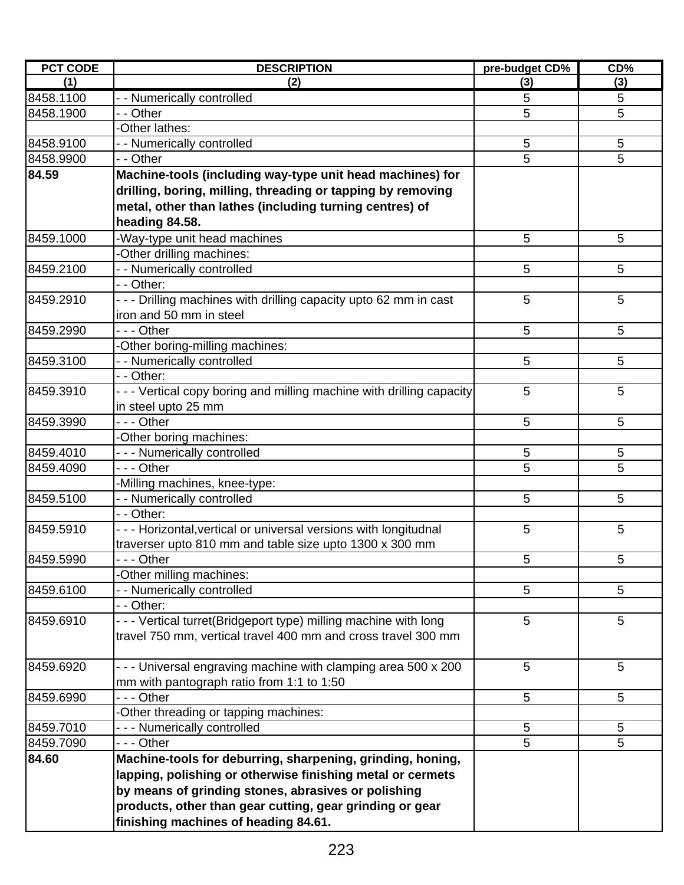| PCT CODE | DESCRIPTION | pre-budget CD% | CD% |
|---|---|---|---|
| (1) | (2) | (3) | (3) |
| 8458.1100 | - - Numerically controlled | 5 | 5 |
| 8458.1900 | - - Other | 5 | 5 |
| | -Other lathes: | | |
| 8458.9100 | - - Numerically controlled | 5 | 5 |
| 8458.9900 | - - Other | 5 | 5 |
| **84.59** | **Machine-tools (including way-type unit head machines) for drilling, boring, milling, threading or tapping by removing metal, other than lathes (including turning centres) of heading 84.58.** | | |
| 8459.1000 | -Way-type unit head machines | 5 | 5 |
| | -Other drilling machines: | | |
| 8459.2100 | - - Numerically controlled | 5 | 5 |
| | - - Other: | | |
| 8459.2910 | - - - Drilling machines with drilling capacity upto 62 mm in cast iron and 50 mm in steel | 5 | 5 |
| 8459.2990 | - - - Other | 5 | 5 |
| | -Other boring-milling machines: | | |
| 8459.3100 | - - Numerically controlled | 5 | 5 |
| | - - Other: | | |
| 8459.3910 | - - - Vertical copy boring and milling machine with drilling capacity in steel upto 25 mm | 5 | 5 |
| 8459.3990 | - - - Other | 5 | 5 |
| | -Other boring machines: | | |
| 8459.4010 | - - - Numerically controlled | 5 | 5 |
| 8459.4090 | - - - Other | 5 | 5 |
| | -Milling machines, knee-type: | | |
| 8459.5100 | - - Numerically controlled | 5 | 5 |
| | - - Other: | | |
| 8459.5910 | - - - Horizontal,vertical or universal versions with longitudnal traverser upto 810 mm and table size upto 1300 x 300 mm | 5 | 5 |
| 8459.5990 | - - - Other | 5 | 5 |
| | -Other milling machines: | | |
| 8459.6100 | - - Numerically controlled | 5 | 5 |
| | - - Other: | | |
| 8459.6910 | - - - Vertical turret(Bridgeport type) milling machine with long travel 750 mm, vertical travel 400 mm and cross travel 300 mm | 5 | 5 |
| 8459.6920 | - - - Universal engraving machine with clamping area 500 x 200 mm with pantograph ratio from 1:1 to 1:50 | 5 | 5 |
| 8459.6990 | - - - Other | 5 | 5 |
| | -Other threading or tapping machines: | | |
| 8459.7010 | - - - Numerically controlled | 5 | 5 |
| 8459.7090 | - - - Other | 5 | 5 |
| **84.60** | **Machine-tools for deburring, sharpening, grinding, honing, lapping, polishing or otherwise finishing metal or cermets by means of grinding stones, abrasives or polishing products, other than gear cutting, gear grinding or gear finishing machines of heading 84.61.** | | |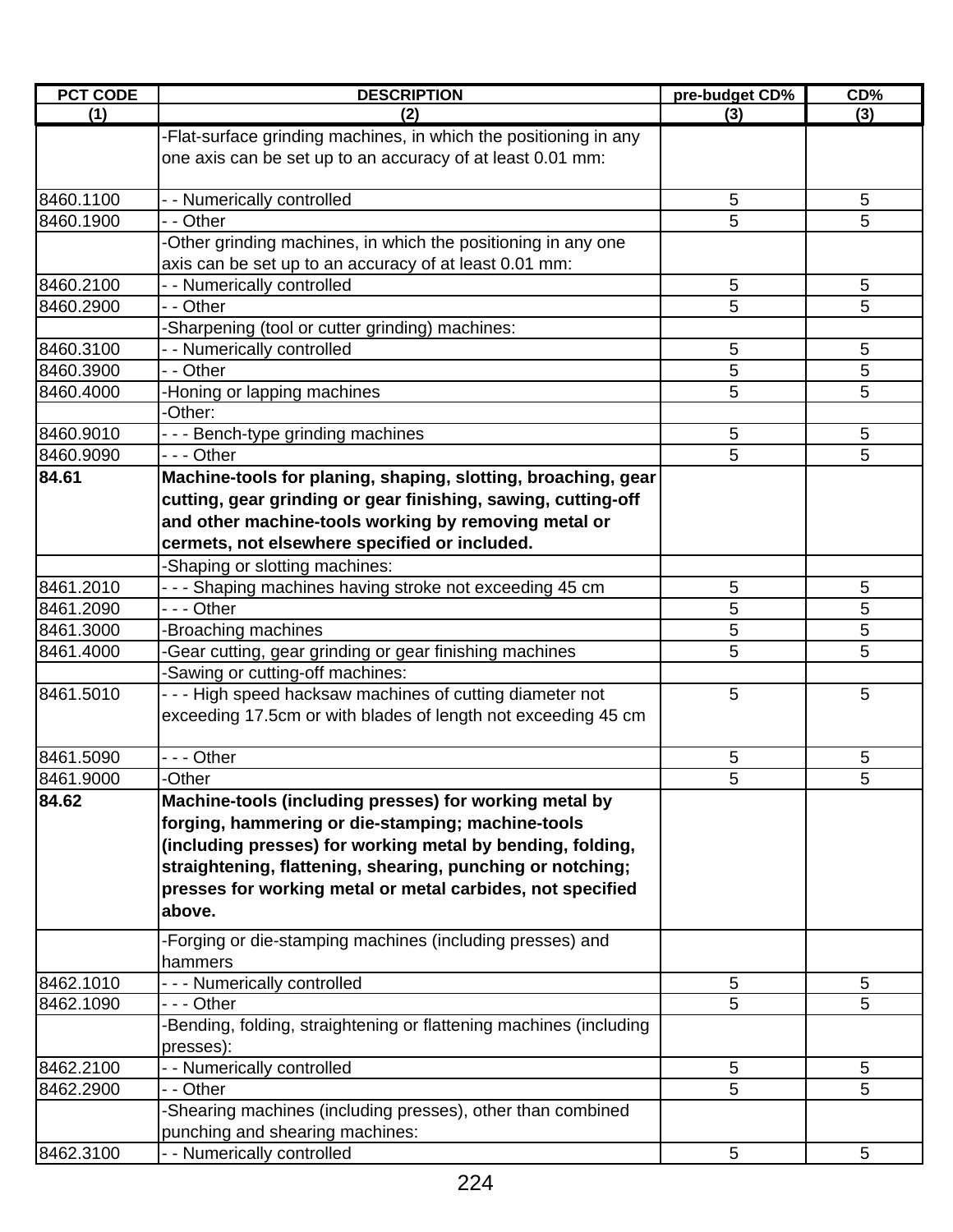| PCT CODE | DESCRIPTION | pre-budget CD% | CD% |
|---|---|---|---|
| (1) | (2) | (3) | (3) |
| | -Flat-surface grinding machines, in which the positioning in any one axis can be set up to an accuracy of at least 0.01 mm: | | |
| 8460.1100 | - - Numerically controlled | 5 | 5 |
| 8460.1900 | - - Other | 5 | 5 |
| | -Other grinding machines, in which the positioning in any one axis can be set up to an accuracy of at least 0.01 mm: | | |
| 8460.2100 | - - Numerically controlled | 5 | 5 |
| 8460.2900 | - - Other | 5 | 5 |
| | -Sharpening (tool or cutter grinding) machines: | | |
| 8460.3100 | - - Numerically controlled | 5 | 5 |
| 8460.3900 | - - Other | 5 | 5 |
| 8460.4000 | -Honing or lapping machines | 5 | 5 |
| | -Other: | | |
| 8460.9010 | - - - Bench-type grinding machines | 5 | 5 |
| 8460.9090 | - - - Other | 5 | 5 |
| **84.61** | **Machine-tools for planing, shaping, slotting, broaching, gear cutting, gear grinding or gear finishing, sawing, cutting-off and other machine-tools working by removing metal or cermets, not elsewhere specified or included.** | | |
| | -Shaping or slotting machines: | | |
| 8461.2010 | - - - Shaping machines having stroke not exceeding 45 cm | 5 | 5 |
| 8461.2090 | - - - Other | 5 | 5 |
| 8461.3000 | -Broaching machines | 5 | 5 |
| 8461.4000 | -Gear cutting, gear grinding or gear finishing machines | 5 | 5 |
| | -Sawing or cutting-off machines: | | |
| 8461.5010 | - - - High speed hacksaw machines of cutting diameter not exceeding 17.5cm or with blades of length not exceeding 45 cm | 5 | 5 |
| 8461.5090 | - - - Other | 5 | 5 |
| 8461.9000 | -Other | 5 | 5 |
| **84.62** | **Machine-tools (including presses) for working metal by forging, hammering or die-stamping; machine-tools (including presses) for working metal by bending, folding, straightening, flattening, shearing, punching or notching; presses for working metal or metal carbides, not specified above.** | | |
| | -Forging or die-stamping machines (including presses) and hammers | | |
| 8462.1010 | - - - Numerically controlled | 5 | 5 |
| 8462.1090 | - - - Other | 5 | 5 |
| | -Bending, folding, straightening or flattening machines (including presses): | | |
| 8462.2100 | - - Numerically controlled | 5 | 5 |
| 8462.2900 | - - Other | 5 | 5 |
| | -Shearing machines (including presses), other than combined punching and shearing machines: | | |
| 8462.3100 | - - Numerically controlled | 5 | 5 |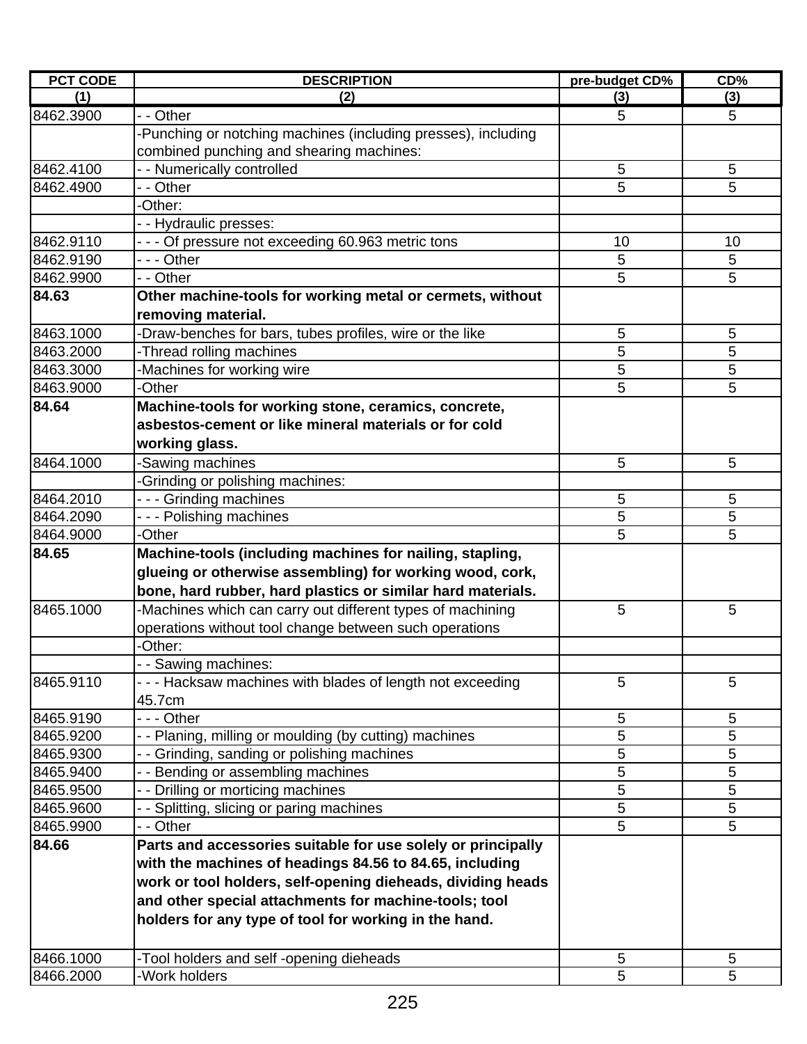| PCT CODE | DESCRIPTION | pre-budget CD% | CD% |
|---|---|---|---|
| (1) | (2) | (3) | (3) |
| 8462.3900 | - - Other | 5 | 5 |
| | -Punching or notching machines (including presses), including combined punching and shearing machines: | | |
| 8462.4100 | - - Numerically controlled | 5 | 5 |
| 8462.4900 | - - Other | 5 | 5 |
| | -Other: | | |
| | - - Hydraulic presses: | | |
| 8462.9110 | - - - Of pressure not exceeding 60.963 metric tons | 10 | 10 |
| 8462.9190 | - - - Other | 5 | 5 |
| 8462.9900 | - - Other | 5 | 5 |
| **84.63** | **Other machine-tools for working metal or cermets, without removing material.** | | |
| 8463.1000 | -Draw-benches for bars, tubes profiles, wire or the like | 5 | 5 |
| 8463.2000 | -Thread rolling machines | 5 | 5 |
| 8463.3000 | -Machines for working wire | 5 | 5 |
| 8463.9000 | -Other | 5 | 5 |
| **84.64** | **Machine-tools for working stone, ceramics, concrete, asbestos-cement or like mineral materials or for cold working glass.** | | |
| 8464.1000 | -Sawing machines | 5 | 5 |
| | -Grinding or polishing machines: | | |
| 8464.2010 | - - - Grinding machines | 5 | 5 |
| 8464.2090 | - - - Polishing machines | 5 | 5 |
| 8464.9000 | -Other | 5 | 5 |
| **84.65** | **Machine-tools (including machines for nailing, stapling, glueing or otherwise assembling) for working wood, cork, bone, hard rubber, hard plastics or similar hard materials.** | | |
| 8465.1000 | -Machines which can carry out different types of machining operations without tool change between such operations | 5 | 5 |
| | -Other: | | |
| | - - Sawing machines: | | |
| 8465.9110 | - - - Hacksaw machines with blades of length not exceeding 45.7cm | 5 | 5 |
| 8465.9190 | - - - Other | 5 | 5 |
| 8465.9200 | - - Planing, milling or moulding (by cutting) machines | 5 | 5 |
| 8465.9300 | - - Grinding, sanding or polishing machines | 5 | 5 |
| 8465.9400 | - - Bending or assembling machines | 5 | 5 |
| 8465.9500 | - - Drilling or morticing machines | 5 | 5 |
| 8465.9600 | - - Splitting, slicing or paring machines | 5 | 5 |
| 8465.9900 | - - Other | 5 | 5 |
| **84.66** | **Parts and accessories suitable for use solely or principally with the machines of headings 84.56 to 84.65, including work or tool holders, self-opening dieheads, dividing heads and other special attachments for machine-tools; tool holders for any type of tool for working in the hand.** | | |
| 8466.1000 | -Tool holders and self -opening dieheads | 5 | 5 |
| 8466.2000 | -Work holders | 5 | 5 |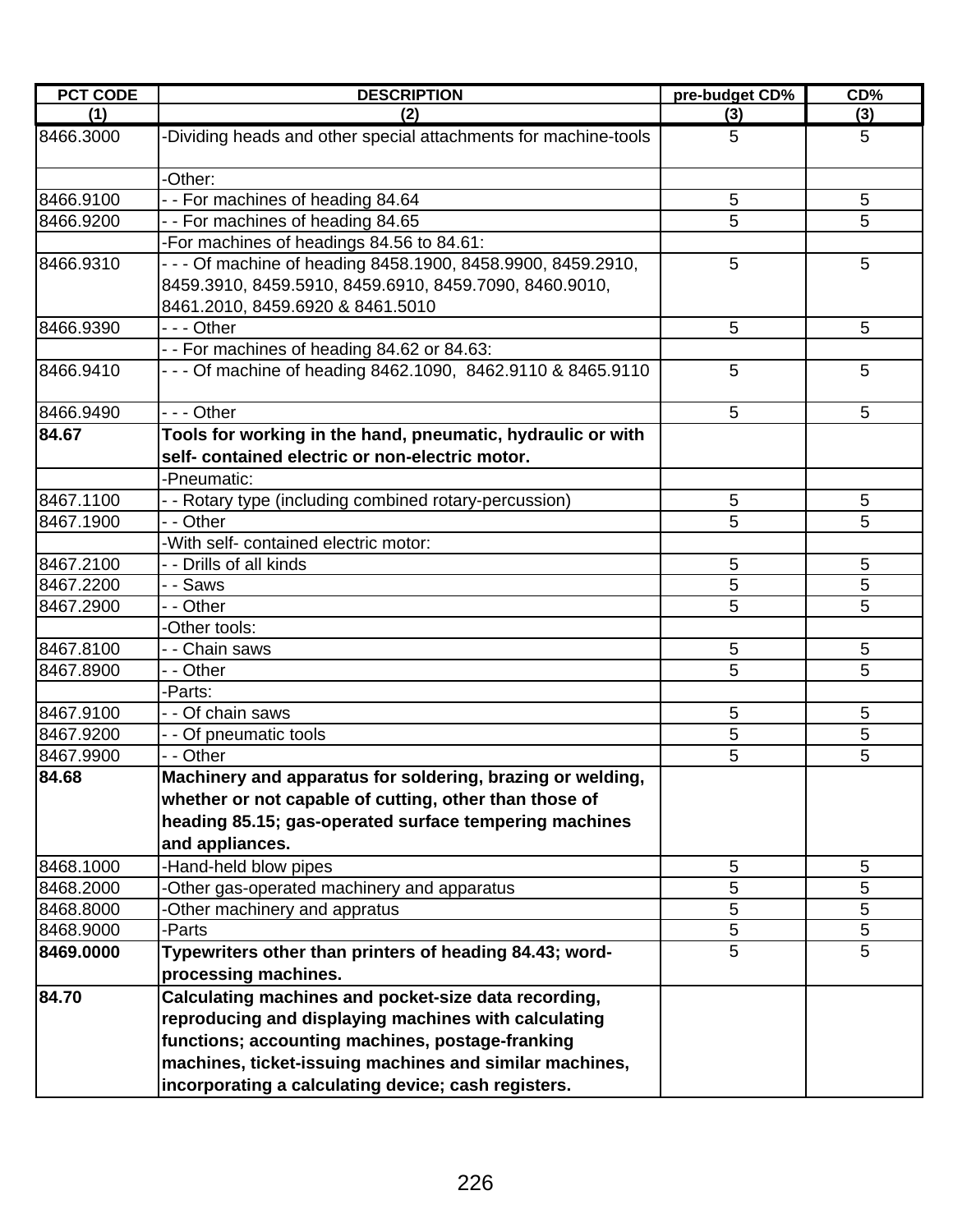| PCT CODE | DESCRIPTION | pre-budget CD% | CD% |
|---|---|---|---|
| (1) | (2) | (3) | (3) |
| 8466.3000 | -Dividing heads and other special attachments for machine-tools | 5 | 5 |
| | -Other: | | |
| 8466.9100 | - - For machines of heading 84.64 | 5 | 5 |
| 8466.9200 | - - For machines of heading 84.65 | 5 | 5 |
| | -For machines of headings 84.56 to 84.61: | | |
| 8466.9310 | - - - Of machine of heading 8458.1900, 8458.9900, 8459.2910, 8459.3910, 8459.5910, 8459.6910, 8459.7090, 8460.9010, 8461.2010, 8459.6920 & 8461.5010 | 5 | 5 |
| 8466.9390 | - - - Other | 5 | 5 |
| | - - For machines of heading 84.62 or 84.63: | | |
| 8466.9410 | - - - Of machine of heading 8462.1090, 8462.9110 & 8465.9110 | 5 | 5 |
| 8466.9490 | - - - Other | 5 | 5 |
| **84.67** | **Tools for working in the hand, pneumatic, hydraulic or with self- contained electric or non-electric motor.** | | |
| | -Pneumatic: | | |
| 8467.1100 | - - Rotary type (including combined rotary-percussion) | 5 | 5 |
| 8467.1900 | - - Other | 5 | 5 |
| | -With self- contained electric motor: | | |
| 8467.2100 | - - Drills of all kinds | 5 | 5 |
| 8467.2200 | - - Saws | 5 | 5 |
| 8467.2900 | - - Other | 5 | 5 |
| | -Other tools: | | |
| 8467.8100 | - - Chain saws | 5 | 5 |
| 8467.8900 | - - Other | 5 | 5 |
| | -Parts: | | |
| 8467.9100 | - - Of chain saws | 5 | 5 |
| 8467.9200 | - - Of pneumatic tools | 5 | 5 |
| 8467.9900 | - - Other | 5 | 5 |
| **84.68** | **Machinery and apparatus for soldering, brazing or welding, whether or not capable of cutting, other than those of heading 85.15; gas-operated surface tempering machines and appliances.** | | |
| 8468.1000 | -Hand-held blow pipes | 5 | 5 |
| 8468.2000 | -Other gas-operated machinery and apparatus | 5 | 5 |
| 8468.8000 | -Other machinery and appratus | 5 | 5 |
| 8468.9000 | -Parts | 5 | 5 |
| **8469.0000** | **Typewriters other than printers of heading 84.43; word-processing machines.** | 5 | 5 |
| **84.70** | **Calculating machines and pocket-size data recording, reproducing and displaying machines with calculating functions; accounting machines, postage-franking machines, ticket-issuing machines and similar machines, incorporating a calculating device; cash registers.** | | |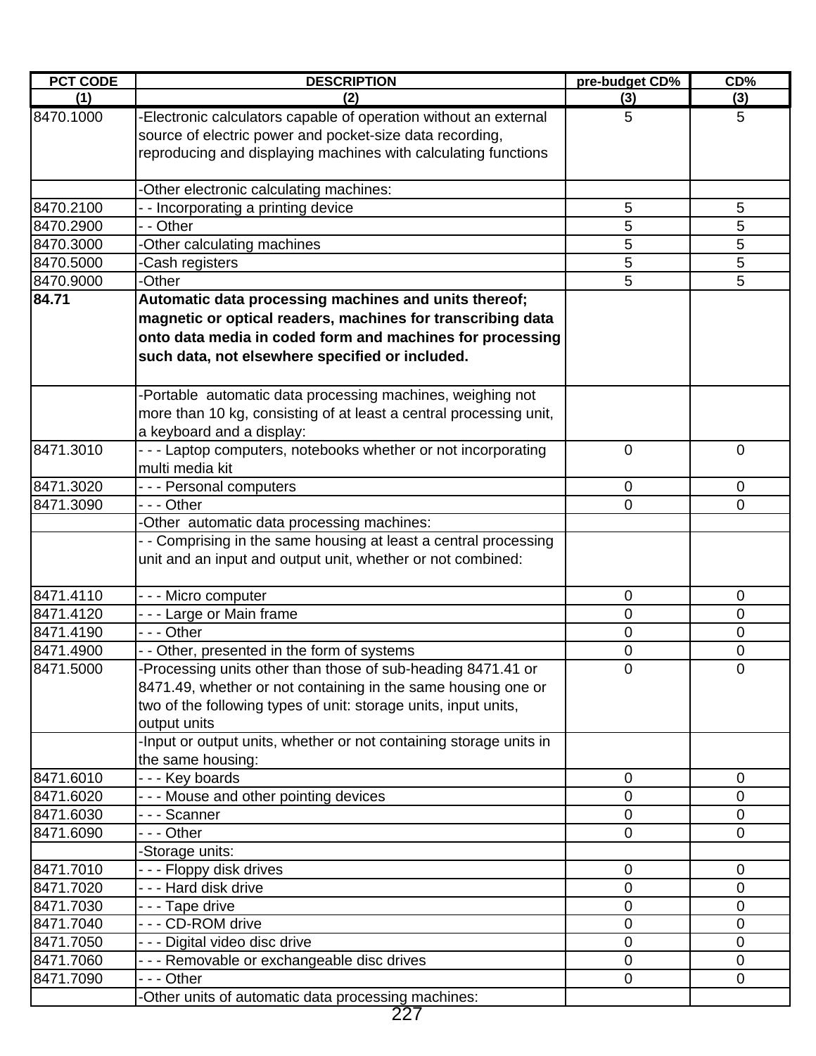| PCT CODE | DESCRIPTION | pre-budget CD% | CD% |
|---|---|---|---|
| (1) | (2) | (3) | (3) |
| 8470.1000 | -Electronic calculators capable of operation without an external source of electric power and pocket-size data recording, reproducing and displaying machines with calculating functions | 5 | 5 |
| | -Other electronic calculating machines: | | |
| 8470.2100 | - - Incorporating a printing device | 5 | 5 |
| 8470.2900 | - - Other | 5 | 5 |
| 8470.3000 | -Other calculating machines | 5 | 5 |
| 8470.5000 | -Cash registers | 5 | 5 |
| 8470.9000 | -Other | 5 | 5 |
| **84.71** | **Automatic data processing machines and units thereof; magnetic or optical readers, machines for transcribing data onto data media in coded form and machines for processing such data, not elsewhere specified or included.** | | |
| | -Portable automatic data processing machines, weighing not more than 10 kg, consisting of at least a central processing unit, a keyboard and a display: | | |
| 8471.3010 | - - - Laptop computers, notebooks whether or not incorporating multi media kit | 0 | 0 |
| 8471.3020 | - - - Personal computers | 0 | 0 |
| 8471.3090 | - - - Other | 0 | 0 |
| | -Other automatic data processing machines: | | |
| | - - Comprising in the same housing at least a central processing unit and an input and output unit, whether or not combined: | | |
| 8471.4110 | - - - Micro computer | 0 | 0 |
| 8471.4120 | - - - Large or Main frame | 0 | 0 |
| 8471.4190 | - - - Other | 0 | 0 |
| 8471.4900 | - - Other, presented in the form of systems | 0 | 0 |
| 8471.5000 | -Processing units other than those of sub-heading 8471.41 or 8471.49, whether or not containing in the same housing one or two of the following types of unit: storage units, input units, output units | 0 | 0 |
| | -Input or output units, whether or not containing storage units in the same housing: | | |
| 8471.6010 | - - - Key boards | 0 | 0 |
| 8471.6020 | - - - Mouse and other pointing devices | 0 | 0 |
| 8471.6030 | - - - Scanner | 0 | 0 |
| 8471.6090 | - - - Other | 0 | 0 |
| | -Storage units: | | |
| 8471.7010 | - - - Floppy disk drives | 0 | 0 |
| 8471.7020 | - - - Hard disk drive | 0 | 0 |
| 8471.7030 | - - - Tape drive | 0 | 0 |
| 8471.7040 | - - - CD-ROM drive | 0 | 0 |
| 8471.7050 | - - - Digital video disc drive | 0 | 0 |
| 8471.7060 | - - - Removable or exchangeable disc drives | 0 | 0 |
| 8471.7090 | - - - Other | 0 | 0 |
| | -Other units of automatic data processing machines: | | |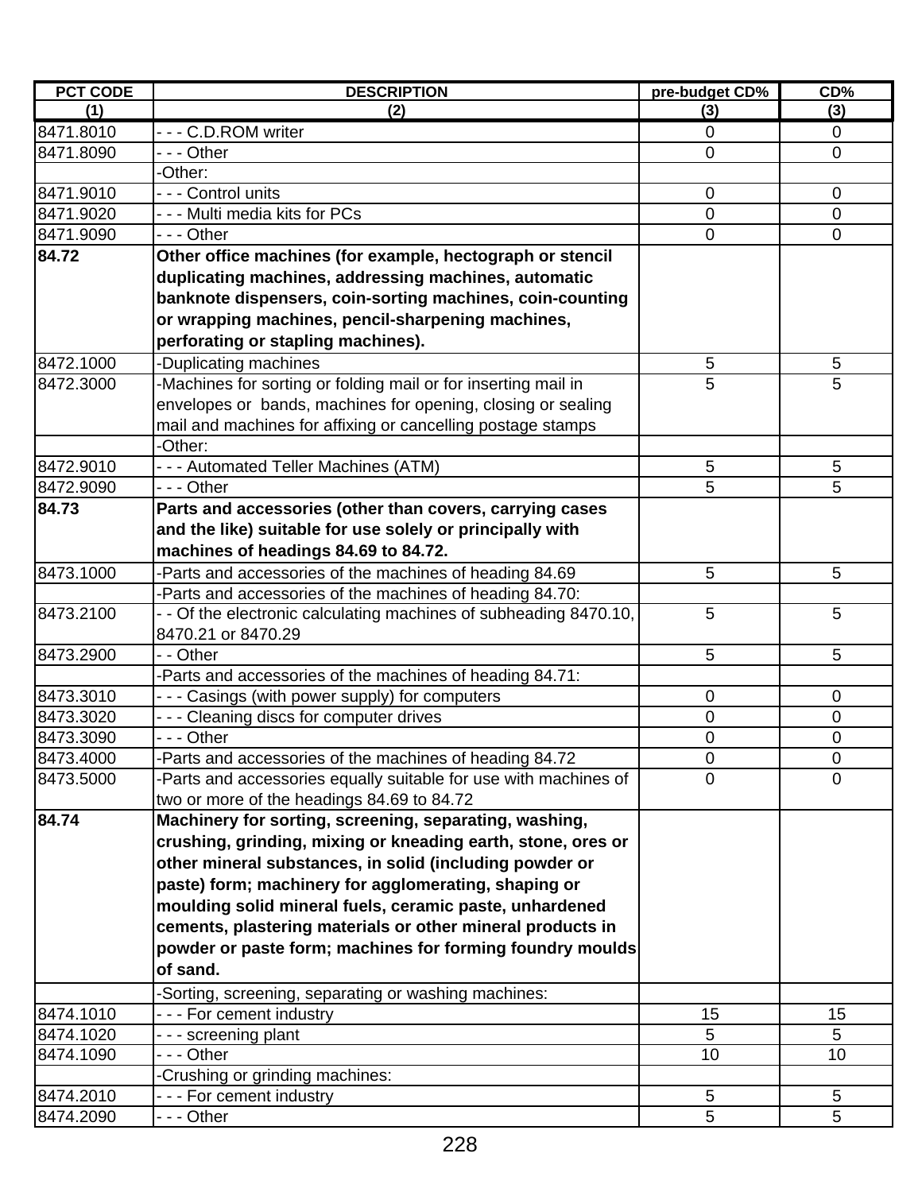| PCT CODE | DESCRIPTION | pre-budget CD% | CD% |
|---|---|---|---|
| (1) | (2) | (3) | (3) |
| 8471.8010 | - - - C.D.ROM writer | 0 | 0 |
| 8471.8090 | - - - Other | 0 | 0 |
| | -Other: | | |
| 8471.9010 | - - - Control units | 0 | 0 |
| 8471.9020 | - - - Multi media kits for PCs | 0 | 0 |
| 8471.9090 | - - - Other | 0 | 0 |
| **84.72** | **Other office machines (for example, hectograph or stencil duplicating machines, addressing machines, automatic banknote dispensers, coin-sorting machines, coin-counting or wrapping machines, pencil-sharpening machines, perforating or stapling machines).** | | |
| 8472.1000 | -Duplicating machines | 5 | 5 |
| 8472.3000 | -Machines for sorting or folding mail or for inserting mail in envelopes or bands, machines for opening, closing or sealing mail and machines for affixing or cancelling postage stamps | 5 | 5 |
| | -Other: | | |
| 8472.9010 | - - - Automated Teller Machines (ATM) | 5 | 5 |
| 8472.9090 | - - - Other | 5 | 5 |
| **84.73** | **Parts and accessories (other than covers, carrying cases and the like) suitable for use solely or principally with machines of headings 84.69 to 84.72.** | | |
| 8473.1000 | -Parts and accessories of the machines of heading 84.69 | 5 | 5 |
| | -Parts and accessories of the machines of heading 84.70: | | |
| 8473.2100 | - - Of the electronic calculating machines of subheading 8470.10, 8470.21 or 8470.29 | 5 | 5 |
| 8473.2900 | - - Other | 5 | 5 |
| | -Parts and accessories of the machines of heading 84.71: | | |
| 8473.3010 | - - - Casings (with power supply) for computers | 0 | 0 |
| 8473.3020 | - - - Cleaning discs for computer drives | 0 | 0 |
| 8473.3090 | - - - Other | 0 | 0 |
| 8473.4000 | -Parts and accessories of the machines of heading 84.72 | 0 | 0 |
| 8473.5000 | -Parts and accessories equally suitable for use with machines of two or more of the headings 84.69 to 84.72 | 0 | 0 |
| **84.74** | **Machinery for sorting, screening, separating, washing, crushing, grinding, mixing or kneading earth, stone, ores or other mineral substances, in solid (including powder or paste) form; machinery for agglomerating, shaping or moulding solid mineral fuels, ceramic paste, unhardened cements, plastering materials or other mineral products in powder or paste form; machines for forming foundry moulds of sand.** | | |
| | -Sorting, screening, separating or washing machines: | | |
| 8474.1010 | - - - For cement industry | 15 | 15 |
| 8474.1020 | - - - screening plant | 5 | 5 |
| 8474.1090 | - - - Other | 10 | 10 |
| | -Crushing or grinding machines: | | |
| 8474.2010 | - - - For cement industry | 5 | 5 |
| 8474.2090 | - - - Other | 5 | 5 |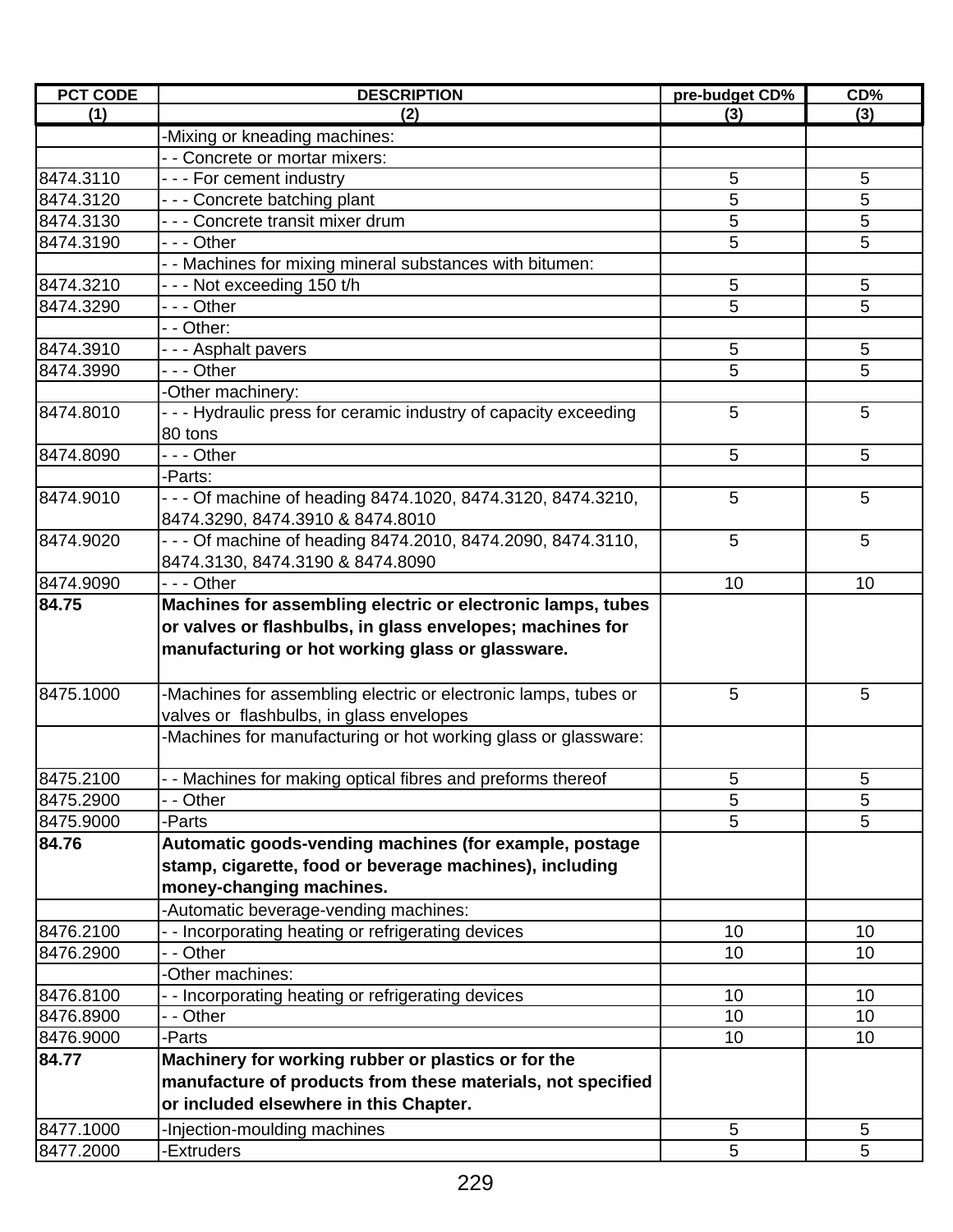| PCT CODE | DESCRIPTION | pre-budget CD% | CD% |
|---|---|---|---|
| (1) | (2) | (3) | (3) |
| | -Mixing or kneading machines: | | |
| | - - Concrete or mortar mixers: | | |
| 8474.3110 | - - - For cement industry | 5 | 5 |
| 8474.3120 | - - - Concrete batching plant | 5 | 5 |
| 8474.3130 | - - - Concrete transit mixer drum | 5 | 5 |
| 8474.3190 | - - - Other | 5 | 5 |
| | - - Machines for mixing mineral substances with bitumen: | | |
| 8474.3210 | - - - Not exceeding 150 t/h | 5 | 5 |
| 8474.3290 | - - - Other | 5 | 5 |
| | - - Other: | | |
| 8474.3910 | - - - Asphalt pavers | 5 | 5 |
| 8474.3990 | - - - Other | 5 | 5 |
| | -Other machinery: | | |
| 8474.8010 | - - - Hydraulic press for ceramic industry of capacity exceeding 80 tons | 5 | 5 |
| 8474.8090 | - - - Other | 5 | 5 |
| | -Parts: | | |
| 8474.9010 | - - - Of machine of heading 8474.1020, 8474.3120, 8474.3210, 8474.3290, 8474.3910 & 8474.8010 | 5 | 5 |
| 8474.9020 | - - - Of machine of heading 8474.2010, 8474.2090, 8474.3110, 8474.3130, 8474.3190 & 8474.8090 | 5 | 5 |
| 8474.9090 | - - - Other | 10 | 10 |
| **84.75** | **Machines for assembling electric or electronic lamps, tubes or valves or flashbulbs, in glass envelopes; machines for manufacturing or hot working glass or glassware.** | | |
| 8475.1000 | -Machines for assembling electric or electronic lamps, tubes or valves or flashbulbs, in glass envelopes | 5 | 5 |
| | -Machines for manufacturing or hot working glass or glassware: | | |
| 8475.2100 | - - Machines for making optical fibres and preforms thereof | 5 | 5 |
| 8475.2900 | - - Other | 5 | 5 |
| 8475.9000 | -Parts | 5 | 5 |
| **84.76** | **Automatic goods-vending machines (for example, postage stamp, cigarette, food or beverage machines), including money-changing machines.** | | |
| | -Automatic beverage-vending machines: | | |
| 8476.2100 | - - Incorporating heating or refrigerating devices | 10 | 10 |
| 8476.2900 | - - Other | 10 | 10 |
| | -Other machines: | | |
| 8476.8100 | - - Incorporating heating or refrigerating devices | 10 | 10 |
| 8476.8900 | - - Other | 10 | 10 |
| 8476.9000 | -Parts | 10 | 10 |
| **84.77** | **Machinery for working rubber or plastics or for the manufacture of products from these materials, not specified or included elsewhere in this Chapter.** | | |
| 8477.1000 | -Injection-moulding machines | 5 | 5 |
| 8477.2000 | -Extruders | 5 | 5 |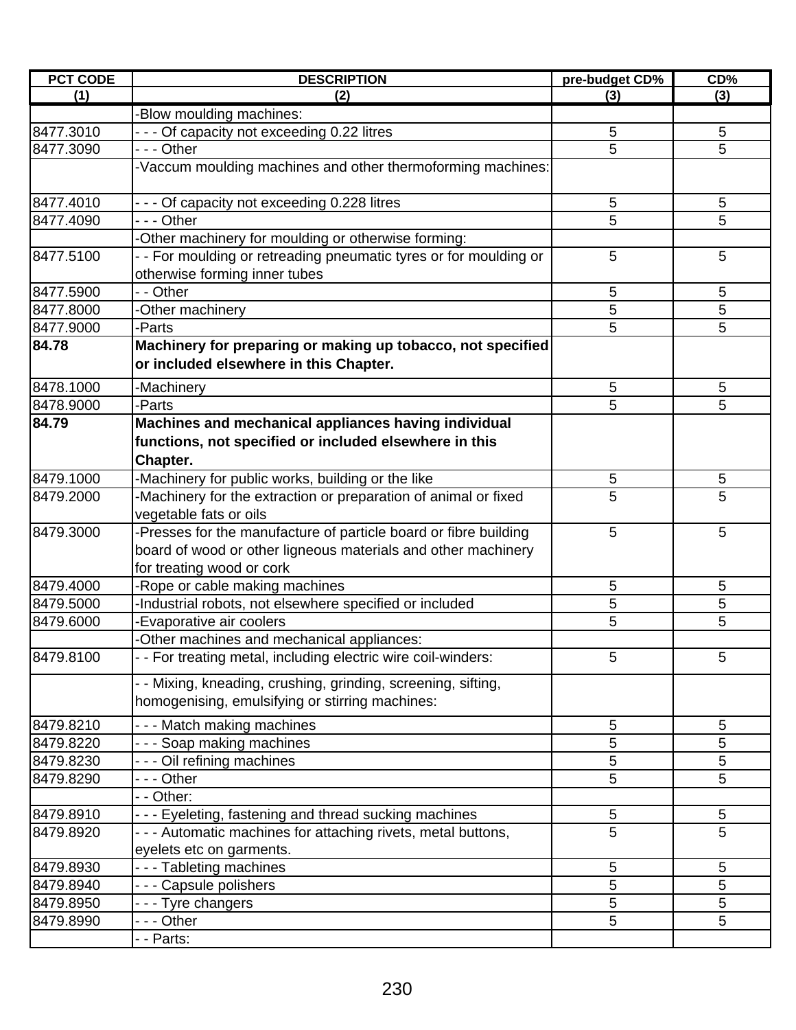| PCT CODE | DESCRIPTION | pre-budget CD% | CD% |
|---|---|---|---|
| (1) | (2) | (3) | (3) |
| | -Blow moulding machines: | | |
| 8477.3010 | - - - Of capacity not exceeding 0.22 litres | 5 | 5 |
| 8477.3090 | - - - Other | 5 | 5 |
| | -Vaccum moulding machines and other thermoforming machines: | | |
| 8477.4010 | - - - Of capacity not exceeding 0.228 litres | 5 | 5 |
| 8477.4090 | - - - Other | 5 | 5 |
| | -Other machinery for moulding or otherwise forming: | | |
| 8477.5100 | - - For moulding or retreading pneumatic tyres or for moulding or otherwise forming inner tubes | 5 | 5 |
| 8477.5900 | - - Other | 5 | 5 |
| 8477.8000 | -Other machinery | 5 | 5 |
| 8477.9000 | -Parts | 5 | 5 |
| **84.78** | **Machinery for preparing or making up tobacco, not specified or included elsewhere in this Chapter.** | | |
| 8478.1000 | -Machinery | 5 | 5 |
| 8478.9000 | -Parts | 5 | 5 |
| **84.79** | **Machines and mechanical appliances having individual functions, not specified or included elsewhere in this Chapter.** | | |
| 8479.1000 | -Machinery for public works, building or the like | 5 | 5 |
| 8479.2000 | -Machinery for the extraction or preparation of animal or fixed vegetable fats or oils | 5 | 5 |
| 8479.3000 | -Presses for the manufacture of particle board or fibre building board of wood or other ligneous materials and other machinery for treating wood or cork | 5 | 5 |
| 8479.4000 | -Rope or cable making machines | 5 | 5 |
| 8479.5000 | -Industrial robots, not elsewhere specified or included | 5 | 5 |
| 8479.6000 | -Evaporative air coolers | 5 | 5 |
| | -Other machines and mechanical appliances: | | |
| 8479.8100 | - - For treating metal, including electric wire coil-winders: | 5 | 5 |
| | - - Mixing, kneading, crushing, grinding, screening, sifting, homogenising, emulsifying or stirring machines: | | |
| 8479.8210 | - - - Match making machines | 5 | 5 |
| 8479.8220 | - - - Soap making machines | 5 | 5 |
| 8479.8230 | - - - Oil refining machines | 5 | 5 |
| 8479.8290 | - - - Other | 5 | 5 |
| | - - Other: | | |
| 8479.8910 | - - - Eyeleting, fastening and thread sucking machines | 5 | 5 |
| 8479.8920 | - - - Automatic machines for attaching rivets, metal buttons, eyelets etc on garments. | 5 | 5 |
| 8479.8930 | - - - Tableting machines | 5 | 5 |
| 8479.8940 | - - - Capsule polishers | 5 | 5 |
| 8479.8950 | - - - Tyre changers | 5 | 5 |
| 8479.8990 | - - - Other | 5 | 5 |
| | - - Parts: | | |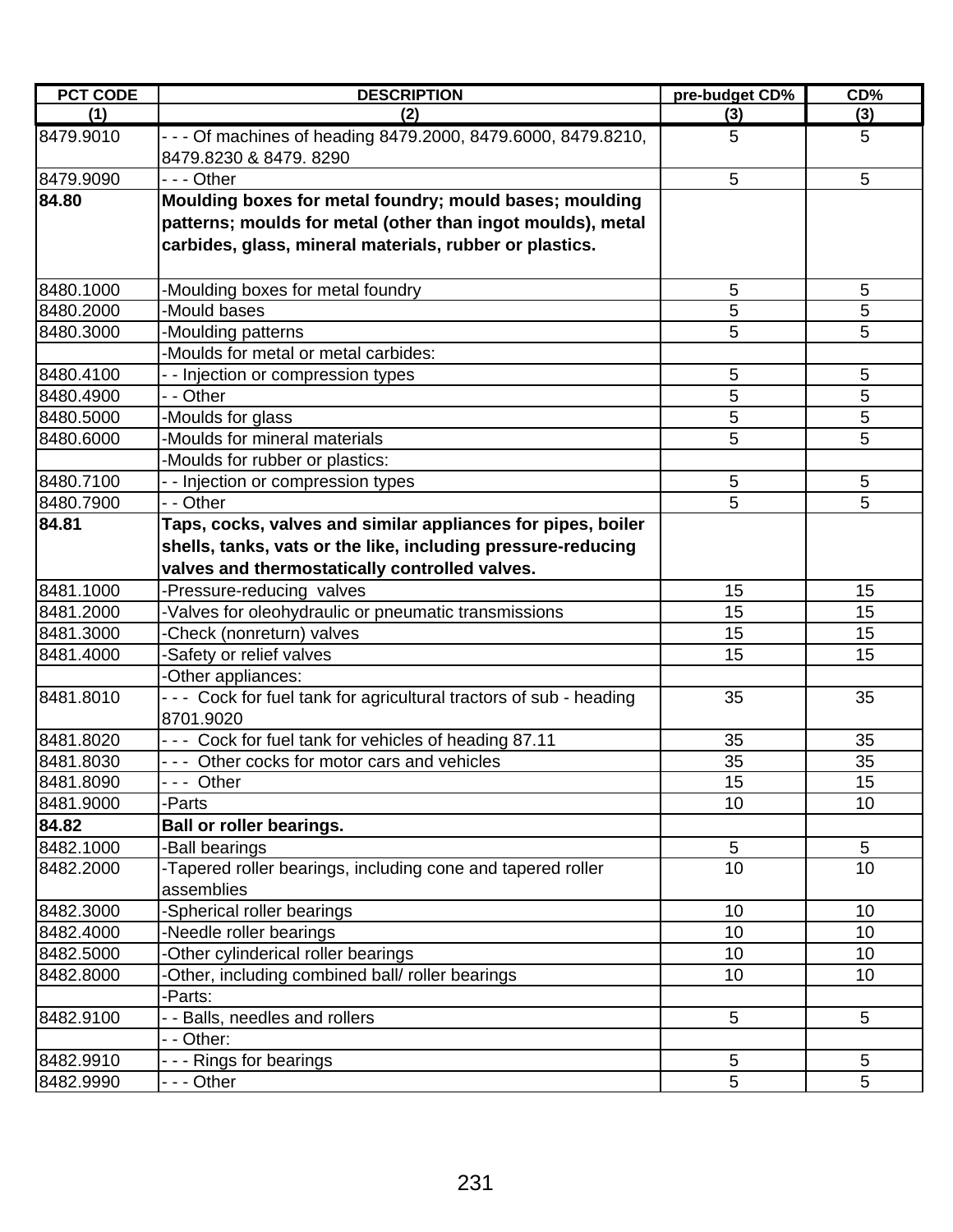| PCT CODE | DESCRIPTION | pre-budget CD% | CD% |
|---|---|---|---|
| (1) | (2) | (3) | (3) |
| 8479.9010 | - - - Of machines of heading 8479.2000, 8479.6000, 8479.8210, 8479.8230 & 8479. 8290 | 5 | 5 |
| 8479.9090 | - - - Other | 5 | 5 |
| **84.80** | **Moulding boxes for metal foundry; mould bases; moulding patterns; moulds for metal (other than ingot moulds), metal carbides, glass, mineral materials, rubber or plastics.** | | |
| 8480.1000 | -Moulding boxes for metal foundry | 5 | 5 |
| 8480.2000 | -Mould bases | 5 | 5 |
| 8480.3000 | -Moulding patterns | 5 | 5 |
| | -Moulds for metal or metal carbides: | | |
| 8480.4100 | - - Injection or compression types | 5 | 5 |
| 8480.4900 | - - Other | 5 | 5 |
| 8480.5000 | -Moulds for glass | 5 | 5 |
| 8480.6000 | -Moulds for mineral materials | 5 | 5 |
| | -Moulds for rubber or plastics: | | |
| 8480.7100 | - - Injection or compression types | 5 | 5 |
| 8480.7900 | - - Other | 5 | 5 |
| **84.81** | **Taps, cocks, valves and similar appliances for pipes, boiler shells, tanks, vats or the like, including pressure-reducing valves and thermostatically controlled valves.** | | |
| 8481.1000 | -Pressure-reducing valves | 15 | 15 |
| 8481.2000 | -Valves for oleohydraulic or pneumatic transmissions | 15 | 15 |
| 8481.3000 | -Check (nonreturn) valves | 15 | 15 |
| 8481.4000 | -Safety or relief valves | 15 | 15 |
| | -Other appliances: | | |
| 8481.8010 | - - - Cock for fuel tank for agricultural tractors of sub - heading 8701.9020 | 35 | 35 |
| 8481.8020 | - - - Cock for fuel tank for vehicles of heading 87.11 | 35 | 35 |
| 8481.8030 | - - - Other cocks for motor cars and vehicles | 35 | 35 |
| 8481.8090 | - - - Other | 15 | 15 |
| 8481.9000 | -Parts | 10 | 10 |
| **84.82** | **Ball or roller bearings.** | | |
| 8482.1000 | -Ball bearings | 5 | 5 |
| 8482.2000 | -Tapered roller bearings, including cone and tapered roller assemblies | 10 | 10 |
| 8482.3000 | -Spherical roller bearings | 10 | 10 |
| 8482.4000 | -Needle roller bearings | 10 | 10 |
| 8482.5000 | -Other cylinderical roller bearings | 10 | 10 |
| 8482.8000 | -Other, including combined ball/ roller bearings | 10 | 10 |
| | -Parts: | | |
| 8482.9100 | - - Balls, needles and rollers | 5 | 5 |
| | - - Other: | | |
| 8482.9910 | - - - Rings for bearings | 5 | 5 |
| 8482.9990 | - - - Other | 5 | 5 |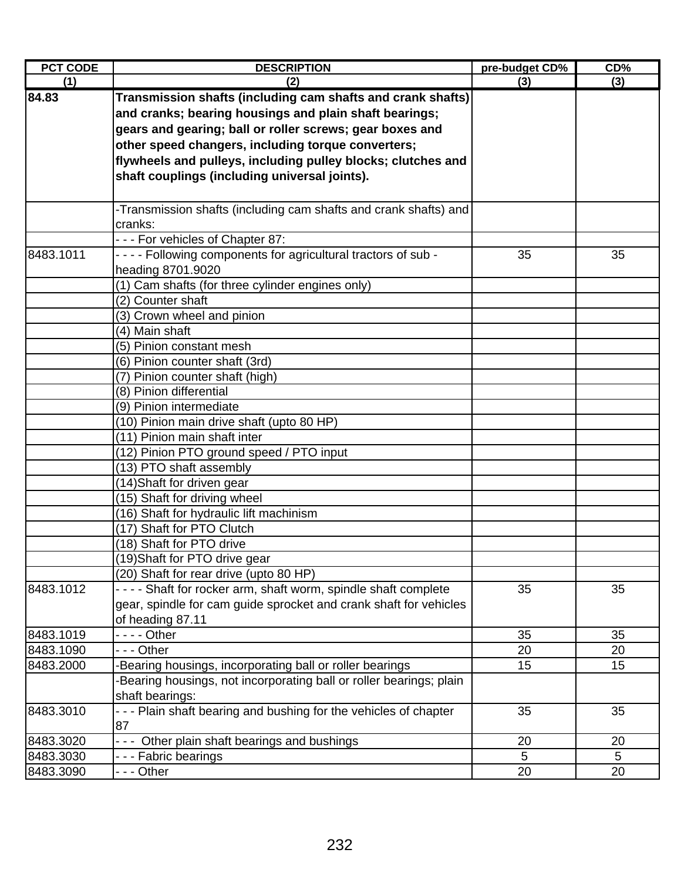| PCT CODE | DESCRIPTION | pre-budget CD% | CD% |
|---|---|---|---|
| (1) | (2) | (3) | (3) |
| **84.83** | **Transmission shafts (including cam shafts and crank shafts) and cranks; bearing housings and plain shaft bearings; gears and gearing; ball or roller screws; gear boxes and other speed changers, including torque converters; flywheels and pulleys, including pulley blocks; clutches and shaft couplings (including universal joints).** | | |
| | -Transmission shafts (including cam shafts and crank shafts) and cranks: | | |
| | - - - For vehicles of Chapter 87: | | |
| 8483.1011 | - - - - Following components for agricultural tractors of sub - heading 8701.9020 | 35 | 35 |
| | (1) Cam shafts (for three cylinder engines only) | | |
| | (2) Counter shaft | | |
| | (3) Crown wheel and pinion | | |
| | (4) Main shaft | | |
| | (5) Pinion constant mesh | | |
| | (6) Pinion counter shaft (3rd) | | |
| | (7) Pinion counter shaft (high) | | |
| | (8) Pinion differential | | |
| | (9) Pinion intermediate | | |
| | (10) Pinion main drive shaft (upto 80 HP) | | |
| | (11) Pinion main shaft inter | | |
| | (12) Pinion PTO ground speed / PTO input | | |
| | (13) PTO shaft assembly | | |
| | (14)Shaft for driven gear | | |
| | (15) Shaft for driving wheel | | |
| | (16) Shaft for hydraulic lift machinism | | |
| | (17) Shaft for PTO Clutch | | |
| | (18) Shaft for PTO drive | | |
| | (19)Shaft for PTO drive gear | | |
| | (20) Shaft for rear drive (upto 80 HP) | | |
| 8483.1012 | - - - - Shaft for rocker arm, shaft worm, spindle shaft complete gear, spindle for cam guide sprocket and crank shaft for vehicles of heading 87.11 | 35 | 35 |
| 8483.1019 | - - - - Other | 35 | 35 |
| 8483.1090 | - - - Other | 20 | 20 |
| 8483.2000 | -Bearing housings, incorporating ball or roller bearings | 15 | 15 |
| | -Bearing housings, not incorporating ball or roller bearings; plain shaft bearings: | | |
| 8483.3010 | - - - Plain shaft bearing and bushing for the vehicles of chapter 87 | 35 | 35 |
| 8483.3020 | - - - Other plain shaft bearings and bushings | 20 | 20 |
| 8483.3030 | - - - Fabric bearings | 5 | 5 |
| 8483.3090 | - - - Other | 20 | 20 |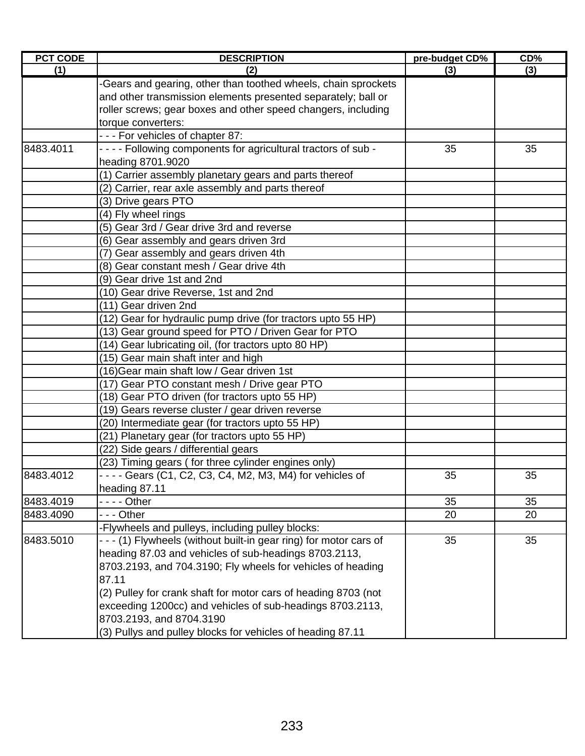| PCT CODE | DESCRIPTION | pre-budget CD% | CD% |
|---|---|---|---|
| (1) | (2) | (3) | (3) |
| | -Gears and gearing, other than toothed wheels, chain sprockets and other transmission elements presented separately; ball or roller screws; gear boxes and other speed changers, including torque converters: | | |
| | - - - For vehicles of chapter 87: | | |
| 8483.4011 | - - - - Following components for agricultural tractors of sub - heading 8701.9020 | 35 | 35 |
| | (1) Carrier assembly planetary gears and parts thereof | | |
| | (2) Carrier, rear axle assembly and parts thereof | | |
| | (3) Drive gears PTO | | |
| | (4) Fly wheel rings | | |
| | (5) Gear 3rd / Gear drive 3rd and reverse | | |
| | (6) Gear assembly and gears driven 3rd | | |
| | (7) Gear assembly and gears driven 4th | | |
| | (8) Gear constant mesh / Gear drive 4th | | |
| | (9) Gear drive 1st and 2nd | | |
| | (10) Gear drive Reverse, 1st and 2nd | | |
| | (11) Gear driven 2nd | | |
| | (12) Gear for hydraulic pump drive (for tractors upto 55 HP) | | |
| | (13) Gear ground speed for PTO / Driven Gear for PTO | | |
| | (14) Gear lubricating oil, (for tractors upto 80 HP) | | |
| | (15) Gear main shaft inter and high | | |
| | (16)Gear main shaft low / Gear driven 1st | | |
| | (17) Gear PTO constant mesh / Drive gear PTO | | |
| | (18) Gear PTO driven (for tractors upto 55 HP) | | |
| | (19) Gears reverse cluster / gear driven reverse | | |
| | (20) Intermediate gear (for tractors upto 55 HP) | | |
| | (21) Planetary gear (for tractors upto 55 HP) | | |
| | (22) Side gears / differential gears | | |
| | (23) Timing gears ( for three cylinder engines only) | | |
| 8483.4012 | - - - - Gears (C1, C2, C3, C4, M2, M3, M4) for vehicles of heading 87.11 | 35 | 35 |
| 8483.4019 | - - - - Other | 35 | 35 |
| 8483.4090 | - - - Other | 20 | 20 |
| | -Flywheels and pulleys, including pulley blocks: | | |
| 8483.5010 | - - - (1) Flywheels (without built-in gear ring) for motor cars of heading 87.03 and vehicles of sub-headings 8703.2113, 8703.2193, and 704.3190; Fly wheels for vehicles of heading 87.11<br>(2) Pulley for crank shaft for motor cars of heading 8703 (not exceeding 1200cc) and vehicles of sub-headings 8703.2113, 8703.2193, and 8704.3190<br>(3) Pullys and pulley blocks for vehicles of heading 87.11 | 35 | 35 |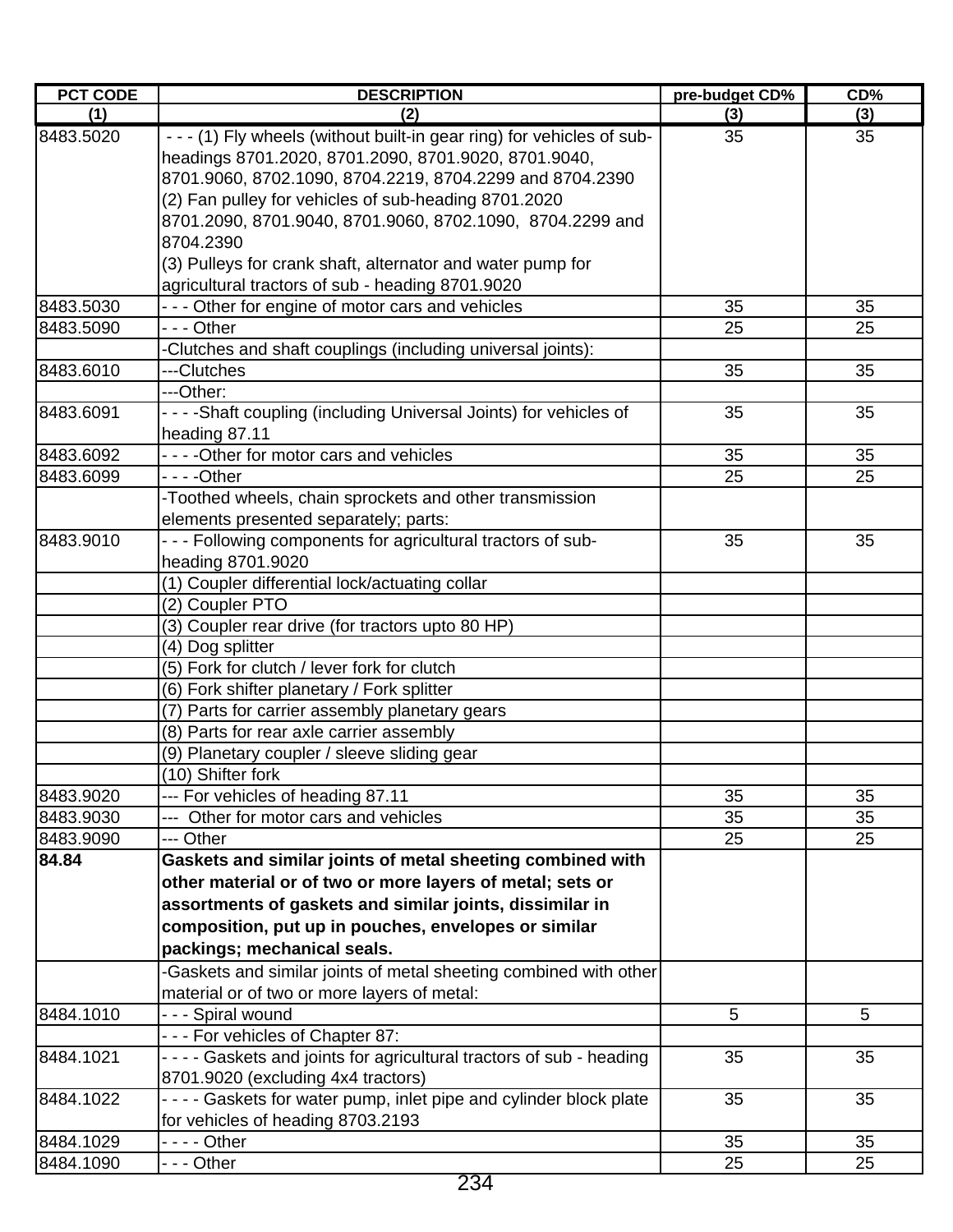| PCT CODE | DESCRIPTION | pre-budget CD% | CD% |
|---|---|---|---|
| (1) | (2) | (3) | (3) |
| 8483.5020 | - - - (1) Fly wheels (without built-in gear ring) for vehicles of sub-headings 8701.2020, 8701.2090, 8701.9020, 8701.9040, 8701.9060, 8702.1090, 8704.2219, 8704.2299 and 8704.2390 (2) Fan pulley for vehicles of sub-heading 8701.2020 8701.2090, 8701.9040, 8701.9060, 8702.1090, 8704.2299 and 8704.2390 (3) Pulleys for crank shaft, alternator and water pump for agricultural tractors of sub - heading 8701.9020 | 35 | 35 |
| 8483.5030 | - - - Other for engine of motor cars and vehicles | 35 | 35 |
| 8483.5090 | - - - Other | 25 | 25 |
| | -Clutches and shaft couplings (including universal joints): | | |
| 8483.6010 | ---Clutches | 35 | 35 |
| | ---Other: | | |
| 8483.6091 | - - - -Shaft coupling (including Universal Joints) for vehicles of heading 87.11 | 35 | 35 |
| 8483.6092 | - - - -Other for motor cars and vehicles | 35 | 35 |
| 8483.6099 | - - - -Other | 25 | 25 |
| | -Toothed wheels, chain sprockets and other transmission elements presented separately; parts: | | |
| 8483.9010 | - - - Following components for agricultural tractors of sub-heading 8701.9020 | 35 | 35 |
| | (1) Coupler differential lock/actuating collar | | |
| | (2) Coupler PTO | | |
| | (3) Coupler rear drive (for tractors upto 80 HP) | | |
| | (4) Dog splitter | | |
| | (5) Fork for clutch / lever fork for clutch | | |
| | (6) Fork shifter planetary / Fork splitter | | |
| | (7) Parts for carrier assembly planetary gears | | |
| | (8) Parts for rear axle carrier assembly | | |
| | (9) Planetary coupler / sleeve sliding gear | | |
| | (10) Shifter fork | | |
| 8483.9020 | --- For vehicles of heading 87.11 | 35 | 35 |
| 8483.9030 | --- Other for motor cars and vehicles | 35 | 35 |
| 8483.9090 | --- Other | 25 | 25 |
| **84.84** | **Gaskets and similar joints of metal sheeting combined with other material or of two or more layers of metal; sets or assortments of gaskets and similar joints, dissimilar in composition, put up in pouches, envelopes or similar packings; mechanical seals.** | | |
| | -Gaskets and similar joints of metal sheeting combined with other material or of two or more layers of metal: | | |
| 8484.1010 | - - - Spiral wound | 5 | 5 |
| | - - - For vehicles of Chapter 87: | | |
| 8484.1021 | - - - - Gaskets and joints for agricultural tractors of sub - heading 8701.9020 (excluding 4x4 tractors) | 35 | 35 |
| 8484.1022 | - - - - Gaskets for water pump, inlet pipe and cylinder block plate for vehicles of heading 8703.2193 | 35 | 35 |
| 8484.1029 | - - - - Other | 35 | 35 |
| 8484.1090 | - - - Other | 25 | 25 |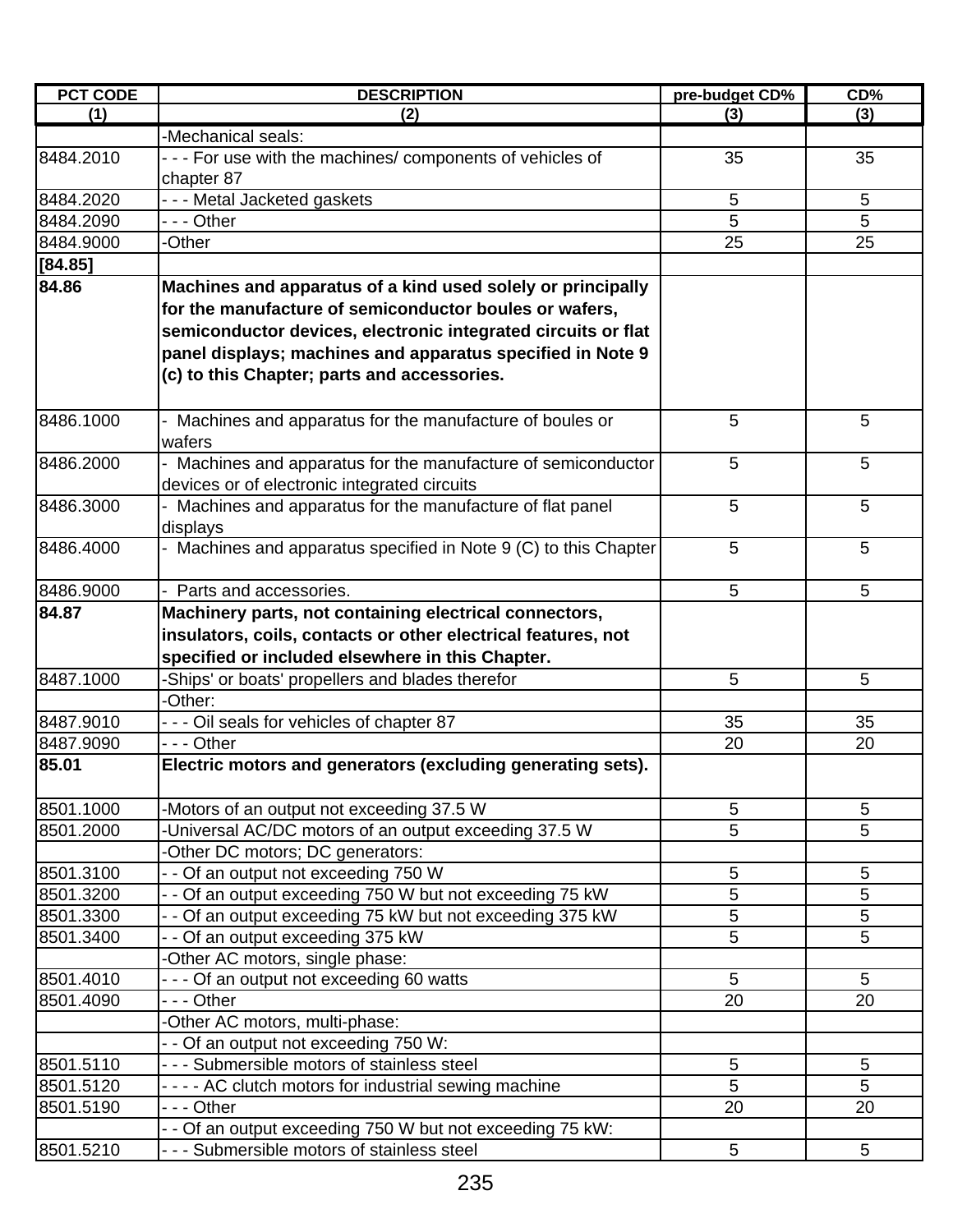| PCT CODE | DESCRIPTION | pre-budget CD% | CD% |
|---|---|---|---|
| (1) | (2) | (3) | (3) |
| | -Mechanical seals: | | |
| 8484.2010 | - - - For use with the machines/ components of vehicles of chapter 87 | 35 | 35 |
| 8484.2020 | - - - Metal Jacketed gaskets | 5 | 5 |
| 8484.2090 | - - - Other | 5 | 5 |
| 8484.9000 | -Other | 25 | 25 |
| **[84.85]** | | | |
| **84.86** | **Machines and apparatus of a kind used solely or principally for the manufacture of semiconductor boules or wafers, semiconductor devices, electronic integrated circuits or flat panel displays; machines and apparatus specified in Note 9 (c) to this Chapter; parts and accessories.** | | |
| 8486.1000 | - Machines and apparatus for the manufacture of boules or wafers | 5 | 5 |
| 8486.2000 | - Machines and apparatus for the manufacture of semiconductor devices or of electronic integrated circuits | 5 | 5 |
| 8486.3000 | - Machines and apparatus for the manufacture of flat panel displays | 5 | 5 |
| 8486.4000 | - Machines and apparatus specified in Note 9 (C) to this Chapter | 5 | 5 |
| 8486.9000 | - Parts and accessories. | 5 | 5 |
| **84.87** | **Machinery parts, not containing electrical connectors, insulators, coils, contacts or other electrical features, not specified or included elsewhere in this Chapter.** | | |
| 8487.1000 | -Ships' or boats' propellers and blades therefor | 5 | 5 |
| | -Other: | | |
| 8487.9010 | - - - Oil seals for vehicles of chapter 87 | 35 | 35 |
| 8487.9090 | - - - Other | 20 | 20 |
| **85.01** | **Electric motors and generators (excluding generating sets).** | | |
| 8501.1000 | -Motors of an output not exceeding 37.5 W | 5 | 5 |
| 8501.2000 | -Universal AC/DC motors of an output exceeding 37.5 W | 5 | 5 |
| | -Other DC motors; DC generators: | | |
| 8501.3100 | - - Of an output not exceeding 750 W | 5 | 5 |
| 8501.3200 | - - Of an output exceeding 750 W but not exceeding 75 kW | 5 | 5 |
| 8501.3300 | - - Of an output exceeding 75 kW but not exceeding 375 kW | 5 | 5 |
| 8501.3400 | - - Of an output exceeding 375 kW | 5 | 5 |
| | -Other AC motors, single phase: | | |
| 8501.4010 | - - - Of an output not exceeding 60 watts | 5 | 5 |
| 8501.4090 | - - - Other | 20 | 20 |
| | -Other AC motors, multi-phase: | | |
| | - - Of an output not exceeding 750 W: | | |
| 8501.5110 | - - - Submersible motors of stainless steel | 5 | 5 |
| 8501.5120 | - - - - AC clutch motors for industrial sewing machine | 5 | 5 |
| 8501.5190 | - - - Other | 20 | 20 |
| | - - Of an output exceeding 750 W but not exceeding 75 kW: | | |
| 8501.5210 | - - - Submersible motors of stainless steel | 5 | 5 |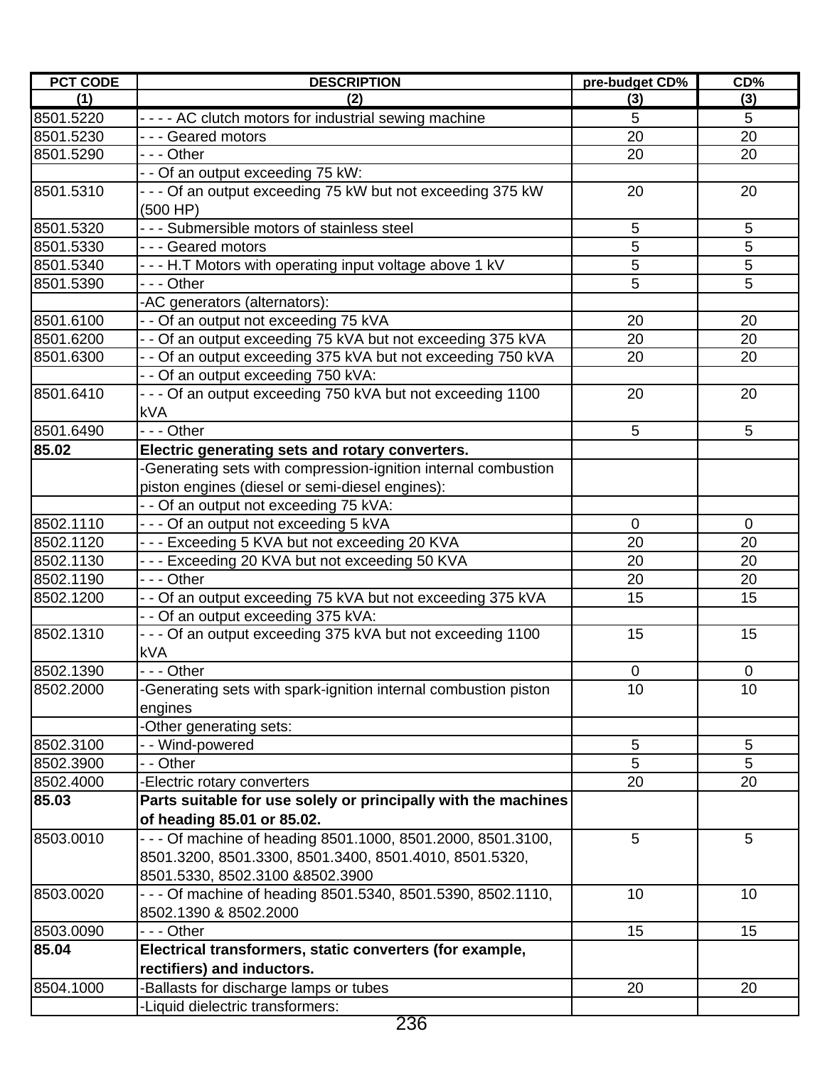| PCT CODE | DESCRIPTION | pre-budget CD% | CD% |
|---|---|---|---|
| (1) | (2) | (3) | (3) |
| 8501.5220 | - - - - AC clutch motors for industrial sewing machine | 5 | 5 |
| 8501.5230 | - - - Geared motors | 20 | 20 |
| 8501.5290 | - - - Other | 20 | 20 |
| | - - Of an output exceeding 75 kW: | | |
| 8501.5310 | - - - Of an output exceeding 75 kW but not exceeding 375 kW (500 HP) | 20 | 20 |
| 8501.5320 | - - - Submersible motors of stainless steel | 5 | 5 |
| 8501.5330 | - - - Geared motors | 5 | 5 |
| 8501.5340 | - - - H.T Motors with operating input voltage above 1 kV | 5 | 5 |
| 8501.5390 | - - - Other | 5 | 5 |
| | -AC generators (alternators): | | |
| 8501.6100 | - - Of an output not exceeding 75 kVA | 20 | 20 |
| 8501.6200 | - - Of an output exceeding 75 kVA but not exceeding 375 kVA | 20 | 20 |
| 8501.6300 | - - Of an output exceeding 375 kVA but not exceeding 750 kVA | 20 | 20 |
| | - - Of an output exceeding 750 kVA: | | |
| 8501.6410 | - - - Of an output exceeding 750 kVA but not exceeding 1100 kVA | 20 | 20 |
| 8501.6490 | - - - Other | 5 | 5 |
| **85.02** | **Electric generating sets and rotary converters.** | | |
| | -Generating sets with compression-ignition internal combustion piston engines (diesel or semi-diesel engines): | | |
| | - - Of an output not exceeding 75 kVA: | | |
| 8502.1110 | - - - Of an output not exceeding 5 kVA | 0 | 0 |
| 8502.1120 | - - - Exceeding 5 KVA but not exceeding 20 KVA | 20 | 20 |
| 8502.1130 | - - - Exceeding 20 KVA but not exceeding 50 KVA | 20 | 20 |
| 8502.1190 | - - - Other | 20 | 20 |
| 8502.1200 | - - Of an output exceeding 75 kVA but not exceeding 375 kVA | 15 | 15 |
| | - - Of an output exceeding 375 kVA: | | |
| 8502.1310 | - - - Of an output exceeding 375 kVA but not exceeding 1100 kVA | 15 | 15 |
| 8502.1390 | - - - Other | 0 | 0 |
| 8502.2000 | -Generating sets with spark-ignition internal combustion piston engines | 10 | 10 |
| | -Other generating sets: | | |
| 8502.3100 | - - Wind-powered | 5 | 5 |
| 8502.3900 | - - Other | 5 | 5 |
| 8502.4000 | -Electric rotary converters | 20 | 20 |
| **85.03** | **Parts suitable for use solely or principally with the machines of heading 85.01 or 85.02.** | | |
| 8503.0010 | - - - Of machine of heading 8501.1000, 8501.2000, 8501.3100, 8501.3200, 8501.3300, 8501.3400, 8501.4010, 8501.5320, 8501.5330, 8502.3100 &8502.3900 | 5 | 5 |
| 8503.0020 | - - - Of machine of heading 8501.5340, 8501.5390, 8502.1110, 8502.1390 & 8502.2000 | 10 | 10 |
| 8503.0090 | - - - Other | 15 | 15 |
| **85.04** | **Electrical transformers, static converters (for example, rectifiers) and inductors.** | | |
| 8504.1000 | -Ballasts for discharge lamps or tubes | 20 | 20 |
| | -Liquid dielectric transformers: | | |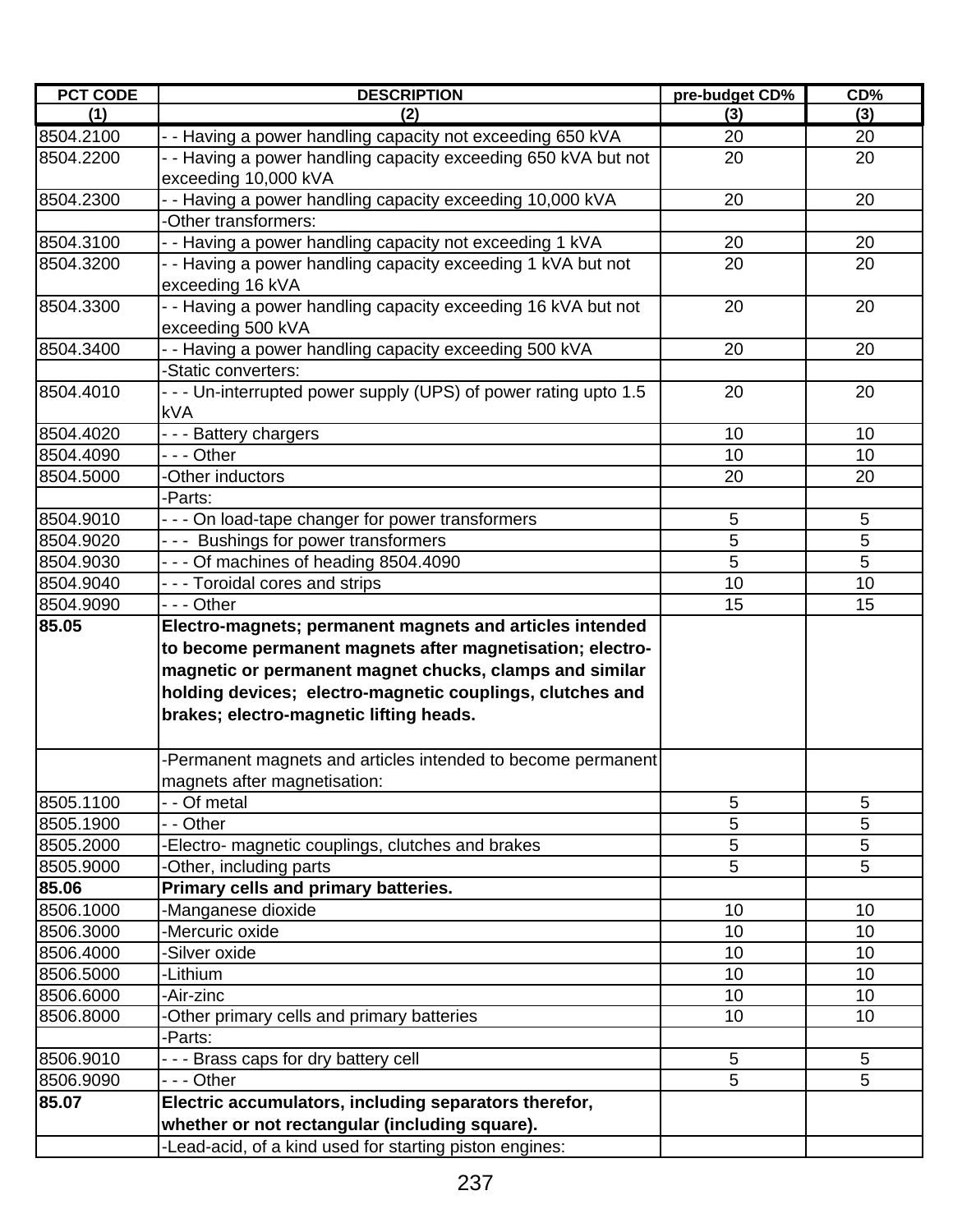| PCT CODE | DESCRIPTION | pre-budget CD% | CD% |
|---|---|---|---|
| (1) | (2) | (3) | (3) |
| 8504.2100 | - - Having a power handling capacity not exceeding 650 kVA | 20 | 20 |
| 8504.2200 | - - Having a power handling capacity exceeding 650 kVA but not exceeding 10,000 kVA | 20 | 20 |
| 8504.2300 | - - Having a power handling capacity exceeding 10,000 kVA | 20 | 20 |
| | -Other transformers: | | |
| 8504.3100 | - - Having a power handling capacity not exceeding 1 kVA | 20 | 20 |
| 8504.3200 | - - Having a power handling capacity exceeding 1 kVA but not exceeding 16 kVA | 20 | 20 |
| 8504.3300 | - - Having a power handling capacity exceeding 16 kVA but not exceeding 500 kVA | 20 | 20 |
| 8504.3400 | - - Having a power handling capacity exceeding 500 kVA | 20 | 20 |
| | -Static converters: | | |
| 8504.4010 | - - - Un-interrupted power supply (UPS) of power rating upto 1.5 kVA | 20 | 20 |
| 8504.4020 | - - - Battery chargers | 10 | 10 |
| 8504.4090 | - - - Other | 10 | 10 |
| 8504.5000 | -Other inductors | 20 | 20 |
| | -Parts: | | |
| 8504.9010 | - - - On load-tape changer for power transformers | 5 | 5 |
| 8504.9020 | - - - Bushings for power transformers | 5 | 5 |
| 8504.9030 | - - - Of machines of heading 8504.4090 | 5 | 5 |
| 8504.9040 | - - - Toroidal cores and strips | 10 | 10 |
| 8504.9090 | - - - Other | 15 | 15 |
| **85.05** | **Electro-magnets; permanent magnets and articles intended to become permanent magnets after magnetisation; electro-magnetic or permanent magnet chucks, clamps and similar holding devices; electro-magnetic couplings, clutches and brakes; electro-magnetic lifting heads.** | | |
| | -Permanent magnets and articles intended to become permanent magnets after magnetisation: | | |
| 8505.1100 | - - Of metal | 5 | 5 |
| 8505.1900 | - - Other | 5 | 5 |
| 8505.2000 | -Electro- magnetic couplings, clutches and brakes | 5 | 5 |
| 8505.9000 | -Other, including parts | 5 | 5 |
| **85.06** | **Primary cells and primary batteries.** | | |
| 8506.1000 | -Manganese dioxide | 10 | 10 |
| 8506.3000 | -Mercuric oxide | 10 | 10 |
| 8506.4000 | -Silver oxide | 10 | 10 |
| 8506.5000 | -Lithium | 10 | 10 |
| 8506.6000 | -Air-zinc | 10 | 10 |
| 8506.8000 | -Other primary cells and primary batteries | 10 | 10 |
| | -Parts: | | |
| 8506.9010 | - - - Brass caps for dry battery cell | 5 | 5 |
| 8506.9090 | - - - Other | 5 | 5 |
| **85.07** | **Electric accumulators, including separators therefor, whether or not rectangular (including square).** | | |
| | -Lead-acid, of a kind used for starting piston engines: | | |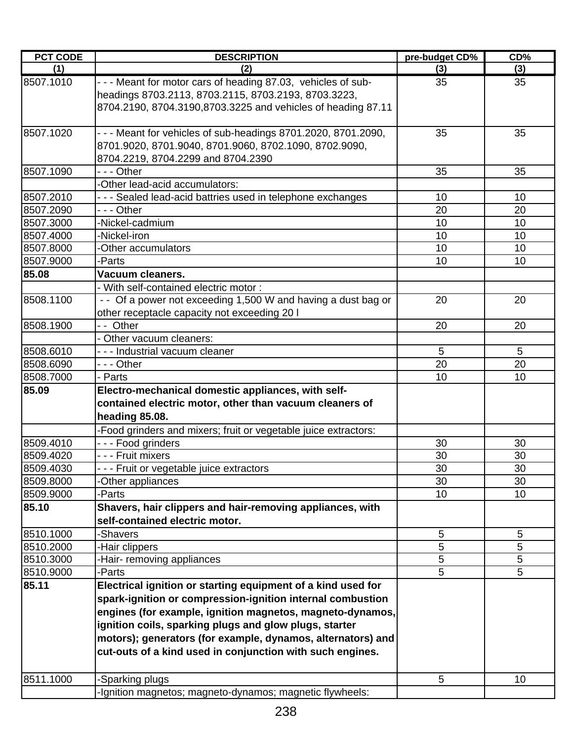| PCT CODE | DESCRIPTION | pre-budget CD% | CD% |
|---|---|---|---|
| (1) | (2) | (3) | (3) |
| 8507.1010 | - - - Meant for motor cars of heading 87.03, vehicles of sub-headings 8703.2113, 8703.2115, 8703.2193, 8703.3223, 8704.2190, 8704.3190,8703.3225 and vehicles of heading 87.11 | 35 | 35 |
| 8507.1020 | - - - Meant for vehicles of sub-headings 8701.2020, 8701.2090, 8701.9020, 8701.9040, 8701.9060, 8702.1090, 8702.9090, 8704.2219, 8704.2299 and 8704.2390 | 35 | 35 |
| 8507.1090 | - - - Other | 35 | 35 |
| | -Other lead-acid accumulators: | | |
| 8507.2010 | - - - Sealed lead-acid battries used in telephone exchanges | 10 | 10 |
| 8507.2090 | - - - Other | 20 | 20 |
| 8507.3000 | -Nickel-cadmium | 10 | 10 |
| 8507.4000 | -Nickel-iron | 10 | 10 |
| 8507.8000 | -Other accumulators | 10 | 10 |
| 8507.9000 | -Parts | 10 | 10 |
| **85.08** | **Vacuum cleaners.** | | |
| | - With self-contained electric motor : | | |
| 8508.1100 | - - Of a power not exceeding 1,500 W and having a dust bag or other receptacle capacity not exceeding 20 l | 20 | 20 |
| 8508.1900 | - - Other | 20 | 20 |
| | - Other vacuum cleaners: | | |
| 8508.6010 | - - - Industrial vacuum cleaner | 5 | 5 |
| 8508.6090 | - - - Other | 20 | 20 |
| 8508.7000 | - Parts | 10 | 10 |
| **85.09** | **Electro-mechanical domestic appliances, with self-contained electric motor, other than vacuum cleaners of heading 85.08.** | | |
| | -Food grinders and mixers; fruit or vegetable juice extractors: | | |
| 8509.4010 | - - - Food grinders | 30 | 30 |
| 8509.4020 | - - - Fruit mixers | 30 | 30 |
| 8509.4030 | - - - Fruit or vegetable juice extractors | 30 | 30 |
| 8509.8000 | -Other appliances | 30 | 30 |
| 8509.9000 | -Parts | 10 | 10 |
| **85.10** | **Shavers, hair clippers and hair-removing appliances, with self-contained electric motor.** | | |
| 8510.1000 | -Shavers | 5 | 5 |
| 8510.2000 | -Hair clippers | 5 | 5 |
| 8510.3000 | -Hair- removing appliances | 5 | 5 |
| 8510.9000 | -Parts | 5 | 5 |
| **85.11** | **Electrical ignition or starting equipment of a kind used for spark-ignition or compression-ignition internal combustion engines (for example, ignition magnetos, magneto-dynamos, ignition coils, sparking plugs and glow plugs, starter motors); generators (for example, dynamos, alternators) and cut-outs of a kind used in conjunction with such engines.** | | |
| 8511.1000 | -Sparking plugs | 5 | 10 |
| | -Ignition magnetos; magneto-dynamos; magnetic flywheels: | | |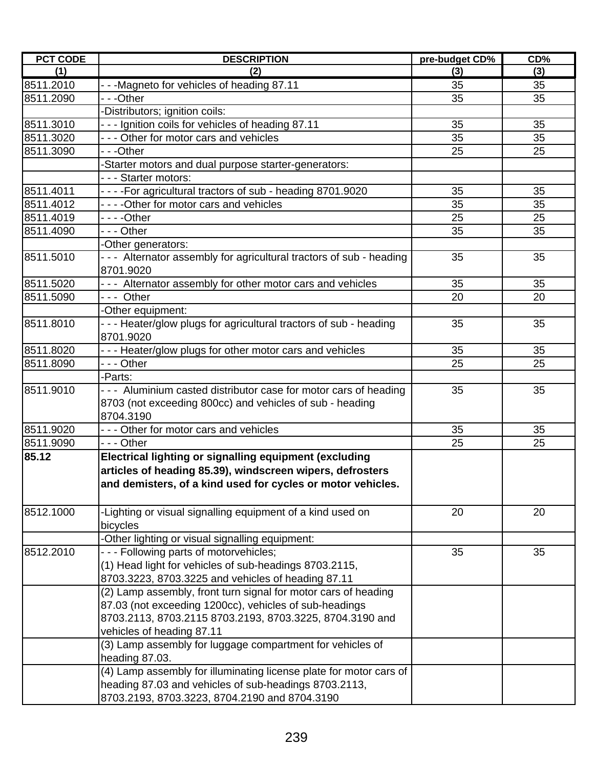| PCT CODE | DESCRIPTION | pre-budget CD% | CD% |
|---|---|---|---|
| (1) | (2) | (3) | (3) |
| 8511.2010 | - - -Magneto for vehicles of heading 87.11 | 35 | 35 |
| 8511.2090 | - - -Other | 35 | 35 |
| | -Distributors; ignition coils: | | |
| 8511.3010 | - - - Ignition coils for vehicles of heading 87.11 | 35 | 35 |
| 8511.3020 | - - - Other for motor cars and vehicles | 35 | 35 |
| 8511.3090 | - - -Other | 25 | 25 |
| | -Starter motors and dual purpose starter-generators: | | |
| | - - - Starter motors: | | |
| 8511.4011 | - - - -For agricultural tractors of sub - heading 8701.9020 | 35 | 35 |
| 8511.4012 | - - - -Other for motor cars and vehicles | 35 | 35 |
| 8511.4019 | - - - -Other | 25 | 25 |
| 8511.4090 | - - - Other | 35 | 35 |
| | -Other generators: | | |
| 8511.5010 | - - -  Alternator assembly for agricultural tractors of sub - heading 8701.9020 | 35 | 35 |
| 8511.5020 | - - -  Alternator assembly  for other motor cars and vehicles | 35 | 35 |
| 8511.5090 | - - -  Other | 20 | 20 |
| | -Other equipment: | | |
| 8511.8010 | - - - Heater/glow plugs for agricultural tractors of sub - heading 8701.9020 | 35 | 35 |
| 8511.8020 | - - - Heater/glow plugs for other motor cars and vehicles | 35 | 35 |
| 8511.8090 | - - - Other | 25 | 25 |
| | -Parts: | | |
| 8511.9010 | - - -  Aluminium casted distributor case for motor cars of heading 8703 (not exceeding 800cc) and vehicles of sub - heading 8704.3190 | 35 | 35 |
| 8511.9020 | - - - Other for motor cars and vehicles | 35 | 35 |
| 8511.9090 | - - - Other | 25 | 25 |
| **85.12** | **Electrical lighting or signalling equipment (excluding articles of heading 85.39), windscreen wipers, defrosters and demisters, of a kind used for cycles or motor vehicles.** | | |
| 8512.1000 | -Lighting or visual signalling equipment of a kind used on bicycles | 20 | 20 |
| | -Other lighting or visual signalling equipment: | | |
| 8512.2010 | - - - Following parts of motorvehicles; (1) Head light for vehicles of sub-headings 8703.2115, 8703.3223, 8703.3225 and vehicles of heading 87.11 | 35 | 35 |
| | (2) Lamp assembly, front turn signal for motor cars of heading 87.03 (not exceeding 1200cc), vehicles of sub-headings 8703.2113, 8703.2115 8703.2193, 8703.3225, 8704.3190 and vehicles of heading 87.11 | | |
| | (3) Lamp assembly for luggage compartment for vehicles of heading 87.03. | | |
| | (4) Lamp assembly for illuminating license plate for motor cars of heading 87.03 and vehicles of sub-headings 8703.2113, 8703.2193, 8703.3223, 8704.2190 and 8704.3190 | | |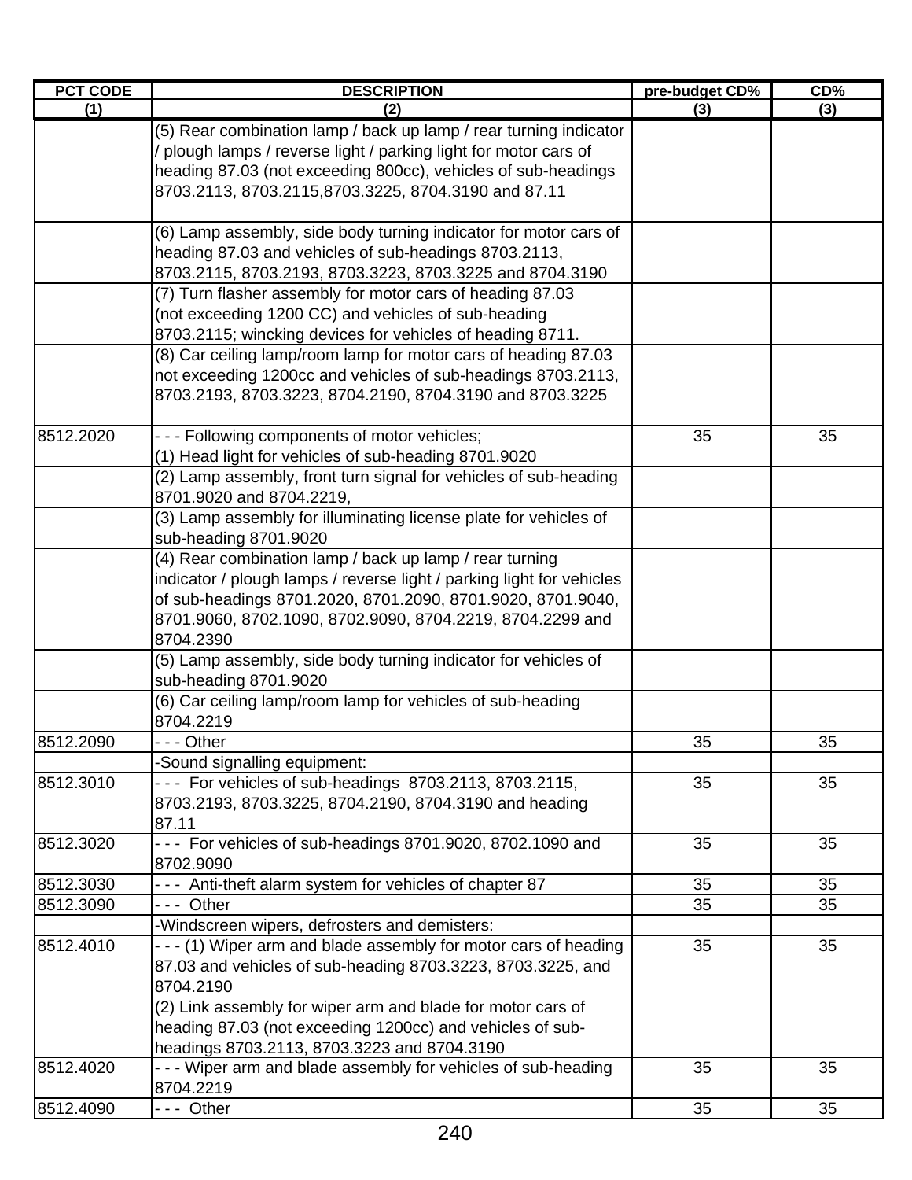| PCT CODE | DESCRIPTION | pre-budget CD% | CD% |
|---|---|---|---|
| (1) | (2) | (3) | (3) |
| | (5) Rear combination lamp / back up lamp / rear turning indicator / plough lamps / reverse light / parking light for motor cars of heading 87.03 (not exceeding 800cc), vehicles of sub-headings 8703.2113, 8703.2115,8703.3225, 8704.3190 and 87.11 | | |
| | (6) Lamp assembly, side body turning indicator for motor cars of heading 87.03 and vehicles of sub-headings 8703.2113, 8703.2115, 8703.2193, 8703.3223, 8703.3225 and 8704.3190 | | |
| | (7) Turn flasher assembly for motor cars of heading 87.03 (not exceeding 1200 CC) and vehicles of sub-heading 8703.2115; wincking devices for vehicles of heading 8711. | | |
| | (8) Car ceiling lamp/room lamp for motor cars of heading 87.03 not exceeding 1200cc and vehicles of sub-headings 8703.2113, 8703.2193, 8703.3223, 8704.2190, 8704.3190 and 8703.3225 | | |
| 8512.2020 | - - - Following components of motor vehicles;<br>(1) Head light for vehicles of sub-heading 8701.9020 | 35 | 35 |
| | (2) Lamp assembly, front turn signal for vehicles of sub-heading 8701.9020 and 8704.2219, | | |
| | (3) Lamp assembly for illuminating license plate for vehicles of sub-heading 8701.9020 | | |
| | (4) Rear combination lamp / back up lamp / rear turning indicator / plough lamps / reverse light / parking light for vehicles of sub-headings 8701.2020, 8701.2090, 8701.9020, 8701.9040, 8701.9060, 8702.1090, 8702.9090, 8704.2219, 8704.2299 and 8704.2390 | | |
| | (5) Lamp assembly, side body turning indicator for vehicles of sub-heading 8701.9020 | | |
| | (6) Car ceiling lamp/room lamp for vehicles of sub-heading 8704.2219 | | |
| 8512.2090 | - - - Other | 35 | 35 |
| | -Sound signalling equipment: | | |
| 8512.3010 | - - - For vehicles of sub-headings 8703.2113, 8703.2115, 8703.2193, 8703.3225, 8704.2190, 8704.3190 and heading 87.11 | 35 | 35 |
| 8512.3020 | - - - For vehicles of sub-headings 8701.9020, 8702.1090 and 8702.9090 | 35 | 35 |
| 8512.3030 | - - - Anti-theft alarm system for vehicles of chapter 87 | 35 | 35 |
| 8512.3090 | - - - Other | 35 | 35 |
| | -Windscreen wipers, defrosters and demisters: | | |
| 8512.4010 | - - - (1) Wiper arm and blade assembly for motor cars of heading 87.03 and vehicles of sub-heading 8703.3223, 8703.3225, and 8704.2190<br>(2) Link assembly for wiper arm and blade for motor cars of heading 87.03 (not exceeding 1200cc) and vehicles of sub-headings 8703.2113, 8703.3223 and 8704.3190 | 35 | 35 |
| 8512.4020 | - - - Wiper arm and blade assembly for vehicles of sub-heading 8704.2219 | 35 | 35 |
| 8512.4090 | - - - Other | 35 | 35 |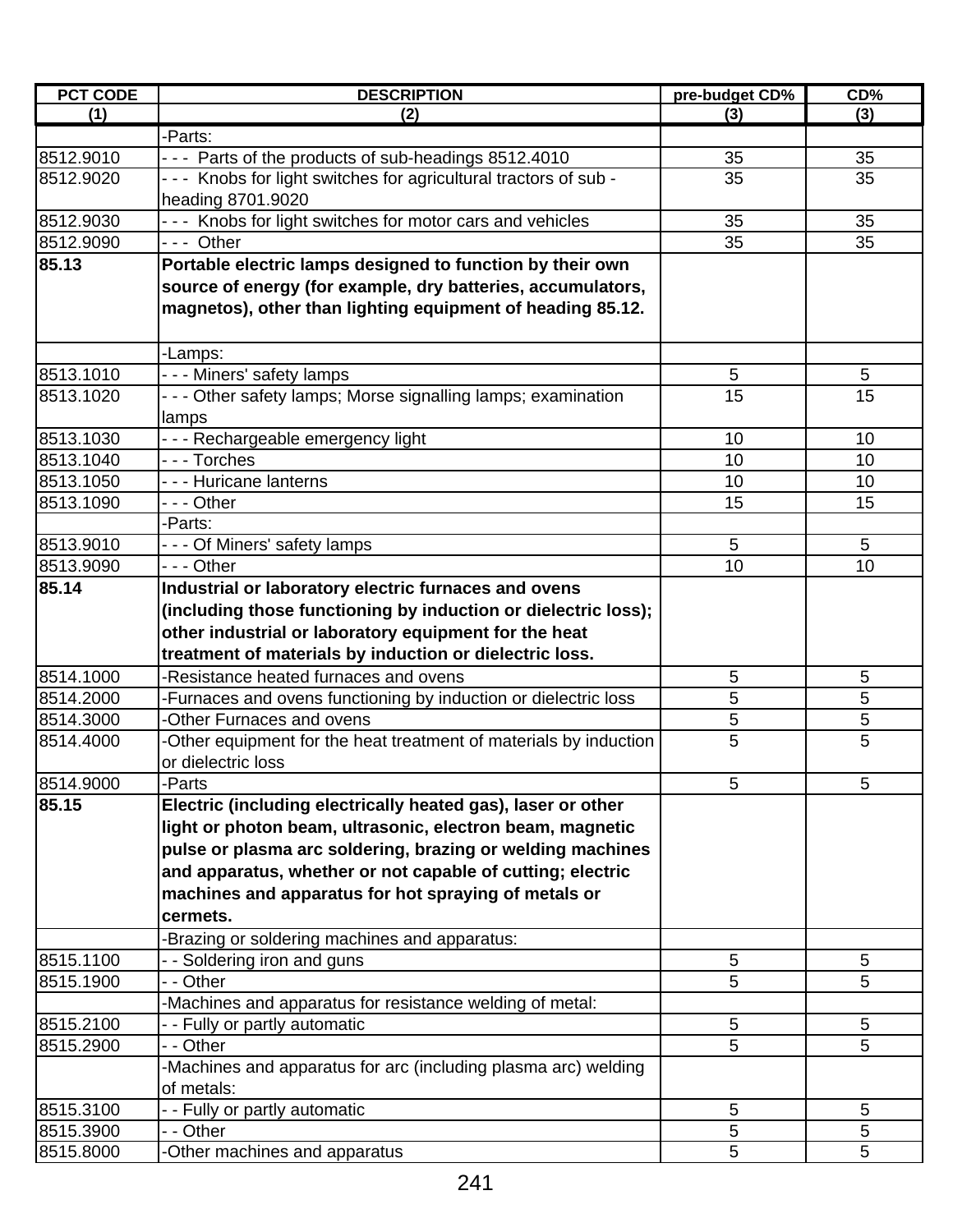| PCT CODE | DESCRIPTION | pre-budget CD% | CD% |
|---|---|---|---|
| (1) | (2) | (3) | (3) |
| | -Parts: | | |
| 8512.9010 | - - -  Parts of the products of sub-headings 8512.4010 | 35 | 35 |
| 8512.9020 | - - -  Knobs for light switches for agricultural tractors of sub - heading 8701.9020 | 35 | 35 |
| 8512.9030 | - - -  Knobs for light switches for motor cars and vehicles | 35 | 35 |
| 8512.9090 | - - -  Other | 35 | 35 |
| **85.13** | **Portable electric lamps designed to function by their own source of energy (for example, dry batteries, accumulators, magnetos), other than lighting equipment of heading 85.12.** | | |
| | -Lamps: | | |
| 8513.1010 | - - - Miners' safety lamps | 5 | 5 |
| 8513.1020 | - - - Other safety lamps; Morse signalling lamps; examination lamps | 15 | 15 |
| 8513.1030 | - - - Rechargeable emergency light | 10 | 10 |
| 8513.1040 | - - - Torches | 10 | 10 |
| 8513.1050 | - - - Huricane lanterns | 10 | 10 |
| 8513.1090 | - - - Other | 15 | 15 |
| | -Parts: | | |
| 8513.9010 | - - - Of Miners' safety lamps | 5 | 5 |
| 8513.9090 | - - - Other | 10 | 10 |
| **85.14** | **Industrial or laboratory electric furnaces and ovens (including those functioning by induction or dielectric loss); other industrial or laboratory equipment for the heat treatment of materials by induction or dielectric loss.** | | |
| 8514.1000 | -Resistance heated furnaces and ovens | 5 | 5 |
| 8514.2000 | -Furnaces and ovens functioning by induction or dielectric loss | 5 | 5 |
| 8514.3000 | -Other Furnaces and ovens | 5 | 5 |
| 8514.4000 | -Other equipment for the heat treatment of materials by induction or dielectric loss | 5 | 5 |
| 8514.9000 | -Parts | 5 | 5 |
| **85.15** | **Electric (including electrically heated gas), laser or other light or photon beam, ultrasonic, electron beam, magnetic pulse or plasma arc soldering, brazing or welding machines and apparatus, whether or not capable of cutting; electric machines and apparatus for hot spraying of metals or cermets.** | | |
| | -Brazing or soldering machines and apparatus: | | |
| 8515.1100 | - - Soldering iron and guns | 5 | 5 |
| 8515.1900 | - - Other | 5 | 5 |
| | -Machines and apparatus for resistance welding of metal: | | |
| 8515.2100 | - - Fully or partly automatic | 5 | 5 |
| 8515.2900 | - - Other | 5 | 5 |
| | -Machines and apparatus for arc (including plasma arc) welding of metals: | | |
| 8515.3100 | - - Fully or partly automatic | 5 | 5 |
| 8515.3900 | - - Other | 5 | 5 |
| 8515.8000 | -Other machines and apparatus | 5 | 5 |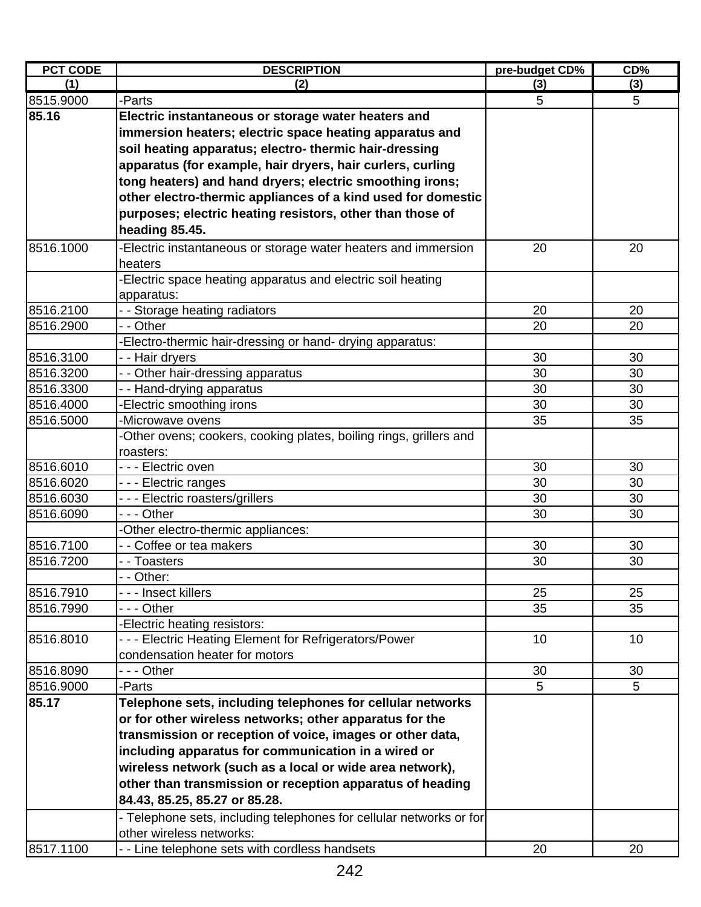| PCT CODE | DESCRIPTION | pre-budget CD% | CD% |
|---|---|---|---|
| (1) | (2) | (3) | (3) |
| 8515.9000 | -Parts | 5 | 5 |
| **85.16** | **Electric instantaneous or storage water heaters and immersion heaters; electric space heating apparatus and soil heating apparatus; electro- thermic hair-dressing apparatus (for example, hair dryers, hair curlers, curling tong heaters) and hand dryers; electric smoothing irons; other electro-thermic appliances of a kind used for domestic purposes; electric heating resistors, other than those of heading 85.45.** | | |
| 8516.1000 | -Electric instantaneous or storage water heaters and immersion heaters | 20 | 20 |
| | -Electric space heating apparatus and electric soil heating apparatus: | | |
| 8516.2100 | - - Storage heating radiators | 20 | 20 |
| 8516.2900 | - - Other | 20 | 20 |
| | -Electro-thermic hair-dressing or hand- drying apparatus: | | |
| 8516.3100 | - - Hair dryers | 30 | 30 |
| 8516.3200 | - - Other hair-dressing apparatus | 30 | 30 |
| 8516.3300 | - - Hand-drying apparatus | 30 | 30 |
| 8516.4000 | -Electric smoothing irons | 30 | 30 |
| 8516.5000 | -Microwave ovens | 35 | 35 |
| | -Other ovens; cookers, cooking plates, boiling rings, grillers and roasters: | | |
| 8516.6010 | - - - Electric oven | 30 | 30 |
| 8516.6020 | - - - Electric ranges | 30 | 30 |
| 8516.6030 | - - - Electric roasters/grillers | 30 | 30 |
| 8516.6090 | - - - Other | 30 | 30 |
| | -Other electro-thermic appliances: | | |
| 8516.7100 | - - Coffee or tea makers | 30 | 30 |
| 8516.7200 | - - Toasters | 30 | 30 |
| | - - Other: | | |
| 8516.7910 | - - - Insect killers | 25 | 25 |
| 8516.7990 | - - - Other | 35 | 35 |
| | -Electric heating resistors: | | |
| 8516.8010 | - - - Electric Heating Element for Refrigerators/Power condensation heater for motors | 10 | 10 |
| 8516.8090 | - - - Other | 30 | 30 |
| 8516.9000 | -Parts | 5 | 5 |
| **85.17** | **Telephone sets, including telephones for cellular networks or for other wireless networks; other apparatus for the transmission or reception of voice, images or other data, including apparatus for communication in a wired or wireless network (such as a local or wide area network), other than transmission or reception apparatus of heading 84.43, 85.25, 85.27 or 85.28.** | | |
| | - Telephone sets, including telephones for cellular networks or for other wireless networks: | | |
| 8517.1100 | - - Line telephone sets with cordless handsets | 20 | 20 |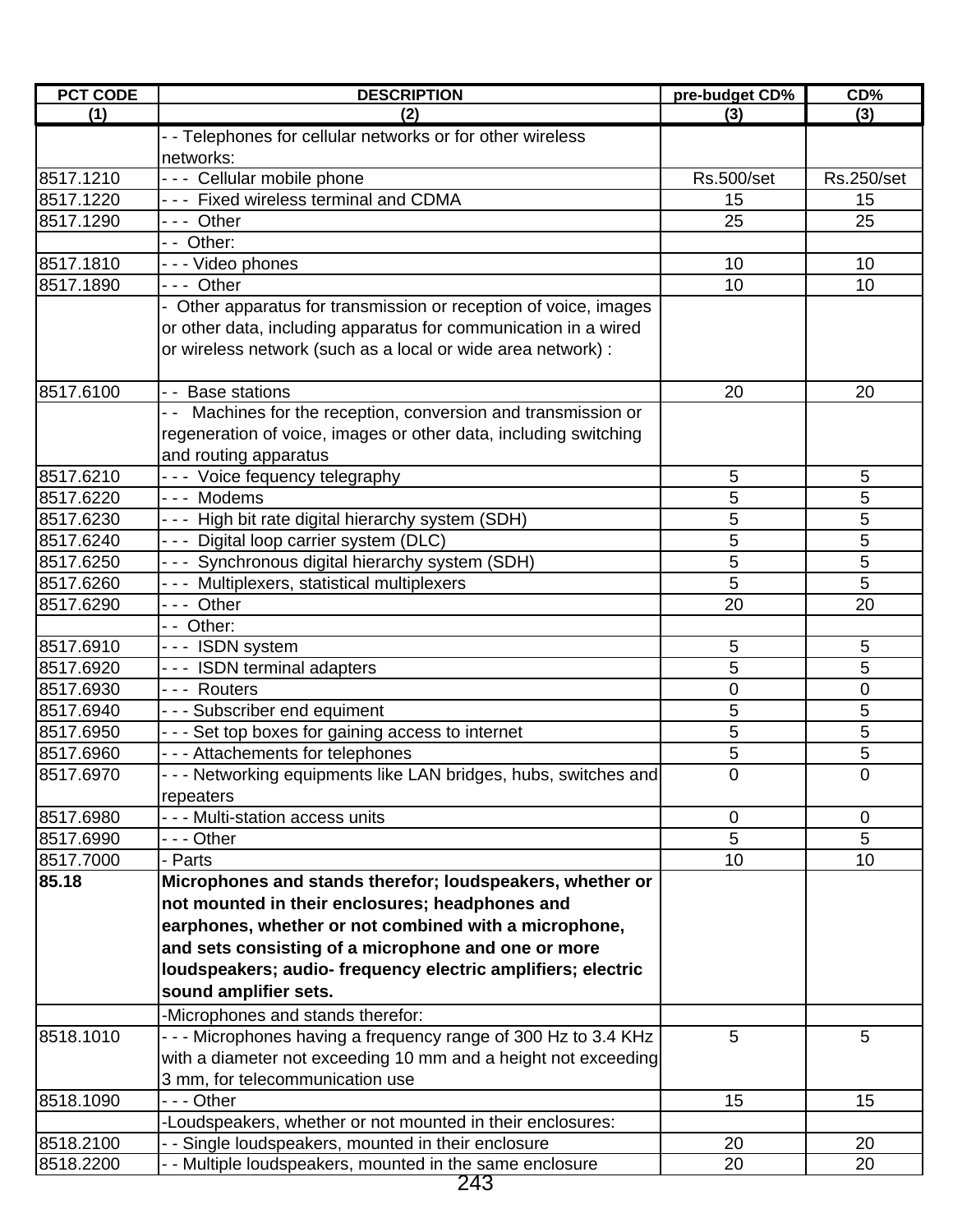| PCT CODE | DESCRIPTION | pre-budget CD% | CD% |
|---|---|---|---|
| (1) | (2) | (3) | (3) |
| | - - Telephones for cellular networks or for other wireless networks: | | |
| 8517.1210 | - - - Cellular mobile phone | Rs.500/set | Rs.250/set |
| 8517.1220 | - - - Fixed wireless terminal and CDMA | 15 | 15 |
| 8517.1290 | - - - Other | 25 | 25 |
| | - - Other: | | |
| 8517.1810 | - - - Video phones | 10 | 10 |
| 8517.1890 | - - - Other | 10 | 10 |
| | - Other apparatus for transmission or reception of voice, images or other data, including apparatus for communication in a wired or wireless network (such as a local or wide area network) : | | |
| 8517.6100 | - - Base stations | 20 | 20 |
| | - - Machines for the reception, conversion and transmission or regeneration of voice, images or other data, including switching and routing apparatus | | |
| 8517.6210 | - - - Voice fequency telegraphy | 5 | 5 |
| 8517.6220 | - - - Modems | 5 | 5 |
| 8517.6230 | - - - High bit rate digital hierarchy system (SDH) | 5 | 5 |
| 8517.6240 | - - - Digital loop carrier system (DLC) | 5 | 5 |
| 8517.6250 | - - - Synchronous digital hierarchy system (SDH) | 5 | 5 |
| 8517.6260 | - - - Multiplexers, statistical multiplexers | 5 | 5 |
| 8517.6290 | - - - Other | 20 | 20 |
| | - - Other: | | |
| 8517.6910 | - - - ISDN system | 5 | 5 |
| 8517.6920 | - - - ISDN terminal adapters | 5 | 5 |
| 8517.6930 | - - - Routers | 0 | 0 |
| 8517.6940 | - - - Subscriber end equiment | 5 | 5 |
| 8517.6950 | - - - Set top boxes for gaining access to internet | 5 | 5 |
| 8517.6960 | - - - Attachements for telephones | 5 | 5 |
| 8517.6970 | - - - Networking equipments like LAN bridges, hubs, switches and repeaters | 0 | 0 |
| 8517.6980 | - - - Multi-station access units | 0 | 0 |
| 8517.6990 | - - - Other | 5 | 5 |
| 8517.7000 | - Parts | 10 | 10 |
| **85.18** | **Microphones and stands therefor; loudspeakers, whether or not mounted in their enclosures; headphones and earphones, whether or not combined with a microphone, and sets consisting of a microphone and one or more loudspeakers; audio- frequency electric amplifiers; electric sound amplifier sets.** | | |
| | -Microphones and stands therefor: | | |
| 8518.1010 | - - - Microphones having a frequency range of 300 Hz to 3.4 KHz with a diameter not exceeding 10 mm and a height not exceeding 3 mm, for telecommunication use | 5 | 5 |
| 8518.1090 | - - - Other | 15 | 15 |
| | -Loudspeakers, whether or not mounted in their enclosures: | | |
| 8518.2100 | - - Single loudspeakers, mounted in their enclosure | 20 | 20 |
| 8518.2200 | - - Multiple loudspeakers, mounted in the same enclosure | 20 | 20 |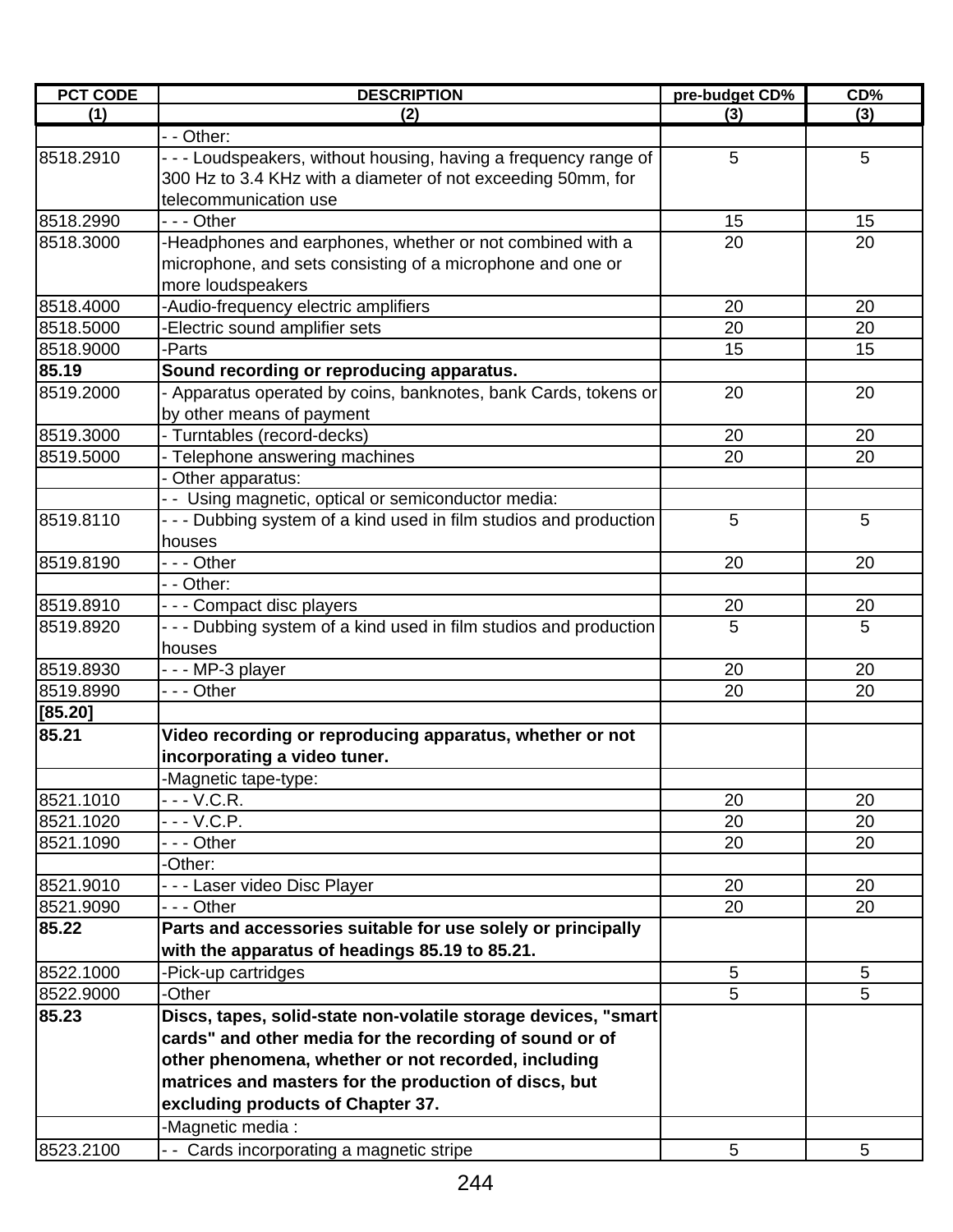| PCT CODE | DESCRIPTION | pre-budget CD% | CD% |
|---|---|---|---|
| (1) | (2) | (3) | (3) |
| | - - Other: | | |
| 8518.2910 | - - - Loudspeakers, without housing, having a frequency range of 300 Hz to 3.4 KHz with a diameter of not exceeding 50mm, for telecommunication use | 5 | 5 |
| 8518.2990 | - - - Other | 15 | 15 |
| 8518.3000 | -Headphones and earphones, whether or not combined with a microphone, and sets consisting of a microphone and one or more loudspeakers | 20 | 20 |
| 8518.4000 | -Audio-frequency electric amplifiers | 20 | 20 |
| 8518.5000 | -Electric sound amplifier sets | 20 | 20 |
| 8518.9000 | -Parts | 15 | 15 |
| **85.19** | **Sound recording or reproducing apparatus.** | | |
| 8519.2000 | - Apparatus operated by coins, banknotes, bank Cards, tokens or by other means of payment | 20 | 20 |
| 8519.3000 | - Turntables (record-decks) | 20 | 20 |
| 8519.5000 | - Telephone answering machines | 20 | 20 |
| | - Other apparatus: | | |
| | - - Using magnetic, optical or semiconductor media: | | |
| 8519.8110 | - - - Dubbing system of a kind used in film studios and production houses | 5 | 5 |
| 8519.8190 | - - - Other | 20 | 20 |
| | - - Other: | | |
| 8519.8910 | - - - Compact disc players | 20 | 20 |
| 8519.8920 | - - - Dubbing system of a kind used in film studios and production houses | 5 | 5 |
| 8519.8930 | - - - MP-3 player | 20 | 20 |
| 8519.8990 | - - - Other | 20 | 20 |
| **[85.20]** | | | |
| **85.21** | **Video recording or reproducing apparatus, whether or not incorporating a video tuner.** | | |
| | -Magnetic tape-type: | | |
| 8521.1010 | - - - V.C.R. | 20 | 20 |
| 8521.1020 | - - - V.C.P. | 20 | 20 |
| 8521.1090 | - - - Other | 20 | 20 |
| | -Other: | | |
| 8521.9010 | - - - Laser video Disc Player | 20 | 20 |
| 8521.9090 | - - - Other | 20 | 20 |
| **85.22** | **Parts and accessories suitable for use solely or principally with the apparatus of headings 85.19 to 85.21.** | | |
| 8522.1000 | -Pick-up cartridges | 5 | 5 |
| 8522.9000 | -Other | 5 | 5 |
| **85.23** | **Discs, tapes, solid-state non-volatile storage devices, "smart cards" and other media for the recording of sound or of other phenomena, whether or not recorded, including matrices and masters for the production of discs, but excluding products of Chapter 37.** | | |
| | -Magnetic media : | | |
| 8523.2100 | - - Cards incorporating a magnetic stripe | 5 | 5 |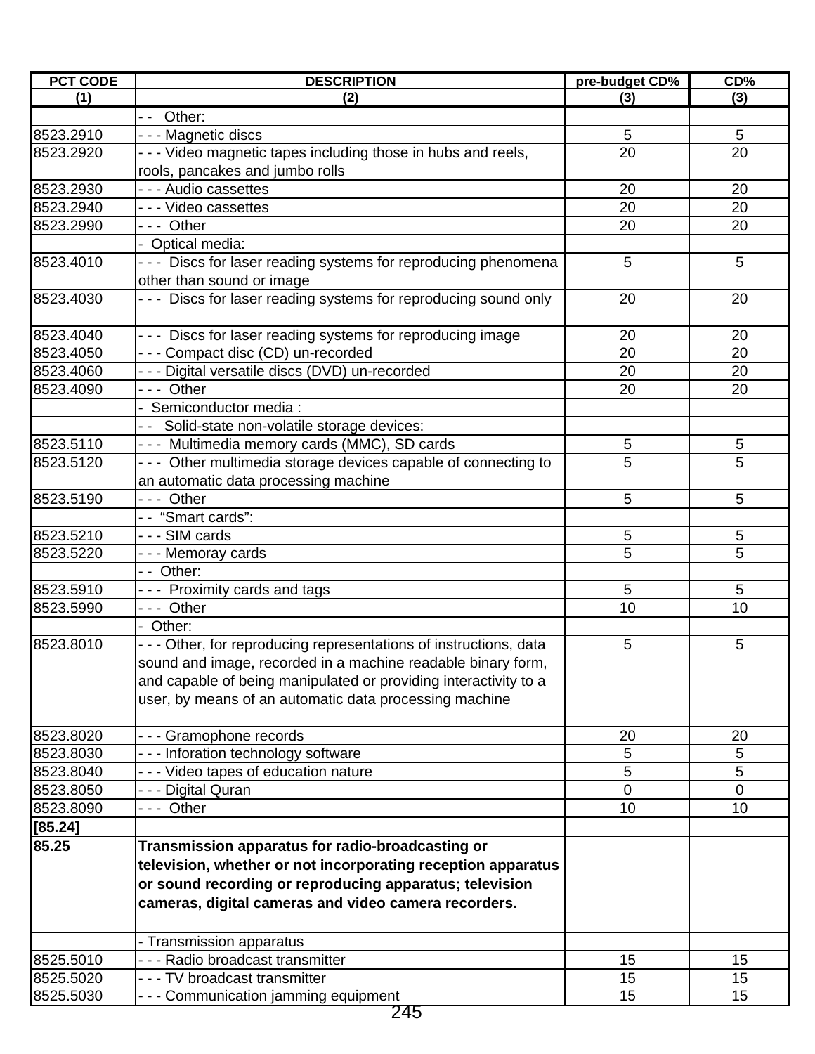| PCT CODE | DESCRIPTION | pre-budget CD% | CD% |
|---|---|---|---|
| (1) | (2) | (3) | (3) |
| | - -  Other: | | |
| 8523.2910 | - - - Magnetic discs | 5 | 5 |
| 8523.2920 | - - - Video magnetic tapes including those in hubs and reels, rools, pancakes and jumbo rolls | 20 | 20 |
| 8523.2930 | - - - Audio cassettes | 20 | 20 |
| 8523.2940 | - - - Video cassettes | 20 | 20 |
| 8523.2990 | - - -  Other | 20 | 20 |
| | -  Optical media: | | |
| 8523.4010 | - - -  Discs for laser reading systems for reproducing phenomena other than sound or image | 5 | 5 |
| 8523.4030 | - - -  Discs for laser reading systems for reproducing sound only | 20 | 20 |
| 8523.4040 | - - -  Discs for laser reading systems for reproducing image | 20 | 20 |
| 8523.4050 | - - - Compact disc (CD) un-recorded | 20 | 20 |
| 8523.4060 | - - - Digital versatile discs (DVD) un-recorded | 20 | 20 |
| 8523.4090 | - - -  Other | 20 | 20 |
| | -  Semiconductor media : | | |
| | - -  Solid-state non-volatile storage devices: | | |
| 8523.5110 | - - -  Multimedia memory cards (MMC), SD cards | 5 | 5 |
| 8523.5120 | - - -  Other multimedia storage devices capable of connecting to an automatic data processing machine | 5 | 5 |
| 8523.5190 | - - -  Other | 5 | 5 |
| | - -  "Smart cards": | | |
| 8523.5210 | - - - SIM cards | 5 | 5 |
| 8523.5220 | - - - Memoray cards | 5 | 5 |
| | - -  Other: | | |
| 8523.5910 | - - -  Proximity cards and tags | 5 | 5 |
| 8523.5990 | - - -  Other | 10 | 10 |
| | -  Other: | | |
| 8523.8010 | - - - Other, for reproducing representations of instructions, data sound and image, recorded in a machine readable binary form, and capable of being manipulated or providing interactivity to a user, by means of an automatic data processing machine | 5 | 5 |
| 8523.8020 | - - - Gramophone records | 20 | 20 |
| 8523.8030 | - - - Inforation technology software | 5 | 5 |
| 8523.8040 | - - - Video tapes of education nature | 5 | 5 |
| 8523.8050 | - - - Digital Quran | 0 | 0 |
| 8523.8090 | - - -  Other | 10 | 10 |
| **[85.24]** | | | |
| **85.25** | **Transmission apparatus for radio-broadcasting or television, whether or not incorporating reception apparatus or sound recording or reproducing apparatus; television cameras, digital cameras and video camera recorders.** | | |
| | - Transmission apparatus | | |
| 8525.5010 | - - - Radio broadcast transmitter | 15 | 15 |
| 8525.5020 | - - - TV broadcast transmitter | 15 | 15 |
| 8525.5030 | - - - Communication jamming equipment | 15 | 15 |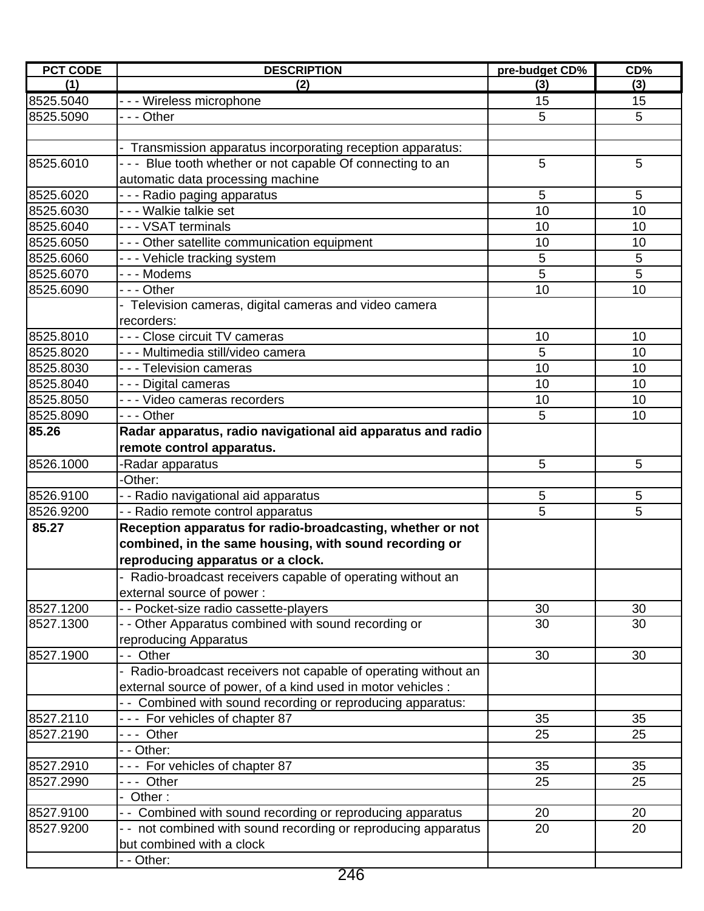| PCT CODE | DESCRIPTION | pre-budget CD% | CD% |
|---|---|---|---|
| (1) | (2) | (3) | (3) |
| 8525.5040 | - - - Wireless microphone | 15 | 15 |
| 8525.5090 | - - - Other | 5 | 5 |
| | | | |
| | - Transmission apparatus incorporating reception apparatus: | | |
| 8525.6010 | - - - Blue tooth whether or not capable Of connecting to an automatic data processing machine | 5 | 5 |
| 8525.6020 | - - - Radio paging apparatus | 5 | 5 |
| 8525.6030 | - - - Walkie talkie set | 10 | 10 |
| 8525.6040 | - - - VSAT terminals | 10 | 10 |
| 8525.6050 | - - - Other satellite communication equipment | 10 | 10 |
| 8525.6060 | - - - Vehicle tracking system | 5 | 5 |
| 8525.6070 | - - - Modems | 5 | 5 |
| 8525.6090 | - - - Other | 10 | 10 |
| | - Television cameras, digital cameras and video camera recorders: | | |
| 8525.8010 | - - - Close circuit TV cameras | 10 | 10 |
| 8525.8020 | - - - Multimedia still/video camera | 5 | 10 |
| 8525.8030 | - - - Television cameras | 10 | 10 |
| 8525.8040 | - - - Digital cameras | 10 | 10 |
| 8525.8050 | - - - Video cameras recorders | 10 | 10 |
| 8525.8090 | - - - Other | 5 | 10 |
| **85.26** | **Radar apparatus, radio navigational aid apparatus and radio remote control apparatus.** | | |
| 8526.1000 | -Radar apparatus | 5 | 5 |
| | -Other: | | |
| 8526.9100 | - - Radio navigational aid apparatus | 5 | 5 |
| 8526.9200 | - - Radio remote control apparatus | 5 | 5 |
| **85.27** | **Reception apparatus for radio-broadcasting, whether or not combined, in the same housing, with sound recording or reproducing apparatus or a clock.** | | |
| | - Radio-broadcast receivers capable of operating without an external source of power : | | |
| 8527.1200 | - - Pocket-size radio cassette-players | 30 | 30 |
| 8527.1300 | - - Other Apparatus combined with sound recording or reproducing Apparatus | 30 | 30 |
| 8527.1900 | - - Other | 30 | 30 |
| | - Radio-broadcast receivers not capable of operating without an external source of power, of a kind used in motor vehicles : | | |
| | - - Combined with sound recording or reproducing apparatus: | | |
| 8527.2110 | - - - For vehicles of chapter 87 | 35 | 35 |
| 8527.2190 | - - - Other | 25 | 25 |
| | - - Other: | | |
| 8527.2910 | - - - For vehicles of chapter 87 | 35 | 35 |
| 8527.2990 | - - - Other | 25 | 25 |
| | - Other : | | |
| 8527.9100 | - - Combined with sound recording or reproducing apparatus | 20 | 20 |
| 8527.9200 | - - not combined with sound recording or reproducing apparatus but combined with a clock | 20 | 20 |
| | - - Other: | | |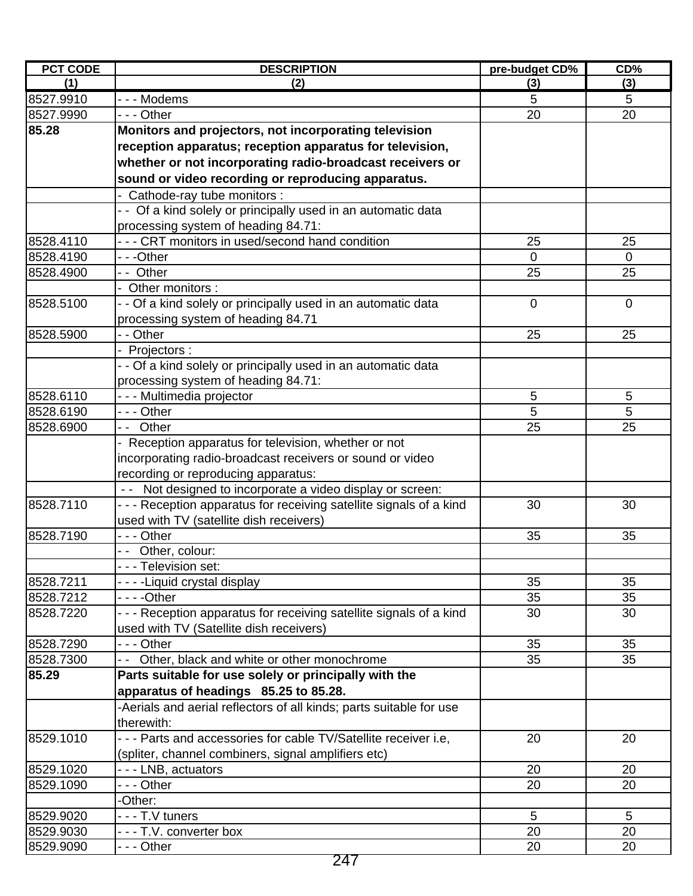| PCT CODE | DESCRIPTION | pre-budget CD% | CD% |
|---|---|---|---|
| (1) | (2) | (3) | (3) |
| 8527.9910 | - - - Modems | 5 | 5 |
| 8527.9990 | - - - Other | 20 | 20 |
| **85.28** | **Monitors and projectors, not incorporating television reception apparatus; reception apparatus for television, whether or not incorporating radio-broadcast receivers or sound or video recording or reproducing apparatus.** | | |
| | - Cathode-ray tube monitors : | | |
| | - - Of a kind solely or principally used in an automatic data processing system of heading 84.71: | | |
| 8528.4110 | - - - CRT monitors in used/second hand condition | 25 | 25 |
| 8528.4190 | - - -Other | 0 | 0 |
| 8528.4900 | - - Other | 25 | 25 |
| | - Other monitors : | | |
| 8528.5100 | - - Of a kind solely or principally used in an automatic data processing system of heading 84.71 | 0 | 0 |
| 8528.5900 | - - Other | 25 | 25 |
| | - Projectors : | | |
| | - - Of a kind solely or principally used in an automatic data processing system of heading 84.71: | | |
| 8528.6110 | - - - Multimedia projector | 5 | 5 |
| 8528.6190 | - - - Other | 5 | 5 |
| 8528.6900 | - - Other | 25 | 25 |
| | - Reception apparatus for television, whether or not incorporating radio-broadcast receivers or sound or video recording or reproducing apparatus: | | |
| | - - Not designed to incorporate a video display or screen: | | |
| 8528.7110 | - - - Reception apparatus for receiving satellite signals of a kind used with TV (satellite dish receivers) | 30 | 30 |
| 8528.7190 | - - - Other | 35 | 35 |
| | - - Other, colour: | | |
| | - - - Television set: | | |
| 8528.7211 | - - - -Liquid crystal display | 35 | 35 |
| 8528.7212 | - - - -Other | 35 | 35 |
| 8528.7220 | - - - Reception apparatus for receiving satellite signals of a kind used with TV (Satellite dish receivers) | 30 | 30 |
| 8528.7290 | - - - Other | 35 | 35 |
| 8528.7300 | - - Other, black and white or other monochrome | 35 | 35 |
| **85.29** | **Parts suitable for use solely or principally with the apparatus of headings 85.25 to 85.28.** | | |
| | -Aerials and aerial reflectors of all kinds; parts suitable for use therewith: | | |
| 8529.1010 | - - - Parts and accessories for cable TV/Satellite receiver i.e, (spliter, channel combiners, signal amplifiers etc) | 20 | 20 |
| 8529.1020 | - - - LNB, actuators | 20 | 20 |
| 8529.1090 | - - - Other | 20 | 20 |
| | -Other: | | |
| 8529.9020 | - - - T.V tuners | 5 | 5 |
| 8529.9030 | - - - T.V. converter box | 20 | 20 |
| 8529.9090 | - - - Other | 20 | 20 |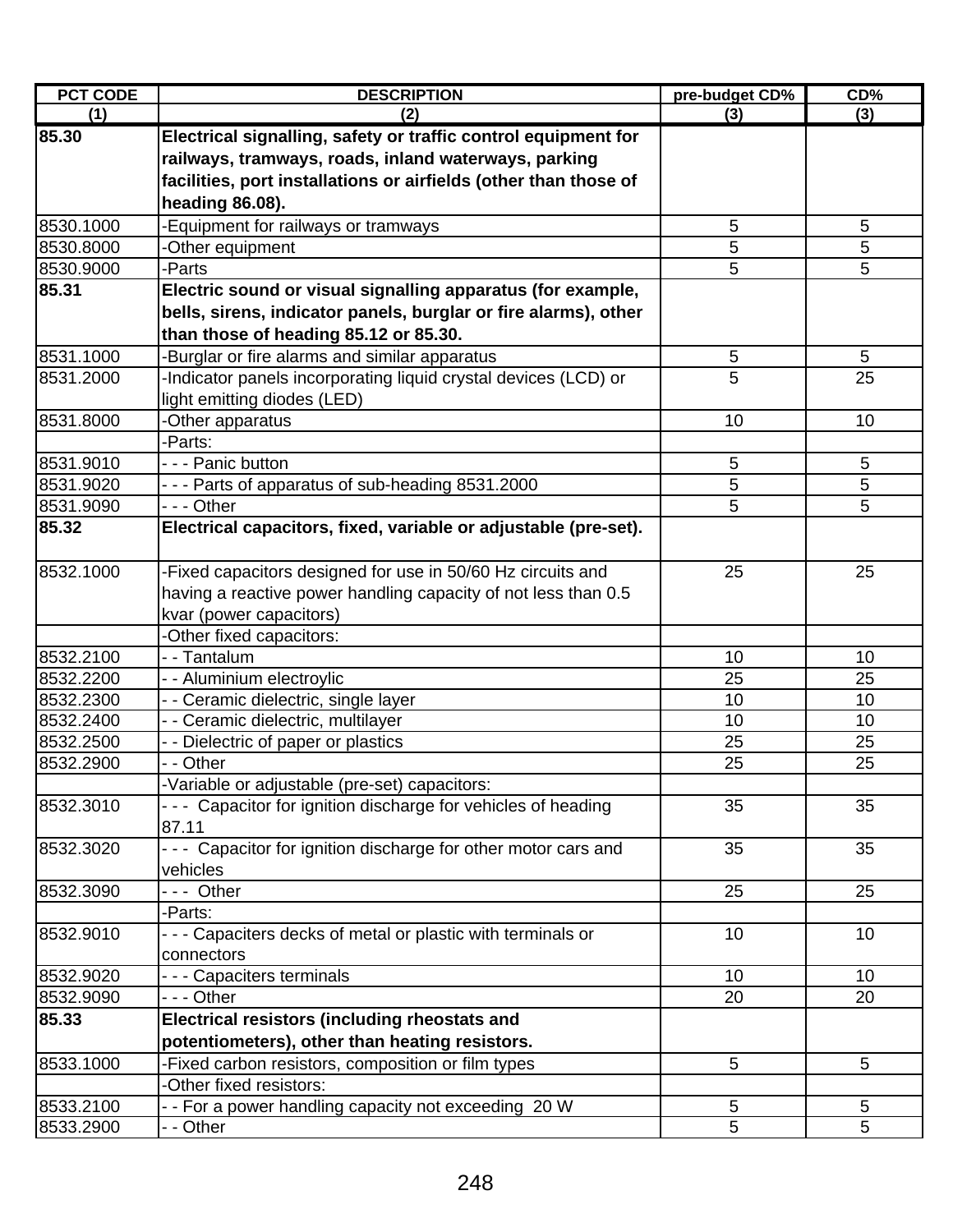| PCT CODE | DESCRIPTION | pre-budget CD% | CD% |
|---|---|---|---|
| (1) | (2) | (3) | (3) |
| **85.30** | **Electrical signalling, safety or traffic control equipment for railways, tramways, roads, inland waterways, parking facilities, port installations or airfields (other than those of heading 86.08).** | | |
| 8530.1000 | -Equipment for railways or tramways | 5 | 5 |
| 8530.8000 | -Other equipment | 5 | 5 |
| 8530.9000 | -Parts | 5 | 5 |
| **85.31** | **Electric sound or visual signalling apparatus (for example, bells, sirens, indicator panels, burglar or fire alarms), other than those of heading 85.12 or 85.30.** | | |
| 8531.1000 | -Burglar or fire alarms and similar apparatus | 5 | 5 |
| 8531.2000 | -Indicator panels incorporating liquid crystal devices (LCD) or light emitting diodes (LED) | 5 | 25 |
| 8531.8000 | -Other apparatus | 10 | 10 |
| | -Parts: | | |
| 8531.9010 | - - - Panic button | 5 | 5 |
| 8531.9020 | - - - Parts of apparatus of sub-heading 8531.2000 | 5 | 5 |
| 8531.9090 | - - - Other | 5 | 5 |
| **85.32** | **Electrical capacitors, fixed, variable or adjustable (pre-set).** | | |
| 8532.1000 | -Fixed capacitors designed for use in 50/60 Hz circuits and having a reactive power handling capacity of not less than 0.5 kvar (power capacitors) | 25 | 25 |
| | -Other fixed capacitors: | | |
| 8532.2100 | - - Tantalum | 10 | 10 |
| 8532.2200 | - - Aluminium electroylic | 25 | 25 |
| 8532.2300 | - - Ceramic dielectric, single layer | 10 | 10 |
| 8532.2400 | - - Ceramic dielectric, multilayer | 10 | 10 |
| 8532.2500 | - - Dielectric of paper or plastics | 25 | 25 |
| 8532.2900 | - - Other | 25 | 25 |
| | -Variable or adjustable (pre-set) capacitors: | | |
| 8532.3010 | - - - Capacitor for ignition discharge for vehicles of heading 87.11 | 35 | 35 |
| 8532.3020 | - - - Capacitor for ignition discharge for other motor cars and vehicles | 35 | 35 |
| 8532.3090 | - - - Other | 25 | 25 |
| | -Parts: | | |
| 8532.9010 | - - - Capaciters decks of metal or plastic with terminals or connectors | 10 | 10 |
| 8532.9020 | - - - Capaciters terminals | 10 | 10 |
| 8532.9090 | - - - Other | 20 | 20 |
| **85.33** | **Electrical resistors (including rheostats and potentiometers), other than heating resistors.** | | |
| 8533.1000 | -Fixed carbon resistors, composition or film types | 5 | 5 |
| | -Other fixed resistors: | | |
| 8533.2100 | - - For a power handling capacity not exceeding 20 W | 5 | 5 |
| 8533.2900 | - - Other | 5 | 5 |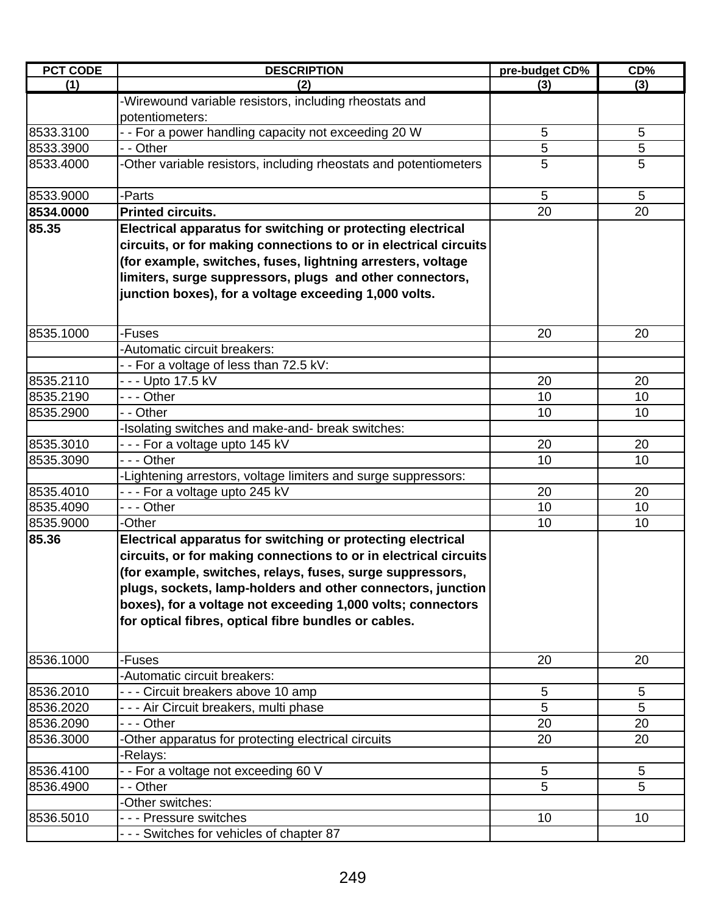| PCT CODE | DESCRIPTION | pre-budget CD% | CD% |
|---|---|---|---|
| (1) | (2) | (3) | (3) |
| | -Wirewound variable resistors, including rheostats and potentiometers: | | |
| 8533.3100 | - - For a power handling capacity not exceeding 20 W | 5 | 5 |
| 8533.3900 | - - Other | 5 | 5 |
| 8533.4000 | -Other variable resistors, including rheostats and potentiometers | 5 | 5 |
| 8533.9000 | -Parts | 5 | 5 |
| **8534.0000** | **Printed circuits.** | 20 | 20 |
| **85.35** | **Electrical apparatus for switching or protecting electrical circuits, or for making connections to or in electrical circuits (for example, switches, fuses, lightning arresters, voltage limiters, surge suppressors, plugs and other connectors, junction boxes), for a voltage exceeding 1,000 volts.** | | |
| 8535.1000 | -Fuses | 20 | 20 |
| | -Automatic circuit breakers: | | |
| | - - For a voltage of less than 72.5 kV: | | |
| 8535.2110 | - - - Upto 17.5 kV | 20 | 20 |
| 8535.2190 | - - - Other | 10 | 10 |
| 8535.2900 | - - Other | 10 | 10 |
| | -Isolating switches and make-and- break switches: | | |
| 8535.3010 | - - - For a voltage upto 145 kV | 20 | 20 |
| 8535.3090 | - - - Other | 10 | 10 |
| | -Lightening arrestors, voltage limiters and surge suppressors: | | |
| 8535.4010 | - - - For a voltage upto 245 kV | 20 | 20 |
| 8535.4090 | - - - Other | 10 | 10 |
| 8535.9000 | -Other | 10 | 10 |
| **85.36** | **Electrical apparatus for switching or protecting electrical circuits, or for making connections to or in electrical circuits (for example, switches, relays, fuses, surge suppressors, plugs, sockets, lamp-holders and other connectors, junction boxes), for a voltage not exceeding 1,000 volts; connectors for optical fibres, optical fibre bundles or cables.** | | |
| 8536.1000 | -Fuses | 20 | 20 |
| | -Automatic circuit breakers: | | |
| 8536.2010 | - - - Circuit breakers above 10 amp | 5 | 5 |
| 8536.2020 | - - - Air Circuit breakers, multi phase | 5 | 5 |
| 8536.2090 | - - - Other | 20 | 20 |
| 8536.3000 | -Other apparatus for protecting electrical circuits | 20 | 20 |
| | -Relays: | | |
| 8536.4100 | - - For a voltage not exceeding 60 V | 5 | 5 |
| 8536.4900 | - - Other | 5 | 5 |
| | -Other switches: | | |
| 8536.5010 | - - - Pressure switches | 10 | 10 |
| | - - - Switches for vehicles of chapter 87 | | |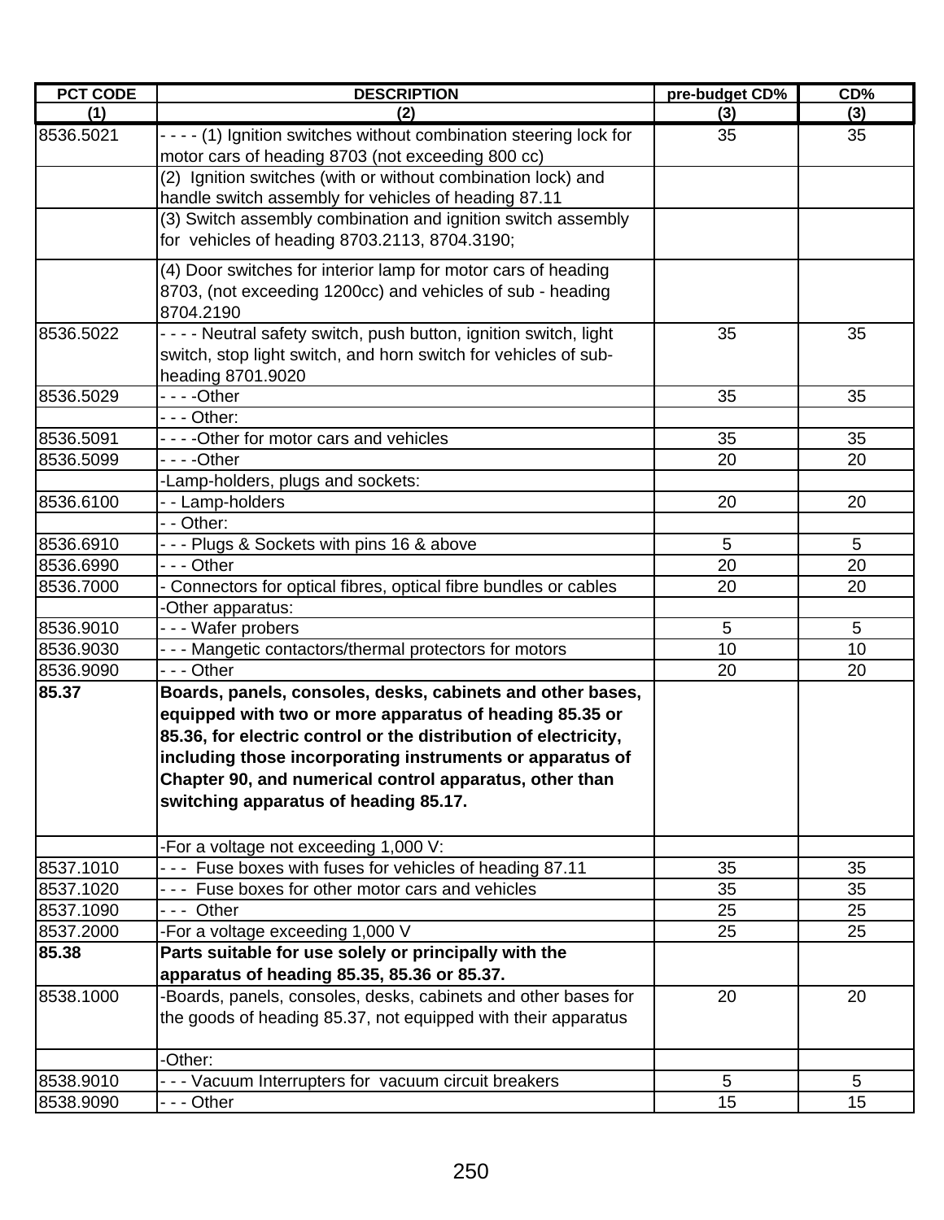| PCT CODE | DESCRIPTION | pre-budget CD% | CD% |
|---|---|---|---|
| (1) | (2) | (3) | (3) |
| 8536.5021 | - - - - (1) Ignition switches without combination steering lock for motor cars of heading 8703 (not exceeding 800 cc) | 35 | 35 |
| | (2) Ignition switches (with or without combination lock) and handle switch assembly for vehicles of heading 87.11 | | |
| | (3) Switch assembly combination and ignition switch assembly for vehicles of heading 8703.2113, 8704.3190; | | |
| | (4) Door switches for interior lamp for motor cars of heading 8703, (not exceeding 1200cc) and vehicles of sub - heading 8704.2190 | | |
| 8536.5022 | - - - - Neutral safety switch, push button, ignition switch, light switch, stop light switch, and horn switch for vehicles of sub-heading 8701.9020 | 35 | 35 |
| 8536.5029 | - - - -Other | 35 | 35 |
| | - - - Other: | | |
| 8536.5091 | - - - -Other for motor cars and vehicles | 35 | 35 |
| 8536.5099 | - - - -Other | 20 | 20 |
| | -Lamp-holders, plugs and sockets: | | |
| 8536.6100 | - - Lamp-holders | 20 | 20 |
| | - - Other: | | |
| 8536.6910 | - - - Plugs & Sockets with pins 16 & above | 5 | 5 |
| 8536.6990 | - - - Other | 20 | 20 |
| 8536.7000 | - Connectors for optical fibres, optical fibre bundles or cables | 20 | 20 |
| | -Other apparatus: | | |
| 8536.9010 | - - - Wafer probers | 5 | 5 |
| 8536.9030 | - - - Mangetic contactors/thermal protectors for motors | 10 | 10 |
| 8536.9090 | - - - Other | 20 | 20 |
| **85.37** | **Boards, panels, consoles, desks, cabinets and other bases, equipped with two or more apparatus of heading 85.35 or 85.36, for electric control or the distribution of electricity, including those incorporating instruments or apparatus of Chapter 90, and numerical control apparatus, other than switching apparatus of heading 85.17.** | | |
| | -For a voltage not exceeding 1,000 V: | | |
| 8537.1010 | - - - Fuse boxes with fuses for vehicles of heading 87.11 | 35 | 35 |
| 8537.1020 | - - - Fuse boxes for other motor cars and vehicles | 35 | 35 |
| 8537.1090 | - - - Other | 25 | 25 |
| 8537.2000 | -For a voltage exceeding 1,000 V | 25 | 25 |
| **85.38** | **Parts suitable for use solely or principally with the apparatus of heading 85.35, 85.36 or 85.37.** | | |
| 8538.1000 | -Boards, panels, consoles, desks, cabinets and other bases for the goods of heading 85.37, not equipped with their apparatus | 20 | 20 |
| | -Other: | | |
| 8538.9010 | - - - Vacuum Interrupters for vacuum circuit breakers | 5 | 5 |
| 8538.9090 | - - - Other | 15 | 15 |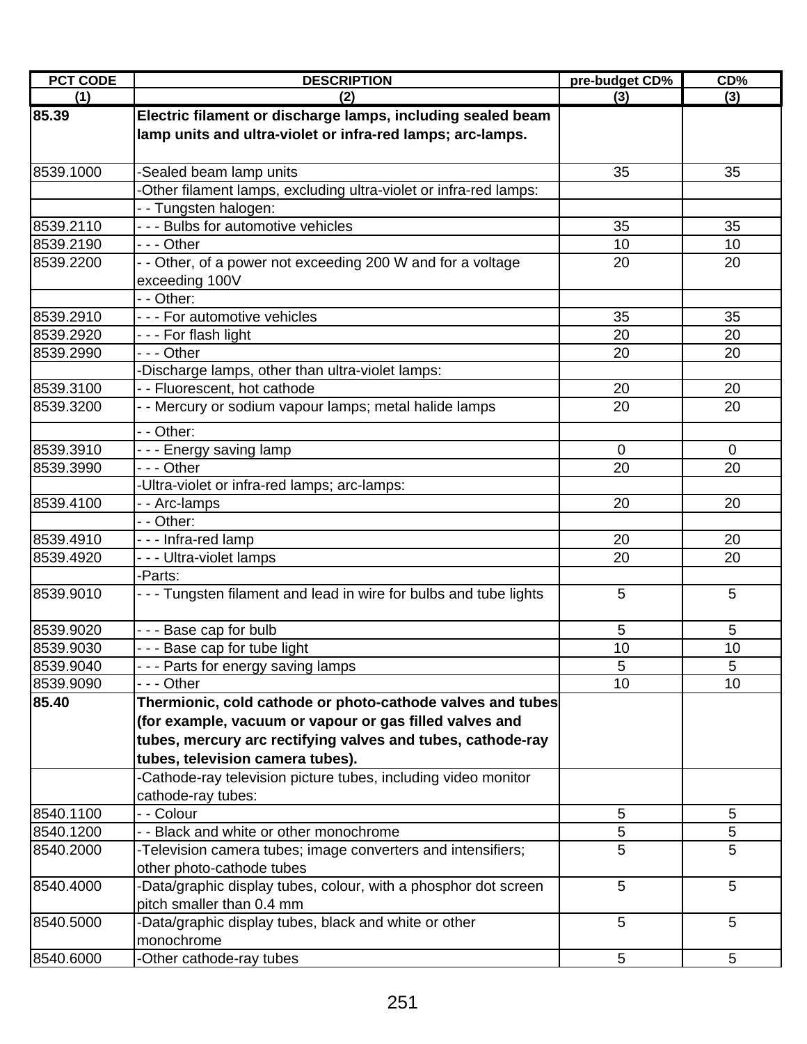| PCT CODE | DESCRIPTION | pre-budget CD% | CD% |
|---|---|---|---|
| (1) | (2) | (3) | (3) |
| **85.39** | **Electric filament or discharge lamps, including sealed beam lamp units and ultra-violet or infra-red lamps; arc-lamps.** | | |
| 8539.1000 | -Sealed beam lamp units | 35 | 35 |
| | -Other filament lamps, excluding ultra-violet or infra-red lamps: | | |
| | - - Tungsten halogen: | | |
| 8539.2110 | - - - Bulbs for automotive vehicles | 35 | 35 |
| 8539.2190 | - - - Other | 10 | 10 |
| 8539.2200 | - - Other, of a power not exceeding 200 W and for a voltage exceeding 100V | 20 | 20 |
| | - - Other: | | |
| 8539.2910 | - - - For automotive vehicles | 35 | 35 |
| 8539.2920 | - - - For flash light | 20 | 20 |
| 8539.2990 | - - - Other | 20 | 20 |
| | -Discharge lamps, other than ultra-violet lamps: | | |
| 8539.3100 | - - Fluorescent, hot cathode | 20 | 20 |
| 8539.3200 | - - Mercury or sodium vapour lamps; metal halide lamps | 20 | 20 |
| | - - Other: | | |
| 8539.3910 | - - - Energy saving lamp | 0 | 0 |
| 8539.3990 | - - - Other | 20 | 20 |
| | -Ultra-violet or infra-red lamps; arc-lamps: | | |
| 8539.4100 | - - Arc-lamps | 20 | 20 |
| | - - Other: | | |
| 8539.4910 | - - - Infra-red lamp | 20 | 20 |
| 8539.4920 | - - - Ultra-violet lamps | 20 | 20 |
| | -Parts: | | |
| 8539.9010 | - - - Tungsten filament and lead in wire for bulbs and tube lights | 5 | 5 |
| 8539.9020 | - - - Base cap for bulb | 5 | 5 |
| 8539.9030 | - - - Base cap for tube light | 10 | 10 |
| 8539.9040 | - - - Parts for energy saving lamps | 5 | 5 |
| 8539.9090 | - - - Other | 10 | 10 |
| **85.40** | **Thermionic, cold cathode or photo-cathode valves and tubes (for example, vacuum or vapour or gas filled valves and tubes, mercury arc rectifying valves and tubes, cathode-ray tubes, television camera tubes).** | | |
| | -Cathode-ray television picture tubes, including video monitor cathode-ray tubes: | | |
| 8540.1100 | - - Colour | 5 | 5 |
| 8540.1200 | - - Black and white or other monochrome | 5 | 5 |
| 8540.2000 | -Television camera tubes; image converters and intensifiers; other photo-cathode tubes | 5 | 5 |
| 8540.4000 | -Data/graphic display tubes, colour, with a phosphor dot screen pitch smaller than 0.4 mm | 5 | 5 |
| 8540.5000 | -Data/graphic display tubes, black and white or other monochrome | 5 | 5 |
| 8540.6000 | -Other cathode-ray tubes | 5 | 5 |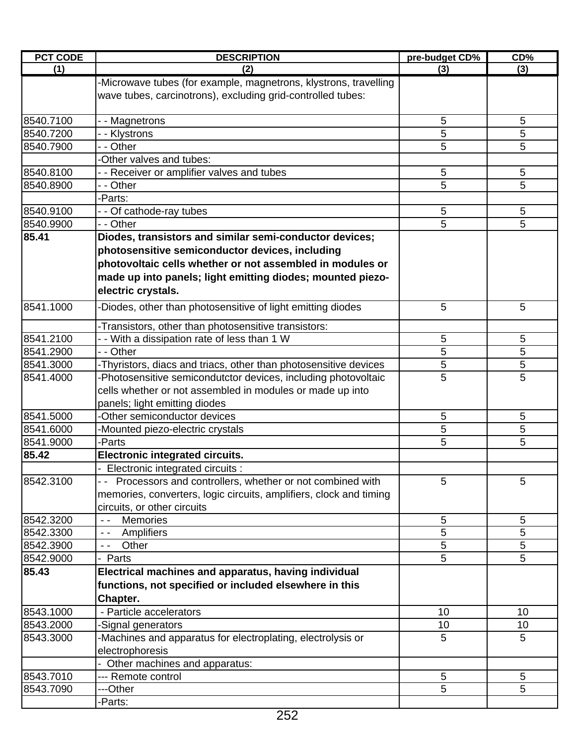| PCT CODE | DESCRIPTION | pre-budget CD% | CD% |
|---|---|---|---|
| (1) | (2) | (3) | (3) |
| | -Microwave tubes (for example, magnetrons, klystrons, travelling wave tubes, carcinotrons), excluding grid-controlled tubes: | | |
| 8540.7100 | - - Magnetrons | 5 | 5 |
| 8540.7200 | - - Klystrons | 5 | 5 |
| 8540.7900 | - - Other | 5 | 5 |
| | -Other valves and tubes: | | |
| 8540.8100 | - - Receiver or amplifier valves and tubes | 5 | 5 |
| 8540.8900 | - - Other | 5 | 5 |
| | -Parts: | | |
| 8540.9100 | - - Of cathode-ray tubes | 5 | 5 |
| 8540.9900 | - - Other | 5 | 5 |
| **85.41** | **Diodes, transistors and similar semi-conductor devices; photosensitive semiconductor devices, including photovoltaic cells whether or not assembled in modules or made up into panels; light emitting diodes; mounted piezo-electric crystals.** | | |
| 8541.1000 | -Diodes, other than photosensitive of light emitting diodes | 5 | 5 |
| | -Transistors, other than photosensitive transistors: | | |
| 8541.2100 | - - With a dissipation rate of less than 1 W | 5 | 5 |
| 8541.2900 | - - Other | 5 | 5 |
| 8541.3000 | -Thyristors, diacs and triacs, other than photosensitive devices | 5 | 5 |
| 8541.4000 | -Photosensitive semicondutctor devices, including photovoltaic cells whether or not assembled in modules or made up into panels; light emitting diodes | 5 | 5 |
| 8541.5000 | -Other semiconductor devices | 5 | 5 |
| 8541.6000 | -Mounted piezo-electric crystals | 5 | 5 |
| 8541.9000 | -Parts | 5 | 5 |
| **85.42** | **Electronic integrated circuits.** | | |
| | - Electronic integrated circuits : | | |
| 8542.3100 | - - Processors and controllers, whether or not combined with memories, converters, logic circuits, amplifiers, clock and timing circuits, or other circuits | 5 | 5 |
| 8542.3200 | - - Memories | 5 | 5 |
| 8542.3300 | - - Amplifiers | 5 | 5 |
| 8542.3900 | - - Other | 5 | 5 |
| 8542.9000 | - Parts | 5 | 5 |
| **85.43** | **Electrical machines and apparatus, having individual functions, not specified or included elsewhere in this Chapter.** | | |
| 8543.1000 | - Particle accelerators | 10 | 10 |
| 8543.2000 | -Signal generators | 10 | 10 |
| 8543.3000 | -Machines and apparatus for electroplating, electrolysis or electrophoresis | 5 | 5 |
| | - Other machines and apparatus: | | |
| 8543.7010 | --- Remote control | 5 | 5 |
| 8543.7090 | ---Other | 5 | 5 |
| | -Parts: | | |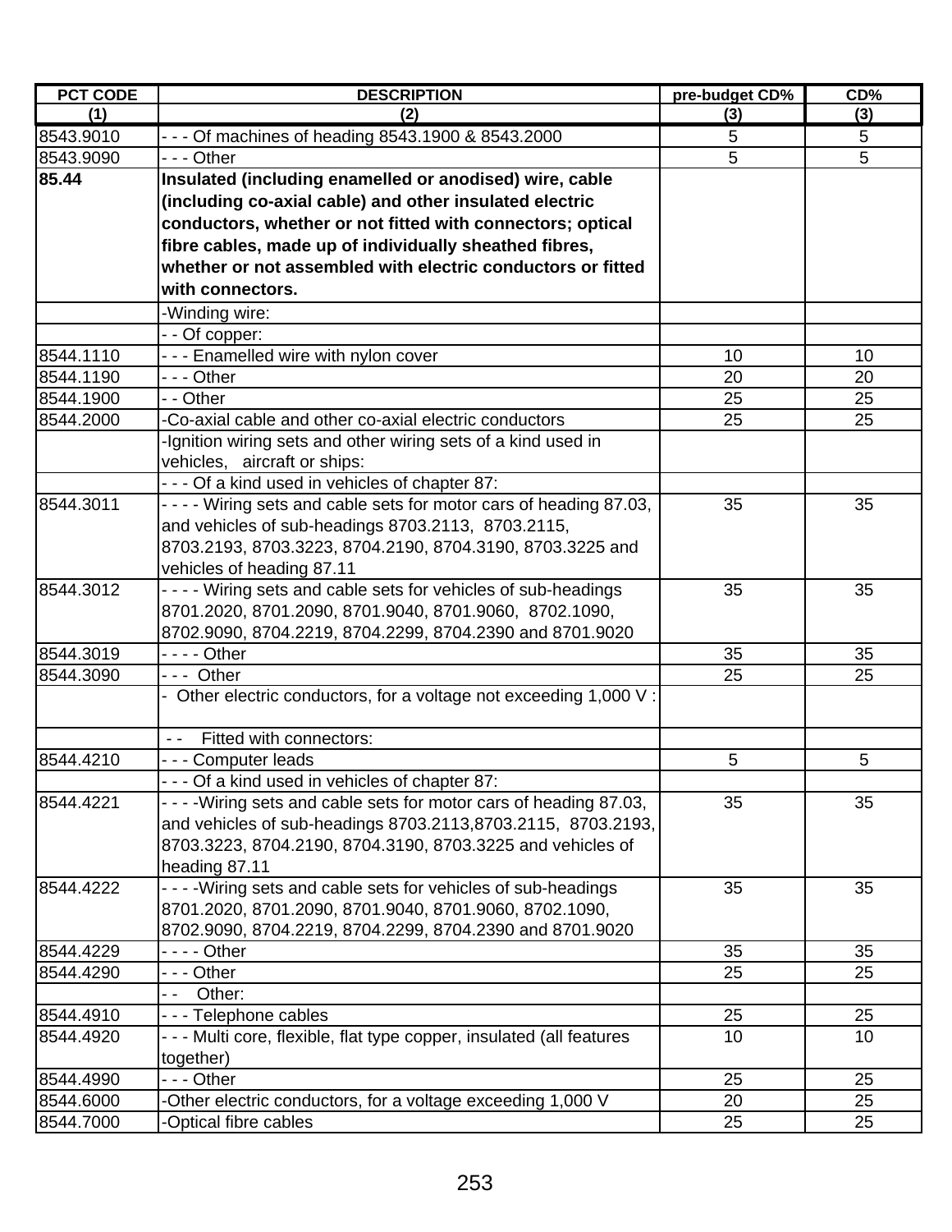| PCT CODE | DESCRIPTION | pre-budget CD% | CD% |
|---|---|---|---|
| (1) | (2) | (3) | (3) |
| 8543.9010 | - - - Of machines of heading 8543.1900 & 8543.2000 | 5 | 5 |
| 8543.9090 | - - - Other | 5 | 5 |
| **85.44** | **Insulated (including enamelled or anodised) wire, cable (including co-axial cable) and other insulated electric conductors, whether or not fitted with connectors; optical fibre cables, made up of individually sheathed fibres, whether or not assembled with electric conductors or fitted with connectors.** | | |
| | -Winding wire: | | |
| | - - Of copper: | | |
| 8544.1110 | - - - Enamelled wire with nylon cover | 10 | 10 |
| 8544.1190 | - - - Other | 20 | 20 |
| 8544.1900 | - - Other | 25 | 25 |
| 8544.2000 | -Co-axial cable and other co-axial electric conductors | 25 | 25 |
| | -Ignition wiring sets and other wiring sets of a kind used in vehicles, aircraft or ships: | | |
| | - - - Of a kind used in vehicles of chapter 87: | | |
| 8544.3011 | - - - - Wiring sets and cable sets for motor cars of heading 87.03, and vehicles of sub-headings 8703.2113, 8703.2115, 8703.2193, 8703.3223, 8704.2190, 8704.3190, 8703.3225 and vehicles of heading 87.11 | 35 | 35 |
| 8544.3012 | - - - - Wiring sets and cable sets for vehicles of sub-headings 8701.2020, 8701.2090, 8701.9040, 8701.9060, 8702.1090, 8702.9090, 8704.2219, 8704.2299, 8704.2390 and 8701.9020 | 35 | 35 |
| 8544.3019 | - - - - Other | 35 | 35 |
| 8544.3090 | - - - Other | 25 | 25 |
| | - Other electric conductors, for a voltage not exceeding 1,000 V : | | |
| | - - Fitted with connectors: | | |
| 8544.4210 | - - - Computer leads | 5 | 5 |
| | - - - Of a kind used in vehicles of chapter 87: | | |
| 8544.4221 | - - - -Wiring sets and cable sets for motor cars of heading 87.03, and vehicles of sub-headings 8703.2113,8703.2115, 8703.2193, 8703.3223, 8704.2190, 8704.3190, 8703.3225 and vehicles of heading 87.11 | 35 | 35 |
| 8544.4222 | - - - -Wiring sets and cable sets for vehicles of sub-headings 8701.2020, 8701.2090, 8701.9040, 8701.9060, 8702.1090, 8702.9090, 8704.2219, 8704.2299, 8704.2390 and 8701.9020 | 35 | 35 |
| 8544.4229 | - - - - Other | 35 | 35 |
| 8544.4290 | - - - Other | 25 | 25 |
| | - - Other: | | |
| 8544.4910 | - - - Telephone cables | 25 | 25 |
| 8544.4920 | - - - Multi core, flexible, flat type copper, insulated (all features together) | 10 | 10 |
| 8544.4990 | - - - Other | 25 | 25 |
| 8544.6000 | -Other electric conductors, for a voltage exceeding 1,000 V | 20 | 25 |
| 8544.7000 | -Optical fibre cables | 25 | 25 |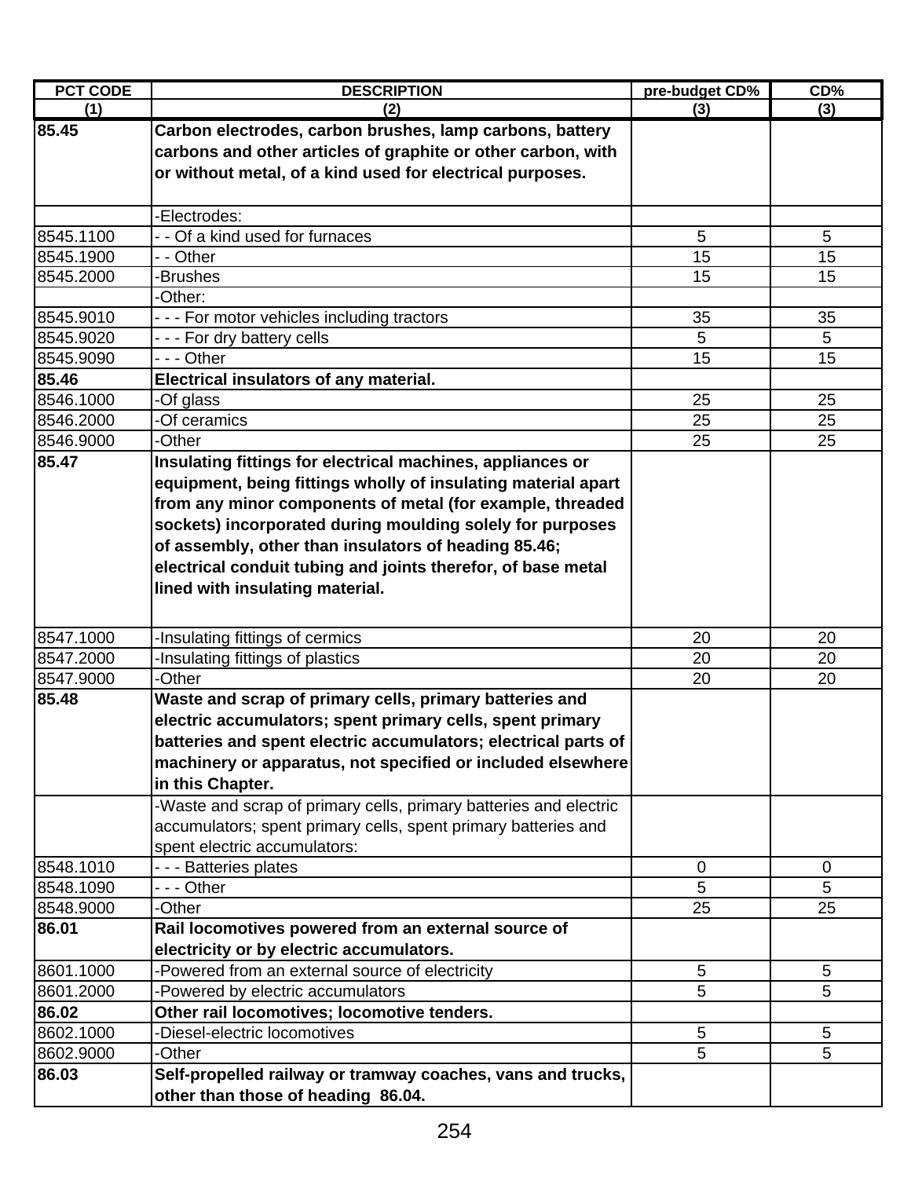| PCT CODE | DESCRIPTION | pre-budget CD% | CD% |
|---|---|---|---|
| (1) | (2) | (3) | (3) |
| **85.45** | **Carbon electrodes, carbon brushes, lamp carbons, battery carbons and other articles of graphite or other carbon, with or without metal, of a kind used for electrical purposes.** | | |
| | -Electrodes: | | |
| 8545.1100 | - - Of a kind used for furnaces | 5 | 5 |
| 8545.1900 | - - Other | 15 | 15 |
| 8545.2000 | -Brushes | 15 | 15 |
| | -Other: | | |
| 8545.9010 | - - - For motor vehicles including tractors | 35 | 35 |
| 8545.9020 | - - - For dry battery cells | 5 | 5 |
| 8545.9090 | - - - Other | 15 | 15 |
| **85.46** | **Electrical insulators of any material.** | | |
| 8546.1000 | -Of glass | 25 | 25 |
| 8546.2000 | -Of ceramics | 25 | 25 |
| 8546.9000 | -Other | 25 | 25 |
| **85.47** | **Insulating fittings for electrical machines, appliances or equipment, being fittings wholly of insulating material apart from any minor components of metal (for example, threaded sockets) incorporated during moulding solely for purposes of assembly, other than insulators of heading 85.46; electrical conduit tubing and joints therefor, of base metal lined with insulating material.** | | |
| 8547.1000 | -Insulating fittings of cermics | 20 | 20 |
| 8547.2000 | -Insulating fittings of plastics | 20 | 20 |
| 8547.9000 | -Other | 20 | 20 |
| **85.48** | **Waste and scrap of primary cells, primary batteries and electric accumulators; spent primary cells, spent primary batteries and spent electric accumulators; electrical parts of machinery or apparatus, not specified or included elsewhere in this Chapter.** | | |
| | -Waste and scrap of primary cells, primary batteries and electric accumulators; spent primary cells, spent primary batteries and spent electric accumulators: | | |
| 8548.1010 | - - - Batteries plates | 0 | 0 |
| 8548.1090 | - - - Other | 5 | 5 |
| 8548.9000 | -Other | 25 | 25 |
| **86.01** | **Rail locomotives powered from an external source of electricity or by electric accumulators.** | | |
| 8601.1000 | -Powered from an external source of electricity | 5 | 5 |
| 8601.2000 | -Powered by electric accumulators | 5 | 5 |
| **86.02** | **Other rail locomotives; locomotive tenders.** | | |
| 8602.1000 | -Diesel-electric locomotives | 5 | 5 |
| 8602.9000 | -Other | 5 | 5 |
| **86.03** | **Self-propelled railway or tramway coaches, vans and trucks, other than those of heading 86.04.** | | |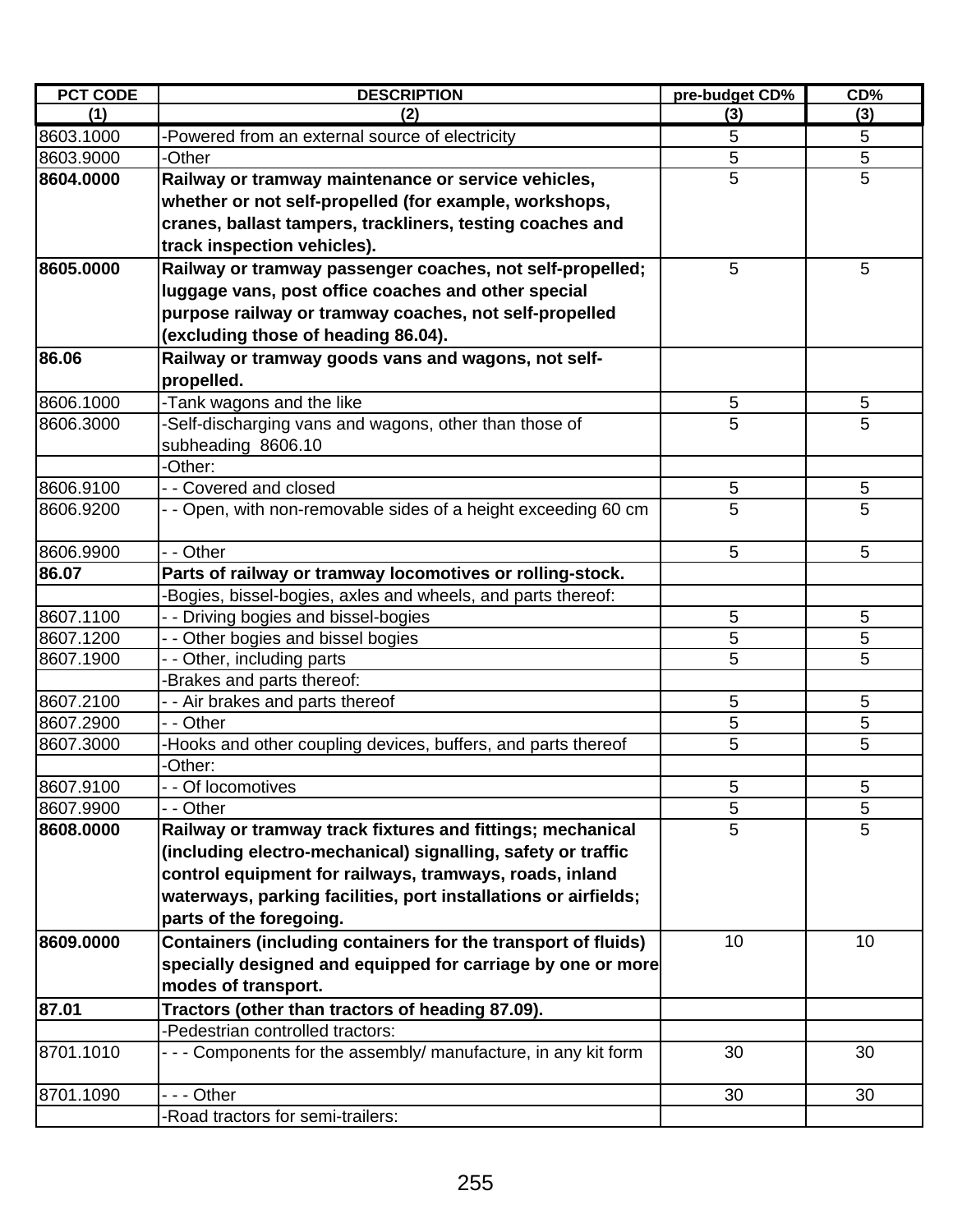| PCT CODE | DESCRIPTION | pre-budget CD% | CD% |
|---|---|---|---|
| (1) | (2) | (3) | (3) |
| 8603.1000 | -Powered from an external source of electricity | 5 | 5 |
| 8603.9000 | -Other | 5 | 5 |
| **8604.0000** | **Railway or tramway maintenance or service vehicles, whether or not self-propelled (for example, workshops, cranes, ballast tampers, trackliners, testing coaches and track inspection vehicles).** | 5 | 5 |
| **8605.0000** | **Railway or tramway passenger coaches, not self-propelled; luggage vans, post office coaches and other special purpose railway or tramway coaches, not self-propelled (excluding those of heading 86.04).** | 5 | 5 |
| **86.06** | **Railway or tramway goods vans and wagons, not self-propelled.** | | |
| 8606.1000 | -Tank wagons and the like | 5 | 5 |
| 8606.3000 | -Self-discharging vans and wagons, other than those of subheading 8606.10 | 5 | 5 |
| | -Other: | | |
| 8606.9100 | - - Covered and closed | 5 | 5 |
| 8606.9200 | - - Open, with non-removable sides of a height exceeding 60 cm | 5 | 5 |
| 8606.9900 | - - Other | 5 | 5 |
| **86.07** | **Parts of railway or tramway locomotives or rolling-stock.** | | |
| | -Bogies, bissel-bogies, axles and wheels, and parts thereof: | | |
| 8607.1100 | - - Driving bogies and bissel-bogies | 5 | 5 |
| 8607.1200 | - - Other bogies and bissel bogies | 5 | 5 |
| 8607.1900 | - - Other, including parts | 5 | 5 |
| | -Brakes and parts thereof: | | |
| 8607.2100 | - - Air brakes and parts thereof | 5 | 5 |
| 8607.2900 | - - Other | 5 | 5 |
| 8607.3000 | -Hooks and other coupling devices, buffers, and parts thereof | 5 | 5 |
| | -Other: | | |
| 8607.9100 | - - Of locomotives | 5 | 5 |
| 8607.9900 | - - Other | 5 | 5 |
| **8608.0000** | **Railway or tramway track fixtures and fittings; mechanical (including electro-mechanical) signalling, safety or traffic control equipment for railways, tramways, roads, inland waterways, parking facilities, port installations or airfields; parts of the foregoing.** | 5 | 5 |
| **8609.0000** | **Containers (including containers for the transport of fluids) specially designed and equipped for carriage by one or more modes of transport.** | 10 | 10 |
| **87.01** | **Tractors (other than tractors of heading 87.09).** | | |
| | -Pedestrian controlled tractors: | | |
| 8701.1010 | - - - Components for the assembly/ manufacture, in any kit form | 30 | 30 |
| 8701.1090 | - - - Other | 30 | 30 |
| | -Road tractors for semi-trailers: | | |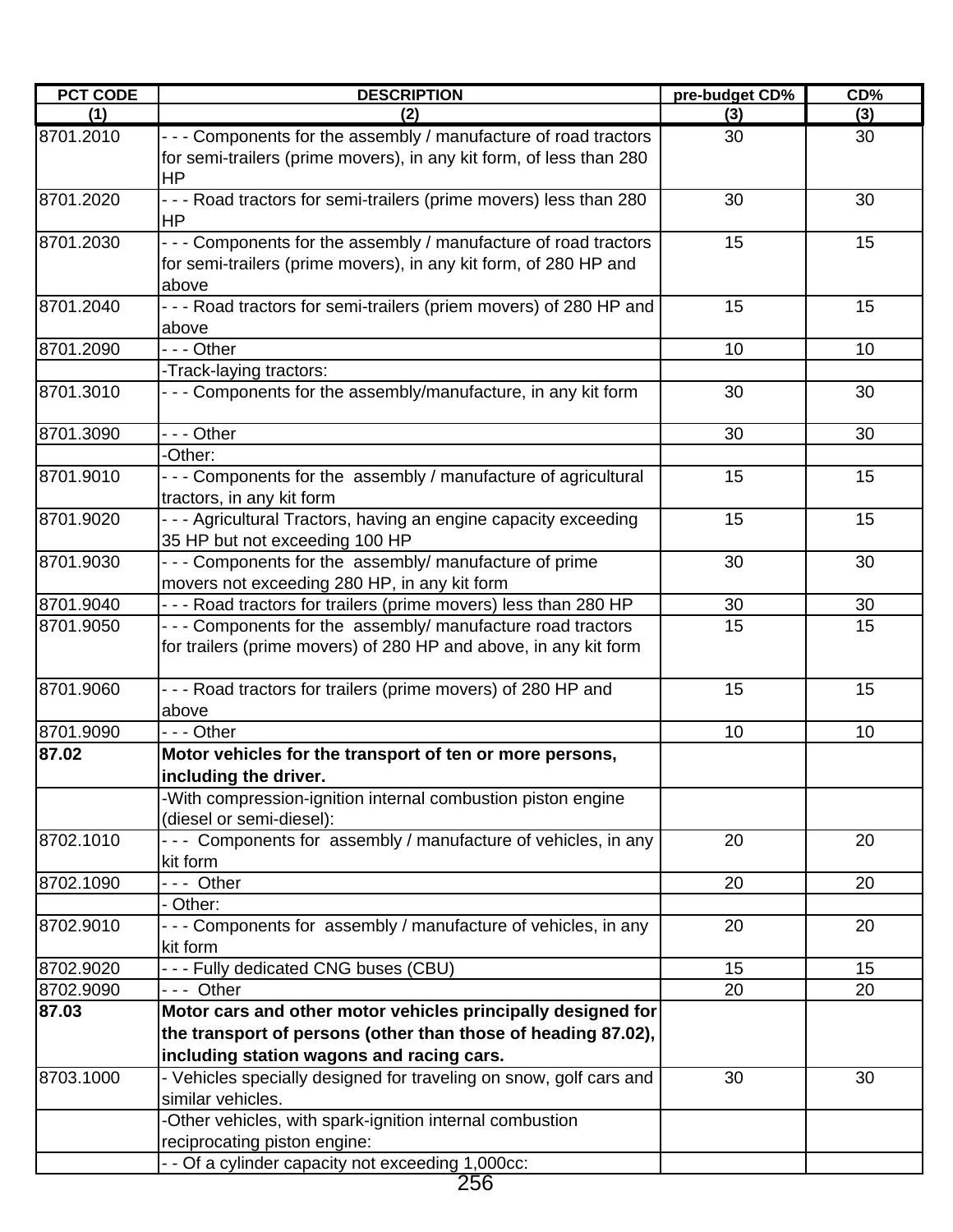| PCT CODE | DESCRIPTION | pre-budget CD% | CD% |
|---|---|---|---|
| (1) | (2) | (3) | (3) |
| 8701.2010 | - - - Components for the assembly / manufacture of road tractors for semi-trailers (prime movers), in any kit form, of less than 280 HP | 30 | 30 |
| 8701.2020 | - - - Road tractors for semi-trailers (prime movers) less than 280 HP | 30 | 30 |
| 8701.2030 | - - - Components for the assembly / manufacture of road tractors for semi-trailers (prime movers), in any kit form, of 280 HP and above | 15 | 15 |
| 8701.2040 | - - - Road tractors for semi-trailers (priem movers) of 280 HP and above | 15 | 15 |
| 8701.2090 | - - - Other | 10 | 10 |
| | -Track-laying tractors: | | |
| 8701.3010 | - - - Components for the assembly/manufacture, in any kit form | 30 | 30 |
| 8701.3090 | - - - Other | 30 | 30 |
| | -Other: | | |
| 8701.9010 | - - - Components for the assembly / manufacture of agricultural tractors, in any kit form | 15 | 15 |
| 8701.9020 | - - - Agricultural Tractors, having an engine capacity exceeding 35 HP but not exceeding 100 HP | 15 | 15 |
| 8701.9030 | - - - Components for the assembly/ manufacture of prime movers not exceeding 280 HP, in any kit form | 30 | 30 |
| 8701.9040 | - - - Road tractors for trailers (prime movers) less than 280 HP | 30 | 30 |
| 8701.9050 | - - - Components for the assembly/ manufacture road tractors for trailers (prime movers) of 280 HP and above, in any kit form | 15 | 15 |
| 8701.9060 | - - - Road tractors for trailers (prime movers) of 280 HP and above | 15 | 15 |
| 8701.9090 | - - - Other | 10 | 10 |
| **87.02** | **Motor vehicles for the transport of ten or more persons, including the driver.** | | |
| | -With compression-ignition internal combustion piston engine (diesel or semi-diesel): | | |
| 8702.1010 | - - - Components for assembly / manufacture of vehicles, in any kit form | 20 | 20 |
| 8702.1090 | - - - Other | 20 | 20 |
| | - Other: | | |
| 8702.9010 | - - - Components for assembly / manufacture of vehicles, in any kit form | 20 | 20 |
| 8702.9020 | - - - Fully dedicated CNG buses (CBU) | 15 | 15 |
| 8702.9090 | - - - Other | 20 | 20 |
| **87.03** | **Motor cars and other motor vehicles principally designed for the transport of persons (other than those of heading 87.02), including station wagons and racing cars.** | | |
| 8703.1000 | - Vehicles specially designed for traveling on snow, golf cars and similar vehicles. | 30 | 30 |
| | -Other vehicles, with spark-ignition internal combustion reciprocating piston engine: | | |
| | - - Of a cylinder capacity not exceeding 1,000cc: | | |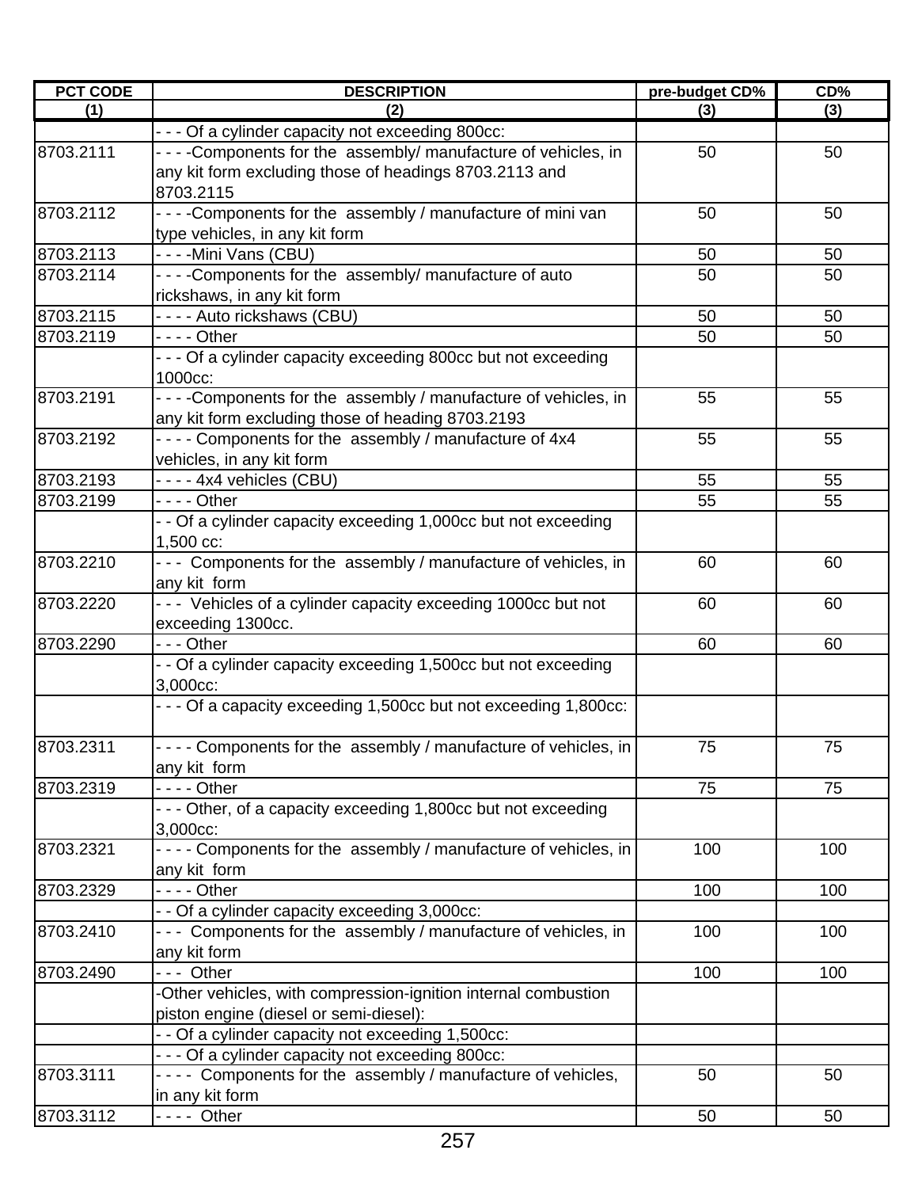| PCT CODE | DESCRIPTION | pre-budget CD% | CD% |
|---|---|---|---|
| (1) | (2) | (3) | (3) |
| | - - - Of a cylinder capacity not exceeding 800cc: | | |
| 8703.2111 | - - - -Components for the assembly/ manufacture of vehicles, in any kit form excluding those of headings 8703.2113 and 8703.2115 | 50 | 50 |
| 8703.2112 | - - - -Components for the assembly / manufacture of mini van type vehicles, in any kit form | 50 | 50 |
| 8703.2113 | - - - -Mini Vans (CBU) | 50 | 50 |
| 8703.2114 | - - - -Components for the assembly/ manufacture of auto rickshaws, in any kit form | 50 | 50 |
| 8703.2115 | - - - - Auto rickshaws (CBU) | 50 | 50 |
| 8703.2119 | - - - - Other | 50 | 50 |
| | - - - Of a cylinder capacity exceeding 800cc but not exceeding 1000cc: | | |
| 8703.2191 | - - - -Components for the assembly / manufacture of vehicles, in any kit form excluding those of heading 8703.2193 | 55 | 55 |
| 8703.2192 | - - - - Components for the assembly / manufacture of 4x4 vehicles, in any kit form | 55 | 55 |
| 8703.2193 | - - - - 4x4 vehicles (CBU) | 55 | 55 |
| 8703.2199 | - - - - Other | 55 | 55 |
| | - - Of a cylinder capacity exceeding 1,000cc but not exceeding 1,500 cc: | | |
| 8703.2210 | - - - Components for the assembly / manufacture of vehicles, in any kit form | 60 | 60 |
| 8703.2220 | - - - Vehicles of a cylinder capacity exceeding 1000cc but not exceeding 1300cc. | 60 | 60 |
| 8703.2290 | - - - Other | 60 | 60 |
| | - - Of a cylinder capacity exceeding 1,500cc but not exceeding 3,000cc: | | |
| | - - - Of a capacity exceeding 1,500cc but not exceeding 1,800cc: | | |
| 8703.2311 | - - - - Components for the assembly / manufacture of vehicles, in any kit form | 75 | 75 |
| 8703.2319 | - - - - Other | 75 | 75 |
| | - - - Other, of a capacity exceeding 1,800cc but not exceeding 3,000cc: | | |
| 8703.2321 | - - - - Components for the assembly / manufacture of vehicles, in any kit form | 100 | 100 |
| 8703.2329 | - - - - Other | 100 | 100 |
| | - - Of a cylinder capacity exceeding 3,000cc: | | |
| 8703.2410 | - - - Components for the assembly / manufacture of vehicles, in any kit form | 100 | 100 |
| 8703.2490 | - - - Other | 100 | 100 |
| | -Other vehicles, with compression-ignition internal combustion piston engine (diesel or semi-diesel): | | |
| | - - Of a cylinder capacity not exceeding 1,500cc: | | |
| | - - - Of a cylinder capacity not exceeding 800cc: | | |
| 8703.3111 | - - - - Components for the assembly / manufacture of vehicles, in any kit form | 50 | 50 |
| 8703.3112 | - - - - Other | 50 | 50 |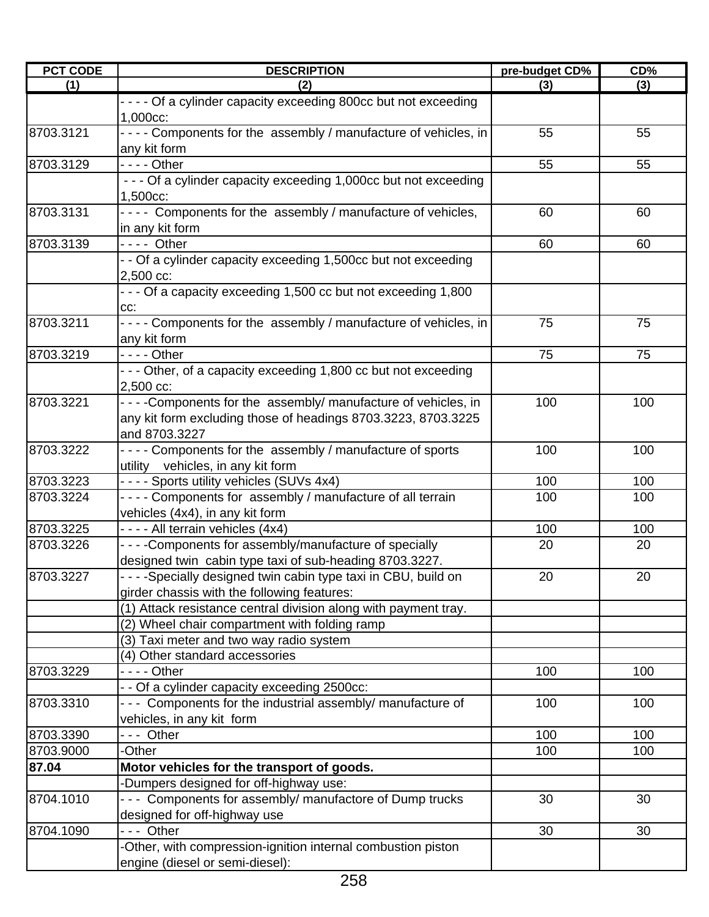| PCT CODE | DESCRIPTION | pre-budget CD% | CD% |
|---|---|---|---|
| (1) | (2) | (3) | (3) |
| | - - - - Of a cylinder capacity exceeding 800cc but not exceeding 1,000cc: | | |
| 8703.3121 | - - - - Components for the assembly / manufacture of vehicles, in any kit form | 55 | 55 |
| 8703.3129 | - - - - Other | 55 | 55 |
| | - - - Of a cylinder capacity exceeding 1,000cc but not exceeding 1,500cc: | | |
| 8703.3131 | - - - - Components for the assembly / manufacture of vehicles, in any kit form | 60 | 60 |
| 8703.3139 | - - - - Other | 60 | 60 |
| | - - Of a cylinder capacity exceeding 1,500cc but not exceeding 2,500 cc: | | |
| | - - - Of a capacity exceeding 1,500 cc but not exceeding 1,800 cc: | | |
| 8703.3211 | - - - - Components for the assembly / manufacture of vehicles, in any kit form | 75 | 75 |
| 8703.3219 | - - - - Other | 75 | 75 |
| | - - - Other, of a capacity exceeding 1,800 cc but not exceeding 2,500 cc: | | |
| 8703.3221 | - - - -Components for the assembly/ manufacture of vehicles, in any kit form excluding those of headings 8703.3223, 8703.3225 and 8703.3227 | 100 | 100 |
| 8703.3222 | - - - - Components for the assembly / manufacture of sports utility vehicles, in any kit form | 100 | 100 |
| 8703.3223 | - - - - Sports utility vehicles (SUVs 4x4) | 100 | 100 |
| 8703.3224 | - - - - Components for assembly / manufacture of all terrain vehicles (4x4), in any kit form | 100 | 100 |
| 8703.3225 | - - - - All terrain vehicles (4x4) | 100 | 100 |
| 8703.3226 | - - - -Components for assembly/manufacture of specially designed twin cabin type taxi of sub-heading 8703.3227. | 20 | 20 |
| 8703.3227 | - - - -Specially designed twin cabin type taxi in CBU, build on girder chassis with the following features: | 20 | 20 |
| | (1) Attack resistance central division along with payment tray. | | |
| | (2) Wheel chair compartment with folding ramp | | |
| | (3) Taxi meter and two way radio system | | |
| | (4) Other standard accessories | | |
| 8703.3229 | - - - - Other | 100 | 100 |
| | - - Of a cylinder capacity exceeding 2500cc: | | |
| 8703.3310 | - - - Components for the industrial assembly/ manufacture of vehicles, in any kit form | 100 | 100 |
| 8703.3390 | - - - Other | 100 | 100 |
| 8703.9000 | -Other | 100 | 100 |
| **87.04** | **Motor vehicles for the transport of goods.** | | |
| | -Dumpers designed for off-highway use: | | |
| 8704.1010 | - - - Components for assembly/ manufactore of Dump trucks designed for off-highway use | 30 | 30 |
| 8704.1090 | - - - Other | 30 | 30 |
| | -Other, with compression-ignition internal combustion piston engine (diesel or semi-diesel): | | |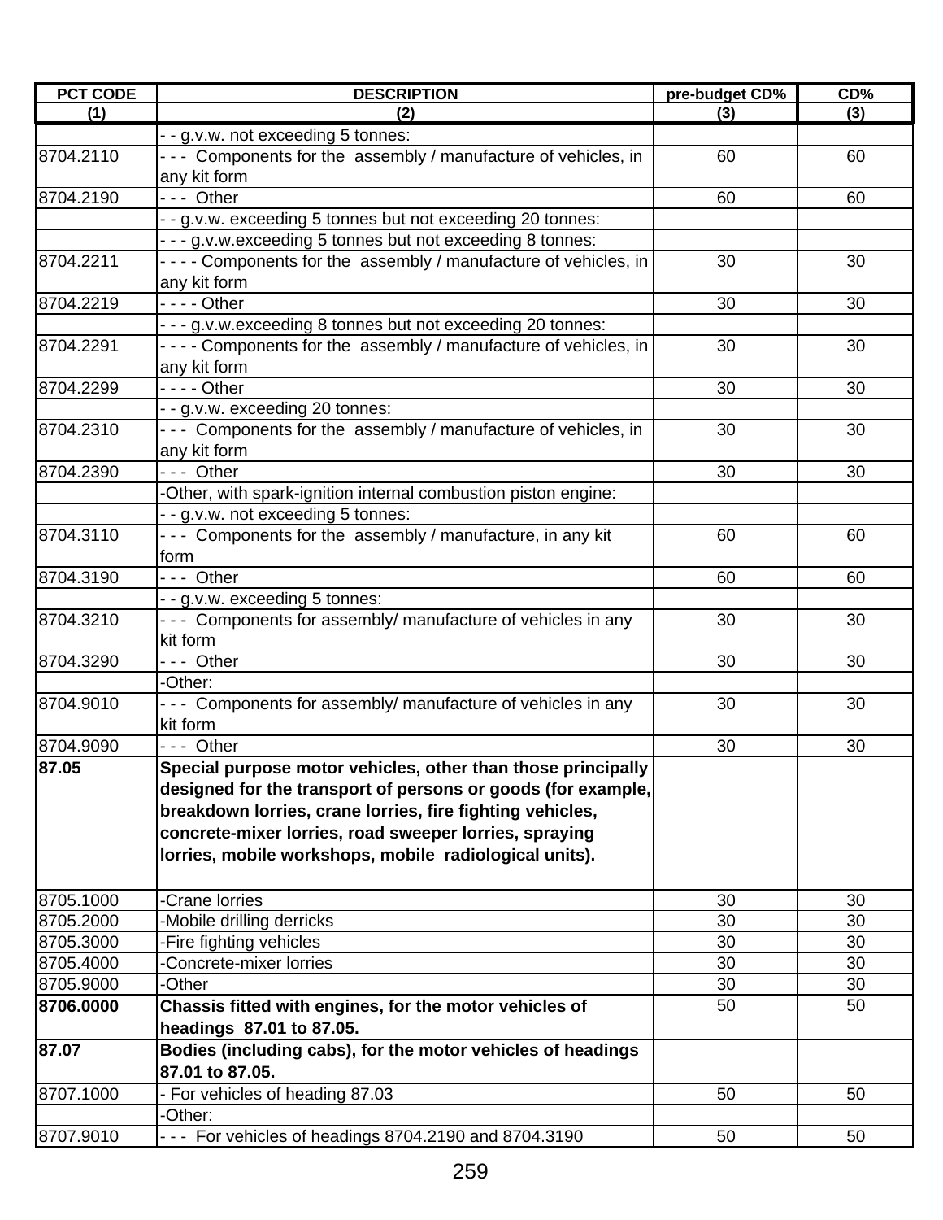| PCT CODE | DESCRIPTION | pre-budget CD% | CD% |
|---|---|---|---|
| (1) | (2) | (3) | (3) |
| | - - g.v.w. not exceeding 5 tonnes: | | |
| 8704.2110 | - - - Components for the assembly / manufacture of vehicles, in any kit form | 60 | 60 |
| 8704.2190 | - - - Other | 60 | 60 |
| | - - g.v.w. exceeding 5 tonnes but not exceeding 20 tonnes: | | |
| | - - - g.v.w.exceeding 5 tonnes but not exceeding 8 tonnes: | | |
| 8704.2211 | - - - - Components for the assembly / manufacture of vehicles, in any kit form | 30 | 30 |
| 8704.2219 | - - - - Other | 30 | 30 |
| | - - - g.v.w.exceeding 8 tonnes but not exceeding 20 tonnes: | | |
| 8704.2291 | - - - - Components for the assembly / manufacture of vehicles, in any kit form | 30 | 30 |
| 8704.2299 | - - - - Other | 30 | 30 |
| | - - g.v.w. exceeding 20 tonnes: | | |
| 8704.2310 | - - - Components for the assembly / manufacture of vehicles, in any kit form | 30 | 30 |
| 8704.2390 | - - - Other | 30 | 30 |
| | -Other, with spark-ignition internal combustion piston engine: | | |
| | - - g.v.w. not exceeding 5 tonnes: | | |
| 8704.3110 | - - - Components for the assembly / manufacture, in any kit form | 60 | 60 |
| 8704.3190 | - - - Other | 60 | 60 |
| | - - g.v.w. exceeding 5 tonnes: | | |
| 8704.3210 | - - - Components for assembly/ manufacture of vehicles in any kit form | 30 | 30 |
| 8704.3290 | - - - Other | 30 | 30 |
| | -Other: | | |
| 8704.9010 | - - - Components for assembly/ manufacture of vehicles in any kit form | 30 | 30 |
| 8704.9090 | - - - Other | 30 | 30 |
| **87.05** | **Special purpose motor vehicles, other than those principally designed for the transport of persons or goods (for example, breakdown lorries, crane lorries, fire fighting vehicles, concrete-mixer lorries, road sweeper lorries, spraying lorries, mobile workshops, mobile radiological units).** | | |
| 8705.1000 | -Crane lorries | 30 | 30 |
| 8705.2000 | -Mobile drilling derricks | 30 | 30 |
| 8705.3000 | -Fire fighting vehicles | 30 | 30 |
| 8705.4000 | -Concrete-mixer lorries | 30 | 30 |
| 8705.9000 | -Other | 30 | 30 |
| **8706.0000** | **Chassis fitted with engines, for the motor vehicles of headings 87.01 to 87.05.** | 50 | 50 |
| **87.07** | **Bodies (including cabs), for the motor vehicles of headings 87.01 to 87.05.** | | |
| 8707.1000 | - For vehicles of heading 87.03 | 50 | 50 |
| | -Other: | | |
| 8707.9010 | - - - For vehicles of headings 8704.2190 and 8704.3190 | 50 | 50 |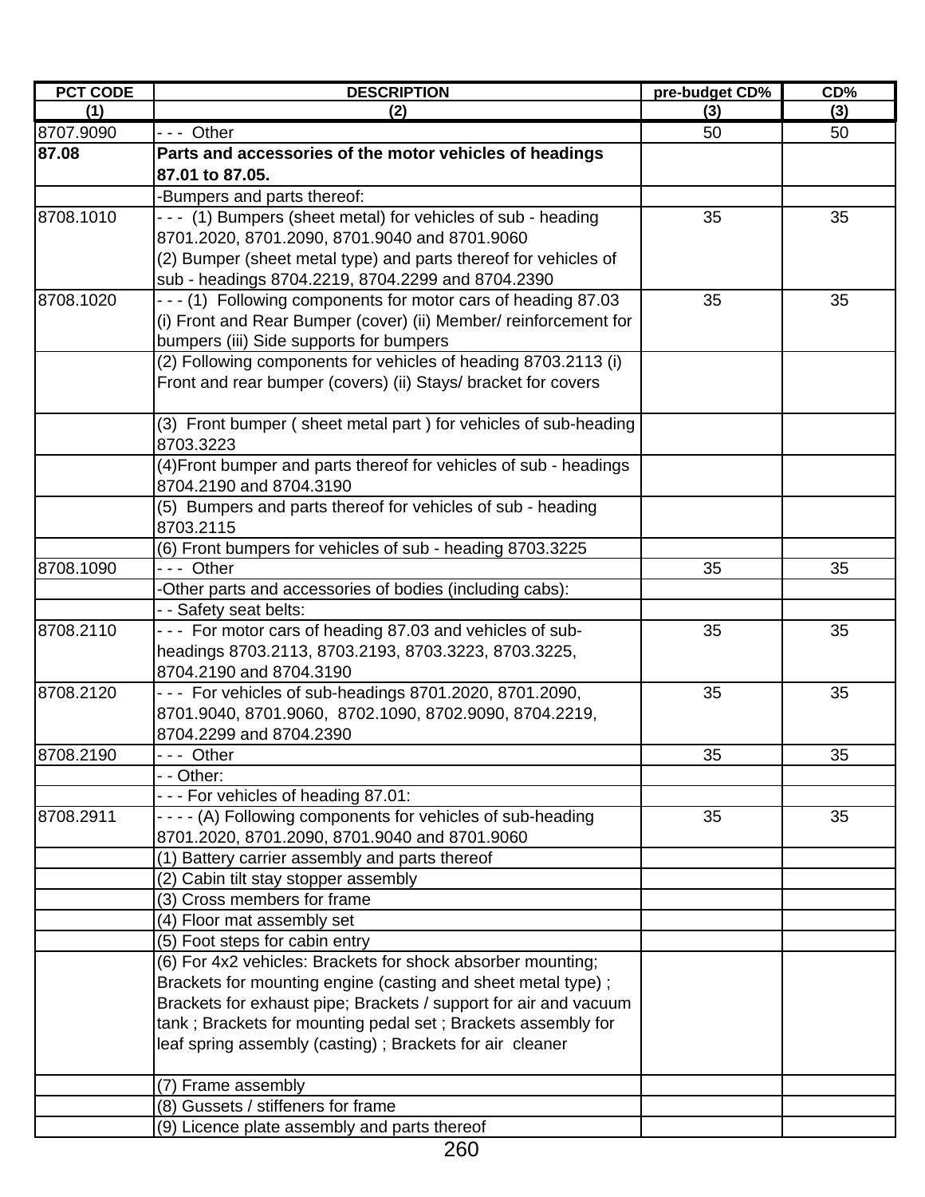| PCT CODE | DESCRIPTION | pre-budget CD% | CD% |
|---|---|---|---|
| (1) | (2) | (3) | (3) |
| 8707.9090 | - - - Other | 50 | 50 |
| **87.08** | **Parts and accessories of the motor vehicles of headings 87.01 to 87.05.** | | |
| | -Bumpers and parts thereof: | | |
| 8708.1010 | - - - (1) Bumpers (sheet metal) for vehicles of sub - heading 8701.2020, 8701.2090, 8701.9040 and 8701.9060<br>(2) Bumper (sheet metal type) and parts thereof for vehicles of sub - headings 8704.2219, 8704.2299 and 8704.2390 | 35 | 35 |
| 8708.1020 | - - - (1) Following components for motor cars of heading 87.03 (i) Front and Rear Bumper (cover) (ii) Member/ reinforcement for bumpers (iii) Side supports for bumpers | 35 | 35 |
| | (2) Following components for vehicles of heading 8703.2113 (i) Front and rear bumper (covers) (ii) Stays/ bracket for covers | | |
| | (3) Front bumper ( sheet metal part ) for vehicles of sub-heading 8703.3223 | | |
| | (4)Front bumper and parts thereof for vehicles of sub - headings 8704.2190 and 8704.3190 | | |
| | (5) Bumpers and parts thereof for vehicles of sub - heading 8703.2115 | | |
| | (6) Front bumpers for vehicles of sub - heading 8703.3225 | | |
| 8708.1090 | - - - Other | 35 | 35 |
| | -Other parts and accessories of bodies (including cabs): | | |
| | - - Safety seat belts: | | |
| 8708.2110 | - - - For motor cars of heading 87.03 and vehicles of sub-headings 8703.2113, 8703.2193, 8703.3223, 8703.3225, 8704.2190 and 8704.3190 | 35 | 35 |
| 8708.2120 | - - - For vehicles of sub-headings 8701.2020, 8701.2090, 8701.9040, 8701.9060, 8702.1090, 8702.9090, 8704.2219, 8704.2299 and 8704.2390 | 35 | 35 |
| 8708.2190 | - - - Other | 35 | 35 |
| | - - Other: | | |
| | - - - For vehicles of heading 87.01: | | |
| 8708.2911 | - - - - (A) Following components for vehicles of sub-heading 8701.2020, 8701.2090, 8701.9040 and 8701.9060 | 35 | 35 |
| | (1) Battery carrier assembly and parts thereof | | |
| | (2) Cabin tilt stay stopper assembly | | |
| | (3) Cross members for frame | | |
| | (4) Floor mat assembly set | | |
| | (5) Foot steps for cabin entry | | |
| | (6) For 4x2 vehicles: Brackets for shock absorber mounting; Brackets for mounting engine (casting and sheet metal type) ; Brackets for exhaust pipe; Brackets / support for air and vacuum tank ; Brackets for mounting pedal set ; Brackets assembly for leaf spring assembly (casting) ; Brackets for air cleaner | | |
| | (7) Frame assembly | | |
| | (8) Gussets / stiffeners for frame | | |
| | (9) Licence plate assembly and parts thereof | | |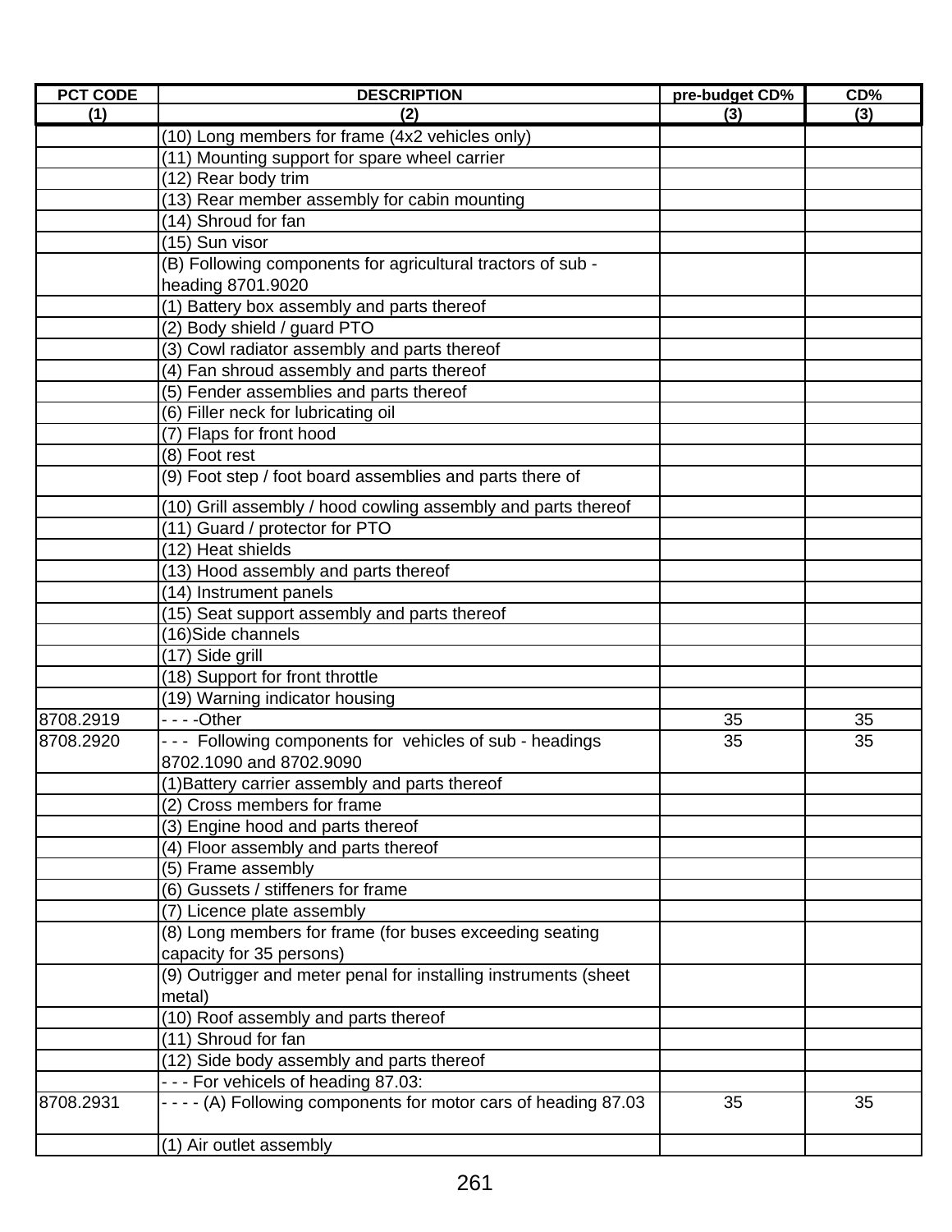| PCT CODE | DESCRIPTION | pre-budget CD% | CD% |
|---|---|---|---|
| (1) | (2) | (3) | (3) |
| | (10) Long members for frame (4x2 vehicles only) | | |
| | (11) Mounting support for spare wheel carrier | | |
| | (12) Rear body trim | | |
| | (13) Rear member assembly for cabin mounting | | |
| | (14) Shroud for fan | | |
| | (15) Sun visor | | |
| | (B) Following components for agricultural tractors of sub - heading 8701.9020 | | |
| | (1) Battery box assembly and parts thereof | | |
| | (2) Body shield / guard PTO | | |
| | (3) Cowl radiator assembly and parts thereof | | |
| | (4) Fan shroud assembly and parts thereof | | |
| | (5) Fender assemblies and parts thereof | | |
| | (6) Filler neck for lubricating oil | | |
| | (7) Flaps for front hood | | |
| | (8) Foot rest | | |
| | (9) Foot step / foot board assemblies and parts there of | | |
| | (10) Grill assembly / hood cowling assembly and parts thereof | | |
| | (11) Guard / protector for PTO | | |
| | (12) Heat shields | | |
| | (13) Hood assembly and parts thereof | | |
| | (14) Instrument panels | | |
| | (15) Seat support assembly and parts thereof | | |
| | (16)Side channels | | |
| | (17) Side grill | | |
| | (18) Support for front throttle | | |
| | (19) Warning indicator housing | | |
| 8708.2919 | - - - -Other | 35 | 35 |
| 8708.2920 | - - - Following components for vehicles of sub - headings 8702.1090 and 8702.9090 | 35 | 35 |
| | (1)Battery carrier assembly and parts thereof | | |
| | (2) Cross members for frame | | |
| | (3) Engine hood and parts thereof | | |
| | (4) Floor assembly and parts thereof | | |
| | (5) Frame assembly | | |
| | (6) Gussets / stiffeners for frame | | |
| | (7) Licence plate assembly | | |
| | (8) Long members for frame (for buses exceeding seating capacity for 35 persons) | | |
| | (9) Outrigger and meter penal for installing instruments (sheet metal) | | |
| | (10) Roof assembly and parts thereof | | |
| | (11) Shroud for fan | | |
| | (12) Side body assembly and parts thereof | | |
| | - - - For vehicels of heading 87.03: | | |
| 8708.2931 | - - - - (A) Following components for motor cars of heading 87.03 | 35 | 35 |
| | (1) Air outlet assembly | | |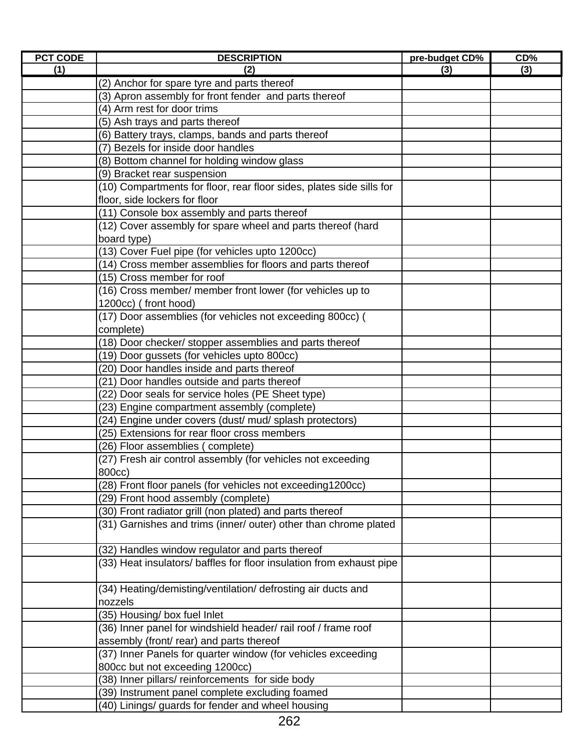| PCT CODE | DESCRIPTION | pre-budget CD% | CD% |
|---|---|---|---|
| (1) | (2) | (3) | (3) |
| | (2) Anchor for spare tyre and parts thereof | | |
| | (3) Apron assembly for front fender and parts thereof | | |
| | (4) Arm rest for door trims | | |
| | (5) Ash trays and parts thereof | | |
| | (6) Battery trays, clamps, bands and parts thereof | | |
| | (7) Bezels for inside door handles | | |
| | (8) Bottom channel for holding window glass | | |
| | (9) Bracket rear suspension | | |
| | (10) Compartments for floor, rear floor sides, plates side sills for floor, side lockers for floor | | |
| | (11) Console box assembly and parts thereof | | |
| | (12) Cover assembly for spare wheel and parts thereof (hard board type) | | |
| | (13) Cover Fuel pipe (for vehicles upto 1200cc) | | |
| | (14) Cross member assemblies for floors and parts thereof | | |
| | (15) Cross member for roof | | |
| | (16) Cross member/ member front lower (for vehicles up to 1200cc) ( front hood) | | |
| | (17) Door assemblies (for vehicles not exceeding 800cc) ( complete) | | |
| | (18) Door checker/ stopper assemblies and parts thereof | | |
| | (19) Door gussets (for vehicles upto 800cc) | | |
| | (20) Door handles inside and parts thereof | | |
| | (21) Door handles outside and parts thereof | | |
| | (22) Door seals for service holes (PE Sheet type) | | |
| | (23) Engine compartment assembly (complete) | | |
| | (24) Engine under covers (dust/ mud/ splash protectors) | | |
| | (25) Extensions for rear floor cross members | | |
| | (26) Floor assemblies ( complete) | | |
| | (27) Fresh air control assembly (for vehicles not exceeding 800cc) | | |
| | (28) Front floor panels (for vehicles not exceeding1200cc) | | |
| | (29) Front hood assembly (complete) | | |
| | (30) Front radiator grill (non plated) and parts thereof | | |
| | (31) Garnishes and trims (inner/ outer) other than chrome plated | | |
| | (32) Handles window regulator and parts thereof | | |
| | (33) Heat insulators/ baffles for floor insulation from exhaust pipe | | |
| | (34) Heating/demisting/ventilation/ defrosting air ducts and nozzels | | |
| | (35) Housing/ box fuel Inlet | | |
| | (36) Inner panel for windshield header/ rail roof / frame roof assembly (front/ rear) and parts thereof | | |
| | (37) Inner Panels for quarter window (for vehicles exceeding 800cc but not exceeding 1200cc) | | |
| | (38) Inner pillars/ reinforcements for side body | | |
| | (39) Instrument panel complete excluding foamed | | |
| | (40) Linings/ guards for fender and wheel housing | | |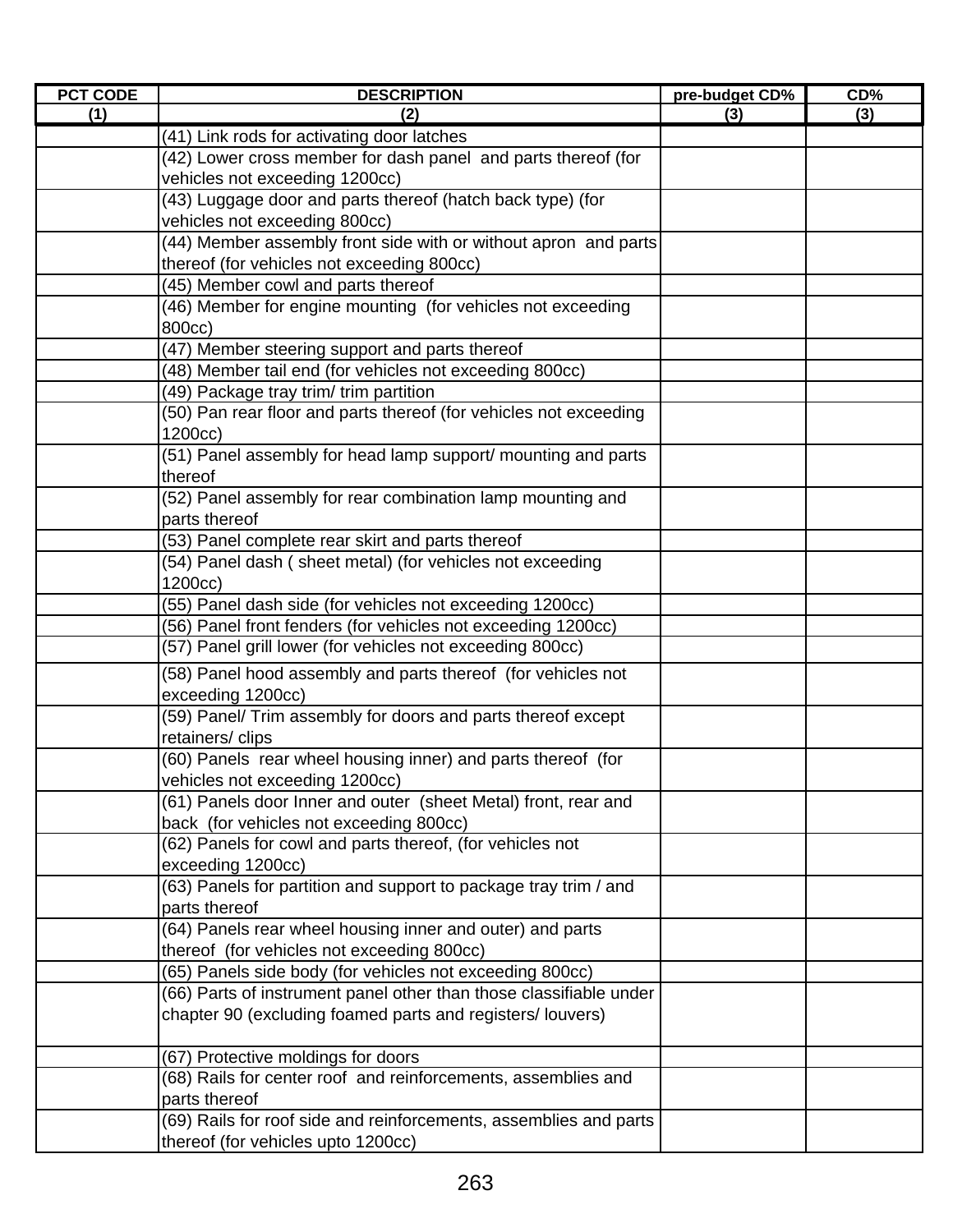| PCT CODE | DESCRIPTION | pre-budget CD% | CD% |
|---|---|---|---|
| (1) | (2) | (3) | (3) |
| | (41) Link rods for activating door latches | | |
| | (42) Lower cross member for dash panel and parts thereof (for vehicles not exceeding 1200cc) | | |
| | (43) Luggage door and parts thereof (hatch back type) (for vehicles not exceeding 800cc) | | |
| | (44) Member assembly front side with or without apron and parts thereof (for vehicles not exceeding 800cc) | | |
| | (45) Member cowl and parts thereof | | |
| | (46) Member for engine mounting (for vehicles not exceeding 800cc) | | |
| | (47) Member steering support and parts thereof | | |
| | (48) Member tail end (for vehicles not exceeding 800cc) | | |
| | (49) Package tray trim/ trim partition | | |
| | (50) Pan rear floor and parts thereof (for vehicles not exceeding 1200cc) | | |
| | (51) Panel assembly for head lamp support/ mounting and parts thereof | | |
| | (52) Panel assembly for rear combination lamp mounting and parts thereof | | |
| | (53) Panel complete rear skirt and parts thereof | | |
| | (54) Panel dash ( sheet metal) (for vehicles not exceeding 1200cc) | | |
| | (55) Panel dash side (for vehicles not exceeding 1200cc) | | |
| | (56) Panel front fenders (for vehicles not exceeding 1200cc) | | |
| | (57) Panel grill lower (for vehicles not exceeding 800cc) | | |
| | (58) Panel hood assembly and parts thereof (for vehicles not exceeding 1200cc) | | |
| | (59) Panel/ Trim assembly for doors and parts thereof except retainers/ clips | | |
| | (60) Panels rear wheel housing inner) and parts thereof (for vehicles not exceeding 1200cc) | | |
| | (61) Panels door Inner and outer (sheet Metal) front, rear and back (for vehicles not exceeding 800cc) | | |
| | (62) Panels for cowl and parts thereof, (for vehicles not exceeding 1200cc) | | |
| | (63) Panels for partition and support to package tray trim / and parts thereof | | |
| | (64) Panels rear wheel housing inner and outer) and parts thereof (for vehicles not exceeding 800cc) | | |
| | (65) Panels side body (for vehicles not exceeding 800cc) | | |
| | (66) Parts of instrument panel other than those classifiable under chapter 90 (excluding foamed parts and registers/ louvers) | | |
| | (67) Protective moldings for doors | | |
| | (68) Rails for center roof and reinforcements, assemblies and parts thereof | | |
| | (69) Rails for roof side and reinforcements, assemblies and parts thereof (for vehicles upto 1200cc) | | |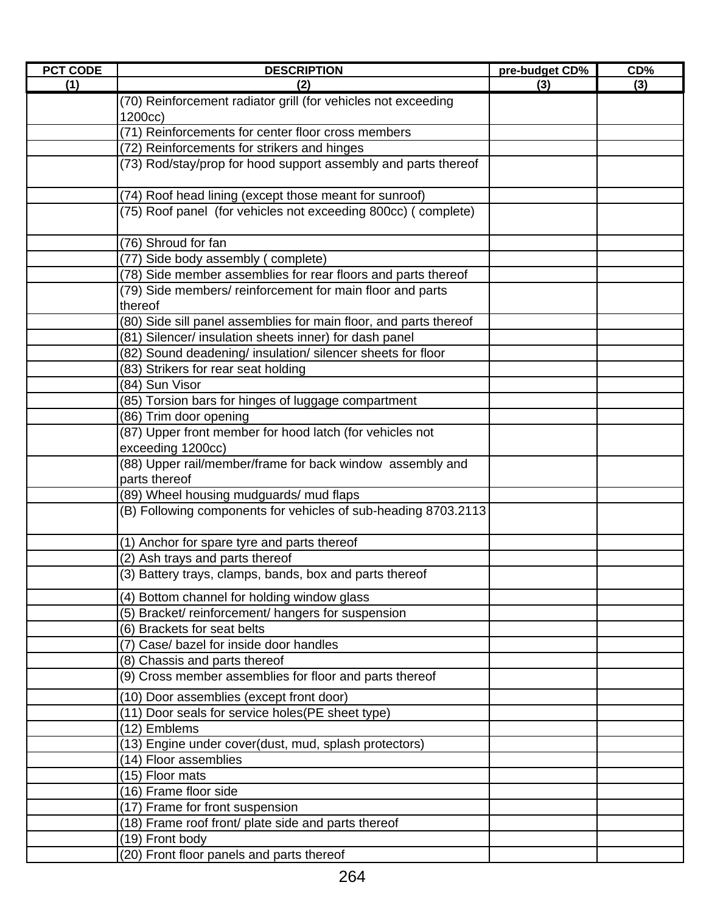| PCT CODE | DESCRIPTION | pre-budget CD% | CD% |
|---|---|---|---|
| (1) | (2) | (3) | (3) |
| | (70) Reinforcement radiator grill (for vehicles not exceeding 1200cc) | | |
| | (71) Reinforcements for center floor cross members | | |
| | (72) Reinforcements for strikers and hinges | | |
| | (73) Rod/stay/prop for hood support assembly and parts thereof | | |
| | (74) Roof head lining (except those meant for sunroof) | | |
| | (75) Roof panel (for vehicles not exceeding 800cc) ( complete) | | |
| | (76) Shroud for fan | | |
| | (77) Side body assembly ( complete) | | |
| | (78) Side member assemblies for rear floors and parts thereof | | |
| | (79) Side members/ reinforcement for main floor and parts thereof | | |
| | (80) Side sill panel assemblies for main floor, and parts thereof | | |
| | (81) Silencer/ insulation sheets inner) for dash panel | | |
| | (82) Sound deadening/ insulation/ silencer sheets for floor | | |
| | (83) Strikers for rear seat holding | | |
| | (84) Sun Visor | | |
| | (85) Torsion bars for hinges of luggage compartment | | |
| | (86) Trim door opening | | |
| | (87) Upper front member for hood latch (for vehicles not exceeding 1200cc) | | |
| | (88) Upper rail/member/frame for back window assembly and parts thereof | | |
| | (89) Wheel housing mudguards/ mud flaps | | |
| | (B) Following components for vehicles of sub-heading 8703.2113 | | |
| | (1) Anchor for spare tyre and parts thereof | | |
| | (2) Ash trays and parts thereof | | |
| | (3) Battery trays, clamps, bands, box and parts thereof | | |
| | (4) Bottom channel for holding window glass | | |
| | (5) Bracket/ reinforcement/ hangers for suspension | | |
| | (6) Brackets for seat belts | | |
| | (7) Case/ bazel for inside door handles | | |
| | (8) Chassis and parts thereof | | |
| | (9) Cross member assemblies for floor and parts thereof | | |
| | (10) Door assemblies (except front door) | | |
| | (11) Door seals for service holes(PE sheet type) | | |
| | (12) Emblems | | |
| | (13) Engine under cover(dust, mud, splash protectors) | | |
| | (14) Floor assemblies | | |
| | (15) Floor mats | | |
| | (16) Frame floor side | | |
| | (17) Frame for front suspension | | |
| | (18) Frame roof front/ plate side and parts thereof | | |
| | (19) Front body | | |
| | (20) Front floor panels and parts thereof | | |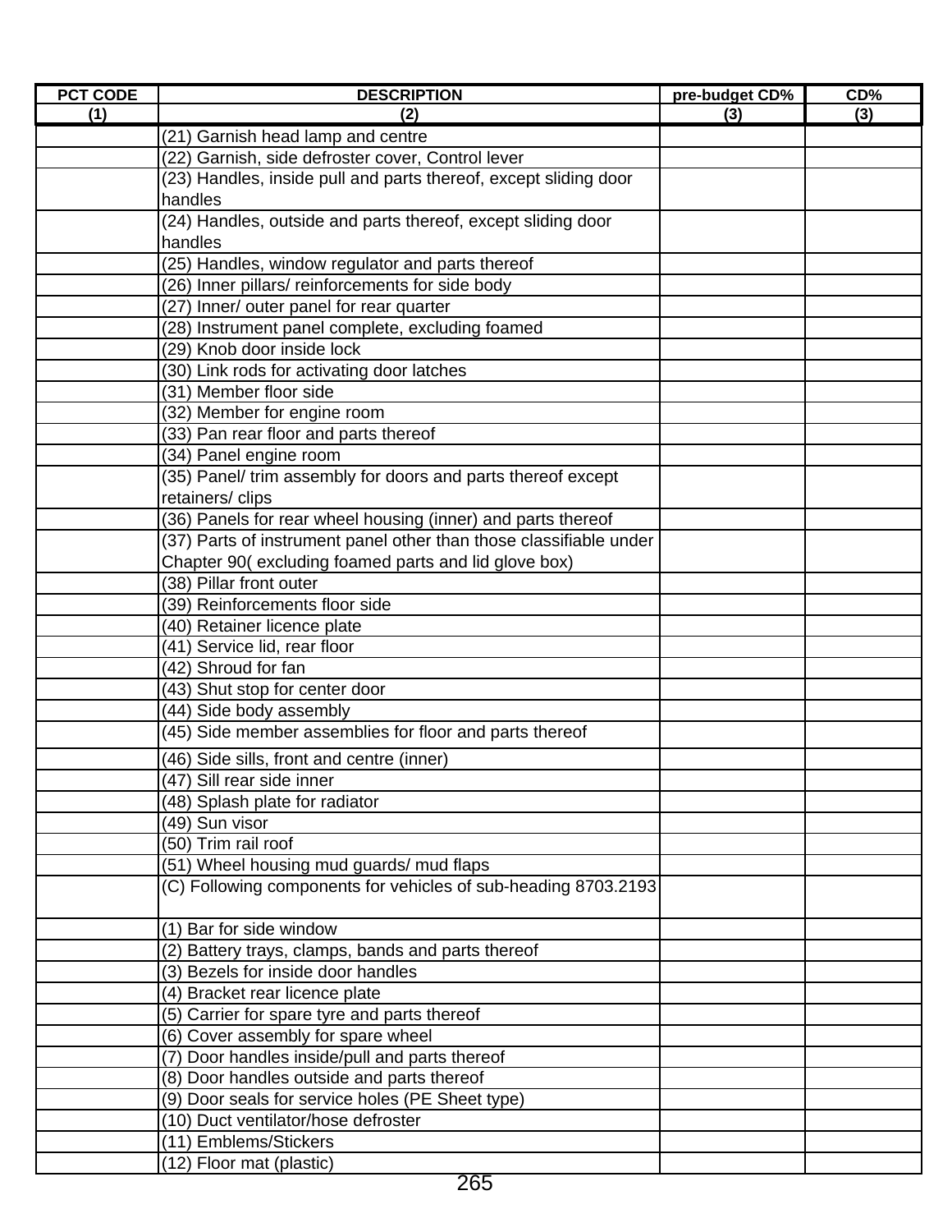| PCT CODE | DESCRIPTION | pre-budget CD% | CD% |
|---|---|---|---|
| (1) | (2) | (3) | (3) |
| | (21) Garnish head lamp and centre | | |
| | (22) Garnish, side defroster cover, Control lever | | |
| | (23) Handles, inside pull and parts thereof, except sliding door handles | | |
| | (24) Handles, outside and parts thereof, except sliding door handles | | |
| | (25) Handles, window regulator and parts thereof | | |
| | (26) Inner pillars/ reinforcements for side body | | |
| | (27) Inner/ outer panel for rear quarter | | |
| | (28) Instrument panel complete, excluding foamed | | |
| | (29) Knob door inside lock | | |
| | (30) Link rods for activating door latches | | |
| | (31) Member floor side | | |
| | (32) Member for engine room | | |
| | (33) Pan rear floor and parts thereof | | |
| | (34) Panel engine room | | |
| | (35) Panel/ trim assembly for doors and parts thereof except retainers/ clips | | |
| | (36) Panels for rear wheel housing (inner) and parts thereof | | |
| | (37) Parts of instrument panel other than those classifiable under Chapter 90( excluding foamed parts and lid glove box) | | |
| | (38) Pillar front outer | | |
| | (39) Reinforcements floor side | | |
| | (40) Retainer licence plate | | |
| | (41) Service lid, rear floor | | |
| | (42) Shroud for fan | | |
| | (43) Shut stop for center door | | |
| | (44) Side body assembly | | |
| | (45) Side member assemblies for floor and parts thereof | | |
| | (46) Side sills, front and centre (inner) | | |
| | (47) Sill rear side inner | | |
| | (48) Splash plate for radiator | | |
| | (49) Sun visor | | |
| | (50) Trim rail roof | | |
| | (51) Wheel housing mud guards/ mud flaps | | |
| | (C) Following components for vehicles of sub-heading 8703.2193 | | |
| | (1) Bar for side window | | |
| | (2) Battery trays, clamps, bands and parts thereof | | |
| | (3) Bezels for inside door handles | | |
| | (4) Bracket rear licence plate | | |
| | (5) Carrier for spare tyre and parts thereof | | |
| | (6) Cover assembly for spare wheel | | |
| | (7) Door handles inside/pull and parts thereof | | |
| | (8) Door handles outside and parts thereof | | |
| | (9) Door seals for service holes (PE Sheet type) | | |
| | (10) Duct ventilator/hose defroster | | |
| | (11) Emblems/Stickers | | |
| | (12) Floor mat (plastic) | | |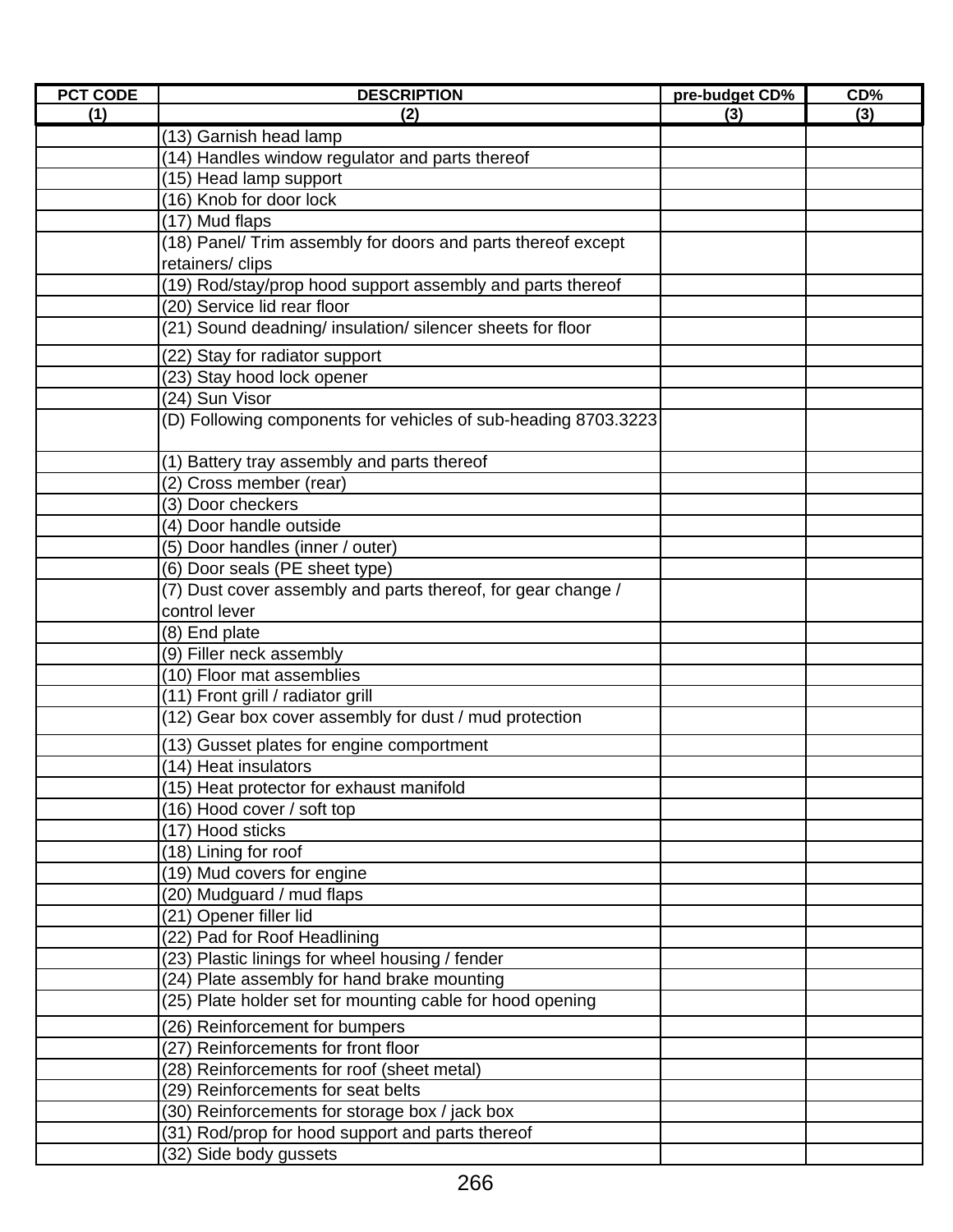| PCT CODE | DESCRIPTION | pre-budget CD% | CD% |
|---|---|---|---|
| (1) | (2) | (3) | (3) |
| | (13) Garnish head lamp | | |
| | (14) Handles window regulator and parts thereof | | |
| | (15) Head lamp support | | |
| | (16) Knob for door lock | | |
| | (17) Mud flaps | | |
| | (18) Panel/ Trim assembly for doors and parts thereof except retainers/ clips | | |
| | (19) Rod/stay/prop hood support assembly and parts thereof | | |
| | (20) Service lid rear floor | | |
| | (21) Sound deadning/ insulation/ silencer sheets for floor | | |
| | (22) Stay for radiator support | | |
| | (23) Stay hood lock opener | | |
| | (24) Sun Visor | | |
| | (D) Following components for vehicles of sub-heading 8703.3223 | | |
| | (1) Battery tray assembly and parts thereof | | |
| | (2) Cross member (rear) | | |
| | (3) Door checkers | | |
| | (4) Door handle outside | | |
| | (5) Door handles (inner / outer) | | |
| | (6) Door seals (PE sheet type) | | |
| | (7) Dust cover assembly and parts thereof, for gear change / control lever | | |
| | (8) End plate | | |
| | (9) Filler neck assembly | | |
| | (10) Floor mat assemblies | | |
| | (11) Front grill / radiator grill | | |
| | (12) Gear box cover assembly for dust / mud protection | | |
| | (13) Gusset plates for engine comportment | | |
| | (14) Heat insulators | | |
| | (15) Heat protector for exhaust manifold | | |
| | (16) Hood cover / soft top | | |
| | (17) Hood sticks | | |
| | (18) Lining for roof | | |
| | (19) Mud covers for engine | | |
| | (20) Mudguard / mud flaps | | |
| | (21) Opener filler lid | | |
| | (22) Pad for Roof Headlining | | |
| | (23) Plastic linings for wheel housing / fender | | |
| | (24) Plate assembly for hand brake mounting | | |
| | (25) Plate holder set for mounting cable for hood opening | | |
| | (26) Reinforcement for bumpers | | |
| | (27) Reinforcements for front floor | | |
| | (28) Reinforcements for roof (sheet metal) | | |
| | (29) Reinforcements for seat belts | | |
| | (30) Reinforcements for storage box / jack box | | |
| | (31) Rod/prop for hood support and parts thereof | | |
| | (32) Side body gussets | | |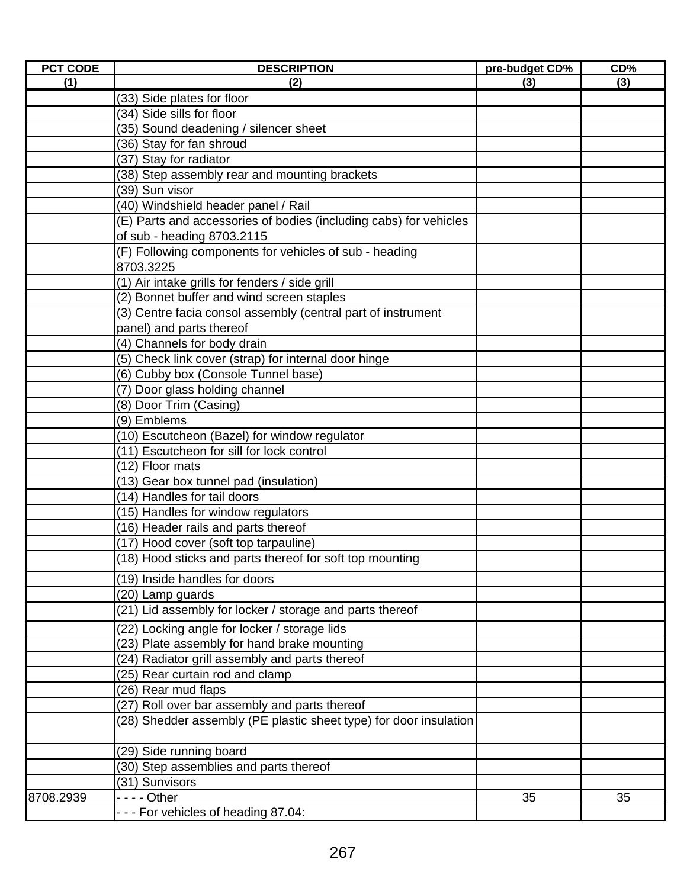| PCT CODE | DESCRIPTION | pre-budget CD% | CD% |
|---|---|---|---|
| (1) | (2) | (3) | (3) |
| | (33) Side plates for floor | | |
| | (34) Side sills for floor | | |
| | (35) Sound deadening / silencer sheet | | |
| | (36) Stay for fan shroud | | |
| | (37) Stay for radiator | | |
| | (38) Step assembly rear and mounting brackets | | |
| | (39) Sun visor | | |
| | (40) Windshield header panel / Rail | | |
| | (E) Parts and accessories of bodies (including cabs) for vehicles of sub - heading 8703.2115 | | |
| | (F) Following components for vehicles of sub - heading 8703.3225 | | |
| | (1) Air intake grills for fenders / side grill | | |
| | (2) Bonnet buffer and wind screen staples | | |
| | (3) Centre facia consol assembly (central part of instrument panel) and parts thereof | | |
| | (4) Channels for body drain | | |
| | (5) Check link cover (strap) for internal door hinge | | |
| | (6) Cubby box (Console Tunnel base) | | |
| | (7) Door glass holding channel | | |
| | (8) Door Trim (Casing) | | |
| | (9) Emblems | | |
| | (10) Escutcheon (Bazel) for window regulator | | |
| | (11) Escutcheon for sill for lock control | | |
| | (12) Floor mats | | |
| | (13) Gear box tunnel pad (insulation) | | |
| | (14) Handles for tail doors | | |
| | (15) Handles for window regulators | | |
| | (16) Header rails and parts thereof | | |
| | (17) Hood cover (soft top tarpauline) | | |
| | (18) Hood sticks and parts thereof for soft top mounting | | |
| | (19) Inside handles for doors | | |
| | (20) Lamp guards | | |
| | (21) Lid assembly for locker / storage and parts thereof | | |
| | (22) Locking angle for locker / storage lids | | |
| | (23) Plate assembly for hand brake mounting | | |
| | (24) Radiator grill assembly and parts thereof | | |
| | (25) Rear curtain rod and clamp | | |
| | (26) Rear mud flaps | | |
| | (27) Roll over bar assembly and parts thereof | | |
| | (28) Shedder assembly (PE plastic sheet type) for door insulation | | |
| | (29) Side running board | | |
| | (30) Step assemblies and parts thereof | | |
| | (31) Sunvisors | | |
| 8708.2939 | - - - - Other | 35 | 35 |
| | - - - For vehicles of heading 87.04: | | |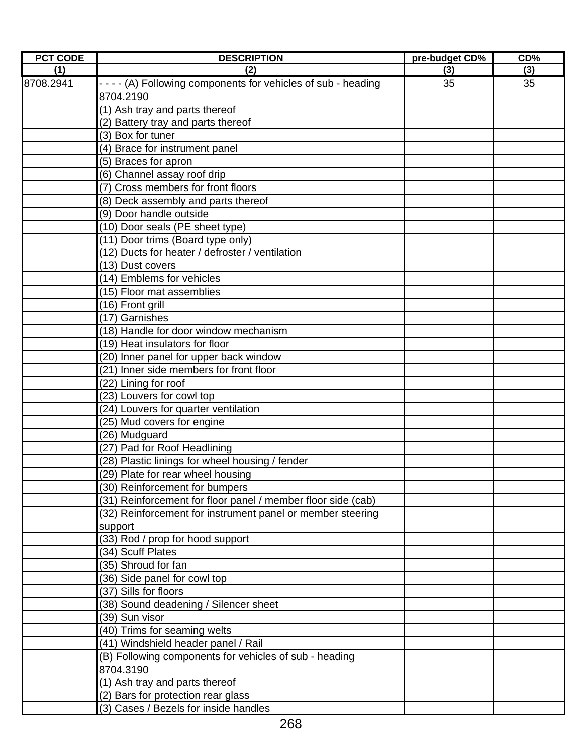| PCT CODE | DESCRIPTION | pre-budget CD% | CD% |
|---|---|---|---|
| (1) | (2) | (3) | (3) |
| 8708.2941 | - - - - (A) Following components for vehicles of sub - heading 8704.2190 | 35 | 35 |
| | (1) Ash tray and parts thereof | | |
| | (2) Battery tray and parts thereof | | |
| | (3) Box for tuner | | |
| | (4) Brace for instrument panel | | |
| | (5) Braces for apron | | |
| | (6) Channel assay roof drip | | |
| | (7) Cross members for front floors | | |
| | (8) Deck assembly and parts thereof | | |
| | (9) Door handle outside | | |
| | (10) Door seals (PE sheet type) | | |
| | (11) Door trims (Board type only) | | |
| | (12) Ducts for heater / defroster / ventilation | | |
| | (13) Dust covers | | |
| | (14) Emblems for vehicles | | |
| | (15) Floor mat assemblies | | |
| | (16) Front grill | | |
| | (17) Garnishes | | |
| | (18) Handle for door window mechanism | | |
| | (19) Heat insulators for floor | | |
| | (20) Inner panel for upper back window | | |
| | (21) Inner side members for front floor | | |
| | (22) Lining for roof | | |
| | (23) Louvers for cowl top | | |
| | (24) Louvers for quarter ventilation | | |
| | (25) Mud covers for engine | | |
| | (26) Mudguard | | |
| | (27) Pad for Roof Headlining | | |
| | (28) Plastic linings for wheel housing / fender | | |
| | (29) Plate for rear wheel housing | | |
| | (30) Reinforcement for bumpers | | |
| | (31) Reinforcement for floor panel / member floor side (cab) | | |
| | (32) Reinforcement for instrument panel or member steering support | | |
| | (33) Rod / prop for hood support | | |
| | (34) Scuff Plates | | |
| | (35) Shroud for fan | | |
| | (36) Side panel for cowl top | | |
| | (37) Sills for floors | | |
| | (38) Sound deadening / Silencer sheet | | |
| | (39) Sun visor | | |
| | (40) Trims for seaming welts | | |
| | (41) Windshield header panel / Rail | | |
| | (B) Following components for vehicles of sub - heading 8704.3190 | | |
| | (1) Ash tray and parts thereof | | |
| | (2) Bars for protection rear glass | | |
| | (3) Cases / Bezels for inside handles | | |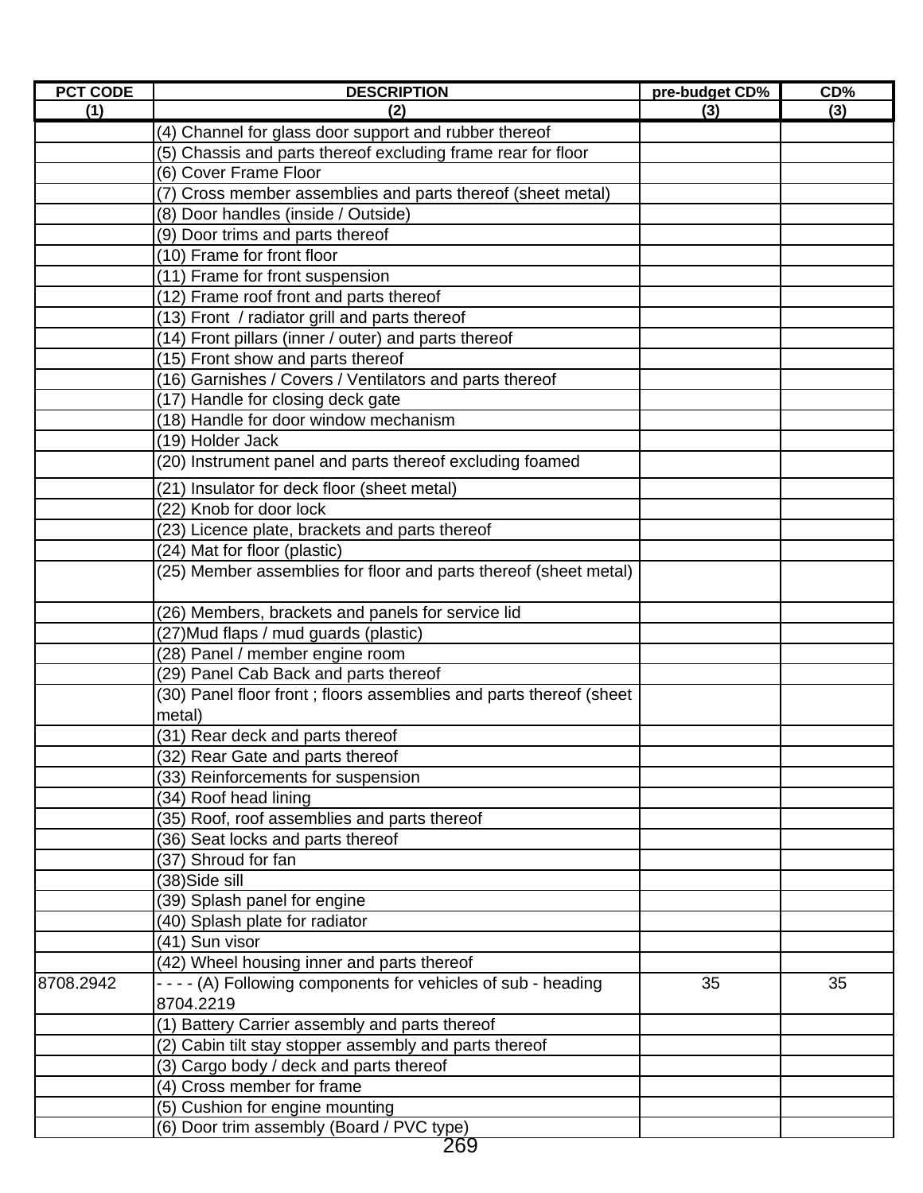| PCT CODE | DESCRIPTION | pre-budget CD% | CD% |
|---|---|---|---|
| (1) | (2) | (3) | (3) |
| | (4) Channel for glass door support and rubber thereof | | |
| | (5) Chassis and parts thereof excluding frame rear for floor | | |
| | (6) Cover Frame Floor | | |
| | (7) Cross member assemblies and parts thereof (sheet metal) | | |
| | (8) Door handles (inside / Outside) | | |
| | (9) Door trims and parts thereof | | |
| | (10) Frame for front floor | | |
| | (11) Frame for front suspension | | |
| | (12) Frame roof front and parts thereof | | |
| | (13) Front / radiator grill and parts thereof | | |
| | (14) Front pillars (inner / outer) and parts thereof | | |
| | (15) Front show and parts thereof | | |
| | (16) Garnishes / Covers / Ventilators and parts thereof | | |
| | (17) Handle for closing deck gate | | |
| | (18) Handle for door window mechanism | | |
| | (19) Holder Jack | | |
| | (20) Instrument panel and parts thereof excluding foamed | | |
| | (21) Insulator for deck floor (sheet metal) | | |
| | (22) Knob for door lock | | |
| | (23) Licence plate, brackets and parts thereof | | |
| | (24) Mat for floor (plastic) | | |
| | (25) Member assemblies for floor and parts thereof (sheet metal) | | |
| | (26) Members, brackets and panels for service lid | | |
| | (27)Mud flaps / mud guards (plastic) | | |
| | (28) Panel / member engine room | | |
| | (29) Panel Cab Back and parts thereof | | |
| | (30) Panel floor front ; floors assemblies and parts thereof (sheet metal) | | |
| | (31) Rear deck and parts thereof | | |
| | (32) Rear Gate and parts thereof | | |
| | (33) Reinforcements for suspension | | |
| | (34) Roof head lining | | |
| | (35) Roof, roof assemblies and parts thereof | | |
| | (36) Seat locks and parts thereof | | |
| | (37) Shroud for fan | | |
| | (38)Side sill | | |
| | (39) Splash panel for engine | | |
| | (40) Splash plate for radiator | | |
| | (41) Sun visor | | |
| | (42) Wheel housing inner and parts thereof | | |
| 8708.2942 | - - - - (A) Following components for vehicles of sub - heading 8704.2219 | 35 | 35 |
| | (1) Battery Carrier assembly and parts thereof | | |
| | (2) Cabin tilt stay stopper assembly and parts thereof | | |
| | (3) Cargo body / deck and parts thereof | | |
| | (4) Cross member for frame | | |
| | (5) Cushion for engine mounting | | |
| | (6) Door trim assembly (Board / PVC type) | | |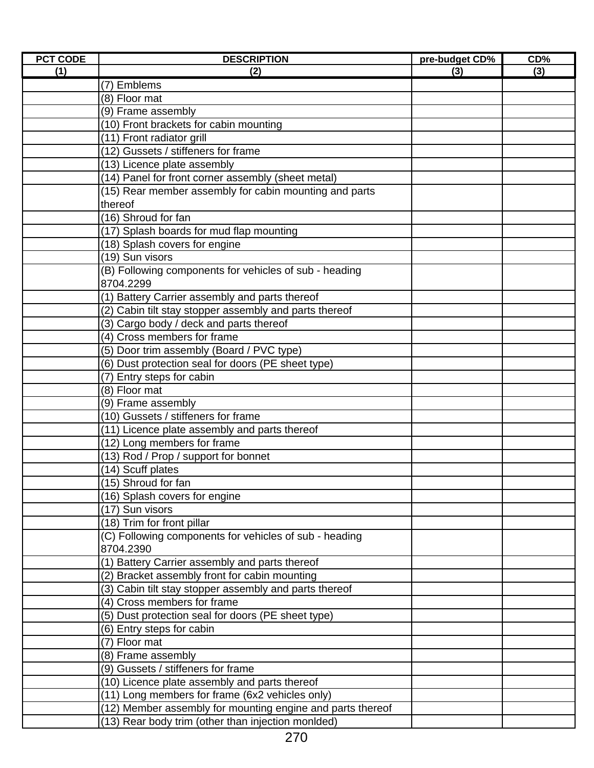| PCT CODE | DESCRIPTION | pre-budget CD% | CD% |
|---|---|---|---|
| (1) | (2) | (3) | (3) |
| | (7) Emblems | | |
| | (8) Floor mat | | |
| | (9) Frame assembly | | |
| | (10) Front brackets for cabin mounting | | |
| | (11) Front radiator grill | | |
| | (12) Gussets / stiffeners for frame | | |
| | (13) Licence plate assembly | | |
| | (14) Panel for front corner assembly (sheet metal) | | |
| | (15) Rear member assembly for cabin mounting and parts thereof | | |
| | (16) Shroud for fan | | |
| | (17) Splash boards for mud flap mounting | | |
| | (18) Splash covers for engine | | |
| | (19) Sun visors | | |
| | (B) Following components for vehicles of sub - heading 8704.2299 | | |
| | (1) Battery Carrier assembly and parts thereof | | |
| | (2) Cabin tilt stay stopper assembly and parts thereof | | |
| | (3) Cargo body / deck and parts thereof | | |
| | (4) Cross members for frame | | |
| | (5) Door trim assembly (Board / PVC type) | | |
| | (6) Dust protection seal for doors (PE sheet type) | | |
| | (7) Entry steps for cabin | | |
| | (8) Floor mat | | |
| | (9) Frame assembly | | |
| | (10) Gussets / stiffeners for frame | | |
| | (11) Licence plate assembly and parts thereof | | |
| | (12) Long members for frame | | |
| | (13) Rod / Prop / support for bonnet | | |
| | (14) Scuff plates | | |
| | (15) Shroud for fan | | |
| | (16) Splash covers for engine | | |
| | (17) Sun visors | | |
| | (18) Trim for front pillar | | |
| | (C) Following components for vehicles of sub - heading 8704.2390 | | |
| | (1) Battery Carrier assembly and parts thereof | | |
| | (2) Bracket assembly front for cabin mounting | | |
| | (3) Cabin tilt stay stopper assembly and parts thereof | | |
| | (4) Cross members for frame | | |
| | (5) Dust protection seal for doors (PE sheet type) | | |
| | (6) Entry steps for cabin | | |
| | (7) Floor mat | | |
| | (8) Frame assembly | | |
| | (9) Gussets / stiffeners for frame | | |
| | (10) Licence plate assembly and parts thereof | | |
| | (11) Long members for frame (6x2 vehicles only) | | |
| | (12) Member assembly for mounting engine and parts thereof | | |
| | (13) Rear body trim (other than injection monlded) | | |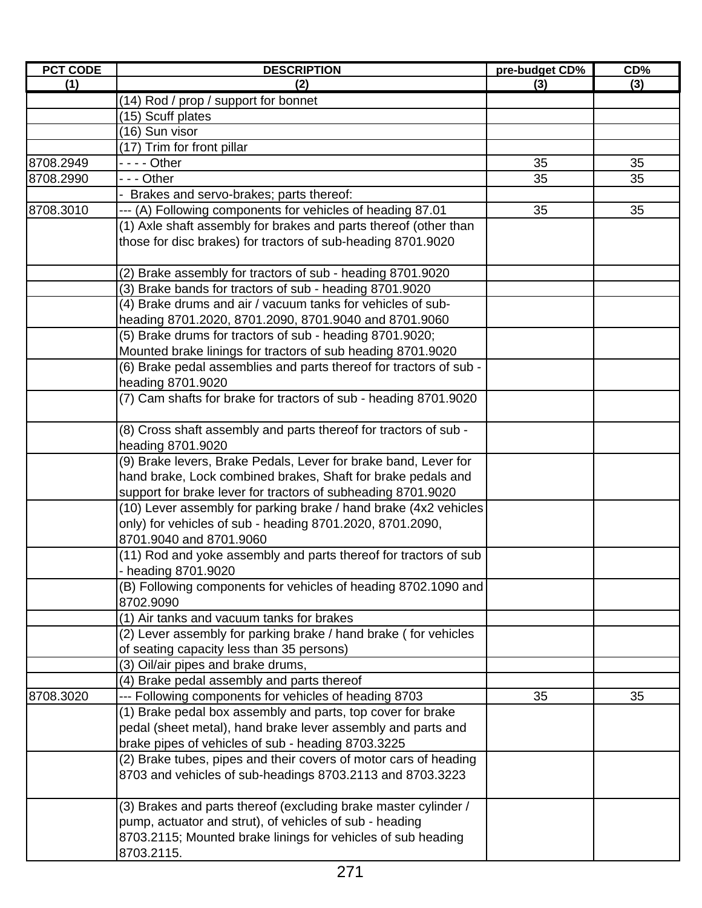| PCT CODE | DESCRIPTION | pre-budget CD% | CD% |
|---|---|---|---|
| (1) | (2) | (3) | (3) |
| | (14) Rod / prop / support for bonnet | | |
| | (15) Scuff plates | | |
| | (16) Sun visor | | |
| | (17) Trim for front pillar | | |
| 8708.2949 | - - - - Other | 35 | 35 |
| 8708.2990 | - - - Other | 35 | 35 |
| | - Brakes and servo-brakes; parts thereof: | | |
| 8708.3010 | --- (A) Following components for vehicles of heading 87.01 | 35 | 35 |
| | (1) Axle shaft assembly for brakes and parts thereof (other than those for disc brakes) for tractors of sub-heading 8701.9020 | | |
| | (2) Brake assembly for tractors of sub - heading 8701.9020 | | |
| | (3) Brake bands for tractors of sub - heading 8701.9020 | | |
| | (4) Brake drums and air / vacuum tanks for vehicles of sub-heading 8701.2020, 8701.2090, 8701.9040 and 8701.9060 | | |
| | (5) Brake drums for tractors of sub - heading 8701.9020; Mounted brake linings for tractors of sub heading 8701.9020 | | |
| | (6) Brake pedal assemblies and parts thereof for tractors of sub - heading 8701.9020 | | |
| | (7) Cam shafts for brake for tractors of sub - heading 8701.9020 | | |
| | (8) Cross shaft assembly and parts thereof for tractors of sub - heading 8701.9020 | | |
| | (9) Brake levers, Brake Pedals, Lever for brake band, Lever for hand brake, Lock combined brakes, Shaft for brake pedals and support for brake lever for tractors of subheading 8701.9020 | | |
| | (10) Lever assembly for parking brake / hand brake (4x2 vehicles only) for vehicles of sub - heading 8701.2020, 8701.2090, 8701.9040 and 8701.9060 | | |
| | (11) Rod and yoke assembly and parts thereof for tractors of sub - heading 8701.9020 | | |
| | (B) Following components for vehicles of heading 8702.1090 and 8702.9090 | | |
| | (1) Air tanks and vacuum tanks for brakes | | |
| | (2) Lever assembly for parking brake / hand brake ( for vehicles of seating capacity less than 35 persons) | | |
| | (3) Oil/air pipes and brake drums, | | |
| | (4) Brake pedal assembly and parts thereof | | |
| 8708.3020 | --- Following components for vehicles of heading 8703 | 35 | 35 |
| | (1) Brake pedal box assembly and parts, top cover for brake pedal (sheet metal), hand brake lever assembly and parts and brake pipes of vehicles of sub - heading 8703.3225 | | |
| | (2) Brake tubes, pipes and their covers of motor cars of heading 8703 and vehicles of sub-headings 8703.2113 and 8703.3223 | | |
| | (3) Brakes and parts thereof (excluding brake master cylinder / pump, actuator and strut), of vehicles of sub - heading 8703.2115; Mounted brake linings for vehicles of sub heading 8703.2115. | | |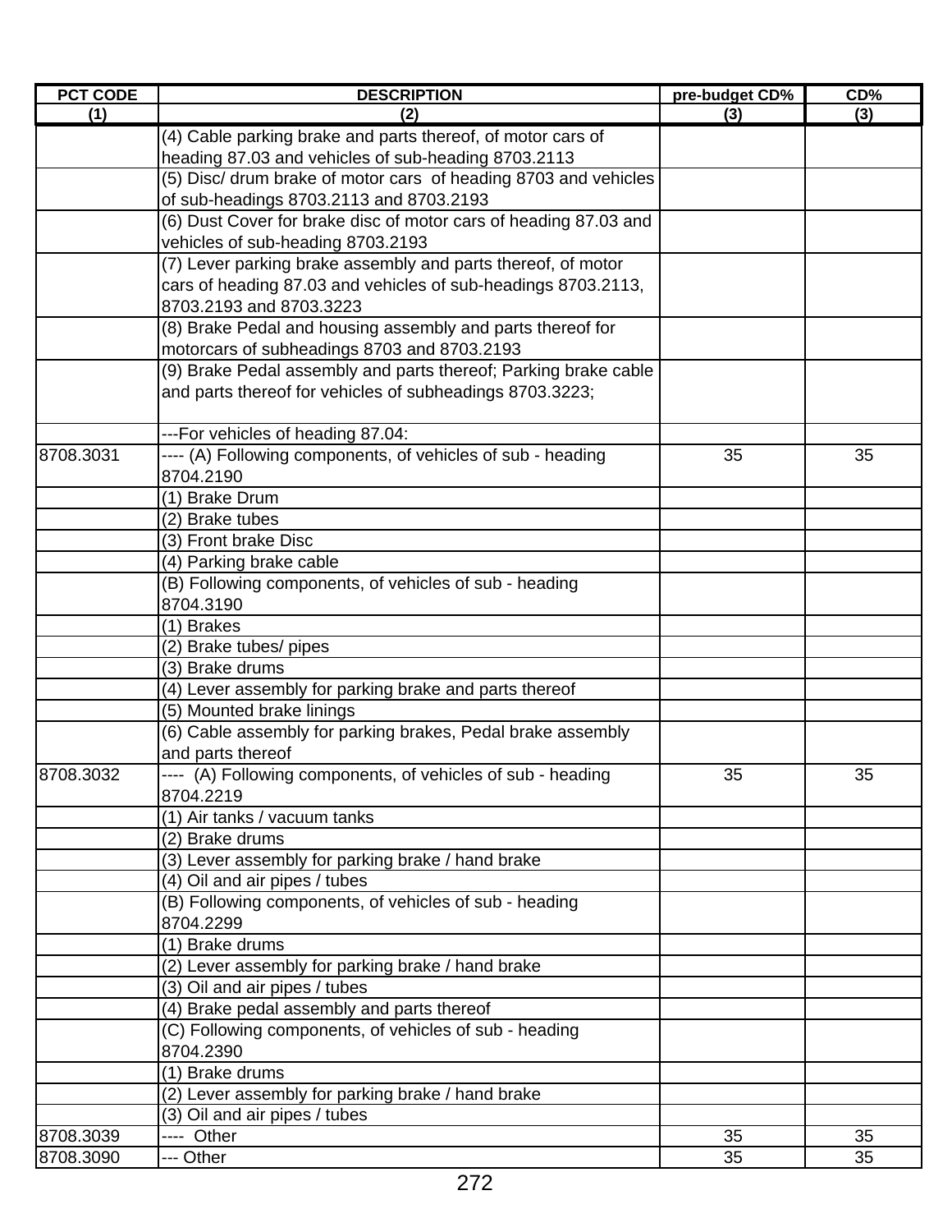| PCT CODE | DESCRIPTION | pre-budget CD% | CD% |
|---|---|---|---|
| (1) | (2) | (3) | (3) |
| | (4) Cable parking brake and parts thereof, of motor cars of heading 87.03 and vehicles of sub-heading 8703.2113 | | |
| | (5) Disc/ drum brake of motor cars of heading 8703 and vehicles of sub-headings 8703.2113 and 8703.2193 | | |
| | (6) Dust Cover for brake disc of motor cars of heading 87.03 and vehicles of sub-heading 8703.2193 | | |
| | (7) Lever parking brake assembly and parts thereof, of motor cars of heading 87.03 and vehicles of sub-headings 8703.2113, 8703.2193 and 8703.3223 | | |
| | (8) Brake Pedal and housing assembly and parts thereof for motorcars of subheadings 8703 and 8703.2193 | | |
| | (9) Brake Pedal assembly and parts thereof; Parking brake cable and parts thereof for vehicles of subheadings 8703.3223; | | |
| | ---For vehicles of heading 87.04: | | |
| 8708.3031 | ---- (A) Following components, of vehicles of sub - heading 8704.2190 | 35 | 35 |
| | (1) Brake Drum | | |
| | (2) Brake tubes | | |
| | (3) Front brake Disc | | |
| | (4) Parking brake cable | | |
| | (B) Following components, of vehicles of sub - heading 8704.3190 | | |
| | (1) Brakes | | |
| | (2) Brake tubes/ pipes | | |
| | (3) Brake drums | | |
| | (4) Lever assembly for parking brake and parts thereof | | |
| | (5) Mounted brake linings | | |
| | (6) Cable assembly for parking brakes, Pedal brake assembly and parts thereof | | |
| 8708.3032 | ---- (A) Following components, of vehicles of sub - heading 8704.2219 | 35 | 35 |
| | (1) Air tanks / vacuum tanks | | |
| | (2) Brake drums | | |
| | (3) Lever assembly for parking brake / hand brake | | |
| | (4) Oil and air pipes / tubes | | |
| | (B) Following components, of vehicles of sub - heading 8704.2299 | | |
| | (1) Brake drums | | |
| | (2) Lever assembly for parking brake / hand brake | | |
| | (3) Oil and air pipes / tubes | | |
| | (4) Brake pedal assembly and parts thereof | | |
| | (C) Following components, of vehicles of sub - heading 8704.2390 | | |
| | (1) Brake drums | | |
| | (2) Lever assembly for parking brake / hand brake | | |
| | (3) Oil and air pipes / tubes | | |
| 8708.3039 | ---- Other | 35 | 35 |
| 8708.3090 | --- Other | 35 | 35 |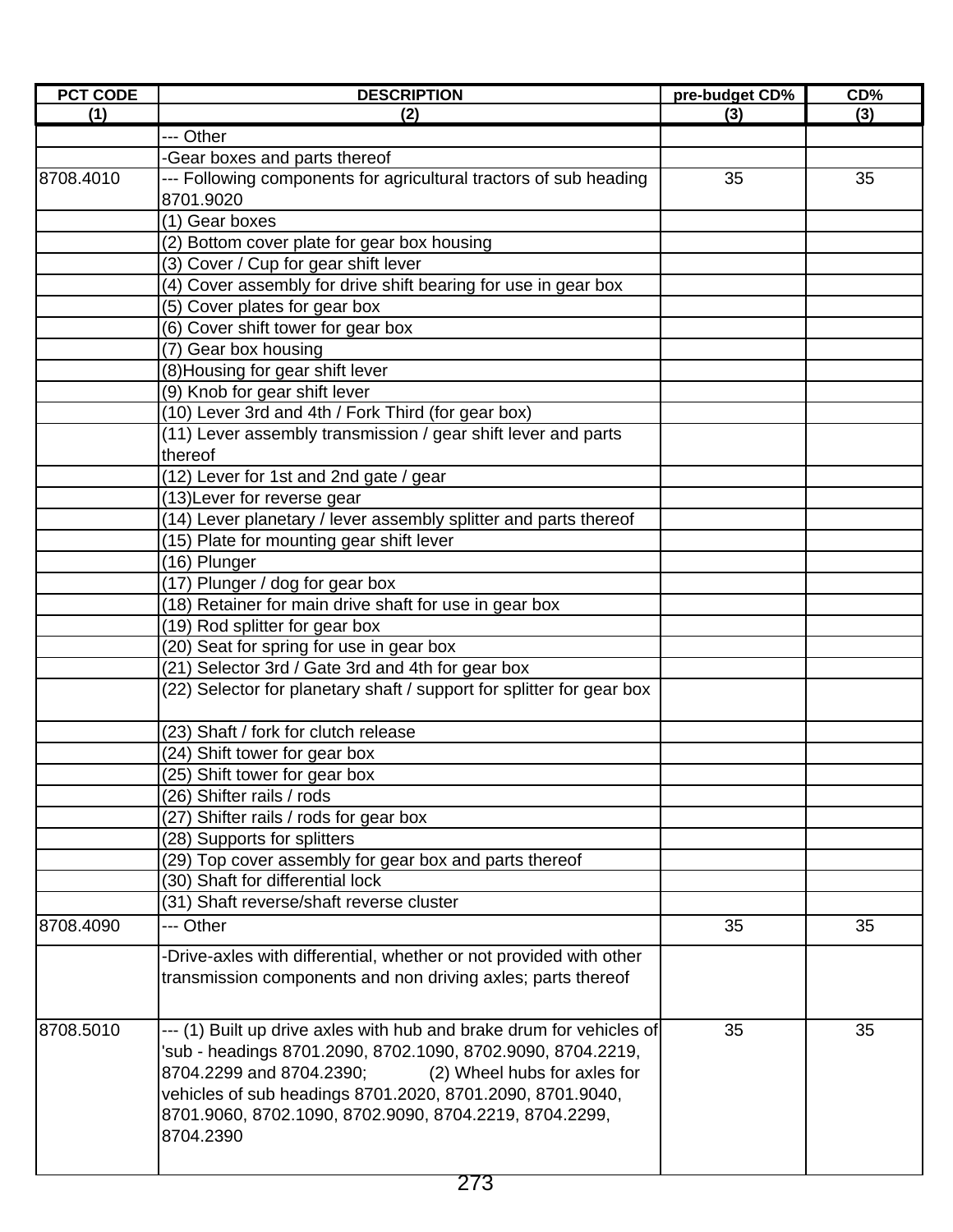| PCT CODE | DESCRIPTION | pre-budget CD% | CD% |
|---|---|---|---|
| (1) | (2) | (3) | (3) |
| | --- Other | | |
| | -Gear boxes and parts thereof | | |
| 8708.4010 | --- Following components for agricultural tractors of sub heading 8701.9020 | 35 | 35 |
| | (1) Gear boxes | | |
| | (2) Bottom cover plate for gear box housing | | |
| | (3) Cover / Cup for gear shift lever | | |
| | (4) Cover assembly for drive shift bearing for use in gear box | | |
| | (5) Cover plates for gear box | | |
| | (6) Cover shift tower for gear box | | |
| | (7) Gear box housing | | |
| | (8)Housing for gear shift lever | | |
| | (9) Knob for gear shift lever | | |
| | (10) Lever 3rd and 4th / Fork Third (for gear box) | | |
| | (11) Lever assembly transmission / gear shift lever and parts thereof | | |
| | (12) Lever for 1st and 2nd gate / gear | | |
| | (13)Lever for reverse gear | | |
| | (14) Lever planetary / lever assembly splitter and parts thereof | | |
| | (15) Plate for mounting gear shift lever | | |
| | (16) Plunger | | |
| | (17) Plunger / dog for gear box | | |
| | (18) Retainer for main drive shaft for use in gear box | | |
| | (19) Rod splitter for gear box | | |
| | (20) Seat for spring for use in gear box | | |
| | (21) Selector 3rd / Gate 3rd and 4th for gear box | | |
| | (22) Selector for planetary shaft / support for splitter for gear box | | |
| | (23) Shaft / fork for clutch release | | |
| | (24) Shift tower for gear box | | |
| | (25) Shift tower for gear box | | |
| | (26) Shifter rails / rods | | |
| | (27) Shifter rails / rods for gear box | | |
| | (28) Supports for splitters | | |
| | (29) Top cover assembly for gear box and parts thereof | | |
| | (30) Shaft for differential lock | | |
| | (31) Shaft reverse/shaft reverse cluster | | |
| 8708.4090 | --- Other | 35 | 35 |
| | -Drive-axles with differential, whether or not provided with other transmission components and non driving axles; parts thereof | | |
| 8708.5010 | --- (1) Built up drive axles with hub and brake drum for vehicles of 'sub - headings 8701.2090, 8702.1090, 8702.9090, 8704.2219, 8704.2299 and 8704.2390; (2) Wheel hubs for axles for vehicles of sub headings 8701.2020, 8701.2090, 8701.9040, 8701.9060, 8702.1090, 8702.9090, 8704.2219, 8704.2299, 8704.2390 | 35 | 35 |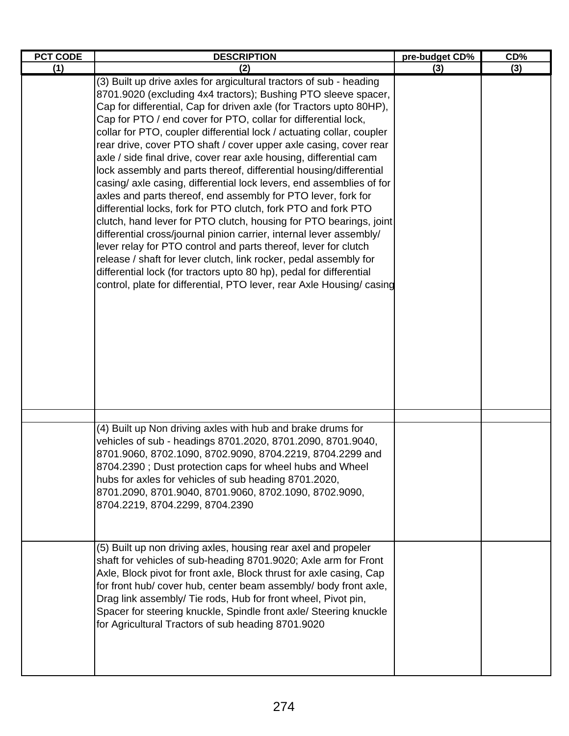| PCT CODE | DESCRIPTION | pre-budget CD% | CD% |
|---|---|---|---|
| (1) | (2) | (3) | (3) |
| | (3) Built up drive axles for argicultural tractors of sub - heading 8701.9020 (excluding 4x4 tractors); Bushing PTO sleeve spacer, Cap for differential, Cap for driven axle (for Tractors upto 80HP), Cap for PTO / end cover for PTO, collar for differential lock, collar for PTO, coupler differential lock / actuating collar, coupler rear drive, cover PTO shaft / cover upper axle casing, cover rear axle / side final drive, cover rear axle housing, differential cam lock assembly and parts thereof, differential housing/differential casing/ axle casing, differential lock levers, end assemblies of for axles and parts thereof, end assembly for PTO lever, fork for differential locks, fork for PTO clutch, fork PTO and fork PTO clutch, hand lever for PTO clutch, housing for PTO bearings, joint differential cross/journal pinion carrier, internal lever assembly/ lever relay for PTO control and parts thereof, lever for clutch release / shaft for lever clutch, link rocker, pedal assembly for differential lock (for tractors upto 80 hp), pedal for differential control, plate for differential, PTO lever, rear Axle Housing/ casing | | |
| | | | |
| | (4) Built up Non driving axles with hub and brake drums for vehicles of sub - headings 8701.2020, 8701.2090, 8701.9040, 8701.9060, 8702.1090, 8702.9090, 8704.2219, 8704.2299 and 8704.2390 ; Dust protection caps for wheel hubs and Wheel hubs for axles for vehicles of sub heading 8701.2020, 8701.2090, 8701.9040, 8701.9060, 8702.1090, 8702.9090, 8704.2219, 8704.2299, 8704.2390 | | |
| | (5) Built up non driving axles, housing rear axel and propeler shaft for vehicles of sub-heading 8701.9020; Axle arm for Front Axle, Block pivot for front axle, Block thrust for axle casing, Cap for front hub/ cover hub, center beam assembly/ body front axle, Drag link assembly/ Tie rods, Hub for front wheel, Pivot pin, Spacer for steering knuckle, Spindle front axle/ Steering knuckle for Agricultural Tractors of sub heading 8701.9020 | | |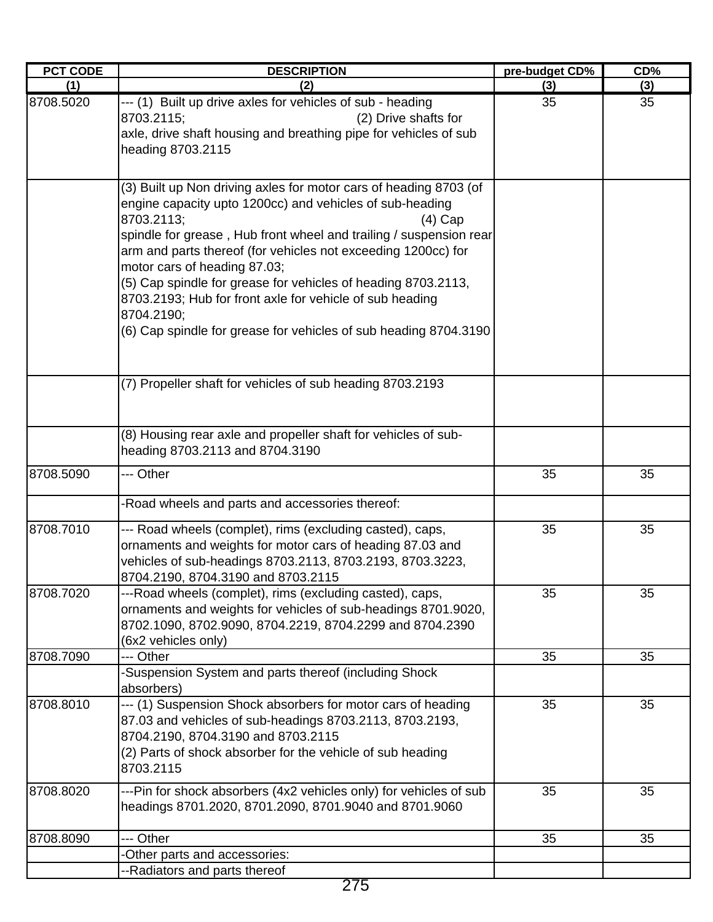| PCT CODE | DESCRIPTION | pre-budget CD% | CD% |
|---|---|---|---|
| (1) | (2) | (3) | (3) |
| 8708.5020 | --- (1) Built up drive axles for vehicles of sub - heading 8703.2115; (2) Drive shafts for axle, drive shaft housing and breathing pipe for vehicles of sub heading 8703.2115 | 35 | 35 |
| | (3) Built up Non driving axles for motor cars of heading 8703 (of engine capacity upto 1200cc) and vehicles of sub-heading 8703.2113; (4) Cap spindle for grease , Hub front wheel and trailing / suspension rear arm and parts thereof (for vehicles not exceeding 1200cc) for motor cars of heading 87.03;<br>(5) Cap spindle for grease for vehicles of heading 8703.2113, 8703.2193; Hub for front axle for vehicle of sub heading 8704.2190;<br>(6) Cap spindle for grease for vehicles of sub heading 8704.3190 | | |
| | (7) Propeller shaft for vehicles of sub heading 8703.2193 | | |
| | (8) Housing rear axle and propeller shaft for vehicles of sub-heading 8703.2113 and 8704.3190 | | |
| 8708.5090 | --- Other | 35 | 35 |
| | -Road wheels and parts and accessories thereof: | | |
| 8708.7010 | --- Road wheels (complet), rims (excluding casted), caps, ornaments and weights for motor cars of heading 87.03 and vehicles of sub-headings 8703.2113, 8703.2193, 8703.3223, 8704.2190, 8704.3190 and 8703.2115 | 35 | 35 |
| 8708.7020 | ---Road wheels (complet), rims (excluding casted), caps, ornaments and weights for vehicles of sub-headings 8701.9020, 8702.1090, 8702.9090, 8704.2219, 8704.2299 and 8704.2390 (6x2 vehicles only) | 35 | 35 |
| 8708.7090 | --- Other | 35 | 35 |
| | -Suspension System and parts thereof (including Shock absorbers) | | |
| 8708.8010 | --- (1) Suspension Shock absorbers for motor cars of heading 87.03 and vehicles of sub-headings 8703.2113, 8703.2193, 8704.2190, 8704.3190 and 8703.2115<br>(2) Parts of shock absorber for the vehicle of sub heading 8703.2115 | 35 | 35 |
| 8708.8020 | ---Pin for shock absorbers (4x2 vehicles only) for vehicles of sub headings 8701.2020, 8701.2090, 8701.9040 and 8701.9060 | 35 | 35 |
| 8708.8090 | --- Other | 35 | 35 |
| | -Other parts and accessories: | | |
| | --Radiators and parts thereof | | |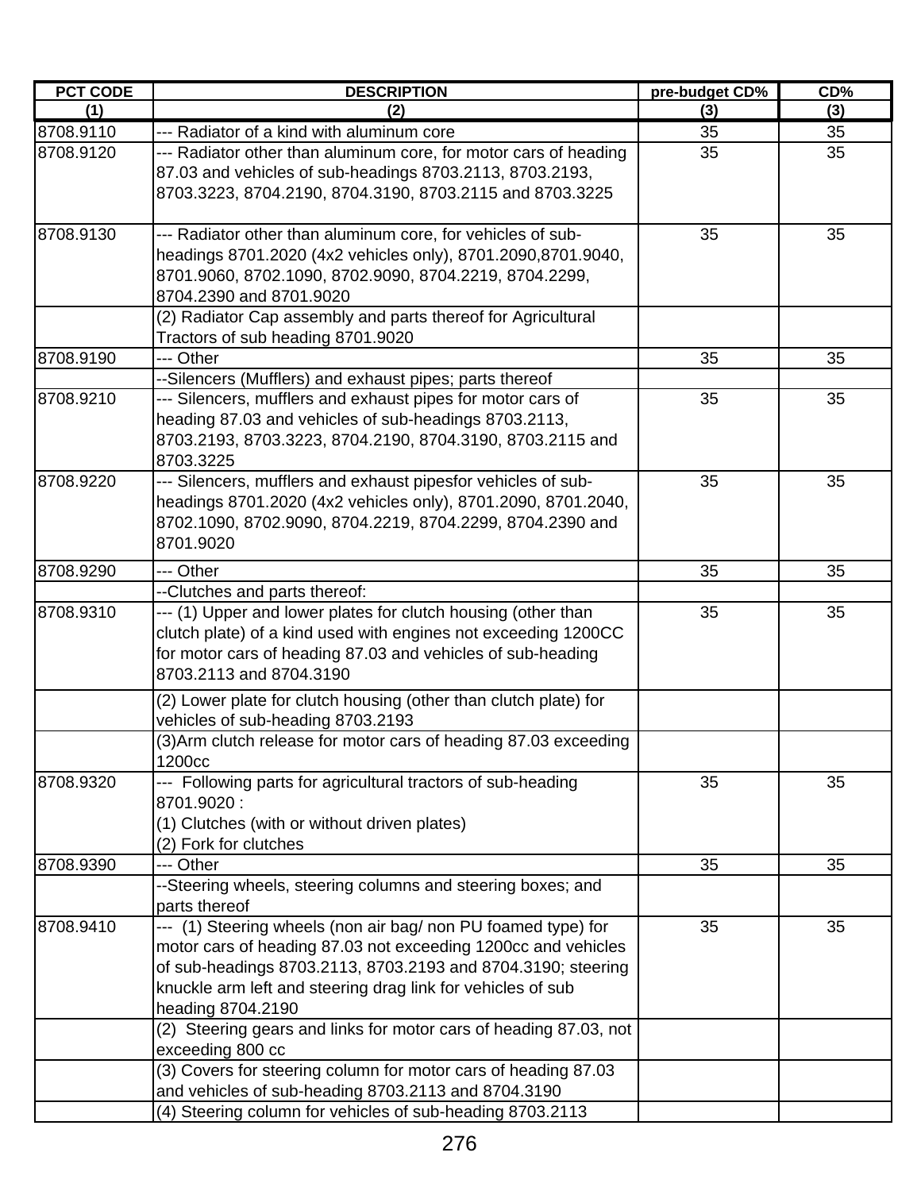| PCT CODE | DESCRIPTION | pre-budget CD% | CD% |
|---|---|---|---|
| (1) | (2) | (3) | (3) |
| 8708.9110 | --- Radiator of a kind with aluminum core | 35 | 35 |
| 8708.9120 | --- Radiator other than aluminum core, for motor cars of heading 87.03 and vehicles of sub-headings 8703.2113, 8703.2193, 8703.3223, 8704.2190, 8704.3190, 8703.2115 and 8703.3225 | 35 | 35 |
| 8708.9130 | --- Radiator other than aluminum core, for vehicles of sub-headings 8701.2020 (4x2 vehicles only), 8701.2090,8701.9040, 8701.9060, 8702.1090, 8702.9090, 8704.2219, 8704.2299, 8704.2390 and 8701.9020 | 35 | 35 |
| | (2) Radiator Cap assembly and parts thereof for Agricultural Tractors of sub heading 8701.9020 | | |
| 8708.9190 | --- Other | 35 | 35 |
| | --Silencers (Mufflers) and exhaust pipes; parts thereof | | |
| 8708.9210 | --- Silencers, mufflers and exhaust pipes for motor cars of heading 87.03 and vehicles of sub-headings 8703.2113, 8703.2193, 8703.3223, 8704.2190, 8704.3190, 8703.2115 and 8703.3225 | 35 | 35 |
| 8708.9220 | --- Silencers, mufflers and exhaust pipesfor vehicles of sub-headings 8701.2020 (4x2 vehicles only), 8701.2090, 8701.2040, 8702.1090, 8702.9090, 8704.2219, 8704.2299, 8704.2390 and 8701.9020 | 35 | 35 |
| 8708.9290 | --- Other | 35 | 35 |
| | --Clutches and parts thereof: | | |
| 8708.9310 | --- (1) Upper and lower plates for clutch housing (other than clutch plate) of a kind used with engines not exceeding 1200CC for motor cars of heading 87.03 and vehicles of sub-heading 8703.2113 and 8704.3190 | 35 | 35 |
| | (2) Lower plate for clutch housing (other than clutch plate) for vehicles of sub-heading 8703.2193 | | |
| | (3)Arm clutch release for motor cars of heading 87.03 exceeding 1200cc | | |
| 8708.9320 | --- Following parts for agricultural tractors of sub-heading 8701.9020 :<br>(1) Clutches (with or without driven plates)<br>(2) Fork for clutches | 35 | 35 |
| 8708.9390 | --- Other | 35 | 35 |
| | --Steering wheels, steering columns and steering boxes; and parts thereof | | |
| 8708.9410 | --- (1) Steering wheels (non air bag/ non PU foamed type) for motor cars of heading 87.03 not exceeding 1200cc and vehicles of sub-headings 8703.2113, 8703.2193 and 8704.3190; steering knuckle arm left and steering drag link for vehicles of sub heading 8704.2190 | 35 | 35 |
| | (2) Steering gears and links for motor cars of heading 87.03, not exceeding 800 cc | | |
| | (3) Covers for steering column for motor cars of heading 87.03 and vehicles of sub-heading 8703.2113 and 8704.3190 | | |
| | (4) Steering column for vehicles of sub-heading 8703.2113 | | |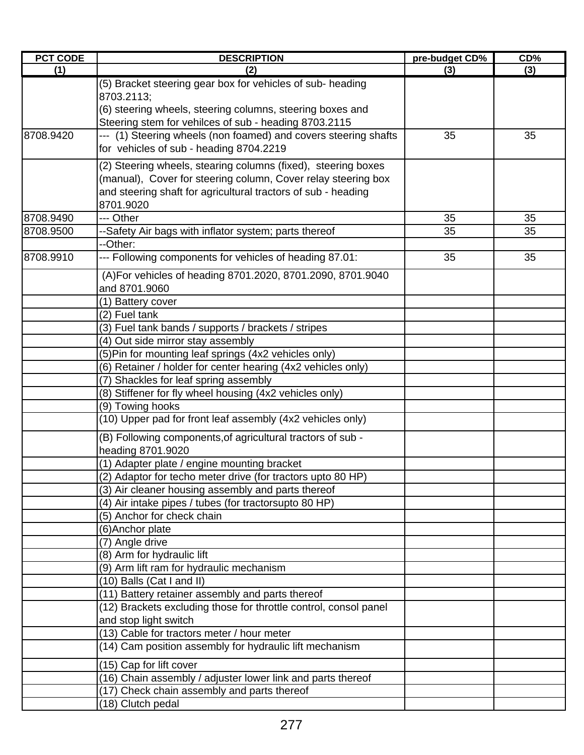| PCT CODE | DESCRIPTION | pre-budget CD% | CD% |
|---|---|---|---|
| (1) | (2) | (3) | (3) |
| | (5) Bracket steering gear box for vehicles of sub- heading 8703.2113;<br>(6) steering wheels, steering columns, steering boxes and Steering stem for vehilces of sub - heading 8703.2115 | | |
| 8708.9420 | --- (1) Steering wheels (non foamed) and covers steering shafts for vehicles of sub - heading 8704.2219 | 35 | 35 |
| | (2) Steering wheels, stearing columns (fixed), steering boxes (manual), Cover for steering column, Cover relay steering box and steering shaft for agricultural tractors of sub - heading 8701.9020 | | |
| 8708.9490 | --- Other | 35 | 35 |
| 8708.9500 | --Safety Air bags with inflator system; parts thereof | 35 | 35 |
| | --Other: | | |
| 8708.9910 | --- Following components for vehicles of heading 87.01: | 35 | 35 |
| | (A)For vehicles of heading 8701.2020, 8701.2090, 8701.9040 and 8701.9060 | | |
| | (1) Battery cover | | |
| | (2) Fuel tank | | |
| | (3) Fuel tank bands / supports / brackets / stripes | | |
| | (4) Out side mirror stay assembly | | |
| | (5)Pin for mounting leaf springs (4x2 vehicles only) | | |
| | (6) Retainer / holder for center hearing (4x2 vehicles only) | | |
| | (7) Shackles for leaf spring assembly | | |
| | (8) Stiffener for fly wheel housing (4x2 vehicles only) | | |
| | (9) Towing hooks | | |
| | (10) Upper pad for front leaf assembly (4x2 vehicles only) | | |
| | (B) Following components,of agricultural tractors of sub - heading 8701.9020 | | |
| | (1) Adapter plate / engine mounting bracket | | |
| | (2) Adaptor for techo meter drive (for tractors upto 80 HP) | | |
| | (3) Air cleaner housing assembly and parts thereof | | |
| | (4) Air intake pipes / tubes (for tractorsupto 80 HP) | | |
| | (5) Anchor for check chain | | |
| | (6)Anchor plate | | |
| | (7) Angle drive | | |
| | (8) Arm for hydraulic lift | | |
| | (9) Arm lift ram for hydraulic mechanism | | |
| | (10) Balls (Cat I and II) | | |
| | (11) Battery retainer assembly and parts thereof | | |
| | (12) Brackets excluding those for throttle control, consol panel and stop light switch | | |
| | (13) Cable for tractors meter / hour meter | | |
| | (14) Cam position assembly for hydraulic lift mechanism | | |
| | (15) Cap for lift cover | | |
| | (16) Chain assembly / adjuster lower link and parts thereof | | |
| | (17) Check chain assembly and parts thereof | | |
| | (18) Clutch pedal | | |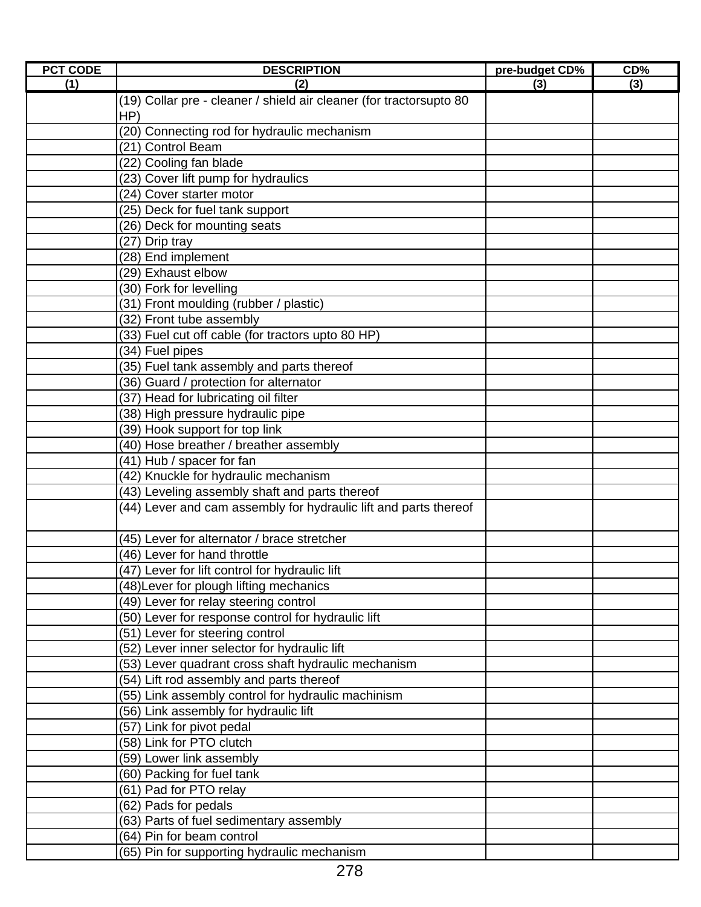| PCT CODE | DESCRIPTION | pre-budget CD% | CD% |
|---|---|---|---|
| (1) | (2) | (3) | (3) |
| | (19) Collar pre - cleaner / shield air cleaner (for tractorsupto 80 HP) | | |
| | (20) Connecting rod for hydraulic mechanism | | |
| | (21) Control Beam | | |
| | (22) Cooling fan blade | | |
| | (23) Cover lift pump for hydraulics | | |
| | (24) Cover starter motor | | |
| | (25) Deck for fuel tank support | | |
| | (26) Deck for mounting seats | | |
| | (27) Drip tray | | |
| | (28) End implement | | |
| | (29) Exhaust elbow | | |
| | (30) Fork for levelling | | |
| | (31) Front moulding (rubber / plastic) | | |
| | (32) Front tube assembly | | |
| | (33) Fuel cut off cable (for tractors upto 80 HP) | | |
| | (34) Fuel pipes | | |
| | (35) Fuel tank assembly and parts thereof | | |
| | (36) Guard / protection for alternator | | |
| | (37) Head for lubricating oil filter | | |
| | (38) High pressure hydraulic pipe | | |
| | (39) Hook support for top link | | |
| | (40) Hose breather / breather assembly | | |
| | (41) Hub / spacer for fan | | |
| | (42) Knuckle for hydraulic mechanism | | |
| | (43) Leveling assembly shaft and parts thereof | | |
| | (44) Lever and cam assembly for hydraulic lift and parts thereof | | |
| | (45) Lever for alternator / brace stretcher | | |
| | (46) Lever for hand throttle | | |
| | (47) Lever for lift control for hydraulic lift | | |
| | (48)Lever for plough lifting mechanics | | |
| | (49) Lever for relay steering control | | |
| | (50) Lever for response control for hydraulic lift | | |
| | (51) Lever for steering control | | |
| | (52) Lever inner selector for hydraulic lift | | |
| | (53) Lever quadrant cross shaft hydraulic mechanism | | |
| | (54) Lift rod assembly and parts thereof | | |
| | (55) Link assembly control for hydraulic machinism | | |
| | (56) Link assembly for hydraulic lift | | |
| | (57) Link for pivot pedal | | |
| | (58) Link for PTO clutch | | |
| | (59) Lower link assembly | | |
| | (60) Packing for fuel tank | | |
| | (61) Pad for PTO relay | | |
| | (62) Pads for pedals | | |
| | (63) Parts of fuel sedimentary assembly | | |
| | (64) Pin for beam control | | |
| | (65) Pin for supporting hydraulic mechanism | | |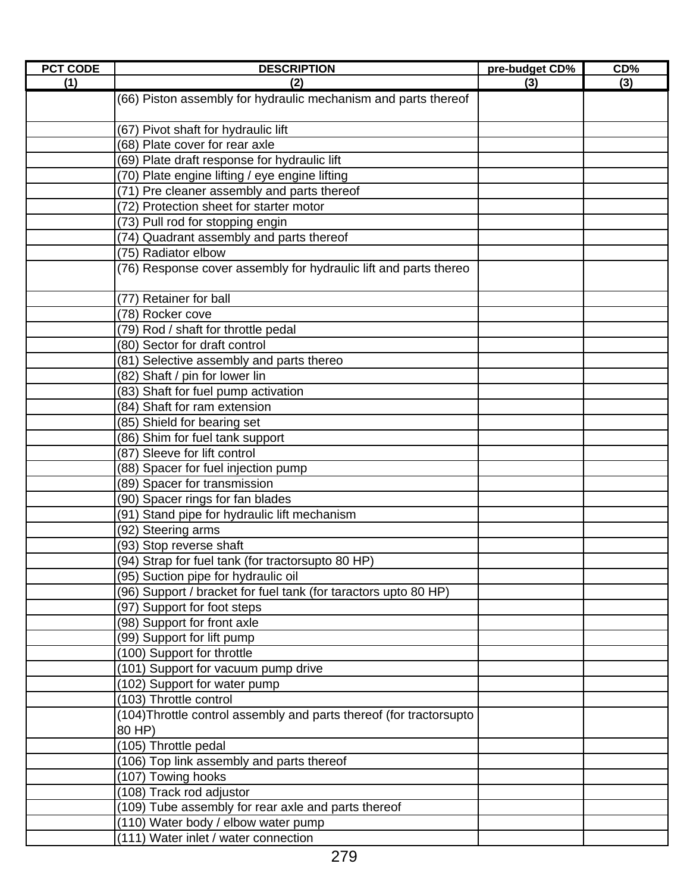| PCT CODE | DESCRIPTION | pre-budget CD% | CD% |
|---|---|---|---|
| (1) | (2) | (3) | (3) |
| | (66) Piston assembly for hydraulic mechanism and parts thereof | | |
| | (67) Pivot shaft for hydraulic lift | | |
| | (68) Plate cover for rear axle | | |
| | (69) Plate draft response for hydraulic lift | | |
| | (70) Plate engine lifting / eye engine lifting | | |
| | (71) Pre cleaner assembly and parts thereof | | |
| | (72) Protection sheet for starter motor | | |
| | (73) Pull rod for stopping engin | | |
| | (74) Quadrant assembly and parts thereof | | |
| | (75) Radiator elbow | | |
| | (76) Response cover assembly for hydraulic lift and parts thereo | | |
| | (77) Retainer for ball | | |
| | (78) Rocker cove | | |
| | (79) Rod / shaft for throttle pedal | | |
| | (80) Sector for draft control | | |
| | (81) Selective assembly and parts thereo | | |
| | (82) Shaft / pin for lower lin | | |
| | (83) Shaft for fuel pump activation | | |
| | (84) Shaft for ram extension | | |
| | (85) Shield for bearing set | | |
| | (86) Shim for fuel tank support | | |
| | (87) Sleeve for lift control | | |
| | (88) Spacer for fuel injection pump | | |
| | (89) Spacer for transmission | | |
| | (90) Spacer rings for fan blades | | |
| | (91) Stand pipe for hydraulic lift mechanism | | |
| | (92) Steering arms | | |
| | (93) Stop reverse shaft | | |
| | (94) Strap for fuel tank (for tractorsupto 80 HP) | | |
| | (95) Suction pipe for hydraulic oil | | |
| | (96) Support / bracket for fuel tank (for taractors upto 80 HP) | | |
| | (97) Support for foot steps | | |
| | (98) Support for front axle | | |
| | (99) Support for lift pump | | |
| | (100) Support for throttle | | |
| | (101) Support for vacuum pump drive | | |
| | (102) Support for water pump | | |
| | (103) Throttle control | | |
| | (104)Throttle control assembly and parts thereof (for tractorsupto 80 HP) | | |
| | (105) Throttle pedal | | |
| | (106) Top link assembly and parts thereof | | |
| | (107) Towing hooks | | |
| | (108) Track rod adjustor | | |
| | (109) Tube assembly for rear axle and parts thereof | | |
| | (110) Water body / elbow water pump | | |
| | (111) Water inlet / water connection | | |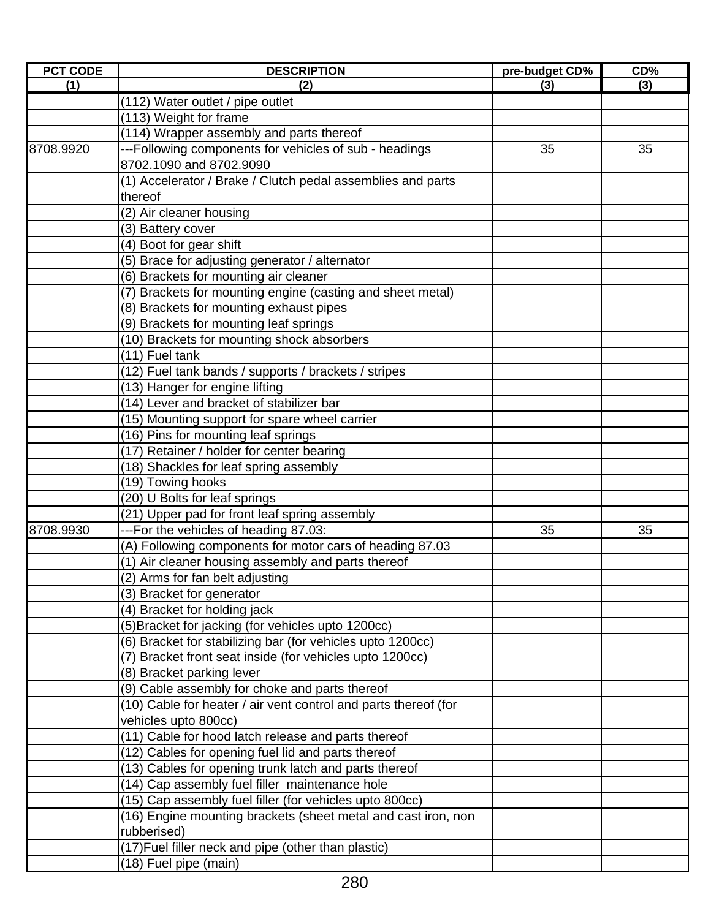| PCT CODE | DESCRIPTION | pre-budget CD% | CD% |
|---|---|---|---|
| (1) | (2) | (3) | (3) |
| | (112) Water outlet / pipe outlet | | |
| | (113) Weight for frame | | |
| | (114) Wrapper assembly and parts thereof | | |
| 8708.9920 | ---Following components for vehicles of sub - headings 8702.1090 and 8702.9090 | 35 | 35 |
| | (1) Accelerator / Brake / Clutch pedal assemblies and parts thereof | | |
| | (2) Air cleaner housing | | |
| | (3) Battery cover | | |
| | (4) Boot for gear shift | | |
| | (5) Brace for adjusting generator / alternator | | |
| | (6) Brackets for mounting air cleaner | | |
| | (7) Brackets for mounting engine (casting and sheet metal) | | |
| | (8) Brackets for mounting exhaust pipes | | |
| | (9) Brackets for mounting leaf springs | | |
| | (10) Brackets for mounting shock absorbers | | |
| | (11) Fuel tank | | |
| | (12) Fuel tank bands / supports / brackets / stripes | | |
| | (13) Hanger for engine lifting | | |
| | (14) Lever and bracket of stabilizer bar | | |
| | (15) Mounting support for spare wheel carrier | | |
| | (16) Pins for mounting leaf springs | | |
| | (17) Retainer / holder for center bearing | | |
| | (18) Shackles for leaf spring assembly | | |
| | (19) Towing hooks | | |
| | (20) U Bolts for leaf springs | | |
| | (21) Upper pad for front leaf spring assembly | | |
| 8708.9930 | ---For the vehicles of heading 87.03: | 35 | 35 |
| | (A) Following components for motor cars of heading 87.03 | | |
| | (1) Air cleaner housing assembly and parts thereof | | |
| | (2) Arms for fan belt adjusting | | |
| | (3) Bracket for generator | | |
| | (4) Bracket for holding jack | | |
| | (5)Bracket for jacking (for vehicles upto 1200cc) | | |
| | (6) Bracket for stabilizing bar (for vehicles upto 1200cc) | | |
| | (7) Bracket front seat inside (for vehicles upto 1200cc) | | |
| | (8) Bracket parking lever | | |
| | (9) Cable assembly for choke and parts thereof | | |
| | (10) Cable for heater / air vent control and parts thereof (for vehicles upto 800cc) | | |
| | (11) Cable for hood latch release and parts thereof | | |
| | (12) Cables for opening fuel lid and parts thereof | | |
| | (13) Cables for opening trunk latch and parts thereof | | |
| | (14) Cap assembly fuel filler maintenance hole | | |
| | (15) Cap assembly fuel filler (for vehicles upto 800cc) | | |
| | (16) Engine mounting brackets (sheet metal and cast iron, non rubberised) | | |
| | (17)Fuel filler neck and pipe (other than plastic) | | |
| | (18) Fuel pipe (main) | | |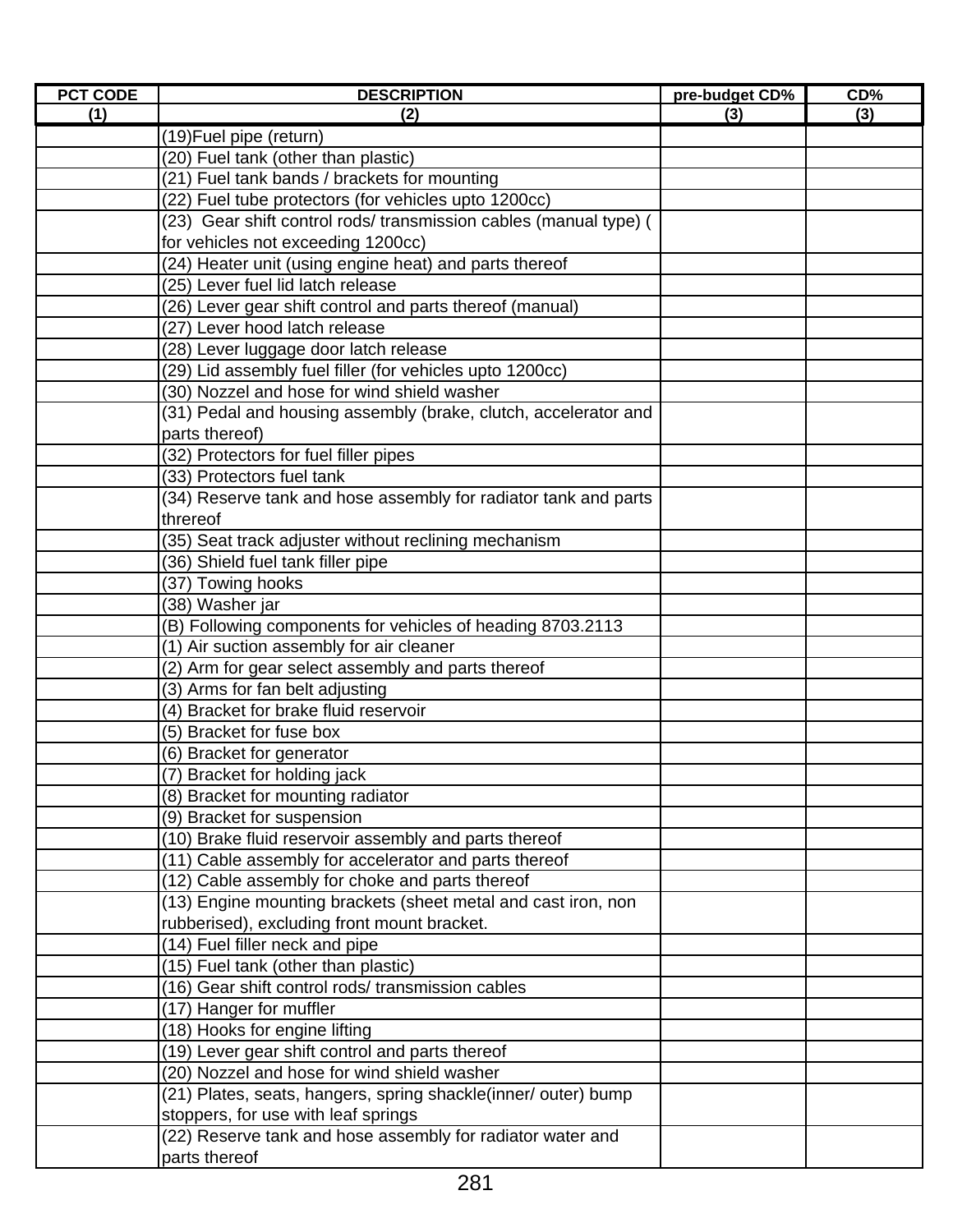| PCT CODE | DESCRIPTION | pre-budget CD% | CD% |
|---|---|---|---|
| (1) | (2) | (3) | (3) |
| | (19)Fuel pipe (return) | | |
| | (20) Fuel tank (other than plastic) | | |
| | (21) Fuel tank bands / brackets for mounting | | |
| | (22) Fuel tube protectors (for vehicles upto 1200cc) | | |
| | (23) Gear shift control rods/ transmission cables (manual type) ( for vehicles not exceeding 1200cc) | | |
| | (24) Heater unit (using engine heat) and parts thereof | | |
| | (25) Lever fuel lid latch release | | |
| | (26) Lever gear shift control and parts thereof (manual) | | |
| | (27) Lever hood latch release | | |
| | (28) Lever luggage door latch release | | |
| | (29) Lid assembly fuel filler (for vehicles upto 1200cc) | | |
| | (30) Nozzel and hose for wind shield washer | | |
| | (31) Pedal and housing assembly (brake, clutch, accelerator and parts thereof) | | |
| | (32) Protectors for fuel filler pipes | | |
| | (33) Protectors fuel tank | | |
| | (34) Reserve tank and hose assembly for radiator tank and parts threreof | | |
| | (35) Seat track adjuster without reclining mechanism | | |
| | (36) Shield fuel tank filler pipe | | |
| | (37) Towing hooks | | |
| | (38) Washer jar | | |
| | (B) Following components for vehicles of heading 8703.2113 | | |
| | (1) Air suction assembly for air cleaner | | |
| | (2) Arm for gear select assembly and parts thereof | | |
| | (3) Arms for fan belt adjusting | | |
| | (4) Bracket for brake fluid reservoir | | |
| | (5) Bracket for fuse box | | |
| | (6) Bracket for generator | | |
| | (7) Bracket for holding jack | | |
| | (8) Bracket for mounting radiator | | |
| | (9) Bracket for suspension | | |
| | (10) Brake fluid reservoir assembly and parts thereof | | |
| | (11) Cable assembly for accelerator and parts thereof | | |
| | (12) Cable assembly for choke and parts thereof | | |
| | (13) Engine mounting brackets (sheet metal and cast iron, non rubberised), excluding front mount bracket. | | |
| | (14) Fuel filler neck and pipe | | |
| | (15) Fuel tank (other than plastic) | | |
| | (16) Gear shift control rods/ transmission cables | | |
| | (17) Hanger for muffler | | |
| | (18) Hooks for engine lifting | | |
| | (19) Lever gear shift control and parts thereof | | |
| | (20) Nozzel and hose for wind shield washer | | |
| | (21) Plates, seats, hangers, spring shackle(inner/ outer) bump stoppers, for use with leaf springs | | |
| | (22) Reserve tank and hose assembly for radiator water and parts thereof | | |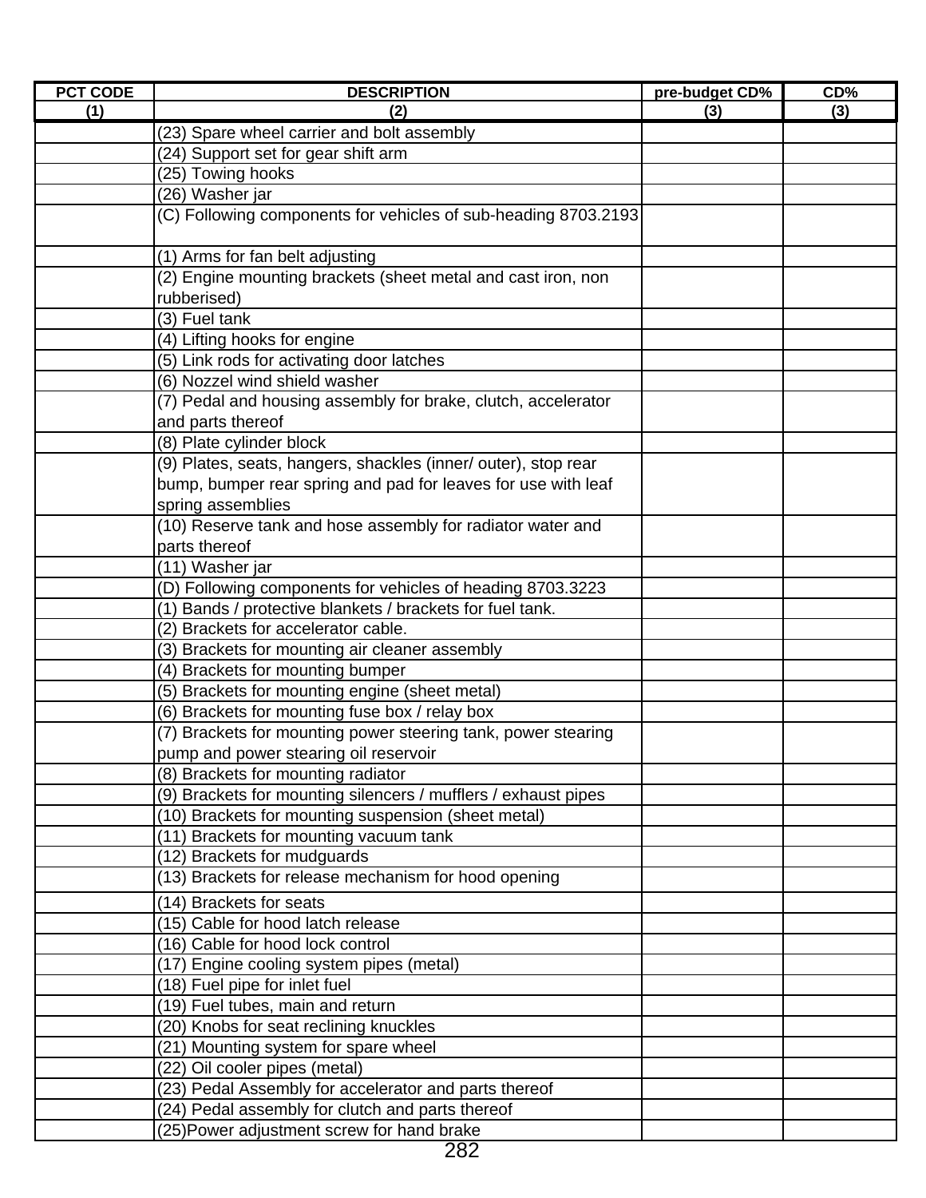| PCT CODE | DESCRIPTION | pre-budget CD% | CD% |
|---|---|---|---|
| (1) | (2) | (3) | (3) |
| | (23) Spare wheel carrier and bolt assembly | | |
| | (24) Support set for gear shift arm | | |
| | (25) Towing hooks | | |
| | (26) Washer jar | | |
| | (C) Following components for vehicles of sub-heading 8703.2193 | | |
| | (1) Arms for fan belt adjusting | | |
| | (2) Engine mounting brackets (sheet metal and cast iron, non rubberised) | | |
| | (3) Fuel tank | | |
| | (4) Lifting hooks for engine | | |
| | (5) Link rods for activating door latches | | |
| | (6) Nozzel wind shield washer | | |
| | (7) Pedal and housing assembly for brake, clutch, accelerator and parts thereof | | |
| | (8) Plate cylinder block | | |
| | (9) Plates, seats, hangers, shackles (inner/ outer), stop rear bump, bumper rear spring and pad for leaves for use with leaf spring assemblies | | |
| | (10) Reserve tank and hose assembly for radiator water and parts thereof | | |
| | (11) Washer jar | | |
| | (D) Following components for vehicles of heading 8703.3223 | | |
| | (1) Bands / protective blankets / brackets for fuel tank. | | |
| | (2) Brackets for accelerator cable. | | |
| | (3) Brackets for mounting air cleaner assembly | | |
| | (4) Brackets for mounting bumper | | |
| | (5) Brackets for mounting engine (sheet metal) | | |
| | (6) Brackets for mounting fuse box / relay box | | |
| | (7) Brackets for mounting power steering tank, power stearing pump and power stearing oil reservoir | | |
| | (8) Brackets for mounting radiator | | |
| | (9) Brackets for mounting silencers / mufflers / exhaust pipes | | |
| | (10) Brackets for mounting suspension (sheet metal) | | |
| | (11) Brackets for mounting vacuum tank | | |
| | (12) Brackets for mudguards | | |
| | (13) Brackets for release mechanism for hood opening | | |
| | (14) Brackets for seats | | |
| | (15) Cable for hood latch release | | |
| | (16) Cable for hood lock control | | |
| | (17) Engine cooling system pipes (metal) | | |
| | (18) Fuel pipe for inlet fuel | | |
| | (19) Fuel tubes, main and return | | |
| | (20) Knobs for seat reclining knuckles | | |
| | (21) Mounting system for spare wheel | | |
| | (22) Oil cooler pipes (metal) | | |
| | (23) Pedal Assembly for accelerator and parts thereof | | |
| | (24) Pedal assembly for clutch and parts thereof | | |
| | (25)Power adjustment screw for hand brake | | |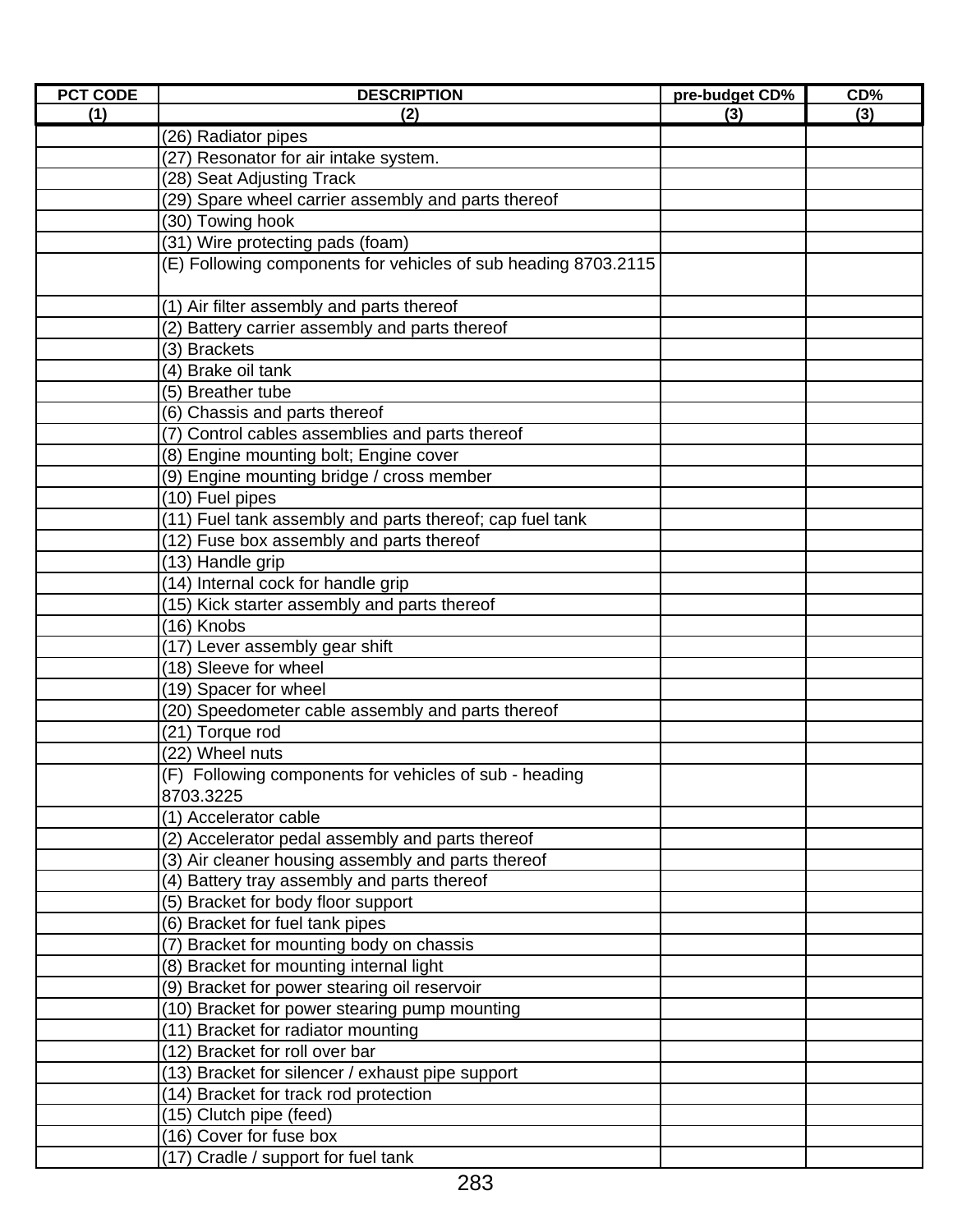| PCT CODE | DESCRIPTION | pre-budget CD% | CD% |
|---|---|---|---|
| (1) | (2) | (3) | (3) |
| | (26) Radiator pipes | | |
| | (27) Resonator for air intake system. | | |
| | (28) Seat Adjusting Track | | |
| | (29) Spare wheel carrier assembly and parts thereof | | |
| | (30) Towing hook | | |
| | (31) Wire protecting pads (foam) | | |
| | (E) Following components for vehicles of sub heading 8703.2115 | | |
| | (1) Air filter assembly and parts thereof | | |
| | (2) Battery carrier assembly and parts thereof | | |
| | (3) Brackets | | |
| | (4) Brake oil tank | | |
| | (5) Breather tube | | |
| | (6) Chassis and parts thereof | | |
| | (7) Control cables assemblies and parts thereof | | |
| | (8) Engine mounting bolt; Engine cover | | |
| | (9) Engine mounting bridge / cross member | | |
| | (10) Fuel pipes | | |
| | (11) Fuel tank assembly and parts thereof; cap fuel tank | | |
| | (12) Fuse box assembly and parts thereof | | |
| | (13) Handle grip | | |
| | (14) Internal cock for handle grip | | |
| | (15) Kick starter assembly and parts thereof | | |
| | (16) Knobs | | |
| | (17) Lever assembly gear shift | | |
| | (18) Sleeve for wheel | | |
| | (19) Spacer for wheel | | |
| | (20) Speedometer cable assembly and parts thereof | | |
| | (21) Torque rod | | |
| | (22) Wheel nuts | | |
| | (F) Following components for vehicles of sub - heading 8703.3225 | | |
| | (1) Accelerator cable | | |
| | (2) Accelerator pedal assembly and parts thereof | | |
| | (3) Air cleaner housing assembly and parts thereof | | |
| | (4) Battery tray assembly and parts thereof | | |
| | (5) Bracket for body floor support | | |
| | (6) Bracket for fuel tank pipes | | |
| | (7) Bracket for mounting body on chassis | | |
| | (8) Bracket for mounting internal light | | |
| | (9) Bracket for power stearing oil reservoir | | |
| | (10) Bracket for power stearing pump mounting | | |
| | (11) Bracket for radiator mounting | | |
| | (12) Bracket for roll over bar | | |
| | (13) Bracket for silencer / exhaust pipe support | | |
| | (14) Bracket for track rod protection | | |
| | (15) Clutch pipe (feed) | | |
| | (16) Cover for fuse box | | |
| | (17) Cradle / support for fuel tank | | |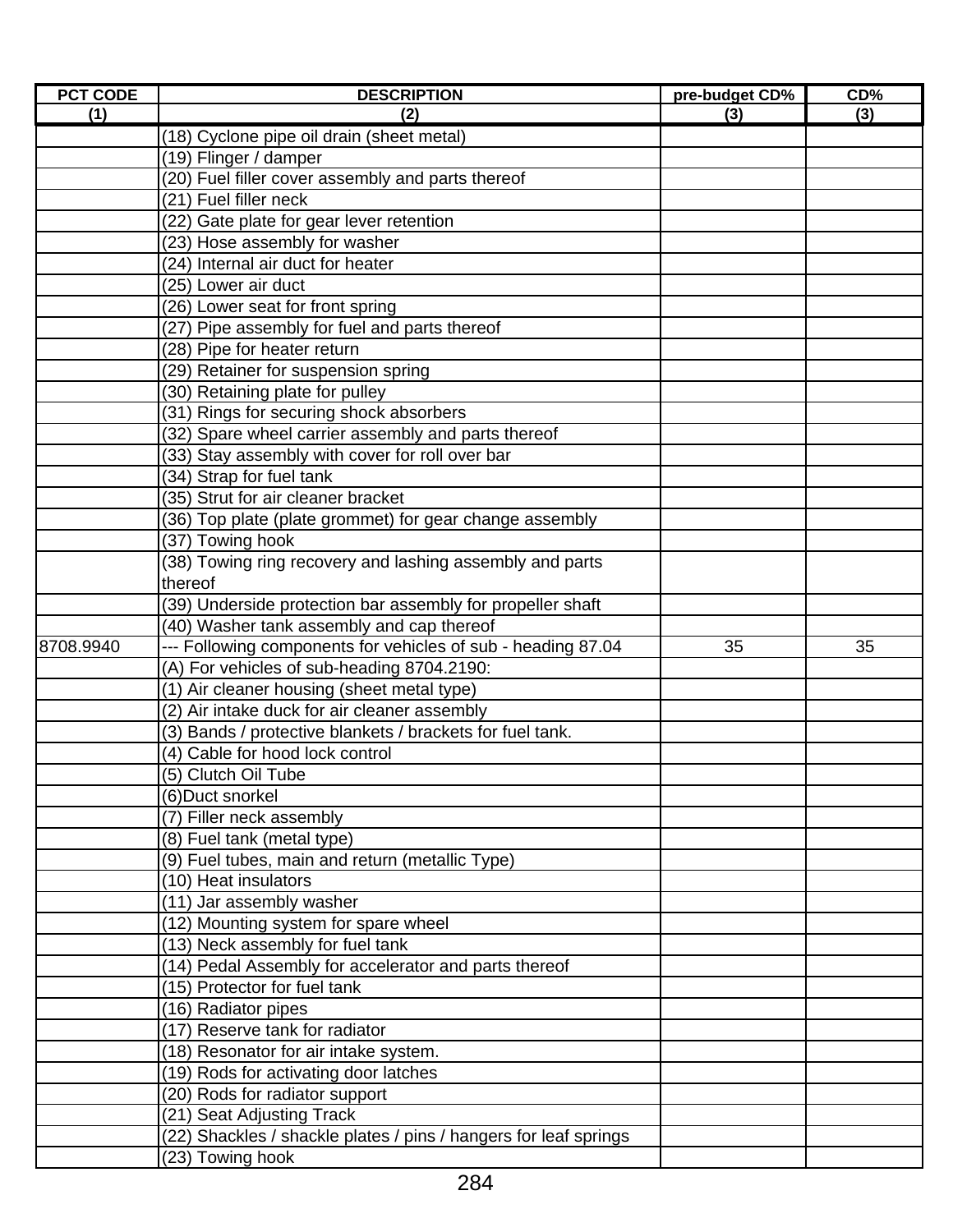| PCT CODE | DESCRIPTION | pre-budget CD% | CD% |
|---|---|---|---|
| (1) | (2) | (3) | (3) |
| | (18) Cyclone pipe oil drain (sheet metal) | | |
| | (19) Flinger / damper | | |
| | (20) Fuel filler cover assembly and parts thereof | | |
| | (21) Fuel filler neck | | |
| | (22) Gate plate for gear lever retention | | |
| | (23) Hose assembly for washer | | |
| | (24) Internal air duct for heater | | |
| | (25) Lower air duct | | |
| | (26) Lower seat for front spring | | |
| | (27) Pipe assembly for fuel and parts thereof | | |
| | (28) Pipe for heater return | | |
| | (29) Retainer for suspension spring | | |
| | (30) Retaining plate for pulley | | |
| | (31) Rings for securing shock absorbers | | |
| | (32) Spare wheel carrier assembly and parts thereof | | |
| | (33) Stay assembly with cover for roll over bar | | |
| | (34) Strap for fuel tank | | |
| | (35) Strut for air cleaner bracket | | |
| | (36) Top plate (plate grommet) for gear change assembly | | |
| | (37) Towing hook | | |
| | (38) Towing ring recovery and lashing assembly and parts thereof | | |
| | (39) Underside protection bar assembly for propeller shaft | | |
| | (40) Washer tank assembly and cap thereof | | |
| 8708.9940 | --- Following components for vehicles of sub - heading 87.04 | 35 | 35 |
| | (A) For vehicles of sub-heading 8704.2190: | | |
| | (1) Air cleaner housing (sheet metal type) | | |
| | (2) Air intake duck for air cleaner assembly | | |
| | (3) Bands / protective blankets / brackets for fuel tank. | | |
| | (4) Cable for hood lock control | | |
| | (5) Clutch Oil Tube | | |
| | (6)Duct snorkel | | |
| | (7) Filler neck assembly | | |
| | (8) Fuel tank (metal type) | | |
| | (9) Fuel tubes, main and return (metallic Type) | | |
| | (10) Heat insulators | | |
| | (11) Jar assembly washer | | |
| | (12) Mounting system for spare wheel | | |
| | (13) Neck assembly for fuel tank | | |
| | (14) Pedal Assembly for accelerator and parts thereof | | |
| | (15) Protector for fuel tank | | |
| | (16) Radiator pipes | | |
| | (17) Reserve tank for radiator | | |
| | (18) Resonator for air intake system. | | |
| | (19) Rods for activating door latches | | |
| | (20) Rods for radiator support | | |
| | (21) Seat Adjusting Track | | |
| | (22) Shackles / shackle plates / pins / hangers for leaf springs | | |
| | (23) Towing hook | | |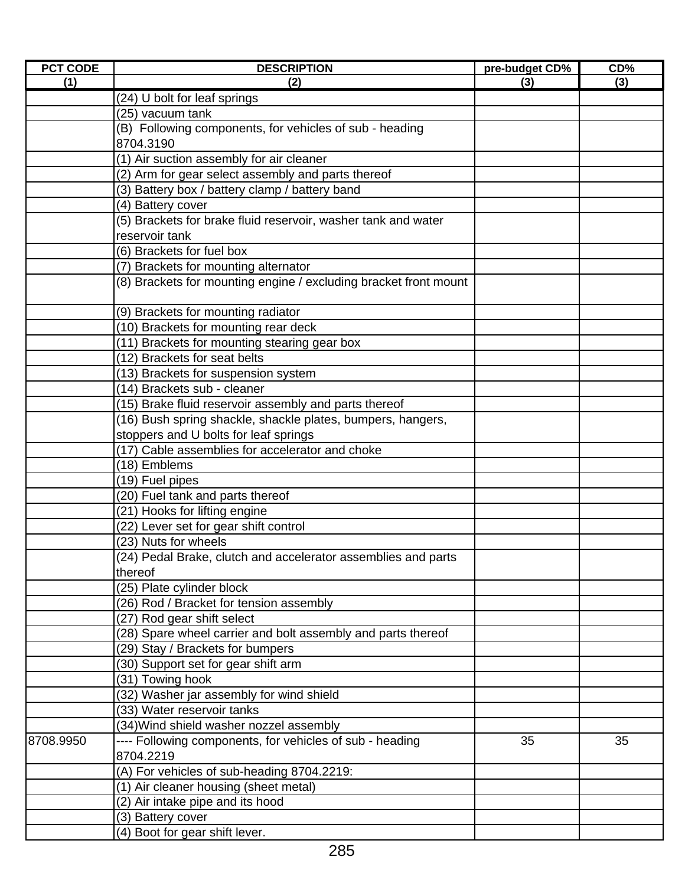| PCT CODE | DESCRIPTION | pre-budget CD% | CD% |
|---|---|---|---|
| (1) | (2) | (3) | (3) |
| | (24) U bolt for leaf springs | | |
| | (25) vacuum tank | | |
| | (B) Following components, for vehicles of sub - heading 8704.3190 | | |
| | (1) Air suction assembly for air cleaner | | |
| | (2) Arm for gear select assembly and parts thereof | | |
| | (3) Battery box / battery clamp / battery band | | |
| | (4) Battery cover | | |
| | (5) Brackets for brake fluid reservoir, washer tank and water reservoir tank | | |
| | (6) Brackets for fuel box | | |
| | (7) Brackets for mounting alternator | | |
| | (8) Brackets for mounting engine / excluding bracket front mount | | |
| | (9) Brackets for mounting radiator | | |
| | (10) Brackets for mounting rear deck | | |
| | (11) Brackets for mounting stearing gear box | | |
| | (12) Brackets for seat belts | | |
| | (13) Brackets for suspension system | | |
| | (14) Brackets sub - cleaner | | |
| | (15) Brake fluid reservoir assembly and parts thereof | | |
| | (16) Bush spring shackle, shackle plates, bumpers, hangers, stoppers and U bolts for leaf springs | | |
| | (17) Cable assemblies for accelerator and choke | | |
| | (18) Emblems | | |
| | (19) Fuel pipes | | |
| | (20) Fuel tank and parts thereof | | |
| | (21) Hooks for lifting engine | | |
| | (22) Lever set for gear shift control | | |
| | (23) Nuts for wheels | | |
| | (24) Pedal Brake, clutch and accelerator assemblies and parts thereof | | |
| | (25) Plate cylinder block | | |
| | (26) Rod / Bracket for tension assembly | | |
| | (27) Rod gear shift select | | |
| | (28) Spare wheel carrier and bolt assembly and parts thereof | | |
| | (29) Stay / Brackets for bumpers | | |
| | (30) Support set for gear shift arm | | |
| | (31) Towing hook | | |
| | (32) Washer jar assembly for wind shield | | |
| | (33) Water reservoir tanks | | |
| | (34)Wind shield washer nozzel assembly | | |
| 8708.9950 | ---- Following components, for vehicles of sub - heading 8704.2219 | 35 | 35 |
| | (A) For vehicles of sub-heading 8704.2219: | | |
| | (1) Air cleaner housing (sheet metal) | | |
| | (2) Air intake pipe and its hood | | |
| | (3) Battery cover | | |
| | (4) Boot for gear shift lever. | | |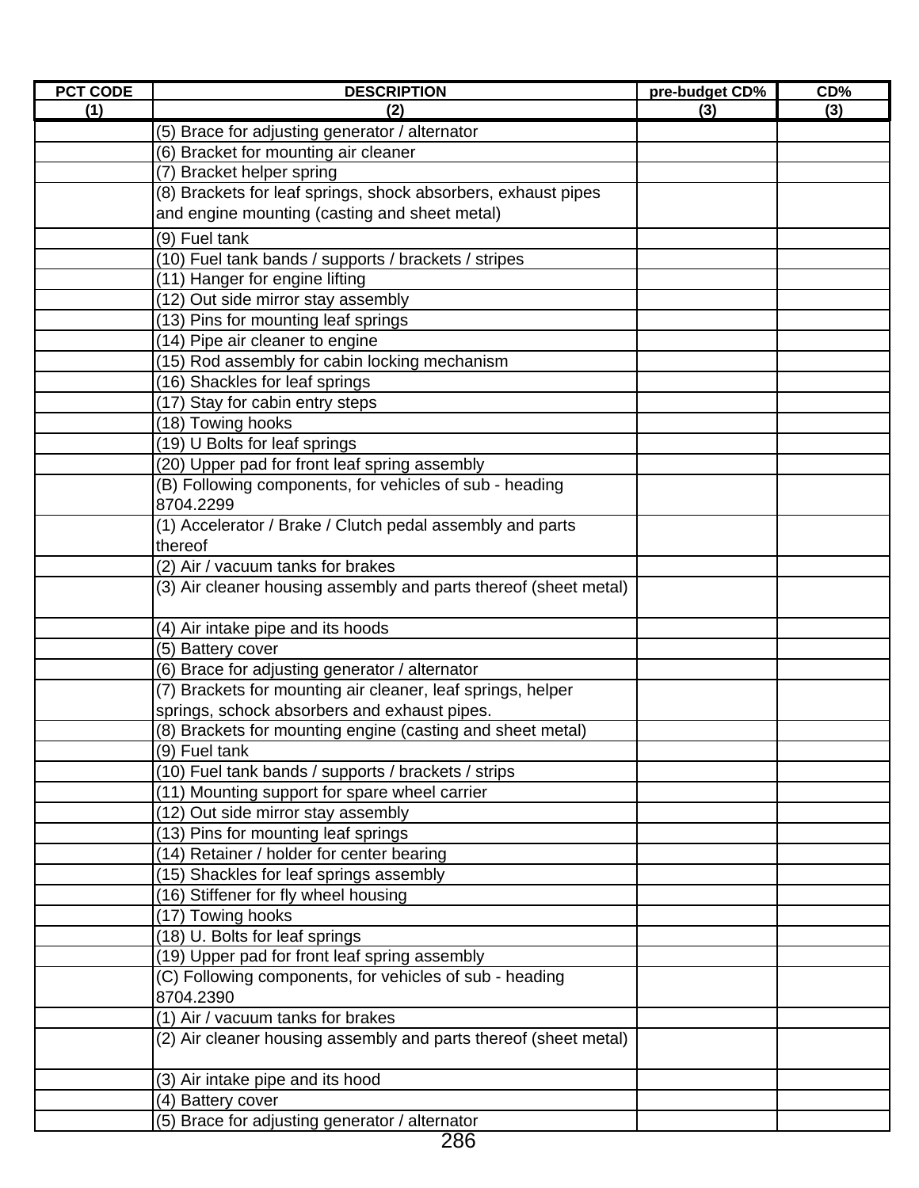| PCT CODE | DESCRIPTION | pre-budget CD% | CD% |
|---|---|---|---|
| (1) | (2) | (3) | (3) |
| | (5) Brace for adjusting generator / alternator | | |
| | (6) Bracket for mounting air cleaner | | |
| | (7) Bracket helper spring | | |
| | (8) Brackets for leaf springs, shock absorbers, exhaust pipes and engine mounting (casting and sheet metal) | | |
| | (9) Fuel tank | | |
| | (10) Fuel tank bands / supports / brackets / stripes | | |
| | (11) Hanger for engine lifting | | |
| | (12) Out side mirror stay assembly | | |
| | (13) Pins for mounting leaf springs | | |
| | (14) Pipe air cleaner to engine | | |
| | (15) Rod assembly for cabin locking mechanism | | |
| | (16) Shackles for leaf springs | | |
| | (17) Stay for cabin entry steps | | |
| | (18) Towing hooks | | |
| | (19) U Bolts for leaf springs | | |
| | (20) Upper pad for front leaf spring assembly | | |
| | (B) Following components, for vehicles of sub - heading 8704.2299 | | |
| | (1) Accelerator / Brake / Clutch pedal assembly and parts thereof | | |
| | (2) Air / vacuum tanks for brakes | | |
| | (3) Air cleaner housing assembly and parts thereof (sheet metal) | | |
| | (4) Air intake pipe and its hoods | | |
| | (5) Battery cover | | |
| | (6) Brace for adjusting generator / alternator | | |
| | (7) Brackets for mounting air cleaner, leaf springs, helper springs, schock absorbers and exhaust pipes. | | |
| | (8) Brackets for mounting engine (casting and sheet metal) | | |
| | (9) Fuel tank | | |
| | (10) Fuel tank bands / supports / brackets / strips | | |
| | (11) Mounting support for spare wheel carrier | | |
| | (12) Out side mirror stay assembly | | |
| | (13) Pins for mounting leaf springs | | |
| | (14) Retainer / holder for center bearing | | |
| | (15) Shackles for leaf springs assembly | | |
| | (16) Stiffener for fly wheel housing | | |
| | (17) Towing hooks | | |
| | (18) U. Bolts for leaf springs | | |
| | (19) Upper pad for front leaf spring assembly | | |
| | (C) Following components, for vehicles of sub - heading 8704.2390 | | |
| | (1) Air / vacuum tanks for brakes | | |
| | (2) Air cleaner housing assembly and parts thereof (sheet metal) | | |
| | (3) Air intake pipe and its hood | | |
| | (4) Battery cover | | |
| | (5) Brace for adjusting generator / alternator | | |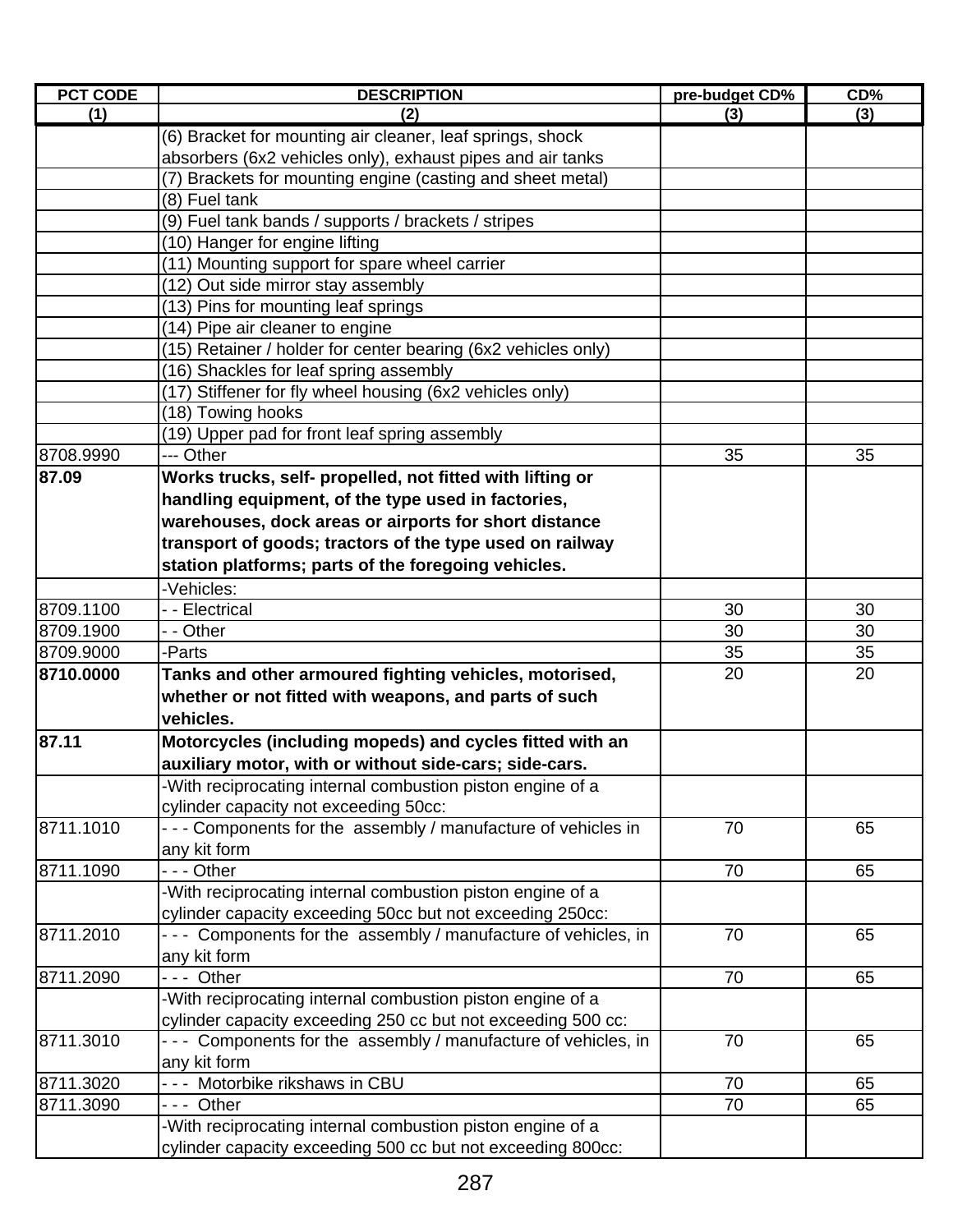| PCT CODE | DESCRIPTION | pre-budget CD% | CD% |
|---|---|---|---|
| (1) | (2) | (3) | (3) |
| | (6) Bracket for mounting air cleaner, leaf springs, shock absorbers (6x2 vehicles only), exhaust pipes and air tanks | | |
| | (7) Brackets for mounting engine (casting and sheet metal) | | |
| | (8) Fuel tank | | |
| | (9) Fuel tank bands / supports / brackets / stripes | | |
| | (10) Hanger for engine lifting | | |
| | (11) Mounting support for spare wheel carrier | | |
| | (12) Out side mirror stay assembly | | |
| | (13) Pins for mounting leaf springs | | |
| | (14) Pipe air cleaner to engine | | |
| | (15) Retainer / holder for center bearing (6x2 vehicles only) | | |
| | (16) Shackles for leaf spring assembly | | |
| | (17) Stiffener for fly wheel housing (6x2 vehicles only) | | |
| | (18) Towing hooks | | |
| | (19) Upper pad for front leaf spring assembly | | |
| 8708.9990 | --- Other | 35 | 35 |
| **87.09** | **Works trucks, self- propelled, not fitted with lifting or handling equipment, of the type used in factories, warehouses, dock areas or airports for short distance transport of goods; tractors of the type used on railway station platforms; parts of the foregoing vehicles.** | | |
| | -Vehicles: | | |
| 8709.1100 | - - Electrical | 30 | 30 |
| 8709.1900 | - - Other | 30 | 30 |
| 8709.9000 | -Parts | 35 | 35 |
| **8710.0000** | **Tanks and other armoured fighting vehicles, motorised, whether or not fitted with weapons, and parts of such vehicles.** | 20 | 20 |
| **87.11** | **Motorcycles (including mopeds) and cycles fitted with an auxiliary motor, with or without side-cars; side-cars.** | | |
| | -With reciprocating internal combustion piston engine of a cylinder capacity not exceeding 50cc: | | |
| 8711.1010 | - - - Components for the assembly / manufacture of vehicles in any kit form | 70 | 65 |
| 8711.1090 | - - - Other | 70 | 65 |
| | -With reciprocating internal combustion piston engine of a cylinder capacity exceeding 50cc but not exceeding 250cc: | | |
| 8711.2010 | - - - Components for the assembly / manufacture of vehicles, in any kit form | 70 | 65 |
| 8711.2090 | - - - Other | 70 | 65 |
| | -With reciprocating internal combustion piston engine of a cylinder capacity exceeding 250 cc but not exceeding 500 cc: | | |
| 8711.3010 | - - - Components for the assembly / manufacture of vehicles, in any kit form | 70 | 65 |
| 8711.3020 | - - - Motorbike rikshaws in CBU | 70 | 65 |
| 8711.3090 | - - - Other | 70 | 65 |
| | -With reciprocating internal combustion piston engine of a cylinder capacity exceeding 500 cc but not exceeding 800cc: | | |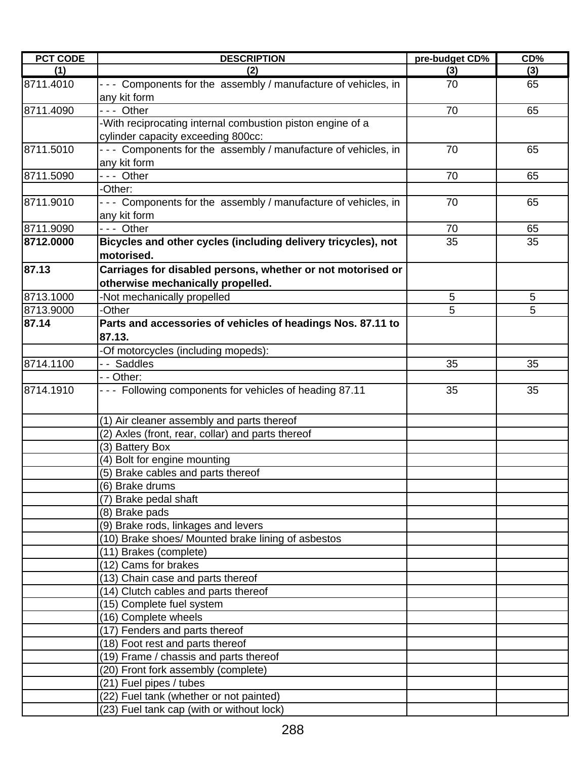| PCT CODE | DESCRIPTION | pre-budget CD% | CD% |
|---|---|---|---|
| (1) | (2) | (3) | (3) |
| 8711.4010 | - - - Components for the assembly / manufacture of vehicles, in any kit form | 70 | 65 |
| 8711.4090 | - - - Other | 70 | 65 |
| | -With reciprocating internal combustion piston engine of a cylinder capacity exceeding 800cc: | | |
| 8711.5010 | - - - Components for the assembly / manufacture of vehicles, in any kit form | 70 | 65 |
| 8711.5090 | - - - Other | 70 | 65 |
| | -Other: | | |
| 8711.9010 | - - - Components for the assembly / manufacture of vehicles, in any kit form | 70 | 65 |
| 8711.9090 | - - - Other | 70 | 65 |
| **8712.0000** | **Bicycles and other cycles (including delivery tricycles), not motorised.** | 35 | 35 |
| **87.13** | **Carriages for disabled persons, whether or not motorised or otherwise mechanically propelled.** | | |
| 8713.1000 | -Not mechanically propelled | 5 | 5 |
| 8713.9000 | -Other | 5 | 5 |
| **87.14** | **Parts and accessories of vehicles of headings Nos. 87.11 to 87.13.** | | |
| | -Of motorcycles (including mopeds): | | |
| 8714.1100 | - - Saddles | 35 | 35 |
| | - - Other: | | |
| 8714.1910 | - - - Following components for vehicles of heading 87.11 | 35 | 35 |
| | (1) Air cleaner assembly and parts thereof | | |
| | (2) Axles (front, rear, collar) and parts thereof | | |
| | (3) Battery Box | | |
| | (4) Bolt for engine mounting | | |
| | (5) Brake cables and parts thereof | | |
| | (6) Brake drums | | |
| | (7) Brake pedal shaft | | |
| | (8) Brake pads | | |
| | (9) Brake rods, linkages and levers | | |
| | (10) Brake shoes/ Mounted brake lining of asbestos | | |
| | (11) Brakes (complete) | | |
| | (12) Cams for brakes | | |
| | (13) Chain case and parts thereof | | |
| | (14) Clutch cables and parts thereof | | |
| | (15) Complete fuel system | | |
| | (16) Complete wheels | | |
| | (17) Fenders and parts thereof | | |
| | (18) Foot rest and parts thereof | | |
| | (19) Frame / chassis and parts thereof | | |
| | (20) Front fork assembly (complete) | | |
| | (21) Fuel pipes / tubes | | |
| | (22) Fuel tank (whether or not painted) | | |
| | (23) Fuel tank cap (with or without lock) | | |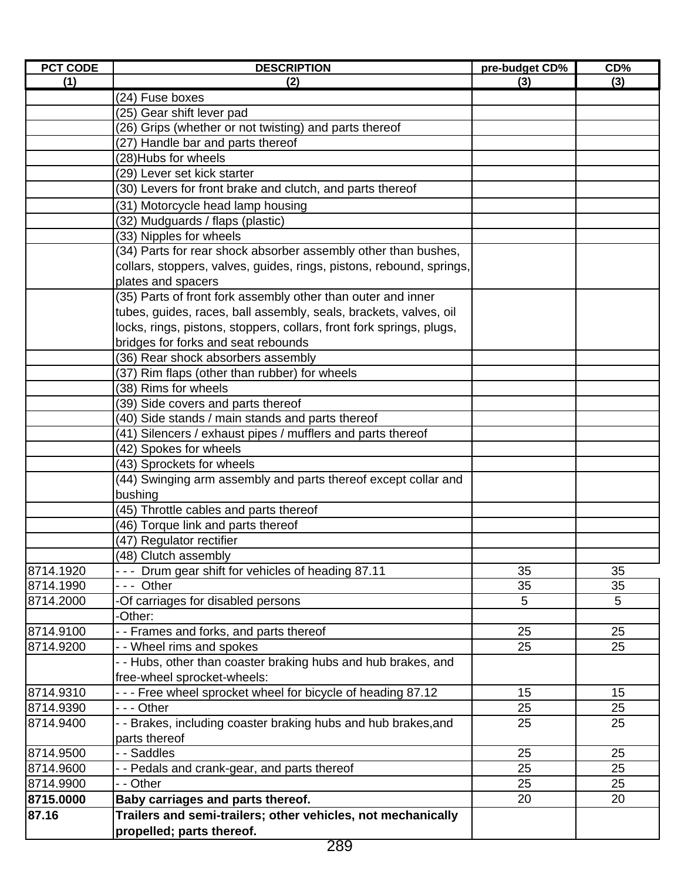| PCT CODE | DESCRIPTION | pre-budget CD% | CD% |
|---|---|---|---|
| (1) | (2) | (3) | (3) |
| | (24) Fuse boxes | | |
| | (25) Gear shift lever pad | | |
| | (26) Grips (whether or not twisting) and parts thereof | | |
| | (27) Handle bar and parts thereof | | |
| | (28)Hubs for wheels | | |
| | (29) Lever set kick starter | | |
| | (30) Levers for front brake and clutch, and parts thereof | | |
| | (31) Motorcycle head lamp housing | | |
| | (32) Mudguards / flaps (plastic) | | |
| | (33) Nipples for wheels | | |
| | (34) Parts for rear shock absorber assembly other than bushes, collars, stoppers, valves, guides, rings, pistons, rebound, springs, plates and spacers | | |
| | (35) Parts of front fork assembly other than outer and inner tubes, guides, races, ball assembly, seals, brackets, valves, oil locks, rings, pistons, stoppers, collars, front fork springs, plugs, bridges for forks and seat rebounds | | |
| | (36) Rear shock absorbers assembly | | |
| | (37) Rim flaps (other than rubber) for wheels | | |
| | (38) Rims for wheels | | |
| | (39) Side covers and parts thereof | | |
| | (40) Side stands / main stands and parts thereof | | |
| | (41) Silencers / exhaust pipes / mufflers and parts thereof | | |
| | (42) Spokes for wheels | | |
| | (43) Sprockets for wheels | | |
| | (44) Swinging arm assembly and parts thereof except collar and bushing | | |
| | (45) Throttle cables and parts thereof | | |
| | (46) Torque link and parts thereof | | |
| | (47) Regulator rectifier | | |
| | (48) Clutch assembly | | |
| 8714.1920 | - - - Drum gear shift for vehicles of heading 87.11 | 35 | 35 |
| 8714.1990 | - - - Other | 35 | 35 |
| 8714.2000 | -Of carriages for disabled persons | 5 | 5 |
| | -Other: | | |
| 8714.9100 | - - Frames and forks, and parts thereof | 25 | 25 |
| 8714.9200 | - - Wheel rims and spokes | 25 | 25 |
| | - - Hubs, other than coaster braking hubs and hub brakes, and free-wheel sprocket-wheels: | | |
| 8714.9310 | - - - Free wheel sprocket wheel for bicycle of heading 87.12 | 15 | 15 |
| 8714.9390 | - - - Other | 25 | 25 |
| 8714.9400 | - - Brakes, including coaster braking hubs and hub brakes,and parts thereof | 25 | 25 |
| 8714.9500 | - - Saddles | 25 | 25 |
| 8714.9600 | - - Pedals and crank-gear, and parts thereof | 25 | 25 |
| 8714.9900 | - - Other | 25 | 25 |
| **8715.0000** | **Baby carriages and parts thereof.** | 20 | 20 |
| **87.16** | **Trailers and semi-trailers; other vehicles, not mechanically propelled; parts thereof.** | | |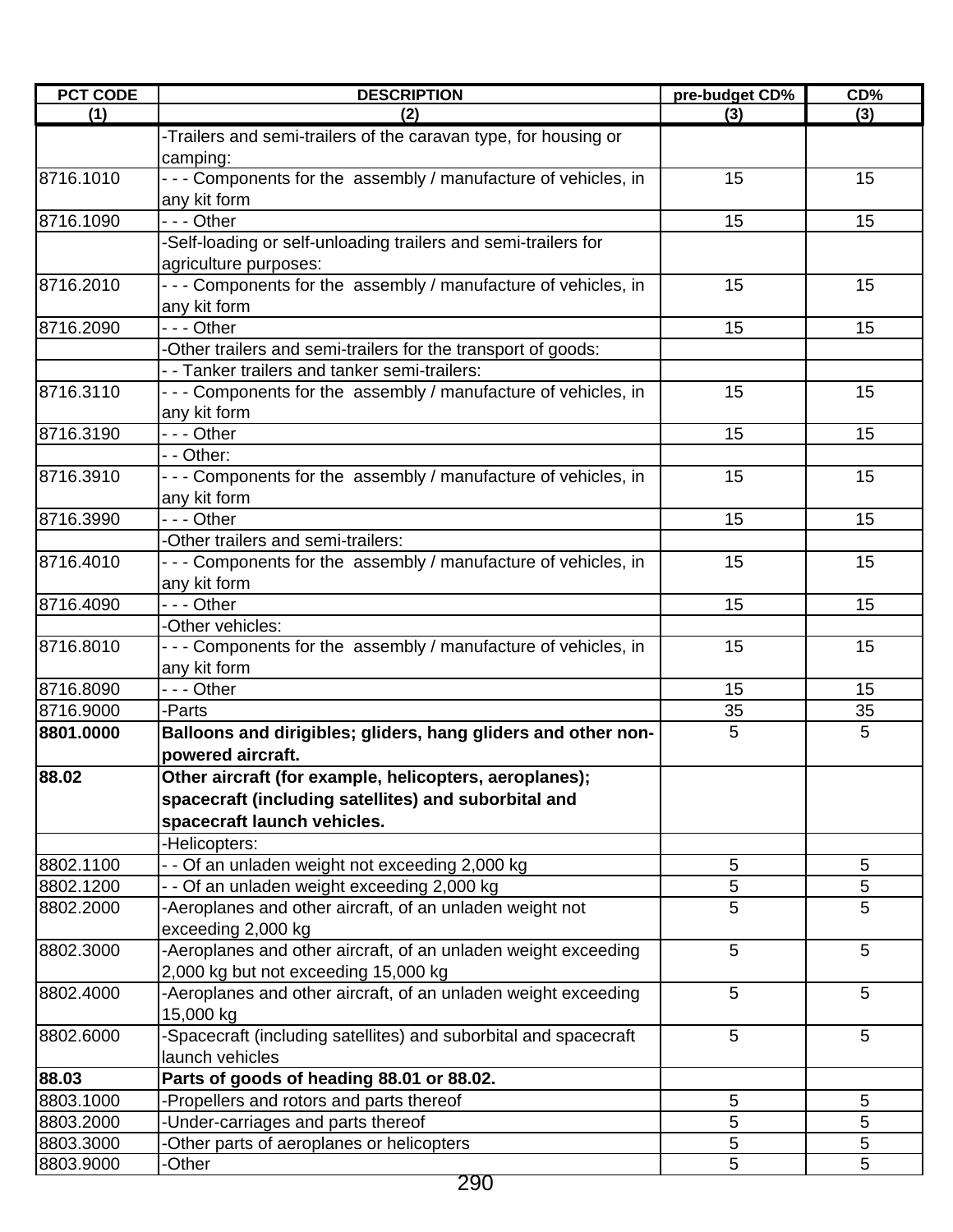| PCT CODE | DESCRIPTION | pre-budget CD% | CD% |
|---|---|---|---|
| (1) | (2) | (3) | (3) |
| | -Trailers and semi-trailers of the caravan type, for housing or camping: | | |
| 8716.1010 | - - - Components for the assembly / manufacture of vehicles, in any kit form | 15 | 15 |
| 8716.1090 | - - - Other | 15 | 15 |
| | -Self-loading or self-unloading trailers and semi-trailers for agriculture purposes: | | |
| 8716.2010 | - - - Components for the assembly / manufacture of vehicles, in any kit form | 15 | 15 |
| 8716.2090 | - - - Other | 15 | 15 |
| | -Other trailers and semi-trailers for the transport of goods: | | |
| | - - Tanker trailers and tanker semi-trailers: | | |
| 8716.3110 | - - - Components for the assembly / manufacture of vehicles, in any kit form | 15 | 15 |
| 8716.3190 | - - - Other | 15 | 15 |
| | - - Other: | | |
| 8716.3910 | - - - Components for the assembly / manufacture of vehicles, in any kit form | 15 | 15 |
| 8716.3990 | - - - Other | 15 | 15 |
| | -Other trailers and semi-trailers: | | |
| 8716.4010 | - - - Components for the assembly / manufacture of vehicles, in any kit form | 15 | 15 |
| 8716.4090 | - - - Other | 15 | 15 |
| | -Other vehicles: | | |
| 8716.8010 | - - - Components for the assembly / manufacture of vehicles, in any kit form | 15 | 15 |
| 8716.8090 | - - - Other | 15 | 15 |
| 8716.9000 | -Parts | 35 | 35 |
| **8801.0000** | **Balloons and dirigibles; gliders, hang gliders and other non-powered aircraft.** | 5 | 5 |
| **88.02** | **Other aircraft (for example, helicopters, aeroplanes); spacecraft (including satellites) and suborbital and spacecraft launch vehicles.** | | |
| | -Helicopters: | | |
| 8802.1100 | - - Of an unladen weight not exceeding 2,000 kg | 5 | 5 |
| 8802.1200 | - - Of an unladen weight exceeding 2,000 kg | 5 | 5 |
| 8802.2000 | -Aeroplanes and other aircraft, of an unladen weight not exceeding 2,000 kg | 5 | 5 |
| 8802.3000 | -Aeroplanes and other aircraft, of an unladen weight exceeding 2,000 kg but not exceeding 15,000 kg | 5 | 5 |
| 8802.4000 | -Aeroplanes and other aircraft, of an unladen weight exceeding 15,000 kg | 5 | 5 |
| 8802.6000 | -Spacecraft (including satellites) and suborbital and spacecraft launch vehicles | 5 | 5 |
| **88.03** | **Parts of goods of heading 88.01 or 88.02.** | | |
| 8803.1000 | -Propellers and rotors and parts thereof | 5 | 5 |
| 8803.2000 | -Under-carriages and parts thereof | 5 | 5 |
| 8803.3000 | -Other parts of aeroplanes or helicopters | 5 | 5 |
| 8803.9000 | -Other | 5 | 5 |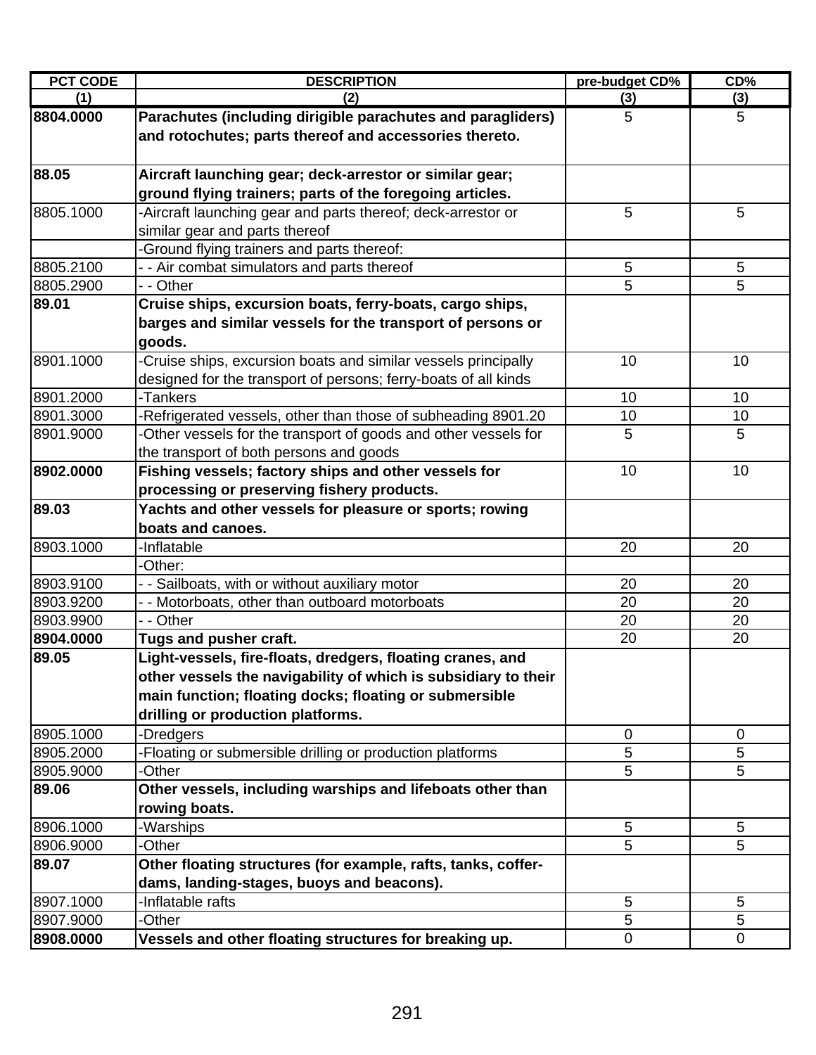| PCT CODE | DESCRIPTION | pre-budget CD% | CD% |
|---|---|---|---|
| (1) | (2) | (3) | (3) |
| **8804.0000** | **Parachutes (including dirigible parachutes and paragliders) and rotochutes; parts thereof and accessories thereto.** | 5 | 5 |
| **88.05** | **Aircraft launching gear; deck-arrestor or similar gear; ground flying trainers; parts of the foregoing articles.** | | |
| 8805.1000 | -Aircraft launching gear and parts thereof; deck-arrestor or similar gear and parts thereof | 5 | 5 |
| | -Ground flying trainers and parts thereof: | | |
| 8805.2100 | - - Air combat simulators and parts thereof | 5 | 5 |
| 8805.2900 | - - Other | 5 | 5 |
| **89.01** | **Cruise ships, excursion boats, ferry-boats, cargo ships, barges and similar vessels for the transport of persons or goods.** | | |
| 8901.1000 | -Cruise ships, excursion boats and similar vessels principally designed for the transport of persons; ferry-boats of all kinds | 10 | 10 |
| 8901.2000 | -Tankers | 10 | 10 |
| 8901.3000 | -Refrigerated vessels, other than those of subheading 8901.20 | 10 | 10 |
| 8901.9000 | -Other vessels for the transport of goods and other vessels for the transport of both persons and goods | 5 | 5 |
| **8902.0000** | **Fishing vessels; factory ships and other vessels for processing or preserving fishery products.** | 10 | 10 |
| **89.03** | **Yachts and other vessels for pleasure or sports; rowing boats and canoes.** | | |
| 8903.1000 | -Inflatable | 20 | 20 |
| | -Other: | | |
| 8903.9100 | - - Sailboats, with or without auxiliary motor | 20 | 20 |
| 8903.9200 | - - Motorboats, other than outboard motorboats | 20 | 20 |
| 8903.9900 | - - Other | 20 | 20 |
| **8904.0000** | **Tugs and pusher craft.** | 20 | 20 |
| **89.05** | **Light-vessels, fire-floats, dredgers, floating cranes, and other vessels the navigability of which is subsidiary to their main function; floating docks; floating or submersible drilling or production platforms.** | | |
| 8905.1000 | -Dredgers | 0 | 0 |
| 8905.2000 | -Floating or submersible drilling or production platforms | 5 | 5 |
| 8905.9000 | -Other | 5 | 5 |
| **89.06** | **Other vessels, including warships and lifeboats other than rowing boats.** | | |
| 8906.1000 | -Warships | 5 | 5 |
| 8906.9000 | -Other | 5 | 5 |
| **89.07** | **Other floating structures (for example, rafts, tanks, coffer-dams, landing-stages, buoys and beacons).** | | |
| 8907.1000 | -Inflatable rafts | 5 | 5 |
| 8907.9000 | -Other | 5 | 5 |
| **8908.0000** | **Vessels and other floating structures for breaking up.** | 0 | 0 |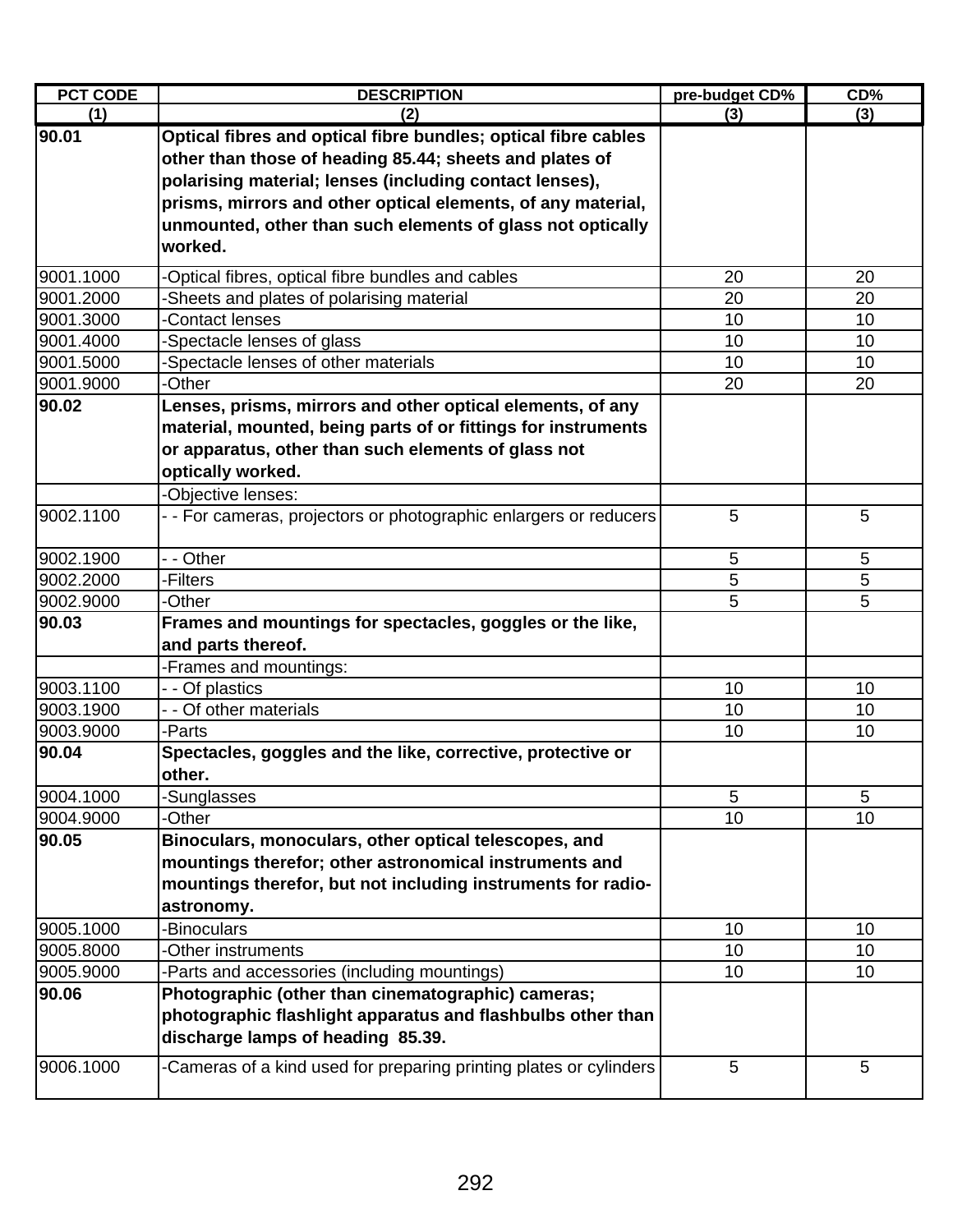| PCT CODE | DESCRIPTION | pre-budget CD% | CD% |
|---|---|---|---|
| (1) | (2) | (3) | (3) |
| **90.01** | **Optical fibres and optical fibre bundles; optical fibre cables other than those of heading 85.44; sheets and plates of polarising material; lenses (including contact lenses), prisms, mirrors and other optical elements, of any material, unmounted, other than such elements of glass not optically worked.** | | |
| 9001.1000 | -Optical fibres, optical fibre bundles and cables | 20 | 20 |
| 9001.2000 | -Sheets and plates of polarising material | 20 | 20 |
| 9001.3000 | -Contact lenses | 10 | 10 |
| 9001.4000 | -Spectacle lenses of glass | 10 | 10 |
| 9001.5000 | -Spectacle lenses of other materials | 10 | 10 |
| 9001.9000 | -Other | 20 | 20 |
| **90.02** | **Lenses, prisms, mirrors and other optical elements, of any material, mounted, being parts of or fittings for instruments or apparatus, other than such elements of glass not optically worked.** | | |
| | -Objective lenses: | | |
| 9002.1100 | - - For cameras, projectors or photographic enlargers or reducers | 5 | 5 |
| 9002.1900 | - - Other | 5 | 5 |
| 9002.2000 | -Filters | 5 | 5 |
| 9002.9000 | -Other | 5 | 5 |
| **90.03** | **Frames and mountings for spectacles, goggles or the like, and parts thereof.** | | |
| | -Frames and mountings: | | |
| 9003.1100 | - - Of plastics | 10 | 10 |
| 9003.1900 | - - Of other materials | 10 | 10 |
| 9003.9000 | -Parts | 10 | 10 |
| **90.04** | **Spectacles, goggles and the like, corrective, protective or other.** | | |
| 9004.1000 | -Sunglasses | 5 | 5 |
| 9004.9000 | -Other | 10 | 10 |
| **90.05** | **Binoculars, monoculars, other optical telescopes, and mountings therefor; other astronomical instruments and mountings therefor, but not including instruments for radio-astronomy.** | | |
| 9005.1000 | -Binoculars | 10 | 10 |
| 9005.8000 | -Other instruments | 10 | 10 |
| 9005.9000 | -Parts and accessories (including mountings) | 10 | 10 |
| **90.06** | **Photographic (other than cinematographic) cameras; photographic flashlight apparatus and flashbulbs other than discharge lamps of heading 85.39.** | | |
| 9006.1000 | -Cameras of a kind used for preparing printing plates or cylinders | 5 | 5 |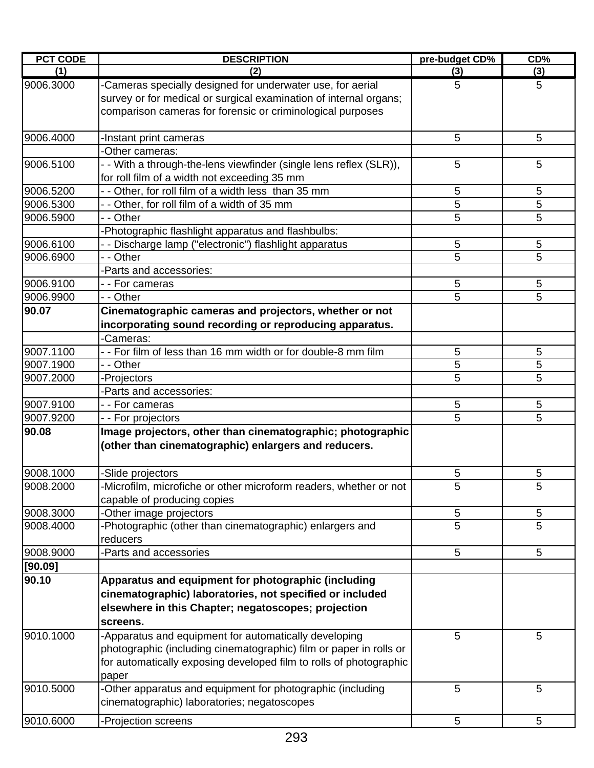| PCT CODE | DESCRIPTION | pre-budget CD% | CD% |
|---|---|---|---|
| (1) | (2) | (3) | (3) |
| 9006.3000 | -Cameras specially designed for underwater use, for aerial survey or for medical or surgical examination of internal organs; comparison cameras for forensic or criminological purposes | 5 | 5 |
| 9006.4000 | -Instant print cameras | 5 | 5 |
| | -Other cameras: | | |
| 9006.5100 | - - With a through-the-lens viewfinder (single lens reflex (SLR)), for roll film of a width not exceeding 35 mm | 5 | 5 |
| 9006.5200 | - - Other, for roll film of a width less than 35 mm | 5 | 5 |
| 9006.5300 | - - Other, for roll film of a width of 35 mm | 5 | 5 |
| 9006.5900 | - - Other | 5 | 5 |
| | -Photographic flashlight apparatus and flashbulbs: | | |
| 9006.6100 | - - Discharge lamp ("electronic") flashlight apparatus | 5 | 5 |
| 9006.6900 | - - Other | 5 | 5 |
| | -Parts and accessories: | | |
| 9006.9100 | - - For cameras | 5 | 5 |
| 9006.9900 | - - Other | 5 | 5 |
| **90.07** | **Cinematographic cameras and projectors, whether or not incorporating sound recording or reproducing apparatus.** | | |
| | -Cameras: | | |
| 9007.1100 | - - For film of less than 16 mm width or for double-8 mm film | 5 | 5 |
| 9007.1900 | - - Other | 5 | 5 |
| 9007.2000 | -Projectors | 5 | 5 |
| | -Parts and accessories: | | |
| 9007.9100 | - - For cameras | 5 | 5 |
| 9007.9200 | - - For projectors | 5 | 5 |
| **90.08** | **Image projectors, other than cinematographic; photographic (other than cinematographic) enlargers and reducers.** | | |
| 9008.1000 | -Slide projectors | 5 | 5 |
| 9008.2000 | -Microfilm, microfiche or other microform readers, whether or not capable of producing copies | 5 | 5 |
| 9008.3000 | -Other image projectors | 5 | 5 |
| 9008.4000 | -Photographic (other than cinematographic) enlargers and reducers | 5 | 5 |
| 9008.9000 | -Parts and accessories | 5 | 5 |
| **[90.09]** | | | |
| **90.10** | **Apparatus and equipment for photographic (including cinematographic) laboratories, not specified or included elsewhere in this Chapter; negatoscopes; projection screens.** | | |
| 9010.1000 | -Apparatus and equipment for automatically developing photographic (including cinematographic) film or paper in rolls or for automatically exposing developed film to rolls of photographic paper | 5 | 5 |
| 9010.5000 | -Other apparatus and equipment for photographic (including cinematographic) laboratories; negatoscopes | 5 | 5 |
| 9010.6000 | -Projection screens | 5 | 5 |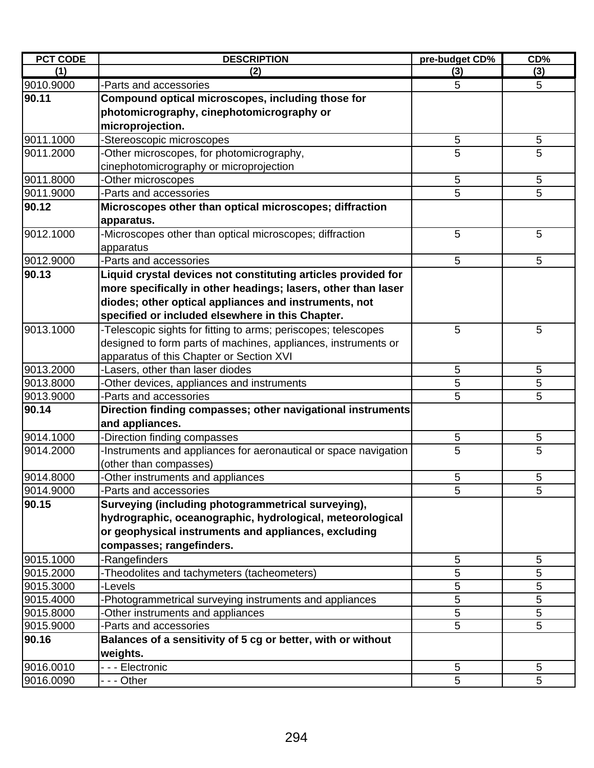| PCT CODE | DESCRIPTION | pre-budget CD% | CD% |
|---|---|---|---|
| (1) | (2) | (3) | (3) |
| 9010.9000 | -Parts and accessories | 5 | 5 |
| **90.11** | **Compound optical microscopes, including those for photomicrography, cinephotomicrography or microprojection.** | | |
| 9011.1000 | -Stereoscopic microscopes | 5 | 5 |
| 9011.2000 | -Other microscopes, for photomicrography, cinephotomicrography or microprojection | 5 | 5 |
| 9011.8000 | -Other microscopes | 5 | 5 |
| 9011.9000 | -Parts and accessories | 5 | 5 |
| **90.12** | **Microscopes other than optical microscopes; diffraction apparatus.** | | |
| 9012.1000 | -Microscopes other than optical microscopes; diffraction apparatus | 5 | 5 |
| 9012.9000 | -Parts and accessories | 5 | 5 |
| **90.13** | **Liquid crystal devices not constituting articles provided for more specifically in other headings; lasers, other than laser diodes; other optical appliances and instruments, not specified or included elsewhere in this Chapter.** | | |
| 9013.1000 | -Telescopic sights for fitting to arms; periscopes; telescopes designed to form parts of machines, appliances, instruments or apparatus of this Chapter or Section XVI | 5 | 5 |
| 9013.2000 | -Lasers, other than laser diodes | 5 | 5 |
| 9013.8000 | -Other devices, appliances and instruments | 5 | 5 |
| 9013.9000 | -Parts and accessories | 5 | 5 |
| **90.14** | **Direction finding compasses; other navigational instruments and appliances.** | | |
| 9014.1000 | -Direction finding compasses | 5 | 5 |
| 9014.2000 | -Instruments and appliances for aeronautical or space navigation (other than compasses) | 5 | 5 |
| 9014.8000 | -Other instruments and appliances | 5 | 5 |
| 9014.9000 | -Parts and accessories | 5 | 5 |
| **90.15** | **Surveying (including photogrammetrical surveying), hydrographic, oceanographic, hydrological, meteorological or geophysical instruments and appliances, excluding compasses; rangefinders.** | | |
| 9015.1000 | -Rangefinders | 5 | 5 |
| 9015.2000 | -Theodolites and tachymeters (tacheometers) | 5 | 5 |
| 9015.3000 | -Levels | 5 | 5 |
| 9015.4000 | -Photogrammetrical surveying instruments and appliances | 5 | 5 |
| 9015.8000 | -Other instruments and appliances | 5 | 5 |
| 9015.9000 | -Parts and accessories | 5 | 5 |
| **90.16** | **Balances of a sensitivity of 5 cg or better, with or without weights.** | | |
| 9016.0010 | - - - Electronic | 5 | 5 |
| 9016.0090 | - - - Other | 5 | 5 |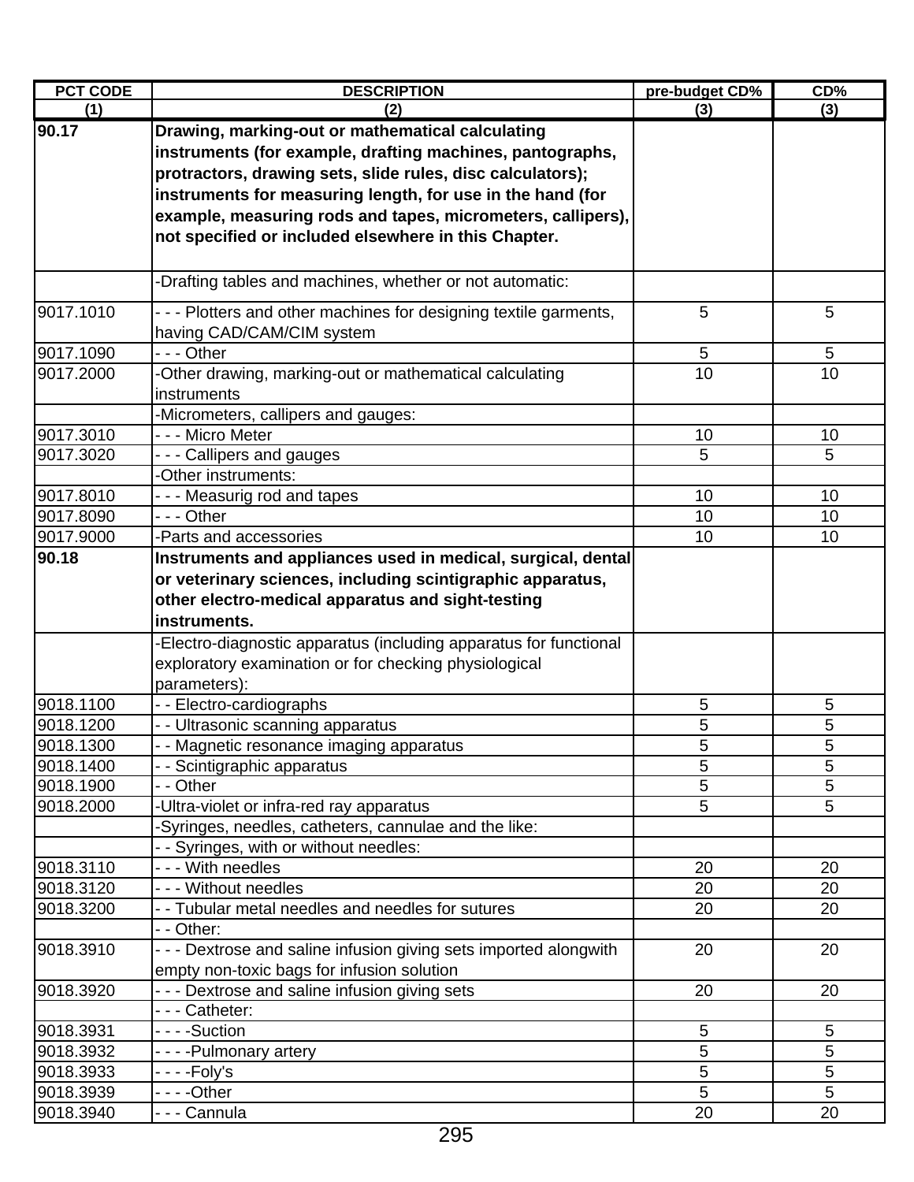| PCT CODE | DESCRIPTION | pre-budget CD% | CD% |
|---|---|---|---|
| (1) | (2) | (3) | (3) |
| **90.17** | **Drawing, marking-out or mathematical calculating instruments (for example, drafting machines, pantographs, protractors, drawing sets, slide rules, disc calculators); instruments for measuring length, for use in the hand (for example, measuring rods and tapes, micrometers, callipers), not specified or included elsewhere in this Chapter.** | | |
| | -Drafting tables and machines, whether or not automatic: | | |
| 9017.1010 | - - - Plotters and other machines for designing textile garments, having CAD/CAM/CIM system | 5 | 5 |
| 9017.1090 | - - - Other | 5 | 5 |
| 9017.2000 | -Other drawing, marking-out or mathematical calculating instruments | 10 | 10 |
| | -Micrometers, callipers and gauges: | | |
| 9017.3010 | - - - Micro Meter | 10 | 10 |
| 9017.3020 | - - - Callipers and gauges | 5 | 5 |
| | -Other instruments: | | |
| 9017.8010 | - - - Measurig rod and tapes | 10 | 10 |
| 9017.8090 | - - - Other | 10 | 10 |
| 9017.9000 | -Parts and accessories | 10 | 10 |
| **90.18** | **Instruments and appliances used in medical, surgical, dental or veterinary sciences, including scintigraphic apparatus, other electro-medical apparatus and sight-testing instruments.** | | |
| | -Electro-diagnostic apparatus (including apparatus for functional exploratory examination or for checking physiological parameters): | | |
| 9018.1100 | - - Electro-cardiographs | 5 | 5 |
| 9018.1200 | - - Ultrasonic scanning apparatus | 5 | 5 |
| 9018.1300 | - - Magnetic resonance imaging apparatus | 5 | 5 |
| 9018.1400 | - - Scintigraphic apparatus | 5 | 5 |
| 9018.1900 | - - Other | 5 | 5 |
| 9018.2000 | -Ultra-violet or infra-red ray apparatus | 5 | 5 |
| | -Syringes, needles, catheters, cannulae and the like: | | |
| | - - Syringes, with or without needles: | | |
| 9018.3110 | - - - With needles | 20 | 20 |
| 9018.3120 | - - - Without needles | 20 | 20 |
| 9018.3200 | - - Tubular metal needles and needles for sutures | 20 | 20 |
| | - - Other: | | |
| 9018.3910 | - - - Dextrose and saline infusion giving sets imported alongwith empty non-toxic bags for infusion solution | 20 | 20 |
| 9018.3920 | - - - Dextrose and saline infusion giving sets | 20 | 20 |
| | - - - Catheter: | | |
| 9018.3931 | - - - -Suction | 5 | 5 |
| 9018.3932 | - - - -Pulmonary artery | 5 | 5 |
| 9018.3933 | - - - -Foly's | 5 | 5 |
| 9018.3939 | - - - -Other | 5 | 5 |
| 9018.3940 | - - - Cannula | 20 | 20 |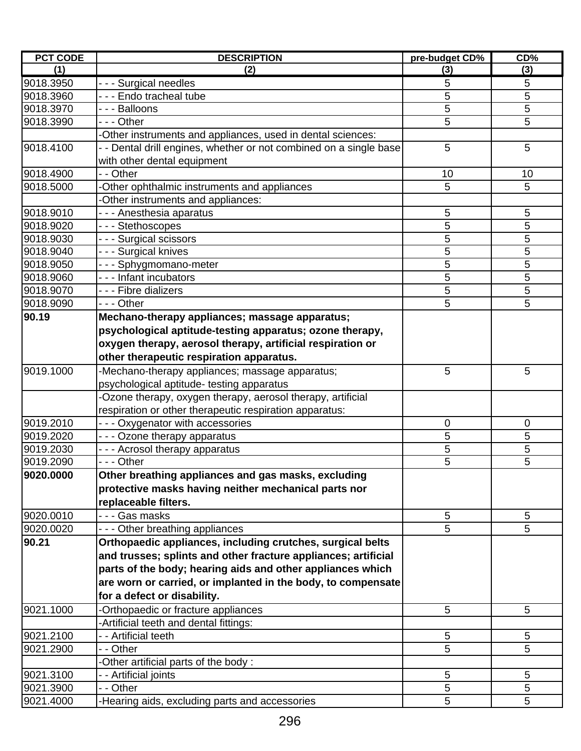| PCT CODE | DESCRIPTION | pre-budget CD% | CD% |
|---|---|---|---|
| (1) | (2) | (3) | (3) |
| 9018.3950 | - - - Surgical needles | 5 | 5 |
| 9018.3960 | - - - Endo tracheal tube | 5 | 5 |
| 9018.3970 | - - - Balloons | 5 | 5 |
| 9018.3990 | - - - Other | 5 | 5 |
| | -Other instruments and appliances, used in dental sciences: | | |
| 9018.4100 | - - Dental drill engines, whether or not combined on a single base with other dental equipment | 5 | 5 |
| 9018.4900 | - - Other | 10 | 10 |
| 9018.5000 | -Other ophthalmic instruments and appliances | 5 | 5 |
| | -Other instruments and appliances: | | |
| 9018.9010 | - - - Anesthesia aparatus | 5 | 5 |
| 9018.9020 | - - - Stethoscopes | 5 | 5 |
| 9018.9030 | - - - Surgical scissors | 5 | 5 |
| 9018.9040 | - - - Surgical knives | 5 | 5 |
| 9018.9050 | - - - Sphygmomano-meter | 5 | 5 |
| 9018.9060 | - - - Infant incubators | 5 | 5 |
| 9018.9070 | - - - Fibre dializers | 5 | 5 |
| 9018.9090 | - - - Other | 5 | 5 |
| **90.19** | **Mechano-therapy appliances; massage apparatus; psychological aptitude-testing apparatus; ozone therapy, oxygen therapy, aerosol therapy, artificial respiration or other therapeutic respiration apparatus.** | | |
| 9019.1000 | -Mechano-therapy appliances; massage apparatus; psychological aptitude- testing apparatus | 5 | 5 |
| | -Ozone therapy, oxygen therapy, aerosol therapy, artificial respiration or other therapeutic respiration apparatus: | | |
| 9019.2010 | - - - Oxygenator with accessories | 0 | 0 |
| 9019.2020 | - - - Ozone therapy apparatus | 5 | 5 |
| 9019.2030 | - - - Acrosol therapy apparatus | 5 | 5 |
| 9019.2090 | - - - Other | 5 | 5 |
| **9020.0000** | **Other breathing appliances and gas masks, excluding protective masks having neither mechanical parts nor replaceable filters.** | | |
| 9020.0010 | - - - Gas masks | 5 | 5 |
| 9020.0020 | - - - Other breathing appliances | 5 | 5 |
| **90.21** | **Orthopaedic appliances, including crutches, surgical belts and trusses; splints and other fracture appliances; artificial parts of the body; hearing aids and other appliances which are worn or carried, or implanted in the body, to compensate for a defect or disability.** | | |
| 9021.1000 | -Orthopaedic or fracture appliances | 5 | 5 |
| | -Artificial teeth and dental fittings: | | |
| 9021.2100 | - - Artificial teeth | 5 | 5 |
| 9021.2900 | - - Other | 5 | 5 |
| | -Other artificial parts of the body : | | |
| 9021.3100 | - - Artificial joints | 5 | 5 |
| 9021.3900 | - - Other | 5 | 5 |
| 9021.4000 | -Hearing aids, excluding parts and accessories | 5 | 5 |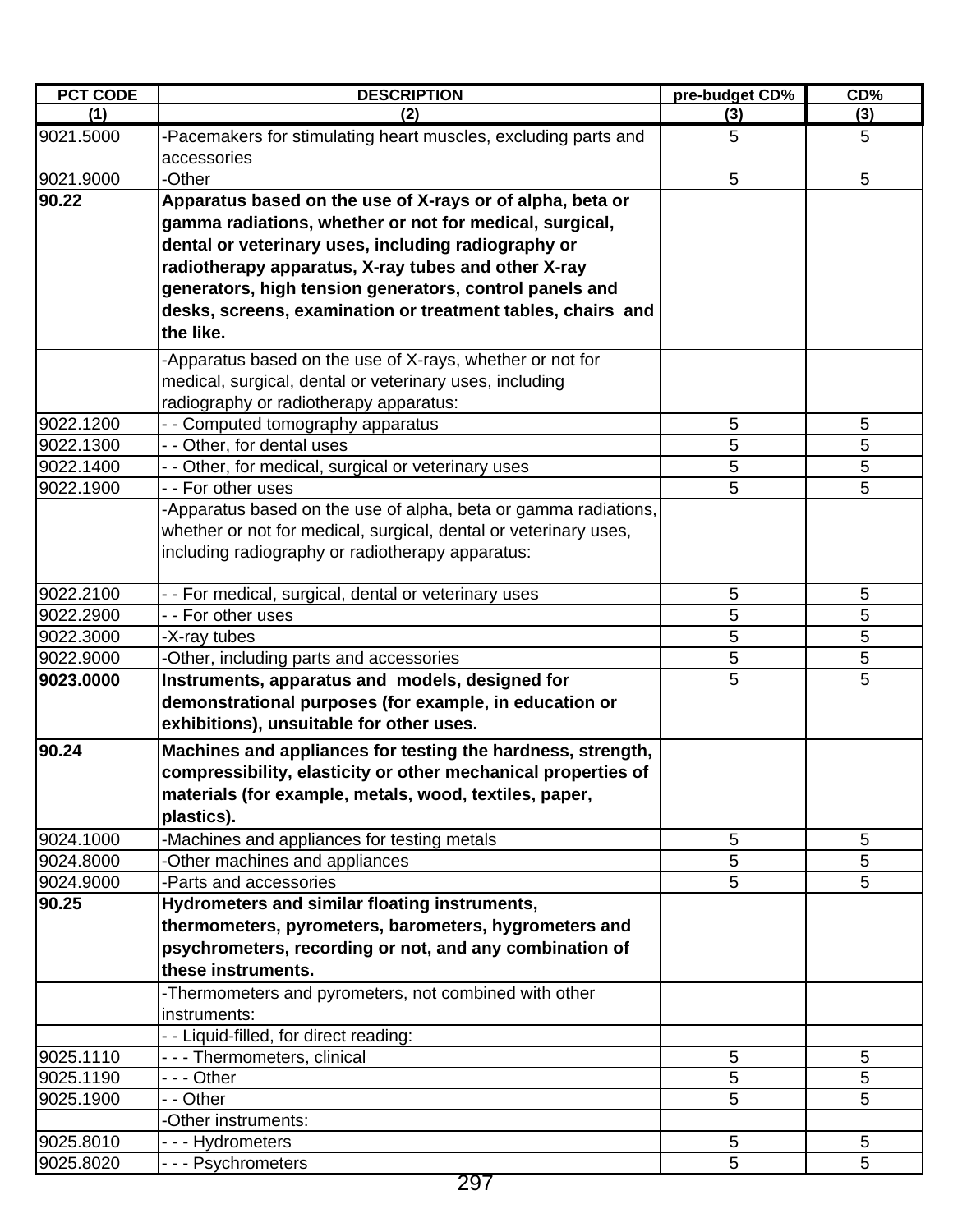| PCT CODE | DESCRIPTION | pre-budget CD% | CD% |
|---|---|---|---|
| (1) | (2) | (3) | (3) |
| 9021.5000 | -Pacemakers for stimulating heart muscles, excluding parts and accessories | 5 | 5 |
| 9021.9000 | -Other | 5 | 5 |
| **90.22** | **Apparatus based on the use of X-rays or of alpha, beta or gamma radiations, whether or not for medical, surgical, dental or veterinary uses, including radiography or radiotherapy apparatus, X-ray tubes and other X-ray generators, high tension generators, control panels and desks, screens, examination or treatment tables, chairs and the like.** | | |
| | -Apparatus based on the use of X-rays, whether or not for medical, surgical, dental or veterinary uses, including radiography or radiotherapy apparatus: | | |
| 9022.1200 | - - Computed tomography apparatus | 5 | 5 |
| 9022.1300 | - - Other, for dental uses | 5 | 5 |
| 9022.1400 | - - Other, for medical, surgical or veterinary uses | 5 | 5 |
| 9022.1900 | - - For other uses | 5 | 5 |
| | -Apparatus based on the use of alpha, beta or gamma radiations, whether or not for medical, surgical, dental or veterinary uses, including radiography or radiotherapy apparatus: | | |
| 9022.2100 | - - For medical, surgical, dental or veterinary uses | 5 | 5 |
| 9022.2900 | - - For other uses | 5 | 5 |
| 9022.3000 | -X-ray tubes | 5 | 5 |
| 9022.9000 | -Other, including parts and accessories | 5 | 5 |
| **9023.0000** | **Instruments, apparatus and models, designed for demonstrational purposes (for example, in education or exhibitions), unsuitable for other uses.** | 5 | 5 |
| **90.24** | **Machines and appliances for testing the hardness, strength, compressibility, elasticity or other mechanical properties of materials (for example, metals, wood, textiles, paper, plastics).** | | |
| 9024.1000 | -Machines and appliances for testing metals | 5 | 5 |
| 9024.8000 | -Other machines and appliances | 5 | 5 |
| 9024.9000 | -Parts and accessories | 5 | 5 |
| **90.25** | **Hydrometers and similar floating instruments, thermometers, pyrometers, barometers, hygrometers and psychrometers, recording or not, and any combination of these instruments.** | | |
| | -Thermometers and pyrometers, not combined with other instruments: | | |
| | - - Liquid-filled, for direct reading: | | |
| 9025.1110 | - - - Thermometers, clinical | 5 | 5 |
| 9025.1190 | - - - Other | 5 | 5 |
| 9025.1900 | - - Other | 5 | 5 |
| | -Other instruments: | | |
| 9025.8010 | - - - Hydrometers | 5 | 5 |
| 9025.8020 | - - - Psychrometers | 5 | 5 |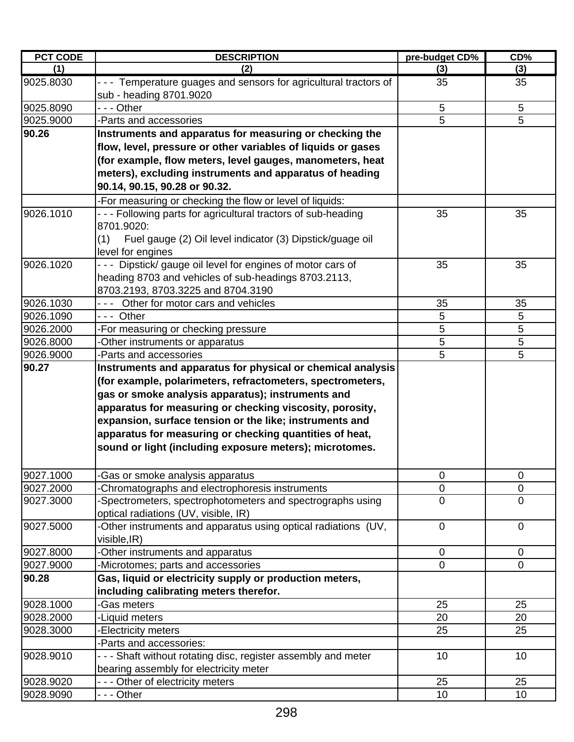| PCT CODE | DESCRIPTION | pre-budget CD% | CD% |
|---|---|---|---|
| (1) | (2) | (3) | (3) |
| 9025.8030 | - - - Temperature guages and sensors for agricultural tractors of sub - heading 8701.9020 | 35 | 35 |
| 9025.8090 | - - - Other | 5 | 5 |
| 9025.9000 | -Parts and accessories | 5 | 5 |
| **90.26** | **Instruments and apparatus for measuring or checking the flow, level, pressure or other variables of liquids or gases (for example, flow meters, level gauges, manometers, heat meters), excluding instruments and apparatus of heading 90.14, 90.15, 90.28 or 90.32.** | | |
| | -For measuring or checking the flow or level of liquids: | | |
| 9026.1010 | - - - Following parts for agricultural tractors of sub-heading 8701.9020: (1) Fuel gauge (2) Oil level indicator (3) Dipstick/guage oil level for engines | 35 | 35 |
| 9026.1020 | - - - Dipstick/ gauge oil level for engines of motor cars of heading 8703 and vehicles of sub-headings 8703.2113, 8703.2193, 8703.3225 and 8704.3190 | 35 | 35 |
| 9026.1030 | - - - Other for motor cars and vehicles | 35 | 35 |
| 9026.1090 | - - - Other | 5 | 5 |
| 9026.2000 | -For measuring or checking pressure | 5 | 5 |
| 9026.8000 | -Other instruments or apparatus | 5 | 5 |
| 9026.9000 | -Parts and accessories | 5 | 5 |
| **90.27** | **Instruments and apparatus for physical or chemical analysis (for example, polarimeters, refractometers, spectrometers, gas or smoke analysis apparatus); instruments and apparatus for measuring or checking viscosity, porosity, expansion, surface tension or the like; instruments and apparatus for measuring or checking quantities of heat, sound or light (including exposure meters); microtomes.** | | |
| 9027.1000 | -Gas or smoke analysis apparatus | 0 | 0 |
| 9027.2000 | -Chromatographs and electrophoresis instruments | 0 | 0 |
| 9027.3000 | -Spectrometers, spectrophotometers and spectrographs using optical radiations (UV, visible, IR) | 0 | 0 |
| 9027.5000 | -Other instruments and apparatus using optical radiations (UV, visible,IR) | 0 | 0 |
| 9027.8000 | -Other instruments and apparatus | 0 | 0 |
| 9027.9000 | -Microtomes; parts and accessories | 0 | 0 |
| **90.28** | **Gas, liquid or electricity supply or production meters, including calibrating meters therefor.** | | |
| 9028.1000 | -Gas meters | 25 | 25 |
| 9028.2000 | -Liquid meters | 20 | 20 |
| 9028.3000 | -Electricity meters | 25 | 25 |
| | -Parts and accessories: | | |
| 9028.9010 | - - - Shaft without rotating disc, register assembly and meter bearing assembly for electricity meter | 10 | 10 |
| 9028.9020 | - - - Other of electricity meters | 25 | 25 |
| 9028.9090 | - - - Other | 10 | 10 |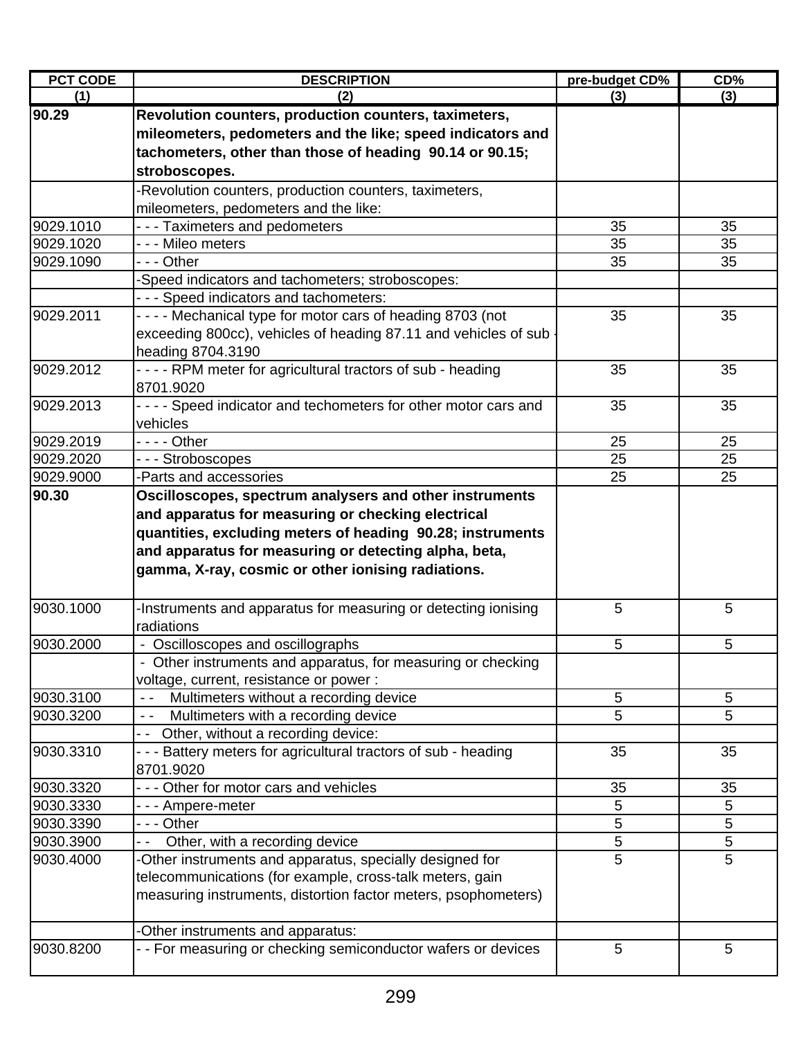| PCT CODE | DESCRIPTION | pre-budget CD% | CD% |
|---|---|---|---|
| (1) | (2) | (3) | (3) |
| **90.29** | **Revolution counters, production counters, taximeters, mileometers, pedometers and the like; speed indicators and tachometers, other than those of heading 90.14 or 90.15; stroboscopes.** | | |
| | -Revolution counters, production counters, taximeters, mileometers, pedometers and the like: | | |
| 9029.1010 | - - - Taximeters and pedometers | 35 | 35 |
| 9029.1020 | - - - Mileo meters | 35 | 35 |
| 9029.1090 | - - - Other | 35 | 35 |
| | -Speed indicators and tachometers; stroboscopes: | | |
| | - - - Speed indicators and tachometers: | | |
| 9029.2011 | - - - - Mechanical type for motor cars of heading 8703 (not exceeding 800cc), vehicles of heading 87.11 and vehicles of sub - heading 8704.3190 | 35 | 35 |
| 9029.2012 | - - - - RPM meter for agricultural tractors of sub - heading 8701.9020 | 35 | 35 |
| 9029.2013 | - - - - Speed indicator and techometers for other motor cars and vehicles | 35 | 35 |
| 9029.2019 | - - - - Other | 25 | 25 |
| 9029.2020 | - - - Stroboscopes | 25 | 25 |
| 9029.9000 | -Parts and accessories | 25 | 25 |
| **90.30** | **Oscilloscopes, spectrum analysers and other instruments and apparatus for measuring or checking electrical quantities, excluding meters of heading 90.28; instruments and apparatus for measuring or detecting alpha, beta, gamma, X-ray, cosmic or other ionising radiations.** | | |
| 9030.1000 | -Instruments and apparatus for measuring or detecting ionising radiations | 5 | 5 |
| 9030.2000 | - Oscilloscopes and oscillographs | 5 | 5 |
| | - Other instruments and apparatus, for measuring or checking voltage, current, resistance or power : | | |
| 9030.3100 | - - Multimeters without a recording device | 5 | 5 |
| 9030.3200 | - - Multimeters with a recording device | 5 | 5 |
| | - - Other, without a recording device: | | |
| 9030.3310 | - - - Battery meters for agricultural tractors of sub - heading 8701.9020 | 35 | 35 |
| 9030.3320 | - - - Other for motor cars and vehicles | 35 | 35 |
| 9030.3330 | - - - Ampere-meter | 5 | 5 |
| 9030.3390 | - - - Other | 5 | 5 |
| 9030.3900 | - - Other, with a recording device | 5 | 5 |
| 9030.4000 | -Other instruments and apparatus, specially designed for telecommunications (for example, cross-talk meters, gain measuring instruments, distortion factor meters, psophometers) | 5 | 5 |
| | -Other instruments and apparatus: | | |
| 9030.8200 | - - For measuring or checking semiconductor wafers or devices | 5 | 5 |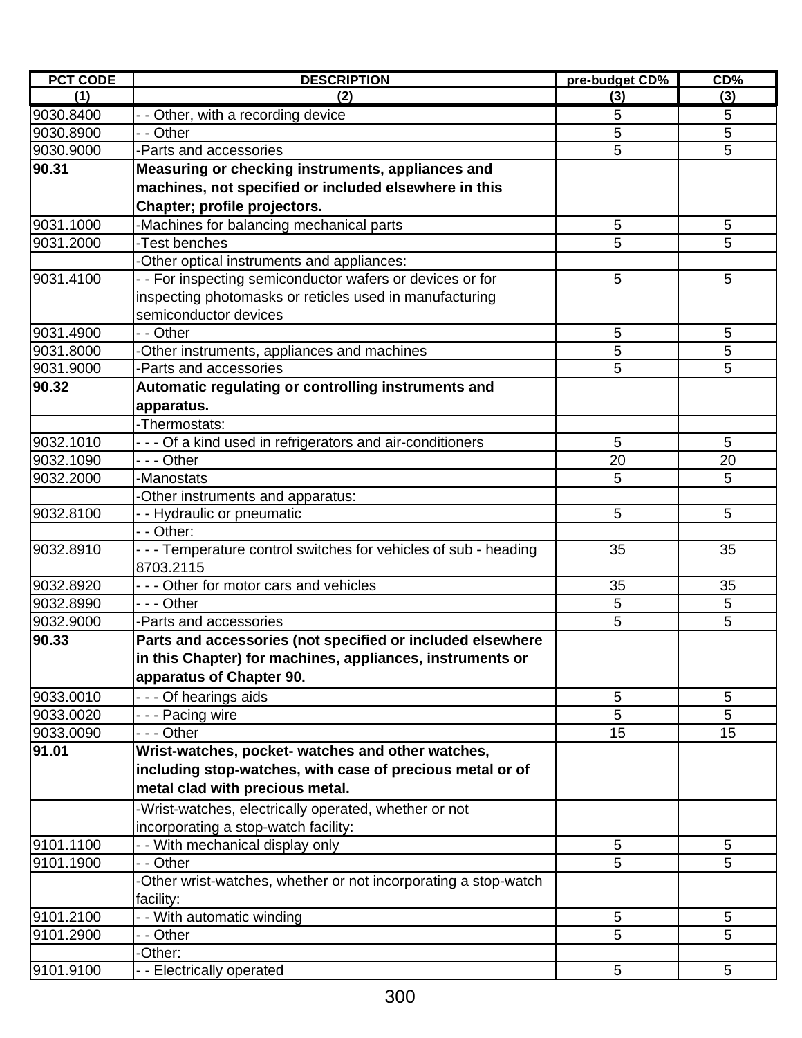| PCT CODE | DESCRIPTION | pre-budget CD% | CD% |
|---|---|---|---|
| (1) | (2) | (3) | (3) |
| 9030.8400 | - - Other, with a recording device | 5 | 5 |
| 9030.8900 | - - Other | 5 | 5 |
| 9030.9000 | -Parts and accessories | 5 | 5 |
| **90.31** | **Measuring or checking instruments, appliances and machines, not specified or included elsewhere in this Chapter; profile projectors.** | | |
| 9031.1000 | -Machines for balancing mechanical parts | 5 | 5 |
| 9031.2000 | -Test benches | 5 | 5 |
| | -Other optical instruments and appliances: | | |
| 9031.4100 | - - For inspecting semiconductor wafers or devices or for inspecting photomasks or reticles used in manufacturing semiconductor devices | 5 | 5 |
| 9031.4900 | - - Other | 5 | 5 |
| 9031.8000 | -Other instruments, appliances and machines | 5 | 5 |
| 9031.9000 | -Parts and accessories | 5 | 5 |
| **90.32** | **Automatic regulating or controlling instruments and apparatus.** | | |
| | -Thermostats: | | |
| 9032.1010 | - - - Of a kind used in refrigerators and air-conditioners | 5 | 5 |
| 9032.1090 | - - - Other | 20 | 20 |
| 9032.2000 | -Manostats | 5 | 5 |
| | -Other instruments and apparatus: | | |
| 9032.8100 | - - Hydraulic or pneumatic | 5 | 5 |
| | - - Other: | | |
| 9032.8910 | - - - Temperature control switches for vehicles of sub - heading 8703.2115 | 35 | 35 |
| 9032.8920 | - - - Other for motor cars and vehicles | 35 | 35 |
| 9032.8990 | - - - Other | 5 | 5 |
| 9032.9000 | -Parts and accessories | 5 | 5 |
| **90.33** | **Parts and accessories (not specified or included elsewhere in this Chapter) for machines, appliances, instruments or apparatus of Chapter 90.** | | |
| 9033.0010 | - - - Of hearings aids | 5 | 5 |
| 9033.0020 | - - - Pacing wire | 5 | 5 |
| 9033.0090 | - - - Other | 15 | 15 |
| **91.01** | **Wrist-watches, pocket- watches and other watches, including stop-watches, with case of precious metal or of metal clad with precious metal.** | | |
| | -Wrist-watches, electrically operated, whether or not incorporating a stop-watch facility: | | |
| 9101.1100 | - - With mechanical display only | 5 | 5 |
| 9101.1900 | - - Other | 5 | 5 |
| | -Other wrist-watches, whether or not incorporating a stop-watch facility: | | |
| 9101.2100 | - - With automatic winding | 5 | 5 |
| 9101.2900 | - - Other | 5 | 5 |
| | -Other: | | |
| 9101.9100 | - - Electrically operated | 5 | 5 |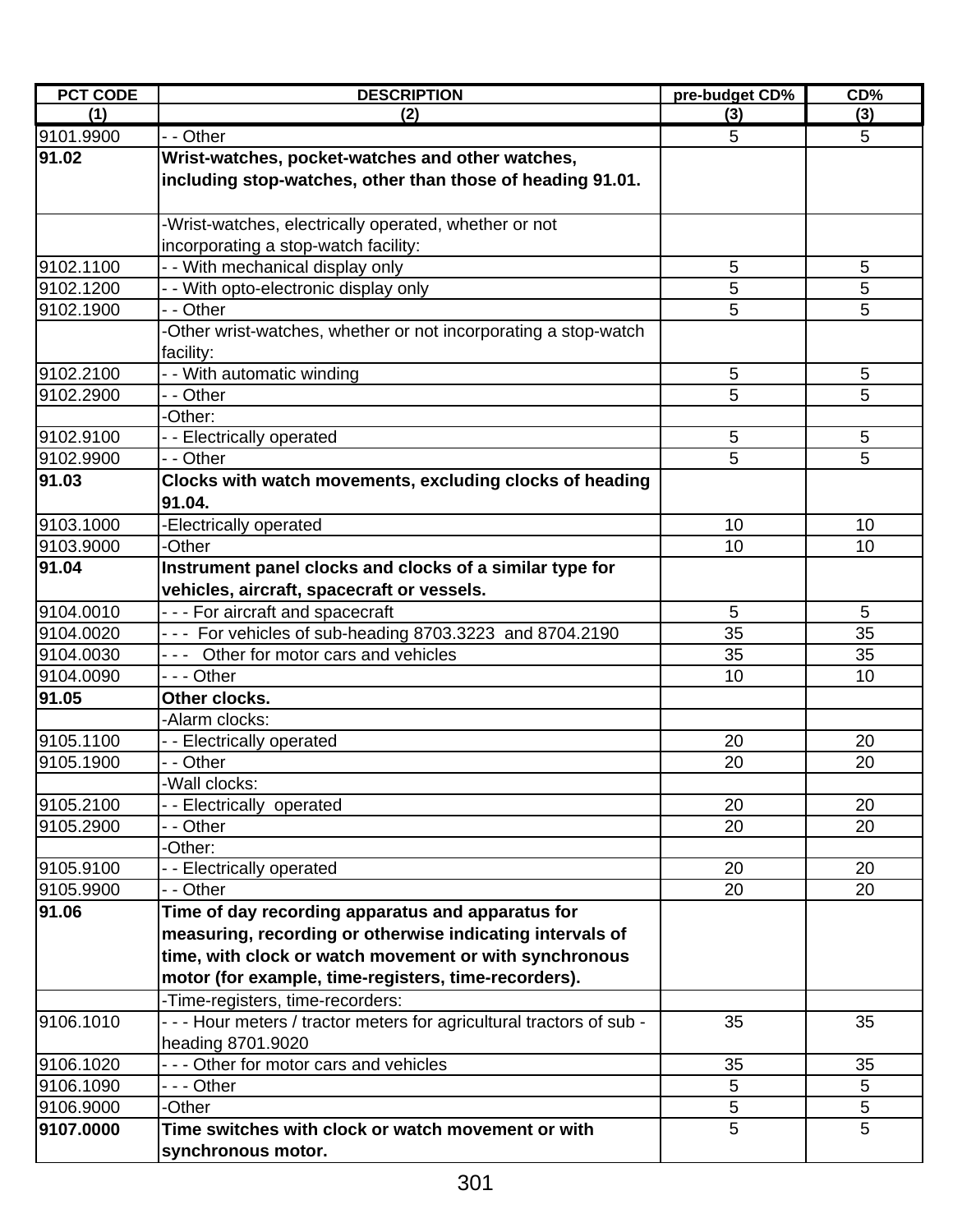| PCT CODE | DESCRIPTION | pre-budget CD% | CD% |
|---|---|---|---|
| (1) | (2) | (3) | (3) |
| 9101.9900 | - - Other | 5 | 5 |
| **91.02** | **Wrist-watches, pocket-watches and other watches, including stop-watches, other than those of heading 91.01.** | | |
| | -Wrist-watches, electrically operated, whether or not incorporating a stop-watch facility: | | |
| 9102.1100 | - - With mechanical display only | 5 | 5 |
| 9102.1200 | - - With opto-electronic display only | 5 | 5 |
| 9102.1900 | - - Other | 5 | 5 |
| | -Other wrist-watches, whether or not incorporating a stop-watch facility: | | |
| 9102.2100 | - - With automatic winding | 5 | 5 |
| 9102.2900 | - - Other | 5 | 5 |
| | -Other: | | |
| 9102.9100 | - - Electrically operated | 5 | 5 |
| 9102.9900 | - - Other | 5 | 5 |
| **91.03** | **Clocks with watch movements, excluding clocks of heading 91.04.** | | |
| 9103.1000 | -Electrically operated | 10 | 10 |
| 9103.9000 | -Other | 10 | 10 |
| **91.04** | **Instrument panel clocks and clocks of a similar type for vehicles, aircraft, spacecraft or vessels.** | | |
| 9104.0010 | - - - For aircraft and spacecraft | 5 | 5 |
| 9104.0020 | - - - For vehicles of sub-heading 8703.3223 and 8704.2190 | 35 | 35 |
| 9104.0030 | - - - Other for motor cars and vehicles | 35 | 35 |
| 9104.0090 | - - - Other | 10 | 10 |
| **91.05** | **Other clocks.** | | |
| | -Alarm clocks: | | |
| 9105.1100 | - - Electrically operated | 20 | 20 |
| 9105.1900 | - - Other | 20 | 20 |
| | -Wall clocks: | | |
| 9105.2100 | - - Electrically operated | 20 | 20 |
| 9105.2900 | - - Other | 20 | 20 |
| | -Other: | | |
| 9105.9100 | - - Electrically operated | 20 | 20 |
| 9105.9900 | - - Other | 20 | 20 |
| **91.06** | **Time of day recording apparatus and apparatus for measuring, recording or otherwise indicating intervals of time, with clock or watch movement or with synchronous motor (for example, time-registers, time-recorders).** | | |
| | -Time-registers, time-recorders: | | |
| 9106.1010 | - - - Hour meters / tractor meters for agricultural tractors of sub - heading 8701.9020 | 35 | 35 |
| 9106.1020 | - - - Other for motor cars and vehicles | 35 | 35 |
| 9106.1090 | - - - Other | 5 | 5 |
| 9106.9000 | -Other | 5 | 5 |
| **9107.0000** | **Time switches with clock or watch movement or with synchronous motor.** | 5 | 5 |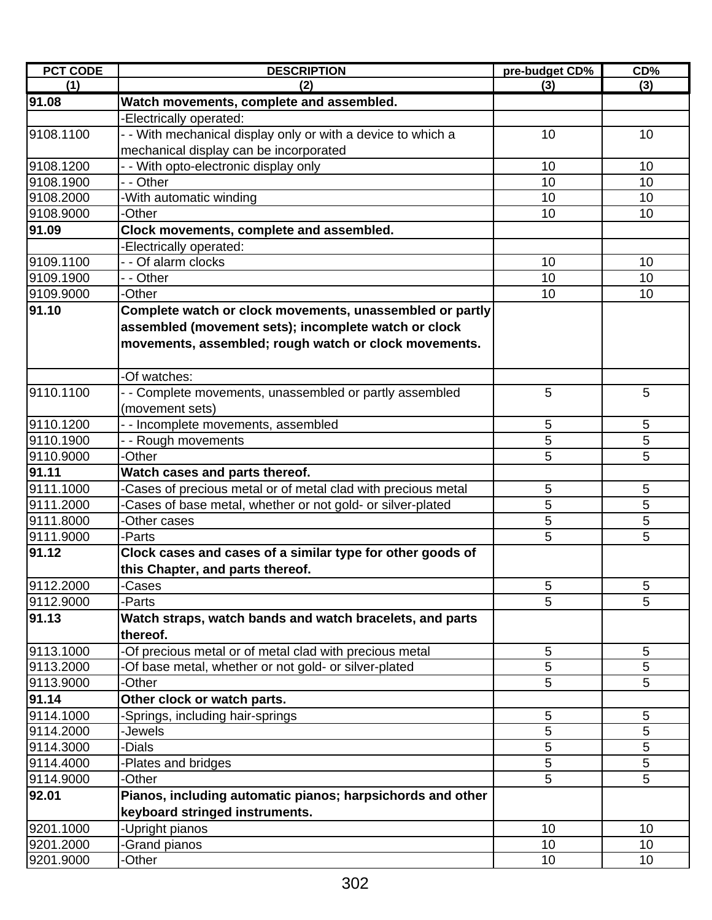| PCT CODE | DESCRIPTION | pre-budget CD% | CD% |
|---|---|---|---|
| (1) | (2) | (3) | (3) |
| **91.08** | **Watch movements, complete and assembled.** | | |
| | -Electrically operated: | | |
| 9108.1100 | - - With mechanical display only or with a device to which a mechanical display can be incorporated | 10 | 10 |
| 9108.1200 | - - With opto-electronic display only | 10 | 10 |
| 9108.1900 | - - Other | 10 | 10 |
| 9108.2000 | -With automatic winding | 10 | 10 |
| 9108.9000 | -Other | 10 | 10 |
| **91.09** | **Clock movements, complete and assembled.** | | |
| | -Electrically operated: | | |
| 9109.1100 | - - Of alarm clocks | 10 | 10 |
| 9109.1900 | - - Other | 10 | 10 |
| 9109.9000 | -Other | 10 | 10 |
| **91.10** | **Complete watch or clock movements, unassembled or partly assembled (movement sets); incomplete watch or clock movements, assembled; rough watch or clock movements.** | | |
| | -Of watches: | | |
| 9110.1100 | - - Complete movements, unassembled or partly assembled (movement sets) | 5 | 5 |
| 9110.1200 | - - Incomplete movements, assembled | 5 | 5 |
| 9110.1900 | - - Rough movements | 5 | 5 |
| 9110.9000 | -Other | 5 | 5 |
| **91.11** | **Watch cases and parts thereof.** | | |
| 9111.1000 | -Cases of precious metal or of metal clad with precious metal | 5 | 5 |
| 9111.2000 | -Cases of base metal, whether or not gold- or silver-plated | 5 | 5 |
| 9111.8000 | -Other cases | 5 | 5 |
| 9111.9000 | -Parts | 5 | 5 |
| **91.12** | **Clock cases and cases of a similar type for other goods of this Chapter, and parts thereof.** | | |
| 9112.2000 | -Cases | 5 | 5 |
| 9112.9000 | -Parts | 5 | 5 |
| **91.13** | **Watch straps, watch bands and watch bracelets, and parts thereof.** | | |
| 9113.1000 | -Of precious metal or of metal clad with precious metal | 5 | 5 |
| 9113.2000 | -Of base metal, whether or not gold- or silver-plated | 5 | 5 |
| 9113.9000 | -Other | 5 | 5 |
| **91.14** | **Other clock or watch parts.** | | |
| 9114.1000 | -Springs, including hair-springs | 5 | 5 |
| 9114.2000 | -Jewels | 5 | 5 |
| 9114.3000 | -Dials | 5 | 5 |
| 9114.4000 | -Plates and bridges | 5 | 5 |
| 9114.9000 | -Other | 5 | 5 |
| **92.01** | **Pianos, including automatic pianos; harpsichords and other keyboard stringed instruments.** | | |
| 9201.1000 | -Upright pianos | 10 | 10 |
| 9201.2000 | -Grand pianos | 10 | 10 |
| 9201.9000 | -Other | 10 | 10 |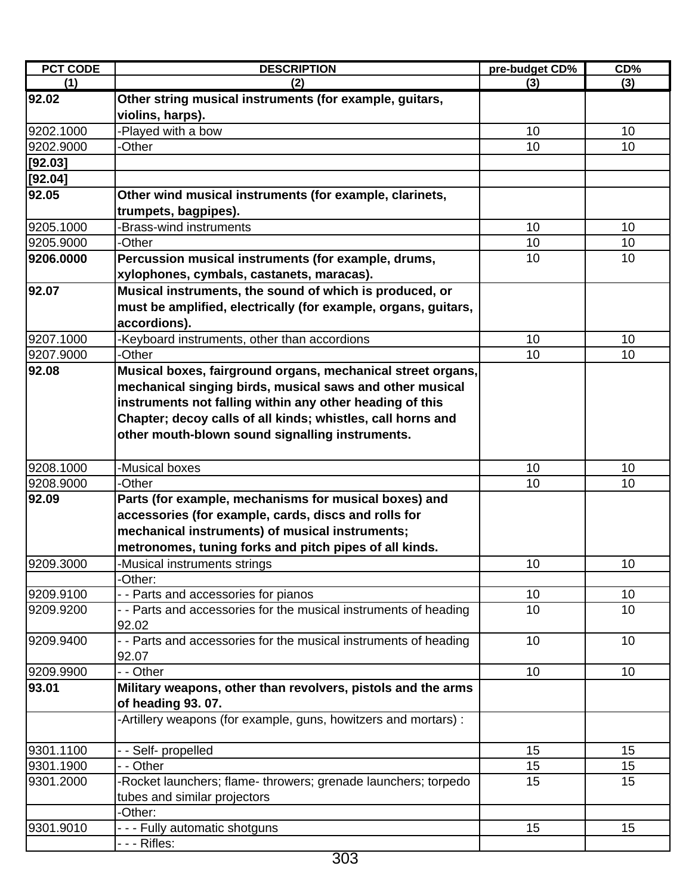| PCT CODE | DESCRIPTION | pre-budget CD% | CD% |
|---|---|---|---|
| (1) | (2) | (3) | (3) |
| **92.02** | **Other string musical instruments (for example, guitars, violins, harps).** | | |
| 9202.1000 | -Played with a bow | 10 | 10 |
| 9202.9000 | -Other | 10 | 10 |
| **[92.03]** | | | |
| **[92.04]** | | | |
| **92.05** | **Other wind musical instruments (for example, clarinets, trumpets, bagpipes).** | | |
| 9205.1000 | -Brass-wind instruments | 10 | 10 |
| 9205.9000 | -Other | 10 | 10 |
| **9206.0000** | **Percussion musical instruments (for example, drums, xylophones, cymbals, castanets, maracas).** | 10 | 10 |
| **92.07** | **Musical instruments, the sound of which is produced, or must be amplified, electrically (for example, organs, guitars, accordions).** | | |
| 9207.1000 | -Keyboard instruments, other than accordions | 10 | 10 |
| 9207.9000 | -Other | 10 | 10 |
| **92.08** | **Musical boxes, fairground organs, mechanical street organs, mechanical singing birds, musical saws and other musical instruments not falling within any other heading of this Chapter; decoy calls of all kinds; whistles, call horns and other mouth-blown sound signalling instruments.** | | |
| 9208.1000 | -Musical boxes | 10 | 10 |
| 9208.9000 | -Other | 10 | 10 |
| **92.09** | **Parts (for example, mechanisms for musical boxes) and accessories (for example, cards, discs and rolls for mechanical instruments) of musical instruments; metronomes, tuning forks and pitch pipes of all kinds.** | | |
| 9209.3000 | -Musical instruments strings | 10 | 10 |
| | -Other: | | |
| 9209.9100 | - - Parts and accessories for pianos | 10 | 10 |
| 9209.9200 | - - Parts and accessories for the musical instruments of heading 92.02 | 10 | 10 |
| 9209.9400 | - - Parts and accessories for the musical instruments of heading 92.07 | 10 | 10 |
| 9209.9900 | - - Other | 10 | 10 |
| **93.01** | **Military weapons, other than revolvers, pistols and the arms of heading 93. 07.** | | |
| | -Artillery weapons (for example, guns, howitzers and mortars) : | | |
| 9301.1100 | - - Self- propelled | 15 | 15 |
| 9301.1900 | - - Other | 15 | 15 |
| 9301.2000 | -Rocket launchers; flame- throwers; grenade launchers; torpedo tubes and similar projectors | 15 | 15 |
| | -Other: | | |
| 9301.9010 | - - - Fully automatic shotguns | 15 | 15 |
| | - - - Rifles: | | |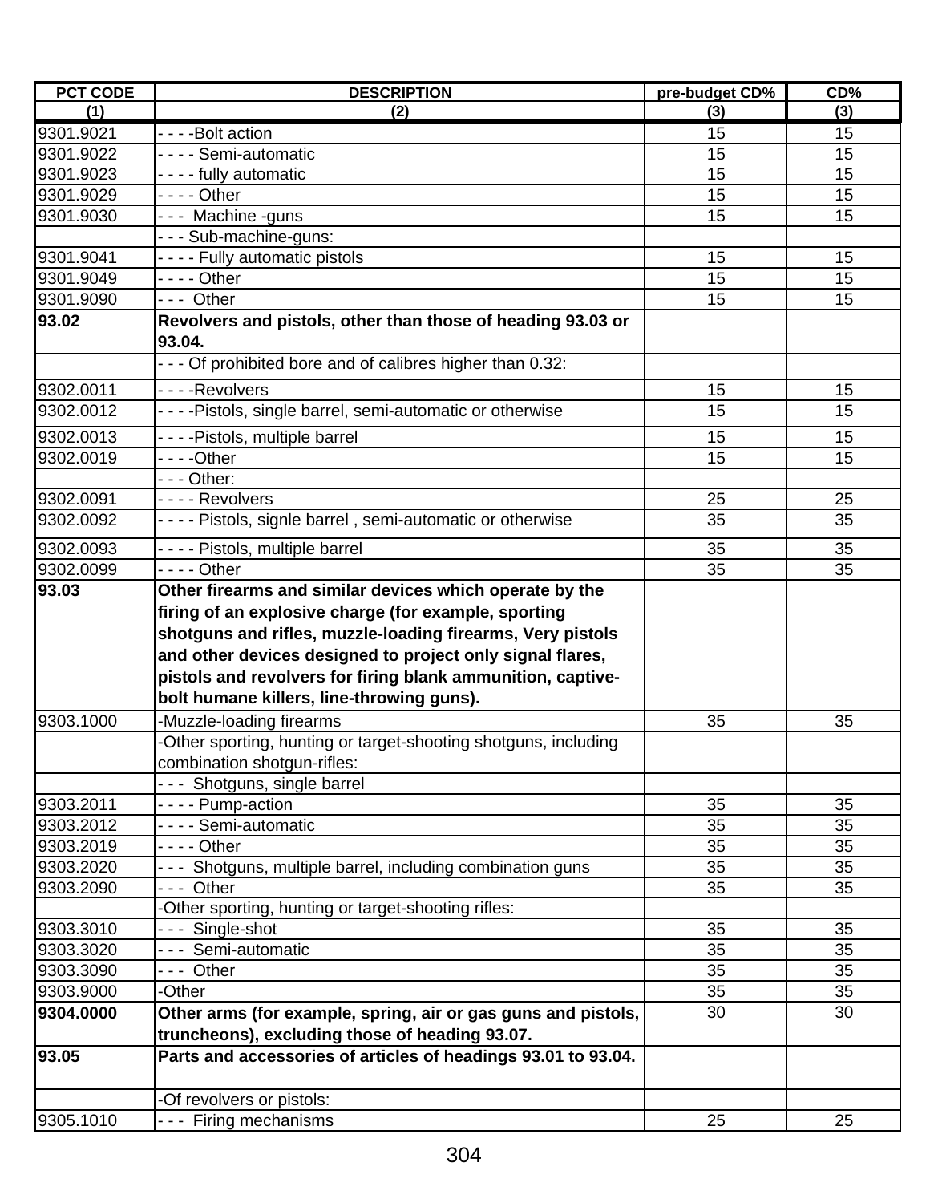| PCT CODE | DESCRIPTION | pre-budget CD% | CD% |
|---|---|---|---|
| (1) | (2) | (3) | (3) |
| 9301.9021 | - - - -Bolt action | 15 | 15 |
| 9301.9022 | - - - - Semi-automatic | 15 | 15 |
| 9301.9023 | - - - - fully automatic | 15 | 15 |
| 9301.9029 | - - - - Other | 15 | 15 |
| 9301.9030 | - - - Machine -guns | 15 | 15 |
| | - - - Sub-machine-guns: | | |
| 9301.9041 | - - - - Fully automatic pistols | 15 | 15 |
| 9301.9049 | - - - - Other | 15 | 15 |
| 9301.9090 | - - - Other | 15 | 15 |
| **93.02** | **Revolvers and pistols, other than those of heading 93.03 or 93.04.** | | |
| | - - - Of prohibited bore and of calibres higher than 0.32: | | |
| 9302.0011 | - - - -Revolvers | 15 | 15 |
| 9302.0012 | - - - -Pistols, single barrel, semi-automatic or otherwise | 15 | 15 |
| 9302.0013 | - - - -Pistols, multiple barrel | 15 | 15 |
| 9302.0019 | - - - -Other | 15 | 15 |
| | - - - Other: | | |
| 9302.0091 | - - - - Revolvers | 25 | 25 |
| 9302.0092 | - - - - Pistols, signle barrel , semi-automatic or otherwise | 35 | 35 |
| 9302.0093 | - - - - Pistols, multiple barrel | 35 | 35 |
| 9302.0099 | - - - - Other | 35 | 35 |
| **93.03** | **Other firearms and similar devices which operate by the firing of an explosive charge (for example, sporting shotguns and rifles, muzzle-loading firearms, Very pistols and other devices designed to project only signal flares, pistols and revolvers for firing blank ammunition, captive-bolt humane killers, line-throwing guns).** | | |
| 9303.1000 | -Muzzle-loading firearms | 35 | 35 |
| | -Other sporting, hunting or target-shooting shotguns, including combination shotgun-rifles: | | |
| | - - - Shotguns, single barrel | | |
| 9303.2011 | - - - - Pump-action | 35 | 35 |
| 9303.2012 | - - - - Semi-automatic | 35 | 35 |
| 9303.2019 | - - - - Other | 35 | 35 |
| 9303.2020 | - - - Shotguns, multiple barrel, including combination guns | 35 | 35 |
| 9303.2090 | - - - Other | 35 | 35 |
| | -Other sporting, hunting or target-shooting rifles: | | |
| 9303.3010 | - - - Single-shot | 35 | 35 |
| 9303.3020 | - - - Semi-automatic | 35 | 35 |
| 9303.3090 | - - - Other | 35 | 35 |
| 9303.9000 | -Other | 35 | 35 |
| **9304.0000** | **Other arms (for example, spring, air or gas guns and pistols, truncheons), excluding those of heading 93.07.** | 30 | 30 |
| **93.05** | **Parts and accessories of articles of headings 93.01 to 93.04.** | | |
| | -Of revolvers or pistols: | | |
| 9305.1010 | - - - Firing mechanisms | 25 | 25 |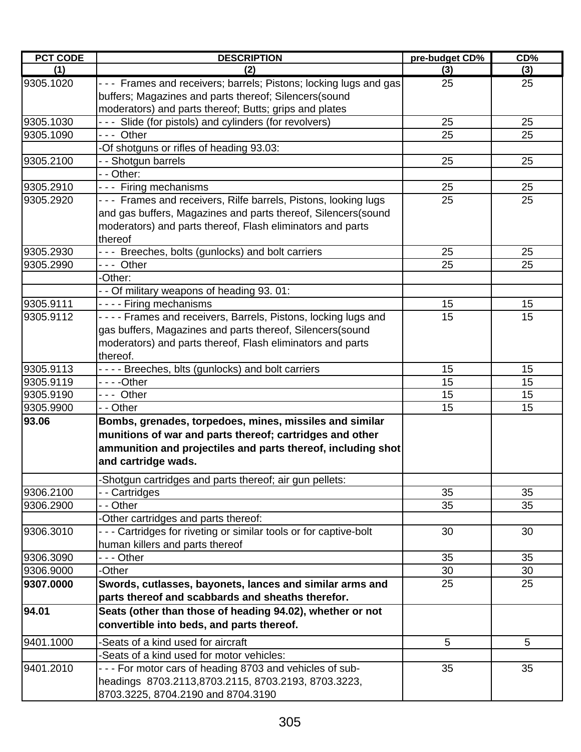| PCT CODE | DESCRIPTION | pre-budget CD% | CD% |
|---|---|---|---|
| (1) | (2) | (3) | (3) |
| 9305.1020 | - - -  Frames and receivers; barrels; Pistons; locking lugs and gas buffers; Magazines and parts thereof; Silencers(sound moderators) and parts thereof; Butts; grips and plates | 25 | 25 |
| 9305.1030 | - - -  Slide (for pistols) and cylinders (for revolvers) | 25 | 25 |
| 9305.1090 | - - -  Other | 25 | 25 |
| | -Of shotguns or rifles of heading 93.03: | | |
| 9305.2100 | - - Shotgun barrels | 25 | 25 |
| | - - Other: | | |
| 9305.2910 | - - -  Firing mechanisms | 25 | 25 |
| 9305.2920 | - - -  Frames and receivers, Rilfe barrels, Pistons, looking lugs and gas buffers, Magazines and parts thereof, Silencers(sound moderators) and parts thereof, Flash eliminators and parts thereof | 25 | 25 |
| 9305.2930 | - - -  Breeches, bolts (gunlocks) and bolt carriers | 25 | 25 |
| 9305.2990 | - - -  Other | 25 | 25 |
| | -Other: | | |
| | - - Of military weapons of heading 93. 01: | | |
| 9305.9111 | - - - - Firing mechanisms | 15 | 15 |
| 9305.9112 | - - - - Frames and receivers, Barrels, Pistons, locking lugs and gas buffers, Magazines and parts thereof, Silencers(sound moderators) and parts thereof, Flash eliminators and parts thereof. | 15 | 15 |
| 9305.9113 | - - - - Breeches, blts (gunlocks) and bolt carriers | 15 | 15 |
| 9305.9119 | - - - -Other | 15 | 15 |
| 9305.9190 | - - -  Other | 15 | 15 |
| 9305.9900 | - - Other | 15 | 15 |
| **93.06** | **Bombs, grenades, torpedoes, mines, missiles and similar munitions of war and parts thereof; cartridges and other ammunition and projectiles and parts thereof, including shot and cartridge wads.** | | |
| | -Shotgun cartridges and parts thereof; air gun pellets: | | |
| 9306.2100 | - - Cartridges | 35 | 35 |
| 9306.2900 | - - Other | 35 | 35 |
| | -Other cartridges and parts thereof: | | |
| 9306.3010 | - - - Cartridges for riveting or similar tools or for captive-bolt human killers and parts thereof | 30 | 30 |
| 9306.3090 | - - - Other | 35 | 35 |
| 9306.9000 | -Other | 30 | 30 |
| **9307.0000** | **Swords, cutlasses, bayonets, lances and similar arms and parts thereof and scabbards and sheaths therefor.** | 25 | 25 |
| **94.01** | **Seats (other than those of heading 94.02), whether or not convertible into beds, and parts thereof.** | | |
| 9401.1000 | -Seats of a kind used for aircraft | 5 | 5 |
| | -Seats of a kind used for motor vehicles: | | |
| 9401.2010 | - - - For motor cars of heading 8703 and vehicles of sub-headings  8703.2113,8703.2115, 8703.2193, 8703.3223, 8703.3225, 8704.2190 and 8704.3190 | 35 | 35 |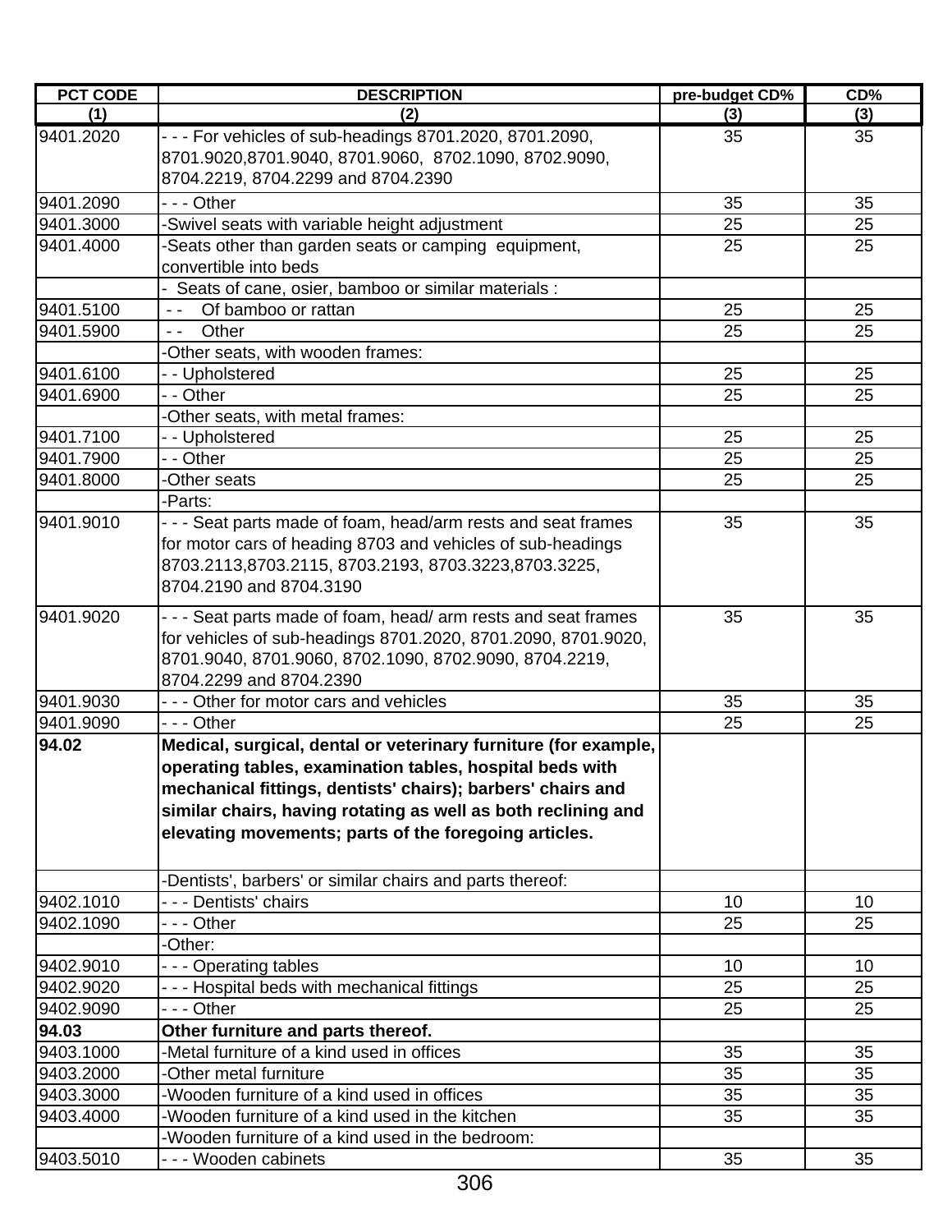| PCT CODE | DESCRIPTION | pre-budget CD% | CD% |
|---|---|---|---|
| (1) | (2) | (3) | (3) |
| 9401.2020 | - - - For vehicles of sub-headings 8701.2020, 8701.2090, 8701.9020,8701.9040, 8701.9060, 8702.1090, 8702.9090, 8704.2219, 8704.2299 and 8704.2390 | 35 | 35 |
| 9401.2090 | - - - Other | 35 | 35 |
| 9401.3000 | -Swivel seats with variable height adjustment | 25 | 25 |
| 9401.4000 | -Seats other than garden seats or camping equipment, convertible into beds | 25 | 25 |
| | - Seats of cane, osier, bamboo or similar materials : | | |
| 9401.5100 | - - Of bamboo or rattan | 25 | 25 |
| 9401.5900 | - - Other | 25 | 25 |
| | -Other seats, with wooden frames: | | |
| 9401.6100 | - - Upholstered | 25 | 25 |
| 9401.6900 | - - Other | 25 | 25 |
| | -Other seats, with metal frames: | | |
| 9401.7100 | - - Upholstered | 25 | 25 |
| 9401.7900 | - - Other | 25 | 25 |
| 9401.8000 | -Other seats | 25 | 25 |
| | -Parts: | | |
| 9401.9010 | - - - Seat parts made of foam, head/arm rests and seat frames for motor cars of heading 8703 and vehicles of sub-headings 8703.2113,8703.2115, 8703.2193, 8703.3223,8703.3225, 8704.2190 and 8704.3190 | 35 | 35 |
| 9401.9020 | - - - Seat parts made of foam, head/ arm rests and seat frames for vehicles of sub-headings 8701.2020, 8701.2090, 8701.9020, 8701.9040, 8701.9060, 8702.1090, 8702.9090, 8704.2219, 8704.2299 and 8704.2390 | 35 | 35 |
| 9401.9030 | - - - Other for motor cars and vehicles | 35 | 35 |
| 9401.9090 | - - - Other | 25 | 25 |
| **94.02** | **Medical, surgical, dental or veterinary furniture (for example, operating tables, examination tables, hospital beds with mechanical fittings, dentists' chairs); barbers' chairs and similar chairs, having rotating as well as both reclining and elevating movements; parts of the foregoing articles.** | | |
| | -Dentists', barbers' or similar chairs and parts thereof: | | |
| 9402.1010 | - - - Dentists' chairs | 10 | 10 |
| 9402.1090 | - - - Other | 25 | 25 |
| | -Other: | | |
| 9402.9010 | - - - Operating tables | 10 | 10 |
| 9402.9020 | - - - Hospital beds with mechanical fittings | 25 | 25 |
| 9402.9090 | - - - Other | 25 | 25 |
| **94.03** | **Other furniture and parts thereof.** | | |
| 9403.1000 | -Metal furniture of a kind used in offices | 35 | 35 |
| 9403.2000 | -Other metal furniture | 35 | 35 |
| 9403.3000 | -Wooden furniture of a kind used in offices | 35 | 35 |
| 9403.4000 | -Wooden furniture of a kind used in the kitchen | 35 | 35 |
| | -Wooden furniture of a kind used in the bedroom: | | |
| 9403.5010 | - - - Wooden cabinets | 35 | 35 |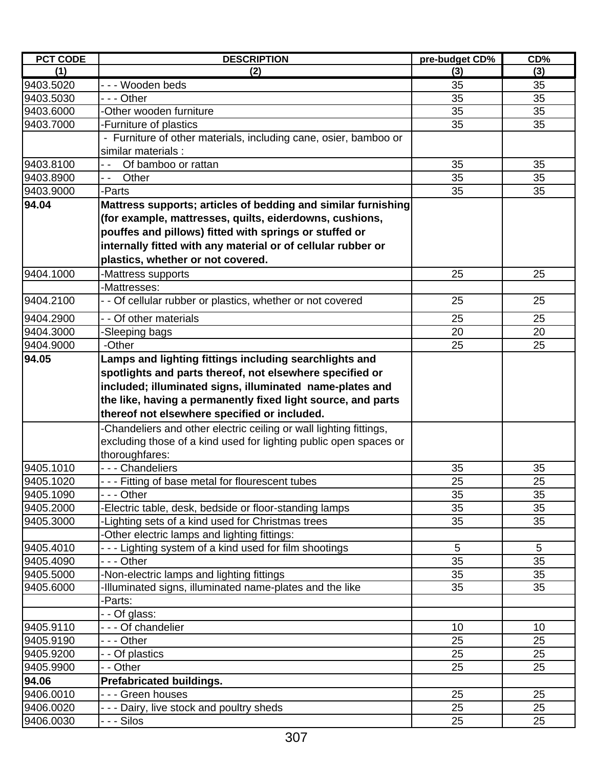| PCT CODE | DESCRIPTION | pre-budget CD% | CD% |
|---|---|---|---|
| (1) | (2) | (3) | (3) |
| 9403.5020 | - - - Wooden beds | 35 | 35 |
| 9403.5030 | - - - Other | 35 | 35 |
| 9403.6000 | -Other wooden furniture | 35 | 35 |
| 9403.7000 | -Furniture of plastics | 35 | 35 |
| | - Furniture of other materials, including cane, osier, bamboo or similar materials : | | |
| 9403.8100 | - - Of bamboo or rattan | 35 | 35 |
| 9403.8900 | - - Other | 35 | 35 |
| 9403.9000 | -Parts | 35 | 35 |
| **94.04** | **Mattress supports; articles of bedding and similar furnishing (for example, mattresses, quilts, eiderdowns, cushions, pouffes and pillows) fitted with springs or stuffed or internally fitted with any material or of cellular rubber or plastics, whether or not covered.** | | |
| 9404.1000 | -Mattress supports | 25 | 25 |
| | -Mattresses: | | |
| 9404.2100 | - - Of cellular rubber or plastics, whether or not covered | 25 | 25 |
| 9404.2900 | - - Of other materials | 25 | 25 |
| 9404.3000 | -Sleeping bags | 20 | 20 |
| 9404.9000 | -Other | 25 | 25 |
| **94.05** | **Lamps and lighting fittings including searchlights and spotlights and parts thereof, not elsewhere specified or included; illuminated signs, illuminated name-plates and the like, having a permanently fixed light source, and parts thereof not elsewhere specified or included.** | | |
| | -Chandeliers and other electric ceiling or wall lighting fittings, excluding those of a kind used for lighting public open spaces or thoroughfares: | | |
| 9405.1010 | - - - Chandeliers | 35 | 35 |
| 9405.1020 | - - - Fitting of base metal for flourescent tubes | 25 | 25 |
| 9405.1090 | - - - Other | 35 | 35 |
| 9405.2000 | -Electric table, desk, bedside or floor-standing lamps | 35 | 35 |
| 9405.3000 | -Lighting sets of a kind used for Christmas trees | 35 | 35 |
| | -Other electric lamps and lighting fittings: | | |
| 9405.4010 | - - - Lighting system of a kind used for film shootings | 5 | 5 |
| 9405.4090 | - - - Other | 35 | 35 |
| 9405.5000 | -Non-electric lamps and lighting fittings | 35 | 35 |
| 9405.6000 | -Illuminated signs, illuminated name-plates and the like | 35 | 35 |
| | -Parts: | | |
| | - - Of glass: | | |
| 9405.9110 | - - - Of chandelier | 10 | 10 |
| 9405.9190 | - - - Other | 25 | 25 |
| 9405.9200 | - - Of plastics | 25 | 25 |
| 9405.9900 | - - Other | 25 | 25 |
| **94.06** | **Prefabricated buildings.** | | |
| 9406.0010 | - - - Green houses | 25 | 25 |
| 9406.0020 | - - - Dairy, live stock and poultry sheds | 25 | 25 |
| 9406.0030 | - - - Silos | 25 | 25 |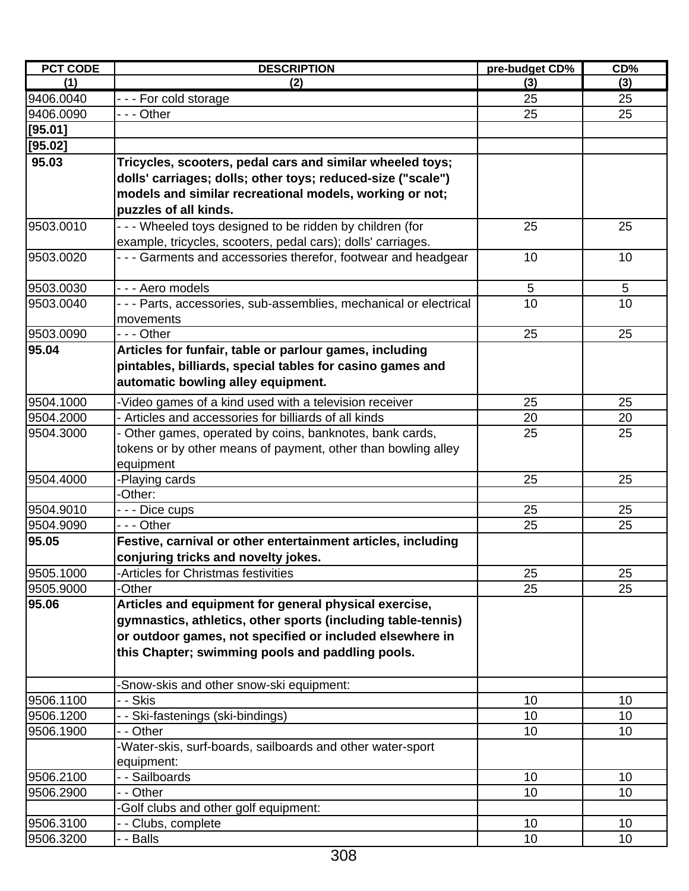| PCT CODE | DESCRIPTION | pre-budget CD% | CD% |
|---|---|---|---|
| (1) | (2) | (3) | (3) |
| 9406.0040 | - - - For cold storage | 25 | 25 |
| 9406.0090 | - - - Other | 25 | 25 |
| **[95.01]** | | | |
| **[95.02]** | | | |
| **95.03** | **Tricycles, scooters, pedal cars and similar wheeled toys; dolls' carriages; dolls; other toys; reduced-size ("scale") models and similar recreational models, working or not; puzzles of all kinds.** | | |
| 9503.0010 | - - - Wheeled toys designed to be ridden by children (for example, tricycles, scooters, pedal cars); dolls' carriages. | 25 | 25 |
| 9503.0020 | - - - Garments and accessories therefor, footwear and headgear | 10 | 10 |
| 9503.0030 | - - - Aero models | 5 | 5 |
| 9503.0040 | - - - Parts, accessories, sub-assemblies, mechanical or electrical movements | 10 | 10 |
| 9503.0090 | - - - Other | 25 | 25 |
| **95.04** | **Articles for funfair, table or parlour games, including pintables, billiards, special tables for casino games and automatic bowling alley equipment.** | | |
| 9504.1000 | -Video games of a kind used with a television receiver | 25 | 25 |
| 9504.2000 | - Articles and accessories for billiards of all kinds | 20 | 20 |
| 9504.3000 | - Other games, operated by coins, banknotes, bank cards, tokens or by other means of payment, other than bowling alley equipment | 25 | 25 |
| 9504.4000 | -Playing cards | 25 | 25 |
| | -Other: | | |
| 9504.9010 | - - - Dice cups | 25 | 25 |
| 9504.9090 | - - - Other | 25 | 25 |
| **95.05** | **Festive, carnival or other entertainment articles, including conjuring tricks and novelty jokes.** | | |
| 9505.1000 | -Articles for Christmas festivities | 25 | 25 |
| 9505.9000 | -Other | 25 | 25 |
| **95.06** | **Articles and equipment for general physical exercise, gymnastics, athletics, other sports (including table-tennis) or outdoor games, not specified or included elsewhere in this Chapter; swimming pools and paddling pools.** | | |
| | -Snow-skis and other snow-ski equipment: | | |
| 9506.1100 | - - Skis | 10 | 10 |
| 9506.1200 | - - Ski-fastenings (ski-bindings) | 10 | 10 |
| 9506.1900 | - - Other | 10 | 10 |
| | -Water-skis, surf-boards, sailboards and other water-sport equipment: | | |
| 9506.2100 | - - Sailboards | 10 | 10 |
| 9506.2900 | - - Other | 10 | 10 |
| | -Golf clubs and other golf equipment: | | |
| 9506.3100 | - - Clubs, complete | 10 | 10 |
| 9506.3200 | - - Balls | 10 | 10 |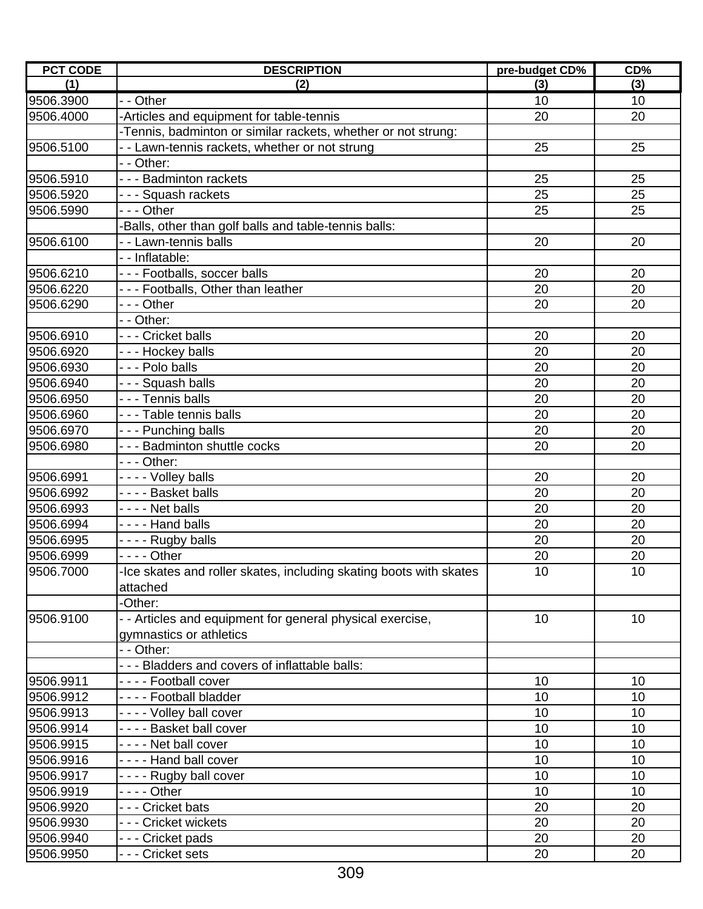| PCT CODE | DESCRIPTION | pre-budget CD% | CD% |
|---|---|---|---|
| (1) | (2) | (3) | (3) |
| 9506.3900 | - - Other | 10 | 10 |
| 9506.4000 | -Articles and equipment for table-tennis | 20 | 20 |
| | -Tennis, badminton or similar rackets, whether or not strung: | | |
| 9506.5100 | - - Lawn-tennis rackets, whether or not strung | 25 | 25 |
| | - - Other: | | |
| 9506.5910 | - - - Badminton rackets | 25 | 25 |
| 9506.5920 | - - - Squash rackets | 25 | 25 |
| 9506.5990 | - - - Other | 25 | 25 |
| | -Balls, other than golf balls and table-tennis balls: | | |
| 9506.6100 | - - Lawn-tennis balls | 20 | 20 |
| | - - Inflatable: | | |
| 9506.6210 | - - - Footballs, soccer balls | 20 | 20 |
| 9506.6220 | - - - Footballs, Other than leather | 20 | 20 |
| 9506.6290 | - - - Other | 20 | 20 |
| | - - Other: | | |
| 9506.6910 | - - - Cricket balls | 20 | 20 |
| 9506.6920 | - - - Hockey balls | 20 | 20 |
| 9506.6930 | - - - Polo balls | 20 | 20 |
| 9506.6940 | - - - Squash balls | 20 | 20 |
| 9506.6950 | - - - Tennis balls | 20 | 20 |
| 9506.6960 | - - - Table tennis balls | 20 | 20 |
| 9506.6970 | - - - Punching balls | 20 | 20 |
| 9506.6980 | - - - Badminton shuttle cocks | 20 | 20 |
| | - - - Other: | | |
| 9506.6991 | - - - - Volley balls | 20 | 20 |
| 9506.6992 | - - - - Basket balls | 20 | 20 |
| 9506.6993 | - - - - Net balls | 20 | 20 |
| 9506.6994 | - - - - Hand balls | 20 | 20 |
| 9506.6995 | - - - - Rugby balls | 20 | 20 |
| 9506.6999 | - - - - Other | 20 | 20 |
| 9506.7000 | -Ice skates and roller skates, including skating boots with skates attached | 10 | 10 |
| | -Other: | | |
| 9506.9100 | - - Articles and equipment for general physical exercise, gymnastics or athletics | 10 | 10 |
| | - - Other: | | |
| | - - - Bladders and covers of inflattable balls: | | |
| 9506.9911 | - - - - Football cover | 10 | 10 |
| 9506.9912 | - - - - Football bladder | 10 | 10 |
| 9506.9913 | - - - - Volley ball cover | 10 | 10 |
| 9506.9914 | - - - - Basket ball cover | 10 | 10 |
| 9506.9915 | - - - - Net ball cover | 10 | 10 |
| 9506.9916 | - - - - Hand ball cover | 10 | 10 |
| 9506.9917 | - - - - Rugby ball cover | 10 | 10 |
| 9506.9919 | - - - - Other | 10 | 10 |
| 9506.9920 | - - - Cricket bats | 20 | 20 |
| 9506.9930 | - - - Cricket wickets | 20 | 20 |
| 9506.9940 | - - - Cricket pads | 20 | 20 |
| 9506.9950 | - - - Cricket sets | 20 | 20 |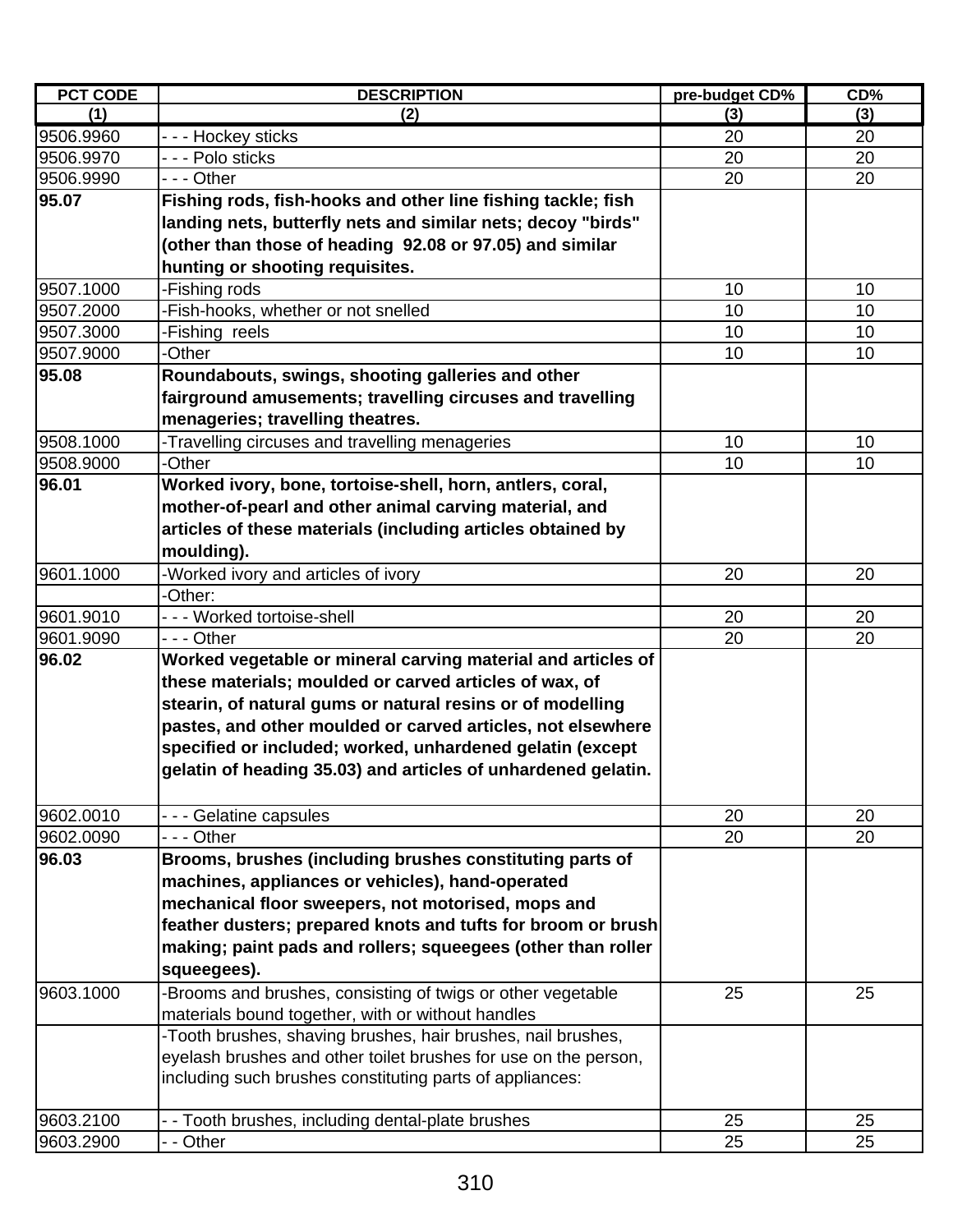| PCT CODE | DESCRIPTION | pre-budget CD% | CD% |
|---|---|---|---|
| (1) | (2) | (3) | (3) |
| 9506.9960 | - - - Hockey sticks | 20 | 20 |
| 9506.9970 | - - - Polo sticks | 20 | 20 |
| 9506.9990 | - - - Other | 20 | 20 |
| **95.07** | **Fishing rods, fish-hooks and other line fishing tackle; fish landing nets, butterfly nets and similar nets; decoy "birds" (other than those of heading 92.08 or 97.05) and similar hunting or shooting requisites.** | | |
| 9507.1000 | -Fishing rods | 10 | 10 |
| 9507.2000 | -Fish-hooks, whether or not snelled | 10 | 10 |
| 9507.3000 | -Fishing reels | 10 | 10 |
| 9507.9000 | -Other | 10 | 10 |
| **95.08** | **Roundabouts, swings, shooting galleries and other fairground amusements; travelling circuses and travelling menageries; travelling theatres.** | | |
| 9508.1000 | -Travelling circuses and travelling menageries | 10 | 10 |
| 9508.9000 | -Other | 10 | 10 |
| **96.01** | **Worked ivory, bone, tortoise-shell, horn, antlers, coral, mother-of-pearl and other animal carving material, and articles of these materials (including articles obtained by moulding).** | | |
| 9601.1000 | -Worked ivory and articles of ivory | 20 | 20 |
| | -Other: | | |
| 9601.9010 | - - - Worked tortoise-shell | 20 | 20 |
| 9601.9090 | - - - Other | 20 | 20 |
| **96.02** | **Worked vegetable or mineral carving material and articles of these materials; moulded or carved articles of wax, of stearin, of natural gums or natural resins or of modelling pastes, and other moulded or carved articles, not elsewhere specified or included; worked, unhardened gelatin (except gelatin of heading 35.03) and articles of unhardened gelatin.** | | |
| 9602.0010 | - - - Gelatine capsules | 20 | 20 |
| 9602.0090 | - - - Other | 20 | 20 |
| **96.03** | **Brooms, brushes (including brushes constituting parts of machines, appliances or vehicles), hand-operated mechanical floor sweepers, not motorised, mops and feather dusters; prepared knots and tufts for broom or brush making; paint pads and rollers; squeegees (other than roller squeegees).** | | |
| 9603.1000 | -Brooms and brushes, consisting of twigs or other vegetable materials bound together, with or without handles | 25 | 25 |
| | -Tooth brushes, shaving brushes, hair brushes, nail brushes, eyelash brushes and other toilet brushes for use on the person, including such brushes constituting parts of appliances: | | |
| 9603.2100 | - - Tooth brushes, including dental-plate brushes | 25 | 25 |
| 9603.2900 | - - Other | 25 | 25 |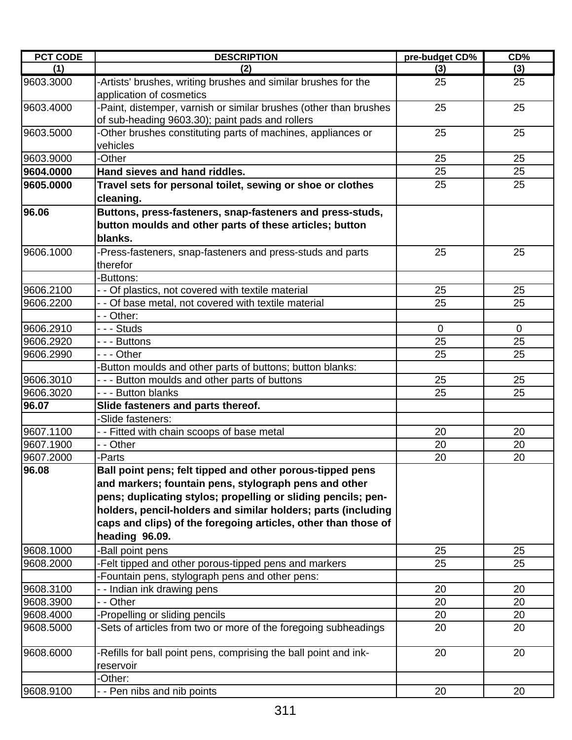| PCT CODE | DESCRIPTION | pre-budget CD% | CD% |
|---|---|---|---|
| (1) | (2) | (3) | (3) |
| 9603.3000 | -Artists' brushes, writing brushes and similar brushes for the application of cosmetics | 25 | 25 |
| 9603.4000 | -Paint, distemper, varnish or similar brushes (other than brushes of sub-heading 9603.30); paint pads and rollers | 25 | 25 |
| 9603.5000 | -Other brushes constituting parts of machines, appliances or vehicles | 25 | 25 |
| 9603.9000 | -Other | 25 | 25 |
| **9604.0000** | **Hand sieves and hand riddles.** | 25 | 25 |
| **9605.0000** | **Travel sets for personal toilet, sewing or shoe or clothes cleaning.** | 25 | 25 |
| **96.06** | **Buttons, press-fasteners, snap-fasteners and press-studs, button moulds and other parts of these articles; button blanks.** | | |
| 9606.1000 | -Press-fasteners, snap-fasteners and press-studs and parts therefor | 25 | 25 |
| | -Buttons: | | |
| 9606.2100 | - - Of plastics, not covered with textile material | 25 | 25 |
| 9606.2200 | - - Of base metal, not covered with textile material | 25 | 25 |
| | - - Other: | | |
| 9606.2910 | - - - Studs | 0 | 0 |
| 9606.2920 | - - - Buttons | 25 | 25 |
| 9606.2990 | - - - Other | 25 | 25 |
| | -Button moulds and other parts of buttons; button blanks: | | |
| 9606.3010 | - - - Button moulds and other parts of buttons | 25 | 25 |
| 9606.3020 | - - - Button blanks | 25 | 25 |
| **96.07** | **Slide fasteners and parts thereof.** | | |
| | -Slide fasteners: | | |
| 9607.1100 | - - Fitted with chain scoops of base metal | 20 | 20 |
| 9607.1900 | - - Other | 20 | 20 |
| 9607.2000 | -Parts | 20 | 20 |
| **96.08** | **Ball point pens; felt tipped and other porous-tipped pens and markers; fountain pens, stylograph pens and other pens; duplicating stylos; propelling or sliding pencils; pen-holders, pencil-holders and similar holders; parts (including caps and clips) of the foregoing articles, other than those of heading 96.09.** | | |
| 9608.1000 | -Ball point pens | 25 | 25 |
| 9608.2000 | -Felt tipped and other porous-tipped pens and markers | 25 | 25 |
| | -Fountain pens, stylograph pens and other pens: | | |
| 9608.3100 | - - Indian ink drawing pens | 20 | 20 |
| 9608.3900 | - - Other | 20 | 20 |
| 9608.4000 | -Propelling or sliding pencils | 20 | 20 |
| 9608.5000 | -Sets of articles from two or more of the foregoing subheadings | 20 | 20 |
| 9608.6000 | -Refills for ball point pens, comprising the ball point and ink-reservoir | 20 | 20 |
| | -Other: | | |
| 9608.9100 | - - Pen nibs and nib points | 20 | 20 |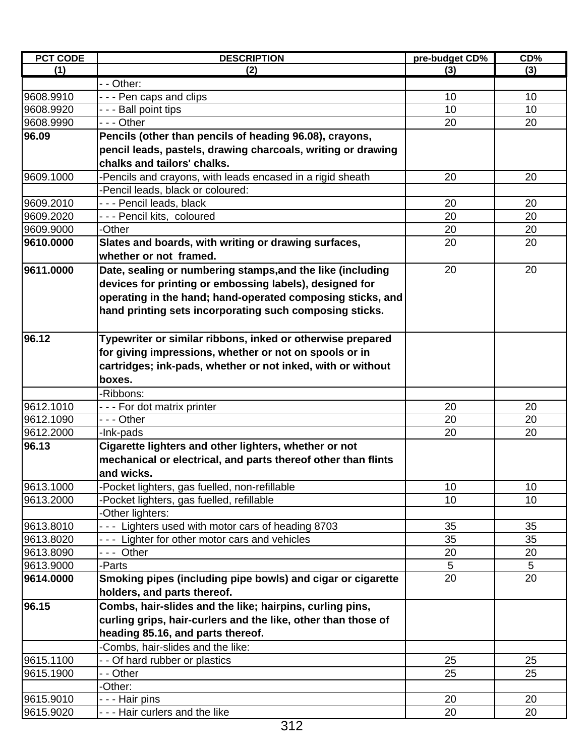| PCT CODE | DESCRIPTION | pre-budget CD% | CD% |
|---|---|---|---|
| (1) | (2) | (3) | (3) |
| | - - Other: | | |
| 9608.9910 | - - - Pen caps and clips | 10 | 10 |
| 9608.9920 | - - - Ball point tips | 10 | 10 |
| 9608.9990 | - - - Other | 20 | 20 |
| **96.09** | **Pencils (other than pencils of heading 96.08), crayons, pencil leads, pastels, drawing charcoals, writing or drawing chalks and tailors' chalks.** | | |
| 9609.1000 | -Pencils and crayons, with leads encased in a rigid sheath | 20 | 20 |
| | -Pencil leads, black or coloured: | | |
| 9609.2010 | - - - Pencil leads, black | 20 | 20 |
| 9609.2020 | - - - Pencil kits, coloured | 20 | 20 |
| 9609.9000 | -Other | 20 | 20 |
| **9610.0000** | **Slates and boards, with writing or drawing surfaces, whether or not framed.** | 20 | 20 |
| **9611.0000** | **Date, sealing or numbering stamps,and the like (including devices for printing or embossing labels), designed for operating in the hand; hand-operated composing sticks, and hand printing sets incorporating such composing sticks.** | 20 | 20 |
| **96.12** | **Typewriter or similar ribbons, inked or otherwise prepared for giving impressions, whether or not on spools or in cartridges; ink-pads, whether or not inked, with or without boxes.** | | |
| | -Ribbons: | | |
| 9612.1010 | - - - For dot matrix printer | 20 | 20 |
| 9612.1090 | - - - Other | 20 | 20 |
| 9612.2000 | -Ink-pads | 20 | 20 |
| **96.13** | **Cigarette lighters and other lighters, whether or not mechanical or electrical, and parts thereof other than flints and wicks.** | | |
| 9613.1000 | -Pocket lighters, gas fuelled, non-refillable | 10 | 10 |
| 9613.2000 | -Pocket lighters, gas fuelled, refillable | 10 | 10 |
| | -Other lighters: | | |
| 9613.8010 | - - - Lighters used with motor cars of heading 8703 | 35 | 35 |
| 9613.8020 | - - - Lighter for other motor cars and vehicles | 35 | 35 |
| 9613.8090 | - - - Other | 20 | 20 |
| 9613.9000 | -Parts | 5 | 5 |
| **9614.0000** | **Smoking pipes (including pipe bowls) and cigar or cigarette holders, and parts thereof.** | 20 | 20 |
| **96.15** | **Combs, hair-slides and the like; hairpins, curling pins, curling grips, hair-curlers and the like, other than those of heading 85.16, and parts thereof.** | | |
| | -Combs, hair-slides and the like: | | |
| 9615.1100 | - - Of hard rubber or plastics | 25 | 25 |
| 9615.1900 | - - Other | 25 | 25 |
| | -Other: | | |
| 9615.9010 | - - - Hair pins | 20 | 20 |
| 9615.9020 | - - - Hair curlers and the like | 20 | 20 |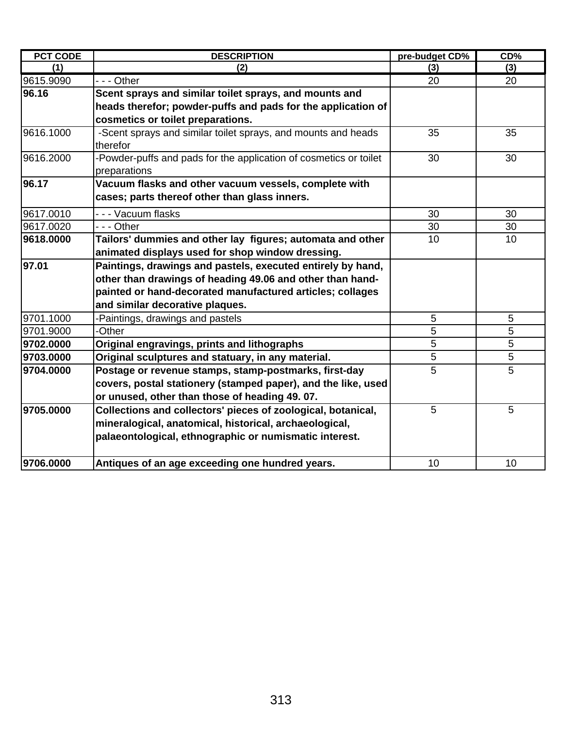| PCT CODE | DESCRIPTION | pre-budget CD% | CD% |
|---|---|---|---|
| (1) | (2) | (3) | (3) |
| 9615.9090 | - - - Other | 20 | 20 |
| **96.16** | **Scent sprays and similar toilet sprays, and mounts and heads therefor; powder-puffs and pads for the application of cosmetics or toilet preparations.** | | |
| 9616.1000 | -Scent sprays and similar toilet sprays, and mounts and heads therefor | 35 | 35 |
| 9616.2000 | -Powder-puffs and pads for the application of cosmetics or toilet preparations | 30 | 30 |
| **96.17** | **Vacuum flasks and other vacuum vessels, complete with cases; parts thereof other than glass inners.** | | |
| 9617.0010 | - - - Vacuum flasks | 30 | 30 |
| 9617.0020 | - - - Other | 30 | 30 |
| **9618.0000** | **Tailors' dummies and other lay figures; automata and other animated displays used for shop window dressing.** | 10 | 10 |
| **97.01** | **Paintings, drawings and pastels, executed entirely by hand, other than drawings of heading 49.06 and other than hand-painted or hand-decorated manufactured articles; collages and similar decorative plaques.** | | |
| 9701.1000 | -Paintings, drawings and pastels | 5 | 5 |
| 9701.9000 | -Other | 5 | 5 |
| **9702.0000** | **Original engravings, prints and lithographs** | 5 | 5 |
| **9703.0000** | **Original sculptures and statuary, in any material.** | 5 | 5 |
| **9704.0000** | **Postage or revenue stamps, stamp-postmarks, first-day covers, postal stationery (stamped paper), and the like, used or unused, other than those of heading 49. 07.** | 5 | 5 |
| **9705.0000** | **Collections and collectors' pieces of zoological, botanical, mineralogical, anatomical, historical, archaeological, palaeontological, ethnographic or numismatic interest.** | 5 | 5 |
| **9706.0000** | **Antiques of an age exceeding one hundred years.** | 10 | 10 |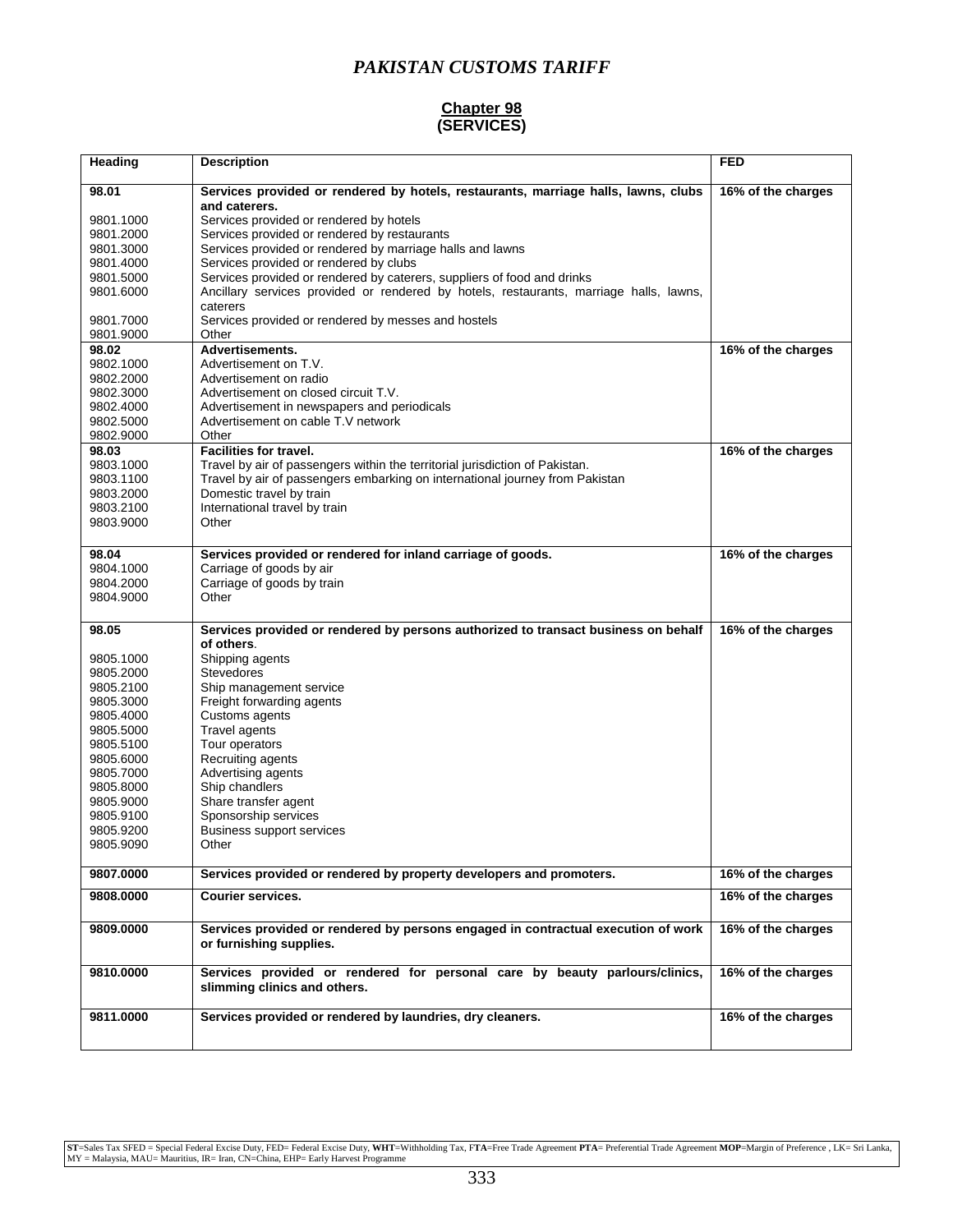# PAKISTAN CUSTOMS TARIFF

## Chapter 98
## (SERVICES)

| Heading | Description | FED |
|---|---|---|
| **98.01** | **Services provided or rendered by hotels, restaurants, marriage halls, lawns, clubs and caterers.** | **16% of the charges** |
| 9801.1000 | Services provided or rendered by hotels | |
| 9801.2000 | Services provided or rendered by restaurants | |
| 9801.3000 | Services provided or rendered by marriage halls and lawns | |
| 9801.4000 | Services provided or rendered by clubs | |
| 9801.5000 | Services provided or rendered by caterers, suppliers of food and drinks | |
| 9801.6000 | Ancillary services provided or rendered by hotels, restaurants, marriage halls, lawns, caterers | |
| 9801.7000 | Services provided or rendered by messes and hostels | |
| 9801.9000 | Other | |
| **98.02** | **Advertisements.** | **16% of the charges** |
| 9802.1000 | Advertisement on T.V. | |
| 9802.2000 | Advertisement on radio | |
| 9802.3000 | Advertisement on closed circuit T.V. | |
| 9802.4000 | Advertisement in newspapers and periodicals | |
| 9802.5000 | Advertisement on cable T.V network | |
| 9802.9000 | Other | |
| **98.03** | **Facilities for travel.** | **16% of the charges** |
| 9803.1000 | Travel by air of passengers within the territorial jurisdiction of Pakistan. | |
| 9803.1100 | Travel by air of passengers embarking on international journey from Pakistan | |
| 9803.2000 | Domestic travel by train | |
| 9803.2100 | International travel by train | |
| 9803.9000 | Other | |
| **98.04** | **Services provided or rendered for inland carriage of goods.** | **16% of the charges** |
| 9804.1000 | Carriage of goods by air | |
| 9804.2000 | Carriage of goods by train | |
| 9804.9000 | Other | |
| **98.05** | **Services provided or rendered by persons authorized to transact business on behalf of others.** | **16% of the charges** |
| 9805.1000 | Shipping agents | |
| 9805.2000 | Stevedores | |
| 9805.2100 | Ship management service | |
| 9805.3000 | Freight forwarding agents | |
| 9805.4000 | Customs agents | |
| 9805.5000 | Travel agents | |
| 9805.5100 | Tour operators | |
| 9805.6000 | Recruiting agents | |
| 9805.7000 | Advertising agents | |
| 9805.8000 | Ship chandlers | |
| 9805.9000 | Share transfer agent | |
| 9805.9100 | Sponsorship services | |
| 9805.9200 | Business support services | |
| 9805.9090 | Other | |
| **9807.0000** | **Services provided or rendered by property developers and promoters.** | **16% of the charges** |
| **9808.0000** | **Courier services.** | **16% of the charges** |
| **9809.0000** | **Services provided or rendered by persons engaged in contractual execution of work or furnishing supplies.** | **16% of the charges** |
| **9810.0000** | **Services provided or rendered for personal care by beauty parlours/clinics, slimming clinics and others.** | **16% of the charges** |
| **9811.0000** | **Services provided or rendered by laundries, dry cleaners.** | **16% of the charges** |

**ST**=Sales Tax SFED = Special Federal Excise Duty, FED= Federal Excise Duty, **WHT**=Withholding Tax, F**TA**=Free Trade Agreement **PTA**= Preferential Trade Agreement **MOP**=Margin of Preference , LK= Sri Lanka, MY = Malaysia, MAU= Mauritius, IR= Iran, CN=China, EHP= Early Harvest Programme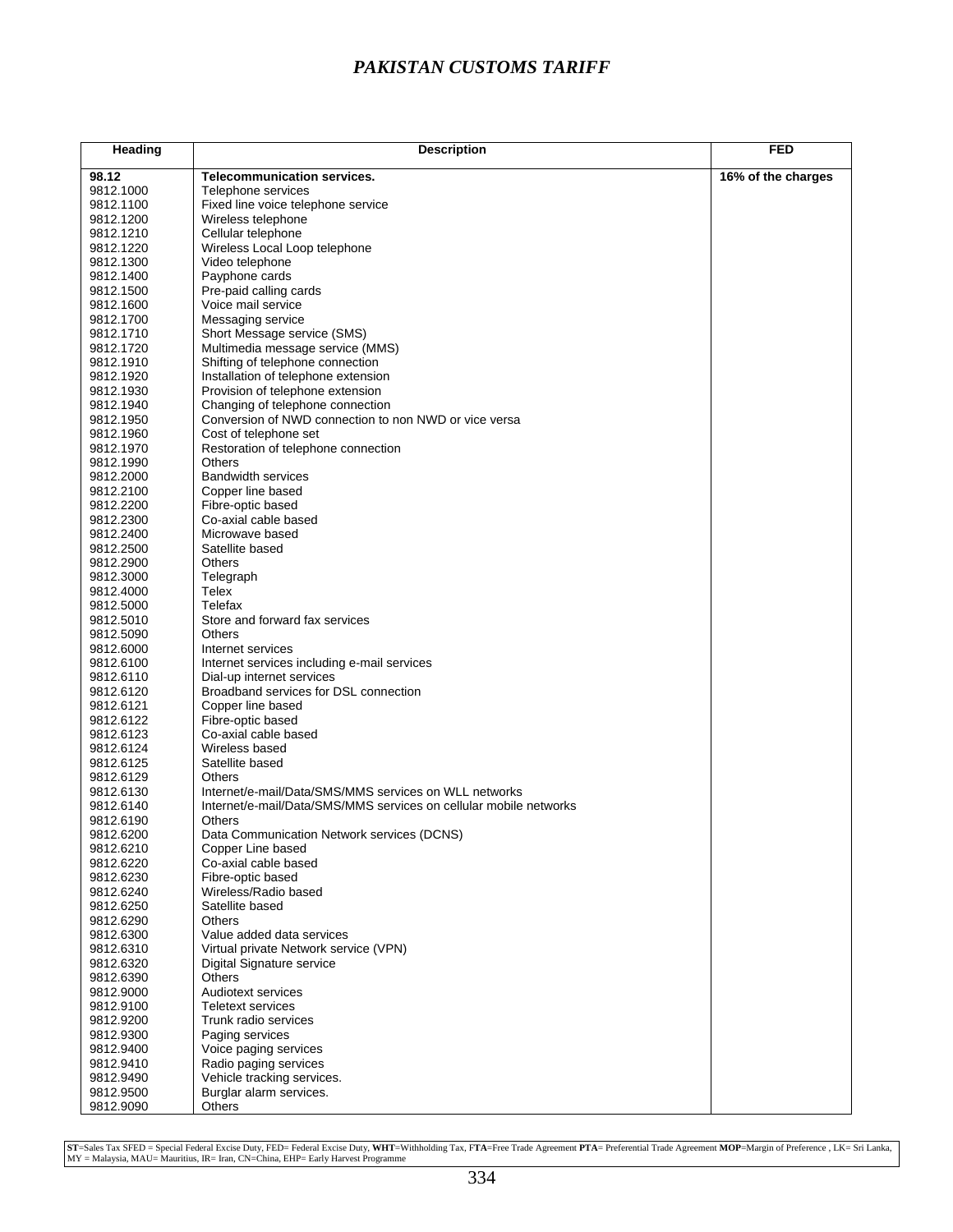# *PAKISTAN CUSTOMS TARIFF*

| Heading | Description | FED |
|---|---|---|
| **98.12** | **Telecommunication services.** | **16% of the charges** |
| 9812.1000 | Telephone services | |
| 9812.1100 | Fixed line voice telephone service | |
| 9812.1200 | Wireless telephone | |
| 9812.1210 | Cellular telephone | |
| 9812.1220 | Wireless Local Loop telephone | |
| 9812.1300 | Video telephone | |
| 9812.1400 | Payphone cards | |
| 9812.1500 | Pre-paid calling cards | |
| 9812.1600 | Voice mail service | |
| 9812.1700 | Messaging service | |
| 9812.1710 | Short Message service (SMS) | |
| 9812.1720 | Multimedia message service (MMS) | |
| 9812.1910 | Shifting of telephone connection | |
| 9812.1920 | Installation of telephone extension | |
| 9812.1930 | Provision of telephone extension | |
| 9812.1940 | Changing of telephone connection | |
| 9812.1950 | Conversion of NWD connection to non NWD or vice versa | |
| 9812.1960 | Cost of telephone set | |
| 9812.1970 | Restoration of telephone connection | |
| 9812.1990 | Others | |
| 9812.2000 | Bandwidth services | |
| 9812.2100 | Copper line based | |
| 9812.2200 | Fibre-optic based | |
| 9812.2300 | Co-axial cable based | |
| 9812.2400 | Microwave based | |
| 9812.2500 | Satellite based | |
| 9812.2900 | Others | |
| 9812.3000 | Telegraph | |
| 9812.4000 | Telex | |
| 9812.5000 | Telefax | |
| 9812.5010 | Store and forward fax services | |
| 9812.5090 | Others | |
| 9812.6000 | Internet services | |
| 9812.6100 | Internet services including e-mail services | |
| 9812.6110 | Dial-up internet services | |
| 9812.6120 | Broadband services for DSL connection | |
| 9812.6121 | Copper line based | |
| 9812.6122 | Fibre-optic based | |
| 9812.6123 | Co-axial cable based | |
| 9812.6124 | Wireless based | |
| 9812.6125 | Satellite based | |
| 9812.6129 | Others | |
| 9812.6130 | Internet/e-mail/Data/SMS/MMS services on WLL networks | |
| 9812.6140 | Internet/e-mail/Data/SMS/MMS services on cellular mobile networks | |
| 9812.6190 | Others | |
| 9812.6200 | Data Communication Network services (DCNS) | |
| 9812.6210 | Copper Line based | |
| 9812.6220 | Co-axial cable based | |
| 9812.6230 | Fibre-optic based | |
| 9812.6240 | Wireless/Radio based | |
| 9812.6250 | Satellite based | |
| 9812.6290 | Others | |
| 9812.6300 | Value added data services | |
| 9812.6310 | Virtual private Network service (VPN) | |
| 9812.6320 | Digital Signature service | |
| 9812.6390 | Others | |
| 9812.9000 | Audiotext services | |
| 9812.9100 | Teletext services | |
| 9812.9200 | Trunk radio services | |
| 9812.9300 | Paging services | |
| 9812.9400 | Voice paging services | |
| 9812.9410 | Radio paging services | |
| 9812.9490 | Vehicle tracking services. | |
| 9812.9500 | Burglar alarm services. | |
| 9812.9090 | Others | |

**ST**=Sales Tax SFED = Special Federal Excise Duty, FED= Federal Excise Duty, **WHT**=Withholding Tax, F**TA**=Free Trade Agreement **PTA**= Preferential Trade Agreement **MOP**=Margin of Preference , LK= Sri Lanka, MY = Malaysia, MAU= Mauritius, IR= Iran, CN=China, EHP= Early Harvest Programme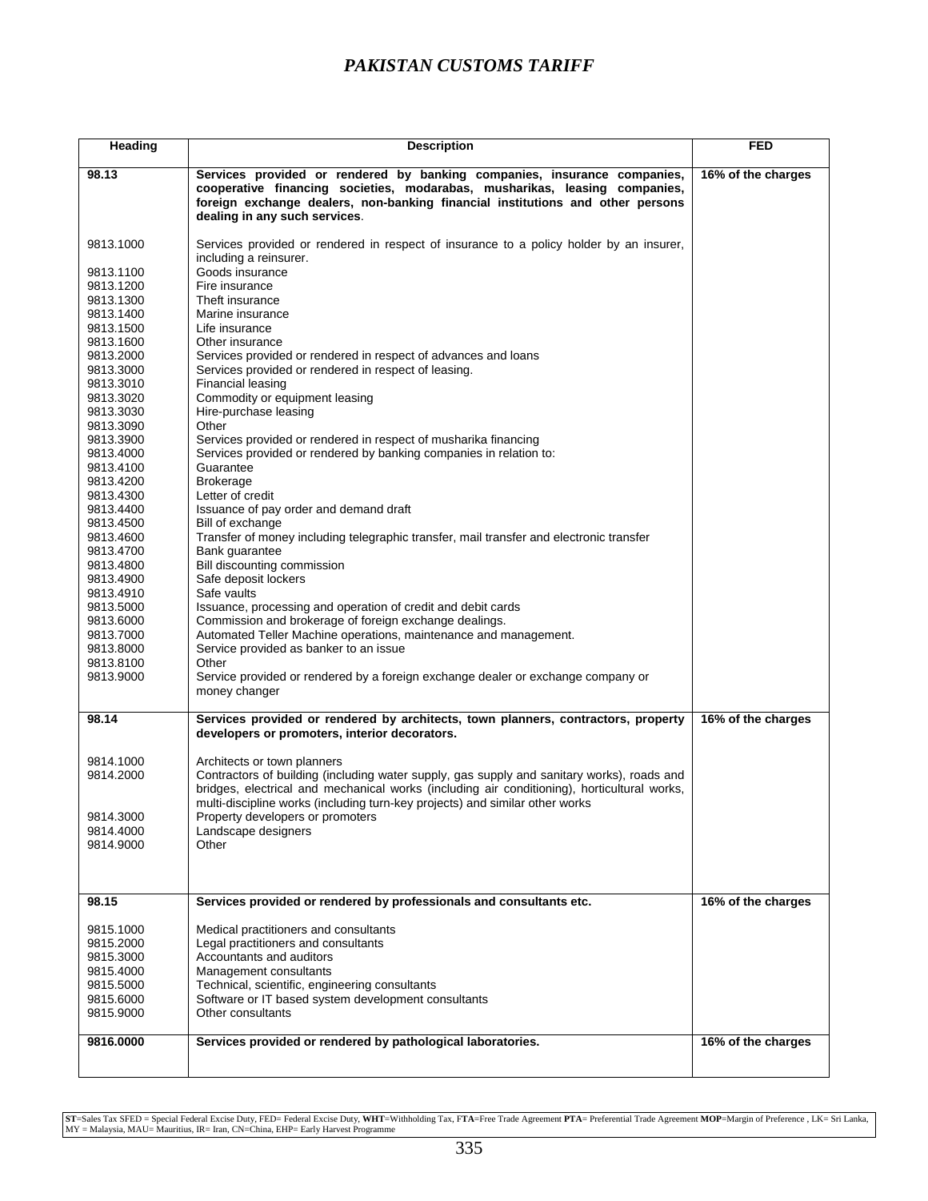| Heading | Description | FED |
|---|---|---|
| **98.13** | **Services provided or rendered by banking companies, insurance companies, cooperative financing societies, modarabas, musharikas, leasing companies, foreign exchange dealers, non-banking financial institutions and other persons dealing in any such services**. | **16% of the charges** |
| 9813.1000 | Services provided or rendered in respect of insurance to a policy holder by an insurer, including a reinsurer. | |
| 9813.1100 | Goods insurance | |
| 9813.1200 | Fire insurance | |
| 9813.1300 | Theft insurance | |
| 9813.1400 | Marine insurance | |
| 9813.1500 | Life insurance | |
| 9813.1600 | Other insurance | |
| 9813.2000 | Services provided or rendered in respect of advances and loans | |
| 9813.3000 | Services provided or rendered in respect of leasing. | |
| 9813.3010 | Financial leasing | |
| 9813.3020 | Commodity or equipment leasing | |
| 9813.3030 | Hire-purchase leasing | |
| 9813.3090 | Other | |
| 9813.3900 | Services provided or rendered in respect of musharika financing | |
| 9813.4000 | Services provided or rendered by banking companies in relation to: | |
| 9813.4100 | Guarantee | |
| 9813.4200 | Brokerage | |
| 9813.4300 | Letter of credit | |
| 9813.4400 | Issuance of pay order and demand draft | |
| 9813.4500 | Bill of exchange | |
| 9813.4600 | Transfer of money including telegraphic transfer, mail transfer and electronic transfer | |
| 9813.4700 | Bank guarantee | |
| 9813.4800 | Bill discounting commission | |
| 9813.4900 | Safe deposit lockers | |
| 9813.4910 | Safe vaults | |
| 9813.5000 | Issuance, processing and operation of credit and debit cards | |
| 9813.6000 | Commission and brokerage of foreign exchange dealings. | |
| 9813.7000 | Automated Teller Machine operations, maintenance and management. | |
| 9813.8000 | Service provided as banker to an issue | |
| 9813.8100 | Other | |
| 9813.9000 | Service provided or rendered by a foreign exchange dealer or exchange company or money changer | |
| **98.14** | **Services provided or rendered by architects, town planners, contractors, property developers or promoters, interior decorators.** | **16% of the charges** |
| 9814.1000 | Architects or town planners | |
| 9814.2000 | Contractors of building (including water supply, gas supply and sanitary works), roads and bridges, electrical and mechanical works (including air conditioning), horticultural works, multi-discipline works (including turn-key projects) and similar other works | |
| 9814.3000 | Property developers or promoters | |
| 9814.4000 | Landscape designers | |
| 9814.9000 | Other | |
| **98.15** | **Services provided or rendered by professionals and consultants etc.** | **16% of the charges** |
| 9815.1000 | Medical practitioners and consultants | |
| 9815.2000 | Legal practitioners and consultants | |
| 9815.3000 | Accountants and auditors | |
| 9815.4000 | Management consultants | |
| 9815.5000 | Technical, scientific, engineering consultants | |
| 9815.6000 | Software or IT based system development consultants | |
| 9815.9000 | Other consultants | |
| **9816.0000** | **Services provided or rendered by pathological laboratories.** | **16% of the charges** |

**ST**=Sales Tax SFED = Special Federal Excise Duty, FED= Federal Excise Duty, **WHT**=Withholding Tax, F**TA**=Free Trade Agreement **PTA**= Preferential Trade Agreement **MOP**=Margin of Preference , LK= Sri Lanka, MY = Malaysia, MAU= Mauritius, IR= Iran, CN=China, EHP= Early Harvest Programme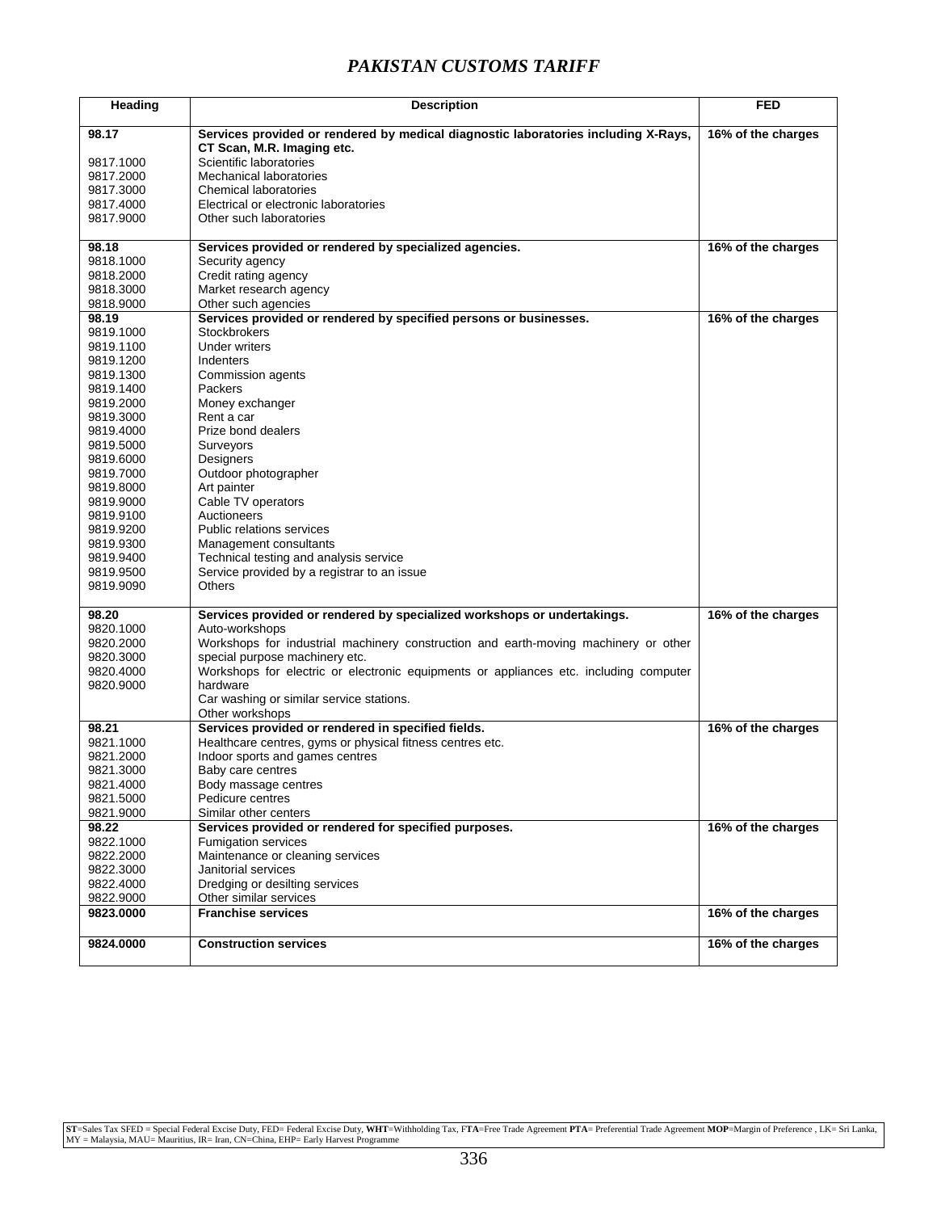# PAKISTAN CUSTOMS TARIFF

| Heading | Description | FED |
|---|---|---|
| **98.17** | **Services provided or rendered by medical diagnostic laboratories including X-Rays, CT Scan, M.R. Imaging etc.** | **16% of the charges** |
| 9817.1000 | Scientific laboratories | |
| 9817.2000 | Mechanical laboratories | |
| 9817.3000 | Chemical laboratories | |
| 9817.4000 | Electrical or electronic laboratories | |
| 9817.9000 | Other such laboratories | |
| **98.18** | **Services provided or rendered by specialized agencies.** | **16% of the charges** |
| 9818.1000 | Security agency | |
| 9818.2000 | Credit rating agency | |
| 9818.3000 | Market research agency | |
| 9818.9000 | Other such agencies | |
| **98.19** | **Services provided or rendered by specified persons or businesses.** | **16% of the charges** |
| 9819.1000 | Stockbrokers | |
| 9819.1100 | Under writers | |
| 9819.1200 | Indenters | |
| 9819.1300 | Commission agents | |
| 9819.1400 | Packers | |
| 9819.2000 | Money exchanger | |
| 9819.3000 | Rent a car | |
| 9819.4000 | Prize bond dealers | |
| 9819.5000 | Surveyors | |
| 9819.6000 | Designers | |
| 9819.7000 | Outdoor photographer | |
| 9819.8000 | Art painter | |
| 9819.9000 | Cable TV operators | |
| 9819.9100 | Auctioneers | |
| 9819.9200 | Public relations services | |
| 9819.9300 | Management consultants | |
| 9819.9400 | Technical testing and analysis service | |
| 9819.9500 | Service provided by a registrar to an issue | |
| 9819.9090 | Others | |
| **98.20** | **Services provided or rendered by specialized workshops or undertakings.** | **16% of the charges** |
| 9820.1000 | Auto-workshops | |
| 9820.2000 | Workshops for industrial machinery construction and earth-moving machinery or other special purpose machinery etc. | |
| 9820.3000 | Workshops for electric or electronic equipments or appliances etc. including computer hardware | |
| 9820.4000 | Car washing or similar service stations. | |
| 9820.9000 | Other workshops | |
| **98.21** | **Services provided or rendered in specified fields.** | **16% of the charges** |
| 9821.1000 | Healthcare centres, gyms or physical fitness centres etc. | |
| 9821.2000 | Indoor sports and games centres | |
| 9821.3000 | Baby care centres | |
| 9821.4000 | Body massage centres | |
| 9821.5000 | Pedicure centres | |
| 9821.9000 | Similar other centers | |
| **98.22** | **Services provided or rendered for specified purposes.** | **16% of the charges** |
| 9822.1000 | Fumigation services | |
| 9822.2000 | Maintenance or cleaning services | |
| 9822.3000 | Janitorial services | |
| 9822.4000 | Dredging or desilting services | |
| 9822.9000 | Other similar services | |
| **9823.0000** | **Franchise services** | **16% of the charges** |
| **9824.0000** | **Construction services** | **16% of the charges** |

**ST**=Sales Tax SFED = Special Federal Excise Duty, FED= Federal Excise Duty, **WHT**=Withholding Tax, F**TA**=Free Trade Agreement **PTA**= Preferential Trade Agreement **MOP**=Margin of Preference , LK= Sri Lanka, MY = Malaysia, MAU= Mauritius, IR= Iran, CN=China, EHP= Early Harvest Programme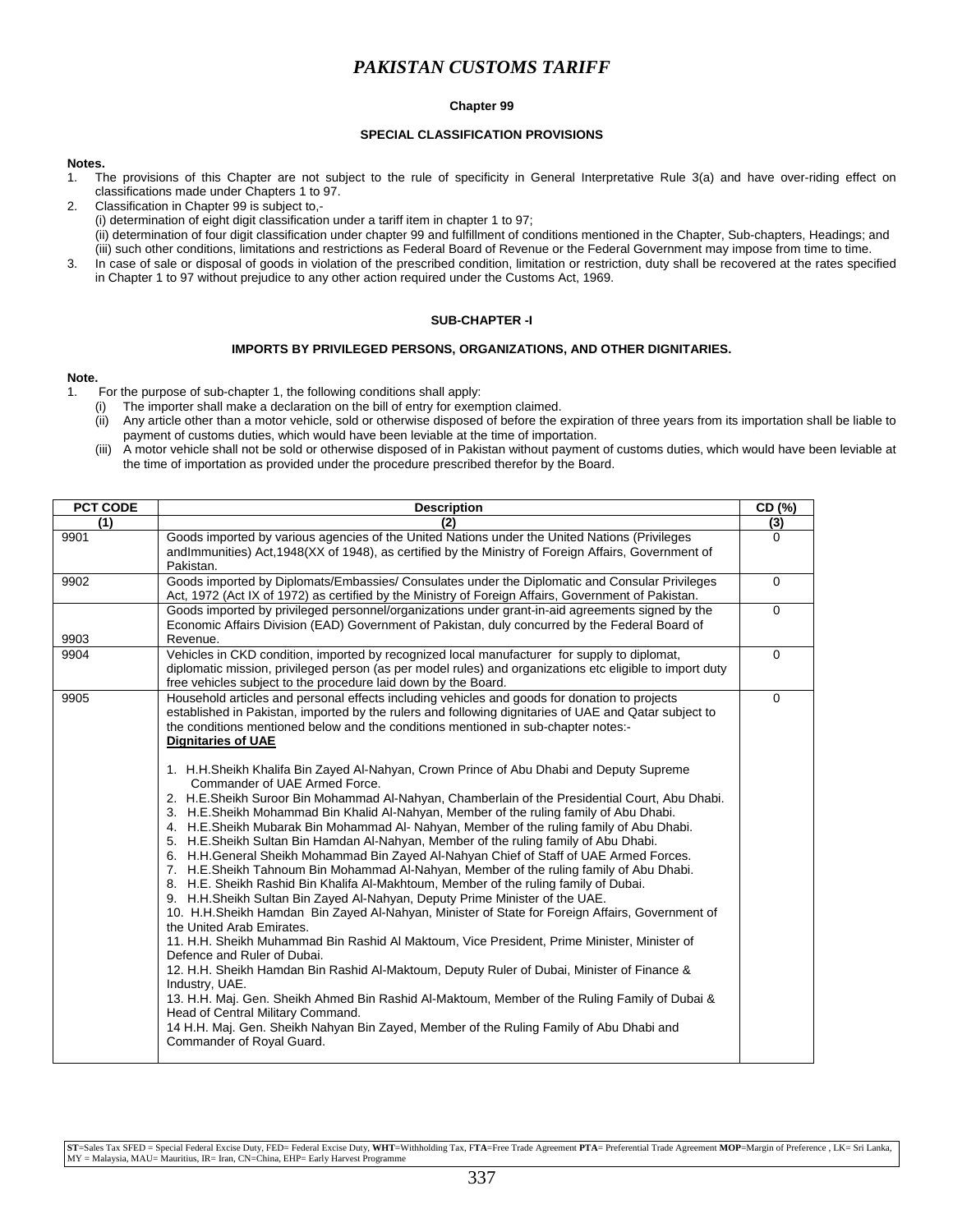# *PAKISTAN CUSTOMS TARIFF*

## Chapter 99

### SPECIAL CLASSIFICATION PROVISIONS

**Notes.**

1. The provisions of this Chapter are not subject to the rule of specificity in General Interpretative Rule 3(a) and have over-riding effect on classifications made under Chapters 1 to 97.
2. Classification in Chapter 99 is subject to,-
   (i) determination of eight digit classification under a tariff item in chapter 1 to 97;
   (ii) determination of four digit classification under chapter 99 and fulfillment of conditions mentioned in the Chapter, Sub-chapters, Headings; and
   (iii) such other conditions, limitations and restrictions as Federal Board of Revenue or the Federal Government may impose from time to time.
3. In case of sale or disposal of goods in violation of the prescribed condition, limitation or restriction, duty shall be recovered at the rates specified in Chapter 1 to 97 without prejudice to any other action required under the Customs Act, 1969.

### SUB-CHAPTER -I

#### IMPORTS BY PRIVILEGED PERSONS, ORGANIZATIONS, AND OTHER DIGNITARIES.

**Note.**

1. For the purpose of sub-chapter 1, the following conditions shall apply:
   (i) The importer shall make a declaration on the bill of entry for exemption claimed.
   (ii) Any article other than a motor vehicle, sold or otherwise disposed of before the expiration of three years from its importation shall be liable to payment of customs duties, which would have been leviable at the time of importation.
   (iii) A motor vehicle shall not be sold or otherwise disposed of in Pakistan without payment of customs duties, which would have been leviable at the time of importation as provided under the procedure prescribed therefor by the Board.

| PCT CODE | Description | CD (%) |
|---|---|---|
| (1) | (2) | (3) |
| 9901 | Goods imported by various agencies of the United Nations under the United Nations (Privileges andImmunities) Act,1948(XX of 1948), as certified by the Ministry of Foreign Affairs, Government of Pakistan. | 0 |
| 9902 | Goods imported by Diplomats/Embassies/ Consulates under the Diplomatic and Consular Privileges Act, 1972 (Act IX of 1972) as certified by the Ministry of Foreign Affairs, Government of Pakistan. | 0 |
| 9903 | Goods imported by privileged personnel/organizations under grant-in-aid agreements signed by the Economic Affairs Division (EAD) Government of Pakistan, duly concurred by the Federal Board of Revenue. | 0 |
| 9904 | Vehicles in CKD condition, imported by recognized local manufacturer for supply to diplomat, diplomatic mission, privileged person (as per model rules) and organizations etc eligible to import duty free vehicles subject to the procedure laid down by the Board. | 0 |
| 9905 | Household articles and personal effects including vehicles and goods for donation to projects established in Pakistan, imported by the rulers and following dignitaries of UAE and Qatar subject to the conditions mentioned below and the conditions mentioned in sub-chapter notes:-<br>**Dignitaries of UAE**<br>1. H.H.Sheikh Khalifa Bin Zayed Al-Nahyan, Crown Prince of Abu Dhabi and Deputy Supreme Commander of UAE Armed Force.<br>2. H.E.Sheikh Suroor Bin Mohammad Al-Nahyan, Chamberlain of the Presidential Court, Abu Dhabi.<br>3. H.E.Sheikh Mohammad Bin Khalid Al-Nahyan, Member of the ruling family of Abu Dhabi.<br>4. H.E.Sheikh Mubarak Bin Mohammad Al- Nahyan, Member of the ruling family of Abu Dhabi.<br>5. H.E.Sheikh Sultan Bin Hamdan Al-Nahyan, Member of the ruling family of Abu Dhabi.<br>6. H.H.General Sheikh Mohammad Bin Zayed Al-Nahyan Chief of Staff of UAE Armed Forces.<br>7. H.E.Sheikh Tahnoum Bin Mohammad Al-Nahyan, Member of the ruling family of Abu Dhabi.<br>8. H.E. Sheikh Rashid Bin Khalifa Al-Makhtoum, Member of the ruling family of Dubai.<br>9. H.H.Sheikh Sultan Bin Zayed Al-Nahyan, Deputy Prime Minister of the UAE.<br>10. H.H.Sheikh Hamdan Bin Zayed Al-Nahyan, Minister of State for Foreign Affairs, Government of the United Arab Emirates.<br>11. H.H. Sheikh Muhammad Bin Rashid Al Maktoum, Vice President, Prime Minister, Minister of Defence and Ruler of Dubai.<br>12. H.H. Sheikh Hamdan Bin Rashid Al-Maktoum, Deputy Ruler of Dubai, Minister of Finance & Industry, UAE.<br>13. H.H. Maj. Gen. Sheikh Ahmed Bin Rashid Al-Maktoum, Member of the Ruling Family of Dubai & Head of Central Military Command.<br>14 H.H. Maj. Gen. Sheikh Nahyan Bin Zayed, Member of the Ruling Family of Abu Dhabi and Commander of Royal Guard. | 0 |

**ST**=Sales Tax SFED = Special Federal Excise Duty, FED= Federal Excise Duty, **WHT**=Withholding Tax, F**TA**=Free Trade Agreement **PTA**= Preferential Trade Agreement **MOP**=Margin of Preference , LK= Sri Lanka, MY = Malaysia, MAU= Mauritius, IR= Iran, CN=China, EHP= Early Harvest Programme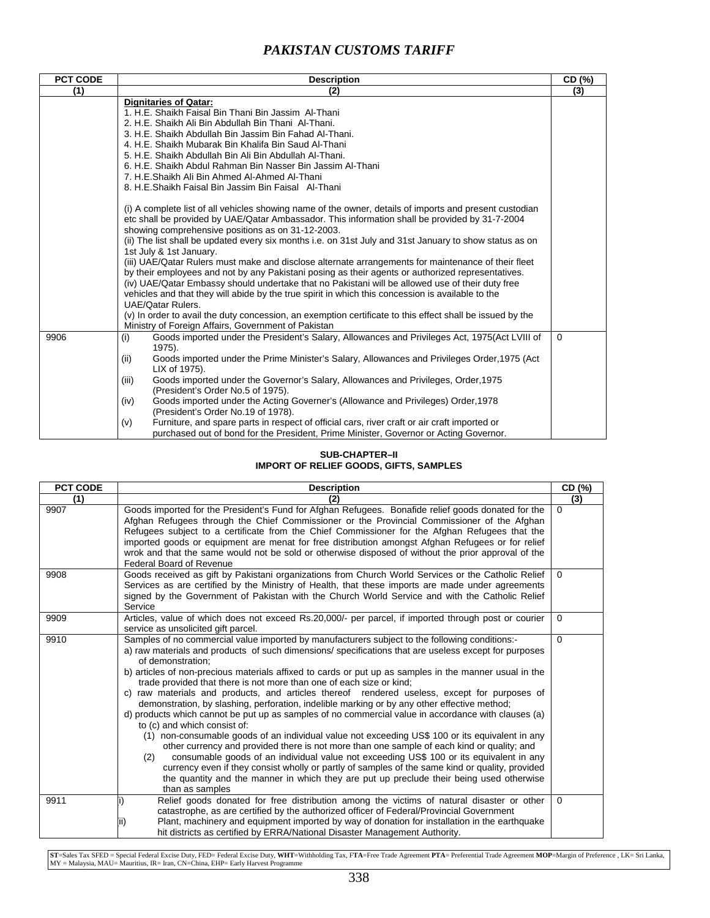| PCT CODE | Description | CD (%) |
|---|---|---|
| (1) | (2) | (3) |
| | **Dignitaries of Qatar:**<br>1. H.E. Shaikh Faisal Bin Thani Bin Jassim Al-Thani<br>2. H.E. Shaikh Ali Bin Abdullah Bin Thani Al-Thani.<br>3. H.E. Shaikh Abdullah Bin Jassim Bin Fahad Al-Thani.<br>4. H.E. Shaikh Mubarak Bin Khalifa Bin Saud Al-Thani<br>5. H.E. Shaikh Abdullah Bin Ali Bin Abdullah Al-Thani.<br>6. H.E. Shaikh Abdul Rahman Bin Nasser Bin Jassim Al-Thani<br>7. H.E.Shaikh Ali Bin Ahmed Al-Ahmed Al-Thani<br>8. H.E.Shaikh Faisal Bin Jassim Bin Faisal Al-Thani<br><br>(i) A complete list of all vehicles showing name of the owner, details of imports and present custodian etc shall be provided by UAE/Qatar Ambassador. This information shall be provided by 31-7-2004 showing comprehensive positions as on 31-12-2003.<br>(ii) The list shall be updated every six months i.e. on 31st July and 31st January to show status as on 1st July & 1st January.<br>(iii) UAE/Qatar Rulers must make and disclose alternate arrangements for maintenance of their fleet by their employees and not by any Pakistani posing as their agents or authorized representatives.<br>(iv) UAE/Qatar Embassy should undertake that no Pakistani will be allowed use of their duty free vehicles and that they will abide by the true spirit in which this concession is available to the UAE/Qatar Rulers.<br>(v) In order to avail the duty concession, an exemption certificate to this effect shall be issued by the Ministry of Foreign Affairs, Government of Pakistan | |
| 9906 | (i) Goods imported under the President's Salary, Allowances and Privileges Act, 1975(Act LVIII of 1975).<br>(ii) Goods imported under the Prime Minister's Salary, Allowances and Privileges Order,1975 (Act LIX of 1975).<br>(iii) Goods imported under the Governor's Salary, Allowances and Privileges, Order,1975 (President's Order No.5 of 1975).<br>(iv) Goods imported under the Acting Governer's (Allowance and Privileges) Order,1978 (President's Order No.19 of 1978).<br>(v) Furniture, and spare parts in respect of official cars, river craft or air craft imported or purchased out of bond for the President, Prime Minister, Governor or Acting Governor. | 0 |

## SUB-CHAPTER–II
## IMPORT OF RELIEF GOODS, GIFTS, SAMPLES

| PCT CODE | Description | CD (%) |
|---|---|---|
| (1) | (2) | (3) |
| 9907 | Goods imported for the President's Fund for Afghan Refugees. Bonafide relief goods donated for the Afghan Refugees through the Chief Commissioner or the Provincial Commissioner of the Afghan Refugees subject to a certificate from the Chief Commissioner for the Afghan Refugees that the imported goods or equipment are menat for free distribution amongst Afghan Refugees or for relief wrok and that the same would not be sold or otherwise disposed of without the prior approval of the Federal Board of Revenue | 0 |
| 9908 | Goods received as gift by Pakistani organizations from Church World Services or the Catholic Relief Services as are certified by the Ministry of Health, that these imports are made under agreements signed by the Government of Pakistan with the Church World Service and with the Catholic Relief Service | 0 |
| 9909 | Articles, value of which does not exceed Rs.20,000/- per parcel, if imported through post or courier service as unsolicited gift parcel. | 0 |
| 9910 | Samples of no commercial value imported by manufacturers subject to the following conditions:-<br>a) raw materials and products of such dimensions/ specifications that are useless except for purposes of demonstration;<br>b) articles of non-precious materials affixed to cards or put up as samples in the manner usual in the trade provided that there is not more than one of each size or kind;<br>c) raw materials and products, and articles thereof rendered useless, except for purposes of demonstration, by slashing, perforation, indelible marking or by any other effective method;<br>d) products which cannot be put up as samples of no commercial value in accordance with clauses (a) to (c) and which consist of:<br>(1) non-consumable goods of an individual value not exceeding US$ 100 or its equivalent in any other currency and provided there is not more than one sample of each kind or quality; and<br>(2) consumable goods of an individual value not exceeding US$ 100 or its equivalent in any currency even if they consist wholly or partly of samples of the same kind or quality, provided the quantity and the manner in which they are put up preclude their being used otherwise than as samples | 0 |
| 9911 | i) Relief goods donated for free distribution among the victims of natural disaster or other catastrophe, as are certified by the authorized officer of Federal/Provincial Government<br>ii) Plant, machinery and equipment imported by way of donation for installation in the earthquake hit districts as certified by ERRA/National Disaster Management Authority. | 0 |

**ST**=Sales Tax SFED = Special Federal Excise Duty, FED= Federal Excise Duty, **WHT**=Withholding Tax, F**TA**=Free Trade Agreement **PTA**= Preferential Trade Agreement **MOP**=Margin of Preference , LK= Sri Lanka, MY = Malaysia, MAU= Mauritius, IR= Iran, CN=China, EHP= Early Harvest Programme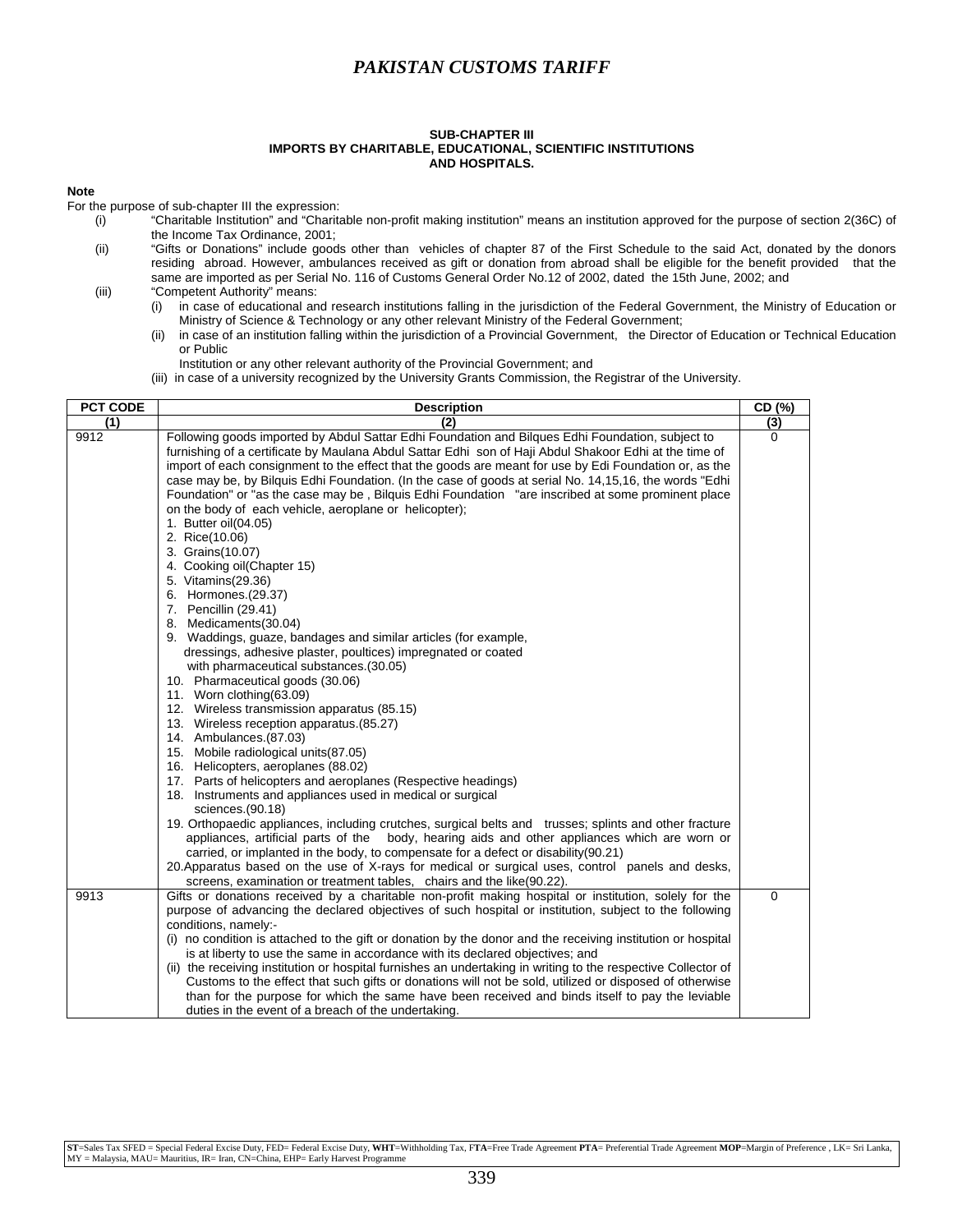## SUB-CHAPTER III
## IMPORTS BY CHARITABLE, EDUCATIONAL, SCIENTIFIC INSTITUTIONS AND HOSPITALS.

**Note**

For the purpose of sub-chapter III the expression:

(i) "Charitable Institution" and "Charitable non-profit making institution" means an institution approved for the purpose of section 2(36C) of the Income Tax Ordinance, 2001;

(ii) "Gifts or Donations" include goods other than vehicles of chapter 87 of the First Schedule to the said Act, donated by the donors residing abroad. However, ambulances received as gift or donation from abroad shall be eligible for the benefit provided that the same are imported as per Serial No. 116 of Customs General Order No.12 of 2002, dated the 15th June, 2002; and

(iii) "Competent Authority" means:

(i) in case of educational and research institutions falling in the jurisdiction of the Federal Government, the Ministry of Education or Ministry of Science & Technology or any other relevant Ministry of the Federal Government;

(ii) in case of an institution falling within the jurisdiction of a Provincial Government, the Director of Education or Technical Education or Public Institution or any other relevant authority of the Provincial Government; and

(iii) in case of a university recognized by the University Grants Commission, the Registrar of the University.

| PCT CODE | Description | CD (%) |
|---|---|---|
| (1) | (2) | (3) |
| 9912 | Following goods imported by Abdul Sattar Edhi Foundation and Bilques Edhi Foundation, subject to furnishing of a certificate by Maulana Abdul Sattar Edhi son of Haji Abdul Shakoor Edhi at the time of import of each consignment to the effect that the goods are meant for use by Edi Foundation or, as the case may be, by Bilquis Edhi Foundation. (In the case of goods at serial No. 14,15,16, the words "Edhi Foundation" or "as the case may be , Bilquis Edhi Foundation "are inscribed at some prominent place on the body of each vehicle, aeroplane or helicopter);<br>1. Butter oil(04.05)<br>2. Rice(10.06)<br>3. Grains(10.07)<br>4. Cooking oil(Chapter 15)<br>5. Vitamins(29.36)<br>6. Hormones.(29.37)<br>7. Pencillin (29.41)<br>8. Medicaments(30.04)<br>9. Waddings, guaze, bandages and similar articles (for example, dressings, adhesive plaster, poultices) impregnated or coated with pharmaceutical substances.(30.05)<br>10. Pharmaceutical goods (30.06)<br>11. Worn clothing(63.09)<br>12. Wireless transmission apparatus (85.15)<br>13. Wireless reception apparatus.(85.27)<br>14. Ambulances.(87.03)<br>15. Mobile radiological units(87.05)<br>16. Helicopters, aeroplanes (88.02)<br>17. Parts of helicopters and aeroplanes (Respective headings)<br>18. Instruments and appliances used in medical or surgical sciences.(90.18)<br>19. Orthopaedic appliances, including crutches, surgical belts and trusses; splints and other fracture appliances, artificial parts of the body, hearing aids and other appliances which are worn or carried, or implanted in the body, to compensate for a defect or disability(90.21)<br>20.Apparatus based on the use of X-rays for medical or surgical uses, control panels and desks, screens, examination or treatment tables, chairs and the like(90.22). | 0 |
| 9913 | Gifts or donations received by a charitable non-profit making hospital or institution, solely for the purpose of advancing the declared objectives of such hospital or institution, subject to the following conditions, namely:-<br>(i) no condition is attached to the gift or donation by the donor and the receiving institution or hospital is at liberty to use the same in accordance with its declared objectives; and<br>(ii) the receiving institution or hospital furnishes an undertaking in writing to the respective Collector of Customs to the effect that such gifts or donations will not be sold, utilized or disposed of otherwise than for the purpose for which the same have been received and binds itself to pay the leviable duties in the event of a breach of the undertaking. | 0 |

**ST**=Sales Tax SFED = Special Federal Excise Duty, FED= Federal Excise Duty, **WHT**=Withholding Tax, F**TA**=Free Trade Agreement **PTA**= Preferential Trade Agreement **MOP**=Margin of Preference , LK= Sri Lanka, MY = Malaysia, MAU= Mauritius, IR= Iran, CN=China, EHP= Early Harvest Programme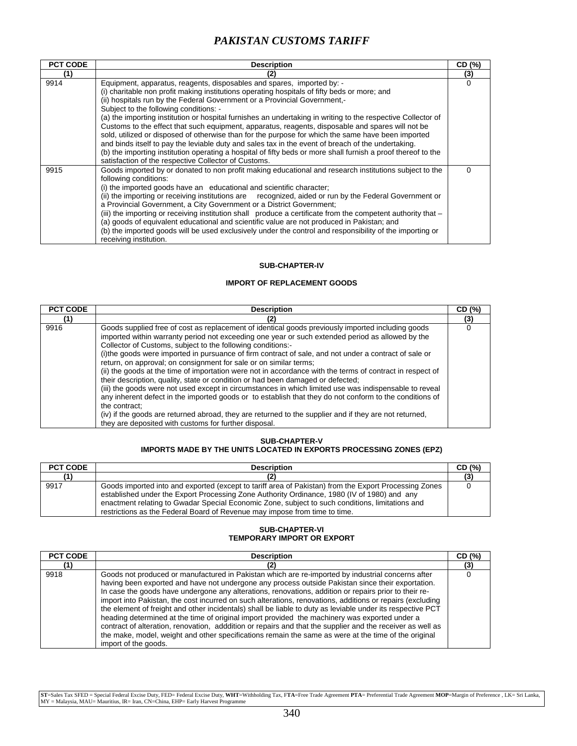# PAKISTAN CUSTOMS TARIFF

| PCT CODE | Description | CD (%) |
|---|---|---|
| (1) | (2) | (3) |
| 9914 | Equipment, apparatus, reagents, disposables and spares, imported by: -<br>(i) charitable non profit making institutions operating hospitals of fifty beds or more; and<br>(ii) hospitals run by the Federal Government or a Provincial Government,-<br>Subject to the following conditions: -<br>(a) the importing institution or hospital furnishes an undertaking in writing to the respective Collector of Customs to the effect that such equipment, apparatus, reagents, disposable and spares will not be sold, utilized or disposed of otherwise than for the purpose for which the same have been imported and binds itself to pay the leviable duty and sales tax in the event of breach of the undertaking.<br>(b) the importing institution operating a hospital of fifty beds or more shall furnish a proof thereof to the satisfaction of the respective Collector of Customs. | 0 |
| 9915 | Goods imported by or donated to non profit making educational and research institutions subject to the following conditions:<br>(i) the imported goods have an educational and scientific character;<br>(ii) the importing or receiving institutions are recognized, aided or run by the Federal Government or a Provincial Government, a City Government or a District Government;<br>(iii) the importing or receiving institution shall produce a certificate from the competent authority that –<br>(a) goods of equivalent educational and scientific value are not produced in Pakistan; and<br>(b) the imported goods will be used exclusively under the control and responsibility of the importing or receiving institution. | 0 |

**SUB-CHAPTER-IV**

**IMPORT OF REPLACEMENT GOODS**

| PCT CODE | Description | CD (%) |
|---|---|---|
| (1) | (2) | (3) |
| 9916 | Goods supplied free of cost as replacement of identical goods previously imported including goods imported within warranty period not exceeding one year or such extended period as allowed by the Collector of Customs, subject to the following conditions:-<br>(i)the goods were imported in pursuance of firm contract of sale, and not under a contract of sale or return, on approval; on consignment for sale or on similar terms;<br>(ii) the goods at the time of importation were not in accordance with the terms of contract in respect of their description, quality, state or condition or had been damaged or defected;<br>(iii) the goods were not used except in circumstances in which limited use was indispensable to reveal any inherent defect in the imported goods or to establish that they do not conform to the conditions of the contract;<br>(iv) if the goods are returned abroad, they are returned to the supplier and if they are not returned, they are deposited with customs for further disposal. | 0 |

**SUB-CHAPTER-V**
**IMPORTS MADE BY THE UNITS LOCATED IN EXPORTS PROCESSING ZONES (EPZ)**

| PCT CODE | Description | CD (%) |
|---|---|---|
| (1) | (2) | (3) |
| 9917 | Goods imported into and exported (except to tariff area of Pakistan) from the Export Processing Zones established under the Export Processing Zone Authority Ordinance, 1980 (IV of 1980) and any enactment relating to Gwadar Special Economic Zone, subject to such conditions, limitations and restrictions as the Federal Board of Revenue may impose from time to time. | 0 |

**SUB-CHAPTER-VI**
**TEMPORARY IMPORT OR EXPORT**

| PCT CODE | Description | CD (%) |
|---|---|---|
| (1) | (2) | (3) |
| 9918 | Goods not produced or manufactured in Pakistan which are re-imported by industrial concerns after having been exported and have not undergone any process outside Pakistan since their exportation. In case the goods have undergone any alterations, renovations, addition or repairs prior to their re-import into Pakistan, the cost incurred on such alterations, renovations, additions or repairs (excluding the element of freight and other incidentals) shall be liable to duty as leviable under its respective PCT heading determined at the time of original import provided the machinery was exported under a contract of alteration, renovation, adddition or repairs and that the supplier and the receiver as well as the make, model, weight and other specifications remain the same as were at the time of the original import of the goods. | 0 |

**ST**=Sales Tax SFED = Special Federal Excise Duty, FED= Federal Excise Duty, **WHT**=Withholding Tax, F**TA**=Free Trade Agreement **PTA**= Preferential Trade Agreement **MOP**=Margin of Preference , LK= Sri Lanka, MY = Malaysia, MAU= Mauritius, IR= Iran, CN=China, EHP= Early Harvest Programme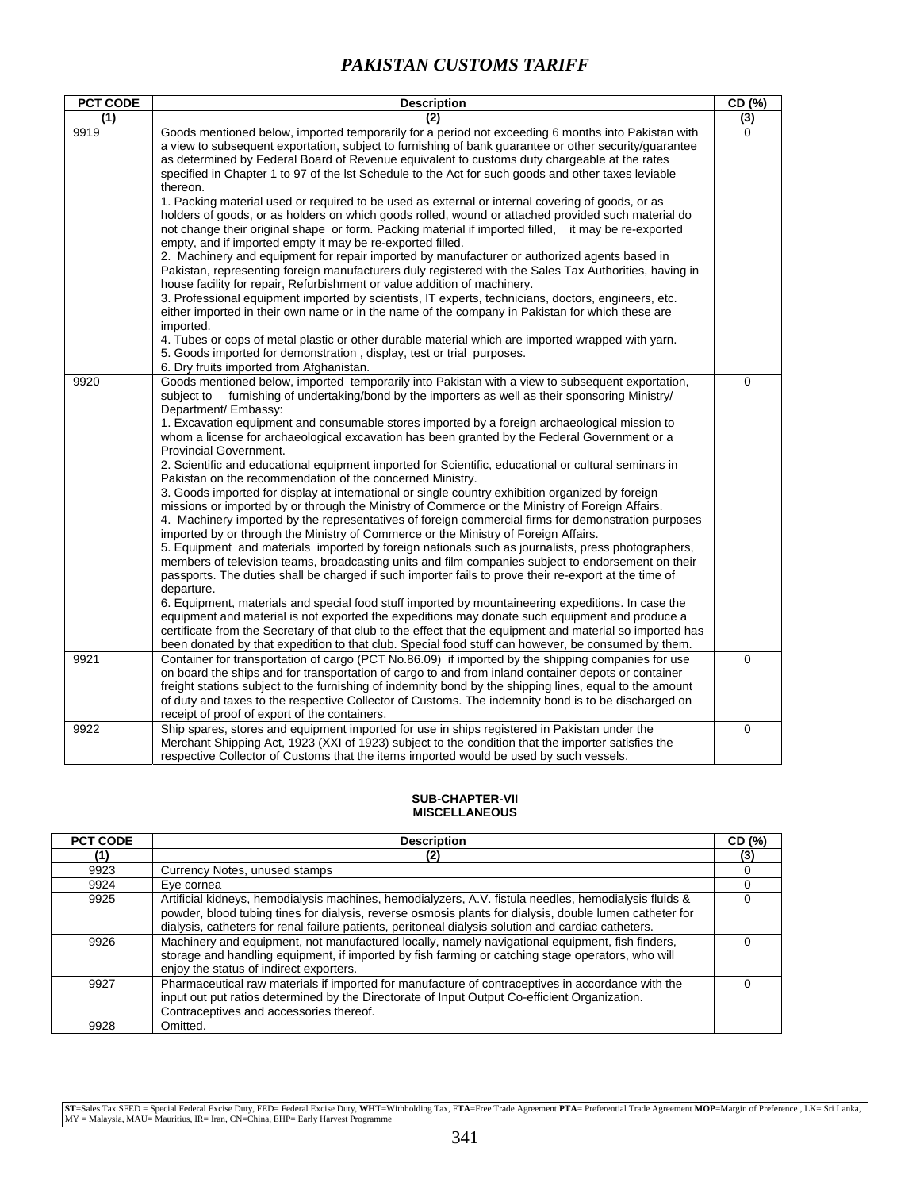| PCT CODE | Description | CD (%) |
|---|---|---|
| (1) | (2) | (3) |
| 9919 | Goods mentioned below, imported temporarily for a period not exceeding 6 months into Pakistan with a view to subsequent exportation, subject to furnishing of bank guarantee or other security/guarantee as determined by Federal Board of Revenue equivalent to customs duty chargeable at the rates specified in Chapter 1 to 97 of the Ist Schedule to the Act for such goods and other taxes leviable thereon.<br>1. Packing material used or required to be used as external or internal covering of goods, or as holders of goods, or as holders on which goods rolled, wound or attached provided such material do not change their original shape or form. Packing material if imported filled, it may be re-exported empty, and if imported empty it may be re-exported filled.<br>2. Machinery and equipment for repair imported by manufacturer or authorized agents based in Pakistan, representing foreign manufacturers duly registered with the Sales Tax Authorities, having in house facility for repair, Refurbishment or value addition of machinery.<br>3. Professional equipment imported by scientists, IT experts, technicians, doctors, engineers, etc. either imported in their own name or in the name of the company in Pakistan for which these are imported.<br>4. Tubes or cops of metal plastic or other durable material which are imported wrapped with yarn.<br>5. Goods imported for demonstration , display, test or trial purposes.<br>6. Dry fruits imported from Afghanistan. | 0 |
| 9920 | Goods mentioned below, imported temporarily into Pakistan with a view to subsequent exportation, subject to furnishing of undertaking/bond by the importers as well as their sponsoring Ministry/ Department/ Embassy:<br>1. Excavation equipment and consumable stores imported by a foreign archaeological mission to whom a license for archaeological excavation has been granted by the Federal Government or a Provincial Government.<br>2. Scientific and educational equipment imported for Scientific, educational or cultural seminars in Pakistan on the recommendation of the concerned Ministry.<br>3. Goods imported for display at international or single country exhibition organized by foreign missions or imported by or through the Ministry of Commerce or the Ministry of Foreign Affairs.<br>4. Machinery imported by the representatives of foreign commercial firms for demonstration purposes imported by or through the Ministry of Commerce or the Ministry of Foreign Affairs.<br>5. Equipment and materials imported by foreign nationals such as journalists, press photographers, members of television teams, broadcasting units and film companies subject to endorsement on their passports. The duties shall be charged if such importer fails to prove their re-export at the time of departure.<br>6. Equipment, materials and special food stuff imported by mountaineering expeditions. In case the equipment and material is not exported the expeditions may donate such equipment and produce a certificate from the Secretary of that club to the effect that the equipment and material so imported has been donated by that expedition to that club. Special food stuff can however, be consumed by them. | 0 |
| 9921 | Container for transportation of cargo (PCT No.86.09) if imported by the shipping companies for use on board the ships and for transportation of cargo to and from inland container depots or container freight stations subject to the furnishing of indemnity bond by the shipping lines, equal to the amount of duty and taxes to the respective Collector of Customs. The indemnity bond is to be discharged on receipt of proof of export of the containers. | 0 |
| 9922 | Ship spares, stores and equipment imported for use in ships registered in Pakistan under the Merchant Shipping Act, 1923 (XXI of 1923) subject to the condition that the importer satisfies the respective Collector of Customs that the items imported would be used by such vessels. | 0 |

**SUB-CHAPTER-VII**
**MISCELLANEOUS**

| PCT CODE | Description | CD (%) |
|---|---|---|
| (1) | (2) | (3) |
| 9923 | Currency Notes, unused stamps | 0 |
| 9924 | Eye cornea | 0 |
| 9925 | Artificial kidneys, hemodialysis machines, hemodialyzers, A.V. fistula needles, hemodialysis fluids & powder, blood tubing tines for dialysis, reverse osmosis plants for dialysis, double lumen catheter for dialysis, catheters for renal failure patients, peritoneal dialysis solution and cardiac catheters. | 0 |
| 9926 | Machinery and equipment, not manufactured locally, namely navigational equipment, fish finders, storage and handling equipment, if imported by fish farming or catching stage operators, who will enjoy the status of indirect exporters. | 0 |
| 9927 | Pharmaceutical raw materials if imported for manufacture of contraceptives in accordance with the input out put ratios determined by the Directorate of Input Output Co-efficient Organization. Contraceptives and accessories thereof. | 0 |
| 9928 | Omitted. | |

**ST**=Sales Tax SFED = Special Federal Excise Duty, FED= Federal Excise Duty, **WHT**=Withholding Tax, F**TA**=Free Trade Agreement **PTA**= Preferential Trade Agreement **MOP**=Margin of Preference , LK= Sri Lanka, MY = Malaysia, MAU= Mauritius, IR= Iran, CN=China, EHP= Early Harvest Programme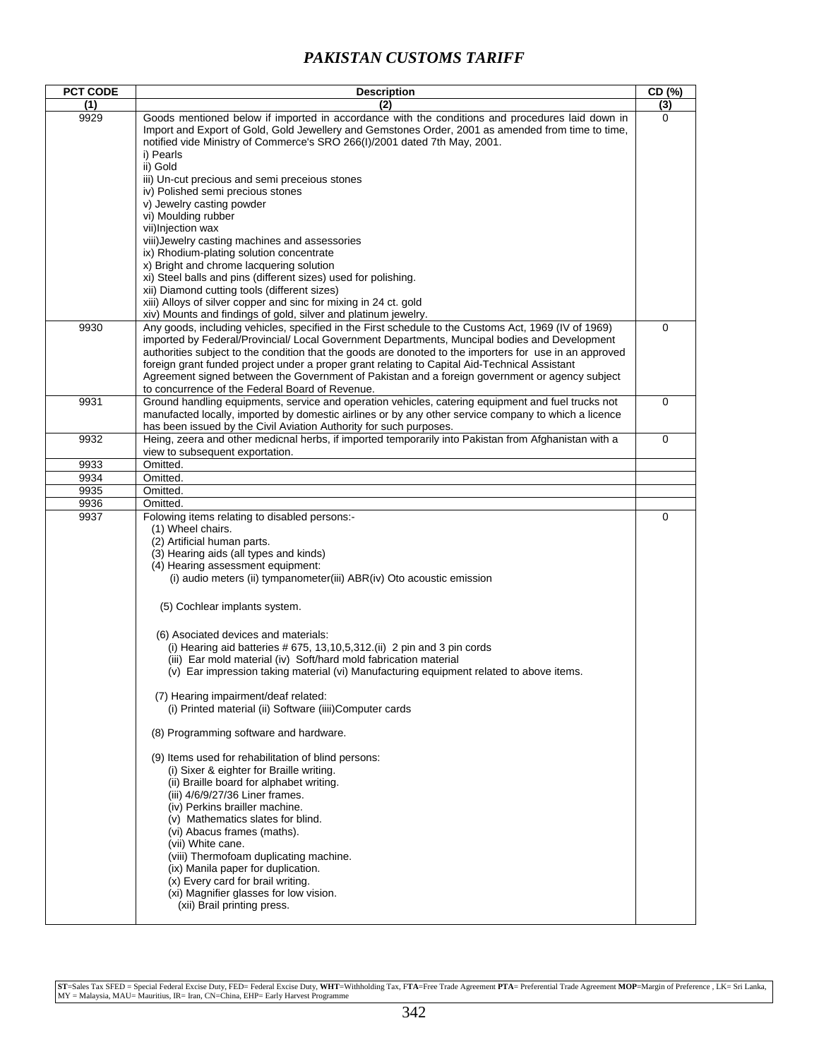# PAKISTAN CUSTOMS TARIFF

| PCT CODE | Description | CD (%) |
|---|---|---|
| (1) | (2) | (3) |
| 9929 | Goods mentioned below if imported in accordance with the conditions and procedures laid down in Import and Export of Gold, Gold Jewellery and Gemstones Order, 2001 as amended from time to time, notified vide Ministry of Commerce's SRO 266(I)/2001 dated 7th May, 2001.<br>i) Pearls<br>ii) Gold<br>iii) Un-cut precious and semi preceious stones<br>iv) Polished semi precious stones<br>v) Jewelry casting powder<br>vi) Moulding rubber<br>vii)Injection wax<br>viii)Jewelry casting machines and assessories<br>ix) Rhodium-plating solution concentrate<br>x) Bright and chrome lacquering solution<br>xi) Steel balls and pins (different sizes) used for polishing.<br>xii) Diamond cutting tools (different sizes)<br>xiii) Alloys of silver copper and sinc for mixing in 24 ct. gold<br>xiv) Mounts and findings of gold, silver and platinum jewelry. | 0 |
| 9930 | Any goods, including vehicles, specified in the First schedule to the Customs Act, 1969 (IV of 1969) imported by Federal/Provincial/ Local Government Departments, Muncipal bodies and Development authorities subject to the condition that the goods are donoted to the importers for use in an approved foreign grant funded project under a proper grant relating to Capital Aid-Technical Assistant Agreement signed between the Government of Pakistan and a foreign government or agency subject to concurrence of the Federal Board of Revenue. | 0 |
| 9931 | Ground handling equipments, service and operation vehicles, catering equipment and fuel trucks not manufacted locally, imported by domestic airlines or by any other service company to which a licence has been issued by the Civil Aviation Authority for such purposes. | 0 |
| 9932 | Heing, zeera and other medicnal herbs, if imported temporarily into Pakistan from Afghanistan with a view to subsequent exportation. | 0 |
| 9933 | Omitted. | |
| 9934 | Omitted. | |
| 9935 | Omitted. | |
| 9936 | Omitted. | |
| 9937 | Folowing items relating to disabled persons:-<br>(1) Wheel chairs.<br>(2) Artificial human parts.<br>(3) Hearing aids (all types and kinds)<br>(4) Hearing assessment equipment:<br>(i) audio meters (ii) tympanometer(iii) ABR(iv) Oto acoustic emission<br><br>(5) Cochlear implants system.<br><br>(6) Asociated devices and materials:<br>(i) Hearing aid batteries # 675, 13,10,5,312.(ii) 2 pin and 3 pin cords<br>(iii) Ear mold material (iv) Soft/hard mold fabrication material<br>(v) Ear impression taking material (vi) Manufacturing equipment related to above items.<br><br>(7) Hearing impairment/deaf related:<br>(i) Printed material (ii) Software (iiii)Computer cards<br><br>(8) Programming software and hardware.<br><br>(9) Items used for rehabilitation of blind persons:<br>(i) Sixer & eighter for Braille writing.<br>(ii) Braille board for alphabet writing.<br>(iii) 4/6/9/27/36 Liner frames.<br>(iv) Perkins brailler machine.<br>(v) Mathematics slates for blind.<br>(vi) Abacus frames (maths).<br>(vii) White cane.<br>(viii) Thermofoam duplicating machine.<br>(ix) Manila paper for duplication.<br>(x) Every card for brail writing.<br>(xi) Magnifier glasses for low vision.<br>(xii) Brail printing press. | 0 |

**ST**=Sales Tax SFED = Special Federal Excise Duty, FED= Federal Excise Duty, **WHT**=Withholding Tax, F**TA**=Free Trade Agreement **PTA**= Preferential Trade Agreement **MOP**=Margin of Preference , LK= Sri Lanka, MY = Malaysia, MAU= Mauritius, IR= Iran, CN=China, EHP= Early Harvest Programme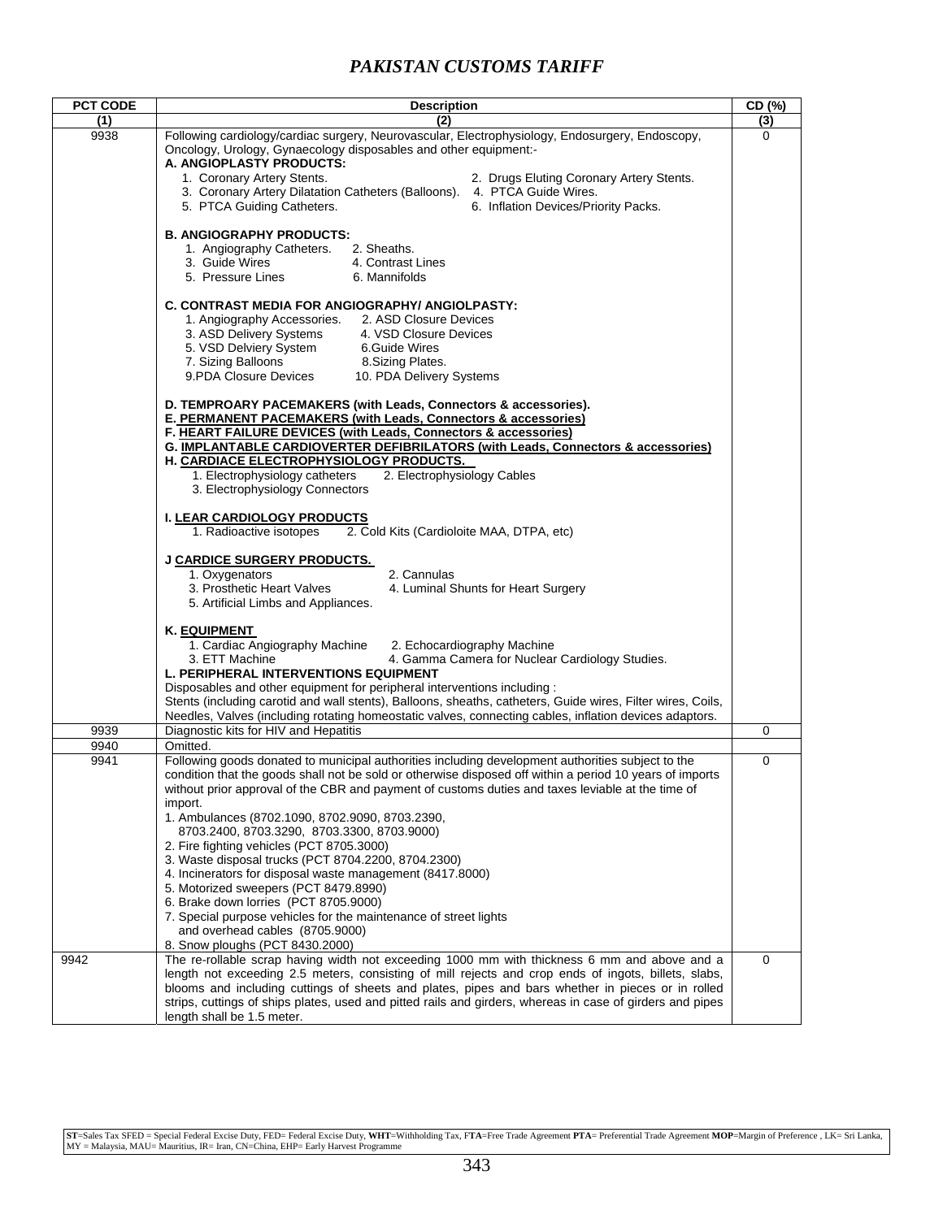# PAKISTAN CUSTOMS TARIFF

| PCT CODE | Description | CD (%) |
|---|---|---|
| (1) | (2) | (3) |
| 9938 | Following cardiology/cardiac surgery, Neurovascular, Electrophysiology, Endosurgery, Endoscopy, Oncology, Urology, Gynaecology disposables and other equipment:-<br>**A. ANGIOPLASTY PRODUCTS:**<br>1. Coronary Artery Stents. 2. Drugs Eluting Coronary Artery Stents.<br>3. Coronary Artery Dilatation Catheters (Balloons). 4. PTCA Guide Wires.<br>5. PTCA Guiding Catheters. 6. Inflation Devices/Priority Packs.<br><br>**B. ANGIOGRAPHY PRODUCTS:**<br>1. Angiography Catheters. 2. Sheaths.<br>3. Guide Wires 4. Contrast Lines<br>5. Pressure Lines 6. Mannifolds<br><br>**C. CONTRAST MEDIA FOR ANGIOGRAPHY/ ANGIOLPASTY:**<br>1. Angiography Accessories. 2. ASD Closure Devices<br>3. ASD Delivery Systems 4. VSD Closure Devices<br>5. VSD Delviery System 6.Guide Wires<br>7. Sizing Balloons 8.Sizing Plates.<br>9.PDA Closure Devices 10. PDA Delivery Systems<br><br>**D. TEMPROARY PACEMAKERS (with Leads, Connectors & accessories).**<br>**E. PERMANENT PACEMAKERS (with Leads, Connectors & accessories)**<br>**F. HEART FAILURE DEVICES (with Leads, Connectors & accessories)**<br>**G. IMPLANTABLE CARDIOVERTER DEFIBRILATORS (with Leads, Connectors & accessories)**<br>**H. CARDIACE ELECTROPHYSIOLOGY PRODUCTS.**<br>1. Electrophysiology catheters 2. Electrophysiology Cables<br>3. Electrophysiology Connectors<br><br>**I. LEAR CARDIOLOGY PRODUCTS**<br>1. Radioactive isotopes 2. Cold Kits (Cardioloite MAA, DTPA, etc)<br><br>**J CARDICE SURGERY PRODUCTS.**<br>1. Oxygenators 2. Cannulas<br>3. Prosthetic Heart Valves 4. Luminal Shunts for Heart Surgery<br>5. Artificial Limbs and Appliances.<br><br>**K. EQUIPMENT**<br>1. Cardiac Angiography Machine 2. Echocardiography Machine<br>3. ETT Machine 4. Gamma Camera for Nuclear Cardiology Studies.<br>**L. PERIPHERAL INTERVENTIONS EQUIPMENT**<br>Disposables and other equipment for peripheral interventions including :<br>Stents (including carotid and wall stents), Balloons, sheaths, catheters, Guide wires, Filter wires, Coils, Needles, Valves (including rotating homeostatic valves, connecting cables, inflation devices adaptors. | 0 |
| 9939 | Diagnostic kits for HIV and Hepatitis | 0 |
| 9940 | Omitted. | |
| 9941 | Following goods donated to municipal authorities including development authorities subject to the condition that the goods shall not be sold or otherwise disposed off within a period 10 years of imports without prior approval of the CBR and payment of customs duties and taxes leviable at the time of import.<br>1. Ambulances (8702.1090, 8702.9090, 8703.2390, 8703.2400, 8703.3290, 8703.3300, 8703.9000)<br>2. Fire fighting vehicles (PCT 8705.3000)<br>3. Waste disposal trucks (PCT 8704.2200, 8704.2300)<br>4. Incinerators for disposal waste management (8417.8000)<br>5. Motorized sweepers (PCT 8479.8990)<br>6. Brake down lorries (PCT 8705.9000)<br>7. Special purpose vehicles for the maintenance of street lights and overhead cables (8705.9000)<br>8. Snow ploughs (PCT 8430.2000) | 0 |
| 9942 | The re-rollable scrap having width not exceeding 1000 mm with thickness 6 mm and above and a length not exceeding 2.5 meters, consisting of mill rejects and crop ends of ingots, billets, slabs, blooms and including cuttings of sheets and plates, pipes and bars whether in pieces or in rolled strips, cuttings of ships plates, used and pitted rails and girders, whereas in case of girders and pipes length shall be 1.5 meter. | 0 |

**ST**=Sales Tax SFED = Special Federal Excise Duty, FED= Federal Excise Duty, **WHT**=Withholding Tax, F**TA**=Free Trade Agreement **PTA**= Preferential Trade Agreement **MOP**=Margin of Preference , LK= Sri Lanka, MY = Malaysia, MAU= Mauritius, IR= Iran, CN=China, EHP= Early Harvest Programme